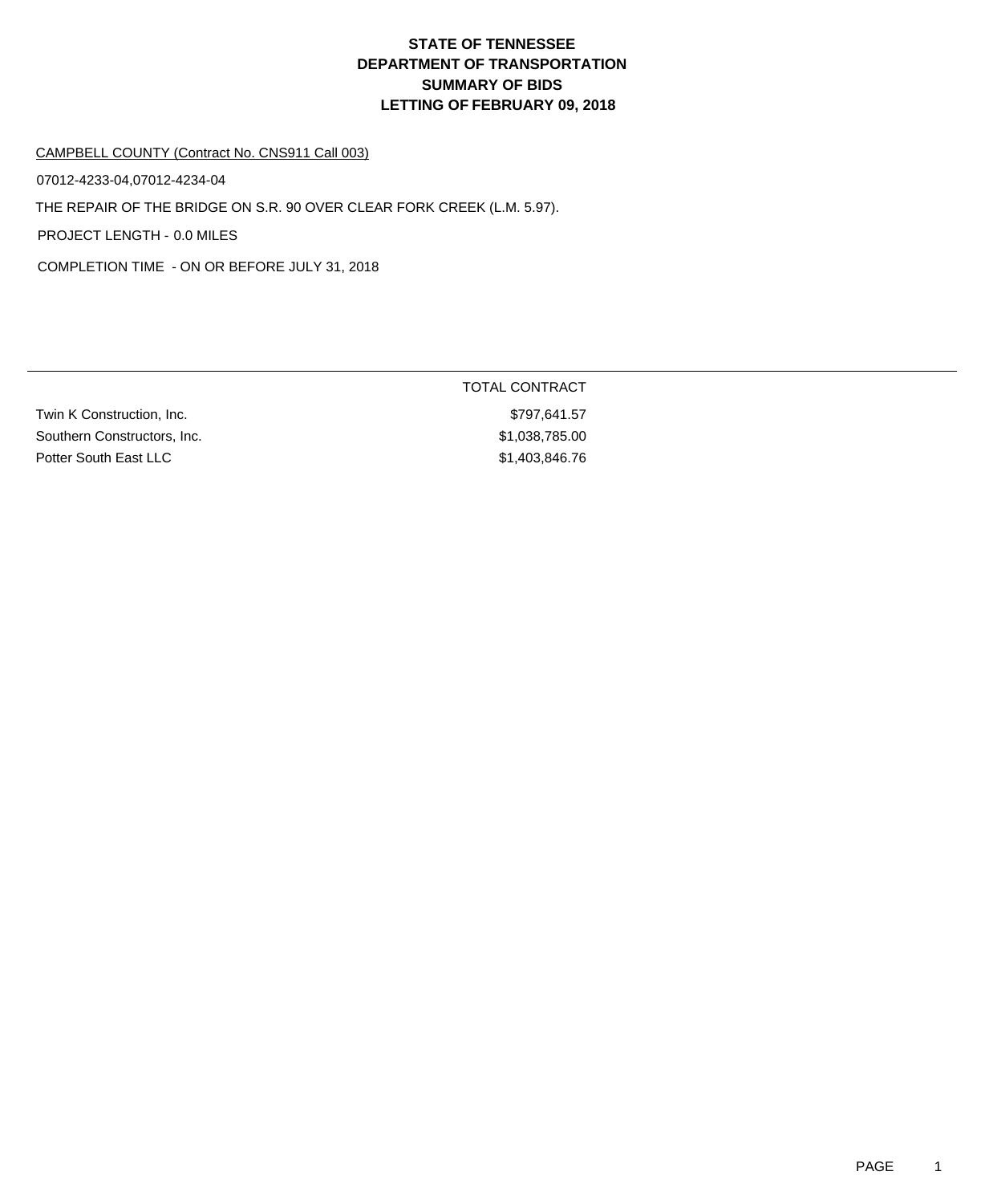# STATE OF TENNESSEE
# DEPARTMENT OF TRANSPORTATION
# SUMMARY OF BIDS
# LETTING OF FEBRUARY 09, 2018

CAMPBELL COUNTY (Contract No. CNS911 Call 003)

07012-4233-04,07012-4234-04

THE REPAIR OF THE BRIDGE ON S.R. 90 OVER CLEAR FORK CREEK (L.M. 5.97).

PROJECT LENGTH - 0.0 MILES

COMPLETION TIME - ON OR BEFORE JULY 31, 2018

| | TOTAL CONTRACT |
|---|---|
| Twin K Construction, Inc. | $797,641.57 |
| Southern Constructors, Inc. | $1,038,785.00 |
| Potter South East LLC | $1,403,846.76 |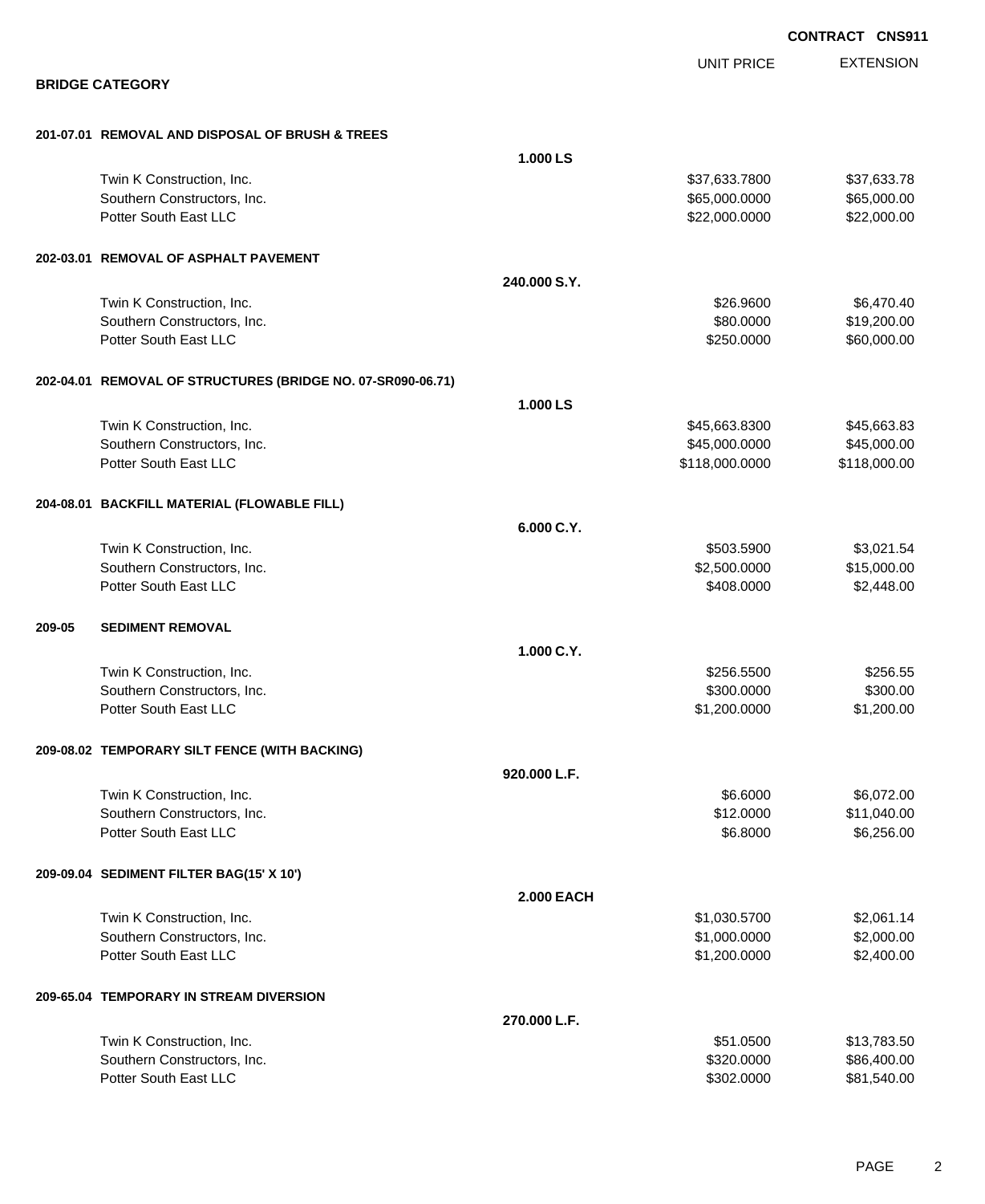**CONTRACT CNS911**

## BRIDGE CATEGORY

| | | UNIT PRICE | EXTENSION |
|---|---|---|---|
| **201-07.01 REMOVAL AND DISPOSAL OF BRUSH & TREES** | | | |
| | **1.000 LS** | | |
| Twin K Construction, Inc. | | $37,633.7800 | $37,633.78 |
| Southern Constructors, Inc. | | $65,000.0000 | $65,000.00 |
| Potter South East LLC | | $22,000.0000 | $22,000.00 |
| **202-03.01 REMOVAL OF ASPHALT PAVEMENT** | | | |
| | **240.000 S.Y.** | | |
| Twin K Construction, Inc. | | $26.9600 | $6,470.40 |
| Southern Constructors, Inc. | | $80.0000 | $19,200.00 |
| Potter South East LLC | | $250.0000 | $60,000.00 |
| **202-04.01 REMOVAL OF STRUCTURES (BRIDGE NO. 07-SR090-06.71)** | | | |
| | **1.000 LS** | | |
| Twin K Construction, Inc. | | $45,663.8300 | $45,663.83 |
| Southern Constructors, Inc. | | $45,000.0000 | $45,000.00 |
| Potter South East LLC | | $118,000.0000 | $118,000.00 |
| **204-08.01 BACKFILL MATERIAL (FLOWABLE FILL)** | | | |
| | **6.000 C.Y.** | | |
| Twin K Construction, Inc. | | $503.5900 | $3,021.54 |
| Southern Constructors, Inc. | | $2,500.0000 | $15,000.00 |
| Potter South East LLC | | $408.0000 | $2,448.00 |
| **209-05 SEDIMENT REMOVAL** | | | |
| | **1.000 C.Y.** | | |
| Twin K Construction, Inc. | | $256.5500 | $256.55 |
| Southern Constructors, Inc. | | $300.0000 | $300.00 |
| Potter South East LLC | | $1,200.0000 | $1,200.00 |
| **209-08.02 TEMPORARY SILT FENCE (WITH BACKING)** | | | |
| | **920.000 L.F.** | | |
| Twin K Construction, Inc. | | $6.6000 | $6,072.00 |
| Southern Constructors, Inc. | | $12.0000 | $11,040.00 |
| Potter South East LLC | | $6.8000 | $6,256.00 |
| **209-09.04 SEDIMENT FILTER BAG(15' X 10')** | | | |
| | **2.000 EACH** | | |
| Twin K Construction, Inc. | | $1,030.5700 | $2,061.14 |
| Southern Constructors, Inc. | | $1,000.0000 | $2,000.00 |
| Potter South East LLC | | $1,200.0000 | $2,400.00 |
| **209-65.04 TEMPORARY IN STREAM DIVERSION** | | | |
| | **270.000 L.F.** | | |
| Twin K Construction, Inc. | | $51.0500 | $13,783.50 |
| Southern Constructors, Inc. | | $320.0000 | $86,400.00 |
| Potter South East LLC | | $302.0000 | $81,540.00 |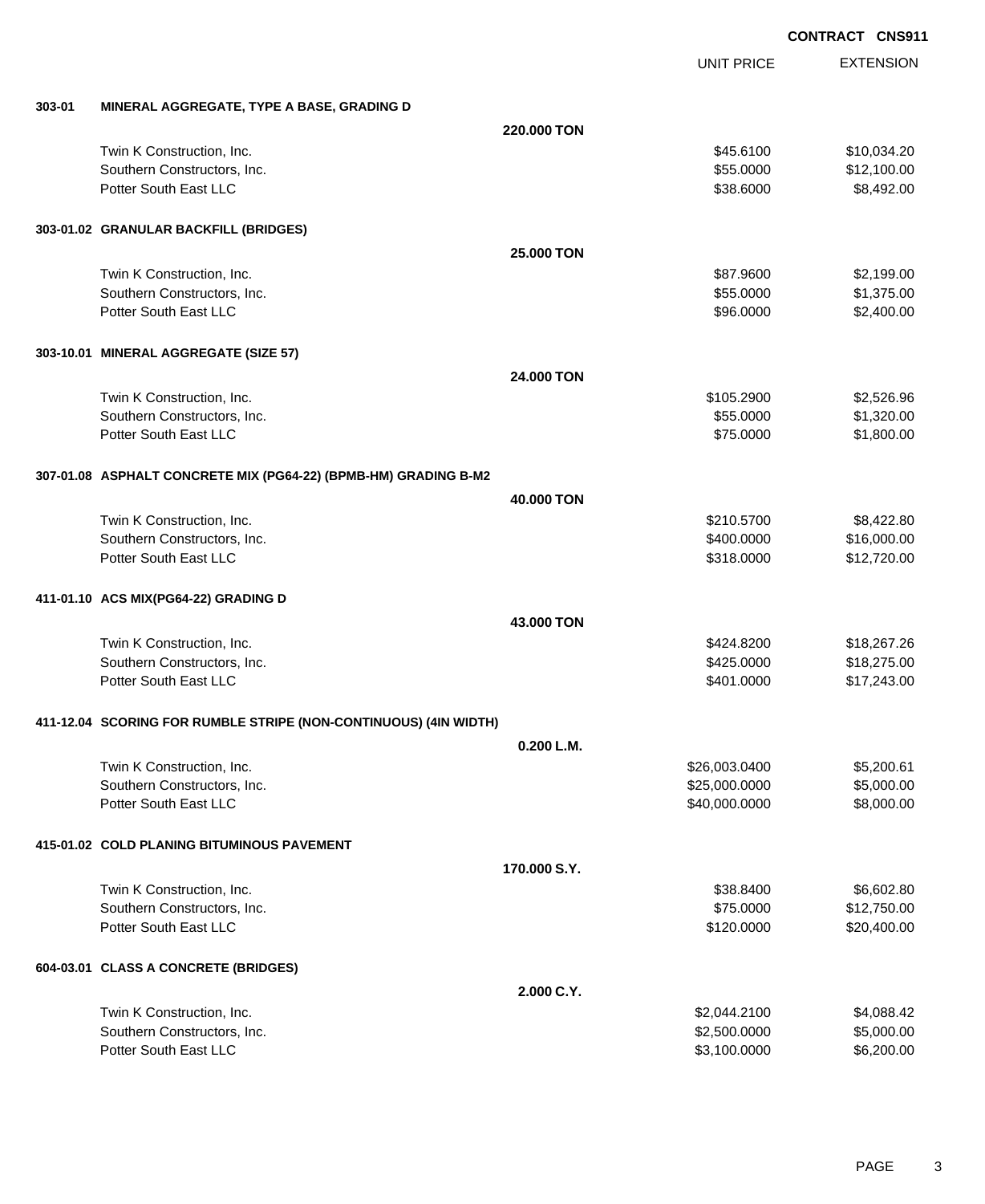**CONTRACT CNS911**

| | | | UNIT PRICE | EXTENSION |
|---|---|---|---|---|
| **303-01** | **MINERAL AGGREGATE, TYPE A BASE, GRADING D** | | | |
| | | **220.000 TON** | | |
| | Twin K Construction, Inc. | | $45.6100 | $10,034.20 |
| | Southern Constructors, Inc. | | $55.0000 | $12,100.00 |
| | Potter South East LLC | | $38.6000 | $8,492.00 |
| **303-01.02** | **GRANULAR BACKFILL (BRIDGES)** | | | |
| | | **25.000 TON** | | |
| | Twin K Construction, Inc. | | $87.9600 | $2,199.00 |
| | Southern Constructors, Inc. | | $55.0000 | $1,375.00 |
| | Potter South East LLC | | $96.0000 | $2,400.00 |
| **303-10.01** | **MINERAL AGGREGATE (SIZE 57)** | | | |
| | | **24.000 TON** | | |
| | Twin K Construction, Inc. | | $105.2900 | $2,526.96 |
| | Southern Constructors, Inc. | | $55.0000 | $1,320.00 |
| | Potter South East LLC | | $75.0000 | $1,800.00 |
| **307-01.08** | **ASPHALT CONCRETE MIX (PG64-22) (BPMB-HM) GRADING B-M2** | | | |
| | | **40.000 TON** | | |
| | Twin K Construction, Inc. | | $210.5700 | $8,422.80 |
| | Southern Constructors, Inc. | | $400.0000 | $16,000.00 |
| | Potter South East LLC | | $318.0000 | $12,720.00 |
| **411-01.10** | **ACS MIX(PG64-22) GRADING D** | | | |
| | | **43.000 TON** | | |
| | Twin K Construction, Inc. | | $424.8200 | $18,267.26 |
| | Southern Constructors, Inc. | | $425.0000 | $18,275.00 |
| | Potter South East LLC | | $401.0000 | $17,243.00 |
| **411-12.04** | **SCORING FOR RUMBLE STRIPE (NON-CONTINUOUS) (4IN WIDTH)** | | | |
| | | **0.200 L.M.** | | |
| | Twin K Construction, Inc. | | $26,003.0400 | $5,200.61 |
| | Southern Constructors, Inc. | | $25,000.0000 | $5,000.00 |
| | Potter South East LLC | | $40,000.0000 | $8,000.00 |
| **415-01.02** | **COLD PLANING BITUMINOUS PAVEMENT** | | | |
| | | **170.000 S.Y.** | | |
| | Twin K Construction, Inc. | | $38.8400 | $6,602.80 |
| | Southern Constructors, Inc. | | $75.0000 | $12,750.00 |
| | Potter South East LLC | | $120.0000 | $20,400.00 |
| **604-03.01** | **CLASS A CONCRETE (BRIDGES)** | | | |
| | | **2.000 C.Y.** | | |
| | Twin K Construction, Inc. | | $2,044.2100 | $4,088.42 |
| | Southern Constructors, Inc. | | $2,500.0000 | $5,000.00 |
| | Potter South East LLC | | $3,100.0000 | $6,200.00 |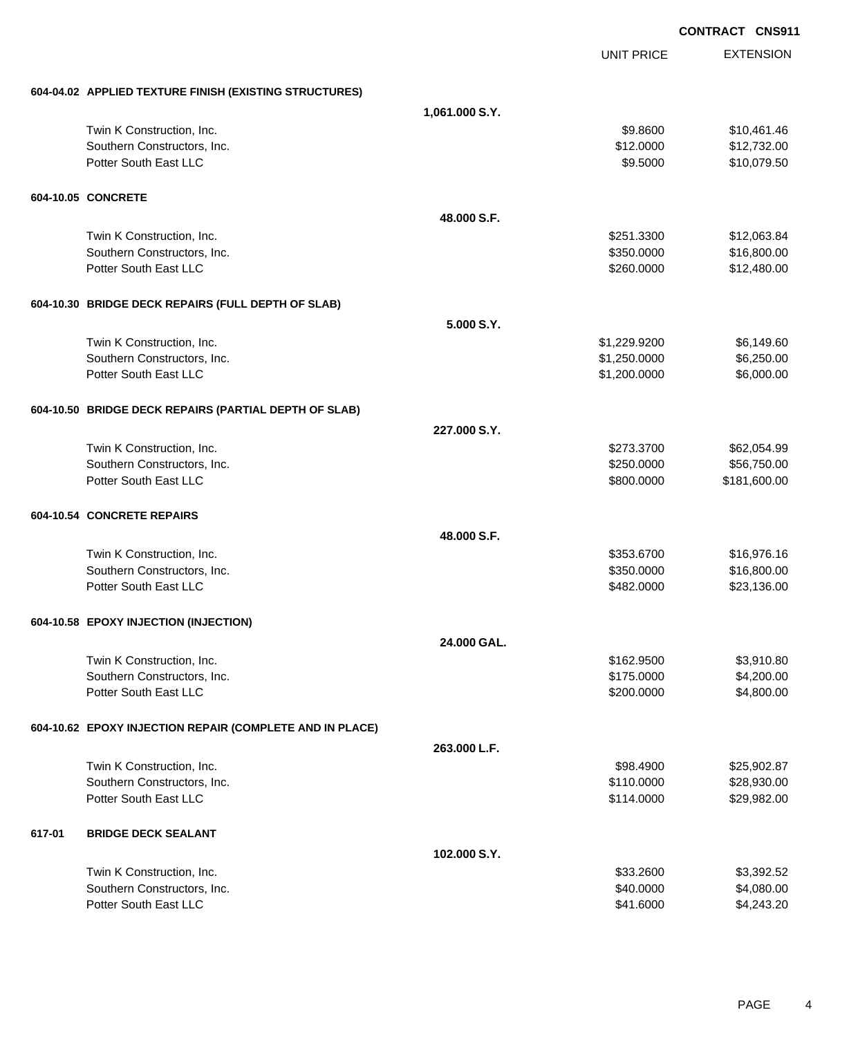**CONTRACT CNS911**

| | | UNIT PRICE | EXTENSION |
|---|---|---|---|
| **604-04.02 APPLIED TEXTURE FINISH (EXISTING STRUCTURES)** | | | |
| | **1,061.000 S.Y.** | | |
| Twin K Construction, Inc. | | $9.8600 | $10,461.46 |
| Southern Constructors, Inc. | | $12.0000 | $12,732.00 |
| Potter South East LLC | | $9.5000 | $10,079.50 |
| **604-10.05 CONCRETE** | | | |
| | **48.000 S.F.** | | |
| Twin K Construction, Inc. | | $251.3300 | $12,063.84 |
| Southern Constructors, Inc. | | $350.0000 | $16,800.00 |
| Potter South East LLC | | $260.0000 | $12,480.00 |
| **604-10.30 BRIDGE DECK REPAIRS (FULL DEPTH OF SLAB)** | | | |
| | **5.000 S.Y.** | | |
| Twin K Construction, Inc. | | $1,229.9200 | $6,149.60 |
| Southern Constructors, Inc. | | $1,250.0000 | $6,250.00 |
| Potter South East LLC | | $1,200.0000 | $6,000.00 |
| **604-10.50 BRIDGE DECK REPAIRS (PARTIAL DEPTH OF SLAB)** | | | |
| | **227.000 S.Y.** | | |
| Twin K Construction, Inc. | | $273.3700 | $62,054.99 |
| Southern Constructors, Inc. | | $250.0000 | $56,750.00 |
| Potter South East LLC | | $800.0000 | $181,600.00 |
| **604-10.54 CONCRETE REPAIRS** | | | |
| | **48.000 S.F.** | | |
| Twin K Construction, Inc. | | $353.6700 | $16,976.16 |
| Southern Constructors, Inc. | | $350.0000 | $16,800.00 |
| Potter South East LLC | | $482.0000 | $23,136.00 |
| **604-10.58 EPOXY INJECTION (INJECTION)** | | | |
| | **24.000 GAL.** | | |
| Twin K Construction, Inc. | | $162.9500 | $3,910.80 |
| Southern Constructors, Inc. | | $175.0000 | $4,200.00 |
| Potter South East LLC | | $200.0000 | $4,800.00 |
| **604-10.62 EPOXY INJECTION REPAIR (COMPLETE AND IN PLACE)** | | | |
| | **263.000 L.F.** | | |
| Twin K Construction, Inc. | | $98.4900 | $25,902.87 |
| Southern Constructors, Inc. | | $110.0000 | $28,930.00 |
| Potter South East LLC | | $114.0000 | $29,982.00 |
| **617-01 BRIDGE DECK SEALANT** | | | |
| | **102.000 S.Y.** | | |
| Twin K Construction, Inc. | | $33.2600 | $3,392.52 |
| Southern Constructors, Inc. | | $40.0000 | $4,080.00 |
| Potter South East LLC | | $41.6000 | $4,243.20 |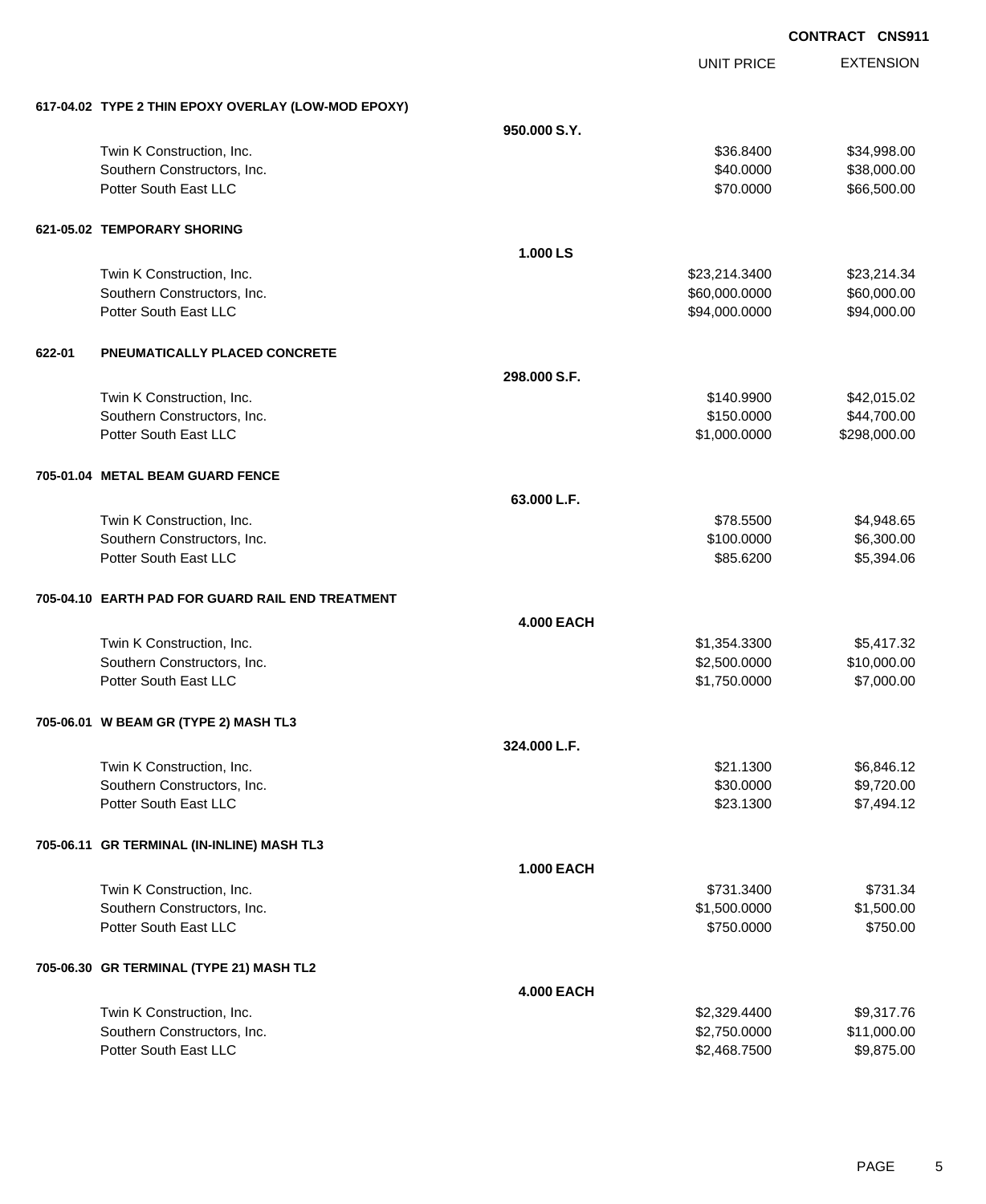**CONTRACT CNS911**

| | | UNIT PRICE | EXTENSION |
|---|---|---|---|
| **617-04.02 TYPE 2 THIN EPOXY OVERLAY (LOW-MOD EPOXY)** | | | |
| | **950.000 S.Y.** | | |
| Twin K Construction, Inc. | | $36.8400 | $34,998.00 |
| Southern Constructors, Inc. | | $40.0000 | $38,000.00 |
| Potter South East LLC | | $70.0000 | $66,500.00 |
| **621-05.02 TEMPORARY SHORING** | | | |
| | **1.000 LS** | | |
| Twin K Construction, Inc. | | $23,214.3400 | $23,214.34 |
| Southern Constructors, Inc. | | $60,000.0000 | $60,000.00 |
| Potter South East LLC | | $94,000.0000 | $94,000.00 |
| **622-01 PNEUMATICALLY PLACED CONCRETE** | | | |
| | **298.000 S.F.** | | |
| Twin K Construction, Inc. | | $140.9900 | $42,015.02 |
| Southern Constructors, Inc. | | $150.0000 | $44,700.00 |
| Potter South East LLC | | $1,000.0000 | $298,000.00 |
| **705-01.04 METAL BEAM GUARD FENCE** | | | |
| | **63.000 L.F.** | | |
| Twin K Construction, Inc. | | $78.5500 | $4,948.65 |
| Southern Constructors, Inc. | | $100.0000 | $6,300.00 |
| Potter South East LLC | | $85.6200 | $5,394.06 |
| **705-04.10 EARTH PAD FOR GUARD RAIL END TREATMENT** | | | |
| | **4.000 EACH** | | |
| Twin K Construction, Inc. | | $1,354.3300 | $5,417.32 |
| Southern Constructors, Inc. | | $2,500.0000 | $10,000.00 |
| Potter South East LLC | | $1,750.0000 | $7,000.00 |
| **705-06.01 W BEAM GR (TYPE 2) MASH TL3** | | | |
| | **324.000 L.F.** | | |
| Twin K Construction, Inc. | | $21.1300 | $6,846.12 |
| Southern Constructors, Inc. | | $30.0000 | $9,720.00 |
| Potter South East LLC | | $23.1300 | $7,494.12 |
| **705-06.11 GR TERMINAL (IN-INLINE) MASH TL3** | | | |
| | **1.000 EACH** | | |
| Twin K Construction, Inc. | | $731.3400 | $731.34 |
| Southern Constructors, Inc. | | $1,500.0000 | $1,500.00 |
| Potter South East LLC | | $750.0000 | $750.00 |
| **705-06.30 GR TERMINAL (TYPE 21) MASH TL2** | | | |
| | **4.000 EACH** | | |
| Twin K Construction, Inc. | | $2,329.4400 | $9,317.76 |
| Southern Constructors, Inc. | | $2,750.0000 | $11,000.00 |
| Potter South East LLC | | $2,468.7500 | $9,875.00 |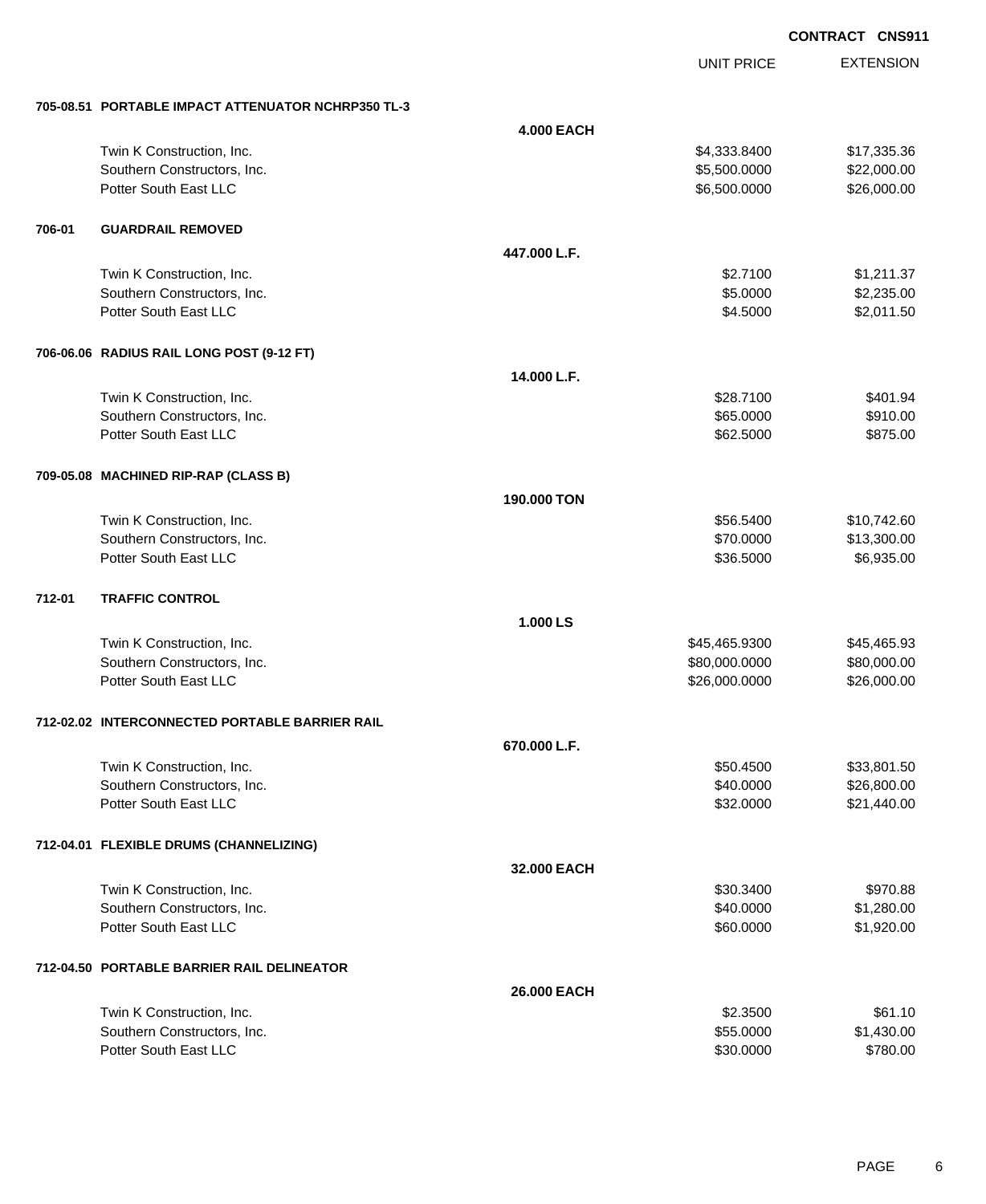**CONTRACT CNS911**

| | | UNIT PRICE | EXTENSION |
|---|---|---|---|
| **705-08.51 PORTABLE IMPACT ATTENUATOR NCHRP350 TL-3** | | | |
| | **4.000 EACH** | | |
| Twin K Construction, Inc. | | $4,333.8400 | $17,335.36 |
| Southern Constructors, Inc. | | $5,500.0000 | $22,000.00 |
| Potter South East LLC | | $6,500.0000 | $26,000.00 |
| **706-01 GUARDRAIL REMOVED** | | | |
| | **447.000 L.F.** | | |
| Twin K Construction, Inc. | | $2.7100 | $1,211.37 |
| Southern Constructors, Inc. | | $5.0000 | $2,235.00 |
| Potter South East LLC | | $4.5000 | $2,011.50 |
| **706-06.06 RADIUS RAIL LONG POST (9-12 FT)** | | | |
| | **14.000 L.F.** | | |
| Twin K Construction, Inc. | | $28.7100 | $401.94 |
| Southern Constructors, Inc. | | $65.0000 | $910.00 |
| Potter South East LLC | | $62.5000 | $875.00 |
| **709-05.08 MACHINED RIP-RAP (CLASS B)** | | | |
| | **190.000 TON** | | |
| Twin K Construction, Inc. | | $56.5400 | $10,742.60 |
| Southern Constructors, Inc. | | $70.0000 | $13,300.00 |
| Potter South East LLC | | $36.5000 | $6,935.00 |
| **712-01 TRAFFIC CONTROL** | | | |
| | **1.000 LS** | | |
| Twin K Construction, Inc. | | $45,465.9300 | $45,465.93 |
| Southern Constructors, Inc. | | $80,000.0000 | $80,000.00 |
| Potter South East LLC | | $26,000.0000 | $26,000.00 |
| **712-02.02 INTERCONNECTED PORTABLE BARRIER RAIL** | | | |
| | **670.000 L.F.** | | |
| Twin K Construction, Inc. | | $50.4500 | $33,801.50 |
| Southern Constructors, Inc. | | $40.0000 | $26,800.00 |
| Potter South East LLC | | $32.0000 | $21,440.00 |
| **712-04.01 FLEXIBLE DRUMS (CHANNELIZING)** | | | |
| | **32.000 EACH** | | |
| Twin K Construction, Inc. | | $30.3400 | $970.88 |
| Southern Constructors, Inc. | | $40.0000 | $1,280.00 |
| Potter South East LLC | | $60.0000 | $1,920.00 |
| **712-04.50 PORTABLE BARRIER RAIL DELINEATOR** | | | |
| | **26.000 EACH** | | |
| Twin K Construction, Inc. | | $2.3500 | $61.10 |
| Southern Constructors, Inc. | | $55.0000 | $1,430.00 |
| Potter South East LLC | | $30.0000 | $780.00 |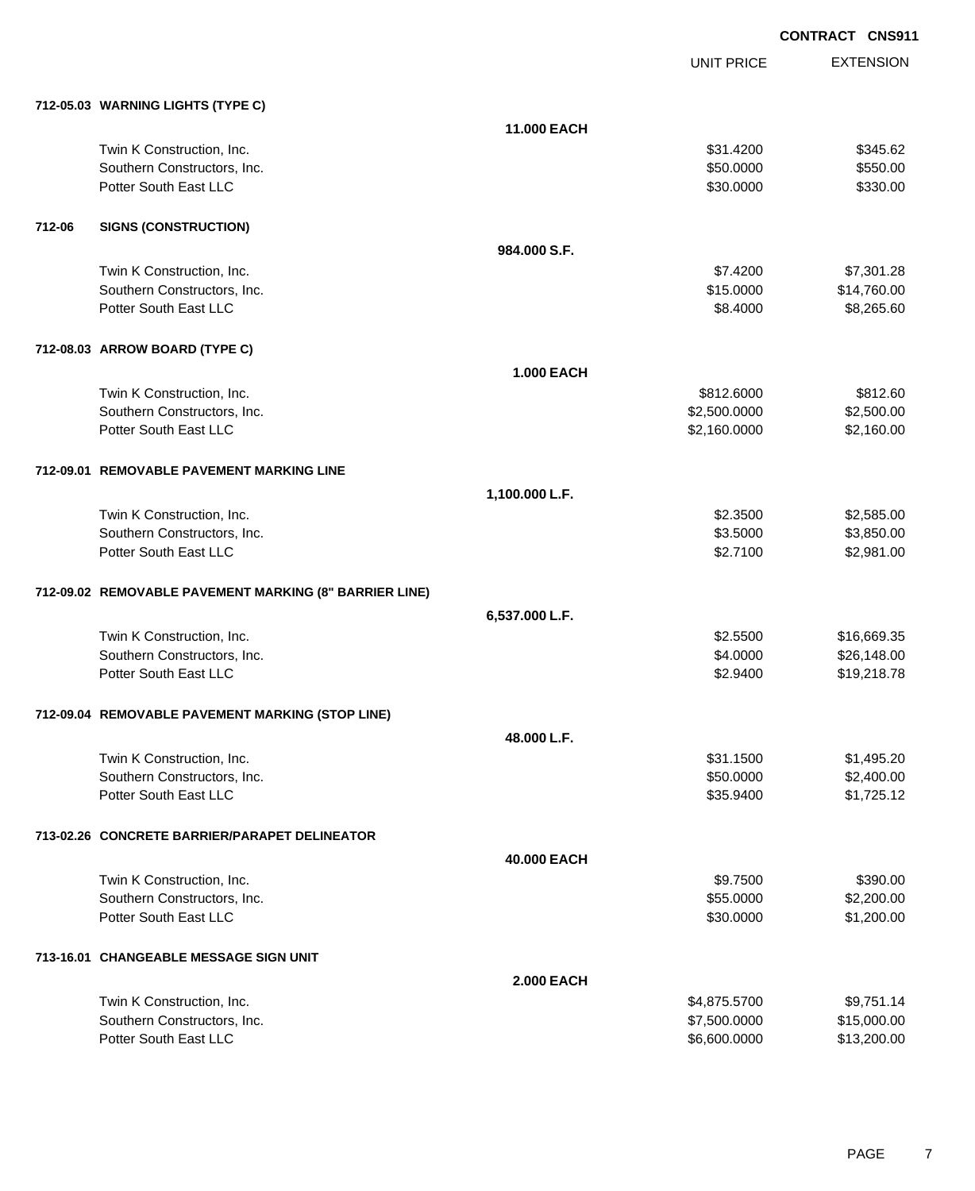**CONTRACT CNS911**

| | | UNIT PRICE | EXTENSION |
|---|---|---|---|
| **712-05.03 WARNING LIGHTS (TYPE C)** | | | |
| | **11.000 EACH** | | |
| Twin K Construction, Inc. | | $31.4200 | $345.62 |
| Southern Constructors, Inc. | | $50.0000 | $550.00 |
| Potter South East LLC | | $30.0000 | $330.00 |
| **712-06 SIGNS (CONSTRUCTION)** | | | |
| | **984.000 S.F.** | | |
| Twin K Construction, Inc. | | $7.4200 | $7,301.28 |
| Southern Constructors, Inc. | | $15.0000 | $14,760.00 |
| Potter South East LLC | | $8.4000 | $8,265.60 |
| **712-08.03 ARROW BOARD (TYPE C)** | | | |
| | **1.000 EACH** | | |
| Twin K Construction, Inc. | | $812.6000 | $812.60 |
| Southern Constructors, Inc. | | $2,500.0000 | $2,500.00 |
| Potter South East LLC | | $2,160.0000 | $2,160.00 |
| **712-09.01 REMOVABLE PAVEMENT MARKING LINE** | | | |
| | **1,100.000 L.F.** | | |
| Twin K Construction, Inc. | | $2.3500 | $2,585.00 |
| Southern Constructors, Inc. | | $3.5000 | $3,850.00 |
| Potter South East LLC | | $2.7100 | $2,981.00 |
| **712-09.02 REMOVABLE PAVEMENT MARKING (8" BARRIER LINE)** | | | |
| | **6,537.000 L.F.** | | |
| Twin K Construction, Inc. | | $2.5500 | $16,669.35 |
| Southern Constructors, Inc. | | $4.0000 | $26,148.00 |
| Potter South East LLC | | $2.9400 | $19,218.78 |
| **712-09.04 REMOVABLE PAVEMENT MARKING (STOP LINE)** | | | |
| | **48.000 L.F.** | | |
| Twin K Construction, Inc. | | $31.1500 | $1,495.20 |
| Southern Constructors, Inc. | | $50.0000 | $2,400.00 |
| Potter South East LLC | | $35.9400 | $1,725.12 |
| **713-02.26 CONCRETE BARRIER/PARAPET DELINEATOR** | | | |
| | **40.000 EACH** | | |
| Twin K Construction, Inc. | | $9.7500 | $390.00 |
| Southern Constructors, Inc. | | $55.0000 | $2,200.00 |
| Potter South East LLC | | $30.0000 | $1,200.00 |
| **713-16.01 CHANGEABLE MESSAGE SIGN UNIT** | | | |
| | **2.000 EACH** | | |
| Twin K Construction, Inc. | | $4,875.5700 | $9,751.14 |
| Southern Constructors, Inc. | | $7,500.0000 | $15,000.00 |
| Potter South East LLC | | $6,600.0000 | $13,200.00 |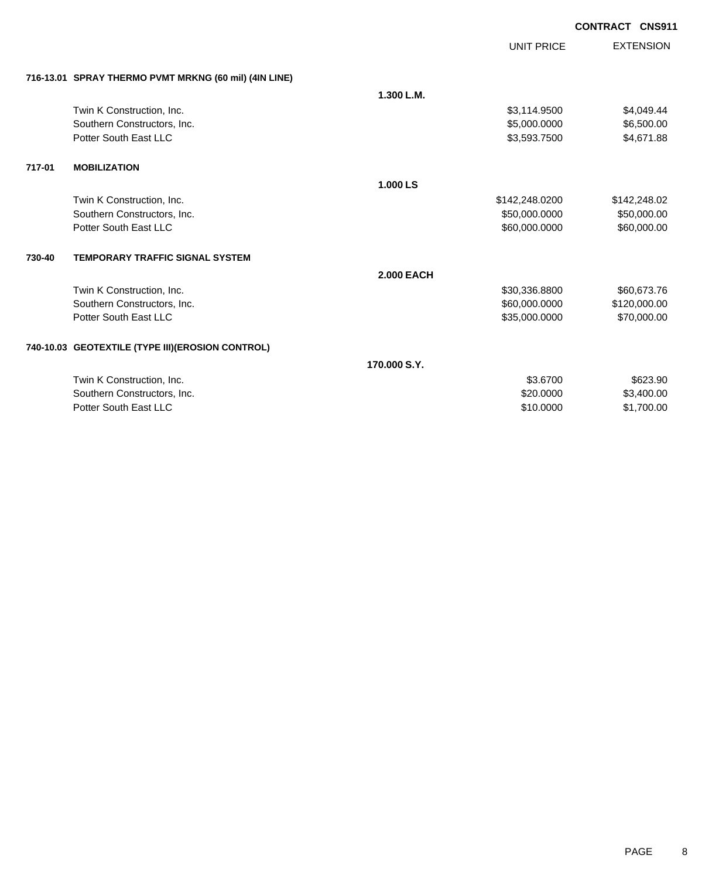**CONTRACT CNS911**

| | | UNIT PRICE | EXTENSION |
|---|---|---|---|
| **716-13.01 SPRAY THERMO PVMT MRKNG (60 mil) (4IN LINE)** | | | |
| | **1.300 L.M.** | | |
| Twin K Construction, Inc. | | $3,114.9500 | $4,049.44 |
| Southern Constructors, Inc. | | $5,000.0000 | $6,500.00 |
| Potter South East LLC | | $3,593.7500 | $4,671.88 |
| **717-01 MOBILIZATION** | | | |
| | **1.000 LS** | | |
| Twin K Construction, Inc. | | $142,248.0200 | $142,248.02 |
| Southern Constructors, Inc. | | $50,000.0000 | $50,000.00 |
| Potter South East LLC | | $60,000.0000 | $60,000.00 |
| **730-40 TEMPORARY TRAFFIC SIGNAL SYSTEM** | | | |
| | **2.000 EACH** | | |
| Twin K Construction, Inc. | | $30,336.8800 | $60,673.76 |
| Southern Constructors, Inc. | | $60,000.0000 | $120,000.00 |
| Potter South East LLC | | $35,000.0000 | $70,000.00 |
| **740-10.03 GEOTEXTILE (TYPE III)(EROSION CONTROL)** | | | |
| | **170.000 S.Y.** | | |
| Twin K Construction, Inc. | | $3.6700 | $623.90 |
| Southern Constructors, Inc. | | $20.0000 | $3,400.00 |
| Potter South East LLC | | $10.0000 | $1,700.00 |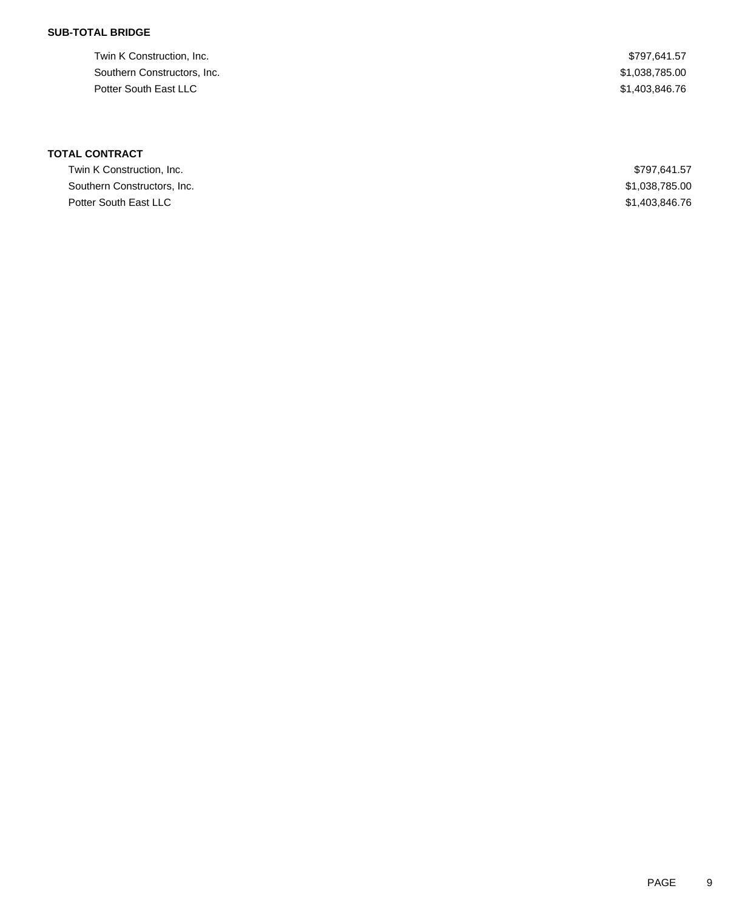**SUB-TOTAL BRIDGE**

| | |
|---|---|
| Twin K Construction, Inc. | $797,641.57 |
| Southern Constructors, Inc. | $1,038,785.00 |
| Potter South East LLC | $1,403,846.76 |

**TOTAL CONTRACT**

| | |
|---|---|
| Twin K Construction, Inc. | $797,641.57 |
| Southern Constructors, Inc. | $1,038,785.00 |
| Potter South East LLC | $1,403,846.76 |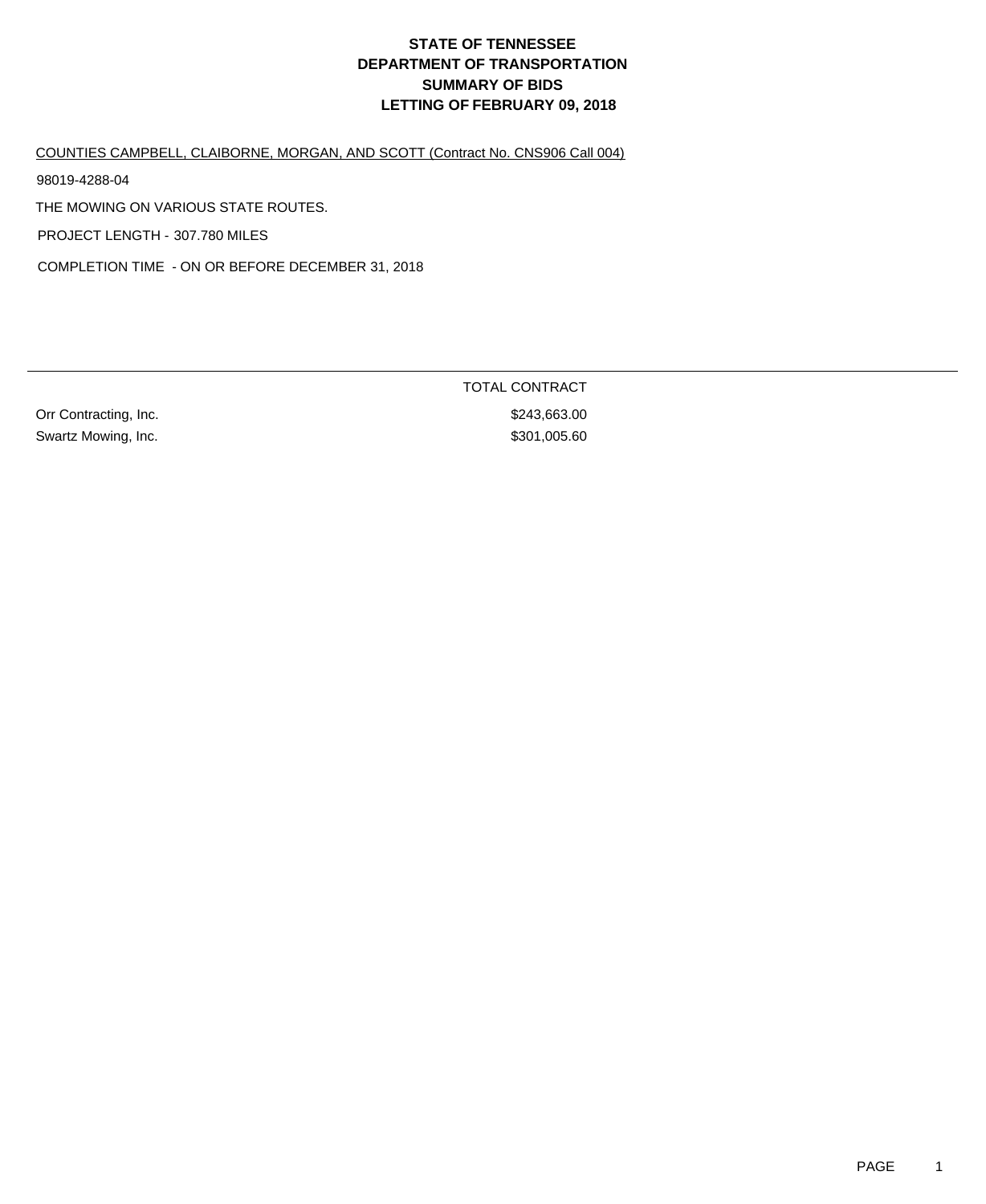# STATE OF TENNESSEE
# DEPARTMENT OF TRANSPORTATION
# SUMMARY OF BIDS
# LETTING OF FEBRUARY 09, 2018

COUNTIES CAMPBELL, CLAIBORNE, MORGAN, AND SCOTT (Contract No. CNS906 Call 004)

98019-4288-04

THE MOWING ON VARIOUS STATE ROUTES.

PROJECT LENGTH - 307.780 MILES

COMPLETION TIME - ON OR BEFORE DECEMBER 31, 2018

| | TOTAL CONTRACT |
|---|---|
| Orr Contracting, Inc. | $243,663.00 |
| Swartz Mowing, Inc. | $301,005.60 |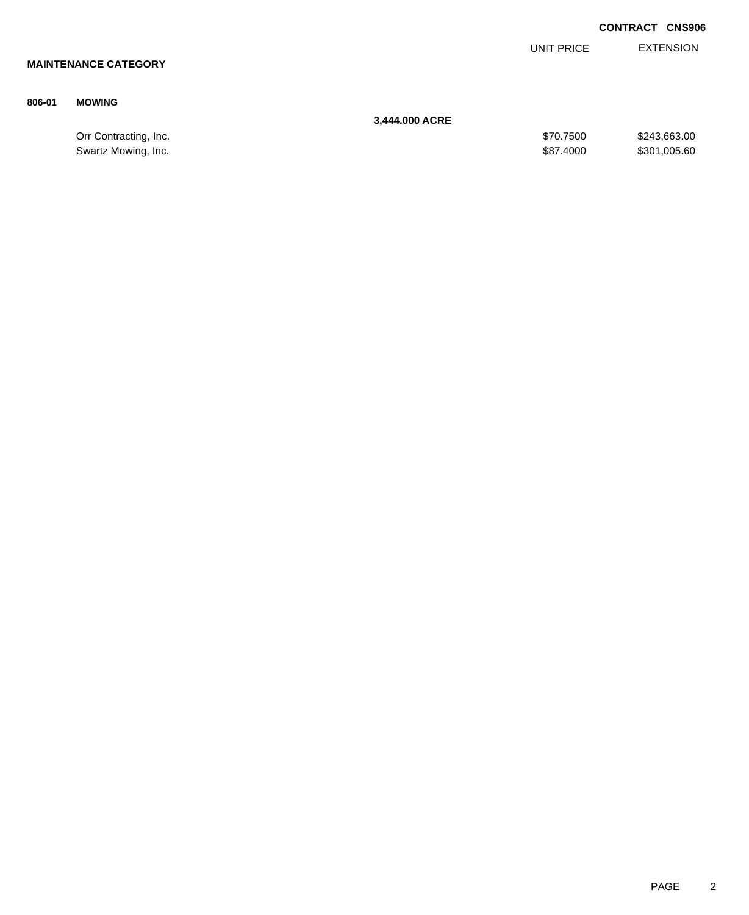**CONTRACT CNS906**

| | | UNIT PRICE | EXTENSION |
|---|---|---|---|
| **MAINTENANCE CATEGORY** | | | |
| **806-01** | **MOWING** | | |
| | **3,444.000 ACRE** | | |
| | Orr Contracting, Inc. | $70.7500 | $243,663.00 |
| | Swartz Mowing, Inc. | $87.4000 | $301,005.60 |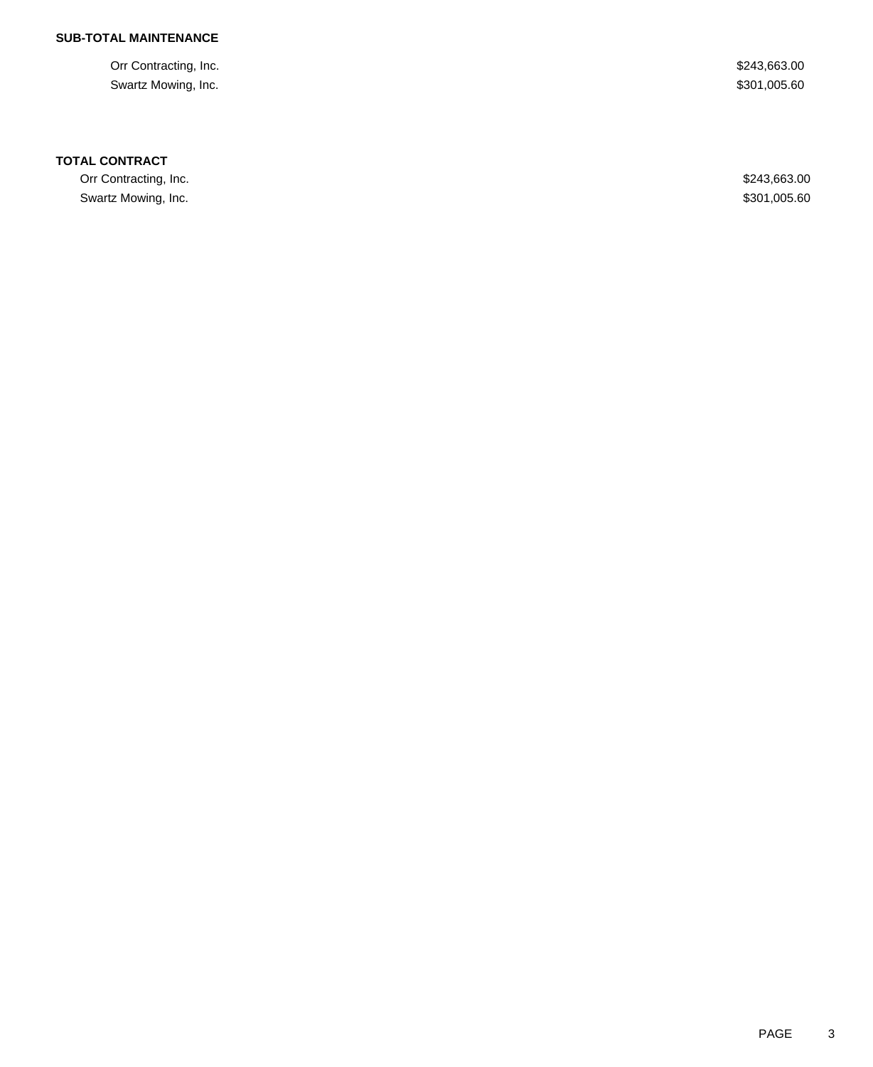**SUB-TOTAL MAINTENANCE**

| | |
|---|---|
| Orr Contracting, Inc. | $243,663.00 |
| Swartz Mowing, Inc. | $301,005.60 |

**TOTAL CONTRACT**

| | |
|---|---|
| Orr Contracting, Inc. | $243,663.00 |
| Swartz Mowing, Inc. | $301,005.60 |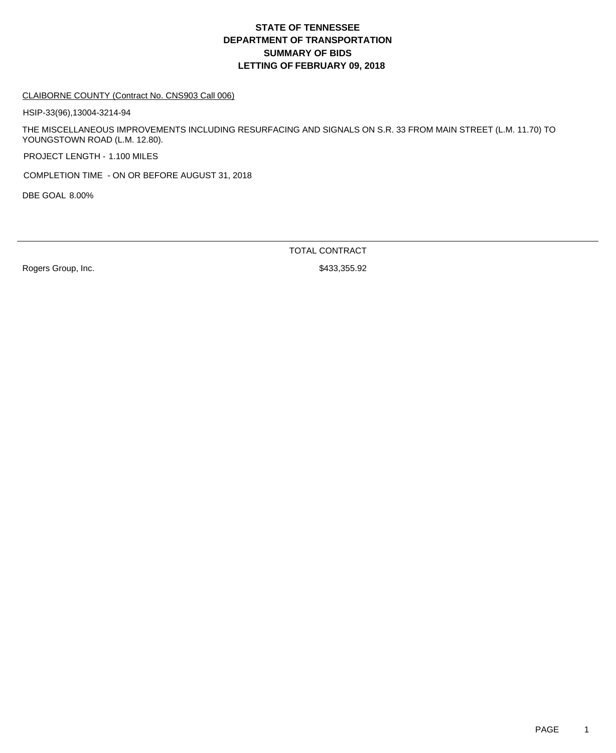# STATE OF TENNESSEE
# DEPARTMENT OF TRANSPORTATION
# SUMMARY OF BIDS
# LETTING OF FEBRUARY 09, 2018

CLAIBORNE COUNTY (Contract No. CNS903 Call 006)

HSIP-33(96),13004-3214-94

THE MISCELLANEOUS IMPROVEMENTS INCLUDING RESURFACING AND SIGNALS ON S.R. 33 FROM MAIN STREET (L.M. 11.70) TO YOUNGSTOWN ROAD (L.M. 12.80).

PROJECT LENGTH - 1.100 MILES

COMPLETION TIME - ON OR BEFORE AUGUST 31, 2018

DBE GOAL 8.00%

| | TOTAL CONTRACT |
|---|---|
| Rogers Group, Inc. | $433,355.92 |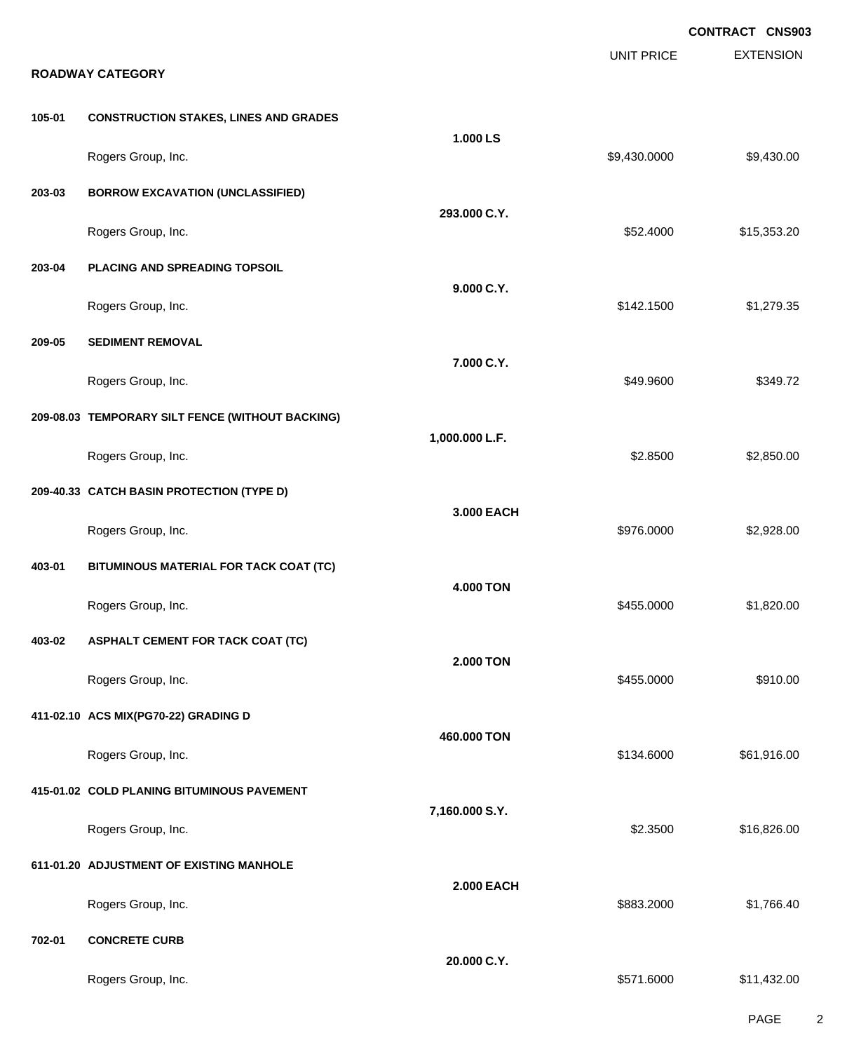**CONTRACT CNS903**

## ROADWAY CATEGORY

| | | Quantity | UNIT PRICE | EXTENSION |
|---|---|---|---|---|
| **105-01** | **CONSTRUCTION STAKES, LINES AND GRADES** | **1.000 LS** | | |
| | Rogers Group, Inc. | | $9,430.0000 | $9,430.00 |
| **203-03** | **BORROW EXCAVATION (UNCLASSIFIED)** | **293.000 C.Y.** | | |
| | Rogers Group, Inc. | | $52.4000 | $15,353.20 |
| **203-04** | **PLACING AND SPREADING TOPSOIL** | **9.000 C.Y.** | | |
| | Rogers Group, Inc. | | $142.1500 | $1,279.35 |
| **209-05** | **SEDIMENT REMOVAL** | **7.000 C.Y.** | | |
| | Rogers Group, Inc. | | $49.9600 | $349.72 |
| **209-08.03** | **TEMPORARY SILT FENCE (WITHOUT BACKING)** | **1,000.000 L.F.** | | |
| | Rogers Group, Inc. | | $2.8500 | $2,850.00 |
| **209-40.33** | **CATCH BASIN PROTECTION (TYPE D)** | **3.000 EACH** | | |
| | Rogers Group, Inc. | | $976.0000 | $2,928.00 |
| **403-01** | **BITUMINOUS MATERIAL FOR TACK COAT (TC)** | **4.000 TON** | | |
| | Rogers Group, Inc. | | $455.0000 | $1,820.00 |
| **403-02** | **ASPHALT CEMENT FOR TACK COAT (TC)** | **2.000 TON** | | |
| | Rogers Group, Inc. | | $455.0000 | $910.00 |
| **411-02.10** | **ACS MIX(PG70-22) GRADING D** | **460.000 TON** | | |
| | Rogers Group, Inc. | | $134.6000 | $61,916.00 |
| **415-01.02** | **COLD PLANING BITUMINOUS PAVEMENT** | **7,160.000 S.Y.** | | |
| | Rogers Group, Inc. | | $2.3500 | $16,826.00 |
| **611-01.20** | **ADJUSTMENT OF EXISTING MANHOLE** | **2.000 EACH** | | |
| | Rogers Group, Inc. | | $883.2000 | $1,766.40 |
| **702-01** | **CONCRETE CURB** | **20.000 C.Y.** | | |
| | Rogers Group, Inc. | | $571.6000 | $11,432.00 |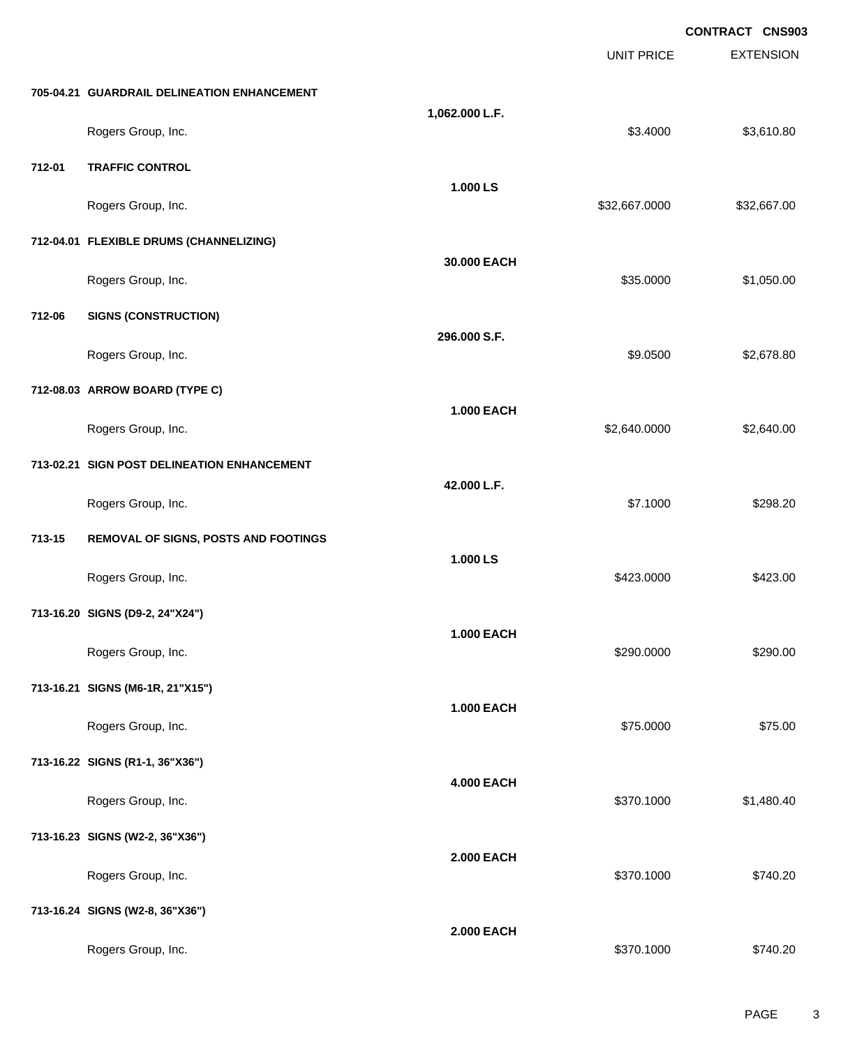**CONTRACT CNS903**

| | | | UNIT PRICE | EXTENSION |
|---|---|---|---|---|
| **705-04.21** | **GUARDRAIL DELINEATION ENHANCEMENT** | | | |
| | | **1,062.000 L.F.** | | |
| | Rogers Group, Inc. | | $3.4000 | $3,610.80 |
| **712-01** | **TRAFFIC CONTROL** | | | |
| | | **1.000 LS** | | |
| | Rogers Group, Inc. | | $32,667.0000 | $32,667.00 |
| **712-04.01** | **FLEXIBLE DRUMS (CHANNELIZING)** | | | |
| | | **30.000 EACH** | | |
| | Rogers Group, Inc. | | $35.0000 | $1,050.00 |
| **712-06** | **SIGNS (CONSTRUCTION)** | | | |
| | | **296.000 S.F.** | | |
| | Rogers Group, Inc. | | $9.0500 | $2,678.80 |
| **712-08.03** | **ARROW BOARD (TYPE C)** | | | |
| | | **1.000 EACH** | | |
| | Rogers Group, Inc. | | $2,640.0000 | $2,640.00 |
| **713-02.21** | **SIGN POST DELINEATION ENHANCEMENT** | | | |
| | | **42.000 L.F.** | | |
| | Rogers Group, Inc. | | $7.1000 | $298.20 |
| **713-15** | **REMOVAL OF SIGNS, POSTS AND FOOTINGS** | | | |
| | | **1.000 LS** | | |
| | Rogers Group, Inc. | | $423.0000 | $423.00 |
| **713-16.20** | **SIGNS (D9-2, 24"X24")** | | | |
| | | **1.000 EACH** | | |
| | Rogers Group, Inc. | | $290.0000 | $290.00 |
| **713-16.21** | **SIGNS (M6-1R, 21"X15")** | | | |
| | | **1.000 EACH** | | |
| | Rogers Group, Inc. | | $75.0000 | $75.00 |
| **713-16.22** | **SIGNS (R1-1, 36"X36")** | | | |
| | | **4.000 EACH** | | |
| | Rogers Group, Inc. | | $370.1000 | $1,480.40 |
| **713-16.23** | **SIGNS (W2-2, 36"X36")** | | | |
| | | **2.000 EACH** | | |
| | Rogers Group, Inc. | | $370.1000 | $740.20 |
| **713-16.24** | **SIGNS (W2-8, 36"X36")** | | | |
| | | **2.000 EACH** | | |
| | Rogers Group, Inc. | | $370.1000 | $740.20 |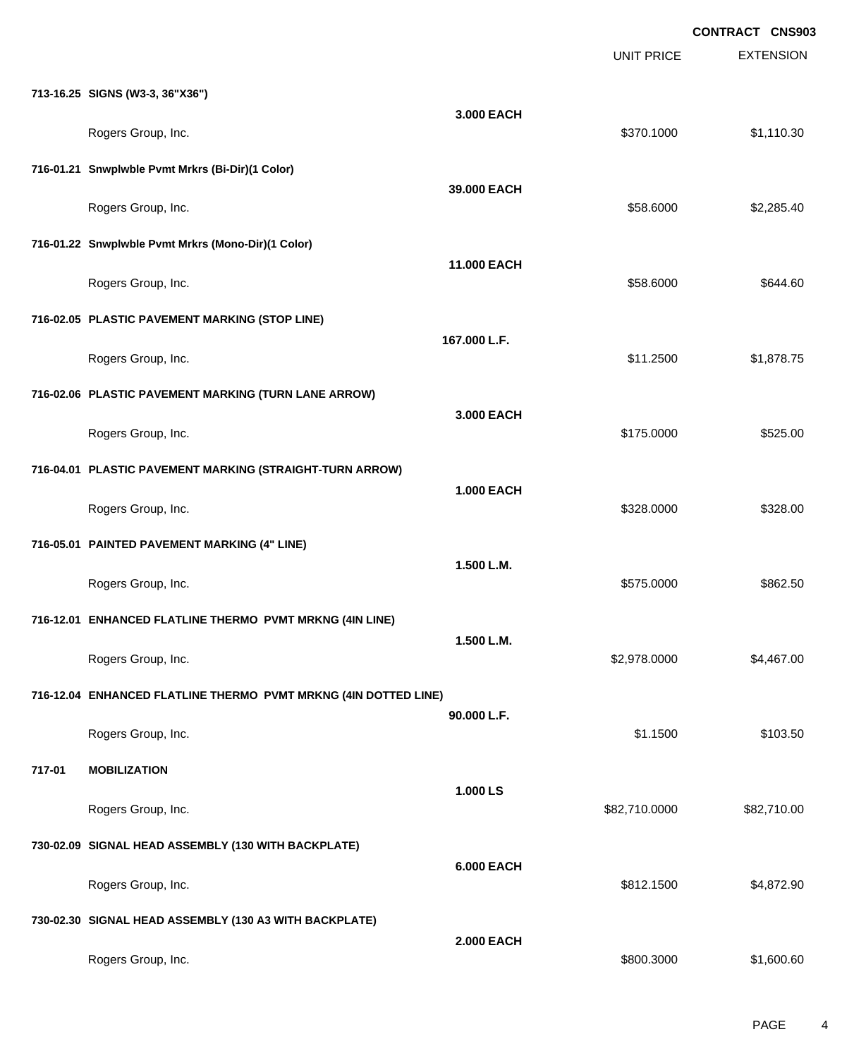**CONTRACT CNS903**

| | | UNIT PRICE | EXTENSION |
|---|---|---|---|
| **713-16.25 SIGNS (W3-3, 36"X36")** | | | |
| | **3.000 EACH** | | |
| Rogers Group, Inc. | | $370.1000 | $1,110.30 |
| **716-01.21 Snwplwble Pvmt Mrkrs (Bi-Dir)(1 Color)** | | | |
| | **39.000 EACH** | | |
| Rogers Group, Inc. | | $58.6000 | $2,285.40 |
| **716-01.22 Snwplwble Pvmt Mrkrs (Mono-Dir)(1 Color)** | | | |
| | **11.000 EACH** | | |
| Rogers Group, Inc. | | $58.6000 | $644.60 |
| **716-02.05 PLASTIC PAVEMENT MARKING (STOP LINE)** | | | |
| | **167.000 L.F.** | | |
| Rogers Group, Inc. | | $11.2500 | $1,878.75 |
| **716-02.06 PLASTIC PAVEMENT MARKING (TURN LANE ARROW)** | | | |
| | **3.000 EACH** | | |
| Rogers Group, Inc. | | $175.0000 | $525.00 |
| **716-04.01 PLASTIC PAVEMENT MARKING (STRAIGHT-TURN ARROW)** | | | |
| | **1.000 EACH** | | |
| Rogers Group, Inc. | | $328.0000 | $328.00 |
| **716-05.01 PAINTED PAVEMENT MARKING (4" LINE)** | | | |
| | **1.500 L.M.** | | |
| Rogers Group, Inc. | | $575.0000 | $862.50 |
| **716-12.01 ENHANCED FLATLINE THERMO PVMT MRKNG (4IN LINE)** | | | |
| | **1.500 L.M.** | | |
| Rogers Group, Inc. | | $2,978.0000 | $4,467.00 |
| **716-12.04 ENHANCED FLATLINE THERMO PVMT MRKNG (4IN DOTTED LINE)** | | | |
| | **90.000 L.F.** | | |
| Rogers Group, Inc. | | $1.1500 | $103.50 |
| **717-01 MOBILIZATION** | | | |
| | **1.000 LS** | | |
| Rogers Group, Inc. | | $82,710.0000 | $82,710.00 |
| **730-02.09 SIGNAL HEAD ASSEMBLY (130 WITH BACKPLATE)** | | | |
| | **6.000 EACH** | | |
| Rogers Group, Inc. | | $812.1500 | $4,872.90 |
| **730-02.30 SIGNAL HEAD ASSEMBLY (130 A3 WITH BACKPLATE)** | | | |
| | **2.000 EACH** | | |
| Rogers Group, Inc. | | $800.3000 | $1,600.60 |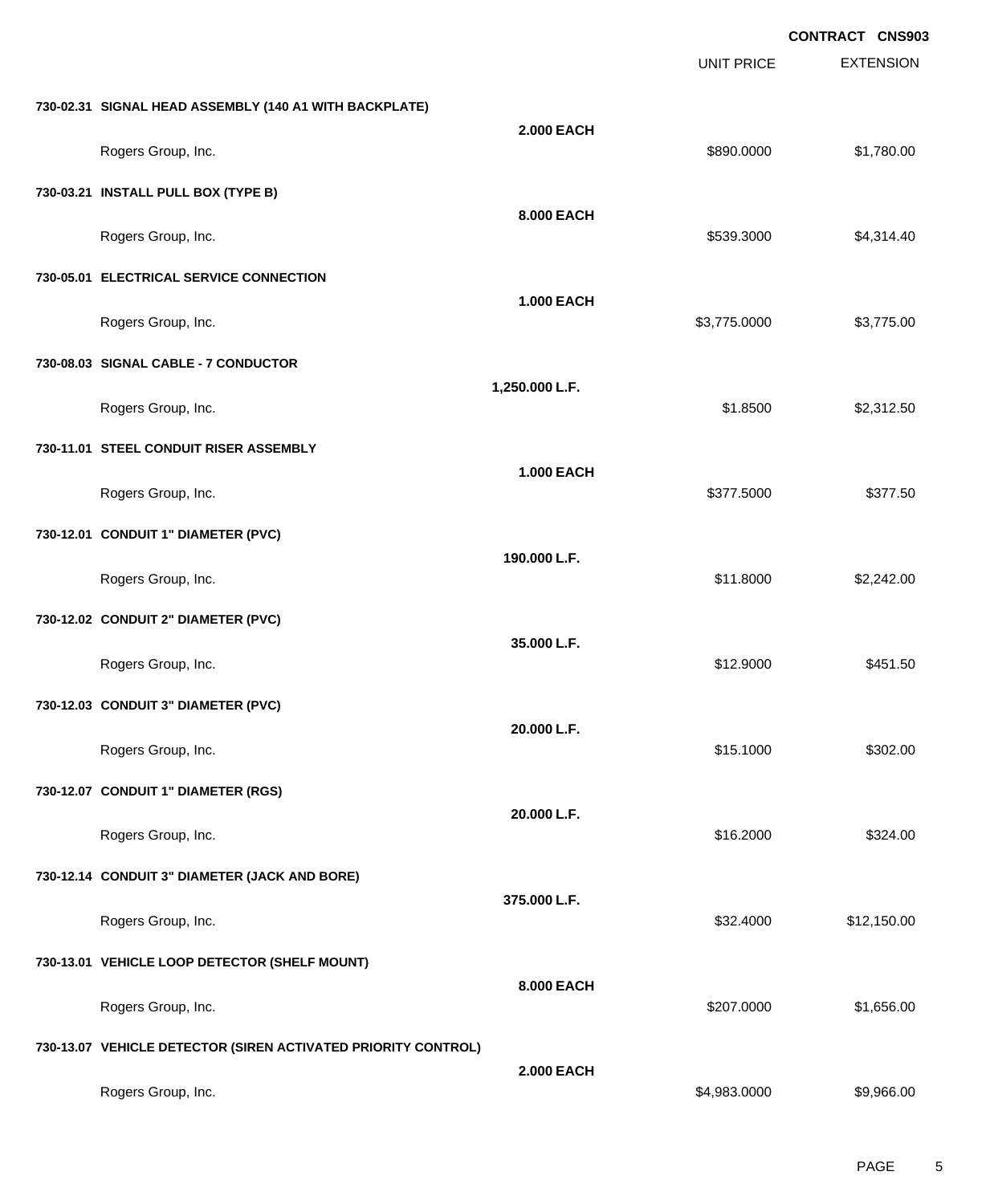**CONTRACT CNS903**

| | | UNIT PRICE | EXTENSION |
|---|---|---|---|
| **730-02.31 SIGNAL HEAD ASSEMBLY (140 A1 WITH BACKPLATE)** | **2.000 EACH** | | |
| Rogers Group, Inc. | | $890.0000 | $1,780.00 |
| **730-03.21 INSTALL PULL BOX (TYPE B)** | **8.000 EACH** | | |
| Rogers Group, Inc. | | $539.3000 | $4,314.40 |
| **730-05.01 ELECTRICAL SERVICE CONNECTION** | **1.000 EACH** | | |
| Rogers Group, Inc. | | $3,775.0000 | $3,775.00 |
| **730-08.03 SIGNAL CABLE - 7 CONDUCTOR** | **1,250.000 L.F.** | | |
| Rogers Group, Inc. | | $1.8500 | $2,312.50 |
| **730-11.01 STEEL CONDUIT RISER ASSEMBLY** | **1.000 EACH** | | |
| Rogers Group, Inc. | | $377.5000 | $377.50 |
| **730-12.01 CONDUIT 1" DIAMETER (PVC)** | **190.000 L.F.** | | |
| Rogers Group, Inc. | | $11.8000 | $2,242.00 |
| **730-12.02 CONDUIT 2" DIAMETER (PVC)** | **35.000 L.F.** | | |
| Rogers Group, Inc. | | $12.9000 | $451.50 |
| **730-12.03 CONDUIT 3" DIAMETER (PVC)** | **20.000 L.F.** | | |
| Rogers Group, Inc. | | $15.1000 | $302.00 |
| **730-12.07 CONDUIT 1" DIAMETER (RGS)** | **20.000 L.F.** | | |
| Rogers Group, Inc. | | $16.2000 | $324.00 |
| **730-12.14 CONDUIT 3" DIAMETER (JACK AND BORE)** | **375.000 L.F.** | | |
| Rogers Group, Inc. | | $32.4000 | $12,150.00 |
| **730-13.01 VEHICLE LOOP DETECTOR (SHELF MOUNT)** | **8.000 EACH** | | |
| Rogers Group, Inc. | | $207.0000 | $1,656.00 |
| **730-13.07 VEHICLE DETECTOR (SIREN ACTIVATED PRIORITY CONTROL)** | **2.000 EACH** | | |
| Rogers Group, Inc. | | $4,983.0000 | $9,966.00 |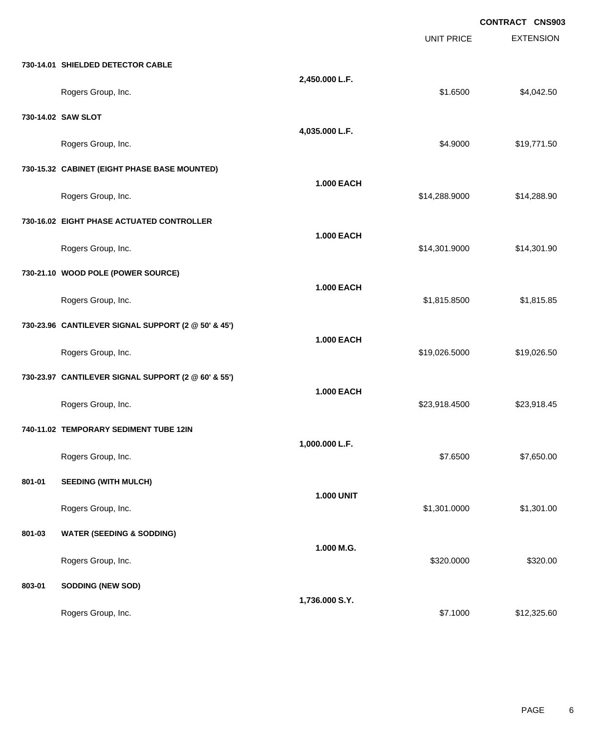**CONTRACT CNS903**

| | | | UNIT PRICE | EXTENSION |
|---|---|---|---|---|
| **730-14.01** | **SHIELDED DETECTOR CABLE** | | | |
| | | **2,450.000 L.F.** | | |
| | Rogers Group, Inc. | | $1.6500 | $4,042.50 |
| **730-14.02** | **SAW SLOT** | | | |
| | | **4,035.000 L.F.** | | |
| | Rogers Group, Inc. | | $4.9000 | $19,771.50 |
| **730-15.32** | **CABINET (EIGHT PHASE BASE MOUNTED)** | | | |
| | | **1.000 EACH** | | |
| | Rogers Group, Inc. | | $14,288.9000 | $14,288.90 |
| **730-16.02** | **EIGHT PHASE ACTUATED CONTROLLER** | | | |
| | | **1.000 EACH** | | |
| | Rogers Group, Inc. | | $14,301.9000 | $14,301.90 |
| **730-21.10** | **WOOD POLE (POWER SOURCE)** | | | |
| | | **1.000 EACH** | | |
| | Rogers Group, Inc. | | $1,815.8500 | $1,815.85 |
| **730-23.96** | **CANTILEVER SIGNAL SUPPORT (2 @ 50' & 45')** | | | |
| | | **1.000 EACH** | | |
| | Rogers Group, Inc. | | $19,026.5000 | $19,026.50 |
| **730-23.97** | **CANTILEVER SIGNAL SUPPORT (2 @ 60' & 55')** | | | |
| | | **1.000 EACH** | | |
| | Rogers Group, Inc. | | $23,918.4500 | $23,918.45 |
| **740-11.02** | **TEMPORARY SEDIMENT TUBE 12IN** | | | |
| | | **1,000.000 L.F.** | | |
| | Rogers Group, Inc. | | $7.6500 | $7,650.00 |
| **801-01** | **SEEDING (WITH MULCH)** | | | |
| | | **1.000 UNIT** | | |
| | Rogers Group, Inc. | | $1,301.0000 | $1,301.00 |
| **801-03** | **WATER (SEEDING & SODDING)** | | | |
| | | **1.000 M.G.** | | |
| | Rogers Group, Inc. | | $320.0000 | $320.00 |
| **803-01** | **SODDING (NEW SOD)** | | | |
| | | **1,736.000 S.Y.** | | |
| | Rogers Group, Inc. | | $7.1000 | $12,325.60 |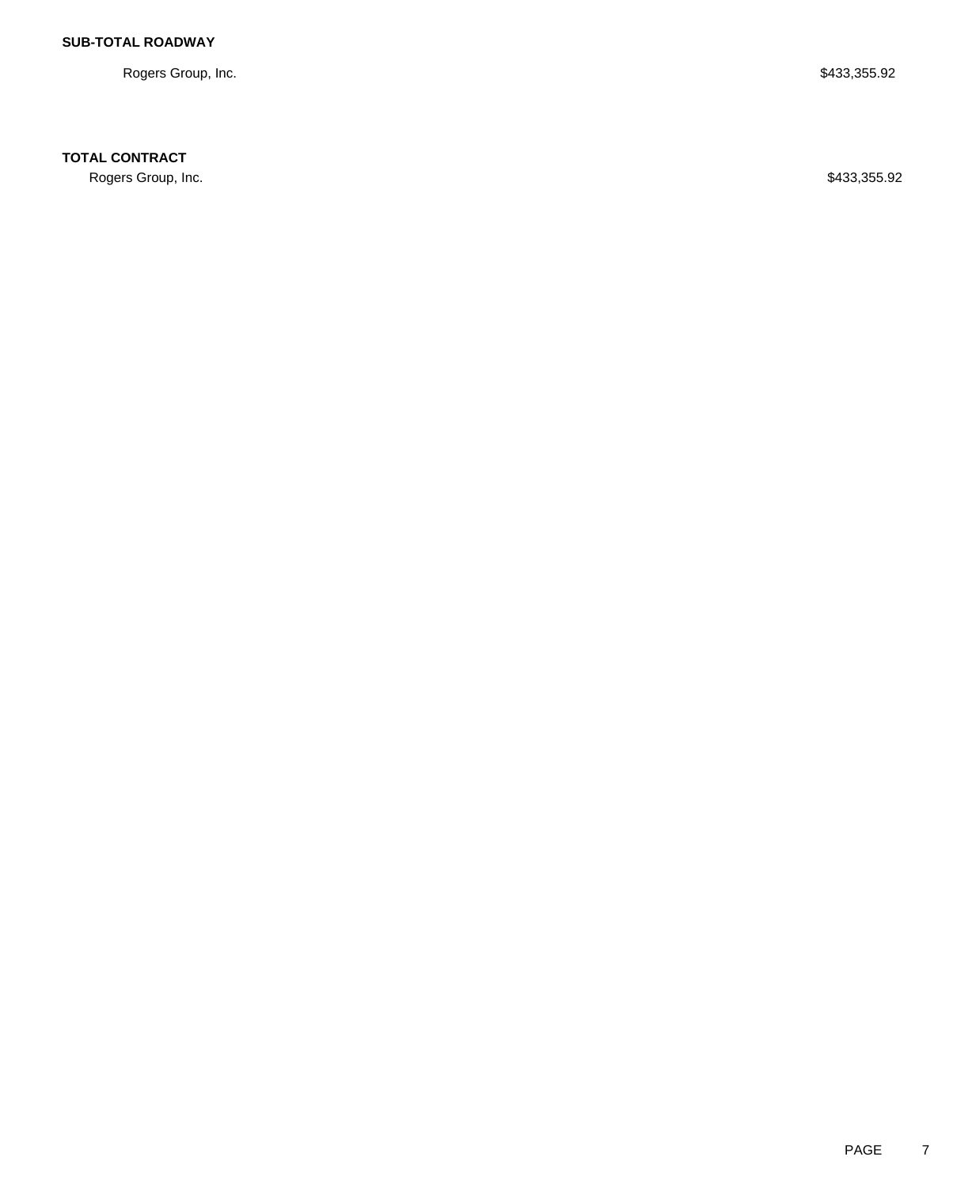**SUB-TOTAL ROADWAY**

| | |
|---|---|
| Rogers Group, Inc. | $433,355.92 |

**TOTAL CONTRACT**

| | |
|---|---|
| Rogers Group, Inc. | $433,355.92 |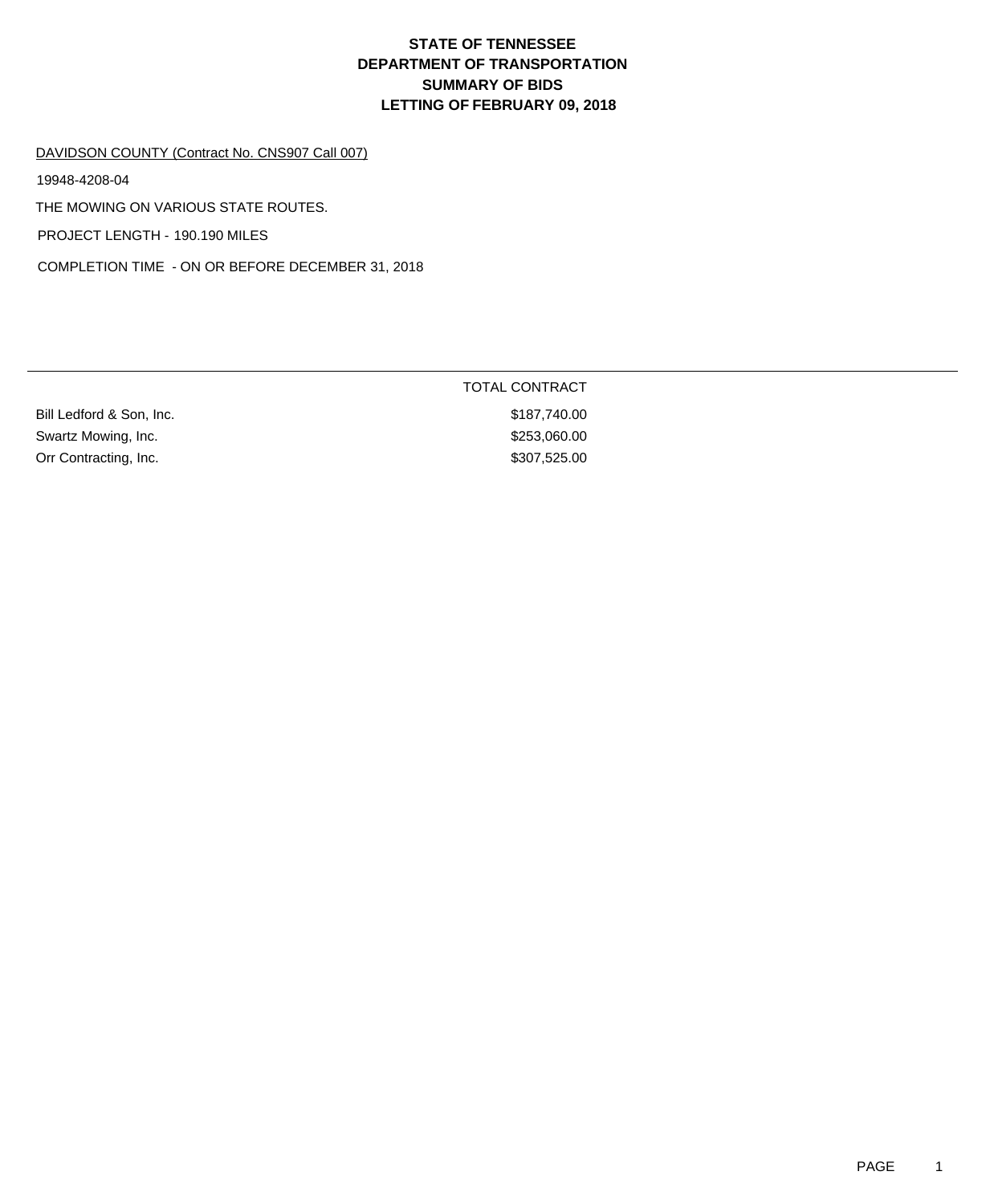# STATE OF TENNESSEE
# DEPARTMENT OF TRANSPORTATION
# SUMMARY OF BIDS
# LETTING OF FEBRUARY 09, 2018

DAVIDSON COUNTY (Contract No. CNS907 Call 007)

19948-4208-04

THE MOWING ON VARIOUS STATE ROUTES.

PROJECT LENGTH - 190.190 MILES

COMPLETION TIME - ON OR BEFORE DECEMBER 31, 2018

| | TOTAL CONTRACT |
|---|---|
| Bill Ledford & Son, Inc. | $187,740.00 |
| Swartz Mowing, Inc. | $253,060.00 |
| Orr Contracting, Inc. | $307,525.00 |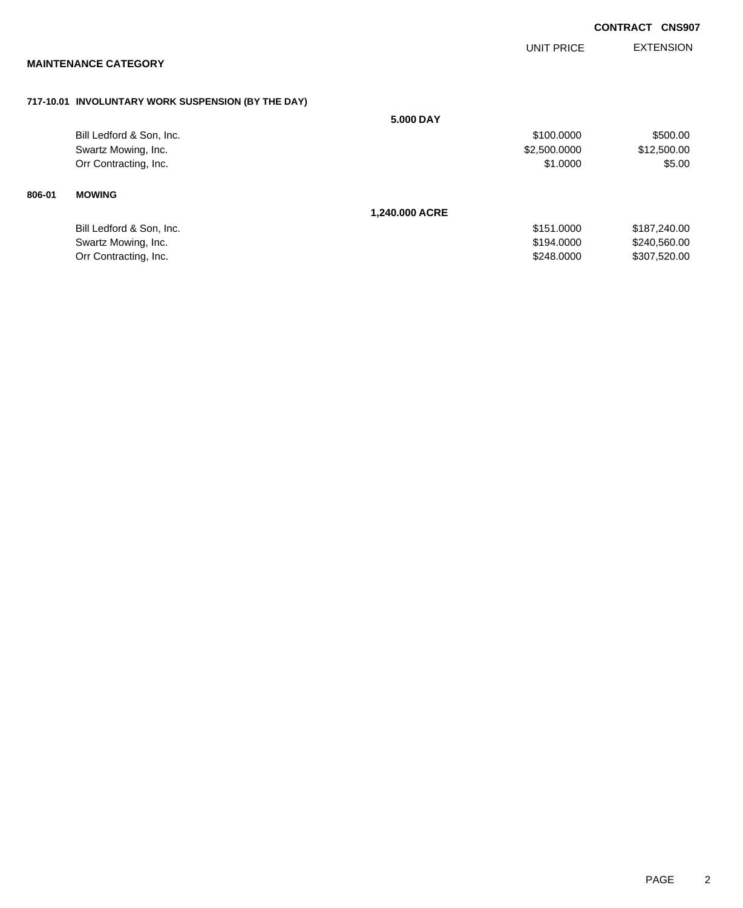**CONTRACT CNS907**

## MAINTENANCE CATEGORY

| | | UNIT PRICE | EXTENSION |
|---|---|---|---|
| **717-10.01 INVOLUNTARY WORK SUSPENSION (BY THE DAY)** | | | |
| | **5.000 DAY** | | |
| Bill Ledford & Son, Inc. | | $100.0000 | $500.00 |
| Swartz Mowing, Inc. | | $2,500.0000 | $12,500.00 |
| Orr Contracting, Inc. | | $1.0000 | $5.00 |
| **806-01 MOWING** | | | |
| | **1,240.000 ACRE** | | |
| Bill Ledford & Son, Inc. | | $151.0000 | $187,240.00 |
| Swartz Mowing, Inc. | | $194.0000 | $240,560.00 |
| Orr Contracting, Inc. | | $248.0000 | $307,520.00 |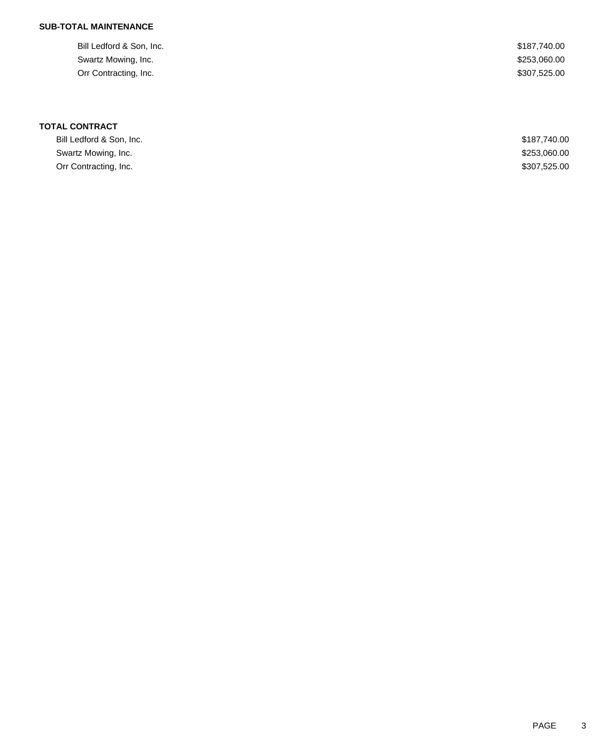**SUB-TOTAL MAINTENANCE**

| | |
|---|---|
| Bill Ledford & Son, Inc. | $187,740.00 |
| Swartz Mowing, Inc. | $253,060.00 |
| Orr Contracting, Inc. | $307,525.00 |

**TOTAL CONTRACT**

| | |
|---|---|
| Bill Ledford & Son, Inc. | $187,740.00 |
| Swartz Mowing, Inc. | $253,060.00 |
| Orr Contracting, Inc. | $307,525.00 |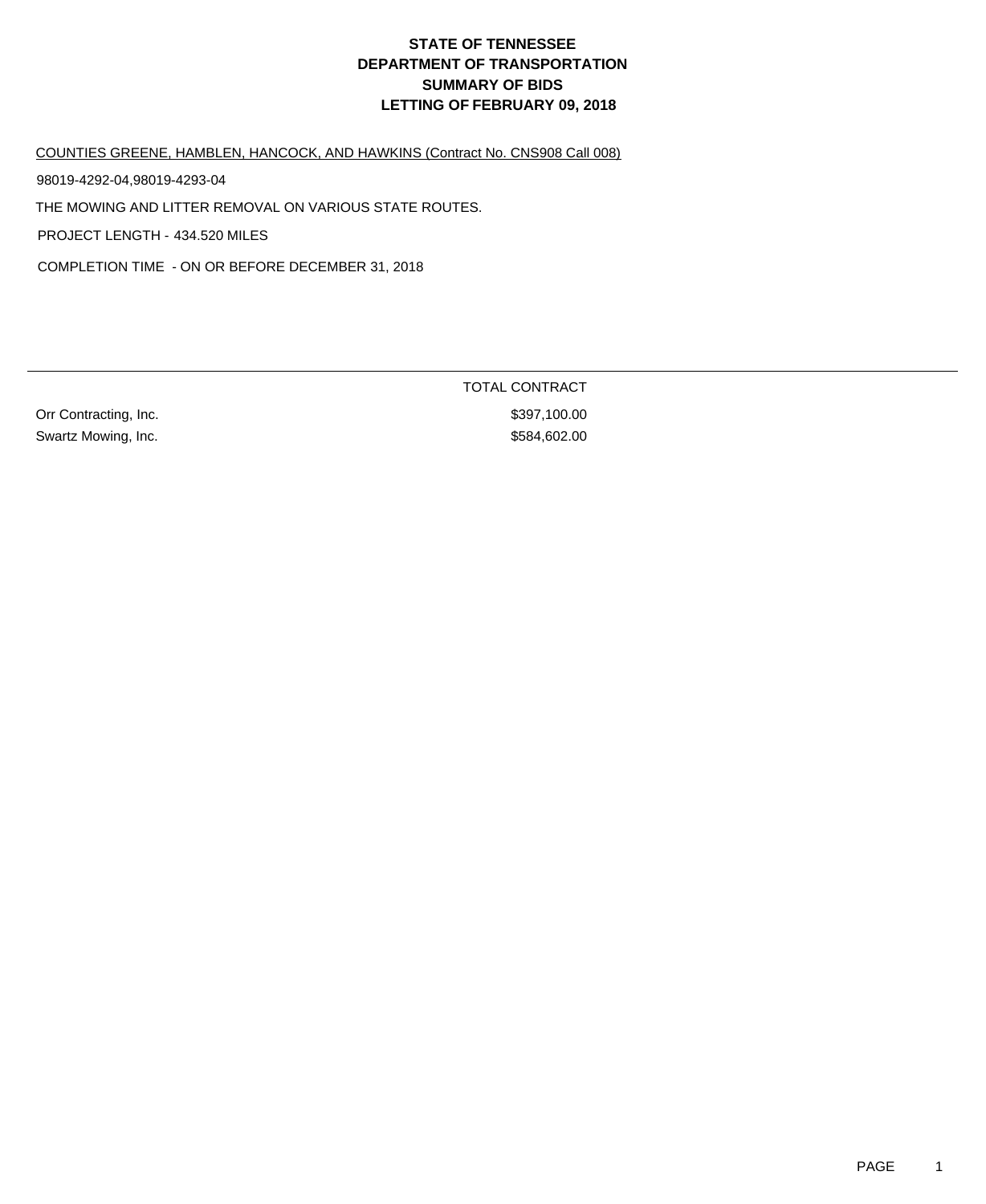# STATE OF TENNESSEE
# DEPARTMENT OF TRANSPORTATION
# SUMMARY OF BIDS
# LETTING OF FEBRUARY 09, 2018

COUNTIES GREENE, HAMBLEN, HANCOCK, AND HAWKINS (Contract No. CNS908 Call 008)

98019-4292-04,98019-4293-04

THE MOWING AND LITTER REMOVAL ON VARIOUS STATE ROUTES.

PROJECT LENGTH - 434.520 MILES

COMPLETION TIME - ON OR BEFORE DECEMBER 31, 2018

| | TOTAL CONTRACT |
|---|---|
| Orr Contracting, Inc. | $397,100.00 |
| Swartz Mowing, Inc. | $584,602.00 |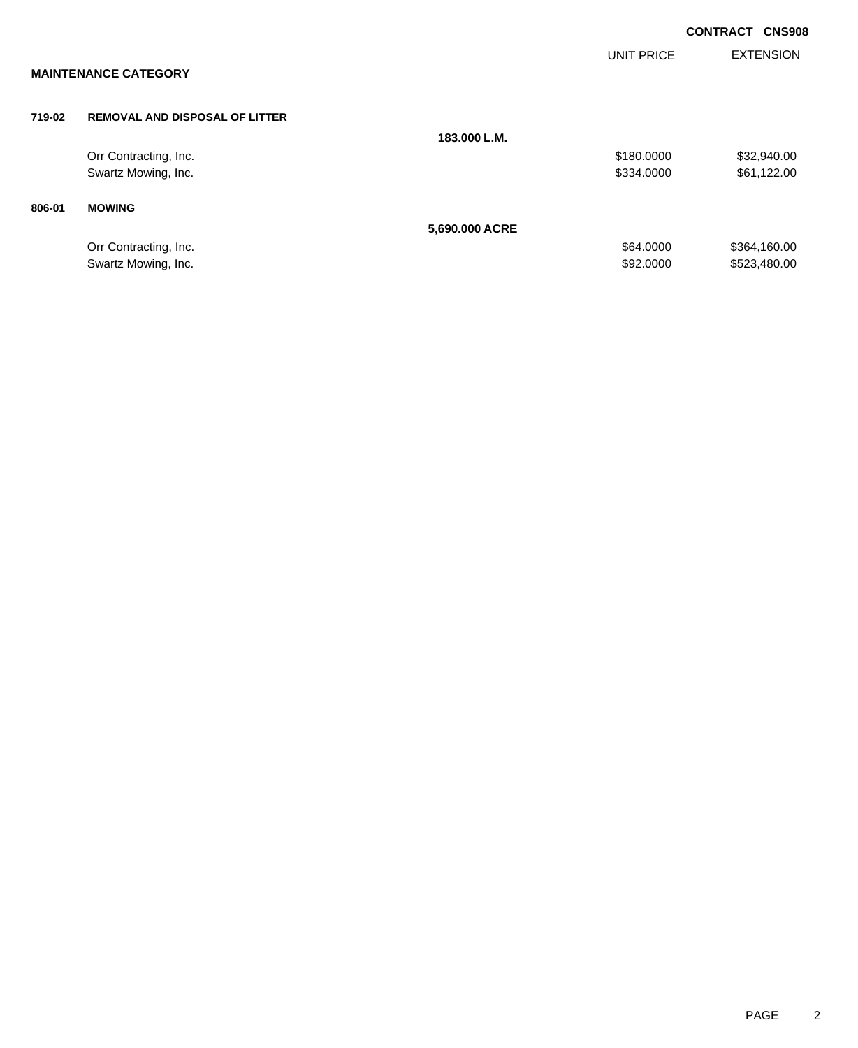**CONTRACT CNS908**

## MAINTENANCE CATEGORY

| | | | UNIT PRICE | EXTENSION |
|---|---|---|---|---|
| **719-02** | **REMOVAL AND DISPOSAL OF LITTER** | | | |
| | | **183.000 L.M.** | | |
| | Orr Contracting, Inc. | | $180.0000 | $32,940.00 |
| | Swartz Mowing, Inc. | | $334.0000 | $61,122.00 |
| **806-01** | **MOWING** | | | |
| | | **5,690.000 ACRE** | | |
| | Orr Contracting, Inc. | | $64.0000 | $364,160.00 |
| | Swartz Mowing, Inc. | | $92.0000 | $523,480.00 |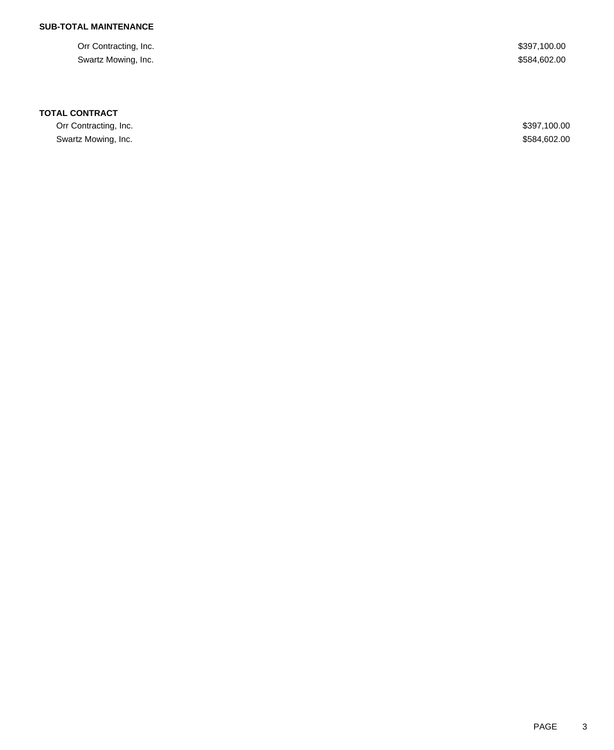**SUB-TOTAL MAINTENANCE**

| | |
|---|---|
| Orr Contracting, Inc. | $397,100.00 |
| Swartz Mowing, Inc. | $584,602.00 |

**TOTAL CONTRACT**

| | |
|---|---|
| Orr Contracting, Inc. | $397,100.00 |
| Swartz Mowing, Inc. | $584,602.00 |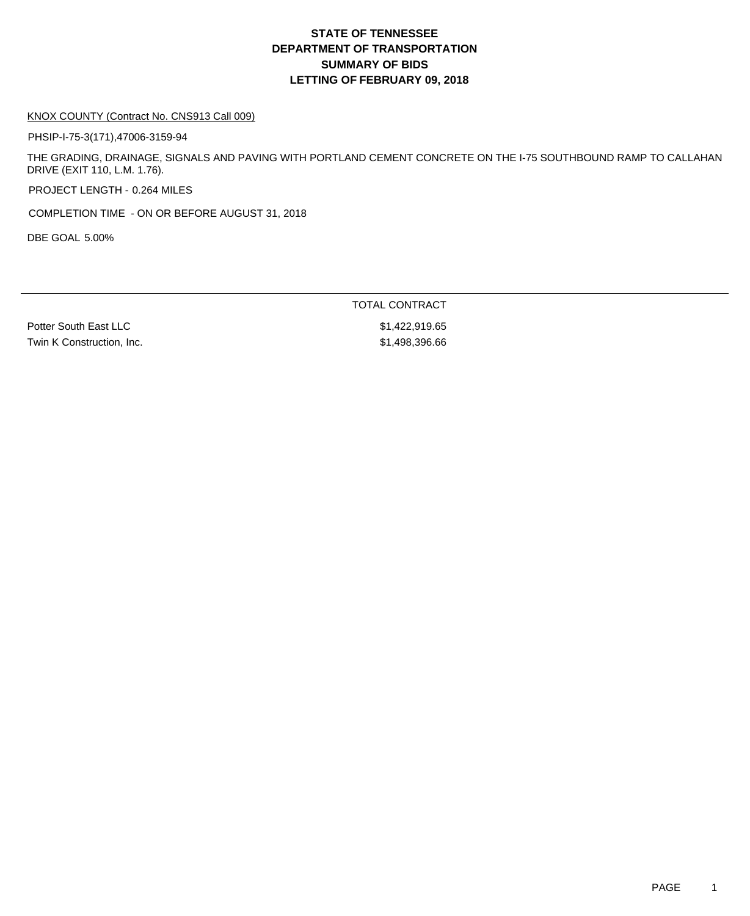# STATE OF TENNESSEE
# DEPARTMENT OF TRANSPORTATION
# SUMMARY OF BIDS
# LETTING OF FEBRUARY 09, 2018

KNOX COUNTY (Contract No. CNS913 Call 009)

PHSIP-I-75-3(171),47006-3159-94

THE GRADING, DRAINAGE, SIGNALS AND PAVING WITH PORTLAND CEMENT CONCRETE ON THE I-75 SOUTHBOUND RAMP TO CALLAHAN DRIVE (EXIT 110, L.M. 1.76).

PROJECT LENGTH - 0.264 MILES

COMPLETION TIME - ON OR BEFORE AUGUST 31, 2018

DBE GOAL 5.00%

| | TOTAL CONTRACT |
|---|---|
| Potter South East LLC | $1,422,919.65 |
| Twin K Construction, Inc. | $1,498,396.66 |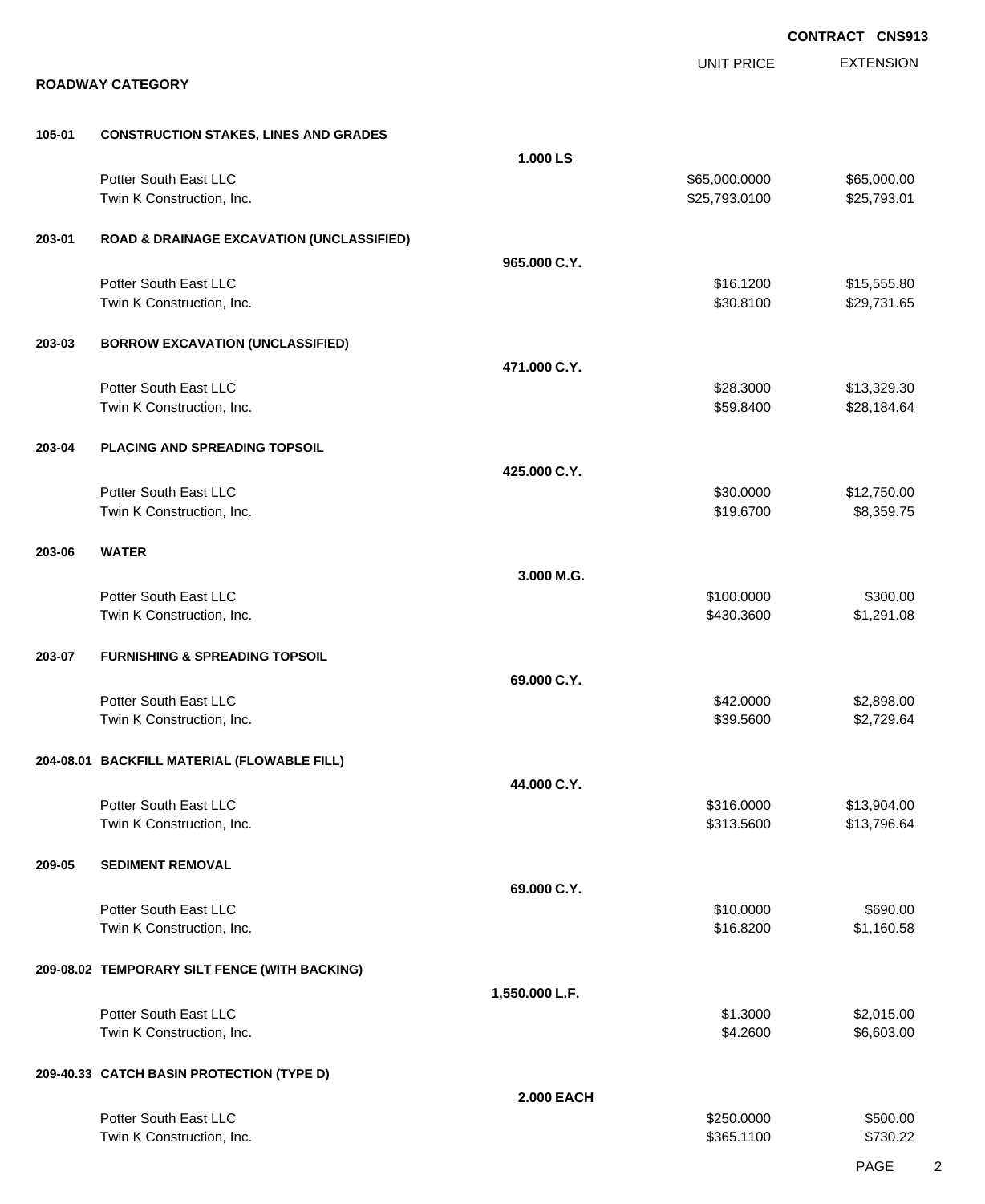**CONTRACT CNS913**

## ROADWAY CATEGORY

| | | | UNIT PRICE | EXTENSION |
|---|---|---|---|---|
| **105-01** | **CONSTRUCTION STAKES, LINES AND GRADES** | | | |
| | | **1.000 LS** | | |
| | Potter South East LLC | | $65,000.0000 | $65,000.00 |
| | Twin K Construction, Inc. | | $25,793.0100 | $25,793.01 |
| **203-01** | **ROAD & DRAINAGE EXCAVATION (UNCLASSIFIED)** | | | |
| | | **965.000 C.Y.** | | |
| | Potter South East LLC | | $16.1200 | $15,555.80 |
| | Twin K Construction, Inc. | | $30.8100 | $29,731.65 |
| **203-03** | **BORROW EXCAVATION (UNCLASSIFIED)** | | | |
| | | **471.000 C.Y.** | | |
| | Potter South East LLC | | $28.3000 | $13,329.30 |
| | Twin K Construction, Inc. | | $59.8400 | $28,184.64 |
| **203-04** | **PLACING AND SPREADING TOPSOIL** | | | |
| | | **425.000 C.Y.** | | |
| | Potter South East LLC | | $30.0000 | $12,750.00 |
| | Twin K Construction, Inc. | | $19.6700 | $8,359.75 |
| **203-06** | **WATER** | | | |
| | | **3.000 M.G.** | | |
| | Potter South East LLC | | $100.0000 | $300.00 |
| | Twin K Construction, Inc. | | $430.3600 | $1,291.08 |
| **203-07** | **FURNISHING & SPREADING TOPSOIL** | | | |
| | | **69.000 C.Y.** | | |
| | Potter South East LLC | | $42.0000 | $2,898.00 |
| | Twin K Construction, Inc. | | $39.5600 | $2,729.64 |
| **204-08.01** | **BACKFILL MATERIAL (FLOWABLE FILL)** | | | |
| | | **44.000 C.Y.** | | |
| | Potter South East LLC | | $316.0000 | $13,904.00 |
| | Twin K Construction, Inc. | | $313.5600 | $13,796.64 |
| **209-05** | **SEDIMENT REMOVAL** | | | |
| | | **69.000 C.Y.** | | |
| | Potter South East LLC | | $10.0000 | $690.00 |
| | Twin K Construction, Inc. | | $16.8200 | $1,160.58 |
| **209-08.02** | **TEMPORARY SILT FENCE (WITH BACKING)** | | | |
| | | **1,550.000 L.F.** | | |
| | Potter South East LLC | | $1.3000 | $2,015.00 |
| | Twin K Construction, Inc. | | $4.2600 | $6,603.00 |
| **209-40.33** | **CATCH BASIN PROTECTION (TYPE D)** | | | |
| | | **2.000 EACH** | | |
| | Potter South East LLC | | $250.0000 | $500.00 |
| | Twin K Construction, Inc. | | $365.1100 | $730.22 |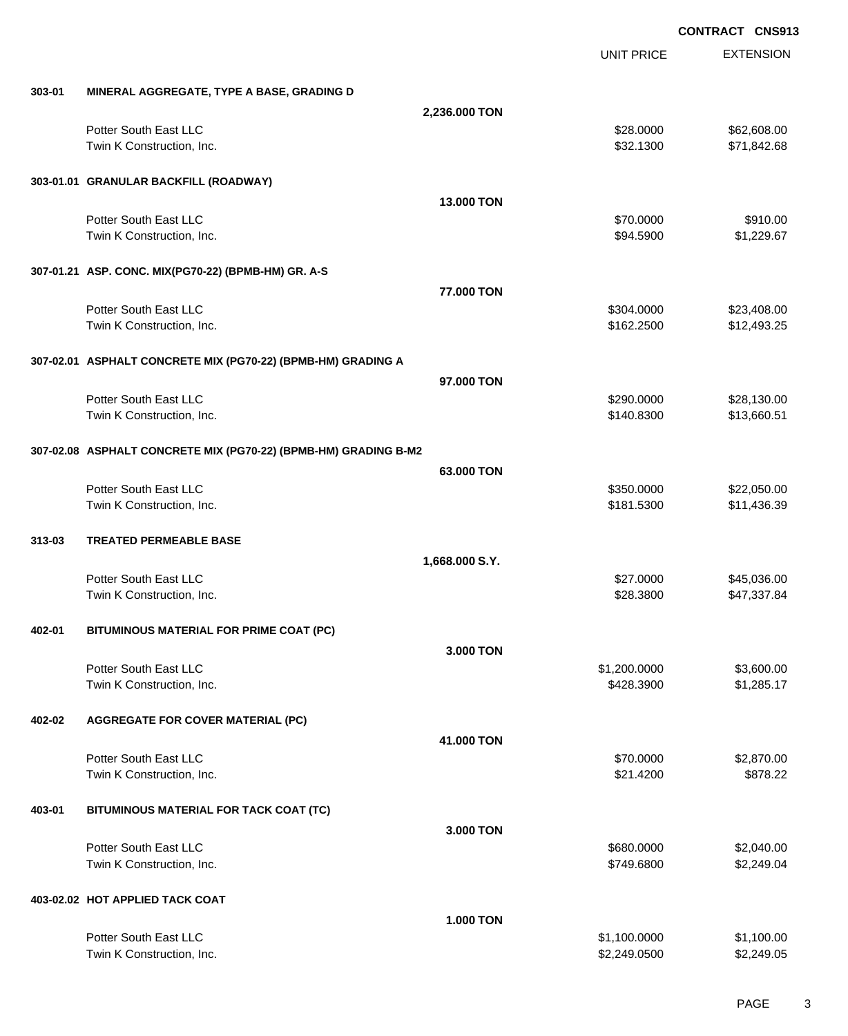**CONTRACT CNS913**

| | | | UNIT PRICE | EXTENSION |
|---|---|---|---|---|
| **303-01** | **MINERAL AGGREGATE, TYPE A BASE, GRADING D** | | | |
| | | **2,236.000 TON** | | |
| | Potter South East LLC | | $28.0000 | $62,608.00 |
| | Twin K Construction, Inc. | | $32.1300 | $71,842.68 |
| **303-01.01** | **GRANULAR BACKFILL (ROADWAY)** | | | |
| | | **13.000 TON** | | |
| | Potter South East LLC | | $70.0000 | $910.00 |
| | Twin K Construction, Inc. | | $94.5900 | $1,229.67 |
| **307-01.21** | **ASP. CONC. MIX(PG70-22) (BPMB-HM) GR. A-S** | | | |
| | | **77.000 TON** | | |
| | Potter South East LLC | | $304.0000 | $23,408.00 |
| | Twin K Construction, Inc. | | $162.2500 | $12,493.25 |
| **307-02.01** | **ASPHALT CONCRETE MIX (PG70-22) (BPMB-HM) GRADING A** | | | |
| | | **97.000 TON** | | |
| | Potter South East LLC | | $290.0000 | $28,130.00 |
| | Twin K Construction, Inc. | | $140.8300 | $13,660.51 |
| **307-02.08** | **ASPHALT CONCRETE MIX (PG70-22) (BPMB-HM) GRADING B-M2** | | | |
| | | **63.000 TON** | | |
| | Potter South East LLC | | $350.0000 | $22,050.00 |
| | Twin K Construction, Inc. | | $181.5300 | $11,436.39 |
| **313-03** | **TREATED PERMEABLE BASE** | | | |
| | | **1,668.000 S.Y.** | | |
| | Potter South East LLC | | $27.0000 | $45,036.00 |
| | Twin K Construction, Inc. | | $28.3800 | $47,337.84 |
| **402-01** | **BITUMINOUS MATERIAL FOR PRIME COAT (PC)** | | | |
| | | **3.000 TON** | | |
| | Potter South East LLC | | $1,200.0000 | $3,600.00 |
| | Twin K Construction, Inc. | | $428.3900 | $1,285.17 |
| **402-02** | **AGGREGATE FOR COVER MATERIAL (PC)** | | | |
| | | **41.000 TON** | | |
| | Potter South East LLC | | $70.0000 | $2,870.00 |
| | Twin K Construction, Inc. | | $21.4200 | $878.22 |
| **403-01** | **BITUMINOUS MATERIAL FOR TACK COAT (TC)** | | | |
| | | **3.000 TON** | | |
| | Potter South East LLC | | $680.0000 | $2,040.00 |
| | Twin K Construction, Inc. | | $749.6800 | $2,249.04 |
| **403-02.02** | **HOT APPLIED TACK COAT** | | | |
| | | **1.000 TON** | | |
| | Potter South East LLC | | $1,100.0000 | $1,100.00 |
| | Twin K Construction, Inc. | | $2,249.0500 | $2,249.05 |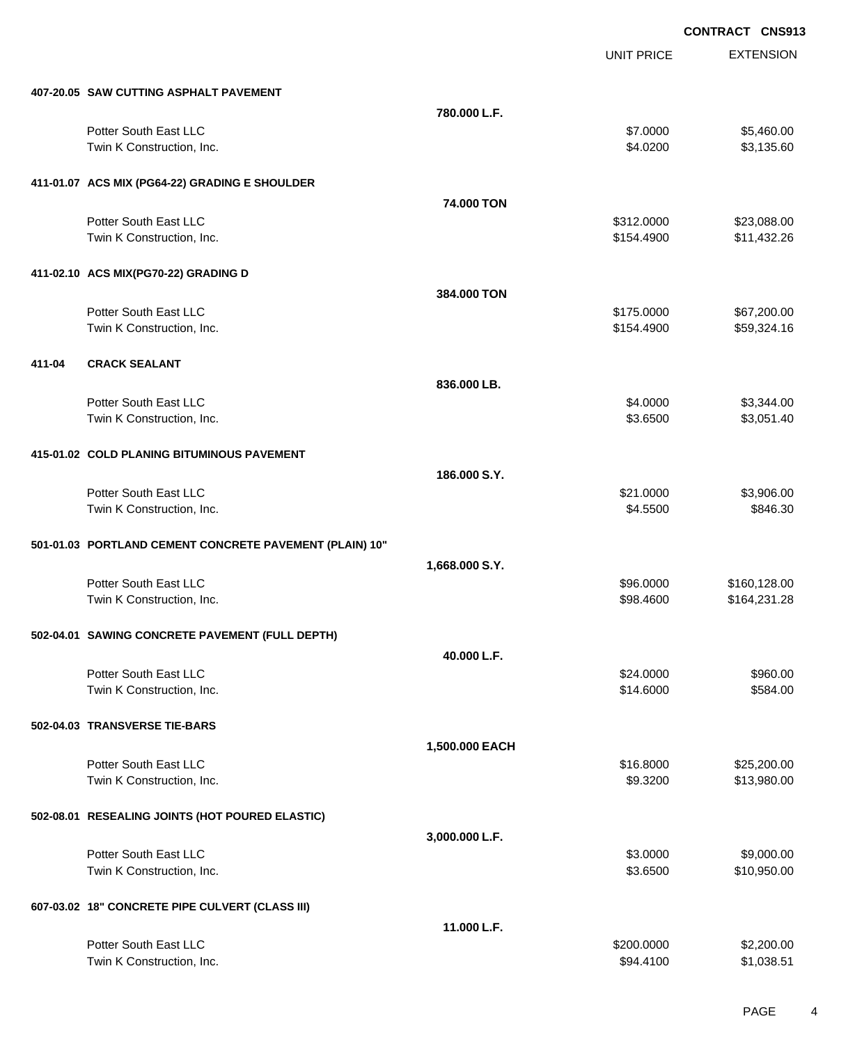**CONTRACT CNS913**

| | | UNIT PRICE | EXTENSION |
|---|---|---|---|
| **407-20.05 SAW CUTTING ASPHALT PAVEMENT** | | | |
| | **780.000 L.F.** | | |
| Potter South East LLC | | $7.0000 | $5,460.00 |
| Twin K Construction, Inc. | | $4.0200 | $3,135.60 |
| **411-01.07 ACS MIX (PG64-22) GRADING E SHOULDER** | | | |
| | **74.000 TON** | | |
| Potter South East LLC | | $312.0000 | $23,088.00 |
| Twin K Construction, Inc. | | $154.4900 | $11,432.26 |
| **411-02.10 ACS MIX(PG70-22) GRADING D** | | | |
| | **384.000 TON** | | |
| Potter South East LLC | | $175.0000 | $67,200.00 |
| Twin K Construction, Inc. | | $154.4900 | $59,324.16 |
| **411-04 CRACK SEALANT** | | | |
| | **836.000 LB.** | | |
| Potter South East LLC | | $4.0000 | $3,344.00 |
| Twin K Construction, Inc. | | $3.6500 | $3,051.40 |
| **415-01.02 COLD PLANING BITUMINOUS PAVEMENT** | | | |
| | **186.000 S.Y.** | | |
| Potter South East LLC | | $21.0000 | $3,906.00 |
| Twin K Construction, Inc. | | $4.5500 | $846.30 |
| **501-01.03 PORTLAND CEMENT CONCRETE PAVEMENT (PLAIN) 10"** | | | |
| | **1,668.000 S.Y.** | | |
| Potter South East LLC | | $96.0000 | $160,128.00 |
| Twin K Construction, Inc. | | $98.4600 | $164,231.28 |
| **502-04.01 SAWING CONCRETE PAVEMENT (FULL DEPTH)** | | | |
| | **40.000 L.F.** | | |
| Potter South East LLC | | $24.0000 | $960.00 |
| Twin K Construction, Inc. | | $14.6000 | $584.00 |
| **502-04.03 TRANSVERSE TIE-BARS** | | | |
| | **1,500.000 EACH** | | |
| Potter South East LLC | | $16.8000 | $25,200.00 |
| Twin K Construction, Inc. | | $9.3200 | $13,980.00 |
| **502-08.01 RESEALING JOINTS (HOT POURED ELASTIC)** | | | |
| | **3,000.000 L.F.** | | |
| Potter South East LLC | | $3.0000 | $9,000.00 |
| Twin K Construction, Inc. | | $3.6500 | $10,950.00 |
| **607-03.02 18" CONCRETE PIPE CULVERT (CLASS III)** | | | |
| | **11.000 L.F.** | | |
| Potter South East LLC | | $200.0000 | $2,200.00 |
| Twin K Construction, Inc. | | $94.4100 | $1,038.51 |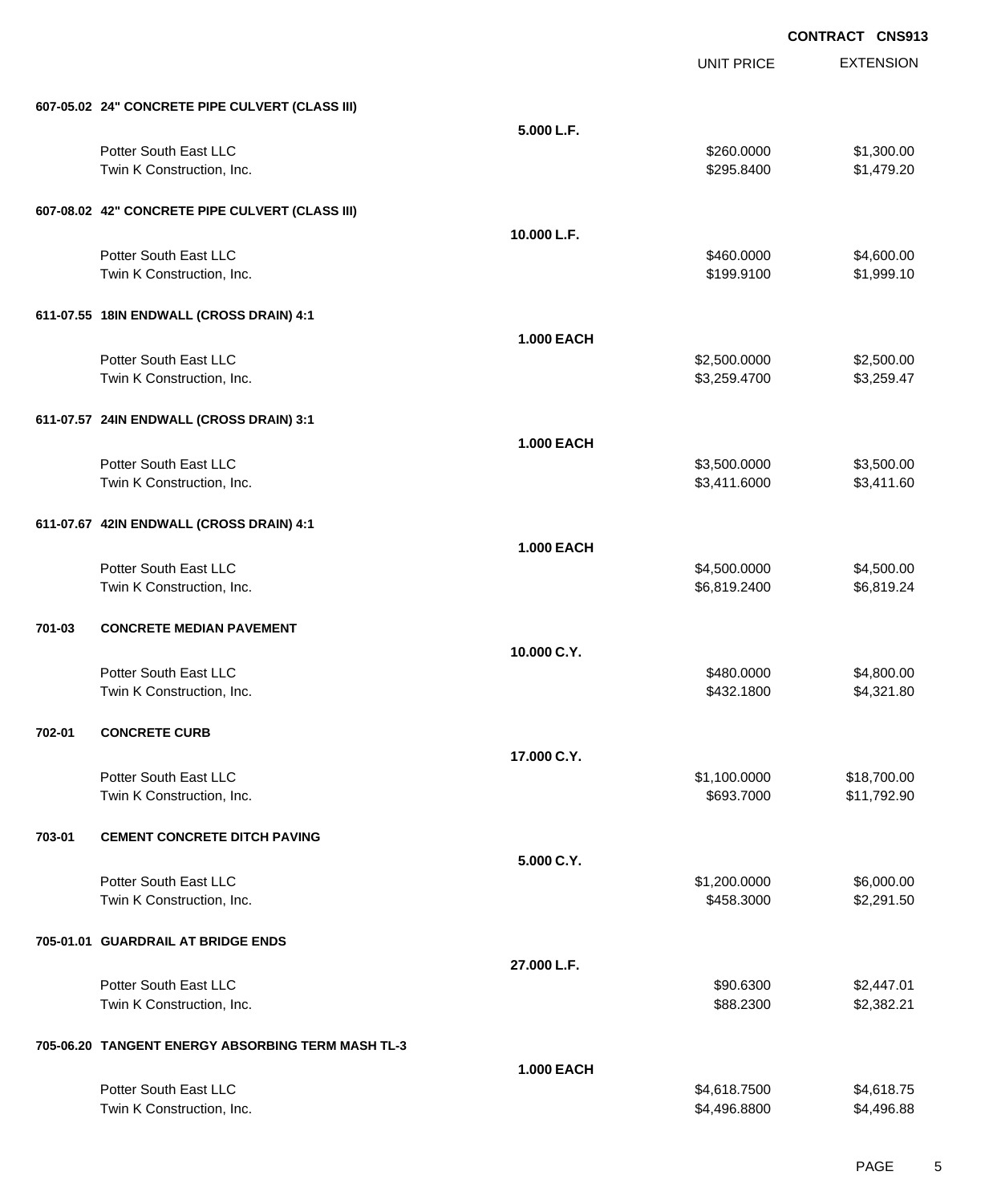**CONTRACT CNS913**

| | | UNIT PRICE | EXTENSION |
|---|---|---|---|
| **607-05.02 24" CONCRETE PIPE CULVERT (CLASS III)** | | | |
| | **5.000 L.F.** | | |
| Potter South East LLC | | $260.0000 | $1,300.00 |
| Twin K Construction, Inc. | | $295.8400 | $1,479.20 |
| **607-08.02 42" CONCRETE PIPE CULVERT (CLASS III)** | | | |
| | **10.000 L.F.** | | |
| Potter South East LLC | | $460.0000 | $4,600.00 |
| Twin K Construction, Inc. | | $199.9100 | $1,999.10 |
| **611-07.55 18IN ENDWALL (CROSS DRAIN) 4:1** | | | |
| | **1.000 EACH** | | |
| Potter South East LLC | | $2,500.0000 | $2,500.00 |
| Twin K Construction, Inc. | | $3,259.4700 | $3,259.47 |
| **611-07.57 24IN ENDWALL (CROSS DRAIN) 3:1** | | | |
| | **1.000 EACH** | | |
| Potter South East LLC | | $3,500.0000 | $3,500.00 |
| Twin K Construction, Inc. | | $3,411.6000 | $3,411.60 |
| **611-07.67 42IN ENDWALL (CROSS DRAIN) 4:1** | | | |
| | **1.000 EACH** | | |
| Potter South East LLC | | $4,500.0000 | $4,500.00 |
| Twin K Construction, Inc. | | $6,819.2400 | $6,819.24 |
| **701-03 CONCRETE MEDIAN PAVEMENT** | | | |
| | **10.000 C.Y.** | | |
| Potter South East LLC | | $480.0000 | $4,800.00 |
| Twin K Construction, Inc. | | $432.1800 | $4,321.80 |
| **702-01 CONCRETE CURB** | | | |
| | **17.000 C.Y.** | | |
| Potter South East LLC | | $1,100.0000 | $18,700.00 |
| Twin K Construction, Inc. | | $693.7000 | $11,792.90 |
| **703-01 CEMENT CONCRETE DITCH PAVING** | | | |
| | **5.000 C.Y.** | | |
| Potter South East LLC | | $1,200.0000 | $6,000.00 |
| Twin K Construction, Inc. | | $458.3000 | $2,291.50 |
| **705-01.01 GUARDRAIL AT BRIDGE ENDS** | | | |
| | **27.000 L.F.** | | |
| Potter South East LLC | | $90.6300 | $2,447.01 |
| Twin K Construction, Inc. | | $88.2300 | $2,382.21 |
| **705-06.20 TANGENT ENERGY ABSORBING TERM MASH TL-3** | | | |
| | **1.000 EACH** | | |
| Potter South East LLC | | $4,618.7500 | $4,618.75 |
| Twin K Construction, Inc. | | $4,496.8800 | $4,496.88 |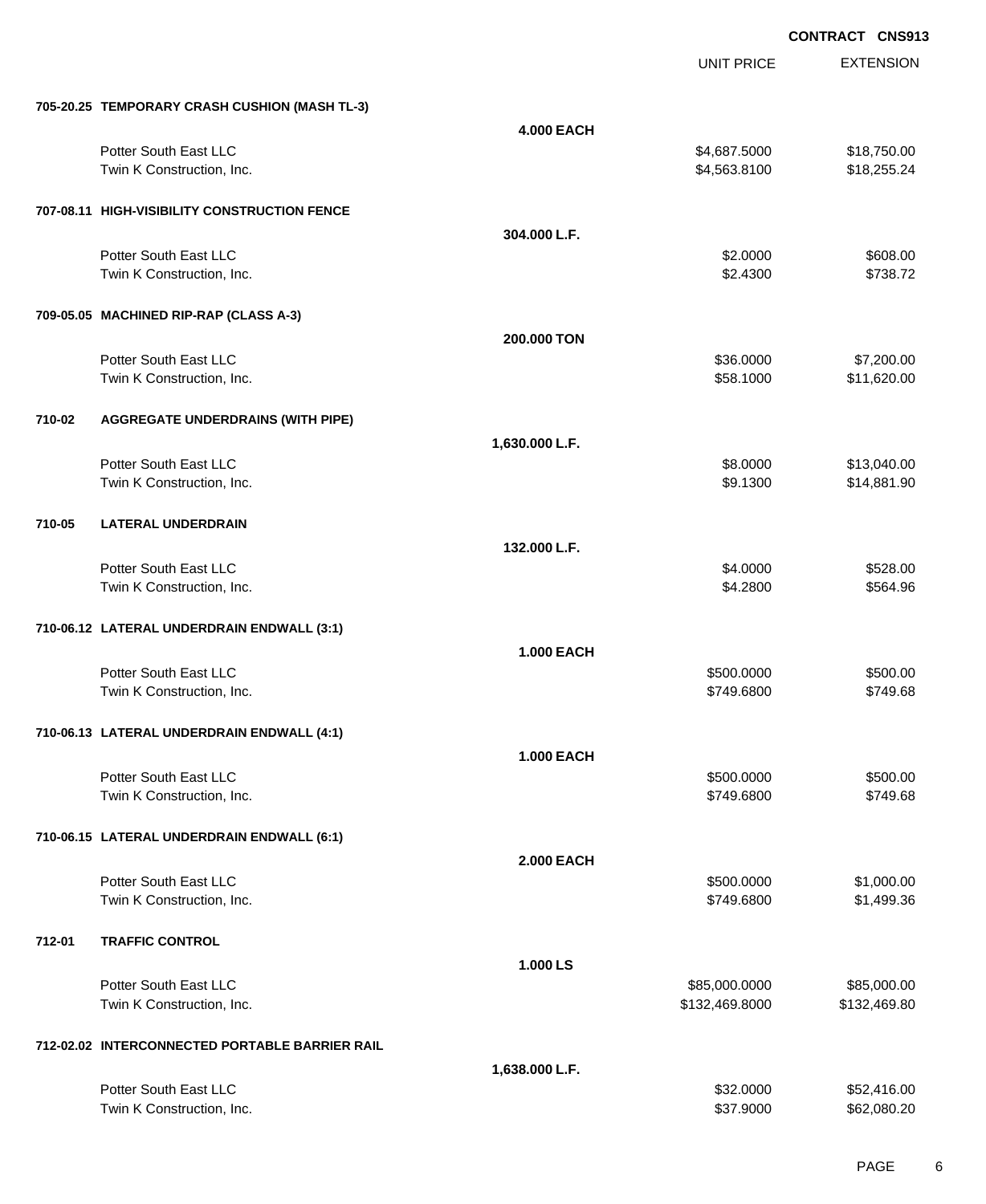CONTRACT CNS913

| | | | UNIT PRICE | EXTENSION |
|---|---|---|---|---|
| **705-20.25** | **TEMPORARY CRASH CUSHION (MASH TL-3)** | | | |
| | | **4.000 EACH** | | |
| | Potter South East LLC | | $4,687.5000 | $18,750.00 |
| | Twin K Construction, Inc. | | $4,563.8100 | $18,255.24 |
| **707-08.11** | **HIGH-VISIBILITY CONSTRUCTION FENCE** | | | |
| | | **304.000 L.F.** | | |
| | Potter South East LLC | | $2.0000 | $608.00 |
| | Twin K Construction, Inc. | | $2.4300 | $738.72 |
| **709-05.05** | **MACHINED RIP-RAP (CLASS A-3)** | | | |
| | | **200.000 TON** | | |
| | Potter South East LLC | | $36.0000 | $7,200.00 |
| | Twin K Construction, Inc. | | $58.1000 | $11,620.00 |
| **710-02** | **AGGREGATE UNDERDRAINS (WITH PIPE)** | | | |
| | | **1,630.000 L.F.** | | |
| | Potter South East LLC | | $8.0000 | $13,040.00 |
| | Twin K Construction, Inc. | | $9.1300 | $14,881.90 |
| **710-05** | **LATERAL UNDERDRAIN** | | | |
| | | **132.000 L.F.** | | |
| | Potter South East LLC | | $4.0000 | $528.00 |
| | Twin K Construction, Inc. | | $4.2800 | $564.96 |
| **710-06.12** | **LATERAL UNDERDRAIN ENDWALL (3:1)** | | | |
| | | **1.000 EACH** | | |
| | Potter South East LLC | | $500.0000 | $500.00 |
| | Twin K Construction, Inc. | | $749.6800 | $749.68 |
| **710-06.13** | **LATERAL UNDERDRAIN ENDWALL (4:1)** | | | |
| | | **1.000 EACH** | | |
| | Potter South East LLC | | $500.0000 | $500.00 |
| | Twin K Construction, Inc. | | $749.6800 | $749.68 |
| **710-06.15** | **LATERAL UNDERDRAIN ENDWALL (6:1)** | | | |
| | | **2.000 EACH** | | |
| | Potter South East LLC | | $500.0000 | $1,000.00 |
| | Twin K Construction, Inc. | | $749.6800 | $1,499.36 |
| **712-01** | **TRAFFIC CONTROL** | | | |
| | | **1.000 LS** | | |
| | Potter South East LLC | | $85,000.0000 | $85,000.00 |
| | Twin K Construction, Inc. | | $132,469.8000 | $132,469.80 |
| **712-02.02** | **INTERCONNECTED PORTABLE BARRIER RAIL** | | | |
| | | **1,638.000 L.F.** | | |
| | Potter South East LLC | | $32.0000 | $52,416.00 |
| | Twin K Construction, Inc. | | $37.9000 | $62,080.20 |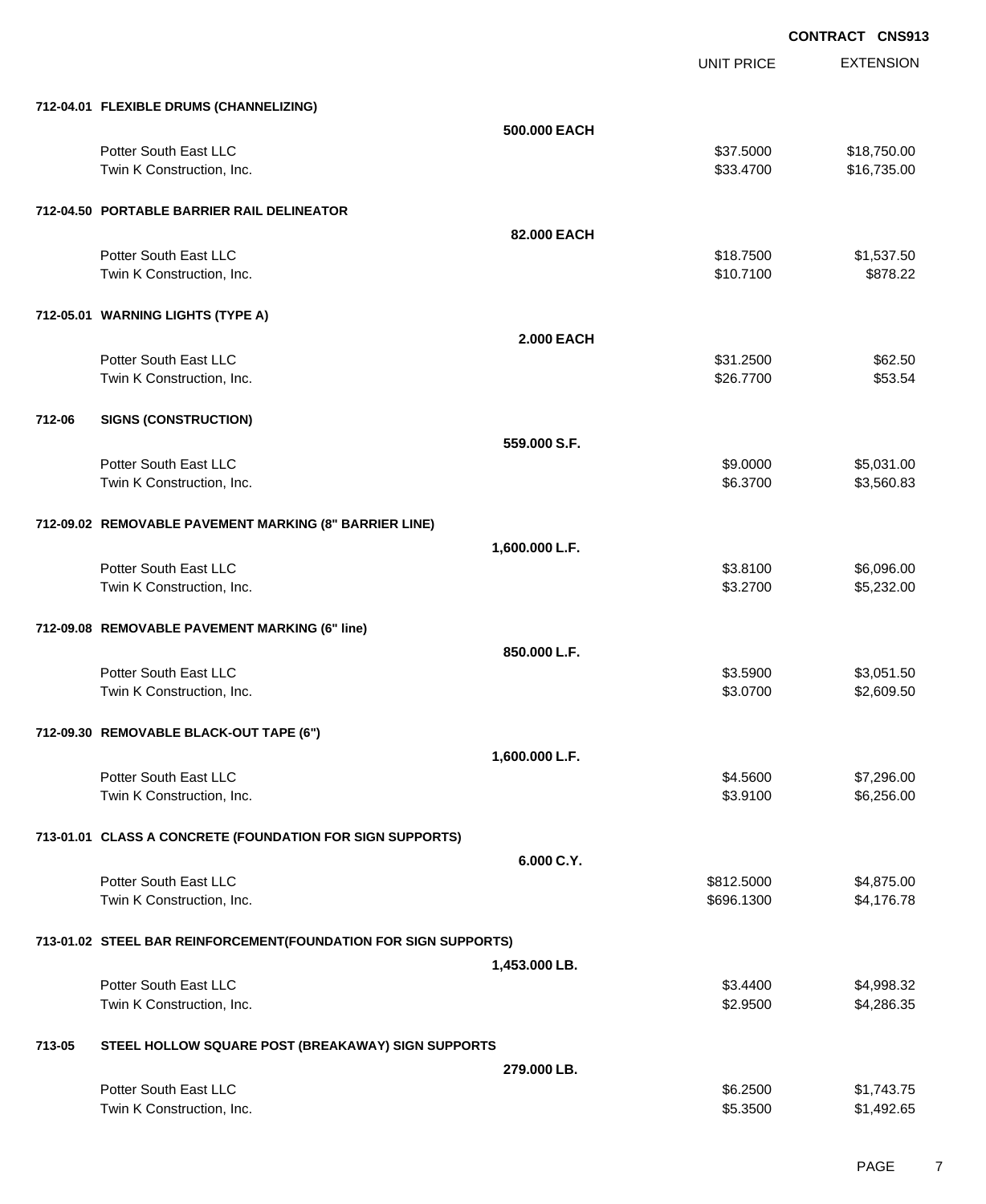CONTRACT CNS913

| | | UNIT PRICE | EXTENSION |
|---|---|---|---|
| **712-04.01 FLEXIBLE DRUMS (CHANNELIZING)** | | | |
| | **500.000 EACH** | | |
| Potter South East LLC | | $37.5000 | $18,750.00 |
| Twin K Construction, Inc. | | $33.4700 | $16,735.00 |
| **712-04.50 PORTABLE BARRIER RAIL DELINEATOR** | | | |
| | **82.000 EACH** | | |
| Potter South East LLC | | $18.7500 | $1,537.50 |
| Twin K Construction, Inc. | | $10.7100 | $878.22 |
| **712-05.01 WARNING LIGHTS (TYPE A)** | | | |
| | **2.000 EACH** | | |
| Potter South East LLC | | $31.2500 | $62.50 |
| Twin K Construction, Inc. | | $26.7700 | $53.54 |
| **712-06 SIGNS (CONSTRUCTION)** | | | |
| | **559.000 S.F.** | | |
| Potter South East LLC | | $9.0000 | $5,031.00 |
| Twin K Construction, Inc. | | $6.3700 | $3,560.83 |
| **712-09.02 REMOVABLE PAVEMENT MARKING (8" BARRIER LINE)** | | | |
| | **1,600.000 L.F.** | | |
| Potter South East LLC | | $3.8100 | $6,096.00 |
| Twin K Construction, Inc. | | $3.2700 | $5,232.00 |
| **712-09.08 REMOVABLE PAVEMENT MARKING (6" line)** | | | |
| | **850.000 L.F.** | | |
| Potter South East LLC | | $3.5900 | $3,051.50 |
| Twin K Construction, Inc. | | $3.0700 | $2,609.50 |
| **712-09.30 REMOVABLE BLACK-OUT TAPE (6")** | | | |
| | **1,600.000 L.F.** | | |
| Potter South East LLC | | $4.5600 | $7,296.00 |
| Twin K Construction, Inc. | | $3.9100 | $6,256.00 |
| **713-01.01 CLASS A CONCRETE (FOUNDATION FOR SIGN SUPPORTS)** | | | |
| | **6.000 C.Y.** | | |
| Potter South East LLC | | $812.5000 | $4,875.00 |
| Twin K Construction, Inc. | | $696.1300 | $4,176.78 |
| **713-01.02 STEEL BAR REINFORCEMENT(FOUNDATION FOR SIGN SUPPORTS)** | | | |
| | **1,453.000 LB.** | | |
| Potter South East LLC | | $3.4400 | $4,998.32 |
| Twin K Construction, Inc. | | $2.9500 | $4,286.35 |
| **713-05 STEEL HOLLOW SQUARE POST (BREAKAWAY) SIGN SUPPORTS** | | | |
| | **279.000 LB.** | | |
| Potter South East LLC | | $6.2500 | $1,743.75 |
| Twin K Construction, Inc. | | $5.3500 | $1,492.65 |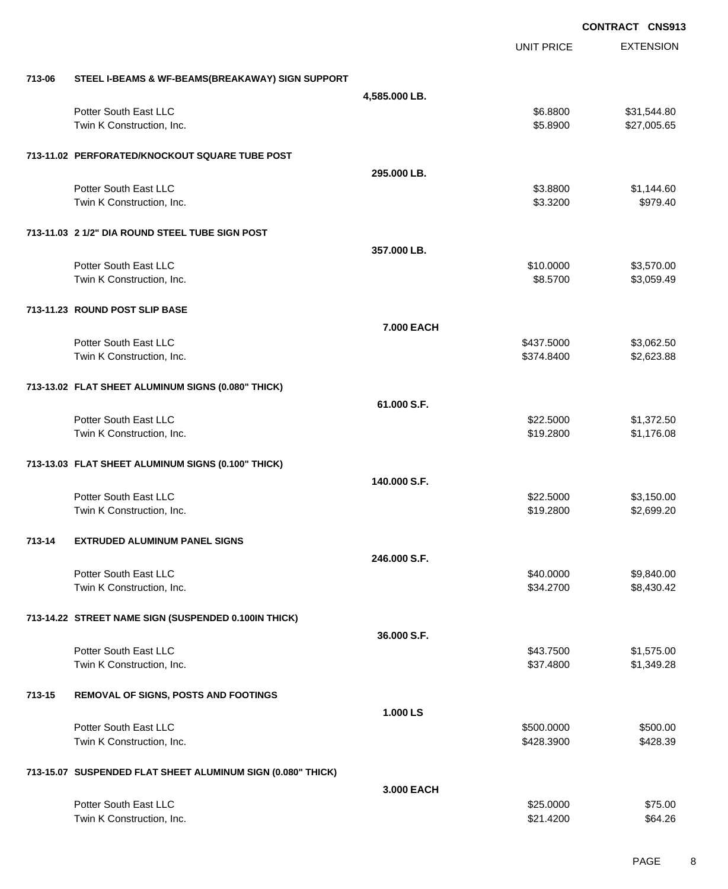**CONTRACT CNS913**

| | | | UNIT PRICE | EXTENSION |
|---|---|---|---|---|
| **713-06** | **STEEL I-BEAMS & WF-BEAMS(BREAKAWAY) SIGN SUPPORT** | | | |
| | | **4,585.000 LB.** | | |
| | Potter South East LLC | | $6.8800 | $31,544.80 |
| | Twin K Construction, Inc. | | $5.8900 | $27,005.65 |
| **713-11.02** | **PERFORATED/KNOCKOUT SQUARE TUBE POST** | | | |
| | | **295.000 LB.** | | |
| | Potter South East LLC | | $3.8800 | $1,144.60 |
| | Twin K Construction, Inc. | | $3.3200 | $979.40 |
| **713-11.03** | **2 1/2" DIA ROUND STEEL TUBE SIGN POST** | | | |
| | | **357.000 LB.** | | |
| | Potter South East LLC | | $10.0000 | $3,570.00 |
| | Twin K Construction, Inc. | | $8.5700 | $3,059.49 |
| **713-11.23** | **ROUND POST SLIP BASE** | | | |
| | | **7.000 EACH** | | |
| | Potter South East LLC | | $437.5000 | $3,062.50 |
| | Twin K Construction, Inc. | | $374.8400 | $2,623.88 |
| **713-13.02** | **FLAT SHEET ALUMINUM SIGNS (0.080" THICK)** | | | |
| | | **61.000 S.F.** | | |
| | Potter South East LLC | | $22.5000 | $1,372.50 |
| | Twin K Construction, Inc. | | $19.2800 | $1,176.08 |
| **713-13.03** | **FLAT SHEET ALUMINUM SIGNS (0.100" THICK)** | | | |
| | | **140.000 S.F.** | | |
| | Potter South East LLC | | $22.5000 | $3,150.00 |
| | Twin K Construction, Inc. | | $19.2800 | $2,699.20 |
| **713-14** | **EXTRUDED ALUMINUM PANEL SIGNS** | | | |
| | | **246.000 S.F.** | | |
| | Potter South East LLC | | $40.0000 | $9,840.00 |
| | Twin K Construction, Inc. | | $34.2700 | $8,430.42 |
| **713-14.22** | **STREET NAME SIGN (SUSPENDED 0.100IN THICK)** | | | |
| | | **36.000 S.F.** | | |
| | Potter South East LLC | | $43.7500 | $1,575.00 |
| | Twin K Construction, Inc. | | $37.4800 | $1,349.28 |
| **713-15** | **REMOVAL OF SIGNS, POSTS AND FOOTINGS** | | | |
| | | **1.000 LS** | | |
| | Potter South East LLC | | $500.0000 | $500.00 |
| | Twin K Construction, Inc. | | $428.3900 | $428.39 |
| **713-15.07** | **SUSPENDED FLAT SHEET ALUMINUM SIGN (0.080" THICK)** | | | |
| | | **3.000 EACH** | | |
| | Potter South East LLC | | $25.0000 | $75.00 |
| | Twin K Construction, Inc. | | $21.4200 | $64.26 |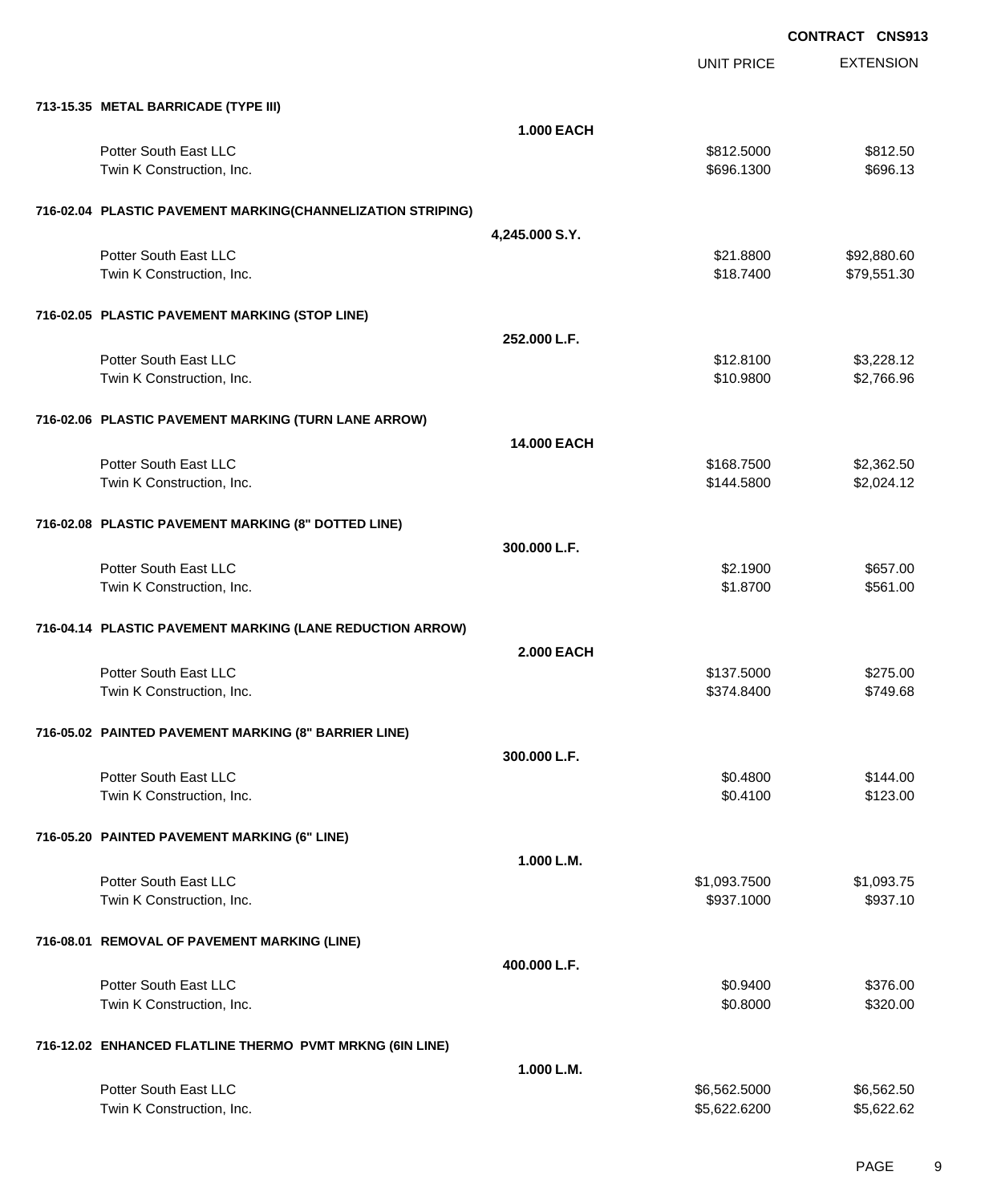**CONTRACT CNS913**

| | | UNIT PRICE | EXTENSION |
|---|---|---|---|
| **713-15.35 METAL BARRICADE (TYPE III)** | | | |
| | **1.000 EACH** | | |
| Potter South East LLC | | $812.5000 | $812.50 |
| Twin K Construction, Inc. | | $696.1300 | $696.13 |
| **716-02.04 PLASTIC PAVEMENT MARKING(CHANNELIZATION STRIPING)** | | | |
| | **4,245.000 S.Y.** | | |
| Potter South East LLC | | $21.8800 | $92,880.60 |
| Twin K Construction, Inc. | | $18.7400 | $79,551.30 |
| **716-02.05 PLASTIC PAVEMENT MARKING (STOP LINE)** | | | |
| | **252.000 L.F.** | | |
| Potter South East LLC | | $12.8100 | $3,228.12 |
| Twin K Construction, Inc. | | $10.9800 | $2,766.96 |
| **716-02.06 PLASTIC PAVEMENT MARKING (TURN LANE ARROW)** | | | |
| | **14.000 EACH** | | |
| Potter South East LLC | | $168.7500 | $2,362.50 |
| Twin K Construction, Inc. | | $144.5800 | $2,024.12 |
| **716-02.08 PLASTIC PAVEMENT MARKING (8" DOTTED LINE)** | | | |
| | **300.000 L.F.** | | |
| Potter South East LLC | | $2.1900 | $657.00 |
| Twin K Construction, Inc. | | $1.8700 | $561.00 |
| **716-04.14 PLASTIC PAVEMENT MARKING (LANE REDUCTION ARROW)** | | | |
| | **2.000 EACH** | | |
| Potter South East LLC | | $137.5000 | $275.00 |
| Twin K Construction, Inc. | | $374.8400 | $749.68 |
| **716-05.02 PAINTED PAVEMENT MARKING (8" BARRIER LINE)** | | | |
| | **300.000 L.F.** | | |
| Potter South East LLC | | $0.4800 | $144.00 |
| Twin K Construction, Inc. | | $0.4100 | $123.00 |
| **716-05.20 PAINTED PAVEMENT MARKING (6" LINE)** | | | |
| | **1.000 L.M.** | | |
| Potter South East LLC | | $1,093.7500 | $1,093.75 |
| Twin K Construction, Inc. | | $937.1000 | $937.10 |
| **716-08.01 REMOVAL OF PAVEMENT MARKING (LINE)** | | | |
| | **400.000 L.F.** | | |
| Potter South East LLC | | $0.9400 | $376.00 |
| Twin K Construction, Inc. | | $0.8000 | $320.00 |
| **716-12.02 ENHANCED FLATLINE THERMO PVMT MRKNG (6IN LINE)** | | | |
| | **1.000 L.M.** | | |
| Potter South East LLC | | $6,562.5000 | $6,562.50 |
| Twin K Construction, Inc. | | $5,622.6200 | $5,622.62 |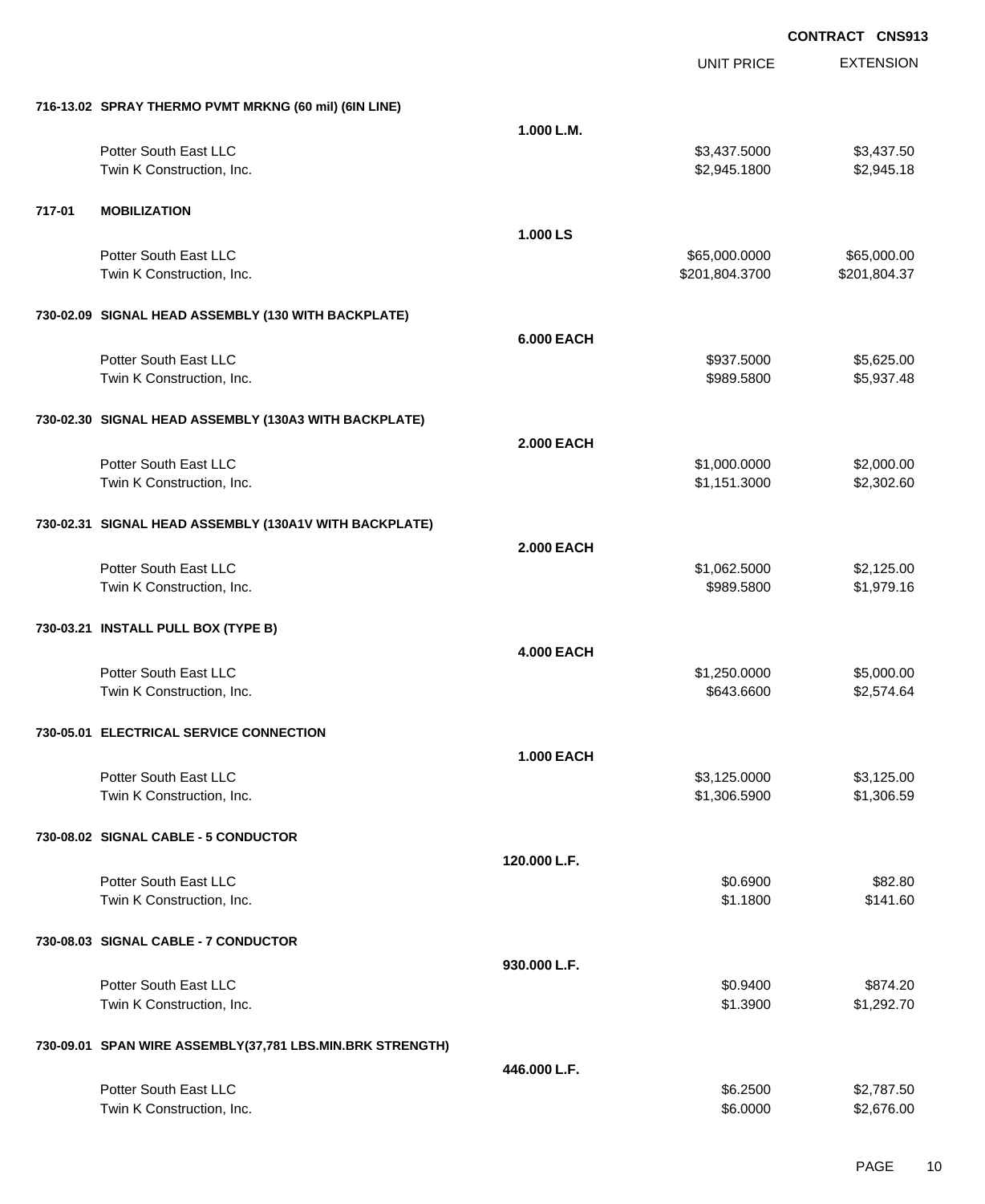**CONTRACT CNS913**

| | | | UNIT PRICE | EXTENSION |
|---|---|---|---|---|
| **716-13.02** | **SPRAY THERMO PVMT MRKNG (60 mil) (6IN LINE)** | | | |
| | | **1.000 L.M.** | | |
| | Potter South East LLC | | $3,437.5000 | $3,437.50 |
| | Twin K Construction, Inc. | | $2,945.1800 | $2,945.18 |
| **717-01** | **MOBILIZATION** | | | |
| | | **1.000 LS** | | |
| | Potter South East LLC | | $65,000.0000 | $65,000.00 |
| | Twin K Construction, Inc. | | $201,804.3700 | $201,804.37 |
| **730-02.09** | **SIGNAL HEAD ASSEMBLY (130 WITH BACKPLATE)** | | | |
| | | **6.000 EACH** | | |
| | Potter South East LLC | | $937.5000 | $5,625.00 |
| | Twin K Construction, Inc. | | $989.5800 | $5,937.48 |
| **730-02.30** | **SIGNAL HEAD ASSEMBLY (130A3 WITH BACKPLATE)** | | | |
| | | **2.000 EACH** | | |
| | Potter South East LLC | | $1,000.0000 | $2,000.00 |
| | Twin K Construction, Inc. | | $1,151.3000 | $2,302.60 |
| **730-02.31** | **SIGNAL HEAD ASSEMBLY (130A1V WITH BACKPLATE)** | | | |
| | | **2.000 EACH** | | |
| | Potter South East LLC | | $1,062.5000 | $2,125.00 |
| | Twin K Construction, Inc. | | $989.5800 | $1,979.16 |
| **730-03.21** | **INSTALL PULL BOX (TYPE B)** | | | |
| | | **4.000 EACH** | | |
| | Potter South East LLC | | $1,250.0000 | $5,000.00 |
| | Twin K Construction, Inc. | | $643.6600 | $2,574.64 |
| **730-05.01** | **ELECTRICAL SERVICE CONNECTION** | | | |
| | | **1.000 EACH** | | |
| | Potter South East LLC | | $3,125.0000 | $3,125.00 |
| | Twin K Construction, Inc. | | $1,306.5900 | $1,306.59 |
| **730-08.02** | **SIGNAL CABLE - 5 CONDUCTOR** | | | |
| | | **120.000 L.F.** | | |
| | Potter South East LLC | | $0.6900 | $82.80 |
| | Twin K Construction, Inc. | | $1.1800 | $141.60 |
| **730-08.03** | **SIGNAL CABLE - 7 CONDUCTOR** | | | |
| | | **930.000 L.F.** | | |
| | Potter South East LLC | | $0.9400 | $874.20 |
| | Twin K Construction, Inc. | | $1.3900 | $1,292.70 |
| **730-09.01** | **SPAN WIRE ASSEMBLY(37,781 LBS.MIN.BRK STRENGTH)** | | | |
| | | **446.000 L.F.** | | |
| | Potter South East LLC | | $6.2500 | $2,787.50 |
| | Twin K Construction, Inc. | | $6.0000 | $2,676.00 |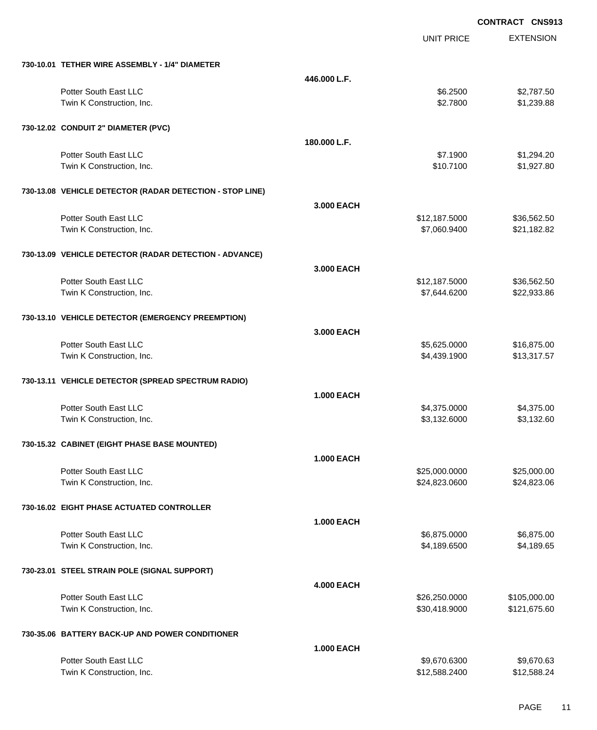**CONTRACT CNS913**

| | | UNIT PRICE | EXTENSION |
|---|---|---|---|
| **730-10.01 TETHER WIRE ASSEMBLY - 1/4" DIAMETER** | | | |
| | **446.000 L.F.** | | |
| Potter South East LLC | | $6.2500 | $2,787.50 |
| Twin K Construction, Inc. | | $2.7800 | $1,239.88 |
| **730-12.02 CONDUIT 2" DIAMETER (PVC)** | | | |
| | **180.000 L.F.** | | |
| Potter South East LLC | | $7.1900 | $1,294.20 |
| Twin K Construction, Inc. | | $10.7100 | $1,927.80 |
| **730-13.08 VEHICLE DETECTOR (RADAR DETECTION - STOP LINE)** | | | |
| | **3.000 EACH** | | |
| Potter South East LLC | | $12,187.5000 | $36,562.50 |
| Twin K Construction, Inc. | | $7,060.9400 | $21,182.82 |
| **730-13.09 VEHICLE DETECTOR (RADAR DETECTION - ADVANCE)** | | | |
| | **3.000 EACH** | | |
| Potter South East LLC | | $12,187.5000 | $36,562.50 |
| Twin K Construction, Inc. | | $7,644.6200 | $22,933.86 |
| **730-13.10 VEHICLE DETECTOR (EMERGENCY PREEMPTION)** | | | |
| | **3.000 EACH** | | |
| Potter South East LLC | | $5,625.0000 | $16,875.00 |
| Twin K Construction, Inc. | | $4,439.1900 | $13,317.57 |
| **730-13.11 VEHICLE DETECTOR (SPREAD SPECTRUM RADIO)** | | | |
| | **1.000 EACH** | | |
| Potter South East LLC | | $4,375.0000 | $4,375.00 |
| Twin K Construction, Inc. | | $3,132.6000 | $3,132.60 |
| **730-15.32 CABINET (EIGHT PHASE BASE MOUNTED)** | | | |
| | **1.000 EACH** | | |
| Potter South East LLC | | $25,000.0000 | $25,000.00 |
| Twin K Construction, Inc. | | $24,823.0600 | $24,823.06 |
| **730-16.02 EIGHT PHASE ACTUATED CONTROLLER** | | | |
| | **1.000 EACH** | | |
| Potter South East LLC | | $6,875.0000 | $6,875.00 |
| Twin K Construction, Inc. | | $4,189.6500 | $4,189.65 |
| **730-23.01 STEEL STRAIN POLE (SIGNAL SUPPORT)** | | | |
| | **4.000 EACH** | | |
| Potter South East LLC | | $26,250.0000 | $105,000.00 |
| Twin K Construction, Inc. | | $30,418.9000 | $121,675.60 |
| **730-35.06 BATTERY BACK-UP AND POWER CONDITIONER** | | | |
| | **1.000 EACH** | | |
| Potter South East LLC | | $9,670.6300 | $9,670.63 |
| Twin K Construction, Inc. | | $12,588.2400 | $12,588.24 |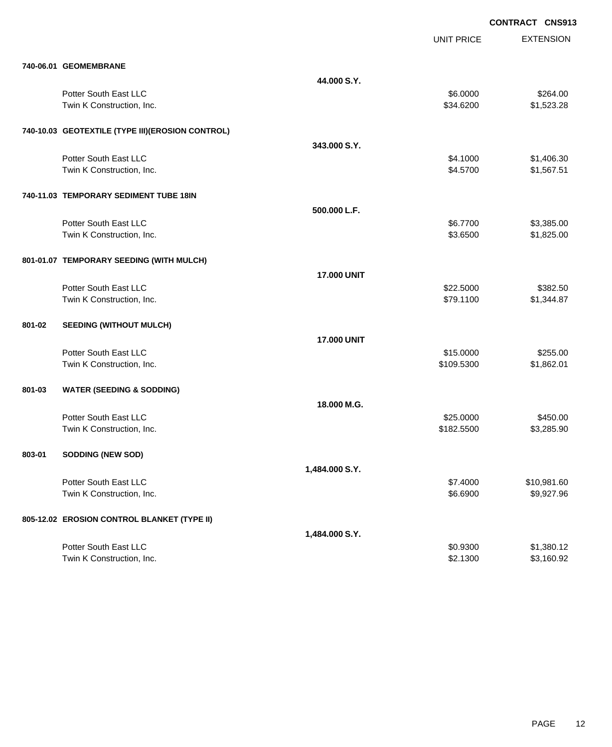**CONTRACT CNS913**

| | | UNIT PRICE | EXTENSION |
|---|---|---|---|
| **740-06.01 GEOMEMBRANE** | | | |
| | **44.000 S.Y.** | | |
| Potter South East LLC | | $6.0000 | $264.00 |
| Twin K Construction, Inc. | | $34.6200 | $1,523.28 |
| **740-10.03 GEOTEXTILE (TYPE III)(EROSION CONTROL)** | | | |
| | **343.000 S.Y.** | | |
| Potter South East LLC | | $4.1000 | $1,406.30 |
| Twin K Construction, Inc. | | $4.5700 | $1,567.51 |
| **740-11.03 TEMPORARY SEDIMENT TUBE 18IN** | | | |
| | **500.000 L.F.** | | |
| Potter South East LLC | | $6.7700 | $3,385.00 |
| Twin K Construction, Inc. | | $3.6500 | $1,825.00 |
| **801-01.07 TEMPORARY SEEDING (WITH MULCH)** | | | |
| | **17.000 UNIT** | | |
| Potter South East LLC | | $22.5000 | $382.50 |
| Twin K Construction, Inc. | | $79.1100 | $1,344.87 |
| **801-02 SEEDING (WITHOUT MULCH)** | | | |
| | **17.000 UNIT** | | |
| Potter South East LLC | | $15.0000 | $255.00 |
| Twin K Construction, Inc. | | $109.5300 | $1,862.01 |
| **801-03 WATER (SEEDING & SODDING)** | | | |
| | **18.000 M.G.** | | |
| Potter South East LLC | | $25.0000 | $450.00 |
| Twin K Construction, Inc. | | $182.5500 | $3,285.90 |
| **803-01 SODDING (NEW SOD)** | | | |
| | **1,484.000 S.Y.** | | |
| Potter South East LLC | | $7.4000 | $10,981.60 |
| Twin K Construction, Inc. | | $6.6900 | $9,927.96 |
| **805-12.02 EROSION CONTROL BLANKET (TYPE II)** | | | |
| | **1,484.000 S.Y.** | | |
| Potter South East LLC | | $0.9300 | $1,380.12 |
| Twin K Construction, Inc. | | $2.1300 | $3,160.92 |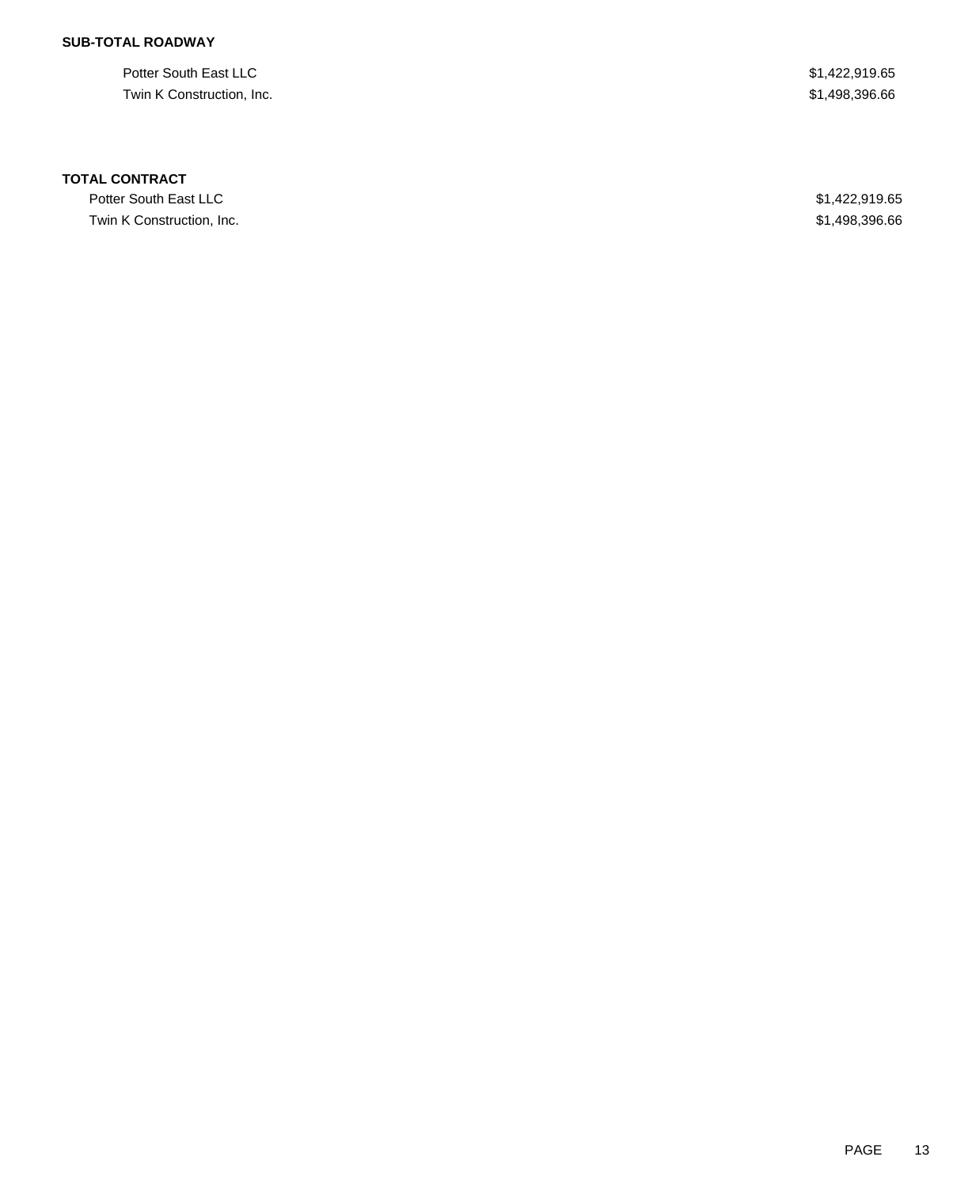**SUB-TOTAL ROADWAY**

| | |
|---|---|
| Potter South East LLC | $1,422,919.65 |
| Twin K Construction, Inc. | $1,498,396.66 |

**TOTAL CONTRACT**

| | |
|---|---|
| Potter South East LLC | $1,422,919.65 |
| Twin K Construction, Inc. | $1,498,396.66 |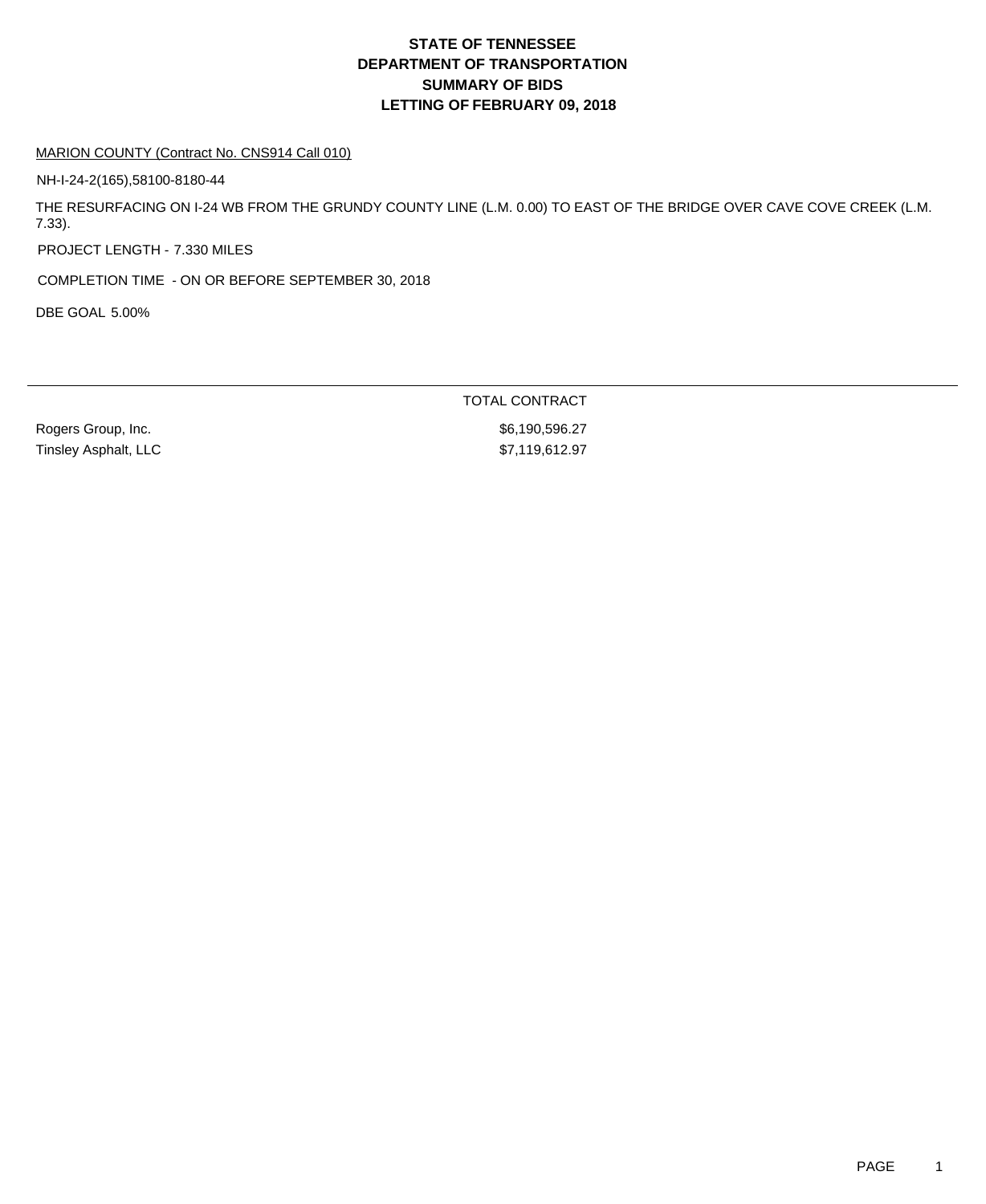# STATE OF TENNESSEE
# DEPARTMENT OF TRANSPORTATION
# SUMMARY OF BIDS
# LETTING OF FEBRUARY 09, 2018

MARION COUNTY (Contract No. CNS914 Call 010)

NH-I-24-2(165),58100-8180-44

THE RESURFACING ON I-24 WB FROM THE GRUNDY COUNTY LINE (L.M. 0.00) TO EAST OF THE BRIDGE OVER CAVE COVE CREEK (L.M. 7.33).

PROJECT LENGTH - 7.330 MILES

COMPLETION TIME - ON OR BEFORE SEPTEMBER 30, 2018

DBE GOAL 5.00%

| | TOTAL CONTRACT |
|---|---|
| Rogers Group, Inc. | $6,190,596.27 |
| Tinsley Asphalt, LLC | $7,119,612.97 |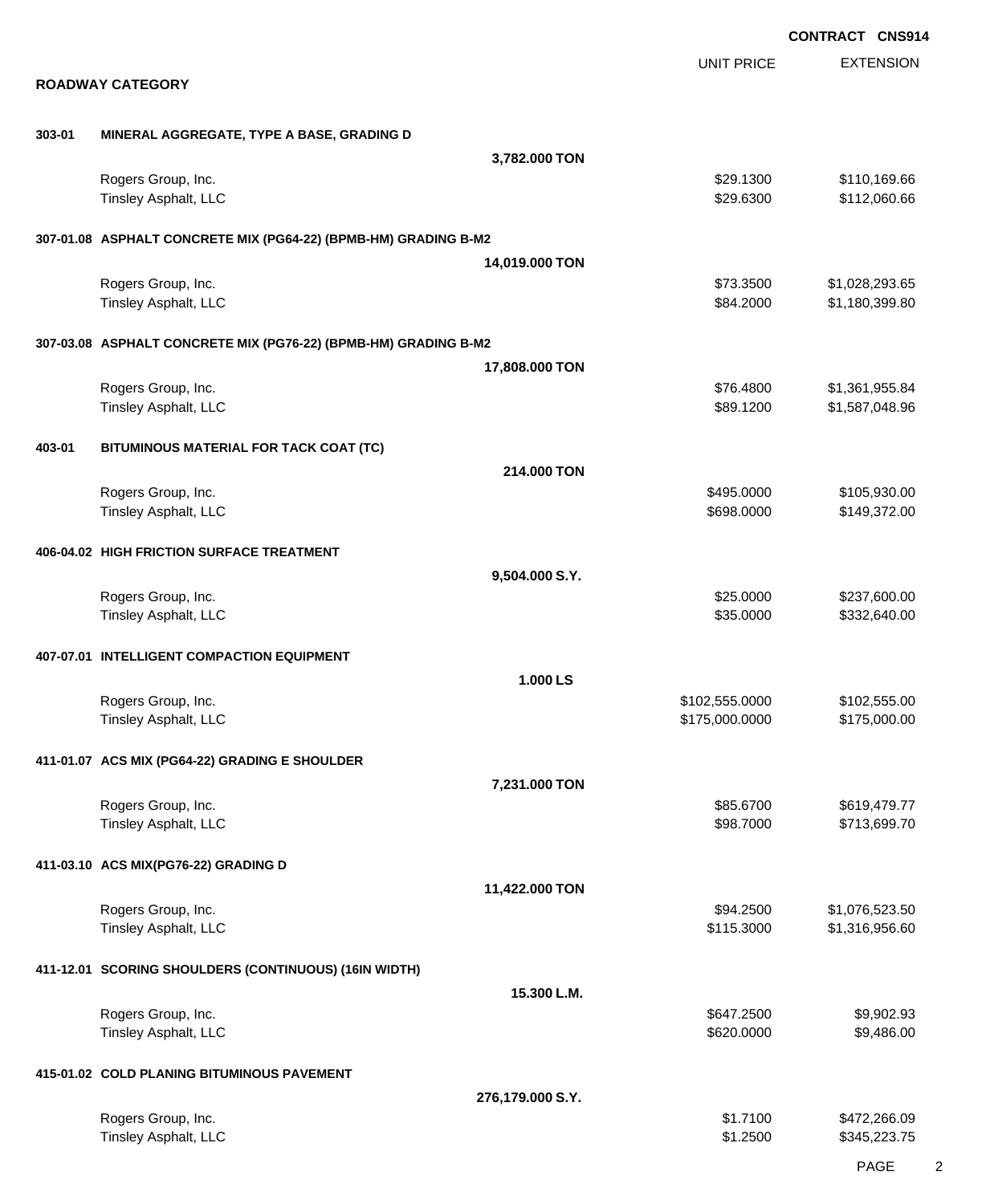**CONTRACT CNS914**

## ROADWAY CATEGORY

| | | UNIT PRICE | EXTENSION |
|---|---|---|---|
| **303-01** | **MINERAL AGGREGATE, TYPE A BASE, GRADING D** | | |
| | **3,782.000 TON** | | |
| | Rogers Group, Inc. | $29.1300 | $110,169.66 |
| | Tinsley Asphalt, LLC | $29.6300 | $112,060.66 |
| **307-01.08** | **ASPHALT CONCRETE MIX (PG64-22) (BPMB-HM) GRADING B-M2** | | |
| | **14,019.000 TON** | | |
| | Rogers Group, Inc. | $73.3500 | $1,028,293.65 |
| | Tinsley Asphalt, LLC | $84.2000 | $1,180,399.80 |
| **307-03.08** | **ASPHALT CONCRETE MIX (PG76-22) (BPMB-HM) GRADING B-M2** | | |
| | **17,808.000 TON** | | |
| | Rogers Group, Inc. | $76.4800 | $1,361,955.84 |
| | Tinsley Asphalt, LLC | $89.1200 | $1,587,048.96 |
| **403-01** | **BITUMINOUS MATERIAL FOR TACK COAT (TC)** | | |
| | **214.000 TON** | | |
| | Rogers Group, Inc. | $495.0000 | $105,930.00 |
| | Tinsley Asphalt, LLC | $698.0000 | $149,372.00 |
| **406-04.02** | **HIGH FRICTION SURFACE TREATMENT** | | |
| | **9,504.000 S.Y.** | | |
| | Rogers Group, Inc. | $25.0000 | $237,600.00 |
| | Tinsley Asphalt, LLC | $35.0000 | $332,640.00 |
| **407-07.01** | **INTELLIGENT COMPACTION EQUIPMENT** | | |
| | **1.000 LS** | | |
| | Rogers Group, Inc. | $102,555.0000 | $102,555.00 |
| | Tinsley Asphalt, LLC | $175,000.0000 | $175,000.00 |
| **411-01.07** | **ACS MIX (PG64-22) GRADING E SHOULDER** | | |
| | **7,231.000 TON** | | |
| | Rogers Group, Inc. | $85.6700 | $619,479.77 |
| | Tinsley Asphalt, LLC | $98.7000 | $713,699.70 |
| **411-03.10** | **ACS MIX(PG76-22) GRADING D** | | |
| | **11,422.000 TON** | | |
| | Rogers Group, Inc. | $94.2500 | $1,076,523.50 |
| | Tinsley Asphalt, LLC | $115.3000 | $1,316,956.60 |
| **411-12.01** | **SCORING SHOULDERS (CONTINUOUS) (16IN WIDTH)** | | |
| | **15.300 L.M.** | | |
| | Rogers Group, Inc. | $647.2500 | $9,902.93 |
| | Tinsley Asphalt, LLC | $620.0000 | $9,486.00 |
| **415-01.02** | **COLD PLANING BITUMINOUS PAVEMENT** | | |
| | **276,179.000 S.Y.** | | |
| | Rogers Group, Inc. | $1.7100 | $472,266.09 |
| | Tinsley Asphalt, LLC | $1.2500 | $345,223.75 |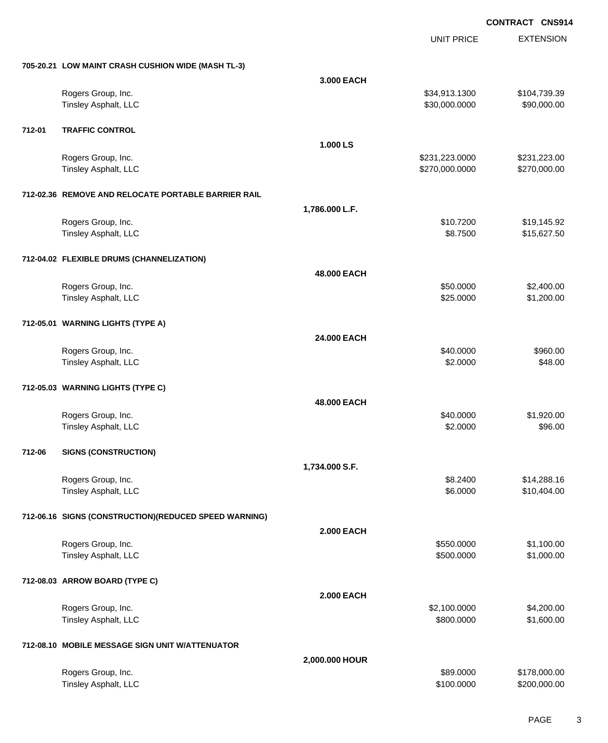CONTRACT CNS914

| | | | UNIT PRICE | EXTENSION |
|---|---|---|---|---|
| **705-20.21** | **LOW MAINT CRASH CUSHION WIDE (MASH TL-3)** | | | |
| | | **3.000 EACH** | | |
| | Rogers Group, Inc. | | $34,913.1300 | $104,739.39 |
| | Tinsley Asphalt, LLC | | $30,000.0000 | $90,000.00 |
| **712-01** | **TRAFFIC CONTROL** | | | |
| | | **1.000 LS** | | |
| | Rogers Group, Inc. | | $231,223.0000 | $231,223.00 |
| | Tinsley Asphalt, LLC | | $270,000.0000 | $270,000.00 |
| **712-02.36** | **REMOVE AND RELOCATE PORTABLE BARRIER RAIL** | | | |
| | | **1,786.000 L.F.** | | |
| | Rogers Group, Inc. | | $10.7200 | $19,145.92 |
| | Tinsley Asphalt, LLC | | $8.7500 | $15,627.50 |
| **712-04.02** | **FLEXIBLE DRUMS (CHANNELIZATION)** | | | |
| | | **48.000 EACH** | | |
| | Rogers Group, Inc. | | $50.0000 | $2,400.00 |
| | Tinsley Asphalt, LLC | | $25.0000 | $1,200.00 |
| **712-05.01** | **WARNING LIGHTS (TYPE A)** | | | |
| | | **24.000 EACH** | | |
| | Rogers Group, Inc. | | $40.0000 | $960.00 |
| | Tinsley Asphalt, LLC | | $2.0000 | $48.00 |
| **712-05.03** | **WARNING LIGHTS (TYPE C)** | | | |
| | | **48.000 EACH** | | |
| | Rogers Group, Inc. | | $40.0000 | $1,920.00 |
| | Tinsley Asphalt, LLC | | $2.0000 | $96.00 |
| **712-06** | **SIGNS (CONSTRUCTION)** | | | |
| | | **1,734.000 S.F.** | | |
| | Rogers Group, Inc. | | $8.2400 | $14,288.16 |
| | Tinsley Asphalt, LLC | | $6.0000 | $10,404.00 |
| **712-06.16** | **SIGNS (CONSTRUCTION)(REDUCED SPEED WARNING)** | | | |
| | | **2.000 EACH** | | |
| | Rogers Group, Inc. | | $550.0000 | $1,100.00 |
| | Tinsley Asphalt, LLC | | $500.0000 | $1,000.00 |
| **712-08.03** | **ARROW BOARD (TYPE C)** | | | |
| | | **2.000 EACH** | | |
| | Rogers Group, Inc. | | $2,100.0000 | $4,200.00 |
| | Tinsley Asphalt, LLC | | $800.0000 | $1,600.00 |
| **712-08.10** | **MOBILE MESSAGE SIGN UNIT W/ATTENUATOR** | | | |
| | | **2,000.000 HOUR** | | |
| | Rogers Group, Inc. | | $89.0000 | $178,000.00 |
| | Tinsley Asphalt, LLC | | $100.0000 | $200,000.00 |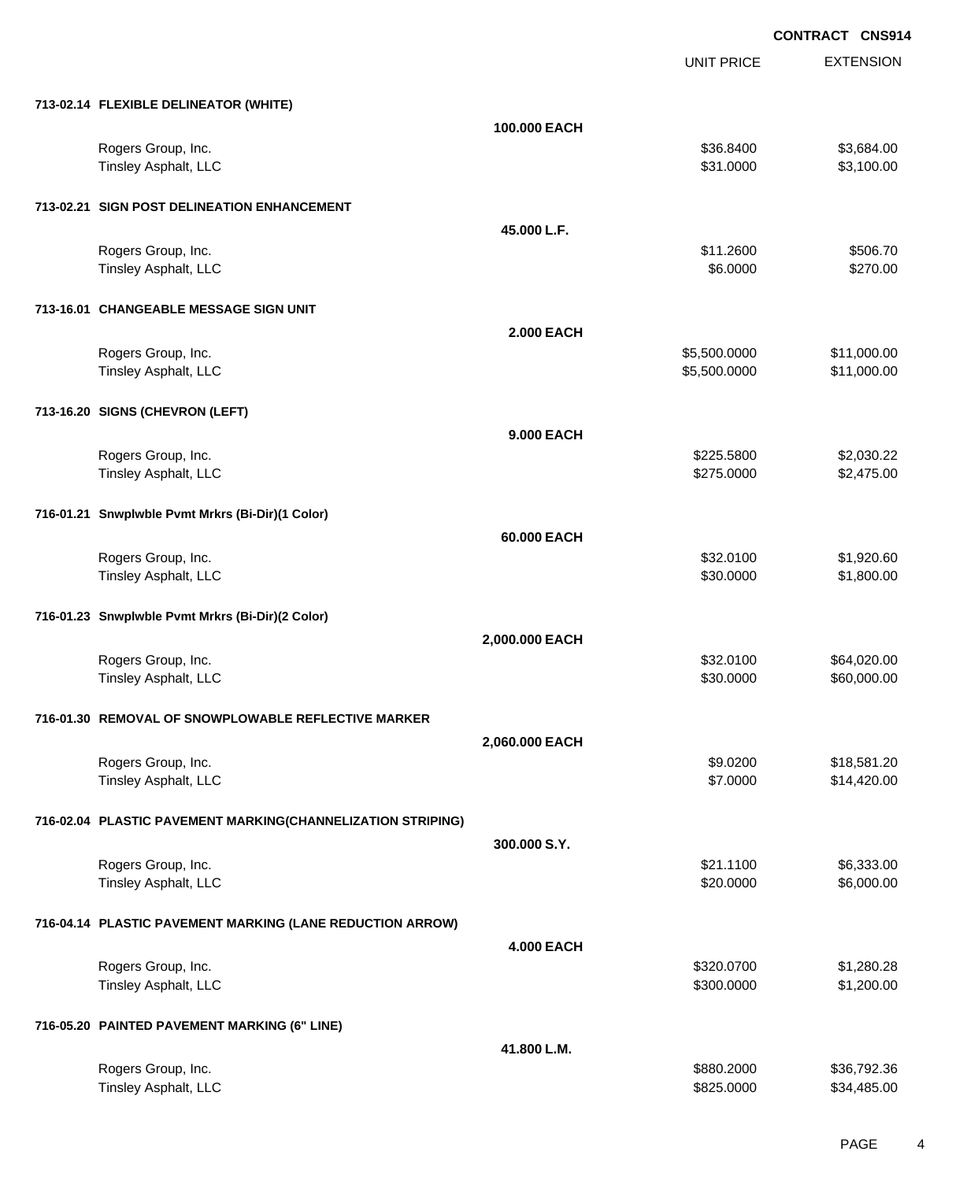**CONTRACT CNS914**

| | | UNIT PRICE | EXTENSION |
|---|---|---|---|
| **713-02.14 FLEXIBLE DELINEATOR (WHITE)** | | | |
| | **100.000 EACH** | | |
| Rogers Group, Inc. | | $36.8400 | $3,684.00 |
| Tinsley Asphalt, LLC | | $31.0000 | $3,100.00 |
| **713-02.21 SIGN POST DELINEATION ENHANCEMENT** | | | |
| | **45.000 L.F.** | | |
| Rogers Group, Inc. | | $11.2600 | $506.70 |
| Tinsley Asphalt, LLC | | $6.0000 | $270.00 |
| **713-16.01 CHANGEABLE MESSAGE SIGN UNIT** | | | |
| | **2.000 EACH** | | |
| Rogers Group, Inc. | | $5,500.0000 | $11,000.00 |
| Tinsley Asphalt, LLC | | $5,500.0000 | $11,000.00 |
| **713-16.20 SIGNS (CHEVRON (LEFT)** | | | |
| | **9.000 EACH** | | |
| Rogers Group, Inc. | | $225.5800 | $2,030.22 |
| Tinsley Asphalt, LLC | | $275.0000 | $2,475.00 |
| **716-01.21 Snwplwble Pvmt Mrkrs (Bi-Dir)(1 Color)** | | | |
| | **60.000 EACH** | | |
| Rogers Group, Inc. | | $32.0100 | $1,920.60 |
| Tinsley Asphalt, LLC | | $30.0000 | $1,800.00 |
| **716-01.23 Snwplwble Pvmt Mrkrs (Bi-Dir)(2 Color)** | | | |
| | **2,000.000 EACH** | | |
| Rogers Group, Inc. | | $32.0100 | $64,020.00 |
| Tinsley Asphalt, LLC | | $30.0000 | $60,000.00 |
| **716-01.30 REMOVAL OF SNOWPLOWABLE REFLECTIVE MARKER** | | | |
| | **2,060.000 EACH** | | |
| Rogers Group, Inc. | | $9.0200 | $18,581.20 |
| Tinsley Asphalt, LLC | | $7.0000 | $14,420.00 |
| **716-02.04 PLASTIC PAVEMENT MARKING(CHANNELIZATION STRIPING)** | | | |
| | **300.000 S.Y.** | | |
| Rogers Group, Inc. | | $21.1100 | $6,333.00 |
| Tinsley Asphalt, LLC | | $20.0000 | $6,000.00 |
| **716-04.14 PLASTIC PAVEMENT MARKING (LANE REDUCTION ARROW)** | | | |
| | **4.000 EACH** | | |
| Rogers Group, Inc. | | $320.0700 | $1,280.28 |
| Tinsley Asphalt, LLC | | $300.0000 | $1,200.00 |
| **716-05.20 PAINTED PAVEMENT MARKING (6" LINE)** | | | |
| | **41.800 L.M.** | | |
| Rogers Group, Inc. | | $880.2000 | $36,792.36 |
| Tinsley Asphalt, LLC | | $825.0000 | $34,485.00 |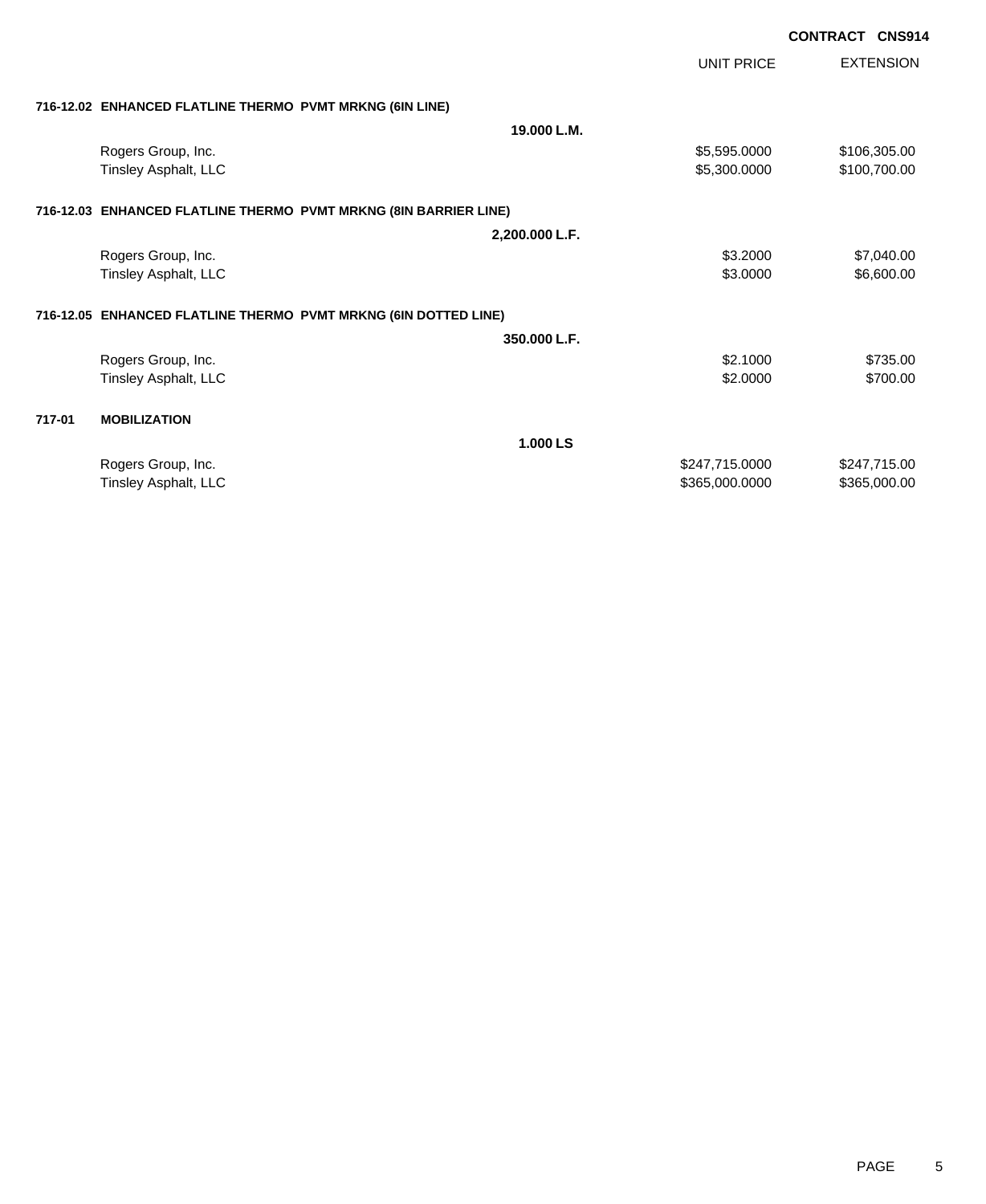**CONTRACT CNS914**

| | | UNIT PRICE | EXTENSION |
|---|---|---|---|
| **716-12.02** | **ENHANCED FLATLINE THERMO PVMT MRKNG (6IN LINE)** | | |
| | **19.000 L.M.** | | |
| | Rogers Group, Inc. | $5,595.0000 | $106,305.00 |
| | Tinsley Asphalt, LLC | $5,300.0000 | $100,700.00 |
| **716-12.03** | **ENHANCED FLATLINE THERMO PVMT MRKNG (8IN BARRIER LINE)** | | |
| | **2,200.000 L.F.** | | |
| | Rogers Group, Inc. | $3.2000 | $7,040.00 |
| | Tinsley Asphalt, LLC | $3.0000 | $6,600.00 |
| **716-12.05** | **ENHANCED FLATLINE THERMO PVMT MRKNG (6IN DOTTED LINE)** | | |
| | **350.000 L.F.** | | |
| | Rogers Group, Inc. | $2.1000 | $735.00 |
| | Tinsley Asphalt, LLC | $2.0000 | $700.00 |
| **717-01** | **MOBILIZATION** | | |
| | **1.000 LS** | | |
| | Rogers Group, Inc. | $247,715.0000 | $247,715.00 |
| | Tinsley Asphalt, LLC | $365,000.0000 | $365,000.00 |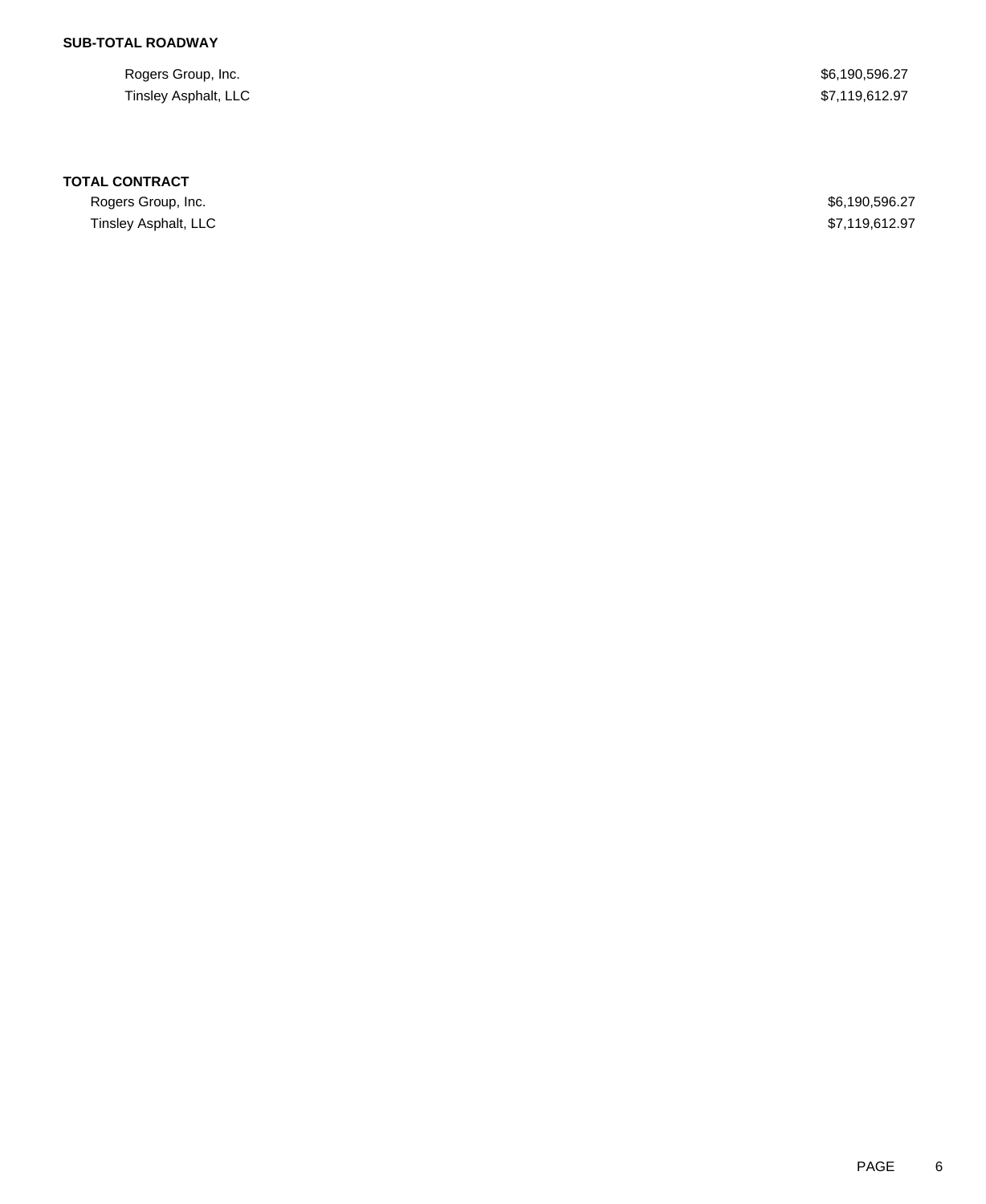**SUB-TOTAL ROADWAY**

| | |
|---|---|
| Rogers Group, Inc. | $6,190,596.27 |
| Tinsley Asphalt, LLC | $7,119,612.97 |

**TOTAL CONTRACT**

| | |
|---|---|
| Rogers Group, Inc. | $6,190,596.27 |
| Tinsley Asphalt, LLC | $7,119,612.97 |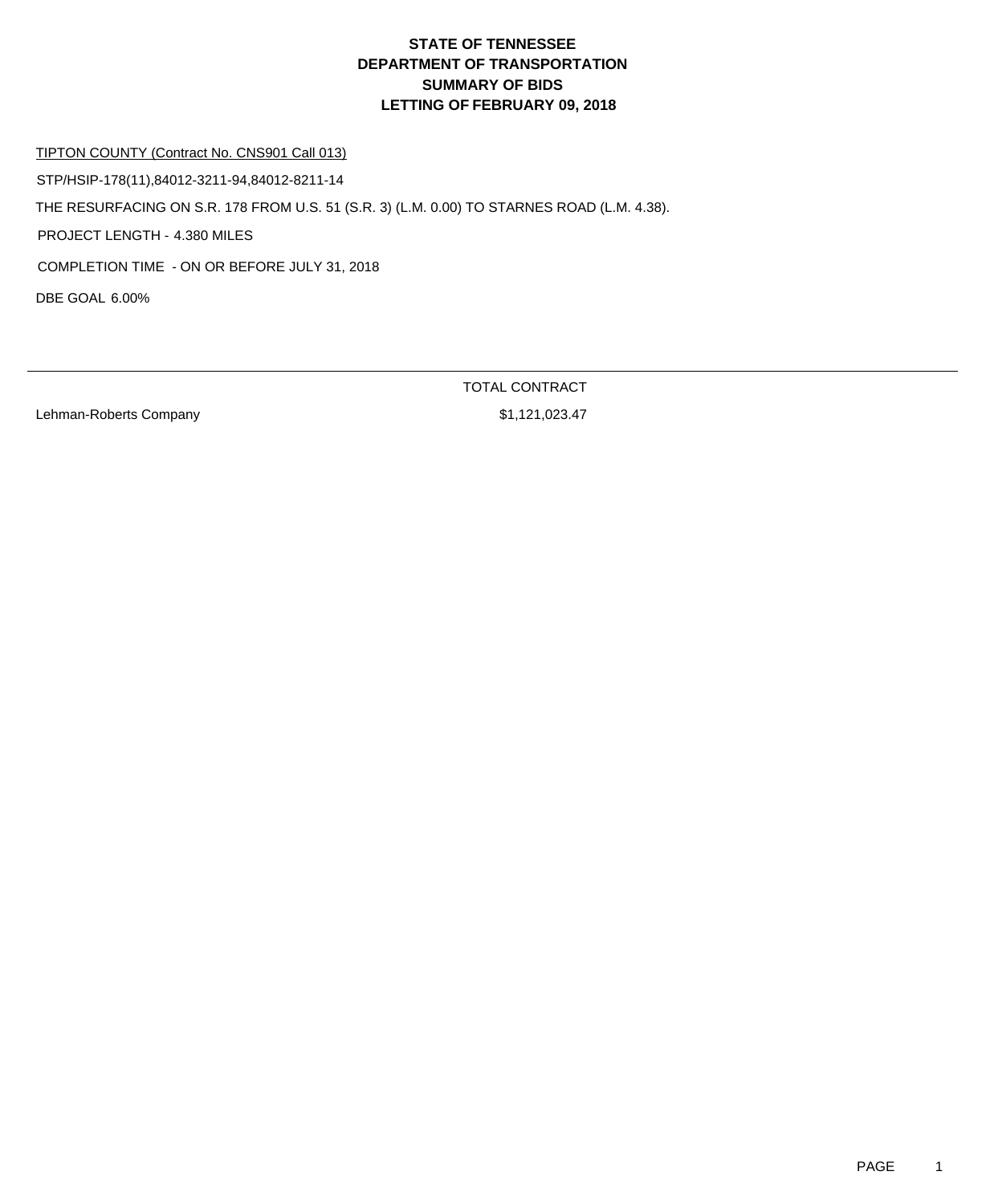# STATE OF TENNESSEE
# DEPARTMENT OF TRANSPORTATION
# SUMMARY OF BIDS
# LETTING OF FEBRUARY 09, 2018

TIPTON COUNTY (Contract No. CNS901 Call 013)

STP/HSIP-178(11),84012-3211-94,84012-8211-14

THE RESURFACING ON S.R. 178 FROM U.S. 51 (S.R. 3) (L.M. 0.00) TO STARNES ROAD (L.M. 4.38).

PROJECT LENGTH - 4.380 MILES

COMPLETION TIME - ON OR BEFORE JULY 31, 2018

DBE GOAL 6.00%

| | TOTAL CONTRACT |
|---|---|
| Lehman-Roberts Company | $1,121,023.47 |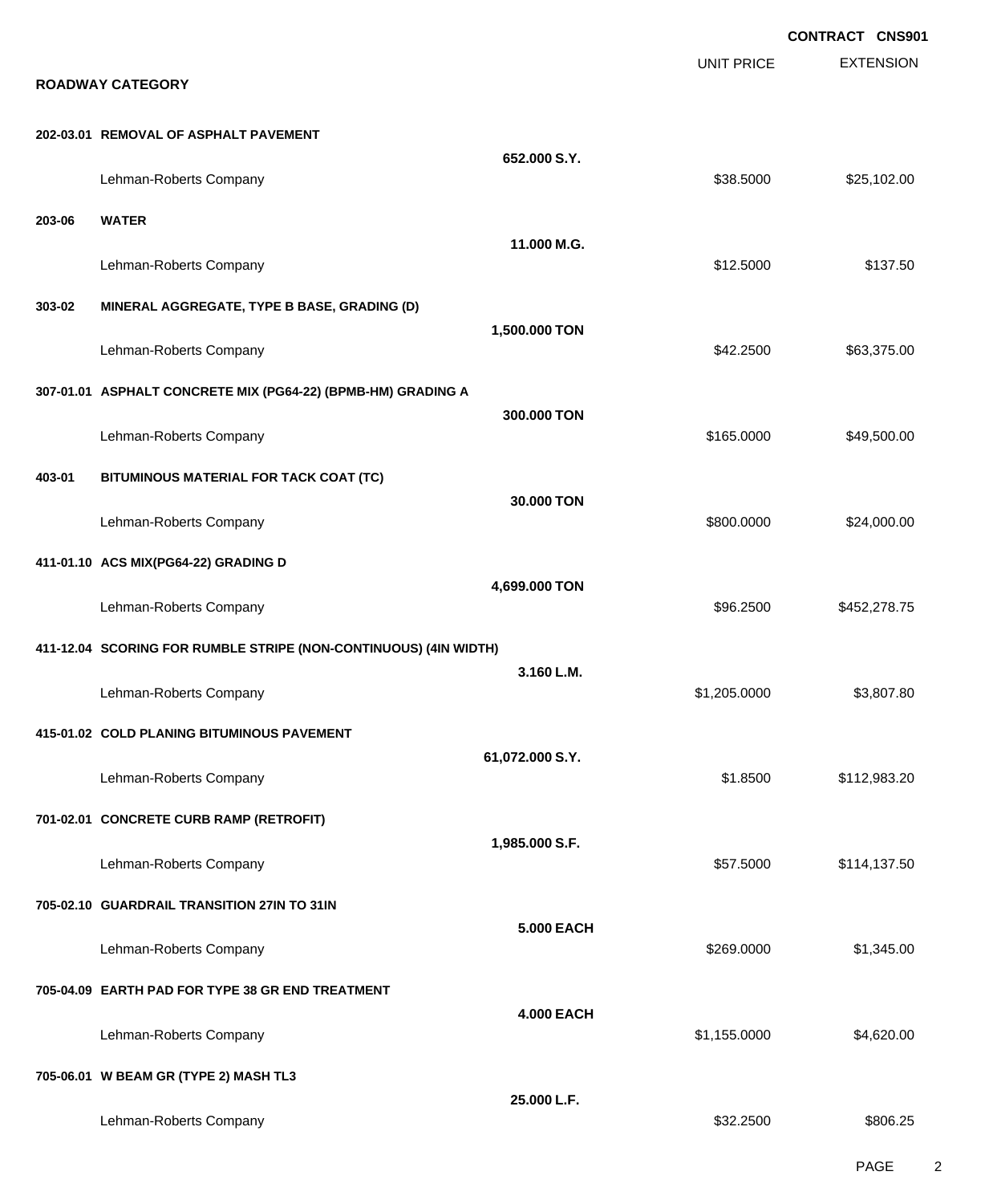**CONTRACT CNS901**

## ROADWAY CATEGORY

| | | | UNIT PRICE | EXTENSION |
|---|---|---|---|---|
| **202-03.01** | **REMOVAL OF ASPHALT PAVEMENT** | | | |
| | | **652.000 S.Y.** | | |
| | Lehman-Roberts Company | | $38.5000 | $25,102.00 |
| **203-06** | **WATER** | | | |
| | | **11.000 M.G.** | | |
| | Lehman-Roberts Company | | $12.5000 | $137.50 |
| **303-02** | **MINERAL AGGREGATE, TYPE B BASE, GRADING (D)** | | | |
| | | **1,500.000 TON** | | |
| | Lehman-Roberts Company | | $42.2500 | $63,375.00 |
| **307-01.01** | **ASPHALT CONCRETE MIX (PG64-22) (BPMB-HM) GRADING A** | | | |
| | | **300.000 TON** | | |
| | Lehman-Roberts Company | | $165.0000 | $49,500.00 |
| **403-01** | **BITUMINOUS MATERIAL FOR TACK COAT (TC)** | | | |
| | | **30.000 TON** | | |
| | Lehman-Roberts Company | | $800.0000 | $24,000.00 |
| **411-01.10** | **ACS MIX(PG64-22) GRADING D** | | | |
| | | **4,699.000 TON** | | |
| | Lehman-Roberts Company | | $96.2500 | $452,278.75 |
| **411-12.04** | **SCORING FOR RUMBLE STRIPE (NON-CONTINUOUS) (4IN WIDTH)** | | | |
| | | **3.160 L.M.** | | |
| | Lehman-Roberts Company | | $1,205.0000 | $3,807.80 |
| **415-01.02** | **COLD PLANING BITUMINOUS PAVEMENT** | | | |
| | | **61,072.000 S.Y.** | | |
| | Lehman-Roberts Company | | $1.8500 | $112,983.20 |
| **701-02.01** | **CONCRETE CURB RAMP (RETROFIT)** | | | |
| | | **1,985.000 S.F.** | | |
| | Lehman-Roberts Company | | $57.5000 | $114,137.50 |
| **705-02.10** | **GUARDRAIL TRANSITION 27IN TO 31IN** | | | |
| | | **5.000 EACH** | | |
| | Lehman-Roberts Company | | $269.0000 | $1,345.00 |
| **705-04.09** | **EARTH PAD FOR TYPE 38 GR END TREATMENT** | | | |
| | | **4.000 EACH** | | |
| | Lehman-Roberts Company | | $1,155.0000 | $4,620.00 |
| **705-06.01** | **W BEAM GR (TYPE 2) MASH TL3** | | | |
| | | **25.000 L.F.** | | |
| | Lehman-Roberts Company | | $32.2500 | $806.25 |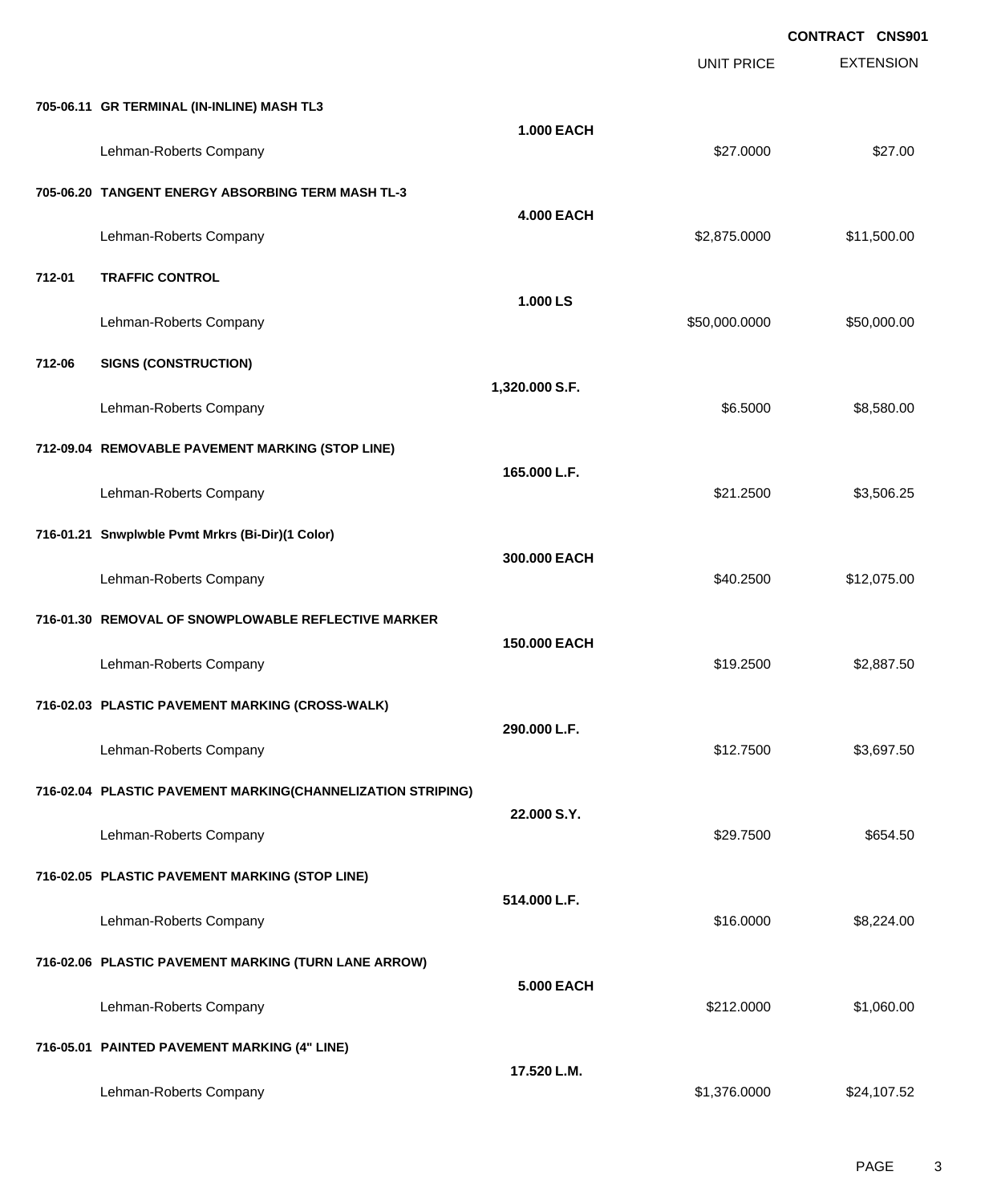**CONTRACT CNS901**

| | | | UNIT PRICE | EXTENSION |
|---|---|---|---|---|
| **705-06.11** | **GR TERMINAL (IN-INLINE) MASH TL3** | | | |
| | | **1.000 EACH** | | |
| | Lehman-Roberts Company | | $27.0000 | $27.00 |
| **705-06.20** | **TANGENT ENERGY ABSORBING TERM MASH TL-3** | | | |
| | | **4.000 EACH** | | |
| | Lehman-Roberts Company | | $2,875.0000 | $11,500.00 |
| **712-01** | **TRAFFIC CONTROL** | | | |
| | | **1.000 LS** | | |
| | Lehman-Roberts Company | | $50,000.0000 | $50,000.00 |
| **712-06** | **SIGNS (CONSTRUCTION)** | | | |
| | | **1,320.000 S.F.** | | |
| | Lehman-Roberts Company | | $6.5000 | $8,580.00 |
| **712-09.04** | **REMOVABLE PAVEMENT MARKING (STOP LINE)** | | | |
| | | **165.000 L.F.** | | |
| | Lehman-Roberts Company | | $21.2500 | $3,506.25 |
| **716-01.21** | **Snwplwble Pvmt Mrkrs (Bi-Dir)(1 Color)** | | | |
| | | **300.000 EACH** | | |
| | Lehman-Roberts Company | | $40.2500 | $12,075.00 |
| **716-01.30** | **REMOVAL OF SNOWPLOWABLE REFLECTIVE MARKER** | | | |
| | | **150.000 EACH** | | |
| | Lehman-Roberts Company | | $19.2500 | $2,887.50 |
| **716-02.03** | **PLASTIC PAVEMENT MARKING (CROSS-WALK)** | | | |
| | | **290.000 L.F.** | | |
| | Lehman-Roberts Company | | $12.7500 | $3,697.50 |
| **716-02.04** | **PLASTIC PAVEMENT MARKING(CHANNELIZATION STRIPING)** | | | |
| | | **22.000 S.Y.** | | |
| | Lehman-Roberts Company | | $29.7500 | $654.50 |
| **716-02.05** | **PLASTIC PAVEMENT MARKING (STOP LINE)** | | | |
| | | **514.000 L.F.** | | |
| | Lehman-Roberts Company | | $16.0000 | $8,224.00 |
| **716-02.06** | **PLASTIC PAVEMENT MARKING (TURN LANE ARROW)** | | | |
| | | **5.000 EACH** | | |
| | Lehman-Roberts Company | | $212.0000 | $1,060.00 |
| **716-05.01** | **PAINTED PAVEMENT MARKING (4" LINE)** | | | |
| | | **17.520 L.M.** | | |
| | Lehman-Roberts Company | | $1,376.0000 | $24,107.52 |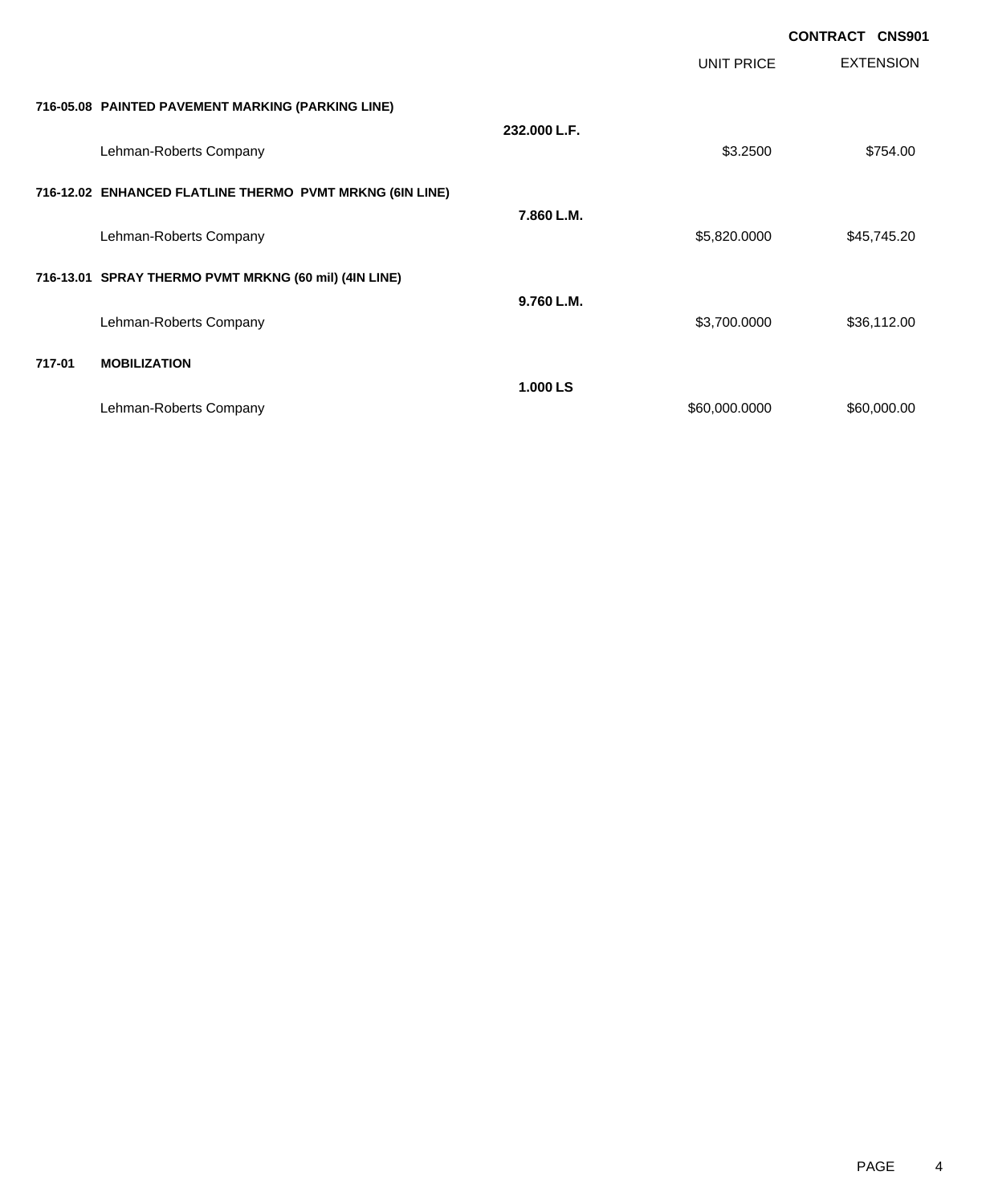**CONTRACT CNS901**

| | | | UNIT PRICE | EXTENSION |
|---|---|---|---|---|
| **716-05.08** | **PAINTED PAVEMENT MARKING (PARKING LINE)** | | | |
| | | **232.000 L.F.** | | |
| | Lehman-Roberts Company | | $3.2500 | $754.00 |
| **716-12.02** | **ENHANCED FLATLINE THERMO PVMT MRKNG (6IN LINE)** | | | |
| | | **7.860 L.M.** | | |
| | Lehman-Roberts Company | | $5,820.0000 | $45,745.20 |
| **716-13.01** | **SPRAY THERMO PVMT MRKNG (60 mil) (4IN LINE)** | | | |
| | | **9.760 L.M.** | | |
| | Lehman-Roberts Company | | $3,700.0000 | $36,112.00 |
| **717-01** | **MOBILIZATION** | | | |
| | | **1.000 LS** | | |
| | Lehman-Roberts Company | | $60,000.0000 | $60,000.00 |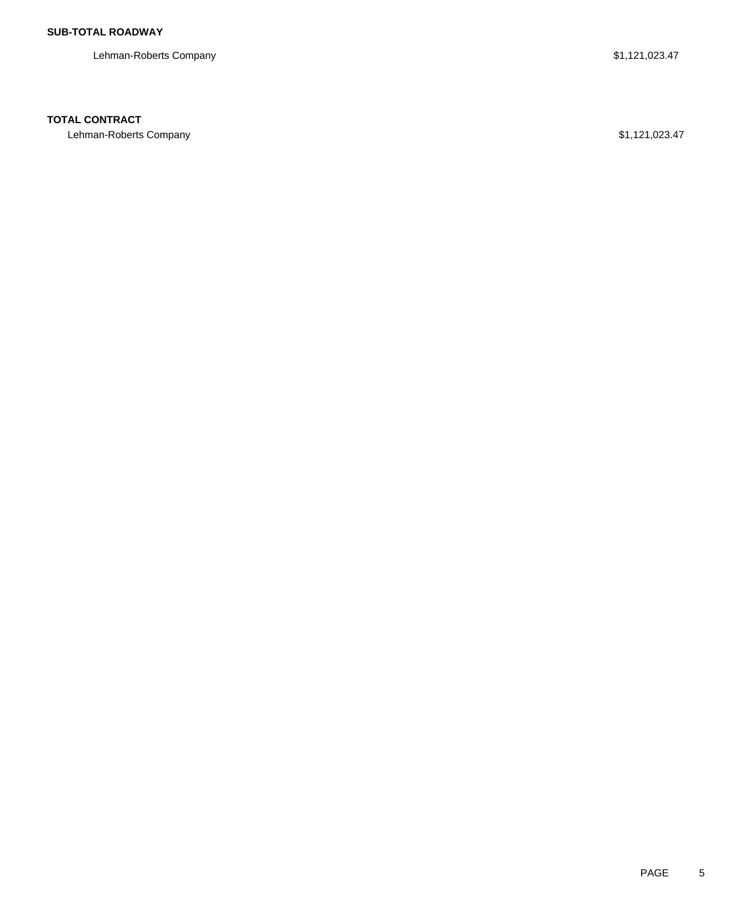**SUB-TOTAL ROADWAY**

| | |
|---|---|
| Lehman-Roberts Company | $1,121,023.47 |

**TOTAL CONTRACT**

| | |
|---|---|
| Lehman-Roberts Company | $1,121,023.47 |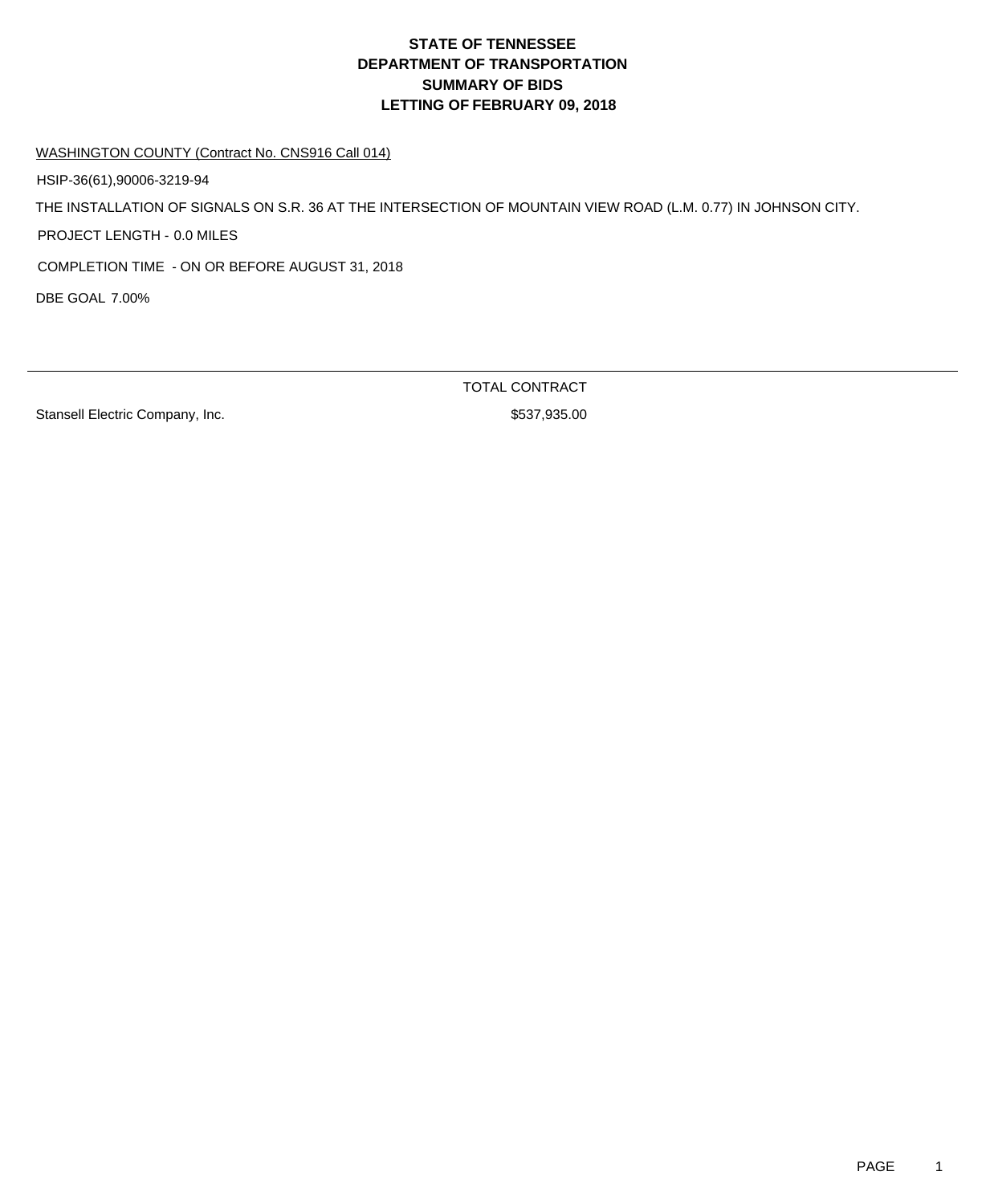# STATE OF TENNESSEE
# DEPARTMENT OF TRANSPORTATION
# SUMMARY OF BIDS
# LETTING OF FEBRUARY 09, 2018

WASHINGTON COUNTY (Contract No. CNS916 Call 014)

HSIP-36(61),90006-3219-94

THE INSTALLATION OF SIGNALS ON S.R. 36 AT THE INTERSECTION OF MOUNTAIN VIEW ROAD (L.M. 0.77) IN JOHNSON CITY.

PROJECT LENGTH - 0.0 MILES

COMPLETION TIME - ON OR BEFORE AUGUST 31, 2018

DBE GOAL 7.00%

| | TOTAL CONTRACT |
|---|---|
| Stansell Electric Company, Inc. | $537,935.00 |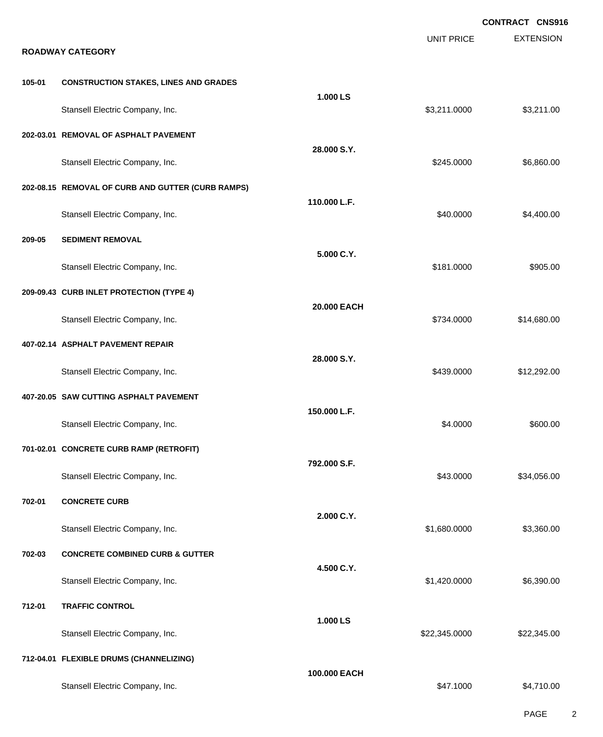**CONTRACT CNS916**

## ROADWAY CATEGORY

| | | | UNIT PRICE | EXTENSION |
|---|---|---|---|---|
| **105-01** | **CONSTRUCTION STAKES, LINES AND GRADES** | | | |
| | | **1.000 LS** | | |
| | Stansell Electric Company, Inc. | | $3,211.0000 | $3,211.00 |
| **202-03.01** | **REMOVAL OF ASPHALT PAVEMENT** | | | |
| | | **28.000 S.Y.** | | |
| | Stansell Electric Company, Inc. | | $245.0000 | $6,860.00 |
| **202-08.15** | **REMOVAL OF CURB AND GUTTER (CURB RAMPS)** | | | |
| | | **110.000 L.F.** | | |
| | Stansell Electric Company, Inc. | | $40.0000 | $4,400.00 |
| **209-05** | **SEDIMENT REMOVAL** | | | |
| | | **5.000 C.Y.** | | |
| | Stansell Electric Company, Inc. | | $181.0000 | $905.00 |
| **209-09.43** | **CURB INLET PROTECTION (TYPE 4)** | | | |
| | | **20.000 EACH** | | |
| | Stansell Electric Company, Inc. | | $734.0000 | $14,680.00 |
| **407-02.14** | **ASPHALT PAVEMENT REPAIR** | | | |
| | | **28.000 S.Y.** | | |
| | Stansell Electric Company, Inc. | | $439.0000 | $12,292.00 |
| **407-20.05** | **SAW CUTTING ASPHALT PAVEMENT** | | | |
| | | **150.000 L.F.** | | |
| | Stansell Electric Company, Inc. | | $4.0000 | $600.00 |
| **701-02.01** | **CONCRETE CURB RAMP (RETROFIT)** | | | |
| | | **792.000 S.F.** | | |
| | Stansell Electric Company, Inc. | | $43.0000 | $34,056.00 |
| **702-01** | **CONCRETE CURB** | | | |
| | | **2.000 C.Y.** | | |
| | Stansell Electric Company, Inc. | | $1,680.0000 | $3,360.00 |
| **702-03** | **CONCRETE COMBINED CURB & GUTTER** | | | |
| | | **4.500 C.Y.** | | |
| | Stansell Electric Company, Inc. | | $1,420.0000 | $6,390.00 |
| **712-01** | **TRAFFIC CONTROL** | | | |
| | | **1.000 LS** | | |
| | Stansell Electric Company, Inc. | | $22,345.0000 | $22,345.00 |
| **712-04.01** | **FLEXIBLE DRUMS (CHANNELIZING)** | | | |
| | | **100.000 EACH** | | |
| | Stansell Electric Company, Inc. | | $47.1000 | $4,710.00 |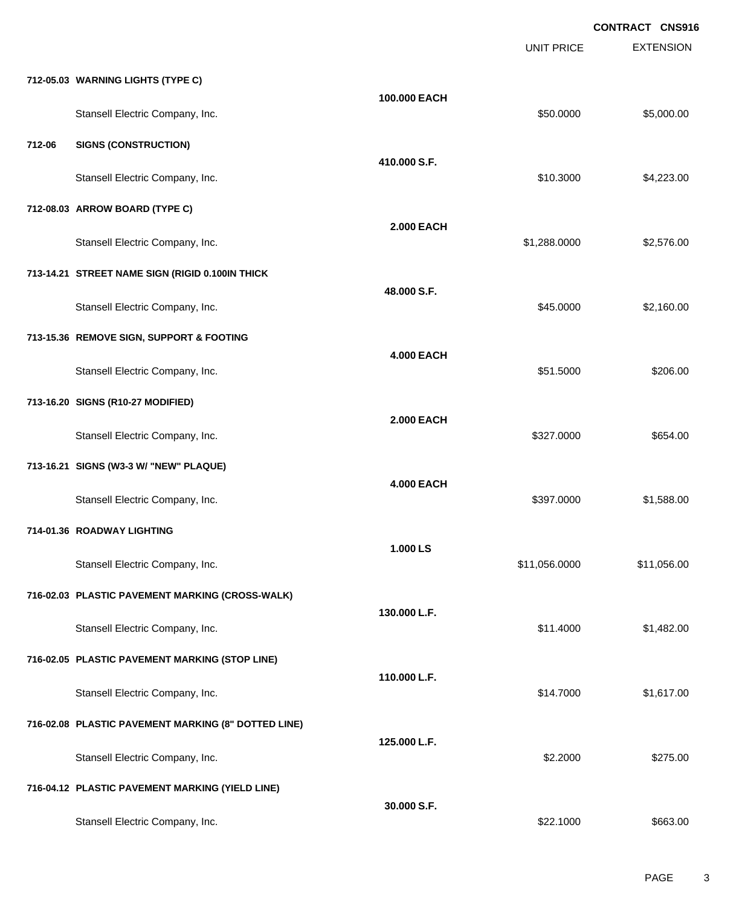CONTRACT CNS916

| | | UNIT PRICE | EXTENSION |
|---|---|---|---|
| **712-05.03 WARNING LIGHTS (TYPE C)** | **100.000 EACH** | | |
| Stansell Electric Company, Inc. | | $50.0000 | $5,000.00 |
| **712-06 SIGNS (CONSTRUCTION)** | **410.000 S.F.** | | |
| Stansell Electric Company, Inc. | | $10.3000 | $4,223.00 |
| **712-08.03 ARROW BOARD (TYPE C)** | **2.000 EACH** | | |
| Stansell Electric Company, Inc. | | $1,288.0000 | $2,576.00 |
| **713-14.21 STREET NAME SIGN (RIGID 0.100IN THICK** | **48.000 S.F.** | | |
| Stansell Electric Company, Inc. | | $45.0000 | $2,160.00 |
| **713-15.36 REMOVE SIGN, SUPPORT & FOOTING** | **4.000 EACH** | | |
| Stansell Electric Company, Inc. | | $51.5000 | $206.00 |
| **713-16.20 SIGNS (R10-27 MODIFIED)** | **2.000 EACH** | | |
| Stansell Electric Company, Inc. | | $327.0000 | $654.00 |
| **713-16.21 SIGNS (W3-3 W/ "NEW" PLAQUE)** | **4.000 EACH** | | |
| Stansell Electric Company, Inc. | | $397.0000 | $1,588.00 |
| **714-01.36 ROADWAY LIGHTING** | **1.000 LS** | | |
| Stansell Electric Company, Inc. | | $11,056.0000 | $11,056.00 |
| **716-02.03 PLASTIC PAVEMENT MARKING (CROSS-WALK)** | **130.000 L.F.** | | |
| Stansell Electric Company, Inc. | | $11.4000 | $1,482.00 |
| **716-02.05 PLASTIC PAVEMENT MARKING (STOP LINE)** | **110.000 L.F.** | | |
| Stansell Electric Company, Inc. | | $14.7000 | $1,617.00 |
| **716-02.08 PLASTIC PAVEMENT MARKING (8" DOTTED LINE)** | **125.000 L.F.** | | |
| Stansell Electric Company, Inc. | | $2.2000 | $275.00 |
| **716-04.12 PLASTIC PAVEMENT MARKING (YIELD LINE)** | **30.000 S.F.** | | |
| Stansell Electric Company, Inc. | | $22.1000 | $663.00 |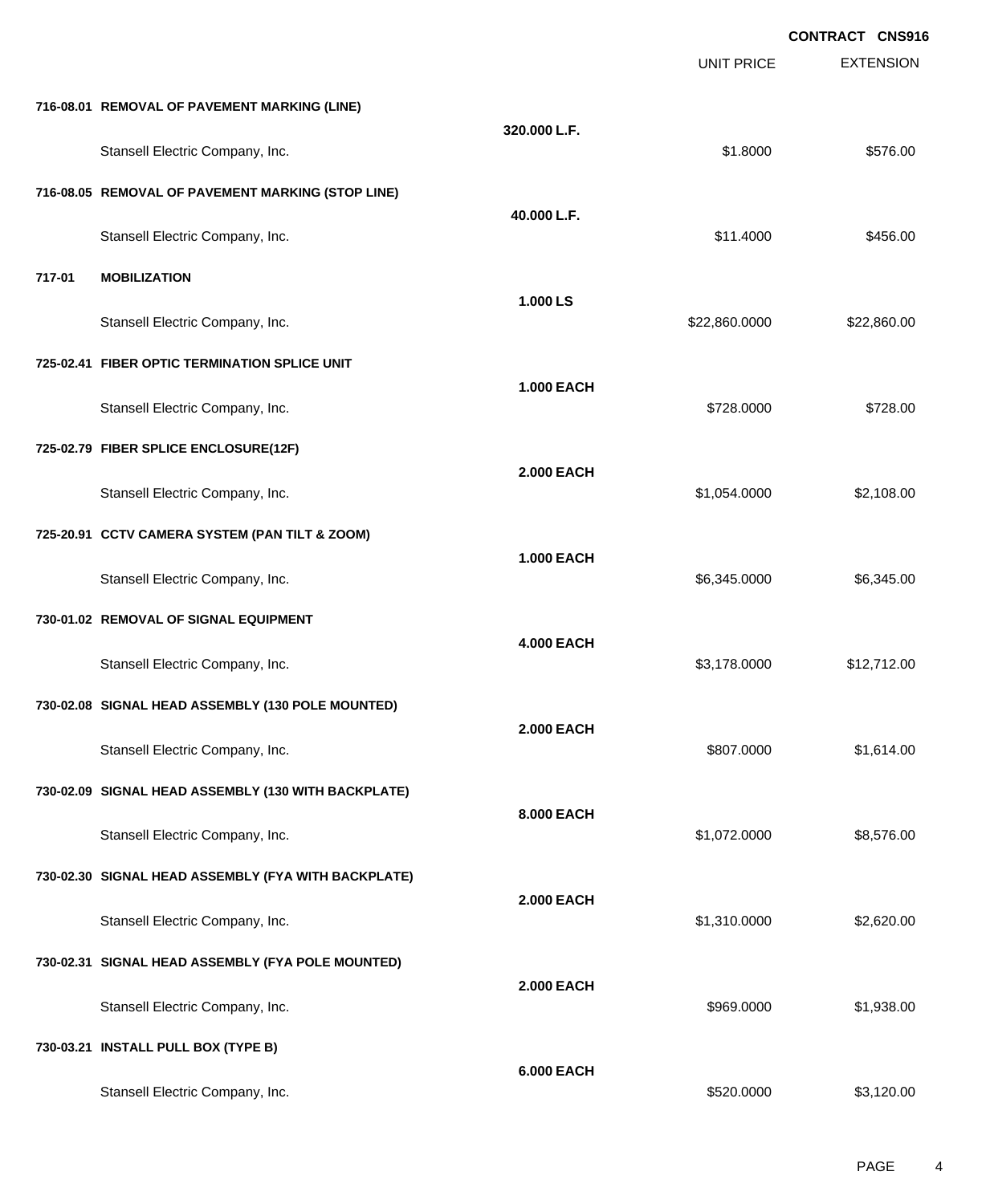**CONTRACT CNS916**

| | | | UNIT PRICE | EXTENSION |
|---|---|---|---|---|
| **716-08.01** | **REMOVAL OF PAVEMENT MARKING (LINE)** | **320.000 L.F.** | | |
| | Stansell Electric Company, Inc. | | $1.8000 | $576.00 |
| **716-08.05** | **REMOVAL OF PAVEMENT MARKING (STOP LINE)** | **40.000 L.F.** | | |
| | Stansell Electric Company, Inc. | | $11.4000 | $456.00 |
| **717-01** | **MOBILIZATION** | **1.000 LS** | | |
| | Stansell Electric Company, Inc. | | $22,860.0000 | $22,860.00 |
| **725-02.41** | **FIBER OPTIC TERMINATION SPLICE UNIT** | **1.000 EACH** | | |
| | Stansell Electric Company, Inc. | | $728.0000 | $728.00 |
| **725-02.79** | **FIBER SPLICE ENCLOSURE(12F)** | **2.000 EACH** | | |
| | Stansell Electric Company, Inc. | | $1,054.0000 | $2,108.00 |
| **725-20.91** | **CCTV CAMERA SYSTEM (PAN TILT & ZOOM)** | **1.000 EACH** | | |
| | Stansell Electric Company, Inc. | | $6,345.0000 | $6,345.00 |
| **730-01.02** | **REMOVAL OF SIGNAL EQUIPMENT** | **4.000 EACH** | | |
| | Stansell Electric Company, Inc. | | $3,178.0000 | $12,712.00 |
| **730-02.08** | **SIGNAL HEAD ASSEMBLY (130 POLE MOUNTED)** | **2.000 EACH** | | |
| | Stansell Electric Company, Inc. | | $807.0000 | $1,614.00 |
| **730-02.09** | **SIGNAL HEAD ASSEMBLY (130 WITH BACKPLATE)** | **8.000 EACH** | | |
| | Stansell Electric Company, Inc. | | $1,072.0000 | $8,576.00 |
| **730-02.30** | **SIGNAL HEAD ASSEMBLY (FYA WITH BACKPLATE)** | **2.000 EACH** | | |
| | Stansell Electric Company, Inc. | | $1,310.0000 | $2,620.00 |
| **730-02.31** | **SIGNAL HEAD ASSEMBLY (FYA POLE MOUNTED)** | **2.000 EACH** | | |
| | Stansell Electric Company, Inc. | | $969.0000 | $1,938.00 |
| **730-03.21** | **INSTALL PULL BOX (TYPE B)** | **6.000 EACH** | | |
| | Stansell Electric Company, Inc. | | $520.0000 | $3,120.00 |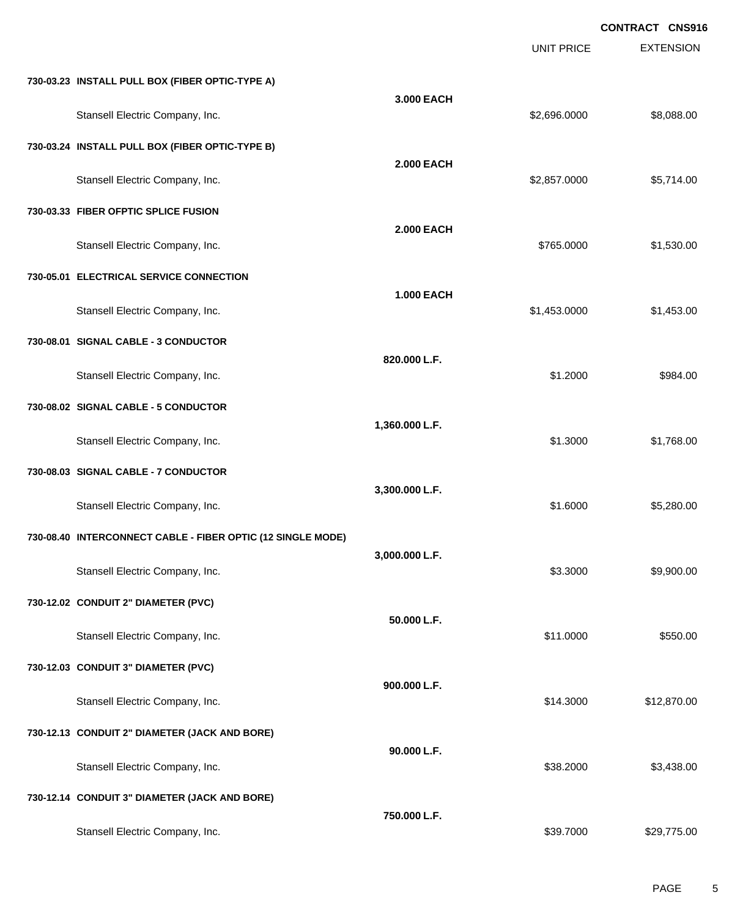**CONTRACT CNS916**

| | | UNIT PRICE | EXTENSION |
|---|---|---|---|
| **730-03.23 INSTALL PULL BOX (FIBER OPTIC-TYPE A)** | **3.000 EACH** | | |
| Stansell Electric Company, Inc. | | $2,696.0000 | $8,088.00 |
| **730-03.24 INSTALL PULL BOX (FIBER OPTIC-TYPE B)** | **2.000 EACH** | | |
| Stansell Electric Company, Inc. | | $2,857.0000 | $5,714.00 |
| **730-03.33 FIBER OFPTIC SPLICE FUSION** | **2.000 EACH** | | |
| Stansell Electric Company, Inc. | | $765.0000 | $1,530.00 |
| **730-05.01 ELECTRICAL SERVICE CONNECTION** | **1.000 EACH** | | |
| Stansell Electric Company, Inc. | | $1,453.0000 | $1,453.00 |
| **730-08.01 SIGNAL CABLE - 3 CONDUCTOR** | **820.000 L.F.** | | |
| Stansell Electric Company, Inc. | | $1.2000 | $984.00 |
| **730-08.02 SIGNAL CABLE - 5 CONDUCTOR** | **1,360.000 L.F.** | | |
| Stansell Electric Company, Inc. | | $1.3000 | $1,768.00 |
| **730-08.03 SIGNAL CABLE - 7 CONDUCTOR** | **3,300.000 L.F.** | | |
| Stansell Electric Company, Inc. | | $1.6000 | $5,280.00 |
| **730-08.40 INTERCONNECT CABLE - FIBER OPTIC (12 SINGLE MODE)** | **3,000.000 L.F.** | | |
| Stansell Electric Company, Inc. | | $3.3000 | $9,900.00 |
| **730-12.02 CONDUIT 2" DIAMETER (PVC)** | **50.000 L.F.** | | |
| Stansell Electric Company, Inc. | | $11.0000 | $550.00 |
| **730-12.03 CONDUIT 3" DIAMETER (PVC)** | **900.000 L.F.** | | |
| Stansell Electric Company, Inc. | | $14.3000 | $12,870.00 |
| **730-12.13 CONDUIT 2" DIAMETER (JACK AND BORE)** | **90.000 L.F.** | | |
| Stansell Electric Company, Inc. | | $38.2000 | $3,438.00 |
| **730-12.14 CONDUIT 3" DIAMETER (JACK AND BORE)** | **750.000 L.F.** | | |
| Stansell Electric Company, Inc. | | $39.7000 | $29,775.00 |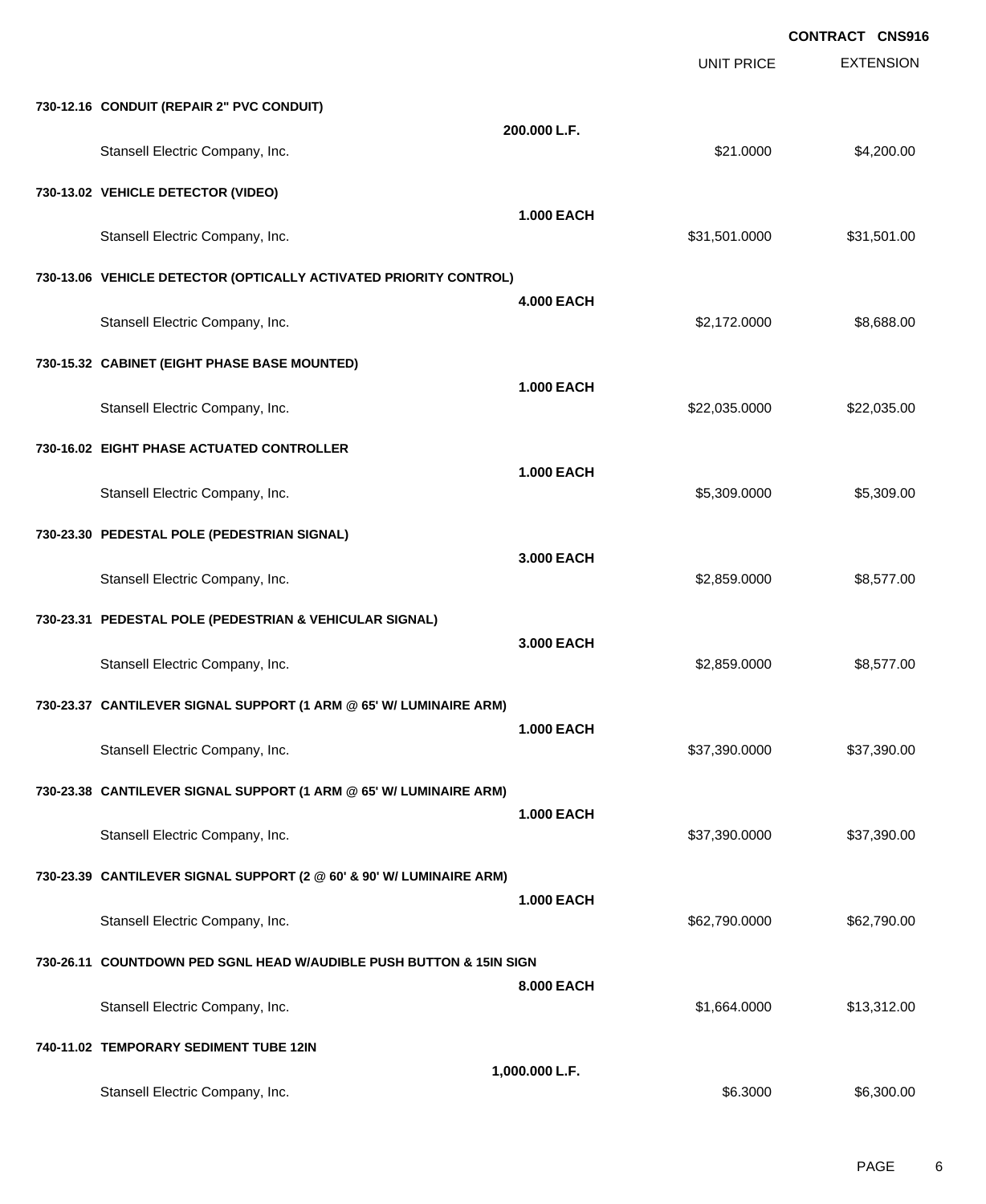**CONTRACT CNS916**

| | | UNIT PRICE | EXTENSION |
|---|---|---|---|
| **730-12.16 CONDUIT (REPAIR 2" PVC CONDUIT)** | **200.000 L.F.** | | |
| Stansell Electric Company, Inc. | | $21.0000 | $4,200.00 |
| **730-13.02 VEHICLE DETECTOR (VIDEO)** | **1.000 EACH** | | |
| Stansell Electric Company, Inc. | | $31,501.0000 | $31,501.00 |
| **730-13.06 VEHICLE DETECTOR (OPTICALLY ACTIVATED PRIORITY CONTROL)** | **4.000 EACH** | | |
| Stansell Electric Company, Inc. | | $2,172.0000 | $8,688.00 |
| **730-15.32 CABINET (EIGHT PHASE BASE MOUNTED)** | **1.000 EACH** | | |
| Stansell Electric Company, Inc. | | $22,035.0000 | $22,035.00 |
| **730-16.02 EIGHT PHASE ACTUATED CONTROLLER** | **1.000 EACH** | | |
| Stansell Electric Company, Inc. | | $5,309.0000 | $5,309.00 |
| **730-23.30 PEDESTAL POLE (PEDESTRIAN SIGNAL)** | **3.000 EACH** | | |
| Stansell Electric Company, Inc. | | $2,859.0000 | $8,577.00 |
| **730-23.31 PEDESTAL POLE (PEDESTRIAN & VEHICULAR SIGNAL)** | **3.000 EACH** | | |
| Stansell Electric Company, Inc. | | $2,859.0000 | $8,577.00 |
| **730-23.37 CANTILEVER SIGNAL SUPPORT (1 ARM @ 65' W/ LUMINAIRE ARM)** | **1.000 EACH** | | |
| Stansell Electric Company, Inc. | | $37,390.0000 | $37,390.00 |
| **730-23.38 CANTILEVER SIGNAL SUPPORT (1 ARM @ 65' W/ LUMINAIRE ARM)** | **1.000 EACH** | | |
| Stansell Electric Company, Inc. | | $37,390.0000 | $37,390.00 |
| **730-23.39 CANTILEVER SIGNAL SUPPORT (2 @ 60' & 90' W/ LUMINAIRE ARM)** | **1.000 EACH** | | |
| Stansell Electric Company, Inc. | | $62,790.0000 | $62,790.00 |
| **730-26.11 COUNTDOWN PED SGNL HEAD W/AUDIBLE PUSH BUTTON & 15IN SIGN** | **8.000 EACH** | | |
| Stansell Electric Company, Inc. | | $1,664.0000 | $13,312.00 |
| **740-11.02 TEMPORARY SEDIMENT TUBE 12IN** | **1,000.000 L.F.** | | |
| Stansell Electric Company, Inc. | | $6.3000 | $6,300.00 |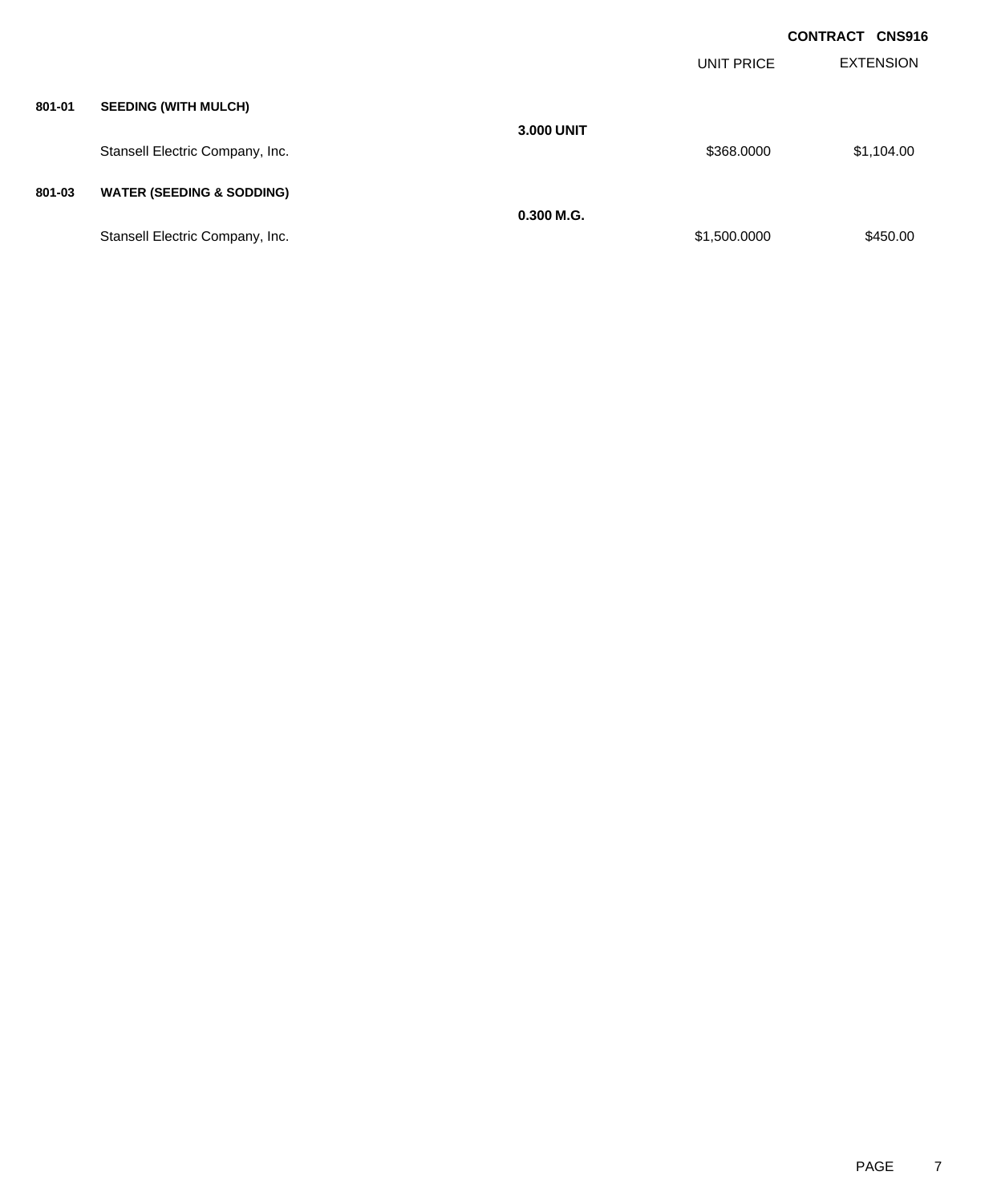**CONTRACT CNS916**

| | | | UNIT PRICE | EXTENSION |
|---|---|---|---|---|
| **801-01** | **SEEDING (WITH MULCH)** | | | |
| | | **3.000 UNIT** | | |
| | Stansell Electric Company, Inc. | | $368.0000 | $1,104.00 |
| **801-03** | **WATER (SEEDING & SODDING)** | | | |
| | | **0.300 M.G.** | | |
| | Stansell Electric Company, Inc. | | $1,500.0000 | $450.00 |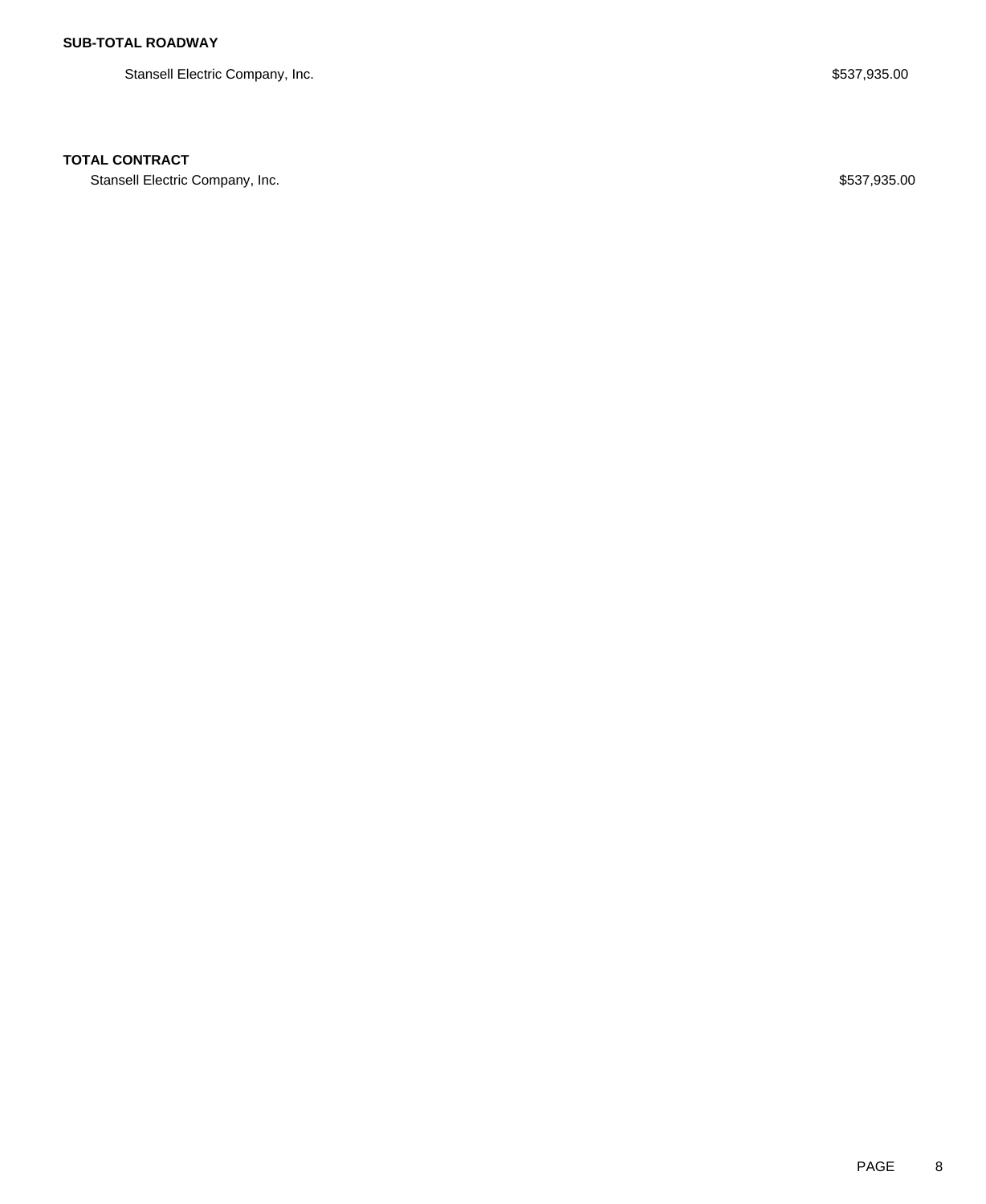**SUB-TOTAL ROADWAY**

| | |
|---|---|
| Stansell Electric Company, Inc. | $537,935.00 |

**TOTAL CONTRACT**

| | |
|---|---|
| Stansell Electric Company, Inc. | $537,935.00 |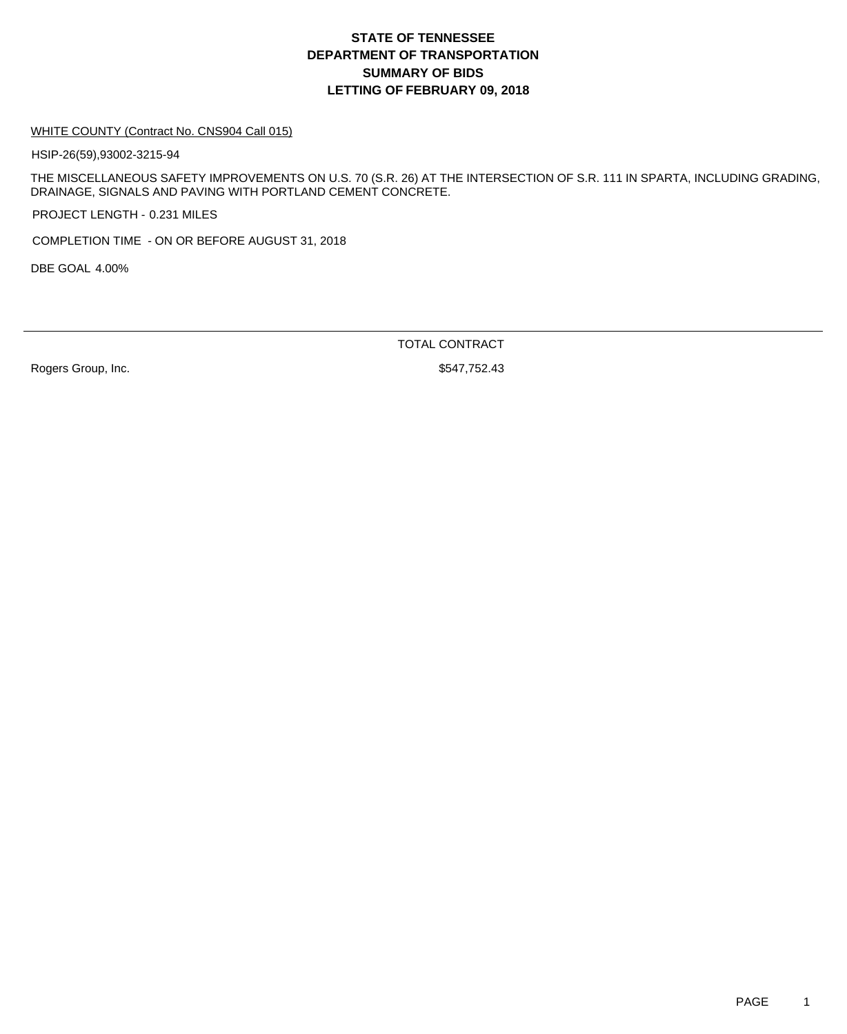# STATE OF TENNESSEE
# DEPARTMENT OF TRANSPORTATION
# SUMMARY OF BIDS
# LETTING OF FEBRUARY 09, 2018

WHITE COUNTY (Contract No. CNS904 Call 015)

HSIP-26(59),93002-3215-94

THE MISCELLANEOUS SAFETY IMPROVEMENTS ON U.S. 70 (S.R. 26) AT THE INTERSECTION OF S.R. 111 IN SPARTA, INCLUDING GRADING, DRAINAGE, SIGNALS AND PAVING WITH PORTLAND CEMENT CONCRETE.

PROJECT LENGTH - 0.231 MILES

COMPLETION TIME - ON OR BEFORE AUGUST 31, 2018

DBE GOAL 4.00%

| | TOTAL CONTRACT |
|---|---|
| Rogers Group, Inc. | $547,752.43 |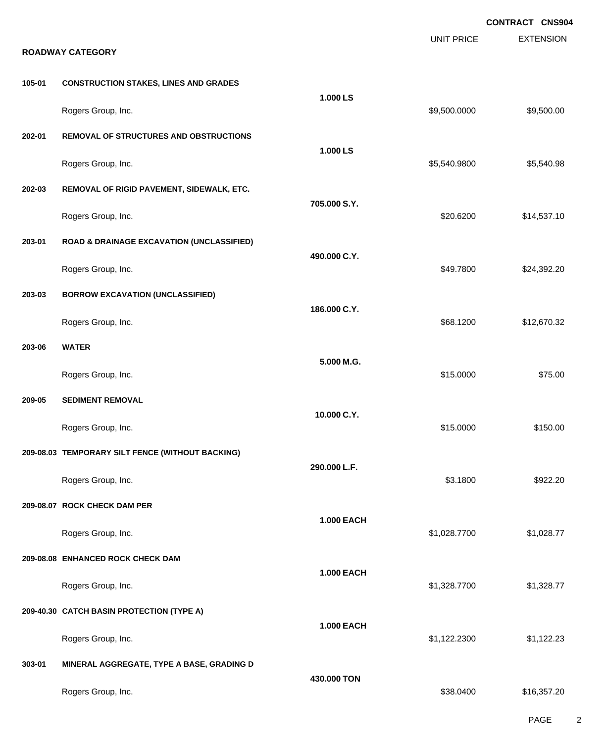**CONTRACT CNS904**

## ROADWAY CATEGORY

| Item | Description | Quantity | Unit Price | Extension |
|---|---|---|---|---|
| 105-01 | CONSTRUCTION STAKES, LINES AND GRADES | 1.000 LS | | |
| | Rogers Group, Inc. | | $9,500.0000 | $9,500.00 |
| 202-01 | REMOVAL OF STRUCTURES AND OBSTRUCTIONS | 1.000 LS | | |
| | Rogers Group, Inc. | | $5,540.9800 | $5,540.98 |
| 202-03 | REMOVAL OF RIGID PAVEMENT, SIDEWALK, ETC. | 705.000 S.Y. | | |
| | Rogers Group, Inc. | | $20.6200 | $14,537.10 |
| 203-01 | ROAD & DRAINAGE EXCAVATION (UNCLASSIFIED) | 490.000 C.Y. | | |
| | Rogers Group, Inc. | | $49.7800 | $24,392.20 |
| 203-03 | BORROW EXCAVATION (UNCLASSIFIED) | 186.000 C.Y. | | |
| | Rogers Group, Inc. | | $68.1200 | $12,670.32 |
| 203-06 | WATER | 5.000 M.G. | | |
| | Rogers Group, Inc. | | $15.0000 | $75.00 |
| 209-05 | SEDIMENT REMOVAL | 10.000 C.Y. | | |
| | Rogers Group, Inc. | | $15.0000 | $150.00 |
| 209-08.03 | TEMPORARY SILT FENCE (WITHOUT BACKING) | 290.000 L.F. | | |
| | Rogers Group, Inc. | | $3.1800 | $922.20 |
| 209-08.07 | ROCK CHECK DAM PER | 1.000 EACH | | |
| | Rogers Group, Inc. | | $1,028.7700 | $1,028.77 |
| 209-08.08 | ENHANCED ROCK CHECK DAM | 1.000 EACH | | |
| | Rogers Group, Inc. | | $1,328.7700 | $1,328.77 |
| 209-40.30 | CATCH BASIN PROTECTION (TYPE A) | 1.000 EACH | | |
| | Rogers Group, Inc. | | $1,122.2300 | $1,122.23 |
| 303-01 | MINERAL AGGREGATE, TYPE A BASE, GRADING D | 430.000 TON | | |
| | Rogers Group, Inc. | | $38.0400 | $16,357.20 |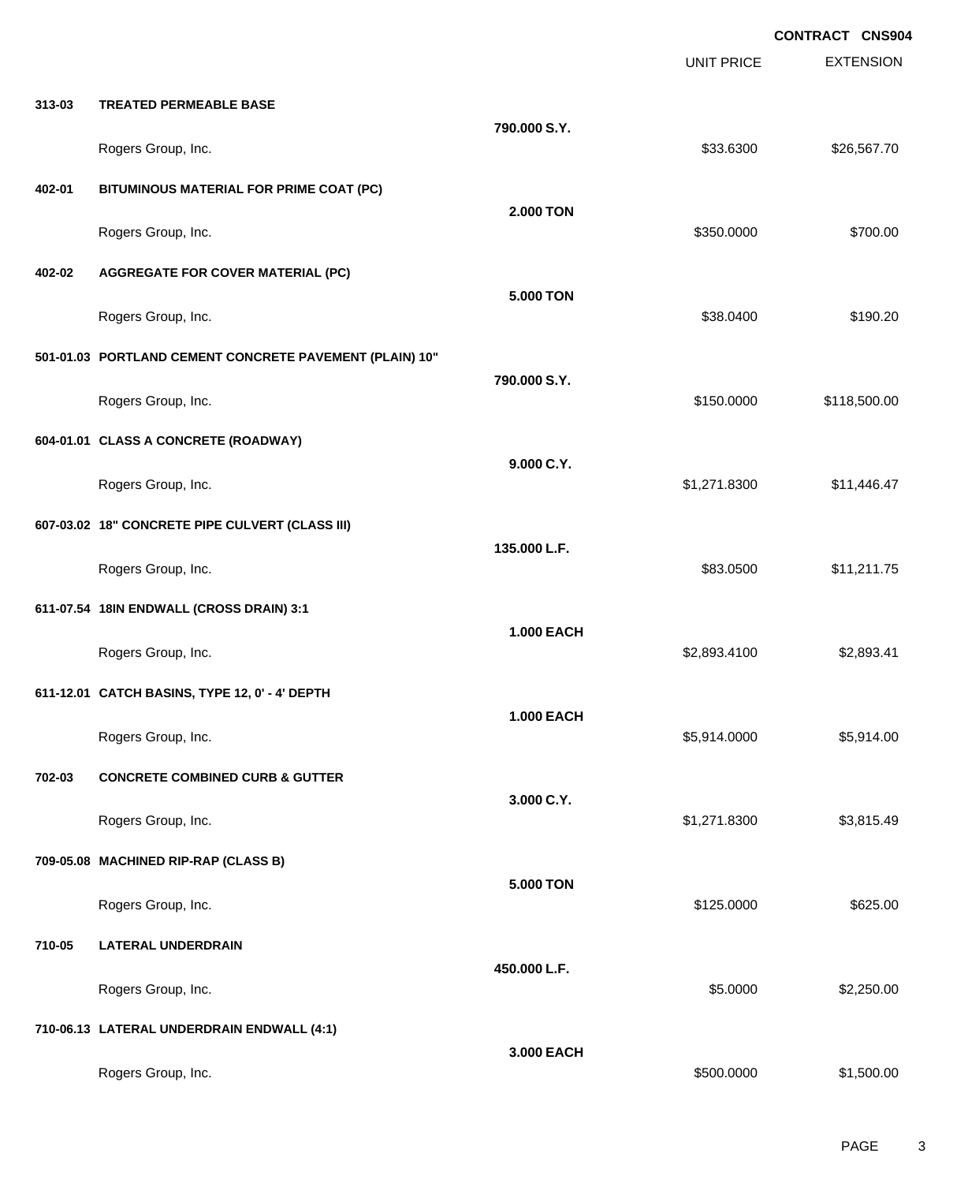**CONTRACT CNS904**

| | | | UNIT PRICE | EXTENSION |
|---|---|---|---|---|
| **313-03** | **TREATED PERMEABLE BASE** | | | |
| | | **790.000 S.Y.** | | |
| | Rogers Group, Inc. | | $33.6300 | $26,567.70 |
| **402-01** | **BITUMINOUS MATERIAL FOR PRIME COAT (PC)** | | | |
| | | **2.000 TON** | | |
| | Rogers Group, Inc. | | $350.0000 | $700.00 |
| **402-02** | **AGGREGATE FOR COVER MATERIAL (PC)** | | | |
| | | **5.000 TON** | | |
| | Rogers Group, Inc. | | $38.0400 | $190.20 |
| **501-01.03** | **PORTLAND CEMENT CONCRETE PAVEMENT (PLAIN) 10"** | | | |
| | | **790.000 S.Y.** | | |
| | Rogers Group, Inc. | | $150.0000 | $118,500.00 |
| **604-01.01** | **CLASS A CONCRETE (ROADWAY)** | | | |
| | | **9.000 C.Y.** | | |
| | Rogers Group, Inc. | | $1,271.8300 | $11,446.47 |
| **607-03.02** | **18" CONCRETE PIPE CULVERT (CLASS III)** | | | |
| | | **135.000 L.F.** | | |
| | Rogers Group, Inc. | | $83.0500 | $11,211.75 |
| **611-07.54** | **18IN ENDWALL (CROSS DRAIN) 3:1** | | | |
| | | **1.000 EACH** | | |
| | Rogers Group, Inc. | | $2,893.4100 | $2,893.41 |
| **611-12.01** | **CATCH BASINS, TYPE 12, 0' - 4' DEPTH** | | | |
| | | **1.000 EACH** | | |
| | Rogers Group, Inc. | | $5,914.0000 | $5,914.00 |
| **702-03** | **CONCRETE COMBINED CURB & GUTTER** | | | |
| | | **3.000 C.Y.** | | |
| | Rogers Group, Inc. | | $1,271.8300 | $3,815.49 |
| **709-05.08** | **MACHINED RIP-RAP (CLASS B)** | | | |
| | | **5.000 TON** | | |
| | Rogers Group, Inc. | | $125.0000 | $625.00 |
| **710-05** | **LATERAL UNDERDRAIN** | | | |
| | | **450.000 L.F.** | | |
| | Rogers Group, Inc. | | $5.0000 | $2,250.00 |
| **710-06.13** | **LATERAL UNDERDRAIN ENDWALL (4:1)** | | | |
| | | **3.000 EACH** | | |
| | Rogers Group, Inc. | | $500.0000 | $1,500.00 |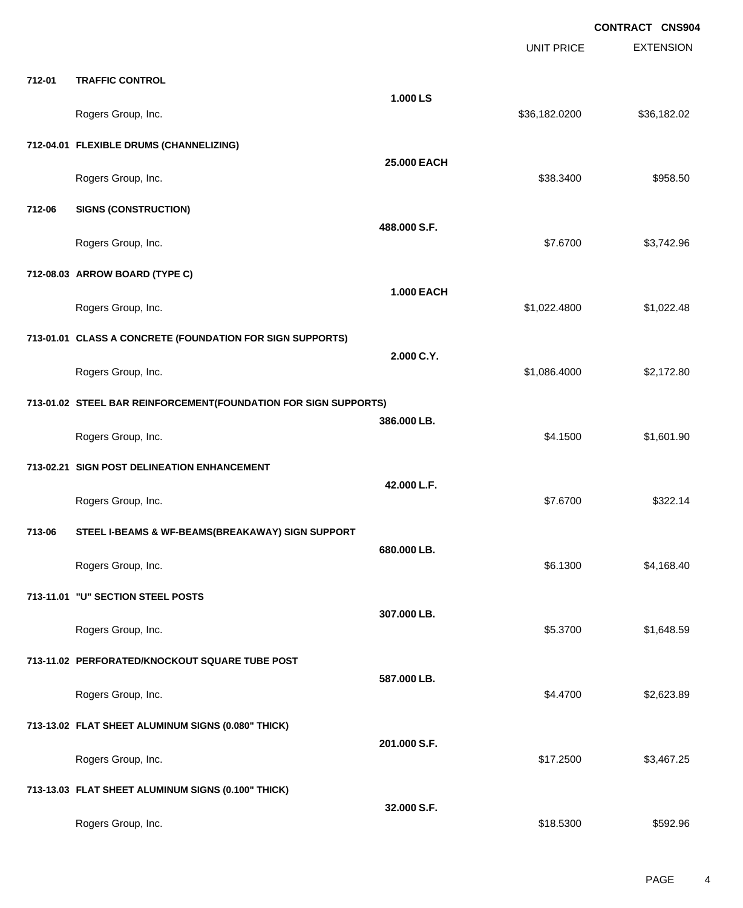**CONTRACT CNS904**

| | | | UNIT PRICE | EXTENSION |
|---|---|---|---|---|
| **712-01** | **TRAFFIC CONTROL** | | | |
| | | **1.000 LS** | | |
| | Rogers Group, Inc. | | $36,182.0200 | $36,182.02 |
| **712-04.01** | **FLEXIBLE DRUMS (CHANNELIZING)** | | | |
| | | **25.000 EACH** | | |
| | Rogers Group, Inc. | | $38.3400 | $958.50 |
| **712-06** | **SIGNS (CONSTRUCTION)** | | | |
| | | **488.000 S.F.** | | |
| | Rogers Group, Inc. | | $7.6700 | $3,742.96 |
| **712-08.03** | **ARROW BOARD (TYPE C)** | | | |
| | | **1.000 EACH** | | |
| | Rogers Group, Inc. | | $1,022.4800 | $1,022.48 |
| **713-01.01** | **CLASS A CONCRETE (FOUNDATION FOR SIGN SUPPORTS)** | | | |
| | | **2.000 C.Y.** | | |
| | Rogers Group, Inc. | | $1,086.4000 | $2,172.80 |
| **713-01.02** | **STEEL BAR REINFORCEMENT(FOUNDATION FOR SIGN SUPPORTS)** | | | |
| | | **386.000 LB.** | | |
| | Rogers Group, Inc. | | $4.1500 | $1,601.90 |
| **713-02.21** | **SIGN POST DELINEATION ENHANCEMENT** | | | |
| | | **42.000 L.F.** | | |
| | Rogers Group, Inc. | | $7.6700 | $322.14 |
| **713-06** | **STEEL I-BEAMS & WF-BEAMS(BREAKAWAY) SIGN SUPPORT** | | | |
| | | **680.000 LB.** | | |
| | Rogers Group, Inc. | | $6.1300 | $4,168.40 |
| **713-11.01** | **"U" SECTION STEEL POSTS** | | | |
| | | **307.000 LB.** | | |
| | Rogers Group, Inc. | | $5.3700 | $1,648.59 |
| **713-11.02** | **PERFORATED/KNOCKOUT SQUARE TUBE POST** | | | |
| | | **587.000 LB.** | | |
| | Rogers Group, Inc. | | $4.4700 | $2,623.89 |
| **713-13.02** | **FLAT SHEET ALUMINUM SIGNS (0.080" THICK)** | | | |
| | | **201.000 S.F.** | | |
| | Rogers Group, Inc. | | $17.2500 | $3,467.25 |
| **713-13.03** | **FLAT SHEET ALUMINUM SIGNS (0.100" THICK)** | | | |
| | | **32.000 S.F.** | | |
| | Rogers Group, Inc. | | $18.5300 | $592.96 |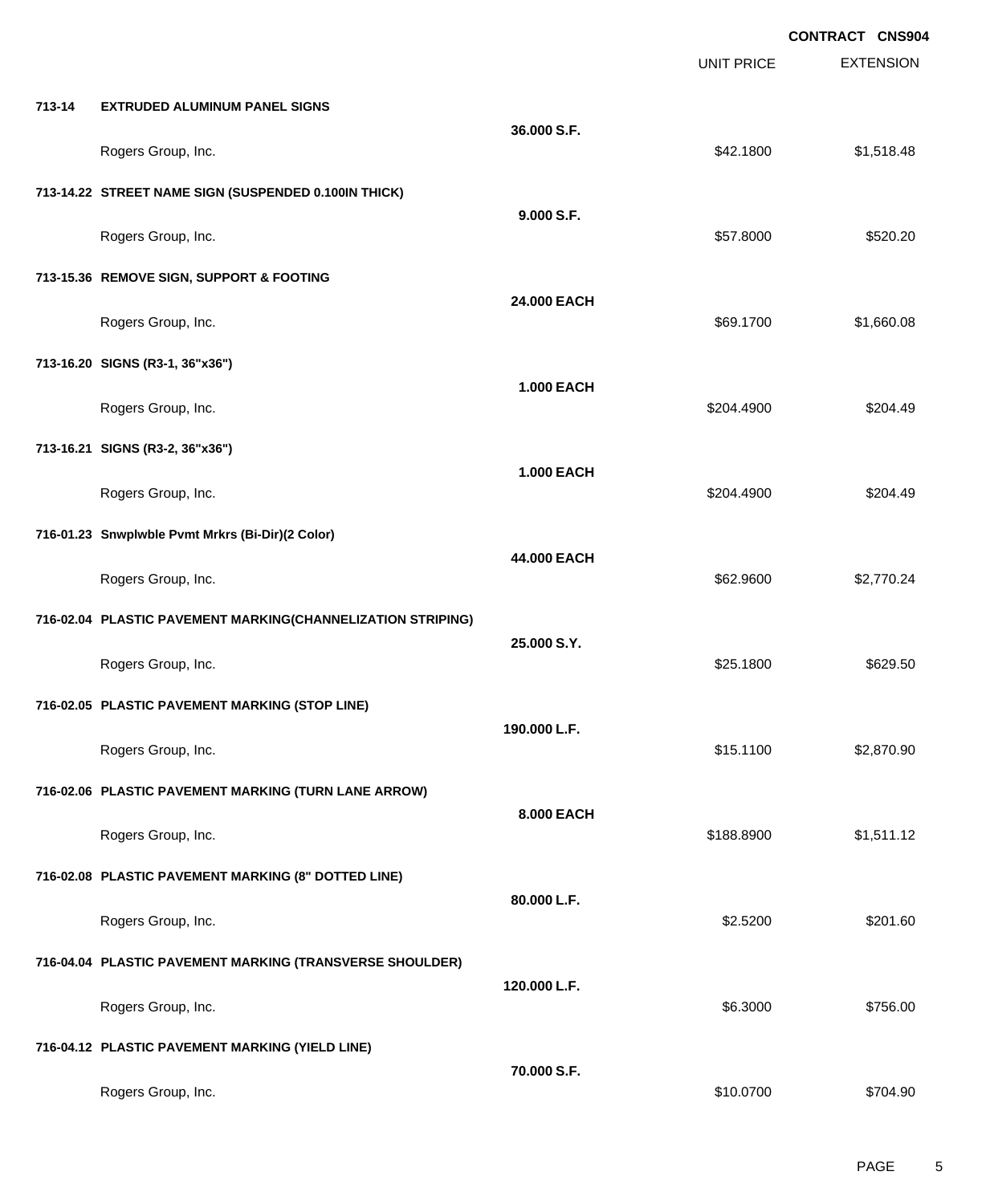**CONTRACT CNS904**

| | | | UNIT PRICE | EXTENSION |
|---|---|---|---|---|
| **713-14** | **EXTRUDED ALUMINUM PANEL SIGNS** | | | |
| | | **36.000 S.F.** | | |
| | Rogers Group, Inc. | | $42.1800 | $1,518.48 |
| **713-14.22** | **STREET NAME SIGN (SUSPENDED 0.100IN THICK)** | | | |
| | | **9.000 S.F.** | | |
| | Rogers Group, Inc. | | $57.8000 | $520.20 |
| **713-15.36** | **REMOVE SIGN, SUPPORT & FOOTING** | | | |
| | | **24.000 EACH** | | |
| | Rogers Group, Inc. | | $69.1700 | $1,660.08 |
| **713-16.20** | **SIGNS (R3-1, 36"x36")** | | | |
| | | **1.000 EACH** | | |
| | Rogers Group, Inc. | | $204.4900 | $204.49 |
| **713-16.21** | **SIGNS (R3-2, 36"x36")** | | | |
| | | **1.000 EACH** | | |
| | Rogers Group, Inc. | | $204.4900 | $204.49 |
| **716-01.23** | **Snwplwble Pvmt Mrkrs (Bi-Dir)(2 Color)** | | | |
| | | **44.000 EACH** | | |
| | Rogers Group, Inc. | | $62.9600 | $2,770.24 |
| **716-02.04** | **PLASTIC PAVEMENT MARKING(CHANNELIZATION STRIPING)** | | | |
| | | **25.000 S.Y.** | | |
| | Rogers Group, Inc. | | $25.1800 | $629.50 |
| **716-02.05** | **PLASTIC PAVEMENT MARKING (STOP LINE)** | | | |
| | | **190.000 L.F.** | | |
| | Rogers Group, Inc. | | $15.1100 | $2,870.90 |
| **716-02.06** | **PLASTIC PAVEMENT MARKING (TURN LANE ARROW)** | | | |
| | | **8.000 EACH** | | |
| | Rogers Group, Inc. | | $188.8900 | $1,511.12 |
| **716-02.08** | **PLASTIC PAVEMENT MARKING (8" DOTTED LINE)** | | | |
| | | **80.000 L.F.** | | |
| | Rogers Group, Inc. | | $2.5200 | $201.60 |
| **716-04.04** | **PLASTIC PAVEMENT MARKING (TRANSVERSE SHOULDER)** | | | |
| | | **120.000 L.F.** | | |
| | Rogers Group, Inc. | | $6.3000 | $756.00 |
| **716-04.12** | **PLASTIC PAVEMENT MARKING (YIELD LINE)** | | | |
| | | **70.000 S.F.** | | |
| | Rogers Group, Inc. | | $10.0700 | $704.90 |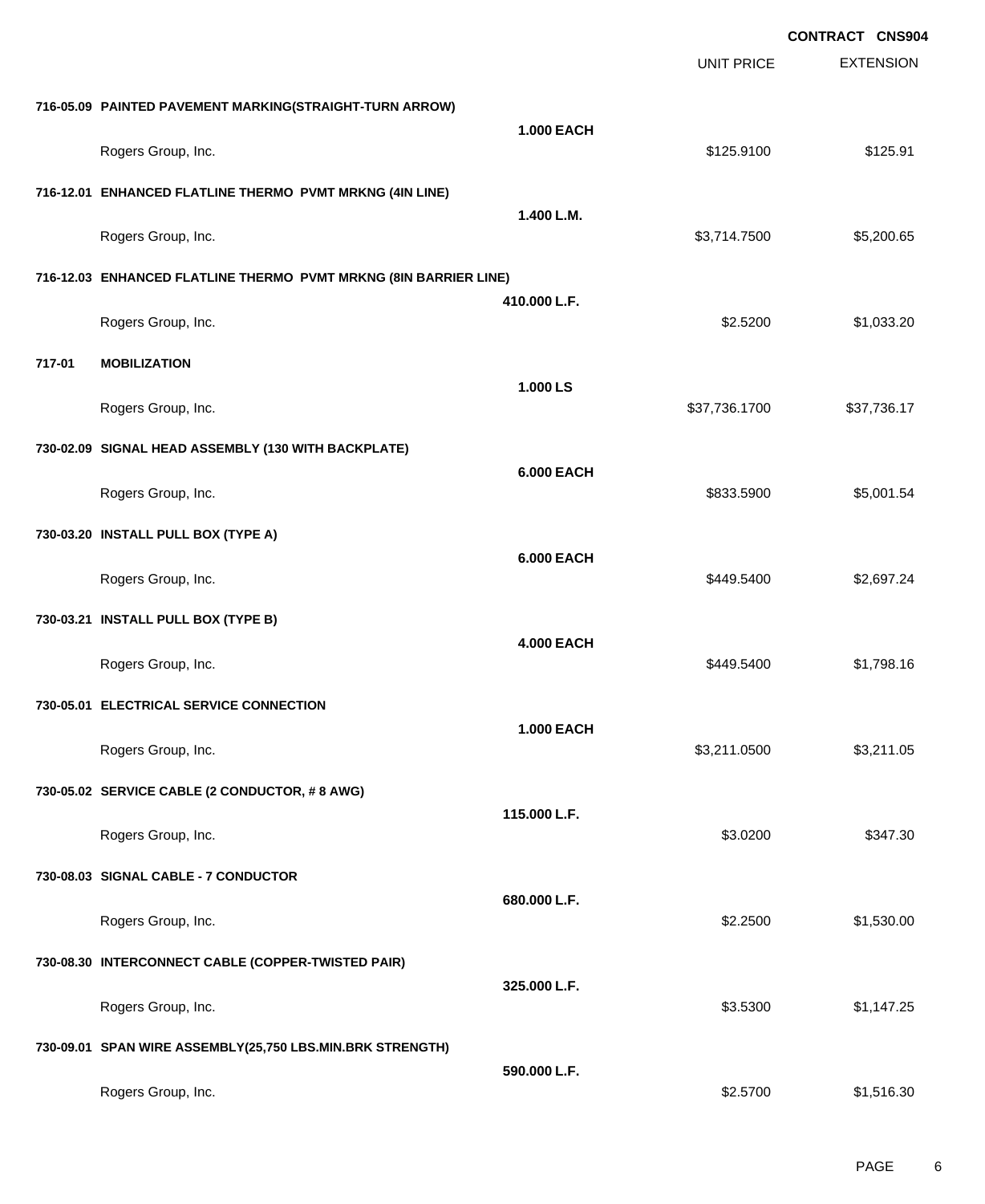**CONTRACT CNS904**

| | | | UNIT PRICE | EXTENSION |
|---|---|---|---|---|
| **716-05.09** | **PAINTED PAVEMENT MARKING(STRAIGHT-TURN ARROW)** | | | |
| | | **1.000 EACH** | | |
| | Rogers Group, Inc. | | $125.9100 | $125.91 |
| **716-12.01** | **ENHANCED FLATLINE THERMO PVMT MRKNG (4IN LINE)** | | | |
| | | **1.400 L.M.** | | |
| | Rogers Group, Inc. | | $3,714.7500 | $5,200.65 |
| **716-12.03** | **ENHANCED FLATLINE THERMO PVMT MRKNG (8IN BARRIER LINE)** | | | |
| | | **410.000 L.F.** | | |
| | Rogers Group, Inc. | | $2.5200 | $1,033.20 |
| **717-01** | **MOBILIZATION** | | | |
| | | **1.000 LS** | | |
| | Rogers Group, Inc. | | $37,736.1700 | $37,736.17 |
| **730-02.09** | **SIGNAL HEAD ASSEMBLY (130 WITH BACKPLATE)** | | | |
| | | **6.000 EACH** | | |
| | Rogers Group, Inc. | | $833.5900 | $5,001.54 |
| **730-03.20** | **INSTALL PULL BOX (TYPE A)** | | | |
| | | **6.000 EACH** | | |
| | Rogers Group, Inc. | | $449.5400 | $2,697.24 |
| **730-03.21** | **INSTALL PULL BOX (TYPE B)** | | | |
| | | **4.000 EACH** | | |
| | Rogers Group, Inc. | | $449.5400 | $1,798.16 |
| **730-05.01** | **ELECTRICAL SERVICE CONNECTION** | | | |
| | | **1.000 EACH** | | |
| | Rogers Group, Inc. | | $3,211.0500 | $3,211.05 |
| **730-05.02** | **SERVICE CABLE (2 CONDUCTOR, # 8 AWG)** | | | |
| | | **115.000 L.F.** | | |
| | Rogers Group, Inc. | | $3.0200 | $347.30 |
| **730-08.03** | **SIGNAL CABLE - 7 CONDUCTOR** | | | |
| | | **680.000 L.F.** | | |
| | Rogers Group, Inc. | | $2.2500 | $1,530.00 |
| **730-08.30** | **INTERCONNECT CABLE (COPPER-TWISTED PAIR)** | | | |
| | | **325.000 L.F.** | | |
| | Rogers Group, Inc. | | $3.5300 | $1,147.25 |
| **730-09.01** | **SPAN WIRE ASSEMBLY(25,750 LBS.MIN.BRK STRENGTH)** | | | |
| | | **590.000 L.F.** | | |
| | Rogers Group, Inc. | | $2.5700 | $1,516.30 |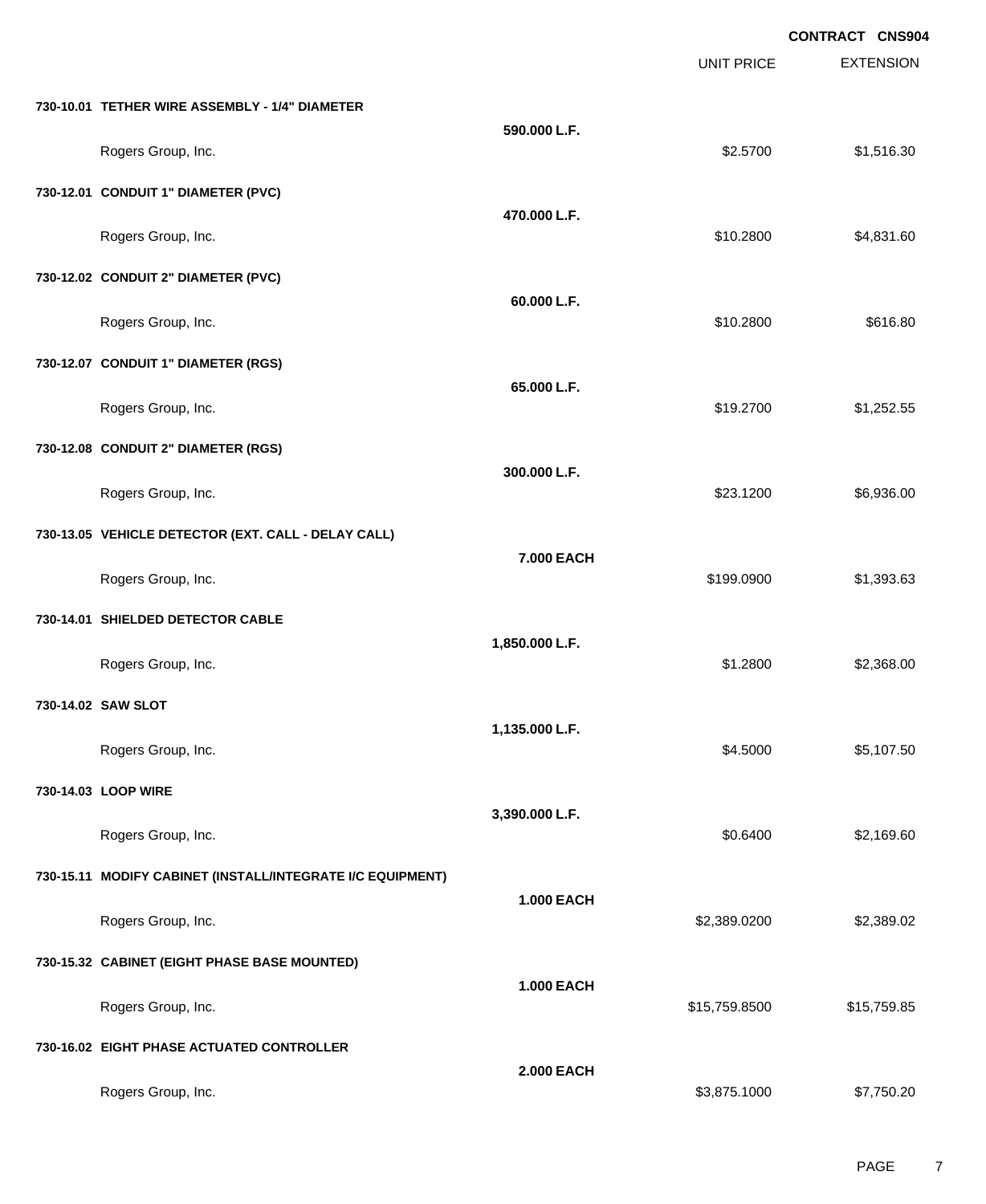**CONTRACT CNS904**

| | | UNIT PRICE | EXTENSION |
|---|---|---|---|
| **730-10.01 TETHER WIRE ASSEMBLY - 1/4" DIAMETER** | | | |
| | **590.000 L.F.** | | |
| Rogers Group, Inc. | | $2.5700 | $1,516.30 |
| **730-12.01 CONDUIT 1" DIAMETER (PVC)** | | | |
| | **470.000 L.F.** | | |
| Rogers Group, Inc. | | $10.2800 | $4,831.60 |
| **730-12.02 CONDUIT 2" DIAMETER (PVC)** | | | |
| | **60.000 L.F.** | | |
| Rogers Group, Inc. | | $10.2800 | $616.80 |
| **730-12.07 CONDUIT 1" DIAMETER (RGS)** | | | |
| | **65.000 L.F.** | | |
| Rogers Group, Inc. | | $19.2700 | $1,252.55 |
| **730-12.08 CONDUIT 2" DIAMETER (RGS)** | | | |
| | **300.000 L.F.** | | |
| Rogers Group, Inc. | | $23.1200 | $6,936.00 |
| **730-13.05 VEHICLE DETECTOR (EXT. CALL - DELAY CALL)** | | | |
| | **7.000 EACH** | | |
| Rogers Group, Inc. | | $199.0900 | $1,393.63 |
| **730-14.01 SHIELDED DETECTOR CABLE** | | | |
| | **1,850.000 L.F.** | | |
| Rogers Group, Inc. | | $1.2800 | $2,368.00 |
| **730-14.02 SAW SLOT** | | | |
| | **1,135.000 L.F.** | | |
| Rogers Group, Inc. | | $4.5000 | $5,107.50 |
| **730-14.03 LOOP WIRE** | | | |
| | **3,390.000 L.F.** | | |
| Rogers Group, Inc. | | $0.6400 | $2,169.60 |
| **730-15.11 MODIFY CABINET (INSTALL/INTEGRATE I/C EQUIPMENT)** | | | |
| | **1.000 EACH** | | |
| Rogers Group, Inc. | | $2,389.0200 | $2,389.02 |
| **730-15.32 CABINET (EIGHT PHASE BASE MOUNTED)** | | | |
| | **1.000 EACH** | | |
| Rogers Group, Inc. | | $15,759.8500 | $15,759.85 |
| **730-16.02 EIGHT PHASE ACTUATED CONTROLLER** | | | |
| | **2.000 EACH** | | |
| Rogers Group, Inc. | | $3,875.1000 | $7,750.20 |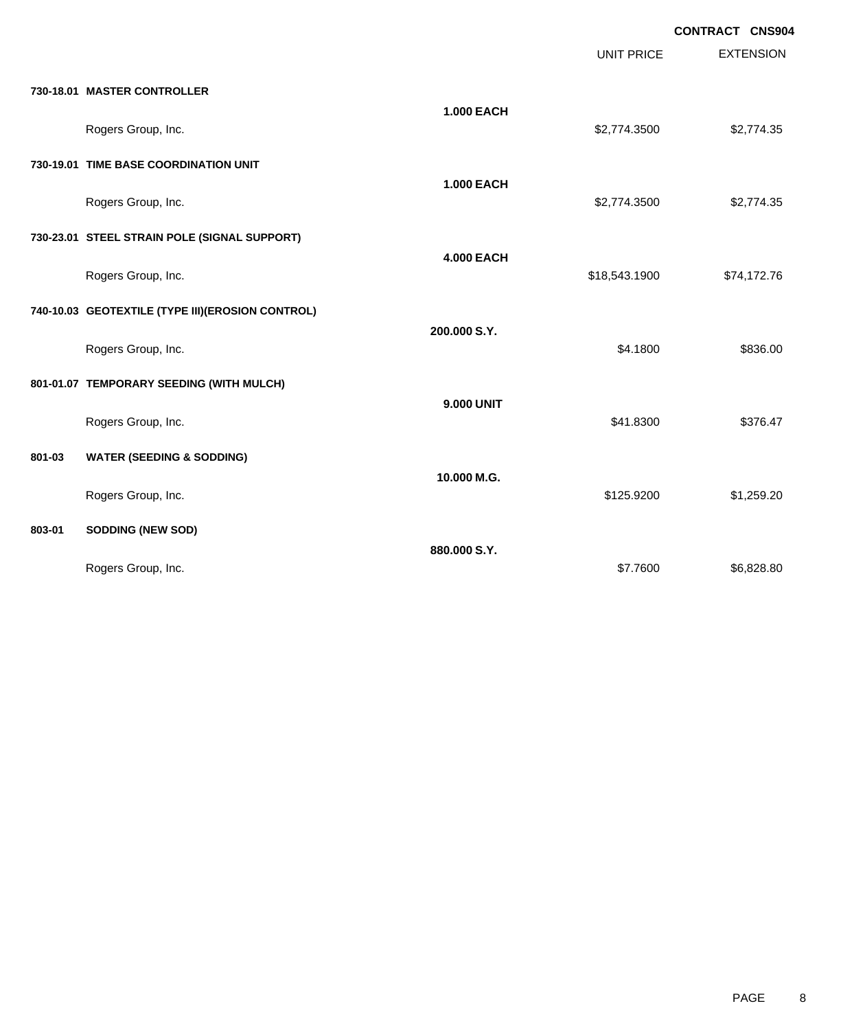**CONTRACT CNS904**

| | | UNIT PRICE | EXTENSION |
|---|---|---|---|
| **730-18.01 MASTER CONTROLLER** | | | |
| | **1.000 EACH** | | |
| Rogers Group, Inc. | | $2,774.3500 | $2,774.35 |
| **730-19.01 TIME BASE COORDINATION UNIT** | | | |
| | **1.000 EACH** | | |
| Rogers Group, Inc. | | $2,774.3500 | $2,774.35 |
| **730-23.01 STEEL STRAIN POLE (SIGNAL SUPPORT)** | | | |
| | **4.000 EACH** | | |
| Rogers Group, Inc. | | $18,543.1900 | $74,172.76 |
| **740-10.03 GEOTEXTILE (TYPE III)(EROSION CONTROL)** | | | |
| | **200.000 S.Y.** | | |
| Rogers Group, Inc. | | $4.1800 | $836.00 |
| **801-01.07 TEMPORARY SEEDING (WITH MULCH)** | | | |
| | **9.000 UNIT** | | |
| Rogers Group, Inc. | | $41.8300 | $376.47 |
| **801-03 WATER (SEEDING & SODDING)** | | | |
| | **10.000 M.G.** | | |
| Rogers Group, Inc. | | $125.9200 | $1,259.20 |
| **803-01 SODDING (NEW SOD)** | | | |
| | **880.000 S.Y.** | | |
| Rogers Group, Inc. | | $7.7600 | $6,828.80 |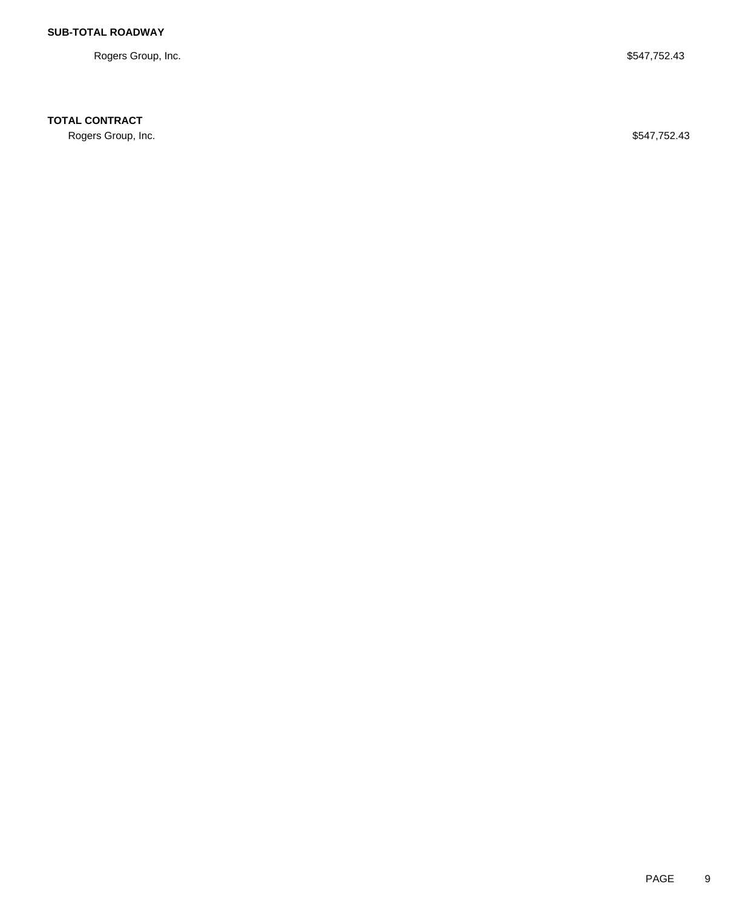**SUB-TOTAL ROADWAY**

| | |
|---|---|
| Rogers Group, Inc. | $547,752.43 |

**TOTAL CONTRACT**

| | |
|---|---|
| Rogers Group, Inc. | $547,752.43 |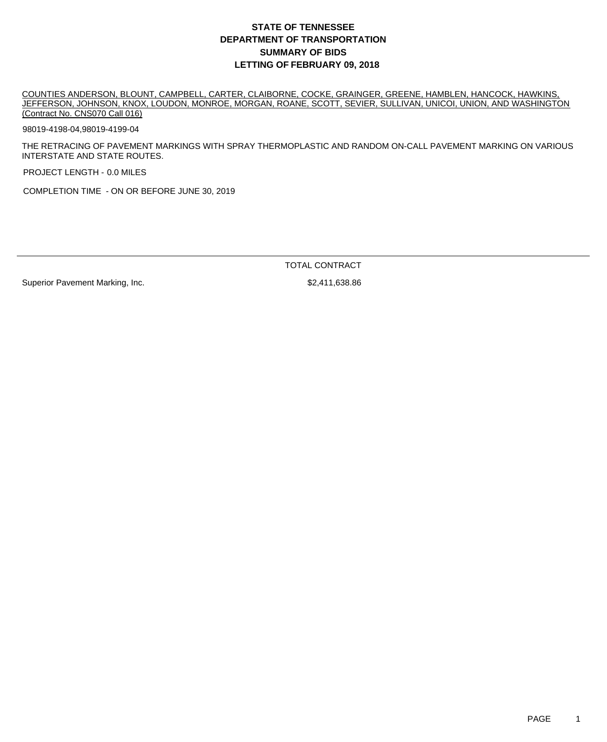# STATE OF TENNESSEE
# DEPARTMENT OF TRANSPORTATION
# SUMMARY OF BIDS
# LETTING OF FEBRUARY 09, 2018

COUNTIES ANDERSON, BLOUNT, CAMPBELL, CARTER, CLAIBORNE, COCKE, GRAINGER, GREENE, HAMBLEN, HANCOCK, HAWKINS, JEFFERSON, JOHNSON, KNOX, LOUDON, MONROE, MORGAN, ROANE, SCOTT, SEVIER, SULLIVAN, UNICOI, UNION, AND WASHINGTON (Contract No. CNS070 Call 016)

98019-4198-04,98019-4199-04

THE RETRACING OF PAVEMENT MARKINGS WITH SPRAY THERMOPLASTIC AND RANDOM ON-CALL PAVEMENT MARKING ON VARIOUS INTERSTATE AND STATE ROUTES.

PROJECT LENGTH - 0.0 MILES

COMPLETION TIME - ON OR BEFORE JUNE 30, 2019

| | TOTAL CONTRACT |
|---|---|
| Superior Pavement Marking, Inc. | $2,411,638.86 |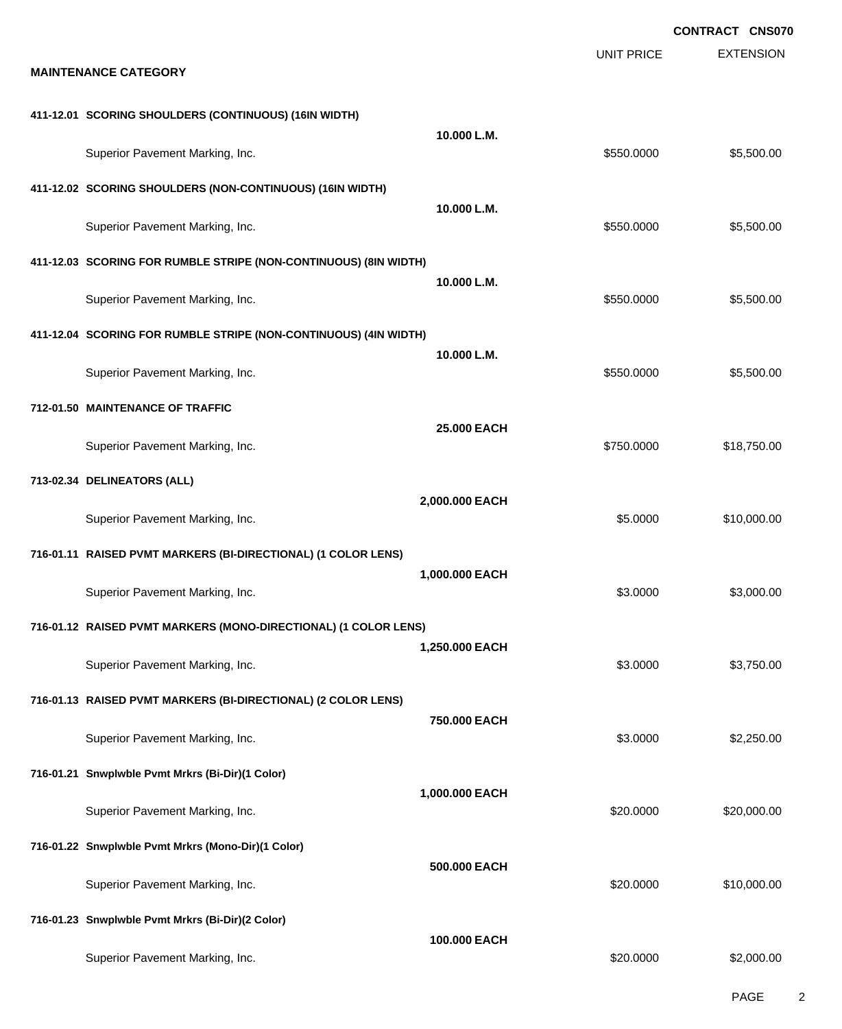**CONTRACT CNS070**

| | | UNIT PRICE | EXTENSION |
|---|---|---|---|
| **MAINTENANCE CATEGORY** | | | |
| **411-12.01 SCORING SHOULDERS (CONTINUOUS) (16IN WIDTH)** | | | |
| | **10.000 L.M.** | | |
| Superior Pavement Marking, Inc. | | $550.0000 | $5,500.00 |
| **411-12.02 SCORING SHOULDERS (NON-CONTINUOUS) (16IN WIDTH)** | | | |
| | **10.000 L.M.** | | |
| Superior Pavement Marking, Inc. | | $550.0000 | $5,500.00 |
| **411-12.03 SCORING FOR RUMBLE STRIPE (NON-CONTINUOUS) (8IN WIDTH)** | | | |
| | **10.000 L.M.** | | |
| Superior Pavement Marking, Inc. | | $550.0000 | $5,500.00 |
| **411-12.04 SCORING FOR RUMBLE STRIPE (NON-CONTINUOUS) (4IN WIDTH)** | | | |
| | **10.000 L.M.** | | |
| Superior Pavement Marking, Inc. | | $550.0000 | $5,500.00 |
| **712-01.50 MAINTENANCE OF TRAFFIC** | | | |
| | **25.000 EACH** | | |
| Superior Pavement Marking, Inc. | | $750.0000 | $18,750.00 |
| **713-02.34 DELINEATORS (ALL)** | | | |
| | **2,000.000 EACH** | | |
| Superior Pavement Marking, Inc. | | $5.0000 | $10,000.00 |
| **716-01.11 RAISED PVMT MARKERS (BI-DIRECTIONAL) (1 COLOR LENS)** | | | |
| | **1,000.000 EACH** | | |
| Superior Pavement Marking, Inc. | | $3.0000 | $3,000.00 |
| **716-01.12 RAISED PVMT MARKERS (MONO-DIRECTIONAL) (1 COLOR LENS)** | | | |
| | **1,250.000 EACH** | | |
| Superior Pavement Marking, Inc. | | $3.0000 | $3,750.00 |
| **716-01.13 RAISED PVMT MARKERS (BI-DIRECTIONAL) (2 COLOR LENS)** | | | |
| | **750.000 EACH** | | |
| Superior Pavement Marking, Inc. | | $3.0000 | $2,250.00 |
| **716-01.21 Snwplwble Pvmt Mrkrs (Bi-Dir)(1 Color)** | | | |
| | **1,000.000 EACH** | | |
| Superior Pavement Marking, Inc. | | $20.0000 | $20,000.00 |
| **716-01.22 Snwplwble Pvmt Mrkrs (Mono-Dir)(1 Color)** | | | |
| | **500.000 EACH** | | |
| Superior Pavement Marking, Inc. | | $20.0000 | $10,000.00 |
| **716-01.23 Snwplwble Pvmt Mrkrs (Bi-Dir)(2 Color)** | | | |
| | **100.000 EACH** | | |
| Superior Pavement Marking, Inc. | | $20.0000 | $2,000.00 |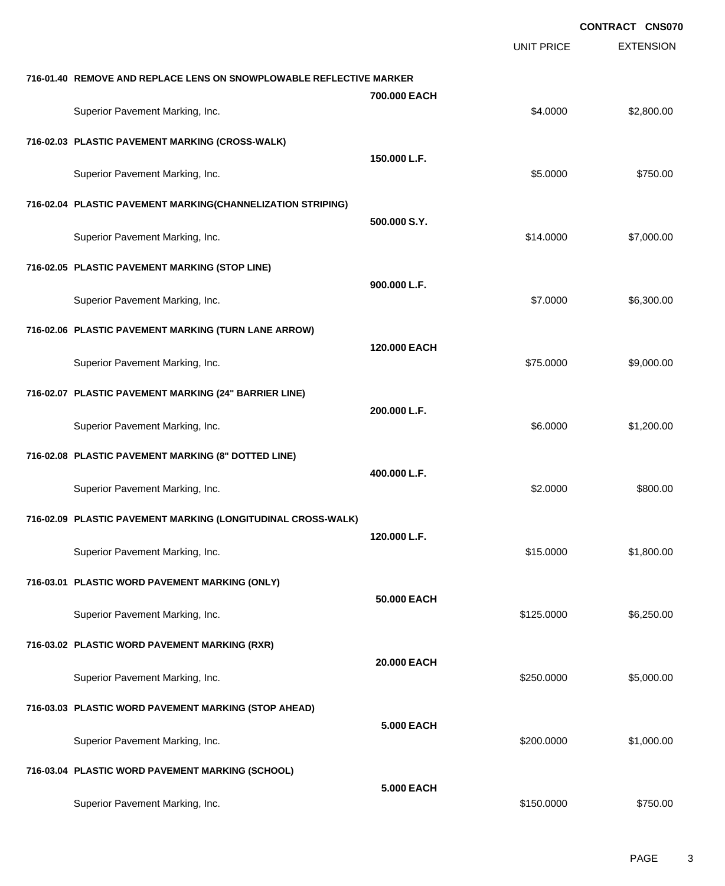**CONTRACT CNS070**

| | | UNIT PRICE | EXTENSION |
|---|---|---|---|
| **716-01.40 REMOVE AND REPLACE LENS ON SNOWPLOWABLE REFLECTIVE MARKER** | **700.000 EACH** | | |
| Superior Pavement Marking, Inc. | | $4.0000 | $2,800.00 |
| **716-02.03 PLASTIC PAVEMENT MARKING (CROSS-WALK)** | **150.000 L.F.** | | |
| Superior Pavement Marking, Inc. | | $5.0000 | $750.00 |
| **716-02.04 PLASTIC PAVEMENT MARKING(CHANNELIZATION STRIPING)** | **500.000 S.Y.** | | |
| Superior Pavement Marking, Inc. | | $14.0000 | $7,000.00 |
| **716-02.05 PLASTIC PAVEMENT MARKING (STOP LINE)** | **900.000 L.F.** | | |
| Superior Pavement Marking, Inc. | | $7.0000 | $6,300.00 |
| **716-02.06 PLASTIC PAVEMENT MARKING (TURN LANE ARROW)** | **120.000 EACH** | | |
| Superior Pavement Marking, Inc. | | $75.0000 | $9,000.00 |
| **716-02.07 PLASTIC PAVEMENT MARKING (24" BARRIER LINE)** | **200.000 L.F.** | | |
| Superior Pavement Marking, Inc. | | $6.0000 | $1,200.00 |
| **716-02.08 PLASTIC PAVEMENT MARKING (8" DOTTED LINE)** | **400.000 L.F.** | | |
| Superior Pavement Marking, Inc. | | $2.0000 | $800.00 |
| **716-02.09 PLASTIC PAVEMENT MARKING (LONGITUDINAL CROSS-WALK)** | **120.000 L.F.** | | |
| Superior Pavement Marking, Inc. | | $15.0000 | $1,800.00 |
| **716-03.01 PLASTIC WORD PAVEMENT MARKING (ONLY)** | **50.000 EACH** | | |
| Superior Pavement Marking, Inc. | | $125.0000 | $6,250.00 |
| **716-03.02 PLASTIC WORD PAVEMENT MARKING (RXR)** | **20.000 EACH** | | |
| Superior Pavement Marking, Inc. | | $250.0000 | $5,000.00 |
| **716-03.03 PLASTIC WORD PAVEMENT MARKING (STOP AHEAD)** | **5.000 EACH** | | |
| Superior Pavement Marking, Inc. | | $200.0000 | $1,000.00 |
| **716-03.04 PLASTIC WORD PAVEMENT MARKING (SCHOOL)** | **5.000 EACH** | | |
| Superior Pavement Marking, Inc. | | $150.0000 | $750.00 |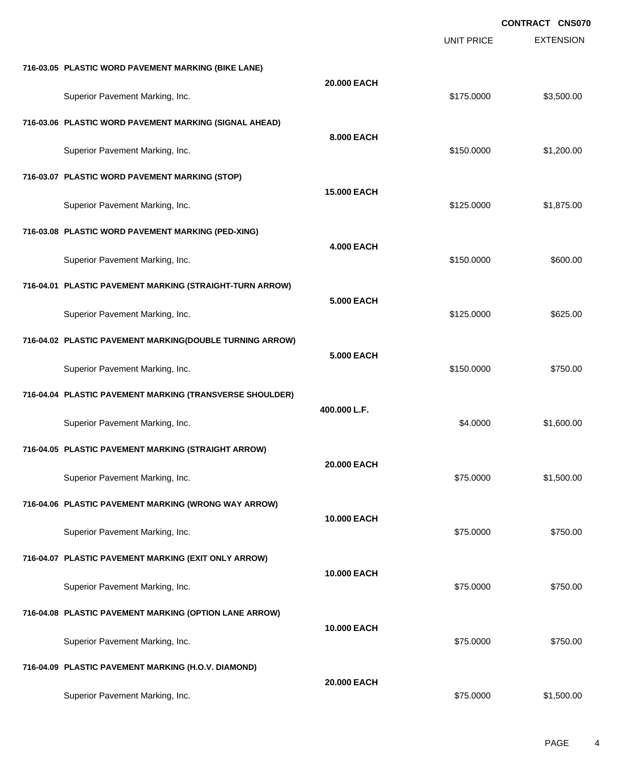**CONTRACT CNS070**

| | | UNIT PRICE | EXTENSION |
|---|---|---|---|
| **716-03.05 PLASTIC WORD PAVEMENT MARKING (BIKE LANE)** | **20.000 EACH** | | |
| Superior Pavement Marking, Inc. | | $175.0000 | $3,500.00 |
| **716-03.06 PLASTIC WORD PAVEMENT MARKING (SIGNAL AHEAD)** | **8.000 EACH** | | |
| Superior Pavement Marking, Inc. | | $150.0000 | $1,200.00 |
| **716-03.07 PLASTIC WORD PAVEMENT MARKING (STOP)** | **15.000 EACH** | | |
| Superior Pavement Marking, Inc. | | $125.0000 | $1,875.00 |
| **716-03.08 PLASTIC WORD PAVEMENT MARKING (PED-XING)** | **4.000 EACH** | | |
| Superior Pavement Marking, Inc. | | $150.0000 | $600.00 |
| **716-04.01 PLASTIC PAVEMENT MARKING (STRAIGHT-TURN ARROW)** | **5.000 EACH** | | |
| Superior Pavement Marking, Inc. | | $125.0000 | $625.00 |
| **716-04.02 PLASTIC PAVEMENT MARKING(DOUBLE TURNING ARROW)** | **5.000 EACH** | | |
| Superior Pavement Marking, Inc. | | $150.0000 | $750.00 |
| **716-04.04 PLASTIC PAVEMENT MARKING (TRANSVERSE SHOULDER)** | **400.000 L.F.** | | |
| Superior Pavement Marking, Inc. | | $4.0000 | $1,600.00 |
| **716-04.05 PLASTIC PAVEMENT MARKING (STRAIGHT ARROW)** | **20.000 EACH** | | |
| Superior Pavement Marking, Inc. | | $75.0000 | $1,500.00 |
| **716-04.06 PLASTIC PAVEMENT MARKING (WRONG WAY ARROW)** | **10.000 EACH** | | |
| Superior Pavement Marking, Inc. | | $75.0000 | $750.00 |
| **716-04.07 PLASTIC PAVEMENT MARKING (EXIT ONLY ARROW)** | **10.000 EACH** | | |
| Superior Pavement Marking, Inc. | | $75.0000 | $750.00 |
| **716-04.08 PLASTIC PAVEMENT MARKING (OPTION LANE ARROW)** | **10.000 EACH** | | |
| Superior Pavement Marking, Inc. | | $75.0000 | $750.00 |
| **716-04.09 PLASTIC PAVEMENT MARKING (H.O.V. DIAMOND)** | **20.000 EACH** | | |
| Superior Pavement Marking, Inc. | | $75.0000 | $1,500.00 |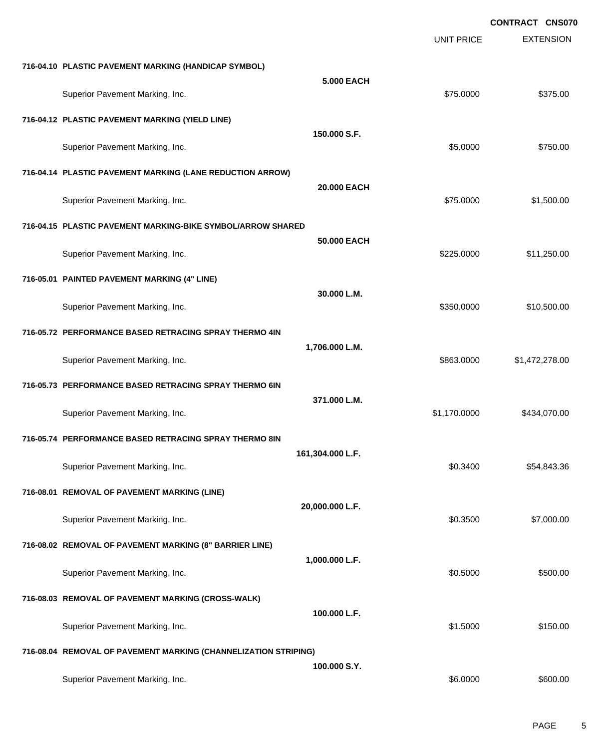CONTRACT CNS070

| | | UNIT PRICE | EXTENSION |
|---|---|---|---|
| **716-04.10 PLASTIC PAVEMENT MARKING (HANDICAP SYMBOL)** | | | |
| | **5.000 EACH** | | |
| Superior Pavement Marking, Inc. | | $75.0000 | $375.00 |
| **716-04.12 PLASTIC PAVEMENT MARKING (YIELD LINE)** | | | |
| | **150.000 S.F.** | | |
| Superior Pavement Marking, Inc. | | $5.0000 | $750.00 |
| **716-04.14 PLASTIC PAVEMENT MARKING (LANE REDUCTION ARROW)** | | | |
| | **20.000 EACH** | | |
| Superior Pavement Marking, Inc. | | $75.0000 | $1,500.00 |
| **716-04.15 PLASTIC PAVEMENT MARKING-BIKE SYMBOL/ARROW SHARED** | | | |
| | **50.000 EACH** | | |
| Superior Pavement Marking, Inc. | | $225.0000 | $11,250.00 |
| **716-05.01 PAINTED PAVEMENT MARKING (4" LINE)** | | | |
| | **30.000 L.M.** | | |
| Superior Pavement Marking, Inc. | | $350.0000 | $10,500.00 |
| **716-05.72 PERFORMANCE BASED RETRACING SPRAY THERMO 4IN** | | | |
| | **1,706.000 L.M.** | | |
| Superior Pavement Marking, Inc. | | $863.0000 | $1,472,278.00 |
| **716-05.73 PERFORMANCE BASED RETRACING SPRAY THERMO 6IN** | | | |
| | **371.000 L.M.** | | |
| Superior Pavement Marking, Inc. | | $1,170.0000 | $434,070.00 |
| **716-05.74 PERFORMANCE BASED RETRACING SPRAY THERMO 8IN** | | | |
| | **161,304.000 L.F.** | | |
| Superior Pavement Marking, Inc. | | $0.3400 | $54,843.36 |
| **716-08.01 REMOVAL OF PAVEMENT MARKING (LINE)** | | | |
| | **20,000.000 L.F.** | | |
| Superior Pavement Marking, Inc. | | $0.3500 | $7,000.00 |
| **716-08.02 REMOVAL OF PAVEMENT MARKING (8" BARRIER LINE)** | | | |
| | **1,000.000 L.F.** | | |
| Superior Pavement Marking, Inc. | | $0.5000 | $500.00 |
| **716-08.03 REMOVAL OF PAVEMENT MARKING (CROSS-WALK)** | | | |
| | **100.000 L.F.** | | |
| Superior Pavement Marking, Inc. | | $1.5000 | $150.00 |
| **716-08.04 REMOVAL OF PAVEMENT MARKING (CHANNELIZATION STRIPING)** | | | |
| | **100.000 S.Y.** | | |
| Superior Pavement Marking, Inc. | | $6.0000 | $600.00 |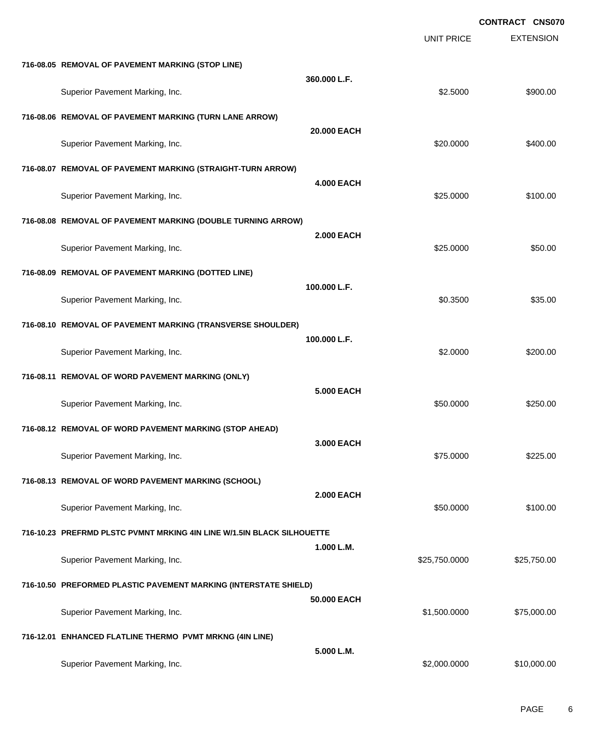**CONTRACT CNS070**

| | | UNIT PRICE | EXTENSION |
|---|---|---|---|
| **716-08.05 REMOVAL OF PAVEMENT MARKING (STOP LINE)** | **360.000 L.F.** | | |
| Superior Pavement Marking, Inc. | | $2.5000 | $900.00 |
| **716-08.06 REMOVAL OF PAVEMENT MARKING (TURN LANE ARROW)** | **20.000 EACH** | | |
| Superior Pavement Marking, Inc. | | $20.0000 | $400.00 |
| **716-08.07 REMOVAL OF PAVEMENT MARKING (STRAIGHT-TURN ARROW)** | **4.000 EACH** | | |
| Superior Pavement Marking, Inc. | | $25.0000 | $100.00 |
| **716-08.08 REMOVAL OF PAVEMENT MARKING (DOUBLE TURNING ARROW)** | **2.000 EACH** | | |
| Superior Pavement Marking, Inc. | | $25.0000 | $50.00 |
| **716-08.09 REMOVAL OF PAVEMENT MARKING (DOTTED LINE)** | **100.000 L.F.** | | |
| Superior Pavement Marking, Inc. | | $0.3500 | $35.00 |
| **716-08.10 REMOVAL OF PAVEMENT MARKING (TRANSVERSE SHOULDER)** | **100.000 L.F.** | | |
| Superior Pavement Marking, Inc. | | $2.0000 | $200.00 |
| **716-08.11 REMOVAL OF WORD PAVEMENT MARKING (ONLY)** | **5.000 EACH** | | |
| Superior Pavement Marking, Inc. | | $50.0000 | $250.00 |
| **716-08.12 REMOVAL OF WORD PAVEMENT MARKING (STOP AHEAD)** | **3.000 EACH** | | |
| Superior Pavement Marking, Inc. | | $75.0000 | $225.00 |
| **716-08.13 REMOVAL OF WORD PAVEMENT MARKING (SCHOOL)** | **2.000 EACH** | | |
| Superior Pavement Marking, Inc. | | $50.0000 | $100.00 |
| **716-10.23 PREFRMD PLSTC PVMNT MRKING 4IN LINE W/1.5IN BLACK SILHOUETTE** | **1.000 L.M.** | | |
| Superior Pavement Marking, Inc. | | $25,750.0000 | $25,750.00 |
| **716-10.50 PREFORMED PLASTIC PAVEMENT MARKING (INTERSTATE SHIELD)** | **50.000 EACH** | | |
| Superior Pavement Marking, Inc. | | $1,500.0000 | $75,000.00 |
| **716-12.01 ENHANCED FLATLINE THERMO PVMT MRKNG (4IN LINE)** | **5.000 L.M.** | | |
| Superior Pavement Marking, Inc. | | $2,000.0000 | $10,000.00 |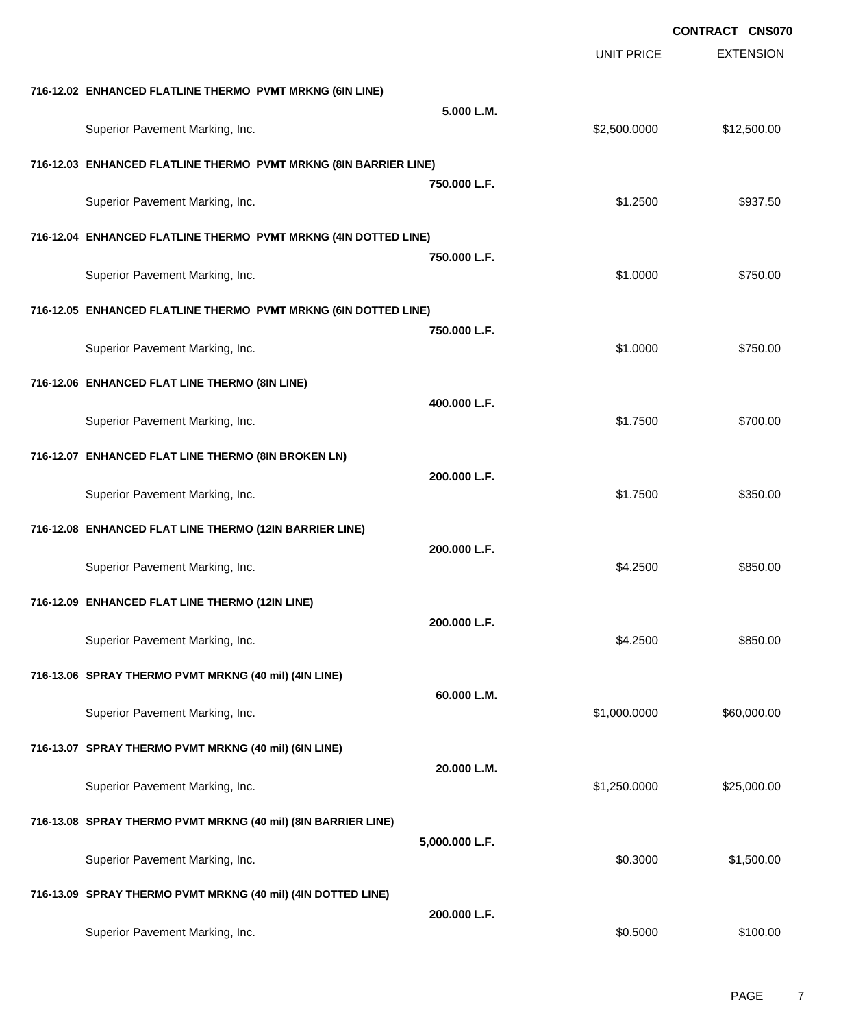**CONTRACT CNS070**

| | | UNIT PRICE | EXTENSION |
|---|---|---|---|
| **716-12.02 ENHANCED FLATLINE THERMO PVMT MRKNG (6IN LINE)** | **5.000 L.M.** | | |
| Superior Pavement Marking, Inc. | | $2,500.0000 | $12,500.00 |
| **716-12.03 ENHANCED FLATLINE THERMO PVMT MRKNG (8IN BARRIER LINE)** | **750.000 L.F.** | | |
| Superior Pavement Marking, Inc. | | $1.2500 | $937.50 |
| **716-12.04 ENHANCED FLATLINE THERMO PVMT MRKNG (4IN DOTTED LINE)** | **750.000 L.F.** | | |
| Superior Pavement Marking, Inc. | | $1.0000 | $750.00 |
| **716-12.05 ENHANCED FLATLINE THERMO PVMT MRKNG (6IN DOTTED LINE)** | **750.000 L.F.** | | |
| Superior Pavement Marking, Inc. | | $1.0000 | $750.00 |
| **716-12.06 ENHANCED FLAT LINE THERMO (8IN LINE)** | **400.000 L.F.** | | |
| Superior Pavement Marking, Inc. | | $1.7500 | $700.00 |
| **716-12.07 ENHANCED FLAT LINE THERMO (8IN BROKEN LN)** | **200.000 L.F.** | | |
| Superior Pavement Marking, Inc. | | $1.7500 | $350.00 |
| **716-12.08 ENHANCED FLAT LINE THERMO (12IN BARRIER LINE)** | **200.000 L.F.** | | |
| Superior Pavement Marking, Inc. | | $4.2500 | $850.00 |
| **716-12.09 ENHANCED FLAT LINE THERMO (12IN LINE)** | **200.000 L.F.** | | |
| Superior Pavement Marking, Inc. | | $4.2500 | $850.00 |
| **716-13.06 SPRAY THERMO PVMT MRKNG (40 mil) (4IN LINE)** | **60.000 L.M.** | | |
| Superior Pavement Marking, Inc. | | $1,000.0000 | $60,000.00 |
| **716-13.07 SPRAY THERMO PVMT MRKNG (40 mil) (6IN LINE)** | **20.000 L.M.** | | |
| Superior Pavement Marking, Inc. | | $1,250.0000 | $25,000.00 |
| **716-13.08 SPRAY THERMO PVMT MRKNG (40 mil) (8IN BARRIER LINE)** | **5,000.000 L.F.** | | |
| Superior Pavement Marking, Inc. | | $0.3000 | $1,500.00 |
| **716-13.09 SPRAY THERMO PVMT MRKNG (40 mil) (4IN DOTTED LINE)** | **200.000 L.F.** | | |
| Superior Pavement Marking, Inc. | | $0.5000 | $100.00 |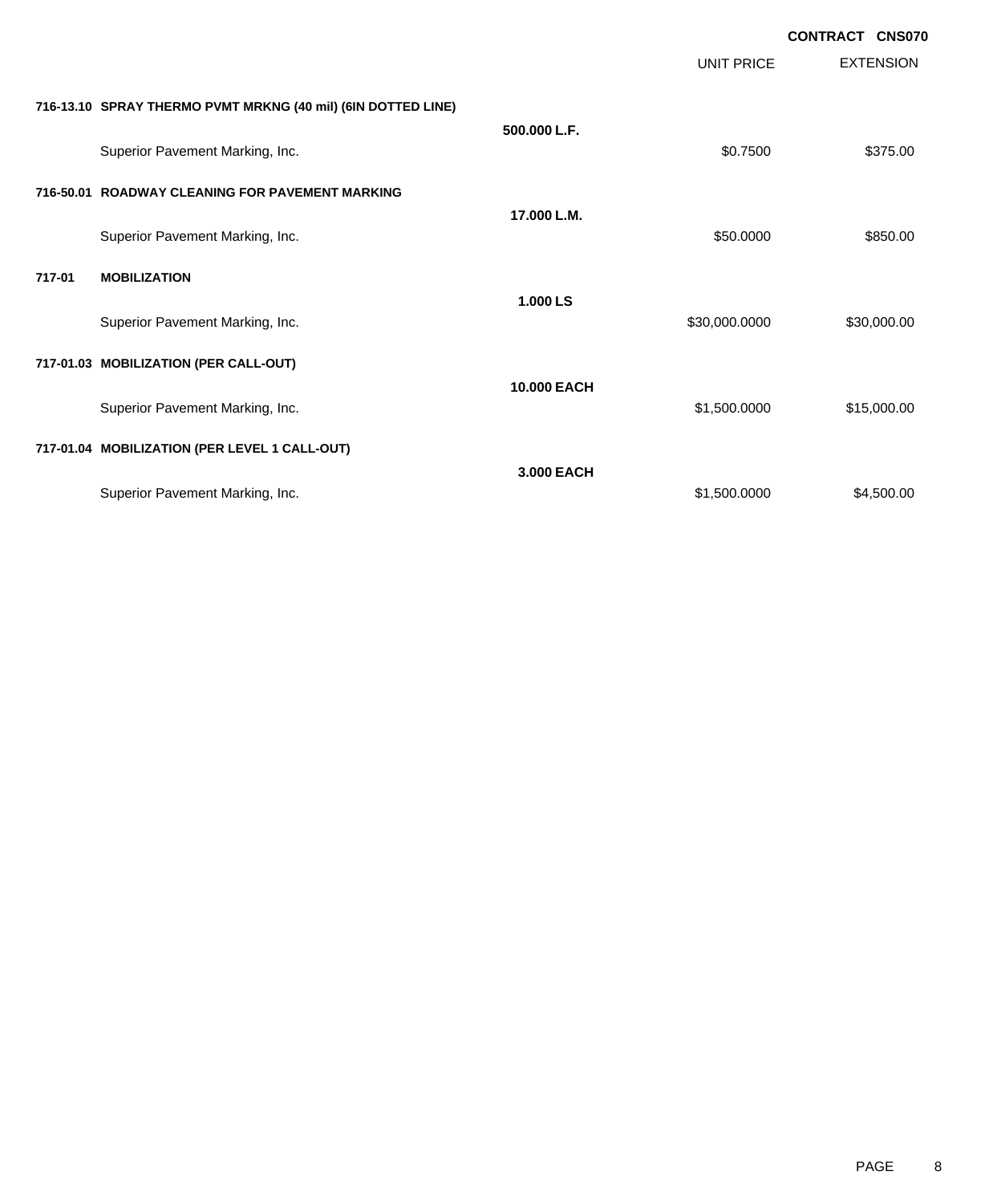**CONTRACT CNS070**

| | | | UNIT PRICE | EXTENSION |
|---|---|---|---|---|
| **716-13.10** | **SPRAY THERMO PVMT MRKNG (40 mil) (6IN DOTTED LINE)** | | | |
| | | **500.000 L.F.** | | |
| | Superior Pavement Marking, Inc. | | $0.7500 | $375.00 |
| **716-50.01** | **ROADWAY CLEANING FOR PAVEMENT MARKING** | | | |
| | | **17.000 L.M.** | | |
| | Superior Pavement Marking, Inc. | | $50.0000 | $850.00 |
| **717-01** | **MOBILIZATION** | | | |
| | | **1.000 LS** | | |
| | Superior Pavement Marking, Inc. | | $30,000.0000 | $30,000.00 |
| **717-01.03** | **MOBILIZATION (PER CALL-OUT)** | | | |
| | | **10.000 EACH** | | |
| | Superior Pavement Marking, Inc. | | $1,500.0000 | $15,000.00 |
| **717-01.04** | **MOBILIZATION (PER LEVEL 1 CALL-OUT)** | | | |
| | | **3.000 EACH** | | |
| | Superior Pavement Marking, Inc. | | $1,500.0000 | $4,500.00 |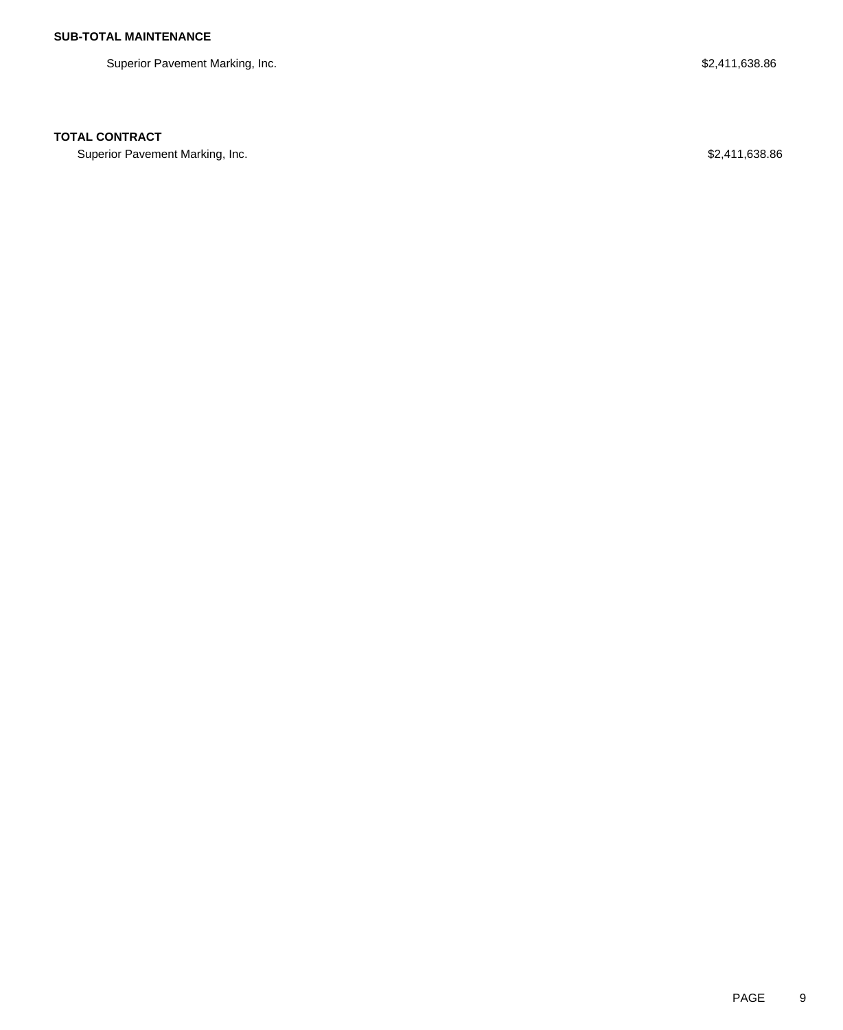**SUB-TOTAL MAINTENANCE**

| | |
|---|---|
| Superior Pavement Marking, Inc. | $2,411,638.86 |

**TOTAL CONTRACT**

| | |
|---|---|
| Superior Pavement Marking, Inc. | $2,411,638.86 |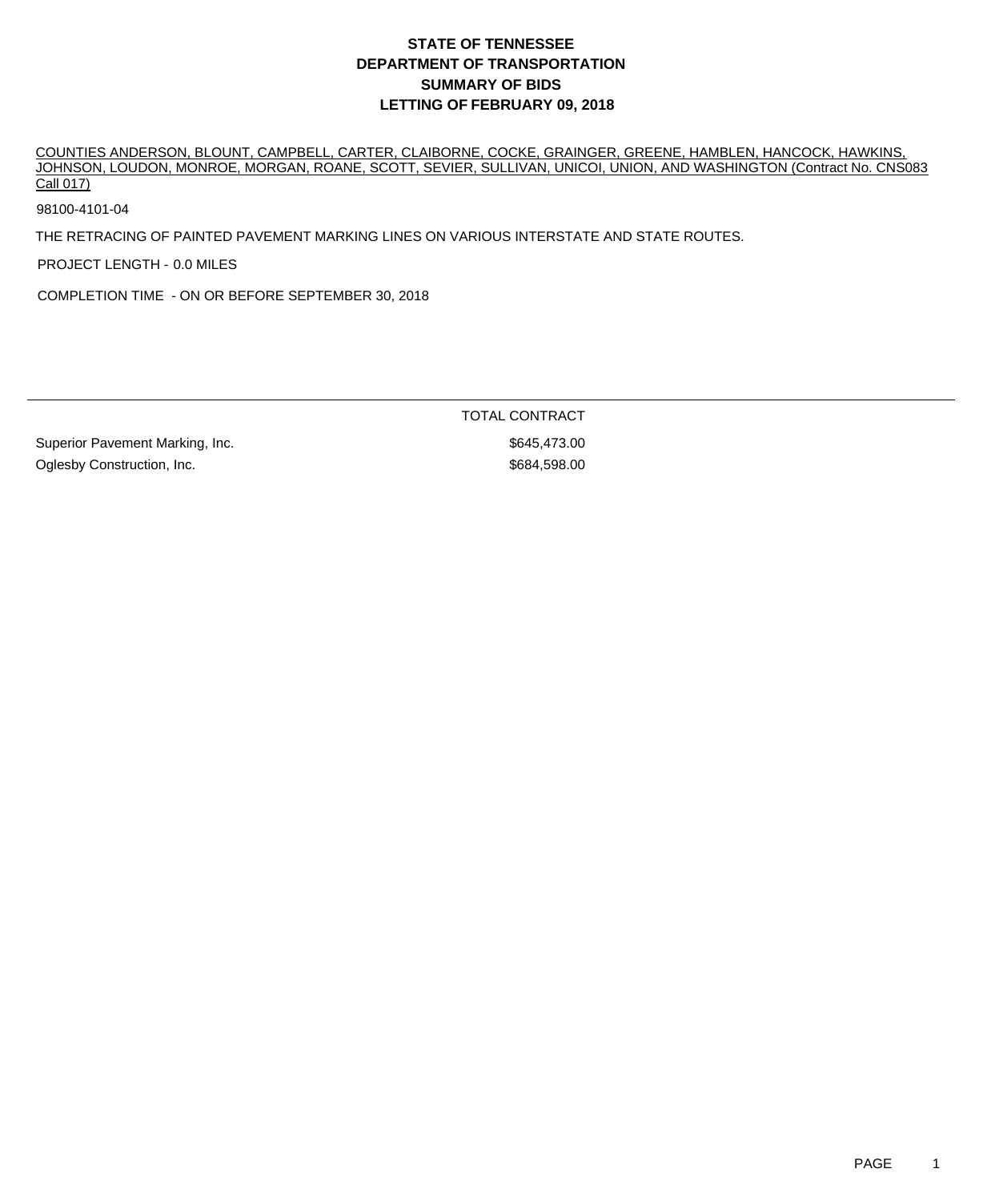# STATE OF TENNESSEE
# DEPARTMENT OF TRANSPORTATION
# SUMMARY OF BIDS
# LETTING OF FEBRUARY 09, 2018

COUNTIES ANDERSON, BLOUNT, CAMPBELL, CARTER, CLAIBORNE, COCKE, GRAINGER, GREENE, HAMBLEN, HANCOCK, HAWKINS, JOHNSON, LOUDON, MONROE, MORGAN, ROANE, SCOTT, SEVIER, SULLIVAN, UNICOI, UNION, AND WASHINGTON (Contract No. CNS083 Call 017)

98100-4101-04

THE RETRACING OF PAINTED PAVEMENT MARKING LINES ON VARIOUS INTERSTATE AND STATE ROUTES.

PROJECT LENGTH - 0.0 MILES

COMPLETION TIME - ON OR BEFORE SEPTEMBER 30, 2018

| | TOTAL CONTRACT |
|---|---|
| Superior Pavement Marking, Inc. | $645,473.00 |
| Oglesby Construction, Inc. | $684,598.00 |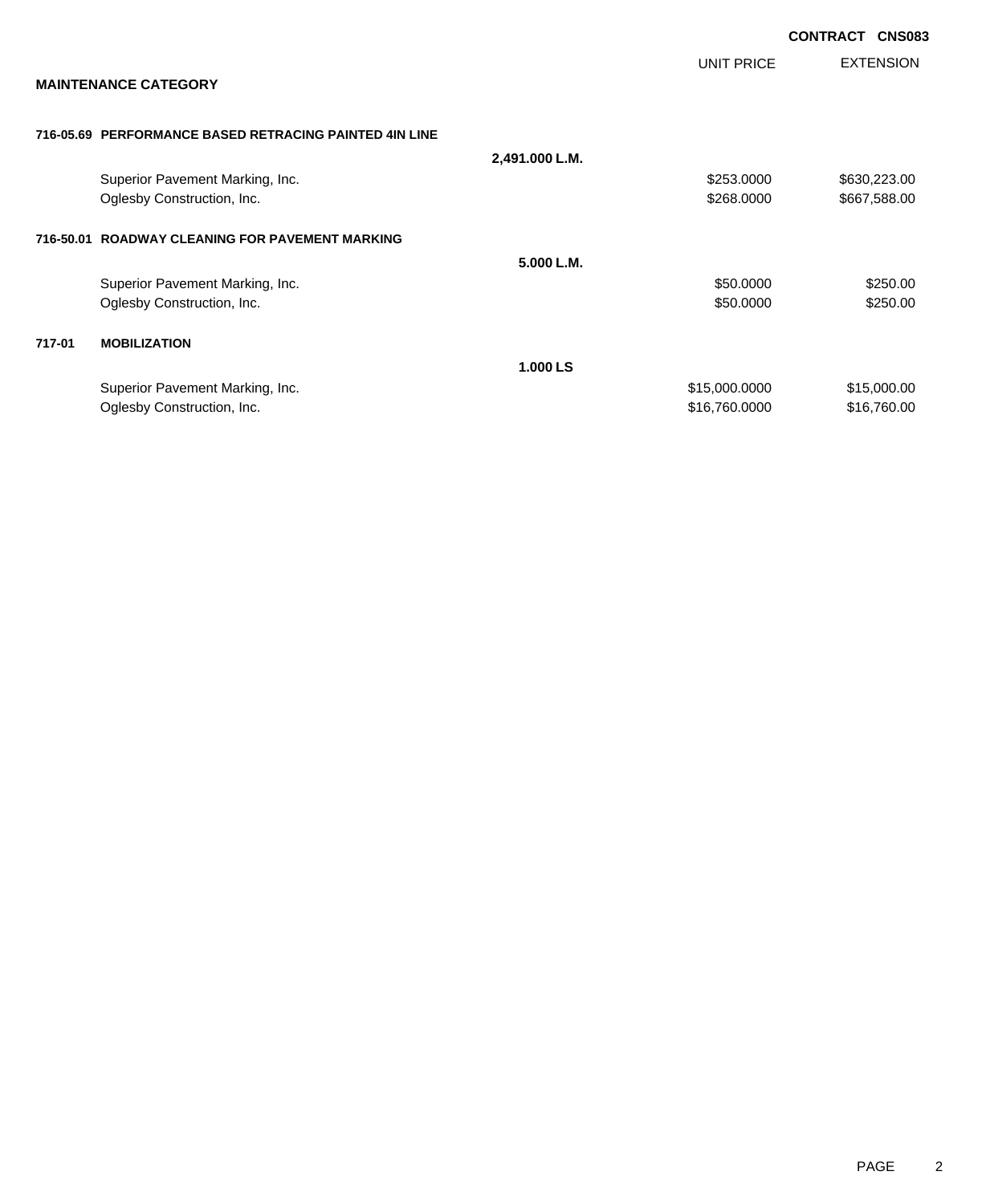**CONTRACT CNS083**

## MAINTENANCE CATEGORY

| | | | UNIT PRICE | EXTENSION |
|---|---|---|---|---|
| **716-05.69** | **PERFORMANCE BASED RETRACING PAINTED 4IN LINE** | | | |
| | | **2,491.000 L.M.** | | |
| | Superior Pavement Marking, Inc. | | $253.0000 | $630,223.00 |
| | Oglesby Construction, Inc. | | $268.0000 | $667,588.00 |
| **716-50.01** | **ROADWAY CLEANING FOR PAVEMENT MARKING** | | | |
| | | **5.000 L.M.** | | |
| | Superior Pavement Marking, Inc. | | $50.0000 | $250.00 |
| | Oglesby Construction, Inc. | | $50.0000 | $250.00 |
| **717-01** | **MOBILIZATION** | | | |
| | | **1.000 LS** | | |
| | Superior Pavement Marking, Inc. | | $15,000.0000 | $15,000.00 |
| | Oglesby Construction, Inc. | | $16,760.0000 | $16,760.00 |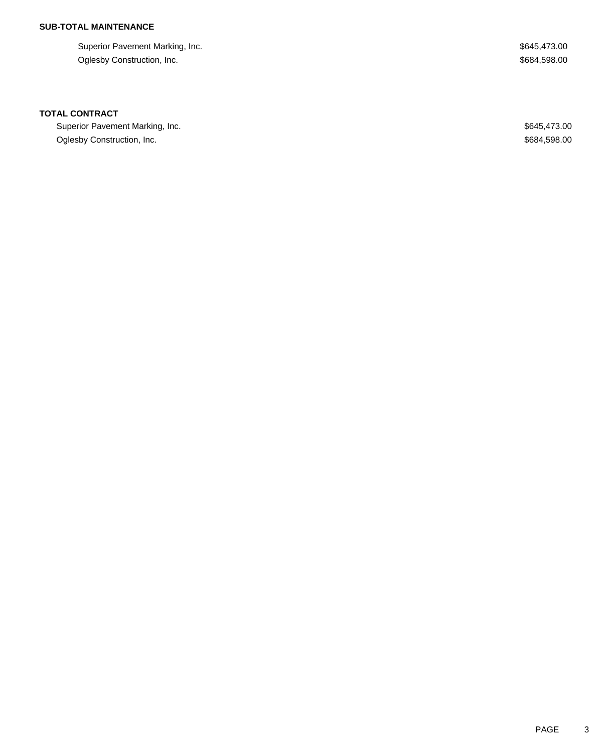**SUB-TOTAL MAINTENANCE**

| | |
|---|---|
| Superior Pavement Marking, Inc. | $645,473.00 |
| Oglesby Construction, Inc. | $684,598.00 |

**TOTAL CONTRACT**

| | |
|---|---|
| Superior Pavement Marking, Inc. | $645,473.00 |
| Oglesby Construction, Inc. | $684,598.00 |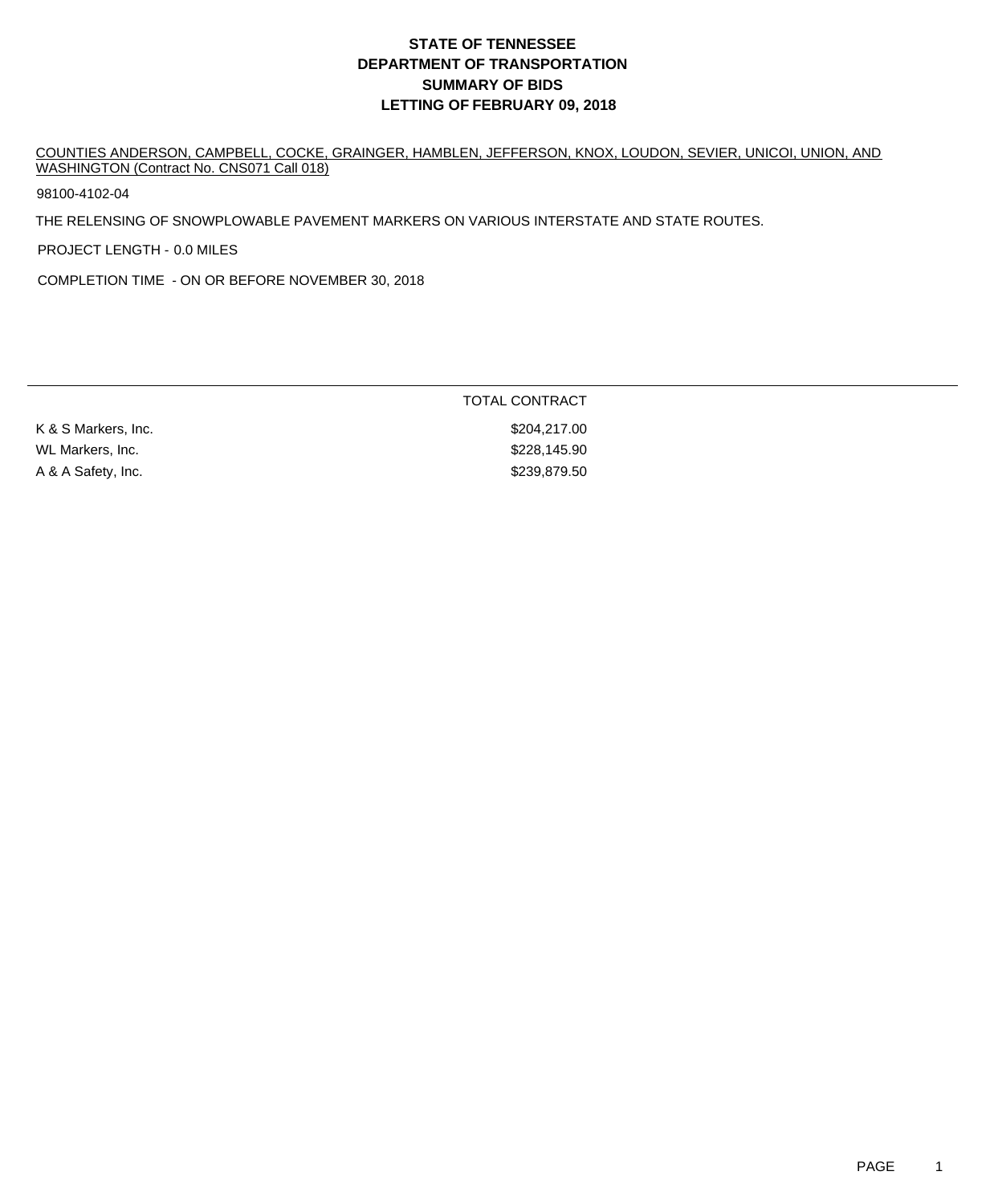# STATE OF TENNESSEE
# DEPARTMENT OF TRANSPORTATION
# SUMMARY OF BIDS
# LETTING OF FEBRUARY 09, 2018

COUNTIES ANDERSON, CAMPBELL, COCKE, GRAINGER, HAMBLEN, JEFFERSON, KNOX, LOUDON, SEVIER, UNICOI, UNION, AND WASHINGTON (Contract No. CNS071 Call 018)

98100-4102-04

THE RELENSING OF SNOWPLOWABLE PAVEMENT MARKERS ON VARIOUS INTERSTATE AND STATE ROUTES.

PROJECT LENGTH - 0.0 MILES

COMPLETION TIME - ON OR BEFORE NOVEMBER 30, 2018

| | TOTAL CONTRACT |
|---|---|
| K & S Markers, Inc. | $204,217.00 |
| WL Markers, Inc. | $228,145.90 |
| A & A Safety, Inc. | $239,879.50 |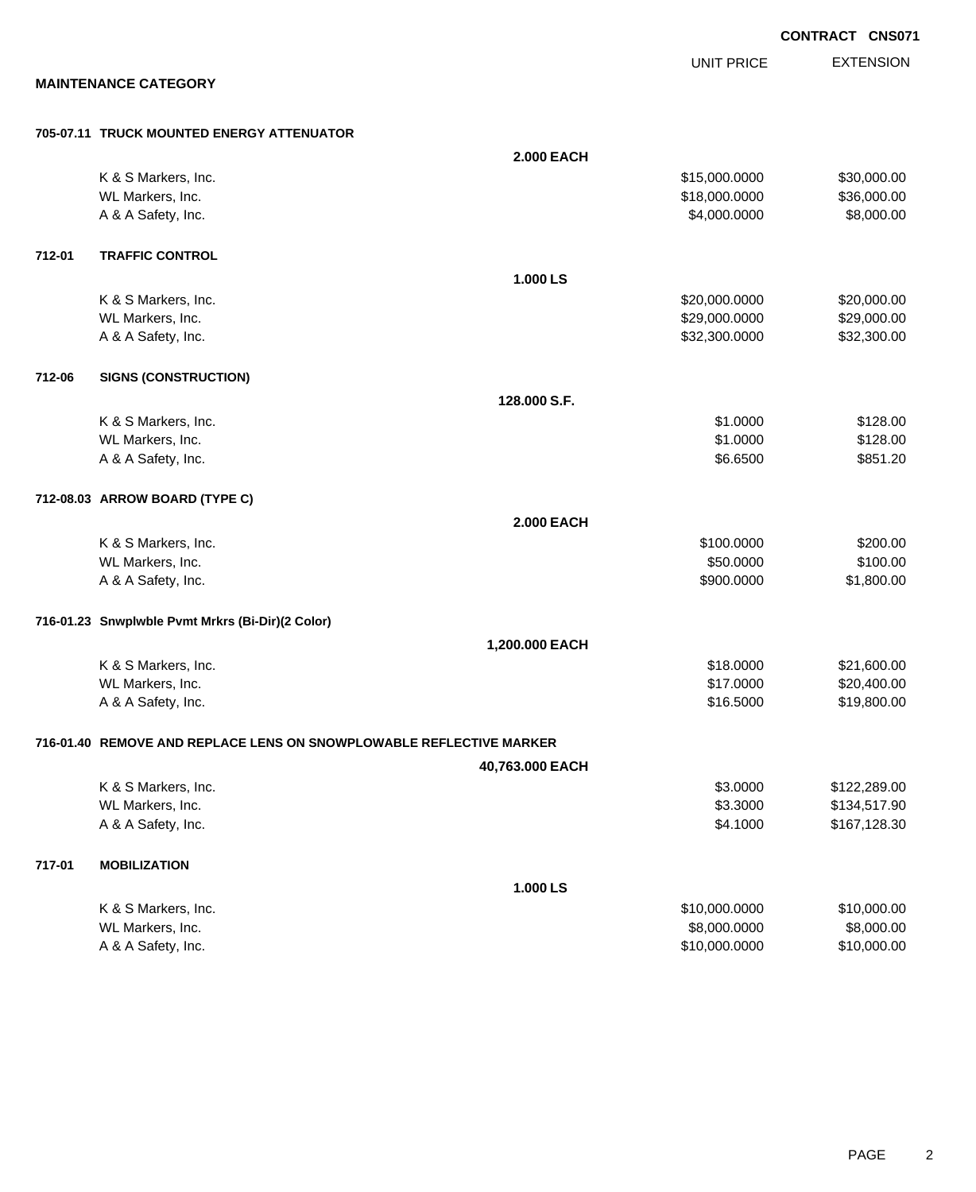**CONTRACT CNS071**

**MAINTENANCE CATEGORY**

| | | | UNIT PRICE | EXTENSION |
|---|---|---|---|---|
| **705-07.11** | **TRUCK MOUNTED ENERGY ATTENUATOR** | | | |
| | | **2.000 EACH** | | |
| | K & S Markers, Inc. | | $15,000.0000 | $30,000.00 |
| | WL Markers, Inc. | | $18,000.0000 | $36,000.00 |
| | A & A Safety, Inc. | | $4,000.0000 | $8,000.00 |
| **712-01** | **TRAFFIC CONTROL** | | | |
| | | **1.000 LS** | | |
| | K & S Markers, Inc. | | $20,000.0000 | $20,000.00 |
| | WL Markers, Inc. | | $29,000.0000 | $29,000.00 |
| | A & A Safety, Inc. | | $32,300.0000 | $32,300.00 |
| **712-06** | **SIGNS (CONSTRUCTION)** | | | |
| | | **128.000 S.F.** | | |
| | K & S Markers, Inc. | | $1.0000 | $128.00 |
| | WL Markers, Inc. | | $1.0000 | $128.00 |
| | A & A Safety, Inc. | | $6.6500 | $851.20 |
| **712-08.03** | **ARROW BOARD (TYPE C)** | | | |
| | | **2.000 EACH** | | |
| | K & S Markers, Inc. | | $100.0000 | $200.00 |
| | WL Markers, Inc. | | $50.0000 | $100.00 |
| | A & A Safety, Inc. | | $900.0000 | $1,800.00 |
| **716-01.23** | **Snwplwble Pvmt Mrkrs (Bi-Dir)(2 Color)** | | | |
| | | **1,200.000 EACH** | | |
| | K & S Markers, Inc. | | $18.0000 | $21,600.00 |
| | WL Markers, Inc. | | $17.0000 | $20,400.00 |
| | A & A Safety, Inc. | | $16.5000 | $19,800.00 |
| **716-01.40** | **REMOVE AND REPLACE LENS ON SNOWPLOWABLE REFLECTIVE MARKER** | | | |
| | | **40,763.000 EACH** | | |
| | K & S Markers, Inc. | | $3.0000 | $122,289.00 |
| | WL Markers, Inc. | | $3.3000 | $134,517.90 |
| | A & A Safety, Inc. | | $4.1000 | $167,128.30 |
| **717-01** | **MOBILIZATION** | | | |
| | | **1.000 LS** | | |
| | K & S Markers, Inc. | | $10,000.0000 | $10,000.00 |
| | WL Markers, Inc. | | $8,000.0000 | $8,000.00 |
| | A & A Safety, Inc. | | $10,000.0000 | $10,000.00 |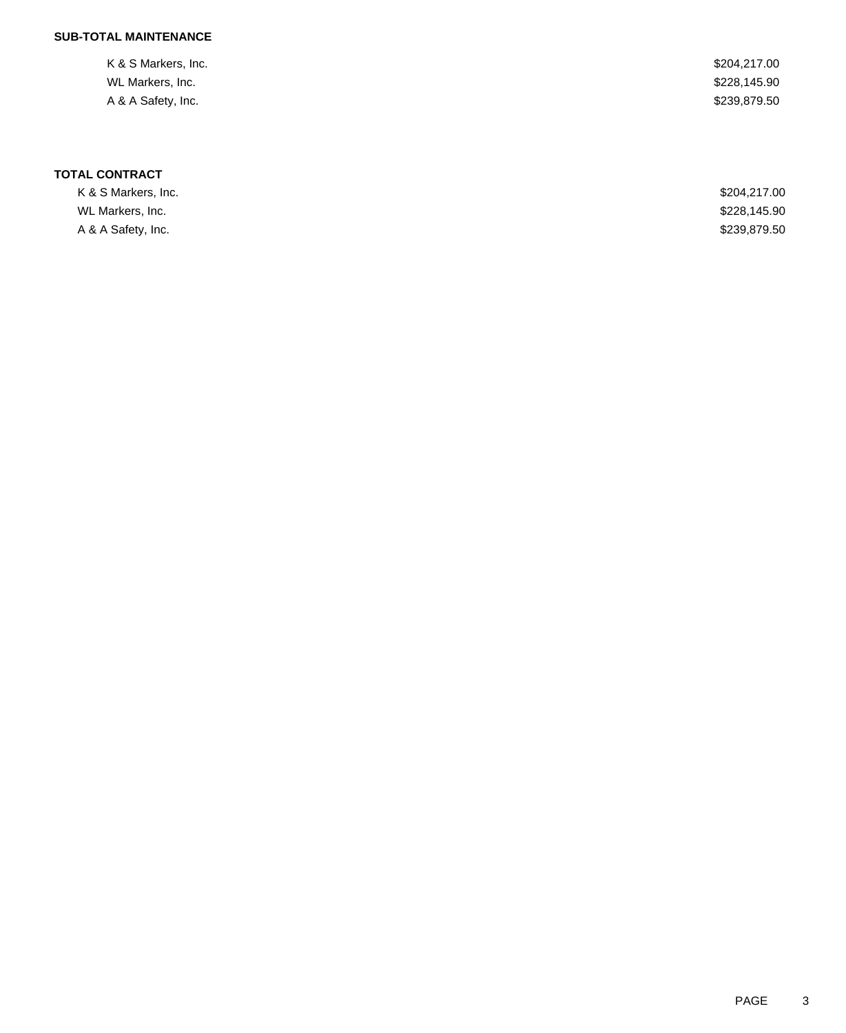**SUB-TOTAL MAINTENANCE**

| | |
|---|---|
| K & S Markers, Inc. | $204,217.00 |
| WL Markers, Inc. | $228,145.90 |
| A & A Safety, Inc. | $239,879.50 |

**TOTAL CONTRACT**

| | |
|---|---|
| K & S Markers, Inc. | $204,217.00 |
| WL Markers, Inc. | $228,145.90 |
| A & A Safety, Inc. | $239,879.50 |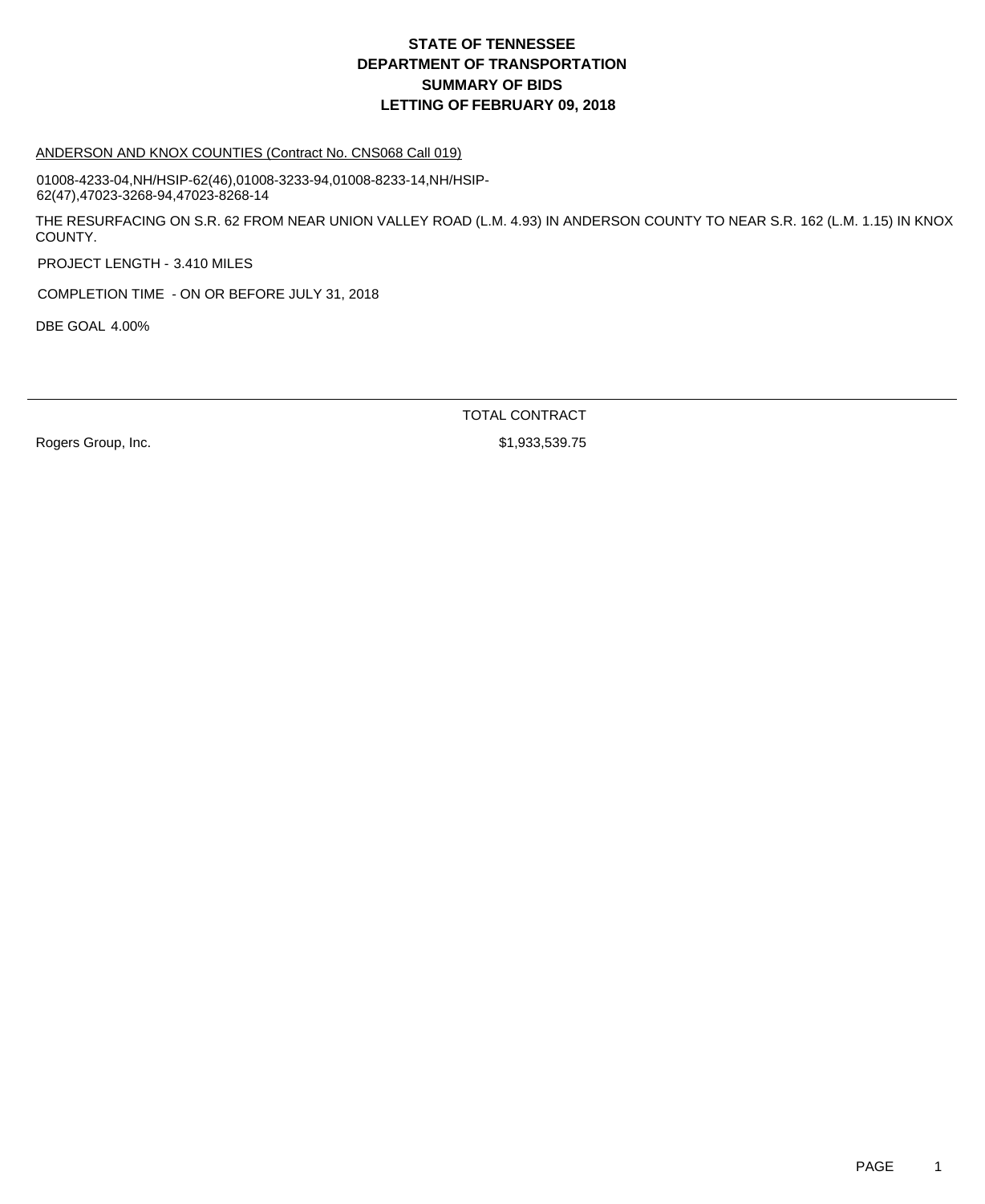# STATE OF TENNESSEE
# DEPARTMENT OF TRANSPORTATION
# SUMMARY OF BIDS
# LETTING OF FEBRUARY 09, 2018

ANDERSON AND KNOX COUNTIES (Contract No. CNS068 Call 019)

01008-4233-04,NH/HSIP-62(46),01008-3233-94,01008-8233-14,NH/HSIP-62(47),47023-3268-94,47023-8268-14

THE RESURFACING ON S.R. 62 FROM NEAR UNION VALLEY ROAD (L.M. 4.93) IN ANDERSON COUNTY TO NEAR S.R. 162 (L.M. 1.15) IN KNOX COUNTY.

PROJECT LENGTH - 3.410 MILES

COMPLETION TIME - ON OR BEFORE JULY 31, 2018

DBE GOAL 4.00%

| | TOTAL CONTRACT |
|---|---|
| Rogers Group, Inc. | $1,933,539.75 |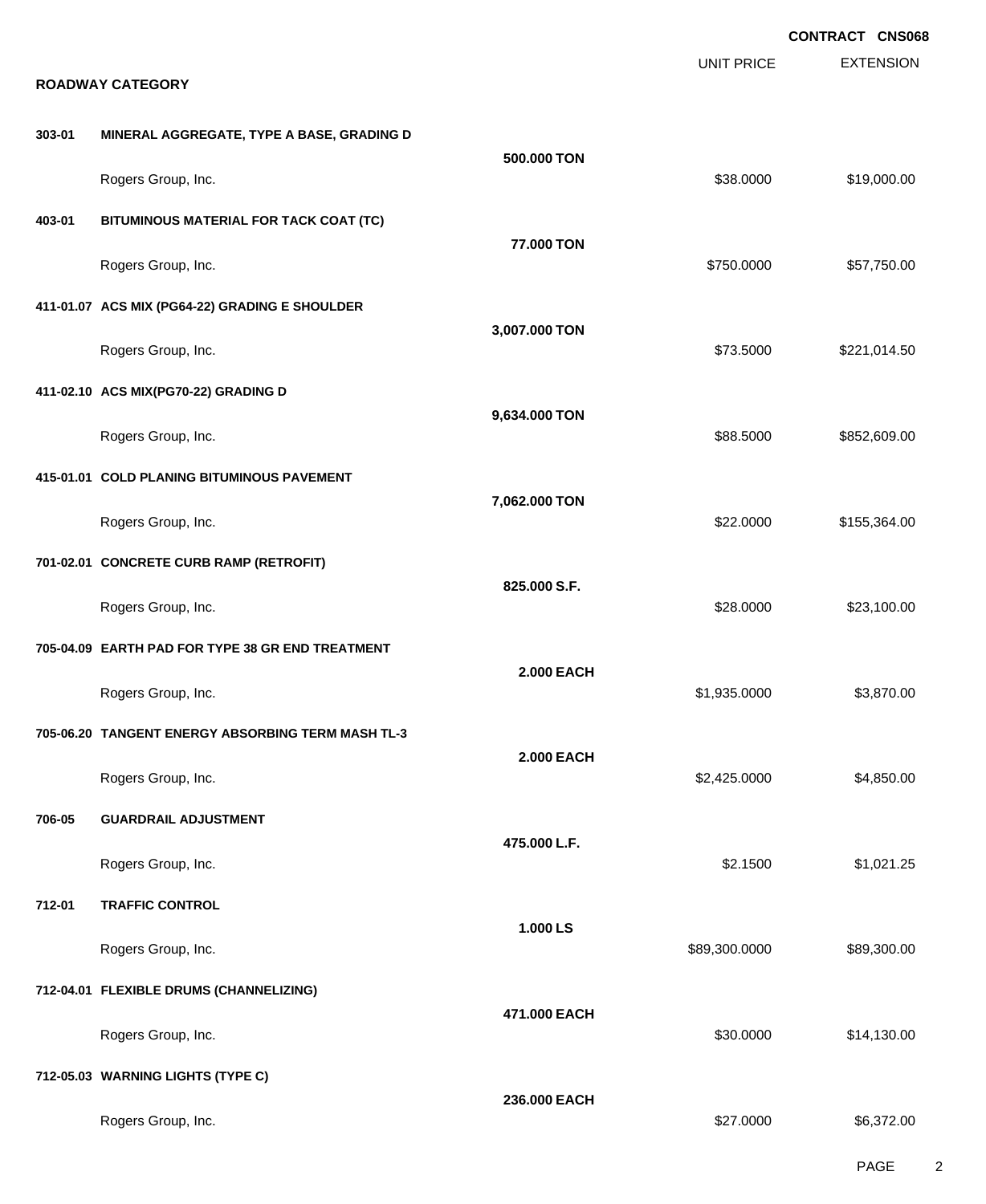**CONTRACT CNS068**

## ROADWAY CATEGORY

| Item | Description | Quantity | Unit Price | Extension |
|---|---|---|---|---|
| 303-01 | **MINERAL AGGREGATE, TYPE A BASE, GRADING D** | **500.000 TON** | | |
| | Rogers Group, Inc. | | $38.0000 | $19,000.00 |
| 403-01 | **BITUMINOUS MATERIAL FOR TACK COAT (TC)** | **77.000 TON** | | |
| | Rogers Group, Inc. | | $750.0000 | $57,750.00 |
| 411-01.07 | **ACS MIX (PG64-22) GRADING E SHOULDER** | **3,007.000 TON** | | |
| | Rogers Group, Inc. | | $73.5000 | $221,014.50 |
| 411-02.10 | **ACS MIX(PG70-22) GRADING D** | **9,634.000 TON** | | |
| | Rogers Group, Inc. | | $88.5000 | $852,609.00 |
| 415-01.01 | **COLD PLANING BITUMINOUS PAVEMENT** | **7,062.000 TON** | | |
| | Rogers Group, Inc. | | $22.0000 | $155,364.00 |
| 701-02.01 | **CONCRETE CURB RAMP (RETROFIT)** | **825.000 S.F.** | | |
| | Rogers Group, Inc. | | $28.0000 | $23,100.00 |
| 705-04.09 | **EARTH PAD FOR TYPE 38 GR END TREATMENT** | **2.000 EACH** | | |
| | Rogers Group, Inc. | | $1,935.0000 | $3,870.00 |
| 705-06.20 | **TANGENT ENERGY ABSORBING TERM MASH TL-3** | **2.000 EACH** | | |
| | Rogers Group, Inc. | | $2,425.0000 | $4,850.00 |
| 706-05 | **GUARDRAIL ADJUSTMENT** | **475.000 L.F.** | | |
| | Rogers Group, Inc. | | $2.1500 | $1,021.25 |
| 712-01 | **TRAFFIC CONTROL** | **1.000 LS** | | |
| | Rogers Group, Inc. | | $89,300.0000 | $89,300.00 |
| 712-04.01 | **FLEXIBLE DRUMS (CHANNELIZING)** | **471.000 EACH** | | |
| | Rogers Group, Inc. | | $30.0000 | $14,130.00 |
| 712-05.03 | **WARNING LIGHTS (TYPE C)** | **236.000 EACH** | | |
| | Rogers Group, Inc. | | $27.0000 | $6,372.00 |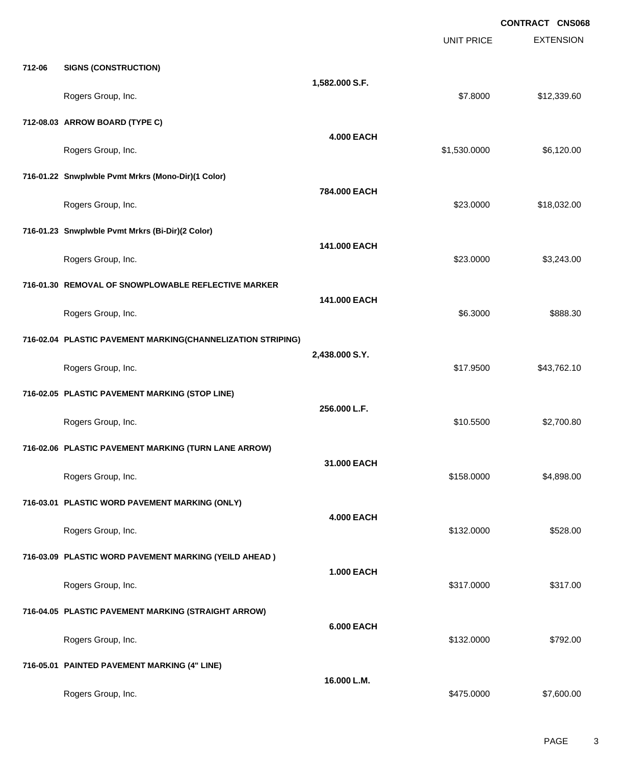**CONTRACT CNS068**

| | | | UNIT PRICE | EXTENSION |
|---|---|---|---|---|
| **712-06** | **SIGNS (CONSTRUCTION)** | | | |
| | | **1,582.000 S.F.** | | |
| | Rogers Group, Inc. | | $7.8000 | $12,339.60 |
| **712-08.03** | **ARROW BOARD (TYPE C)** | | | |
| | | **4.000 EACH** | | |
| | Rogers Group, Inc. | | $1,530.0000 | $6,120.00 |
| **716-01.22** | **Snwplwble Pvmt Mrkrs (Mono-Dir)(1 Color)** | | | |
| | | **784.000 EACH** | | |
| | Rogers Group, Inc. | | $23.0000 | $18,032.00 |
| **716-01.23** | **Snwplwble Pvmt Mrkrs (Bi-Dir)(2 Color)** | | | |
| | | **141.000 EACH** | | |
| | Rogers Group, Inc. | | $23.0000 | $3,243.00 |
| **716-01.30** | **REMOVAL OF SNOWPLOWABLE REFLECTIVE MARKER** | | | |
| | | **141.000 EACH** | | |
| | Rogers Group, Inc. | | $6.3000 | $888.30 |
| **716-02.04** | **PLASTIC PAVEMENT MARKING(CHANNELIZATION STRIPING)** | | | |
| | | **2,438.000 S.Y.** | | |
| | Rogers Group, Inc. | | $17.9500 | $43,762.10 |
| **716-02.05** | **PLASTIC PAVEMENT MARKING (STOP LINE)** | | | |
| | | **256.000 L.F.** | | |
| | Rogers Group, Inc. | | $10.5500 | $2,700.80 |
| **716-02.06** | **PLASTIC PAVEMENT MARKING (TURN LANE ARROW)** | | | |
| | | **31.000 EACH** | | |
| | Rogers Group, Inc. | | $158.0000 | $4,898.00 |
| **716-03.01** | **PLASTIC WORD PAVEMENT MARKING (ONLY)** | | | |
| | | **4.000 EACH** | | |
| | Rogers Group, Inc. | | $132.0000 | $528.00 |
| **716-03.09** | **PLASTIC WORD PAVEMENT MARKING (YEILD AHEAD )** | | | |
| | | **1.000 EACH** | | |
| | Rogers Group, Inc. | | $317.0000 | $317.00 |
| **716-04.05** | **PLASTIC PAVEMENT MARKING (STRAIGHT ARROW)** | | | |
| | | **6.000 EACH** | | |
| | Rogers Group, Inc. | | $132.0000 | $792.00 |
| **716-05.01** | **PAINTED PAVEMENT MARKING (4" LINE)** | | | |
| | | **16.000 L.M.** | | |
| | Rogers Group, Inc. | | $475.0000 | $7,600.00 |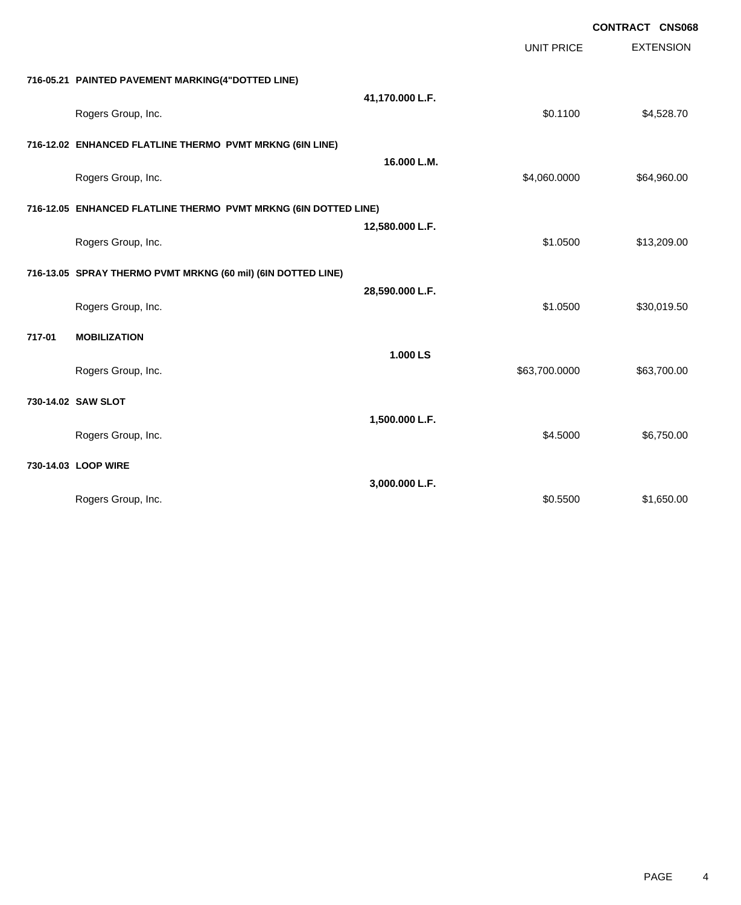**CONTRACT CNS068**

| | | UNIT PRICE | EXTENSION |
|---|---|---|---|
| **716-05.21 PAINTED PAVEMENT MARKING(4"DOTTED LINE)** | | | |
| | **41,170.000 L.F.** | | |
| Rogers Group, Inc. | | $0.1100 | $4,528.70 |
| **716-12.02 ENHANCED FLATLINE THERMO PVMT MRKNG (6IN LINE)** | | | |
| | **16.000 L.M.** | | |
| Rogers Group, Inc. | | $4,060.0000 | $64,960.00 |
| **716-12.05 ENHANCED FLATLINE THERMO PVMT MRKNG (6IN DOTTED LINE)** | | | |
| | **12,580.000 L.F.** | | |
| Rogers Group, Inc. | | $1.0500 | $13,209.00 |
| **716-13.05 SPRAY THERMO PVMT MRKNG (60 mil) (6IN DOTTED LINE)** | | | |
| | **28,590.000 L.F.** | | |
| Rogers Group, Inc. | | $1.0500 | $30,019.50 |
| **717-01 MOBILIZATION** | | | |
| | **1.000 LS** | | |
| Rogers Group, Inc. | | $63,700.0000 | $63,700.00 |
| **730-14.02 SAW SLOT** | | | |
| | **1,500.000 L.F.** | | |
| Rogers Group, Inc. | | $4.5000 | $6,750.00 |
| **730-14.03 LOOP WIRE** | | | |
| | **3,000.000 L.F.** | | |
| Rogers Group, Inc. | | $0.5500 | $1,650.00 |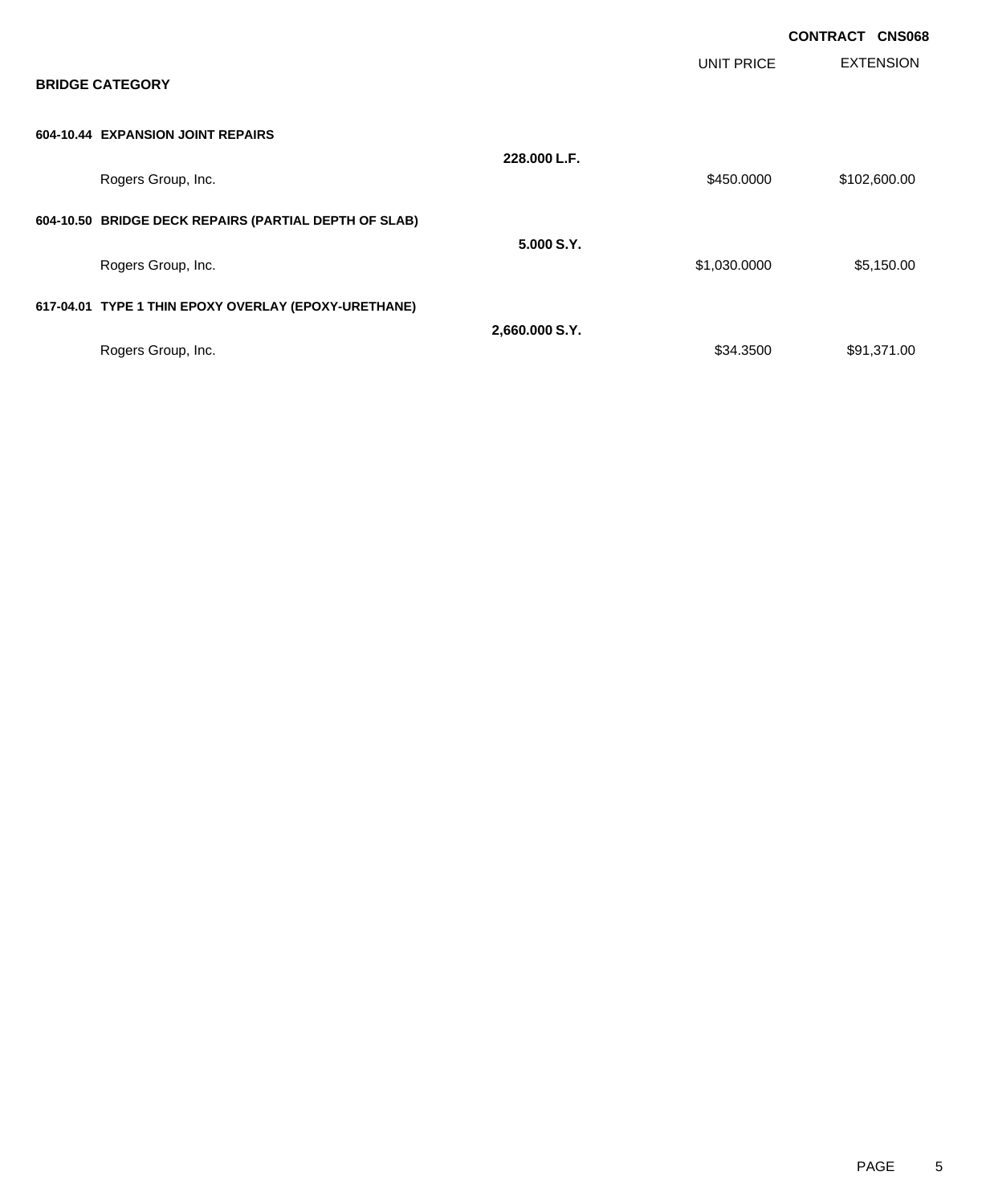**CONTRACT CNS068**

## BRIDGE CATEGORY

| | | UNIT PRICE | EXTENSION |
|---|---|---|---|
| **604-10.44 EXPANSION JOINT REPAIRS** | | | |
| | **228.000 L.F.** | | |
| Rogers Group, Inc. | | $450.0000 | $102,600.00 |
| **604-10.50 BRIDGE DECK REPAIRS (PARTIAL DEPTH OF SLAB)** | | | |
| | **5.000 S.Y.** | | |
| Rogers Group, Inc. | | $1,030.0000 | $5,150.00 |
| **617-04.01 TYPE 1 THIN EPOXY OVERLAY (EPOXY-URETHANE)** | | | |
| | **2,660.000 S.Y.** | | |
| Rogers Group, Inc. | | $34.3500 | $91,371.00 |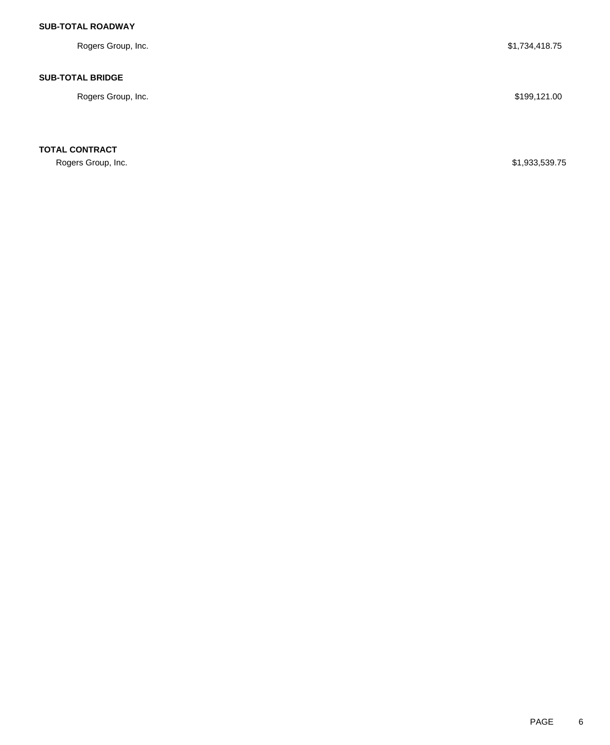**SUB-TOTAL ROADWAY**

| | |
|---|---|
| Rogers Group, Inc. | $1,734,418.75 |

**SUB-TOTAL BRIDGE**

| | |
|---|---|
| Rogers Group, Inc. | $199,121.00 |

**TOTAL CONTRACT**

| | |
|---|---|
| Rogers Group, Inc. | $1,933,539.75 |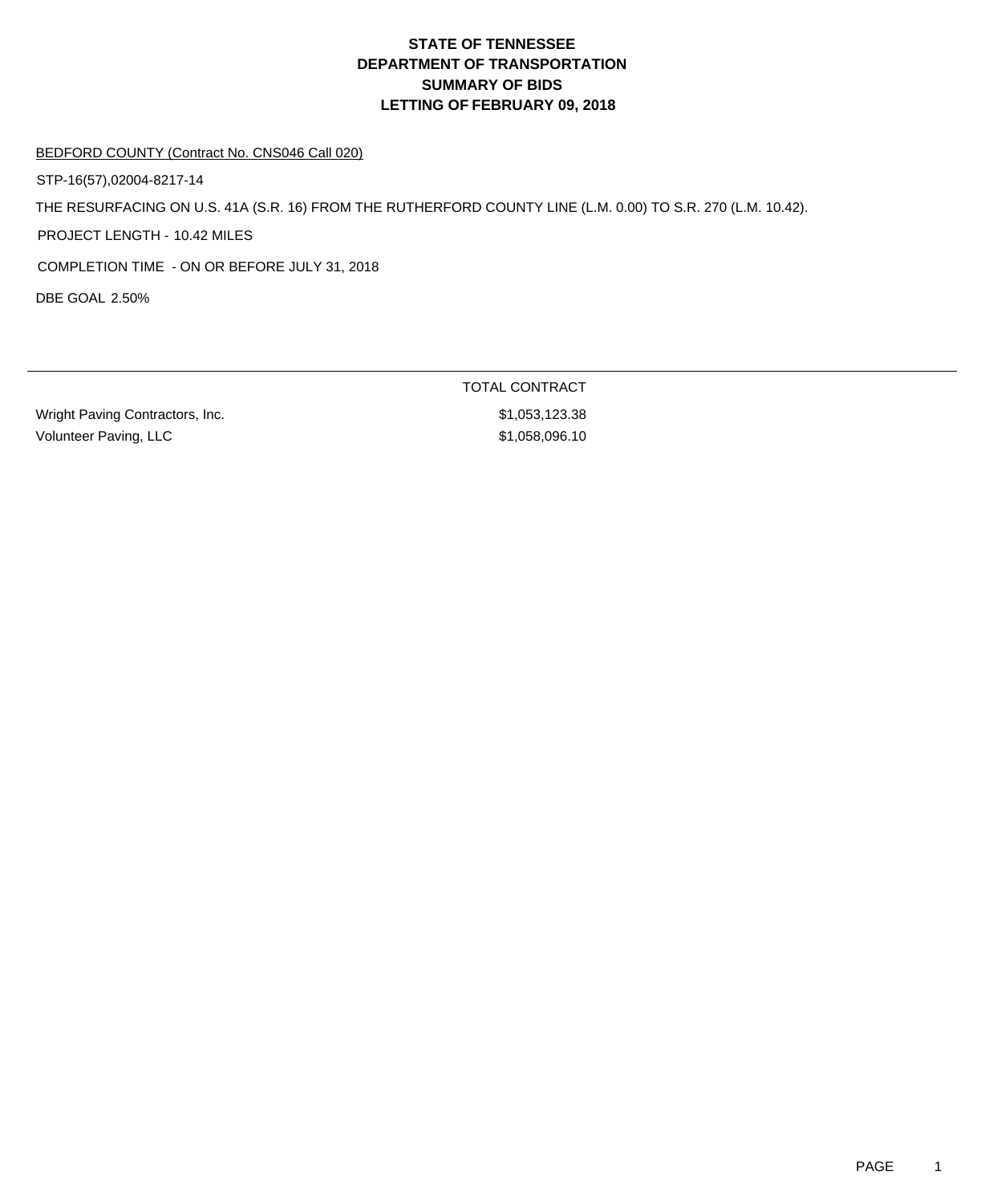# STATE OF TENNESSEE
# DEPARTMENT OF TRANSPORTATION
# SUMMARY OF BIDS
# LETTING OF FEBRUARY 09, 2018

BEDFORD COUNTY (Contract No. CNS046 Call 020)

STP-16(57),02004-8217-14

THE RESURFACING ON U.S. 41A (S.R. 16) FROM THE RUTHERFORD COUNTY LINE (L.M. 0.00) TO S.R. 270 (L.M. 10.42).

PROJECT LENGTH - 10.42 MILES

COMPLETION TIME - ON OR BEFORE JULY 31, 2018

DBE GOAL 2.50%

| | TOTAL CONTRACT |
|---|---|
| Wright Paving Contractors, Inc. | $1,053,123.38 |
| Volunteer Paving, LLC | $1,058,096.10 |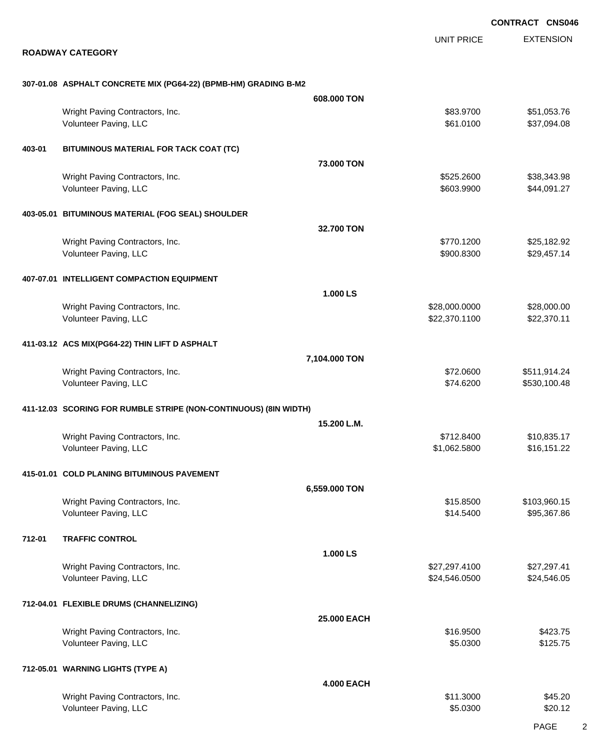**CONTRACT CNS046**

## ROADWAY CATEGORY

| | | UNIT PRICE | EXTENSION |
|---|---|---|---|
| **307-01.08 ASPHALT CONCRETE MIX (PG64-22) (BPMB-HM) GRADING B-M2** | **608.000 TON** | | |
| Wright Paving Contractors, Inc. | | $83.9700 | $51,053.76 |
| Volunteer Paving, LLC | | $61.0100 | $37,094.08 |
| **403-01 BITUMINOUS MATERIAL FOR TACK COAT (TC)** | **73.000 TON** | | |
| Wright Paving Contractors, Inc. | | $525.2600 | $38,343.98 |
| Volunteer Paving, LLC | | $603.9900 | $44,091.27 |
| **403-05.01 BITUMINOUS MATERIAL (FOG SEAL) SHOULDER** | **32.700 TON** | | |
| Wright Paving Contractors, Inc. | | $770.1200 | $25,182.92 |
| Volunteer Paving, LLC | | $900.8300 | $29,457.14 |
| **407-07.01 INTELLIGENT COMPACTION EQUIPMENT** | **1.000 LS** | | |
| Wright Paving Contractors, Inc. | | $28,000.0000 | $28,000.00 |
| Volunteer Paving, LLC | | $22,370.1100 | $22,370.11 |
| **411-03.12 ACS MIX(PG64-22) THIN LIFT D ASPHALT** | **7,104.000 TON** | | |
| Wright Paving Contractors, Inc. | | $72.0600 | $511,914.24 |
| Volunteer Paving, LLC | | $74.6200 | $530,100.48 |
| **411-12.03 SCORING FOR RUMBLE STRIPE (NON-CONTINUOUS) (8IN WIDTH)** | **15.200 L.M.** | | |
| Wright Paving Contractors, Inc. | | $712.8400 | $10,835.17 |
| Volunteer Paving, LLC | | $1,062.5800 | $16,151.22 |
| **415-01.01 COLD PLANING BITUMINOUS PAVEMENT** | **6,559.000 TON** | | |
| Wright Paving Contractors, Inc. | | $15.8500 | $103,960.15 |
| Volunteer Paving, LLC | | $14.5400 | $95,367.86 |
| **712-01 TRAFFIC CONTROL** | **1.000 LS** | | |
| Wright Paving Contractors, Inc. | | $27,297.4100 | $27,297.41 |
| Volunteer Paving, LLC | | $24,546.0500 | $24,546.05 |
| **712-04.01 FLEXIBLE DRUMS (CHANNELIZING)** | **25.000 EACH** | | |
| Wright Paving Contractors, Inc. | | $16.9500 | $423.75 |
| Volunteer Paving, LLC | | $5.0300 | $125.75 |
| **712-05.01 WARNING LIGHTS (TYPE A)** | **4.000 EACH** | | |
| Wright Paving Contractors, Inc. | | $11.3000 | $45.20 |
| Volunteer Paving, LLC | | $5.0300 | $20.12 |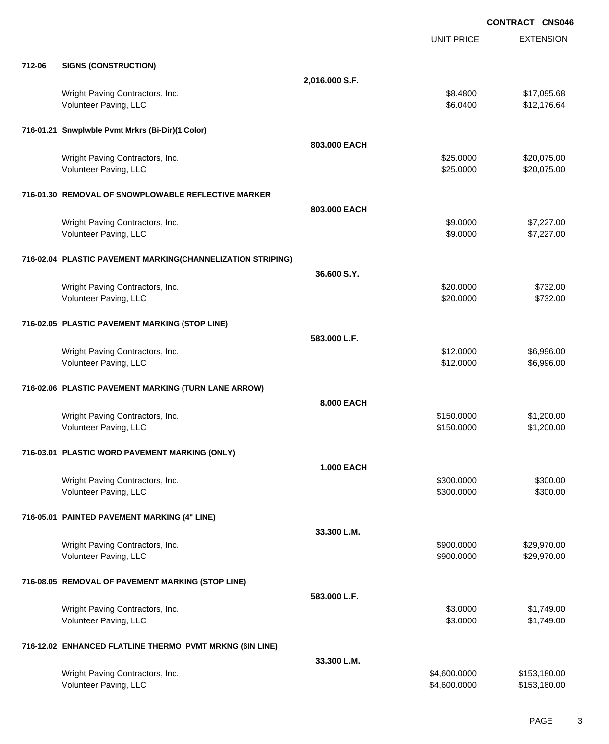**CONTRACT CNS046**

| | | | UNIT PRICE | EXTENSION |
|---|---|---|---|---|
| **712-06** | **SIGNS (CONSTRUCTION)** | | | |
| | | **2,016.000 S.F.** | | |
| | Wright Paving Contractors, Inc. | | $8.4800 | $17,095.68 |
| | Volunteer Paving, LLC | | $6.0400 | $12,176.64 |
| **716-01.21** | **Snwplwble Pvmt Mrkrs (Bi-Dir)(1 Color)** | | | |
| | | **803.000 EACH** | | |
| | Wright Paving Contractors, Inc. | | $25.0000 | $20,075.00 |
| | Volunteer Paving, LLC | | $25.0000 | $20,075.00 |
| **716-01.30** | **REMOVAL OF SNOWPLOWABLE REFLECTIVE MARKER** | | | |
| | | **803.000 EACH** | | |
| | Wright Paving Contractors, Inc. | | $9.0000 | $7,227.00 |
| | Volunteer Paving, LLC | | $9.0000 | $7,227.00 |
| **716-02.04** | **PLASTIC PAVEMENT MARKING(CHANNELIZATION STRIPING)** | | | |
| | | **36.600 S.Y.** | | |
| | Wright Paving Contractors, Inc. | | $20.0000 | $732.00 |
| | Volunteer Paving, LLC | | $20.0000 | $732.00 |
| **716-02.05** | **PLASTIC PAVEMENT MARKING (STOP LINE)** | | | |
| | | **583.000 L.F.** | | |
| | Wright Paving Contractors, Inc. | | $12.0000 | $6,996.00 |
| | Volunteer Paving, LLC | | $12.0000 | $6,996.00 |
| **716-02.06** | **PLASTIC PAVEMENT MARKING (TURN LANE ARROW)** | | | |
| | | **8.000 EACH** | | |
| | Wright Paving Contractors, Inc. | | $150.0000 | $1,200.00 |
| | Volunteer Paving, LLC | | $150.0000 | $1,200.00 |
| **716-03.01** | **PLASTIC WORD PAVEMENT MARKING (ONLY)** | | | |
| | | **1.000 EACH** | | |
| | Wright Paving Contractors, Inc. | | $300.0000 | $300.00 |
| | Volunteer Paving, LLC | | $300.0000 | $300.00 |
| **716-05.01** | **PAINTED PAVEMENT MARKING (4" LINE)** | | | |
| | | **33.300 L.M.** | | |
| | Wright Paving Contractors, Inc. | | $900.0000 | $29,970.00 |
| | Volunteer Paving, LLC | | $900.0000 | $29,970.00 |
| **716-08.05** | **REMOVAL OF PAVEMENT MARKING (STOP LINE)** | | | |
| | | **583.000 L.F.** | | |
| | Wright Paving Contractors, Inc. | | $3.0000 | $1,749.00 |
| | Volunteer Paving, LLC | | $3.0000 | $1,749.00 |
| **716-12.02** | **ENHANCED FLATLINE THERMO PVMT MRKNG (6IN LINE)** | | | |
| | | **33.300 L.M.** | | |
| | Wright Paving Contractors, Inc. | | $4,600.0000 | $153,180.00 |
| | Volunteer Paving, LLC | | $4,600.0000 | $153,180.00 |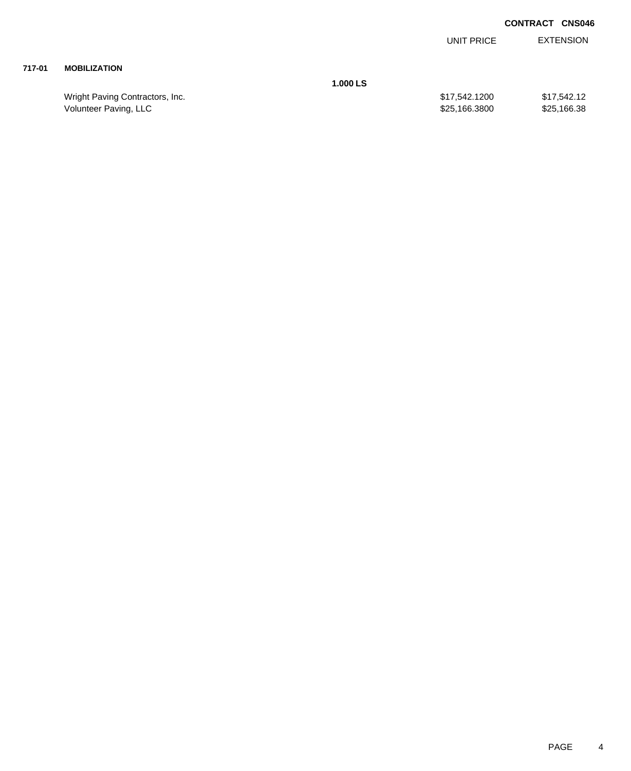**CONTRACT CNS046**

| | | | UNIT PRICE | EXTENSION |
|---|---|---|---|---|
| **717-01** | **MOBILIZATION** | | | |
| | | **1.000 LS** | | |
| | Wright Paving Contractors, Inc. | | $17,542.1200 | $17,542.12 |
| | Volunteer Paving, LLC | | $25,166.3800 | $25,166.38 |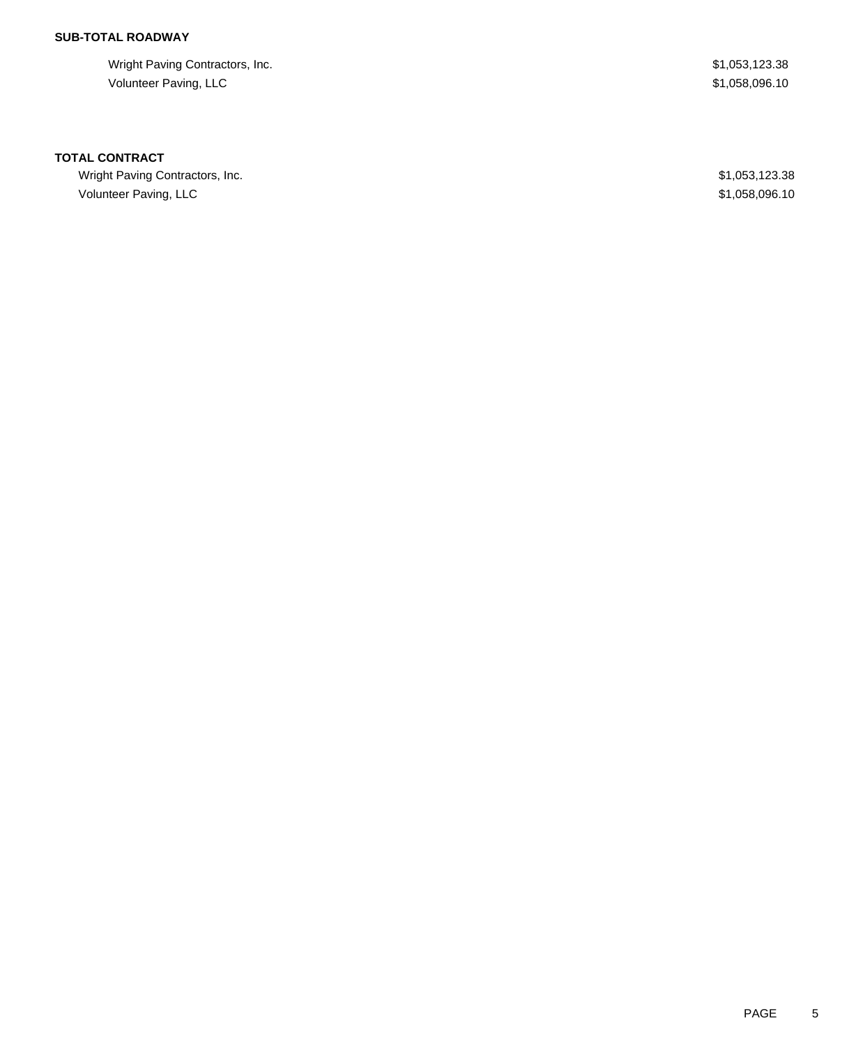**SUB-TOTAL ROADWAY**

| | |
|---|---|
| Wright Paving Contractors, Inc. | $1,053,123.38 |
| Volunteer Paving, LLC | $1,058,096.10 |

**TOTAL CONTRACT**

| | |
|---|---|
| Wright Paving Contractors, Inc. | $1,053,123.38 |
| Volunteer Paving, LLC | $1,058,096.10 |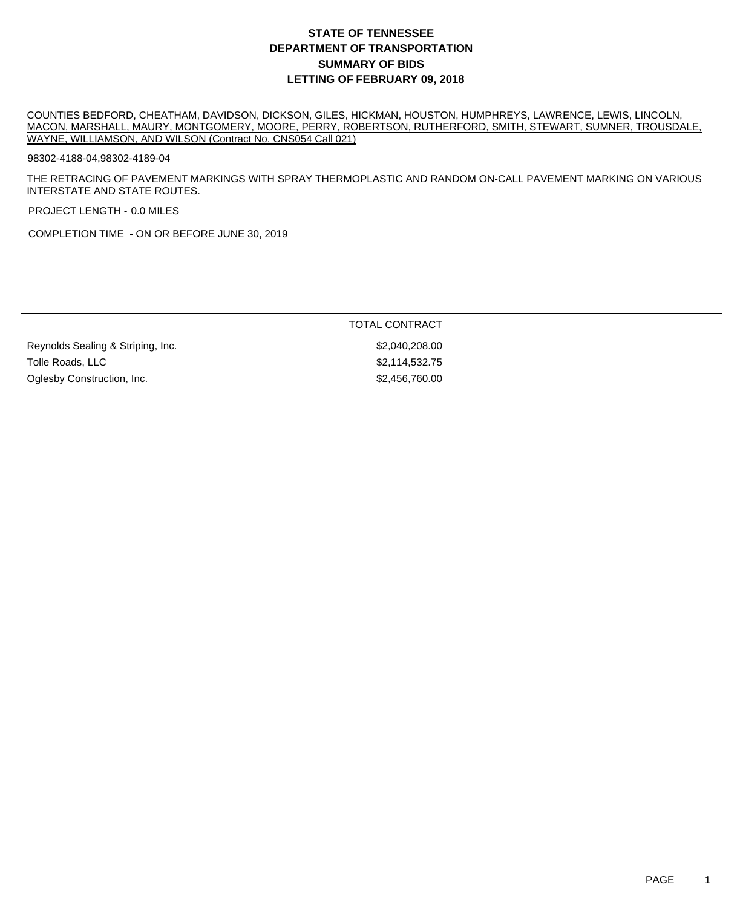# STATE OF TENNESSEE
# DEPARTMENT OF TRANSPORTATION
# SUMMARY OF BIDS
# LETTING OF FEBRUARY 09, 2018

COUNTIES BEDFORD, CHEATHAM, DAVIDSON, DICKSON, GILES, HICKMAN, HOUSTON, HUMPHREYS, LAWRENCE, LEWIS, LINCOLN, MACON, MARSHALL, MAURY, MONTGOMERY, MOORE, PERRY, ROBERTSON, RUTHERFORD, SMITH, STEWART, SUMNER, TROUSDALE, WAYNE, WILLIAMSON, AND WILSON (Contract No. CNS054 Call 021)

98302-4188-04,98302-4189-04

THE RETRACING OF PAVEMENT MARKINGS WITH SPRAY THERMOPLASTIC AND RANDOM ON-CALL PAVEMENT MARKING ON VARIOUS INTERSTATE AND STATE ROUTES.

PROJECT LENGTH - 0.0 MILES

COMPLETION TIME - ON OR BEFORE JUNE 30, 2019

| | TOTAL CONTRACT |
|---|---|
| Reynolds Sealing & Striping, Inc. | $2,040,208.00 |
| Tolle Roads, LLC | $2,114,532.75 |
| Oglesby Construction, Inc. | $2,456,760.00 |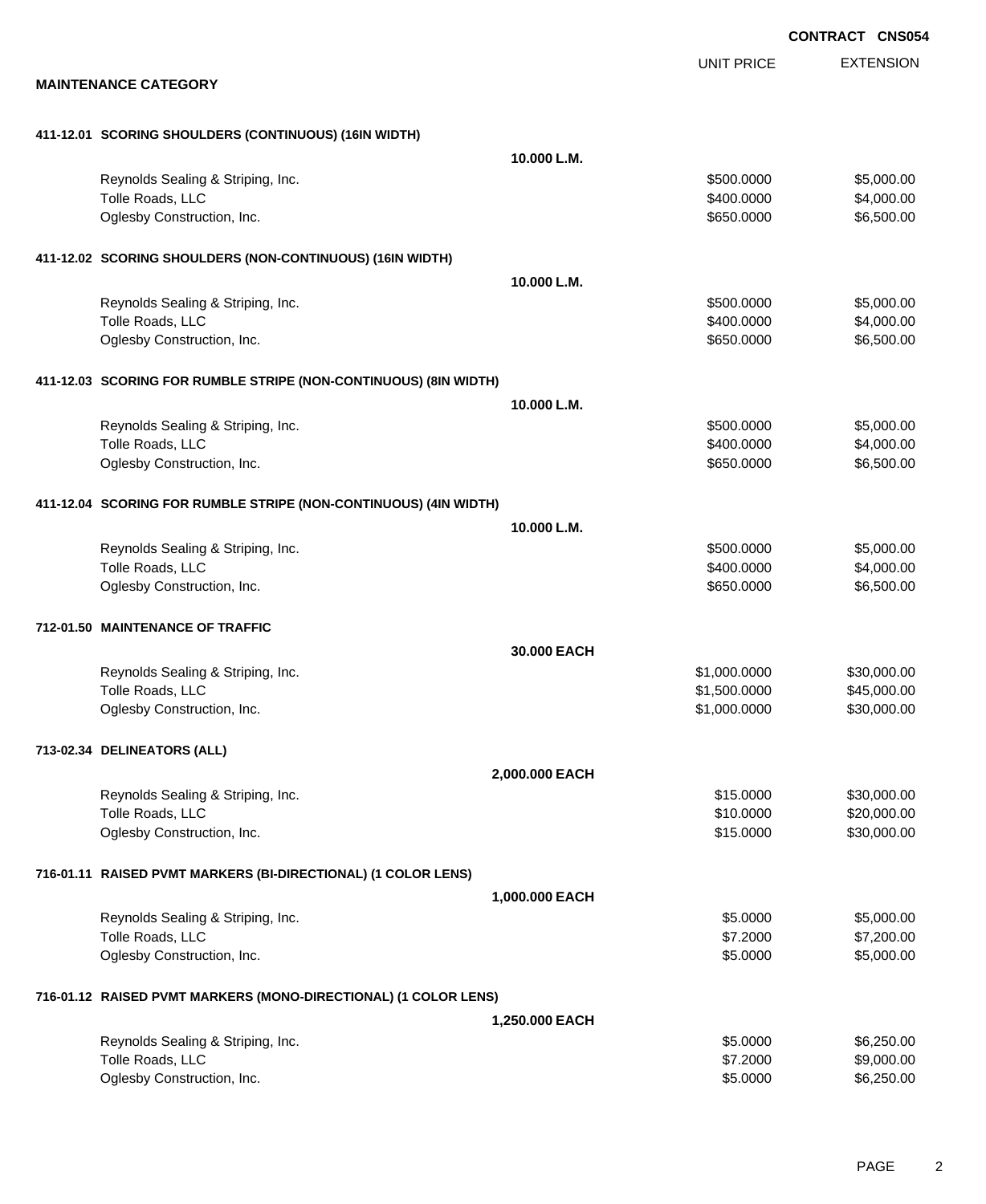**CONTRACT CNS054**

## MAINTENANCE CATEGORY

| | UNIT PRICE | EXTENSION |
|---|---|---|
| **411-12.01 SCORING SHOULDERS (CONTINUOUS) (16IN WIDTH)** | | |
| **10.000 L.M.** | | |
| Reynolds Sealing & Striping, Inc. | $500.0000 | $5,000.00 |
| Tolle Roads, LLC | $400.0000 | $4,000.00 |
| Oglesby Construction, Inc. | $650.0000 | $6,500.00 |
| **411-12.02 SCORING SHOULDERS (NON-CONTINUOUS) (16IN WIDTH)** | | |
| **10.000 L.M.** | | |
| Reynolds Sealing & Striping, Inc. | $500.0000 | $5,000.00 |
| Tolle Roads, LLC | $400.0000 | $4,000.00 |
| Oglesby Construction, Inc. | $650.0000 | $6,500.00 |
| **411-12.03 SCORING FOR RUMBLE STRIPE (NON-CONTINUOUS) (8IN WIDTH)** | | |
| **10.000 L.M.** | | |
| Reynolds Sealing & Striping, Inc. | $500.0000 | $5,000.00 |
| Tolle Roads, LLC | $400.0000 | $4,000.00 |
| Oglesby Construction, Inc. | $650.0000 | $6,500.00 |
| **411-12.04 SCORING FOR RUMBLE STRIPE (NON-CONTINUOUS) (4IN WIDTH)** | | |
| **10.000 L.M.** | | |
| Reynolds Sealing & Striping, Inc. | $500.0000 | $5,000.00 |
| Tolle Roads, LLC | $400.0000 | $4,000.00 |
| Oglesby Construction, Inc. | $650.0000 | $6,500.00 |
| **712-01.50 MAINTENANCE OF TRAFFIC** | | |
| **30.000 EACH** | | |
| Reynolds Sealing & Striping, Inc. | $1,000.0000 | $30,000.00 |
| Tolle Roads, LLC | $1,500.0000 | $45,000.00 |
| Oglesby Construction, Inc. | $1,000.0000 | $30,000.00 |
| **713-02.34 DELINEATORS (ALL)** | | |
| **2,000.000 EACH** | | |
| Reynolds Sealing & Striping, Inc. | $15.0000 | $30,000.00 |
| Tolle Roads, LLC | $10.0000 | $20,000.00 |
| Oglesby Construction, Inc. | $15.0000 | $30,000.00 |
| **716-01.11 RAISED PVMT MARKERS (BI-DIRECTIONAL) (1 COLOR LENS)** | | |
| **1,000.000 EACH** | | |
| Reynolds Sealing & Striping, Inc. | $5.0000 | $5,000.00 |
| Tolle Roads, LLC | $7.2000 | $7,200.00 |
| Oglesby Construction, Inc. | $5.0000 | $5,000.00 |
| **716-01.12 RAISED PVMT MARKERS (MONO-DIRECTIONAL) (1 COLOR LENS)** | | |
| **1,250.000 EACH** | | |
| Reynolds Sealing & Striping, Inc. | $5.0000 | $6,250.00 |
| Tolle Roads, LLC | $7.2000 | $9,000.00 |
| Oglesby Construction, Inc. | $5.0000 | $6,250.00 |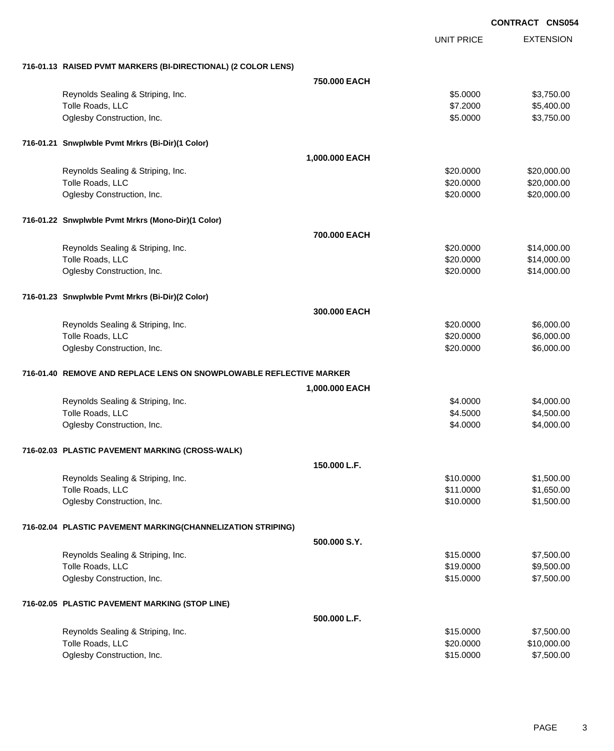**CONTRACT CNS054**

| | | UNIT PRICE | EXTENSION |
|---|---|---|---|
| **716-01.13 RAISED PVMT MARKERS (BI-DIRECTIONAL) (2 COLOR LENS)** | | | |
| | **750.000 EACH** | | |
| Reynolds Sealing & Striping, Inc. | | $5.0000 | $3,750.00 |
| Tolle Roads, LLC | | $7.2000 | $5,400.00 |
| Oglesby Construction, Inc. | | $5.0000 | $3,750.00 |
| **716-01.21 Snwplwble Pvmt Mrkrs (Bi-Dir)(1 Color)** | | | |
| | **1,000.000 EACH** | | |
| Reynolds Sealing & Striping, Inc. | | $20.0000 | $20,000.00 |
| Tolle Roads, LLC | | $20.0000 | $20,000.00 |
| Oglesby Construction, Inc. | | $20.0000 | $20,000.00 |
| **716-01.22 Snwplwble Pvmt Mrkrs (Mono-Dir)(1 Color)** | | | |
| | **700.000 EACH** | | |
| Reynolds Sealing & Striping, Inc. | | $20.0000 | $14,000.00 |
| Tolle Roads, LLC | | $20.0000 | $14,000.00 |
| Oglesby Construction, Inc. | | $20.0000 | $14,000.00 |
| **716-01.23 Snwplwble Pvmt Mrkrs (Bi-Dir)(2 Color)** | | | |
| | **300.000 EACH** | | |
| Reynolds Sealing & Striping, Inc. | | $20.0000 | $6,000.00 |
| Tolle Roads, LLC | | $20.0000 | $6,000.00 |
| Oglesby Construction, Inc. | | $20.0000 | $6,000.00 |
| **716-01.40 REMOVE AND REPLACE LENS ON SNOWPLOWABLE REFLECTIVE MARKER** | | | |
| | **1,000.000 EACH** | | |
| Reynolds Sealing & Striping, Inc. | | $4.0000 | $4,000.00 |
| Tolle Roads, LLC | | $4.5000 | $4,500.00 |
| Oglesby Construction, Inc. | | $4.0000 | $4,000.00 |
| **716-02.03 PLASTIC PAVEMENT MARKING (CROSS-WALK)** | | | |
| | **150.000 L.F.** | | |
| Reynolds Sealing & Striping, Inc. | | $10.0000 | $1,500.00 |
| Tolle Roads, LLC | | $11.0000 | $1,650.00 |
| Oglesby Construction, Inc. | | $10.0000 | $1,500.00 |
| **716-02.04 PLASTIC PAVEMENT MARKING(CHANNELIZATION STRIPING)** | | | |
| | **500.000 S.Y.** | | |
| Reynolds Sealing & Striping, Inc. | | $15.0000 | $7,500.00 |
| Tolle Roads, LLC | | $19.0000 | $9,500.00 |
| Oglesby Construction, Inc. | | $15.0000 | $7,500.00 |
| **716-02.05 PLASTIC PAVEMENT MARKING (STOP LINE)** | | | |
| | **500.000 L.F.** | | |
| Reynolds Sealing & Striping, Inc. | | $15.0000 | $7,500.00 |
| Tolle Roads, LLC | | $20.0000 | $10,000.00 |
| Oglesby Construction, Inc. | | $15.0000 | $7,500.00 |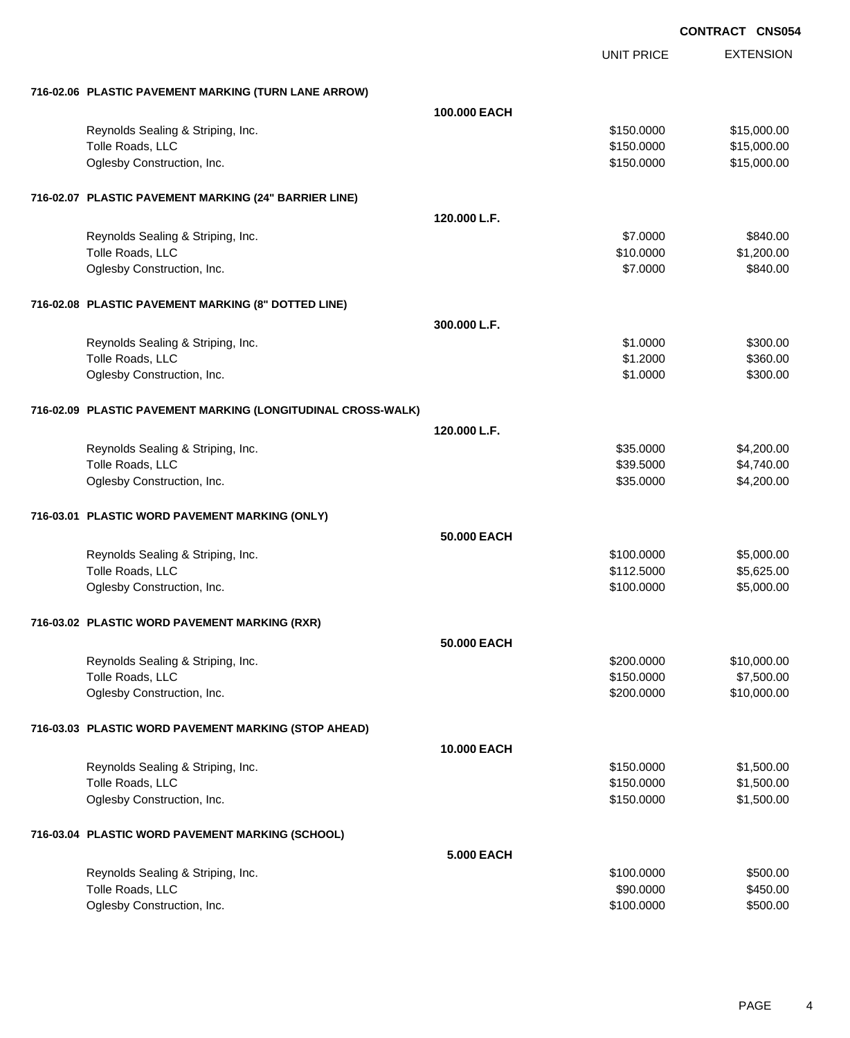**CONTRACT CNS054**

| | | UNIT PRICE | EXTENSION |
|---|---|---|---|
| **716-02.06 PLASTIC PAVEMENT MARKING (TURN LANE ARROW)** | | | |
| | **100.000 EACH** | | |
| Reynolds Sealing & Striping, Inc. | | $150.0000 | $15,000.00 |
| Tolle Roads, LLC | | $150.0000 | $15,000.00 |
| Oglesby Construction, Inc. | | $150.0000 | $15,000.00 |
| **716-02.07 PLASTIC PAVEMENT MARKING (24" BARRIER LINE)** | | | |
| | **120.000 L.F.** | | |
| Reynolds Sealing & Striping, Inc. | | $7.0000 | $840.00 |
| Tolle Roads, LLC | | $10.0000 | $1,200.00 |
| Oglesby Construction, Inc. | | $7.0000 | $840.00 |
| **716-02.08 PLASTIC PAVEMENT MARKING (8" DOTTED LINE)** | | | |
| | **300.000 L.F.** | | |
| Reynolds Sealing & Striping, Inc. | | $1.0000 | $300.00 |
| Tolle Roads, LLC | | $1.2000 | $360.00 |
| Oglesby Construction, Inc. | | $1.0000 | $300.00 |
| **716-02.09 PLASTIC PAVEMENT MARKING (LONGITUDINAL CROSS-WALK)** | | | |
| | **120.000 L.F.** | | |
| Reynolds Sealing & Striping, Inc. | | $35.0000 | $4,200.00 |
| Tolle Roads, LLC | | $39.5000 | $4,740.00 |
| Oglesby Construction, Inc. | | $35.0000 | $4,200.00 |
| **716-03.01 PLASTIC WORD PAVEMENT MARKING (ONLY)** | | | |
| | **50.000 EACH** | | |
| Reynolds Sealing & Striping, Inc. | | $100.0000 | $5,000.00 |
| Tolle Roads, LLC | | $112.5000 | $5,625.00 |
| Oglesby Construction, Inc. | | $100.0000 | $5,000.00 |
| **716-03.02 PLASTIC WORD PAVEMENT MARKING (RXR)** | | | |
| | **50.000 EACH** | | |
| Reynolds Sealing & Striping, Inc. | | $200.0000 | $10,000.00 |
| Tolle Roads, LLC | | $150.0000 | $7,500.00 |
| Oglesby Construction, Inc. | | $200.0000 | $10,000.00 |
| **716-03.03 PLASTIC WORD PAVEMENT MARKING (STOP AHEAD)** | | | |
| | **10.000 EACH** | | |
| Reynolds Sealing & Striping, Inc. | | $150.0000 | $1,500.00 |
| Tolle Roads, LLC | | $150.0000 | $1,500.00 |
| Oglesby Construction, Inc. | | $150.0000 | $1,500.00 |
| **716-03.04 PLASTIC WORD PAVEMENT MARKING (SCHOOL)** | | | |
| | **5.000 EACH** | | |
| Reynolds Sealing & Striping, Inc. | | $100.0000 | $500.00 |
| Tolle Roads, LLC | | $90.0000 | $450.00 |
| Oglesby Construction, Inc. | | $100.0000 | $500.00 |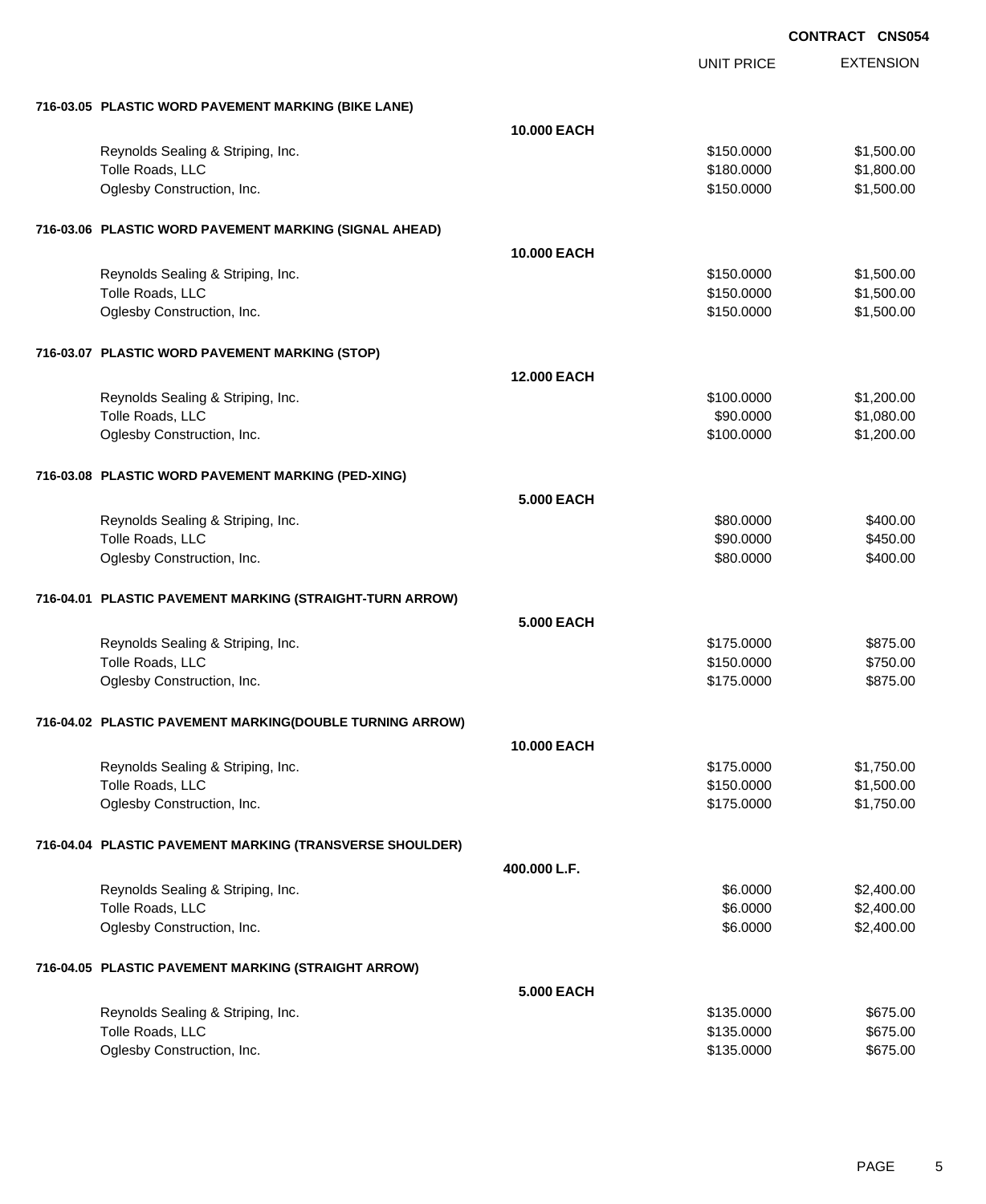**CONTRACT CNS054**

| | | UNIT PRICE | EXTENSION |
|---|---|---|---|
| **716-03.05 PLASTIC WORD PAVEMENT MARKING (BIKE LANE)** | | | |
| | **10.000 EACH** | | |
| Reynolds Sealing & Striping, Inc. | | $150.0000 | $1,500.00 |
| Tolle Roads, LLC | | $180.0000 | $1,800.00 |
| Oglesby Construction, Inc. | | $150.0000 | $1,500.00 |
| **716-03.06 PLASTIC WORD PAVEMENT MARKING (SIGNAL AHEAD)** | | | |
| | **10.000 EACH** | | |
| Reynolds Sealing & Striping, Inc. | | $150.0000 | $1,500.00 |
| Tolle Roads, LLC | | $150.0000 | $1,500.00 |
| Oglesby Construction, Inc. | | $150.0000 | $1,500.00 |
| **716-03.07 PLASTIC WORD PAVEMENT MARKING (STOP)** | | | |
| | **12.000 EACH** | | |
| Reynolds Sealing & Striping, Inc. | | $100.0000 | $1,200.00 |
| Tolle Roads, LLC | | $90.0000 | $1,080.00 |
| Oglesby Construction, Inc. | | $100.0000 | $1,200.00 |
| **716-03.08 PLASTIC WORD PAVEMENT MARKING (PED-XING)** | | | |
| | **5.000 EACH** | | |
| Reynolds Sealing & Striping, Inc. | | $80.0000 | $400.00 |
| Tolle Roads, LLC | | $90.0000 | $450.00 |
| Oglesby Construction, Inc. | | $80.0000 | $400.00 |
| **716-04.01 PLASTIC PAVEMENT MARKING (STRAIGHT-TURN ARROW)** | | | |
| | **5.000 EACH** | | |
| Reynolds Sealing & Striping, Inc. | | $175.0000 | $875.00 |
| Tolle Roads, LLC | | $150.0000 | $750.00 |
| Oglesby Construction, Inc. | | $175.0000 | $875.00 |
| **716-04.02 PLASTIC PAVEMENT MARKING(DOUBLE TURNING ARROW)** | | | |
| | **10.000 EACH** | | |
| Reynolds Sealing & Striping, Inc. | | $175.0000 | $1,750.00 |
| Tolle Roads, LLC | | $150.0000 | $1,500.00 |
| Oglesby Construction, Inc. | | $175.0000 | $1,750.00 |
| **716-04.04 PLASTIC PAVEMENT MARKING (TRANSVERSE SHOULDER)** | | | |
| | **400.000 L.F.** | | |
| Reynolds Sealing & Striping, Inc. | | $6.0000 | $2,400.00 |
| Tolle Roads, LLC | | $6.0000 | $2,400.00 |
| Oglesby Construction, Inc. | | $6.0000 | $2,400.00 |
| **716-04.05 PLASTIC PAVEMENT MARKING (STRAIGHT ARROW)** | | | |
| | **5.000 EACH** | | |
| Reynolds Sealing & Striping, Inc. | | $135.0000 | $675.00 |
| Tolle Roads, LLC | | $135.0000 | $675.00 |
| Oglesby Construction, Inc. | | $135.0000 | $675.00 |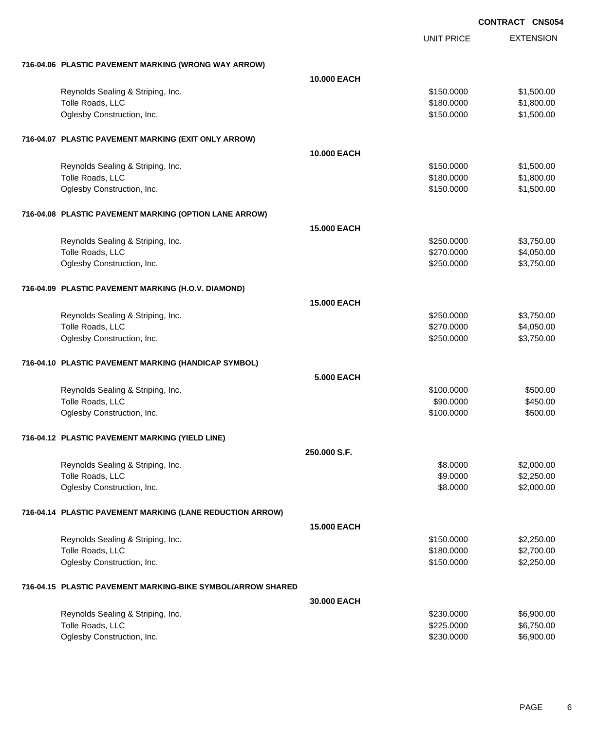**CONTRACT CNS054**

| | | UNIT PRICE | EXTENSION |
|---|---|---|---|
| **716-04.06 PLASTIC PAVEMENT MARKING (WRONG WAY ARROW)** | | | |
| | **10.000 EACH** | | |
| Reynolds Sealing & Striping, Inc. | | $150.0000 | $1,500.00 |
| Tolle Roads, LLC | | $180.0000 | $1,800.00 |
| Oglesby Construction, Inc. | | $150.0000 | $1,500.00 |
| **716-04.07 PLASTIC PAVEMENT MARKING (EXIT ONLY ARROW)** | | | |
| | **10.000 EACH** | | |
| Reynolds Sealing & Striping, Inc. | | $150.0000 | $1,500.00 |
| Tolle Roads, LLC | | $180.0000 | $1,800.00 |
| Oglesby Construction, Inc. | | $150.0000 | $1,500.00 |
| **716-04.08 PLASTIC PAVEMENT MARKING (OPTION LANE ARROW)** | | | |
| | **15.000 EACH** | | |
| Reynolds Sealing & Striping, Inc. | | $250.0000 | $3,750.00 |
| Tolle Roads, LLC | | $270.0000 | $4,050.00 |
| Oglesby Construction, Inc. | | $250.0000 | $3,750.00 |
| **716-04.09 PLASTIC PAVEMENT MARKING (H.O.V. DIAMOND)** | | | |
| | **15.000 EACH** | | |
| Reynolds Sealing & Striping, Inc. | | $250.0000 | $3,750.00 |
| Tolle Roads, LLC | | $270.0000 | $4,050.00 |
| Oglesby Construction, Inc. | | $250.0000 | $3,750.00 |
| **716-04.10 PLASTIC PAVEMENT MARKING (HANDICAP SYMBOL)** | | | |
| | **5.000 EACH** | | |
| Reynolds Sealing & Striping, Inc. | | $100.0000 | $500.00 |
| Tolle Roads, LLC | | $90.0000 | $450.00 |
| Oglesby Construction, Inc. | | $100.0000 | $500.00 |
| **716-04.12 PLASTIC PAVEMENT MARKING (YIELD LINE)** | | | |
| | **250.000 S.F.** | | |
| Reynolds Sealing & Striping, Inc. | | $8.0000 | $2,000.00 |
| Tolle Roads, LLC | | $9.0000 | $2,250.00 |
| Oglesby Construction, Inc. | | $8.0000 | $2,000.00 |
| **716-04.14 PLASTIC PAVEMENT MARKING (LANE REDUCTION ARROW)** | | | |
| | **15.000 EACH** | | |
| Reynolds Sealing & Striping, Inc. | | $150.0000 | $2,250.00 |
| Tolle Roads, LLC | | $180.0000 | $2,700.00 |
| Oglesby Construction, Inc. | | $150.0000 | $2,250.00 |
| **716-04.15 PLASTIC PAVEMENT MARKING-BIKE SYMBOL/ARROW SHARED** | | | |
| | **30.000 EACH** | | |
| Reynolds Sealing & Striping, Inc. | | $230.0000 | $6,900.00 |
| Tolle Roads, LLC | | $225.0000 | $6,750.00 |
| Oglesby Construction, Inc. | | $230.0000 | $6,900.00 |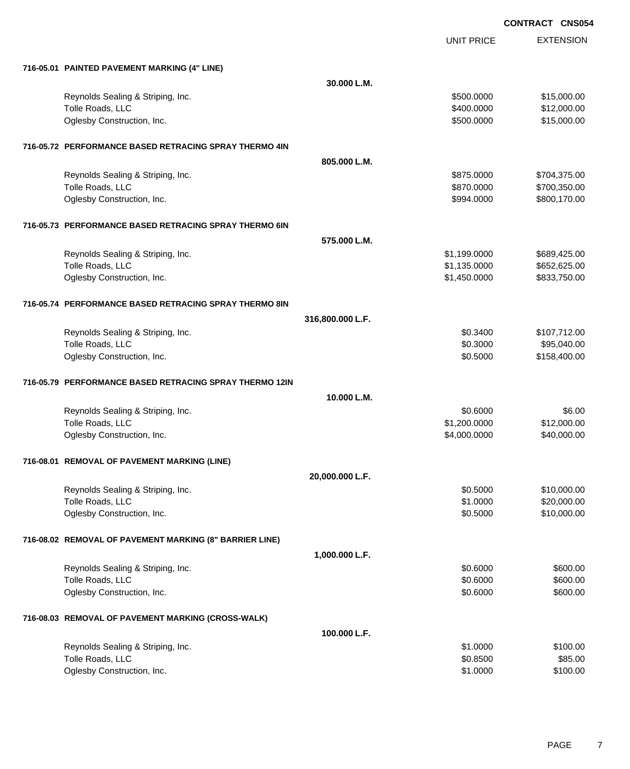**CONTRACT CNS054**

| | | UNIT PRICE | EXTENSION |
|---|---|---|---|
| **716-05.01 PAINTED PAVEMENT MARKING (4" LINE)** | | | |
| | **30.000 L.M.** | | |
| Reynolds Sealing & Striping, Inc. | | $500.0000 | $15,000.00 |
| Tolle Roads, LLC | | $400.0000 | $12,000.00 |
| Oglesby Construction, Inc. | | $500.0000 | $15,000.00 |
| **716-05.72 PERFORMANCE BASED RETRACING SPRAY THERMO 4IN** | | | |
| | **805.000 L.M.** | | |
| Reynolds Sealing & Striping, Inc. | | $875.0000 | $704,375.00 |
| Tolle Roads, LLC | | $870.0000 | $700,350.00 |
| Oglesby Construction, Inc. | | $994.0000 | $800,170.00 |
| **716-05.73 PERFORMANCE BASED RETRACING SPRAY THERMO 6IN** | | | |
| | **575.000 L.M.** | | |
| Reynolds Sealing & Striping, Inc. | | $1,199.0000 | $689,425.00 |
| Tolle Roads, LLC | | $1,135.0000 | $652,625.00 |
| Oglesby Construction, Inc. | | $1,450.0000 | $833,750.00 |
| **716-05.74 PERFORMANCE BASED RETRACING SPRAY THERMO 8IN** | | | |
| | **316,800.000 L.F.** | | |
| Reynolds Sealing & Striping, Inc. | | $0.3400 | $107,712.00 |
| Tolle Roads, LLC | | $0.3000 | $95,040.00 |
| Oglesby Construction, Inc. | | $0.5000 | $158,400.00 |
| **716-05.79 PERFORMANCE BASED RETRACING SPRAY THERMO 12IN** | | | |
| | **10.000 L.M.** | | |
| Reynolds Sealing & Striping, Inc. | | $0.6000 | $6.00 |
| Tolle Roads, LLC | | $1,200.0000 | $12,000.00 |
| Oglesby Construction, Inc. | | $4,000.0000 | $40,000.00 |
| **716-08.01 REMOVAL OF PAVEMENT MARKING (LINE)** | | | |
| | **20,000.000 L.F.** | | |
| Reynolds Sealing & Striping, Inc. | | $0.5000 | $10,000.00 |
| Tolle Roads, LLC | | $1.0000 | $20,000.00 |
| Oglesby Construction, Inc. | | $0.5000 | $10,000.00 |
| **716-08.02 REMOVAL OF PAVEMENT MARKING (8" BARRIER LINE)** | | | |
| | **1,000.000 L.F.** | | |
| Reynolds Sealing & Striping, Inc. | | $0.6000 | $600.00 |
| Tolle Roads, LLC | | $0.6000 | $600.00 |
| Oglesby Construction, Inc. | | $0.6000 | $600.00 |
| **716-08.03 REMOVAL OF PAVEMENT MARKING (CROSS-WALK)** | | | |
| | **100.000 L.F.** | | |
| Reynolds Sealing & Striping, Inc. | | $1.0000 | $100.00 |
| Tolle Roads, LLC | | $0.8500 | $85.00 |
| Oglesby Construction, Inc. | | $1.0000 | $100.00 |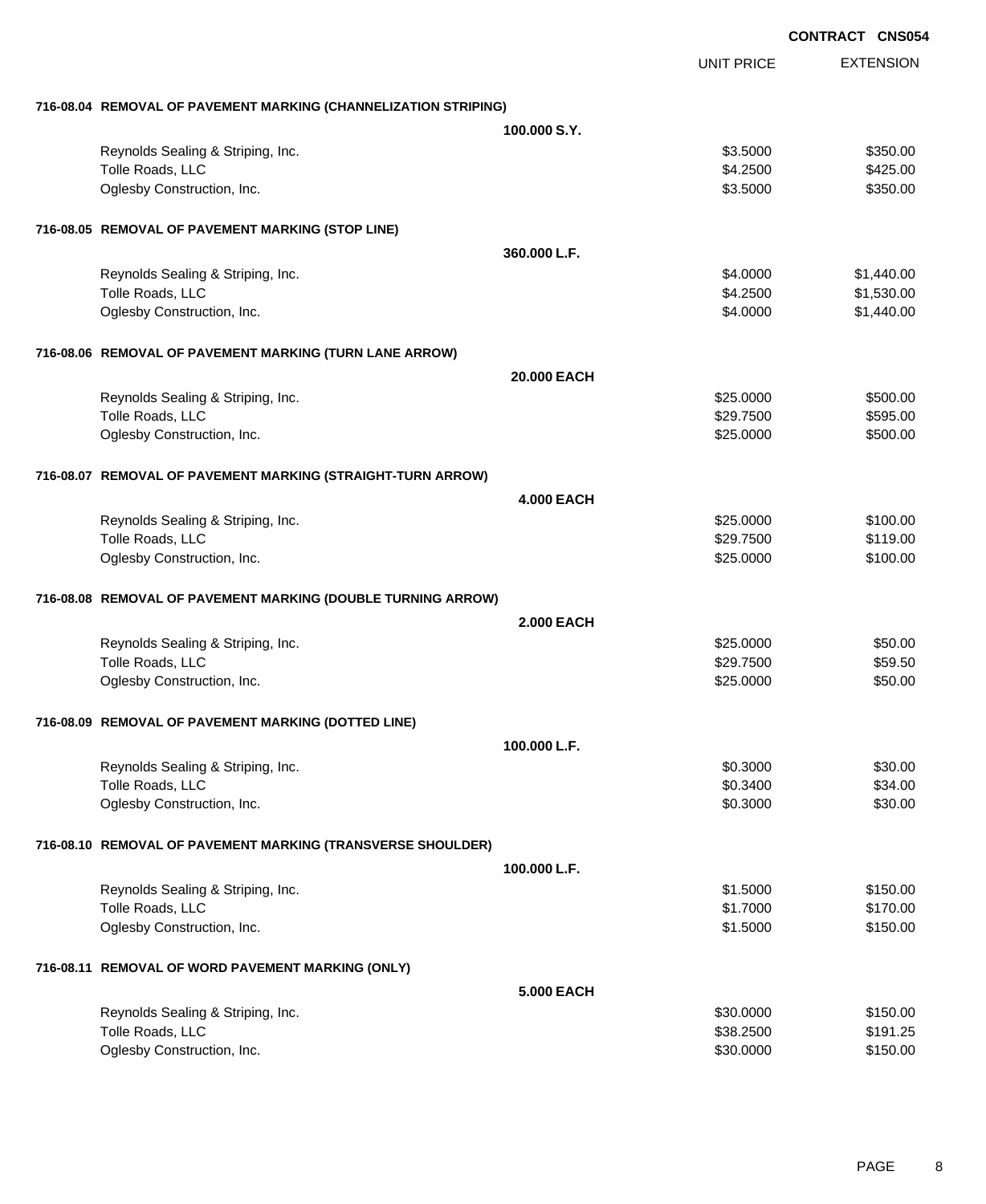**CONTRACT CNS054**

| | | UNIT PRICE | EXTENSION |
|---|---|---|---|
| **716-08.04 REMOVAL OF PAVEMENT MARKING (CHANNELIZATION STRIPING)** | | | |
| | **100.000 S.Y.** | | |
| Reynolds Sealing & Striping, Inc. | | $3.5000 | $350.00 |
| Tolle Roads, LLC | | $4.2500 | $425.00 |
| Oglesby Construction, Inc. | | $3.5000 | $350.00 |
| **716-08.05 REMOVAL OF PAVEMENT MARKING (STOP LINE)** | | | |
| | **360.000 L.F.** | | |
| Reynolds Sealing & Striping, Inc. | | $4.0000 | $1,440.00 |
| Tolle Roads, LLC | | $4.2500 | $1,530.00 |
| Oglesby Construction, Inc. | | $4.0000 | $1,440.00 |
| **716-08.06 REMOVAL OF PAVEMENT MARKING (TURN LANE ARROW)** | | | |
| | **20.000 EACH** | | |
| Reynolds Sealing & Striping, Inc. | | $25.0000 | $500.00 |
| Tolle Roads, LLC | | $29.7500 | $595.00 |
| Oglesby Construction, Inc. | | $25.0000 | $500.00 |
| **716-08.07 REMOVAL OF PAVEMENT MARKING (STRAIGHT-TURN ARROW)** | | | |
| | **4.000 EACH** | | |
| Reynolds Sealing & Striping, Inc. | | $25.0000 | $100.00 |
| Tolle Roads, LLC | | $29.7500 | $119.00 |
| Oglesby Construction, Inc. | | $25.0000 | $100.00 |
| **716-08.08 REMOVAL OF PAVEMENT MARKING (DOUBLE TURNING ARROW)** | | | |
| | **2.000 EACH** | | |
| Reynolds Sealing & Striping, Inc. | | $25.0000 | $50.00 |
| Tolle Roads, LLC | | $29.7500 | $59.50 |
| Oglesby Construction, Inc. | | $25.0000 | $50.00 |
| **716-08.09 REMOVAL OF PAVEMENT MARKING (DOTTED LINE)** | | | |
| | **100.000 L.F.** | | |
| Reynolds Sealing & Striping, Inc. | | $0.3000 | $30.00 |
| Tolle Roads, LLC | | $0.3400 | $34.00 |
| Oglesby Construction, Inc. | | $0.3000 | $30.00 |
| **716-08.10 REMOVAL OF PAVEMENT MARKING (TRANSVERSE SHOULDER)** | | | |
| | **100.000 L.F.** | | |
| Reynolds Sealing & Striping, Inc. | | $1.5000 | $150.00 |
| Tolle Roads, LLC | | $1.7000 | $170.00 |
| Oglesby Construction, Inc. | | $1.5000 | $150.00 |
| **716-08.11 REMOVAL OF WORD PAVEMENT MARKING (ONLY)** | | | |
| | **5.000 EACH** | | |
| Reynolds Sealing & Striping, Inc. | | $30.0000 | $150.00 |
| Tolle Roads, LLC | | $38.2500 | $191.25 |
| Oglesby Construction, Inc. | | $30.0000 | $150.00 |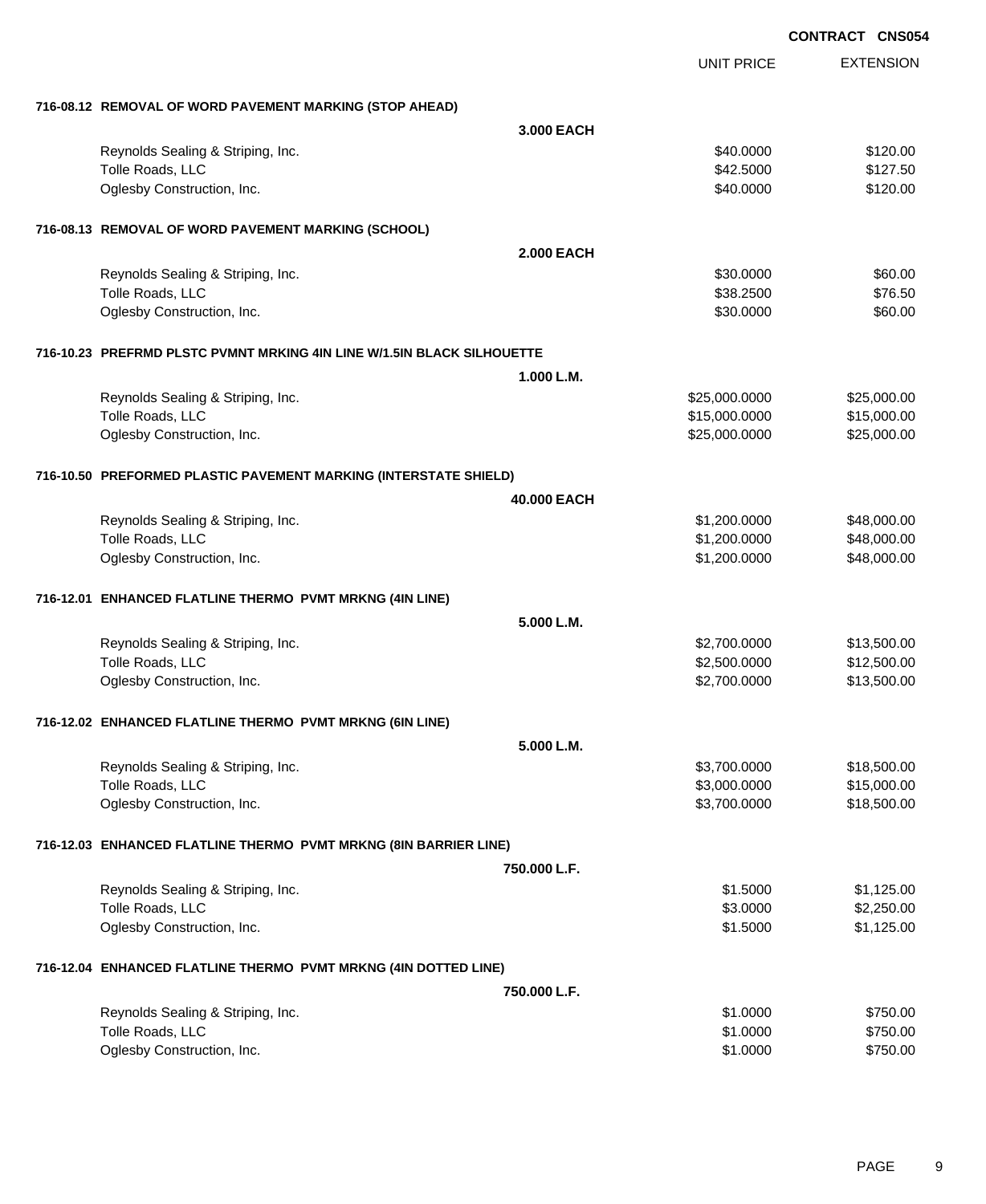**CONTRACT CNS054**

| | | UNIT PRICE | EXTENSION |
|---|---|---|---|
| **716-08.12 REMOVAL OF WORD PAVEMENT MARKING (STOP AHEAD)** | | | |
| | **3.000 EACH** | | |
| Reynolds Sealing & Striping, Inc. | | $40.0000 | $120.00 |
| Tolle Roads, LLC | | $42.5000 | $127.50 |
| Oglesby Construction, Inc. | | $40.0000 | $120.00 |
| **716-08.13 REMOVAL OF WORD PAVEMENT MARKING (SCHOOL)** | | | |
| | **2.000 EACH** | | |
| Reynolds Sealing & Striping, Inc. | | $30.0000 | $60.00 |
| Tolle Roads, LLC | | $38.2500 | $76.50 |
| Oglesby Construction, Inc. | | $30.0000 | $60.00 |
| **716-10.23 PREFRMD PLSTC PVMNT MRKING 4IN LINE W/1.5IN BLACK SILHOUETTE** | | | |
| | **1.000 L.M.** | | |
| Reynolds Sealing & Striping, Inc. | | $25,000.0000 | $25,000.00 |
| Tolle Roads, LLC | | $15,000.0000 | $15,000.00 |
| Oglesby Construction, Inc. | | $25,000.0000 | $25,000.00 |
| **716-10.50 PREFORMED PLASTIC PAVEMENT MARKING (INTERSTATE SHIELD)** | | | |
| | **40.000 EACH** | | |
| Reynolds Sealing & Striping, Inc. | | $1,200.0000 | $48,000.00 |
| Tolle Roads, LLC | | $1,200.0000 | $48,000.00 |
| Oglesby Construction, Inc. | | $1,200.0000 | $48,000.00 |
| **716-12.01 ENHANCED FLATLINE THERMO PVMT MRKNG (4IN LINE)** | | | |
| | **5.000 L.M.** | | |
| Reynolds Sealing & Striping, Inc. | | $2,700.0000 | $13,500.00 |
| Tolle Roads, LLC | | $2,500.0000 | $12,500.00 |
| Oglesby Construction, Inc. | | $2,700.0000 | $13,500.00 |
| **716-12.02 ENHANCED FLATLINE THERMO PVMT MRKNG (6IN LINE)** | | | |
| | **5.000 L.M.** | | |
| Reynolds Sealing & Striping, Inc. | | $3,700.0000 | $18,500.00 |
| Tolle Roads, LLC | | $3,000.0000 | $15,000.00 |
| Oglesby Construction, Inc. | | $3,700.0000 | $18,500.00 |
| **716-12.03 ENHANCED FLATLINE THERMO PVMT MRKNG (8IN BARRIER LINE)** | | | |
| | **750.000 L.F.** | | |
| Reynolds Sealing & Striping, Inc. | | $1.5000 | $1,125.00 |
| Tolle Roads, LLC | | $3.0000 | $2,250.00 |
| Oglesby Construction, Inc. | | $1.5000 | $1,125.00 |
| **716-12.04 ENHANCED FLATLINE THERMO PVMT MRKNG (4IN DOTTED LINE)** | | | |
| | **750.000 L.F.** | | |
| Reynolds Sealing & Striping, Inc. | | $1.0000 | $750.00 |
| Tolle Roads, LLC | | $1.0000 | $750.00 |
| Oglesby Construction, Inc. | | $1.0000 | $750.00 |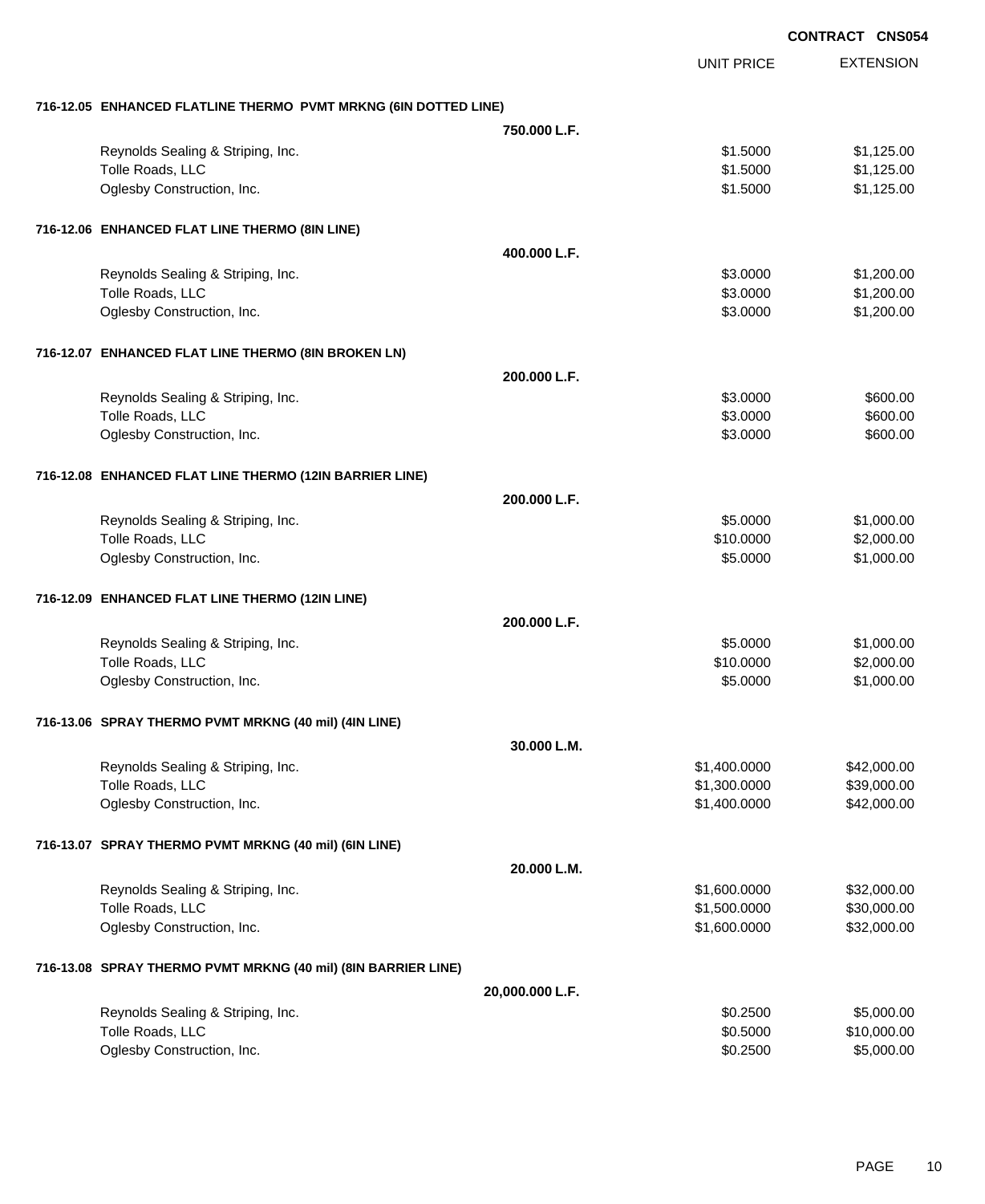**CONTRACT CNS054**

| | | UNIT PRICE | EXTENSION |
|---|---|---|---|
| **716-12.05 ENHANCED FLATLINE THERMO PVMT MRKNG (6IN DOTTED LINE)** | | | |
| | **750.000 L.F.** | | |
| Reynolds Sealing & Striping, Inc. | | $1.5000 | $1,125.00 |
| Tolle Roads, LLC | | $1.5000 | $1,125.00 |
| Oglesby Construction, Inc. | | $1.5000 | $1,125.00 |
| **716-12.06 ENHANCED FLAT LINE THERMO (8IN LINE)** | | | |
| | **400.000 L.F.** | | |
| Reynolds Sealing & Striping, Inc. | | $3.0000 | $1,200.00 |
| Tolle Roads, LLC | | $3.0000 | $1,200.00 |
| Oglesby Construction, Inc. | | $3.0000 | $1,200.00 |
| **716-12.07 ENHANCED FLAT LINE THERMO (8IN BROKEN LN)** | | | |
| | **200.000 L.F.** | | |
| Reynolds Sealing & Striping, Inc. | | $3.0000 | $600.00 |
| Tolle Roads, LLC | | $3.0000 | $600.00 |
| Oglesby Construction, Inc. | | $3.0000 | $600.00 |
| **716-12.08 ENHANCED FLAT LINE THERMO (12IN BARRIER LINE)** | | | |
| | **200.000 L.F.** | | |
| Reynolds Sealing & Striping, Inc. | | $5.0000 | $1,000.00 |
| Tolle Roads, LLC | | $10.0000 | $2,000.00 |
| Oglesby Construction, Inc. | | $5.0000 | $1,000.00 |
| **716-12.09 ENHANCED FLAT LINE THERMO (12IN LINE)** | | | |
| | **200.000 L.F.** | | |
| Reynolds Sealing & Striping, Inc. | | $5.0000 | $1,000.00 |
| Tolle Roads, LLC | | $10.0000 | $2,000.00 |
| Oglesby Construction, Inc. | | $5.0000 | $1,000.00 |
| **716-13.06 SPRAY THERMO PVMT MRKNG (40 mil) (4IN LINE)** | | | |
| | **30.000 L.M.** | | |
| Reynolds Sealing & Striping, Inc. | | $1,400.0000 | $42,000.00 |
| Tolle Roads, LLC | | $1,300.0000 | $39,000.00 |
| Oglesby Construction, Inc. | | $1,400.0000 | $42,000.00 |
| **716-13.07 SPRAY THERMO PVMT MRKNG (40 mil) (6IN LINE)** | | | |
| | **20.000 L.M.** | | |
| Reynolds Sealing & Striping, Inc. | | $1,600.0000 | $32,000.00 |
| Tolle Roads, LLC | | $1,500.0000 | $30,000.00 |
| Oglesby Construction, Inc. | | $1,600.0000 | $32,000.00 |
| **716-13.08 SPRAY THERMO PVMT MRKNG (40 mil) (8IN BARRIER LINE)** | | | |
| | **20,000.000 L.F.** | | |
| Reynolds Sealing & Striping, Inc. | | $0.2500 | $5,000.00 |
| Tolle Roads, LLC | | $0.5000 | $10,000.00 |
| Oglesby Construction, Inc. | | $0.2500 | $5,000.00 |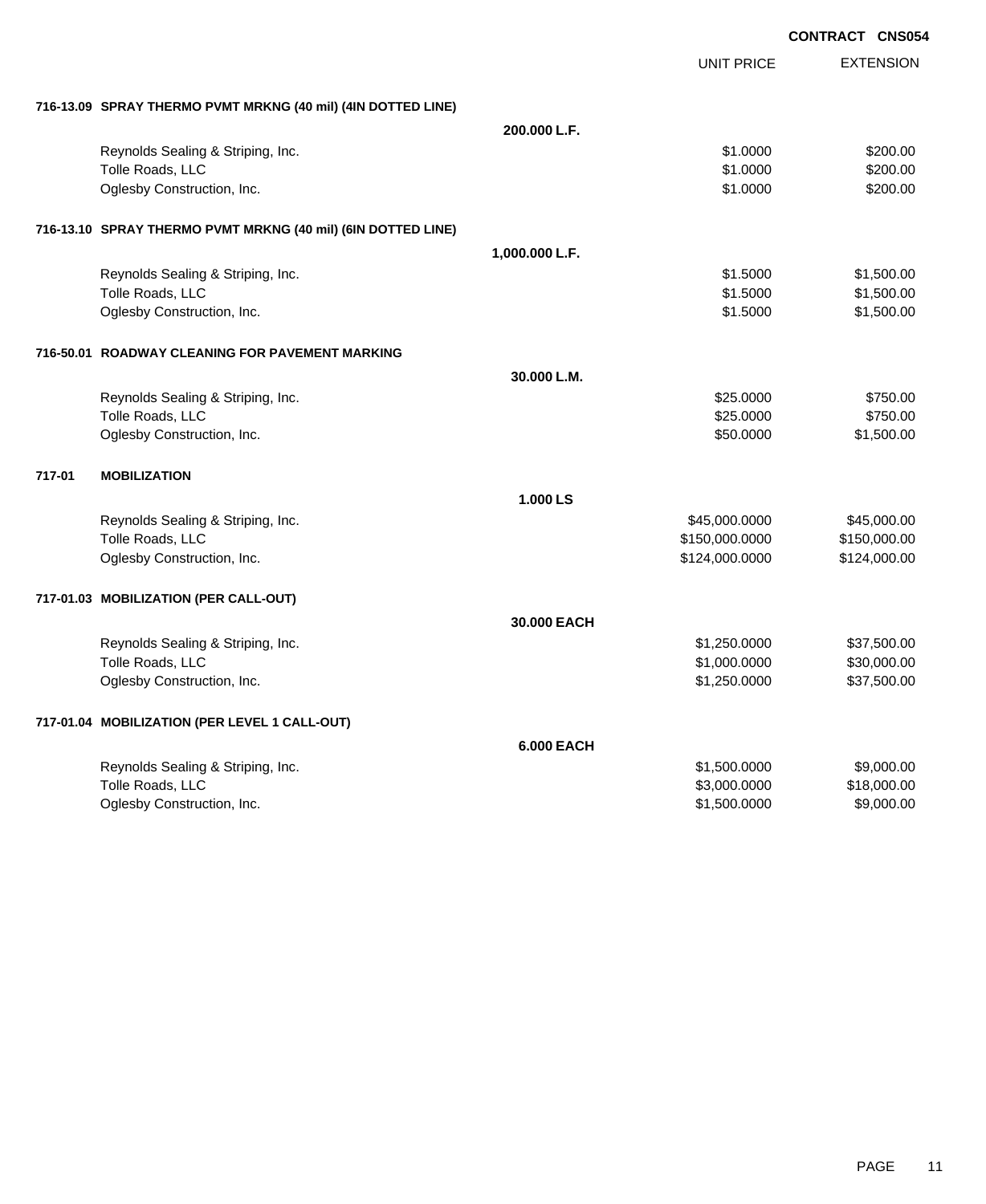CONTRACT CNS054

| | | UNIT PRICE | EXTENSION |
|---|---|---|---|
| **716-13.09 SPRAY THERMO PVMT MRKNG (40 mil) (4IN DOTTED LINE)** | | | |
| | **200.000 L.F.** | | |
| Reynolds Sealing & Striping, Inc. | | $1.0000 | $200.00 |
| Tolle Roads, LLC | | $1.0000 | $200.00 |
| Oglesby Construction, Inc. | | $1.0000 | $200.00 |
| **716-13.10 SPRAY THERMO PVMT MRKNG (40 mil) (6IN DOTTED LINE)** | | | |
| | **1,000.000 L.F.** | | |
| Reynolds Sealing & Striping, Inc. | | $1.5000 | $1,500.00 |
| Tolle Roads, LLC | | $1.5000 | $1,500.00 |
| Oglesby Construction, Inc. | | $1.5000 | $1,500.00 |
| **716-50.01 ROADWAY CLEANING FOR PAVEMENT MARKING** | | | |
| | **30.000 L.M.** | | |
| Reynolds Sealing & Striping, Inc. | | $25.0000 | $750.00 |
| Tolle Roads, LLC | | $25.0000 | $750.00 |
| Oglesby Construction, Inc. | | $50.0000 | $1,500.00 |
| **717-01 MOBILIZATION** | | | |
| | **1.000 LS** | | |
| Reynolds Sealing & Striping, Inc. | | $45,000.0000 | $45,000.00 |
| Tolle Roads, LLC | | $150,000.0000 | $150,000.00 |
| Oglesby Construction, Inc. | | $124,000.0000 | $124,000.00 |
| **717-01.03 MOBILIZATION (PER CALL-OUT)** | | | |
| | **30.000 EACH** | | |
| Reynolds Sealing & Striping, Inc. | | $1,250.0000 | $37,500.00 |
| Tolle Roads, LLC | | $1,000.0000 | $30,000.00 |
| Oglesby Construction, Inc. | | $1,250.0000 | $37,500.00 |
| **717-01.04 MOBILIZATION (PER LEVEL 1 CALL-OUT)** | | | |
| | **6.000 EACH** | | |
| Reynolds Sealing & Striping, Inc. | | $1,500.0000 | $9,000.00 |
| Tolle Roads, LLC | | $3,000.0000 | $18,000.00 |
| Oglesby Construction, Inc. | | $1,500.0000 | $9,000.00 |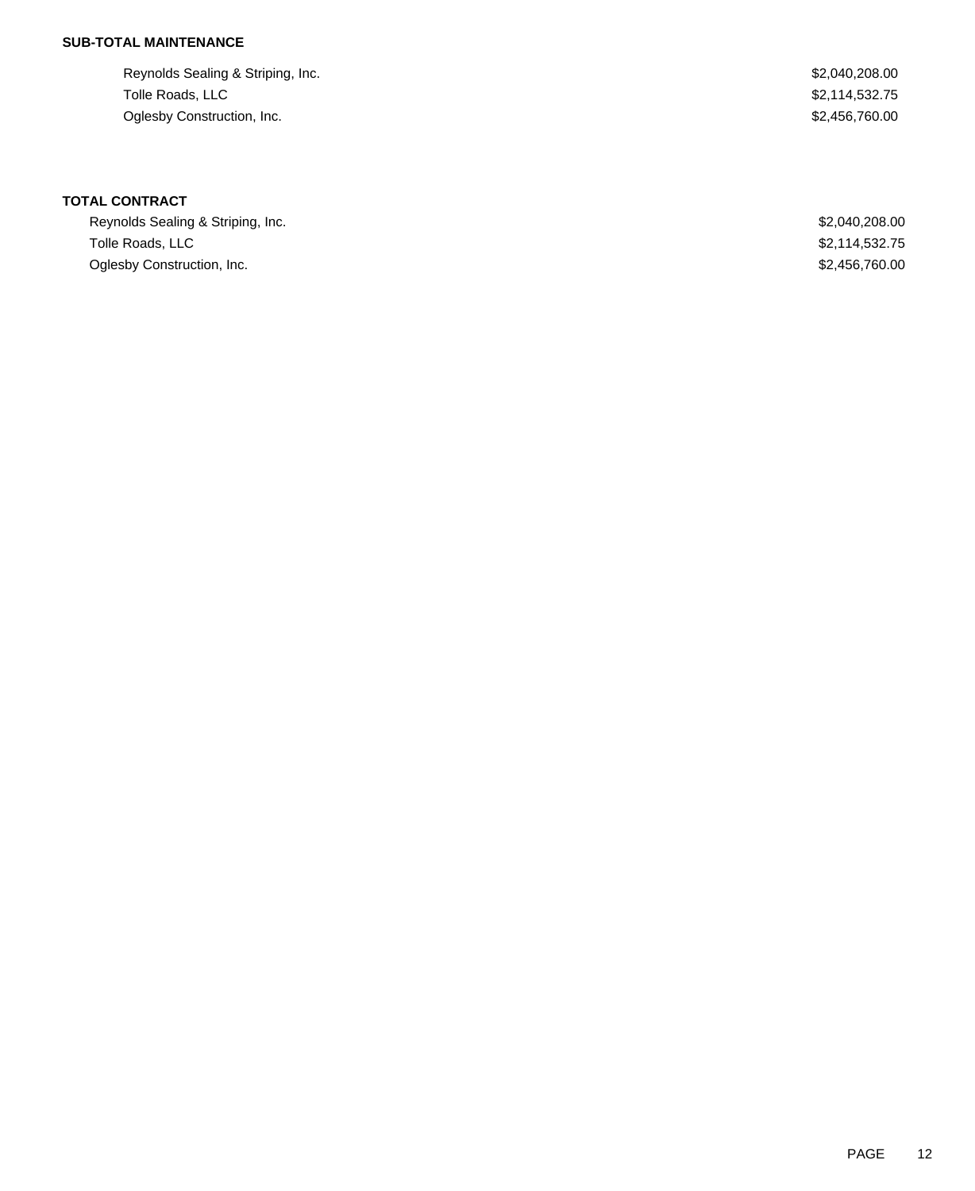**SUB-TOTAL MAINTENANCE**

| | |
|---|---|
| Reynolds Sealing & Striping, Inc. | $2,040,208.00 |
| Tolle Roads, LLC | $2,114,532.75 |
| Oglesby Construction, Inc. | $2,456,760.00 |

**TOTAL CONTRACT**

| | |
|---|---|
| Reynolds Sealing & Striping, Inc. | $2,040,208.00 |
| Tolle Roads, LLC | $2,114,532.75 |
| Oglesby Construction, Inc. | $2,456,760.00 |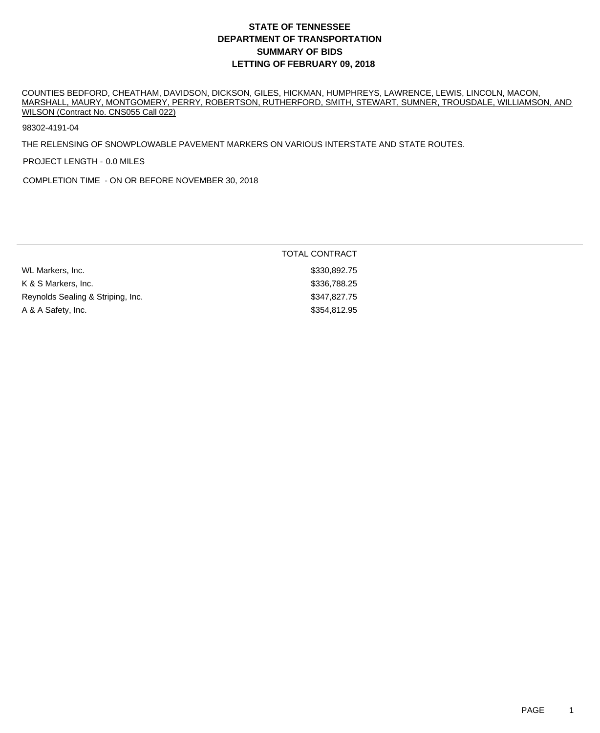# STATE OF TENNESSEE
# DEPARTMENT OF TRANSPORTATION
# SUMMARY OF BIDS
# LETTING OF FEBRUARY 09, 2018

COUNTIES BEDFORD, CHEATHAM, DAVIDSON, DICKSON, GILES, HICKMAN, HUMPHREYS, LAWRENCE, LEWIS, LINCOLN, MACON, MARSHALL, MAURY, MONTGOMERY, PERRY, ROBERTSON, RUTHERFORD, SMITH, STEWART, SUMNER, TROUSDALE, WILLIAMSON, AND WILSON (Contract No. CNS055 Call 022)

98302-4191-04

THE RELENSING OF SNOWPLOWABLE PAVEMENT MARKERS ON VARIOUS INTERSTATE AND STATE ROUTES.

PROJECT LENGTH - 0.0 MILES

COMPLETION TIME - ON OR BEFORE NOVEMBER 30, 2018

| | TOTAL CONTRACT |
|---|---|
| WL Markers, Inc. | $330,892.75 |
| K & S Markers, Inc. | $336,788.25 |
| Reynolds Sealing & Striping, Inc. | $347,827.75 |
| A & A Safety, Inc. | $354,812.95 |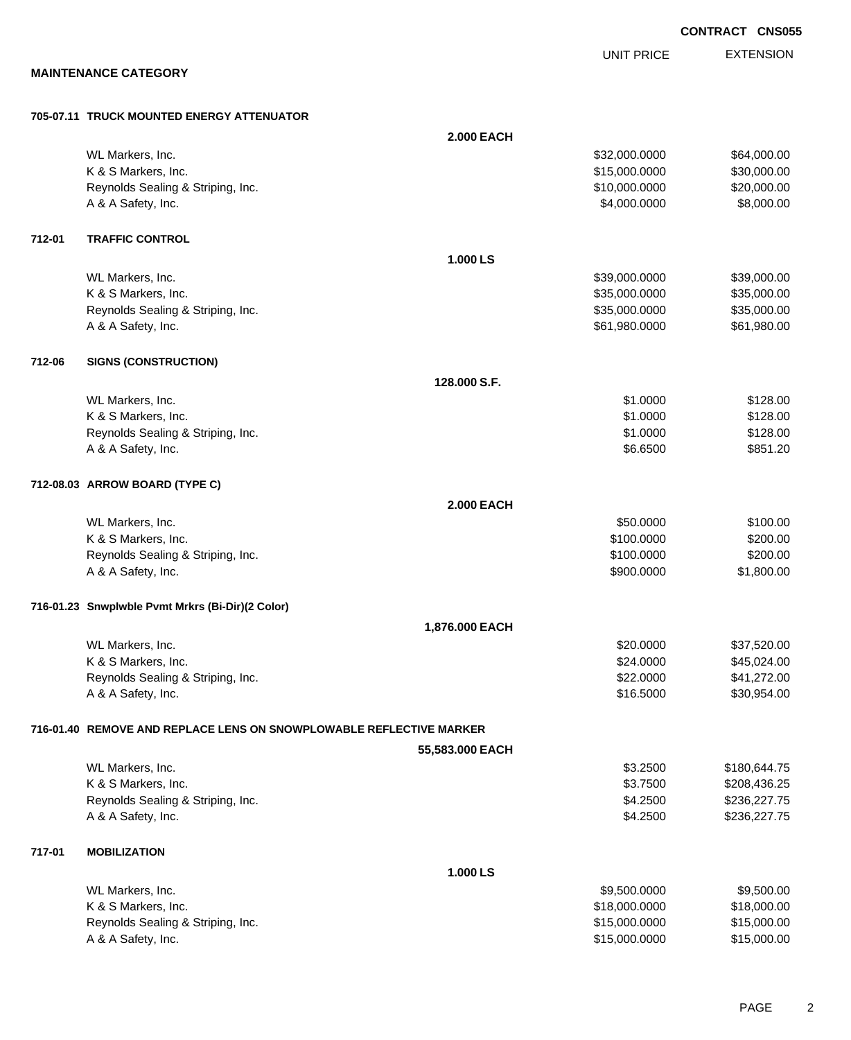**CONTRACT CNS055**

**MAINTENANCE CATEGORY**

| | | UNIT PRICE | EXTENSION |
|---|---|---|---|
| **705-07.11** | **TRUCK MOUNTED ENERGY ATTENUATOR** | | |
| | **2.000 EACH** | | |
| | WL Markers, Inc. | $32,000.0000 | $64,000.00 |
| | K & S Markers, Inc. | $15,000.0000 | $30,000.00 |
| | Reynolds Sealing & Striping, Inc. | $10,000.0000 | $20,000.00 |
| | A & A Safety, Inc. | $4,000.0000 | $8,000.00 |
| **712-01** | **TRAFFIC CONTROL** | | |
| | **1.000 LS** | | |
| | WL Markers, Inc. | $39,000.0000 | $39,000.00 |
| | K & S Markers, Inc. | $35,000.0000 | $35,000.00 |
| | Reynolds Sealing & Striping, Inc. | $35,000.0000 | $35,000.00 |
| | A & A Safety, Inc. | $61,980.0000 | $61,980.00 |
| **712-06** | **SIGNS (CONSTRUCTION)** | | |
| | **128.000 S.F.** | | |
| | WL Markers, Inc. | $1.0000 | $128.00 |
| | K & S Markers, Inc. | $1.0000 | $128.00 |
| | Reynolds Sealing & Striping, Inc. | $1.0000 | $128.00 |
| | A & A Safety, Inc. | $6.6500 | $851.20 |
| **712-08.03** | **ARROW BOARD (TYPE C)** | | |
| | **2.000 EACH** | | |
| | WL Markers, Inc. | $50.0000 | $100.00 |
| | K & S Markers, Inc. | $100.0000 | $200.00 |
| | Reynolds Sealing & Striping, Inc. | $100.0000 | $200.00 |
| | A & A Safety, Inc. | $900.0000 | $1,800.00 |
| **716-01.23** | **Snwplwble Pvmt Mrkrs (Bi-Dir)(2 Color)** | | |
| | **1,876.000 EACH** | | |
| | WL Markers, Inc. | $20.0000 | $37,520.00 |
| | K & S Markers, Inc. | $24.0000 | $45,024.00 |
| | Reynolds Sealing & Striping, Inc. | $22.0000 | $41,272.00 |
| | A & A Safety, Inc. | $16.5000 | $30,954.00 |
| **716-01.40** | **REMOVE AND REPLACE LENS ON SNOWPLOWABLE REFLECTIVE MARKER** | | |
| | **55,583.000 EACH** | | |
| | WL Markers, Inc. | $3.2500 | $180,644.75 |
| | K & S Markers, Inc. | $3.7500 | $208,436.25 |
| | Reynolds Sealing & Striping, Inc. | $4.2500 | $236,227.75 |
| | A & A Safety, Inc. | $4.2500 | $236,227.75 |
| **717-01** | **MOBILIZATION** | | |
| | **1.000 LS** | | |
| | WL Markers, Inc. | $9,500.0000 | $9,500.00 |
| | K & S Markers, Inc. | $18,000.0000 | $18,000.00 |
| | Reynolds Sealing & Striping, Inc. | $15,000.0000 | $15,000.00 |
| | A & A Safety, Inc. | $15,000.0000 | $15,000.00 |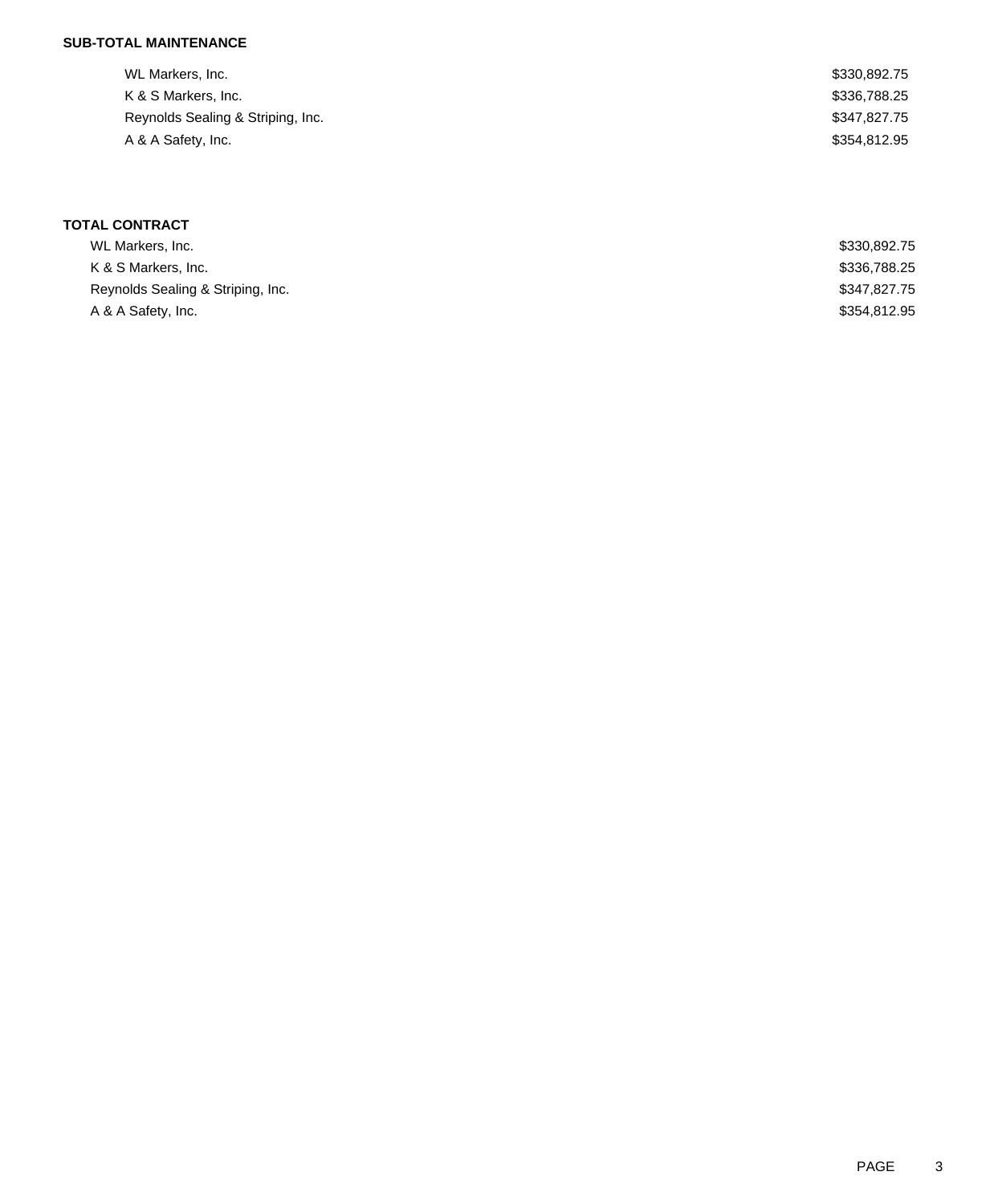**SUB-TOTAL MAINTENANCE**

| | |
|---|---|
| WL Markers, Inc. | $330,892.75 |
| K & S Markers, Inc. | $336,788.25 |
| Reynolds Sealing & Striping, Inc. | $347,827.75 |
| A & A Safety, Inc. | $354,812.95 |

**TOTAL CONTRACT**

| | |
|---|---|
| WL Markers, Inc. | $330,892.75 |
| K & S Markers, Inc. | $336,788.25 |
| Reynolds Sealing & Striping, Inc. | $347,827.75 |
| A & A Safety, Inc. | $354,812.95 |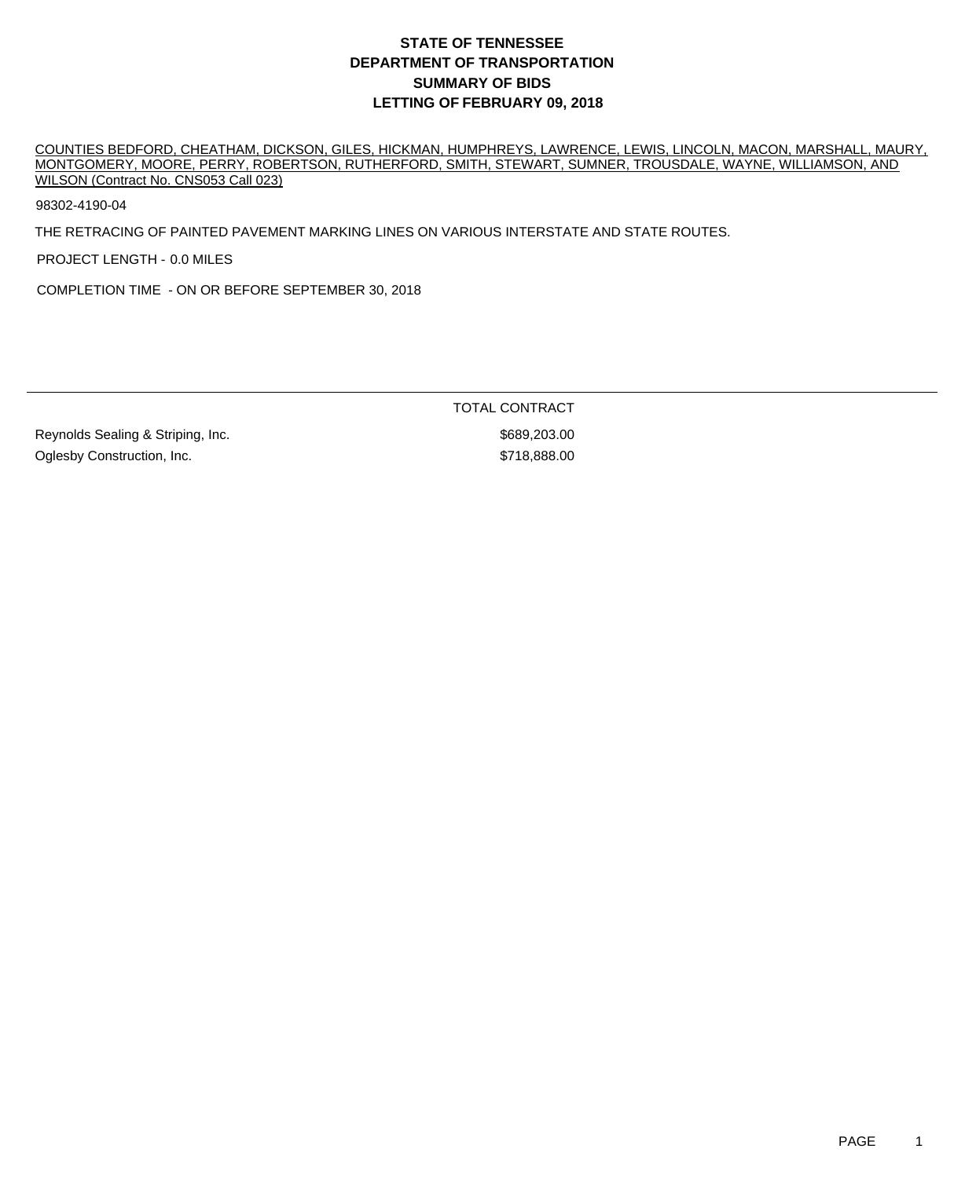# STATE OF TENNESSEE
# DEPARTMENT OF TRANSPORTATION
# SUMMARY OF BIDS
# LETTING OF FEBRUARY 09, 2018

COUNTIES BEDFORD, CHEATHAM, DICKSON, GILES, HICKMAN, HUMPHREYS, LAWRENCE, LEWIS, LINCOLN, MACON, MARSHALL, MAURY, MONTGOMERY, MOORE, PERRY, ROBERTSON, RUTHERFORD, SMITH, STEWART, SUMNER, TROUSDALE, WAYNE, WILLIAMSON, AND WILSON (Contract No. CNS053 Call 023)

98302-4190-04

THE RETRACING OF PAINTED PAVEMENT MARKING LINES ON VARIOUS INTERSTATE AND STATE ROUTES.

PROJECT LENGTH - 0.0 MILES

COMPLETION TIME - ON OR BEFORE SEPTEMBER 30, 2018

| | TOTAL CONTRACT |
|---|---|
| Reynolds Sealing & Striping, Inc. | $689,203.00 |
| Oglesby Construction, Inc. | $718,888.00 |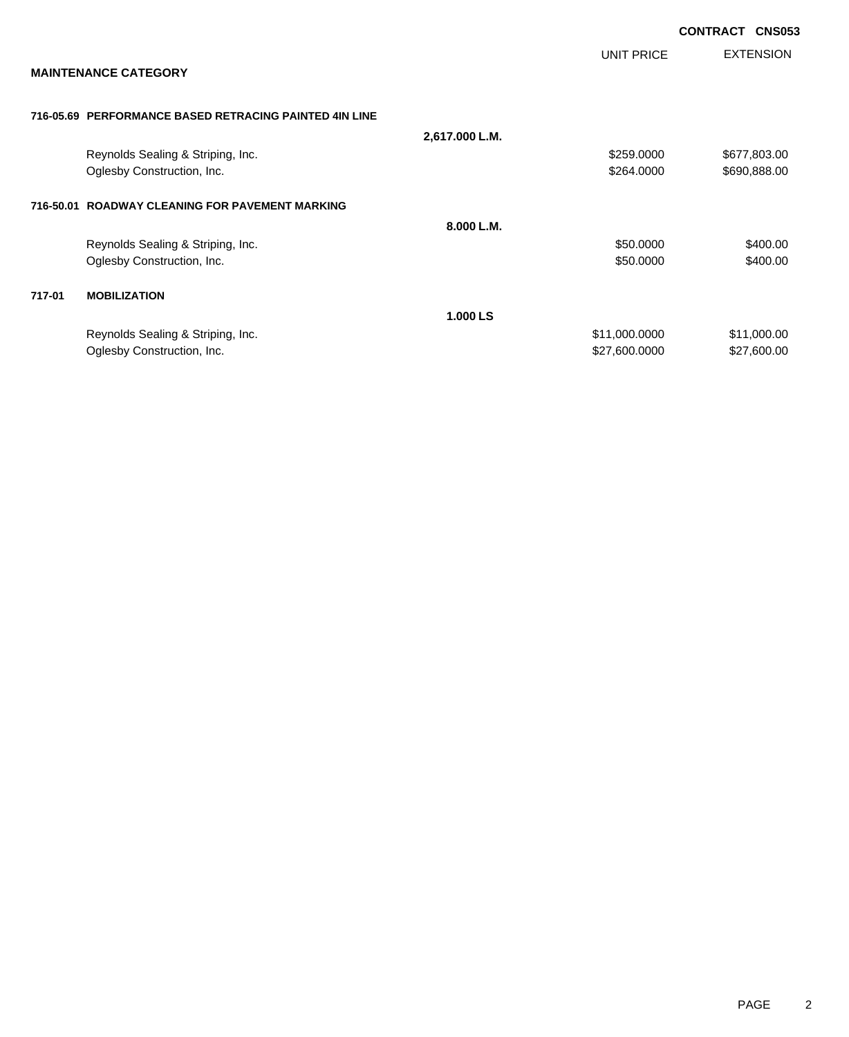**CONTRACT CNS053**

**MAINTENANCE CATEGORY**

| | | UNIT PRICE | EXTENSION |
|---|---|---|---|
| **716-05.69 PERFORMANCE BASED RETRACING PAINTED 4IN LINE** | | | |
| | **2,617.000 L.M.** | | |
| Reynolds Sealing & Striping, Inc. | | $259.0000 | $677,803.00 |
| Oglesby Construction, Inc. | | $264.0000 | $690,888.00 |
| **716-50.01 ROADWAY CLEANING FOR PAVEMENT MARKING** | | | |
| | **8.000 L.M.** | | |
| Reynolds Sealing & Striping, Inc. | | $50.0000 | $400.00 |
| Oglesby Construction, Inc. | | $50.0000 | $400.00 |
| **717-01 MOBILIZATION** | | | |
| | **1.000 LS** | | |
| Reynolds Sealing & Striping, Inc. | | $11,000.0000 | $11,000.00 |
| Oglesby Construction, Inc. | | $27,600.0000 | $27,600.00 |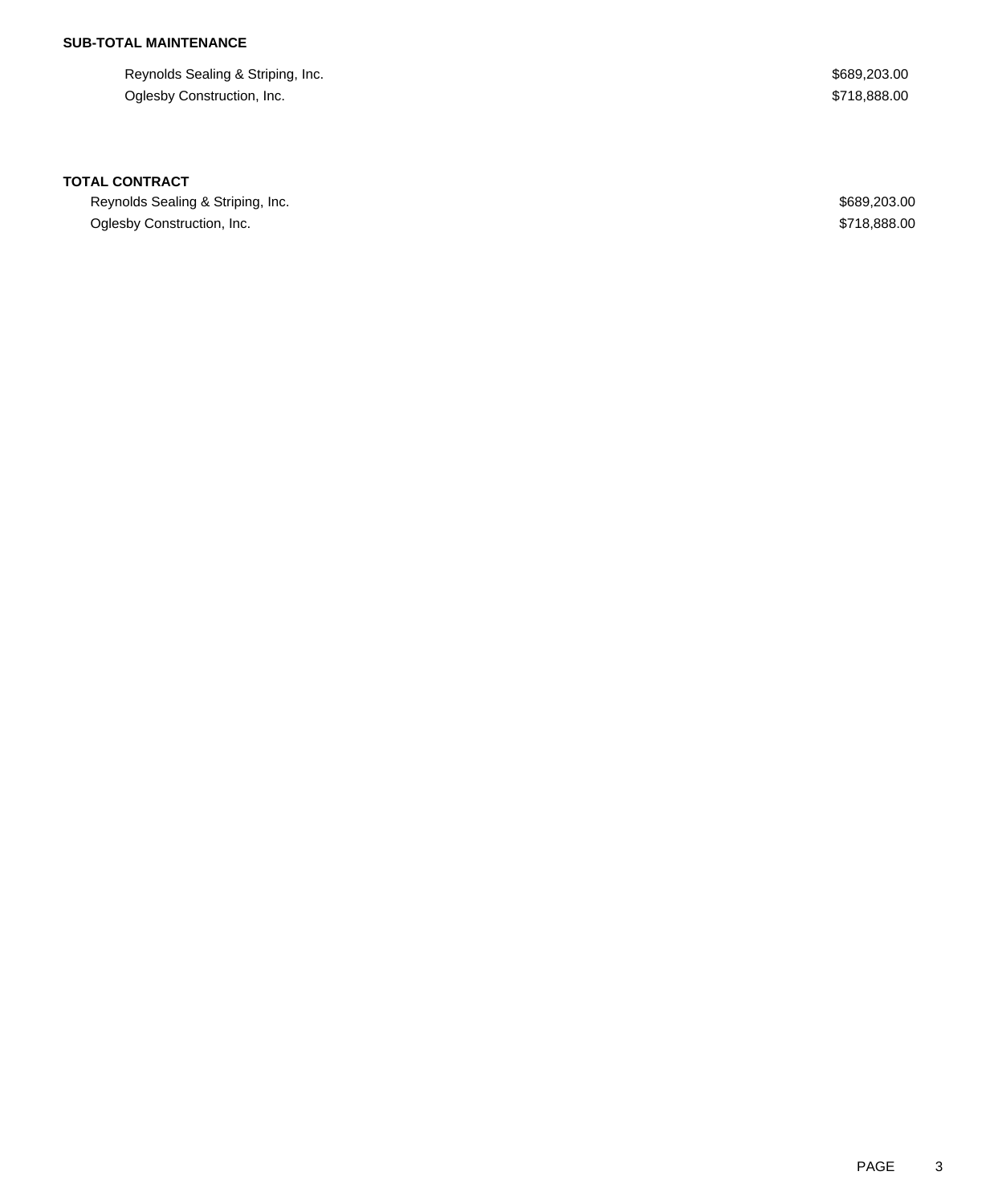**SUB-TOTAL MAINTENANCE**

| | |
|---|---|
| Reynolds Sealing & Striping, Inc. | $689,203.00 |
| Oglesby Construction, Inc. | $718,888.00 |

**TOTAL CONTRACT**

| | |
|---|---|
| Reynolds Sealing & Striping, Inc. | $689,203.00 |
| Oglesby Construction, Inc. | $718,888.00 |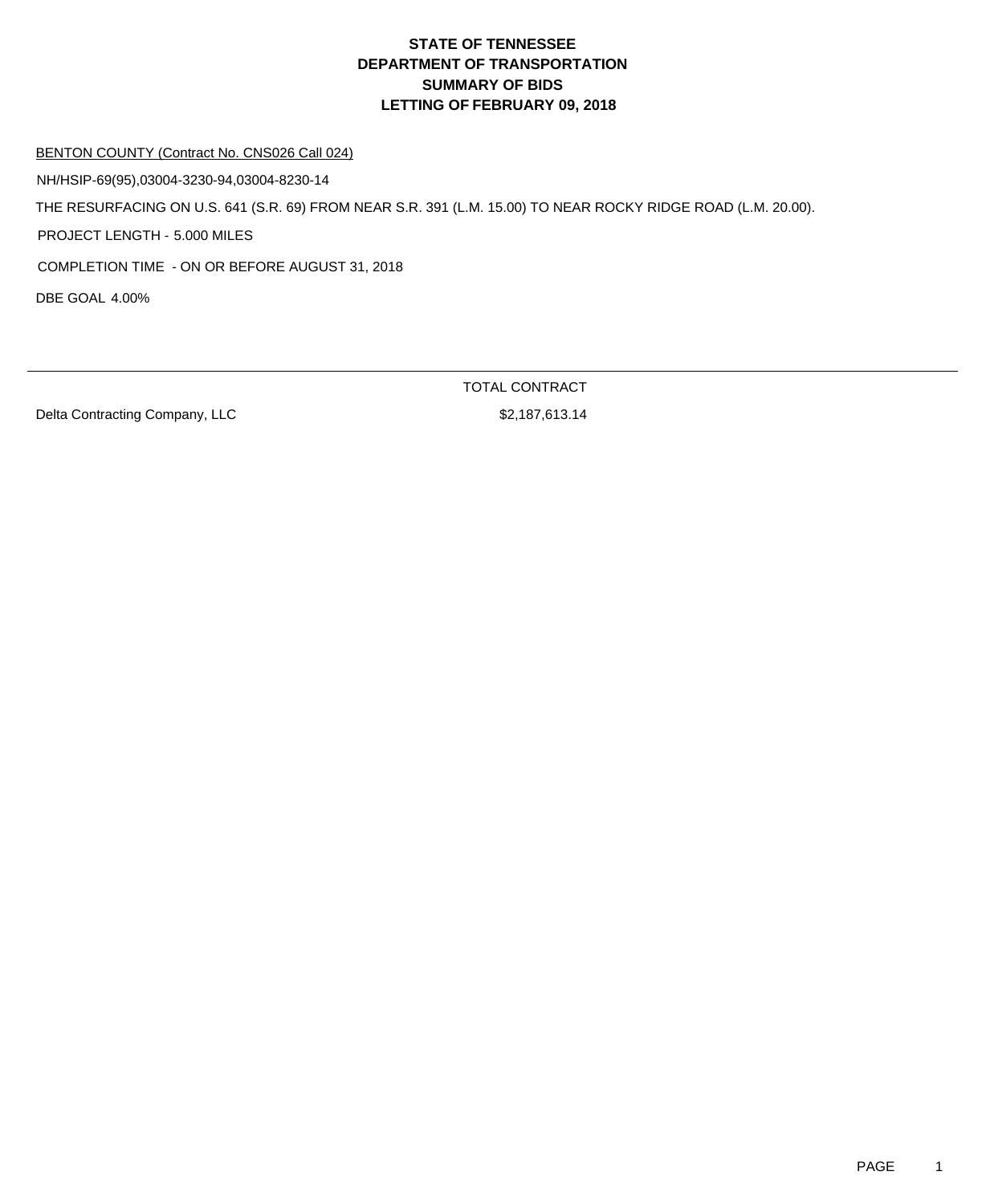# STATE OF TENNESSEE
# DEPARTMENT OF TRANSPORTATION
# SUMMARY OF BIDS
# LETTING OF FEBRUARY 09, 2018

BENTON COUNTY (Contract No. CNS026 Call 024)

NH/HSIP-69(95),03004-3230-94,03004-8230-14

THE RESURFACING ON U.S. 641 (S.R. 69) FROM NEAR S.R. 391 (L.M. 15.00) TO NEAR ROCKY RIDGE ROAD (L.M. 20.00).

PROJECT LENGTH - 5.000 MILES

COMPLETION TIME - ON OR BEFORE AUGUST 31, 2018

DBE GOAL 4.00%

| | TOTAL CONTRACT |
|---|---|
| Delta Contracting Company, LLC | $2,187,613.14 |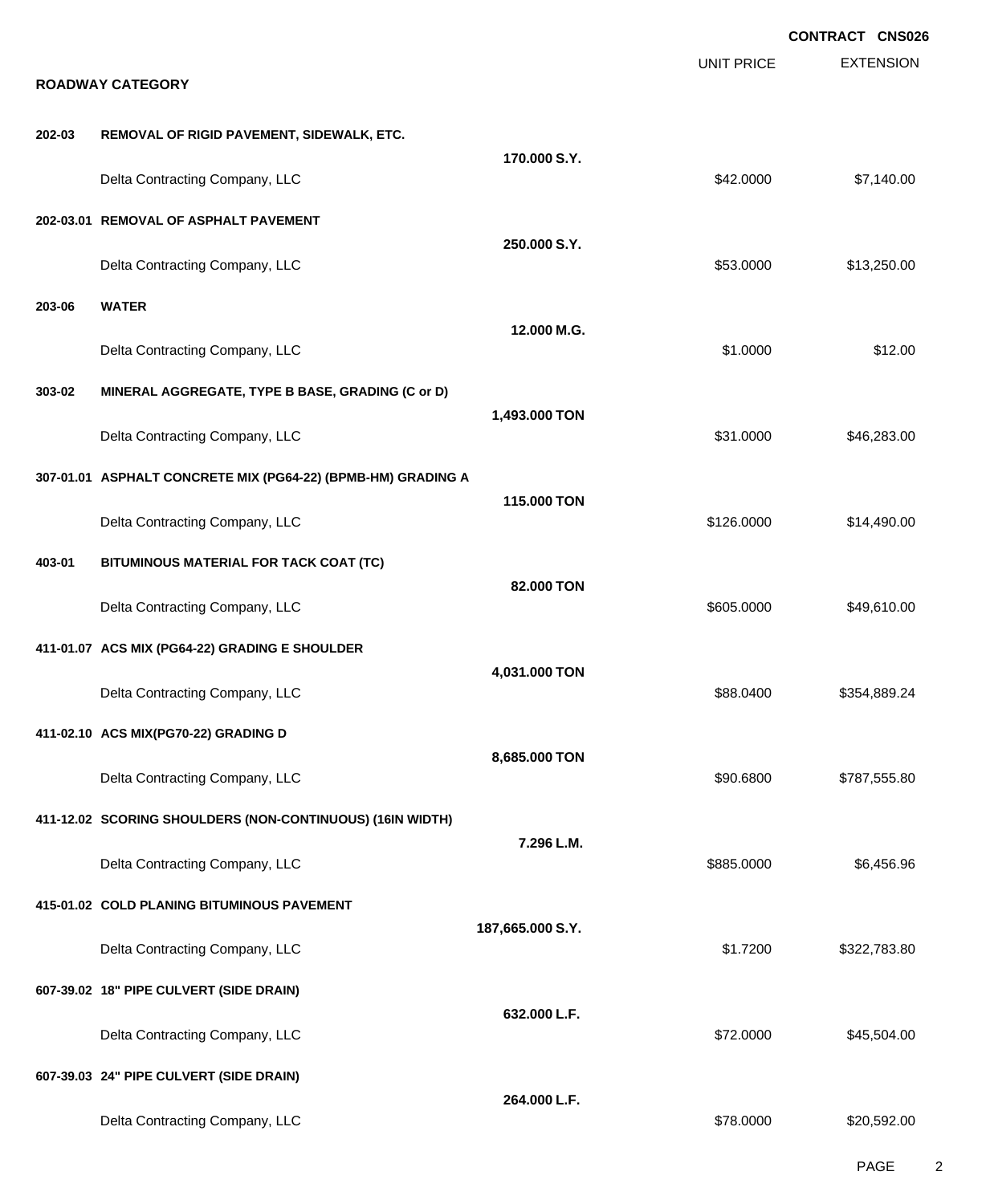**CONTRACT CNS026**

**ROADWAY CATEGORY**

| | | | UNIT PRICE | EXTENSION |
|---|---|---|---|---|
| **202-03** | **REMOVAL OF RIGID PAVEMENT, SIDEWALK, ETC.** | **170.000 S.Y.** | | |
| | Delta Contracting Company, LLC | | $42.0000 | $7,140.00 |
| **202-03.01** | **REMOVAL OF ASPHALT PAVEMENT** | **250.000 S.Y.** | | |
| | Delta Contracting Company, LLC | | $53.0000 | $13,250.00 |
| **203-06** | **WATER** | **12.000 M.G.** | | |
| | Delta Contracting Company, LLC | | $1.0000 | $12.00 |
| **303-02** | **MINERAL AGGREGATE, TYPE B BASE, GRADING (C or D)** | **1,493.000 TON** | | |
| | Delta Contracting Company, LLC | | $31.0000 | $46,283.00 |
| **307-01.01** | **ASPHALT CONCRETE MIX (PG64-22) (BPMB-HM) GRADING A** | **115.000 TON** | | |
| | Delta Contracting Company, LLC | | $126.0000 | $14,490.00 |
| **403-01** | **BITUMINOUS MATERIAL FOR TACK COAT (TC)** | **82.000 TON** | | |
| | Delta Contracting Company, LLC | | $605.0000 | $49,610.00 |
| **411-01.07** | **ACS MIX (PG64-22) GRADING E SHOULDER** | **4,031.000 TON** | | |
| | Delta Contracting Company, LLC | | $88.0400 | $354,889.24 |
| **411-02.10** | **ACS MIX(PG70-22) GRADING D** | **8,685.000 TON** | | |
| | Delta Contracting Company, LLC | | $90.6800 | $787,555.80 |
| **411-12.02** | **SCORING SHOULDERS (NON-CONTINUOUS) (16IN WIDTH)** | **7.296 L.M.** | | |
| | Delta Contracting Company, LLC | | $885.0000 | $6,456.96 |
| **415-01.02** | **COLD PLANING BITUMINOUS PAVEMENT** | **187,665.000 S.Y.** | | |
| | Delta Contracting Company, LLC | | $1.7200 | $322,783.80 |
| **607-39.02** | **18" PIPE CULVERT (SIDE DRAIN)** | **632.000 L.F.** | | |
| | Delta Contracting Company, LLC | | $72.0000 | $45,504.00 |
| **607-39.03** | **24" PIPE CULVERT (SIDE DRAIN)** | **264.000 L.F.** | | |
| | Delta Contracting Company, LLC | | $78.0000 | $20,592.00 |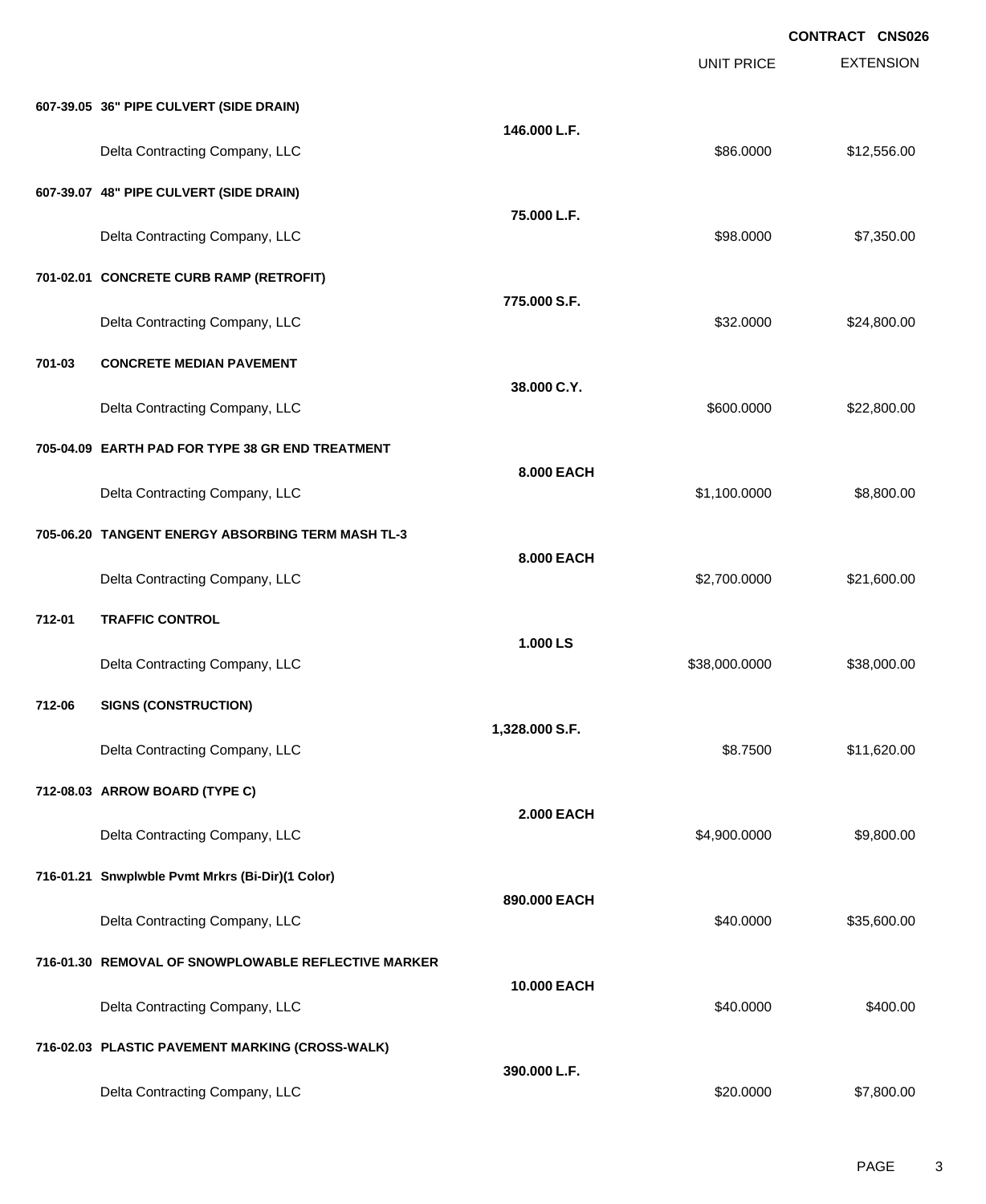**CONTRACT CNS026**

| | | | UNIT PRICE | EXTENSION |
|---|---|---|---|---|
| **607-39.05** | **36" PIPE CULVERT (SIDE DRAIN)** | **146.000 L.F.** | | |
| | Delta Contracting Company, LLC | | $86.0000 | $12,556.00 |
| **607-39.07** | **48" PIPE CULVERT (SIDE DRAIN)** | **75.000 L.F.** | | |
| | Delta Contracting Company, LLC | | $98.0000 | $7,350.00 |
| **701-02.01** | **CONCRETE CURB RAMP (RETROFIT)** | **775.000 S.F.** | | |
| | Delta Contracting Company, LLC | | $32.0000 | $24,800.00 |
| **701-03** | **CONCRETE MEDIAN PAVEMENT** | **38.000 C.Y.** | | |
| | Delta Contracting Company, LLC | | $600.0000 | $22,800.00 |
| **705-04.09** | **EARTH PAD FOR TYPE 38 GR END TREATMENT** | **8.000 EACH** | | |
| | Delta Contracting Company, LLC | | $1,100.0000 | $8,800.00 |
| **705-06.20** | **TANGENT ENERGY ABSORBING TERM MASH TL-3** | **8.000 EACH** | | |
| | Delta Contracting Company, LLC | | $2,700.0000 | $21,600.00 |
| **712-01** | **TRAFFIC CONTROL** | **1.000 LS** | | |
| | Delta Contracting Company, LLC | | $38,000.0000 | $38,000.00 |
| **712-06** | **SIGNS (CONSTRUCTION)** | **1,328.000 S.F.** | | |
| | Delta Contracting Company, LLC | | $8.7500 | $11,620.00 |
| **712-08.03** | **ARROW BOARD (TYPE C)** | **2.000 EACH** | | |
| | Delta Contracting Company, LLC | | $4,900.0000 | $9,800.00 |
| **716-01.21** | **Snwplwble Pvmt Mrkrs (Bi-Dir)(1 Color)** | **890.000 EACH** | | |
| | Delta Contracting Company, LLC | | $40.0000 | $35,600.00 |
| **716-01.30** | **REMOVAL OF SNOWPLOWABLE REFLECTIVE MARKER** | **10.000 EACH** | | |
| | Delta Contracting Company, LLC | | $40.0000 | $400.00 |
| **716-02.03** | **PLASTIC PAVEMENT MARKING (CROSS-WALK)** | **390.000 L.F.** | | |
| | Delta Contracting Company, LLC | | $20.0000 | $7,800.00 |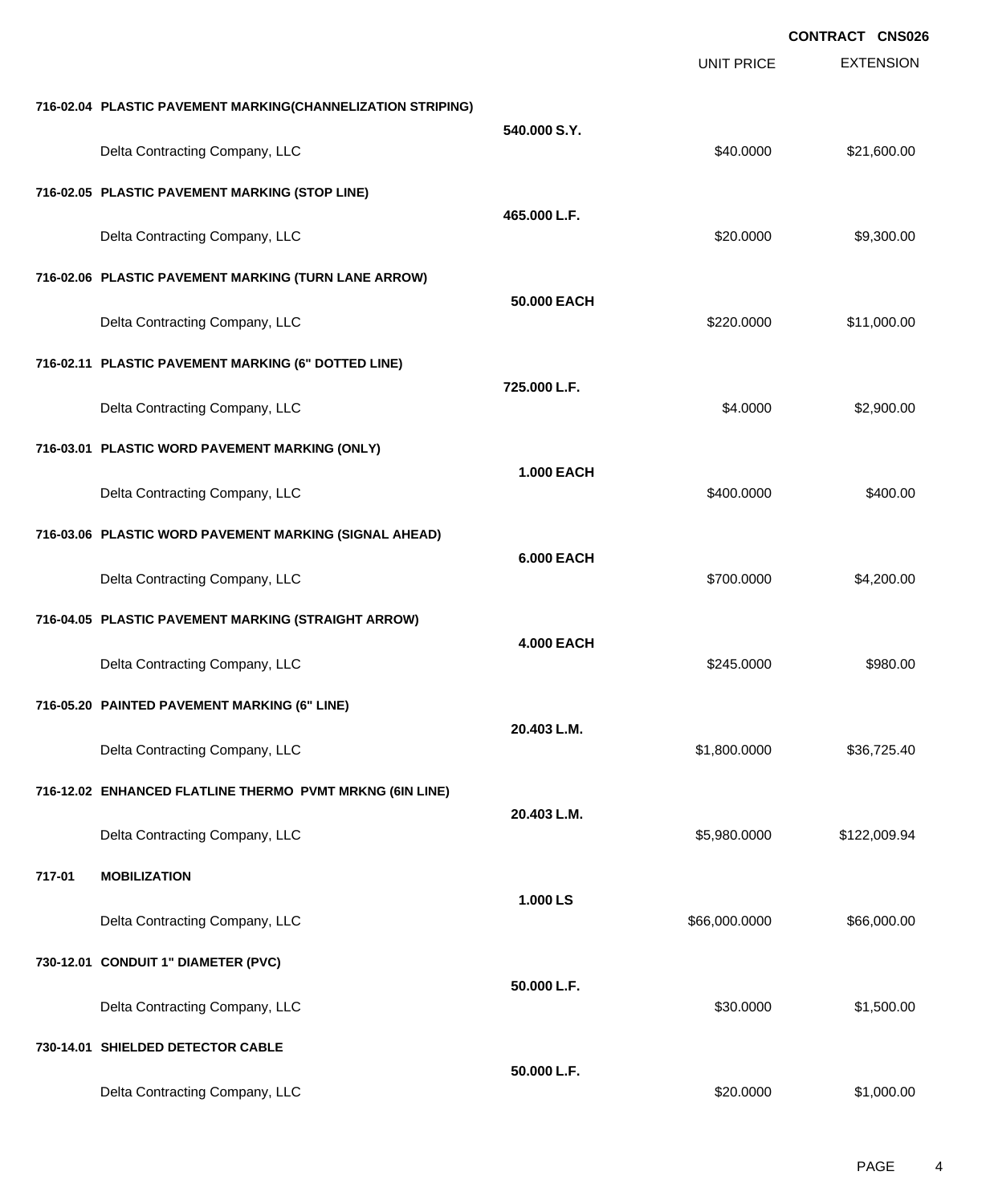**CONTRACT CNS026**

| | | UNIT PRICE | EXTENSION |
|---|---|---|---|
| **716-02.04 PLASTIC PAVEMENT MARKING(CHANNELIZATION STRIPING)** | **540.000 S.Y.** | | |
| Delta Contracting Company, LLC | | $40.0000 | $21,600.00 |
| **716-02.05 PLASTIC PAVEMENT MARKING (STOP LINE)** | **465.000 L.F.** | | |
| Delta Contracting Company, LLC | | $20.0000 | $9,300.00 |
| **716-02.06 PLASTIC PAVEMENT MARKING (TURN LANE ARROW)** | **50.000 EACH** | | |
| Delta Contracting Company, LLC | | $220.0000 | $11,000.00 |
| **716-02.11 PLASTIC PAVEMENT MARKING (6" DOTTED LINE)** | **725.000 L.F.** | | |
| Delta Contracting Company, LLC | | $4.0000 | $2,900.00 |
| **716-03.01 PLASTIC WORD PAVEMENT MARKING (ONLY)** | **1.000 EACH** | | |
| Delta Contracting Company, LLC | | $400.0000 | $400.00 |
| **716-03.06 PLASTIC WORD PAVEMENT MARKING (SIGNAL AHEAD)** | **6.000 EACH** | | |
| Delta Contracting Company, LLC | | $700.0000 | $4,200.00 |
| **716-04.05 PLASTIC PAVEMENT MARKING (STRAIGHT ARROW)** | **4.000 EACH** | | |
| Delta Contracting Company, LLC | | $245.0000 | $980.00 |
| **716-05.20 PAINTED PAVEMENT MARKING (6" LINE)** | **20.403 L.M.** | | |
| Delta Contracting Company, LLC | | $1,800.0000 | $36,725.40 |
| **716-12.02 ENHANCED FLATLINE THERMO PVMT MRKNG (6IN LINE)** | **20.403 L.M.** | | |
| Delta Contracting Company, LLC | | $5,980.0000 | $122,009.94 |
| **717-01 MOBILIZATION** | **1.000 LS** | | |
| Delta Contracting Company, LLC | | $66,000.0000 | $66,000.00 |
| **730-12.01 CONDUIT 1" DIAMETER (PVC)** | **50.000 L.F.** | | |
| Delta Contracting Company, LLC | | $30.0000 | $1,500.00 |
| **730-14.01 SHIELDED DETECTOR CABLE** | **50.000 L.F.** | | |
| Delta Contracting Company, LLC | | $20.0000 | $1,000.00 |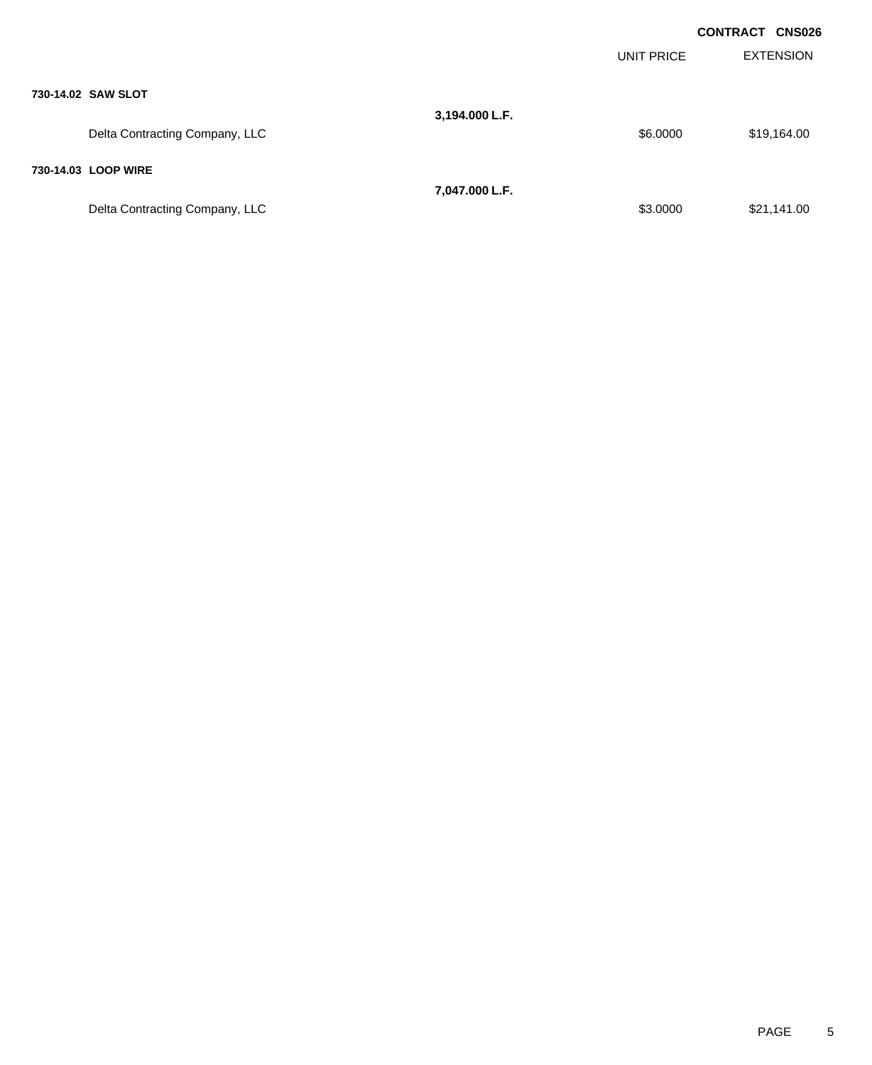**CONTRACT CNS026**

| | | UNIT PRICE | EXTENSION |
|---|---|---|---|
| **730-14.02 SAW SLOT** | | | |
| | **3,194.000 L.F.** | | |
| Delta Contracting Company, LLC | | $6.0000 | $19,164.00 |
| **730-14.03 LOOP WIRE** | | | |
| | **7,047.000 L.F.** | | |
| Delta Contracting Company, LLC | | $3.0000 | $21,141.00 |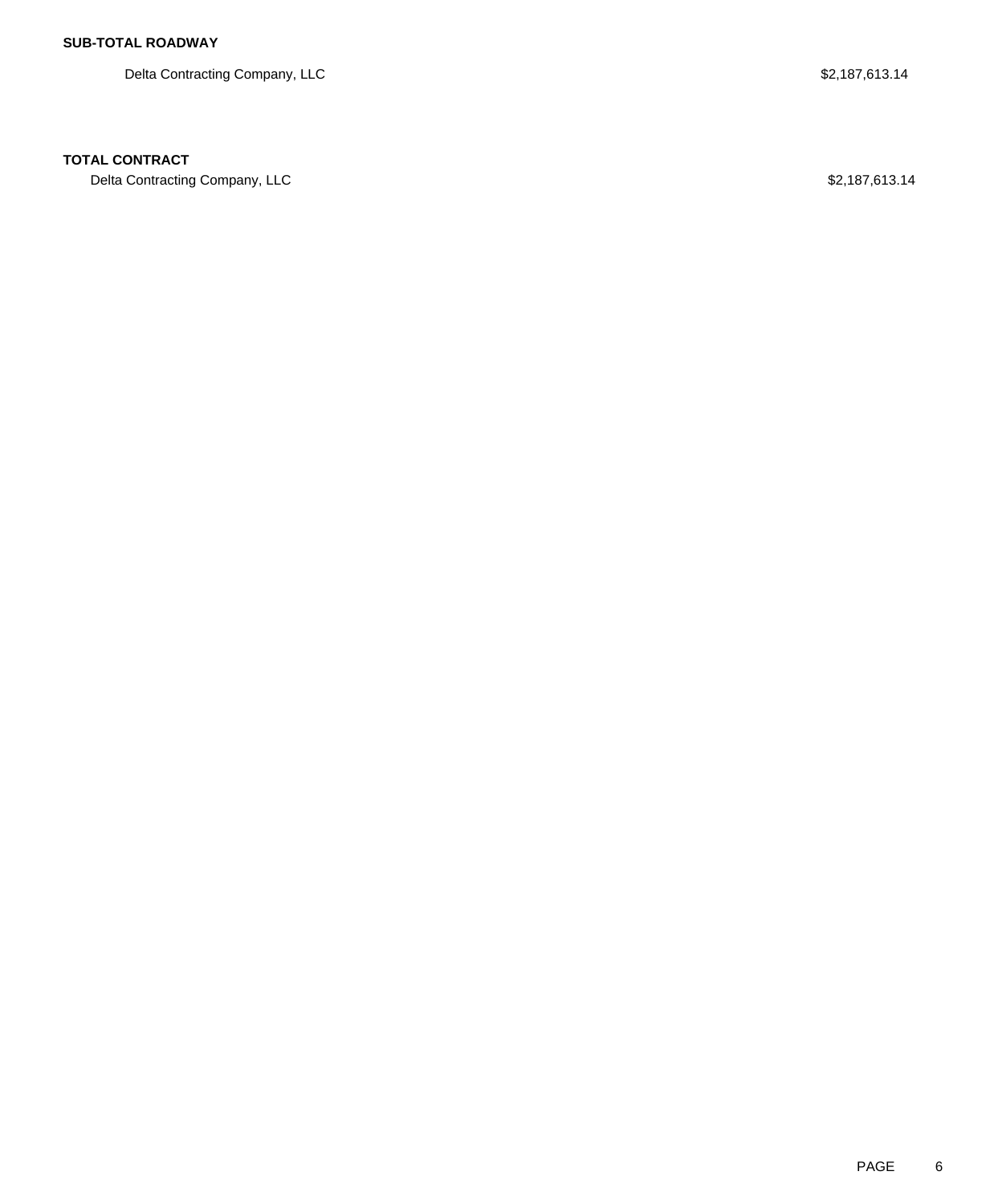**SUB-TOTAL ROADWAY**

| | |
|---|---|
| Delta Contracting Company, LLC | $2,187,613.14 |

**TOTAL CONTRACT**

| | |
|---|---|
| Delta Contracting Company, LLC | $2,187,613.14 |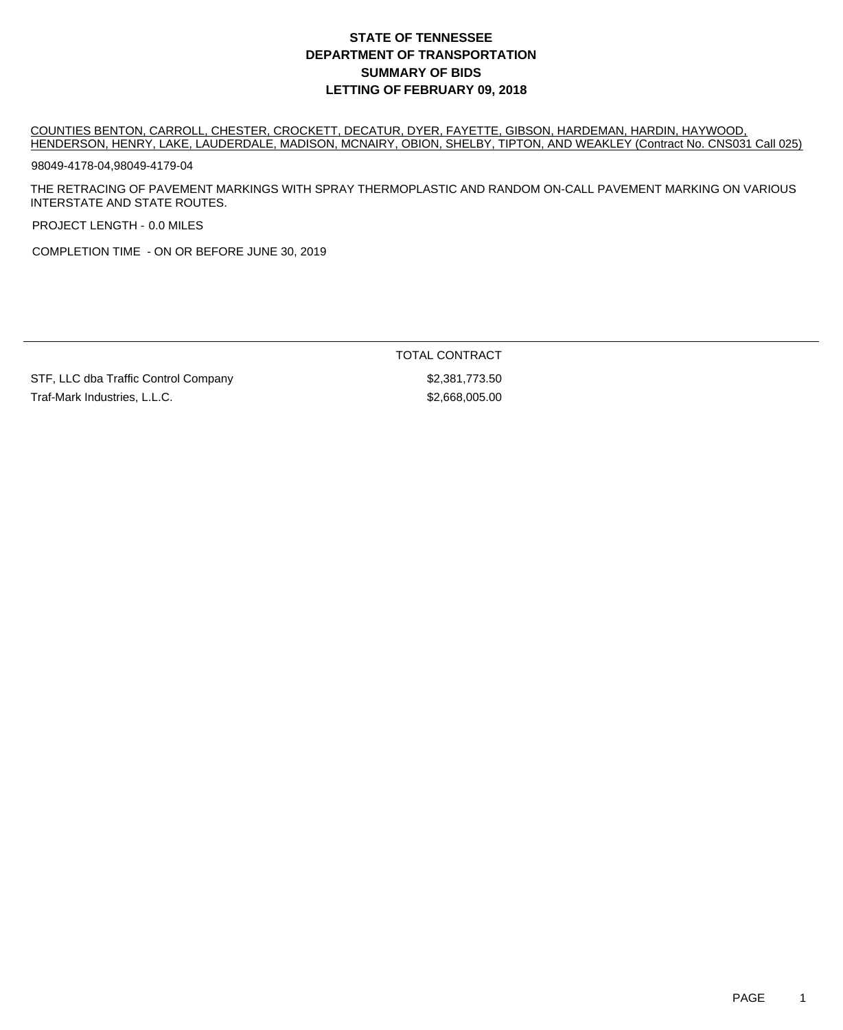# STATE OF TENNESSEE
# DEPARTMENT OF TRANSPORTATION
# SUMMARY OF BIDS
# LETTING OF FEBRUARY 09, 2018

COUNTIES BENTON, CARROLL, CHESTER, CROCKETT, DECATUR, DYER, FAYETTE, GIBSON, HARDEMAN, HARDIN, HAYWOOD, HENDERSON, HENRY, LAKE, LAUDERDALE, MADISON, MCNAIRY, OBION, SHELBY, TIPTON, AND WEAKLEY (Contract No. CNS031 Call 025)

98049-4178-04,98049-4179-04

THE RETRACING OF PAVEMENT MARKINGS WITH SPRAY THERMOPLASTIC AND RANDOM ON-CALL PAVEMENT MARKING ON VARIOUS INTERSTATE AND STATE ROUTES.

PROJECT LENGTH - 0.0 MILES

COMPLETION TIME - ON OR BEFORE JUNE 30, 2019

| | TOTAL CONTRACT |
|---|---|
| STF, LLC dba Traffic Control Company | $2,381,773.50 |
| Traf-Mark Industries, L.L.C. | $2,668,005.00 |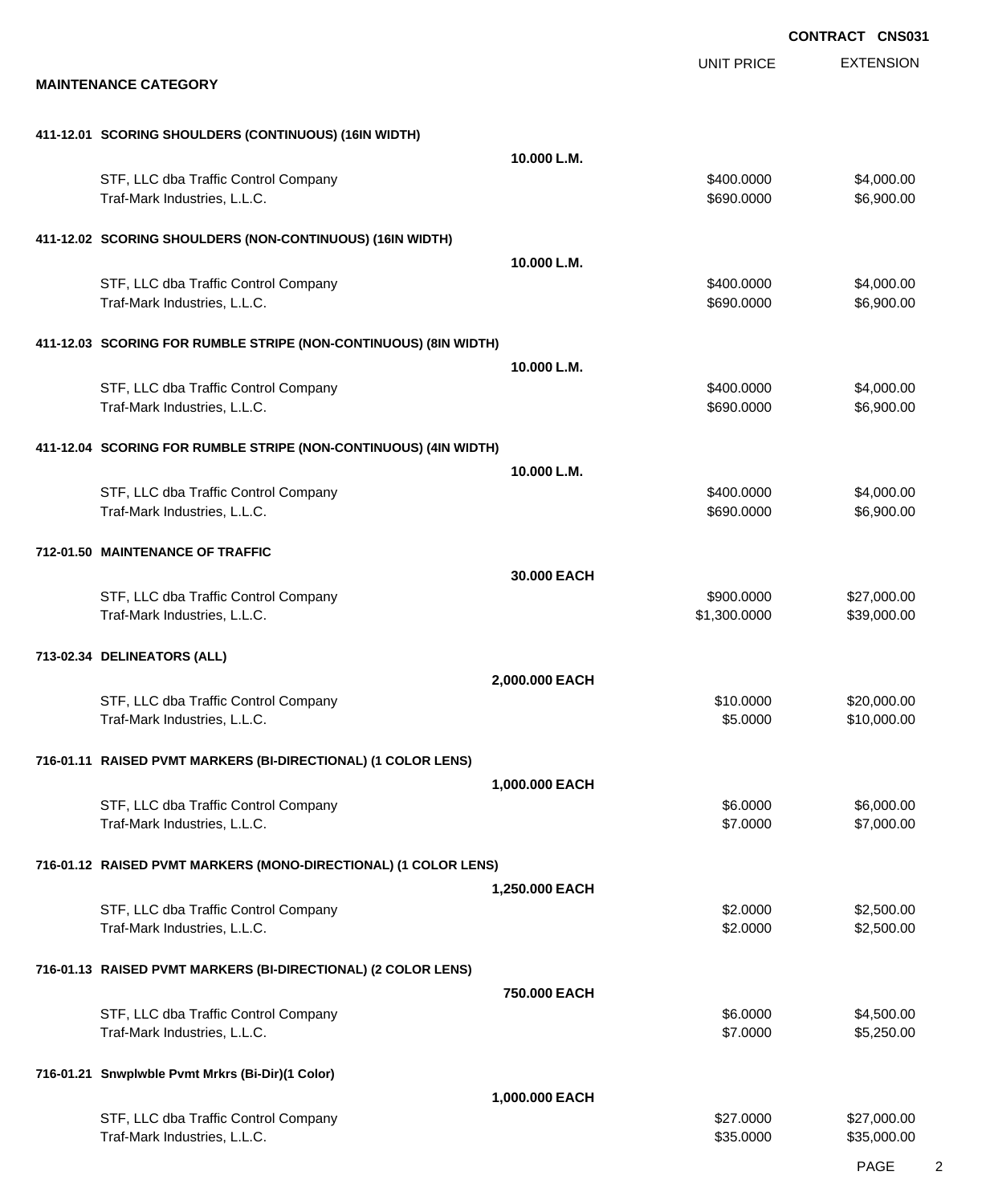**CONTRACT CNS031**

**MAINTENANCE CATEGORY**

| | | UNIT PRICE | EXTENSION |
|---|---|---|---|
| **411-12.01 SCORING SHOULDERS (CONTINUOUS) (16IN WIDTH)** | **10.000 L.M.** | | |
| STF, LLC dba Traffic Control Company | | $400.0000 | $4,000.00 |
| Traf-Mark Industries, L.L.C. | | $690.0000 | $6,900.00 |
| **411-12.02 SCORING SHOULDERS (NON-CONTINUOUS) (16IN WIDTH)** | **10.000 L.M.** | | |
| STF, LLC dba Traffic Control Company | | $400.0000 | $4,000.00 |
| Traf-Mark Industries, L.L.C. | | $690.0000 | $6,900.00 |
| **411-12.03 SCORING FOR RUMBLE STRIPE (NON-CONTINUOUS) (8IN WIDTH)** | **10.000 L.M.** | | |
| STF, LLC dba Traffic Control Company | | $400.0000 | $4,000.00 |
| Traf-Mark Industries, L.L.C. | | $690.0000 | $6,900.00 |
| **411-12.04 SCORING FOR RUMBLE STRIPE (NON-CONTINUOUS) (4IN WIDTH)** | **10.000 L.M.** | | |
| STF, LLC dba Traffic Control Company | | $400.0000 | $4,000.00 |
| Traf-Mark Industries, L.L.C. | | $690.0000 | $6,900.00 |
| **712-01.50 MAINTENANCE OF TRAFFIC** | **30.000 EACH** | | |
| STF, LLC dba Traffic Control Company | | $900.0000 | $27,000.00 |
| Traf-Mark Industries, L.L.C. | | $1,300.0000 | $39,000.00 |
| **713-02.34 DELINEATORS (ALL)** | **2,000.000 EACH** | | |
| STF, LLC dba Traffic Control Company | | $10.0000 | $20,000.00 |
| Traf-Mark Industries, L.L.C. | | $5.0000 | $10,000.00 |
| **716-01.11 RAISED PVMT MARKERS (BI-DIRECTIONAL) (1 COLOR LENS)** | **1,000.000 EACH** | | |
| STF, LLC dba Traffic Control Company | | $6.0000 | $6,000.00 |
| Traf-Mark Industries, L.L.C. | | $7.0000 | $7,000.00 |
| **716-01.12 RAISED PVMT MARKERS (MONO-DIRECTIONAL) (1 COLOR LENS)** | **1,250.000 EACH** | | |
| STF, LLC dba Traffic Control Company | | $2.0000 | $2,500.00 |
| Traf-Mark Industries, L.L.C. | | $2.0000 | $2,500.00 |
| **716-01.13 RAISED PVMT MARKERS (BI-DIRECTIONAL) (2 COLOR LENS)** | **750.000 EACH** | | |
| STF, LLC dba Traffic Control Company | | $6.0000 | $4,500.00 |
| Traf-Mark Industries, L.L.C. | | $7.0000 | $5,250.00 |
| **716-01.21 Snwplwble Pvmt Mrkrs (Bi-Dir)(1 Color)** | **1,000.000 EACH** | | |
| STF, LLC dba Traffic Control Company | | $27.0000 | $27,000.00 |
| Traf-Mark Industries, L.L.C. | | $35.0000 | $35,000.00 |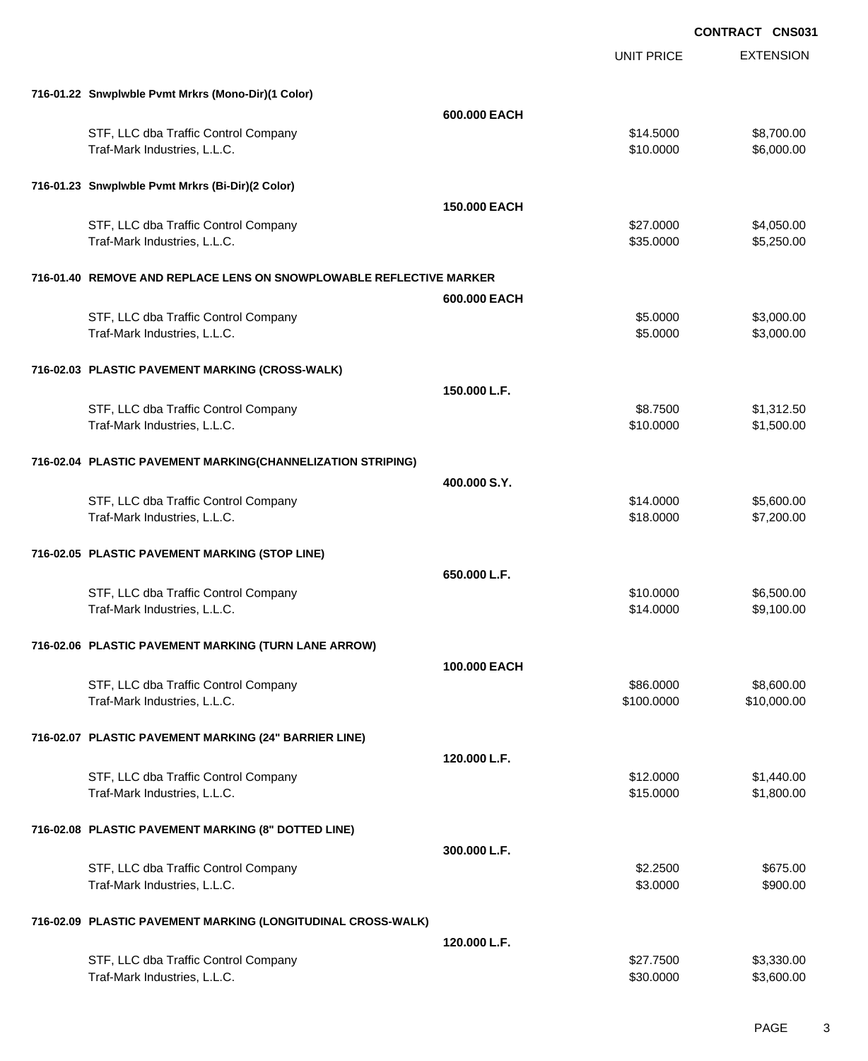CONTRACT CNS031

| | | UNIT PRICE | EXTENSION |
|---|---|---|---|
| **716-01.22 Snwplwble Pvmt Mrkrs (Mono-Dir)(1 Color)** | | | |
| | **600.000 EACH** | | |
| STF, LLC dba Traffic Control Company | | $14.5000 | $8,700.00 |
| Traf-Mark Industries, L.L.C. | | $10.0000 | $6,000.00 |
| **716-01.23 Snwplwble Pvmt Mrkrs (Bi-Dir)(2 Color)** | | | |
| | **150.000 EACH** | | |
| STF, LLC dba Traffic Control Company | | $27.0000 | $4,050.00 |
| Traf-Mark Industries, L.L.C. | | $35.0000 | $5,250.00 |
| **716-01.40 REMOVE AND REPLACE LENS ON SNOWPLOWABLE REFLECTIVE MARKER** | | | |
| | **600.000 EACH** | | |
| STF, LLC dba Traffic Control Company | | $5.0000 | $3,000.00 |
| Traf-Mark Industries, L.L.C. | | $5.0000 | $3,000.00 |
| **716-02.03 PLASTIC PAVEMENT MARKING (CROSS-WALK)** | | | |
| | **150.000 L.F.** | | |
| STF, LLC dba Traffic Control Company | | $8.7500 | $1,312.50 |
| Traf-Mark Industries, L.L.C. | | $10.0000 | $1,500.00 |
| **716-02.04 PLASTIC PAVEMENT MARKING(CHANNELIZATION STRIPING)** | | | |
| | **400.000 S.Y.** | | |
| STF, LLC dba Traffic Control Company | | $14.0000 | $5,600.00 |
| Traf-Mark Industries, L.L.C. | | $18.0000 | $7,200.00 |
| **716-02.05 PLASTIC PAVEMENT MARKING (STOP LINE)** | | | |
| | **650.000 L.F.** | | |
| STF, LLC dba Traffic Control Company | | $10.0000 | $6,500.00 |
| Traf-Mark Industries, L.L.C. | | $14.0000 | $9,100.00 |
| **716-02.06 PLASTIC PAVEMENT MARKING (TURN LANE ARROW)** | | | |
| | **100.000 EACH** | | |
| STF, LLC dba Traffic Control Company | | $86.0000 | $8,600.00 |
| Traf-Mark Industries, L.L.C. | | $100.0000 | $10,000.00 |
| **716-02.07 PLASTIC PAVEMENT MARKING (24" BARRIER LINE)** | | | |
| | **120.000 L.F.** | | |
| STF, LLC dba Traffic Control Company | | $12.0000 | $1,440.00 |
| Traf-Mark Industries, L.L.C. | | $15.0000 | $1,800.00 |
| **716-02.08 PLASTIC PAVEMENT MARKING (8" DOTTED LINE)** | | | |
| | **300.000 L.F.** | | |
| STF, LLC dba Traffic Control Company | | $2.2500 | $675.00 |
| Traf-Mark Industries, L.L.C. | | $3.0000 | $900.00 |
| **716-02.09 PLASTIC PAVEMENT MARKING (LONGITUDINAL CROSS-WALK)** | | | |
| | **120.000 L.F.** | | |
| STF, LLC dba Traffic Control Company | | $27.7500 | $3,330.00 |
| Traf-Mark Industries, L.L.C. | | $30.0000 | $3,600.00 |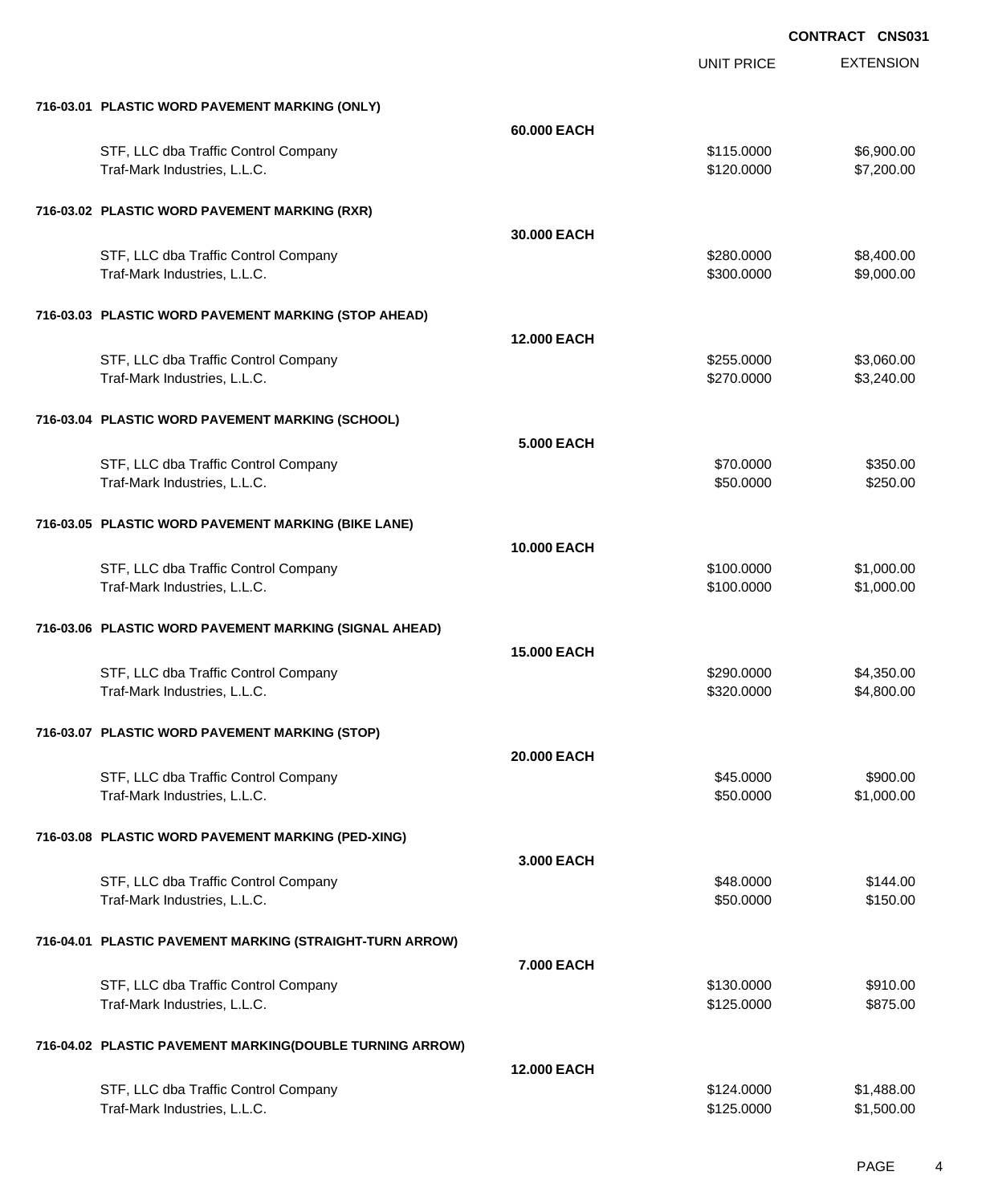**CONTRACT CNS031**

| | | UNIT PRICE | EXTENSION |
|---|---|---|---|
| **716-03.01 PLASTIC WORD PAVEMENT MARKING (ONLY)** | | | |
| | **60.000 EACH** | | |
| STF, LLC dba Traffic Control Company | | $115.0000 | $6,900.00 |
| Traf-Mark Industries, L.L.C. | | $120.0000 | $7,200.00 |
| **716-03.02 PLASTIC WORD PAVEMENT MARKING (RXR)** | | | |
| | **30.000 EACH** | | |
| STF, LLC dba Traffic Control Company | | $280.0000 | $8,400.00 |
| Traf-Mark Industries, L.L.C. | | $300.0000 | $9,000.00 |
| **716-03.03 PLASTIC WORD PAVEMENT MARKING (STOP AHEAD)** | | | |
| | **12.000 EACH** | | |
| STF, LLC dba Traffic Control Company | | $255.0000 | $3,060.00 |
| Traf-Mark Industries, L.L.C. | | $270.0000 | $3,240.00 |
| **716-03.04 PLASTIC WORD PAVEMENT MARKING (SCHOOL)** | | | |
| | **5.000 EACH** | | |
| STF, LLC dba Traffic Control Company | | $70.0000 | $350.00 |
| Traf-Mark Industries, L.L.C. | | $50.0000 | $250.00 |
| **716-03.05 PLASTIC WORD PAVEMENT MARKING (BIKE LANE)** | | | |
| | **10.000 EACH** | | |
| STF, LLC dba Traffic Control Company | | $100.0000 | $1,000.00 |
| Traf-Mark Industries, L.L.C. | | $100.0000 | $1,000.00 |
| **716-03.06 PLASTIC WORD PAVEMENT MARKING (SIGNAL AHEAD)** | | | |
| | **15.000 EACH** | | |
| STF, LLC dba Traffic Control Company | | $290.0000 | $4,350.00 |
| Traf-Mark Industries, L.L.C. | | $320.0000 | $4,800.00 |
| **716-03.07 PLASTIC WORD PAVEMENT MARKING (STOP)** | | | |
| | **20.000 EACH** | | |
| STF, LLC dba Traffic Control Company | | $45.0000 | $900.00 |
| Traf-Mark Industries, L.L.C. | | $50.0000 | $1,000.00 |
| **716-03.08 PLASTIC WORD PAVEMENT MARKING (PED-XING)** | | | |
| | **3.000 EACH** | | |
| STF, LLC dba Traffic Control Company | | $48.0000 | $144.00 |
| Traf-Mark Industries, L.L.C. | | $50.0000 | $150.00 |
| **716-04.01 PLASTIC PAVEMENT MARKING (STRAIGHT-TURN ARROW)** | | | |
| | **7.000 EACH** | | |
| STF, LLC dba Traffic Control Company | | $130.0000 | $910.00 |
| Traf-Mark Industries, L.L.C. | | $125.0000 | $875.00 |
| **716-04.02 PLASTIC PAVEMENT MARKING(DOUBLE TURNING ARROW)** | | | |
| | **12.000 EACH** | | |
| STF, LLC dba Traffic Control Company | | $124.0000 | $1,488.00 |
| Traf-Mark Industries, L.L.C. | | $125.0000 | $1,500.00 |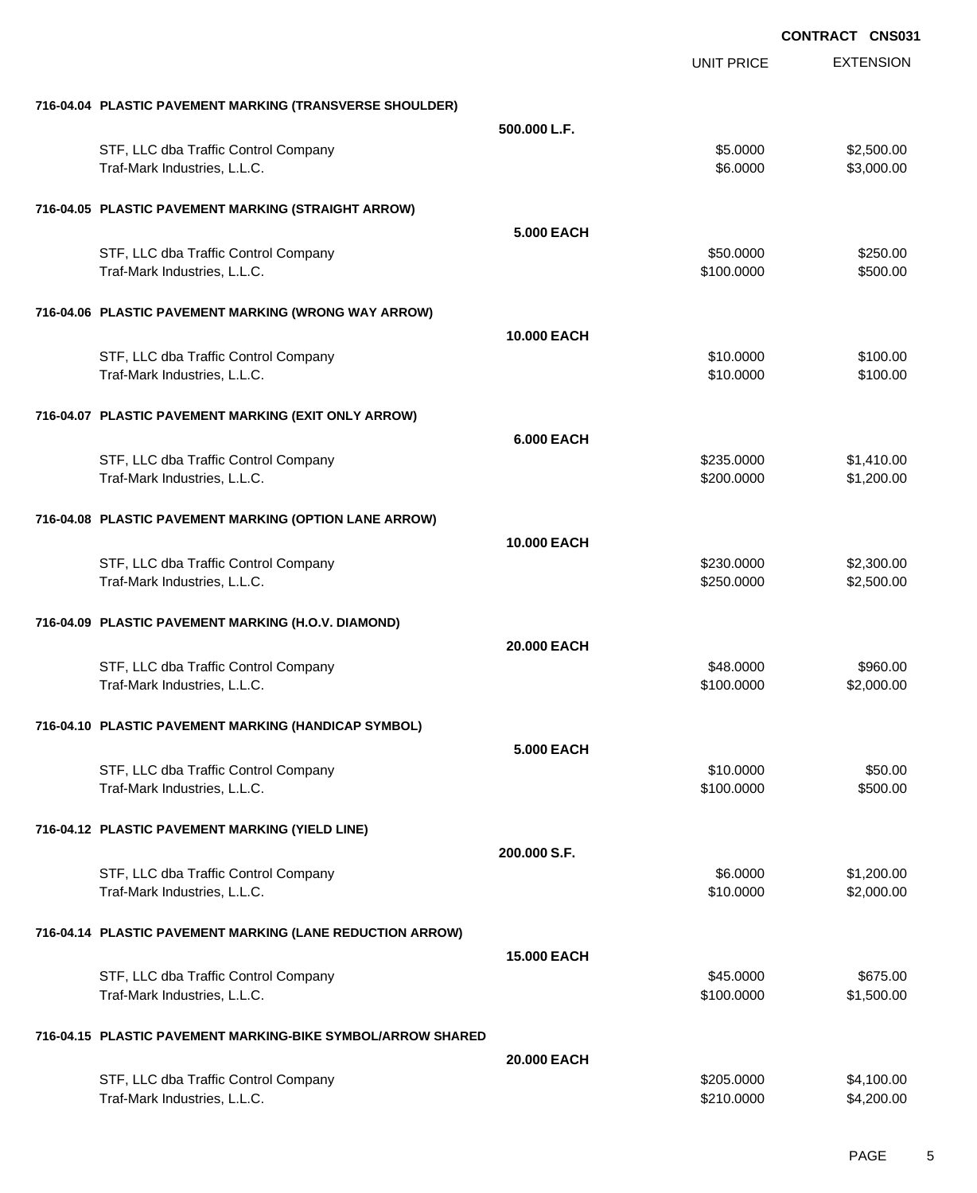**CONTRACT CNS031**

| | | UNIT PRICE | EXTENSION |
|---|---|---|---|
| **716-04.04 PLASTIC PAVEMENT MARKING (TRANSVERSE SHOULDER)** | | | |
| | **500.000 L.F.** | | |
| STF, LLC dba Traffic Control Company | | $5.0000 | $2,500.00 |
| Traf-Mark Industries, L.L.C. | | $6.0000 | $3,000.00 |
| **716-04.05 PLASTIC PAVEMENT MARKING (STRAIGHT ARROW)** | | | |
| | **5.000 EACH** | | |
| STF, LLC dba Traffic Control Company | | $50.0000 | $250.00 |
| Traf-Mark Industries, L.L.C. | | $100.0000 | $500.00 |
| **716-04.06 PLASTIC PAVEMENT MARKING (WRONG WAY ARROW)** | | | |
| | **10.000 EACH** | | |
| STF, LLC dba Traffic Control Company | | $10.0000 | $100.00 |
| Traf-Mark Industries, L.L.C. | | $10.0000 | $100.00 |
| **716-04.07 PLASTIC PAVEMENT MARKING (EXIT ONLY ARROW)** | | | |
| | **6.000 EACH** | | |
| STF, LLC dba Traffic Control Company | | $235.0000 | $1,410.00 |
| Traf-Mark Industries, L.L.C. | | $200.0000 | $1,200.00 |
| **716-04.08 PLASTIC PAVEMENT MARKING (OPTION LANE ARROW)** | | | |
| | **10.000 EACH** | | |
| STF, LLC dba Traffic Control Company | | $230.0000 | $2,300.00 |
| Traf-Mark Industries, L.L.C. | | $250.0000 | $2,500.00 |
| **716-04.09 PLASTIC PAVEMENT MARKING (H.O.V. DIAMOND)** | | | |
| | **20.000 EACH** | | |
| STF, LLC dba Traffic Control Company | | $48.0000 | $960.00 |
| Traf-Mark Industries, L.L.C. | | $100.0000 | $2,000.00 |
| **716-04.10 PLASTIC PAVEMENT MARKING (HANDICAP SYMBOL)** | | | |
| | **5.000 EACH** | | |
| STF, LLC dba Traffic Control Company | | $10.0000 | $50.00 |
| Traf-Mark Industries, L.L.C. | | $100.0000 | $500.00 |
| **716-04.12 PLASTIC PAVEMENT MARKING (YIELD LINE)** | | | |
| | **200.000 S.F.** | | |
| STF, LLC dba Traffic Control Company | | $6.0000 | $1,200.00 |
| Traf-Mark Industries, L.L.C. | | $10.0000 | $2,000.00 |
| **716-04.14 PLASTIC PAVEMENT MARKING (LANE REDUCTION ARROW)** | | | |
| | **15.000 EACH** | | |
| STF, LLC dba Traffic Control Company | | $45.0000 | $675.00 |
| Traf-Mark Industries, L.L.C. | | $100.0000 | $1,500.00 |
| **716-04.15 PLASTIC PAVEMENT MARKING-BIKE SYMBOL/ARROW SHARED** | | | |
| | **20.000 EACH** | | |
| STF, LLC dba Traffic Control Company | | $205.0000 | $4,100.00 |
| Traf-Mark Industries, L.L.C. | | $210.0000 | $4,200.00 |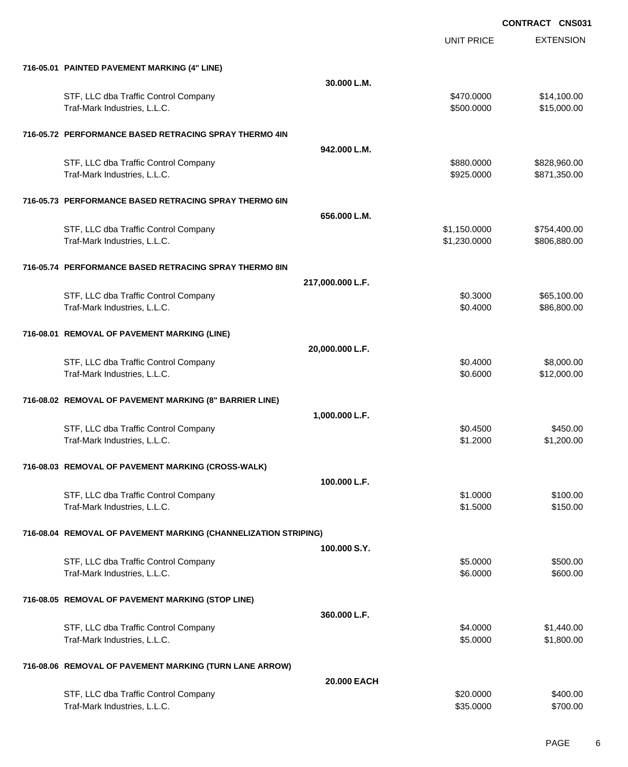**CONTRACT CNS031**

| | | UNIT PRICE | EXTENSION |
|---|---|---|---|
| **716-05.01 PAINTED PAVEMENT MARKING (4" LINE)** | | | |
| | **30.000 L.M.** | | |
| STF, LLC dba Traffic Control Company | | $470.0000 | $14,100.00 |
| Traf-Mark Industries, L.L.C. | | $500.0000 | $15,000.00 |
| **716-05.72 PERFORMANCE BASED RETRACING SPRAY THERMO 4IN** | | | |
| | **942.000 L.M.** | | |
| STF, LLC dba Traffic Control Company | | $880.0000 | $828,960.00 |
| Traf-Mark Industries, L.L.C. | | $925.0000 | $871,350.00 |
| **716-05.73 PERFORMANCE BASED RETRACING SPRAY THERMO 6IN** | | | |
| | **656.000 L.M.** | | |
| STF, LLC dba Traffic Control Company | | $1,150.0000 | $754,400.00 |
| Traf-Mark Industries, L.L.C. | | $1,230.0000 | $806,880.00 |
| **716-05.74 PERFORMANCE BASED RETRACING SPRAY THERMO 8IN** | | | |
| | **217,000.000 L.F.** | | |
| STF, LLC dba Traffic Control Company | | $0.3000 | $65,100.00 |
| Traf-Mark Industries, L.L.C. | | $0.4000 | $86,800.00 |
| **716-08.01 REMOVAL OF PAVEMENT MARKING (LINE)** | | | |
| | **20,000.000 L.F.** | | |
| STF, LLC dba Traffic Control Company | | $0.4000 | $8,000.00 |
| Traf-Mark Industries, L.L.C. | | $0.6000 | $12,000.00 |
| **716-08.02 REMOVAL OF PAVEMENT MARKING (8" BARRIER LINE)** | | | |
| | **1,000.000 L.F.** | | |
| STF, LLC dba Traffic Control Company | | $0.4500 | $450.00 |
| Traf-Mark Industries, L.L.C. | | $1.2000 | $1,200.00 |
| **716-08.03 REMOVAL OF PAVEMENT MARKING (CROSS-WALK)** | | | |
| | **100.000 L.F.** | | |
| STF, LLC dba Traffic Control Company | | $1.0000 | $100.00 |
| Traf-Mark Industries, L.L.C. | | $1.5000 | $150.00 |
| **716-08.04 REMOVAL OF PAVEMENT MARKING (CHANNELIZATION STRIPING)** | | | |
| | **100.000 S.Y.** | | |
| STF, LLC dba Traffic Control Company | | $5.0000 | $500.00 |
| Traf-Mark Industries, L.L.C. | | $6.0000 | $600.00 |
| **716-08.05 REMOVAL OF PAVEMENT MARKING (STOP LINE)** | | | |
| | **360.000 L.F.** | | |
| STF, LLC dba Traffic Control Company | | $4.0000 | $1,440.00 |
| Traf-Mark Industries, L.L.C. | | $5.0000 | $1,800.00 |
| **716-08.06 REMOVAL OF PAVEMENT MARKING (TURN LANE ARROW)** | | | |
| | **20.000 EACH** | | |
| STF, LLC dba Traffic Control Company | | $20.0000 | $400.00 |
| Traf-Mark Industries, L.L.C. | | $35.0000 | $700.00 |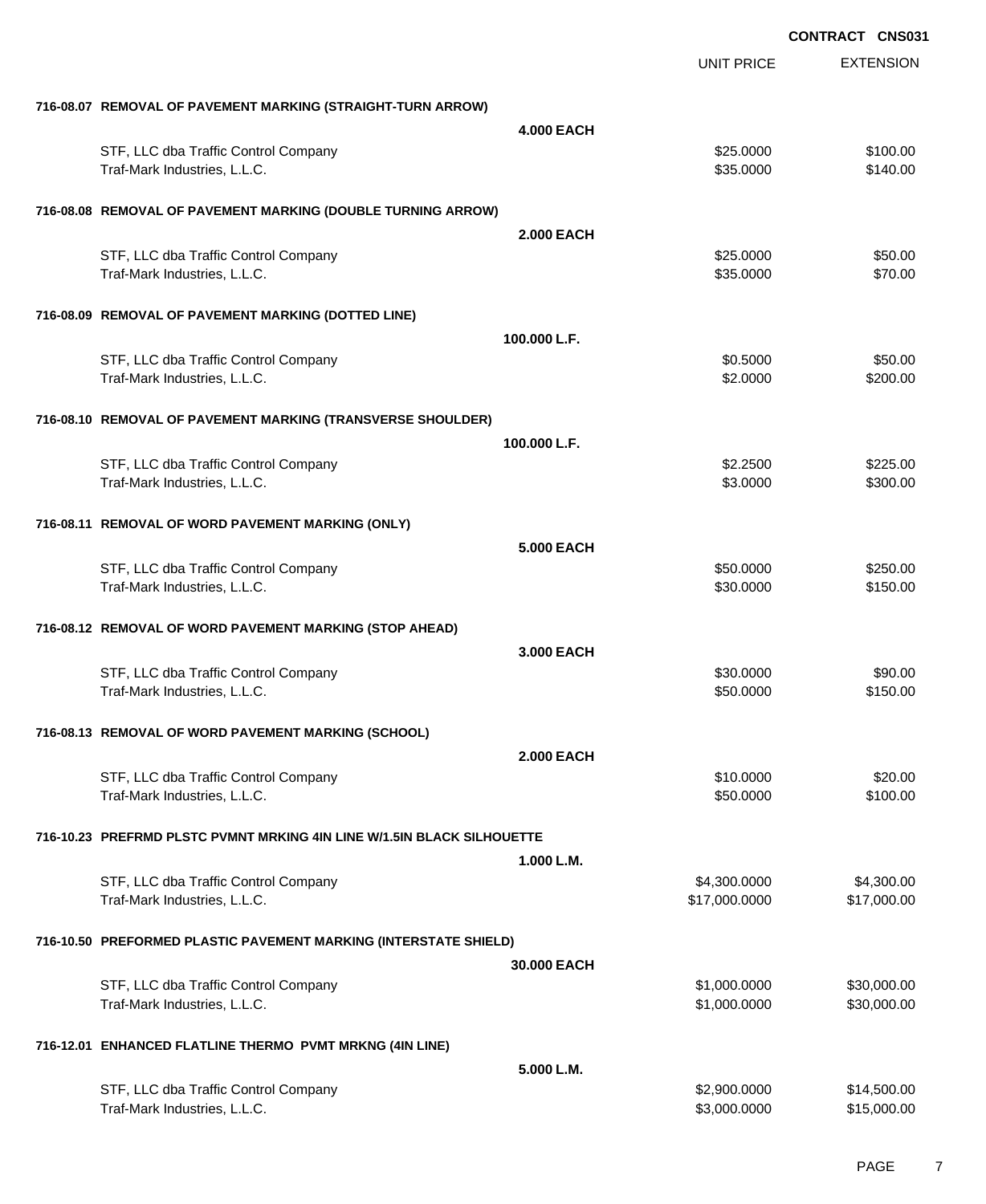CONTRACT CNS031

| | UNIT PRICE | EXTENSION |
|---|---|---|
| **716-08.07 REMOVAL OF PAVEMENT MARKING (STRAIGHT-TURN ARROW)** | | |
| **4.000 EACH** | | |
| STF, LLC dba Traffic Control Company | $25.0000 | $100.00 |
| Traf-Mark Industries, L.L.C. | $35.0000 | $140.00 |
| **716-08.08 REMOVAL OF PAVEMENT MARKING (DOUBLE TURNING ARROW)** | | |
| **2.000 EACH** | | |
| STF, LLC dba Traffic Control Company | $25.0000 | $50.00 |
| Traf-Mark Industries, L.L.C. | $35.0000 | $70.00 |
| **716-08.09 REMOVAL OF PAVEMENT MARKING (DOTTED LINE)** | | |
| **100.000 L.F.** | | |
| STF, LLC dba Traffic Control Company | $0.5000 | $50.00 |
| Traf-Mark Industries, L.L.C. | $2.0000 | $200.00 |
| **716-08.10 REMOVAL OF PAVEMENT MARKING (TRANSVERSE SHOULDER)** | | |
| **100.000 L.F.** | | |
| STF, LLC dba Traffic Control Company | $2.2500 | $225.00 |
| Traf-Mark Industries, L.L.C. | $3.0000 | $300.00 |
| **716-08.11 REMOVAL OF WORD PAVEMENT MARKING (ONLY)** | | |
| **5.000 EACH** | | |
| STF, LLC dba Traffic Control Company | $50.0000 | $250.00 |
| Traf-Mark Industries, L.L.C. | $30.0000 | $150.00 |
| **716-08.12 REMOVAL OF WORD PAVEMENT MARKING (STOP AHEAD)** | | |
| **3.000 EACH** | | |
| STF, LLC dba Traffic Control Company | $30.0000 | $90.00 |
| Traf-Mark Industries, L.L.C. | $50.0000 | $150.00 |
| **716-08.13 REMOVAL OF WORD PAVEMENT MARKING (SCHOOL)** | | |
| **2.000 EACH** | | |
| STF, LLC dba Traffic Control Company | $10.0000 | $20.00 |
| Traf-Mark Industries, L.L.C. | $50.0000 | $100.00 |
| **716-10.23 PREFRMD PLSTC PVMNT MRKING 4IN LINE W/1.5IN BLACK SILHOUETTE** | | |
| **1.000 L.M.** | | |
| STF, LLC dba Traffic Control Company | $4,300.0000 | $4,300.00 |
| Traf-Mark Industries, L.L.C. | $17,000.0000 | $17,000.00 |
| **716-10.50 PREFORMED PLASTIC PAVEMENT MARKING (INTERSTATE SHIELD)** | | |
| **30.000 EACH** | | |
| STF, LLC dba Traffic Control Company | $1,000.0000 | $30,000.00 |
| Traf-Mark Industries, L.L.C. | $1,000.0000 | $30,000.00 |
| **716-12.01 ENHANCED FLATLINE THERMO PVMT MRKNG (4IN LINE)** | | |
| **5.000 L.M.** | | |
| STF, LLC dba Traffic Control Company | $2,900.0000 | $14,500.00 |
| Traf-Mark Industries, L.L.C. | $3,000.0000 | $15,000.00 |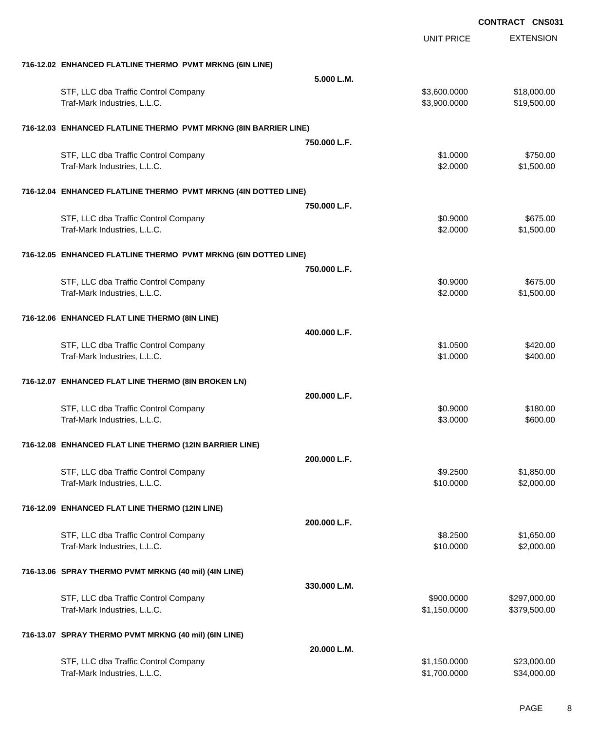CONTRACT CNS031

| | | UNIT PRICE | EXTENSION |
|---|---|---|---|
| **716-12.02 ENHANCED FLATLINE THERMO PVMT MRKNG (6IN LINE)** | | | |
| | **5.000 L.M.** | | |
| STF, LLC dba Traffic Control Company | | $3,600.0000 | $18,000.00 |
| Traf-Mark Industries, L.L.C. | | $3,900.0000 | $19,500.00 |
| **716-12.03 ENHANCED FLATLINE THERMO PVMT MRKNG (8IN BARRIER LINE)** | | | |
| | **750.000 L.F.** | | |
| STF, LLC dba Traffic Control Company | | $1.0000 | $750.00 |
| Traf-Mark Industries, L.L.C. | | $2.0000 | $1,500.00 |
| **716-12.04 ENHANCED FLATLINE THERMO PVMT MRKNG (4IN DOTTED LINE)** | | | |
| | **750.000 L.F.** | | |
| STF, LLC dba Traffic Control Company | | $0.9000 | $675.00 |
| Traf-Mark Industries, L.L.C. | | $2.0000 | $1,500.00 |
| **716-12.05 ENHANCED FLATLINE THERMO PVMT MRKNG (6IN DOTTED LINE)** | | | |
| | **750.000 L.F.** | | |
| STF, LLC dba Traffic Control Company | | $0.9000 | $675.00 |
| Traf-Mark Industries, L.L.C. | | $2.0000 | $1,500.00 |
| **716-12.06 ENHANCED FLAT LINE THERMO (8IN LINE)** | | | |
| | **400.000 L.F.** | | |
| STF, LLC dba Traffic Control Company | | $1.0500 | $420.00 |
| Traf-Mark Industries, L.L.C. | | $1.0000 | $400.00 |
| **716-12.07 ENHANCED FLAT LINE THERMO (8IN BROKEN LN)** | | | |
| | **200.000 L.F.** | | |
| STF, LLC dba Traffic Control Company | | $0.9000 | $180.00 |
| Traf-Mark Industries, L.L.C. | | $3.0000 | $600.00 |
| **716-12.08 ENHANCED FLAT LINE THERMO (12IN BARRIER LINE)** | | | |
| | **200.000 L.F.** | | |
| STF, LLC dba Traffic Control Company | | $9.2500 | $1,850.00 |
| Traf-Mark Industries, L.L.C. | | $10.0000 | $2,000.00 |
| **716-12.09 ENHANCED FLAT LINE THERMO (12IN LINE)** | | | |
| | **200.000 L.F.** | | |
| STF, LLC dba Traffic Control Company | | $8.2500 | $1,650.00 |
| Traf-Mark Industries, L.L.C. | | $10.0000 | $2,000.00 |
| **716-13.06 SPRAY THERMO PVMT MRKNG (40 mil) (4IN LINE)** | | | |
| | **330.000 L.M.** | | |
| STF, LLC dba Traffic Control Company | | $900.0000 | $297,000.00 |
| Traf-Mark Industries, L.L.C. | | $1,150.0000 | $379,500.00 |
| **716-13.07 SPRAY THERMO PVMT MRKNG (40 mil) (6IN LINE)** | | | |
| | **20.000 L.M.** | | |
| STF, LLC dba Traffic Control Company | | $1,150.0000 | $23,000.00 |
| Traf-Mark Industries, L.L.C. | | $1,700.0000 | $34,000.00 |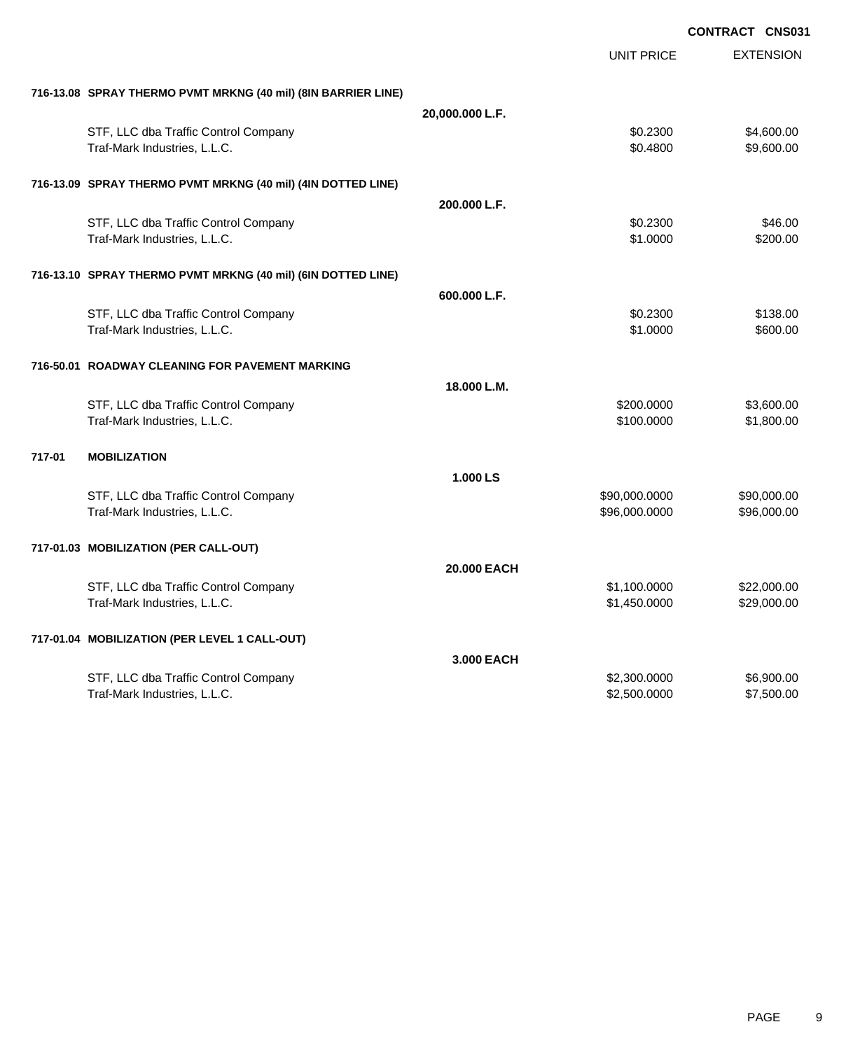CONTRACT CNS031

| | UNIT PRICE | EXTENSION |
|---|---|---|
| **716-13.08 SPRAY THERMO PVMT MRKNG (40 mil) (8IN BARRIER LINE)** | | |
| **20,000.000 L.F.** | | |
| STF, LLC dba Traffic Control Company | $0.2300 | $4,600.00 |
| Traf-Mark Industries, L.L.C. | $0.4800 | $9,600.00 |
| **716-13.09 SPRAY THERMO PVMT MRKNG (40 mil) (4IN DOTTED LINE)** | | |
| **200.000 L.F.** | | |
| STF, LLC dba Traffic Control Company | $0.2300 | $46.00 |
| Traf-Mark Industries, L.L.C. | $1.0000 | $200.00 |
| **716-13.10 SPRAY THERMO PVMT MRKNG (40 mil) (6IN DOTTED LINE)** | | |
| **600.000 L.F.** | | |
| STF, LLC dba Traffic Control Company | $0.2300 | $138.00 |
| Traf-Mark Industries, L.L.C. | $1.0000 | $600.00 |
| **716-50.01 ROADWAY CLEANING FOR PAVEMENT MARKING** | | |
| **18.000 L.M.** | | |
| STF, LLC dba Traffic Control Company | $200.0000 | $3,600.00 |
| Traf-Mark Industries, L.L.C. | $100.0000 | $1,800.00 |
| **717-01 MOBILIZATION** | | |
| **1.000 LS** | | |
| STF, LLC dba Traffic Control Company | $90,000.0000 | $90,000.00 |
| Traf-Mark Industries, L.L.C. | $96,000.0000 | $96,000.00 |
| **717-01.03 MOBILIZATION (PER CALL-OUT)** | | |
| **20.000 EACH** | | |
| STF, LLC dba Traffic Control Company | $1,100.0000 | $22,000.00 |
| Traf-Mark Industries, L.L.C. | $1,450.0000 | $29,000.00 |
| **717-01.04 MOBILIZATION (PER LEVEL 1 CALL-OUT)** | | |
| **3.000 EACH** | | |
| STF, LLC dba Traffic Control Company | $2,300.0000 | $6,900.00 |
| Traf-Mark Industries, L.L.C. | $2,500.0000 | $7,500.00 |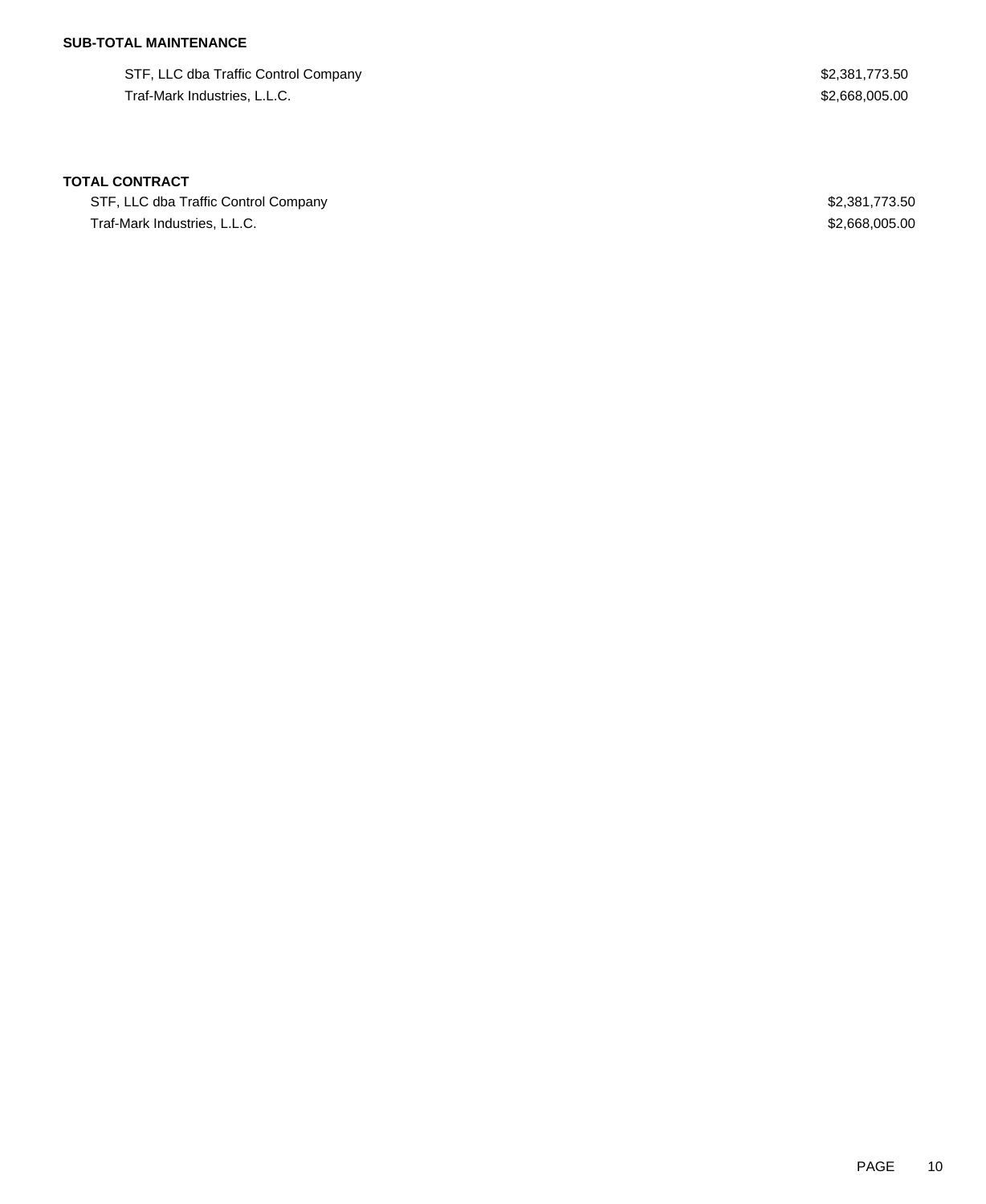**SUB-TOTAL MAINTENANCE**

| | |
|---|---|
| STF, LLC dba Traffic Control Company | $2,381,773.50 |
| Traf-Mark Industries, L.L.C. | $2,668,005.00 |

**TOTAL CONTRACT**

| | |
|---|---|
| STF, LLC dba Traffic Control Company | $2,381,773.50 |
| Traf-Mark Industries, L.L.C. | $2,668,005.00 |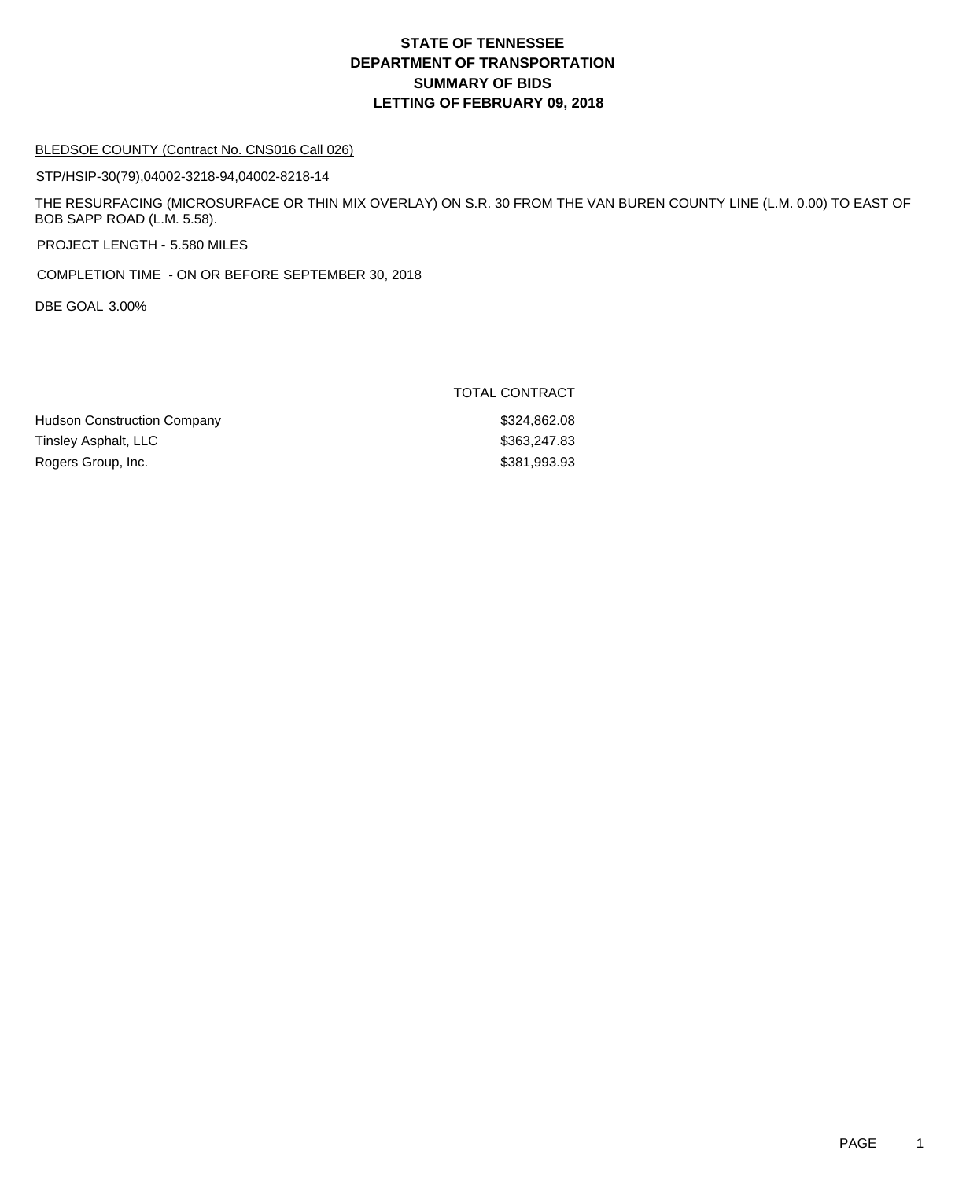# STATE OF TENNESSEE
# DEPARTMENT OF TRANSPORTATION
# SUMMARY OF BIDS
# LETTING OF FEBRUARY 09, 2018

BLEDSOE COUNTY (Contract No. CNS016 Call 026)

STP/HSIP-30(79),04002-3218-94,04002-8218-14

THE RESURFACING (MICROSURFACE OR THIN MIX OVERLAY) ON S.R. 30 FROM THE VAN BUREN COUNTY LINE (L.M. 0.00) TO EAST OF BOB SAPP ROAD (L.M. 5.58).

PROJECT LENGTH - 5.580 MILES

COMPLETION TIME - ON OR BEFORE SEPTEMBER 30, 2018

DBE GOAL 3.00%

| | TOTAL CONTRACT |
|---|---|
| Hudson Construction Company | $324,862.08 |
| Tinsley Asphalt, LLC | $363,247.83 |
| Rogers Group, Inc. | $381,993.93 |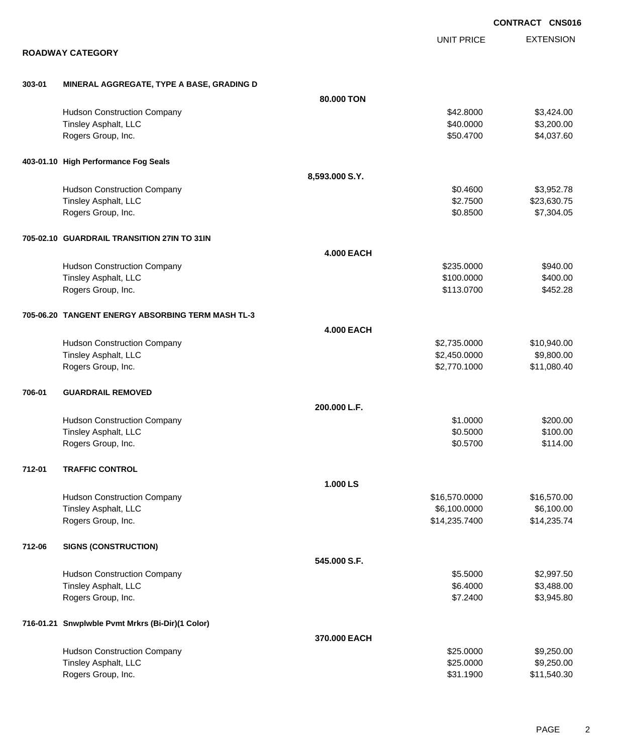**CONTRACT CNS016**

## ROADWAY CATEGORY

| | | | UNIT PRICE | EXTENSION |
|---|---|---|---|---|
| **303-01** | **MINERAL AGGREGATE, TYPE A BASE, GRADING D** | | | |
| | | **80.000 TON** | | |
| | Hudson Construction Company | | $42.8000 | $3,424.00 |
| | Tinsley Asphalt, LLC | | $40.0000 | $3,200.00 |
| | Rogers Group, Inc. | | $50.4700 | $4,037.60 |
| **403-01.10** | **High Performance Fog Seals** | | | |
| | | **8,593.000 S.Y.** | | |
| | Hudson Construction Company | | $0.4600 | $3,952.78 |
| | Tinsley Asphalt, LLC | | $2.7500 | $23,630.75 |
| | Rogers Group, Inc. | | $0.8500 | $7,304.05 |
| **705-02.10** | **GUARDRAIL TRANSITION 27IN TO 31IN** | | | |
| | | **4.000 EACH** | | |
| | Hudson Construction Company | | $235.0000 | $940.00 |
| | Tinsley Asphalt, LLC | | $100.0000 | $400.00 |
| | Rogers Group, Inc. | | $113.0700 | $452.28 |
| **705-06.20** | **TANGENT ENERGY ABSORBING TERM MASH TL-3** | | | |
| | | **4.000 EACH** | | |
| | Hudson Construction Company | | $2,735.0000 | $10,940.00 |
| | Tinsley Asphalt, LLC | | $2,450.0000 | $9,800.00 |
| | Rogers Group, Inc. | | $2,770.1000 | $11,080.40 |
| **706-01** | **GUARDRAIL REMOVED** | | | |
| | | **200.000 L.F.** | | |
| | Hudson Construction Company | | $1.0000 | $200.00 |
| | Tinsley Asphalt, LLC | | $0.5000 | $100.00 |
| | Rogers Group, Inc. | | $0.5700 | $114.00 |
| **712-01** | **TRAFFIC CONTROL** | | | |
| | | **1.000 LS** | | |
| | Hudson Construction Company | | $16,570.0000 | $16,570.00 |
| | Tinsley Asphalt, LLC | | $6,100.0000 | $6,100.00 |
| | Rogers Group, Inc. | | $14,235.7400 | $14,235.74 |
| **712-06** | **SIGNS (CONSTRUCTION)** | | | |
| | | **545.000 S.F.** | | |
| | Hudson Construction Company | | $5.5000 | $2,997.50 |
| | Tinsley Asphalt, LLC | | $6.4000 | $3,488.00 |
| | Rogers Group, Inc. | | $7.2400 | $3,945.80 |
| **716-01.21** | **Snwplwble Pvmt Mrkrs (Bi-Dir)(1 Color)** | | | |
| | | **370.000 EACH** | | |
| | Hudson Construction Company | | $25.0000 | $9,250.00 |
| | Tinsley Asphalt, LLC | | $25.0000 | $9,250.00 |
| | Rogers Group, Inc. | | $31.1900 | $11,540.30 |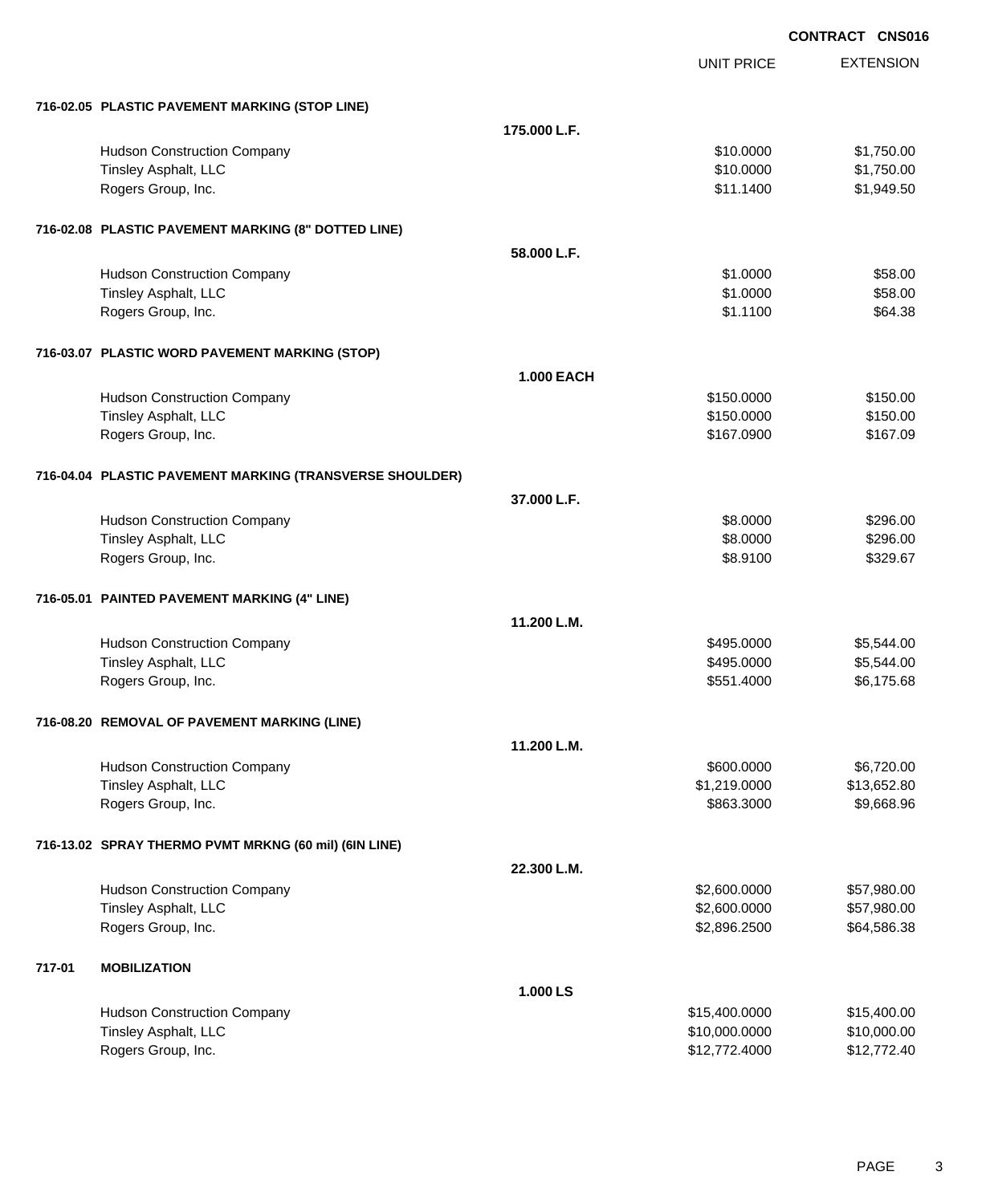**CONTRACT CNS016**

| | | UNIT PRICE | EXTENSION |
|---|---|---|---|
| **716-02.05 PLASTIC PAVEMENT MARKING (STOP LINE)** | | | |
| | **175.000 L.F.** | | |
| Hudson Construction Company | | $10.0000 | $1,750.00 |
| Tinsley Asphalt, LLC | | $10.0000 | $1,750.00 |
| Rogers Group, Inc. | | $11.1400 | $1,949.50 |
| **716-02.08 PLASTIC PAVEMENT MARKING (8" DOTTED LINE)** | | | |
| | **58.000 L.F.** | | |
| Hudson Construction Company | | $1.0000 | $58.00 |
| Tinsley Asphalt, LLC | | $1.0000 | $58.00 |
| Rogers Group, Inc. | | $1.1100 | $64.38 |
| **716-03.07 PLASTIC WORD PAVEMENT MARKING (STOP)** | | | |
| | **1.000 EACH** | | |
| Hudson Construction Company | | $150.0000 | $150.00 |
| Tinsley Asphalt, LLC | | $150.0000 | $150.00 |
| Rogers Group, Inc. | | $167.0900 | $167.09 |
| **716-04.04 PLASTIC PAVEMENT MARKING (TRANSVERSE SHOULDER)** | | | |
| | **37.000 L.F.** | | |
| Hudson Construction Company | | $8.0000 | $296.00 |
| Tinsley Asphalt, LLC | | $8.0000 | $296.00 |
| Rogers Group, Inc. | | $8.9100 | $329.67 |
| **716-05.01 PAINTED PAVEMENT MARKING (4" LINE)** | | | |
| | **11.200 L.M.** | | |
| Hudson Construction Company | | $495.0000 | $5,544.00 |
| Tinsley Asphalt, LLC | | $495.0000 | $5,544.00 |
| Rogers Group, Inc. | | $551.4000 | $6,175.68 |
| **716-08.20 REMOVAL OF PAVEMENT MARKING (LINE)** | | | |
| | **11.200 L.M.** | | |
| Hudson Construction Company | | $600.0000 | $6,720.00 |
| Tinsley Asphalt, LLC | | $1,219.0000 | $13,652.80 |
| Rogers Group, Inc. | | $863.3000 | $9,668.96 |
| **716-13.02 SPRAY THERMO PVMT MRKNG (60 mil) (6IN LINE)** | | | |
| | **22.300 L.M.** | | |
| Hudson Construction Company | | $2,600.0000 | $57,980.00 |
| Tinsley Asphalt, LLC | | $2,600.0000 | $57,980.00 |
| Rogers Group, Inc. | | $2,896.2500 | $64,586.38 |
| **717-01 MOBILIZATION** | | | |
| | **1.000 LS** | | |
| Hudson Construction Company | | $15,400.0000 | $15,400.00 |
| Tinsley Asphalt, LLC | | $10,000.0000 | $10,000.00 |
| Rogers Group, Inc. | | $12,772.4000 | $12,772.40 |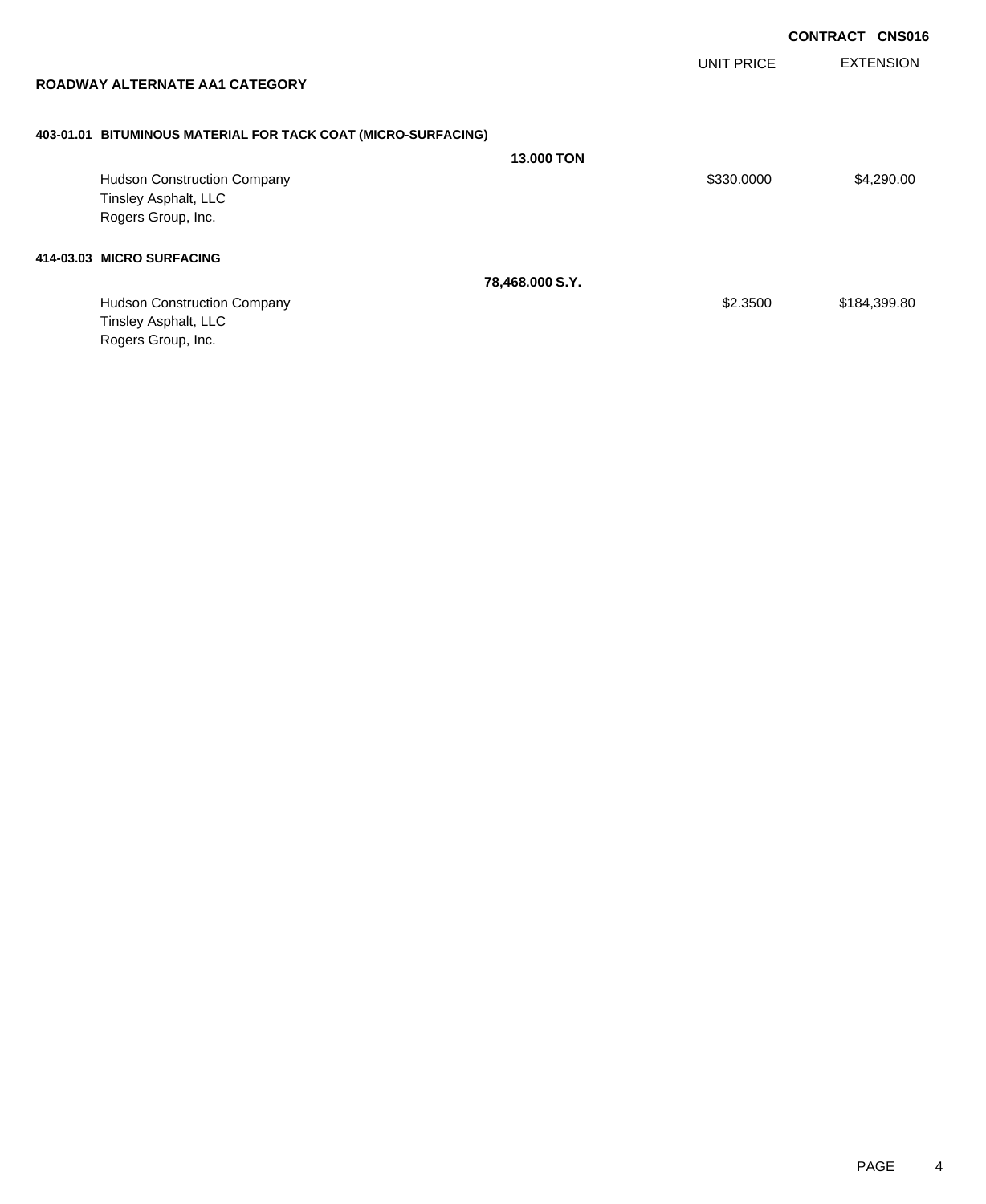**CONTRACT CNS016**

| | UNIT PRICE | EXTENSION |
|---|---|---|

## ROADWAY ALTERNATE AA1 CATEGORY

**403-01.01 BITUMINOUS MATERIAL FOR TACK COAT (MICRO-SURFACING)**

**13.000 TON**

| | UNIT PRICE | EXTENSION |
|---|---|---|
| Hudson Construction Company | $330.0000 | $4,290.00 |
| Tinsley Asphalt, LLC | | |
| Rogers Group, Inc. | | |

**414-03.03 MICRO SURFACING**

**78,468.000 S.Y.**

| | UNIT PRICE | EXTENSION |
|---|---|---|
| Hudson Construction Company | $2.3500 | $184,399.80 |
| Tinsley Asphalt, LLC | | |
| Rogers Group, Inc. | | |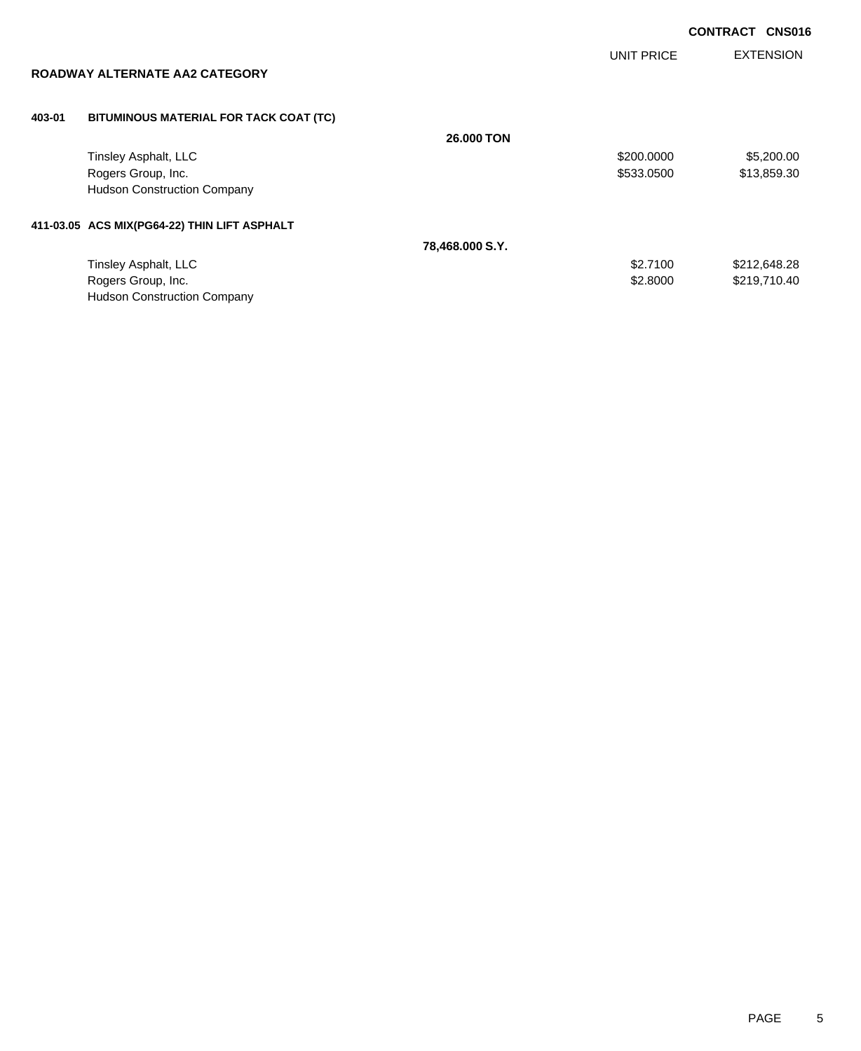**CONTRACT CNS016**

## ROADWAY ALTERNATE AA2 CATEGORY

| | | | UNIT PRICE | EXTENSION |
|---|---|---|---|---|
| **403-01** | **BITUMINOUS MATERIAL FOR TACK COAT (TC)** | | | |
| | | **26.000 TON** | | |
| | Tinsley Asphalt, LLC | | $200.0000 | $5,200.00 |
| | Rogers Group, Inc. | | $533.0500 | $13,859.30 |
| | Hudson Construction Company | | | |
| **411-03.05** | **ACS MIX(PG64-22) THIN LIFT ASPHALT** | | | |
| | | **78,468.000 S.Y.** | | |
| | Tinsley Asphalt, LLC | | $2.7100 | $212,648.28 |
| | Rogers Group, Inc. | | $2.8000 | $219,710.40 |
| | Hudson Construction Company | | | |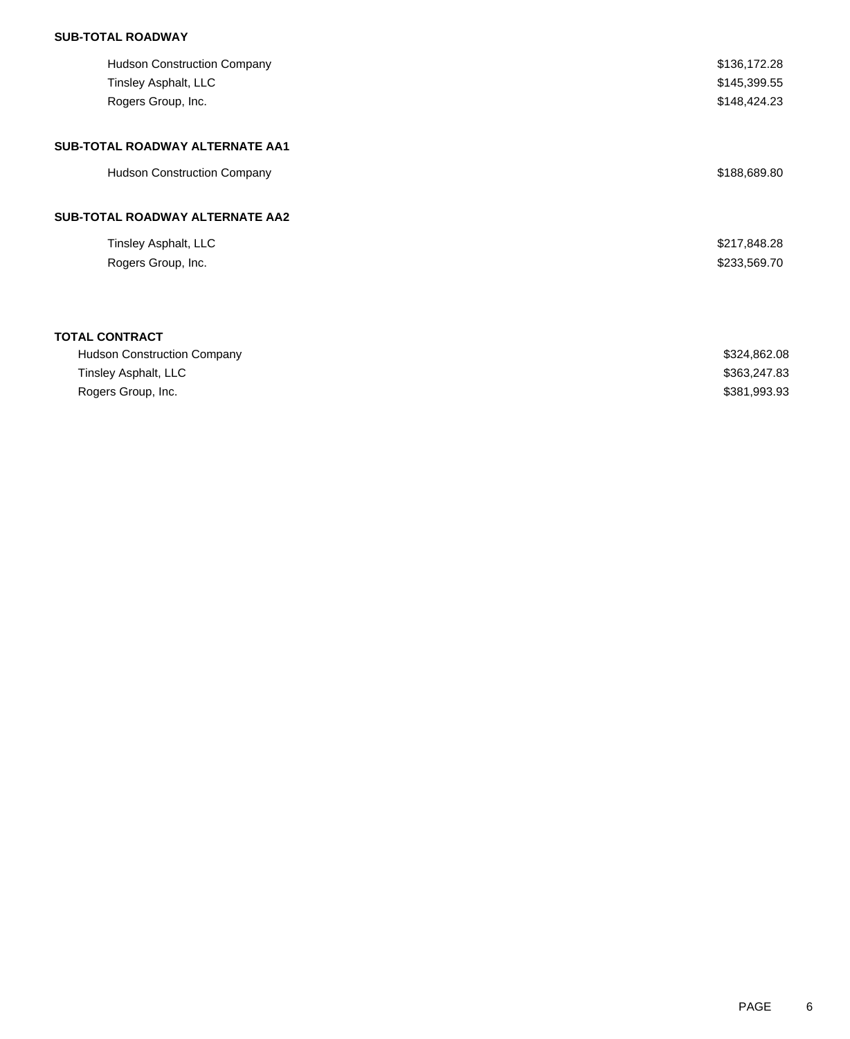**SUB-TOTAL ROADWAY**

| | |
|---|---|
| Hudson Construction Company | $136,172.28 |
| Tinsley Asphalt, LLC | $145,399.55 |
| Rogers Group, Inc. | $148,424.23 |

**SUB-TOTAL ROADWAY ALTERNATE AA1**

| | |
|---|---|
| Hudson Construction Company | $188,689.80 |

**SUB-TOTAL ROADWAY ALTERNATE AA2**

| | |
|---|---|
| Tinsley Asphalt, LLC | $217,848.28 |
| Rogers Group, Inc. | $233,569.70 |

**TOTAL CONTRACT**

| | |
|---|---|
| Hudson Construction Company | $324,862.08 |
| Tinsley Asphalt, LLC | $363,247.83 |
| Rogers Group, Inc. | $381,993.93 |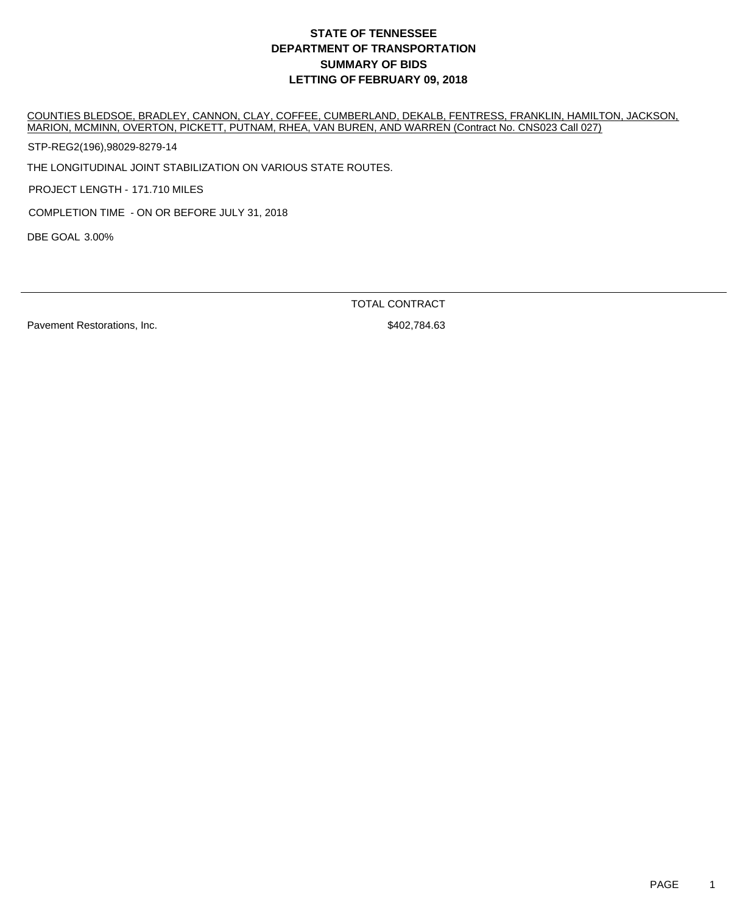# STATE OF TENNESSEE
# DEPARTMENT OF TRANSPORTATION
# SUMMARY OF BIDS
# LETTING OF FEBRUARY 09, 2018

COUNTIES BLEDSOE, BRADLEY, CANNON, CLAY, COFFEE, CUMBERLAND, DEKALB, FENTRESS, FRANKLIN, HAMILTON, JACKSON, MARION, MCMINN, OVERTON, PICKETT, PUTNAM, RHEA, VAN BUREN, AND WARREN (Contract No. CNS023 Call 027)

STP-REG2(196),98029-8279-14

THE LONGITUDINAL JOINT STABILIZATION ON VARIOUS STATE ROUTES.

PROJECT LENGTH - 171.710 MILES

COMPLETION TIME - ON OR BEFORE JULY 31, 2018

DBE GOAL 3.00%

| | TOTAL CONTRACT |
|---|---|
| Pavement Restorations, Inc. | $402,784.63 |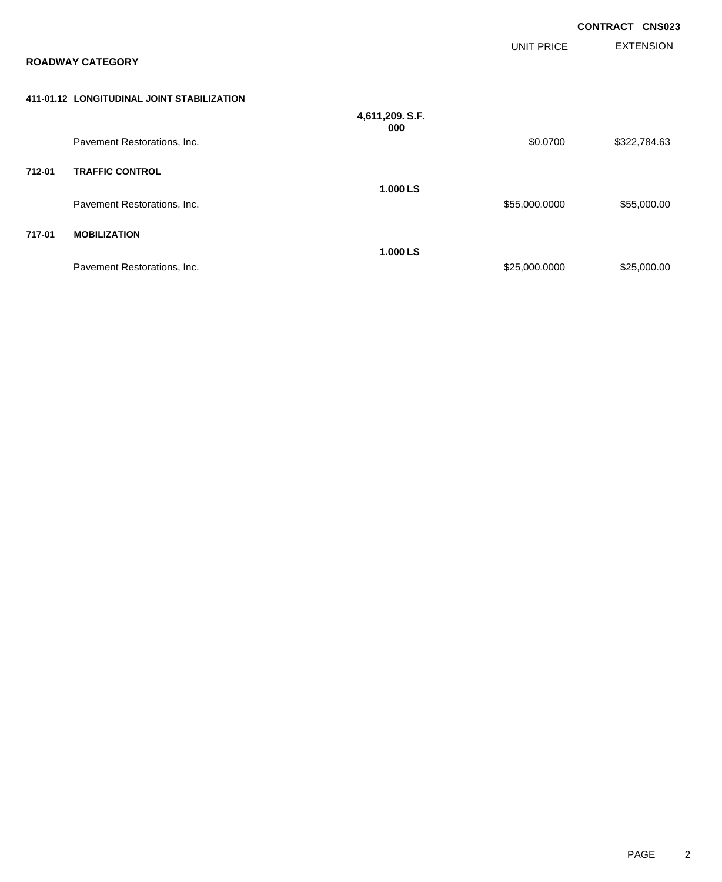**CONTRACT CNS023**

| | | | UNIT PRICE | EXTENSION |
|---|---|---|---|---|
| **ROADWAY CATEGORY** | | | | |
| **411-01.12** | **LONGITUDINAL JOINT STABILIZATION** | | | |
| | | **4,611,209.000 S.F.** | | |
| | Pavement Restorations, Inc. | | $0.0700 | $322,784.63 |
| **712-01** | **TRAFFIC CONTROL** | | | |
| | | **1.000 LS** | | |
| | Pavement Restorations, Inc. | | $55,000.0000 | $55,000.00 |
| **717-01** | **MOBILIZATION** | | | |
| | | **1.000 LS** | | |
| | Pavement Restorations, Inc. | | $25,000.0000 | $25,000.00 |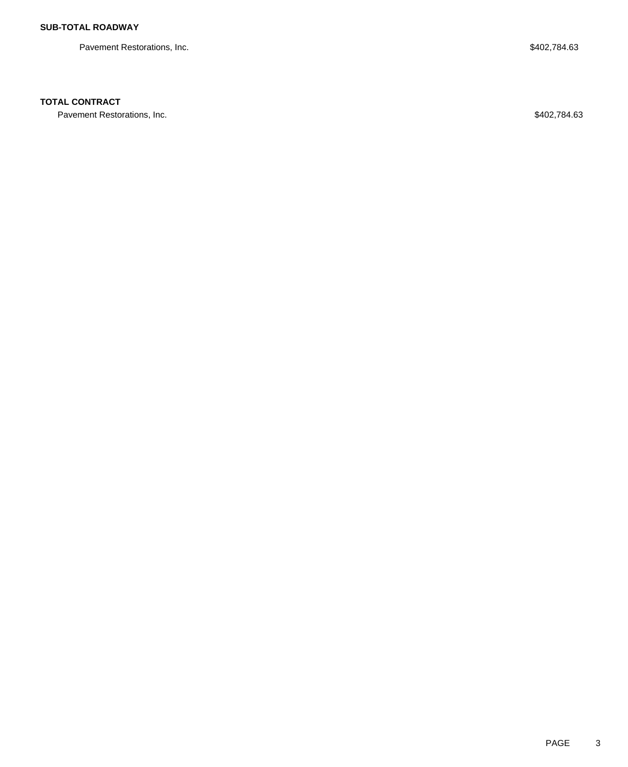**SUB-TOTAL ROADWAY**

| | |
|---|---|
| Pavement Restorations, Inc. | $402,784.63 |

**TOTAL CONTRACT**

| | |
|---|---|
| Pavement Restorations, Inc. | $402,784.63 |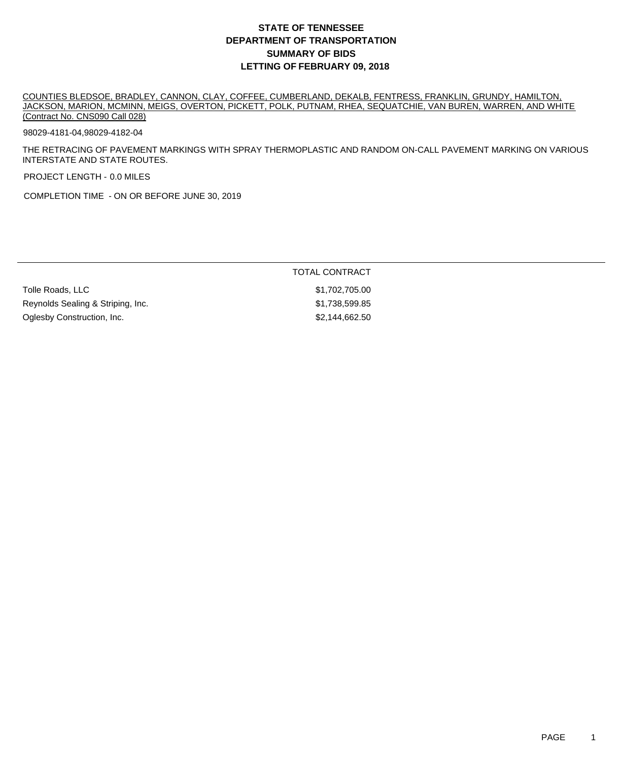# STATE OF TENNESSEE
# DEPARTMENT OF TRANSPORTATION
# SUMMARY OF BIDS
# LETTING OF FEBRUARY 09, 2018

COUNTIES BLEDSOE, BRADLEY, CANNON, CLAY, COFFEE, CUMBERLAND, DEKALB, FENTRESS, FRANKLIN, GRUNDY, HAMILTON, JACKSON, MARION, MCMINN, MEIGS, OVERTON, PICKETT, POLK, PUTNAM, RHEA, SEQUATCHIE, VAN BUREN, WARREN, AND WHITE (Contract No. CNS090 Call 028)

98029-4181-04,98029-4182-04

THE RETRACING OF PAVEMENT MARKINGS WITH SPRAY THERMOPLASTIC AND RANDOM ON-CALL PAVEMENT MARKING ON VARIOUS INTERSTATE AND STATE ROUTES.

PROJECT LENGTH - 0.0 MILES

COMPLETION TIME - ON OR BEFORE JUNE 30, 2019

| | TOTAL CONTRACT |
|---|---|
| Tolle Roads, LLC | $1,702,705.00 |
| Reynolds Sealing & Striping, Inc. | $1,738,599.85 |
| Oglesby Construction, Inc. | $2,144,662.50 |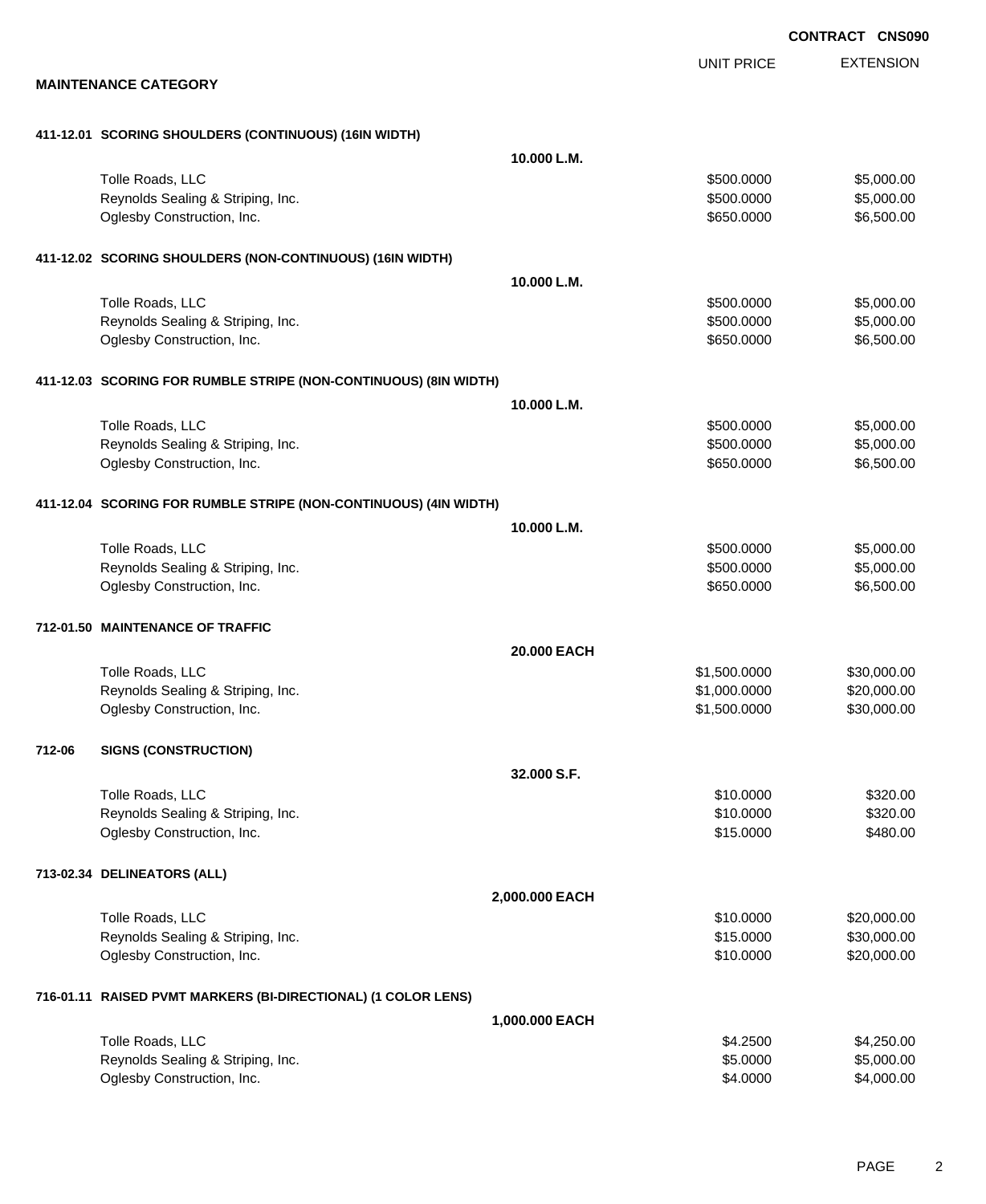**CONTRACT CNS090**

## MAINTENANCE CATEGORY

| | | UNIT PRICE | EXTENSION |
|---|---|---|---|
| **411-12.01 SCORING SHOULDERS (CONTINUOUS) (16IN WIDTH)** | | | |
| | **10.000 L.M.** | | |
| Tolle Roads, LLC | | $500.0000 | $5,000.00 |
| Reynolds Sealing & Striping, Inc. | | $500.0000 | $5,000.00 |
| Oglesby Construction, Inc. | | $650.0000 | $6,500.00 |
| **411-12.02 SCORING SHOULDERS (NON-CONTINUOUS) (16IN WIDTH)** | | | |
| | **10.000 L.M.** | | |
| Tolle Roads, LLC | | $500.0000 | $5,000.00 |
| Reynolds Sealing & Striping, Inc. | | $500.0000 | $5,000.00 |
| Oglesby Construction, Inc. | | $650.0000 | $6,500.00 |
| **411-12.03 SCORING FOR RUMBLE STRIPE (NON-CONTINUOUS) (8IN WIDTH)** | | | |
| | **10.000 L.M.** | | |
| Tolle Roads, LLC | | $500.0000 | $5,000.00 |
| Reynolds Sealing & Striping, Inc. | | $500.0000 | $5,000.00 |
| Oglesby Construction, Inc. | | $650.0000 | $6,500.00 |
| **411-12.04 SCORING FOR RUMBLE STRIPE (NON-CONTINUOUS) (4IN WIDTH)** | | | |
| | **10.000 L.M.** | | |
| Tolle Roads, LLC | | $500.0000 | $5,000.00 |
| Reynolds Sealing & Striping, Inc. | | $500.0000 | $5,000.00 |
| Oglesby Construction, Inc. | | $650.0000 | $6,500.00 |
| **712-01.50 MAINTENANCE OF TRAFFIC** | | | |
| | **20.000 EACH** | | |
| Tolle Roads, LLC | | $1,500.0000 | $30,000.00 |
| Reynolds Sealing & Striping, Inc. | | $1,000.0000 | $20,000.00 |
| Oglesby Construction, Inc. | | $1,500.0000 | $30,000.00 |
| **712-06 SIGNS (CONSTRUCTION)** | | | |
| | **32.000 S.F.** | | |
| Tolle Roads, LLC | | $10.0000 | $320.00 |
| Reynolds Sealing & Striping, Inc. | | $10.0000 | $320.00 |
| Oglesby Construction, Inc. | | $15.0000 | $480.00 |
| **713-02.34 DELINEATORS (ALL)** | | | |
| | **2,000.000 EACH** | | |
| Tolle Roads, LLC | | $10.0000 | $20,000.00 |
| Reynolds Sealing & Striping, Inc. | | $15.0000 | $30,000.00 |
| Oglesby Construction, Inc. | | $10.0000 | $20,000.00 |
| **716-01.11 RAISED PVMT MARKERS (BI-DIRECTIONAL) (1 COLOR LENS)** | | | |
| | **1,000.000 EACH** | | |
| Tolle Roads, LLC | | $4.2500 | $4,250.00 |
| Reynolds Sealing & Striping, Inc. | | $5.0000 | $5,000.00 |
| Oglesby Construction, Inc. | | $4.0000 | $4,000.00 |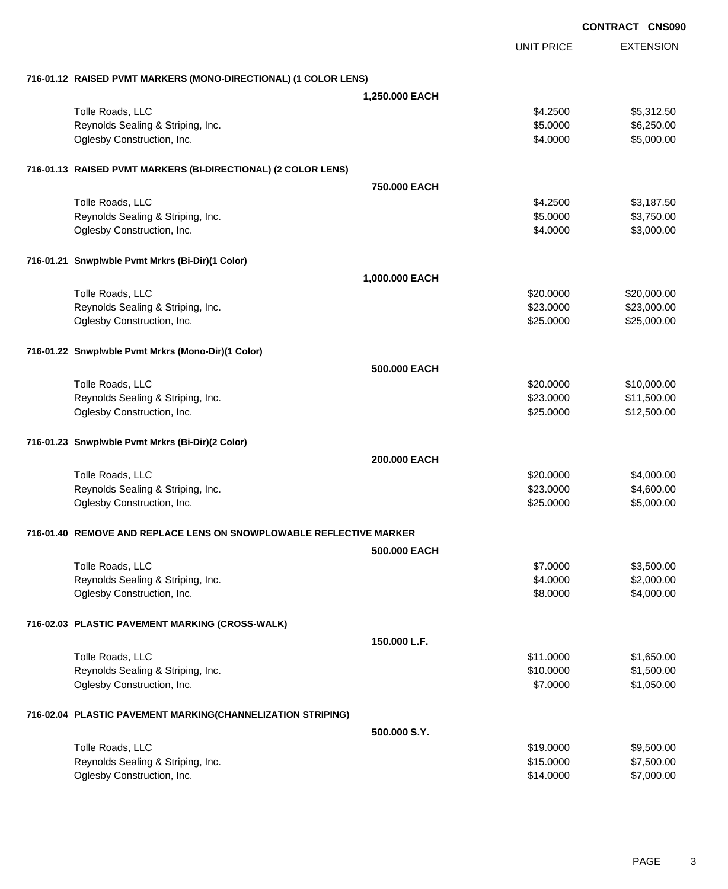**CONTRACT CNS090**

| | | UNIT PRICE | EXTENSION |
|---|---|---|---|
| **716-01.12 RAISED PVMT MARKERS (MONO-DIRECTIONAL) (1 COLOR LENS)** | | | |
| | **1,250.000 EACH** | | |
| Tolle Roads, LLC | | $4.2500 | $5,312.50 |
| Reynolds Sealing & Striping, Inc. | | $5.0000 | $6,250.00 |
| Oglesby Construction, Inc. | | $4.0000 | $5,000.00 |
| **716-01.13 RAISED PVMT MARKERS (BI-DIRECTIONAL) (2 COLOR LENS)** | | | |
| | **750.000 EACH** | | |
| Tolle Roads, LLC | | $4.2500 | $3,187.50 |
| Reynolds Sealing & Striping, Inc. | | $5.0000 | $3,750.00 |
| Oglesby Construction, Inc. | | $4.0000 | $3,000.00 |
| **716-01.21 Snwplwble Pvmt Mrkrs (Bi-Dir)(1 Color)** | | | |
| | **1,000.000 EACH** | | |
| Tolle Roads, LLC | | $20.0000 | $20,000.00 |
| Reynolds Sealing & Striping, Inc. | | $23.0000 | $23,000.00 |
| Oglesby Construction, Inc. | | $25.0000 | $25,000.00 |
| **716-01.22 Snwplwble Pvmt Mrkrs (Mono-Dir)(1 Color)** | | | |
| | **500.000 EACH** | | |
| Tolle Roads, LLC | | $20.0000 | $10,000.00 |
| Reynolds Sealing & Striping, Inc. | | $23.0000 | $11,500.00 |
| Oglesby Construction, Inc. | | $25.0000 | $12,500.00 |
| **716-01.23 Snwplwble Pvmt Mrkrs (Bi-Dir)(2 Color)** | | | |
| | **200.000 EACH** | | |
| Tolle Roads, LLC | | $20.0000 | $4,000.00 |
| Reynolds Sealing & Striping, Inc. | | $23.0000 | $4,600.00 |
| Oglesby Construction, Inc. | | $25.0000 | $5,000.00 |
| **716-01.40 REMOVE AND REPLACE LENS ON SNOWPLOWABLE REFLECTIVE MARKER** | | | |
| | **500.000 EACH** | | |
| Tolle Roads, LLC | | $7.0000 | $3,500.00 |
| Reynolds Sealing & Striping, Inc. | | $4.0000 | $2,000.00 |
| Oglesby Construction, Inc. | | $8.0000 | $4,000.00 |
| **716-02.03 PLASTIC PAVEMENT MARKING (CROSS-WALK)** | | | |
| | **150.000 L.F.** | | |
| Tolle Roads, LLC | | $11.0000 | $1,650.00 |
| Reynolds Sealing & Striping, Inc. | | $10.0000 | $1,500.00 |
| Oglesby Construction, Inc. | | $7.0000 | $1,050.00 |
| **716-02.04 PLASTIC PAVEMENT MARKING(CHANNELIZATION STRIPING)** | | | |
| | **500.000 S.Y.** | | |
| Tolle Roads, LLC | | $19.0000 | $9,500.00 |
| Reynolds Sealing & Striping, Inc. | | $15.0000 | $7,500.00 |
| Oglesby Construction, Inc. | | $14.0000 | $7,000.00 |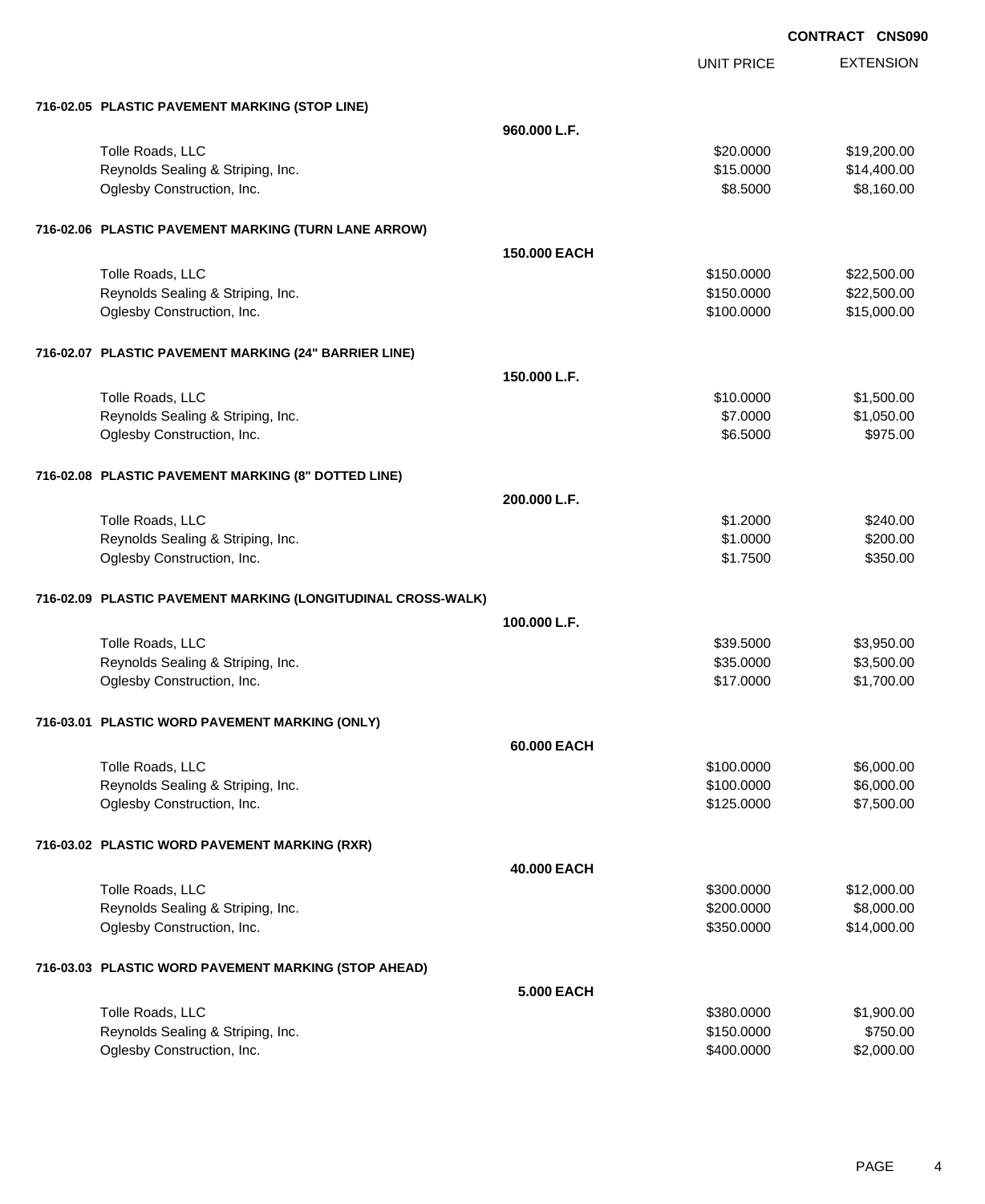CONTRACT CNS090

| | | UNIT PRICE | EXTENSION |
|---|---|---|---|
| **716-02.05 PLASTIC PAVEMENT MARKING (STOP LINE)** | | | |
| | **960.000 L.F.** | | |
| Tolle Roads, LLC | | $20.0000 | $19,200.00 |
| Reynolds Sealing & Striping, Inc. | | $15.0000 | $14,400.00 |
| Oglesby Construction, Inc. | | $8.5000 | $8,160.00 |
| **716-02.06 PLASTIC PAVEMENT MARKING (TURN LANE ARROW)** | | | |
| | **150.000 EACH** | | |
| Tolle Roads, LLC | | $150.0000 | $22,500.00 |
| Reynolds Sealing & Striping, Inc. | | $150.0000 | $22,500.00 |
| Oglesby Construction, Inc. | | $100.0000 | $15,000.00 |
| **716-02.07 PLASTIC PAVEMENT MARKING (24" BARRIER LINE)** | | | |
| | **150.000 L.F.** | | |
| Tolle Roads, LLC | | $10.0000 | $1,500.00 |
| Reynolds Sealing & Striping, Inc. | | $7.0000 | $1,050.00 |
| Oglesby Construction, Inc. | | $6.5000 | $975.00 |
| **716-02.08 PLASTIC PAVEMENT MARKING (8" DOTTED LINE)** | | | |
| | **200.000 L.F.** | | |
| Tolle Roads, LLC | | $1.2000 | $240.00 |
| Reynolds Sealing & Striping, Inc. | | $1.0000 | $200.00 |
| Oglesby Construction, Inc. | | $1.7500 | $350.00 |
| **716-02.09 PLASTIC PAVEMENT MARKING (LONGITUDINAL CROSS-WALK)** | | | |
| | **100.000 L.F.** | | |
| Tolle Roads, LLC | | $39.5000 | $3,950.00 |
| Reynolds Sealing & Striping, Inc. | | $35.0000 | $3,500.00 |
| Oglesby Construction, Inc. | | $17.0000 | $1,700.00 |
| **716-03.01 PLASTIC WORD PAVEMENT MARKING (ONLY)** | | | |
| | **60.000 EACH** | | |
| Tolle Roads, LLC | | $100.0000 | $6,000.00 |
| Reynolds Sealing & Striping, Inc. | | $100.0000 | $6,000.00 |
| Oglesby Construction, Inc. | | $125.0000 | $7,500.00 |
| **716-03.02 PLASTIC WORD PAVEMENT MARKING (RXR)** | | | |
| | **40.000 EACH** | | |
| Tolle Roads, LLC | | $300.0000 | $12,000.00 |
| Reynolds Sealing & Striping, Inc. | | $200.0000 | $8,000.00 |
| Oglesby Construction, Inc. | | $350.0000 | $14,000.00 |
| **716-03.03 PLASTIC WORD PAVEMENT MARKING (STOP AHEAD)** | | | |
| | **5.000 EACH** | | |
| Tolle Roads, LLC | | $380.0000 | $1,900.00 |
| Reynolds Sealing & Striping, Inc. | | $150.0000 | $750.00 |
| Oglesby Construction, Inc. | | $400.0000 | $2,000.00 |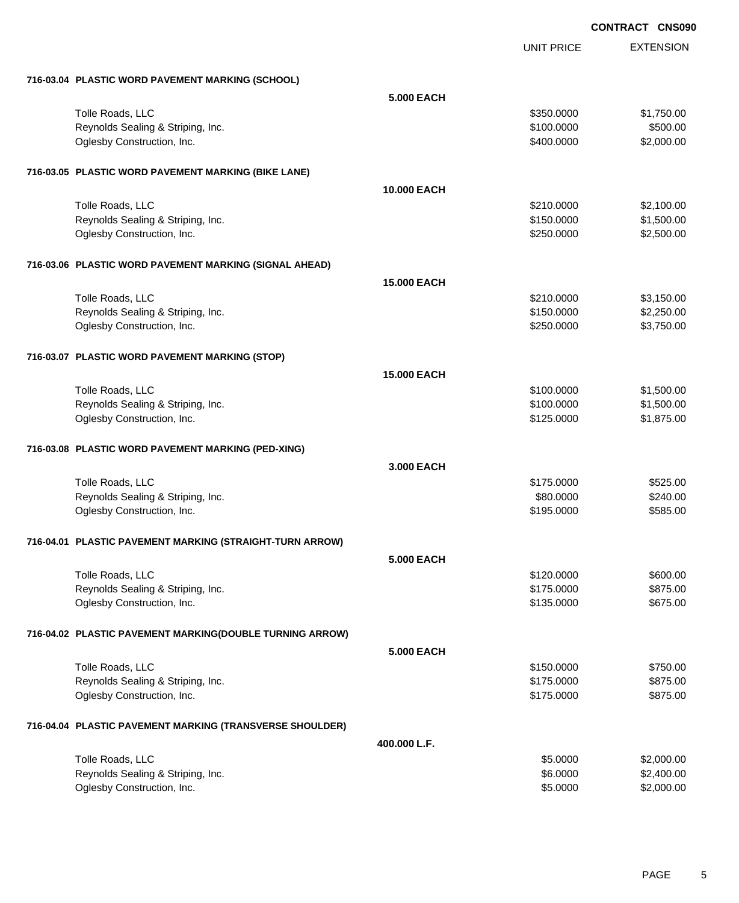**CONTRACT CNS090**

| | | UNIT PRICE | EXTENSION |
|---|---|---|---|
| **716-03.04 PLASTIC WORD PAVEMENT MARKING (SCHOOL)** | | | |
| | **5.000 EACH** | | |
| Tolle Roads, LLC | | $350.0000 | $1,750.00 |
| Reynolds Sealing & Striping, Inc. | | $100.0000 | $500.00 |
| Oglesby Construction, Inc. | | $400.0000 | $2,000.00 |
| **716-03.05 PLASTIC WORD PAVEMENT MARKING (BIKE LANE)** | | | |
| | **10.000 EACH** | | |
| Tolle Roads, LLC | | $210.0000 | $2,100.00 |
| Reynolds Sealing & Striping, Inc. | | $150.0000 | $1,500.00 |
| Oglesby Construction, Inc. | | $250.0000 | $2,500.00 |
| **716-03.06 PLASTIC WORD PAVEMENT MARKING (SIGNAL AHEAD)** | | | |
| | **15.000 EACH** | | |
| Tolle Roads, LLC | | $210.0000 | $3,150.00 |
| Reynolds Sealing & Striping, Inc. | | $150.0000 | $2,250.00 |
| Oglesby Construction, Inc. | | $250.0000 | $3,750.00 |
| **716-03.07 PLASTIC WORD PAVEMENT MARKING (STOP)** | | | |
| | **15.000 EACH** | | |
| Tolle Roads, LLC | | $100.0000 | $1,500.00 |
| Reynolds Sealing & Striping, Inc. | | $100.0000 | $1,500.00 |
| Oglesby Construction, Inc. | | $125.0000 | $1,875.00 |
| **716-03.08 PLASTIC WORD PAVEMENT MARKING (PED-XING)** | | | |
| | **3.000 EACH** | | |
| Tolle Roads, LLC | | $175.0000 | $525.00 |
| Reynolds Sealing & Striping, Inc. | | $80.0000 | $240.00 |
| Oglesby Construction, Inc. | | $195.0000 | $585.00 |
| **716-04.01 PLASTIC PAVEMENT MARKING (STRAIGHT-TURN ARROW)** | | | |
| | **5.000 EACH** | | |
| Tolle Roads, LLC | | $120.0000 | $600.00 |
| Reynolds Sealing & Striping, Inc. | | $175.0000 | $875.00 |
| Oglesby Construction, Inc. | | $135.0000 | $675.00 |
| **716-04.02 PLASTIC PAVEMENT MARKING(DOUBLE TURNING ARROW)** | | | |
| | **5.000 EACH** | | |
| Tolle Roads, LLC | | $150.0000 | $750.00 |
| Reynolds Sealing & Striping, Inc. | | $175.0000 | $875.00 |
| Oglesby Construction, Inc. | | $175.0000 | $875.00 |
| **716-04.04 PLASTIC PAVEMENT MARKING (TRANSVERSE SHOULDER)** | | | |
| | **400.000 L.F.** | | |
| Tolle Roads, LLC | | $5.0000 | $2,000.00 |
| Reynolds Sealing & Striping, Inc. | | $6.0000 | $2,400.00 |
| Oglesby Construction, Inc. | | $5.0000 | $2,000.00 |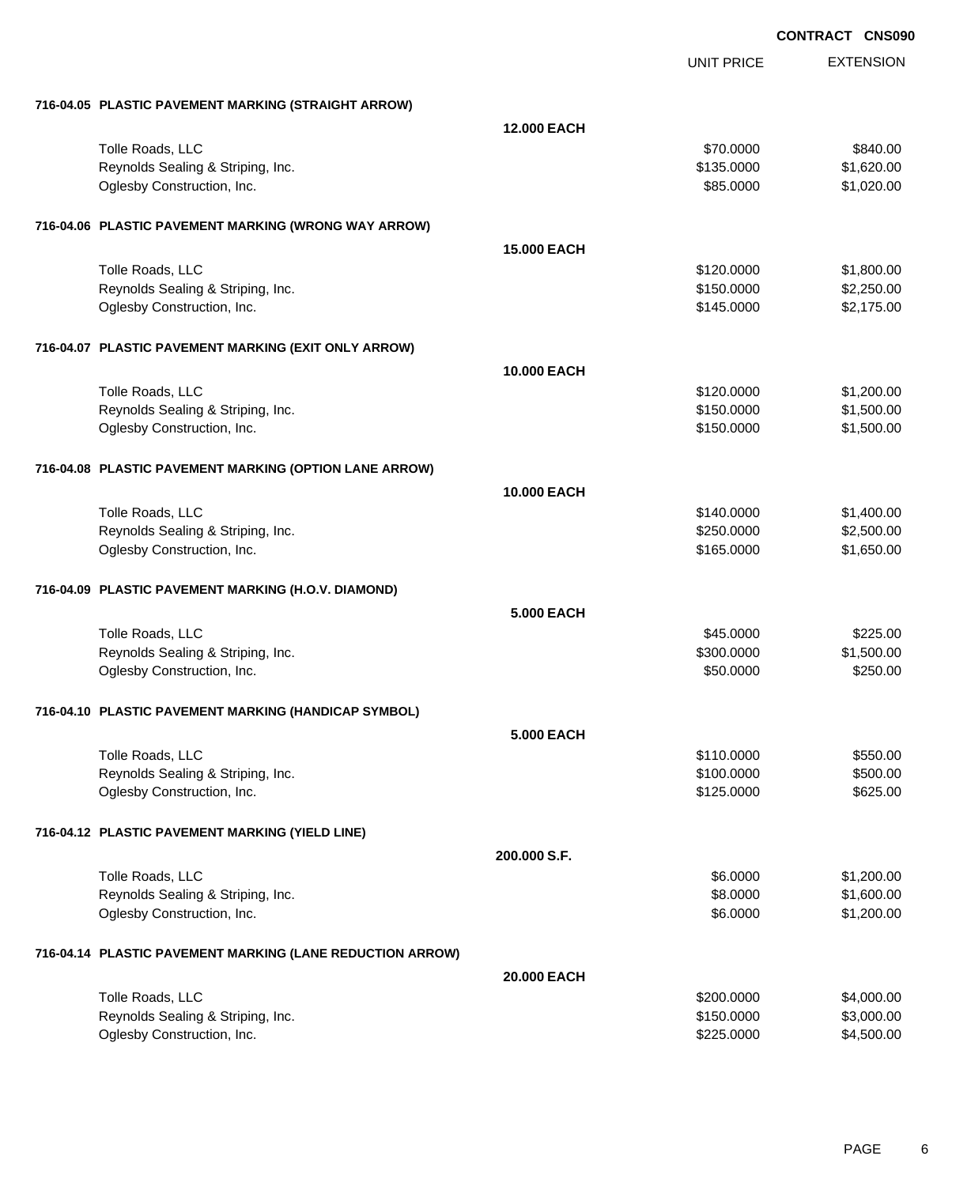CONTRACT CNS090

| | | UNIT PRICE | EXTENSION |
|---|---|---|---|
| **716-04.05 PLASTIC PAVEMENT MARKING (STRAIGHT ARROW)** | | | |
| | **12.000 EACH** | | |
| Tolle Roads, LLC | | $70.0000 | $840.00 |
| Reynolds Sealing & Striping, Inc. | | $135.0000 | $1,620.00 |
| Oglesby Construction, Inc. | | $85.0000 | $1,020.00 |
| **716-04.06 PLASTIC PAVEMENT MARKING (WRONG WAY ARROW)** | | | |
| | **15.000 EACH** | | |
| Tolle Roads, LLC | | $120.0000 | $1,800.00 |
| Reynolds Sealing & Striping, Inc. | | $150.0000 | $2,250.00 |
| Oglesby Construction, Inc. | | $145.0000 | $2,175.00 |
| **716-04.07 PLASTIC PAVEMENT MARKING (EXIT ONLY ARROW)** | | | |
| | **10.000 EACH** | | |
| Tolle Roads, LLC | | $120.0000 | $1,200.00 |
| Reynolds Sealing & Striping, Inc. | | $150.0000 | $1,500.00 |
| Oglesby Construction, Inc. | | $150.0000 | $1,500.00 |
| **716-04.08 PLASTIC PAVEMENT MARKING (OPTION LANE ARROW)** | | | |
| | **10.000 EACH** | | |
| Tolle Roads, LLC | | $140.0000 | $1,400.00 |
| Reynolds Sealing & Striping, Inc. | | $250.0000 | $2,500.00 |
| Oglesby Construction, Inc. | | $165.0000 | $1,650.00 |
| **716-04.09 PLASTIC PAVEMENT MARKING (H.O.V. DIAMOND)** | | | |
| | **5.000 EACH** | | |
| Tolle Roads, LLC | | $45.0000 | $225.00 |
| Reynolds Sealing & Striping, Inc. | | $300.0000 | $1,500.00 |
| Oglesby Construction, Inc. | | $50.0000 | $250.00 |
| **716-04.10 PLASTIC PAVEMENT MARKING (HANDICAP SYMBOL)** | | | |
| | **5.000 EACH** | | |
| Tolle Roads, LLC | | $110.0000 | $550.00 |
| Reynolds Sealing & Striping, Inc. | | $100.0000 | $500.00 |
| Oglesby Construction, Inc. | | $125.0000 | $625.00 |
| **716-04.12 PLASTIC PAVEMENT MARKING (YIELD LINE)** | | | |
| | **200.000 S.F.** | | |
| Tolle Roads, LLC | | $6.0000 | $1,200.00 |
| Reynolds Sealing & Striping, Inc. | | $8.0000 | $1,600.00 |
| Oglesby Construction, Inc. | | $6.0000 | $1,200.00 |
| **716-04.14 PLASTIC PAVEMENT MARKING (LANE REDUCTION ARROW)** | | | |
| | **20.000 EACH** | | |
| Tolle Roads, LLC | | $200.0000 | $4,000.00 |
| Reynolds Sealing & Striping, Inc. | | $150.0000 | $3,000.00 |
| Oglesby Construction, Inc. | | $225.0000 | $4,500.00 |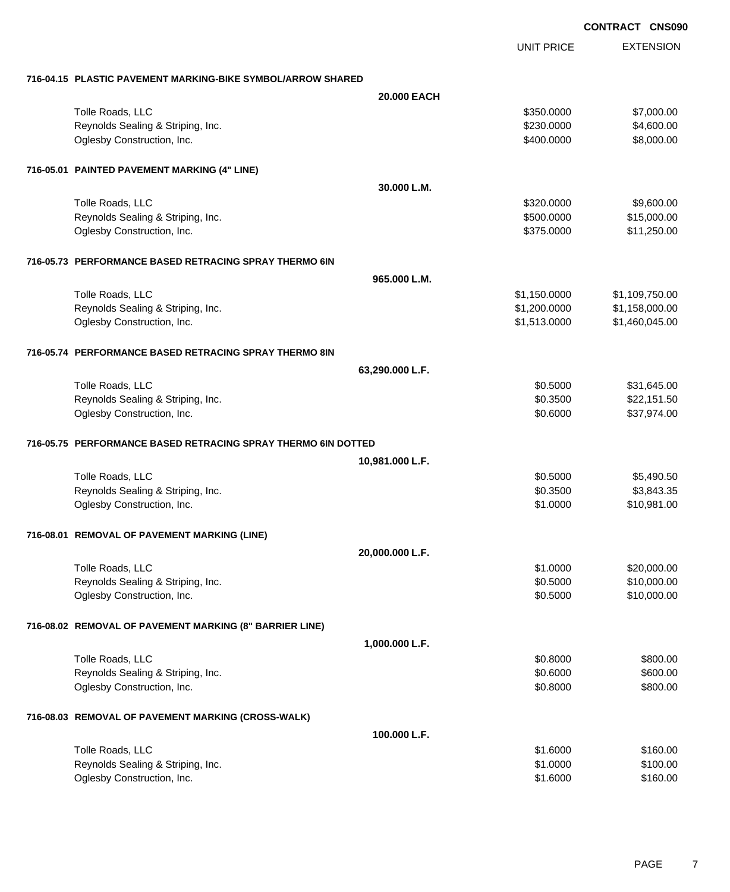**CONTRACT CNS090**

| | | UNIT PRICE | EXTENSION |
|---|---|---|---|
| **716-04.15 PLASTIC PAVEMENT MARKING-BIKE SYMBOL/ARROW SHARED** | | | |
| | **20.000 EACH** | | |
| Tolle Roads, LLC | | $350.0000 | $7,000.00 |
| Reynolds Sealing & Striping, Inc. | | $230.0000 | $4,600.00 |
| Oglesby Construction, Inc. | | $400.0000 | $8,000.00 |
| **716-05.01 PAINTED PAVEMENT MARKING (4" LINE)** | | | |
| | **30.000 L.M.** | | |
| Tolle Roads, LLC | | $320.0000 | $9,600.00 |
| Reynolds Sealing & Striping, Inc. | | $500.0000 | $15,000.00 |
| Oglesby Construction, Inc. | | $375.0000 | $11,250.00 |
| **716-05.73 PERFORMANCE BASED RETRACING SPRAY THERMO 6IN** | | | |
| | **965.000 L.M.** | | |
| Tolle Roads, LLC | | $1,150.0000 | $1,109,750.00 |
| Reynolds Sealing & Striping, Inc. | | $1,200.0000 | $1,158,000.00 |
| Oglesby Construction, Inc. | | $1,513.0000 | $1,460,045.00 |
| **716-05.74 PERFORMANCE BASED RETRACING SPRAY THERMO 8IN** | | | |
| | **63,290.000 L.F.** | | |
| Tolle Roads, LLC | | $0.5000 | $31,645.00 |
| Reynolds Sealing & Striping, Inc. | | $0.3500 | $22,151.50 |
| Oglesby Construction, Inc. | | $0.6000 | $37,974.00 |
| **716-05.75 PERFORMANCE BASED RETRACING SPRAY THERMO 6IN DOTTED** | | | |
| | **10,981.000 L.F.** | | |
| Tolle Roads, LLC | | $0.5000 | $5,490.50 |
| Reynolds Sealing & Striping, Inc. | | $0.3500 | $3,843.35 |
| Oglesby Construction, Inc. | | $1.0000 | $10,981.00 |
| **716-08.01 REMOVAL OF PAVEMENT MARKING (LINE)** | | | |
| | **20,000.000 L.F.** | | |
| Tolle Roads, LLC | | $1.0000 | $20,000.00 |
| Reynolds Sealing & Striping, Inc. | | $0.5000 | $10,000.00 |
| Oglesby Construction, Inc. | | $0.5000 | $10,000.00 |
| **716-08.02 REMOVAL OF PAVEMENT MARKING (8" BARRIER LINE)** | | | |
| | **1,000.000 L.F.** | | |
| Tolle Roads, LLC | | $0.8000 | $800.00 |
| Reynolds Sealing & Striping, Inc. | | $0.6000 | $600.00 |
| Oglesby Construction, Inc. | | $0.8000 | $800.00 |
| **716-08.03 REMOVAL OF PAVEMENT MARKING (CROSS-WALK)** | | | |
| | **100.000 L.F.** | | |
| Tolle Roads, LLC | | $1.6000 | $160.00 |
| Reynolds Sealing & Striping, Inc. | | $1.0000 | $100.00 |
| Oglesby Construction, Inc. | | $1.6000 | $160.00 |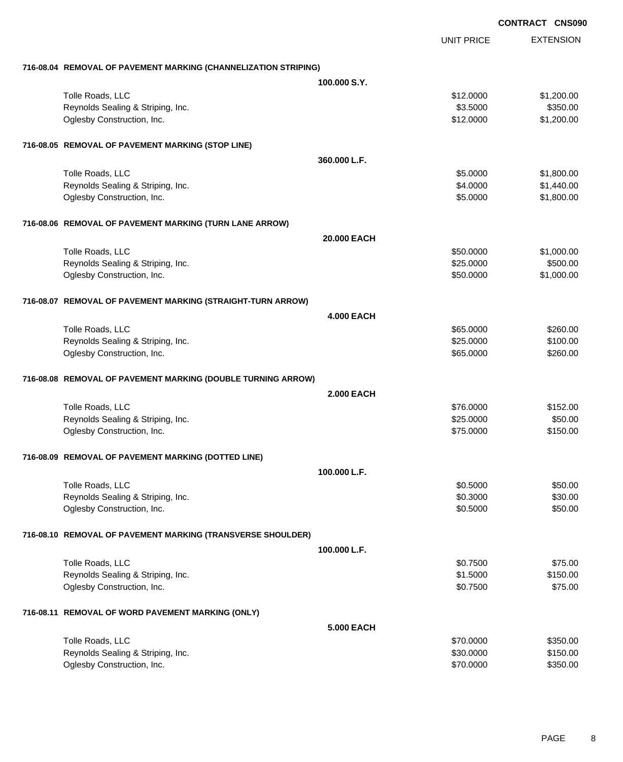**CONTRACT CNS090**

| | | UNIT PRICE | EXTENSION |
|---|---|---|---|
| **716-08.04 REMOVAL OF PAVEMENT MARKING (CHANNELIZATION STRIPING)** | | | |
| | **100.000 S.Y.** | | |
| Tolle Roads, LLC | | $12.0000 | $1,200.00 |
| Reynolds Sealing & Striping, Inc. | | $3.5000 | $350.00 |
| Oglesby Construction, Inc. | | $12.0000 | $1,200.00 |
| **716-08.05 REMOVAL OF PAVEMENT MARKING (STOP LINE)** | | | |
| | **360.000 L.F.** | | |
| Tolle Roads, LLC | | $5.0000 | $1,800.00 |
| Reynolds Sealing & Striping, Inc. | | $4.0000 | $1,440.00 |
| Oglesby Construction, Inc. | | $5.0000 | $1,800.00 |
| **716-08.06 REMOVAL OF PAVEMENT MARKING (TURN LANE ARROW)** | | | |
| | **20.000 EACH** | | |
| Tolle Roads, LLC | | $50.0000 | $1,000.00 |
| Reynolds Sealing & Striping, Inc. | | $25.0000 | $500.00 |
| Oglesby Construction, Inc. | | $50.0000 | $1,000.00 |
| **716-08.07 REMOVAL OF PAVEMENT MARKING (STRAIGHT-TURN ARROW)** | | | |
| | **4.000 EACH** | | |
| Tolle Roads, LLC | | $65.0000 | $260.00 |
| Reynolds Sealing & Striping, Inc. | | $25.0000 | $100.00 |
| Oglesby Construction, Inc. | | $65.0000 | $260.00 |
| **716-08.08 REMOVAL OF PAVEMENT MARKING (DOUBLE TURNING ARROW)** | | | |
| | **2.000 EACH** | | |
| Tolle Roads, LLC | | $76.0000 | $152.00 |
| Reynolds Sealing & Striping, Inc. | | $25.0000 | $50.00 |
| Oglesby Construction, Inc. | | $75.0000 | $150.00 |
| **716-08.09 REMOVAL OF PAVEMENT MARKING (DOTTED LINE)** | | | |
| | **100.000 L.F.** | | |
| Tolle Roads, LLC | | $0.5000 | $50.00 |
| Reynolds Sealing & Striping, Inc. | | $0.3000 | $30.00 |
| Oglesby Construction, Inc. | | $0.5000 | $50.00 |
| **716-08.10 REMOVAL OF PAVEMENT MARKING (TRANSVERSE SHOULDER)** | | | |
| | **100.000 L.F.** | | |
| Tolle Roads, LLC | | $0.7500 | $75.00 |
| Reynolds Sealing & Striping, Inc. | | $1.5000 | $150.00 |
| Oglesby Construction, Inc. | | $0.7500 | $75.00 |
| **716-08.11 REMOVAL OF WORD PAVEMENT MARKING (ONLY)** | | | |
| | **5.000 EACH** | | |
| Tolle Roads, LLC | | $70.0000 | $350.00 |
| Reynolds Sealing & Striping, Inc. | | $30.0000 | $150.00 |
| Oglesby Construction, Inc. | | $70.0000 | $350.00 |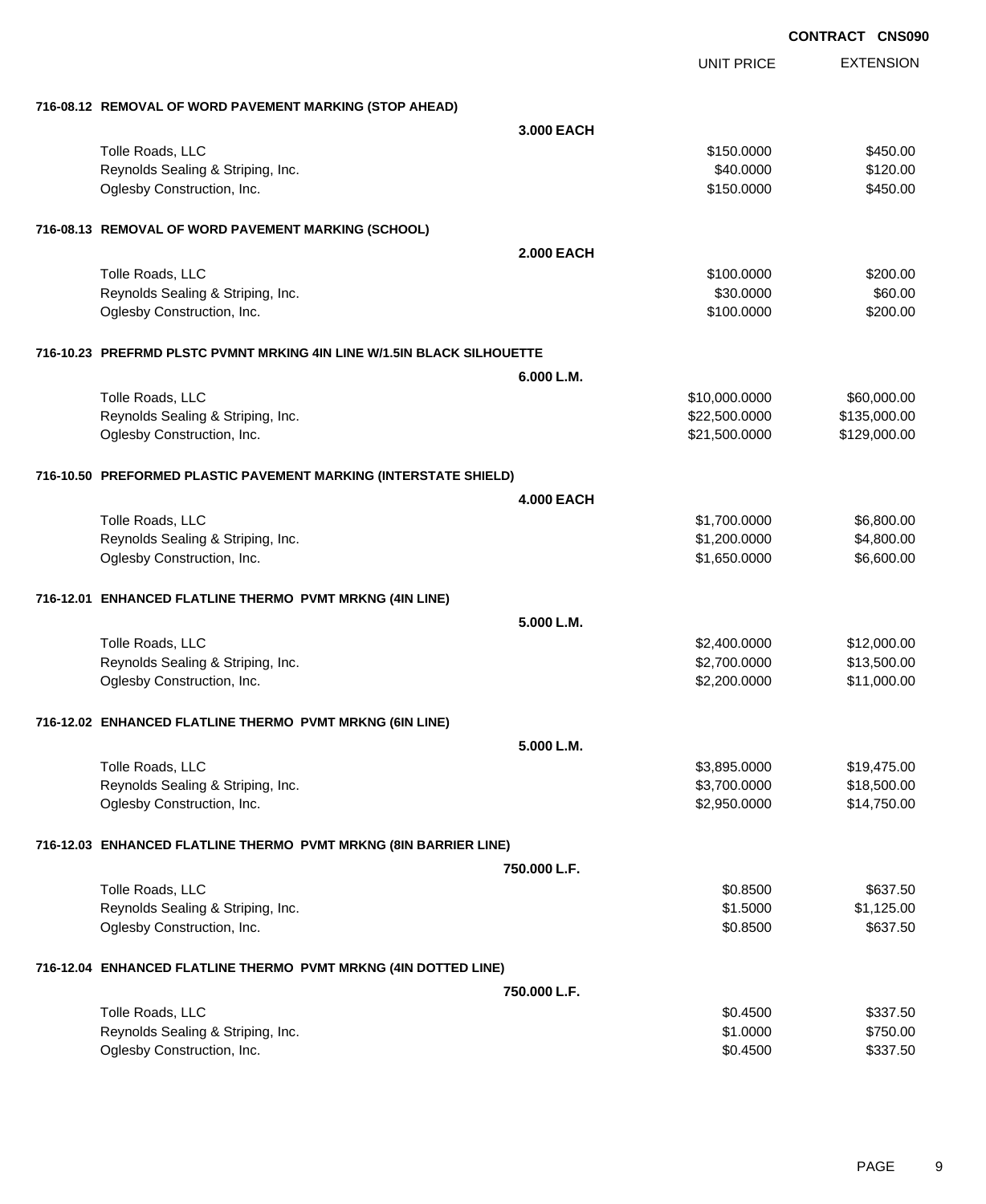**CONTRACT CNS090**

| | UNIT PRICE | EXTENSION |
|---|---|---|
| **716-08.12 REMOVAL OF WORD PAVEMENT MARKING (STOP AHEAD)** | | |
| **3.000 EACH** | | |
| Tolle Roads, LLC | \$150.0000 | \$450.00 |
| Reynolds Sealing & Striping, Inc. | \$40.0000 | \$120.00 |
| Oglesby Construction, Inc. | \$150.0000 | \$450.00 |
| **716-08.13 REMOVAL OF WORD PAVEMENT MARKING (SCHOOL)** | | |
| **2.000 EACH** | | |
| Tolle Roads, LLC | \$100.0000 | \$200.00 |
| Reynolds Sealing & Striping, Inc. | \$30.0000 | \$60.00 |
| Oglesby Construction, Inc. | \$100.0000 | \$200.00 |
| **716-10.23 PREFRMD PLSTC PVMNT MRKING 4IN LINE W/1.5IN BLACK SILHOUETTE** | | |
| **6.000 L.M.** | | |
| Tolle Roads, LLC | \$10,000.0000 | \$60,000.00 |
| Reynolds Sealing & Striping, Inc. | \$22,500.0000 | \$135,000.00 |
| Oglesby Construction, Inc. | \$21,500.0000 | \$129,000.00 |
| **716-10.50 PREFORMED PLASTIC PAVEMENT MARKING (INTERSTATE SHIELD)** | | |
| **4.000 EACH** | | |
| Tolle Roads, LLC | \$1,700.0000 | \$6,800.00 |
| Reynolds Sealing & Striping, Inc. | \$1,200.0000 | \$4,800.00 |
| Oglesby Construction, Inc. | \$1,650.0000 | \$6,600.00 |
| **716-12.01 ENHANCED FLATLINE THERMO PVMT MRKNG (4IN LINE)** | | |
| **5.000 L.M.** | | |
| Tolle Roads, LLC | \$2,400.0000 | \$12,000.00 |
| Reynolds Sealing & Striping, Inc. | \$2,700.0000 | \$13,500.00 |
| Oglesby Construction, Inc. | \$2,200.0000 | \$11,000.00 |
| **716-12.02 ENHANCED FLATLINE THERMO PVMT MRKNG (6IN LINE)** | | |
| **5.000 L.M.** | | |
| Tolle Roads, LLC | \$3,895.0000 | \$19,475.00 |
| Reynolds Sealing & Striping, Inc. | \$3,700.0000 | \$18,500.00 |
| Oglesby Construction, Inc. | \$2,950.0000 | \$14,750.00 |
| **716-12.03 ENHANCED FLATLINE THERMO PVMT MRKNG (8IN BARRIER LINE)** | | |
| **750.000 L.F.** | | |
| Tolle Roads, LLC | \$0.8500 | \$637.50 |
| Reynolds Sealing & Striping, Inc. | \$1.5000 | \$1,125.00 |
| Oglesby Construction, Inc. | \$0.8500 | \$637.50 |
| **716-12.04 ENHANCED FLATLINE THERMO PVMT MRKNG (4IN DOTTED LINE)** | | |
| **750.000 L.F.** | | |
| Tolle Roads, LLC | \$0.4500 | \$337.50 |
| Reynolds Sealing & Striping, Inc. | \$1.0000 | \$750.00 |
| Oglesby Construction, Inc. | \$0.4500 | \$337.50 |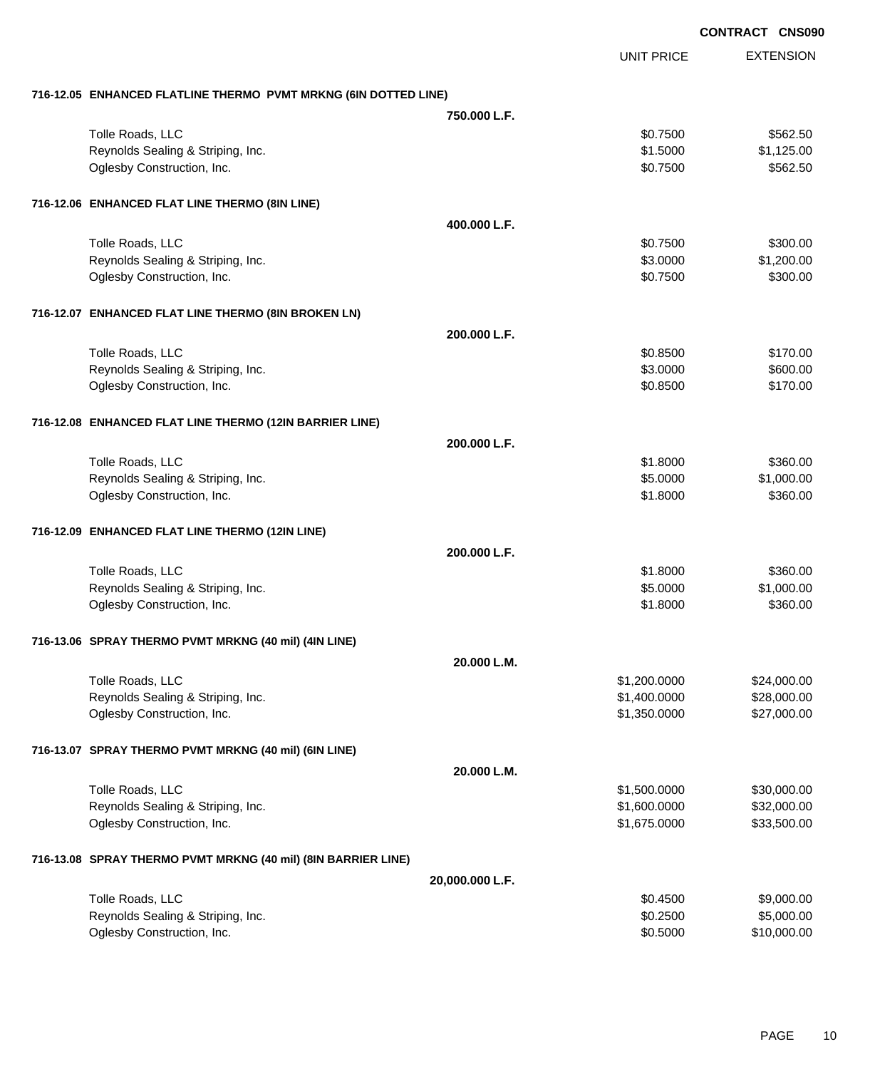**CONTRACT CNS090**

| | | UNIT PRICE | EXTENSION |
|---|---|---|---|
| **716-12.05 ENHANCED FLATLINE THERMO PVMT MRKNG (6IN DOTTED LINE)** | | | |
| | **750.000 L.F.** | | |
| Tolle Roads, LLC | | $0.7500 | $562.50 |
| Reynolds Sealing & Striping, Inc. | | $1.5000 | $1,125.00 |
| Oglesby Construction, Inc. | | $0.7500 | $562.50 |
| **716-12.06 ENHANCED FLAT LINE THERMO (8IN LINE)** | | | |
| | **400.000 L.F.** | | |
| Tolle Roads, LLC | | $0.7500 | $300.00 |
| Reynolds Sealing & Striping, Inc. | | $3.0000 | $1,200.00 |
| Oglesby Construction, Inc. | | $0.7500 | $300.00 |
| **716-12.07 ENHANCED FLAT LINE THERMO (8IN BROKEN LN)** | | | |
| | **200.000 L.F.** | | |
| Tolle Roads, LLC | | $0.8500 | $170.00 |
| Reynolds Sealing & Striping, Inc. | | $3.0000 | $600.00 |
| Oglesby Construction, Inc. | | $0.8500 | $170.00 |
| **716-12.08 ENHANCED FLAT LINE THERMO (12IN BARRIER LINE)** | | | |
| | **200.000 L.F.** | | |
| Tolle Roads, LLC | | $1.8000 | $360.00 |
| Reynolds Sealing & Striping, Inc. | | $5.0000 | $1,000.00 |
| Oglesby Construction, Inc. | | $1.8000 | $360.00 |
| **716-12.09 ENHANCED FLAT LINE THERMO (12IN LINE)** | | | |
| | **200.000 L.F.** | | |
| Tolle Roads, LLC | | $1.8000 | $360.00 |
| Reynolds Sealing & Striping, Inc. | | $5.0000 | $1,000.00 |
| Oglesby Construction, Inc. | | $1.8000 | $360.00 |
| **716-13.06 SPRAY THERMO PVMT MRKNG (40 mil) (4IN LINE)** | | | |
| | **20.000 L.M.** | | |
| Tolle Roads, LLC | | $1,200.0000 | $24,000.00 |
| Reynolds Sealing & Striping, Inc. | | $1,400.0000 | $28,000.00 |
| Oglesby Construction, Inc. | | $1,350.0000 | $27,000.00 |
| **716-13.07 SPRAY THERMO PVMT MRKNG (40 mil) (6IN LINE)** | | | |
| | **20.000 L.M.** | | |
| Tolle Roads, LLC | | $1,500.0000 | $30,000.00 |
| Reynolds Sealing & Striping, Inc. | | $1,600.0000 | $32,000.00 |
| Oglesby Construction, Inc. | | $1,675.0000 | $33,500.00 |
| **716-13.08 SPRAY THERMO PVMT MRKNG (40 mil) (8IN BARRIER LINE)** | | | |
| | **20,000.000 L.F.** | | |
| Tolle Roads, LLC | | $0.4500 | $9,000.00 |
| Reynolds Sealing & Striping, Inc. | | $0.2500 | $5,000.00 |
| Oglesby Construction, Inc. | | $0.5000 | $10,000.00 |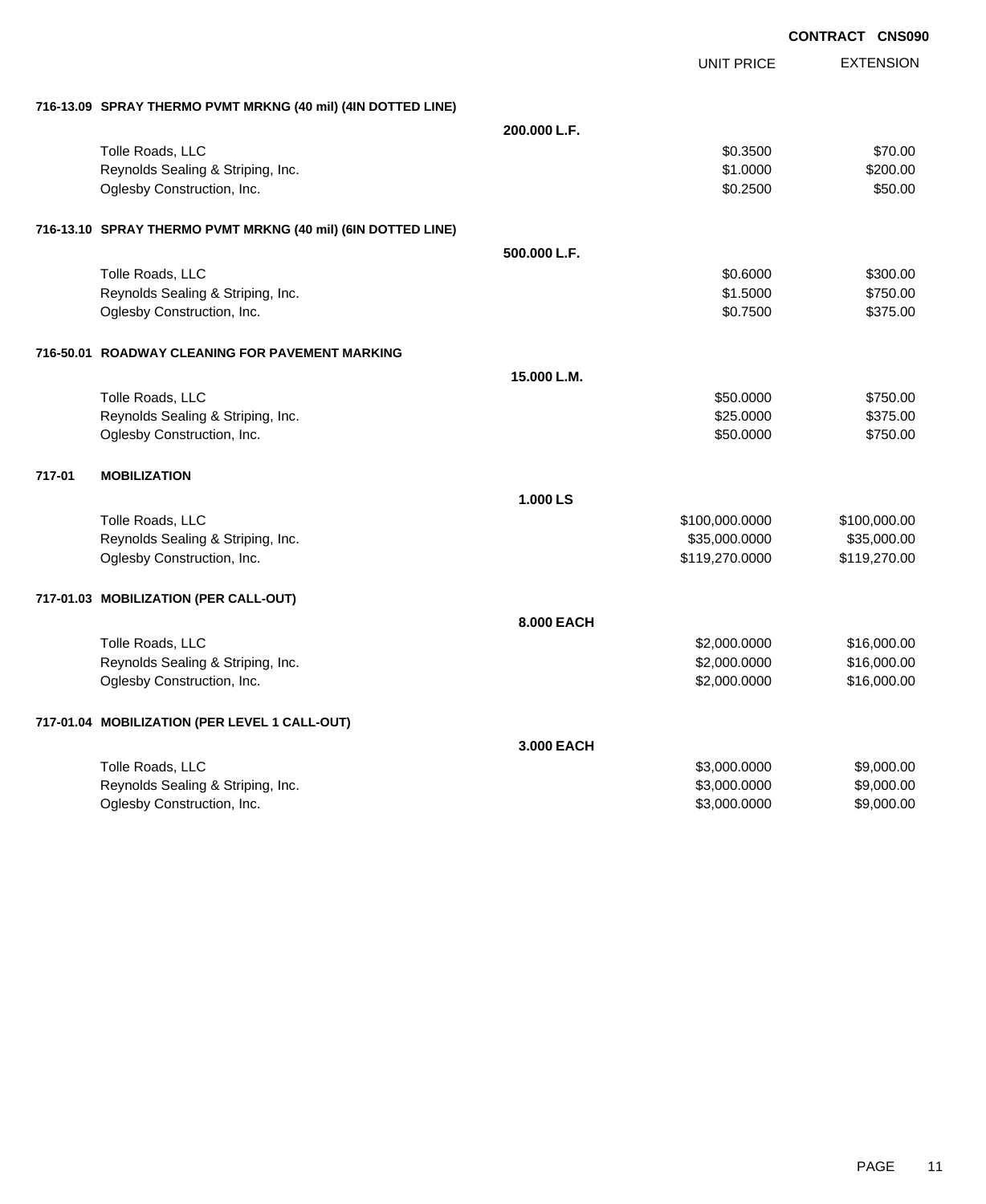**CONTRACT CNS090**

| | | UNIT PRICE | EXTENSION |
|---|---|---|---|
| **716-13.09 SPRAY THERMO PVMT MRKNG (40 mil) (4IN DOTTED LINE)** | | | |
| | **200.000 L.F.** | | |
| Tolle Roads, LLC | | $0.3500 | $70.00 |
| Reynolds Sealing & Striping, Inc. | | $1.0000 | $200.00 |
| Oglesby Construction, Inc. | | $0.2500 | $50.00 |
| **716-13.10 SPRAY THERMO PVMT MRKNG (40 mil) (6IN DOTTED LINE)** | | | |
| | **500.000 L.F.** | | |
| Tolle Roads, LLC | | $0.6000 | $300.00 |
| Reynolds Sealing & Striping, Inc. | | $1.5000 | $750.00 |
| Oglesby Construction, Inc. | | $0.7500 | $375.00 |
| **716-50.01 ROADWAY CLEANING FOR PAVEMENT MARKING** | | | |
| | **15.000 L.M.** | | |
| Tolle Roads, LLC | | $50.0000 | $750.00 |
| Reynolds Sealing & Striping, Inc. | | $25.0000 | $375.00 |
| Oglesby Construction, Inc. | | $50.0000 | $750.00 |
| **717-01 MOBILIZATION** | | | |
| | **1.000 LS** | | |
| Tolle Roads, LLC | | $100,000.0000 | $100,000.00 |
| Reynolds Sealing & Striping, Inc. | | $35,000.0000 | $35,000.00 |
| Oglesby Construction, Inc. | | $119,270.0000 | $119,270.00 |
| **717-01.03 MOBILIZATION (PER CALL-OUT)** | | | |
| | **8.000 EACH** | | |
| Tolle Roads, LLC | | $2,000.0000 | $16,000.00 |
| Reynolds Sealing & Striping, Inc. | | $2,000.0000 | $16,000.00 |
| Oglesby Construction, Inc. | | $2,000.0000 | $16,000.00 |
| **717-01.04 MOBILIZATION (PER LEVEL 1 CALL-OUT)** | | | |
| | **3.000 EACH** | | |
| Tolle Roads, LLC | | $3,000.0000 | $9,000.00 |
| Reynolds Sealing & Striping, Inc. | | $3,000.0000 | $9,000.00 |
| Oglesby Construction, Inc. | | $3,000.0000 | $9,000.00 |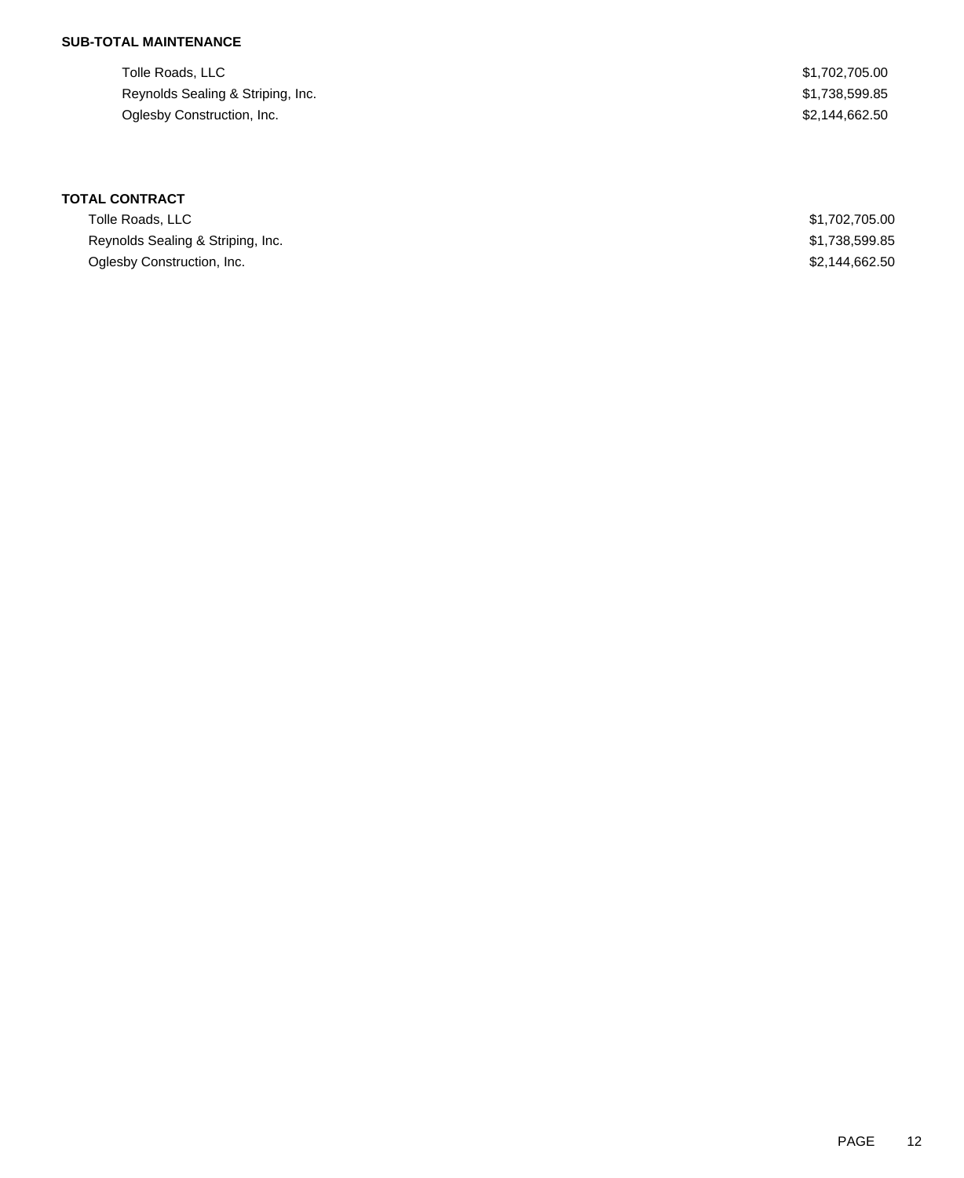**SUB-TOTAL MAINTENANCE**

| | |
|---|---|
| Tolle Roads, LLC | $1,702,705.00 |
| Reynolds Sealing & Striping, Inc. | $1,738,599.85 |
| Oglesby Construction, Inc. | $2,144,662.50 |

**TOTAL CONTRACT**

| | |
|---|---|
| Tolle Roads, LLC | $1,702,705.00 |
| Reynolds Sealing & Striping, Inc. | $1,738,599.85 |
| Oglesby Construction, Inc. | $2,144,662.50 |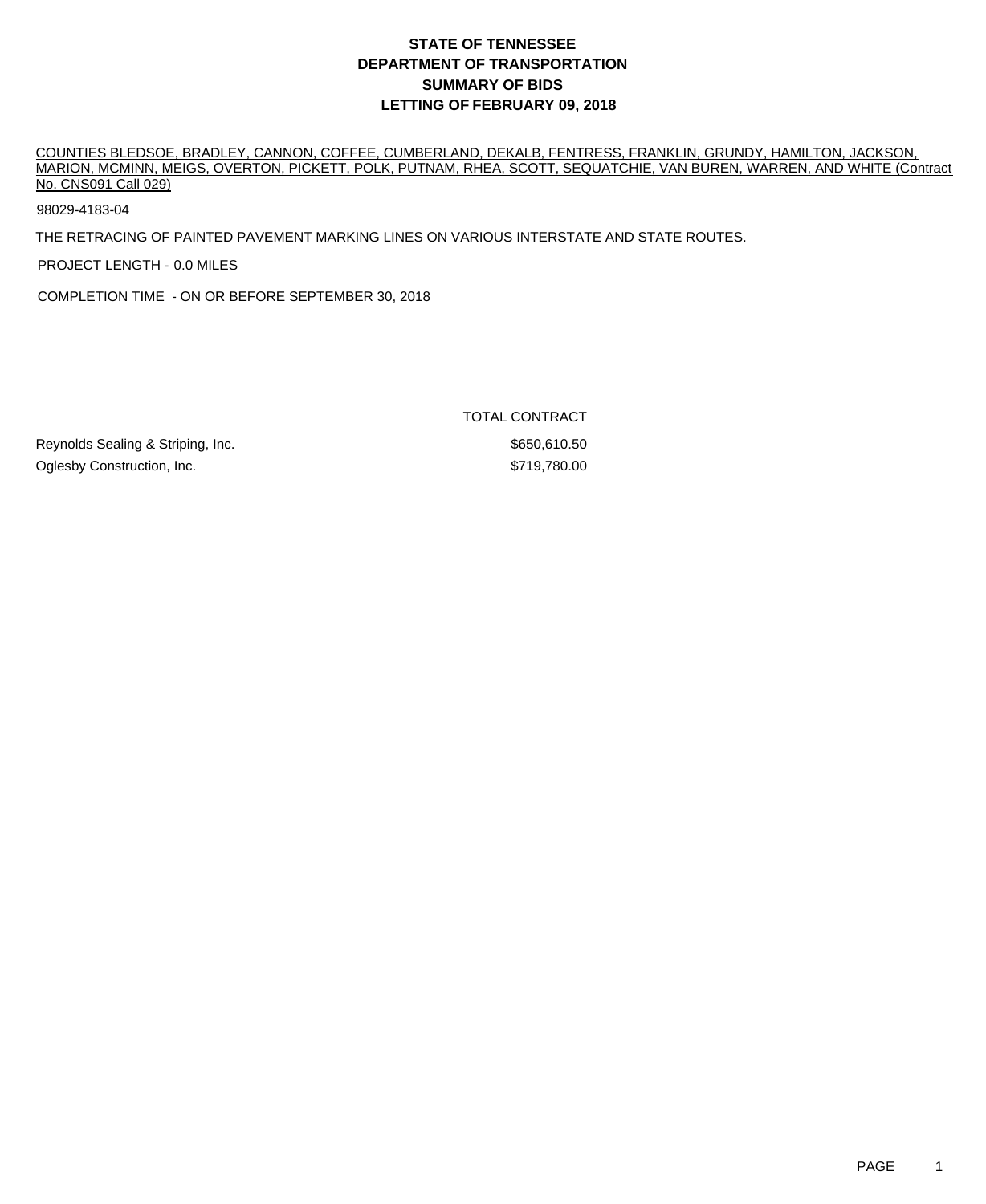# STATE OF TENNESSEE
# DEPARTMENT OF TRANSPORTATION
# SUMMARY OF BIDS
# LETTING OF FEBRUARY 09, 2018

COUNTIES BLEDSOE, BRADLEY, CANNON, COFFEE, CUMBERLAND, DEKALB, FENTRESS, FRANKLIN, GRUNDY, HAMILTON, JACKSON, MARION, MCMINN, MEIGS, OVERTON, PICKETT, POLK, PUTNAM, RHEA, SCOTT, SEQUATCHIE, VAN BUREN, WARREN, AND WHITE (Contract No. CNS091 Call 029)

98029-4183-04

THE RETRACING OF PAINTED PAVEMENT MARKING LINES ON VARIOUS INTERSTATE AND STATE ROUTES.

PROJECT LENGTH - 0.0 MILES

COMPLETION TIME - ON OR BEFORE SEPTEMBER 30, 2018

| | TOTAL CONTRACT |
|---|---|
| Reynolds Sealing & Striping, Inc. | $650,610.50 |
| Oglesby Construction, Inc. | $719,780.00 |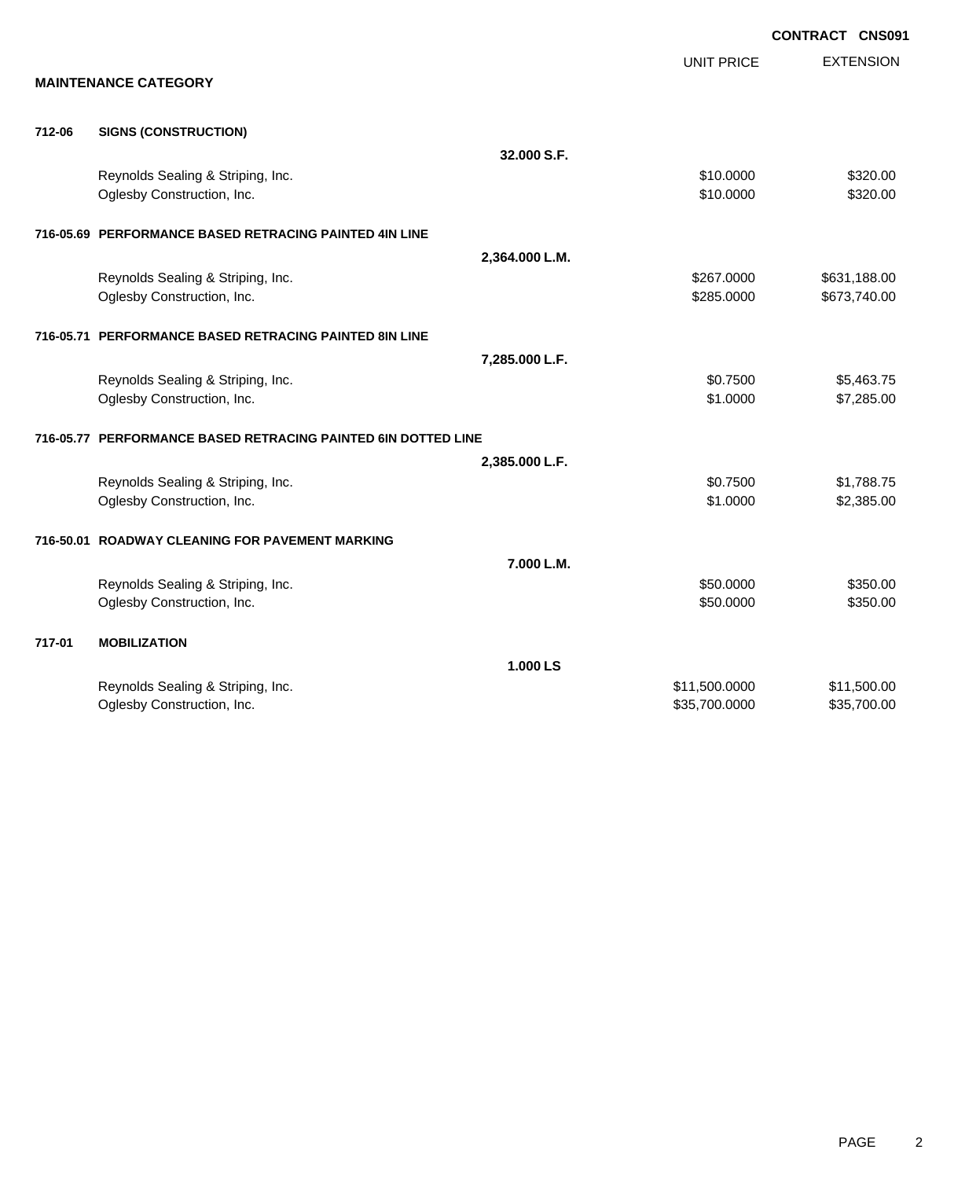**CONTRACT CNS091**

**MAINTENANCE CATEGORY**

| | | | UNIT PRICE | EXTENSION |
|---|---|---|---|---|
| **712-06** | **SIGNS (CONSTRUCTION)** | | | |
| | | **32.000 S.F.** | | |
| | Reynolds Sealing & Striping, Inc. | | $10.0000 | $320.00 |
| | Oglesby Construction, Inc. | | $10.0000 | $320.00 |
| **716-05.69** | **PERFORMANCE BASED RETRACING PAINTED 4IN LINE** | | | |
| | | **2,364.000 L.M.** | | |
| | Reynolds Sealing & Striping, Inc. | | $267.0000 | $631,188.00 |
| | Oglesby Construction, Inc. | | $285.0000 | $673,740.00 |
| **716-05.71** | **PERFORMANCE BASED RETRACING PAINTED 8IN LINE** | | | |
| | | **7,285.000 L.F.** | | |
| | Reynolds Sealing & Striping, Inc. | | $0.7500 | $5,463.75 |
| | Oglesby Construction, Inc. | | $1.0000 | $7,285.00 |
| **716-05.77** | **PERFORMANCE BASED RETRACING PAINTED 6IN DOTTED LINE** | | | |
| | | **2,385.000 L.F.** | | |
| | Reynolds Sealing & Striping, Inc. | | $0.7500 | $1,788.75 |
| | Oglesby Construction, Inc. | | $1.0000 | $2,385.00 |
| **716-50.01** | **ROADWAY CLEANING FOR PAVEMENT MARKING** | | | |
| | | **7.000 L.M.** | | |
| | Reynolds Sealing & Striping, Inc. | | $50.0000 | $350.00 |
| | Oglesby Construction, Inc. | | $50.0000 | $350.00 |
| **717-01** | **MOBILIZATION** | | | |
| | | **1.000 LS** | | |
| | Reynolds Sealing & Striping, Inc. | | $11,500.0000 | $11,500.00 |
| | Oglesby Construction, Inc. | | $35,700.0000 | $35,700.00 |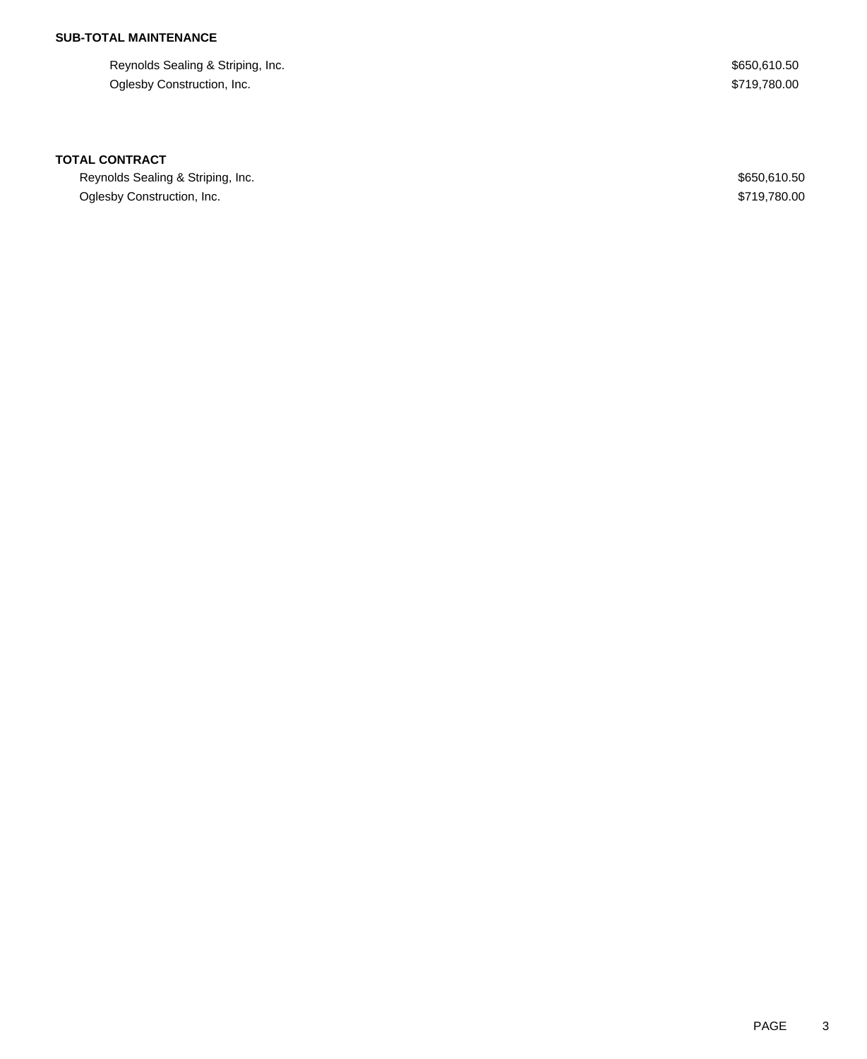**SUB-TOTAL MAINTENANCE**

| | |
|---|---|
| Reynolds Sealing & Striping, Inc. | $650,610.50 |
| Oglesby Construction, Inc. | $719,780.00 |

**TOTAL CONTRACT**

| | |
|---|---|
| Reynolds Sealing & Striping, Inc. | $650,610.50 |
| Oglesby Construction, Inc. | $719,780.00 |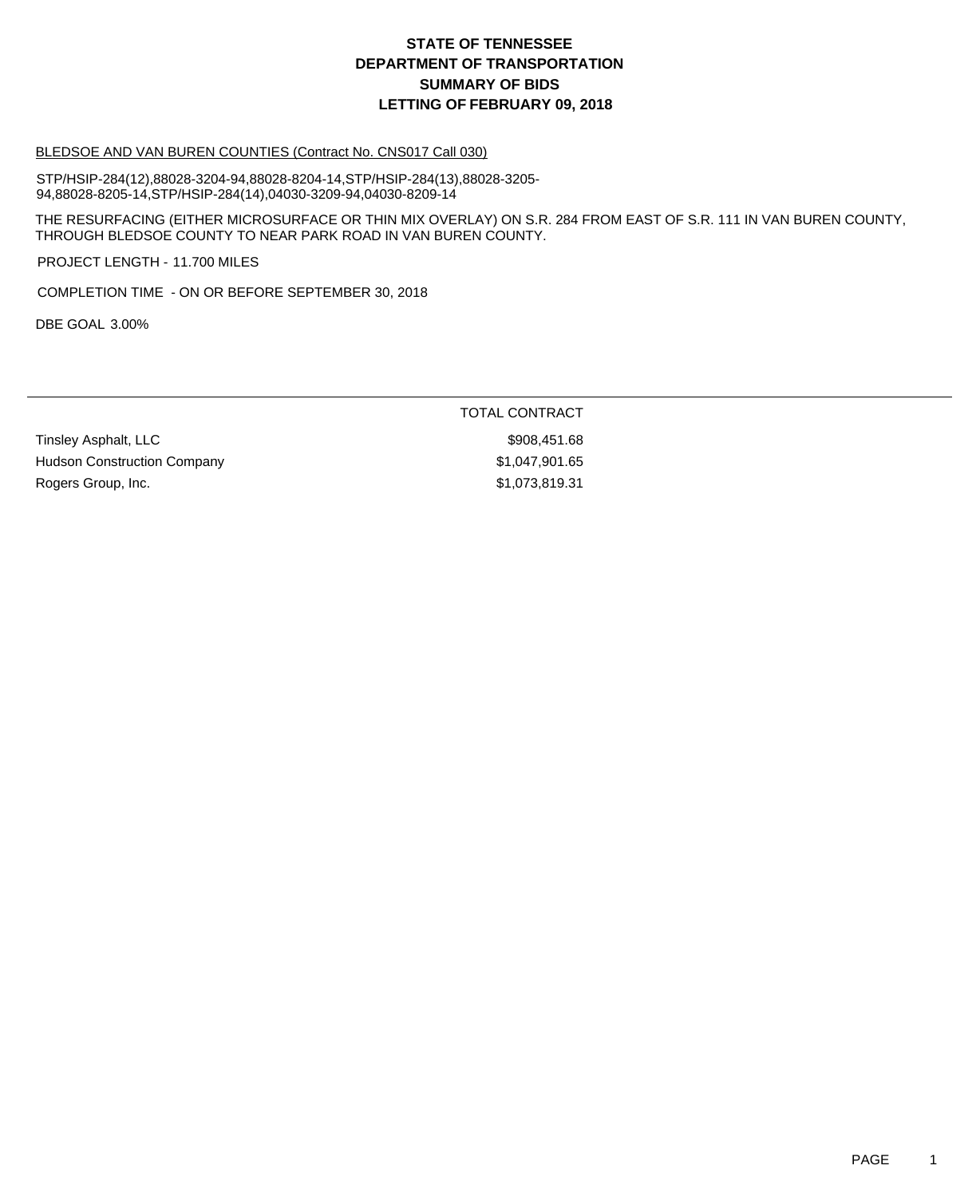# STATE OF TENNESSEE
# DEPARTMENT OF TRANSPORTATION
# SUMMARY OF BIDS
# LETTING OF FEBRUARY 09, 2018

BLEDSOE AND VAN BUREN COUNTIES (Contract No. CNS017 Call 030)

STP/HSIP-284(12),88028-3204-94,88028-8204-14,STP/HSIP-284(13),88028-3205-94,88028-8205-14,STP/HSIP-284(14),04030-3209-94,04030-8209-14

THE RESURFACING (EITHER MICROSURFACE OR THIN MIX OVERLAY) ON S.R. 284 FROM EAST OF S.R. 111 IN VAN BUREN COUNTY, THROUGH BLEDSOE COUNTY TO NEAR PARK ROAD IN VAN BUREN COUNTY.

PROJECT LENGTH - 11.700 MILES

COMPLETION TIME - ON OR BEFORE SEPTEMBER 30, 2018

DBE GOAL 3.00%

| | TOTAL CONTRACT |
|---|---|
| Tinsley Asphalt, LLC | $908,451.68 |
| Hudson Construction Company | $1,047,901.65 |
| Rogers Group, Inc. | $1,073,819.31 |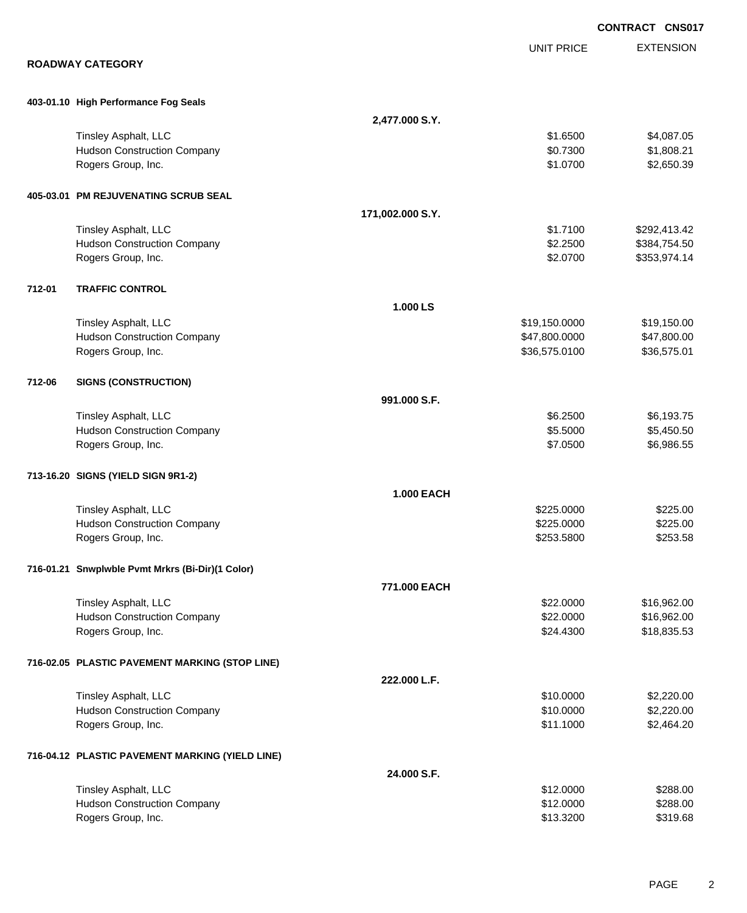**CONTRACT CNS017**

## ROADWAY CATEGORY

| | | UNIT PRICE | EXTENSION |
|---|---|---|---|
| **403-01.10 High Performance Fog Seals** | | | |
| | **2,477.000 S.Y.** | | |
| Tinsley Asphalt, LLC | | $1.6500 | $4,087.05 |
| Hudson Construction Company | | $0.7300 | $1,808.21 |
| Rogers Group, Inc. | | $1.0700 | $2,650.39 |
| **405-03.01 PM REJUVENATING SCRUB SEAL** | | | |
| | **171,002.000 S.Y.** | | |
| Tinsley Asphalt, LLC | | $1.7100 | $292,413.42 |
| Hudson Construction Company | | $2.2500 | $384,754.50 |
| Rogers Group, Inc. | | $2.0700 | $353,974.14 |
| **712-01 TRAFFIC CONTROL** | | | |
| | **1.000 LS** | | |
| Tinsley Asphalt, LLC | | $19,150.0000 | $19,150.00 |
| Hudson Construction Company | | $47,800.0000 | $47,800.00 |
| Rogers Group, Inc. | | $36,575.0100 | $36,575.01 |
| **712-06 SIGNS (CONSTRUCTION)** | | | |
| | **991.000 S.F.** | | |
| Tinsley Asphalt, LLC | | $6.2500 | $6,193.75 |
| Hudson Construction Company | | $5.5000 | $5,450.50 |
| Rogers Group, Inc. | | $7.0500 | $6,986.55 |
| **713-16.20 SIGNS (YIELD SIGN 9R1-2)** | | | |
| | **1.000 EACH** | | |
| Tinsley Asphalt, LLC | | $225.0000 | $225.00 |
| Hudson Construction Company | | $225.0000 | $225.00 |
| Rogers Group, Inc. | | $253.5800 | $253.58 |
| **716-01.21 Snwplwble Pvmt Mrkrs (Bi-Dir)(1 Color)** | | | |
| | **771.000 EACH** | | |
| Tinsley Asphalt, LLC | | $22.0000 | $16,962.00 |
| Hudson Construction Company | | $22.0000 | $16,962.00 |
| Rogers Group, Inc. | | $24.4300 | $18,835.53 |
| **716-02.05 PLASTIC PAVEMENT MARKING (STOP LINE)** | | | |
| | **222.000 L.F.** | | |
| Tinsley Asphalt, LLC | | $10.0000 | $2,220.00 |
| Hudson Construction Company | | $10.0000 | $2,220.00 |
| Rogers Group, Inc. | | $11.1000 | $2,464.20 |
| **716-04.12 PLASTIC PAVEMENT MARKING (YIELD LINE)** | | | |
| | **24.000 S.F.** | | |
| Tinsley Asphalt, LLC | | $12.0000 | $288.00 |
| Hudson Construction Company | | $12.0000 | $288.00 |
| Rogers Group, Inc. | | $13.3200 | $319.68 |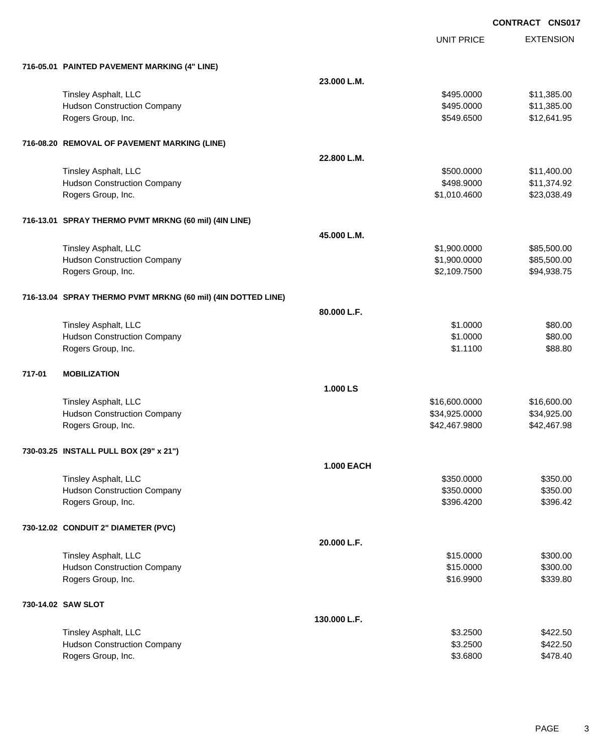**CONTRACT CNS017**

| | | UNIT PRICE | EXTENSION |
|---|---|---|---|
| **716-05.01 PAINTED PAVEMENT MARKING (4" LINE)** | | | |
| | **23.000 L.M.** | | |
| Tinsley Asphalt, LLC | | $495.0000 | $11,385.00 |
| Hudson Construction Company | | $495.0000 | $11,385.00 |
| Rogers Group, Inc. | | $549.6500 | $12,641.95 |
| **716-08.20 REMOVAL OF PAVEMENT MARKING (LINE)** | | | |
| | **22.800 L.M.** | | |
| Tinsley Asphalt, LLC | | $500.0000 | $11,400.00 |
| Hudson Construction Company | | $498.9000 | $11,374.92 |
| Rogers Group, Inc. | | $1,010.4600 | $23,038.49 |
| **716-13.01 SPRAY THERMO PVMT MRKNG (60 mil) (4IN LINE)** | | | |
| | **45.000 L.M.** | | |
| Tinsley Asphalt, LLC | | $1,900.0000 | $85,500.00 |
| Hudson Construction Company | | $1,900.0000 | $85,500.00 |
| Rogers Group, Inc. | | $2,109.7500 | $94,938.75 |
| **716-13.04 SPRAY THERMO PVMT MRKNG (60 mil) (4IN DOTTED LINE)** | | | |
| | **80.000 L.F.** | | |
| Tinsley Asphalt, LLC | | $1.0000 | $80.00 |
| Hudson Construction Company | | $1.0000 | $80.00 |
| Rogers Group, Inc. | | $1.1100 | $88.80 |
| **717-01 MOBILIZATION** | | | |
| | **1.000 LS** | | |
| Tinsley Asphalt, LLC | | $16,600.0000 | $16,600.00 |
| Hudson Construction Company | | $34,925.0000 | $34,925.00 |
| Rogers Group, Inc. | | $42,467.9800 | $42,467.98 |
| **730-03.25 INSTALL PULL BOX (29" x 21")** | | | |
| | **1.000 EACH** | | |
| Tinsley Asphalt, LLC | | $350.0000 | $350.00 |
| Hudson Construction Company | | $350.0000 | $350.00 |
| Rogers Group, Inc. | | $396.4200 | $396.42 |
| **730-12.02 CONDUIT 2" DIAMETER (PVC)** | | | |
| | **20.000 L.F.** | | |
| Tinsley Asphalt, LLC | | $15.0000 | $300.00 |
| Hudson Construction Company | | $15.0000 | $300.00 |
| Rogers Group, Inc. | | $16.9900 | $339.80 |
| **730-14.02 SAW SLOT** | | | |
| | **130.000 L.F.** | | |
| Tinsley Asphalt, LLC | | $3.2500 | $422.50 |
| Hudson Construction Company | | $3.2500 | $422.50 |
| Rogers Group, Inc. | | $3.6800 | $478.40 |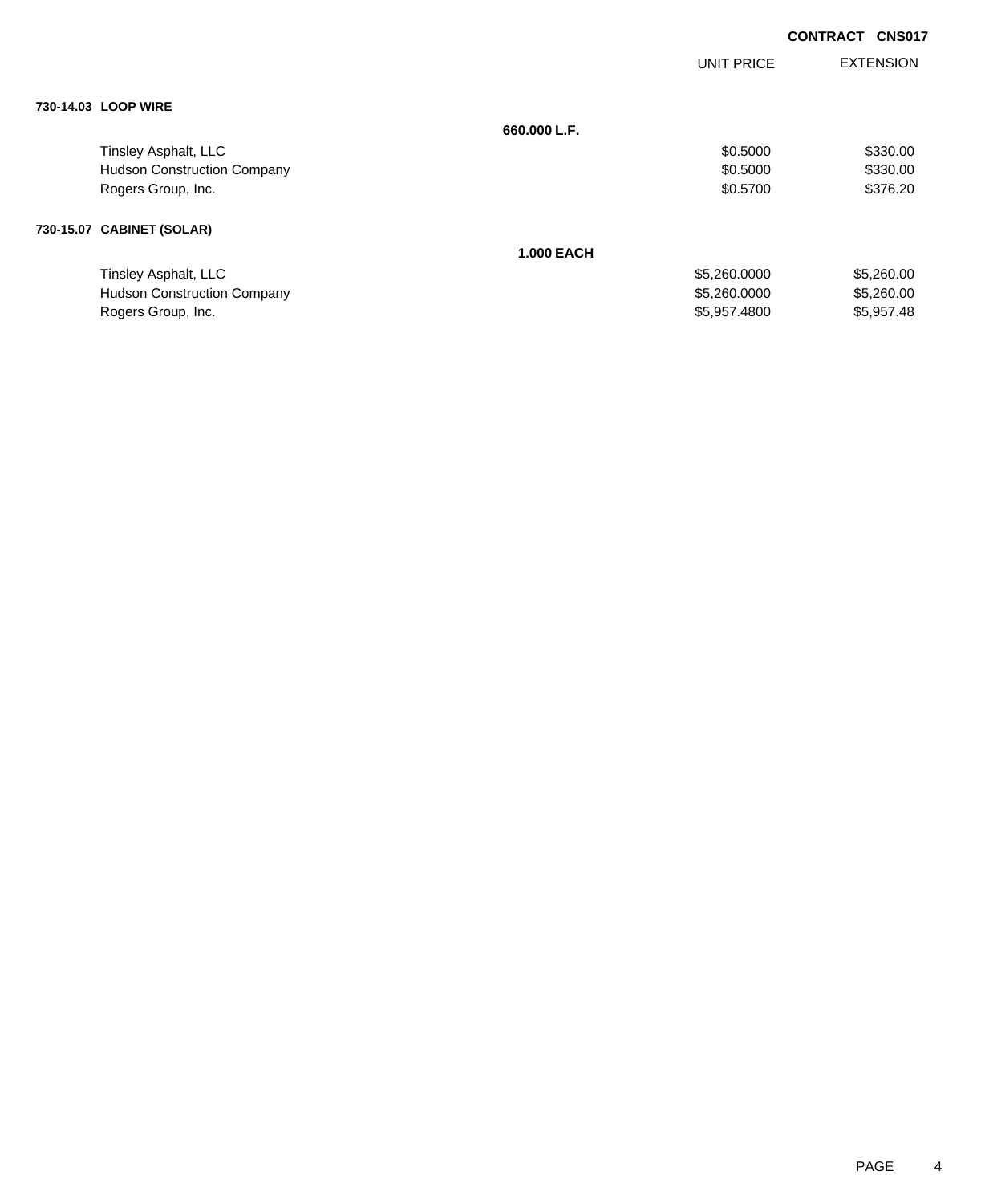**CONTRACT CNS017**

| | | UNIT PRICE | EXTENSION |
|---|---|---|---|
| **730-14.03 LOOP WIRE** | | | |
| | **660.000 L.F.** | | |
| Tinsley Asphalt, LLC | | $0.5000 | $330.00 |
| Hudson Construction Company | | $0.5000 | $330.00 |
| Rogers Group, Inc. | | $0.5700 | $376.20 |
| **730-15.07 CABINET (SOLAR)** | | | |
| | **1.000 EACH** | | |
| Tinsley Asphalt, LLC | | $5,260.0000 | $5,260.00 |
| Hudson Construction Company | | $5,260.0000 | $5,260.00 |
| Rogers Group, Inc. | | $5,957.4800 | $5,957.48 |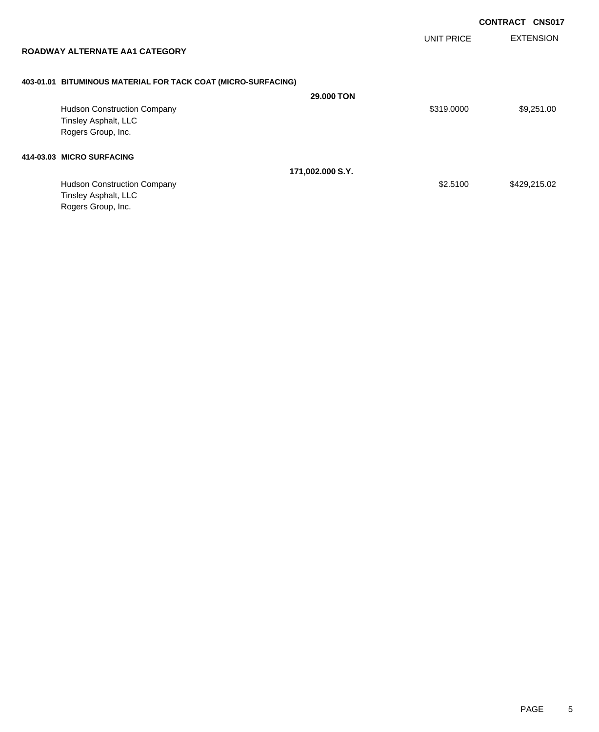**CONTRACT CNS017**

## ROADWAY ALTERNATE AA1 CATEGORY

| | | UNIT PRICE | EXTENSION |
|---|---|---|---|
| **403-01.01 BITUMINOUS MATERIAL FOR TACK COAT (MICRO-SURFACING)** | | | |
| | **29.000 TON** | | |
| Hudson Construction Company | | $319.0000 | $9,251.00 |
| Tinsley Asphalt, LLC | | | |
| Rogers Group, Inc. | | | |
| **414-03.03 MICRO SURFACING** | | | |
| | **171,002.000 S.Y.** | | |
| Hudson Construction Company | | $2.5100 | $429,215.02 |
| Tinsley Asphalt, LLC | | | |
| Rogers Group, Inc. | | | |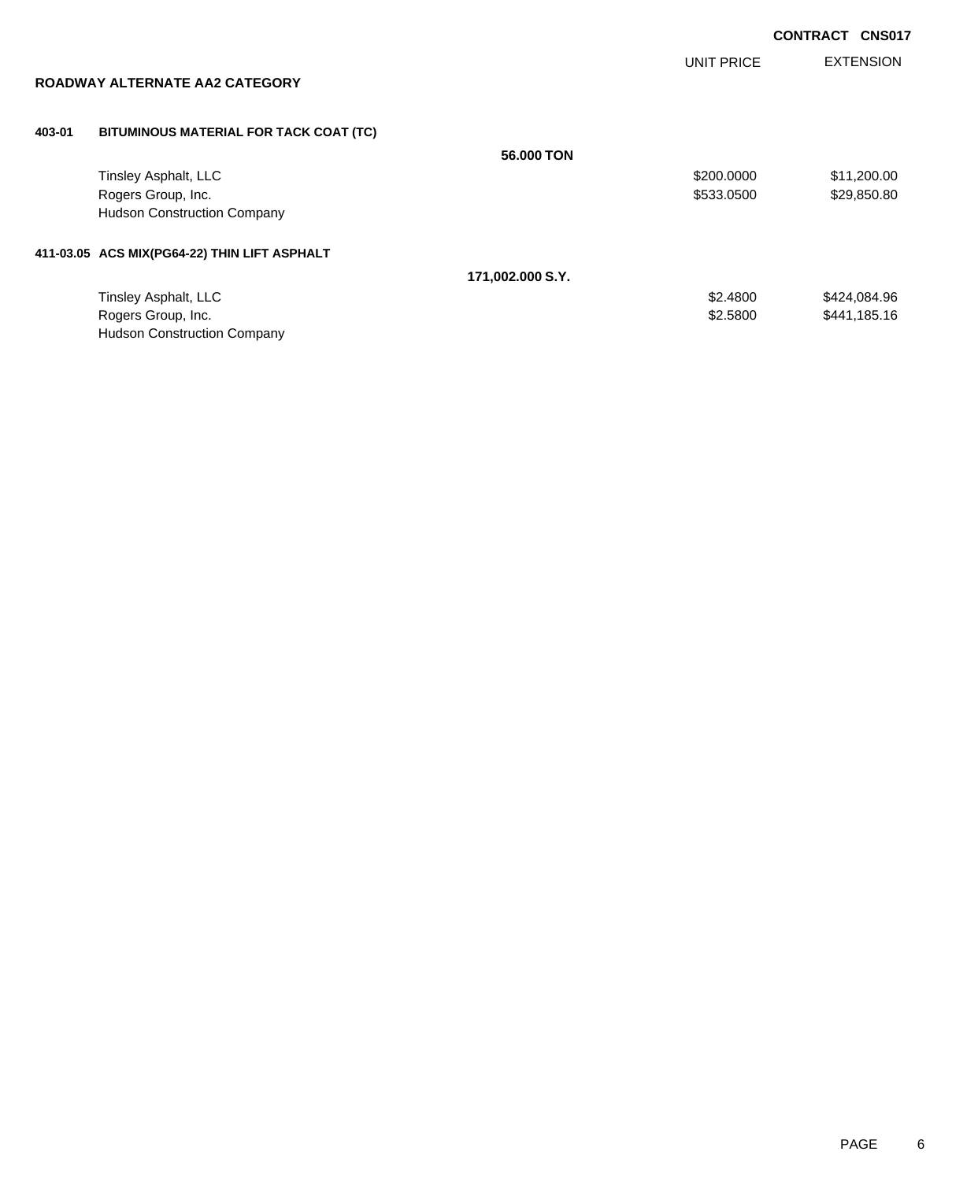**CONTRACT CNS017**

## ROADWAY ALTERNATE AA2 CATEGORY

| | | | UNIT PRICE | EXTENSION |
|---|---|---|---|---|
| **403-01** | **BITUMINOUS MATERIAL FOR TACK COAT (TC)** | | | |
| | | **56.000 TON** | | |
| | Tinsley Asphalt, LLC | | $200.0000 | $11,200.00 |
| | Rogers Group, Inc. | | $533.0500 | $29,850.80 |
| | Hudson Construction Company | | | |
| **411-03.05** | **ACS MIX(PG64-22) THIN LIFT ASPHALT** | | | |
| | | **171,002.000 S.Y.** | | |
| | Tinsley Asphalt, LLC | | $2.4800 | $424,084.96 |
| | Rogers Group, Inc. | | $2.5800 | $441,185.16 |
| | Hudson Construction Company | | | |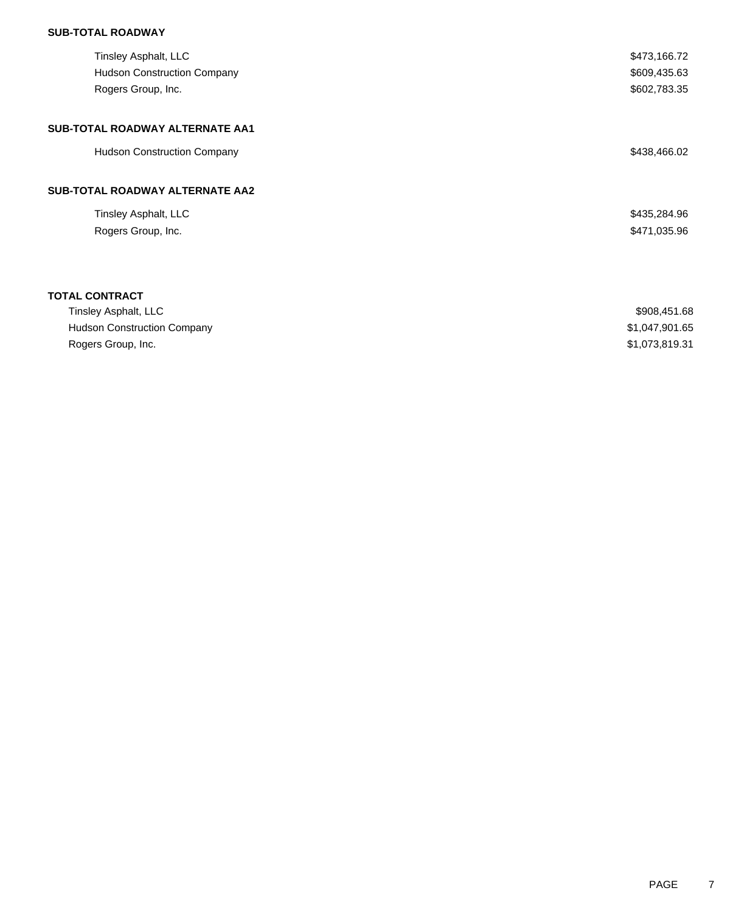**SUB-TOTAL ROADWAY**

| | |
|---|---|
| Tinsley Asphalt, LLC | $473,166.72 |
| Hudson Construction Company | $609,435.63 |
| Rogers Group, Inc. | $602,783.35 |

**SUB-TOTAL ROADWAY ALTERNATE AA1**

| | |
|---|---|
| Hudson Construction Company | $438,466.02 |

**SUB-TOTAL ROADWAY ALTERNATE AA2**

| | |
|---|---|
| Tinsley Asphalt, LLC | $435,284.96 |
| Rogers Group, Inc. | $471,035.96 |

**TOTAL CONTRACT**

| | |
|---|---|
| Tinsley Asphalt, LLC | $908,451.68 |
| Hudson Construction Company | $1,047,901.65 |
| Rogers Group, Inc. | $1,073,819.31 |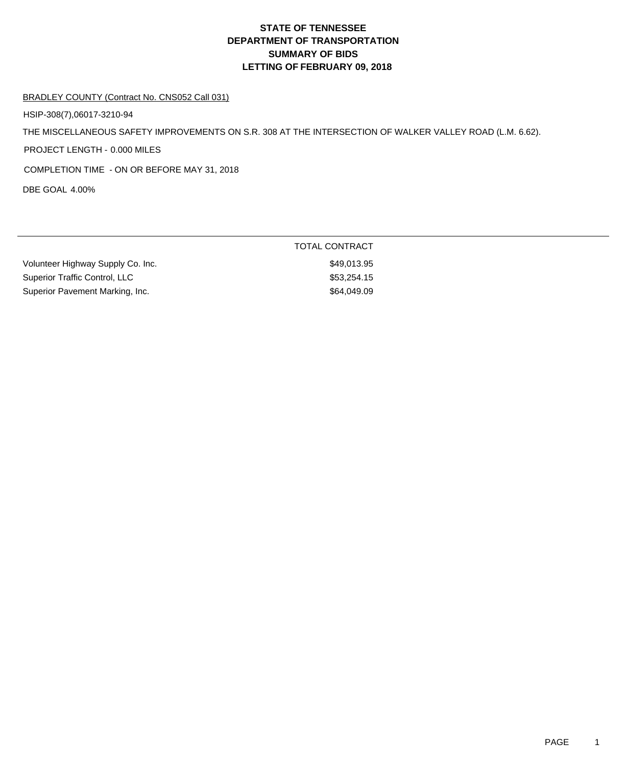# STATE OF TENNESSEE
# DEPARTMENT OF TRANSPORTATION
# SUMMARY OF BIDS
# LETTING OF FEBRUARY 09, 2018

BRADLEY COUNTY (Contract No. CNS052 Call 031)

HSIP-308(7),06017-3210-94

THE MISCELLANEOUS SAFETY IMPROVEMENTS ON S.R. 308 AT THE INTERSECTION OF WALKER VALLEY ROAD (L.M. 6.62).

PROJECT LENGTH - 0.000 MILES

COMPLETION TIME - ON OR BEFORE MAY 31, 2018

DBE GOAL 4.00%

| | TOTAL CONTRACT |
|---|---|
| Volunteer Highway Supply Co. Inc. | $49,013.95 |
| Superior Traffic Control, LLC | $53,254.15 |
| Superior Pavement Marking, Inc. | $64,049.09 |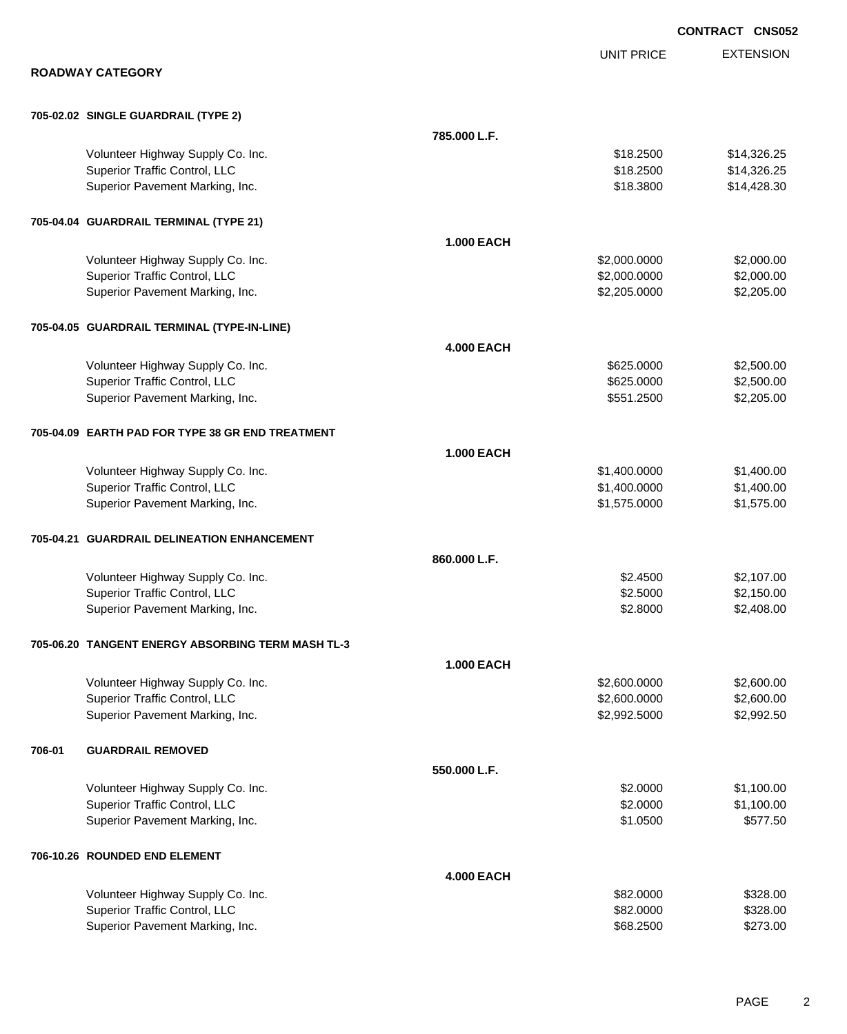**CONTRACT CNS052**

## ROADWAY CATEGORY

| | | UNIT PRICE | EXTENSION |
|---|---|---|---|
| **705-02.02 SINGLE GUARDRAIL (TYPE 2)** | | | |
| | **785.000 L.F.** | | |
| Volunteer Highway Supply Co. Inc. | | $18.2500 | $14,326.25 |
| Superior Traffic Control, LLC | | $18.2500 | $14,326.25 |
| Superior Pavement Marking, Inc. | | $18.3800 | $14,428.30 |
| **705-04.04 GUARDRAIL TERMINAL (TYPE 21)** | | | |
| | **1.000 EACH** | | |
| Volunteer Highway Supply Co. Inc. | | $2,000.0000 | $2,000.00 |
| Superior Traffic Control, LLC | | $2,000.0000 | $2,000.00 |
| Superior Pavement Marking, Inc. | | $2,205.0000 | $2,205.00 |
| **705-04.05 GUARDRAIL TERMINAL (TYPE-IN-LINE)** | | | |
| | **4.000 EACH** | | |
| Volunteer Highway Supply Co. Inc. | | $625.0000 | $2,500.00 |
| Superior Traffic Control, LLC | | $625.0000 | $2,500.00 |
| Superior Pavement Marking, Inc. | | $551.2500 | $2,205.00 |
| **705-04.09 EARTH PAD FOR TYPE 38 GR END TREATMENT** | | | |
| | **1.000 EACH** | | |
| Volunteer Highway Supply Co. Inc. | | $1,400.0000 | $1,400.00 |
| Superior Traffic Control, LLC | | $1,400.0000 | $1,400.00 |
| Superior Pavement Marking, Inc. | | $1,575.0000 | $1,575.00 |
| **705-04.21 GUARDRAIL DELINEATION ENHANCEMENT** | | | |
| | **860.000 L.F.** | | |
| Volunteer Highway Supply Co. Inc. | | $2.4500 | $2,107.00 |
| Superior Traffic Control, LLC | | $2.5000 | $2,150.00 |
| Superior Pavement Marking, Inc. | | $2.8000 | $2,408.00 |
| **705-06.20 TANGENT ENERGY ABSORBING TERM MASH TL-3** | | | |
| | **1.000 EACH** | | |
| Volunteer Highway Supply Co. Inc. | | $2,600.0000 | $2,600.00 |
| Superior Traffic Control, LLC | | $2,600.0000 | $2,600.00 |
| Superior Pavement Marking, Inc. | | $2,992.5000 | $2,992.50 |
| **706-01 GUARDRAIL REMOVED** | | | |
| | **550.000 L.F.** | | |
| Volunteer Highway Supply Co. Inc. | | $2.0000 | $1,100.00 |
| Superior Traffic Control, LLC | | $2.0000 | $1,100.00 |
| Superior Pavement Marking, Inc. | | $1.0500 | $577.50 |
| **706-10.26 ROUNDED END ELEMENT** | | | |
| | **4.000 EACH** | | |
| Volunteer Highway Supply Co. Inc. | | $82.0000 | $328.00 |
| Superior Traffic Control, LLC | | $82.0000 | $328.00 |
| Superior Pavement Marking, Inc. | | $68.2500 | $273.00 |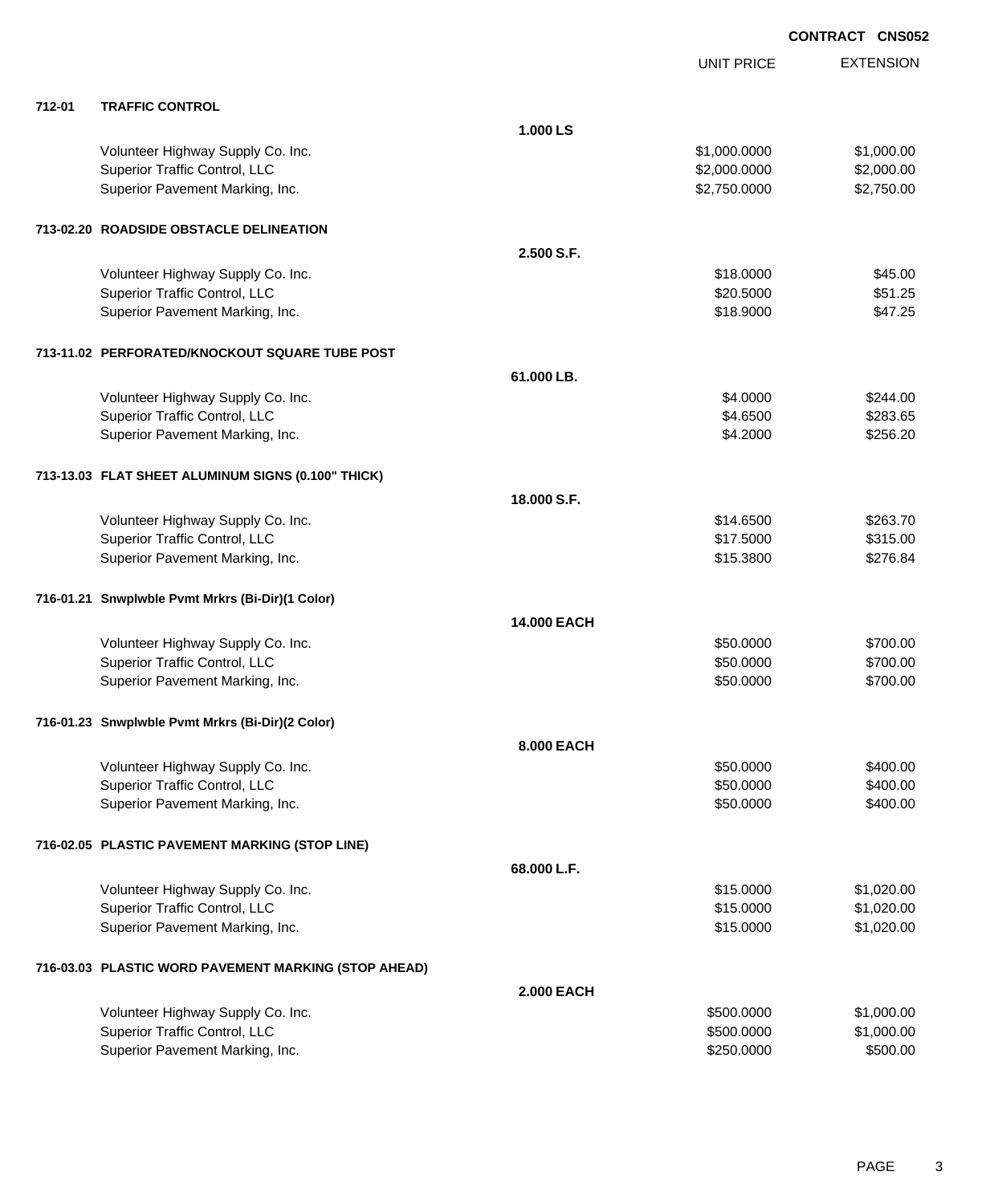**CONTRACT CNS052**

| | | | UNIT PRICE | EXTENSION |
|---|---|---|---|---|
| **712-01** | **TRAFFIC CONTROL** | | | |
| | | **1.000 LS** | | |
| | Volunteer Highway Supply Co. Inc. | | $1,000.0000 | $1,000.00 |
| | Superior Traffic Control, LLC | | $2,000.0000 | $2,000.00 |
| | Superior Pavement Marking, Inc. | | $2,750.0000 | $2,750.00 |
| **713-02.20** | **ROADSIDE OBSTACLE DELINEATION** | | | |
| | | **2.500 S.F.** | | |
| | Volunteer Highway Supply Co. Inc. | | $18.0000 | $45.00 |
| | Superior Traffic Control, LLC | | $20.5000 | $51.25 |
| | Superior Pavement Marking, Inc. | | $18.9000 | $47.25 |
| **713-11.02** | **PERFORATED/KNOCKOUT SQUARE TUBE POST** | | | |
| | | **61.000 LB.** | | |
| | Volunteer Highway Supply Co. Inc. | | $4.0000 | $244.00 |
| | Superior Traffic Control, LLC | | $4.6500 | $283.65 |
| | Superior Pavement Marking, Inc. | | $4.2000 | $256.20 |
| **713-13.03** | **FLAT SHEET ALUMINUM SIGNS (0.100" THICK)** | | | |
| | | **18.000 S.F.** | | |
| | Volunteer Highway Supply Co. Inc. | | $14.6500 | $263.70 |
| | Superior Traffic Control, LLC | | $17.5000 | $315.00 |
| | Superior Pavement Marking, Inc. | | $15.3800 | $276.84 |
| **716-01.21** | **Snwplwble Pvmt Mrkrs (Bi-Dir)(1 Color)** | | | |
| | | **14.000 EACH** | | |
| | Volunteer Highway Supply Co. Inc. | | $50.0000 | $700.00 |
| | Superior Traffic Control, LLC | | $50.0000 | $700.00 |
| | Superior Pavement Marking, Inc. | | $50.0000 | $700.00 |
| **716-01.23** | **Snwplwble Pvmt Mrkrs (Bi-Dir)(2 Color)** | | | |
| | | **8.000 EACH** | | |
| | Volunteer Highway Supply Co. Inc. | | $50.0000 | $400.00 |
| | Superior Traffic Control, LLC | | $50.0000 | $400.00 |
| | Superior Pavement Marking, Inc. | | $50.0000 | $400.00 |
| **716-02.05** | **PLASTIC PAVEMENT MARKING (STOP LINE)** | | | |
| | | **68.000 L.F.** | | |
| | Volunteer Highway Supply Co. Inc. | | $15.0000 | $1,020.00 |
| | Superior Traffic Control, LLC | | $15.0000 | $1,020.00 |
| | Superior Pavement Marking, Inc. | | $15.0000 | $1,020.00 |
| **716-03.03** | **PLASTIC WORD PAVEMENT MARKING (STOP AHEAD)** | | | |
| | | **2.000 EACH** | | |
| | Volunteer Highway Supply Co. Inc. | | $500.0000 | $1,000.00 |
| | Superior Traffic Control, LLC | | $500.0000 | $1,000.00 |
| | Superior Pavement Marking, Inc. | | $250.0000 | $500.00 |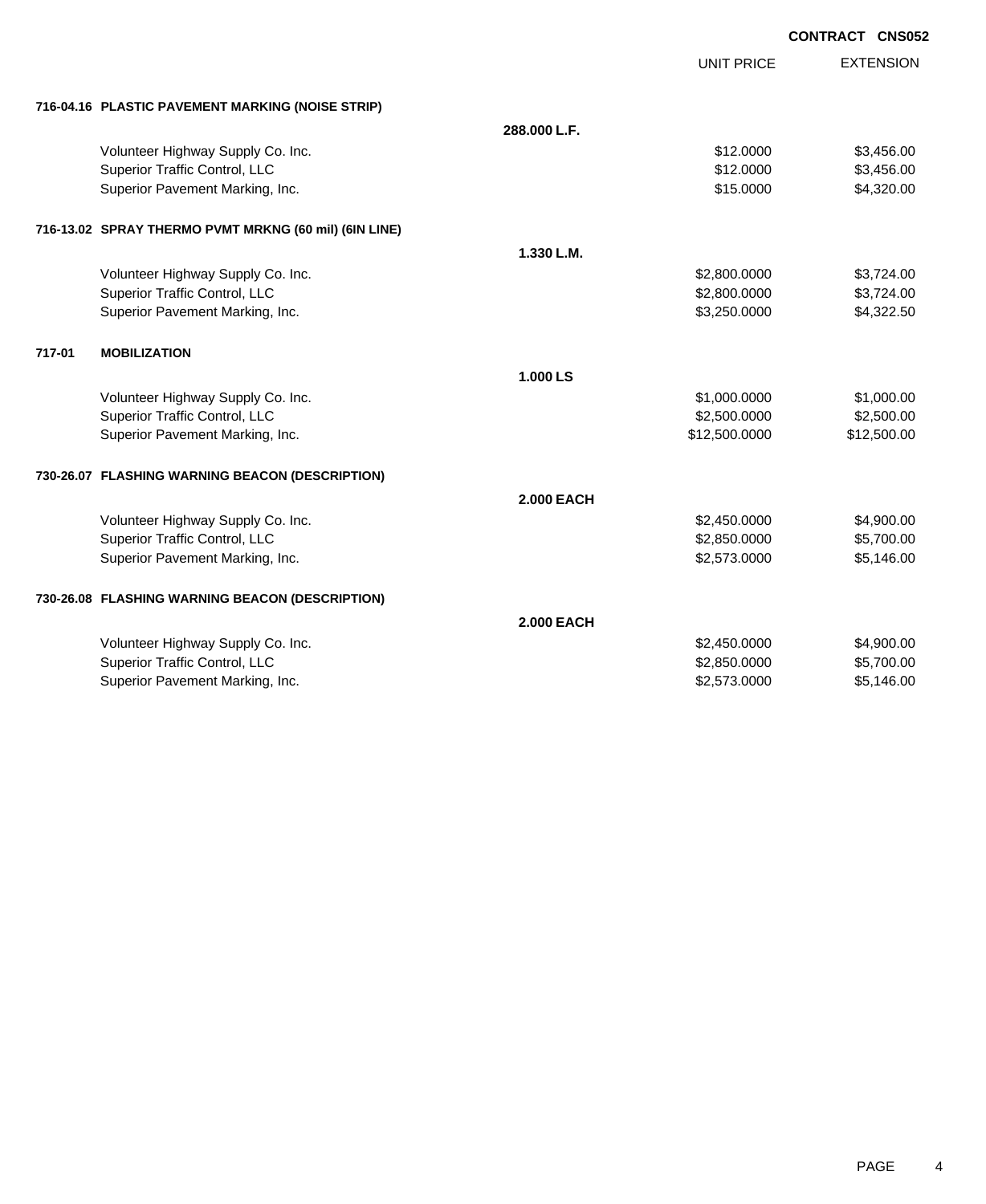**CONTRACT CNS052**

| | | UNIT PRICE | EXTENSION |
|---|---|---|---|
| **716-04.16 PLASTIC PAVEMENT MARKING (NOISE STRIP)** | | | |
| | **288.000 L.F.** | | |
| Volunteer Highway Supply Co. Inc. | | $12.0000 | $3,456.00 |
| Superior Traffic Control, LLC | | $12.0000 | $3,456.00 |
| Superior Pavement Marking, Inc. | | $15.0000 | $4,320.00 |
| **716-13.02 SPRAY THERMO PVMT MRKNG (60 mil) (6IN LINE)** | | | |
| | **1.330 L.M.** | | |
| Volunteer Highway Supply Co. Inc. | | $2,800.0000 | $3,724.00 |
| Superior Traffic Control, LLC | | $2,800.0000 | $3,724.00 |
| Superior Pavement Marking, Inc. | | $3,250.0000 | $4,322.50 |
| **717-01 MOBILIZATION** | | | |
| | **1.000 LS** | | |
| Volunteer Highway Supply Co. Inc. | | $1,000.0000 | $1,000.00 |
| Superior Traffic Control, LLC | | $2,500.0000 | $2,500.00 |
| Superior Pavement Marking, Inc. | | $12,500.0000 | $12,500.00 |
| **730-26.07 FLASHING WARNING BEACON (DESCRIPTION)** | | | |
| | **2.000 EACH** | | |
| Volunteer Highway Supply Co. Inc. | | $2,450.0000 | $4,900.00 |
| Superior Traffic Control, LLC | | $2,850.0000 | $5,700.00 |
| Superior Pavement Marking, Inc. | | $2,573.0000 | $5,146.00 |
| **730-26.08 FLASHING WARNING BEACON (DESCRIPTION)** | | | |
| | **2.000 EACH** | | |
| Volunteer Highway Supply Co. Inc. | | $2,450.0000 | $4,900.00 |
| Superior Traffic Control, LLC | | $2,850.0000 | $5,700.00 |
| Superior Pavement Marking, Inc. | | $2,573.0000 | $5,146.00 |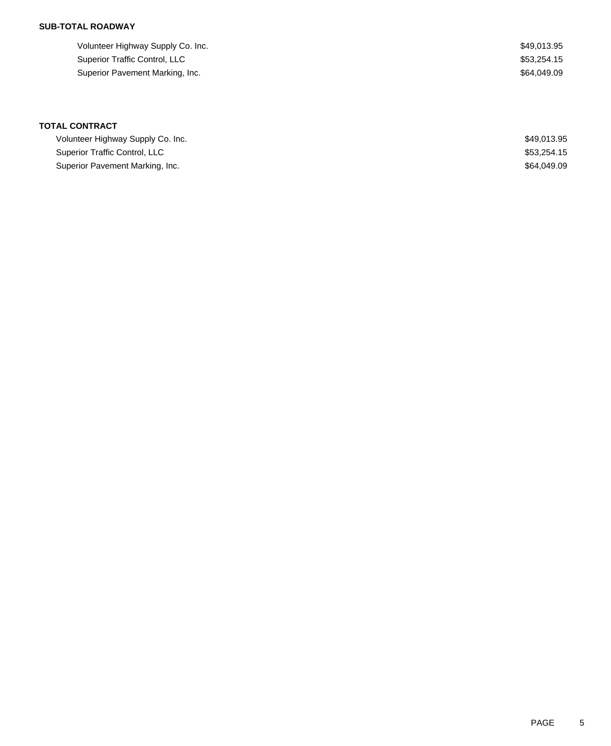**SUB-TOTAL ROADWAY**

| | |
|---|---|
| Volunteer Highway Supply Co. Inc. | $49,013.95 |
| Superior Traffic Control, LLC | $53,254.15 |
| Superior Pavement Marking, Inc. | $64,049.09 |

**TOTAL CONTRACT**

| | |
|---|---|
| Volunteer Highway Supply Co. Inc. | $49,013.95 |
| Superior Traffic Control, LLC | $53,254.15 |
| Superior Pavement Marking, Inc. | $64,049.09 |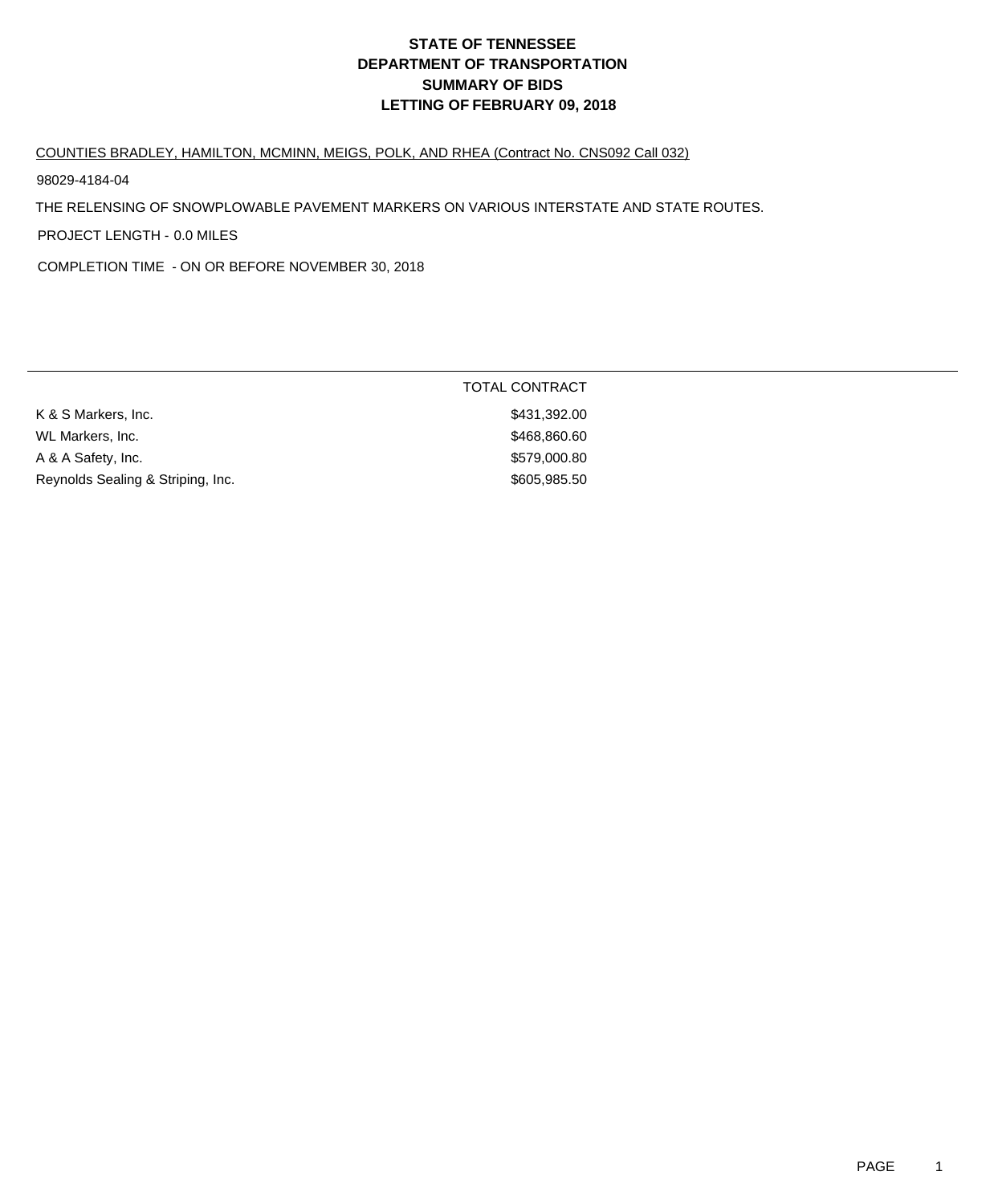# STATE OF TENNESSEE
# DEPARTMENT OF TRANSPORTATION
# SUMMARY OF BIDS
# LETTING OF FEBRUARY 09, 2018

COUNTIES BRADLEY, HAMILTON, MCMINN, MEIGS, POLK, AND RHEA (Contract No. CNS092 Call 032)

98029-4184-04

THE RELENSING OF SNOWPLOWABLE PAVEMENT MARKERS ON VARIOUS INTERSTATE AND STATE ROUTES.

PROJECT LENGTH - 0.0 MILES

COMPLETION TIME - ON OR BEFORE NOVEMBER 30, 2018

| | TOTAL CONTRACT |
|---|---|
| K & S Markers, Inc. | $431,392.00 |
| WL Markers, Inc. | $468,860.60 |
| A & A Safety, Inc. | $579,000.80 |
| Reynolds Sealing & Striping, Inc. | $605,985.50 |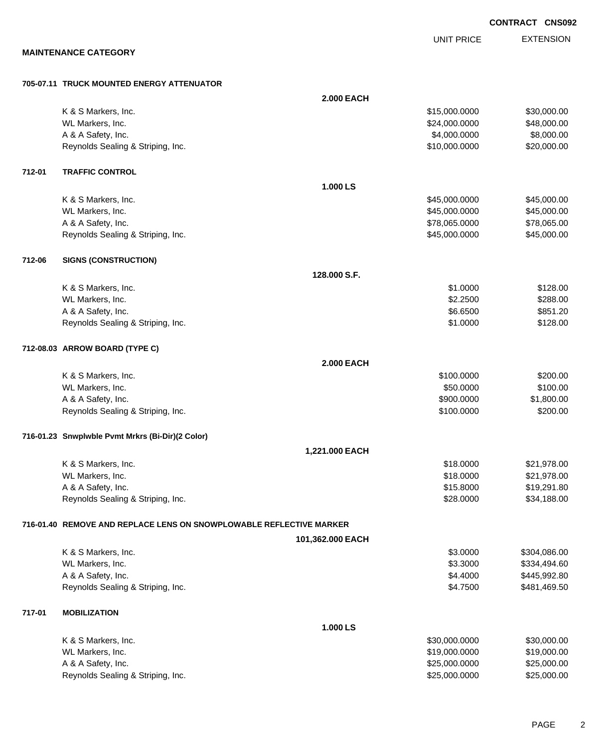**CONTRACT CNS092**

## MAINTENANCE CATEGORY

| | | | UNIT PRICE | EXTENSION |
|---|---|---|---|---|
| **705-07.11** | **TRUCK MOUNTED ENERGY ATTENUATOR** | | | |
| | | **2.000 EACH** | | |
| | K & S Markers, Inc. | | $15,000.0000 | $30,000.00 |
| | WL Markers, Inc. | | $24,000.0000 | $48,000.00 |
| | A & A Safety, Inc. | | $4,000.0000 | $8,000.00 |
| | Reynolds Sealing & Striping, Inc. | | $10,000.0000 | $20,000.00 |
| **712-01** | **TRAFFIC CONTROL** | | | |
| | | **1.000 LS** | | |
| | K & S Markers, Inc. | | $45,000.0000 | $45,000.00 |
| | WL Markers, Inc. | | $45,000.0000 | $45,000.00 |
| | A & A Safety, Inc. | | $78,065.0000 | $78,065.00 |
| | Reynolds Sealing & Striping, Inc. | | $45,000.0000 | $45,000.00 |
| **712-06** | **SIGNS (CONSTRUCTION)** | | | |
| | | **128.000 S.F.** | | |
| | K & S Markers, Inc. | | $1.0000 | $128.00 |
| | WL Markers, Inc. | | $2.2500 | $288.00 |
| | A & A Safety, Inc. | | $6.6500 | $851.20 |
| | Reynolds Sealing & Striping, Inc. | | $1.0000 | $128.00 |
| **712-08.03** | **ARROW BOARD (TYPE C)** | | | |
| | | **2.000 EACH** | | |
| | K & S Markers, Inc. | | $100.0000 | $200.00 |
| | WL Markers, Inc. | | $50.0000 | $100.00 |
| | A & A Safety, Inc. | | $900.0000 | $1,800.00 |
| | Reynolds Sealing & Striping, Inc. | | $100.0000 | $200.00 |
| **716-01.23** | **Snwplwble Pvmt Mrkrs (Bi-Dir)(2 Color)** | | | |
| | | **1,221.000 EACH** | | |
| | K & S Markers, Inc. | | $18.0000 | $21,978.00 |
| | WL Markers, Inc. | | $18.0000 | $21,978.00 |
| | A & A Safety, Inc. | | $15.8000 | $19,291.80 |
| | Reynolds Sealing & Striping, Inc. | | $28.0000 | $34,188.00 |
| **716-01.40** | **REMOVE AND REPLACE LENS ON SNOWPLOWABLE REFLECTIVE MARKER** | | | |
| | | **101,362.000 EACH** | | |
| | K & S Markers, Inc. | | $3.0000 | $304,086.00 |
| | WL Markers, Inc. | | $3.3000 | $334,494.60 |
| | A & A Safety, Inc. | | $4.4000 | $445,992.80 |
| | Reynolds Sealing & Striping, Inc. | | $4.7500 | $481,469.50 |
| **717-01** | **MOBILIZATION** | | | |
| | | **1.000 LS** | | |
| | K & S Markers, Inc. | | $30,000.0000 | $30,000.00 |
| | WL Markers, Inc. | | $19,000.0000 | $19,000.00 |
| | A & A Safety, Inc. | | $25,000.0000 | $25,000.00 |
| | Reynolds Sealing & Striping, Inc. | | $25,000.0000 | $25,000.00 |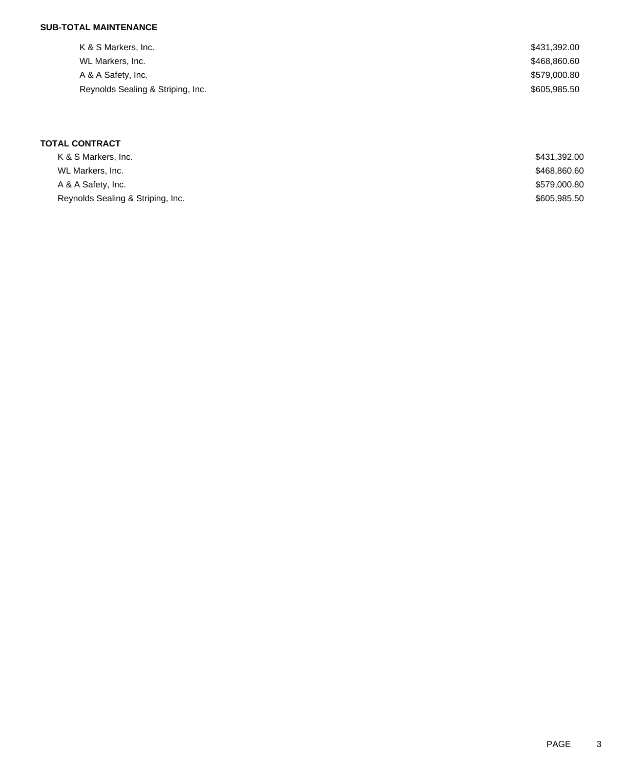**SUB-TOTAL MAINTENANCE**

| | |
|---|---|
| K & S Markers, Inc. | $431,392.00 |
| WL Markers, Inc. | $468,860.60 |
| A & A Safety, Inc. | $579,000.80 |
| Reynolds Sealing & Striping, Inc. | $605,985.50 |

**TOTAL CONTRACT**

| | |
|---|---|
| K & S Markers, Inc. | $431,392.00 |
| WL Markers, Inc. | $468,860.60 |
| A & A Safety, Inc. | $579,000.80 |
| Reynolds Sealing & Striping, Inc. | $605,985.50 |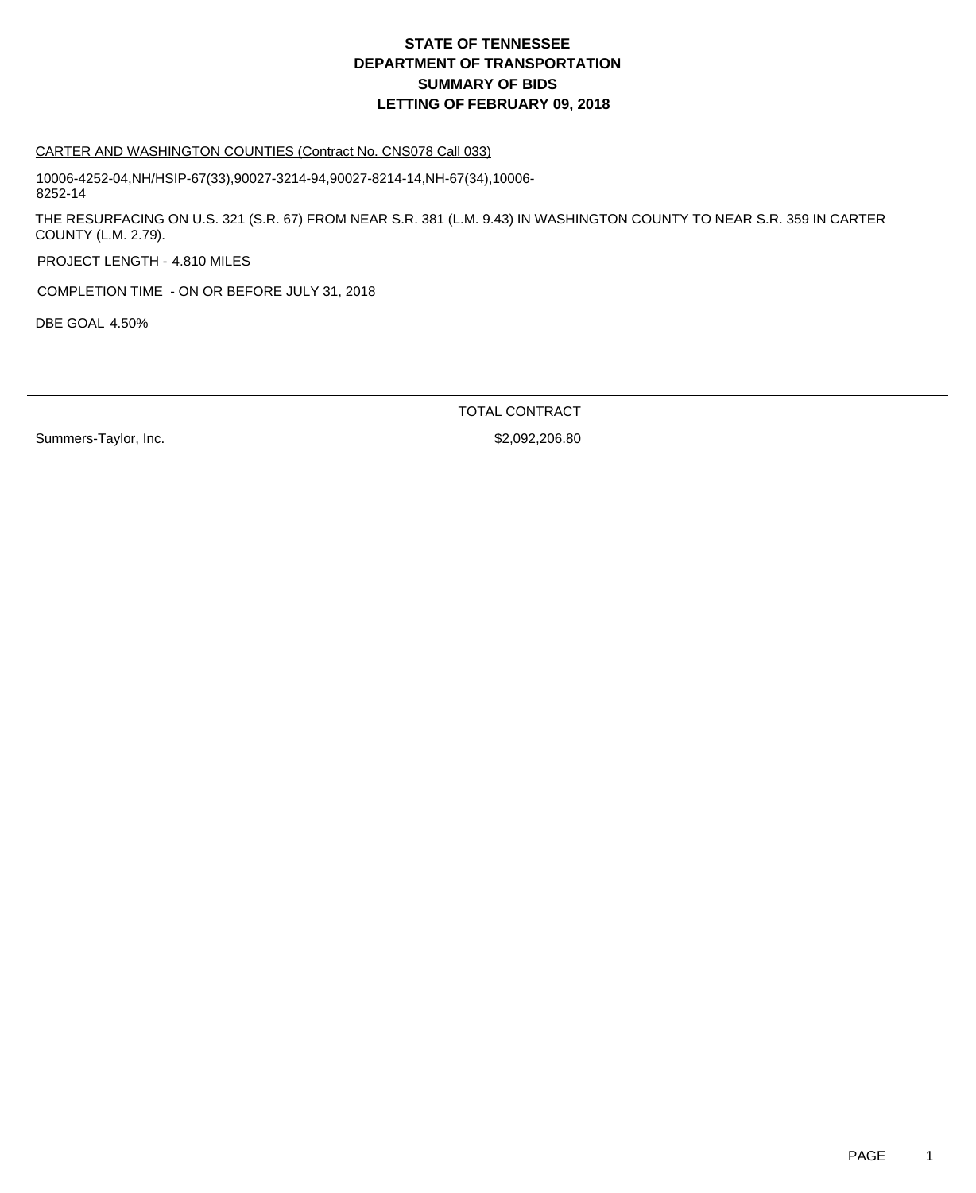# STATE OF TENNESSEE
# DEPARTMENT OF TRANSPORTATION
# SUMMARY OF BIDS
# LETTING OF FEBRUARY 09, 2018

CARTER AND WASHINGTON COUNTIES (Contract No. CNS078 Call 033)

10006-4252-04,NH/HSIP-67(33),90027-3214-94,90027-8214-14,NH-67(34),10006-8252-14

THE RESURFACING ON U.S. 321 (S.R. 67) FROM NEAR S.R. 381 (L.M. 9.43) IN WASHINGTON COUNTY TO NEAR S.R. 359 IN CARTER COUNTY (L.M. 2.79).

PROJECT LENGTH - 4.810 MILES

COMPLETION TIME - ON OR BEFORE JULY 31, 2018

DBE GOAL 4.50%

| | TOTAL CONTRACT |
|---|---|
| Summers-Taylor, Inc. | $2,092,206.80 |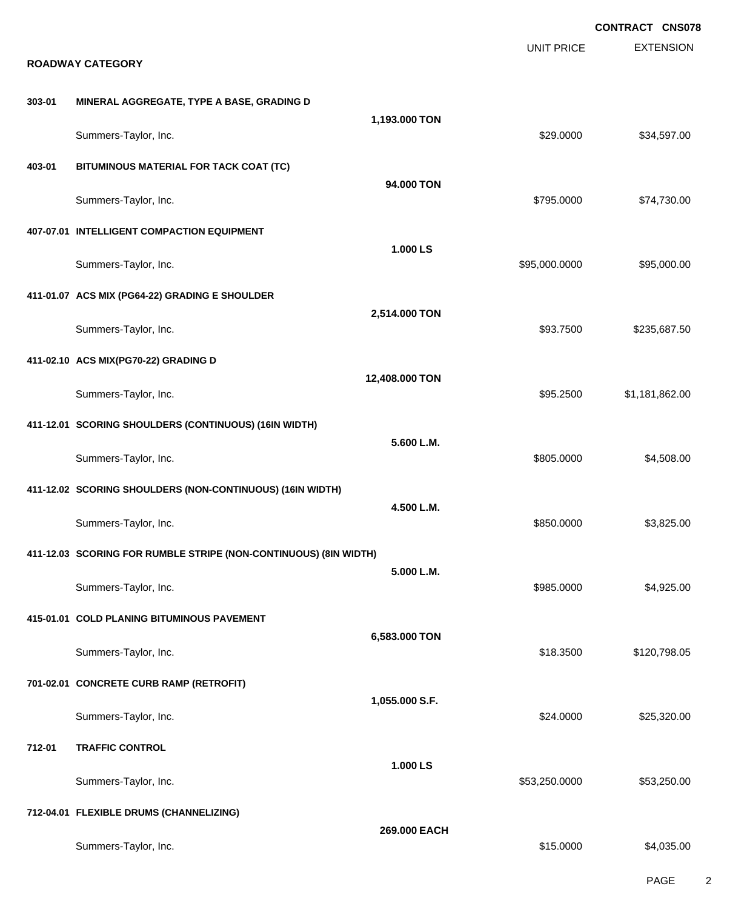**CONTRACT CNS078**

**ROADWAY CATEGORY**

| | | | UNIT PRICE | EXTENSION |
|---|---|---|---|---|
| **303-01** | **MINERAL AGGREGATE, TYPE A BASE, GRADING D** | | | |
| | | **1,193.000 TON** | | |
| | Summers-Taylor, Inc. | | $29.0000 | $34,597.00 |
| **403-01** | **BITUMINOUS MATERIAL FOR TACK COAT (TC)** | | | |
| | | **94.000 TON** | | |
| | Summers-Taylor, Inc. | | $795.0000 | $74,730.00 |
| **407-07.01** | **INTELLIGENT COMPACTION EQUIPMENT** | | | |
| | | **1.000 LS** | | |
| | Summers-Taylor, Inc. | | $95,000.0000 | $95,000.00 |
| **411-01.07** | **ACS MIX (PG64-22) GRADING E SHOULDER** | | | |
| | | **2,514.000 TON** | | |
| | Summers-Taylor, Inc. | | $93.7500 | $235,687.50 |
| **411-02.10** | **ACS MIX(PG70-22) GRADING D** | | | |
| | | **12,408.000 TON** | | |
| | Summers-Taylor, Inc. | | $95.2500 | $1,181,862.00 |
| **411-12.01** | **SCORING SHOULDERS (CONTINUOUS) (16IN WIDTH)** | | | |
| | | **5.600 L.M.** | | |
| | Summers-Taylor, Inc. | | $805.0000 | $4,508.00 |
| **411-12.02** | **SCORING SHOULDERS (NON-CONTINUOUS) (16IN WIDTH)** | | | |
| | | **4.500 L.M.** | | |
| | Summers-Taylor, Inc. | | $850.0000 | $3,825.00 |
| **411-12.03** | **SCORING FOR RUMBLE STRIPE (NON-CONTINUOUS) (8IN WIDTH)** | | | |
| | | **5.000 L.M.** | | |
| | Summers-Taylor, Inc. | | $985.0000 | $4,925.00 |
| **415-01.01** | **COLD PLANING BITUMINOUS PAVEMENT** | | | |
| | | **6,583.000 TON** | | |
| | Summers-Taylor, Inc. | | $18.3500 | $120,798.05 |
| **701-02.01** | **CONCRETE CURB RAMP (RETROFIT)** | | | |
| | | **1,055.000 S.F.** | | |
| | Summers-Taylor, Inc. | | $24.0000 | $25,320.00 |
| **712-01** | **TRAFFIC CONTROL** | | | |
| | | **1.000 LS** | | |
| | Summers-Taylor, Inc. | | $53,250.0000 | $53,250.00 |
| **712-04.01** | **FLEXIBLE DRUMS (CHANNELIZING)** | | | |
| | | **269.000 EACH** | | |
| | Summers-Taylor, Inc. | | $15.0000 | $4,035.00 |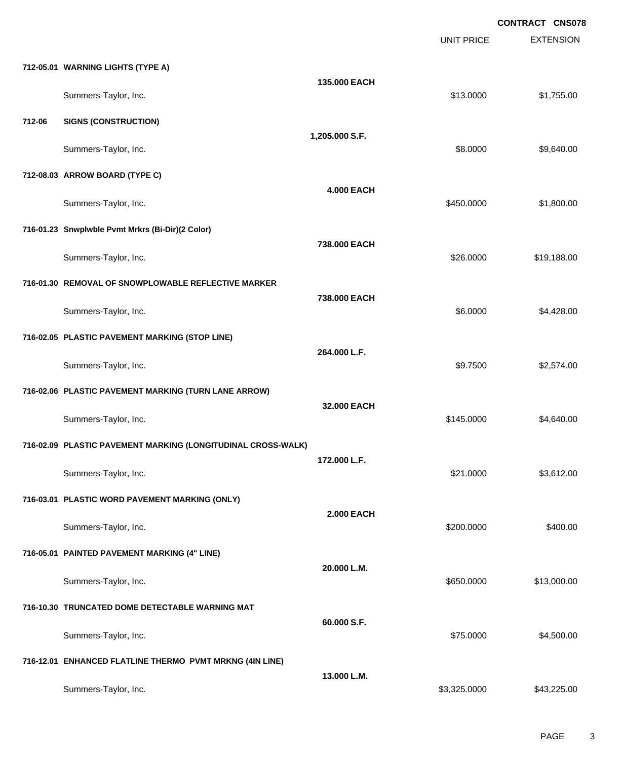**CONTRACT CNS078**

| | | UNIT PRICE | EXTENSION |
|---|---|---|---|
| **712-05.01 WARNING LIGHTS (TYPE A)** | **135.000 EACH** | | |
| Summers-Taylor, Inc. | | $13.0000 | $1,755.00 |
| **712-06 SIGNS (CONSTRUCTION)** | **1,205.000 S.F.** | | |
| Summers-Taylor, Inc. | | $8.0000 | $9,640.00 |
| **712-08.03 ARROW BOARD (TYPE C)** | **4.000 EACH** | | |
| Summers-Taylor, Inc. | | $450.0000 | $1,800.00 |
| **716-01.23 Snwplwble Pvmt Mrkrs (Bi-Dir)(2 Color)** | **738.000 EACH** | | |
| Summers-Taylor, Inc. | | $26.0000 | $19,188.00 |
| **716-01.30 REMOVAL OF SNOWPLOWABLE REFLECTIVE MARKER** | **738.000 EACH** | | |
| Summers-Taylor, Inc. | | $6.0000 | $4,428.00 |
| **716-02.05 PLASTIC PAVEMENT MARKING (STOP LINE)** | **264.000 L.F.** | | |
| Summers-Taylor, Inc. | | $9.7500 | $2,574.00 |
| **716-02.06 PLASTIC PAVEMENT MARKING (TURN LANE ARROW)** | **32.000 EACH** | | |
| Summers-Taylor, Inc. | | $145.0000 | $4,640.00 |
| **716-02.09 PLASTIC PAVEMENT MARKING (LONGITUDINAL CROSS-WALK)** | **172.000 L.F.** | | |
| Summers-Taylor, Inc. | | $21.0000 | $3,612.00 |
| **716-03.01 PLASTIC WORD PAVEMENT MARKING (ONLY)** | **2.000 EACH** | | |
| Summers-Taylor, Inc. | | $200.0000 | $400.00 |
| **716-05.01 PAINTED PAVEMENT MARKING (4" LINE)** | **20.000 L.M.** | | |
| Summers-Taylor, Inc. | | $650.0000 | $13,000.00 |
| **716-10.30 TRUNCATED DOME DETECTABLE WARNING MAT** | **60.000 S.F.** | | |
| Summers-Taylor, Inc. | | $75.0000 | $4,500.00 |
| **716-12.01 ENHANCED FLATLINE THERMO PVMT MRKNG (4IN LINE)** | **13.000 L.M.** | | |
| Summers-Taylor, Inc. | | $3,325.0000 | $43,225.00 |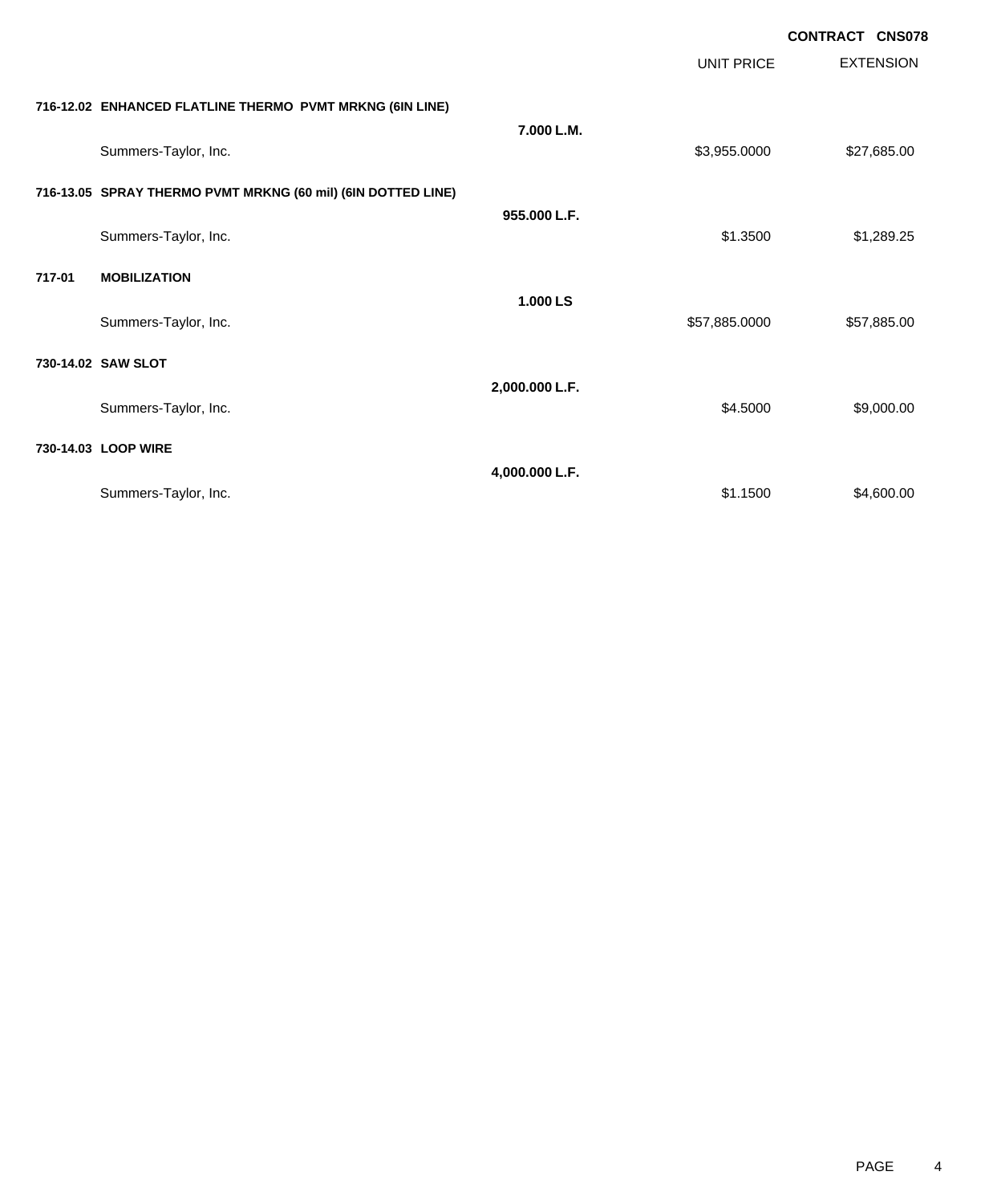**CONTRACT CNS078**

| | | UNIT PRICE | EXTENSION |
|---|---|---|---|
| **716-12.02 ENHANCED FLATLINE THERMO PVMT MRKNG (6IN LINE)** | | | |
| | **7.000 L.M.** | | |
| Summers-Taylor, Inc. | | $3,955.0000 | $27,685.00 |
| **716-13.05 SPRAY THERMO PVMT MRKNG (60 mil) (6IN DOTTED LINE)** | | | |
| | **955.000 L.F.** | | |
| Summers-Taylor, Inc. | | $1.3500 | $1,289.25 |
| **717-01 MOBILIZATION** | | | |
| | **1.000 LS** | | |
| Summers-Taylor, Inc. | | $57,885.0000 | $57,885.00 |
| **730-14.02 SAW SLOT** | | | |
| | **2,000.000 L.F.** | | |
| Summers-Taylor, Inc. | | $4.5000 | $9,000.00 |
| **730-14.03 LOOP WIRE** | | | |
| | **4,000.000 L.F.** | | |
| Summers-Taylor, Inc. | | $1.1500 | $4,600.00 |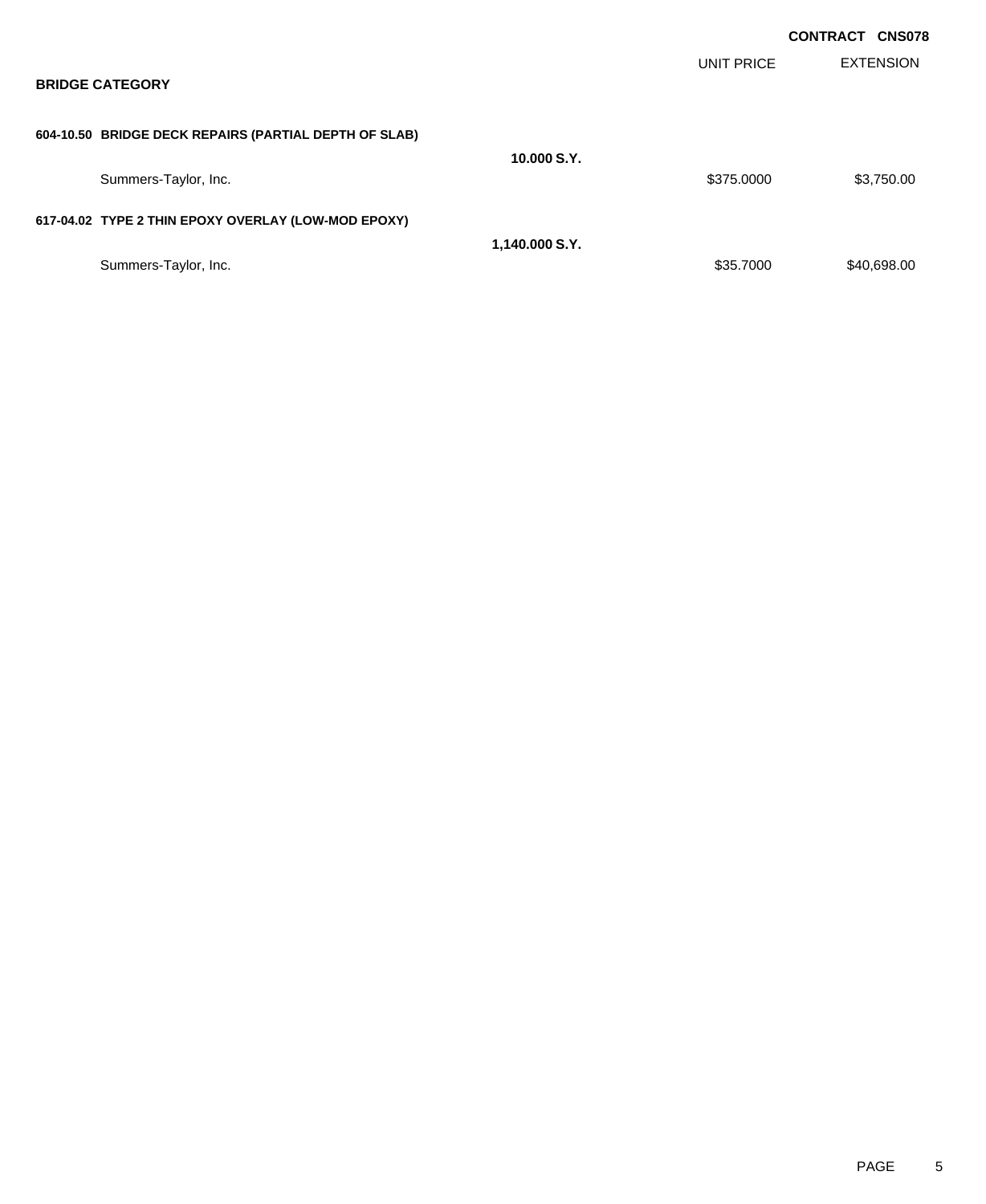**CONTRACT CNS078**

| | | UNIT PRICE | EXTENSION |
|---|---|---|---|
| **BRIDGE CATEGORY** | | | |
| **604-10.50 BRIDGE DECK REPAIRS (PARTIAL DEPTH OF SLAB)** | | | |
| | **10.000 S.Y.** | | |
| Summers-Taylor, Inc. | | $375.0000 | $3,750.00 |
| **617-04.02 TYPE 2 THIN EPOXY OVERLAY (LOW-MOD EPOXY)** | | | |
| | **1,140.000 S.Y.** | | |
| Summers-Taylor, Inc. | | $35.7000 | $40,698.00 |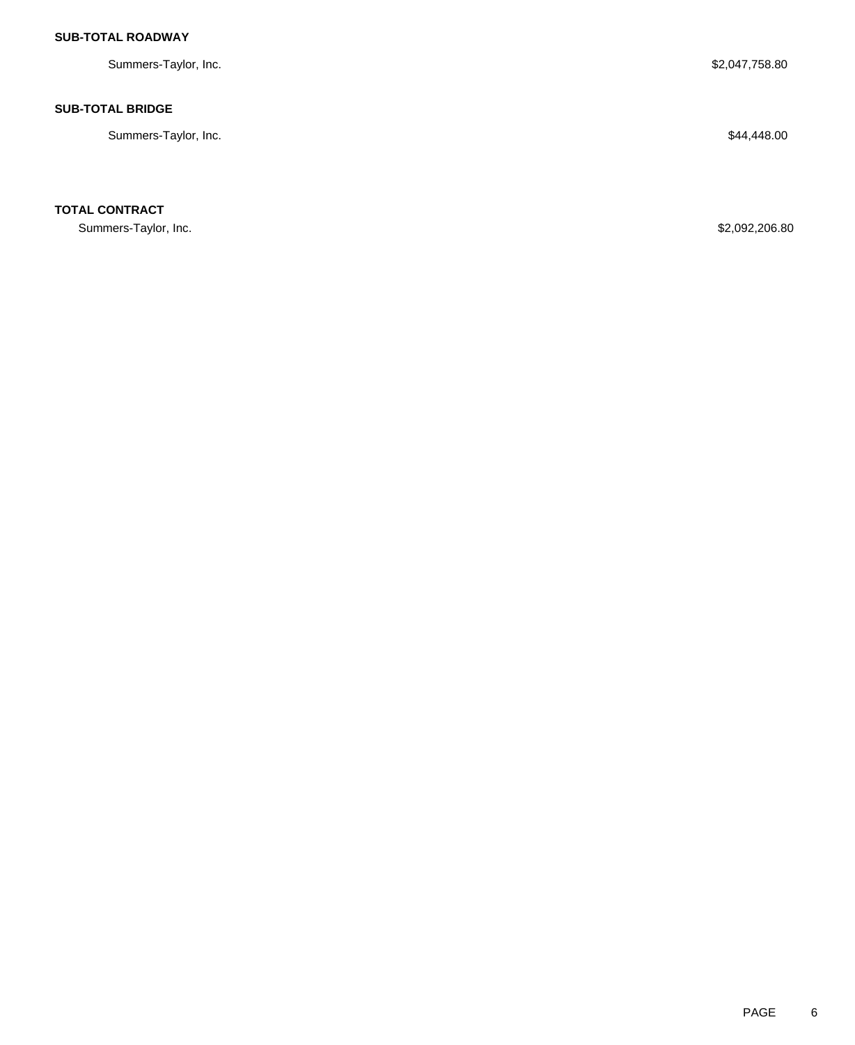**SUB-TOTAL ROADWAY**

| | |
|---|---|
| Summers-Taylor, Inc. | $2,047,758.80 |

**SUB-TOTAL BRIDGE**

| | |
|---|---|
| Summers-Taylor, Inc. | $44,448.00 |

**TOTAL CONTRACT**

| | |
|---|---|
| Summers-Taylor, Inc. | $2,092,206.80 |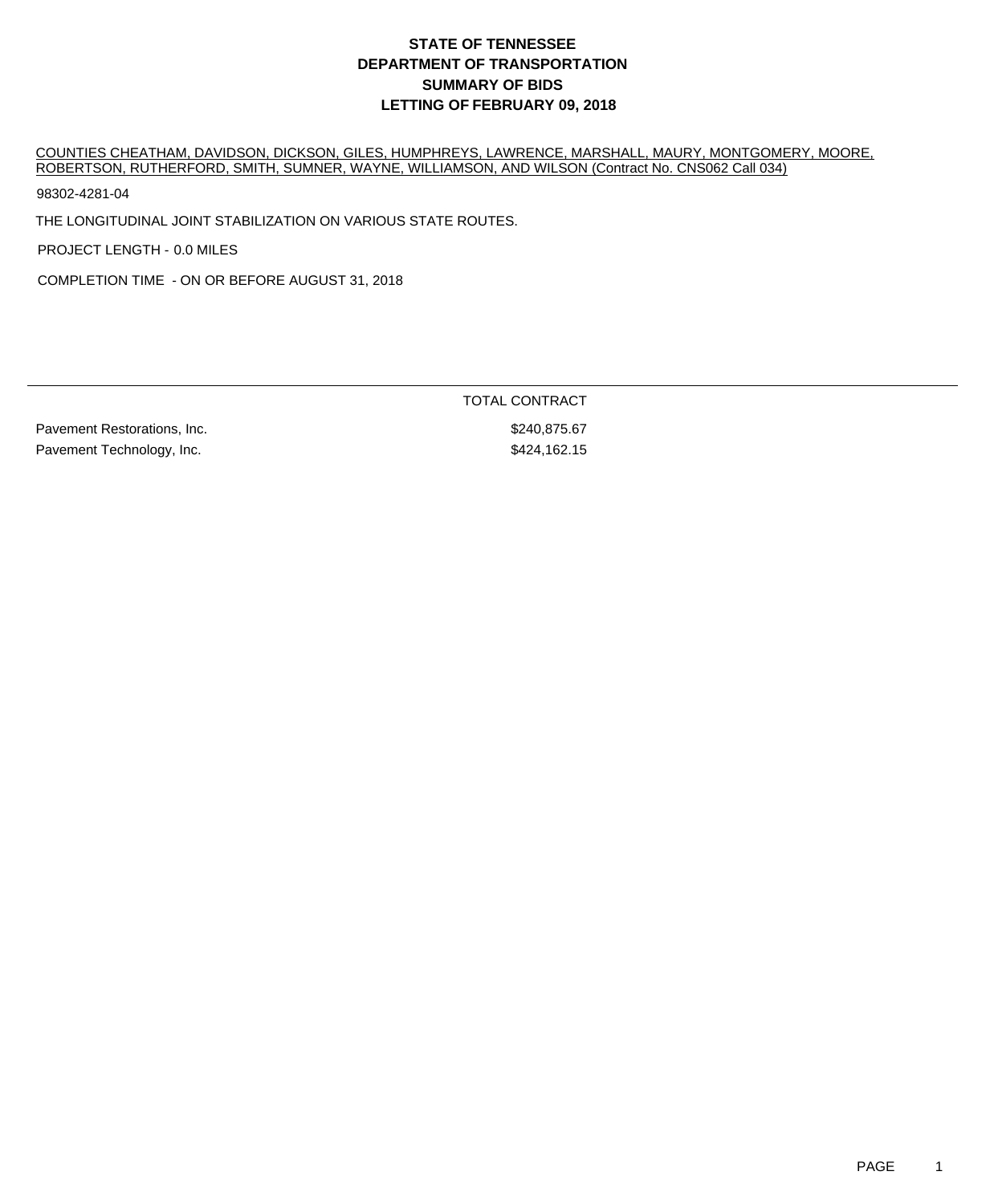# STATE OF TENNESSEE
# DEPARTMENT OF TRANSPORTATION
# SUMMARY OF BIDS
# LETTING OF FEBRUARY 09, 2018

COUNTIES CHEATHAM, DAVIDSON, DICKSON, GILES, HUMPHREYS, LAWRENCE, MARSHALL, MAURY, MONTGOMERY, MOORE, ROBERTSON, RUTHERFORD, SMITH, SUMNER, WAYNE, WILLIAMSON, AND WILSON (Contract No. CNS062 Call 034)

98302-4281-04

THE LONGITUDINAL JOINT STABILIZATION ON VARIOUS STATE ROUTES.

PROJECT LENGTH - 0.0 MILES

COMPLETION TIME - ON OR BEFORE AUGUST 31, 2018

| | TOTAL CONTRACT |
|---|---|
| Pavement Restorations, Inc. | $240,875.67 |
| Pavement Technology, Inc. | $424,162.15 |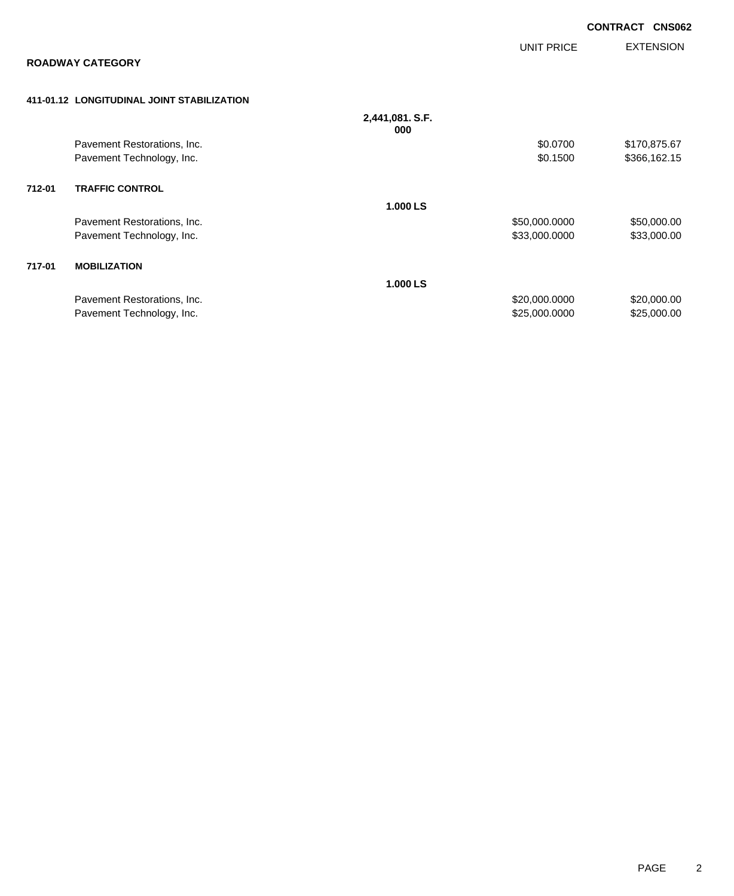**CONTRACT CNS062**

**ROADWAY CATEGORY**

| | | | UNIT PRICE | EXTENSION |
|---|---|---|---|---|
| **411-01.12** | **LONGITUDINAL JOINT STABILIZATION** | | | |
| | | **2,441,081.000 S.F.** | | |
| | Pavement Restorations, Inc. | | $0.0700 | $170,875.67 |
| | Pavement Technology, Inc. | | $0.1500 | $366,162.15 |
| **712-01** | **TRAFFIC CONTROL** | | | |
| | | **1.000 LS** | | |
| | Pavement Restorations, Inc. | | $50,000.0000 | $50,000.00 |
| | Pavement Technology, Inc. | | $33,000.0000 | $33,000.00 |
| **717-01** | **MOBILIZATION** | | | |
| | | **1.000 LS** | | |
| | Pavement Restorations, Inc. | | $20,000.0000 | $20,000.00 |
| | Pavement Technology, Inc. | | $25,000.0000 | $25,000.00 |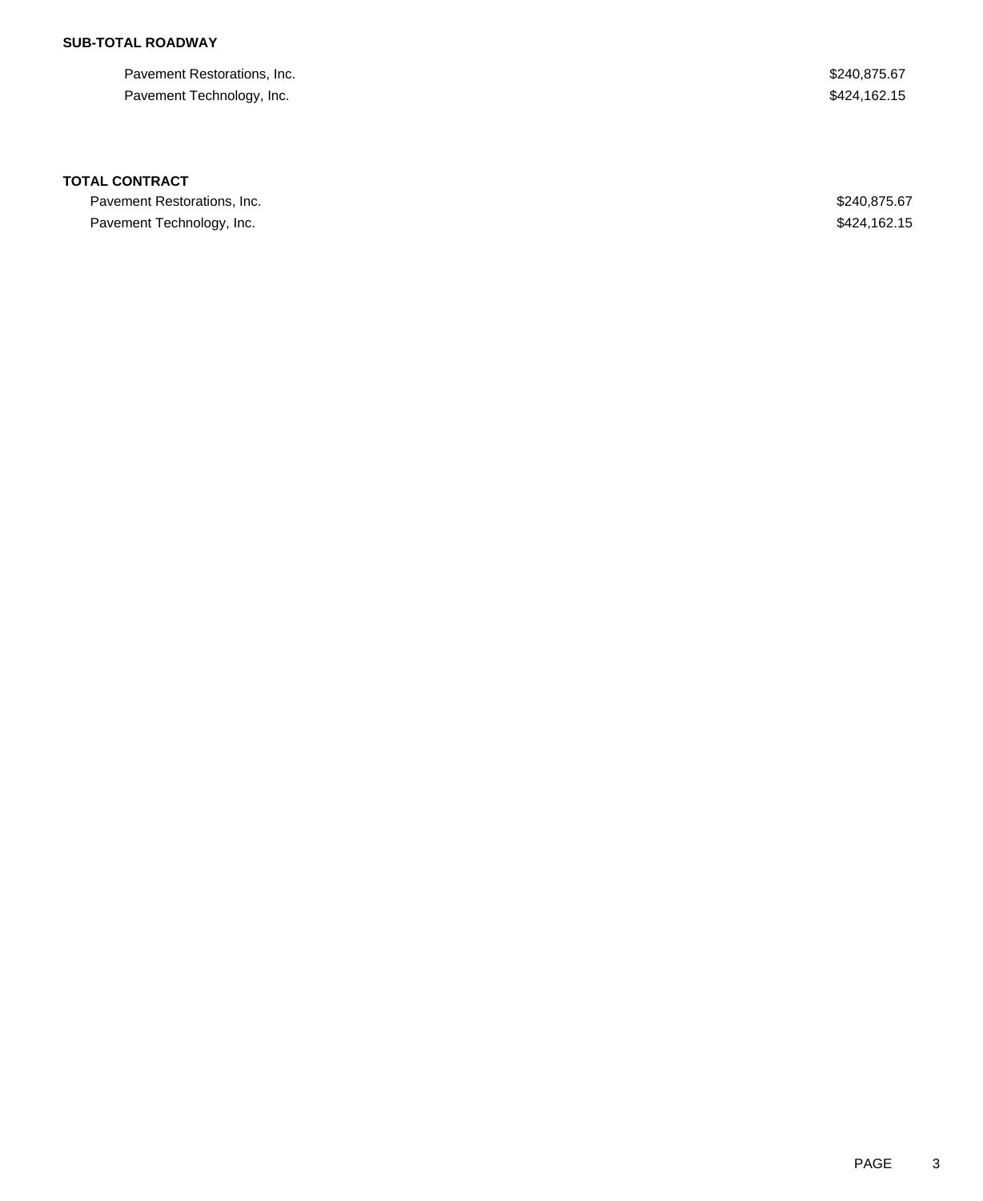**SUB-TOTAL ROADWAY**

| | |
|---|---|
| Pavement Restorations, Inc. | $240,875.67 |
| Pavement Technology, Inc. | $424,162.15 |

**TOTAL CONTRACT**

| | |
|---|---|
| Pavement Restorations, Inc. | $240,875.67 |
| Pavement Technology, Inc. | $424,162.15 |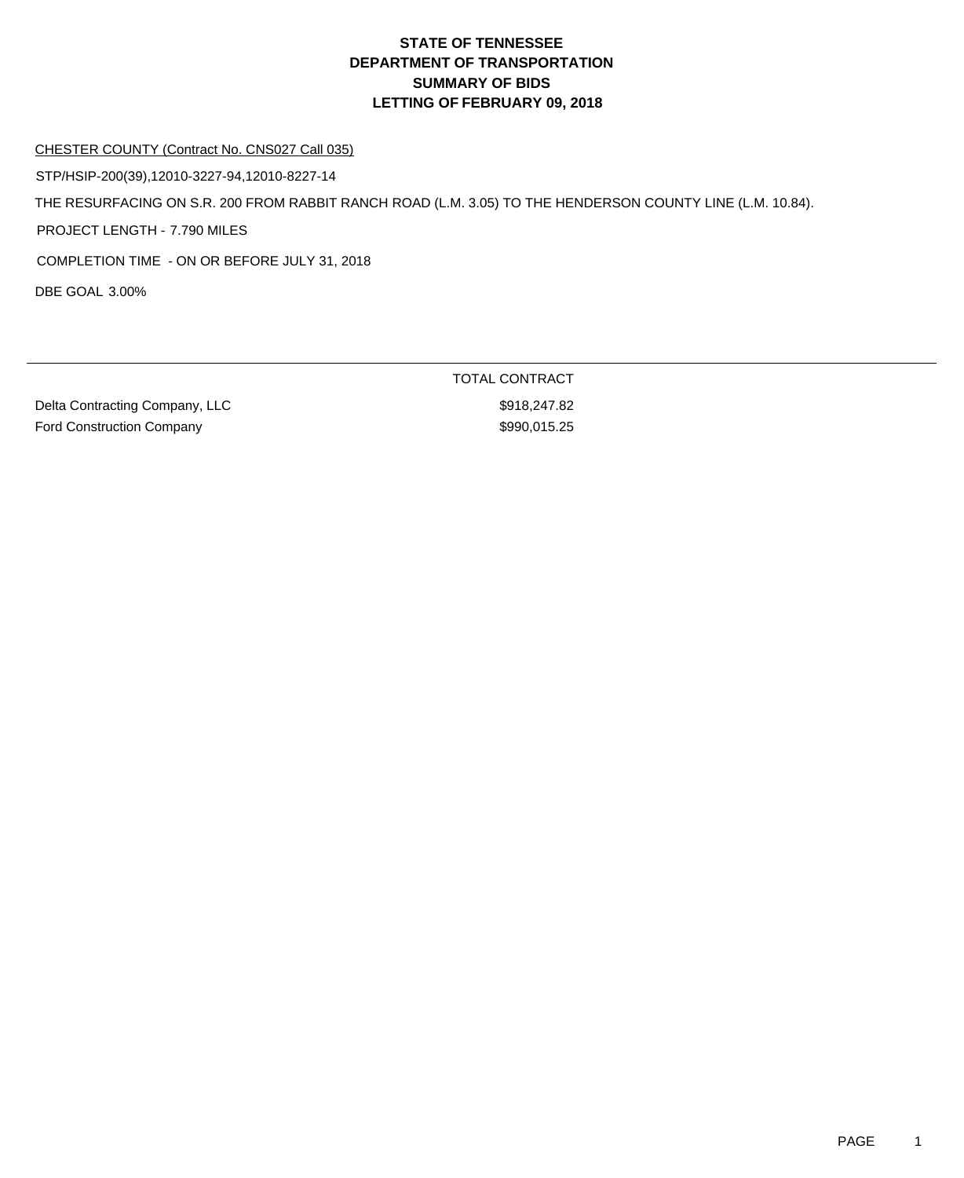# STATE OF TENNESSEE
# DEPARTMENT OF TRANSPORTATION
# SUMMARY OF BIDS
# LETTING OF FEBRUARY 09, 2018

CHESTER COUNTY (Contract No. CNS027 Call 035)

STP/HSIP-200(39),12010-3227-94,12010-8227-14

THE RESURFACING ON S.R. 200 FROM RABBIT RANCH ROAD (L.M. 3.05) TO THE HENDERSON COUNTY LINE (L.M. 10.84).

PROJECT LENGTH - 7.790 MILES

COMPLETION TIME - ON OR BEFORE JULY 31, 2018

DBE GOAL 3.00%

| | TOTAL CONTRACT |
|---|---|
| Delta Contracting Company, LLC | $918,247.82 |
| Ford Construction Company | $990,015.25 |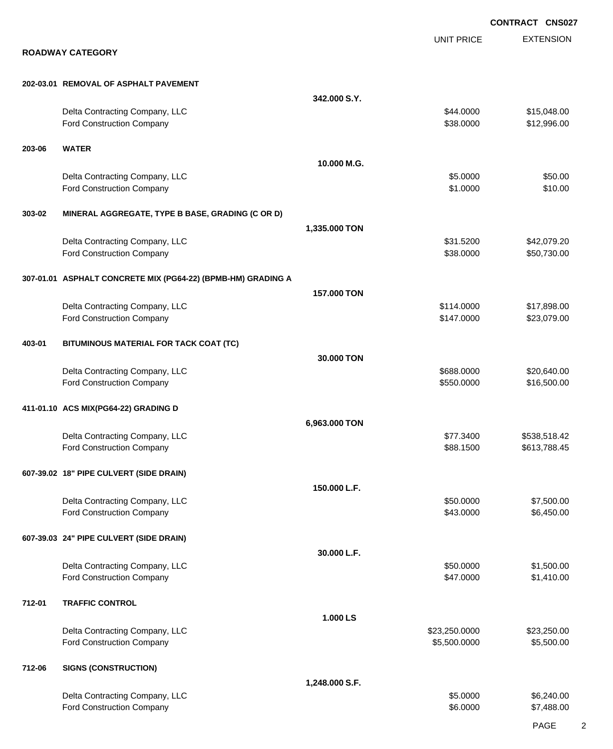**CONTRACT CNS027**

## ROADWAY CATEGORY

| | | | UNIT PRICE | EXTENSION |
|---|---|---|---|---|
| **202-03.01** | **REMOVAL OF ASPHALT PAVEMENT** | | | |
| | | **342.000 S.Y.** | | |
| | Delta Contracting Company, LLC | | $44.0000 | $15,048.00 |
| | Ford Construction Company | | $38.0000 | $12,996.00 |
| **203-06** | **WATER** | | | |
| | | **10.000 M.G.** | | |
| | Delta Contracting Company, LLC | | $5.0000 | $50.00 |
| | Ford Construction Company | | $1.0000 | $10.00 |
| **303-02** | **MINERAL AGGREGATE, TYPE B BASE, GRADING (C OR D)** | | | |
| | | **1,335.000 TON** | | |
| | Delta Contracting Company, LLC | | $31.5200 | $42,079.20 |
| | Ford Construction Company | | $38.0000 | $50,730.00 |
| **307-01.01** | **ASPHALT CONCRETE MIX (PG64-22) (BPMB-HM) GRADING A** | | | |
| | | **157.000 TON** | | |
| | Delta Contracting Company, LLC | | $114.0000 | $17,898.00 |
| | Ford Construction Company | | $147.0000 | $23,079.00 |
| **403-01** | **BITUMINOUS MATERIAL FOR TACK COAT (TC)** | | | |
| | | **30.000 TON** | | |
| | Delta Contracting Company, LLC | | $688.0000 | $20,640.00 |
| | Ford Construction Company | | $550.0000 | $16,500.00 |
| **411-01.10** | **ACS MIX(PG64-22) GRADING D** | | | |
| | | **6,963.000 TON** | | |
| | Delta Contracting Company, LLC | | $77.3400 | $538,518.42 |
| | Ford Construction Company | | $88.1500 | $613,788.45 |
| **607-39.02** | **18" PIPE CULVERT (SIDE DRAIN)** | | | |
| | | **150.000 L.F.** | | |
| | Delta Contracting Company, LLC | | $50.0000 | $7,500.00 |
| | Ford Construction Company | | $43.0000 | $6,450.00 |
| **607-39.03** | **24" PIPE CULVERT (SIDE DRAIN)** | | | |
| | | **30.000 L.F.** | | |
| | Delta Contracting Company, LLC | | $50.0000 | $1,500.00 |
| | Ford Construction Company | | $47.0000 | $1,410.00 |
| **712-01** | **TRAFFIC CONTROL** | | | |
| | | **1.000 LS** | | |
| | Delta Contracting Company, LLC | | $23,250.0000 | $23,250.00 |
| | Ford Construction Company | | $5,500.0000 | $5,500.00 |
| **712-06** | **SIGNS (CONSTRUCTION)** | | | |
| | | **1,248.000 S.F.** | | |
| | Delta Contracting Company, LLC | | $5.0000 | $6,240.00 |
| | Ford Construction Company | | $6.0000 | $7,488.00 |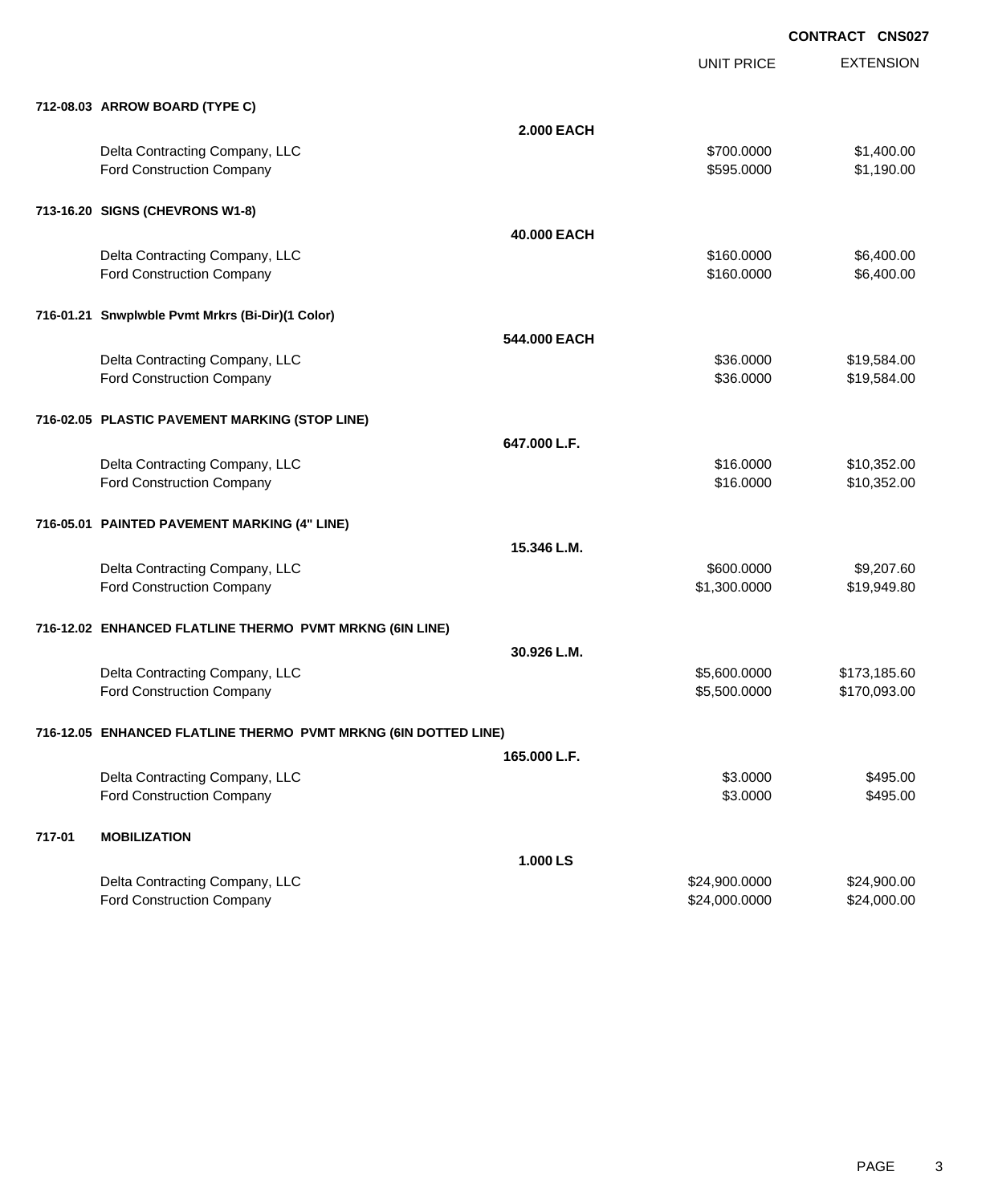**CONTRACT CNS027**

| | | UNIT PRICE | EXTENSION |
|---|---|---|---|
| **712-08.03 ARROW BOARD (TYPE C)** | | | |
| | **2.000 EACH** | | |
| Delta Contracting Company, LLC | | $700.0000 | $1,400.00 |
| Ford Construction Company | | $595.0000 | $1,190.00 |
| **713-16.20 SIGNS (CHEVRONS W1-8)** | | | |
| | **40.000 EACH** | | |
| Delta Contracting Company, LLC | | $160.0000 | $6,400.00 |
| Ford Construction Company | | $160.0000 | $6,400.00 |
| **716-01.21 Snwplwble Pvmt Mrkrs (Bi-Dir)(1 Color)** | | | |
| | **544.000 EACH** | | |
| Delta Contracting Company, LLC | | $36.0000 | $19,584.00 |
| Ford Construction Company | | $36.0000 | $19,584.00 |
| **716-02.05 PLASTIC PAVEMENT MARKING (STOP LINE)** | | | |
| | **647.000 L.F.** | | |
| Delta Contracting Company, LLC | | $16.0000 | $10,352.00 |
| Ford Construction Company | | $16.0000 | $10,352.00 |
| **716-05.01 PAINTED PAVEMENT MARKING (4" LINE)** | | | |
| | **15.346 L.M.** | | |
| Delta Contracting Company, LLC | | $600.0000 | $9,207.60 |
| Ford Construction Company | | $1,300.0000 | $19,949.80 |
| **716-12.02 ENHANCED FLATLINE THERMO PVMT MRKNG (6IN LINE)** | | | |
| | **30.926 L.M.** | | |
| Delta Contracting Company, LLC | | $5,600.0000 | $173,185.60 |
| Ford Construction Company | | $5,500.0000 | $170,093.00 |
| **716-12.05 ENHANCED FLATLINE THERMO PVMT MRKNG (6IN DOTTED LINE)** | | | |
| | **165.000 L.F.** | | |
| Delta Contracting Company, LLC | | $3.0000 | $495.00 |
| Ford Construction Company | | $3.0000 | $495.00 |
| **717-01 MOBILIZATION** | | | |
| | **1.000 LS** | | |
| Delta Contracting Company, LLC | | $24,900.0000 | $24,900.00 |
| Ford Construction Company | | $24,000.0000 | $24,000.00 |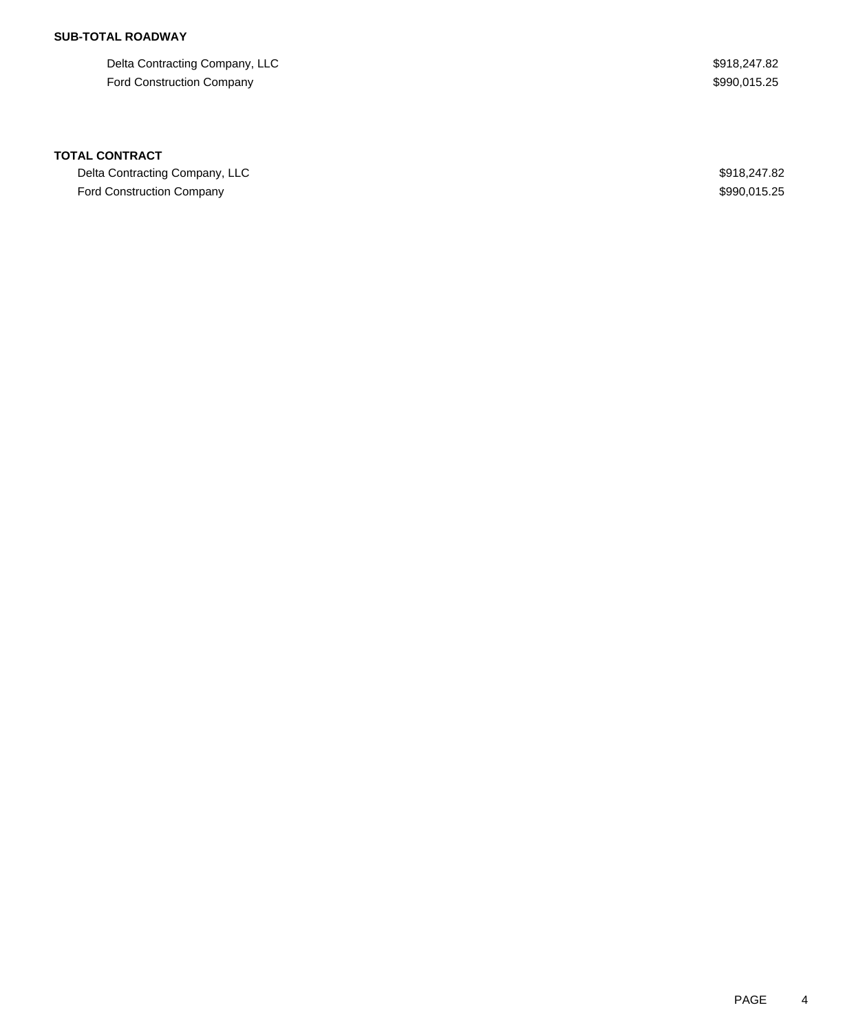**SUB-TOTAL ROADWAY**

| | |
|---|---|
| Delta Contracting Company, LLC | $918,247.82 |
| Ford Construction Company | $990,015.25 |

**TOTAL CONTRACT**

| | |
|---|---|
| Delta Contracting Company, LLC | $918,247.82 |
| Ford Construction Company | $990,015.25 |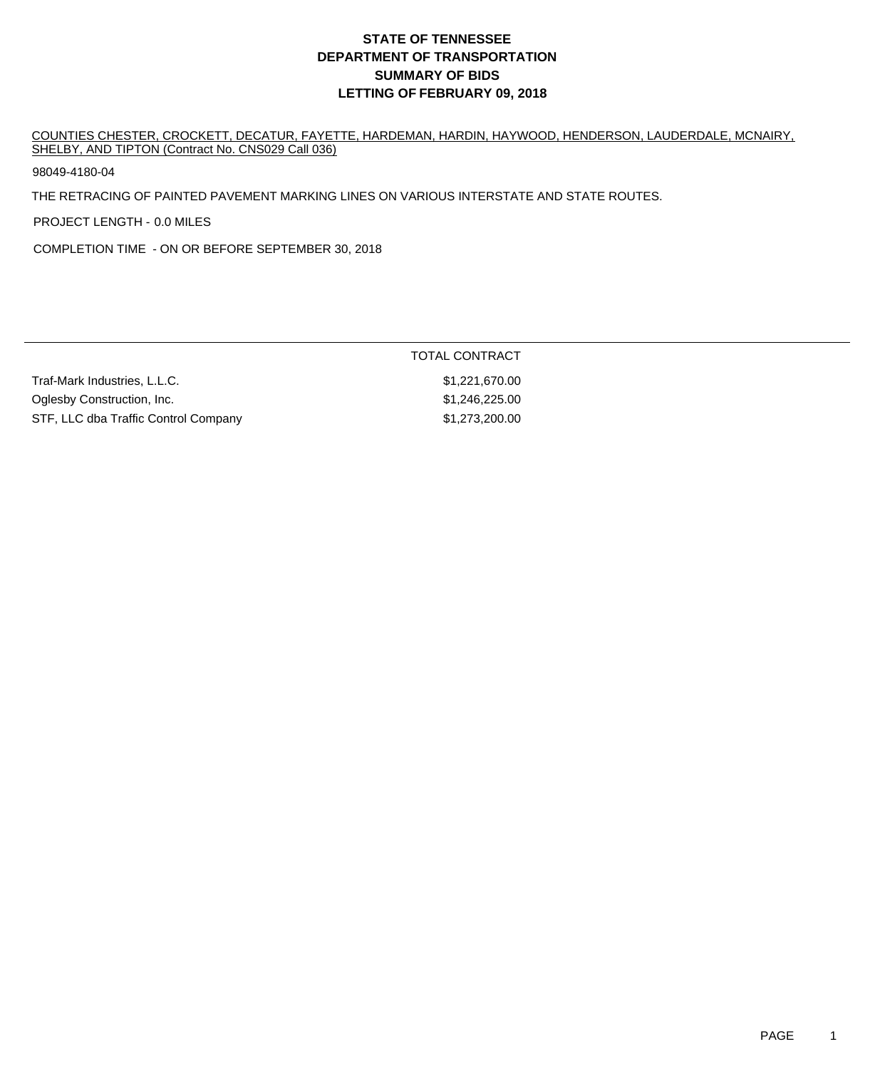# STATE OF TENNESSEE
# DEPARTMENT OF TRANSPORTATION
# SUMMARY OF BIDS
# LETTING OF FEBRUARY 09, 2018

COUNTIES CHESTER, CROCKETT, DECATUR, FAYETTE, HARDEMAN, HARDIN, HAYWOOD, HENDERSON, LAUDERDALE, MCNAIRY, SHELBY, AND TIPTON (Contract No. CNS029 Call 036)

98049-4180-04

THE RETRACING OF PAINTED PAVEMENT MARKING LINES ON VARIOUS INTERSTATE AND STATE ROUTES.

PROJECT LENGTH - 0.0 MILES

COMPLETION TIME - ON OR BEFORE SEPTEMBER 30, 2018

| | TOTAL CONTRACT |
|---|---|
| Traf-Mark Industries, L.L.C. | $1,221,670.00 |
| Oglesby Construction, Inc. | $1,246,225.00 |
| STF, LLC dba Traffic Control Company | $1,273,200.00 |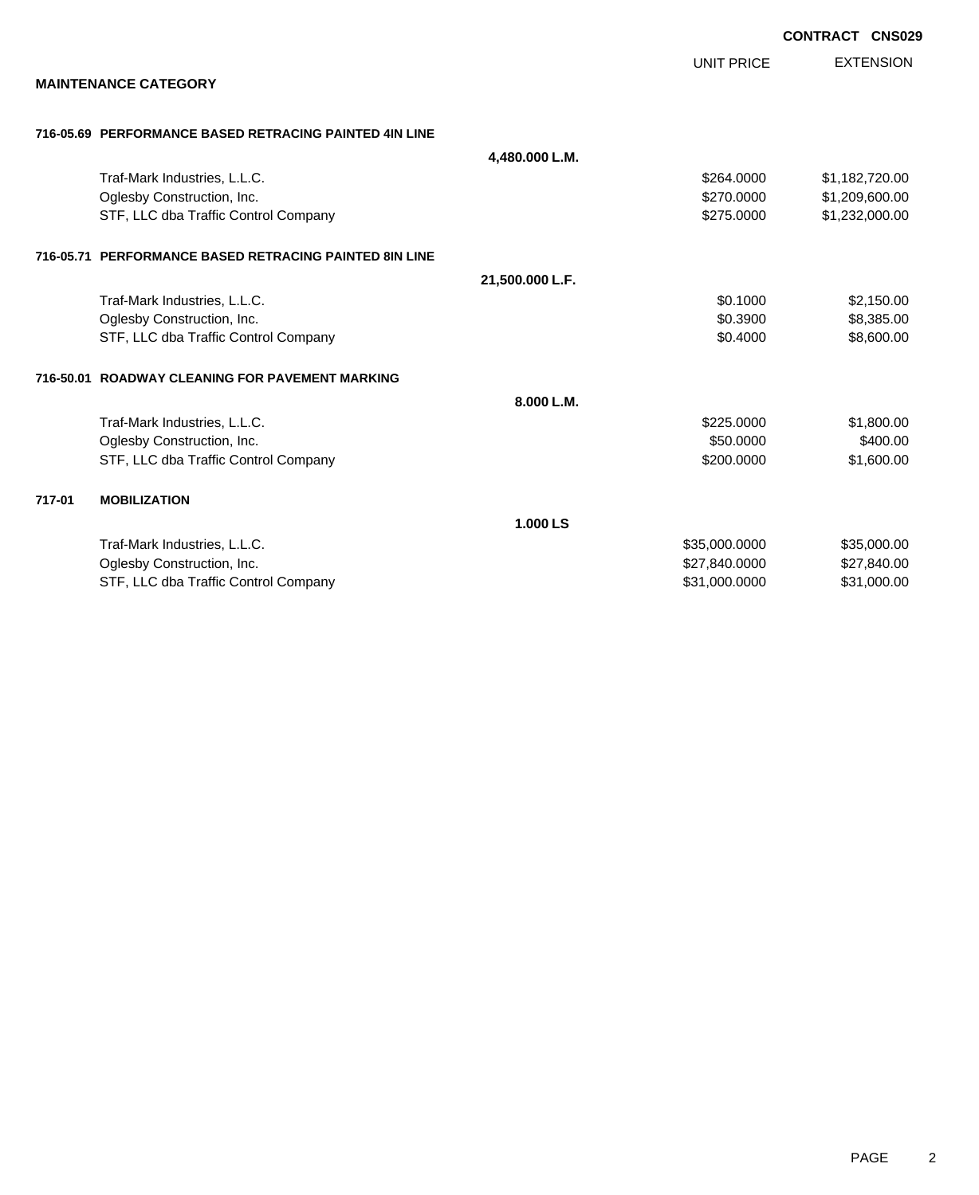**CONTRACT CNS029**

## MAINTENANCE CATEGORY

| | | | UNIT PRICE | EXTENSION |
|---|---|---|---|---|
| **716-05.69** | **PERFORMANCE BASED RETRACING PAINTED 4IN LINE** | | | |
| | | **4,480.000 L.M.** | | |
| | Traf-Mark Industries, L.L.C. | | $264.0000 | $1,182,720.00 |
| | Oglesby Construction, Inc. | | $270.0000 | $1,209,600.00 |
| | STF, LLC dba Traffic Control Company | | $275.0000 | $1,232,000.00 |
| **716-05.71** | **PERFORMANCE BASED RETRACING PAINTED 8IN LINE** | | | |
| | | **21,500.000 L.F.** | | |
| | Traf-Mark Industries, L.L.C. | | $0.1000 | $2,150.00 |
| | Oglesby Construction, Inc. | | $0.3900 | $8,385.00 |
| | STF, LLC dba Traffic Control Company | | $0.4000 | $8,600.00 |
| **716-50.01** | **ROADWAY CLEANING FOR PAVEMENT MARKING** | | | |
| | | **8.000 L.M.** | | |
| | Traf-Mark Industries, L.L.C. | | $225.0000 | $1,800.00 |
| | Oglesby Construction, Inc. | | $50.0000 | $400.00 |
| | STF, LLC dba Traffic Control Company | | $200.0000 | $1,600.00 |
| **717-01** | **MOBILIZATION** | | | |
| | | **1.000 LS** | | |
| | Traf-Mark Industries, L.L.C. | | $35,000.0000 | $35,000.00 |
| | Oglesby Construction, Inc. | | $27,840.0000 | $27,840.00 |
| | STF, LLC dba Traffic Control Company | | $31,000.0000 | $31,000.00 |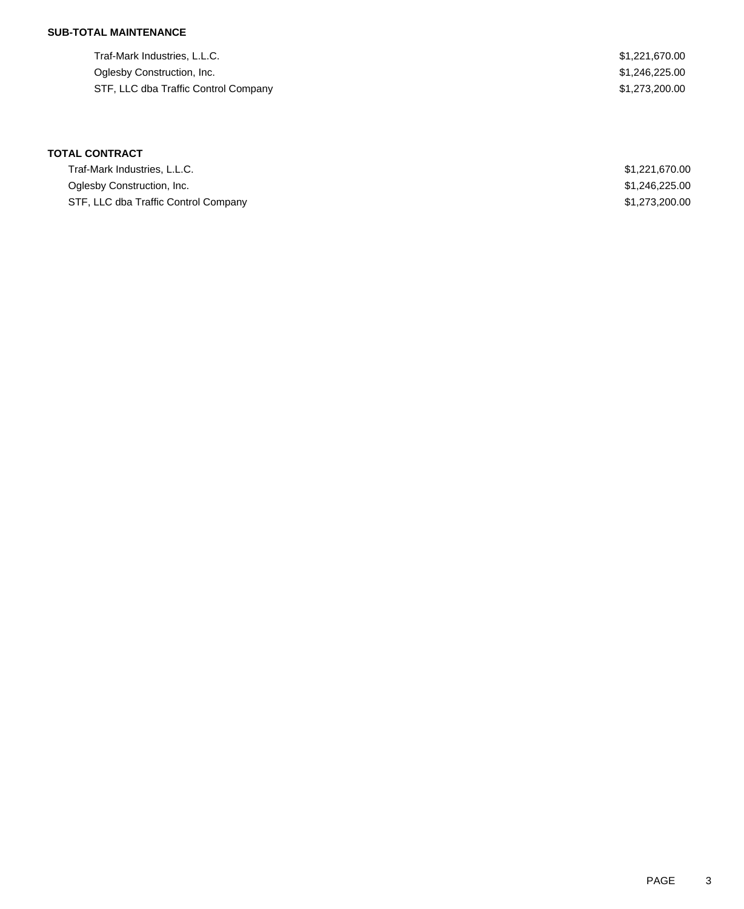**SUB-TOTAL MAINTENANCE**

| | |
|---|---|
| Traf-Mark Industries, L.L.C. | $1,221,670.00 |
| Oglesby Construction, Inc. | $1,246,225.00 |
| STF, LLC dba Traffic Control Company | $1,273,200.00 |

**TOTAL CONTRACT**

| | |
|---|---|
| Traf-Mark Industries, L.L.C. | $1,221,670.00 |
| Oglesby Construction, Inc. | $1,246,225.00 |
| STF, LLC dba Traffic Control Company | $1,273,200.00 |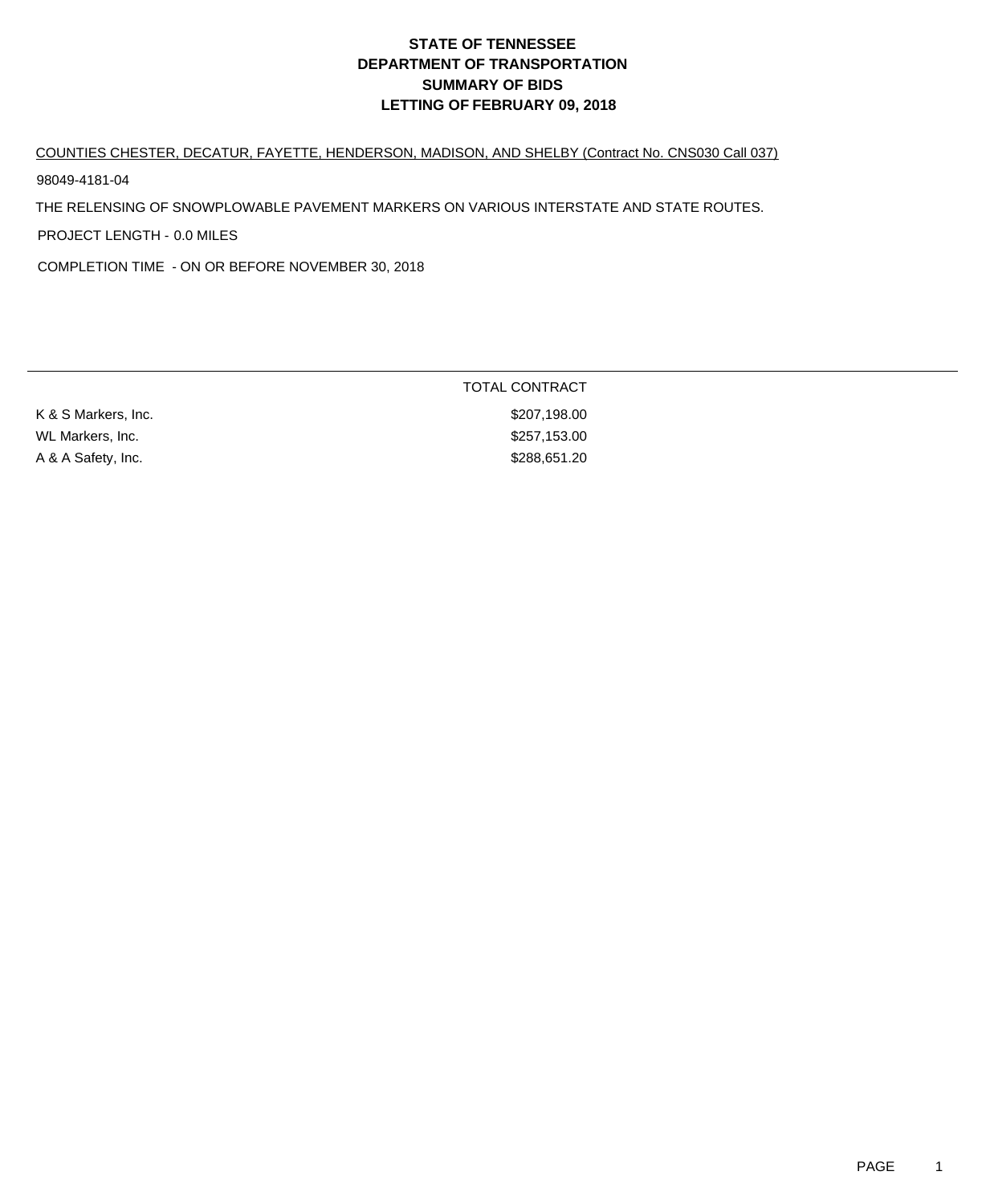# STATE OF TENNESSEE
# DEPARTMENT OF TRANSPORTATION
# SUMMARY OF BIDS
# LETTING OF FEBRUARY 09, 2018

COUNTIES CHESTER, DECATUR, FAYETTE, HENDERSON, MADISON, AND SHELBY (Contract No. CNS030 Call 037)

98049-4181-04

THE RELENSING OF SNOWPLOWABLE PAVEMENT MARKERS ON VARIOUS INTERSTATE AND STATE ROUTES.

PROJECT LENGTH - 0.0 MILES

COMPLETION TIME - ON OR BEFORE NOVEMBER 30, 2018

| | TOTAL CONTRACT |
|---|---|
| K & S Markers, Inc. | $207,198.00 |
| WL Markers, Inc. | $257,153.00 |
| A & A Safety, Inc. | $288,651.20 |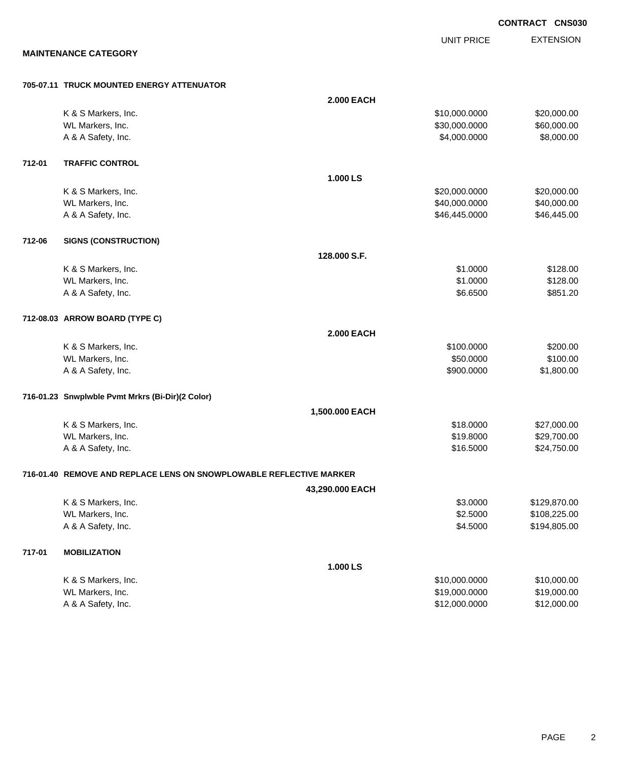**CONTRACT CNS030**

## MAINTENANCE CATEGORY

| | | | UNIT PRICE | EXTENSION |
|---|---|---|---|---|
| **705-07.11** | **TRUCK MOUNTED ENERGY ATTENUATOR** | | | |
| | | **2.000 EACH** | | |
| | K & S Markers, Inc. | | $10,000.0000 | $20,000.00 |
| | WL Markers, Inc. | | $30,000.0000 | $60,000.00 |
| | A & A Safety, Inc. | | $4,000.0000 | $8,000.00 |
| **712-01** | **TRAFFIC CONTROL** | | | |
| | | **1.000 LS** | | |
| | K & S Markers, Inc. | | $20,000.0000 | $20,000.00 |
| | WL Markers, Inc. | | $40,000.0000 | $40,000.00 |
| | A & A Safety, Inc. | | $46,445.0000 | $46,445.00 |
| **712-06** | **SIGNS (CONSTRUCTION)** | | | |
| | | **128.000 S.F.** | | |
| | K & S Markers, Inc. | | $1.0000 | $128.00 |
| | WL Markers, Inc. | | $1.0000 | $128.00 |
| | A & A Safety, Inc. | | $6.6500 | $851.20 |
| **712-08.03** | **ARROW BOARD (TYPE C)** | | | |
| | | **2.000 EACH** | | |
| | K & S Markers, Inc. | | $100.0000 | $200.00 |
| | WL Markers, Inc. | | $50.0000 | $100.00 |
| | A & A Safety, Inc. | | $900.0000 | $1,800.00 |
| **716-01.23** | **Snwplwble Pvmt Mrkrs (Bi-Dir)(2 Color)** | | | |
| | | **1,500.000 EACH** | | |
| | K & S Markers, Inc. | | $18.0000 | $27,000.00 |
| | WL Markers, Inc. | | $19.8000 | $29,700.00 |
| | A & A Safety, Inc. | | $16.5000 | $24,750.00 |
| **716-01.40** | **REMOVE AND REPLACE LENS ON SNOWPLOWABLE REFLECTIVE MARKER** | | | |
| | | **43,290.000 EACH** | | |
| | K & S Markers, Inc. | | $3.0000 | $129,870.00 |
| | WL Markers, Inc. | | $2.5000 | $108,225.00 |
| | A & A Safety, Inc. | | $4.5000 | $194,805.00 |
| **717-01** | **MOBILIZATION** | | | |
| | | **1.000 LS** | | |
| | K & S Markers, Inc. | | $10,000.0000 | $10,000.00 |
| | WL Markers, Inc. | | $19,000.0000 | $19,000.00 |
| | A & A Safety, Inc. | | $12,000.0000 | $12,000.00 |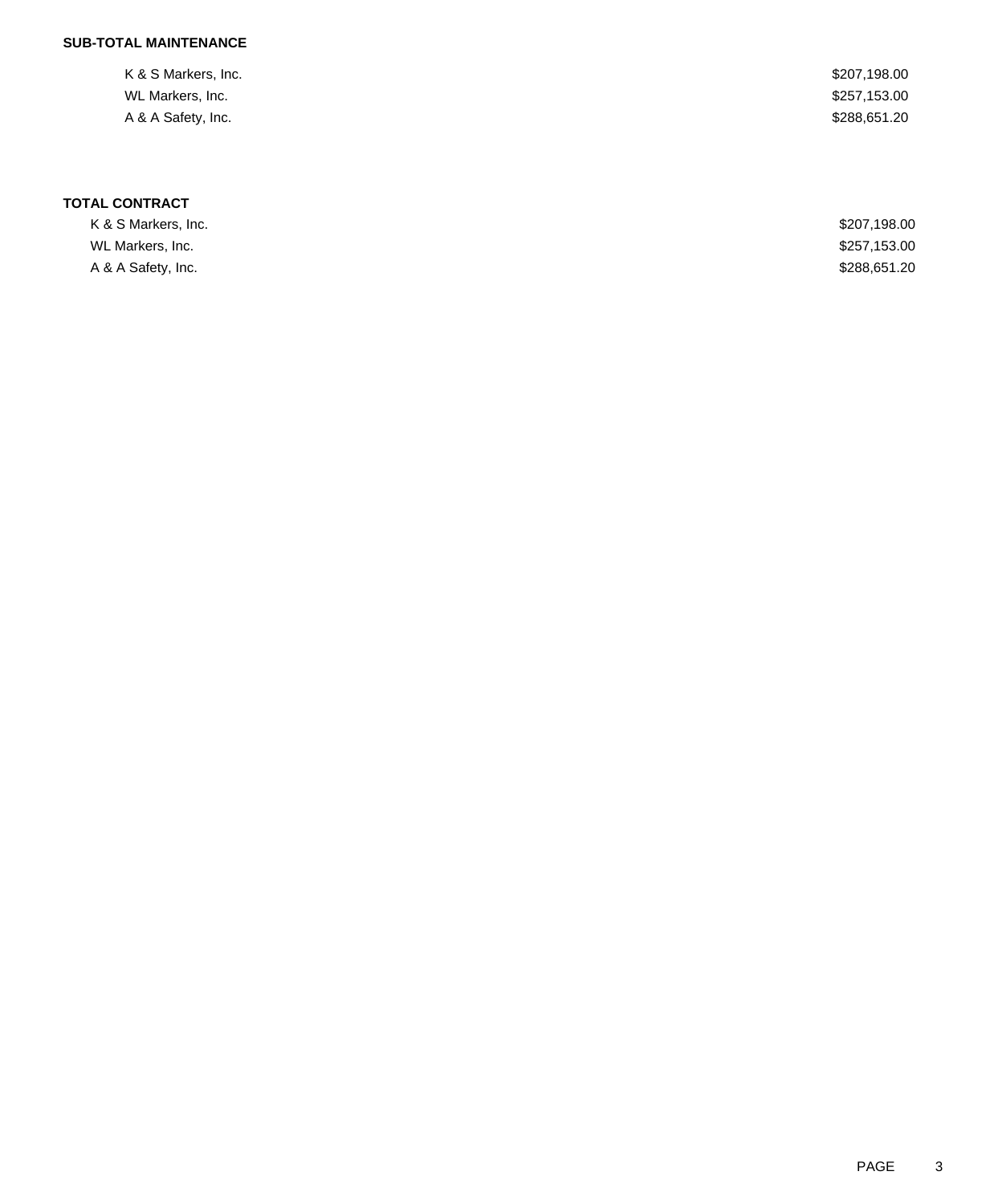**SUB-TOTAL MAINTENANCE**

| | |
|---|---|
| K & S Markers, Inc. | $207,198.00 |
| WL Markers, Inc. | $257,153.00 |
| A & A Safety, Inc. | $288,651.20 |

**TOTAL CONTRACT**

| | |
|---|---|
| K & S Markers, Inc. | $207,198.00 |
| WL Markers, Inc. | $257,153.00 |
| A & A Safety, Inc. | $288,651.20 |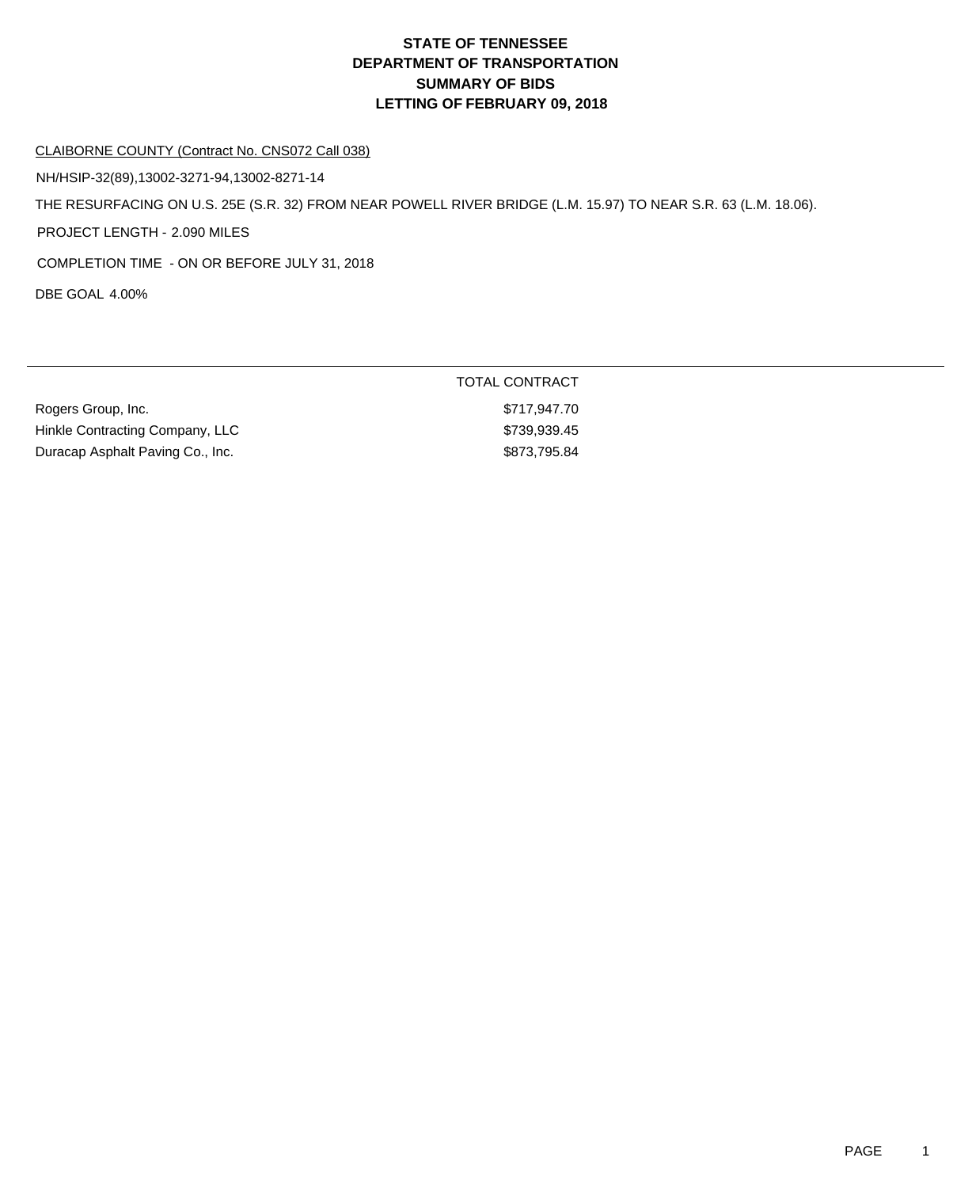# STATE OF TENNESSEE
# DEPARTMENT OF TRANSPORTATION
# SUMMARY OF BIDS
# LETTING OF FEBRUARY 09, 2018

CLAIBORNE COUNTY (Contract No. CNS072 Call 038)

NH/HSIP-32(89),13002-3271-94,13002-8271-14

THE RESURFACING ON U.S. 25E (S.R. 32) FROM NEAR POWELL RIVER BRIDGE (L.M. 15.97) TO NEAR S.R. 63 (L.M. 18.06).

PROJECT LENGTH - 2.090 MILES

COMPLETION TIME - ON OR BEFORE JULY 31, 2018

DBE GOAL 4.00%

| | TOTAL CONTRACT |
|---|---|
| Rogers Group, Inc. | $717,947.70 |
| Hinkle Contracting Company, LLC | $739,939.45 |
| Duracap Asphalt Paving Co., Inc. | $873,795.84 |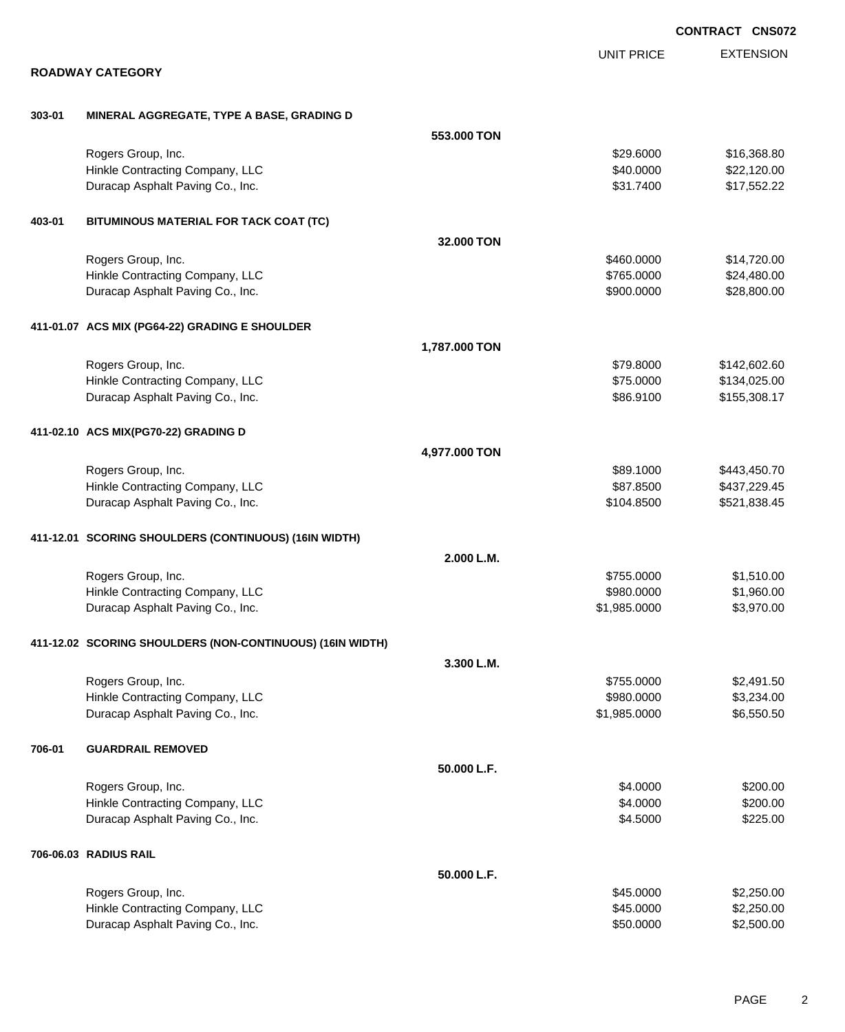**CONTRACT CNS072**

## ROADWAY CATEGORY

| | | | UNIT PRICE | EXTENSION |
|---|---|---|---|---|
| **303-01** | **MINERAL AGGREGATE, TYPE A BASE, GRADING D** | | | |
| | | **553.000 TON** | | |
| | Rogers Group, Inc. | | $29.6000 | $16,368.80 |
| | Hinkle Contracting Company, LLC | | $40.0000 | $22,120.00 |
| | Duracap Asphalt Paving Co., Inc. | | $31.7400 | $17,552.22 |
| **403-01** | **BITUMINOUS MATERIAL FOR TACK COAT (TC)** | | | |
| | | **32.000 TON** | | |
| | Rogers Group, Inc. | | $460.0000 | $14,720.00 |
| | Hinkle Contracting Company, LLC | | $765.0000 | $24,480.00 |
| | Duracap Asphalt Paving Co., Inc. | | $900.0000 | $28,800.00 |
| **411-01.07** | **ACS MIX (PG64-22) GRADING E SHOULDER** | | | |
| | | **1,787.000 TON** | | |
| | Rogers Group, Inc. | | $79.8000 | $142,602.60 |
| | Hinkle Contracting Company, LLC | | $75.0000 | $134,025.00 |
| | Duracap Asphalt Paving Co., Inc. | | $86.9100 | $155,308.17 |
| **411-02.10** | **ACS MIX(PG70-22) GRADING D** | | | |
| | | **4,977.000 TON** | | |
| | Rogers Group, Inc. | | $89.1000 | $443,450.70 |
| | Hinkle Contracting Company, LLC | | $87.8500 | $437,229.45 |
| | Duracap Asphalt Paving Co., Inc. | | $104.8500 | $521,838.45 |
| **411-12.01** | **SCORING SHOULDERS (CONTINUOUS) (16IN WIDTH)** | | | |
| | | **2.000 L.M.** | | |
| | Rogers Group, Inc. | | $755.0000 | $1,510.00 |
| | Hinkle Contracting Company, LLC | | $980.0000 | $1,960.00 |
| | Duracap Asphalt Paving Co., Inc. | | $1,985.0000 | $3,970.00 |
| **411-12.02** | **SCORING SHOULDERS (NON-CONTINUOUS) (16IN WIDTH)** | | | |
| | | **3.300 L.M.** | | |
| | Rogers Group, Inc. | | $755.0000 | $2,491.50 |
| | Hinkle Contracting Company, LLC | | $980.0000 | $3,234.00 |
| | Duracap Asphalt Paving Co., Inc. | | $1,985.0000 | $6,550.50 |
| **706-01** | **GUARDRAIL REMOVED** | | | |
| | | **50.000 L.F.** | | |
| | Rogers Group, Inc. | | $4.0000 | $200.00 |
| | Hinkle Contracting Company, LLC | | $4.0000 | $200.00 |
| | Duracap Asphalt Paving Co., Inc. | | $4.5000 | $225.00 |
| **706-06.03** | **RADIUS RAIL** | | | |
| | | **50.000 L.F.** | | |
| | Rogers Group, Inc. | | $45.0000 | $2,250.00 |
| | Hinkle Contracting Company, LLC | | $45.0000 | $2,250.00 |
| | Duracap Asphalt Paving Co., Inc. | | $50.0000 | $2,500.00 |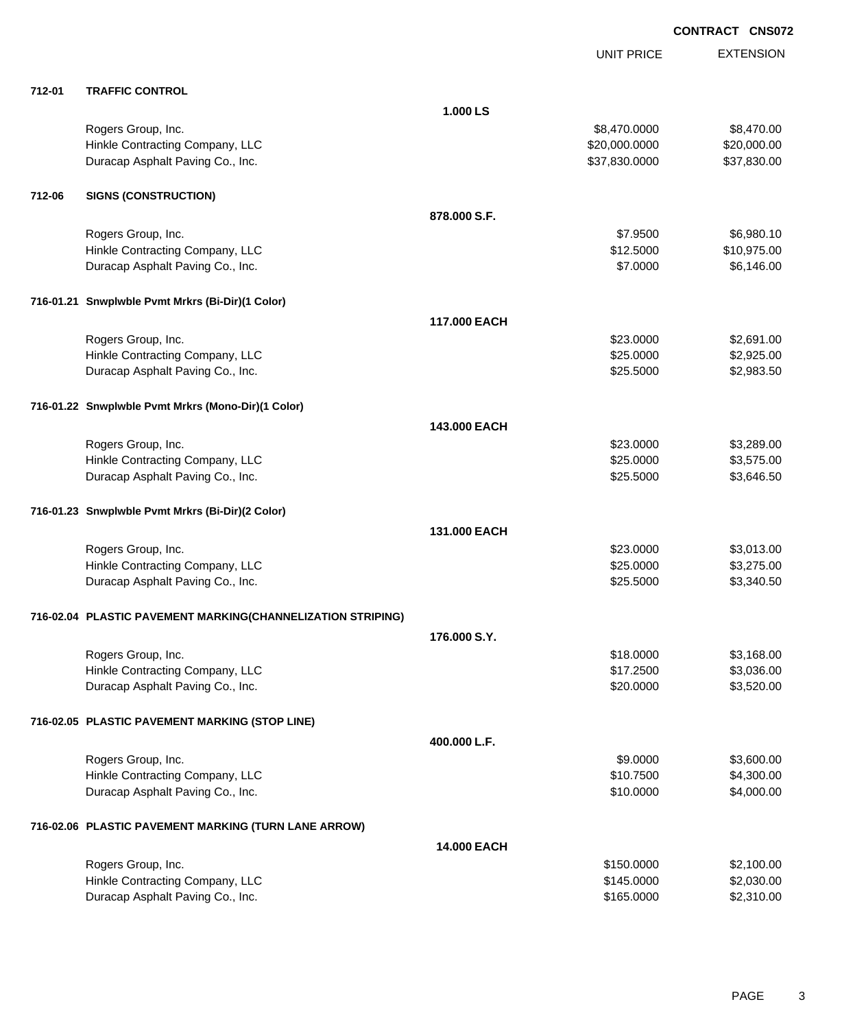**CONTRACT CNS072**

| | | | UNIT PRICE | EXTENSION |
|---|---|---|---|---|
| **712-01** | **TRAFFIC CONTROL** | | | |
| | | **1.000 LS** | | |
| | Rogers Group, Inc. | | $8,470.0000 | $8,470.00 |
| | Hinkle Contracting Company, LLC | | $20,000.0000 | $20,000.00 |
| | Duracap Asphalt Paving Co., Inc. | | $37,830.0000 | $37,830.00 |
| **712-06** | **SIGNS (CONSTRUCTION)** | | | |
| | | **878.000 S.F.** | | |
| | Rogers Group, Inc. | | $7.9500 | $6,980.10 |
| | Hinkle Contracting Company, LLC | | $12.5000 | $10,975.00 |
| | Duracap Asphalt Paving Co., Inc. | | $7.0000 | $6,146.00 |
| **716-01.21** | **Snwplwble Pvmt Mrkrs (Bi-Dir)(1 Color)** | | | |
| | | **117.000 EACH** | | |
| | Rogers Group, Inc. | | $23.0000 | $2,691.00 |
| | Hinkle Contracting Company, LLC | | $25.0000 | $2,925.00 |
| | Duracap Asphalt Paving Co., Inc. | | $25.5000 | $2,983.50 |
| **716-01.22** | **Snwplwble Pvmt Mrkrs (Mono-Dir)(1 Color)** | | | |
| | | **143.000 EACH** | | |
| | Rogers Group, Inc. | | $23.0000 | $3,289.00 |
| | Hinkle Contracting Company, LLC | | $25.0000 | $3,575.00 |
| | Duracap Asphalt Paving Co., Inc. | | $25.5000 | $3,646.50 |
| **716-01.23** | **Snwplwble Pvmt Mrkrs (Bi-Dir)(2 Color)** | | | |
| | | **131.000 EACH** | | |
| | Rogers Group, Inc. | | $23.0000 | $3,013.00 |
| | Hinkle Contracting Company, LLC | | $25.0000 | $3,275.00 |
| | Duracap Asphalt Paving Co., Inc. | | $25.5000 | $3,340.50 |
| **716-02.04** | **PLASTIC PAVEMENT MARKING(CHANNELIZATION STRIPING)** | | | |
| | | **176.000 S.Y.** | | |
| | Rogers Group, Inc. | | $18.0000 | $3,168.00 |
| | Hinkle Contracting Company, LLC | | $17.2500 | $3,036.00 |
| | Duracap Asphalt Paving Co., Inc. | | $20.0000 | $3,520.00 |
| **716-02.05** | **PLASTIC PAVEMENT MARKING (STOP LINE)** | | | |
| | | **400.000 L.F.** | | |
| | Rogers Group, Inc. | | $9.0000 | $3,600.00 |
| | Hinkle Contracting Company, LLC | | $10.7500 | $4,300.00 |
| | Duracap Asphalt Paving Co., Inc. | | $10.0000 | $4,000.00 |
| **716-02.06** | **PLASTIC PAVEMENT MARKING (TURN LANE ARROW)** | | | |
| | | **14.000 EACH** | | |
| | Rogers Group, Inc. | | $150.0000 | $2,100.00 |
| | Hinkle Contracting Company, LLC | | $145.0000 | $2,030.00 |
| | Duracap Asphalt Paving Co., Inc. | | $165.0000 | $2,310.00 |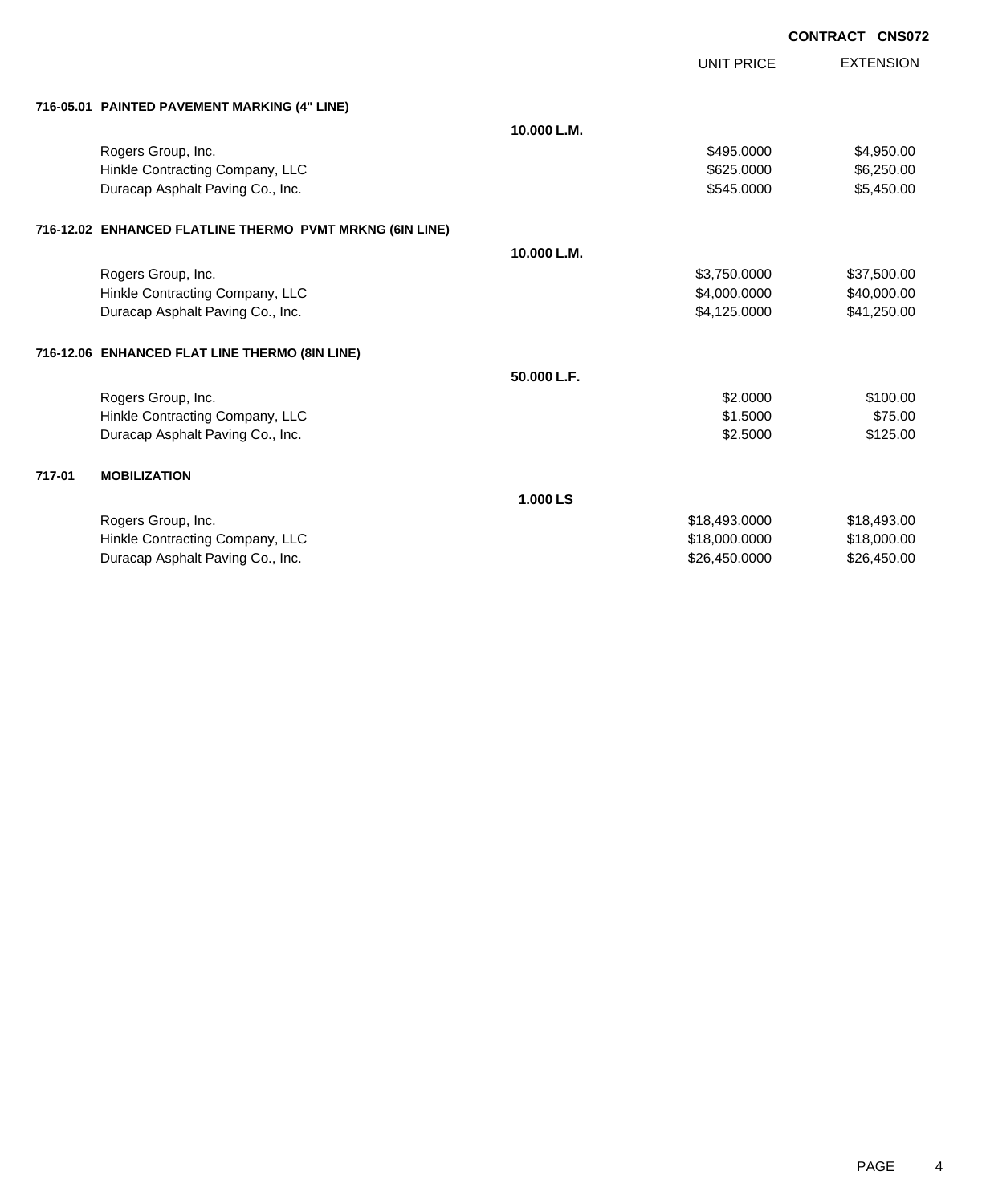**CONTRACT CNS072**

| | | UNIT PRICE | EXTENSION |
|---|---|---|---|
| **716-05.01 PAINTED PAVEMENT MARKING (4" LINE)** | | | |
| | **10.000 L.M.** | | |
| Rogers Group, Inc. | | $495.0000 | $4,950.00 |
| Hinkle Contracting Company, LLC | | $625.0000 | $6,250.00 |
| Duracap Asphalt Paving Co., Inc. | | $545.0000 | $5,450.00 |
| **716-12.02 ENHANCED FLATLINE THERMO PVMT MRKNG (6IN LINE)** | | | |
| | **10.000 L.M.** | | |
| Rogers Group, Inc. | | $3,750.0000 | $37,500.00 |
| Hinkle Contracting Company, LLC | | $4,000.0000 | $40,000.00 |
| Duracap Asphalt Paving Co., Inc. | | $4,125.0000 | $41,250.00 |
| **716-12.06 ENHANCED FLAT LINE THERMO (8IN LINE)** | | | |
| | **50.000 L.F.** | | |
| Rogers Group, Inc. | | $2.0000 | $100.00 |
| Hinkle Contracting Company, LLC | | $1.5000 | $75.00 |
| Duracap Asphalt Paving Co., Inc. | | $2.5000 | $125.00 |
| **717-01 MOBILIZATION** | | | |
| | **1.000 LS** | | |
| Rogers Group, Inc. | | $18,493.0000 | $18,493.00 |
| Hinkle Contracting Company, LLC | | $18,000.0000 | $18,000.00 |
| Duracap Asphalt Paving Co., Inc. | | $26,450.0000 | $26,450.00 |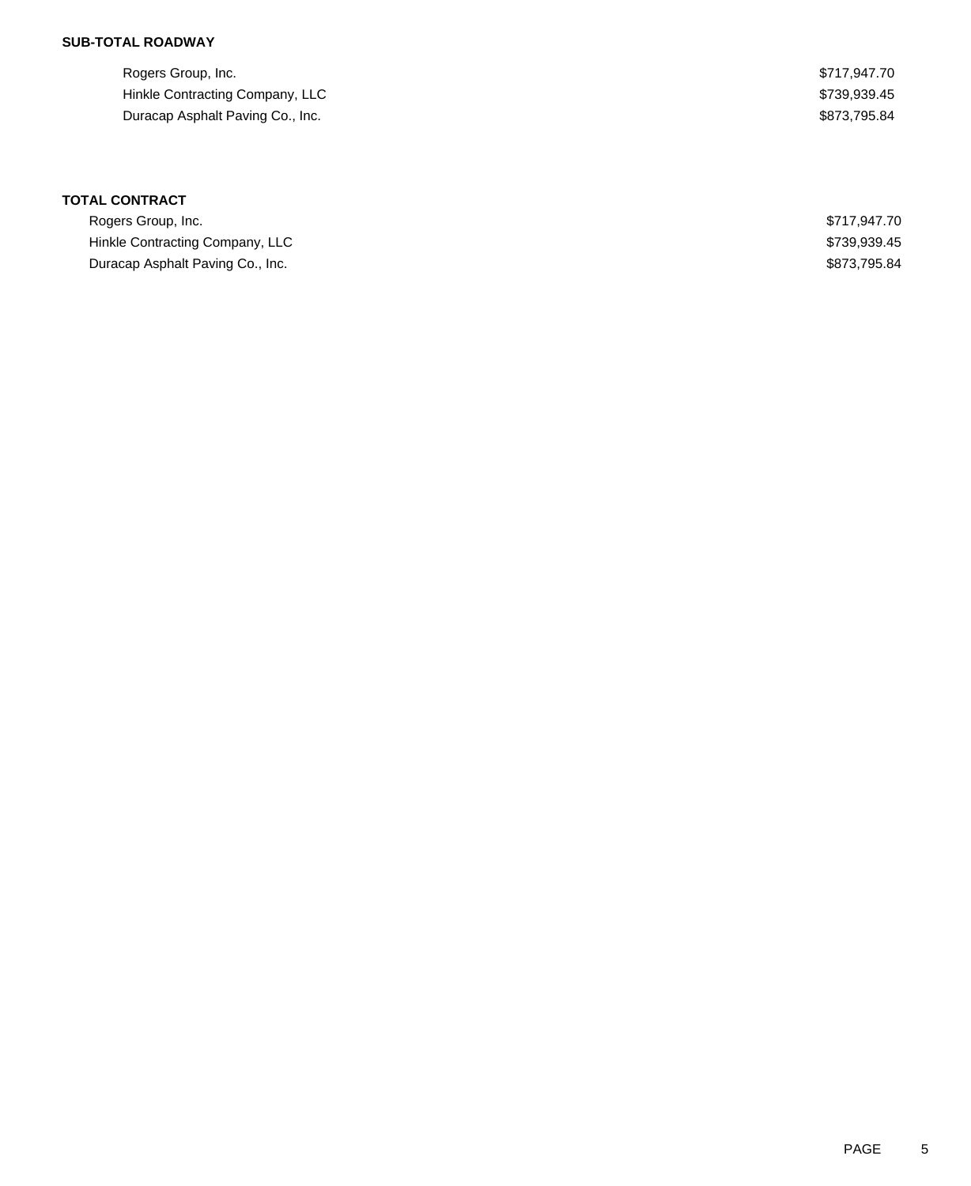**SUB-TOTAL ROADWAY**

| | |
|---|---|
| Rogers Group, Inc. | $717,947.70 |
| Hinkle Contracting Company, LLC | $739,939.45 |
| Duracap Asphalt Paving Co., Inc. | $873,795.84 |

**TOTAL CONTRACT**

| | |
|---|---|
| Rogers Group, Inc. | $717,947.70 |
| Hinkle Contracting Company, LLC | $739,939.45 |
| Duracap Asphalt Paving Co., Inc. | $873,795.84 |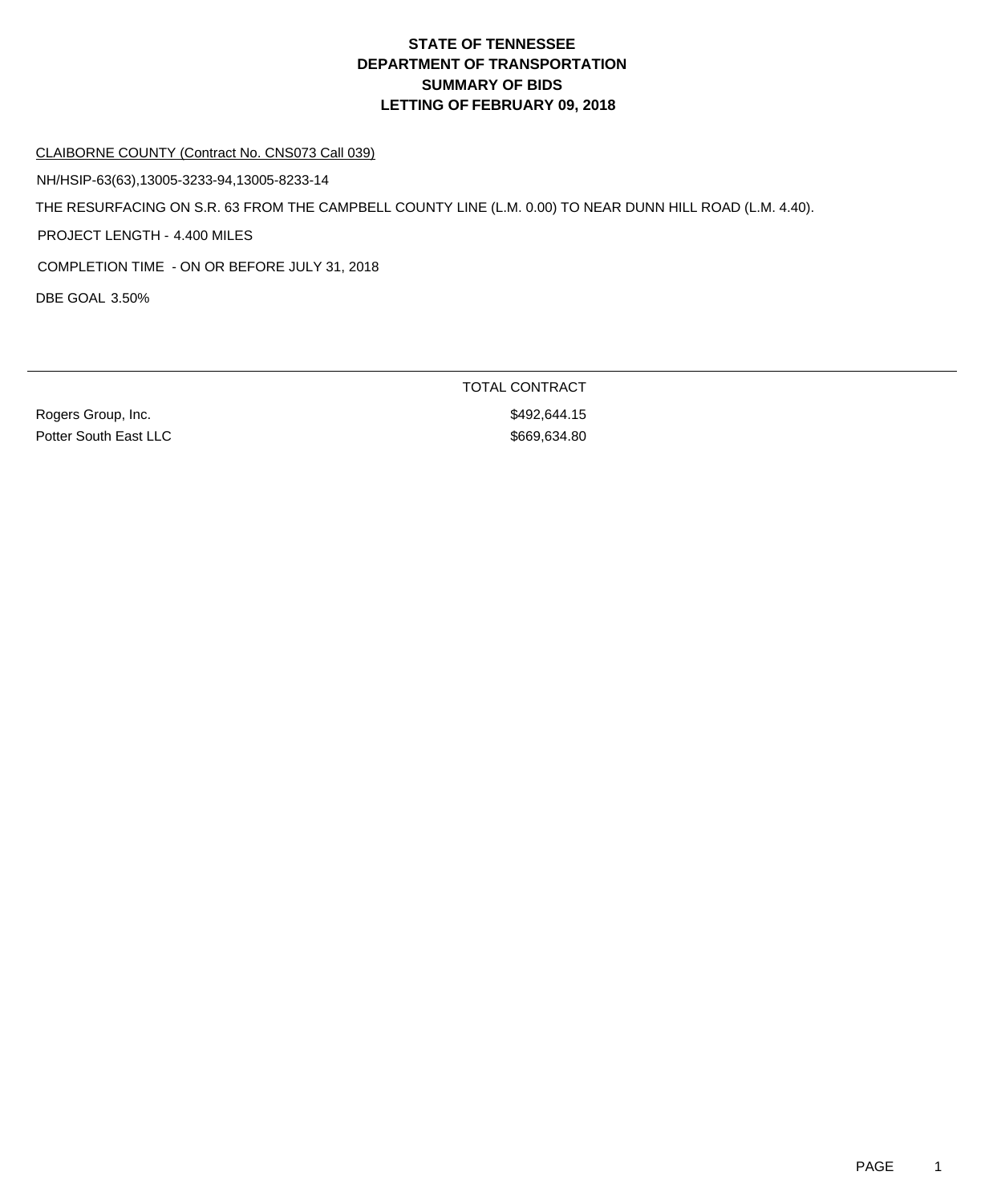# STATE OF TENNESSEE
# DEPARTMENT OF TRANSPORTATION
# SUMMARY OF BIDS
# LETTING OF FEBRUARY 09, 2018

CLAIBORNE COUNTY (Contract No. CNS073 Call 039)

NH/HSIP-63(63),13005-3233-94,13005-8233-14

THE RESURFACING ON S.R. 63 FROM THE CAMPBELL COUNTY LINE (L.M. 0.00) TO NEAR DUNN HILL ROAD (L.M. 4.40).

PROJECT LENGTH - 4.400 MILES

COMPLETION TIME - ON OR BEFORE JULY 31, 2018

DBE GOAL 3.50%

| | TOTAL CONTRACT |
|---|---|
| Rogers Group, Inc. | $492,644.15 |
| Potter South East LLC | $669,634.80 |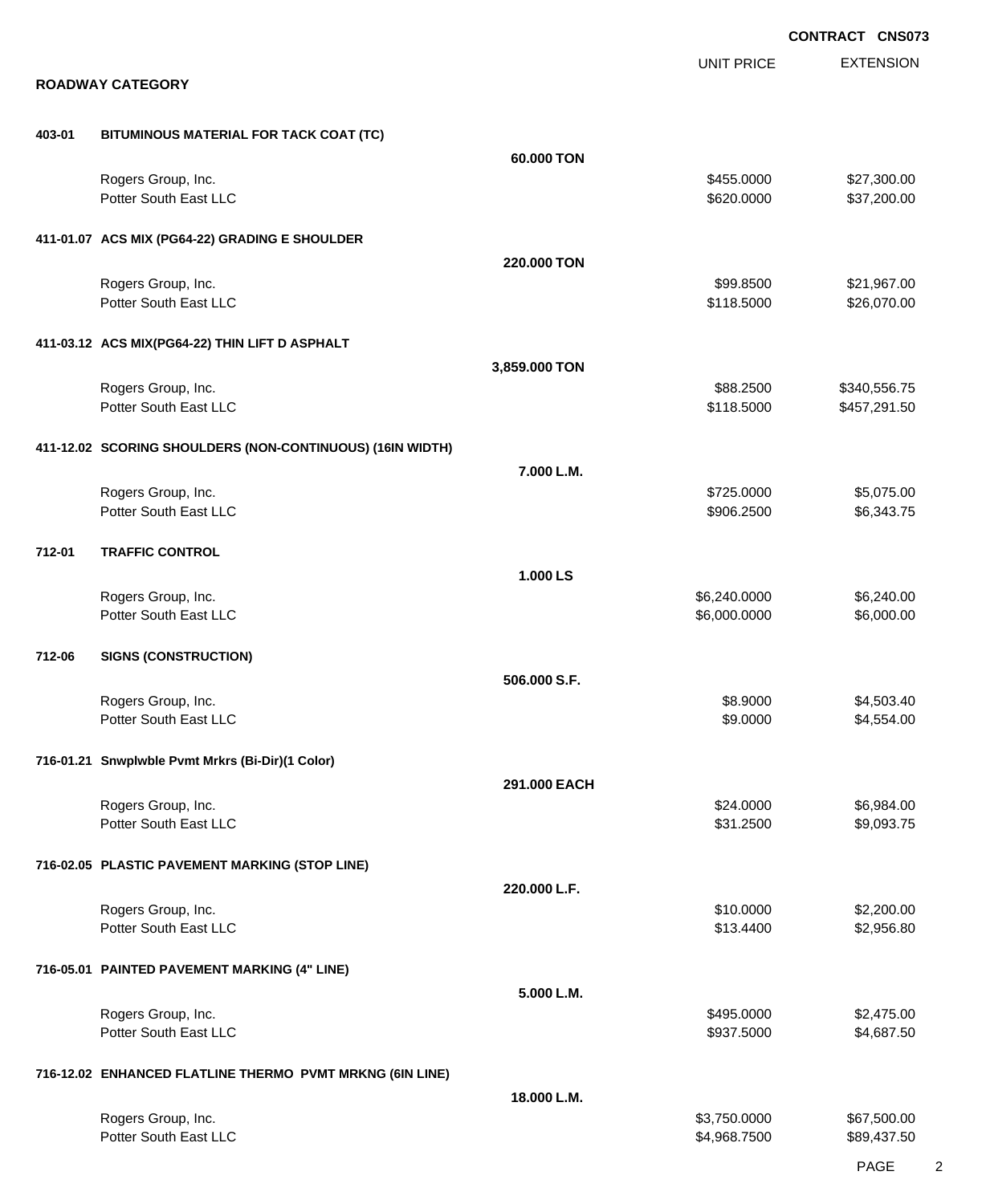**CONTRACT CNS073**

## ROADWAY CATEGORY

| | | | UNIT PRICE | EXTENSION |
|---|---|---|---|---|
| **403-01** | **BITUMINOUS MATERIAL FOR TACK COAT (TC)** | | | |
| | | **60.000 TON** | | |
| | Rogers Group, Inc. | | $455.0000 | $27,300.00 |
| | Potter South East LLC | | $620.0000 | $37,200.00 |
| **411-01.07** | **ACS MIX (PG64-22) GRADING E SHOULDER** | | | |
| | | **220.000 TON** | | |
| | Rogers Group, Inc. | | $99.8500 | $21,967.00 |
| | Potter South East LLC | | $118.5000 | $26,070.00 |
| **411-03.12** | **ACS MIX(PG64-22) THIN LIFT D ASPHALT** | | | |
| | | **3,859.000 TON** | | |
| | Rogers Group, Inc. | | $88.2500 | $340,556.75 |
| | Potter South East LLC | | $118.5000 | $457,291.50 |
| **411-12.02** | **SCORING SHOULDERS (NON-CONTINUOUS) (16IN WIDTH)** | | | |
| | | **7.000 L.M.** | | |
| | Rogers Group, Inc. | | $725.0000 | $5,075.00 |
| | Potter South East LLC | | $906.2500 | $6,343.75 |
| **712-01** | **TRAFFIC CONTROL** | | | |
| | | **1.000 LS** | | |
| | Rogers Group, Inc. | | $6,240.0000 | $6,240.00 |
| | Potter South East LLC | | $6,000.0000 | $6,000.00 |
| **712-06** | **SIGNS (CONSTRUCTION)** | | | |
| | | **506.000 S.F.** | | |
| | Rogers Group, Inc. | | $8.9000 | $4,503.40 |
| | Potter South East LLC | | $9.0000 | $4,554.00 |
| **716-01.21** | **Snwplwble Pvmt Mrkrs (Bi-Dir)(1 Color)** | | | |
| | | **291.000 EACH** | | |
| | Rogers Group, Inc. | | $24.0000 | $6,984.00 |
| | Potter South East LLC | | $31.2500 | $9,093.75 |
| **716-02.05** | **PLASTIC PAVEMENT MARKING (STOP LINE)** | | | |
| | | **220.000 L.F.** | | |
| | Rogers Group, Inc. | | $10.0000 | $2,200.00 |
| | Potter South East LLC | | $13.4400 | $2,956.80 |
| **716-05.01** | **PAINTED PAVEMENT MARKING (4" LINE)** | | | |
| | | **5.000 L.M.** | | |
| | Rogers Group, Inc. | | $495.0000 | $2,475.00 |
| | Potter South East LLC | | $937.5000 | $4,687.50 |
| **716-12.02** | **ENHANCED FLATLINE THERMO PVMT MRKNG (6IN LINE)** | | | |
| | | **18.000 L.M.** | | |
| | Rogers Group, Inc. | | $3,750.0000 | $67,500.00 |
| | Potter South East LLC | | $4,968.7500 | $89,437.50 |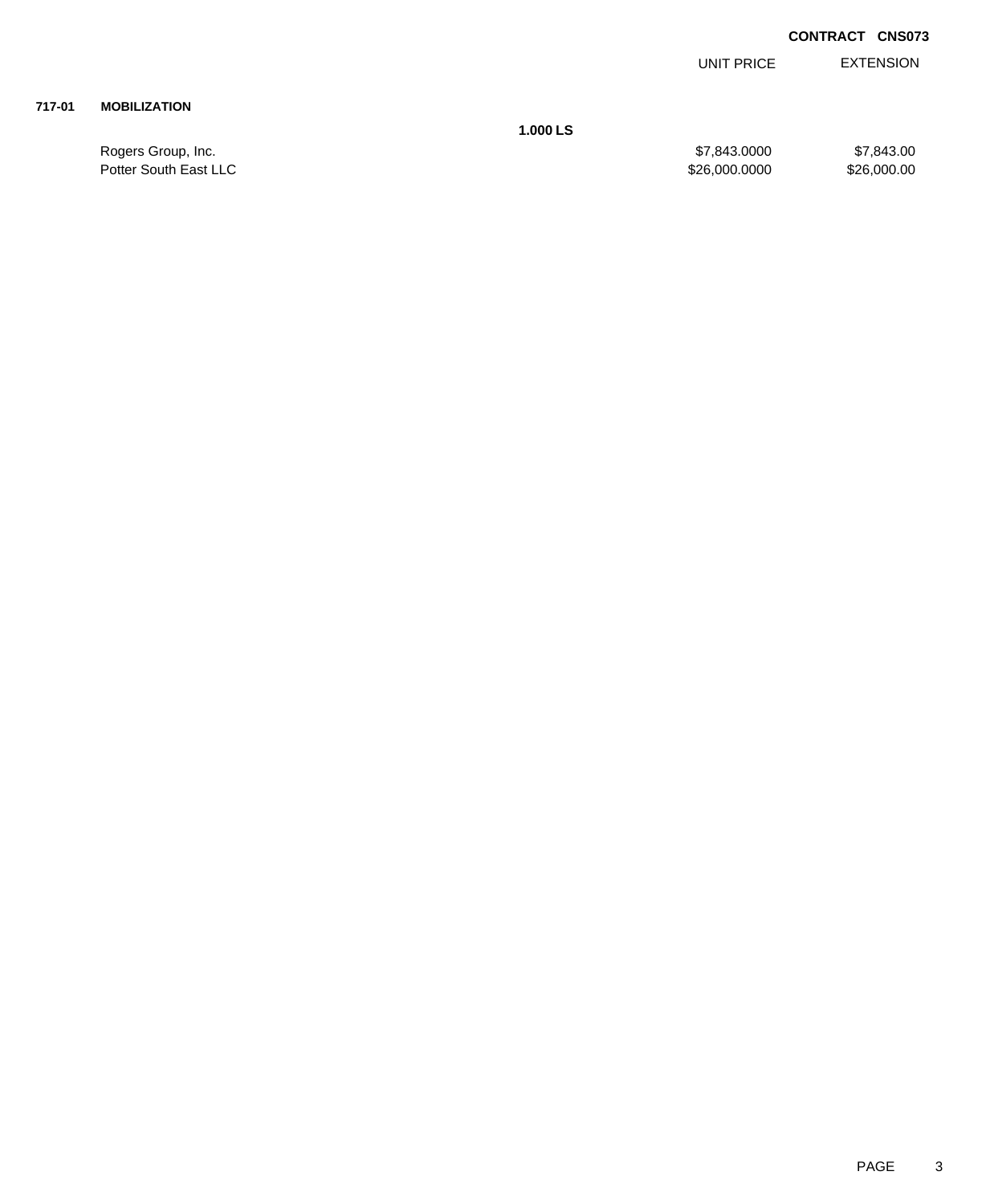**CONTRACT CNS073**

| | | | UNIT PRICE | EXTENSION |
|---|---|---|---|---|
| **717-01** | **MOBILIZATION** | | | |
| | | **1.000 LS** | | |
| | Rogers Group, Inc. | | $7,843.0000 | $7,843.00 |
| | Potter South East LLC | | $26,000.0000 | $26,000.00 |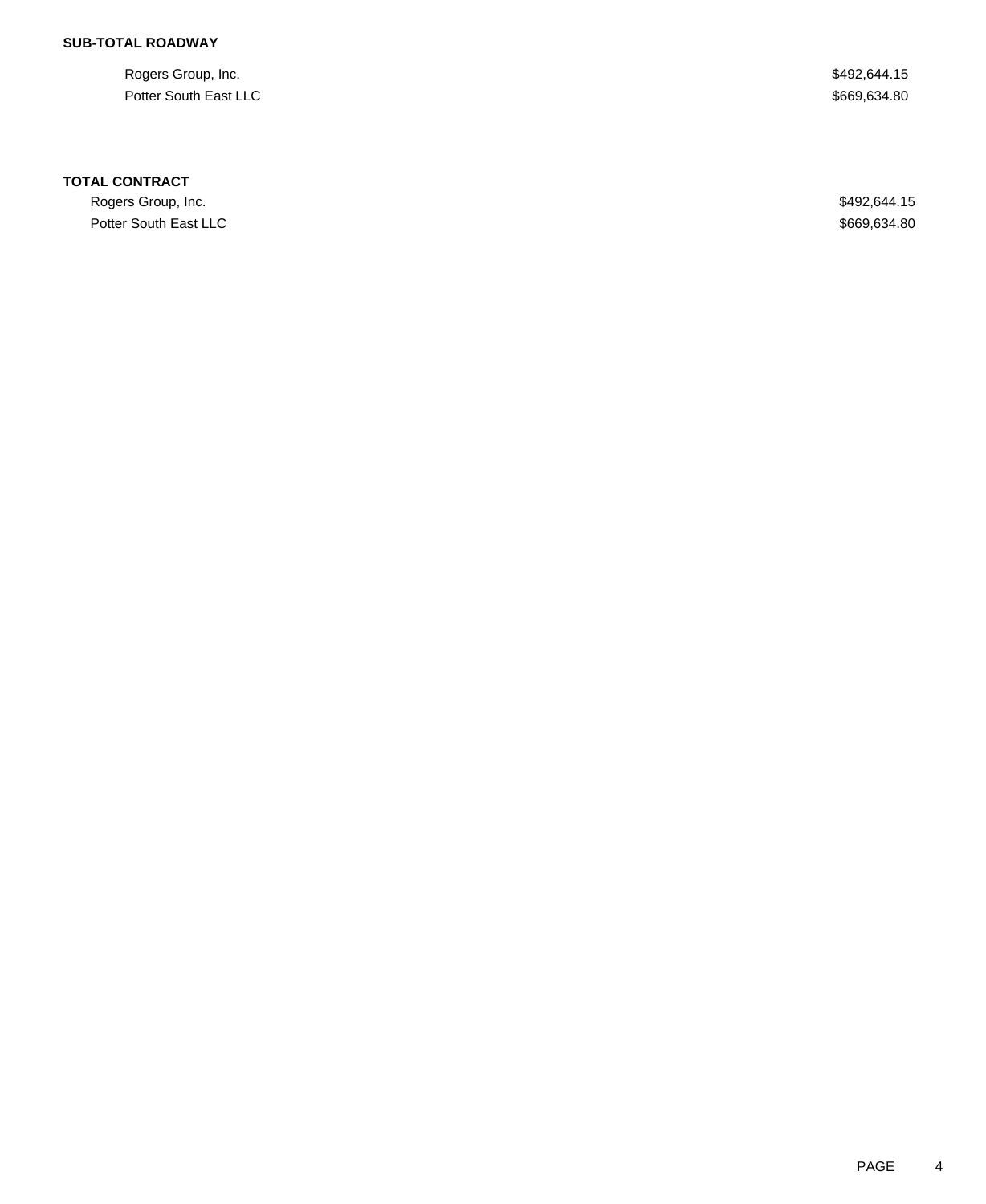**SUB-TOTAL ROADWAY**

| | |
|---|---|
| Rogers Group, Inc. | $492,644.15 |
| Potter South East LLC | $669,634.80 |

**TOTAL CONTRACT**

| | |
|---|---|
| Rogers Group, Inc. | $492,644.15 |
| Potter South East LLC | $669,634.80 |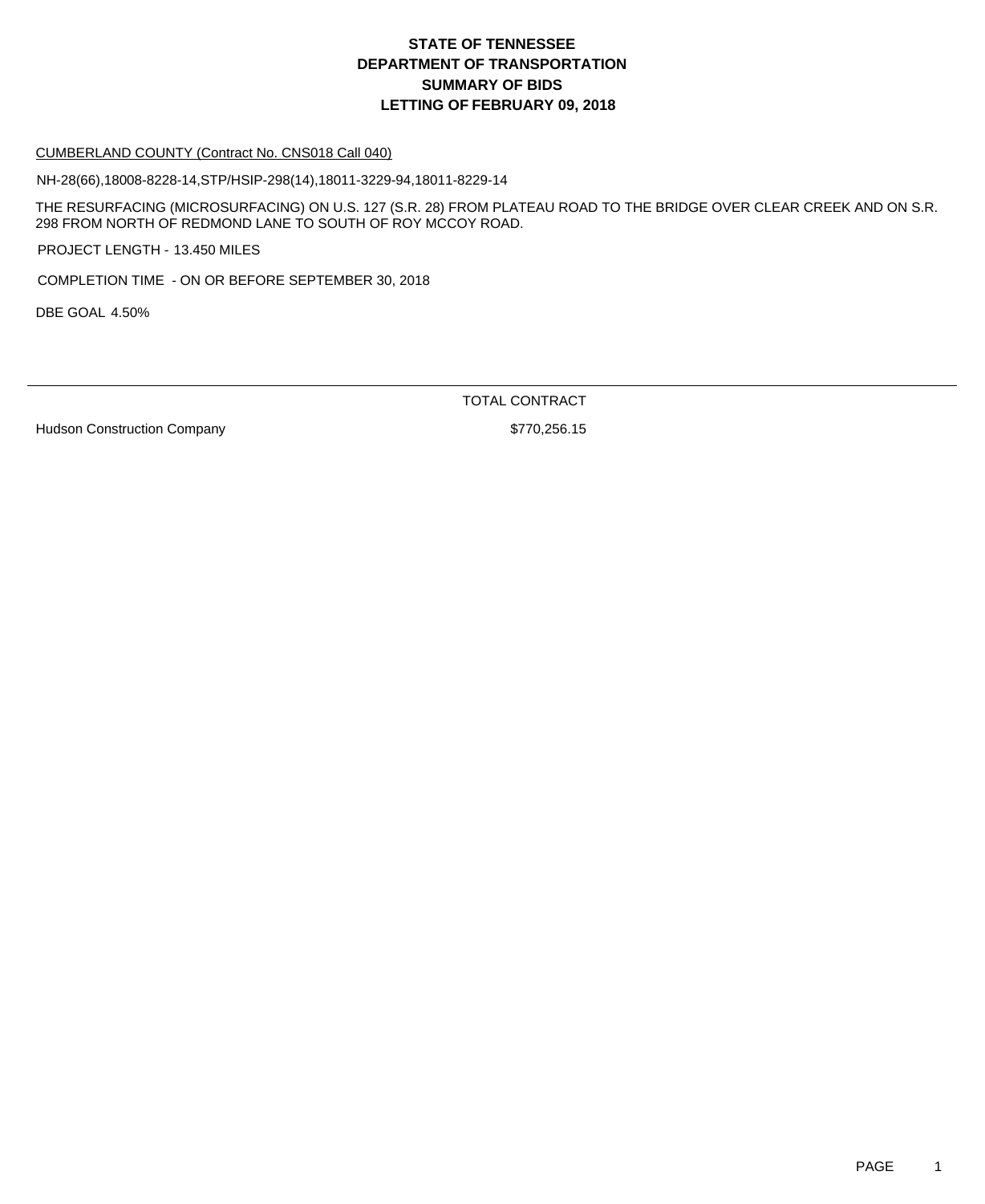# STATE OF TENNESSEE
# DEPARTMENT OF TRANSPORTATION
# SUMMARY OF BIDS
# LETTING OF FEBRUARY 09, 2018

CUMBERLAND COUNTY (Contract No. CNS018 Call 040)

NH-28(66),18008-8228-14,STP/HSIP-298(14),18011-3229-94,18011-8229-14

THE RESURFACING (MICROSURFACING) ON U.S. 127 (S.R. 28) FROM PLATEAU ROAD TO THE BRIDGE OVER CLEAR CREEK AND ON S.R. 298 FROM NORTH OF REDMOND LANE TO SOUTH OF ROY MCCOY ROAD.

PROJECT LENGTH - 13.450 MILES

COMPLETION TIME - ON OR BEFORE SEPTEMBER 30, 2018

DBE GOAL 4.50%

| | TOTAL CONTRACT |
|---|---|
| Hudson Construction Company | $770,256.15 |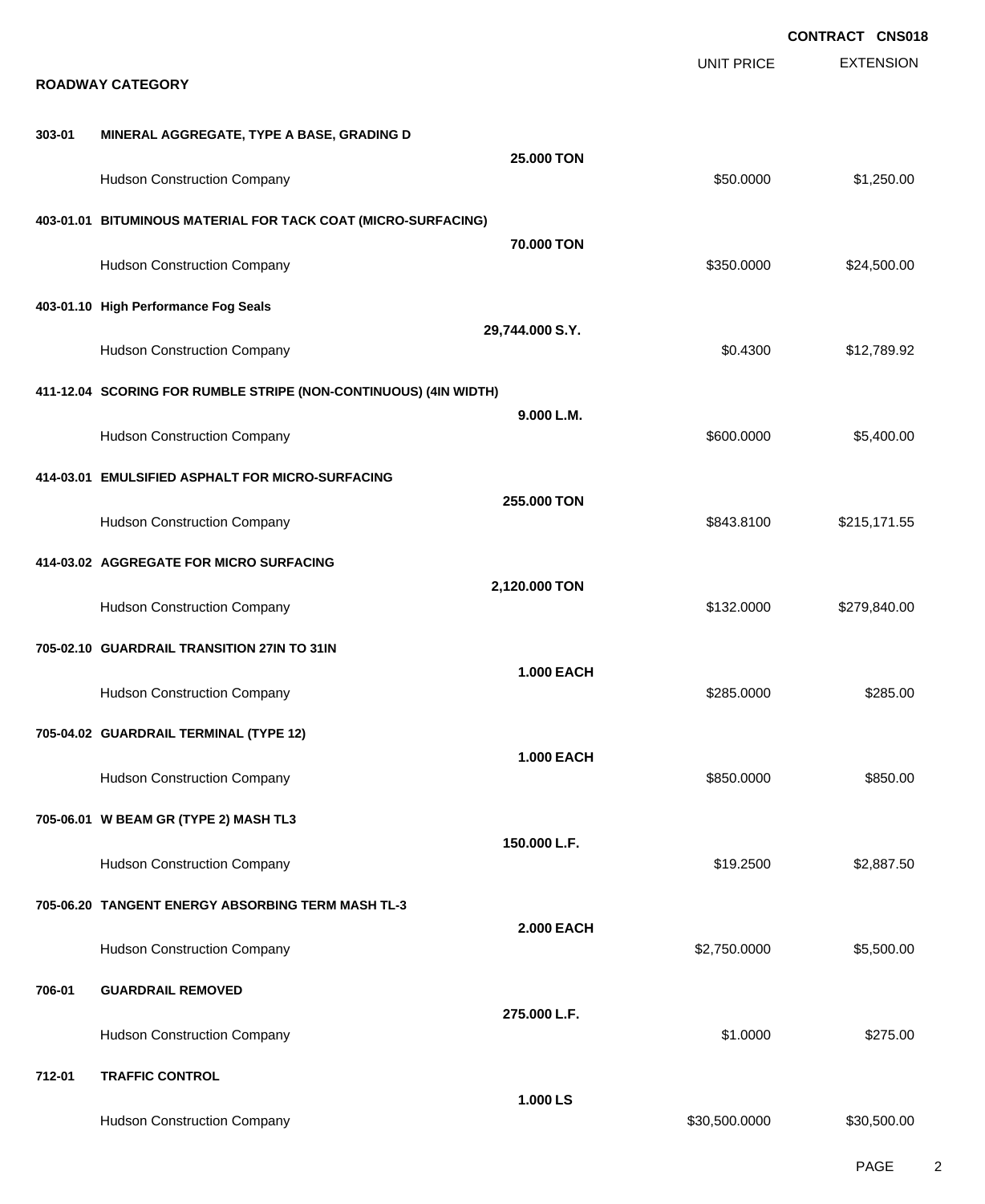**CONTRACT CNS018**

**ROADWAY CATEGORY**

| Item | Description | Quantity | Unit Price | Extension |
|---|---|---|---|---|
| **303-01** | **MINERAL AGGREGATE, TYPE A BASE, GRADING D** | **25.000 TON** | | |
| | Hudson Construction Company | | $50.0000 | $1,250.00 |
| **403-01.01** | **BITUMINOUS MATERIAL FOR TACK COAT (MICRO-SURFACING)** | **70.000 TON** | | |
| | Hudson Construction Company | | $350.0000 | $24,500.00 |
| **403-01.10** | **High Performance Fog Seals** | **29,744.000 S.Y.** | | |
| | Hudson Construction Company | | $0.4300 | $12,789.92 |
| **411-12.04** | **SCORING FOR RUMBLE STRIPE (NON-CONTINUOUS) (4IN WIDTH)** | **9.000 L.M.** | | |
| | Hudson Construction Company | | $600.0000 | $5,400.00 |
| **414-03.01** | **EMULSIFIED ASPHALT FOR MICRO-SURFACING** | **255.000 TON** | | |
| | Hudson Construction Company | | $843.8100 | $215,171.55 |
| **414-03.02** | **AGGREGATE FOR MICRO SURFACING** | **2,120.000 TON** | | |
| | Hudson Construction Company | | $132.0000 | $279,840.00 |
| **705-02.10** | **GUARDRAIL TRANSITION 27IN TO 31IN** | **1.000 EACH** | | |
| | Hudson Construction Company | | $285.0000 | $285.00 |
| **705-04.02** | **GUARDRAIL TERMINAL (TYPE 12)** | **1.000 EACH** | | |
| | Hudson Construction Company | | $850.0000 | $850.00 |
| **705-06.01** | **W BEAM GR (TYPE 2) MASH TL3** | **150.000 L.F.** | | |
| | Hudson Construction Company | | $19.2500 | $2,887.50 |
| **705-06.20** | **TANGENT ENERGY ABSORBING TERM MASH TL-3** | **2.000 EACH** | | |
| | Hudson Construction Company | | $2,750.0000 | $5,500.00 |
| **706-01** | **GUARDRAIL REMOVED** | **275.000 L.F.** | | |
| | Hudson Construction Company | | $1.0000 | $275.00 |
| **712-01** | **TRAFFIC CONTROL** | **1.000 LS** | | |
| | Hudson Construction Company | | $30,500.0000 | $30,500.00 |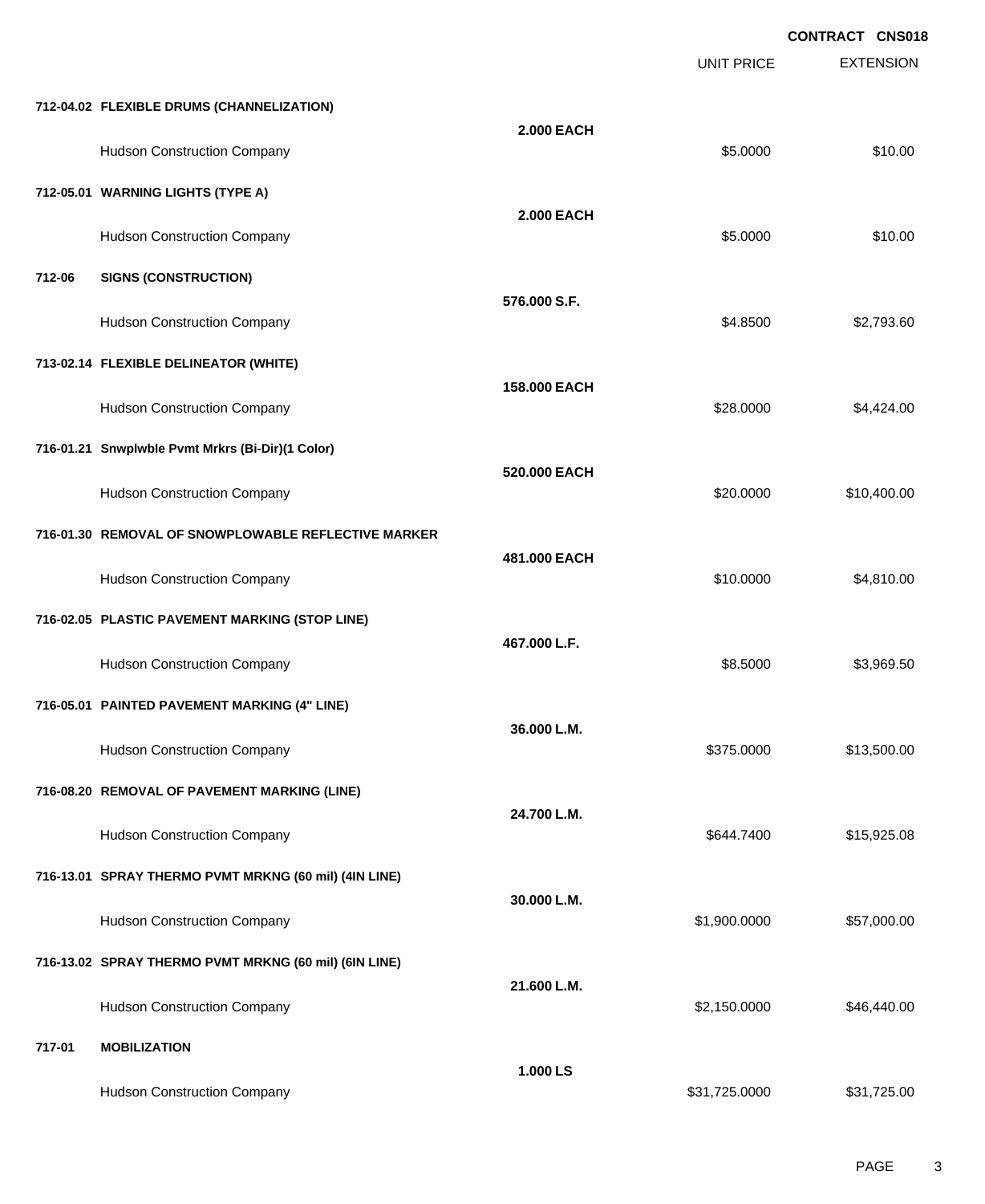**CONTRACT CNS018**

| | | Quantity | UNIT PRICE | EXTENSION |
|---|---|---|---|---|
| **712-04.02** | **FLEXIBLE DRUMS (CHANNELIZATION)** | **2.000 EACH** | | |
| | Hudson Construction Company | | $5.0000 | $10.00 |
| **712-05.01** | **WARNING LIGHTS (TYPE A)** | **2.000 EACH** | | |
| | Hudson Construction Company | | $5.0000 | $10.00 |
| **712-06** | **SIGNS (CONSTRUCTION)** | **576.000 S.F.** | | |
| | Hudson Construction Company | | $4.8500 | $2,793.60 |
| **713-02.14** | **FLEXIBLE DELINEATOR (WHITE)** | **158.000 EACH** | | |
| | Hudson Construction Company | | $28.0000 | $4,424.00 |
| **716-01.21** | **Snwplwble Pvmt Mrkrs (Bi-Dir)(1 Color)** | **520.000 EACH** | | |
| | Hudson Construction Company | | $20.0000 | $10,400.00 |
| **716-01.30** | **REMOVAL OF SNOWPLOWABLE REFLECTIVE MARKER** | **481.000 EACH** | | |
| | Hudson Construction Company | | $10.0000 | $4,810.00 |
| **716-02.05** | **PLASTIC PAVEMENT MARKING (STOP LINE)** | **467.000 L.F.** | | |
| | Hudson Construction Company | | $8.5000 | $3,969.50 |
| **716-05.01** | **PAINTED PAVEMENT MARKING (4" LINE)** | **36.000 L.M.** | | |
| | Hudson Construction Company | | $375.0000 | $13,500.00 |
| **716-08.20** | **REMOVAL OF PAVEMENT MARKING (LINE)** | **24.700 L.M.** | | |
| | Hudson Construction Company | | $644.7400 | $15,925.08 |
| **716-13.01** | **SPRAY THERMO PVMT MRKNG (60 mil) (4IN LINE)** | **30.000 L.M.** | | |
| | Hudson Construction Company | | $1,900.0000 | $57,000.00 |
| **716-13.02** | **SPRAY THERMO PVMT MRKNG (60 mil) (6IN LINE)** | **21.600 L.M.** | | |
| | Hudson Construction Company | | $2,150.0000 | $46,440.00 |
| **717-01** | **MOBILIZATION** | **1.000 LS** | | |
| | Hudson Construction Company | | $31,725.0000 | $31,725.00 |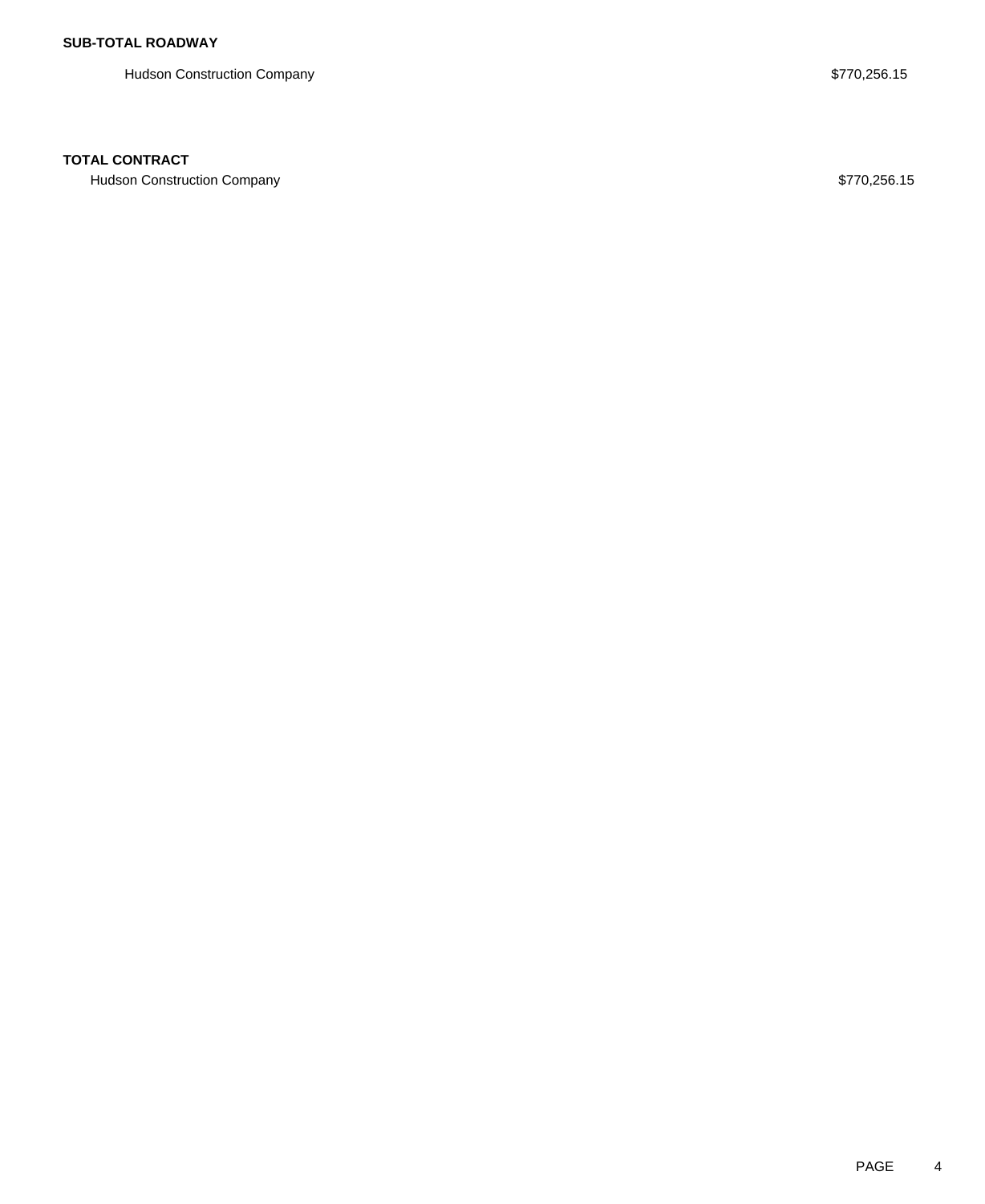**SUB-TOTAL ROADWAY**

| | |
|---|---|
| Hudson Construction Company | $770,256.15 |

**TOTAL CONTRACT**

| | |
|---|---|
| Hudson Construction Company | $770,256.15 |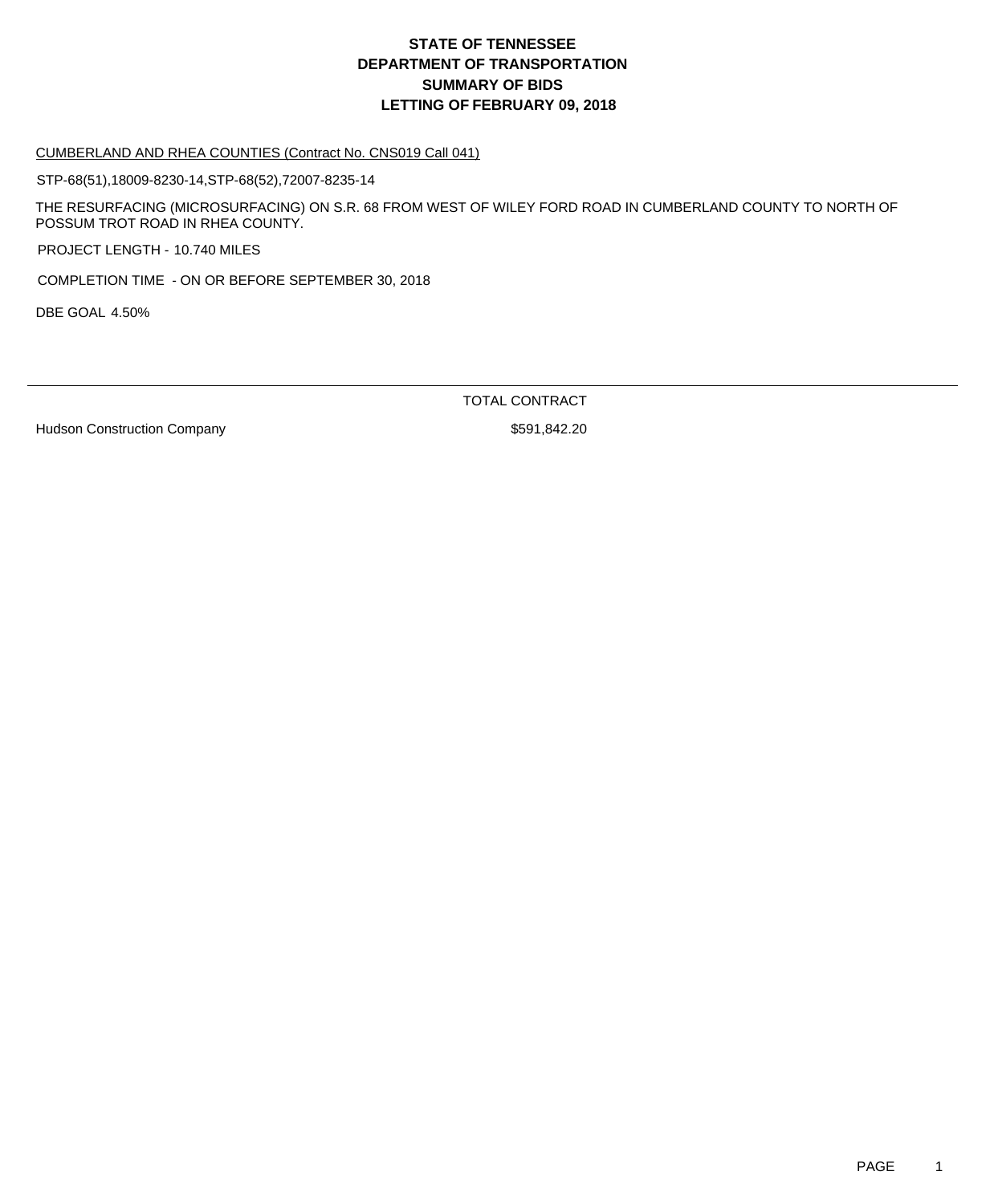# STATE OF TENNESSEE
# DEPARTMENT OF TRANSPORTATION
# SUMMARY OF BIDS
# LETTING OF FEBRUARY 09, 2018

CUMBERLAND AND RHEA COUNTIES (Contract No. CNS019 Call 041)

STP-68(51),18009-8230-14,STP-68(52),72007-8235-14

THE RESURFACING (MICROSURFACING) ON S.R. 68 FROM WEST OF WILEY FORD ROAD IN CUMBERLAND COUNTY TO NORTH OF POSSUM TROT ROAD IN RHEA COUNTY.

PROJECT LENGTH - 10.740 MILES

COMPLETION TIME - ON OR BEFORE SEPTEMBER 30, 2018

DBE GOAL 4.50%

| | TOTAL CONTRACT |
|---|---|
| Hudson Construction Company | $591,842.20 |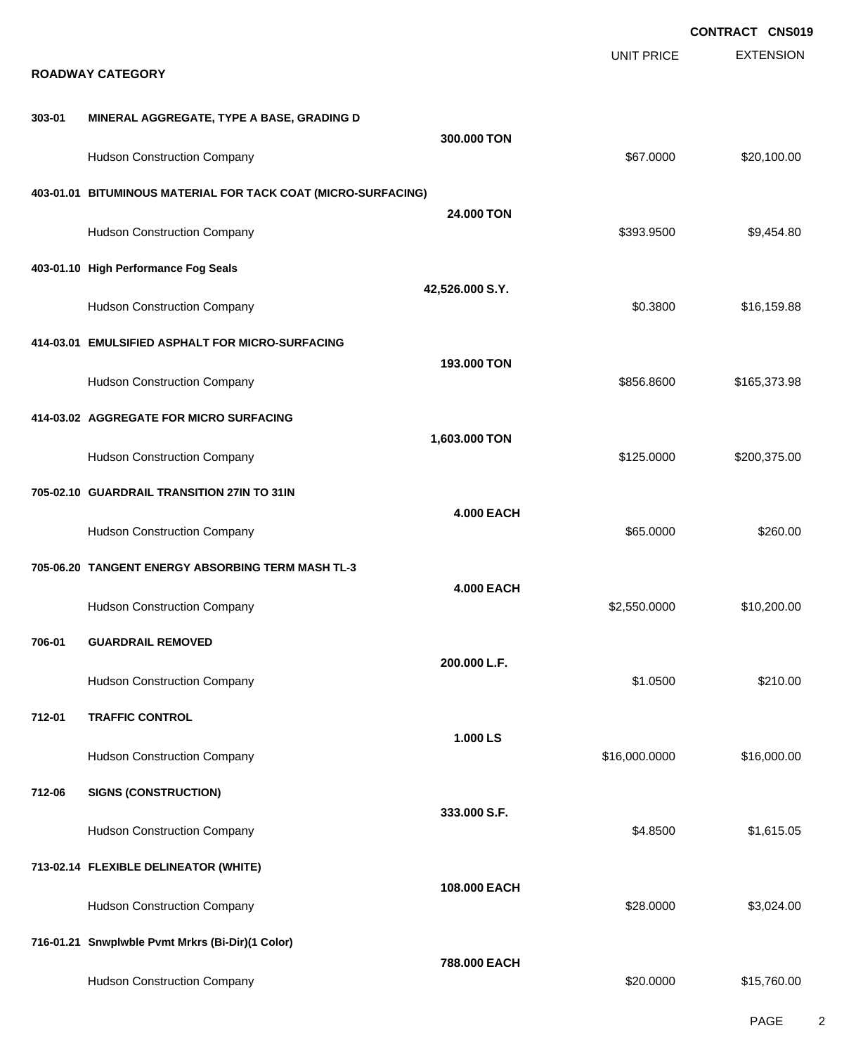**CONTRACT CNS019**

## ROADWAY CATEGORY

| | | | UNIT PRICE | EXTENSION |
|---|---|---|---|---|
| **303-01** | **MINERAL AGGREGATE, TYPE A BASE, GRADING D** | | | |
| | | **300.000 TON** | | |
| | Hudson Construction Company | | $67.0000 | $20,100.00 |
| **403-01.01** | **BITUMINOUS MATERIAL FOR TACK COAT (MICRO-SURFACING)** | | | |
| | | **24.000 TON** | | |
| | Hudson Construction Company | | $393.9500 | $9,454.80 |
| **403-01.10** | **High Performance Fog Seals** | | | |
| | | **42,526.000 S.Y.** | | |
| | Hudson Construction Company | | $0.3800 | $16,159.88 |
| **414-03.01** | **EMULSIFIED ASPHALT FOR MICRO-SURFACING** | | | |
| | | **193.000 TON** | | |
| | Hudson Construction Company | | $856.8600 | $165,373.98 |
| **414-03.02** | **AGGREGATE FOR MICRO SURFACING** | | | |
| | | **1,603.000 TON** | | |
| | Hudson Construction Company | | $125.0000 | $200,375.00 |
| **705-02.10** | **GUARDRAIL TRANSITION 27IN TO 31IN** | | | |
| | | **4.000 EACH** | | |
| | Hudson Construction Company | | $65.0000 | $260.00 |
| **705-06.20** | **TANGENT ENERGY ABSORBING TERM MASH TL-3** | | | |
| | | **4.000 EACH** | | |
| | Hudson Construction Company | | $2,550.0000 | $10,200.00 |
| **706-01** | **GUARDRAIL REMOVED** | | | |
| | | **200.000 L.F.** | | |
| | Hudson Construction Company | | $1.0500 | $210.00 |
| **712-01** | **TRAFFIC CONTROL** | | | |
| | | **1.000 LS** | | |
| | Hudson Construction Company | | $16,000.0000 | $16,000.00 |
| **712-06** | **SIGNS (CONSTRUCTION)** | | | |
| | | **333.000 S.F.** | | |
| | Hudson Construction Company | | $4.8500 | $1,615.05 |
| **713-02.14** | **FLEXIBLE DELINEATOR (WHITE)** | | | |
| | | **108.000 EACH** | | |
| | Hudson Construction Company | | $28.0000 | $3,024.00 |
| **716-01.21** | **Snwplwble Pvmt Mrkrs (Bi-Dir)(1 Color)** | | | |
| | | **788.000 EACH** | | |
| | Hudson Construction Company | | $20.0000 | $15,760.00 |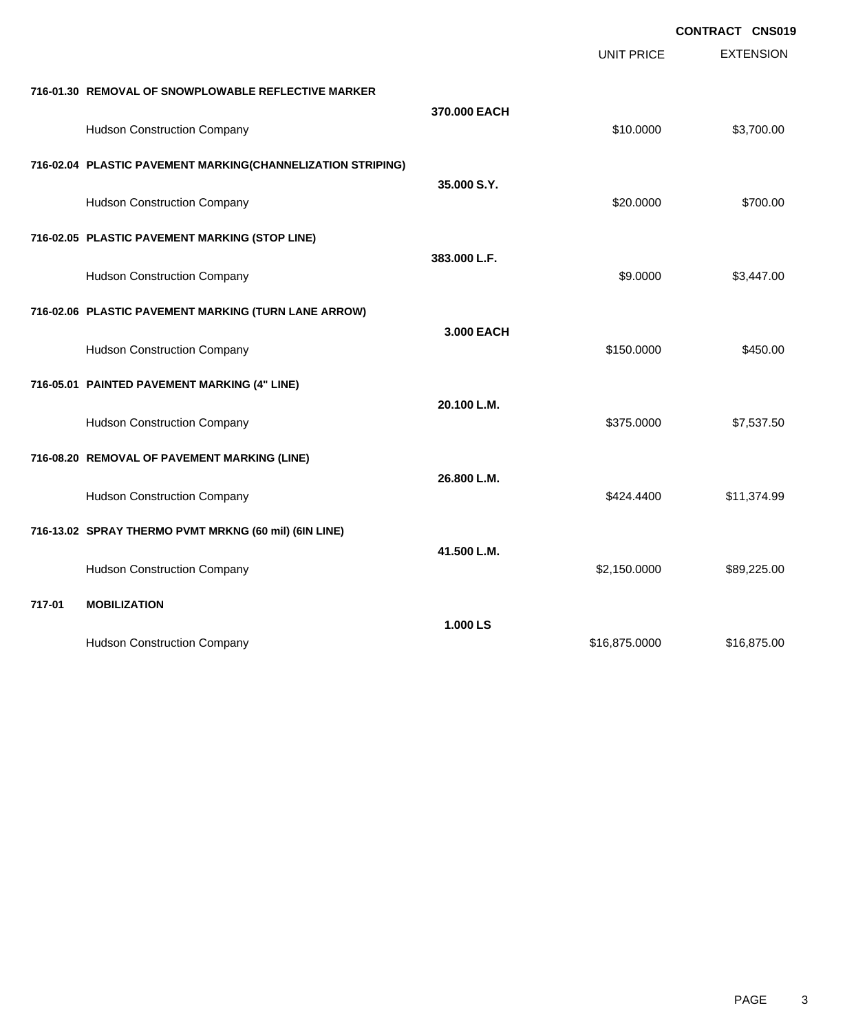**CONTRACT CNS019**

| | | UNIT PRICE | EXTENSION |
|---|---|---|---|
| **716-01.30 REMOVAL OF SNOWPLOWABLE REFLECTIVE MARKER** | | | |
| | **370.000 EACH** | | |
| Hudson Construction Company | | $10.0000 | $3,700.00 |
| **716-02.04 PLASTIC PAVEMENT MARKING(CHANNELIZATION STRIPING)** | | | |
| | **35.000 S.Y.** | | |
| Hudson Construction Company | | $20.0000 | $700.00 |
| **716-02.05 PLASTIC PAVEMENT MARKING (STOP LINE)** | | | |
| | **383.000 L.F.** | | |
| Hudson Construction Company | | $9.0000 | $3,447.00 |
| **716-02.06 PLASTIC PAVEMENT MARKING (TURN LANE ARROW)** | | | |
| | **3.000 EACH** | | |
| Hudson Construction Company | | $150.0000 | $450.00 |
| **716-05.01 PAINTED PAVEMENT MARKING (4" LINE)** | | | |
| | **20.100 L.M.** | | |
| Hudson Construction Company | | $375.0000 | $7,537.50 |
| **716-08.20 REMOVAL OF PAVEMENT MARKING (LINE)** | | | |
| | **26.800 L.M.** | | |
| Hudson Construction Company | | $424.4400 | $11,374.99 |
| **716-13.02 SPRAY THERMO PVMT MRKNG (60 mil) (6IN LINE)** | | | |
| | **41.500 L.M.** | | |
| Hudson Construction Company | | $2,150.0000 | $89,225.00 |
| **717-01 MOBILIZATION** | | | |
| | **1.000 LS** | | |
| Hudson Construction Company | | $16,875.0000 | $16,875.00 |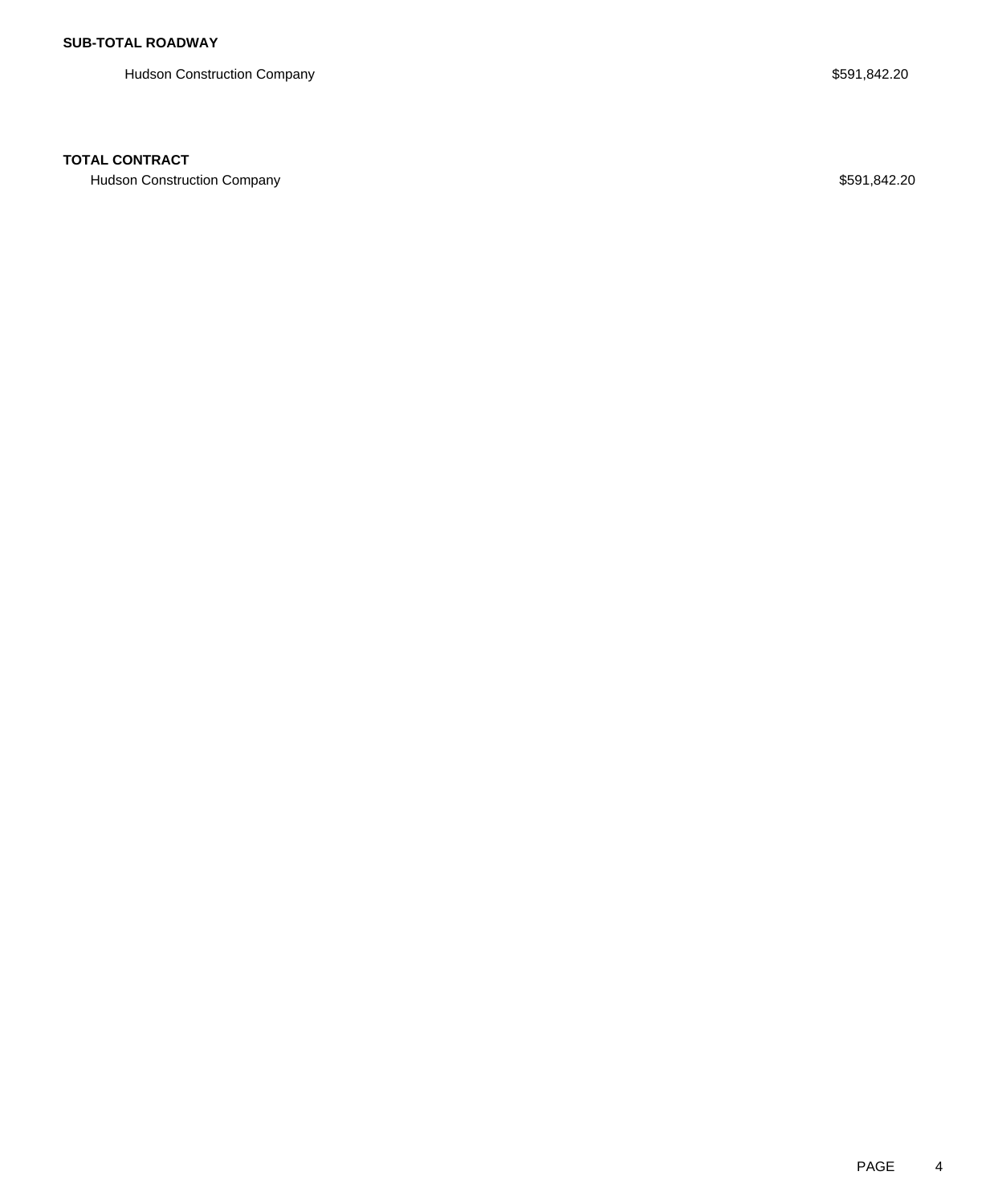**SUB-TOTAL ROADWAY**

| | |
|---|---|
| Hudson Construction Company | $591,842.20 |

**TOTAL CONTRACT**

| | |
|---|---|
| Hudson Construction Company | $591,842.20 |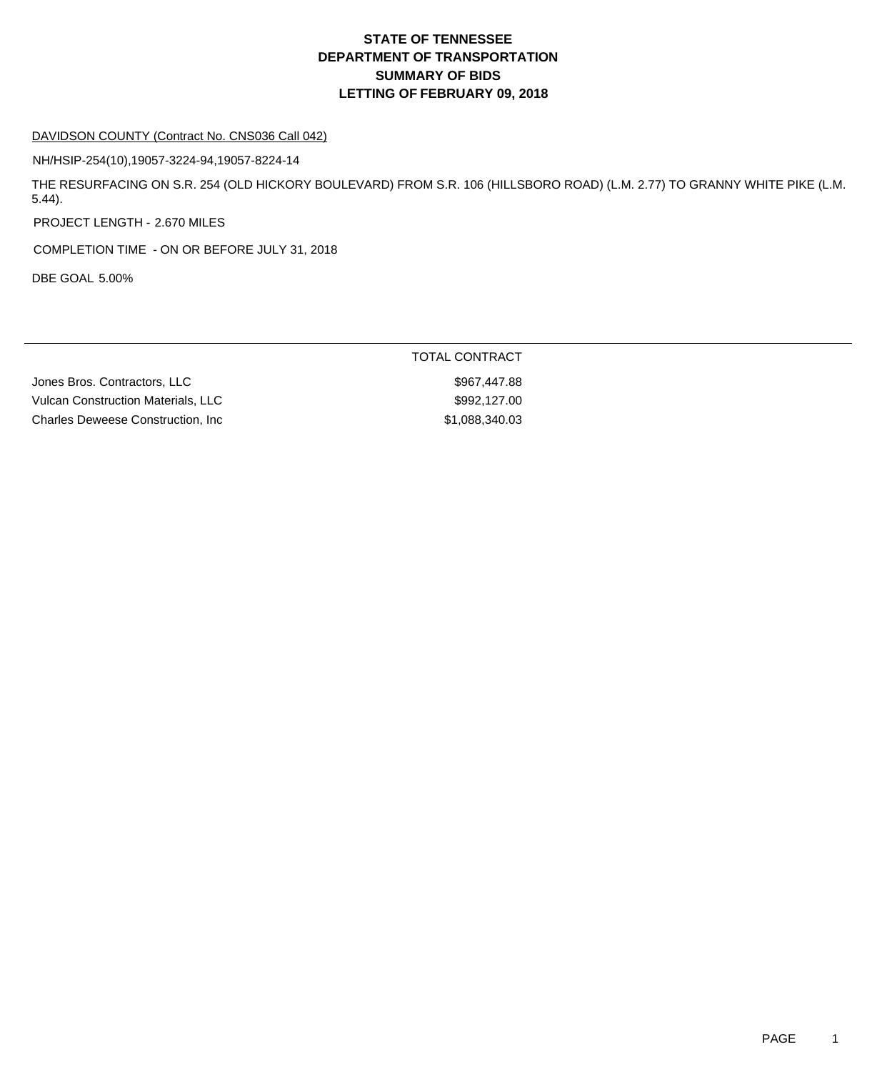# STATE OF TENNESSEE
# DEPARTMENT OF TRANSPORTATION
# SUMMARY OF BIDS
# LETTING OF FEBRUARY 09, 2018

DAVIDSON COUNTY (Contract No. CNS036 Call 042)

NH/HSIP-254(10),19057-3224-94,19057-8224-14

THE RESURFACING ON S.R. 254 (OLD HICKORY BOULEVARD) FROM S.R. 106 (HILLSBORO ROAD) (L.M. 2.77) TO GRANNY WHITE PIKE (L.M. 5.44).

PROJECT LENGTH - 2.670 MILES

COMPLETION TIME - ON OR BEFORE JULY 31, 2018

DBE GOAL 5.00%

| | TOTAL CONTRACT |
|---|---|
| Jones Bros. Contractors, LLC | $967,447.88 |
| Vulcan Construction Materials, LLC | $992,127.00 |
| Charles Deweese Construction, Inc | $1,088,340.03 |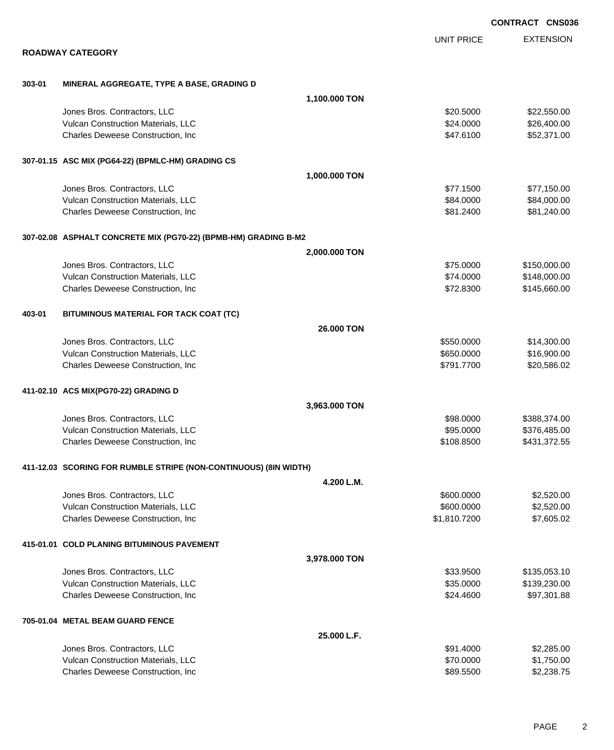**CONTRACT CNS036**

## ROADWAY CATEGORY

| | | | UNIT PRICE | EXTENSION |
|---|---|---|---|---|
| **303-01** | **MINERAL AGGREGATE, TYPE A BASE, GRADING D** | | | |
| | | **1,100.000 TON** | | |
| | Jones Bros. Contractors, LLC | | $20.5000 | $22,550.00 |
| | Vulcan Construction Materials, LLC | | $24.0000 | $26,400.00 |
| | Charles Deweese Construction, Inc | | $47.6100 | $52,371.00 |
| **307-01.15** | **ASC MIX (PG64-22) (BPMLC-HM) GRADING CS** | | | |
| | | **1,000.000 TON** | | |
| | Jones Bros. Contractors, LLC | | $77.1500 | $77,150.00 |
| | Vulcan Construction Materials, LLC | | $84.0000 | $84,000.00 |
| | Charles Deweese Construction, Inc | | $81.2400 | $81,240.00 |
| **307-02.08** | **ASPHALT CONCRETE MIX (PG70-22) (BPMB-HM) GRADING B-M2** | | | |
| | | **2,000.000 TON** | | |
| | Jones Bros. Contractors, LLC | | $75.0000 | $150,000.00 |
| | Vulcan Construction Materials, LLC | | $74.0000 | $148,000.00 |
| | Charles Deweese Construction, Inc | | $72.8300 | $145,660.00 |
| **403-01** | **BITUMINOUS MATERIAL FOR TACK COAT (TC)** | | | |
| | | **26.000 TON** | | |
| | Jones Bros. Contractors, LLC | | $550.0000 | $14,300.00 |
| | Vulcan Construction Materials, LLC | | $650.0000 | $16,900.00 |
| | Charles Deweese Construction, Inc | | $791.7700 | $20,586.02 |
| **411-02.10** | **ACS MIX(PG70-22) GRADING D** | | | |
| | | **3,963.000 TON** | | |
| | Jones Bros. Contractors, LLC | | $98.0000 | $388,374.00 |
| | Vulcan Construction Materials, LLC | | $95.0000 | $376,485.00 |
| | Charles Deweese Construction, Inc | | $108.8500 | $431,372.55 |
| **411-12.03** | **SCORING FOR RUMBLE STRIPE (NON-CONTINUOUS) (8IN WIDTH)** | | | |
| | | **4.200 L.M.** | | |
| | Jones Bros. Contractors, LLC | | $600.0000 | $2,520.00 |
| | Vulcan Construction Materials, LLC | | $600.0000 | $2,520.00 |
| | Charles Deweese Construction, Inc | | $1,810.7200 | $7,605.02 |
| **415-01.01** | **COLD PLANING BITUMINOUS PAVEMENT** | | | |
| | | **3,978.000 TON** | | |
| | Jones Bros. Contractors, LLC | | $33.9500 | $135,053.10 |
| | Vulcan Construction Materials, LLC | | $35.0000 | $139,230.00 |
| | Charles Deweese Construction, Inc | | $24.4600 | $97,301.88 |
| **705-01.04** | **METAL BEAM GUARD FENCE** | | | |
| | | **25.000 L.F.** | | |
| | Jones Bros. Contractors, LLC | | $91.4000 | $2,285.00 |
| | Vulcan Construction Materials, LLC | | $70.0000 | $1,750.00 |
| | Charles Deweese Construction, Inc | | $89.5500 | $2,238.75 |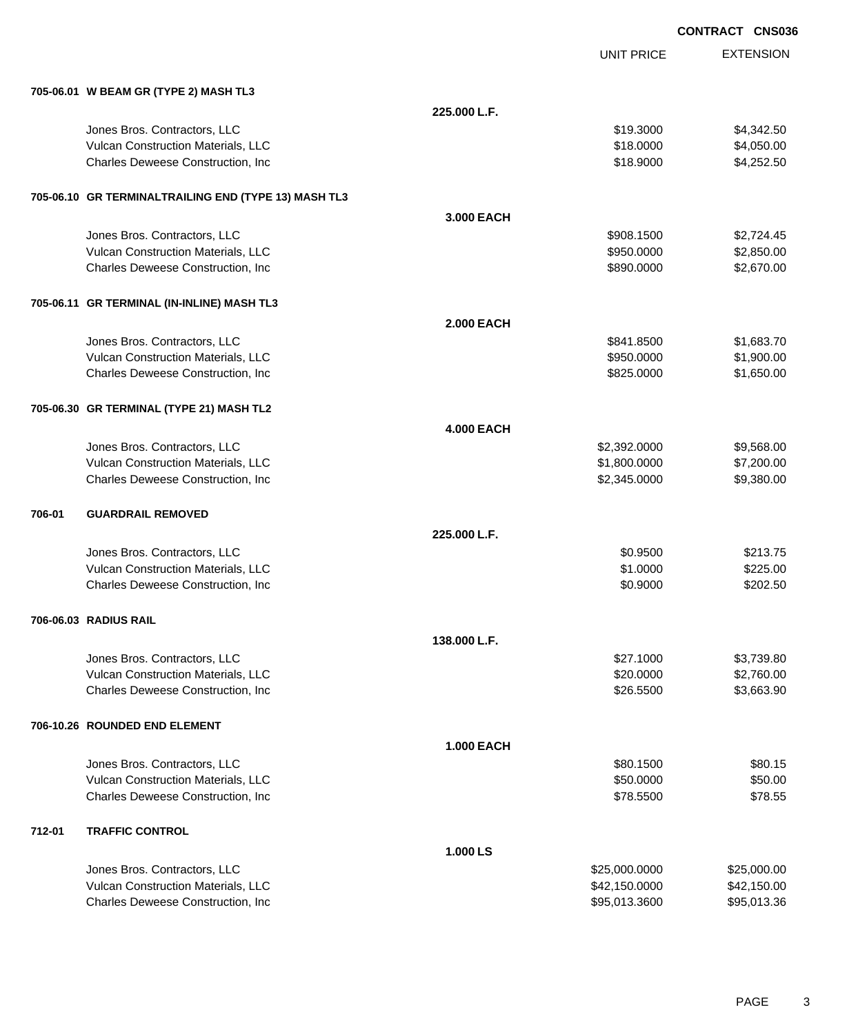**CONTRACT CNS036**

| | | UNIT PRICE | EXTENSION |
|---|---|---|---|
| **705-06.01 W BEAM GR (TYPE 2) MASH TL3** | | | |
| | **225.000 L.F.** | | |
| Jones Bros. Contractors, LLC | | $19.3000 | $4,342.50 |
| Vulcan Construction Materials, LLC | | $18.0000 | $4,050.00 |
| Charles Deweese Construction, Inc | | $18.9000 | $4,252.50 |
| **705-06.10 GR TERMINALTRAILING END (TYPE 13) MASH TL3** | | | |
| | **3.000 EACH** | | |
| Jones Bros. Contractors, LLC | | $908.1500 | $2,724.45 |
| Vulcan Construction Materials, LLC | | $950.0000 | $2,850.00 |
| Charles Deweese Construction, Inc | | $890.0000 | $2,670.00 |
| **705-06.11 GR TERMINAL (IN-INLINE) MASH TL3** | | | |
| | **2.000 EACH** | | |
| Jones Bros. Contractors, LLC | | $841.8500 | $1,683.70 |
| Vulcan Construction Materials, LLC | | $950.0000 | $1,900.00 |
| Charles Deweese Construction, Inc | | $825.0000 | $1,650.00 |
| **705-06.30 GR TERMINAL (TYPE 21) MASH TL2** | | | |
| | **4.000 EACH** | | |
| Jones Bros. Contractors, LLC | | $2,392.0000 | $9,568.00 |
| Vulcan Construction Materials, LLC | | $1,800.0000 | $7,200.00 |
| Charles Deweese Construction, Inc | | $2,345.0000 | $9,380.00 |
| **706-01 GUARDRAIL REMOVED** | | | |
| | **225.000 L.F.** | | |
| Jones Bros. Contractors, LLC | | $0.9500 | $213.75 |
| Vulcan Construction Materials, LLC | | $1.0000 | $225.00 |
| Charles Deweese Construction, Inc | | $0.9000 | $202.50 |
| **706-06.03 RADIUS RAIL** | | | |
| | **138.000 L.F.** | | |
| Jones Bros. Contractors, LLC | | $27.1000 | $3,739.80 |
| Vulcan Construction Materials, LLC | | $20.0000 | $2,760.00 |
| Charles Deweese Construction, Inc | | $26.5500 | $3,663.90 |
| **706-10.26 ROUNDED END ELEMENT** | | | |
| | **1.000 EACH** | | |
| Jones Bros. Contractors, LLC | | $80.1500 | $80.15 |
| Vulcan Construction Materials, LLC | | $50.0000 | $50.00 |
| Charles Deweese Construction, Inc | | $78.5500 | $78.55 |
| **712-01 TRAFFIC CONTROL** | | | |
| | **1.000 LS** | | |
| Jones Bros. Contractors, LLC | | $25,000.0000 | $25,000.00 |
| Vulcan Construction Materials, LLC | | $42,150.0000 | $42,150.00 |
| Charles Deweese Construction, Inc | | $95,013.3600 | $95,013.36 |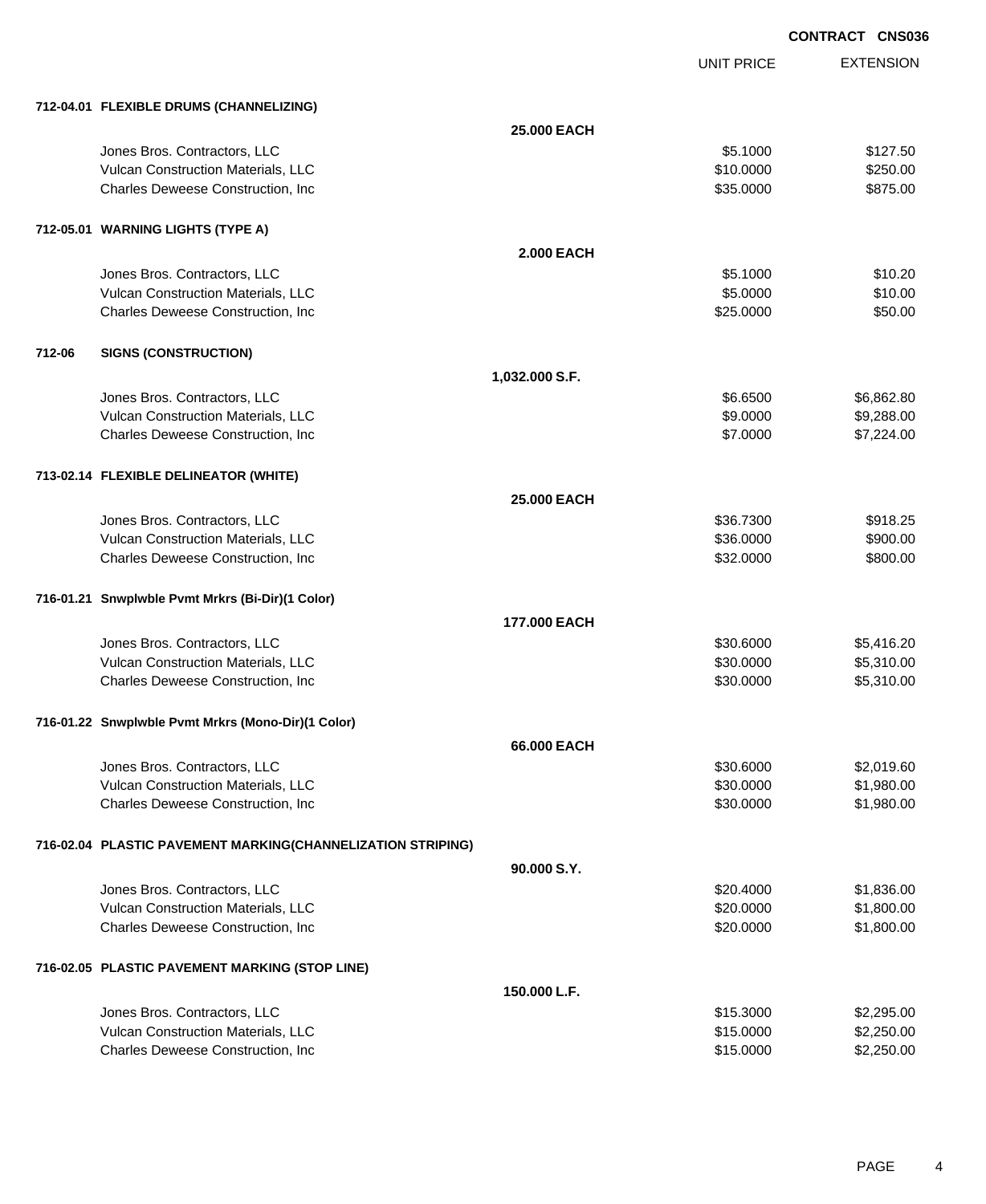**CONTRACT CNS036**

| | | UNIT PRICE | EXTENSION |
|---|---|---|---|
| **712-04.01 FLEXIBLE DRUMS (CHANNELIZING)** | | | |
| | **25.000 EACH** | | |
| Jones Bros. Contractors, LLC | | $5.1000 | $127.50 |
| Vulcan Construction Materials, LLC | | $10.0000 | $250.00 |
| Charles Deweese Construction, Inc | | $35.0000 | $875.00 |
| **712-05.01 WARNING LIGHTS (TYPE A)** | | | |
| | **2.000 EACH** | | |
| Jones Bros. Contractors, LLC | | $5.1000 | $10.20 |
| Vulcan Construction Materials, LLC | | $5.0000 | $10.00 |
| Charles Deweese Construction, Inc | | $25.0000 | $50.00 |
| **712-06 SIGNS (CONSTRUCTION)** | | | |
| | **1,032.000 S.F.** | | |
| Jones Bros. Contractors, LLC | | $6.6500 | $6,862.80 |
| Vulcan Construction Materials, LLC | | $9.0000 | $9,288.00 |
| Charles Deweese Construction, Inc | | $7.0000 | $7,224.00 |
| **713-02.14 FLEXIBLE DELINEATOR (WHITE)** | | | |
| | **25.000 EACH** | | |
| Jones Bros. Contractors, LLC | | $36.7300 | $918.25 |
| Vulcan Construction Materials, LLC | | $36.0000 | $900.00 |
| Charles Deweese Construction, Inc | | $32.0000 | $800.00 |
| **716-01.21 Snwplwble Pvmt Mrkrs (Bi-Dir)(1 Color)** | | | |
| | **177.000 EACH** | | |
| Jones Bros. Contractors, LLC | | $30.6000 | $5,416.20 |
| Vulcan Construction Materials, LLC | | $30.0000 | $5,310.00 |
| Charles Deweese Construction, Inc | | $30.0000 | $5,310.00 |
| **716-01.22 Snwplwble Pvmt Mrkrs (Mono-Dir)(1 Color)** | | | |
| | **66.000 EACH** | | |
| Jones Bros. Contractors, LLC | | $30.6000 | $2,019.60 |
| Vulcan Construction Materials, LLC | | $30.0000 | $1,980.00 |
| Charles Deweese Construction, Inc | | $30.0000 | $1,980.00 |
| **716-02.04 PLASTIC PAVEMENT MARKING(CHANNELIZATION STRIPING)** | | | |
| | **90.000 S.Y.** | | |
| Jones Bros. Contractors, LLC | | $20.4000 | $1,836.00 |
| Vulcan Construction Materials, LLC | | $20.0000 | $1,800.00 |
| Charles Deweese Construction, Inc | | $20.0000 | $1,800.00 |
| **716-02.05 PLASTIC PAVEMENT MARKING (STOP LINE)** | | | |
| | **150.000 L.F.** | | |
| Jones Bros. Contractors, LLC | | $15.3000 | $2,295.00 |
| Vulcan Construction Materials, LLC | | $15.0000 | $2,250.00 |
| Charles Deweese Construction, Inc | | $15.0000 | $2,250.00 |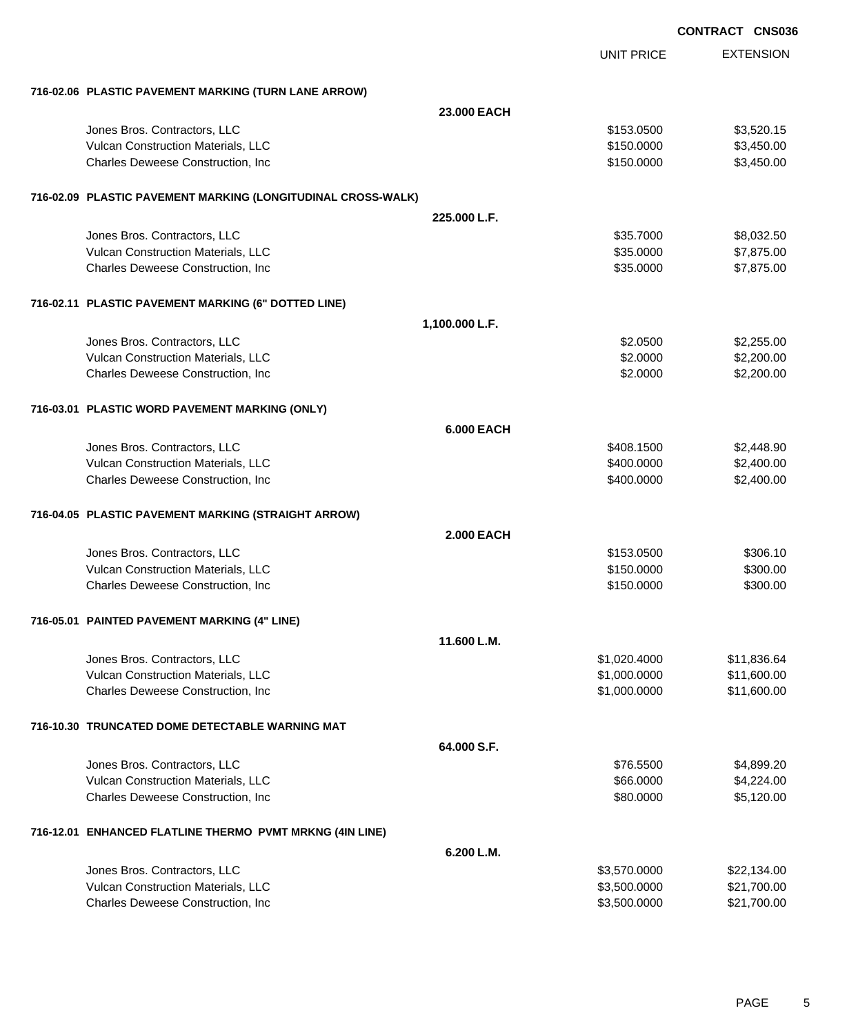**CONTRACT CNS036**

| | | UNIT PRICE | EXTENSION |
|---|---|---|---|
| **716-02.06 PLASTIC PAVEMENT MARKING (TURN LANE ARROW)** | | | |
| | **23.000 EACH** | | |
| Jones Bros. Contractors, LLC | | $153.0500 | $3,520.15 |
| Vulcan Construction Materials, LLC | | $150.0000 | $3,450.00 |
| Charles Deweese Construction, Inc | | $150.0000 | $3,450.00 |
| **716-02.09 PLASTIC PAVEMENT MARKING (LONGITUDINAL CROSS-WALK)** | | | |
| | **225.000 L.F.** | | |
| Jones Bros. Contractors, LLC | | $35.7000 | $8,032.50 |
| Vulcan Construction Materials, LLC | | $35.0000 | $7,875.00 |
| Charles Deweese Construction, Inc | | $35.0000 | $7,875.00 |
| **716-02.11 PLASTIC PAVEMENT MARKING (6" DOTTED LINE)** | | | |
| | **1,100.000 L.F.** | | |
| Jones Bros. Contractors, LLC | | $2.0500 | $2,255.00 |
| Vulcan Construction Materials, LLC | | $2.0000 | $2,200.00 |
| Charles Deweese Construction, Inc | | $2.0000 | $2,200.00 |
| **716-03.01 PLASTIC WORD PAVEMENT MARKING (ONLY)** | | | |
| | **6.000 EACH** | | |
| Jones Bros. Contractors, LLC | | $408.1500 | $2,448.90 |
| Vulcan Construction Materials, LLC | | $400.0000 | $2,400.00 |
| Charles Deweese Construction, Inc | | $400.0000 | $2,400.00 |
| **716-04.05 PLASTIC PAVEMENT MARKING (STRAIGHT ARROW)** | | | |
| | **2.000 EACH** | | |
| Jones Bros. Contractors, LLC | | $153.0500 | $306.10 |
| Vulcan Construction Materials, LLC | | $150.0000 | $300.00 |
| Charles Deweese Construction, Inc | | $150.0000 | $300.00 |
| **716-05.01 PAINTED PAVEMENT MARKING (4" LINE)** | | | |
| | **11.600 L.M.** | | |
| Jones Bros. Contractors, LLC | | $1,020.4000 | $11,836.64 |
| Vulcan Construction Materials, LLC | | $1,000.0000 | $11,600.00 |
| Charles Deweese Construction, Inc | | $1,000.0000 | $11,600.00 |
| **716-10.30 TRUNCATED DOME DETECTABLE WARNING MAT** | | | |
| | **64.000 S.F.** | | |
| Jones Bros. Contractors, LLC | | $76.5500 | $4,899.20 |
| Vulcan Construction Materials, LLC | | $66.0000 | $4,224.00 |
| Charles Deweese Construction, Inc | | $80.0000 | $5,120.00 |
| **716-12.01 ENHANCED FLATLINE THERMO PVMT MRKNG (4IN LINE)** | | | |
| | **6.200 L.M.** | | |
| Jones Bros. Contractors, LLC | | $3,570.0000 | $22,134.00 |
| Vulcan Construction Materials, LLC | | $3,500.0000 | $21,700.00 |
| Charles Deweese Construction, Inc | | $3,500.0000 | $21,700.00 |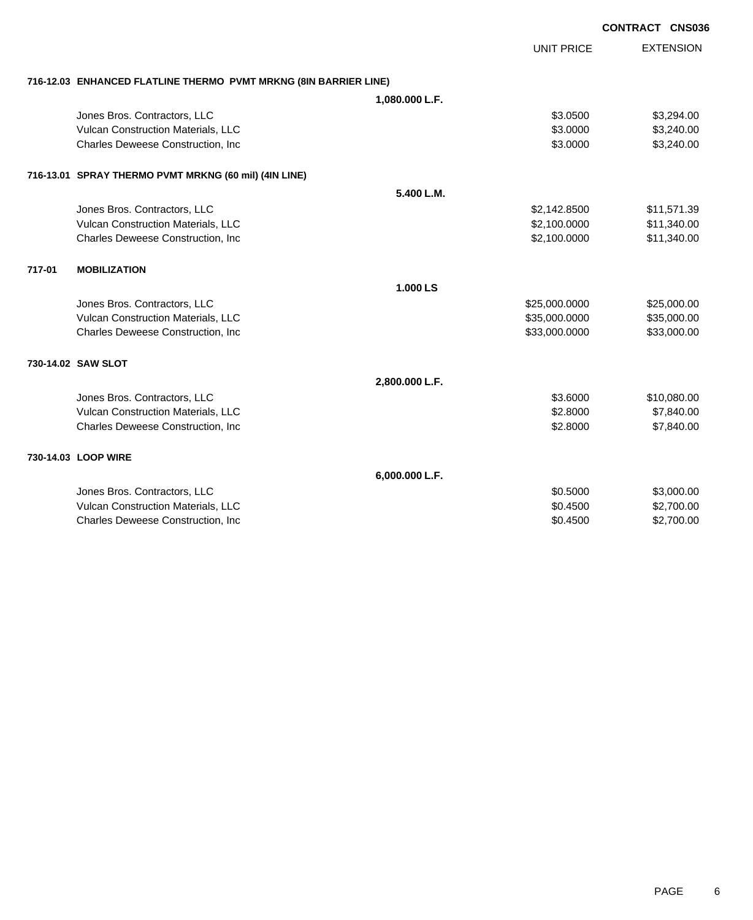**CONTRACT CNS036**

| | | UNIT PRICE | EXTENSION |
|---|---|---|---|
| **716-12.03 ENHANCED FLATLINE THERMO PVMT MRKNG (8IN BARRIER LINE)** | | | |
| | **1,080.000 L.F.** | | |
| Jones Bros. Contractors, LLC | | $3.0500 | $3,294.00 |
| Vulcan Construction Materials, LLC | | $3.0000 | $3,240.00 |
| Charles Deweese Construction, Inc | | $3.0000 | $3,240.00 |
| **716-13.01 SPRAY THERMO PVMT MRKNG (60 mil) (4IN LINE)** | | | |
| | **5.400 L.M.** | | |
| Jones Bros. Contractors, LLC | | $2,142.8500 | $11,571.39 |
| Vulcan Construction Materials, LLC | | $2,100.0000 | $11,340.00 |
| Charles Deweese Construction, Inc | | $2,100.0000 | $11,340.00 |
| **717-01 MOBILIZATION** | | | |
| | **1.000 LS** | | |
| Jones Bros. Contractors, LLC | | $25,000.0000 | $25,000.00 |
| Vulcan Construction Materials, LLC | | $35,000.0000 | $35,000.00 |
| Charles Deweese Construction, Inc | | $33,000.0000 | $33,000.00 |
| **730-14.02 SAW SLOT** | | | |
| | **2,800.000 L.F.** | | |
| Jones Bros. Contractors, LLC | | $3.6000 | $10,080.00 |
| Vulcan Construction Materials, LLC | | $2.8000 | $7,840.00 |
| Charles Deweese Construction, Inc | | $2.8000 | $7,840.00 |
| **730-14.03 LOOP WIRE** | | | |
| | **6,000.000 L.F.** | | |
| Jones Bros. Contractors, LLC | | $0.5000 | $3,000.00 |
| Vulcan Construction Materials, LLC | | $0.4500 | $2,700.00 |
| Charles Deweese Construction, Inc | | $0.4500 | $2,700.00 |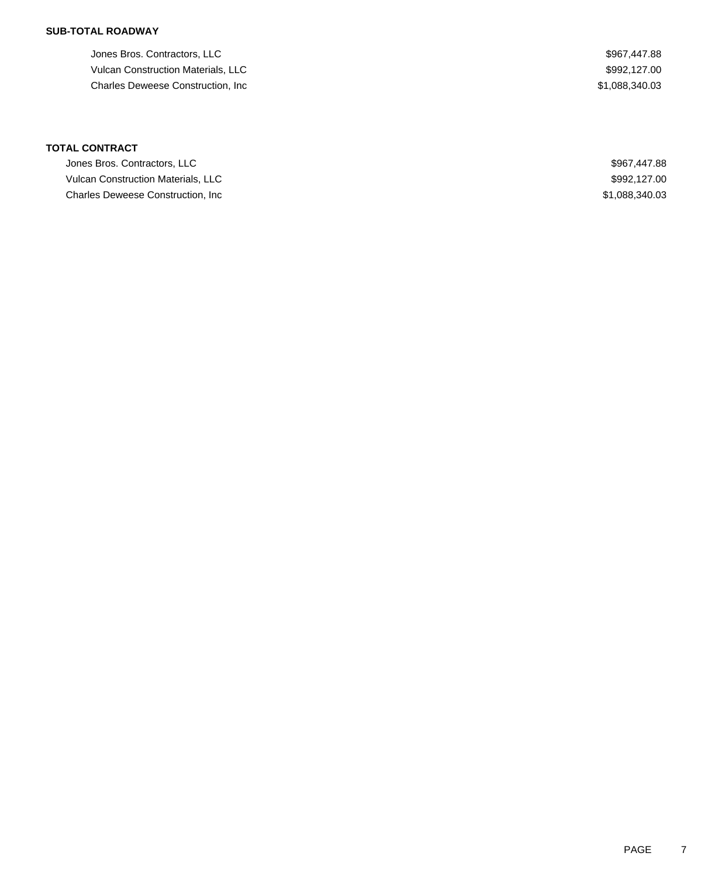**SUB-TOTAL ROADWAY**

| | |
|---|---|
| Jones Bros. Contractors, LLC | $967,447.88 |
| Vulcan Construction Materials, LLC | $992,127.00 |
| Charles Deweese Construction, Inc | $1,088,340.03 |

**TOTAL CONTRACT**

| | |
|---|---|
| Jones Bros. Contractors, LLC | $967,447.88 |
| Vulcan Construction Materials, LLC | $992,127.00 |
| Charles Deweese Construction, Inc | $1,088,340.03 |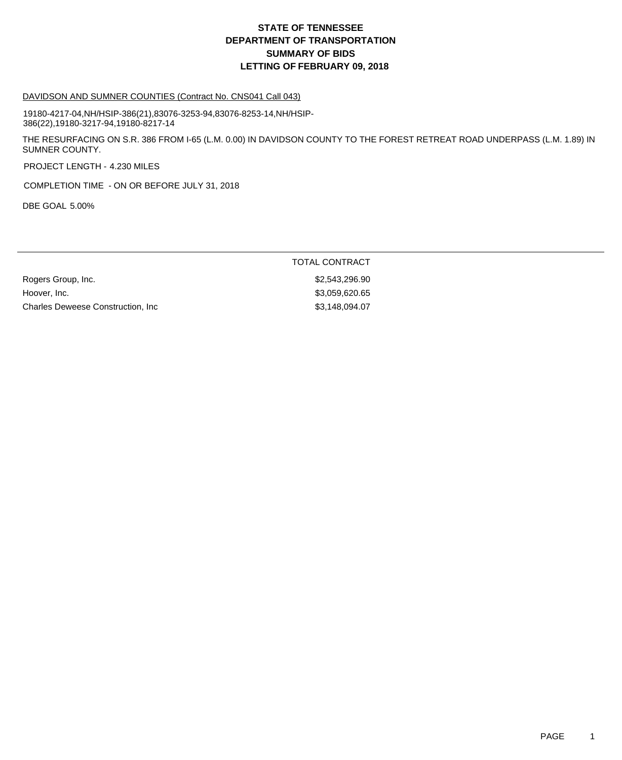# STATE OF TENNESSEE
# DEPARTMENT OF TRANSPORTATION
# SUMMARY OF BIDS
# LETTING OF FEBRUARY 09, 2018

DAVIDSON AND SUMNER COUNTIES (Contract No. CNS041 Call 043)

19180-4217-04,NH/HSIP-386(21),83076-3253-94,83076-8253-14,NH/HSIP-386(22),19180-3217-94,19180-8217-14

THE RESURFACING ON S.R. 386 FROM I-65 (L.M. 0.00) IN DAVIDSON COUNTY TO THE FOREST RETREAT ROAD UNDERPASS (L.M. 1.89) IN SUMNER COUNTY.

PROJECT LENGTH - 4.230 MILES

COMPLETION TIME - ON OR BEFORE JULY 31, 2018

DBE GOAL 5.00%

| | TOTAL CONTRACT |
|---|---|
| Rogers Group, Inc. | $2,543,296.90 |
| Hoover, Inc. | $3,059,620.65 |
| Charles Deweese Construction, Inc | $3,148,094.07 |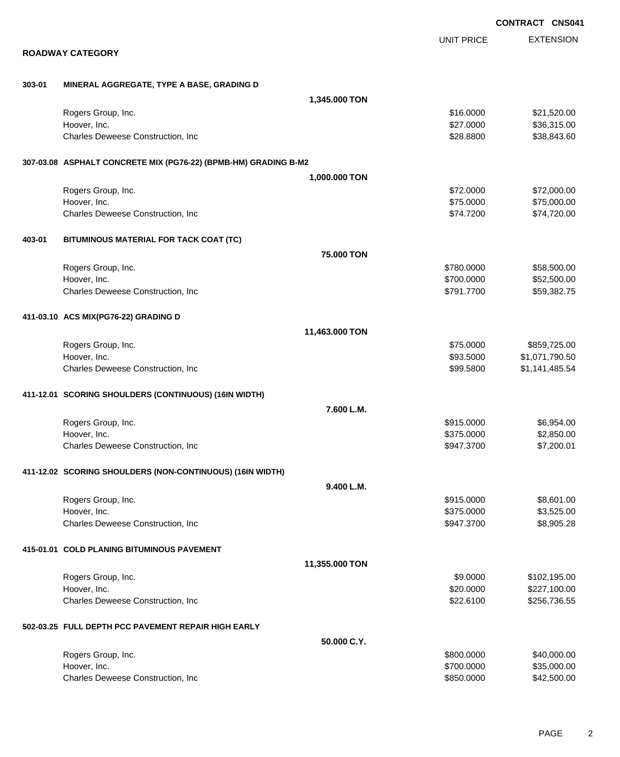**CONTRACT CNS041**

## ROADWAY CATEGORY

| | | UNIT PRICE | EXTENSION |
|---|---|---|---|
| **303-01** | **MINERAL AGGREGATE, TYPE A BASE, GRADING D** | | |
| | **1,345.000 TON** | | |
| | Rogers Group, Inc. | $16.0000 | $21,520.00 |
| | Hoover, Inc. | $27.0000 | $36,315.00 |
| | Charles Deweese Construction, Inc | $28.8800 | $38,843.60 |
| **307-03.08** | **ASPHALT CONCRETE MIX (PG76-22) (BPMB-HM) GRADING B-M2** | | |
| | **1,000.000 TON** | | |
| | Rogers Group, Inc. | $72.0000 | $72,000.00 |
| | Hoover, Inc. | $75.0000 | $75,000.00 |
| | Charles Deweese Construction, Inc | $74.7200 | $74,720.00 |
| **403-01** | **BITUMINOUS MATERIAL FOR TACK COAT (TC)** | | |
| | **75.000 TON** | | |
| | Rogers Group, Inc. | $780.0000 | $58,500.00 |
| | Hoover, Inc. | $700.0000 | $52,500.00 |
| | Charles Deweese Construction, Inc | $791.7700 | $59,382.75 |
| **411-03.10** | **ACS MIX(PG76-22) GRADING D** | | |
| | **11,463.000 TON** | | |
| | Rogers Group, Inc. | $75.0000 | $859,725.00 |
| | Hoover, Inc. | $93.5000 | $1,071,790.50 |
| | Charles Deweese Construction, Inc | $99.5800 | $1,141,485.54 |
| **411-12.01** | **SCORING SHOULDERS (CONTINUOUS) (16IN WIDTH)** | | |
| | **7.600 L.M.** | | |
| | Rogers Group, Inc. | $915.0000 | $6,954.00 |
| | Hoover, Inc. | $375.0000 | $2,850.00 |
| | Charles Deweese Construction, Inc | $947.3700 | $7,200.01 |
| **411-12.02** | **SCORING SHOULDERS (NON-CONTINUOUS) (16IN WIDTH)** | | |
| | **9.400 L.M.** | | |
| | Rogers Group, Inc. | $915.0000 | $8,601.00 |
| | Hoover, Inc. | $375.0000 | $3,525.00 |
| | Charles Deweese Construction, Inc | $947.3700 | $8,905.28 |
| **415-01.01** | **COLD PLANING BITUMINOUS PAVEMENT** | | |
| | **11,355.000 TON** | | |
| | Rogers Group, Inc. | $9.0000 | $102,195.00 |
| | Hoover, Inc. | $20.0000 | $227,100.00 |
| | Charles Deweese Construction, Inc | $22.6100 | $256,736.55 |
| **502-03.25** | **FULL DEPTH PCC PAVEMENT REPAIR HIGH EARLY** | | |
| | **50.000 C.Y.** | | |
| | Rogers Group, Inc. | $800.0000 | $40,000.00 |
| | Hoover, Inc. | $700.0000 | $35,000.00 |
| | Charles Deweese Construction, Inc | $850.0000 | $42,500.00 |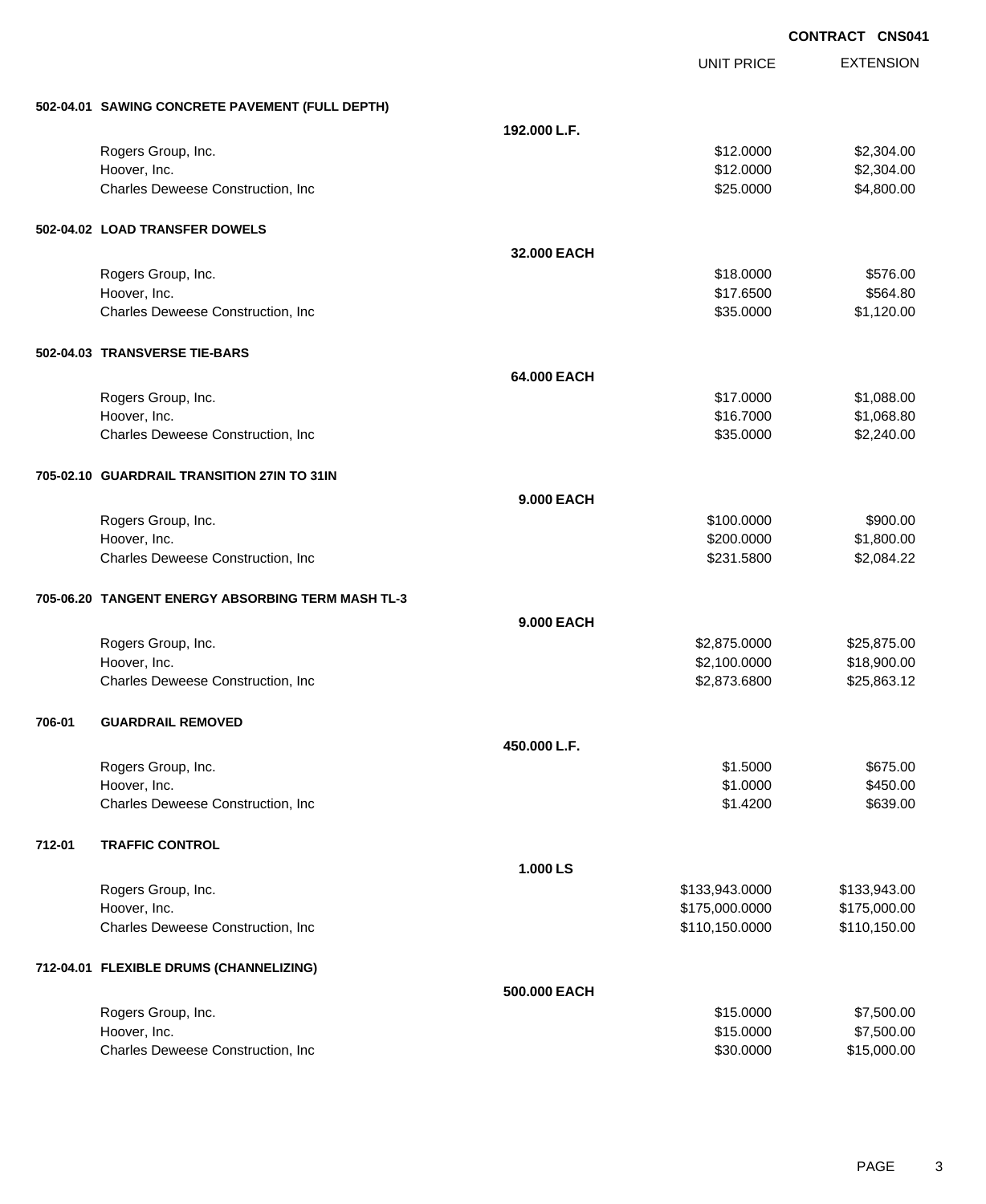**CONTRACT CNS041**

| | | UNIT PRICE | EXTENSION |
|---|---|---|---|
| **502-04.01 SAWING CONCRETE PAVEMENT (FULL DEPTH)** | | | |
| | **192.000 L.F.** | | |
| Rogers Group, Inc. | | $12.0000 | $2,304.00 |
| Hoover, Inc. | | $12.0000 | $2,304.00 |
| Charles Deweese Construction, Inc | | $25.0000 | $4,800.00 |
| **502-04.02 LOAD TRANSFER DOWELS** | | | |
| | **32.000 EACH** | | |
| Rogers Group, Inc. | | $18.0000 | $576.00 |
| Hoover, Inc. | | $17.6500 | $564.80 |
| Charles Deweese Construction, Inc | | $35.0000 | $1,120.00 |
| **502-04.03 TRANSVERSE TIE-BARS** | | | |
| | **64.000 EACH** | | |
| Rogers Group, Inc. | | $17.0000 | $1,088.00 |
| Hoover, Inc. | | $16.7000 | $1,068.80 |
| Charles Deweese Construction, Inc | | $35.0000 | $2,240.00 |
| **705-02.10 GUARDRAIL TRANSITION 27IN TO 31IN** | | | |
| | **9.000 EACH** | | |
| Rogers Group, Inc. | | $100.0000 | $900.00 |
| Hoover, Inc. | | $200.0000 | $1,800.00 |
| Charles Deweese Construction, Inc | | $231.5800 | $2,084.22 |
| **705-06.20 TANGENT ENERGY ABSORBING TERM MASH TL-3** | | | |
| | **9.000 EACH** | | |
| Rogers Group, Inc. | | $2,875.0000 | $25,875.00 |
| Hoover, Inc. | | $2,100.0000 | $18,900.00 |
| Charles Deweese Construction, Inc | | $2,873.6800 | $25,863.12 |
| **706-01 GUARDRAIL REMOVED** | | | |
| | **450.000 L.F.** | | |
| Rogers Group, Inc. | | $1.5000 | $675.00 |
| Hoover, Inc. | | $1.0000 | $450.00 |
| Charles Deweese Construction, Inc | | $1.4200 | $639.00 |
| **712-01 TRAFFIC CONTROL** | | | |
| | **1.000 LS** | | |
| Rogers Group, Inc. | | $133,943.0000 | $133,943.00 |
| Hoover, Inc. | | $175,000.0000 | $175,000.00 |
| Charles Deweese Construction, Inc | | $110,150.0000 | $110,150.00 |
| **712-04.01 FLEXIBLE DRUMS (CHANNELIZING)** | | | |
| | **500.000 EACH** | | |
| Rogers Group, Inc. | | $15.0000 | $7,500.00 |
| Hoover, Inc. | | $15.0000 | $7,500.00 |
| Charles Deweese Construction, Inc | | $30.0000 | $15,000.00 |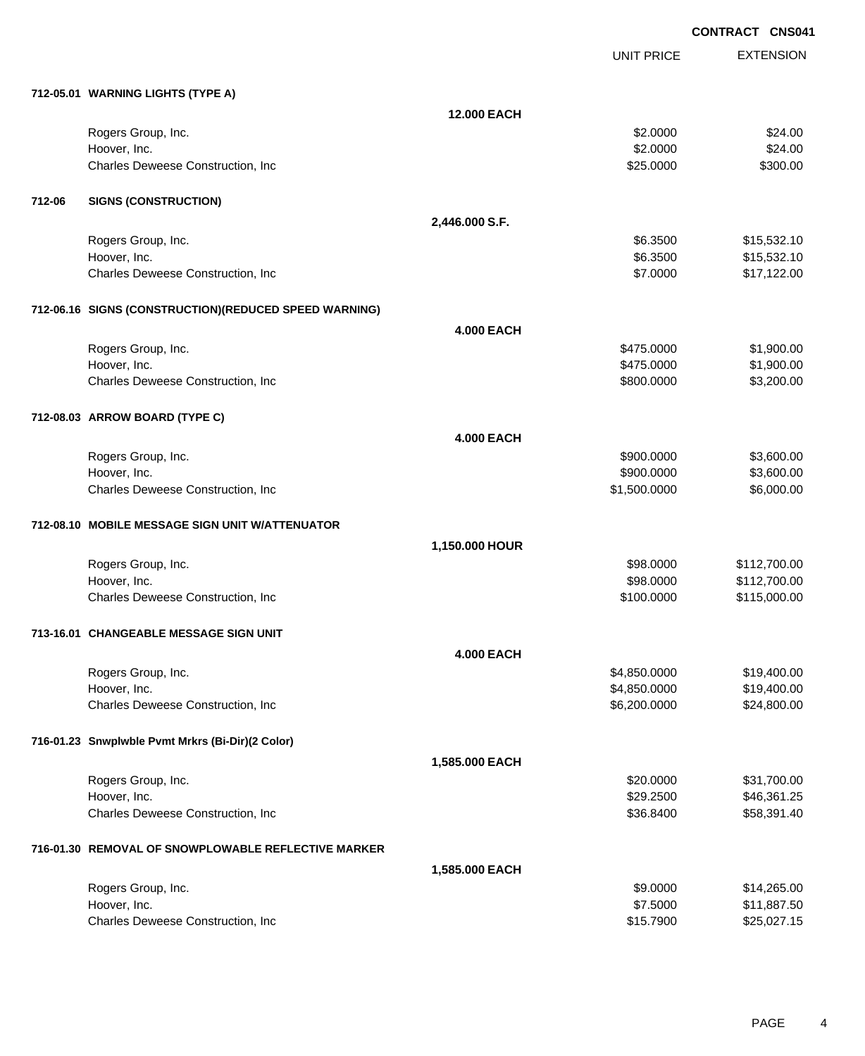**CONTRACT CNS041**

| | | UNIT PRICE | EXTENSION |
|---|---|---|---|
| **712-05.01 WARNING LIGHTS (TYPE A)** | | | |
| | **12.000 EACH** | | |
| Rogers Group, Inc. | | $2.0000 | $24.00 |
| Hoover, Inc. | | $2.0000 | $24.00 |
| Charles Deweese Construction, Inc | | $25.0000 | $300.00 |
| **712-06 SIGNS (CONSTRUCTION)** | | | |
| | **2,446.000 S.F.** | | |
| Rogers Group, Inc. | | $6.3500 | $15,532.10 |
| Hoover, Inc. | | $6.3500 | $15,532.10 |
| Charles Deweese Construction, Inc | | $7.0000 | $17,122.00 |
| **712-06.16 SIGNS (CONSTRUCTION)(REDUCED SPEED WARNING)** | | | |
| | **4.000 EACH** | | |
| Rogers Group, Inc. | | $475.0000 | $1,900.00 |
| Hoover, Inc. | | $475.0000 | $1,900.00 |
| Charles Deweese Construction, Inc | | $800.0000 | $3,200.00 |
| **712-08.03 ARROW BOARD (TYPE C)** | | | |
| | **4.000 EACH** | | |
| Rogers Group, Inc. | | $900.0000 | $3,600.00 |
| Hoover, Inc. | | $900.0000 | $3,600.00 |
| Charles Deweese Construction, Inc | | $1,500.0000 | $6,000.00 |
| **712-08.10 MOBILE MESSAGE SIGN UNIT W/ATTENUATOR** | | | |
| | **1,150.000 HOUR** | | |
| Rogers Group, Inc. | | $98.0000 | $112,700.00 |
| Hoover, Inc. | | $98.0000 | $112,700.00 |
| Charles Deweese Construction, Inc | | $100.0000 | $115,000.00 |
| **713-16.01 CHANGEABLE MESSAGE SIGN UNIT** | | | |
| | **4.000 EACH** | | |
| Rogers Group, Inc. | | $4,850.0000 | $19,400.00 |
| Hoover, Inc. | | $4,850.0000 | $19,400.00 |
| Charles Deweese Construction, Inc | | $6,200.0000 | $24,800.00 |
| **716-01.23 Snwplwble Pvmt Mrkrs (Bi-Dir)(2 Color)** | | | |
| | **1,585.000 EACH** | | |
| Rogers Group, Inc. | | $20.0000 | $31,700.00 |
| Hoover, Inc. | | $29.2500 | $46,361.25 |
| Charles Deweese Construction, Inc | | $36.8400 | $58,391.40 |
| **716-01.30 REMOVAL OF SNOWPLOWABLE REFLECTIVE MARKER** | | | |
| | **1,585.000 EACH** | | |
| Rogers Group, Inc. | | $9.0000 | $14,265.00 |
| Hoover, Inc. | | $7.5000 | $11,887.50 |
| Charles Deweese Construction, Inc | | $15.7900 | $25,027.15 |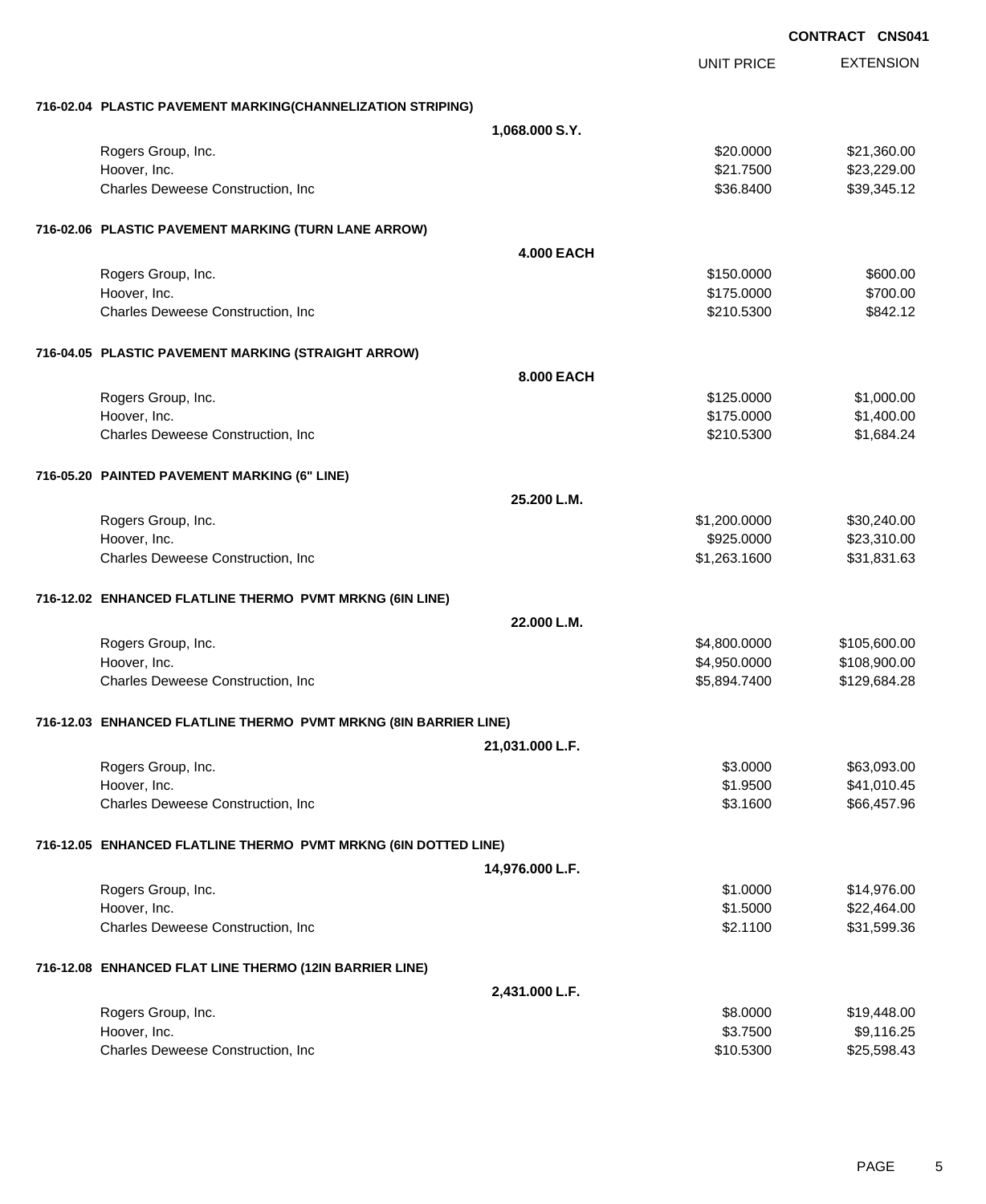**CONTRACT CNS041**

| | UNIT PRICE | EXTENSION |
|---|---|---|
| **716-02.04 PLASTIC PAVEMENT MARKING(CHANNELIZATION STRIPING)** | | |
| **1,068.000 S.Y.** | | |
| Rogers Group, Inc. | $20.0000 | $21,360.00 |
| Hoover, Inc. | $21.7500 | $23,229.00 |
| Charles Deweese Construction, Inc | $36.8400 | $39,345.12 |
| **716-02.06 PLASTIC PAVEMENT MARKING (TURN LANE ARROW)** | | |
| **4.000 EACH** | | |
| Rogers Group, Inc. | $150.0000 | $600.00 |
| Hoover, Inc. | $175.0000 | $700.00 |
| Charles Deweese Construction, Inc | $210.5300 | $842.12 |
| **716-04.05 PLASTIC PAVEMENT MARKING (STRAIGHT ARROW)** | | |
| **8.000 EACH** | | |
| Rogers Group, Inc. | $125.0000 | $1,000.00 |
| Hoover, Inc. | $175.0000 | $1,400.00 |
| Charles Deweese Construction, Inc | $210.5300 | $1,684.24 |
| **716-05.20 PAINTED PAVEMENT MARKING (6" LINE)** | | |
| **25.200 L.M.** | | |
| Rogers Group, Inc. | $1,200.0000 | $30,240.00 |
| Hoover, Inc. | $925.0000 | $23,310.00 |
| Charles Deweese Construction, Inc | $1,263.1600 | $31,831.63 |
| **716-12.02 ENHANCED FLATLINE THERMO PVMT MRKNG (6IN LINE)** | | |
| **22.000 L.M.** | | |
| Rogers Group, Inc. | $4,800.0000 | $105,600.00 |
| Hoover, Inc. | $4,950.0000 | $108,900.00 |
| Charles Deweese Construction, Inc | $5,894.7400 | $129,684.28 |
| **716-12.03 ENHANCED FLATLINE THERMO PVMT MRKNG (8IN BARRIER LINE)** | | |
| **21,031.000 L.F.** | | |
| Rogers Group, Inc. | $3.0000 | $63,093.00 |
| Hoover, Inc. | $1.9500 | $41,010.45 |
| Charles Deweese Construction, Inc | $3.1600 | $66,457.96 |
| **716-12.05 ENHANCED FLATLINE THERMO PVMT MRKNG (6IN DOTTED LINE)** | | |
| **14,976.000 L.F.** | | |
| Rogers Group, Inc. | $1.0000 | $14,976.00 |
| Hoover, Inc. | $1.5000 | $22,464.00 |
| Charles Deweese Construction, Inc | $2.1100 | $31,599.36 |
| **716-12.08 ENHANCED FLAT LINE THERMO (12IN BARRIER LINE)** | | |
| **2,431.000 L.F.** | | |
| Rogers Group, Inc. | $8.0000 | $19,448.00 |
| Hoover, Inc. | $3.7500 | $9,116.25 |
| Charles Deweese Construction, Inc | $10.5300 | $25,598.43 |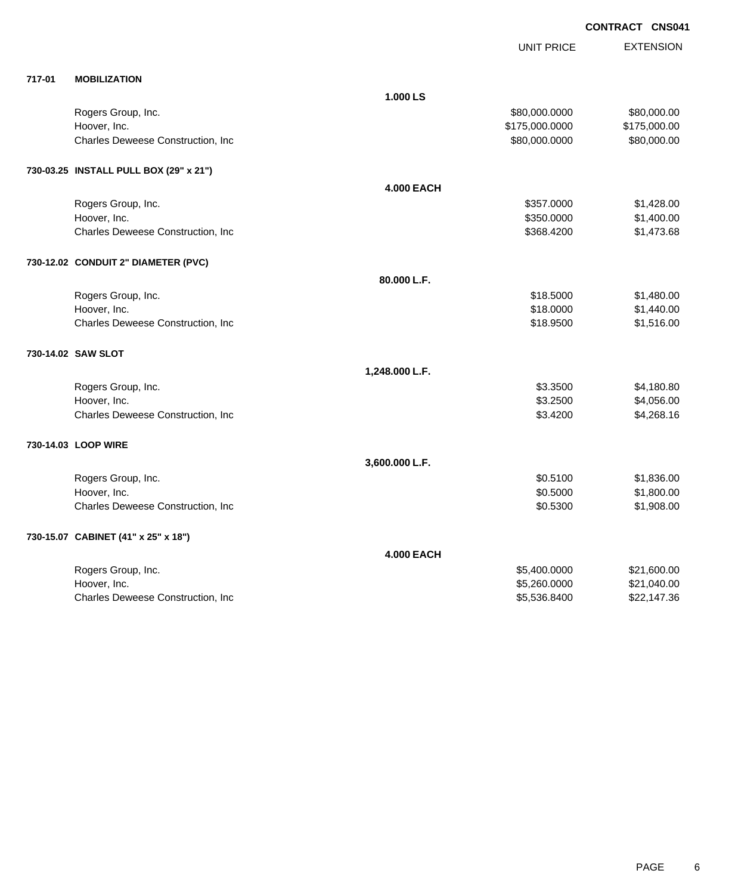**CONTRACT CNS041**

| | | | UNIT PRICE | EXTENSION |
|---|---|---|---|---|
| **717-01** | **MOBILIZATION** | | | |
| | | **1.000 LS** | | |
| | Rogers Group, Inc. | | $80,000.0000 | $80,000.00 |
| | Hoover, Inc. | | $175,000.0000 | $175,000.00 |
| | Charles Deweese Construction, Inc | | $80,000.0000 | $80,000.00 |
| **730-03.25** | **INSTALL PULL BOX (29" x 21")** | | | |
| | | **4.000 EACH** | | |
| | Rogers Group, Inc. | | $357.0000 | $1,428.00 |
| | Hoover, Inc. | | $350.0000 | $1,400.00 |
| | Charles Deweese Construction, Inc | | $368.4200 | $1,473.68 |
| **730-12.02** | **CONDUIT 2" DIAMETER (PVC)** | | | |
| | | **80.000 L.F.** | | |
| | Rogers Group, Inc. | | $18.5000 | $1,480.00 |
| | Hoover, Inc. | | $18.0000 | $1,440.00 |
| | Charles Deweese Construction, Inc | | $18.9500 | $1,516.00 |
| **730-14.02** | **SAW SLOT** | | | |
| | | **1,248.000 L.F.** | | |
| | Rogers Group, Inc. | | $3.3500 | $4,180.80 |
| | Hoover, Inc. | | $3.2500 | $4,056.00 |
| | Charles Deweese Construction, Inc | | $3.4200 | $4,268.16 |
| **730-14.03** | **LOOP WIRE** | | | |
| | | **3,600.000 L.F.** | | |
| | Rogers Group, Inc. | | $0.5100 | $1,836.00 |
| | Hoover, Inc. | | $0.5000 | $1,800.00 |
| | Charles Deweese Construction, Inc | | $0.5300 | $1,908.00 |
| **730-15.07** | **CABINET (41" x 25" x 18")** | | | |
| | | **4.000 EACH** | | |
| | Rogers Group, Inc. | | $5,400.0000 | $21,600.00 |
| | Hoover, Inc. | | $5,260.0000 | $21,040.00 |
| | Charles Deweese Construction, Inc | | $5,536.8400 | $22,147.36 |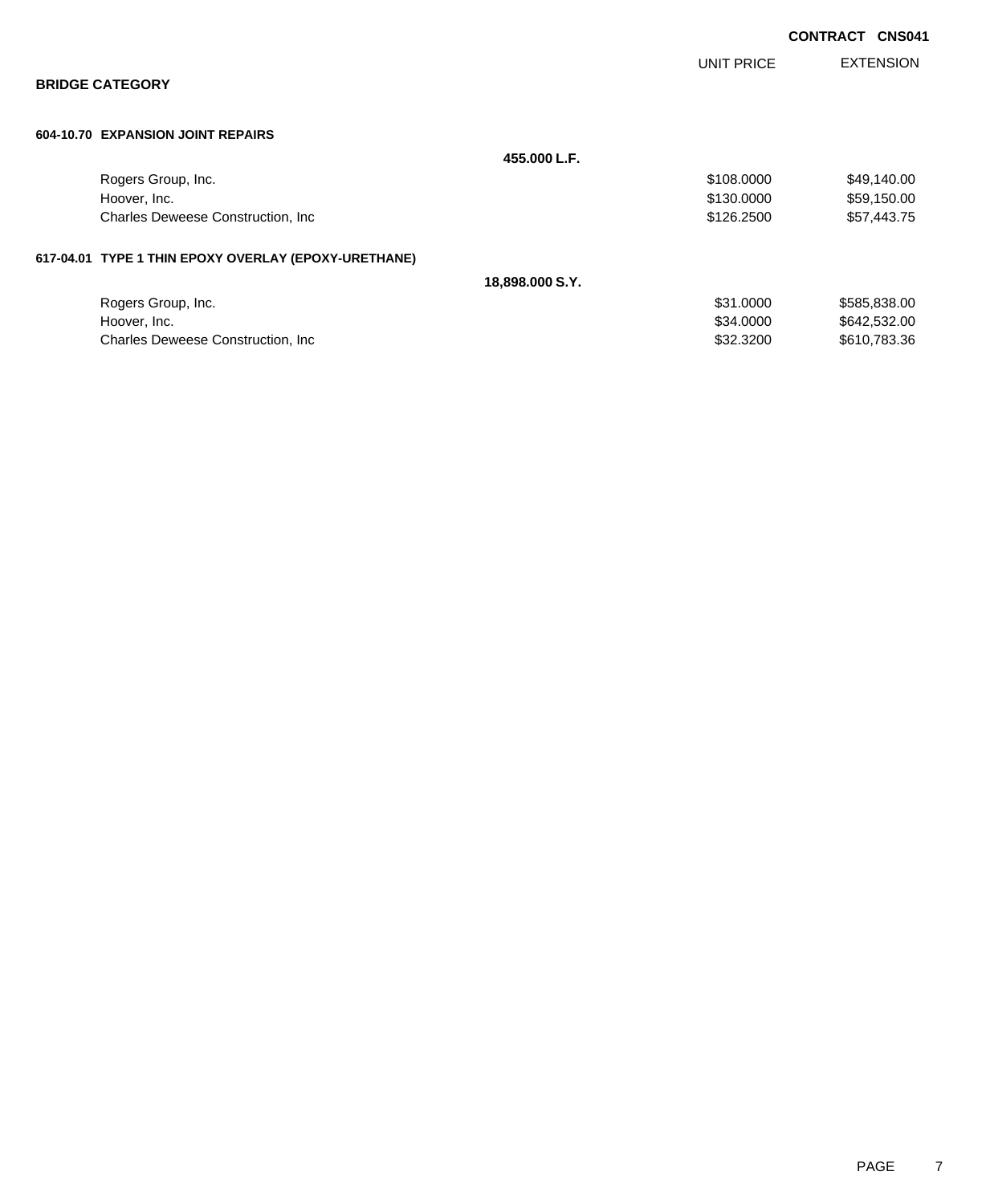**CONTRACT CNS041**

**BRIDGE CATEGORY**

| | | UNIT PRICE | EXTENSION |
|---|---|---|---|
| **604-10.70 EXPANSION JOINT REPAIRS** | | | |
| | **455.000 L.F.** | | |
| Rogers Group, Inc. | | $108.0000 | $49,140.00 |
| Hoover, Inc. | | $130.0000 | $59,150.00 |
| Charles Deweese Construction, Inc | | $126.2500 | $57,443.75 |
| **617-04.01 TYPE 1 THIN EPOXY OVERLAY (EPOXY-URETHANE)** | | | |
| | **18,898.000 S.Y.** | | |
| Rogers Group, Inc. | | $31.0000 | $585,838.00 |
| Hoover, Inc. | | $34.0000 | $642,532.00 |
| Charles Deweese Construction, Inc | | $32.3200 | $610,783.36 |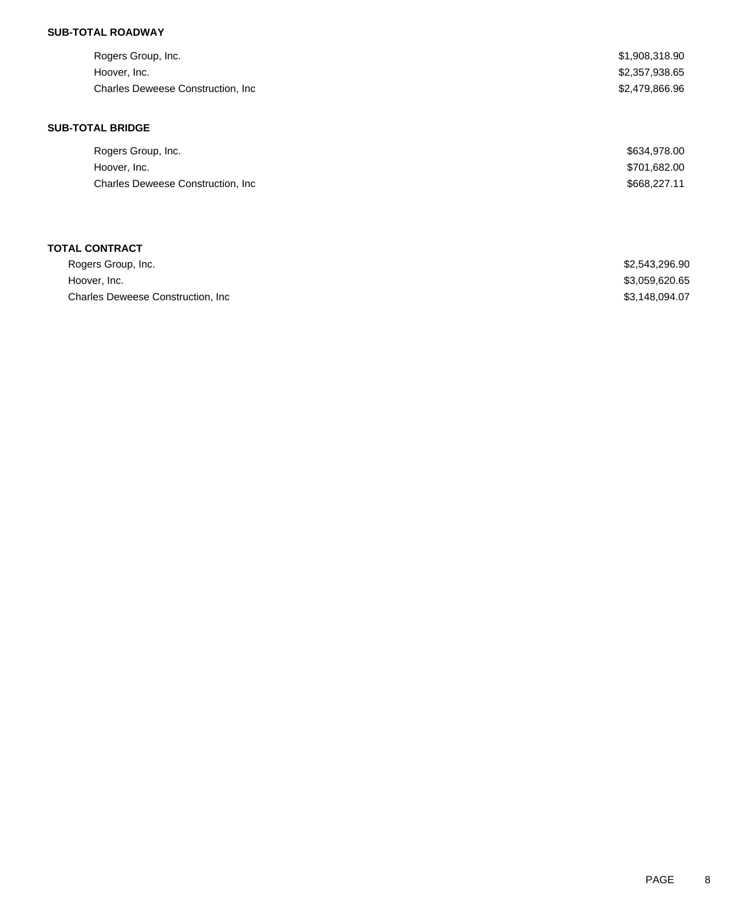**SUB-TOTAL ROADWAY**

| | |
|---|---|
| Rogers Group, Inc. | $1,908,318.90 |
| Hoover, Inc. | $2,357,938.65 |
| Charles Deweese Construction, Inc | $2,479,866.96 |

**SUB-TOTAL BRIDGE**

| | |
|---|---|
| Rogers Group, Inc. | $634,978.00 |
| Hoover, Inc. | $701,682.00 |
| Charles Deweese Construction, Inc | $668,227.11 |

**TOTAL CONTRACT**

| | |
|---|---|
| Rogers Group, Inc. | $2,543,296.90 |
| Hoover, Inc. | $3,059,620.65 |
| Charles Deweese Construction, Inc | $3,148,094.07 |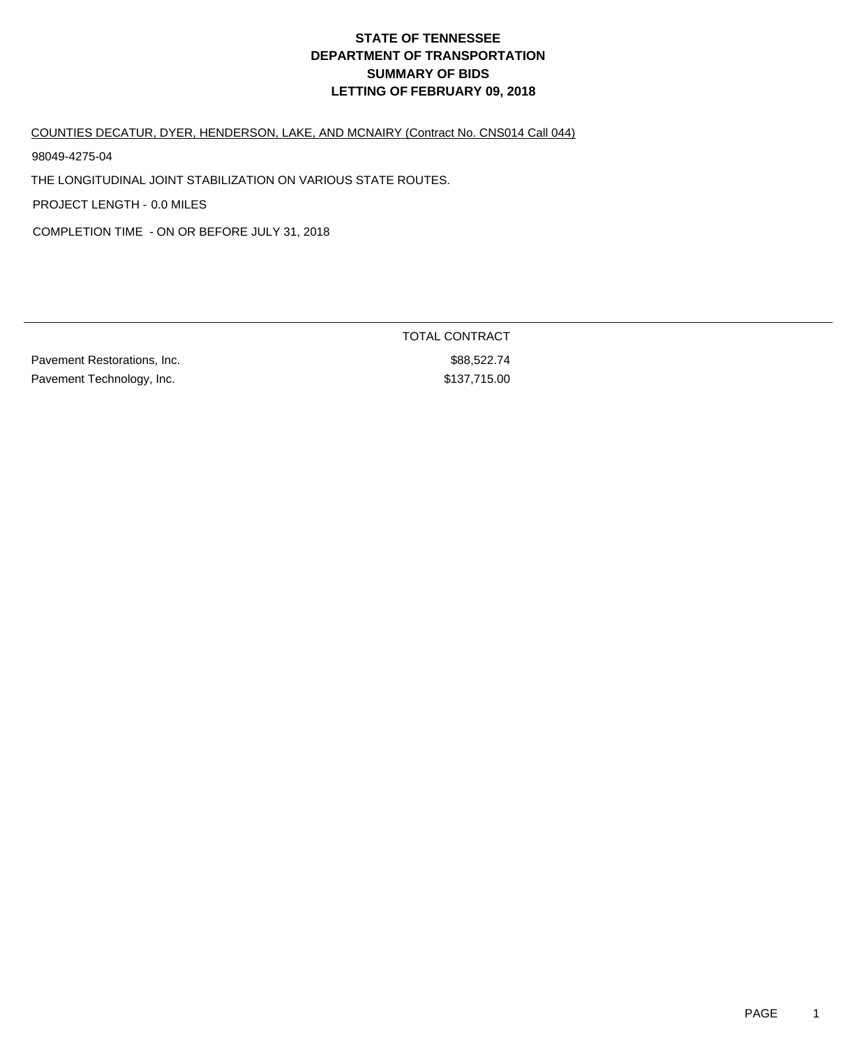# STATE OF TENNESSEE
# DEPARTMENT OF TRANSPORTATION
# SUMMARY OF BIDS
# LETTING OF FEBRUARY 09, 2018

COUNTIES DECATUR, DYER, HENDERSON, LAKE, AND MCNAIRY (Contract No. CNS014 Call 044)

98049-4275-04

THE LONGITUDINAL JOINT STABILIZATION ON VARIOUS STATE ROUTES.

PROJECT LENGTH - 0.0 MILES

COMPLETION TIME - ON OR BEFORE JULY 31, 2018

| | TOTAL CONTRACT |
|---|---|
| Pavement Restorations, Inc. | $88,522.74 |
| Pavement Technology, Inc. | $137,715.00 |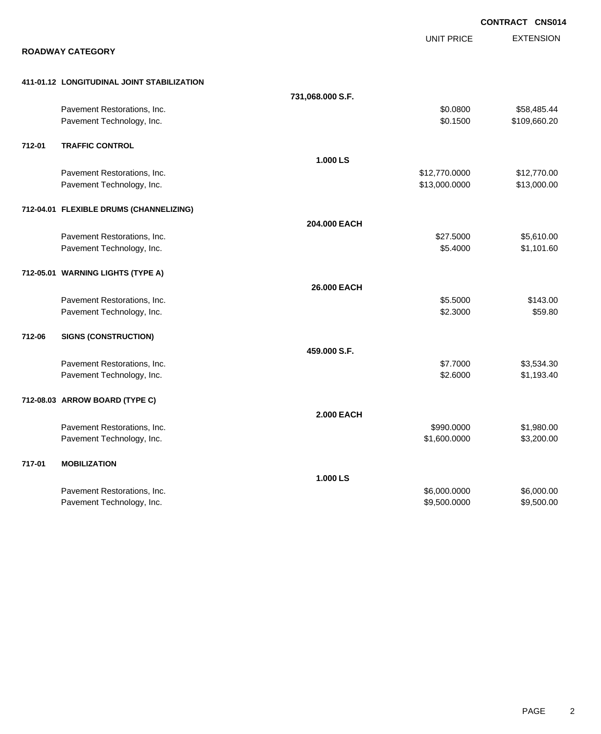CONTRACT CNS014

ROADWAY CATEGORY

| | | UNIT PRICE | EXTENSION |
|---|---|---|---|
| **411-01.12 LONGITUDINAL JOINT STABILIZATION** | | | |
| | **731,068.000 S.F.** | | |
| Pavement Restorations, Inc. | | $0.0800 | $58,485.44 |
| Pavement Technology, Inc. | | $0.1500 | $109,660.20 |
| **712-01 TRAFFIC CONTROL** | | | |
| | **1.000 LS** | | |
| Pavement Restorations, Inc. | | $12,770.0000 | $12,770.00 |
| Pavement Technology, Inc. | | $13,000.0000 | $13,000.00 |
| **712-04.01 FLEXIBLE DRUMS (CHANNELIZING)** | | | |
| | **204.000 EACH** | | |
| Pavement Restorations, Inc. | | $27.5000 | $5,610.00 |
| Pavement Technology, Inc. | | $5.4000 | $1,101.60 |
| **712-05.01 WARNING LIGHTS (TYPE A)** | | | |
| | **26.000 EACH** | | |
| Pavement Restorations, Inc. | | $5.5000 | $143.00 |
| Pavement Technology, Inc. | | $2.3000 | $59.80 |
| **712-06 SIGNS (CONSTRUCTION)** | | | |
| | **459.000 S.F.** | | |
| Pavement Restorations, Inc. | | $7.7000 | $3,534.30 |
| Pavement Technology, Inc. | | $2.6000 | $1,193.40 |
| **712-08.03 ARROW BOARD (TYPE C)** | | | |
| | **2.000 EACH** | | |
| Pavement Restorations, Inc. | | $990.0000 | $1,980.00 |
| Pavement Technology, Inc. | | $1,600.0000 | $3,200.00 |
| **717-01 MOBILIZATION** | | | |
| | **1.000 LS** | | |
| Pavement Restorations, Inc. | | $6,000.0000 | $6,000.00 |
| Pavement Technology, Inc. | | $9,500.0000 | $9,500.00 |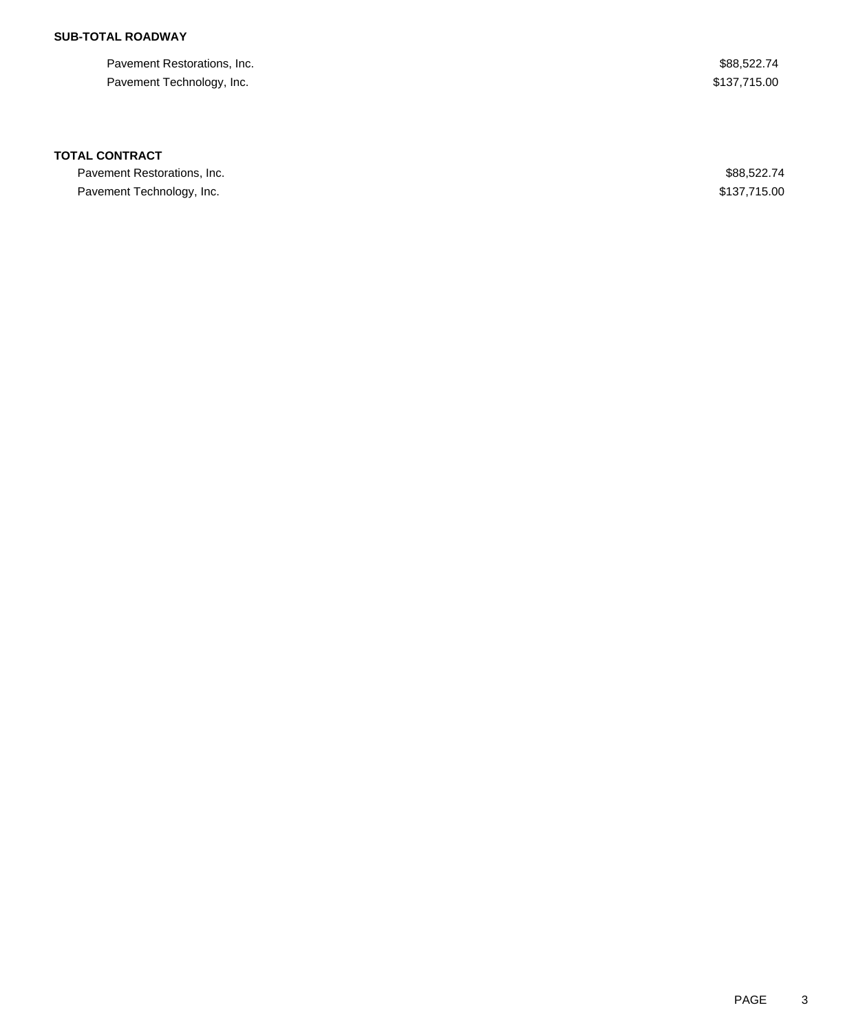**SUB-TOTAL ROADWAY**

| | |
|---|---|
| Pavement Restorations, Inc. | $88,522.74 |
| Pavement Technology, Inc. | $137,715.00 |

**TOTAL CONTRACT**

| | |
|---|---|
| Pavement Restorations, Inc. | $88,522.74 |
| Pavement Technology, Inc. | $137,715.00 |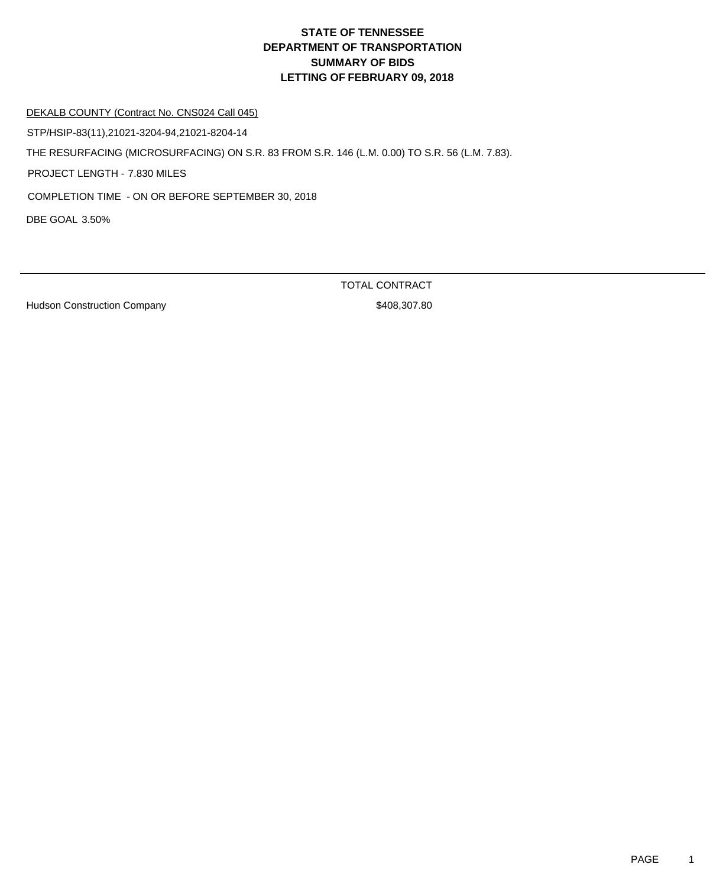# STATE OF TENNESSEE
# DEPARTMENT OF TRANSPORTATION
# SUMMARY OF BIDS
# LETTING OF FEBRUARY 09, 2018

DEKALB COUNTY (Contract No. CNS024 Call 045)

STP/HSIP-83(11),21021-3204-94,21021-8204-14

THE RESURFACING (MICROSURFACING) ON S.R. 83 FROM S.R. 146 (L.M. 0.00) TO S.R. 56 (L.M. 7.83).

PROJECT LENGTH - 7.830 MILES

COMPLETION TIME - ON OR BEFORE SEPTEMBER 30, 2018

DBE GOAL 3.50%

| | TOTAL CONTRACT |
|---|---|
| Hudson Construction Company | $408,307.80 |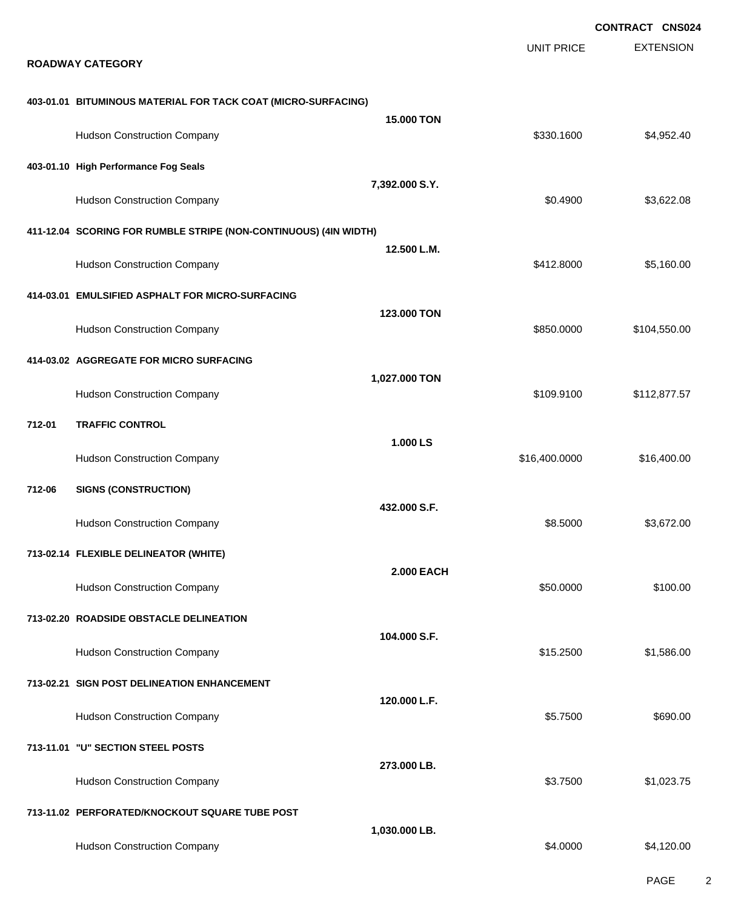**CONTRACT CNS024**

## ROADWAY CATEGORY

| | | UNIT PRICE | EXTENSION |
|---|---|---|---|
| **403-01.01 BITUMINOUS MATERIAL FOR TACK COAT (MICRO-SURFACING)** | **15.000 TON** | | |
| Hudson Construction Company | | $330.1600 | $4,952.40 |
| **403-01.10 High Performance Fog Seals** | **7,392.000 S.Y.** | | |
| Hudson Construction Company | | $0.4900 | $3,622.08 |
| **411-12.04 SCORING FOR RUMBLE STRIPE (NON-CONTINUOUS) (4IN WIDTH)** | **12.500 L.M.** | | |
| Hudson Construction Company | | $412.8000 | $5,160.00 |
| **414-03.01 EMULSIFIED ASPHALT FOR MICRO-SURFACING** | **123.000 TON** | | |
| Hudson Construction Company | | $850.0000 | $104,550.00 |
| **414-03.02 AGGREGATE FOR MICRO SURFACING** | **1,027.000 TON** | | |
| Hudson Construction Company | | $109.9100 | $112,877.57 |
| **712-01 TRAFFIC CONTROL** | **1.000 LS** | | |
| Hudson Construction Company | | $16,400.0000 | $16,400.00 |
| **712-06 SIGNS (CONSTRUCTION)** | **432.000 S.F.** | | |
| Hudson Construction Company | | $8.5000 | $3,672.00 |
| **713-02.14 FLEXIBLE DELINEATOR (WHITE)** | **2.000 EACH** | | |
| Hudson Construction Company | | $50.0000 | $100.00 |
| **713-02.20 ROADSIDE OBSTACLE DELINEATION** | **104.000 S.F.** | | |
| Hudson Construction Company | | $15.2500 | $1,586.00 |
| **713-02.21 SIGN POST DELINEATION ENHANCEMENT** | **120.000 L.F.** | | |
| Hudson Construction Company | | $5.7500 | $690.00 |
| **713-11.01 "U" SECTION STEEL POSTS** | **273.000 LB.** | | |
| Hudson Construction Company | | $3.7500 | $1,023.75 |
| **713-11.02 PERFORATED/KNOCKOUT SQUARE TUBE POST** | **1,030.000 LB.** | | |
| Hudson Construction Company | | $4.0000 | $4,120.00 |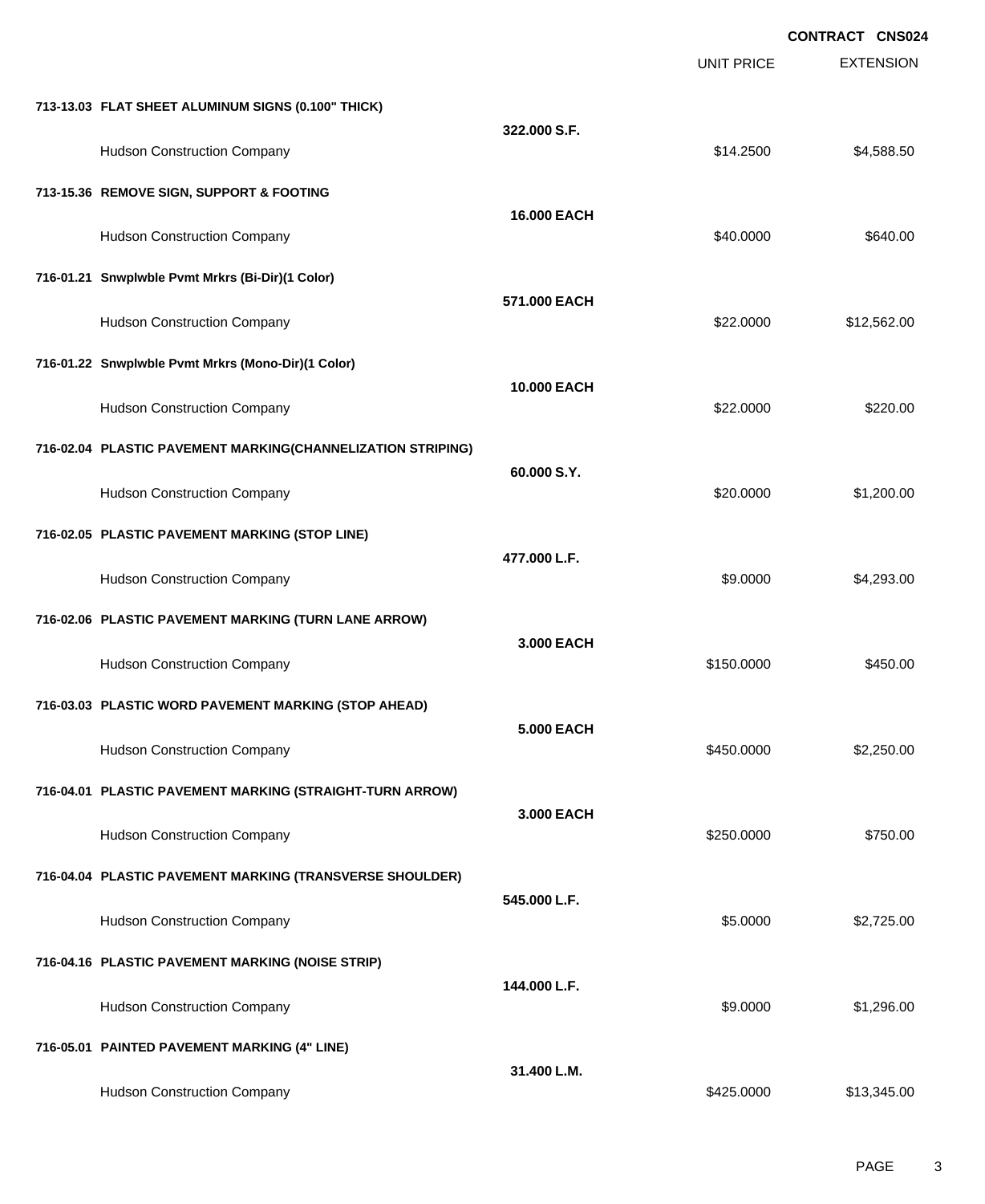**CONTRACT CNS024**

| | | UNIT PRICE | EXTENSION |
|---|---|---|---|
| **713-13.03 FLAT SHEET ALUMINUM SIGNS (0.100" THICK)** | **322.000 S.F.** | | |
| Hudson Construction Company | | $14.2500 | $4,588.50 |
| **713-15.36 REMOVE SIGN, SUPPORT & FOOTING** | **16.000 EACH** | | |
| Hudson Construction Company | | $40.0000 | $640.00 |
| **716-01.21 Snwplwble Pvmt Mrkrs (Bi-Dir)(1 Color)** | **571.000 EACH** | | |
| Hudson Construction Company | | $22.0000 | $12,562.00 |
| **716-01.22 Snwplwble Pvmt Mrkrs (Mono-Dir)(1 Color)** | **10.000 EACH** | | |
| Hudson Construction Company | | $22.0000 | $220.00 |
| **716-02.04 PLASTIC PAVEMENT MARKING(CHANNELIZATION STRIPING)** | **60.000 S.Y.** | | |
| Hudson Construction Company | | $20.0000 | $1,200.00 |
| **716-02.05 PLASTIC PAVEMENT MARKING (STOP LINE)** | **477.000 L.F.** | | |
| Hudson Construction Company | | $9.0000 | $4,293.00 |
| **716-02.06 PLASTIC PAVEMENT MARKING (TURN LANE ARROW)** | **3.000 EACH** | | |
| Hudson Construction Company | | $150.0000 | $450.00 |
| **716-03.03 PLASTIC WORD PAVEMENT MARKING (STOP AHEAD)** | **5.000 EACH** | | |
| Hudson Construction Company | | $450.0000 | $2,250.00 |
| **716-04.01 PLASTIC PAVEMENT MARKING (STRAIGHT-TURN ARROW)** | **3.000 EACH** | | |
| Hudson Construction Company | | $250.0000 | $750.00 |
| **716-04.04 PLASTIC PAVEMENT MARKING (TRANSVERSE SHOULDER)** | **545.000 L.F.** | | |
| Hudson Construction Company | | $5.0000 | $2,725.00 |
| **716-04.16 PLASTIC PAVEMENT MARKING (NOISE STRIP)** | **144.000 L.F.** | | |
| Hudson Construction Company | | $9.0000 | $1,296.00 |
| **716-05.01 PAINTED PAVEMENT MARKING (4" LINE)** | **31.400 L.M.** | | |
| Hudson Construction Company | | $425.0000 | $13,345.00 |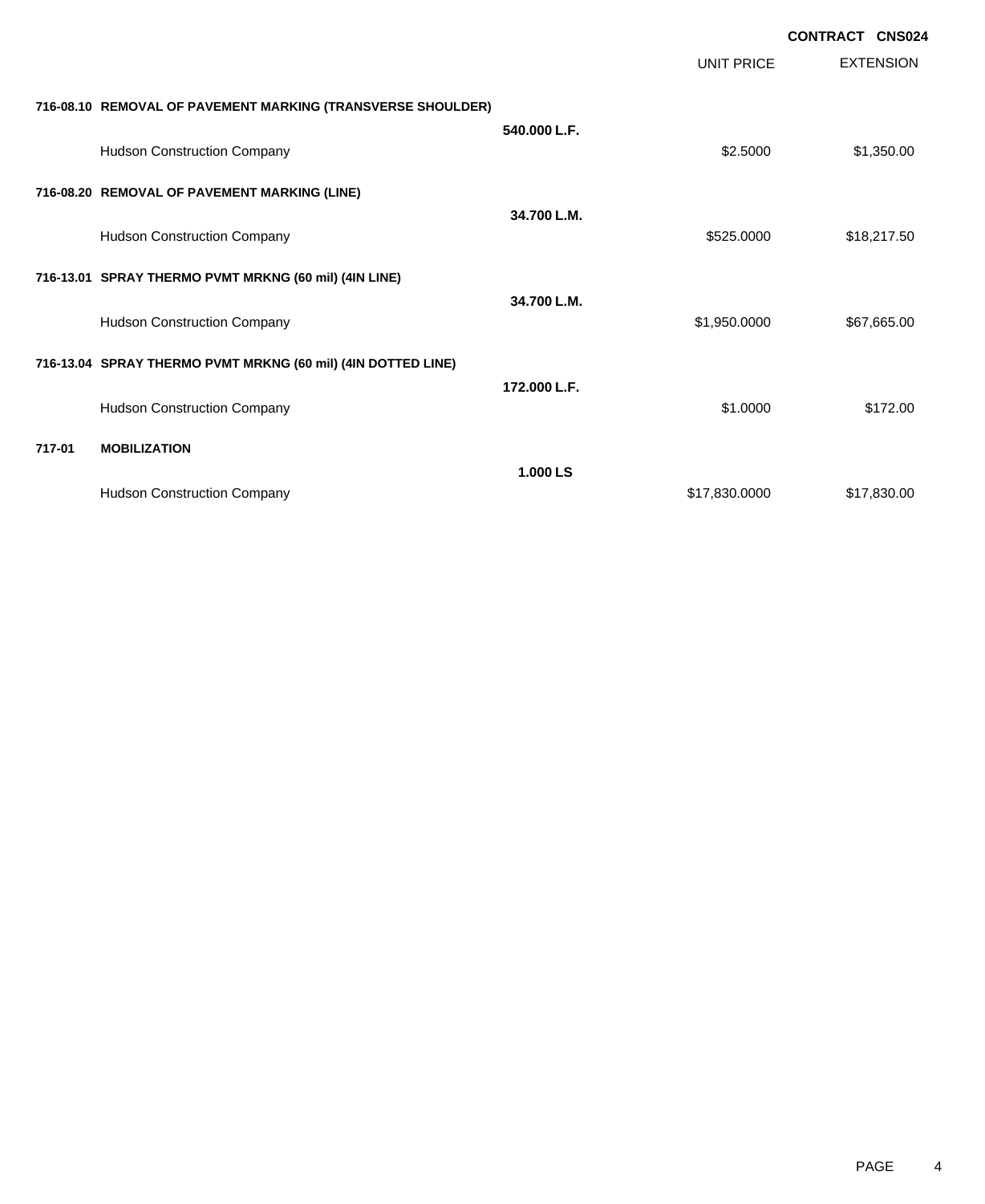**CONTRACT CNS024**

| | | | UNIT PRICE | EXTENSION |
|---|---|---|---|---|
| **716-08.10** | **REMOVAL OF PAVEMENT MARKING (TRANSVERSE SHOULDER)** | | | |
| | | **540.000 L.F.** | | |
| | Hudson Construction Company | | $2.5000 | $1,350.00 |
| **716-08.20** | **REMOVAL OF PAVEMENT MARKING (LINE)** | | | |
| | | **34.700 L.M.** | | |
| | Hudson Construction Company | | $525.0000 | $18,217.50 |
| **716-13.01** | **SPRAY THERMO PVMT MRKNG (60 mil) (4IN LINE)** | | | |
| | | **34.700 L.M.** | | |
| | Hudson Construction Company | | $1,950.0000 | $67,665.00 |
| **716-13.04** | **SPRAY THERMO PVMT MRKNG (60 mil) (4IN DOTTED LINE)** | | | |
| | | **172.000 L.F.** | | |
| | Hudson Construction Company | | $1.0000 | $172.00 |
| **717-01** | **MOBILIZATION** | | | |
| | | **1.000 LS** | | |
| | Hudson Construction Company | | $17,830.0000 | $17,830.00 |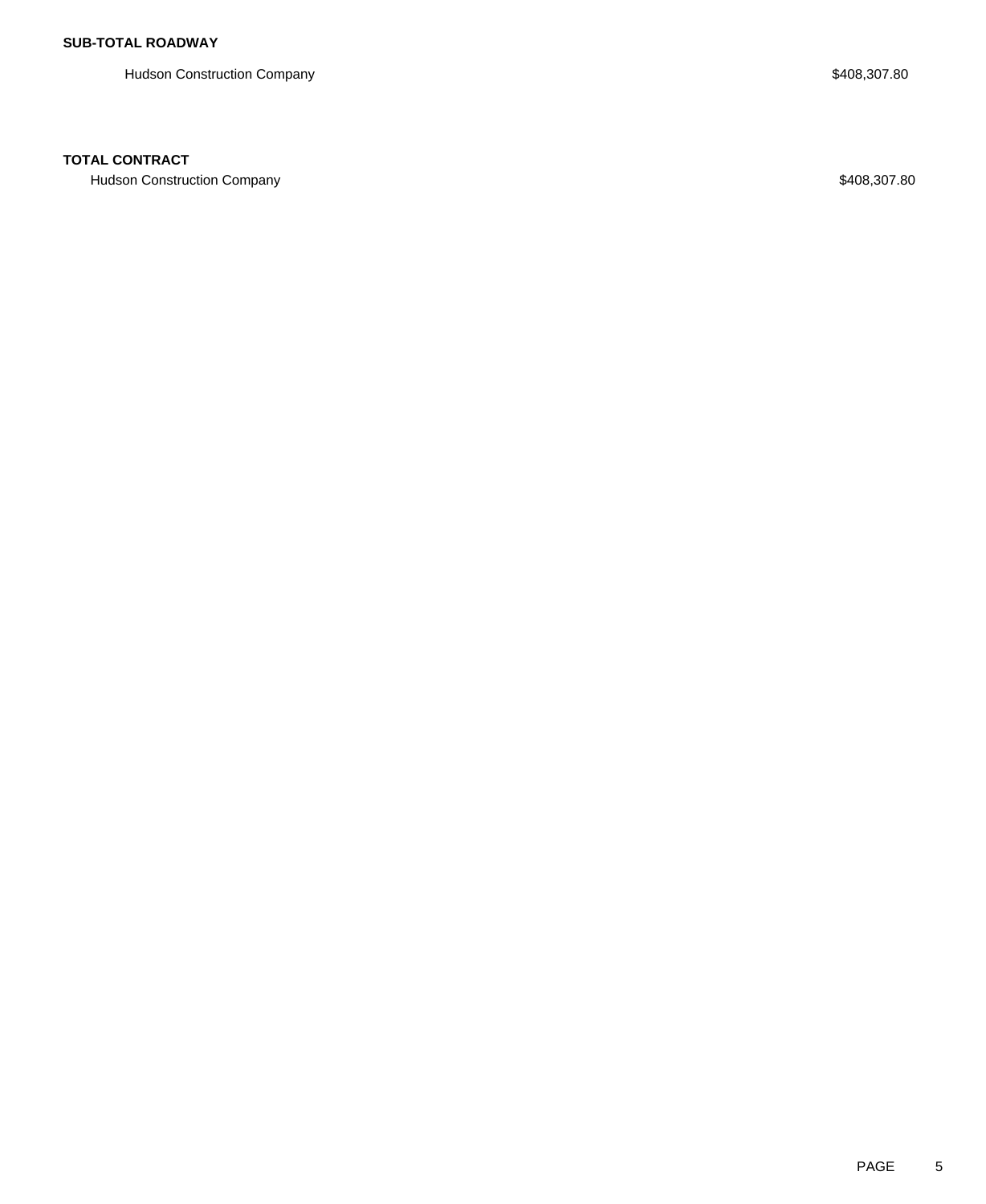**SUB-TOTAL ROADWAY**

| | |
|---|---|
| Hudson Construction Company | $408,307.80 |

**TOTAL CONTRACT**

| | |
|---|---|
| Hudson Construction Company | $408,307.80 |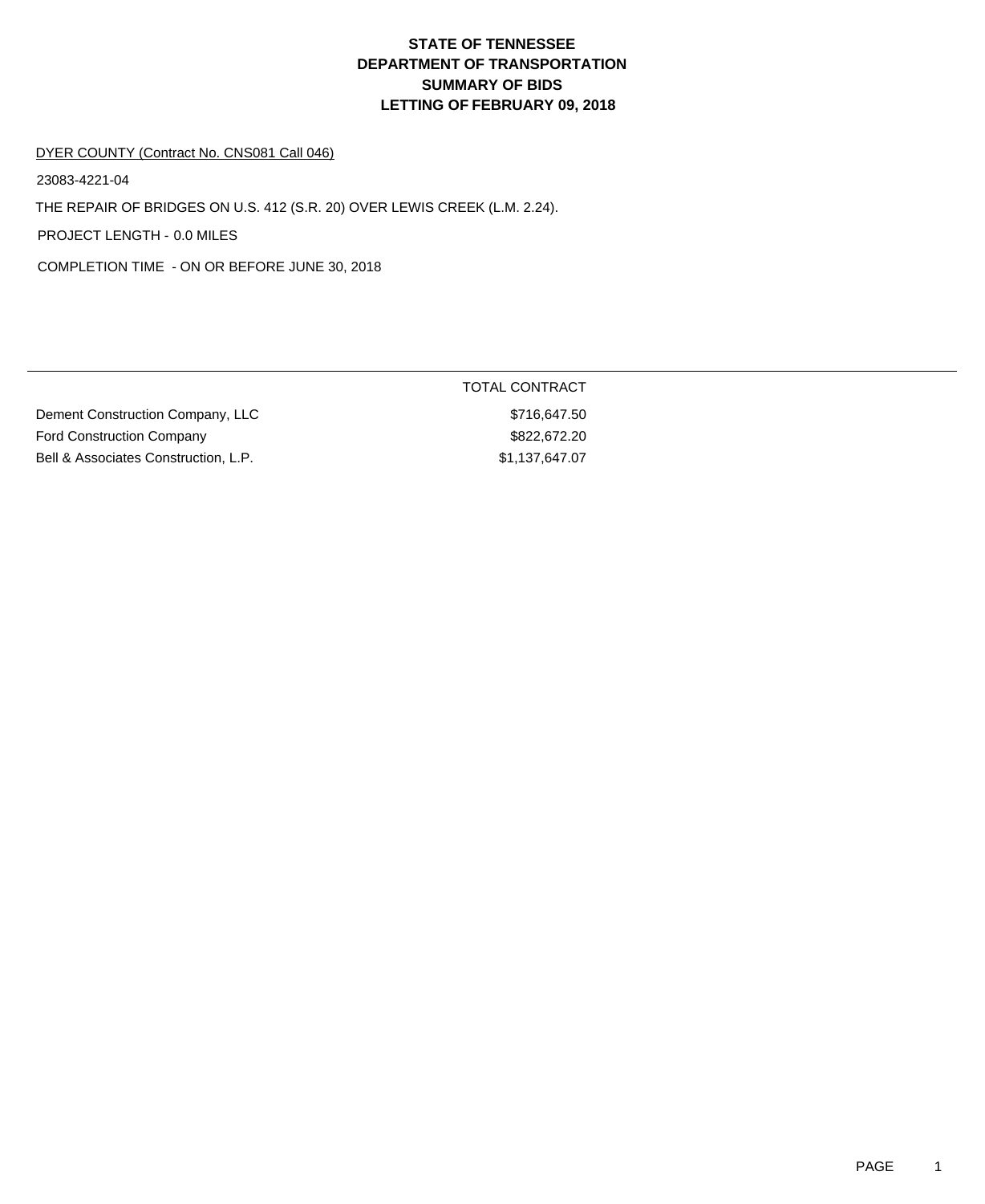# STATE OF TENNESSEE
# DEPARTMENT OF TRANSPORTATION
# SUMMARY OF BIDS
# LETTING OF FEBRUARY 09, 2018

DYER COUNTY (Contract No. CNS081 Call 046)

23083-4221-04

THE REPAIR OF BRIDGES ON U.S. 412 (S.R. 20) OVER LEWIS CREEK (L.M. 2.24).

PROJECT LENGTH - 0.0 MILES

COMPLETION TIME - ON OR BEFORE JUNE 30, 2018

| | TOTAL CONTRACT |
|---|---|
| Dement Construction Company, LLC | $716,647.50 |
| Ford Construction Company | $822,672.20 |
| Bell & Associates Construction, L.P. | $1,137,647.07 |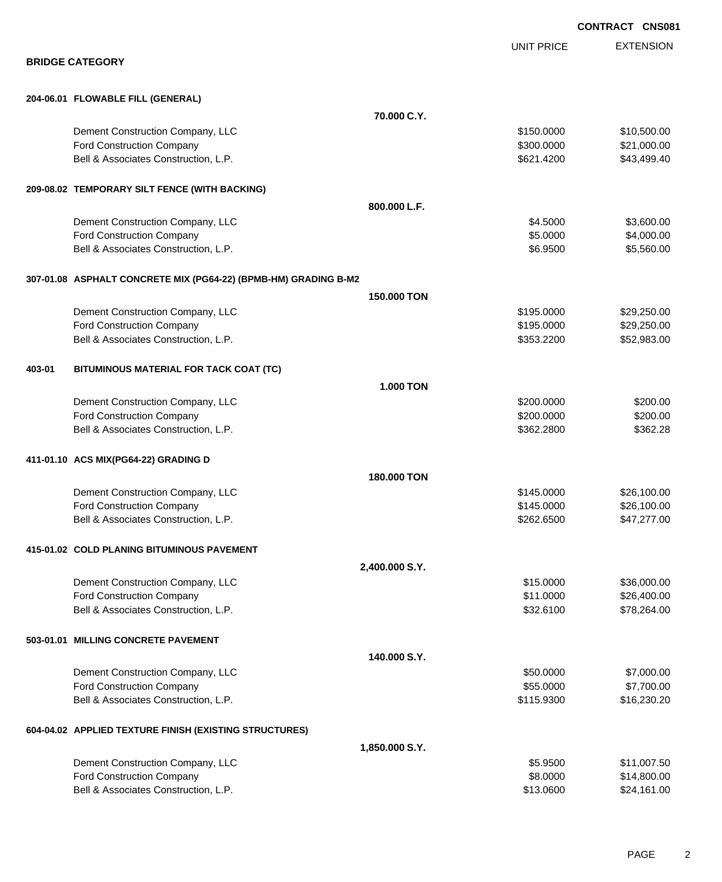**CONTRACT CNS081**

## BRIDGE CATEGORY

| | | UNIT PRICE | EXTENSION |
|---|---|---|---|
| **204-06.01 FLOWABLE FILL (GENERAL)** | | | |
| | **70.000 C.Y.** | | |
| Dement Construction Company, LLC | | $150.0000 | $10,500.00 |
| Ford Construction Company | | $300.0000 | $21,000.00 |
| Bell & Associates Construction, L.P. | | $621.4200 | $43,499.40 |
| **209-08.02 TEMPORARY SILT FENCE (WITH BACKING)** | | | |
| | **800.000 L.F.** | | |
| Dement Construction Company, LLC | | $4.5000 | $3,600.00 |
| Ford Construction Company | | $5.0000 | $4,000.00 |
| Bell & Associates Construction, L.P. | | $6.9500 | $5,560.00 |
| **307-01.08 ASPHALT CONCRETE MIX (PG64-22) (BPMB-HM) GRADING B-M2** | | | |
| | **150.000 TON** | | |
| Dement Construction Company, LLC | | $195.0000 | $29,250.00 |
| Ford Construction Company | | $195.0000 | $29,250.00 |
| Bell & Associates Construction, L.P. | | $353.2200 | $52,983.00 |
| **403-01 BITUMINOUS MATERIAL FOR TACK COAT (TC)** | | | |
| | **1.000 TON** | | |
| Dement Construction Company, LLC | | $200.0000 | $200.00 |
| Ford Construction Company | | $200.0000 | $200.00 |
| Bell & Associates Construction, L.P. | | $362.2800 | $362.28 |
| **411-01.10 ACS MIX(PG64-22) GRADING D** | | | |
| | **180.000 TON** | | |
| Dement Construction Company, LLC | | $145.0000 | $26,100.00 |
| Ford Construction Company | | $145.0000 | $26,100.00 |
| Bell & Associates Construction, L.P. | | $262.6500 | $47,277.00 |
| **415-01.02 COLD PLANING BITUMINOUS PAVEMENT** | | | |
| | **2,400.000 S.Y.** | | |
| Dement Construction Company, LLC | | $15.0000 | $36,000.00 |
| Ford Construction Company | | $11.0000 | $26,400.00 |
| Bell & Associates Construction, L.P. | | $32.6100 | $78,264.00 |
| **503-01.01 MILLING CONCRETE PAVEMENT** | | | |
| | **140.000 S.Y.** | | |
| Dement Construction Company, LLC | | $50.0000 | $7,000.00 |
| Ford Construction Company | | $55.0000 | $7,700.00 |
| Bell & Associates Construction, L.P. | | $115.9300 | $16,230.20 |
| **604-04.02 APPLIED TEXTURE FINISH (EXISTING STRUCTURES)** | | | |
| | **1,850.000 S.Y.** | | |
| Dement Construction Company, LLC | | $5.9500 | $11,007.50 |
| Ford Construction Company | | $8.0000 | $14,800.00 |
| Bell & Associates Construction, L.P. | | $13.0600 | $24,161.00 |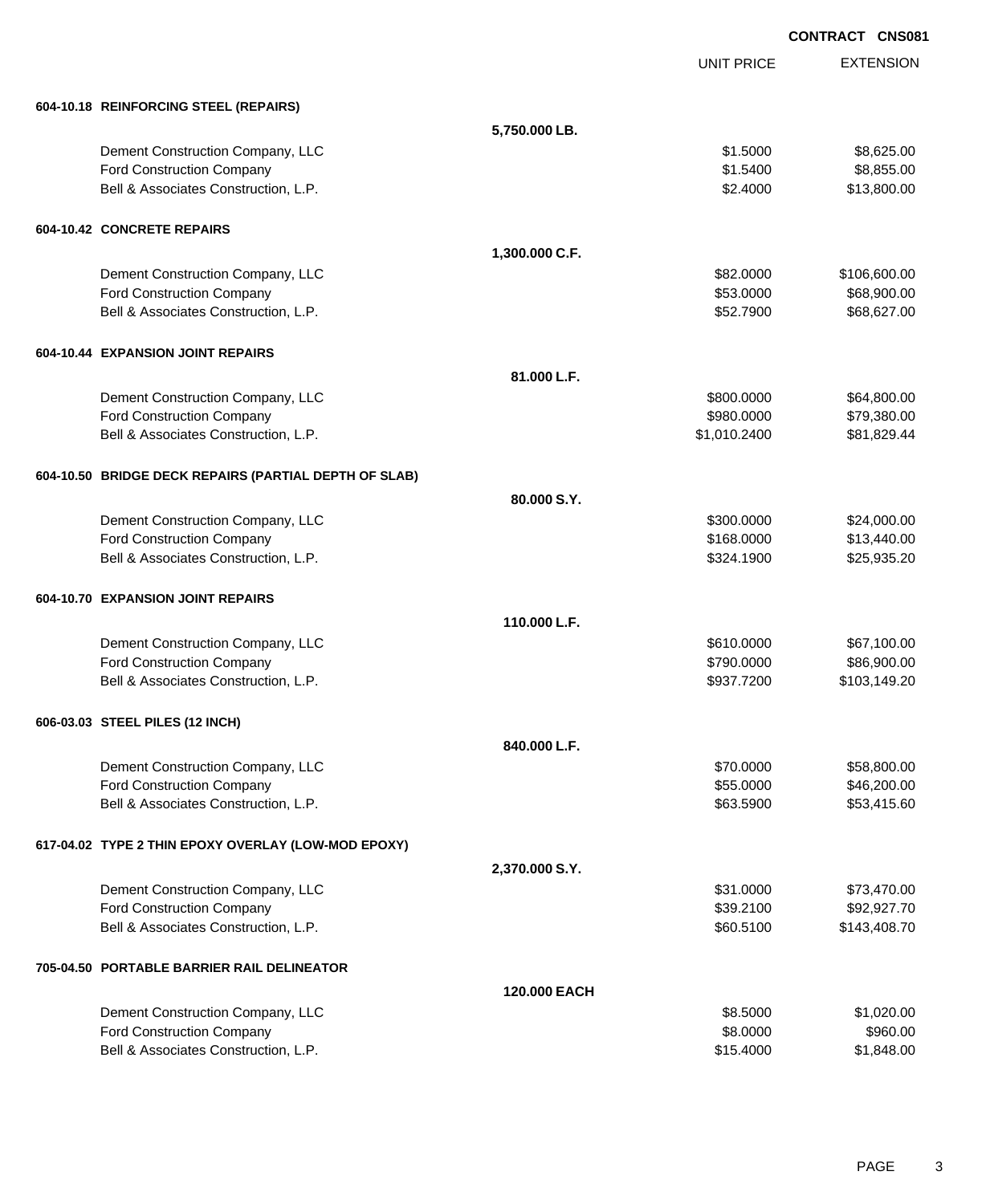**CONTRACT CNS081**

| | | UNIT PRICE | EXTENSION |
|---|---|---|---|
| **604-10.18 REINFORCING STEEL (REPAIRS)** | | | |
| | **5,750.000 LB.** | | |
| Dement Construction Company, LLC | | $1.5000 | $8,625.00 |
| Ford Construction Company | | $1.5400 | $8,855.00 |
| Bell & Associates Construction, L.P. | | $2.4000 | $13,800.00 |
| **604-10.42 CONCRETE REPAIRS** | | | |
| | **1,300.000 C.F.** | | |
| Dement Construction Company, LLC | | $82.0000 | $106,600.00 |
| Ford Construction Company | | $53.0000 | $68,900.00 |
| Bell & Associates Construction, L.P. | | $52.7900 | $68,627.00 |
| **604-10.44 EXPANSION JOINT REPAIRS** | | | |
| | **81.000 L.F.** | | |
| Dement Construction Company, LLC | | $800.0000 | $64,800.00 |
| Ford Construction Company | | $980.0000 | $79,380.00 |
| Bell & Associates Construction, L.P. | | $1,010.2400 | $81,829.44 |
| **604-10.50 BRIDGE DECK REPAIRS (PARTIAL DEPTH OF SLAB)** | | | |
| | **80.000 S.Y.** | | |
| Dement Construction Company, LLC | | $300.0000 | $24,000.00 |
| Ford Construction Company | | $168.0000 | $13,440.00 |
| Bell & Associates Construction, L.P. | | $324.1900 | $25,935.20 |
| **604-10.70 EXPANSION JOINT REPAIRS** | | | |
| | **110.000 L.F.** | | |
| Dement Construction Company, LLC | | $610.0000 | $67,100.00 |
| Ford Construction Company | | $790.0000 | $86,900.00 |
| Bell & Associates Construction, L.P. | | $937.7200 | $103,149.20 |
| **606-03.03 STEEL PILES (12 INCH)** | | | |
| | **840.000 L.F.** | | |
| Dement Construction Company, LLC | | $70.0000 | $58,800.00 |
| Ford Construction Company | | $55.0000 | $46,200.00 |
| Bell & Associates Construction, L.P. | | $63.5900 | $53,415.60 |
| **617-04.02 TYPE 2 THIN EPOXY OVERLAY (LOW-MOD EPOXY)** | | | |
| | **2,370.000 S.Y.** | | |
| Dement Construction Company, LLC | | $31.0000 | $73,470.00 |
| Ford Construction Company | | $39.2100 | $92,927.70 |
| Bell & Associates Construction, L.P. | | $60.5100 | $143,408.70 |
| **705-04.50 PORTABLE BARRIER RAIL DELINEATOR** | | | |
| | **120.000 EACH** | | |
| Dement Construction Company, LLC | | $8.5000 | $1,020.00 |
| Ford Construction Company | | $8.0000 | $960.00 |
| Bell & Associates Construction, L.P. | | $15.4000 | $1,848.00 |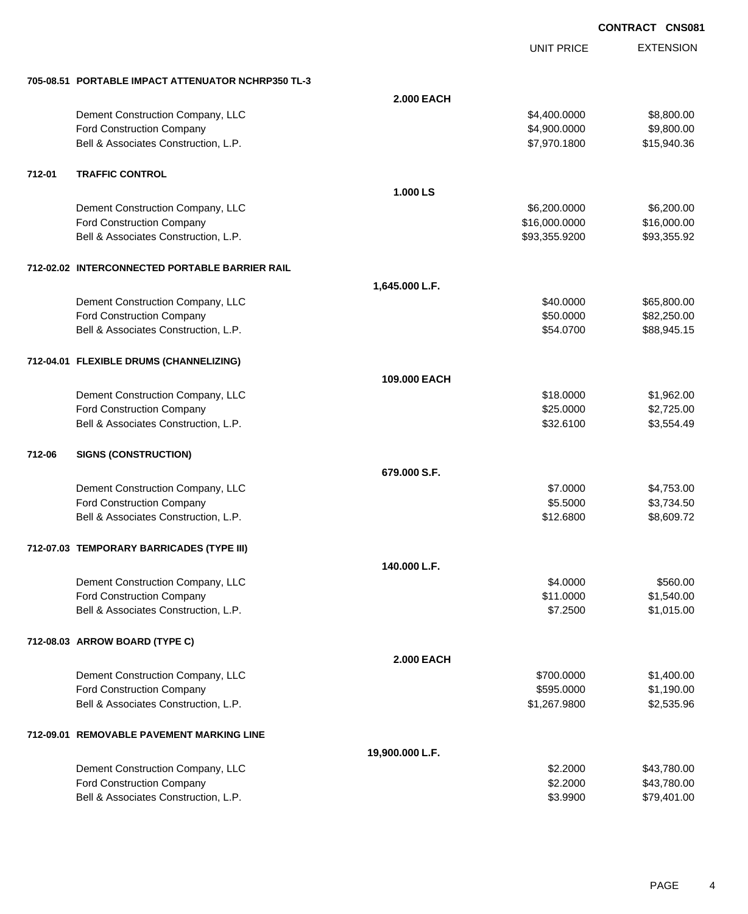**CONTRACT CNS081**

| | | UNIT PRICE | EXTENSION |
|---|---|---|---|
| **705-08.51 PORTABLE IMPACT ATTENUATOR NCHRP350 TL-3** | | | |
| | **2.000 EACH** | | |
| Dement Construction Company, LLC | | $4,400.0000 | $8,800.00 |
| Ford Construction Company | | $4,900.0000 | $9,800.00 |
| Bell & Associates Construction, L.P. | | $7,970.1800 | $15,940.36 |
| **712-01 TRAFFIC CONTROL** | | | |
| | **1.000 LS** | | |
| Dement Construction Company, LLC | | $6,200.0000 | $6,200.00 |
| Ford Construction Company | | $16,000.0000 | $16,000.00 |
| Bell & Associates Construction, L.P. | | $93,355.9200 | $93,355.92 |
| **712-02.02 INTERCONNECTED PORTABLE BARRIER RAIL** | | | |
| | **1,645.000 L.F.** | | |
| Dement Construction Company, LLC | | $40.0000 | $65,800.00 |
| Ford Construction Company | | $50.0000 | $82,250.00 |
| Bell & Associates Construction, L.P. | | $54.0700 | $88,945.15 |
| **712-04.01 FLEXIBLE DRUMS (CHANNELIZING)** | | | |
| | **109.000 EACH** | | |
| Dement Construction Company, LLC | | $18.0000 | $1,962.00 |
| Ford Construction Company | | $25.0000 | $2,725.00 |
| Bell & Associates Construction, L.P. | | $32.6100 | $3,554.49 |
| **712-06 SIGNS (CONSTRUCTION)** | | | |
| | **679.000 S.F.** | | |
| Dement Construction Company, LLC | | $7.0000 | $4,753.00 |
| Ford Construction Company | | $5.5000 | $3,734.50 |
| Bell & Associates Construction, L.P. | | $12.6800 | $8,609.72 |
| **712-07.03 TEMPORARY BARRICADES (TYPE III)** | | | |
| | **140.000 L.F.** | | |
| Dement Construction Company, LLC | | $4.0000 | $560.00 |
| Ford Construction Company | | $11.0000 | $1,540.00 |
| Bell & Associates Construction, L.P. | | $7.2500 | $1,015.00 |
| **712-08.03 ARROW BOARD (TYPE C)** | | | |
| | **2.000 EACH** | | |
| Dement Construction Company, LLC | | $700.0000 | $1,400.00 |
| Ford Construction Company | | $595.0000 | $1,190.00 |
| Bell & Associates Construction, L.P. | | $1,267.9800 | $2,535.96 |
| **712-09.01 REMOVABLE PAVEMENT MARKING LINE** | | | |
| | **19,900.000 L.F.** | | |
| Dement Construction Company, LLC | | $2.2000 | $43,780.00 |
| Ford Construction Company | | $2.2000 | $43,780.00 |
| Bell & Associates Construction, L.P. | | $3.9900 | $79,401.00 |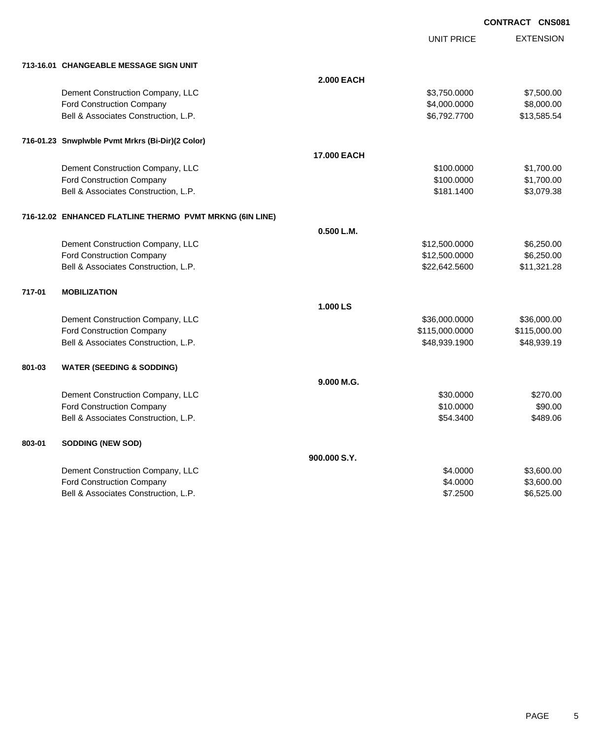**CONTRACT CNS081**

| | | | UNIT PRICE | EXTENSION |
|---|---|---|---|---|
| **713-16.01** | **CHANGEABLE MESSAGE SIGN UNIT** | | | |
| | | **2.000 EACH** | | |
| | Dement Construction Company, LLC | | $3,750.0000 | $7,500.00 |
| | Ford Construction Company | | $4,000.0000 | $8,000.00 |
| | Bell & Associates Construction, L.P. | | $6,792.7700 | $13,585.54 |
| **716-01.23** | **Snwplwble Pvmt Mrkrs (Bi-Dir)(2 Color)** | | | |
| | | **17.000 EACH** | | |
| | Dement Construction Company, LLC | | $100.0000 | $1,700.00 |
| | Ford Construction Company | | $100.0000 | $1,700.00 |
| | Bell & Associates Construction, L.P. | | $181.1400 | $3,079.38 |
| **716-12.02** | **ENHANCED FLATLINE THERMO PVMT MRKNG (6IN LINE)** | | | |
| | | **0.500 L.M.** | | |
| | Dement Construction Company, LLC | | $12,500.0000 | $6,250.00 |
| | Ford Construction Company | | $12,500.0000 | $6,250.00 |
| | Bell & Associates Construction, L.P. | | $22,642.5600 | $11,321.28 |
| **717-01** | **MOBILIZATION** | | | |
| | | **1.000 LS** | | |
| | Dement Construction Company, LLC | | $36,000.0000 | $36,000.00 |
| | Ford Construction Company | | $115,000.0000 | $115,000.00 |
| | Bell & Associates Construction, L.P. | | $48,939.1900 | $48,939.19 |
| **801-03** | **WATER (SEEDING & SODDING)** | | | |
| | | **9.000 M.G.** | | |
| | Dement Construction Company, LLC | | $30.0000 | $270.00 |
| | Ford Construction Company | | $10.0000 | $90.00 |
| | Bell & Associates Construction, L.P. | | $54.3400 | $489.06 |
| **803-01** | **SODDING (NEW SOD)** | | | |
| | | **900.000 S.Y.** | | |
| | Dement Construction Company, LLC | | $4.0000 | $3,600.00 |
| | Ford Construction Company | | $4.0000 | $3,600.00 |
| | Bell & Associates Construction, L.P. | | $7.2500 | $6,525.00 |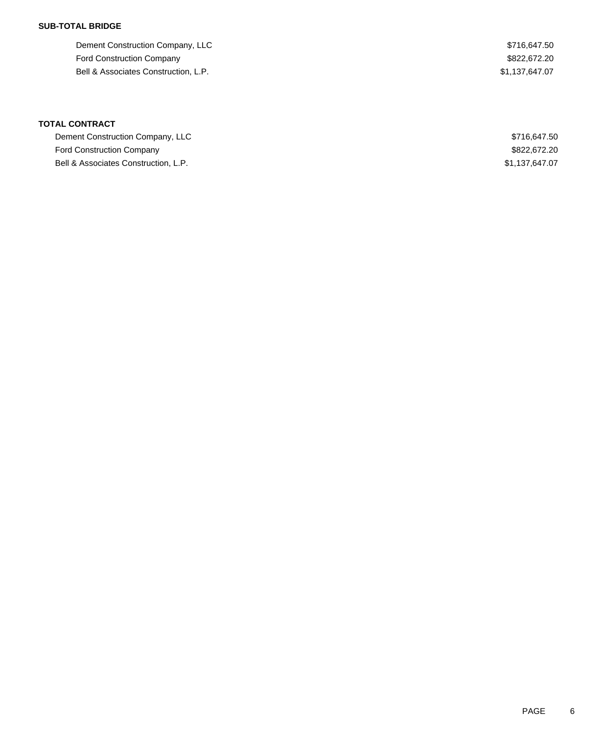**SUB-TOTAL BRIDGE**

| | |
|---|---|
| Dement Construction Company, LLC | $716,647.50 |
| Ford Construction Company | $822,672.20 |
| Bell & Associates Construction, L.P. | $1,137,647.07 |

**TOTAL CONTRACT**

| | |
|---|---|
| Dement Construction Company, LLC | $716,647.50 |
| Ford Construction Company | $822,672.20 |
| Bell & Associates Construction, L.P. | $1,137,647.07 |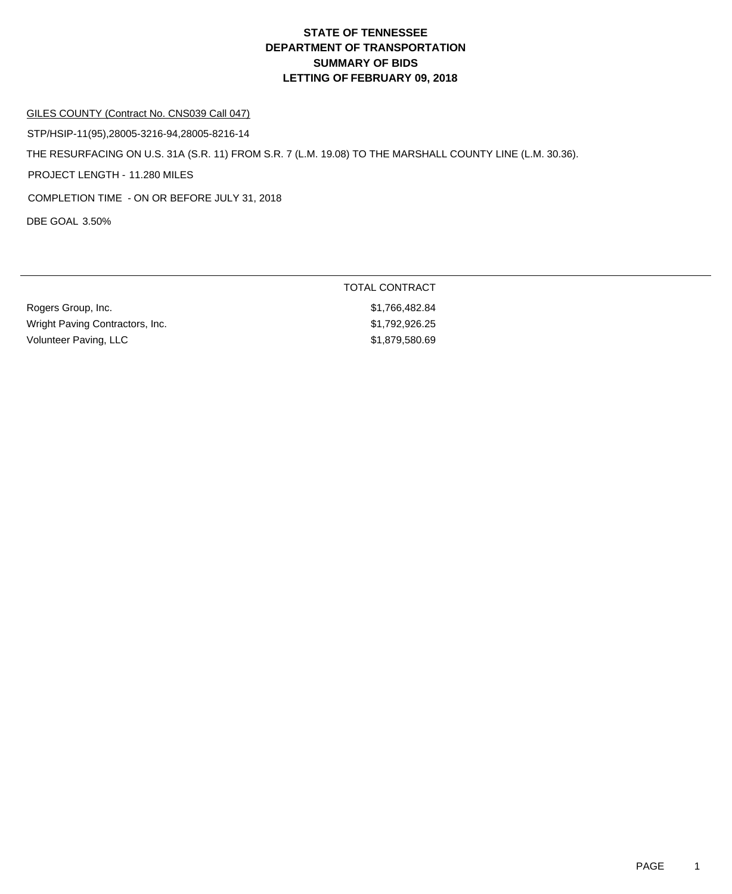# STATE OF TENNESSEE
# DEPARTMENT OF TRANSPORTATION
# SUMMARY OF BIDS
# LETTING OF FEBRUARY 09, 2018

GILES COUNTY (Contract No. CNS039 Call 047)

STP/HSIP-11(95),28005-3216-94,28005-8216-14

THE RESURFACING ON U.S. 31A (S.R. 11) FROM S.R. 7 (L.M. 19.08) TO THE MARSHALL COUNTY LINE (L.M. 30.36).

PROJECT LENGTH - 11.280 MILES

COMPLETION TIME - ON OR BEFORE JULY 31, 2018

DBE GOAL 3.50%

| | TOTAL CONTRACT |
|---|---|
| Rogers Group, Inc. | $1,766,482.84 |
| Wright Paving Contractors, Inc. | $1,792,926.25 |
| Volunteer Paving, LLC | $1,879,580.69 |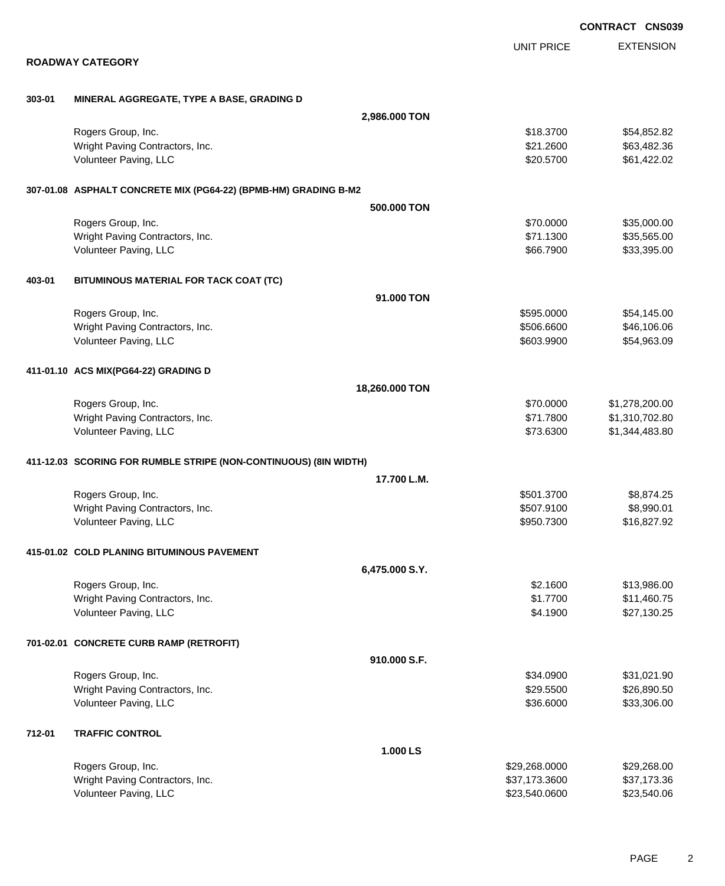**CONTRACT CNS039**

## ROADWAY CATEGORY

| | | | UNIT PRICE | EXTENSION |
|---|---|---|---|---|
| **303-01** | **MINERAL AGGREGATE, TYPE A BASE, GRADING D** | | | |
| | | **2,986.000 TON** | | |
| | Rogers Group, Inc. | | $18.3700 | $54,852.82 |
| | Wright Paving Contractors, Inc. | | $21.2600 | $63,482.36 |
| | Volunteer Paving, LLC | | $20.5700 | $61,422.02 |
| **307-01.08** | **ASPHALT CONCRETE MIX (PG64-22) (BPMB-HM) GRADING B-M2** | | | |
| | | **500.000 TON** | | |
| | Rogers Group, Inc. | | $70.0000 | $35,000.00 |
| | Wright Paving Contractors, Inc. | | $71.1300 | $35,565.00 |
| | Volunteer Paving, LLC | | $66.7900 | $33,395.00 |
| **403-01** | **BITUMINOUS MATERIAL FOR TACK COAT (TC)** | | | |
| | | **91.000 TON** | | |
| | Rogers Group, Inc. | | $595.0000 | $54,145.00 |
| | Wright Paving Contractors, Inc. | | $506.6600 | $46,106.06 |
| | Volunteer Paving, LLC | | $603.9900 | $54,963.09 |
| **411-01.10** | **ACS MIX(PG64-22) GRADING D** | | | |
| | | **18,260.000 TON** | | |
| | Rogers Group, Inc. | | $70.0000 | $1,278,200.00 |
| | Wright Paving Contractors, Inc. | | $71.7800 | $1,310,702.80 |
| | Volunteer Paving, LLC | | $73.6300 | $1,344,483.80 |
| **411-12.03** | **SCORING FOR RUMBLE STRIPE (NON-CONTINUOUS) (8IN WIDTH)** | | | |
| | | **17.700 L.M.** | | |
| | Rogers Group, Inc. | | $501.3700 | $8,874.25 |
| | Wright Paving Contractors, Inc. | | $507.9100 | $8,990.01 |
| | Volunteer Paving, LLC | | $950.7300 | $16,827.92 |
| **415-01.02** | **COLD PLANING BITUMINOUS PAVEMENT** | | | |
| | | **6,475.000 S.Y.** | | |
| | Rogers Group, Inc. | | $2.1600 | $13,986.00 |
| | Wright Paving Contractors, Inc. | | $1.7700 | $11,460.75 |
| | Volunteer Paving, LLC | | $4.1900 | $27,130.25 |
| **701-02.01** | **CONCRETE CURB RAMP (RETROFIT)** | | | |
| | | **910.000 S.F.** | | |
| | Rogers Group, Inc. | | $34.0900 | $31,021.90 |
| | Wright Paving Contractors, Inc. | | $29.5500 | $26,890.50 |
| | Volunteer Paving, LLC | | $36.6000 | $33,306.00 |
| **712-01** | **TRAFFIC CONTROL** | | | |
| | | **1.000 LS** | | |
| | Rogers Group, Inc. | | $29,268.0000 | $29,268.00 |
| | Wright Paving Contractors, Inc. | | $37,173.3600 | $37,173.36 |
| | Volunteer Paving, LLC | | $23,540.0600 | $23,540.06 |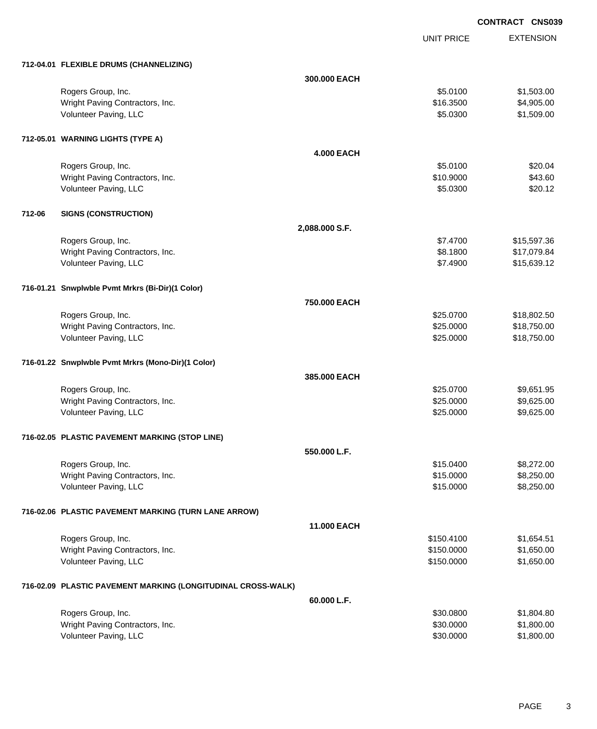**CONTRACT CNS039**

| | | UNIT PRICE | EXTENSION |
|---|---|---|---|
| **712-04.01 FLEXIBLE DRUMS (CHANNELIZING)** | | | |
| | **300.000 EACH** | | |
| Rogers Group, Inc. | | $5.0100 | $1,503.00 |
| Wright Paving Contractors, Inc. | | $16.3500 | $4,905.00 |
| Volunteer Paving, LLC | | $5.0300 | $1,509.00 |
| **712-05.01 WARNING LIGHTS (TYPE A)** | | | |
| | **4.000 EACH** | | |
| Rogers Group, Inc. | | $5.0100 | $20.04 |
| Wright Paving Contractors, Inc. | | $10.9000 | $43.60 |
| Volunteer Paving, LLC | | $5.0300 | $20.12 |
| **712-06 SIGNS (CONSTRUCTION)** | | | |
| | **2,088.000 S.F.** | | |
| Rogers Group, Inc. | | $7.4700 | $15,597.36 |
| Wright Paving Contractors, Inc. | | $8.1800 | $17,079.84 |
| Volunteer Paving, LLC | | $7.4900 | $15,639.12 |
| **716-01.21 Snwplwble Pvmt Mrkrs (Bi-Dir)(1 Color)** | | | |
| | **750.000 EACH** | | |
| Rogers Group, Inc. | | $25.0700 | $18,802.50 |
| Wright Paving Contractors, Inc. | | $25.0000 | $18,750.00 |
| Volunteer Paving, LLC | | $25.0000 | $18,750.00 |
| **716-01.22 Snwplwble Pvmt Mrkrs (Mono-Dir)(1 Color)** | | | |
| | **385.000 EACH** | | |
| Rogers Group, Inc. | | $25.0700 | $9,651.95 |
| Wright Paving Contractors, Inc. | | $25.0000 | $9,625.00 |
| Volunteer Paving, LLC | | $25.0000 | $9,625.00 |
| **716-02.05 PLASTIC PAVEMENT MARKING (STOP LINE)** | | | |
| | **550.000 L.F.** | | |
| Rogers Group, Inc. | | $15.0400 | $8,272.00 |
| Wright Paving Contractors, Inc. | | $15.0000 | $8,250.00 |
| Volunteer Paving, LLC | | $15.0000 | $8,250.00 |
| **716-02.06 PLASTIC PAVEMENT MARKING (TURN LANE ARROW)** | | | |
| | **11.000 EACH** | | |
| Rogers Group, Inc. | | $150.4100 | $1,654.51 |
| Wright Paving Contractors, Inc. | | $150.0000 | $1,650.00 |
| Volunteer Paving, LLC | | $150.0000 | $1,650.00 |
| **716-02.09 PLASTIC PAVEMENT MARKING (LONGITUDINAL CROSS-WALK)** | | | |
| | **60.000 L.F.** | | |
| Rogers Group, Inc. | | $30.0800 | $1,804.80 |
| Wright Paving Contractors, Inc. | | $30.0000 | $1,800.00 |
| Volunteer Paving, LLC | | $30.0000 | $1,800.00 |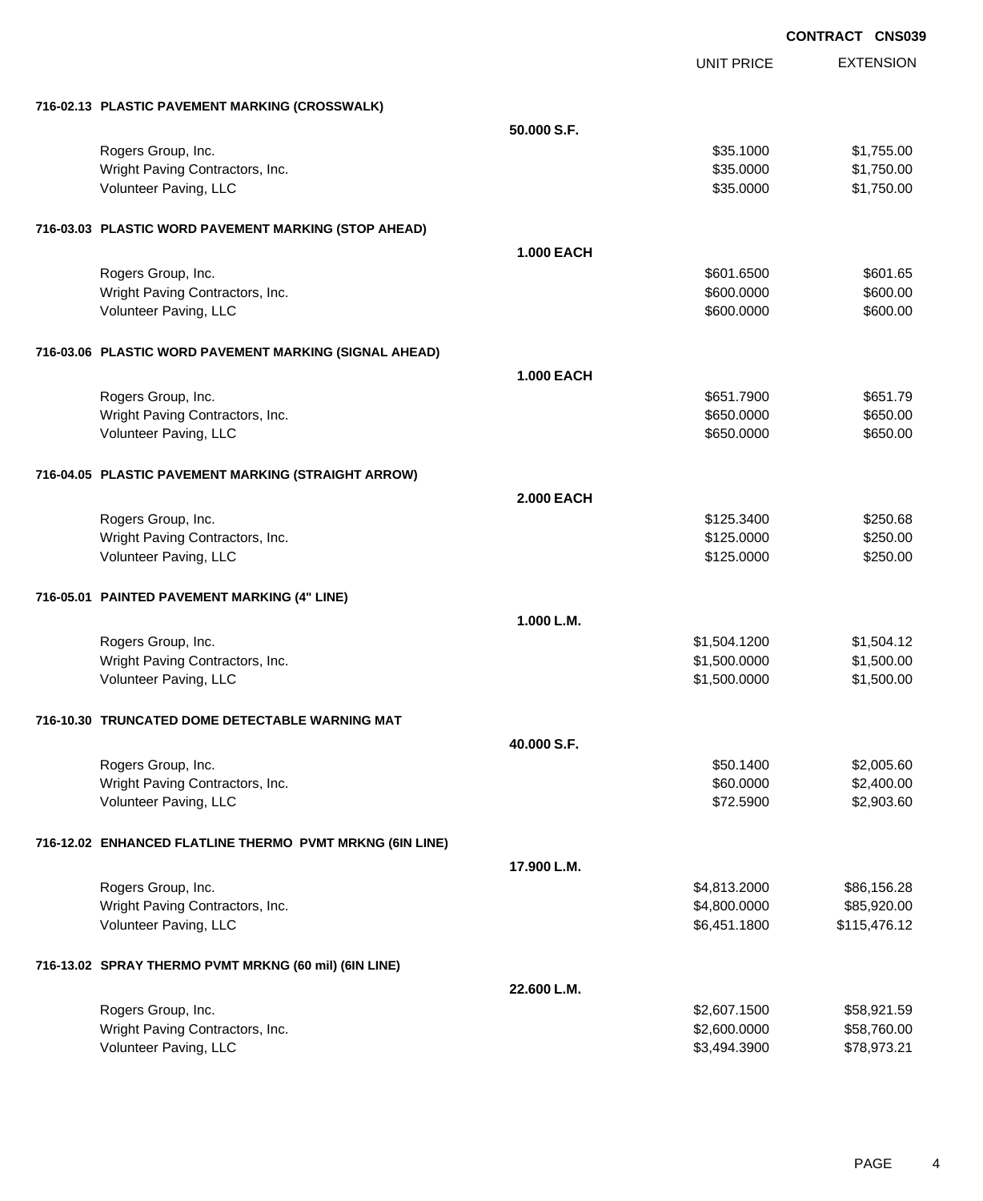**CONTRACT CNS039**

| | | UNIT PRICE | EXTENSION |
|---|---|---|---|
| **716-02.13 PLASTIC PAVEMENT MARKING (CROSSWALK)** | | | |
| | **50.000 S.F.** | | |
| Rogers Group, Inc. | | $35.1000 | $1,755.00 |
| Wright Paving Contractors, Inc. | | $35.0000 | $1,750.00 |
| Volunteer Paving, LLC | | $35.0000 | $1,750.00 |
| **716-03.03 PLASTIC WORD PAVEMENT MARKING (STOP AHEAD)** | | | |
| | **1.000 EACH** | | |
| Rogers Group, Inc. | | $601.6500 | $601.65 |
| Wright Paving Contractors, Inc. | | $600.0000 | $600.00 |
| Volunteer Paving, LLC | | $600.0000 | $600.00 |
| **716-03.06 PLASTIC WORD PAVEMENT MARKING (SIGNAL AHEAD)** | | | |
| | **1.000 EACH** | | |
| Rogers Group, Inc. | | $651.7900 | $651.79 |
| Wright Paving Contractors, Inc. | | $650.0000 | $650.00 |
| Volunteer Paving, LLC | | $650.0000 | $650.00 |
| **716-04.05 PLASTIC PAVEMENT MARKING (STRAIGHT ARROW)** | | | |
| | **2.000 EACH** | | |
| Rogers Group, Inc. | | $125.3400 | $250.68 |
| Wright Paving Contractors, Inc. | | $125.0000 | $250.00 |
| Volunteer Paving, LLC | | $125.0000 | $250.00 |
| **716-05.01 PAINTED PAVEMENT MARKING (4" LINE)** | | | |
| | **1.000 L.M.** | | |
| Rogers Group, Inc. | | $1,504.1200 | $1,504.12 |
| Wright Paving Contractors, Inc. | | $1,500.0000 | $1,500.00 |
| Volunteer Paving, LLC | | $1,500.0000 | $1,500.00 |
| **716-10.30 TRUNCATED DOME DETECTABLE WARNING MAT** | | | |
| | **40.000 S.F.** | | |
| Rogers Group, Inc. | | $50.1400 | $2,005.60 |
| Wright Paving Contractors, Inc. | | $60.0000 | $2,400.00 |
| Volunteer Paving, LLC | | $72.5900 | $2,903.60 |
| **716-12.02 ENHANCED FLATLINE THERMO PVMT MRKNG (6IN LINE)** | | | |
| | **17.900 L.M.** | | |
| Rogers Group, Inc. | | $4,813.2000 | $86,156.28 |
| Wright Paving Contractors, Inc. | | $4,800.0000 | $85,920.00 |
| Volunteer Paving, LLC | | $6,451.1800 | $115,476.12 |
| **716-13.02 SPRAY THERMO PVMT MRKNG (60 mil) (6IN LINE)** | | | |
| | **22.600 L.M.** | | |
| Rogers Group, Inc. | | $2,607.1500 | $58,921.59 |
| Wright Paving Contractors, Inc. | | $2,600.0000 | $58,760.00 |
| Volunteer Paving, LLC | | $3,494.3900 | $78,973.21 |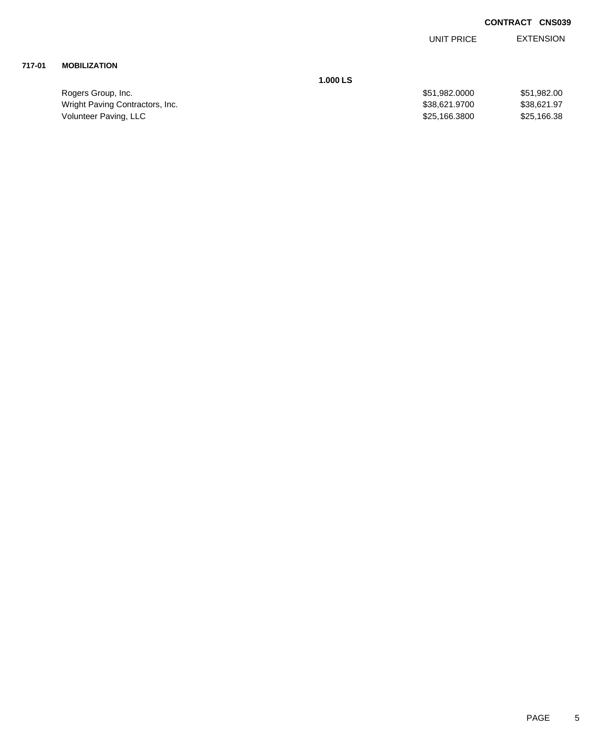**CONTRACT CNS039**

| | | UNIT PRICE | EXTENSION |
|---|---|---|---|
| **717-01** | **MOBILIZATION** | | |
| | **1.000 LS** | | |
| | Rogers Group, Inc. | $51,982.0000 | $51,982.00 |
| | Wright Paving Contractors, Inc. | $38,621.9700 | $38,621.97 |
| | Volunteer Paving, LLC | $25,166.3800 | $25,166.38 |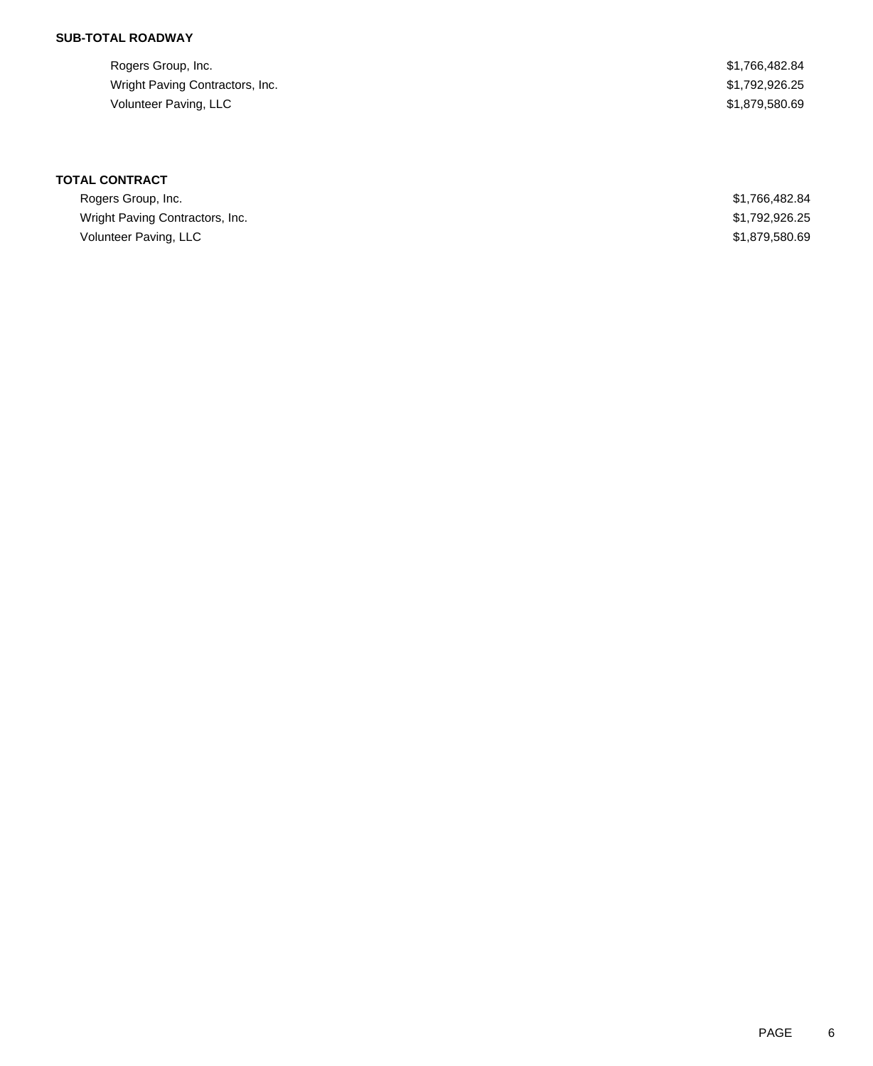**SUB-TOTAL ROADWAY**

| | |
|---|---|
| Rogers Group, Inc. | $1,766,482.84 |
| Wright Paving Contractors, Inc. | $1,792,926.25 |
| Volunteer Paving, LLC | $1,879,580.69 |

**TOTAL CONTRACT**

| | |
|---|---|
| Rogers Group, Inc. | $1,766,482.84 |
| Wright Paving Contractors, Inc. | $1,792,926.25 |
| Volunteer Paving, LLC | $1,879,580.69 |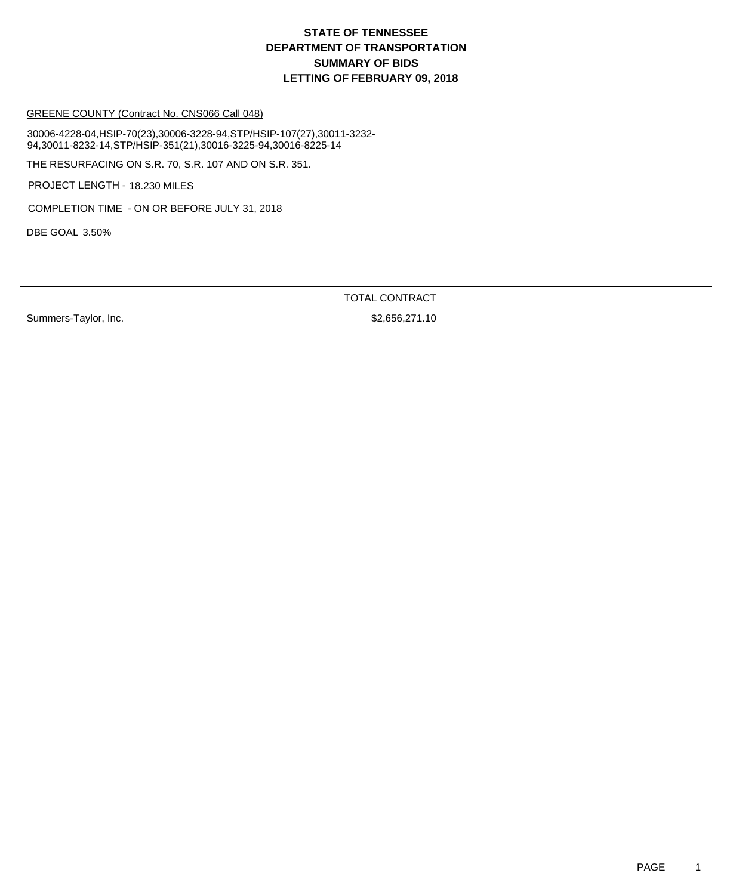# STATE OF TENNESSEE
# DEPARTMENT OF TRANSPORTATION
# SUMMARY OF BIDS
# LETTING OF FEBRUARY 09, 2018

GREENE COUNTY (Contract No. CNS066 Call 048)

30006-4228-04,HSIP-70(23),30006-3228-94,STP/HSIP-107(27),30011-3232-94,30011-8232-14,STP/HSIP-351(21),30016-3225-94,30016-8225-14

THE RESURFACING ON S.R. 70, S.R. 107 AND ON S.R. 351.

PROJECT LENGTH - 18.230 MILES

COMPLETION TIME - ON OR BEFORE JULY 31, 2018

DBE GOAL 3.50%

| | TOTAL CONTRACT |
|---|---|
| Summers-Taylor, Inc. | $2,656,271.10 |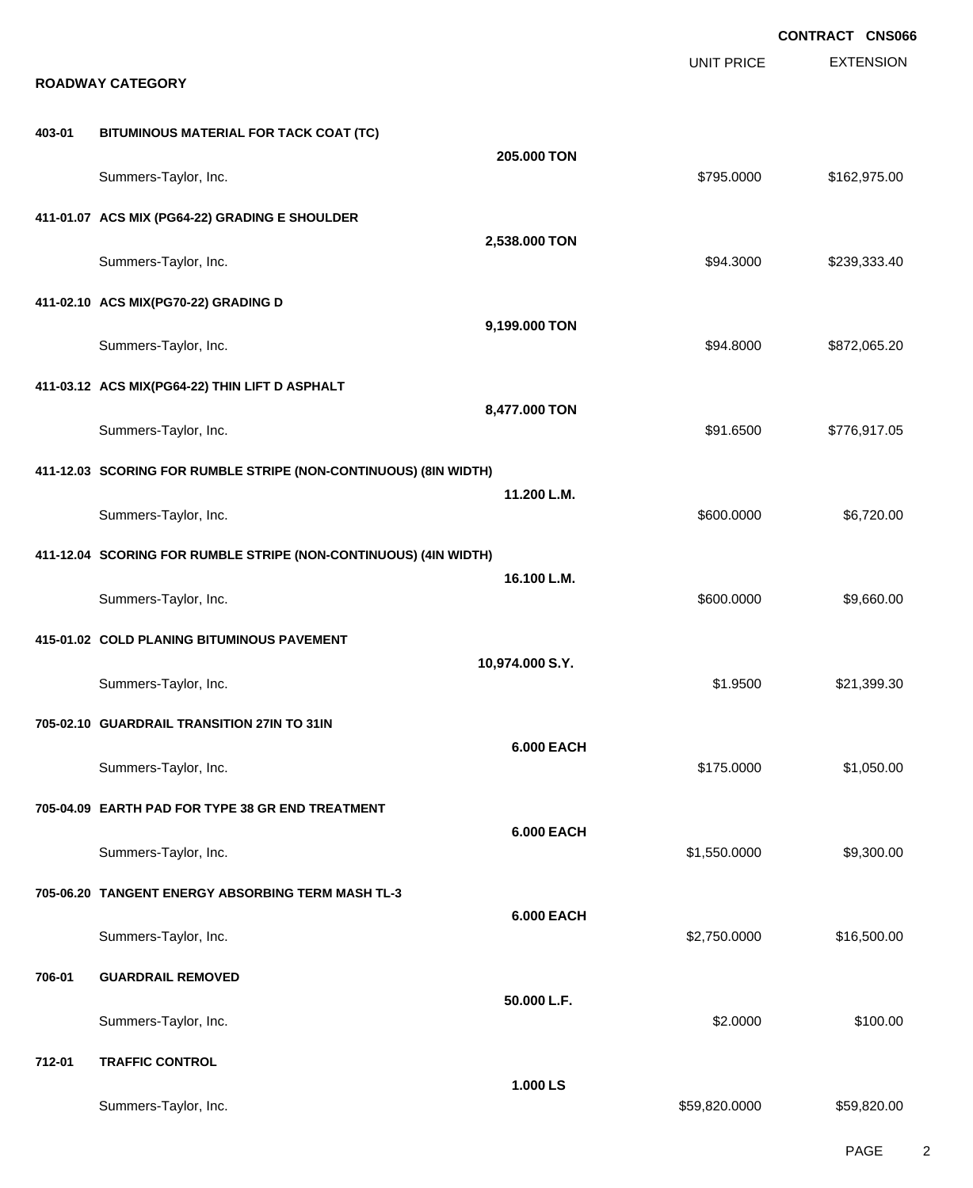**CONTRACT CNS066**

## ROADWAY CATEGORY

| | | | UNIT PRICE | EXTENSION |
|---|---|---|---|---|
| **403-01** | **BITUMINOUS MATERIAL FOR TACK COAT (TC)** | | | |
| | | **205.000 TON** | | |
| | Summers-Taylor, Inc. | | $795.0000 | $162,975.00 |
| **411-01.07** | **ACS MIX (PG64-22) GRADING E SHOULDER** | | | |
| | | **2,538.000 TON** | | |
| | Summers-Taylor, Inc. | | $94.3000 | $239,333.40 |
| **411-02.10** | **ACS MIX(PG70-22) GRADING D** | | | |
| | | **9,199.000 TON** | | |
| | Summers-Taylor, Inc. | | $94.8000 | $872,065.20 |
| **411-03.12** | **ACS MIX(PG64-22) THIN LIFT D ASPHALT** | | | |
| | | **8,477.000 TON** | | |
| | Summers-Taylor, Inc. | | $91.6500 | $776,917.05 |
| **411-12.03** | **SCORING FOR RUMBLE STRIPE (NON-CONTINUOUS) (8IN WIDTH)** | | | |
| | | **11.200 L.M.** | | |
| | Summers-Taylor, Inc. | | $600.0000 | $6,720.00 |
| **411-12.04** | **SCORING FOR RUMBLE STRIPE (NON-CONTINUOUS) (4IN WIDTH)** | | | |
| | | **16.100 L.M.** | | |
| | Summers-Taylor, Inc. | | $600.0000 | $9,660.00 |
| **415-01.02** | **COLD PLANING BITUMINOUS PAVEMENT** | | | |
| | | **10,974.000 S.Y.** | | |
| | Summers-Taylor, Inc. | | $1.9500 | $21,399.30 |
| **705-02.10** | **GUARDRAIL TRANSITION 27IN TO 31IN** | | | |
| | | **6.000 EACH** | | |
| | Summers-Taylor, Inc. | | $175.0000 | $1,050.00 |
| **705-04.09** | **EARTH PAD FOR TYPE 38 GR END TREATMENT** | | | |
| | | **6.000 EACH** | | |
| | Summers-Taylor, Inc. | | $1,550.0000 | $9,300.00 |
| **705-06.20** | **TANGENT ENERGY ABSORBING TERM MASH TL-3** | | | |
| | | **6.000 EACH** | | |
| | Summers-Taylor, Inc. | | $2,750.0000 | $16,500.00 |
| **706-01** | **GUARDRAIL REMOVED** | | | |
| | | **50.000 L.F.** | | |
| | Summers-Taylor, Inc. | | $2.0000 | $100.00 |
| **712-01** | **TRAFFIC CONTROL** | | | |
| | | **1.000 LS** | | |
| | Summers-Taylor, Inc. | | $59,820.0000 | $59,820.00 |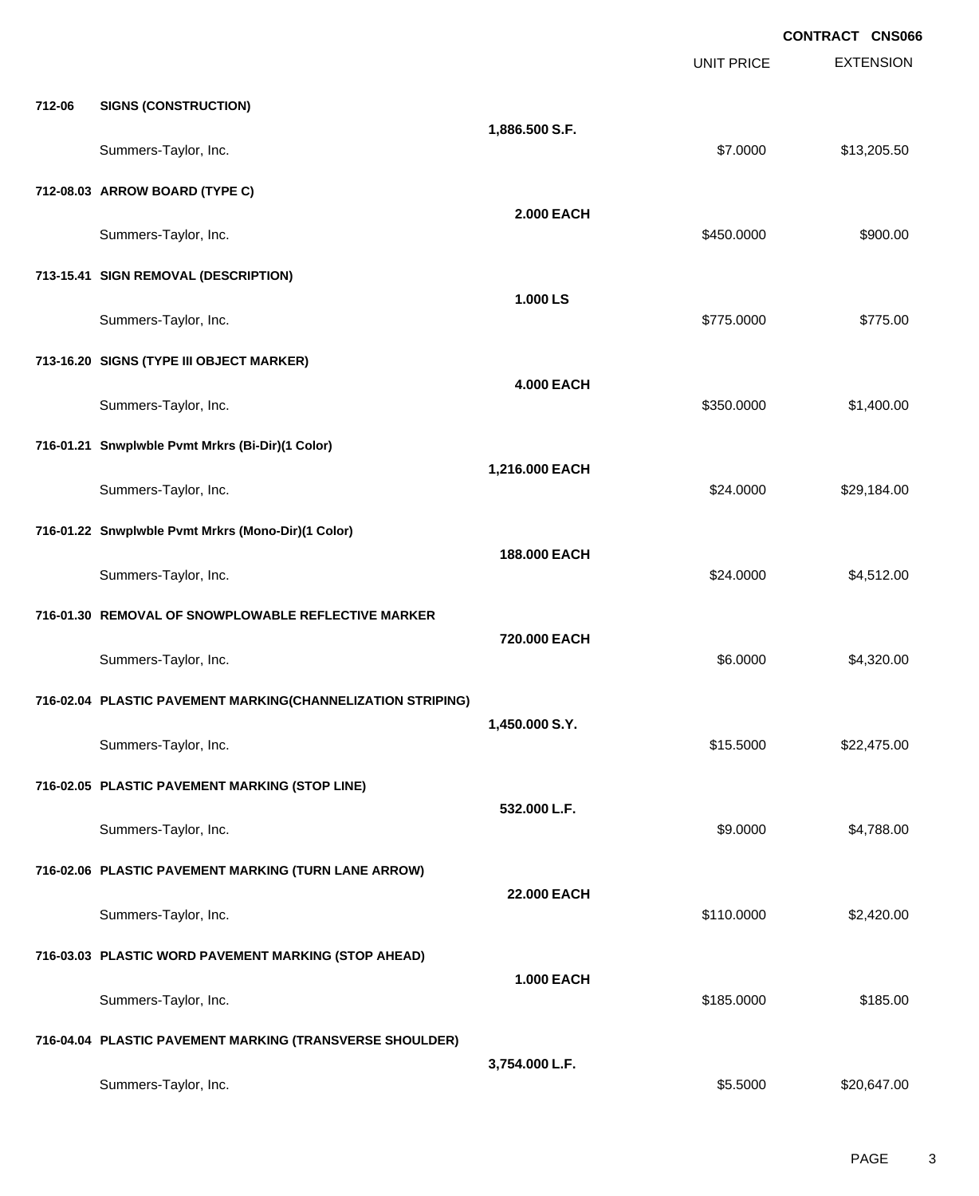**CONTRACT CNS066**

| | | | UNIT PRICE | EXTENSION |
|---|---|---|---|---|
| **712-06** | **SIGNS (CONSTRUCTION)** | **1,886.500 S.F.** | | |
| | Summers-Taylor, Inc. | | $7.0000 | $13,205.50 |
| **712-08.03** | **ARROW BOARD (TYPE C)** | **2.000 EACH** | | |
| | Summers-Taylor, Inc. | | $450.0000 | $900.00 |
| **713-15.41** | **SIGN REMOVAL (DESCRIPTION)** | **1.000 LS** | | |
| | Summers-Taylor, Inc. | | $775.0000 | $775.00 |
| **713-16.20** | **SIGNS (TYPE III OBJECT MARKER)** | **4.000 EACH** | | |
| | Summers-Taylor, Inc. | | $350.0000 | $1,400.00 |
| **716-01.21** | **Snwplwble Pvmt Mrkrs (Bi-Dir)(1 Color)** | **1,216.000 EACH** | | |
| | Summers-Taylor, Inc. | | $24.0000 | $29,184.00 |
| **716-01.22** | **Snwplwble Pvmt Mrkrs (Mono-Dir)(1 Color)** | **188.000 EACH** | | |
| | Summers-Taylor, Inc. | | $24.0000 | $4,512.00 |
| **716-01.30** | **REMOVAL OF SNOWPLOWABLE REFLECTIVE MARKER** | **720.000 EACH** | | |
| | Summers-Taylor, Inc. | | $6.0000 | $4,320.00 |
| **716-02.04** | **PLASTIC PAVEMENT MARKING(CHANNELIZATION STRIPING)** | **1,450.000 S.Y.** | | |
| | Summers-Taylor, Inc. | | $15.5000 | $22,475.00 |
| **716-02.05** | **PLASTIC PAVEMENT MARKING (STOP LINE)** | **532.000 L.F.** | | |
| | Summers-Taylor, Inc. | | $9.0000 | $4,788.00 |
| **716-02.06** | **PLASTIC PAVEMENT MARKING (TURN LANE ARROW)** | **22.000 EACH** | | |
| | Summers-Taylor, Inc. | | $110.0000 | $2,420.00 |
| **716-03.03** | **PLASTIC WORD PAVEMENT MARKING (STOP AHEAD)** | **1.000 EACH** | | |
| | Summers-Taylor, Inc. | | $185.0000 | $185.00 |
| **716-04.04** | **PLASTIC PAVEMENT MARKING (TRANSVERSE SHOULDER)** | **3,754.000 L.F.** | | |
| | Summers-Taylor, Inc. | | $5.5000 | $20,647.00 |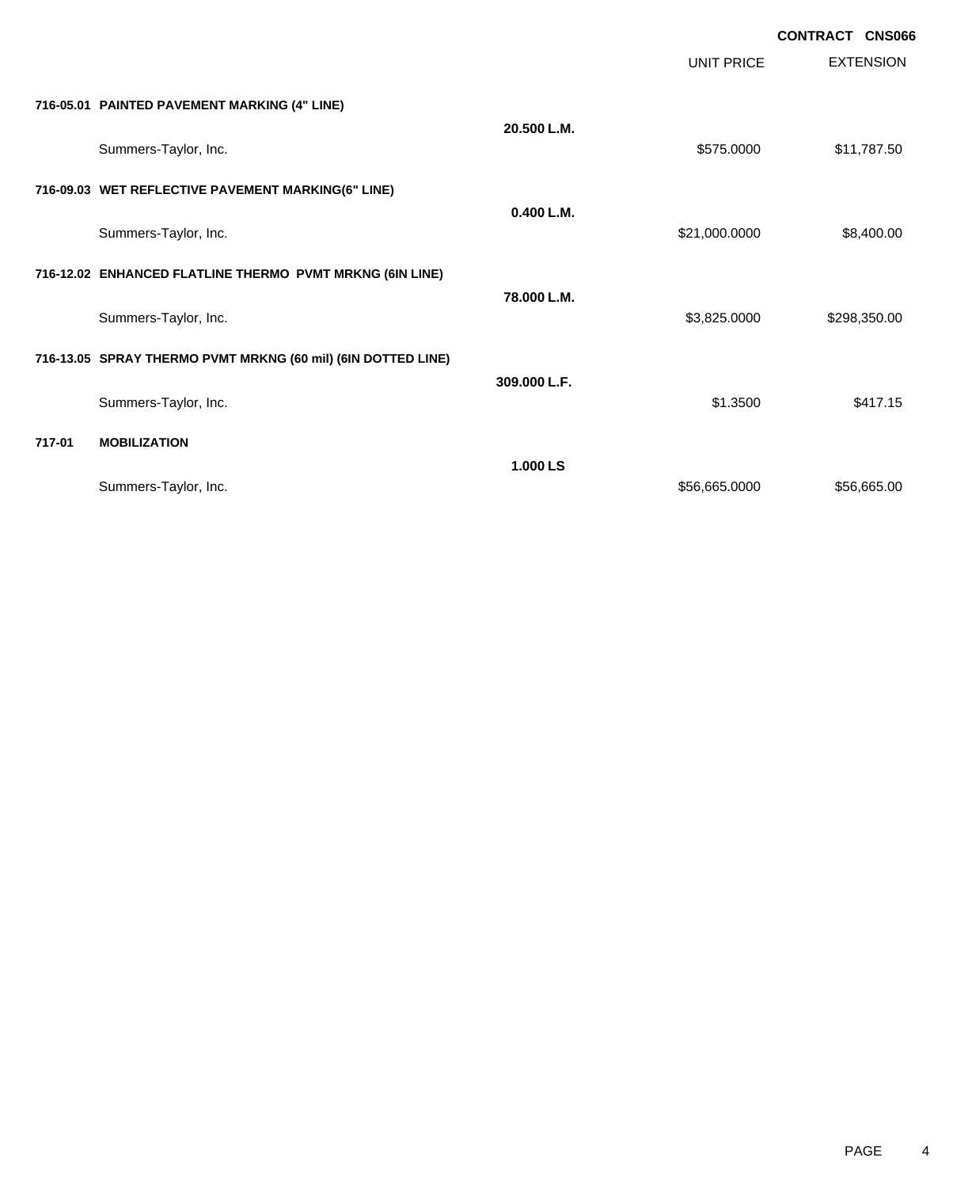**CONTRACT CNS066**

| | | | UNIT PRICE | EXTENSION |
|---|---|---|---|---|
| **716-05.01** | **PAINTED PAVEMENT MARKING (4" LINE)** | | | |
| | | **20.500 L.M.** | | |
| | Summers-Taylor, Inc. | | $575.0000 | $11,787.50 |
| **716-09.03** | **WET REFLECTIVE PAVEMENT MARKING(6" LINE)** | | | |
| | | **0.400 L.M.** | | |
| | Summers-Taylor, Inc. | | $21,000.0000 | $8,400.00 |
| **716-12.02** | **ENHANCED FLATLINE THERMO PVMT MRKNG (6IN LINE)** | | | |
| | | **78.000 L.M.** | | |
| | Summers-Taylor, Inc. | | $3,825.0000 | $298,350.00 |
| **716-13.05** | **SPRAY THERMO PVMT MRKNG (60 mil) (6IN DOTTED LINE)** | | | |
| | | **309.000 L.F.** | | |
| | Summers-Taylor, Inc. | | $1.3500 | $417.15 |
| **717-01** | **MOBILIZATION** | | | |
| | | **1.000 LS** | | |
| | Summers-Taylor, Inc. | | $56,665.0000 | $56,665.00 |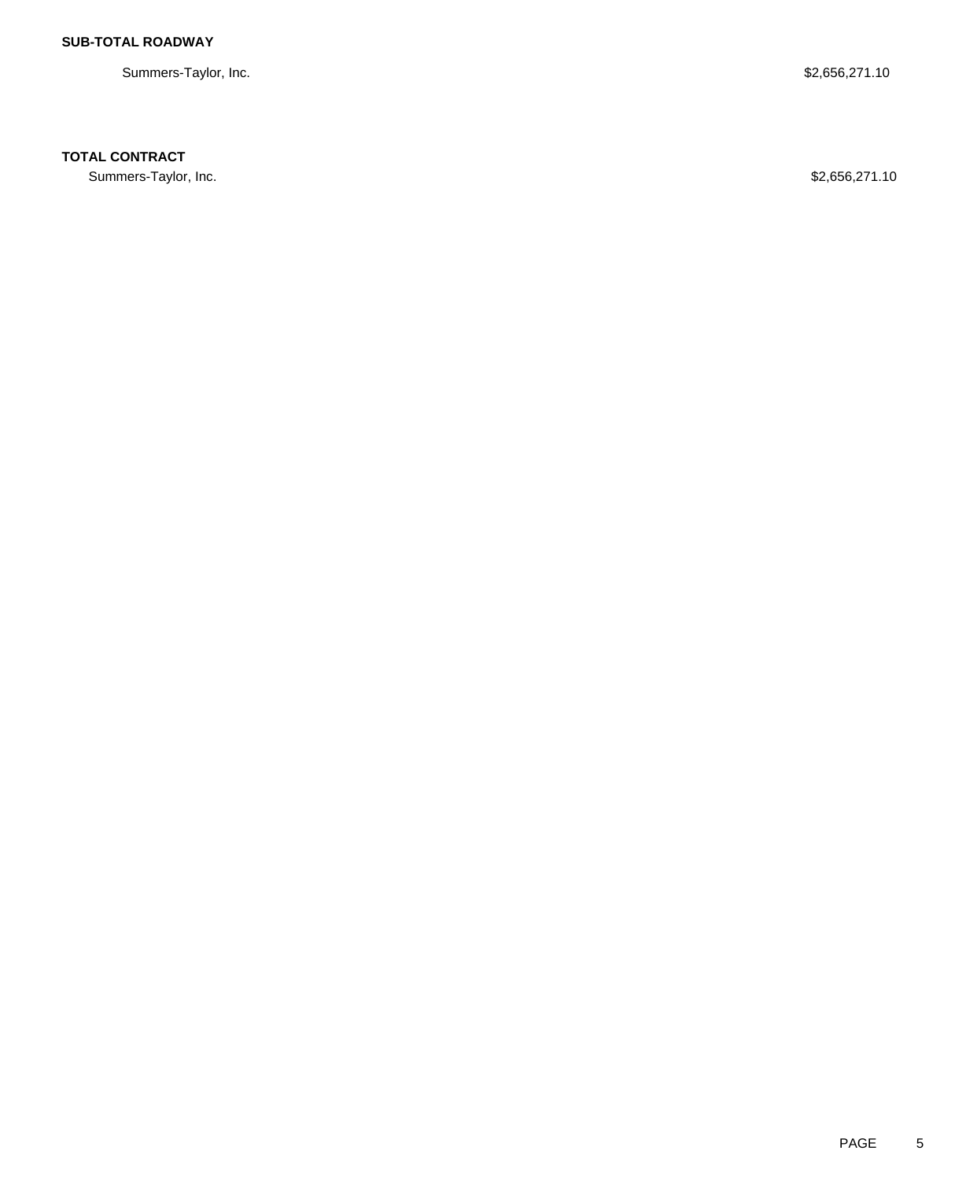**SUB-TOTAL ROADWAY**

| | |
|---|---|
| Summers-Taylor, Inc. | $2,656,271.10 |

**TOTAL CONTRACT**

| | |
|---|---|
| Summers-Taylor, Inc. | $2,656,271.10 |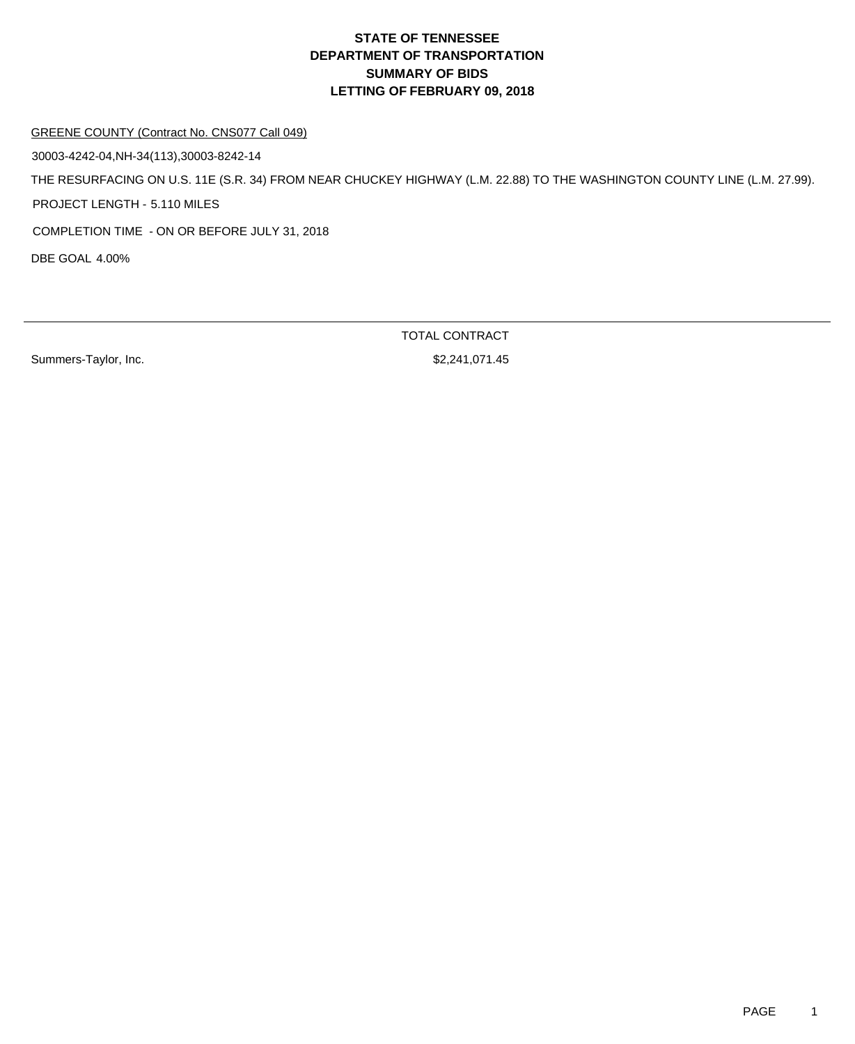# STATE OF TENNESSEE
# DEPARTMENT OF TRANSPORTATION
# SUMMARY OF BIDS
# LETTING OF FEBRUARY 09, 2018

GREENE COUNTY (Contract No. CNS077 Call 049)

30003-4242-04,NH-34(113),30003-8242-14

THE RESURFACING ON U.S. 11E (S.R. 34) FROM NEAR CHUCKEY HIGHWAY (L.M. 22.88) TO THE WASHINGTON COUNTY LINE (L.M. 27.99).

PROJECT LENGTH - 5.110 MILES

COMPLETION TIME - ON OR BEFORE JULY 31, 2018

DBE GOAL 4.00%

| | TOTAL CONTRACT |
|---|---|
| Summers-Taylor, Inc. | $2,241,071.45 |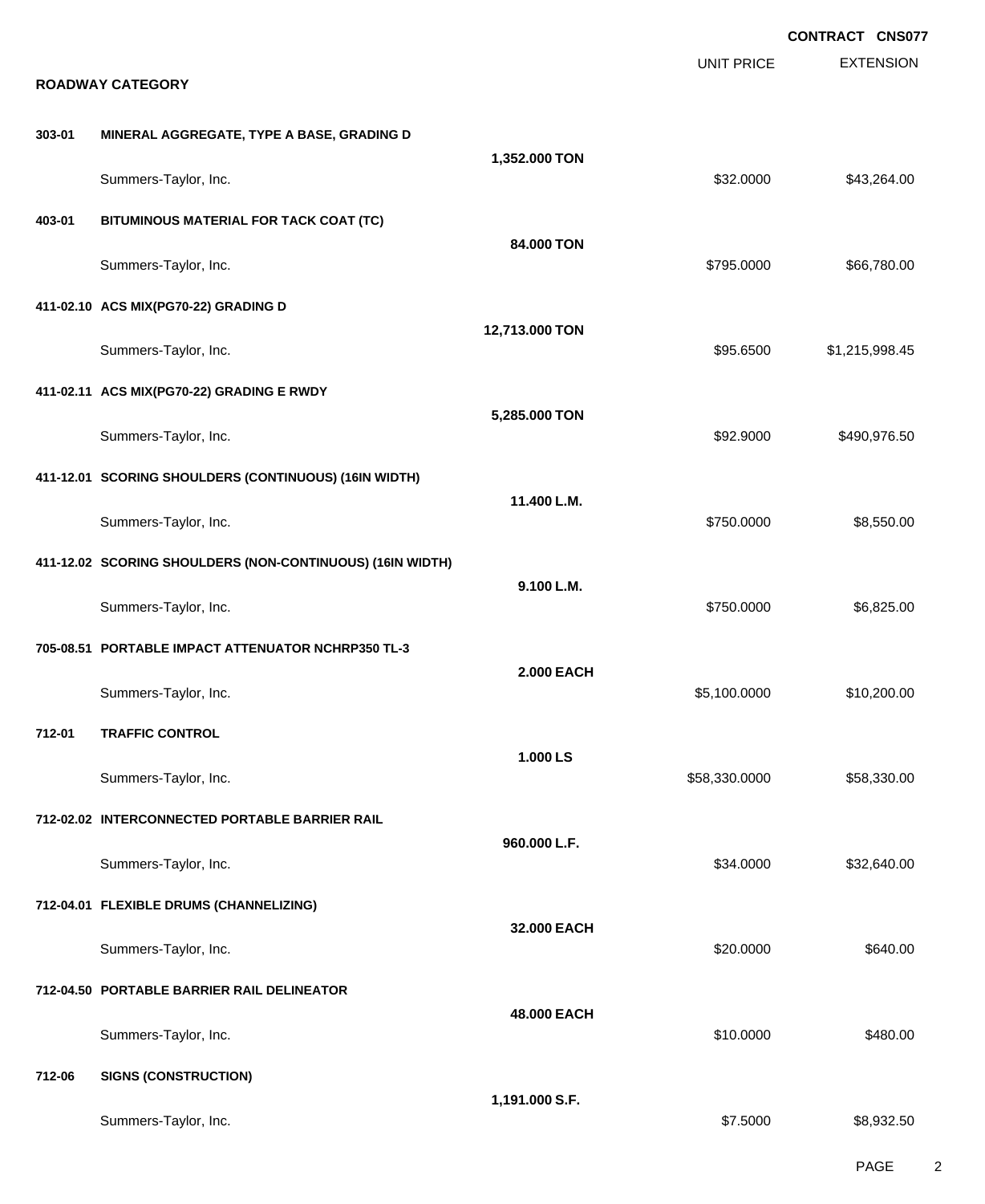**CONTRACT CNS077**

**ROADWAY CATEGORY**

| | | | UNIT PRICE | EXTENSION |
|---|---|---|---|---|
| **303-01** | **MINERAL AGGREGATE, TYPE A BASE, GRADING D** | **1,352.000 TON** | | |
| | Summers-Taylor, Inc. | | $32.0000 | $43,264.00 |
| **403-01** | **BITUMINOUS MATERIAL FOR TACK COAT (TC)** | **84.000 TON** | | |
| | Summers-Taylor, Inc. | | $795.0000 | $66,780.00 |
| **411-02.10** | **ACS MIX(PG70-22) GRADING D** | **12,713.000 TON** | | |
| | Summers-Taylor, Inc. | | $95.6500 | $1,215,998.45 |
| **411-02.11** | **ACS MIX(PG70-22) GRADING E RWDY** | **5,285.000 TON** | | |
| | Summers-Taylor, Inc. | | $92.9000 | $490,976.50 |
| **411-12.01** | **SCORING SHOULDERS (CONTINUOUS) (16IN WIDTH)** | **11.400 L.M.** | | |
| | Summers-Taylor, Inc. | | $750.0000 | $8,550.00 |
| **411-12.02** | **SCORING SHOULDERS (NON-CONTINUOUS) (16IN WIDTH)** | **9.100 L.M.** | | |
| | Summers-Taylor, Inc. | | $750.0000 | $6,825.00 |
| **705-08.51** | **PORTABLE IMPACT ATTENUATOR NCHRP350 TL-3** | **2.000 EACH** | | |
| | Summers-Taylor, Inc. | | $5,100.0000 | $10,200.00 |
| **712-01** | **TRAFFIC CONTROL** | **1.000 LS** | | |
| | Summers-Taylor, Inc. | | $58,330.0000 | $58,330.00 |
| **712-02.02** | **INTERCONNECTED PORTABLE BARRIER RAIL** | **960.000 L.F.** | | |
| | Summers-Taylor, Inc. | | $34.0000 | $32,640.00 |
| **712-04.01** | **FLEXIBLE DRUMS (CHANNELIZING)** | **32.000 EACH** | | |
| | Summers-Taylor, Inc. | | $20.0000 | $640.00 |
| **712-04.50** | **PORTABLE BARRIER RAIL DELINEATOR** | **48.000 EACH** | | |
| | Summers-Taylor, Inc. | | $10.0000 | $480.00 |
| **712-06** | **SIGNS (CONSTRUCTION)** | **1,191.000 S.F.** | | |
| | Summers-Taylor, Inc. | | $7.5000 | $8,932.50 |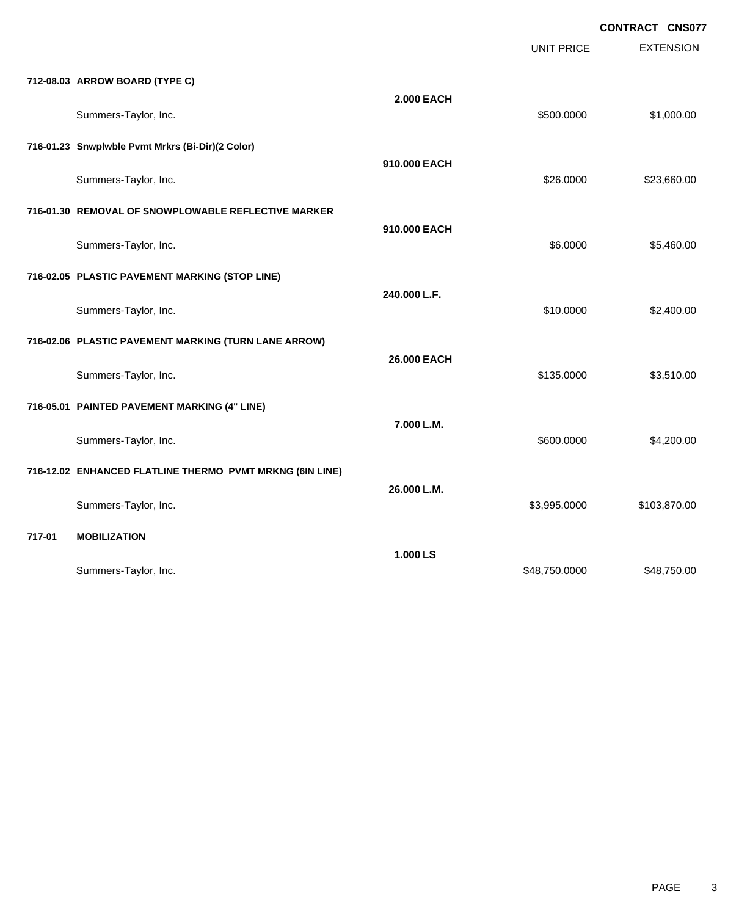**CONTRACT CNS077**

| | | UNIT PRICE | EXTENSION |
|---|---|---|---|
| **712-08.03 ARROW BOARD (TYPE C)** | | | |
| | **2.000 EACH** | | |
| Summers-Taylor, Inc. | | $500.0000 | $1,000.00 |
| **716-01.23 Snwplwble Pvmt Mrkrs (Bi-Dir)(2 Color)** | | | |
| | **910.000 EACH** | | |
| Summers-Taylor, Inc. | | $26.0000 | $23,660.00 |
| **716-01.30 REMOVAL OF SNOWPLOWABLE REFLECTIVE MARKER** | | | |
| | **910.000 EACH** | | |
| Summers-Taylor, Inc. | | $6.0000 | $5,460.00 |
| **716-02.05 PLASTIC PAVEMENT MARKING (STOP LINE)** | | | |
| | **240.000 L.F.** | | |
| Summers-Taylor, Inc. | | $10.0000 | $2,400.00 |
| **716-02.06 PLASTIC PAVEMENT MARKING (TURN LANE ARROW)** | | | |
| | **26.000 EACH** | | |
| Summers-Taylor, Inc. | | $135.0000 | $3,510.00 |
| **716-05.01 PAINTED PAVEMENT MARKING (4" LINE)** | | | |
| | **7.000 L.M.** | | |
| Summers-Taylor, Inc. | | $600.0000 | $4,200.00 |
| **716-12.02 ENHANCED FLATLINE THERMO PVMT MRKNG (6IN LINE)** | | | |
| | **26.000 L.M.** | | |
| Summers-Taylor, Inc. | | $3,995.0000 | $103,870.00 |
| **717-01 MOBILIZATION** | | | |
| | **1.000 LS** | | |
| Summers-Taylor, Inc. | | $48,750.0000 | $48,750.00 |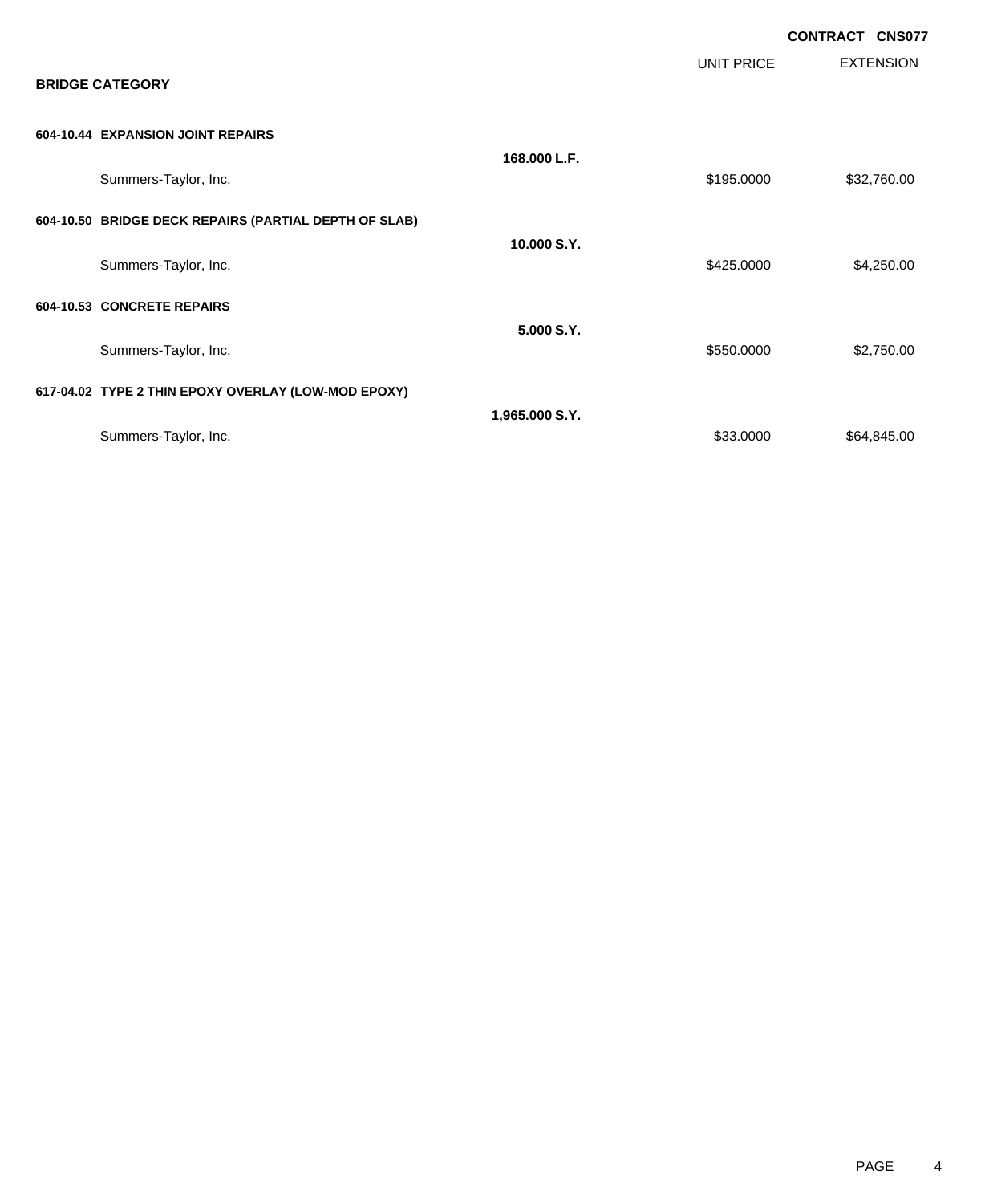**CONTRACT CNS077**

## BRIDGE CATEGORY

| | | UNIT PRICE | EXTENSION |
|---|---|---|---|
| **604-10.44 EXPANSION JOINT REPAIRS** | | | |
| | **168.000 L.F.** | | |
| Summers-Taylor, Inc. | | $195.0000 | $32,760.00 |
| **604-10.50 BRIDGE DECK REPAIRS (PARTIAL DEPTH OF SLAB)** | | | |
| | **10.000 S.Y.** | | |
| Summers-Taylor, Inc. | | $425.0000 | $4,250.00 |
| **604-10.53 CONCRETE REPAIRS** | | | |
| | **5.000 S.Y.** | | |
| Summers-Taylor, Inc. | | $550.0000 | $2,750.00 |
| **617-04.02 TYPE 2 THIN EPOXY OVERLAY (LOW-MOD EPOXY)** | | | |
| | **1,965.000 S.Y.** | | |
| Summers-Taylor, Inc. | | $33.0000 | $64,845.00 |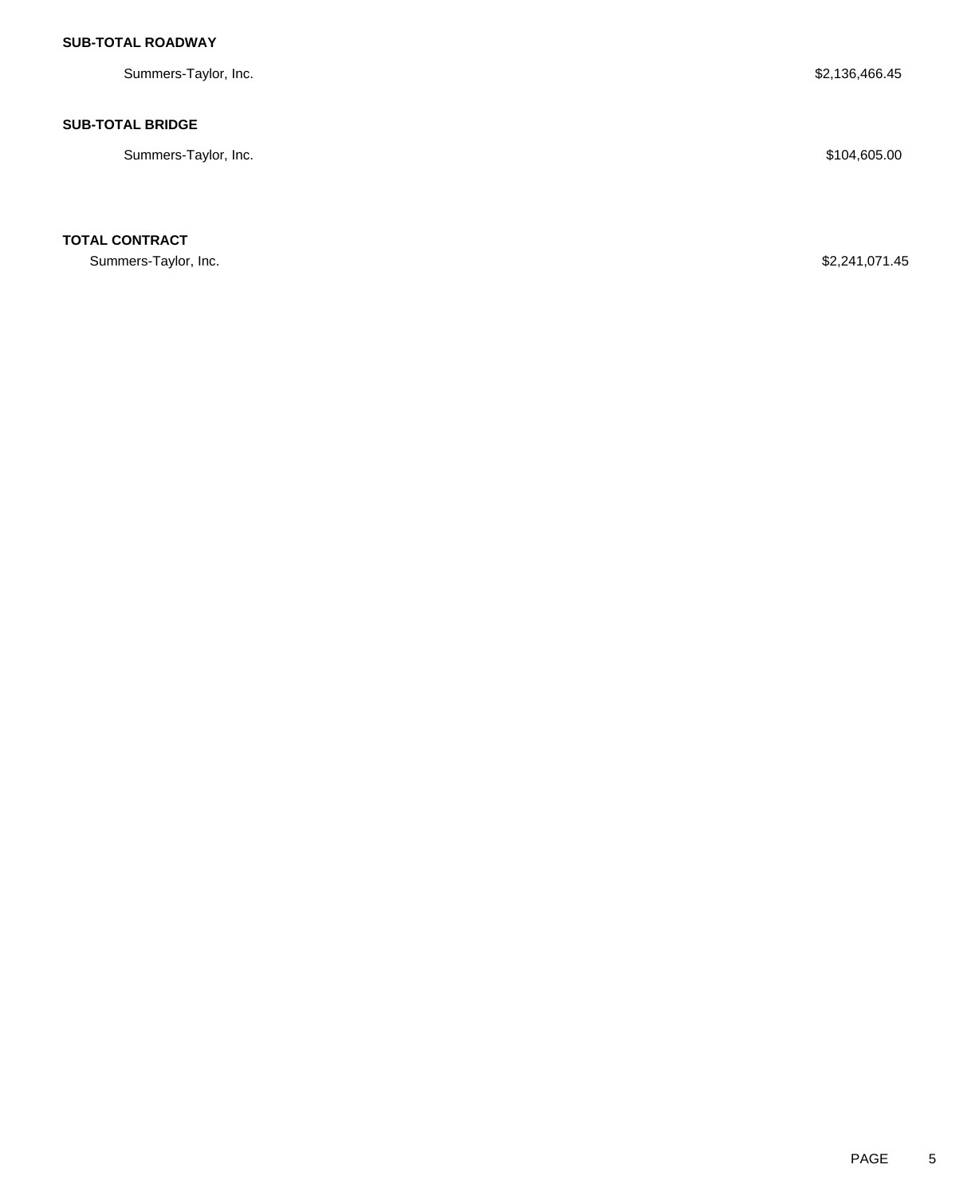**SUB-TOTAL ROADWAY**

| | |
|---|---|
| Summers-Taylor, Inc. | $2,136,466.45 |

**SUB-TOTAL BRIDGE**

| | |
|---|---|
| Summers-Taylor, Inc. | $104,605.00 |

**TOTAL CONTRACT**

| | |
|---|---|
| Summers-Taylor, Inc. | $2,241,071.45 |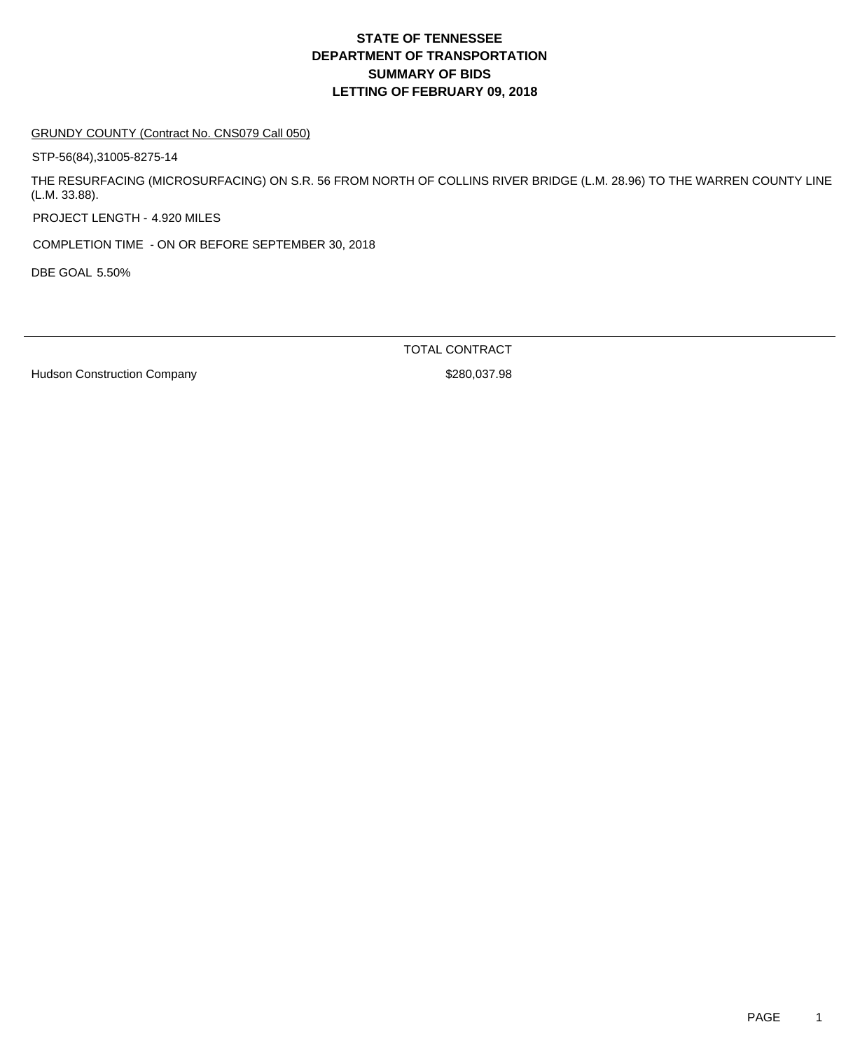# STATE OF TENNESSEE
# DEPARTMENT OF TRANSPORTATION
# SUMMARY OF BIDS
# LETTING OF FEBRUARY 09, 2018

GRUNDY COUNTY (Contract No. CNS079 Call 050)

STP-56(84),31005-8275-14

THE RESURFACING (MICROSURFACING) ON S.R. 56 FROM NORTH OF COLLINS RIVER BRIDGE (L.M. 28.96) TO THE WARREN COUNTY LINE (L.M. 33.88).

PROJECT LENGTH - 4.920 MILES

COMPLETION TIME - ON OR BEFORE SEPTEMBER 30, 2018

DBE GOAL 5.50%

| | TOTAL CONTRACT |
|---|---|
| Hudson Construction Company | $280,037.98 |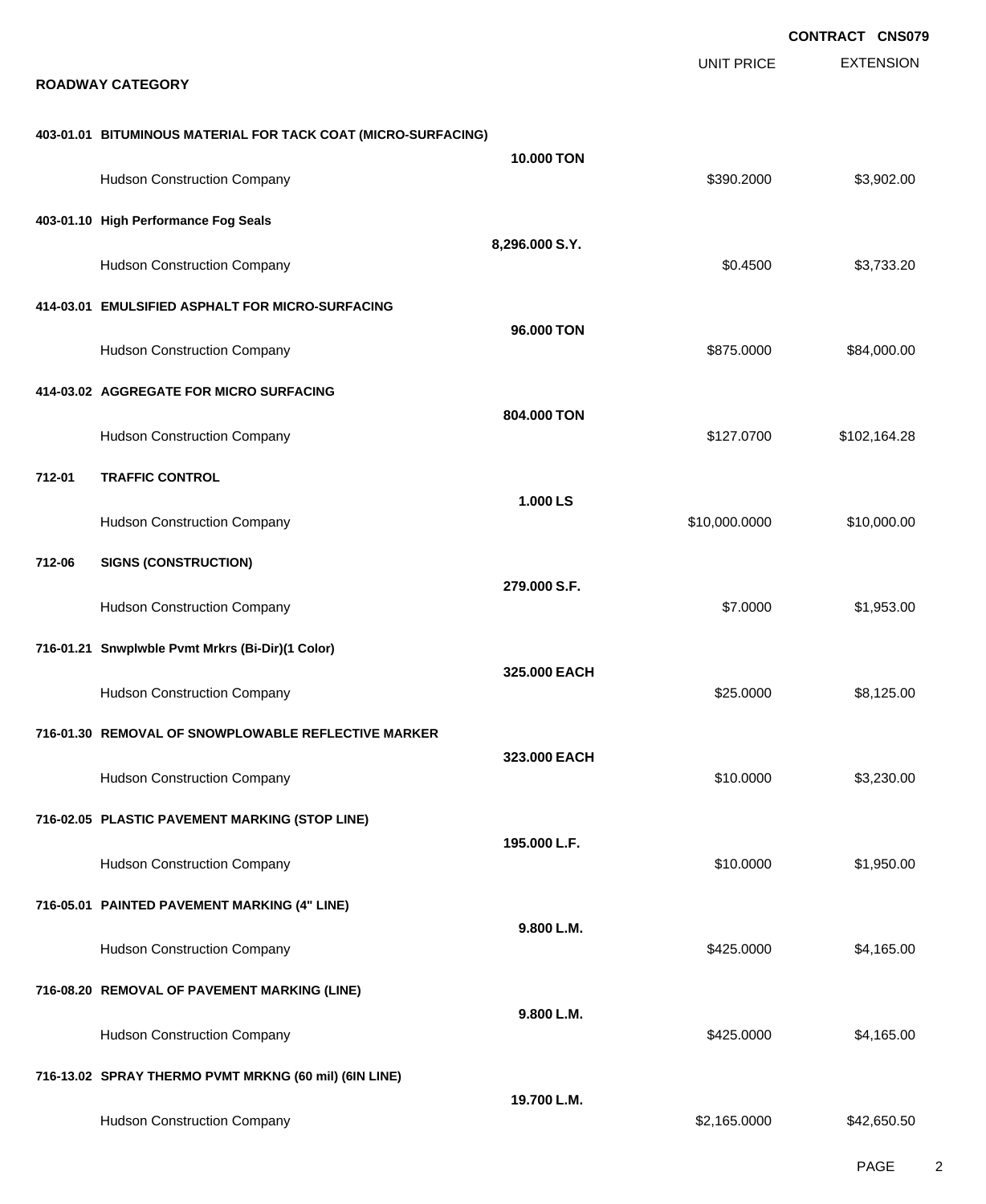**CONTRACT CNS079**

**ROADWAY CATEGORY**

| | | UNIT PRICE | EXTENSION |
|---|---|---|---|
| **403-01.01 BITUMINOUS MATERIAL FOR TACK COAT (MICRO-SURFACING)** | **10.000 TON** | | |
| Hudson Construction Company | | $390.2000 | $3,902.00 |
| **403-01.10 High Performance Fog Seals** | **8,296.000 S.Y.** | | |
| Hudson Construction Company | | $0.4500 | $3,733.20 |
| **414-03.01 EMULSIFIED ASPHALT FOR MICRO-SURFACING** | **96.000 TON** | | |
| Hudson Construction Company | | $875.0000 | $84,000.00 |
| **414-03.02 AGGREGATE FOR MICRO SURFACING** | **804.000 TON** | | |
| Hudson Construction Company | | $127.0700 | $102,164.28 |
| **712-01 TRAFFIC CONTROL** | **1.000 LS** | | |
| Hudson Construction Company | | $10,000.0000 | $10,000.00 |
| **712-06 SIGNS (CONSTRUCTION)** | **279.000 S.F.** | | |
| Hudson Construction Company | | $7.0000 | $1,953.00 |
| **716-01.21 Snwplwble Pvmt Mrkrs (Bi-Dir)(1 Color)** | **325.000 EACH** | | |
| Hudson Construction Company | | $25.0000 | $8,125.00 |
| **716-01.30 REMOVAL OF SNOWPLOWABLE REFLECTIVE MARKER** | **323.000 EACH** | | |
| Hudson Construction Company | | $10.0000 | $3,230.00 |
| **716-02.05 PLASTIC PAVEMENT MARKING (STOP LINE)** | **195.000 L.F.** | | |
| Hudson Construction Company | | $10.0000 | $1,950.00 |
| **716-05.01 PAINTED PAVEMENT MARKING (4" LINE)** | **9.800 L.M.** | | |
| Hudson Construction Company | | $425.0000 | $4,165.00 |
| **716-08.20 REMOVAL OF PAVEMENT MARKING (LINE)** | **9.800 L.M.** | | |
| Hudson Construction Company | | $425.0000 | $4,165.00 |
| **716-13.02 SPRAY THERMO PVMT MRKNG (60 mil) (6IN LINE)** | **19.700 L.M.** | | |
| Hudson Construction Company | | $2,165.0000 | $42,650.50 |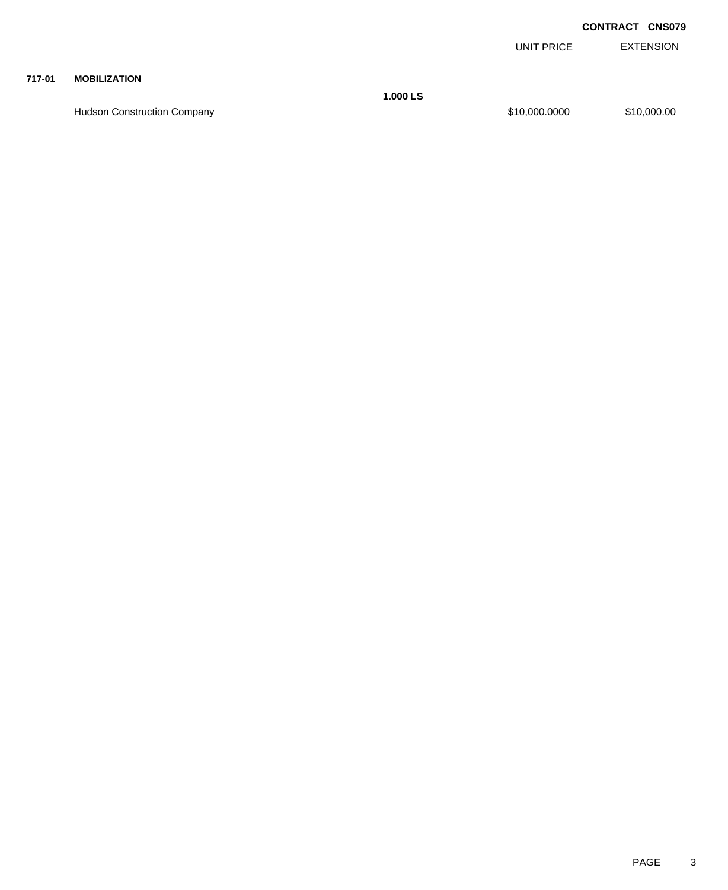**CONTRACT CNS079**

| | | | UNIT PRICE | EXTENSION |
|---|---|---|---|---|
| **717-01** | **MOBILIZATION** | | | |
| | | **1.000 LS** | | |
| | Hudson Construction Company | | $10,000.0000 | $10,000.00 |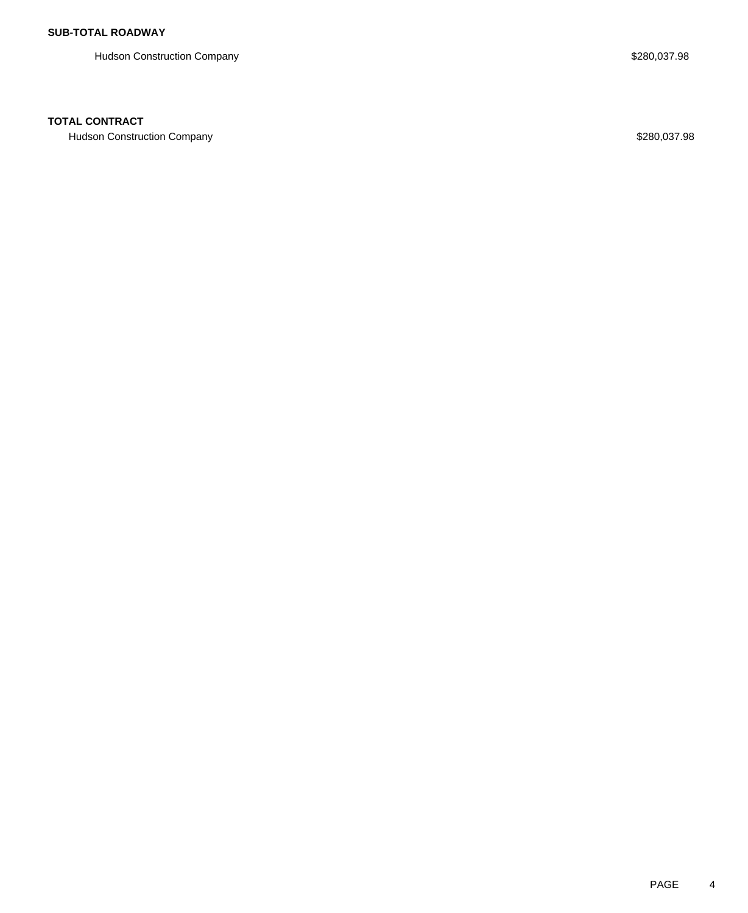**SUB-TOTAL ROADWAY**

| | |
|---|---|
| Hudson Construction Company | $280,037.98 |

**TOTAL CONTRACT**

| | |
|---|---|
| Hudson Construction Company | $280,037.98 |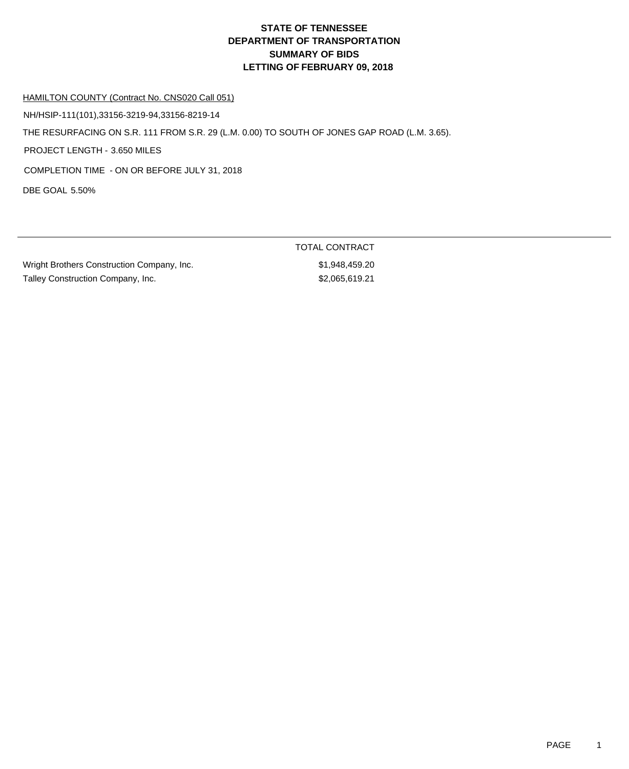# STATE OF TENNESSEE
# DEPARTMENT OF TRANSPORTATION
# SUMMARY OF BIDS
# LETTING OF FEBRUARY 09, 2018

HAMILTON COUNTY (Contract No. CNS020 Call 051)

NH/HSIP-111(101),33156-3219-94,33156-8219-14

THE RESURFACING ON S.R. 111 FROM S.R. 29 (L.M. 0.00) TO SOUTH OF JONES GAP ROAD (L.M. 3.65).

PROJECT LENGTH - 3.650 MILES

COMPLETION TIME - ON OR BEFORE JULY 31, 2018

DBE GOAL 5.50%

| | TOTAL CONTRACT |
|---|---|
| Wright Brothers Construction Company, Inc. | $1,948,459.20 |
| Talley Construction Company, Inc. | $2,065,619.21 |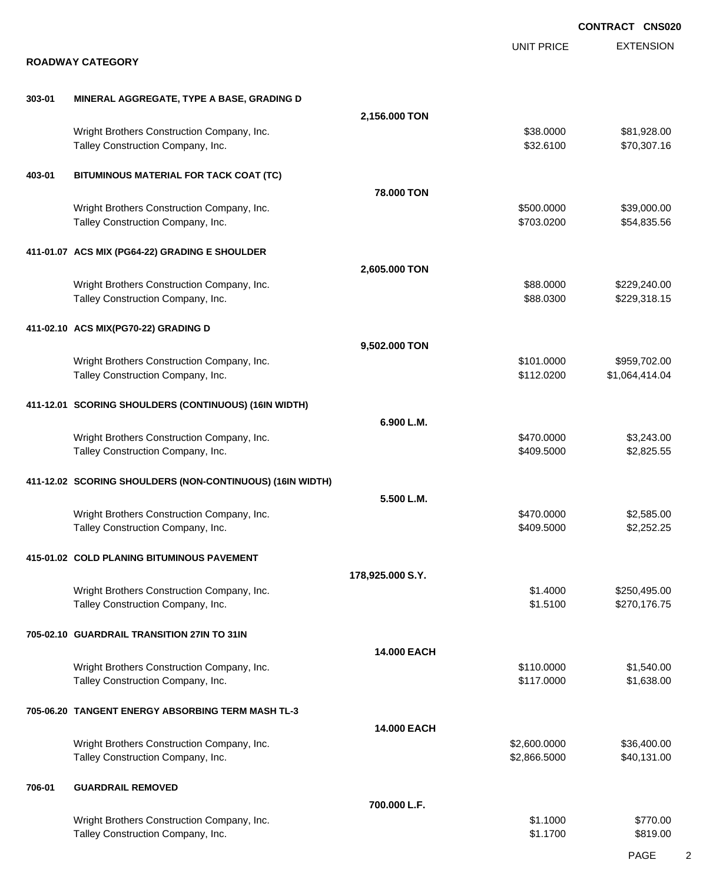**CONTRACT CNS020**

## ROADWAY CATEGORY

| | | | UNIT PRICE | EXTENSION |
|---|---|---|---|---|
| **303-01** | **MINERAL AGGREGATE, TYPE A BASE, GRADING D** | | | |
| | | **2,156.000 TON** | | |
| | Wright Brothers Construction Company, Inc. | | $38.0000 | $81,928.00 |
| | Talley Construction Company, Inc. | | $32.6100 | $70,307.16 |
| **403-01** | **BITUMINOUS MATERIAL FOR TACK COAT (TC)** | | | |
| | | **78.000 TON** | | |
| | Wright Brothers Construction Company, Inc. | | $500.0000 | $39,000.00 |
| | Talley Construction Company, Inc. | | $703.0200 | $54,835.56 |
| **411-01.07** | **ACS MIX (PG64-22) GRADING E SHOULDER** | | | |
| | | **2,605.000 TON** | | |
| | Wright Brothers Construction Company, Inc. | | $88.0000 | $229,240.00 |
| | Talley Construction Company, Inc. | | $88.0300 | $229,318.15 |
| **411-02.10** | **ACS MIX(PG70-22) GRADING D** | | | |
| | | **9,502.000 TON** | | |
| | Wright Brothers Construction Company, Inc. | | $101.0000 | $959,702.00 |
| | Talley Construction Company, Inc. | | $112.0200 | $1,064,414.04 |
| **411-12.01** | **SCORING SHOULDERS (CONTINUOUS) (16IN WIDTH)** | | | |
| | | **6.900 L.M.** | | |
| | Wright Brothers Construction Company, Inc. | | $470.0000 | $3,243.00 |
| | Talley Construction Company, Inc. | | $409.5000 | $2,825.55 |
| **411-12.02** | **SCORING SHOULDERS (NON-CONTINUOUS) (16IN WIDTH)** | | | |
| | | **5.500 L.M.** | | |
| | Wright Brothers Construction Company, Inc. | | $470.0000 | $2,585.00 |
| | Talley Construction Company, Inc. | | $409.5000 | $2,252.25 |
| **415-01.02** | **COLD PLANING BITUMINOUS PAVEMENT** | | | |
| | | **178,925.000 S.Y.** | | |
| | Wright Brothers Construction Company, Inc. | | $1.4000 | $250,495.00 |
| | Talley Construction Company, Inc. | | $1.5100 | $270,176.75 |
| **705-02.10** | **GUARDRAIL TRANSITION 27IN TO 31IN** | | | |
| | | **14.000 EACH** | | |
| | Wright Brothers Construction Company, Inc. | | $110.0000 | $1,540.00 |
| | Talley Construction Company, Inc. | | $117.0000 | $1,638.00 |
| **705-06.20** | **TANGENT ENERGY ABSORBING TERM MASH TL-3** | | | |
| | | **14.000 EACH** | | |
| | Wright Brothers Construction Company, Inc. | | $2,600.0000 | $36,400.00 |
| | Talley Construction Company, Inc. | | $2,866.5000 | $40,131.00 |
| **706-01** | **GUARDRAIL REMOVED** | | | |
| | | **700.000 L.F.** | | |
| | Wright Brothers Construction Company, Inc. | | $1.1000 | $770.00 |
| | Talley Construction Company, Inc. | | $1.1700 | $819.00 |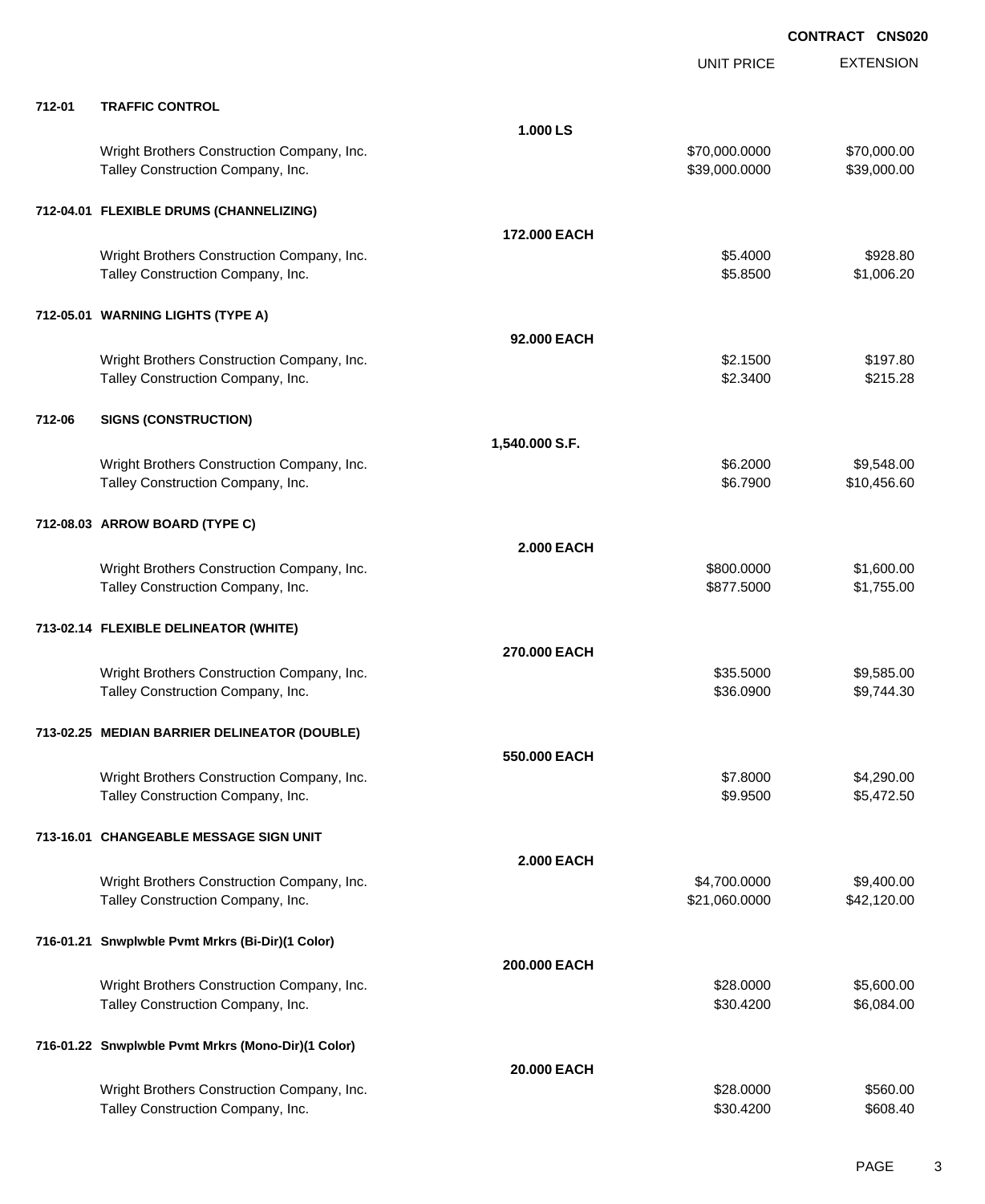CONTRACT CNS020

| | | | UNIT PRICE | EXTENSION |
|---|---|---|---|---|
| **712-01** | **TRAFFIC CONTROL** | | | |
| | | **1.000 LS** | | |
| | Wright Brothers Construction Company, Inc. | | $70,000.0000 | $70,000.00 |
| | Talley Construction Company, Inc. | | $39,000.0000 | $39,000.00 |
| **712-04.01** | **FLEXIBLE DRUMS (CHANNELIZING)** | | | |
| | | **172.000 EACH** | | |
| | Wright Brothers Construction Company, Inc. | | $5.4000 | $928.80 |
| | Talley Construction Company, Inc. | | $5.8500 | $1,006.20 |
| **712-05.01** | **WARNING LIGHTS (TYPE A)** | | | |
| | | **92.000 EACH** | | |
| | Wright Brothers Construction Company, Inc. | | $2.1500 | $197.80 |
| | Talley Construction Company, Inc. | | $2.3400 | $215.28 |
| **712-06** | **SIGNS (CONSTRUCTION)** | | | |
| | | **1,540.000 S.F.** | | |
| | Wright Brothers Construction Company, Inc. | | $6.2000 | $9,548.00 |
| | Talley Construction Company, Inc. | | $6.7900 | $10,456.60 |
| **712-08.03** | **ARROW BOARD (TYPE C)** | | | |
| | | **2.000 EACH** | | |
| | Wright Brothers Construction Company, Inc. | | $800.0000 | $1,600.00 |
| | Talley Construction Company, Inc. | | $877.5000 | $1,755.00 |
| **713-02.14** | **FLEXIBLE DELINEATOR (WHITE)** | | | |
| | | **270.000 EACH** | | |
| | Wright Brothers Construction Company, Inc. | | $35.5000 | $9,585.00 |
| | Talley Construction Company, Inc. | | $36.0900 | $9,744.30 |
| **713-02.25** | **MEDIAN BARRIER DELINEATOR (DOUBLE)** | | | |
| | | **550.000 EACH** | | |
| | Wright Brothers Construction Company, Inc. | | $7.8000 | $4,290.00 |
| | Talley Construction Company, Inc. | | $9.9500 | $5,472.50 |
| **713-16.01** | **CHANGEABLE MESSAGE SIGN UNIT** | | | |
| | | **2.000 EACH** | | |
| | Wright Brothers Construction Company, Inc. | | $4,700.0000 | $9,400.00 |
| | Talley Construction Company, Inc. | | $21,060.0000 | $42,120.00 |
| **716-01.21** | **Snwplwble Pvmt Mrkrs (Bi-Dir)(1 Color)** | | | |
| | | **200.000 EACH** | | |
| | Wright Brothers Construction Company, Inc. | | $28.0000 | $5,600.00 |
| | Talley Construction Company, Inc. | | $30.4200 | $6,084.00 |
| **716-01.22** | **Snwplwble Pvmt Mrkrs (Mono-Dir)(1 Color)** | | | |
| | | **20.000 EACH** | | |
| | Wright Brothers Construction Company, Inc. | | $28.0000 | $560.00 |
| | Talley Construction Company, Inc. | | $30.4200 | $608.40 |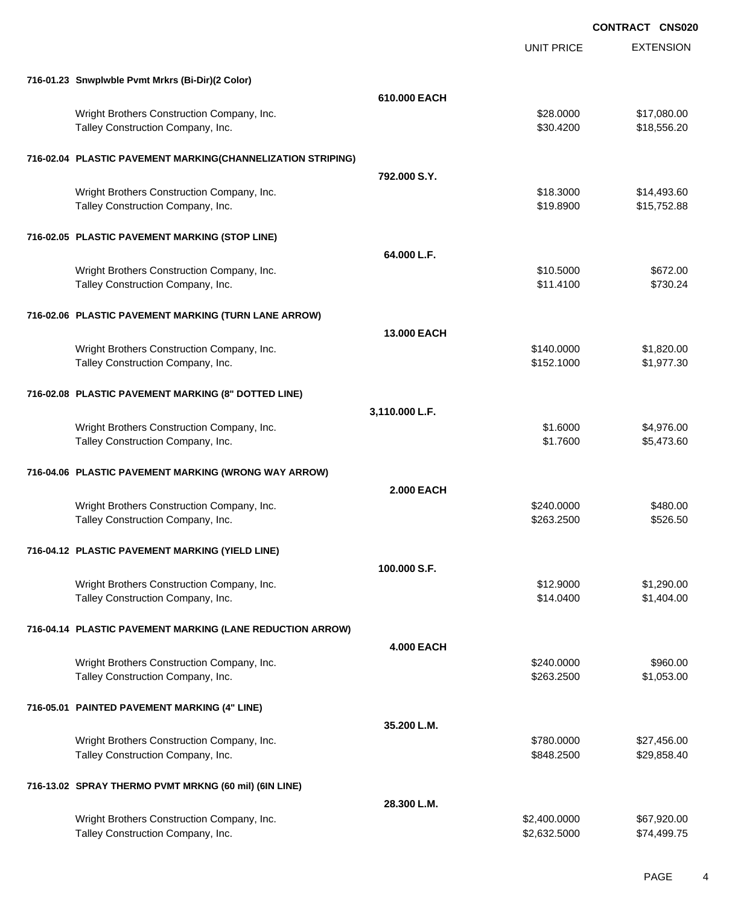CONTRACT CNS020

| | | UNIT PRICE | EXTENSION |
|---|---|---|---|
| **716-01.23 Snwplwble Pvmt Mrkrs (Bi-Dir)(2 Color)** | | | |
| | **610.000 EACH** | | |
| Wright Brothers Construction Company, Inc. | | $28.0000 | $17,080.00 |
| Talley Construction Company, Inc. | | $30.4200 | $18,556.20 |
| **716-02.04 PLASTIC PAVEMENT MARKING(CHANNELIZATION STRIPING)** | | | |
| | **792.000 S.Y.** | | |
| Wright Brothers Construction Company, Inc. | | $18.3000 | $14,493.60 |
| Talley Construction Company, Inc. | | $19.8900 | $15,752.88 |
| **716-02.05 PLASTIC PAVEMENT MARKING (STOP LINE)** | | | |
| | **64.000 L.F.** | | |
| Wright Brothers Construction Company, Inc. | | $10.5000 | $672.00 |
| Talley Construction Company, Inc. | | $11.4100 | $730.24 |
| **716-02.06 PLASTIC PAVEMENT MARKING (TURN LANE ARROW)** | | | |
| | **13.000 EACH** | | |
| Wright Brothers Construction Company, Inc. | | $140.0000 | $1,820.00 |
| Talley Construction Company, Inc. | | $152.1000 | $1,977.30 |
| **716-02.08 PLASTIC PAVEMENT MARKING (8" DOTTED LINE)** | | | |
| | **3,110.000 L.F.** | | |
| Wright Brothers Construction Company, Inc. | | $1.6000 | $4,976.00 |
| Talley Construction Company, Inc. | | $1.7600 | $5,473.60 |
| **716-04.06 PLASTIC PAVEMENT MARKING (WRONG WAY ARROW)** | | | |
| | **2.000 EACH** | | |
| Wright Brothers Construction Company, Inc. | | $240.0000 | $480.00 |
| Talley Construction Company, Inc. | | $263.2500 | $526.50 |
| **716-04.12 PLASTIC PAVEMENT MARKING (YIELD LINE)** | | | |
| | **100.000 S.F.** | | |
| Wright Brothers Construction Company, Inc. | | $12.9000 | $1,290.00 |
| Talley Construction Company, Inc. | | $14.0400 | $1,404.00 |
| **716-04.14 PLASTIC PAVEMENT MARKING (LANE REDUCTION ARROW)** | | | |
| | **4.000 EACH** | | |
| Wright Brothers Construction Company, Inc. | | $240.0000 | $960.00 |
| Talley Construction Company, Inc. | | $263.2500 | $1,053.00 |
| **716-05.01 PAINTED PAVEMENT MARKING (4" LINE)** | | | |
| | **35.200 L.M.** | | |
| Wright Brothers Construction Company, Inc. | | $780.0000 | $27,456.00 |
| Talley Construction Company, Inc. | | $848.2500 | $29,858.40 |
| **716-13.02 SPRAY THERMO PVMT MRKNG (60 mil) (6IN LINE)** | | | |
| | **28.300 L.M.** | | |
| Wright Brothers Construction Company, Inc. | | $2,400.0000 | $67,920.00 |
| Talley Construction Company, Inc. | | $2,632.5000 | $74,499.75 |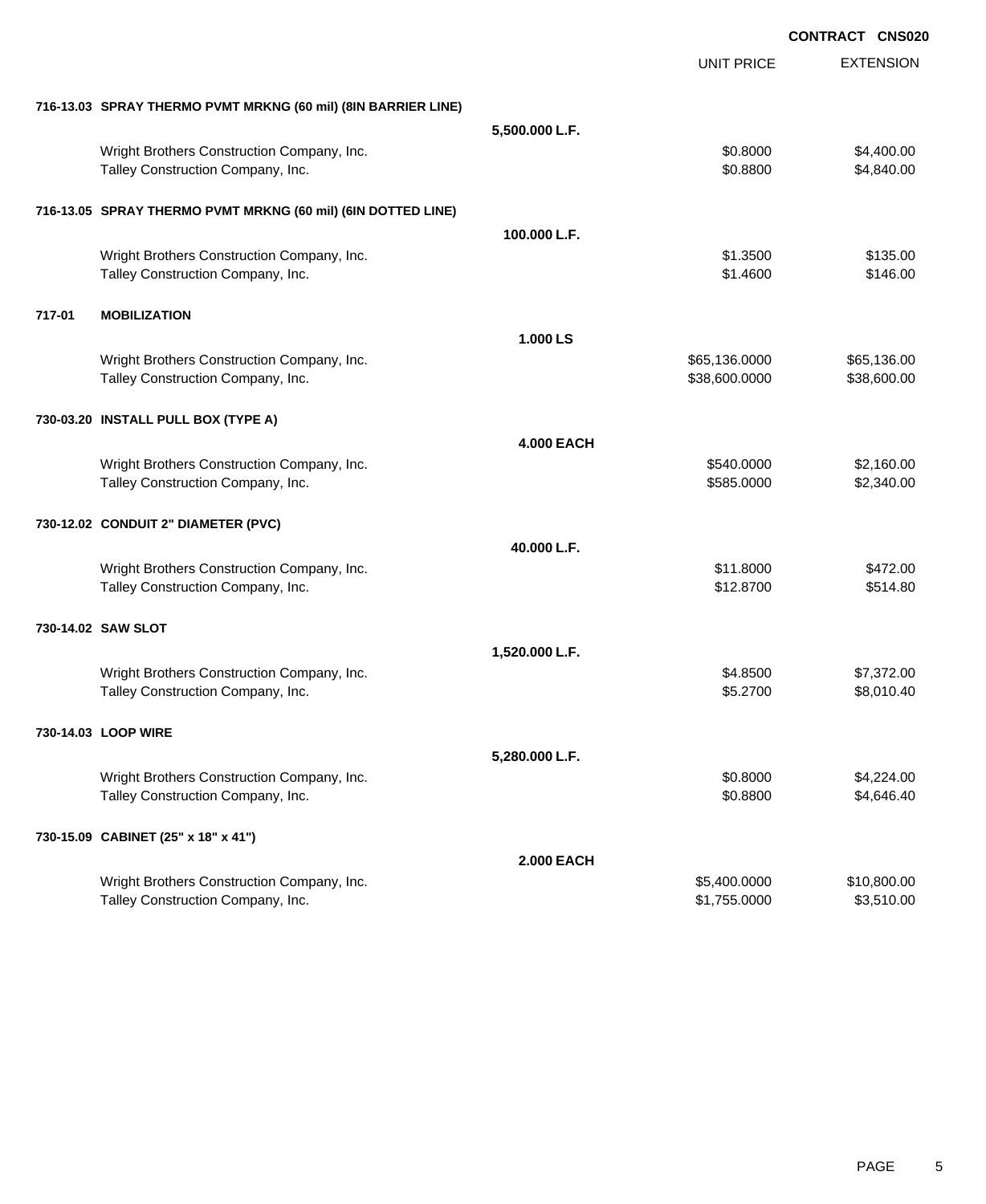**CONTRACT CNS020**

| | | UNIT PRICE | EXTENSION |
|---|---|---|---|
| **716-13.03 SPRAY THERMO PVMT MRKNG (60 mil) (8IN BARRIER LINE)** | | | |
| | **5,500.000 L.F.** | | |
| Wright Brothers Construction Company, Inc. | | $0.8000 | $4,400.00 |
| Talley Construction Company, Inc. | | $0.8800 | $4,840.00 |
| **716-13.05 SPRAY THERMO PVMT MRKNG (60 mil) (6IN DOTTED LINE)** | | | |
| | **100.000 L.F.** | | |
| Wright Brothers Construction Company, Inc. | | $1.3500 | $135.00 |
| Talley Construction Company, Inc. | | $1.4600 | $146.00 |
| **717-01 MOBILIZATION** | | | |
| | **1.000 LS** | | |
| Wright Brothers Construction Company, Inc. | | $65,136.0000 | $65,136.00 |
| Talley Construction Company, Inc. | | $38,600.0000 | $38,600.00 |
| **730-03.20 INSTALL PULL BOX (TYPE A)** | | | |
| | **4.000 EACH** | | |
| Wright Brothers Construction Company, Inc. | | $540.0000 | $2,160.00 |
| Talley Construction Company, Inc. | | $585.0000 | $2,340.00 |
| **730-12.02 CONDUIT 2" DIAMETER (PVC)** | | | |
| | **40.000 L.F.** | | |
| Wright Brothers Construction Company, Inc. | | $11.8000 | $472.00 |
| Talley Construction Company, Inc. | | $12.8700 | $514.80 |
| **730-14.02 SAW SLOT** | | | |
| | **1,520.000 L.F.** | | |
| Wright Brothers Construction Company, Inc. | | $4.8500 | $7,372.00 |
| Talley Construction Company, Inc. | | $5.2700 | $8,010.40 |
| **730-14.03 LOOP WIRE** | | | |
| | **5,280.000 L.F.** | | |
| Wright Brothers Construction Company, Inc. | | $0.8000 | $4,224.00 |
| Talley Construction Company, Inc. | | $0.8800 | $4,646.40 |
| **730-15.09 CABINET (25" x 18" x 41")** | | | |
| | **2.000 EACH** | | |
| Wright Brothers Construction Company, Inc. | | $5,400.0000 | $10,800.00 |
| Talley Construction Company, Inc. | | $1,755.0000 | $3,510.00 |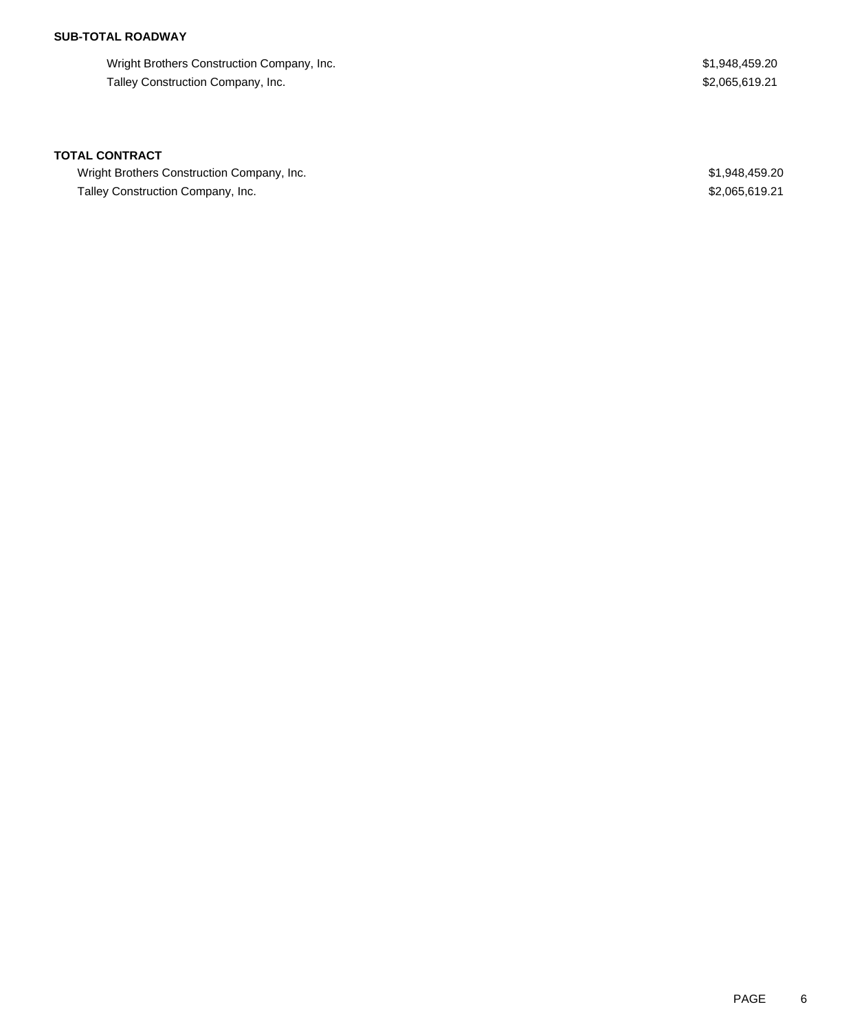**SUB-TOTAL ROADWAY**

| | |
|---|---|
| Wright Brothers Construction Company, Inc. | $1,948,459.20 |
| Talley Construction Company, Inc. | $2,065,619.21 |

**TOTAL CONTRACT**

| | |
|---|---|
| Wright Brothers Construction Company, Inc. | $1,948,459.20 |
| Talley Construction Company, Inc. | $2,065,619.21 |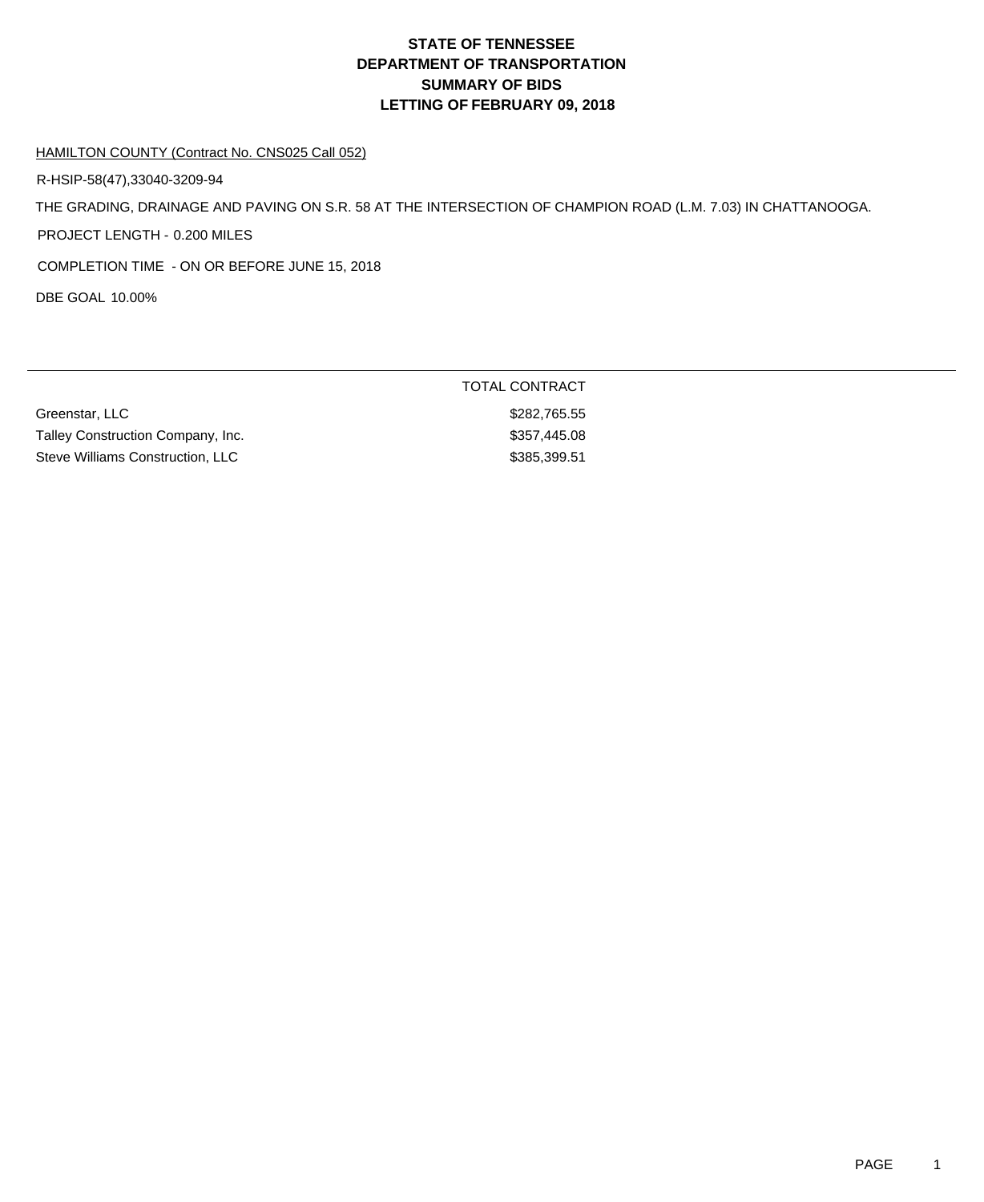# STATE OF TENNESSEE
# DEPARTMENT OF TRANSPORTATION
# SUMMARY OF BIDS
# LETTING OF FEBRUARY 09, 2018

HAMILTON COUNTY (Contract No. CNS025 Call 052)

R-HSIP-58(47),33040-3209-94

THE GRADING, DRAINAGE AND PAVING ON S.R. 58 AT THE INTERSECTION OF CHAMPION ROAD (L.M. 7.03) IN CHATTANOOGA.

PROJECT LENGTH - 0.200 MILES

COMPLETION TIME - ON OR BEFORE JUNE 15, 2018

DBE GOAL 10.00%

| | TOTAL CONTRACT |
|---|---|
| Greenstar, LLC | $282,765.55 |
| Talley Construction Company, Inc. | $357,445.08 |
| Steve Williams Construction, LLC | $385,399.51 |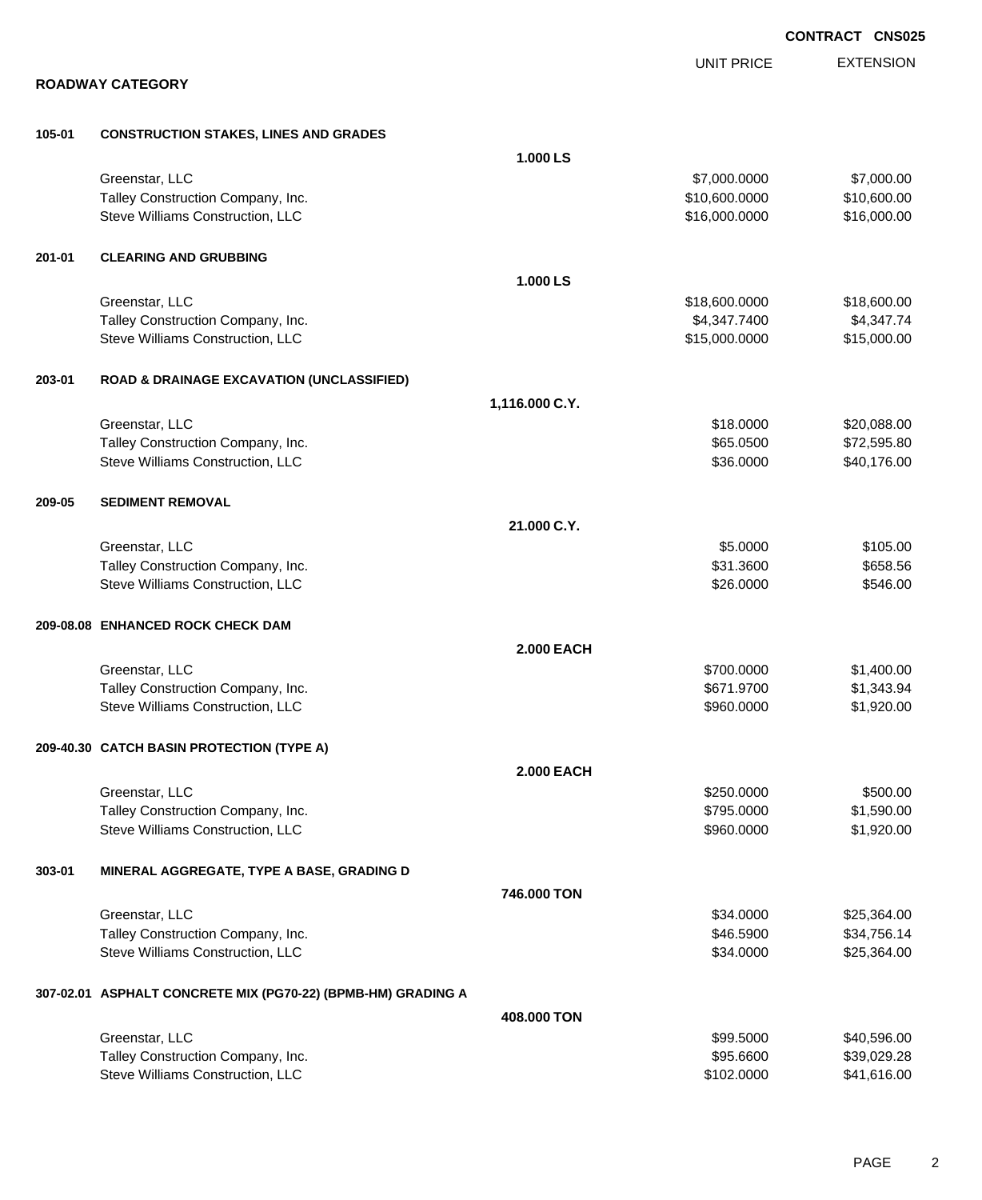**CONTRACT CNS025**

## ROADWAY CATEGORY

| | | | UNIT PRICE | EXTENSION |
|---|---|---|---|---|
| **105-01** | **CONSTRUCTION STAKES, LINES AND GRADES** | | | |
| | | **1.000 LS** | | |
| | Greenstar, LLC | | $7,000.0000 | $7,000.00 |
| | Talley Construction Company, Inc. | | $10,600.0000 | $10,600.00 |
| | Steve Williams Construction, LLC | | $16,000.0000 | $16,000.00 |
| **201-01** | **CLEARING AND GRUBBING** | | | |
| | | **1.000 LS** | | |
| | Greenstar, LLC | | $18,600.0000 | $18,600.00 |
| | Talley Construction Company, Inc. | | $4,347.7400 | $4,347.74 |
| | Steve Williams Construction, LLC | | $15,000.0000 | $15,000.00 |
| **203-01** | **ROAD & DRAINAGE EXCAVATION (UNCLASSIFIED)** | | | |
| | | **1,116.000 C.Y.** | | |
| | Greenstar, LLC | | $18.0000 | $20,088.00 |
| | Talley Construction Company, Inc. | | $65.0500 | $72,595.80 |
| | Steve Williams Construction, LLC | | $36.0000 | $40,176.00 |
| **209-05** | **SEDIMENT REMOVAL** | | | |
| | | **21.000 C.Y.** | | |
| | Greenstar, LLC | | $5.0000 | $105.00 |
| | Talley Construction Company, Inc. | | $31.3600 | $658.56 |
| | Steve Williams Construction, LLC | | $26.0000 | $546.00 |
| **209-08.08** | **ENHANCED ROCK CHECK DAM** | | | |
| | | **2.000 EACH** | | |
| | Greenstar, LLC | | $700.0000 | $1,400.00 |
| | Talley Construction Company, Inc. | | $671.9700 | $1,343.94 |
| | Steve Williams Construction, LLC | | $960.0000 | $1,920.00 |
| **209-40.30** | **CATCH BASIN PROTECTION (TYPE A)** | | | |
| | | **2.000 EACH** | | |
| | Greenstar, LLC | | $250.0000 | $500.00 |
| | Talley Construction Company, Inc. | | $795.0000 | $1,590.00 |
| | Steve Williams Construction, LLC | | $960.0000 | $1,920.00 |
| **303-01** | **MINERAL AGGREGATE, TYPE A BASE, GRADING D** | | | |
| | | **746.000 TON** | | |
| | Greenstar, LLC | | $34.0000 | $25,364.00 |
| | Talley Construction Company, Inc. | | $46.5900 | $34,756.14 |
| | Steve Williams Construction, LLC | | $34.0000 | $25,364.00 |
| **307-02.01** | **ASPHALT CONCRETE MIX (PG70-22) (BPMB-HM) GRADING A** | | | |
| | | **408.000 TON** | | |
| | Greenstar, LLC | | $99.5000 | $40,596.00 |
| | Talley Construction Company, Inc. | | $95.6600 | $39,029.28 |
| | Steve Williams Construction, LLC | | $102.0000 | $41,616.00 |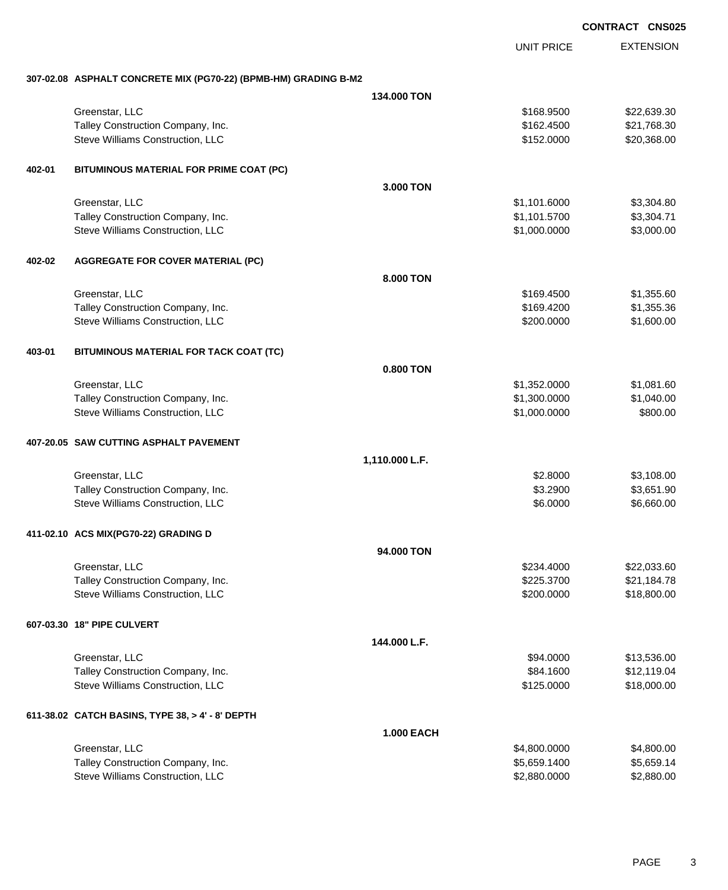**CONTRACT CNS025**

| | | UNIT PRICE | EXTENSION |
|---|---|---|---|
| **307-02.08** | **ASPHALT CONCRETE MIX (PG70-22) (BPMB-HM) GRADING B-M2** | | |
| | **134.000 TON** | | |
| | Greenstar, LLC | $168.9500 | $22,639.30 |
| | Talley Construction Company, Inc. | $162.4500 | $21,768.30 |
| | Steve Williams Construction, LLC | $152.0000 | $20,368.00 |
| **402-01** | **BITUMINOUS MATERIAL FOR PRIME COAT (PC)** | | |
| | **3.000 TON** | | |
| | Greenstar, LLC | $1,101.6000 | $3,304.80 |
| | Talley Construction Company, Inc. | $1,101.5700 | $3,304.71 |
| | Steve Williams Construction, LLC | $1,000.0000 | $3,000.00 |
| **402-02** | **AGGREGATE FOR COVER MATERIAL (PC)** | | |
| | **8.000 TON** | | |
| | Greenstar, LLC | $169.4500 | $1,355.60 |
| | Talley Construction Company, Inc. | $169.4200 | $1,355.36 |
| | Steve Williams Construction, LLC | $200.0000 | $1,600.00 |
| **403-01** | **BITUMINOUS MATERIAL FOR TACK COAT (TC)** | | |
| | **0.800 TON** | | |
| | Greenstar, LLC | $1,352.0000 | $1,081.60 |
| | Talley Construction Company, Inc. | $1,300.0000 | $1,040.00 |
| | Steve Williams Construction, LLC | $1,000.0000 | $800.00 |
| **407-20.05** | **SAW CUTTING ASPHALT PAVEMENT** | | |
| | **1,110.000 L.F.** | | |
| | Greenstar, LLC | $2.8000 | $3,108.00 |
| | Talley Construction Company, Inc. | $3.2900 | $3,651.90 |
| | Steve Williams Construction, LLC | $6.0000 | $6,660.00 |
| **411-02.10** | **ACS MIX(PG70-22) GRADING D** | | |
| | **94.000 TON** | | |
| | Greenstar, LLC | $234.4000 | $22,033.60 |
| | Talley Construction Company, Inc. | $225.3700 | $21,184.78 |
| | Steve Williams Construction, LLC | $200.0000 | $18,800.00 |
| **607-03.30** | **18" PIPE CULVERT** | | |
| | **144.000 L.F.** | | |
| | Greenstar, LLC | $94.0000 | $13,536.00 |
| | Talley Construction Company, Inc. | $84.1600 | $12,119.04 |
| | Steve Williams Construction, LLC | $125.0000 | $18,000.00 |
| **611-38.02** | **CATCH BASINS, TYPE 38, > 4' - 8' DEPTH** | | |
| | **1.000 EACH** | | |
| | Greenstar, LLC | $4,800.0000 | $4,800.00 |
| | Talley Construction Company, Inc. | $5,659.1400 | $5,659.14 |
| | Steve Williams Construction, LLC | $2,880.0000 | $2,880.00 |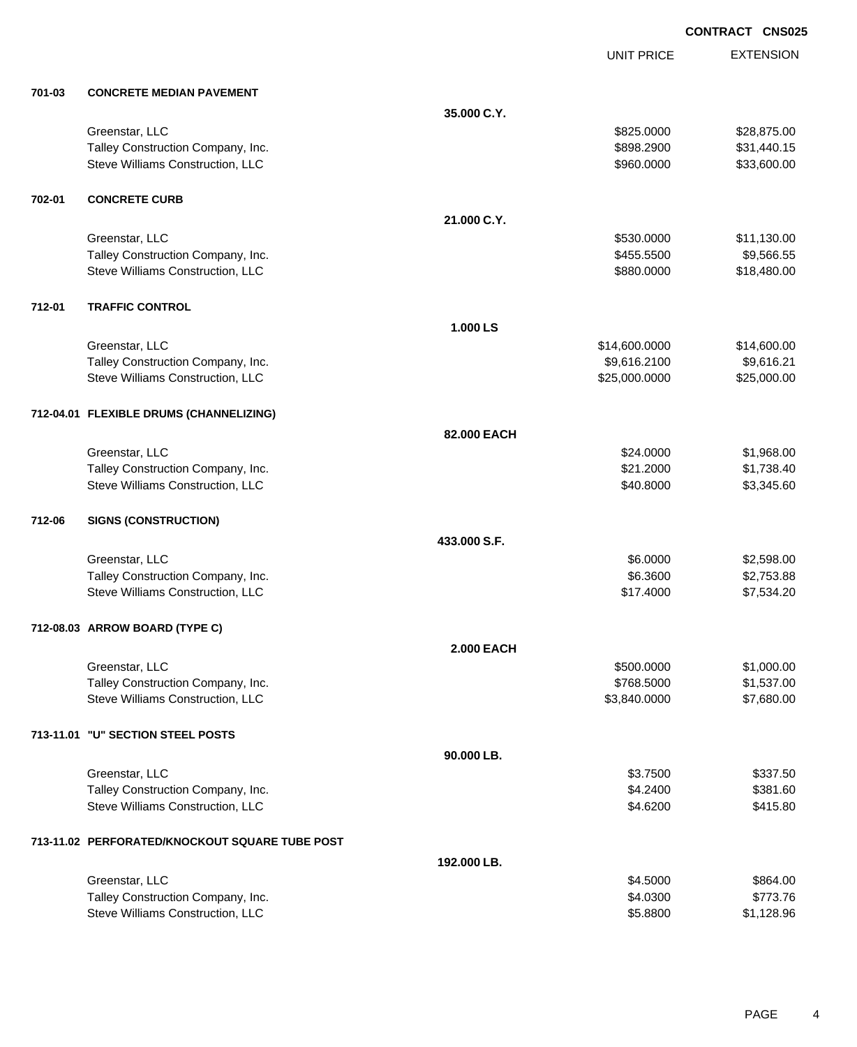**CONTRACT CNS025**

| | | | UNIT PRICE | EXTENSION |
|---|---|---|---|---|
| **701-03** | **CONCRETE MEDIAN PAVEMENT** | | | |
| | | **35.000 C.Y.** | | |
| | Greenstar, LLC | | $825.0000 | $28,875.00 |
| | Talley Construction Company, Inc. | | $898.2900 | $31,440.15 |
| | Steve Williams Construction, LLC | | $960.0000 | $33,600.00 |
| **702-01** | **CONCRETE CURB** | | | |
| | | **21.000 C.Y.** | | |
| | Greenstar, LLC | | $530.0000 | $11,130.00 |
| | Talley Construction Company, Inc. | | $455.5500 | $9,566.55 |
| | Steve Williams Construction, LLC | | $880.0000 | $18,480.00 |
| **712-01** | **TRAFFIC CONTROL** | | | |
| | | **1.000 LS** | | |
| | Greenstar, LLC | | $14,600.0000 | $14,600.00 |
| | Talley Construction Company, Inc. | | $9,616.2100 | $9,616.21 |
| | Steve Williams Construction, LLC | | $25,000.0000 | $25,000.00 |
| **712-04.01** | **FLEXIBLE DRUMS (CHANNELIZING)** | | | |
| | | **82.000 EACH** | | |
| | Greenstar, LLC | | $24.0000 | $1,968.00 |
| | Talley Construction Company, Inc. | | $21.2000 | $1,738.40 |
| | Steve Williams Construction, LLC | | $40.8000 | $3,345.60 |
| **712-06** | **SIGNS (CONSTRUCTION)** | | | |
| | | **433.000 S.F.** | | |
| | Greenstar, LLC | | $6.0000 | $2,598.00 |
| | Talley Construction Company, Inc. | | $6.3600 | $2,753.88 |
| | Steve Williams Construction, LLC | | $17.4000 | $7,534.20 |
| **712-08.03** | **ARROW BOARD (TYPE C)** | | | |
| | | **2.000 EACH** | | |
| | Greenstar, LLC | | $500.0000 | $1,000.00 |
| | Talley Construction Company, Inc. | | $768.5000 | $1,537.00 |
| | Steve Williams Construction, LLC | | $3,840.0000 | $7,680.00 |
| **713-11.01** | **"U" SECTION STEEL POSTS** | | | |
| | | **90.000 LB.** | | |
| | Greenstar, LLC | | $3.7500 | $337.50 |
| | Talley Construction Company, Inc. | | $4.2400 | $381.60 |
| | Steve Williams Construction, LLC | | $4.6200 | $415.80 |
| **713-11.02** | **PERFORATED/KNOCKOUT SQUARE TUBE POST** | | | |
| | | **192.000 LB.** | | |
| | Greenstar, LLC | | $4.5000 | $864.00 |
| | Talley Construction Company, Inc. | | $4.0300 | $773.76 |
| | Steve Williams Construction, LLC | | $5.8800 | $1,128.96 |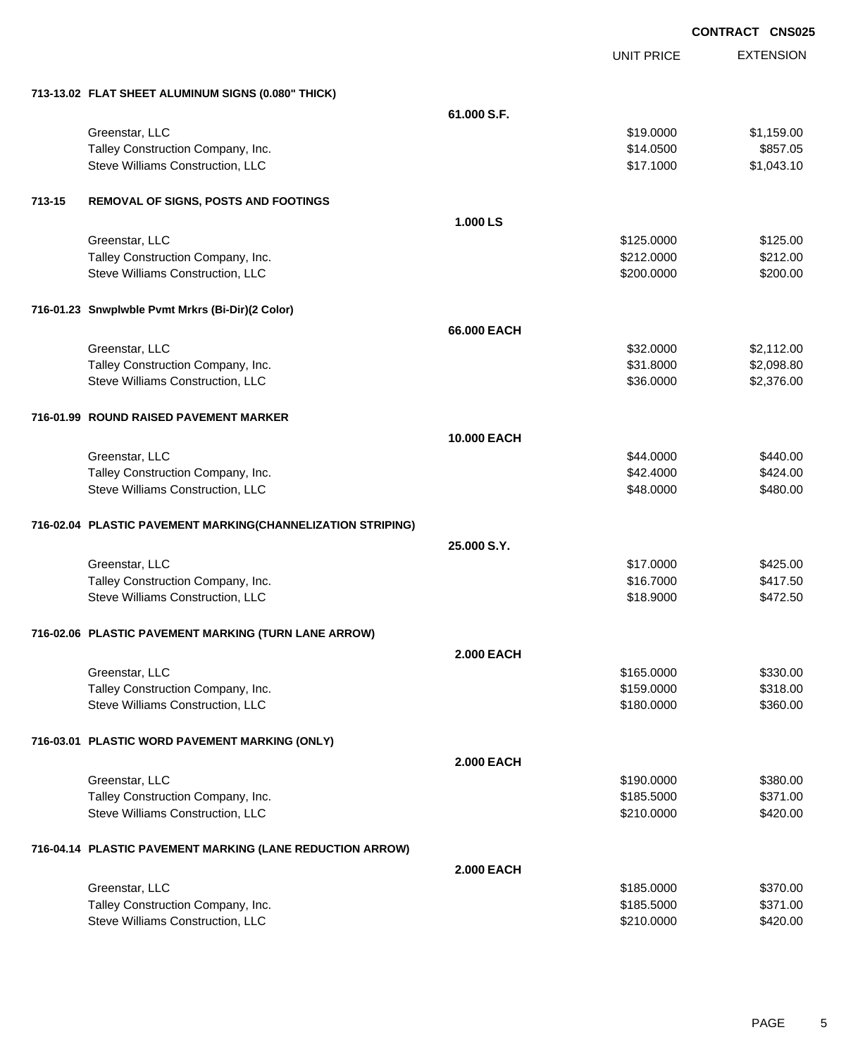**CONTRACT CNS025**

| | | UNIT PRICE | EXTENSION |
|---|---|---|---|
| **713-13.02 FLAT SHEET ALUMINUM SIGNS (0.080" THICK)** | | | |
| | **61.000 S.F.** | | |
| Greenstar, LLC | | $19.0000 | $1,159.00 |
| Talley Construction Company, Inc. | | $14.0500 | $857.05 |
| Steve Williams Construction, LLC | | $17.1000 | $1,043.10 |
| **713-15 REMOVAL OF SIGNS, POSTS AND FOOTINGS** | | | |
| | **1.000 LS** | | |
| Greenstar, LLC | | $125.0000 | $125.00 |
| Talley Construction Company, Inc. | | $212.0000 | $212.00 |
| Steve Williams Construction, LLC | | $200.0000 | $200.00 |
| **716-01.23 Snwplwble Pvmt Mrkrs (Bi-Dir)(2 Color)** | | | |
| | **66.000 EACH** | | |
| Greenstar, LLC | | $32.0000 | $2,112.00 |
| Talley Construction Company, Inc. | | $31.8000 | $2,098.80 |
| Steve Williams Construction, LLC | | $36.0000 | $2,376.00 |
| **716-01.99 ROUND RAISED PAVEMENT MARKER** | | | |
| | **10.000 EACH** | | |
| Greenstar, LLC | | $44.0000 | $440.00 |
| Talley Construction Company, Inc. | | $42.4000 | $424.00 |
| Steve Williams Construction, LLC | | $48.0000 | $480.00 |
| **716-02.04 PLASTIC PAVEMENT MARKING(CHANNELIZATION STRIPING)** | | | |
| | **25.000 S.Y.** | | |
| Greenstar, LLC | | $17.0000 | $425.00 |
| Talley Construction Company, Inc. | | $16.7000 | $417.50 |
| Steve Williams Construction, LLC | | $18.9000 | $472.50 |
| **716-02.06 PLASTIC PAVEMENT MARKING (TURN LANE ARROW)** | | | |
| | **2.000 EACH** | | |
| Greenstar, LLC | | $165.0000 | $330.00 |
| Talley Construction Company, Inc. | | $159.0000 | $318.00 |
| Steve Williams Construction, LLC | | $180.0000 | $360.00 |
| **716-03.01 PLASTIC WORD PAVEMENT MARKING (ONLY)** | | | |
| | **2.000 EACH** | | |
| Greenstar, LLC | | $190.0000 | $380.00 |
| Talley Construction Company, Inc. | | $185.5000 | $371.00 |
| Steve Williams Construction, LLC | | $210.0000 | $420.00 |
| **716-04.14 PLASTIC PAVEMENT MARKING (LANE REDUCTION ARROW)** | | | |
| | **2.000 EACH** | | |
| Greenstar, LLC | | $185.0000 | $370.00 |
| Talley Construction Company, Inc. | | $185.5000 | $371.00 |
| Steve Williams Construction, LLC | | $210.0000 | $420.00 |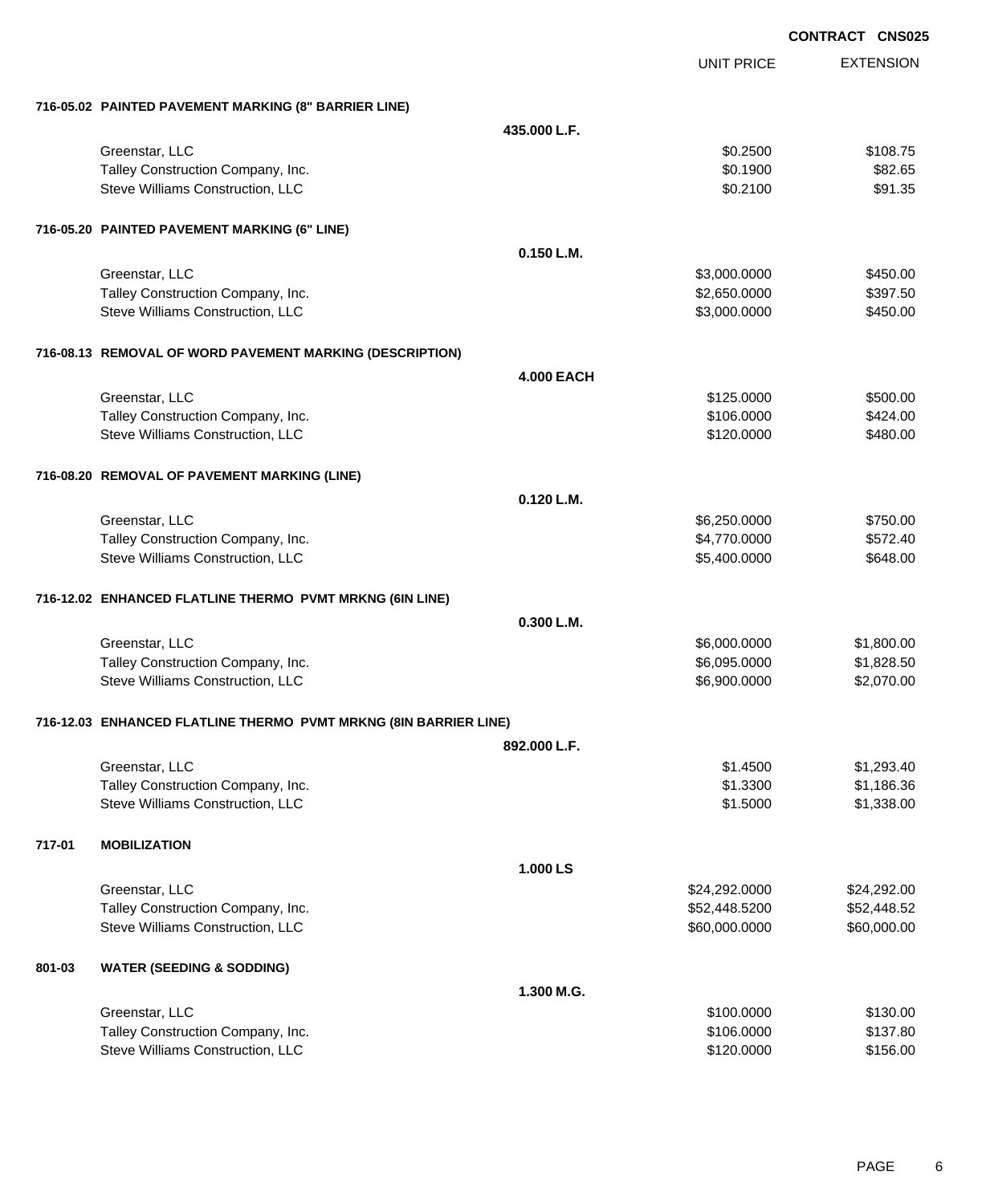CONTRACT CNS025

| | | UNIT PRICE | EXTENSION |
|---|---|---|---|
| **716-05.02 PAINTED PAVEMENT MARKING (8" BARRIER LINE)** | | | |
| | **435.000 L.F.** | | |
| Greenstar, LLC | | $0.2500 | $108.75 |
| Talley Construction Company, Inc. | | $0.1900 | $82.65 |
| Steve Williams Construction, LLC | | $0.2100 | $91.35 |
| **716-05.20 PAINTED PAVEMENT MARKING (6" LINE)** | | | |
| | **0.150 L.M.** | | |
| Greenstar, LLC | | $3,000.0000 | $450.00 |
| Talley Construction Company, Inc. | | $2,650.0000 | $397.50 |
| Steve Williams Construction, LLC | | $3,000.0000 | $450.00 |
| **716-08.13 REMOVAL OF WORD PAVEMENT MARKING (DESCRIPTION)** | | | |
| | **4.000 EACH** | | |
| Greenstar, LLC | | $125.0000 | $500.00 |
| Talley Construction Company, Inc. | | $106.0000 | $424.00 |
| Steve Williams Construction, LLC | | $120.0000 | $480.00 |
| **716-08.20 REMOVAL OF PAVEMENT MARKING (LINE)** | | | |
| | **0.120 L.M.** | | |
| Greenstar, LLC | | $6,250.0000 | $750.00 |
| Talley Construction Company, Inc. | | $4,770.0000 | $572.40 |
| Steve Williams Construction, LLC | | $5,400.0000 | $648.00 |
| **716-12.02 ENHANCED FLATLINE THERMO PVMT MRKNG (6IN LINE)** | | | |
| | **0.300 L.M.** | | |
| Greenstar, LLC | | $6,000.0000 | $1,800.00 |
| Talley Construction Company, Inc. | | $6,095.0000 | $1,828.50 |
| Steve Williams Construction, LLC | | $6,900.0000 | $2,070.00 |
| **716-12.03 ENHANCED FLATLINE THERMO PVMT MRKNG (8IN BARRIER LINE)** | | | |
| | **892.000 L.F.** | | |
| Greenstar, LLC | | $1.4500 | $1,293.40 |
| Talley Construction Company, Inc. | | $1.3300 | $1,186.36 |
| Steve Williams Construction, LLC | | $1.5000 | $1,338.00 |
| **717-01 MOBILIZATION** | | | |
| | **1.000 LS** | | |
| Greenstar, LLC | | $24,292.0000 | $24,292.00 |
| Talley Construction Company, Inc. | | $52,448.5200 | $52,448.52 |
| Steve Williams Construction, LLC | | $60,000.0000 | $60,000.00 |
| **801-03 WATER (SEEDING & SODDING)** | | | |
| | **1.300 M.G.** | | |
| Greenstar, LLC | | $100.0000 | $130.00 |
| Talley Construction Company, Inc. | | $106.0000 | $137.80 |
| Steve Williams Construction, LLC | | $120.0000 | $156.00 |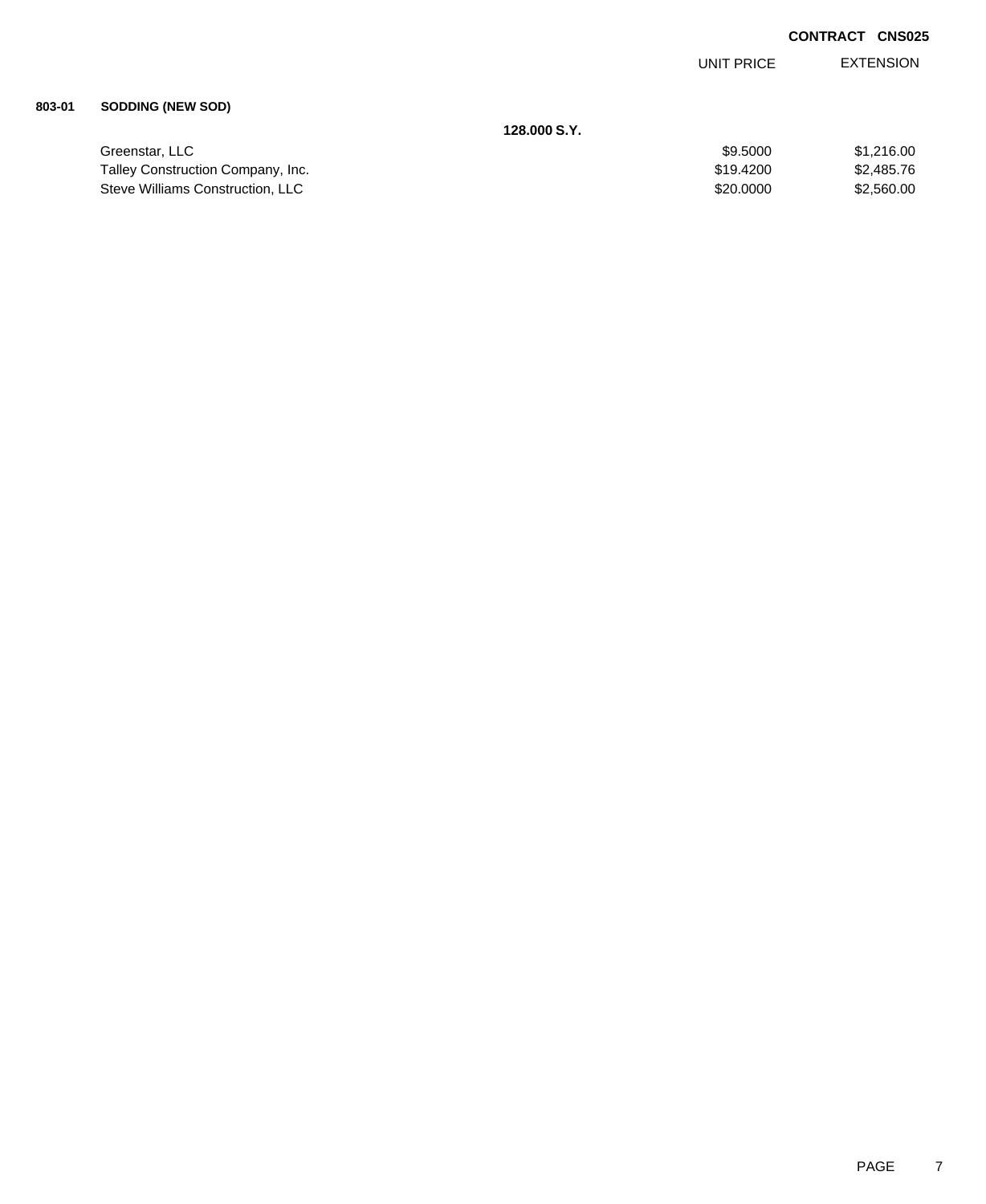**CONTRACT CNS025**

| | | UNIT PRICE | EXTENSION |
|---|---|---|---|
| **803-01** | **SODDING (NEW SOD)** | | |
| | **128.000 S.Y.** | | |
| | Greenstar, LLC | \$9.5000 | \$1,216.00 |
| | Talley Construction Company, Inc. | \$19.4200 | \$2,485.76 |
| | Steve Williams Construction, LLC | \$20.0000 | \$2,560.00 |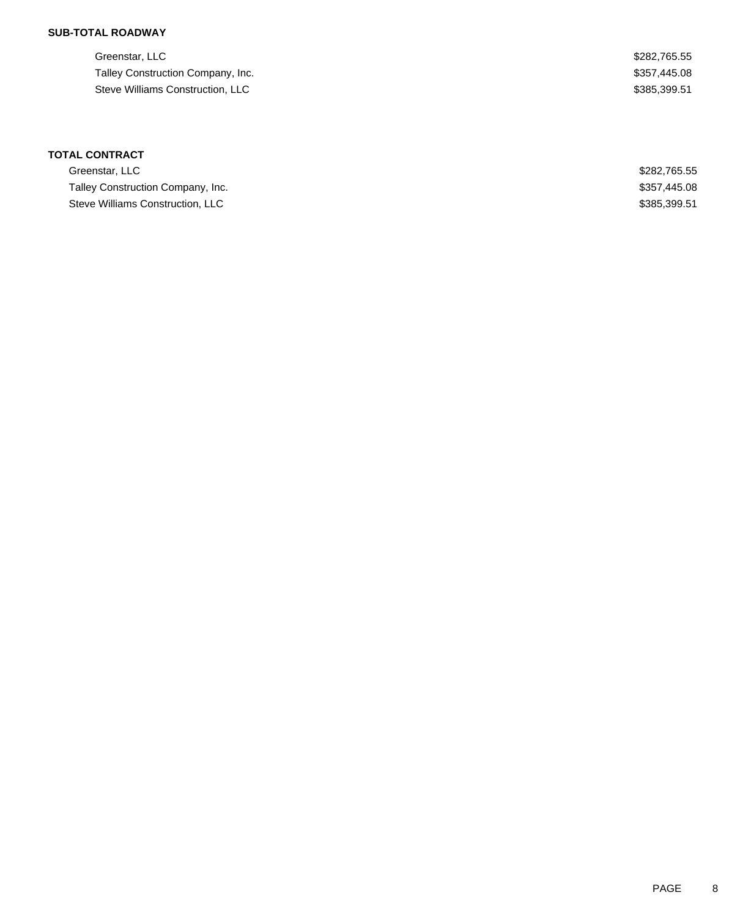**SUB-TOTAL ROADWAY**

| | |
|---|---|
| Greenstar, LLC | $282,765.55 |
| Talley Construction Company, Inc. | $357,445.08 |
| Steve Williams Construction, LLC | $385,399.51 |

**TOTAL CONTRACT**

| | |
|---|---|
| Greenstar, LLC | $282,765.55 |
| Talley Construction Company, Inc. | $357,445.08 |
| Steve Williams Construction, LLC | $385,399.51 |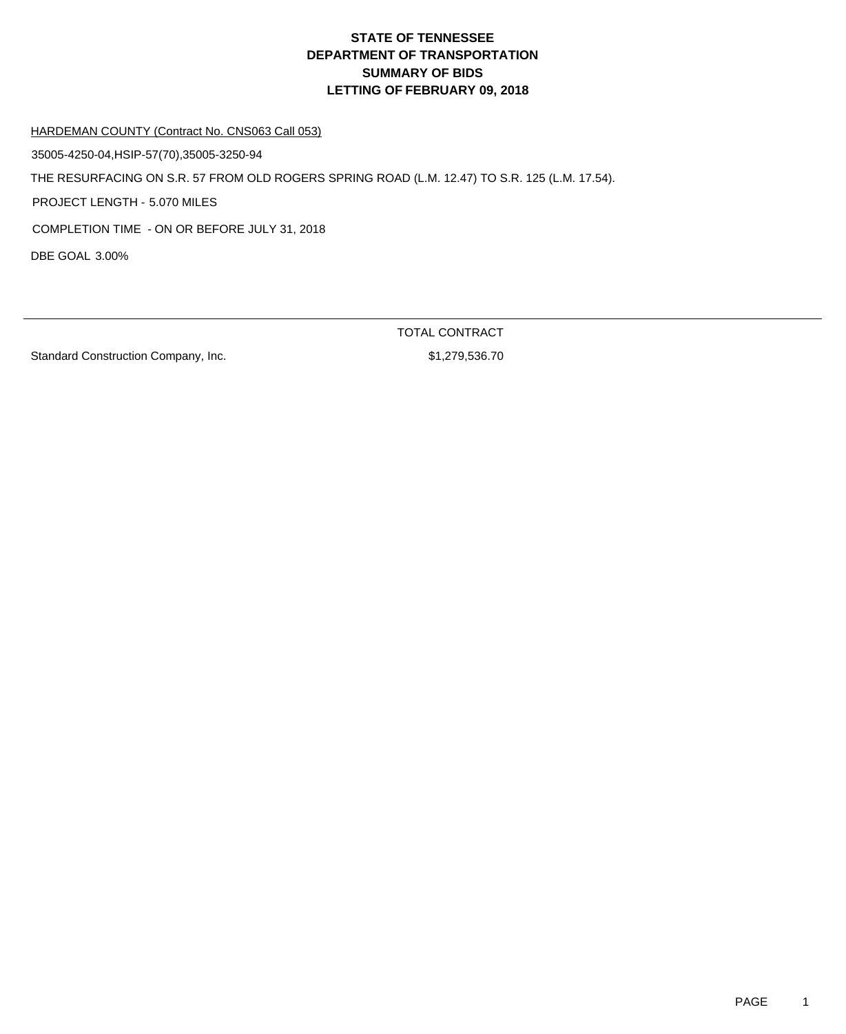# STATE OF TENNESSEE
# DEPARTMENT OF TRANSPORTATION
# SUMMARY OF BIDS
# LETTING OF FEBRUARY 09, 2018

HARDEMAN COUNTY (Contract No. CNS063 Call 053)

35005-4250-04,HSIP-57(70),35005-3250-94

THE RESURFACING ON S.R. 57 FROM OLD ROGERS SPRING ROAD (L.M. 12.47) TO S.R. 125 (L.M. 17.54).

PROJECT LENGTH - 5.070 MILES

COMPLETION TIME - ON OR BEFORE JULY 31, 2018

DBE GOAL 3.00%

| | TOTAL CONTRACT |
|---|---|
| Standard Construction Company, Inc. | $1,279,536.70 |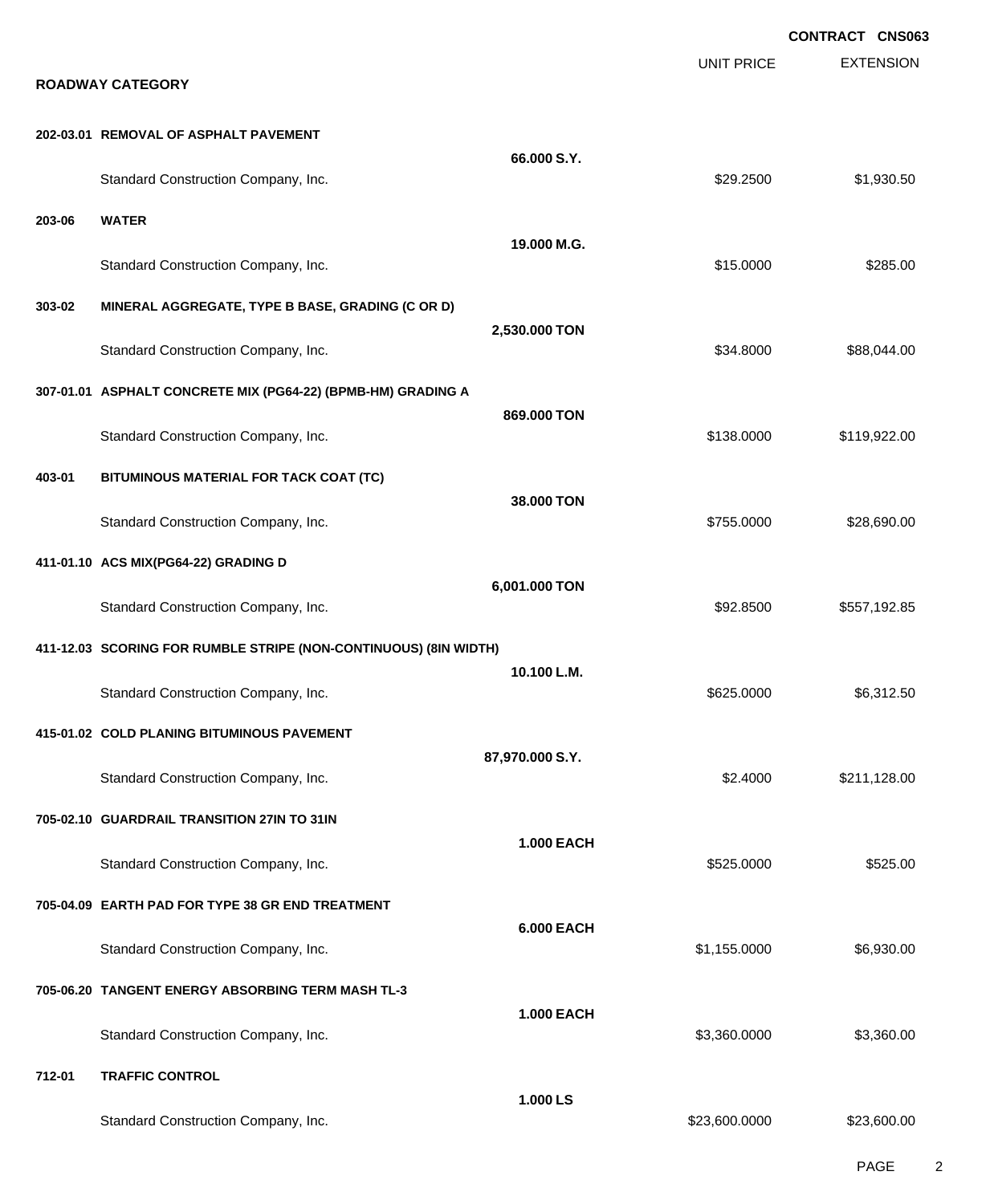**CONTRACT CNS063**

## ROADWAY CATEGORY

| | | | UNIT PRICE | EXTENSION |
|---|---|---|---|---|
| **202-03.01** | **REMOVAL OF ASPHALT PAVEMENT** | **66.000 S.Y.** | | |
| | Standard Construction Company, Inc. | | $29.2500 | $1,930.50 |
| **203-06** | **WATER** | **19.000 M.G.** | | |
| | Standard Construction Company, Inc. | | $15.0000 | $285.00 |
| **303-02** | **MINERAL AGGREGATE, TYPE B BASE, GRADING (C OR D)** | **2,530.000 TON** | | |
| | Standard Construction Company, Inc. | | $34.8000 | $88,044.00 |
| **307-01.01** | **ASPHALT CONCRETE MIX (PG64-22) (BPMB-HM) GRADING A** | **869.000 TON** | | |
| | Standard Construction Company, Inc. | | $138.0000 | $119,922.00 |
| **403-01** | **BITUMINOUS MATERIAL FOR TACK COAT (TC)** | **38.000 TON** | | |
| | Standard Construction Company, Inc. | | $755.0000 | $28,690.00 |
| **411-01.10** | **ACS MIX(PG64-22) GRADING D** | **6,001.000 TON** | | |
| | Standard Construction Company, Inc. | | $92.8500 | $557,192.85 |
| **411-12.03** | **SCORING FOR RUMBLE STRIPE (NON-CONTINUOUS) (8IN WIDTH)** | **10.100 L.M.** | | |
| | Standard Construction Company, Inc. | | $625.0000 | $6,312.50 |
| **415-01.02** | **COLD PLANING BITUMINOUS PAVEMENT** | **87,970.000 S.Y.** | | |
| | Standard Construction Company, Inc. | | $2.4000 | $211,128.00 |
| **705-02.10** | **GUARDRAIL TRANSITION 27IN TO 31IN** | **1.000 EACH** | | |
| | Standard Construction Company, Inc. | | $525.0000 | $525.00 |
| **705-04.09** | **EARTH PAD FOR TYPE 38 GR END TREATMENT** | **6.000 EACH** | | |
| | Standard Construction Company, Inc. | | $1,155.0000 | $6,930.00 |
| **705-06.20** | **TANGENT ENERGY ABSORBING TERM MASH TL-3** | **1.000 EACH** | | |
| | Standard Construction Company, Inc. | | $3,360.0000 | $3,360.00 |
| **712-01** | **TRAFFIC CONTROL** | **1.000 LS** | | |
| | Standard Construction Company, Inc. | | $23,600.0000 | $23,600.00 |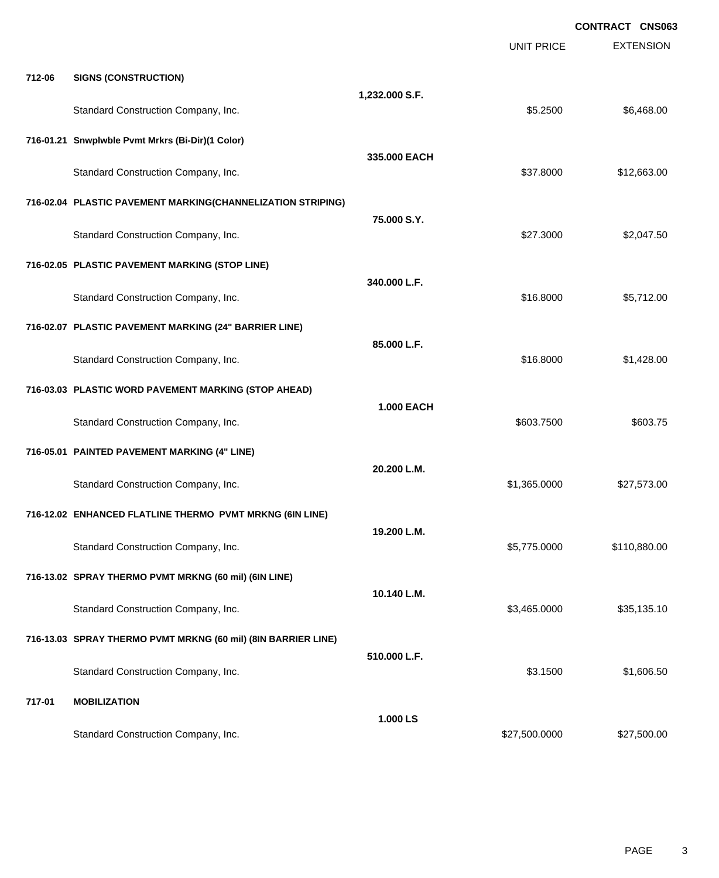CONTRACT CNS063

| | | | UNIT PRICE | EXTENSION |
|---|---|---|---|---|
| **712-06** | **SIGNS (CONSTRUCTION)** | | | |
| | | **1,232.000 S.F.** | | |
| | Standard Construction Company, Inc. | | $5.2500 | $6,468.00 |
| **716-01.21** | **Snwplwble Pvmt Mrkrs (Bi-Dir)(1 Color)** | | | |
| | | **335.000 EACH** | | |
| | Standard Construction Company, Inc. | | $37.8000 | $12,663.00 |
| **716-02.04** | **PLASTIC PAVEMENT MARKING(CHANNELIZATION STRIPING)** | | | |
| | | **75.000 S.Y.** | | |
| | Standard Construction Company, Inc. | | $27.3000 | $2,047.50 |
| **716-02.05** | **PLASTIC PAVEMENT MARKING (STOP LINE)** | | | |
| | | **340.000 L.F.** | | |
| | Standard Construction Company, Inc. | | $16.8000 | $5,712.00 |
| **716-02.07** | **PLASTIC PAVEMENT MARKING (24" BARRIER LINE)** | | | |
| | | **85.000 L.F.** | | |
| | Standard Construction Company, Inc. | | $16.8000 | $1,428.00 |
| **716-03.03** | **PLASTIC WORD PAVEMENT MARKING (STOP AHEAD)** | | | |
| | | **1.000 EACH** | | |
| | Standard Construction Company, Inc. | | $603.7500 | $603.75 |
| **716-05.01** | **PAINTED PAVEMENT MARKING (4" LINE)** | | | |
| | | **20.200 L.M.** | | |
| | Standard Construction Company, Inc. | | $1,365.0000 | $27,573.00 |
| **716-12.02** | **ENHANCED FLATLINE THERMO PVMT MRKNG (6IN LINE)** | | | |
| | | **19.200 L.M.** | | |
| | Standard Construction Company, Inc. | | $5,775.0000 | $110,880.00 |
| **716-13.02** | **SPRAY THERMO PVMT MRKNG (60 mil) (6IN LINE)** | | | |
| | | **10.140 L.M.** | | |
| | Standard Construction Company, Inc. | | $3,465.0000 | $35,135.10 |
| **716-13.03** | **SPRAY THERMO PVMT MRKNG (60 mil) (8IN BARRIER LINE)** | | | |
| | | **510.000 L.F.** | | |
| | Standard Construction Company, Inc. | | $3.1500 | $1,606.50 |
| **717-01** | **MOBILIZATION** | | | |
| | | **1.000 LS** | | |
| | Standard Construction Company, Inc. | | $27,500.0000 | $27,500.00 |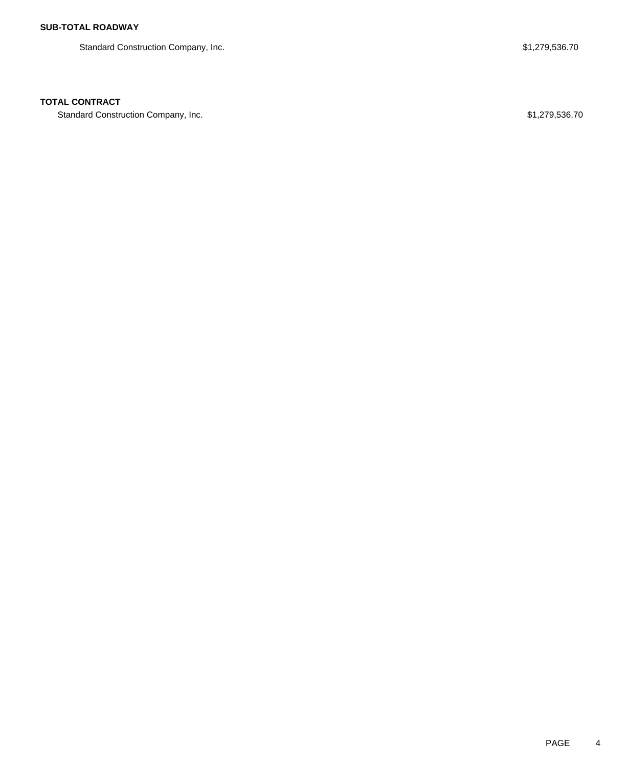**SUB-TOTAL ROADWAY**

| | |
|---|---|
| Standard Construction Company, Inc. | $1,279,536.70 |

**TOTAL CONTRACT**

| | |
|---|---|
| Standard Construction Company, Inc. | $1,279,536.70 |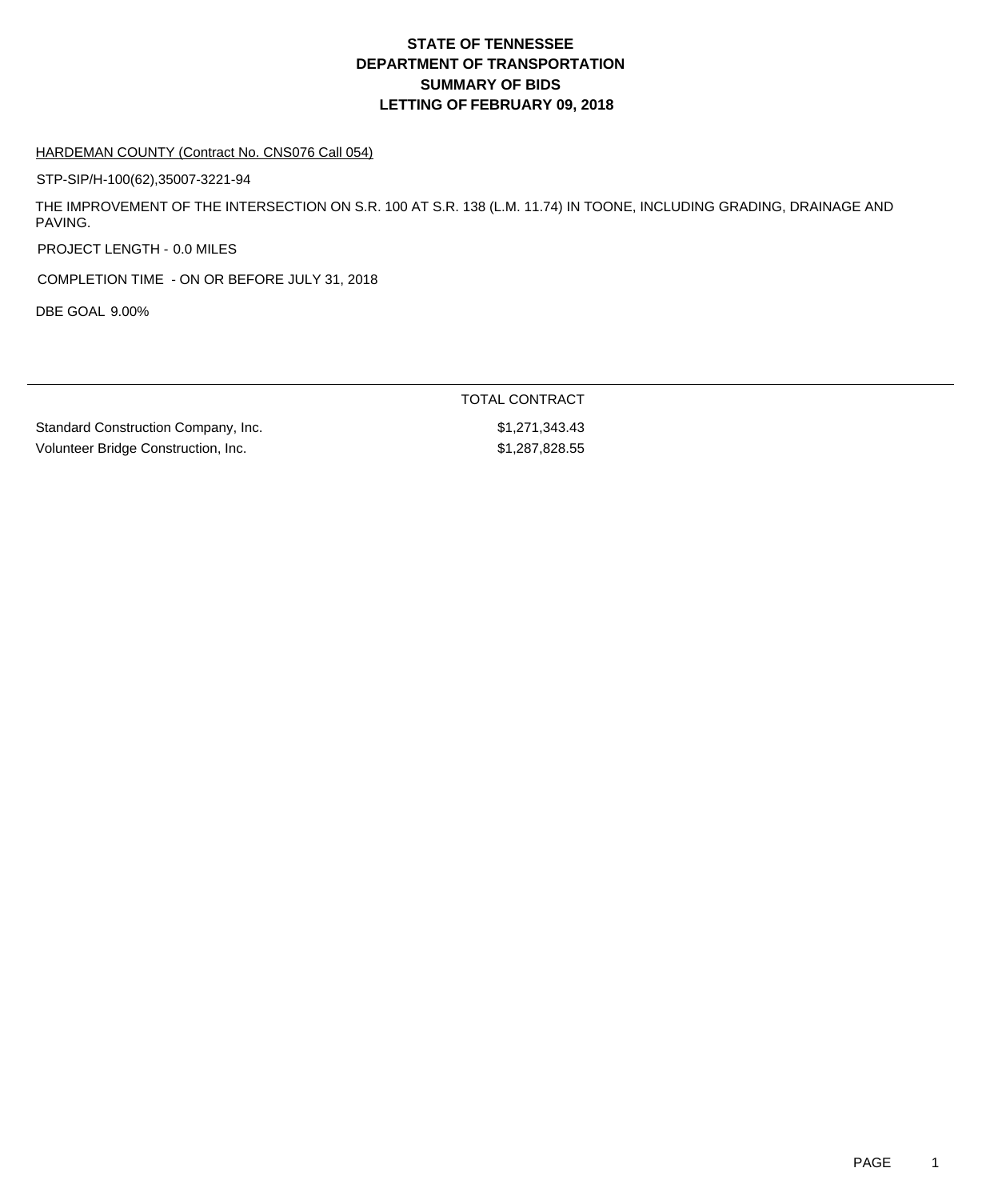# STATE OF TENNESSEE
# DEPARTMENT OF TRANSPORTATION
# SUMMARY OF BIDS
# LETTING OF FEBRUARY 09, 2018

HARDEMAN COUNTY (Contract No. CNS076 Call 054)

STP-SIP/H-100(62),35007-3221-94

THE IMPROVEMENT OF THE INTERSECTION ON S.R. 100 AT S.R. 138 (L.M. 11.74) IN TOONE, INCLUDING GRADING, DRAINAGE AND PAVING.

PROJECT LENGTH - 0.0 MILES

COMPLETION TIME - ON OR BEFORE JULY 31, 2018

DBE GOAL 9.00%

| | TOTAL CONTRACT |
|---|---|
| Standard Construction Company, Inc. | $1,271,343.43 |
| Volunteer Bridge Construction, Inc. | $1,287,828.55 |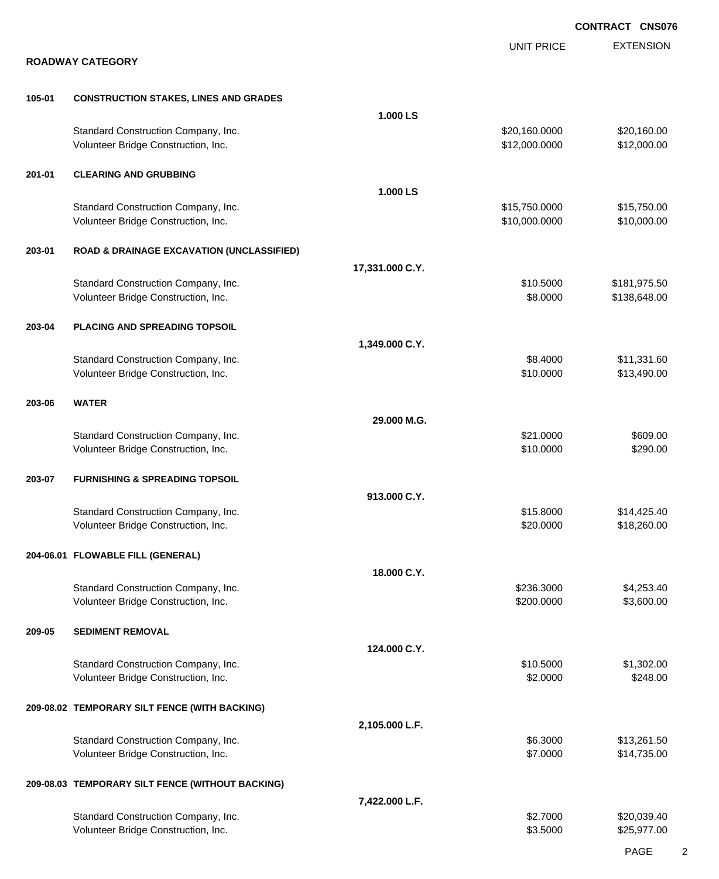**CONTRACT CNS076**

## ROADWAY CATEGORY

| | | | UNIT PRICE | EXTENSION |
|---|---|---|---|---|
| **105-01** | **CONSTRUCTION STAKES, LINES AND GRADES** | | | |
| | | **1.000 LS** | | |
| | Standard Construction Company, Inc. | | $20,160.0000 | $20,160.00 |
| | Volunteer Bridge Construction, Inc. | | $12,000.0000 | $12,000.00 |
| **201-01** | **CLEARING AND GRUBBING** | | | |
| | | **1.000 LS** | | |
| | Standard Construction Company, Inc. | | $15,750.0000 | $15,750.00 |
| | Volunteer Bridge Construction, Inc. | | $10,000.0000 | $10,000.00 |
| **203-01** | **ROAD & DRAINAGE EXCAVATION (UNCLASSIFIED)** | | | |
| | | **17,331.000 C.Y.** | | |
| | Standard Construction Company, Inc. | | $10.5000 | $181,975.50 |
| | Volunteer Bridge Construction, Inc. | | $8.0000 | $138,648.00 |
| **203-04** | **PLACING AND SPREADING TOPSOIL** | | | |
| | | **1,349.000 C.Y.** | | |
| | Standard Construction Company, Inc. | | $8.4000 | $11,331.60 |
| | Volunteer Bridge Construction, Inc. | | $10.0000 | $13,490.00 |
| **203-06** | **WATER** | | | |
| | | **29.000 M.G.** | | |
| | Standard Construction Company, Inc. | | $21.0000 | $609.00 |
| | Volunteer Bridge Construction, Inc. | | $10.0000 | $290.00 |
| **203-07** | **FURNISHING & SPREADING TOPSOIL** | | | |
| | | **913.000 C.Y.** | | |
| | Standard Construction Company, Inc. | | $15.8000 | $14,425.40 |
| | Volunteer Bridge Construction, Inc. | | $20.0000 | $18,260.00 |
| **204-06.01** | **FLOWABLE FILL (GENERAL)** | | | |
| | | **18.000 C.Y.** | | |
| | Standard Construction Company, Inc. | | $236.3000 | $4,253.40 |
| | Volunteer Bridge Construction, Inc. | | $200.0000 | $3,600.00 |
| **209-05** | **SEDIMENT REMOVAL** | | | |
| | | **124.000 C.Y.** | | |
| | Standard Construction Company, Inc. | | $10.5000 | $1,302.00 |
| | Volunteer Bridge Construction, Inc. | | $2.0000 | $248.00 |
| **209-08.02** | **TEMPORARY SILT FENCE (WITH BACKING)** | | | |
| | | **2,105.000 L.F.** | | |
| | Standard Construction Company, Inc. | | $6.3000 | $13,261.50 |
| | Volunteer Bridge Construction, Inc. | | $7.0000 | $14,735.00 |
| **209-08.03** | **TEMPORARY SILT FENCE (WITHOUT BACKING)** | | | |
| | | **7,422.000 L.F.** | | |
| | Standard Construction Company, Inc. | | $2.7000 | $20,039.40 |
| | Volunteer Bridge Construction, Inc. | | $3.5000 | $25,977.00 |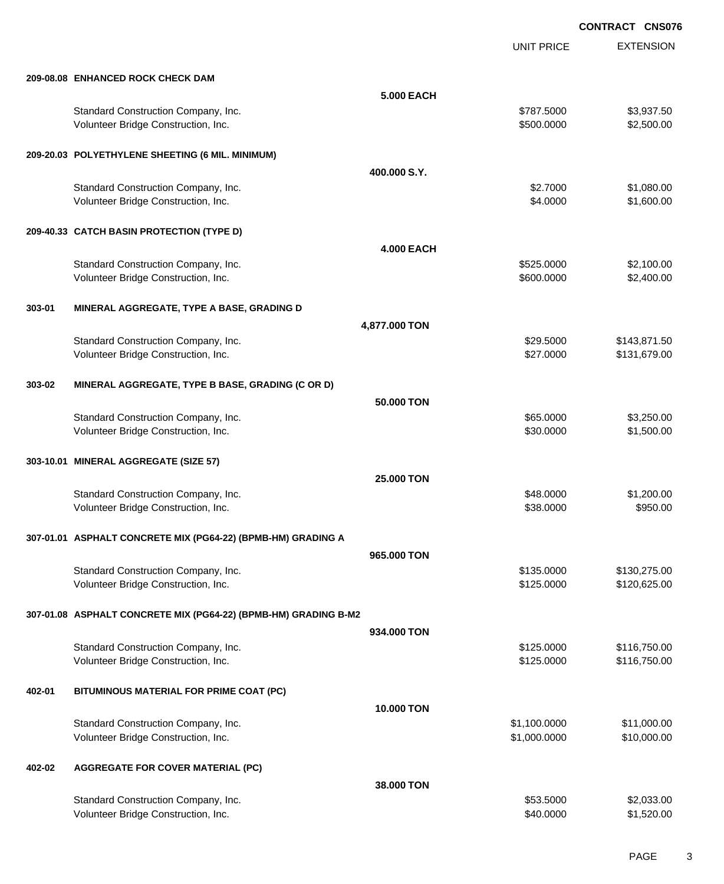**CONTRACT CNS076**

| | | UNIT PRICE | EXTENSION |
|---|---|---|---|
| **209-08.08** | **ENHANCED ROCK CHECK DAM** | | |
| | **5.000 EACH** | | |
| | Standard Construction Company, Inc. | $787.5000 | $3,937.50 |
| | Volunteer Bridge Construction, Inc. | $500.0000 | $2,500.00 |
| **209-20.03** | **POLYETHYLENE SHEETING (6 MIL. MINIMUM)** | | |
| | **400.000 S.Y.** | | |
| | Standard Construction Company, Inc. | $2.7000 | $1,080.00 |
| | Volunteer Bridge Construction, Inc. | $4.0000 | $1,600.00 |
| **209-40.33** | **CATCH BASIN PROTECTION (TYPE D)** | | |
| | **4.000 EACH** | | |
| | Standard Construction Company, Inc. | $525.0000 | $2,100.00 |
| | Volunteer Bridge Construction, Inc. | $600.0000 | $2,400.00 |
| **303-01** | **MINERAL AGGREGATE, TYPE A BASE, GRADING D** | | |
| | **4,877.000 TON** | | |
| | Standard Construction Company, Inc. | $29.5000 | $143,871.50 |
| | Volunteer Bridge Construction, Inc. | $27.0000 | $131,679.00 |
| **303-02** | **MINERAL AGGREGATE, TYPE B BASE, GRADING (C OR D)** | | |
| | **50.000 TON** | | |
| | Standard Construction Company, Inc. | $65.0000 | $3,250.00 |
| | Volunteer Bridge Construction, Inc. | $30.0000 | $1,500.00 |
| **303-10.01** | **MINERAL AGGREGATE (SIZE 57)** | | |
| | **25.000 TON** | | |
| | Standard Construction Company, Inc. | $48.0000 | $1,200.00 |
| | Volunteer Bridge Construction, Inc. | $38.0000 | $950.00 |
| **307-01.01** | **ASPHALT CONCRETE MIX (PG64-22) (BPMB-HM) GRADING A** | | |
| | **965.000 TON** | | |
| | Standard Construction Company, Inc. | $135.0000 | $130,275.00 |
| | Volunteer Bridge Construction, Inc. | $125.0000 | $120,625.00 |
| **307-01.08** | **ASPHALT CONCRETE MIX (PG64-22) (BPMB-HM) GRADING B-M2** | | |
| | **934.000 TON** | | |
| | Standard Construction Company, Inc. | $125.0000 | $116,750.00 |
| | Volunteer Bridge Construction, Inc. | $125.0000 | $116,750.00 |
| **402-01** | **BITUMINOUS MATERIAL FOR PRIME COAT (PC)** | | |
| | **10.000 TON** | | |
| | Standard Construction Company, Inc. | $1,100.0000 | $11,000.00 |
| | Volunteer Bridge Construction, Inc. | $1,000.0000 | $10,000.00 |
| **402-02** | **AGGREGATE FOR COVER MATERIAL (PC)** | | |
| | **38.000 TON** | | |
| | Standard Construction Company, Inc. | $53.5000 | $2,033.00 |
| | Volunteer Bridge Construction, Inc. | $40.0000 | $1,520.00 |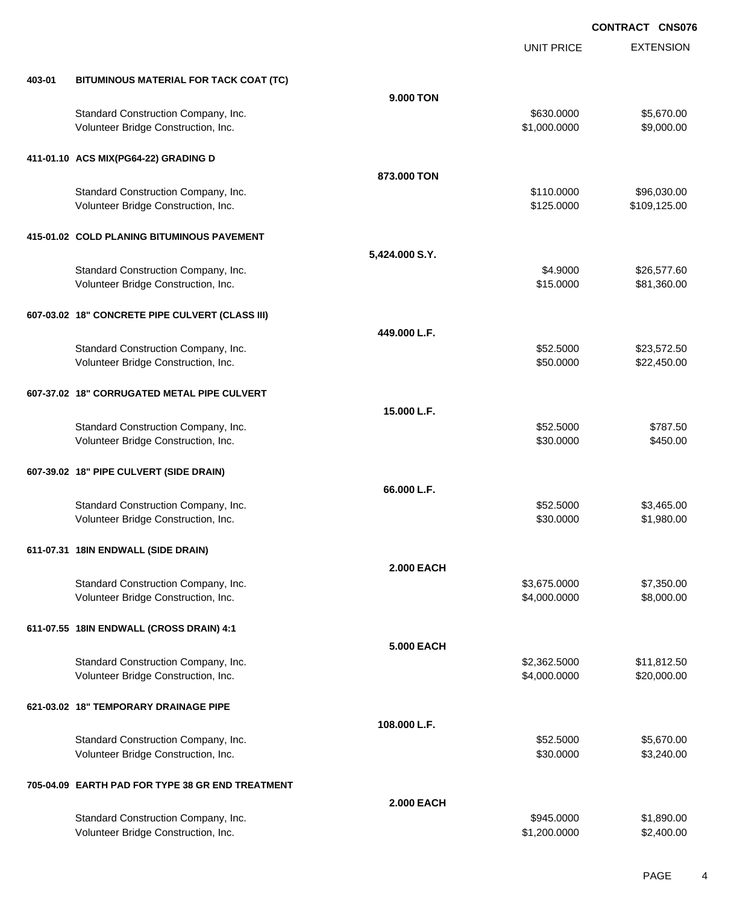**CONTRACT CNS076**

| | | | UNIT PRICE | EXTENSION |
|---|---|---|---|---|
| **403-01** | **BITUMINOUS MATERIAL FOR TACK COAT (TC)** | | | |
| | | **9.000 TON** | | |
| | Standard Construction Company, Inc. | | $630.0000 | $5,670.00 |
| | Volunteer Bridge Construction, Inc. | | $1,000.0000 | $9,000.00 |
| **411-01.10** | **ACS MIX(PG64-22) GRADING D** | | | |
| | | **873.000 TON** | | |
| | Standard Construction Company, Inc. | | $110.0000 | $96,030.00 |
| | Volunteer Bridge Construction, Inc. | | $125.0000 | $109,125.00 |
| **415-01.02** | **COLD PLANING BITUMINOUS PAVEMENT** | | | |
| | | **5,424.000 S.Y.** | | |
| | Standard Construction Company, Inc. | | $4.9000 | $26,577.60 |
| | Volunteer Bridge Construction, Inc. | | $15.0000 | $81,360.00 |
| **607-03.02** | **18" CONCRETE PIPE CULVERT (CLASS III)** | | | |
| | | **449.000 L.F.** | | |
| | Standard Construction Company, Inc. | | $52.5000 | $23,572.50 |
| | Volunteer Bridge Construction, Inc. | | $50.0000 | $22,450.00 |
| **607-37.02** | **18" CORRUGATED METAL PIPE CULVERT** | | | |
| | | **15.000 L.F.** | | |
| | Standard Construction Company, Inc. | | $52.5000 | $787.50 |
| | Volunteer Bridge Construction, Inc. | | $30.0000 | $450.00 |
| **607-39.02** | **18" PIPE CULVERT (SIDE DRAIN)** | | | |
| | | **66.000 L.F.** | | |
| | Standard Construction Company, Inc. | | $52.5000 | $3,465.00 |
| | Volunteer Bridge Construction, Inc. | | $30.0000 | $1,980.00 |
| **611-07.31** | **18IN ENDWALL (SIDE DRAIN)** | | | |
| | | **2.000 EACH** | | |
| | Standard Construction Company, Inc. | | $3,675.0000 | $7,350.00 |
| | Volunteer Bridge Construction, Inc. | | $4,000.0000 | $8,000.00 |
| **611-07.55** | **18IN ENDWALL (CROSS DRAIN) 4:1** | | | |
| | | **5.000 EACH** | | |
| | Standard Construction Company, Inc. | | $2,362.5000 | $11,812.50 |
| | Volunteer Bridge Construction, Inc. | | $4,000.0000 | $20,000.00 |
| **621-03.02** | **18" TEMPORARY DRAINAGE PIPE** | | | |
| | | **108.000 L.F.** | | |
| | Standard Construction Company, Inc. | | $52.5000 | $5,670.00 |
| | Volunteer Bridge Construction, Inc. | | $30.0000 | $3,240.00 |
| **705-04.09** | **EARTH PAD FOR TYPE 38 GR END TREATMENT** | | | |
| | | **2.000 EACH** | | |
| | Standard Construction Company, Inc. | | $945.0000 | $1,890.00 |
| | Volunteer Bridge Construction, Inc. | | $1,200.0000 | $2,400.00 |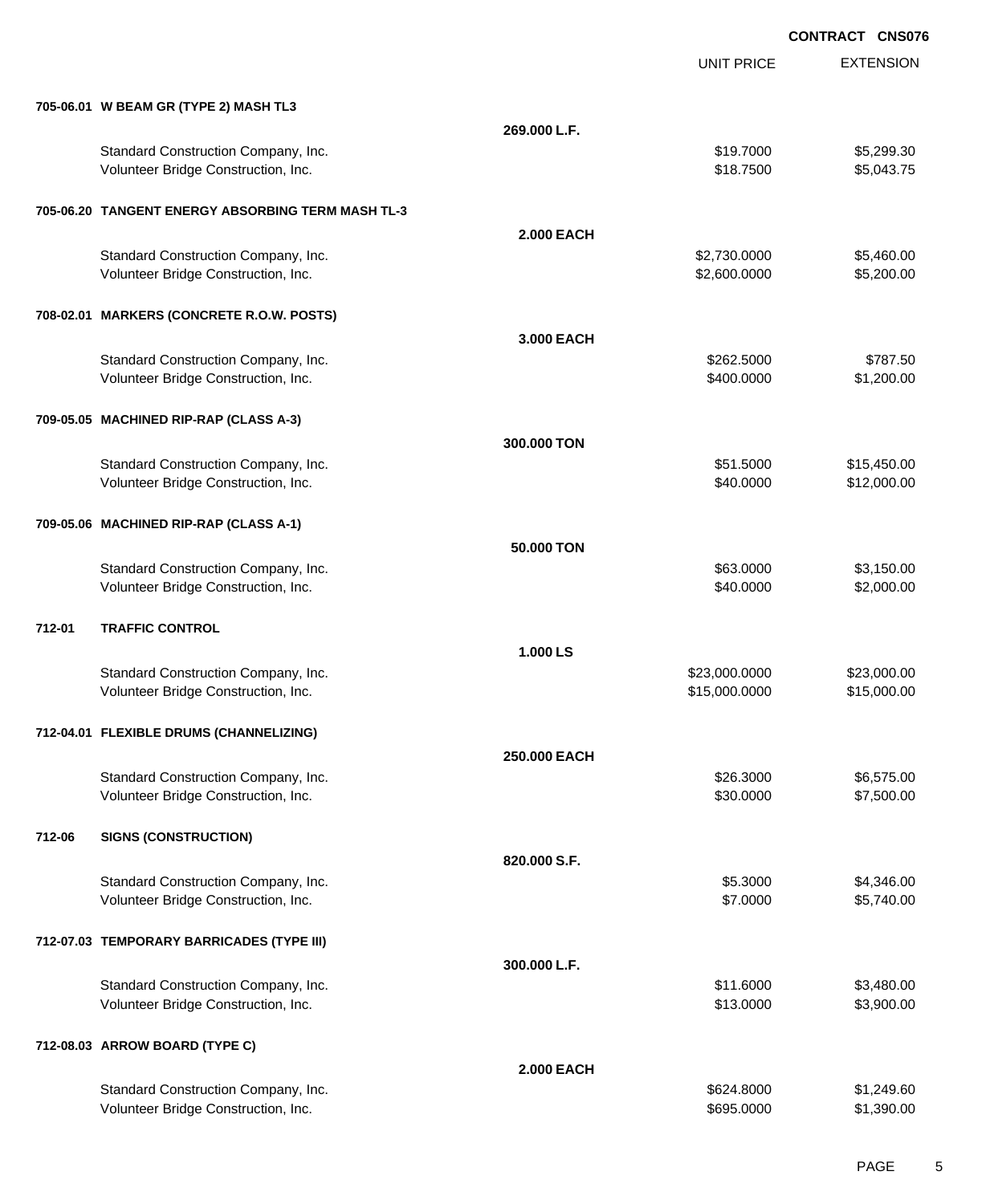**CONTRACT CNS076**

| | | UNIT PRICE | EXTENSION |
|---|---|---|---|
| **705-06.01 W BEAM GR (TYPE 2) MASH TL3** | | | |
| | **269.000 L.F.** | | |
| Standard Construction Company, Inc. | | $19.7000 | $5,299.30 |
| Volunteer Bridge Construction, Inc. | | $18.7500 | $5,043.75 |
| **705-06.20 TANGENT ENERGY ABSORBING TERM MASH TL-3** | | | |
| | **2.000 EACH** | | |
| Standard Construction Company, Inc. | | $2,730.0000 | $5,460.00 |
| Volunteer Bridge Construction, Inc. | | $2,600.0000 | $5,200.00 |
| **708-02.01 MARKERS (CONCRETE R.O.W. POSTS)** | | | |
| | **3.000 EACH** | | |
| Standard Construction Company, Inc. | | $262.5000 | $787.50 |
| Volunteer Bridge Construction, Inc. | | $400.0000 | $1,200.00 |
| **709-05.05 MACHINED RIP-RAP (CLASS A-3)** | | | |
| | **300.000 TON** | | |
| Standard Construction Company, Inc. | | $51.5000 | $15,450.00 |
| Volunteer Bridge Construction, Inc. | | $40.0000 | $12,000.00 |
| **709-05.06 MACHINED RIP-RAP (CLASS A-1)** | | | |
| | **50.000 TON** | | |
| Standard Construction Company, Inc. | | $63.0000 | $3,150.00 |
| Volunteer Bridge Construction, Inc. | | $40.0000 | $2,000.00 |
| **712-01 TRAFFIC CONTROL** | | | |
| | **1.000 LS** | | |
| Standard Construction Company, Inc. | | $23,000.0000 | $23,000.00 |
| Volunteer Bridge Construction, Inc. | | $15,000.0000 | $15,000.00 |
| **712-04.01 FLEXIBLE DRUMS (CHANNELIZING)** | | | |
| | **250.000 EACH** | | |
| Standard Construction Company, Inc. | | $26.3000 | $6,575.00 |
| Volunteer Bridge Construction, Inc. | | $30.0000 | $7,500.00 |
| **712-06 SIGNS (CONSTRUCTION)** | | | |
| | **820.000 S.F.** | | |
| Standard Construction Company, Inc. | | $5.3000 | $4,346.00 |
| Volunteer Bridge Construction, Inc. | | $7.0000 | $5,740.00 |
| **712-07.03 TEMPORARY BARRICADES (TYPE III)** | | | |
| | **300.000 L.F.** | | |
| Standard Construction Company, Inc. | | $11.6000 | $3,480.00 |
| Volunteer Bridge Construction, Inc. | | $13.0000 | $3,900.00 |
| **712-08.03 ARROW BOARD (TYPE C)** | | | |
| | **2.000 EACH** | | |
| Standard Construction Company, Inc. | | $624.8000 | $1,249.60 |
| Volunteer Bridge Construction, Inc. | | $695.0000 | $1,390.00 |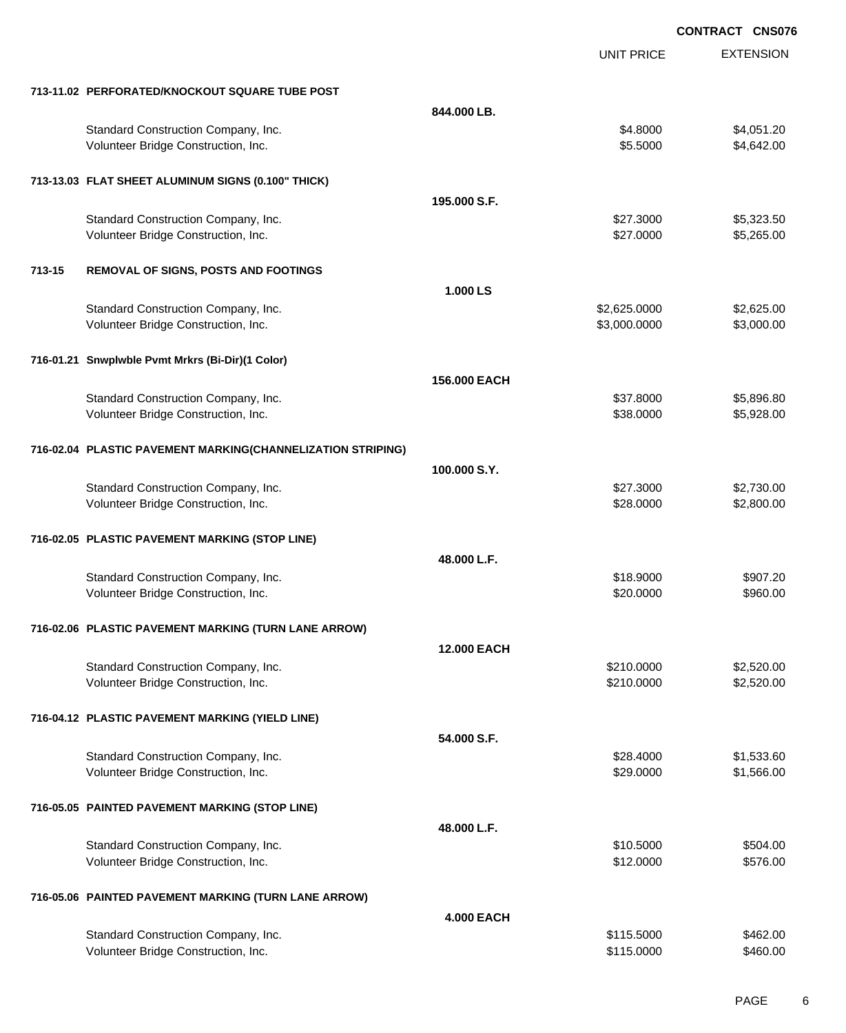**CONTRACT CNS076**

| | | UNIT PRICE | EXTENSION |
|---|---|---|---|
| **713-11.02 PERFORATED/KNOCKOUT SQUARE TUBE POST** | | | |
| | **844.000 LB.** | | |
| Standard Construction Company, Inc. | | $4.8000 | $4,051.20 |
| Volunteer Bridge Construction, Inc. | | $5.5000 | $4,642.00 |
| **713-13.03 FLAT SHEET ALUMINUM SIGNS (0.100" THICK)** | | | |
| | **195.000 S.F.** | | |
| Standard Construction Company, Inc. | | $27.3000 | $5,323.50 |
| Volunteer Bridge Construction, Inc. | | $27.0000 | $5,265.00 |
| **713-15 REMOVAL OF SIGNS, POSTS AND FOOTINGS** | | | |
| | **1.000 LS** | | |
| Standard Construction Company, Inc. | | $2,625.0000 | $2,625.00 |
| Volunteer Bridge Construction, Inc. | | $3,000.0000 | $3,000.00 |
| **716-01.21 Snwplwble Pvmt Mrkrs (Bi-Dir)(1 Color)** | | | |
| | **156.000 EACH** | | |
| Standard Construction Company, Inc. | | $37.8000 | $5,896.80 |
| Volunteer Bridge Construction, Inc. | | $38.0000 | $5,928.00 |
| **716-02.04 PLASTIC PAVEMENT MARKING(CHANNELIZATION STRIPING)** | | | |
| | **100.000 S.Y.** | | |
| Standard Construction Company, Inc. | | $27.3000 | $2,730.00 |
| Volunteer Bridge Construction, Inc. | | $28.0000 | $2,800.00 |
| **716-02.05 PLASTIC PAVEMENT MARKING (STOP LINE)** | | | |
| | **48.000 L.F.** | | |
| Standard Construction Company, Inc. | | $18.9000 | $907.20 |
| Volunteer Bridge Construction, Inc. | | $20.0000 | $960.00 |
| **716-02.06 PLASTIC PAVEMENT MARKING (TURN LANE ARROW)** | | | |
| | **12.000 EACH** | | |
| Standard Construction Company, Inc. | | $210.0000 | $2,520.00 |
| Volunteer Bridge Construction, Inc. | | $210.0000 | $2,520.00 |
| **716-04.12 PLASTIC PAVEMENT MARKING (YIELD LINE)** | | | |
| | **54.000 S.F.** | | |
| Standard Construction Company, Inc. | | $28.4000 | $1,533.60 |
| Volunteer Bridge Construction, Inc. | | $29.0000 | $1,566.00 |
| **716-05.05 PAINTED PAVEMENT MARKING (STOP LINE)** | | | |
| | **48.000 L.F.** | | |
| Standard Construction Company, Inc. | | $10.5000 | $504.00 |
| Volunteer Bridge Construction, Inc. | | $12.0000 | $576.00 |
| **716-05.06 PAINTED PAVEMENT MARKING (TURN LANE ARROW)** | | | |
| | **4.000 EACH** | | |
| Standard Construction Company, Inc. | | $115.5000 | $462.00 |
| Volunteer Bridge Construction, Inc. | | $115.0000 | $460.00 |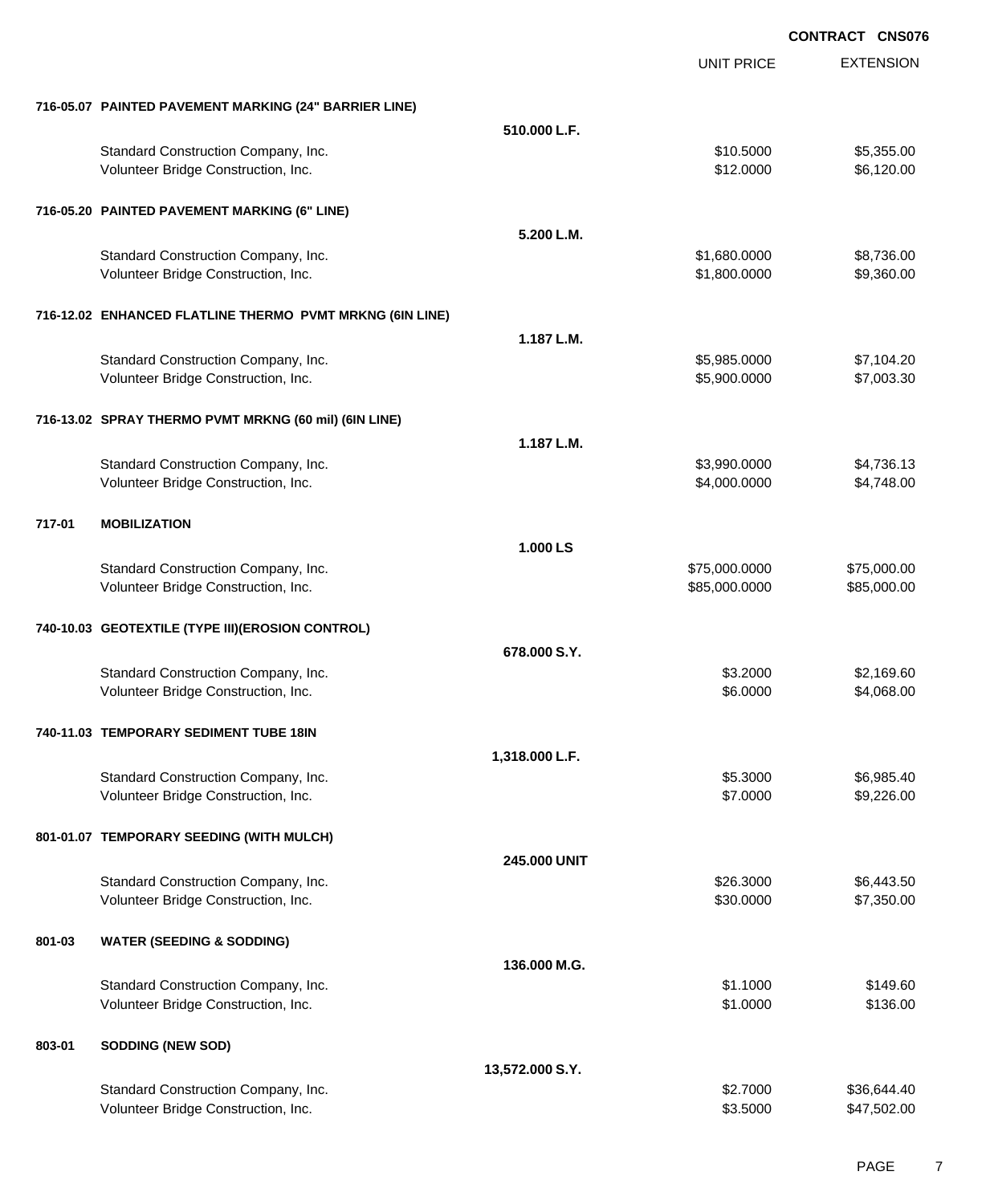CONTRACT CNS076

| | | UNIT PRICE | EXTENSION |
|---|---|---|---|
| **716-05.07 PAINTED PAVEMENT MARKING (24" BARRIER LINE)** | | | |
| | **510.000 L.F.** | | |
| Standard Construction Company, Inc. | | $10.5000 | $5,355.00 |
| Volunteer Bridge Construction, Inc. | | $12.0000 | $6,120.00 |
| **716-05.20 PAINTED PAVEMENT MARKING (6" LINE)** | | | |
| | **5.200 L.M.** | | |
| Standard Construction Company, Inc. | | $1,680.0000 | $8,736.00 |
| Volunteer Bridge Construction, Inc. | | $1,800.0000 | $9,360.00 |
| **716-12.02 ENHANCED FLATLINE THERMO PVMT MRKNG (6IN LINE)** | | | |
| | **1.187 L.M.** | | |
| Standard Construction Company, Inc. | | $5,985.0000 | $7,104.20 |
| Volunteer Bridge Construction, Inc. | | $5,900.0000 | $7,003.30 |
| **716-13.02 SPRAY THERMO PVMT MRKNG (60 mil) (6IN LINE)** | | | |
| | **1.187 L.M.** | | |
| Standard Construction Company, Inc. | | $3,990.0000 | $4,736.13 |
| Volunteer Bridge Construction, Inc. | | $4,000.0000 | $4,748.00 |
| **717-01 MOBILIZATION** | | | |
| | **1.000 LS** | | |
| Standard Construction Company, Inc. | | $75,000.0000 | $75,000.00 |
| Volunteer Bridge Construction, Inc. | | $85,000.0000 | $85,000.00 |
| **740-10.03 GEOTEXTILE (TYPE III)(EROSION CONTROL)** | | | |
| | **678.000 S.Y.** | | |
| Standard Construction Company, Inc. | | $3.2000 | $2,169.60 |
| Volunteer Bridge Construction, Inc. | | $6.0000 | $4,068.00 |
| **740-11.03 TEMPORARY SEDIMENT TUBE 18IN** | | | |
| | **1,318.000 L.F.** | | |
| Standard Construction Company, Inc. | | $5.3000 | $6,985.40 |
| Volunteer Bridge Construction, Inc. | | $7.0000 | $9,226.00 |
| **801-01.07 TEMPORARY SEEDING (WITH MULCH)** | | | |
| | **245.000 UNIT** | | |
| Standard Construction Company, Inc. | | $26.3000 | $6,443.50 |
| Volunteer Bridge Construction, Inc. | | $30.0000 | $7,350.00 |
| **801-03 WATER (SEEDING & SODDING)** | | | |
| | **136.000 M.G.** | | |
| Standard Construction Company, Inc. | | $1.1000 | $149.60 |
| Volunteer Bridge Construction, Inc. | | $1.0000 | $136.00 |
| **803-01 SODDING (NEW SOD)** | | | |
| | **13,572.000 S.Y.** | | |
| Standard Construction Company, Inc. | | $2.7000 | $36,644.40 |
| Volunteer Bridge Construction, Inc. | | $3.5000 | $47,502.00 |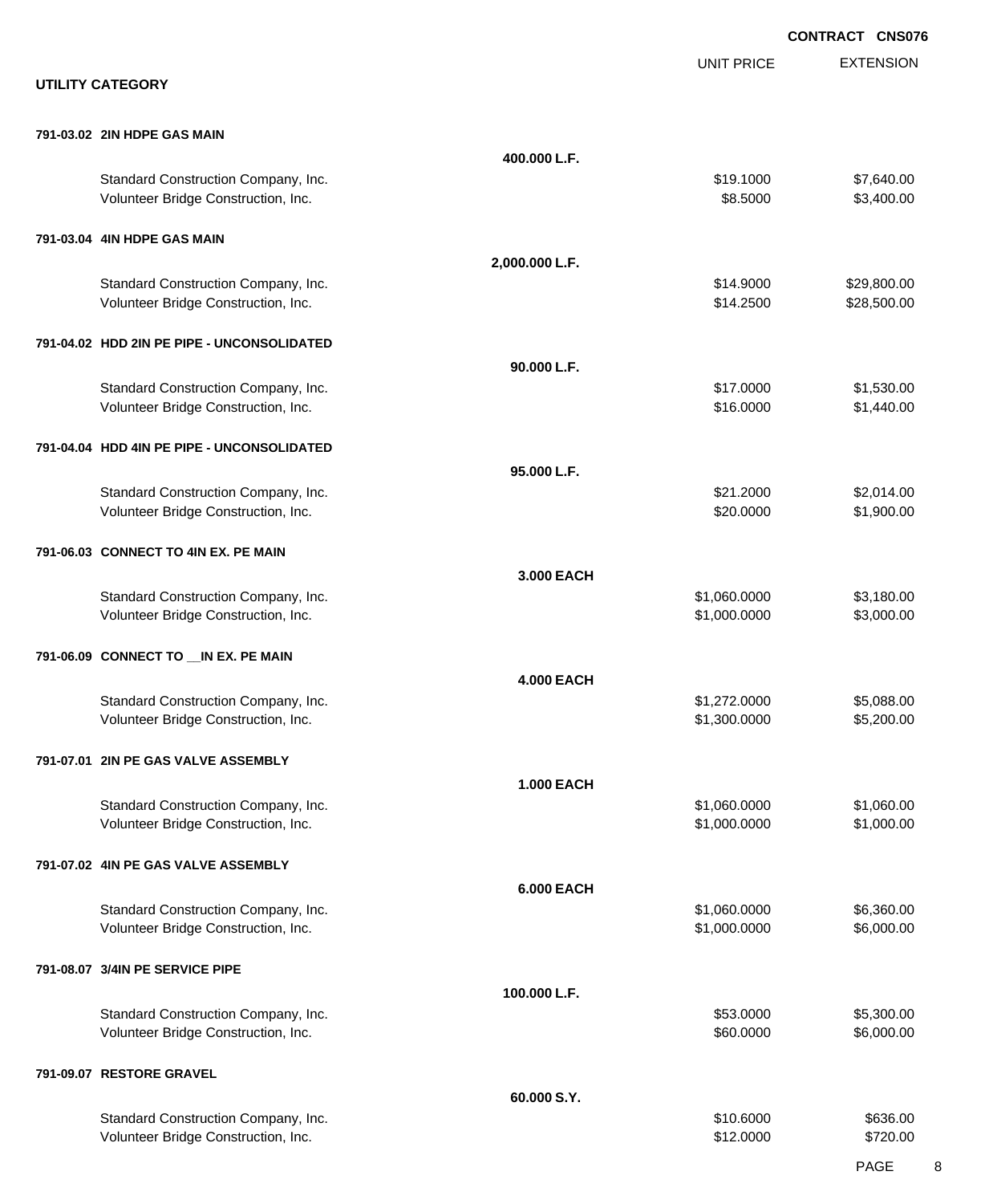**CONTRACT CNS076**

## UTILITY CATEGORY

| | | UNIT PRICE | EXTENSION |
|---|---|---|---|
| **791-03.02 2IN HDPE GAS MAIN** | | | |
| | **400.000 L.F.** | | |
| Standard Construction Company, Inc. | | $19.1000 | $7,640.00 |
| Volunteer Bridge Construction, Inc. | | $8.5000 | $3,400.00 |
| **791-03.04 4IN HDPE GAS MAIN** | | | |
| | **2,000.000 L.F.** | | |
| Standard Construction Company, Inc. | | $14.9000 | $29,800.00 |
| Volunteer Bridge Construction, Inc. | | $14.2500 | $28,500.00 |
| **791-04.02 HDD 2IN PE PIPE - UNCONSOLIDATED** | | | |
| | **90.000 L.F.** | | |
| Standard Construction Company, Inc. | | $17.0000 | $1,530.00 |
| Volunteer Bridge Construction, Inc. | | $16.0000 | $1,440.00 |
| **791-04.04 HDD 4IN PE PIPE - UNCONSOLIDATED** | | | |
| | **95.000 L.F.** | | |
| Standard Construction Company, Inc. | | $21.2000 | $2,014.00 |
| Volunteer Bridge Construction, Inc. | | $20.0000 | $1,900.00 |
| **791-06.03 CONNECT TO 4IN EX. PE MAIN** | | | |
| | **3.000 EACH** | | |
| Standard Construction Company, Inc. | | $1,060.0000 | $3,180.00 |
| Volunteer Bridge Construction, Inc. | | $1,000.0000 | $3,000.00 |
| **791-06.09 CONNECT TO __IN EX. PE MAIN** | | | |
| | **4.000 EACH** | | |
| Standard Construction Company, Inc. | | $1,272.0000 | $5,088.00 |
| Volunteer Bridge Construction, Inc. | | $1,300.0000 | $5,200.00 |
| **791-07.01 2IN PE GAS VALVE ASSEMBLY** | | | |
| | **1.000 EACH** | | |
| Standard Construction Company, Inc. | | $1,060.0000 | $1,060.00 |
| Volunteer Bridge Construction, Inc. | | $1,000.0000 | $1,000.00 |
| **791-07.02 4IN PE GAS VALVE ASSEMBLY** | | | |
| | **6.000 EACH** | | |
| Standard Construction Company, Inc. | | $1,060.0000 | $6,360.00 |
| Volunteer Bridge Construction, Inc. | | $1,000.0000 | $6,000.00 |
| **791-08.07 3/4IN PE SERVICE PIPE** | | | |
| | **100.000 L.F.** | | |
| Standard Construction Company, Inc. | | $53.0000 | $5,300.00 |
| Volunteer Bridge Construction, Inc. | | $60.0000 | $6,000.00 |
| **791-09.07 RESTORE GRAVEL** | | | |
| | **60.000 S.Y.** | | |
| Standard Construction Company, Inc. | | $10.6000 | $636.00 |
| Volunteer Bridge Construction, Inc. | | $12.0000 | $720.00 |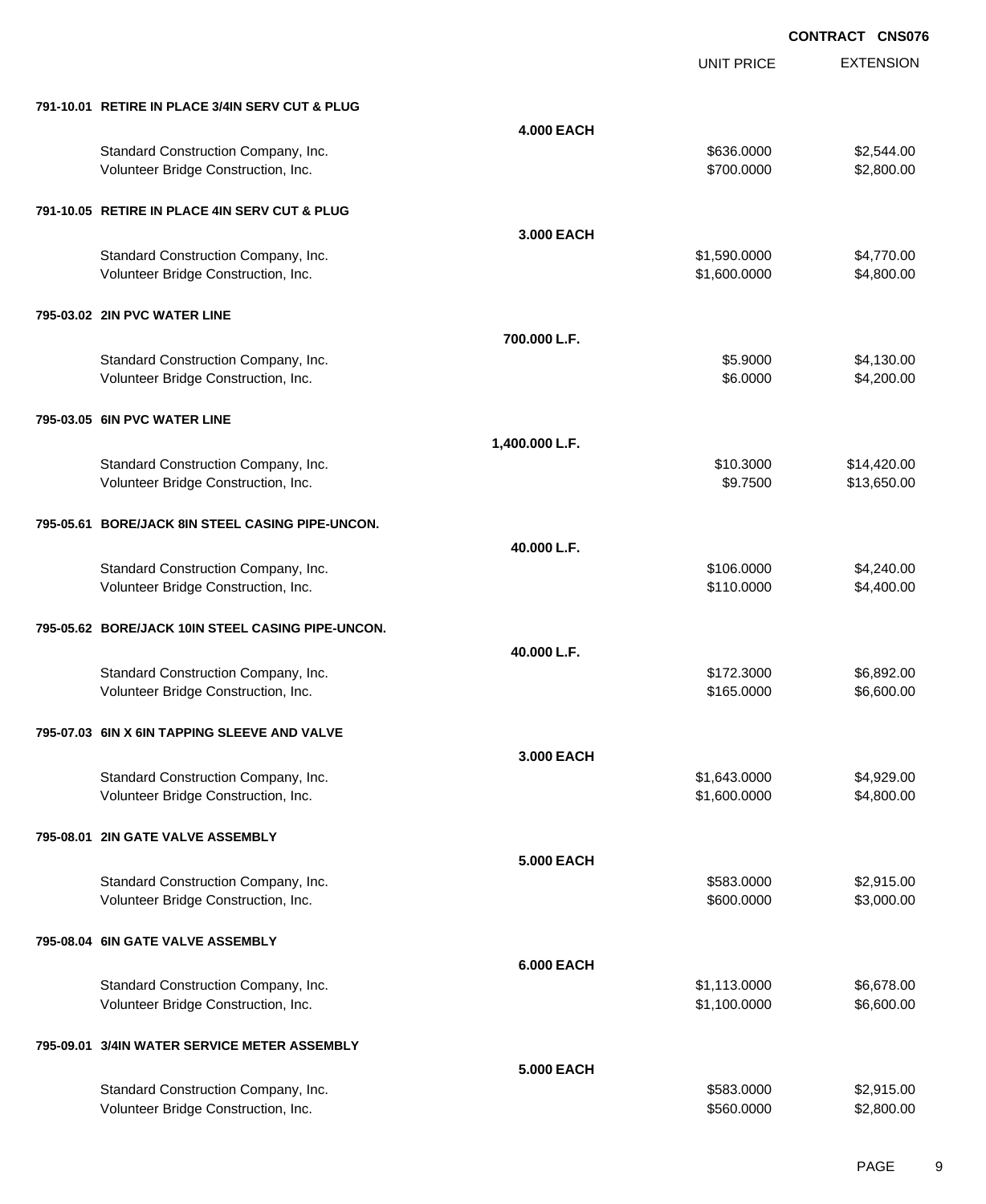**CONTRACT CNS076**

| | | UNIT PRICE | EXTENSION |
|---|---|---|---|
| **791-10.01 RETIRE IN PLACE 3/4IN SERV CUT & PLUG** | | | |
| | **4.000 EACH** | | |
| Standard Construction Company, Inc. | | $636.0000 | $2,544.00 |
| Volunteer Bridge Construction, Inc. | | $700.0000 | $2,800.00 |
| **791-10.05 RETIRE IN PLACE 4IN SERV CUT & PLUG** | | | |
| | **3.000 EACH** | | |
| Standard Construction Company, Inc. | | $1,590.0000 | $4,770.00 |
| Volunteer Bridge Construction, Inc. | | $1,600.0000 | $4,800.00 |
| **795-03.02 2IN PVC WATER LINE** | | | |
| | **700.000 L.F.** | | |
| Standard Construction Company, Inc. | | $5.9000 | $4,130.00 |
| Volunteer Bridge Construction, Inc. | | $6.0000 | $4,200.00 |
| **795-03.05 6IN PVC WATER LINE** | | | |
| | **1,400.000 L.F.** | | |
| Standard Construction Company, Inc. | | $10.3000 | $14,420.00 |
| Volunteer Bridge Construction, Inc. | | $9.7500 | $13,650.00 |
| **795-05.61 BORE/JACK 8IN STEEL CASING PIPE-UNCON.** | | | |
| | **40.000 L.F.** | | |
| Standard Construction Company, Inc. | | $106.0000 | $4,240.00 |
| Volunteer Bridge Construction, Inc. | | $110.0000 | $4,400.00 |
| **795-05.62 BORE/JACK 10IN STEEL CASING PIPE-UNCON.** | | | |
| | **40.000 L.F.** | | |
| Standard Construction Company, Inc. | | $172.3000 | $6,892.00 |
| Volunteer Bridge Construction, Inc. | | $165.0000 | $6,600.00 |
| **795-07.03 6IN X 6IN TAPPING SLEEVE AND VALVE** | | | |
| | **3.000 EACH** | | |
| Standard Construction Company, Inc. | | $1,643.0000 | $4,929.00 |
| Volunteer Bridge Construction, Inc. | | $1,600.0000 | $4,800.00 |
| **795-08.01 2IN GATE VALVE ASSEMBLY** | | | |
| | **5.000 EACH** | | |
| Standard Construction Company, Inc. | | $583.0000 | $2,915.00 |
| Volunteer Bridge Construction, Inc. | | $600.0000 | $3,000.00 |
| **795-08.04 6IN GATE VALVE ASSEMBLY** | | | |
| | **6.000 EACH** | | |
| Standard Construction Company, Inc. | | $1,113.0000 | $6,678.00 |
| Volunteer Bridge Construction, Inc. | | $1,100.0000 | $6,600.00 |
| **795-09.01 3/4IN WATER SERVICE METER ASSEMBLY** | | | |
| | **5.000 EACH** | | |
| Standard Construction Company, Inc. | | $583.0000 | $2,915.00 |
| Volunteer Bridge Construction, Inc. | | $560.0000 | $2,800.00 |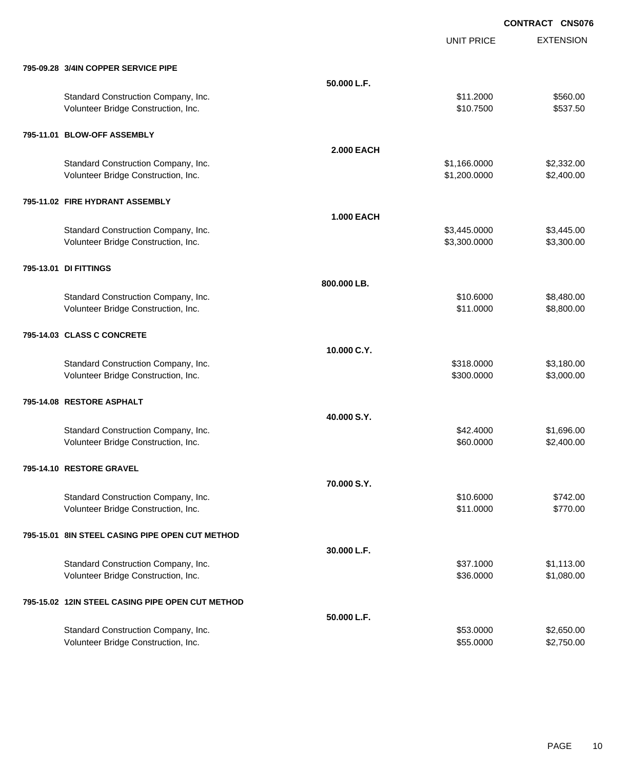**CONTRACT CNS076**

| | | UNIT PRICE | EXTENSION |
|---|---|---|---|
| **795-09.28 3/4IN COPPER SERVICE PIPE** | | | |
| | **50.000 L.F.** | | |
| Standard Construction Company, Inc. | | $11.2000 | $560.00 |
| Volunteer Bridge Construction, Inc. | | $10.7500 | $537.50 |
| **795-11.01 BLOW-OFF ASSEMBLY** | | | |
| | **2.000 EACH** | | |
| Standard Construction Company, Inc. | | $1,166.0000 | $2,332.00 |
| Volunteer Bridge Construction, Inc. | | $1,200.0000 | $2,400.00 |
| **795-11.02 FIRE HYDRANT ASSEMBLY** | | | |
| | **1.000 EACH** | | |
| Standard Construction Company, Inc. | | $3,445.0000 | $3,445.00 |
| Volunteer Bridge Construction, Inc. | | $3,300.0000 | $3,300.00 |
| **795-13.01 DI FITTINGS** | | | |
| | **800.000 LB.** | | |
| Standard Construction Company, Inc. | | $10.6000 | $8,480.00 |
| Volunteer Bridge Construction, Inc. | | $11.0000 | $8,800.00 |
| **795-14.03 CLASS C CONCRETE** | | | |
| | **10.000 C.Y.** | | |
| Standard Construction Company, Inc. | | $318.0000 | $3,180.00 |
| Volunteer Bridge Construction, Inc. | | $300.0000 | $3,000.00 |
| **795-14.08 RESTORE ASPHALT** | | | |
| | **40.000 S.Y.** | | |
| Standard Construction Company, Inc. | | $42.4000 | $1,696.00 |
| Volunteer Bridge Construction, Inc. | | $60.0000 | $2,400.00 |
| **795-14.10 RESTORE GRAVEL** | | | |
| | **70.000 S.Y.** | | |
| Standard Construction Company, Inc. | | $10.6000 | $742.00 |
| Volunteer Bridge Construction, Inc. | | $11.0000 | $770.00 |
| **795-15.01 8IN STEEL CASING PIPE OPEN CUT METHOD** | | | |
| | **30.000 L.F.** | | |
| Standard Construction Company, Inc. | | $37.1000 | $1,113.00 |
| Volunteer Bridge Construction, Inc. | | $36.0000 | $1,080.00 |
| **795-15.02 12IN STEEL CASING PIPE OPEN CUT METHOD** | | | |
| | **50.000 L.F.** | | |
| Standard Construction Company, Inc. | | $53.0000 | $2,650.00 |
| Volunteer Bridge Construction, Inc. | | $55.0000 | $2,750.00 |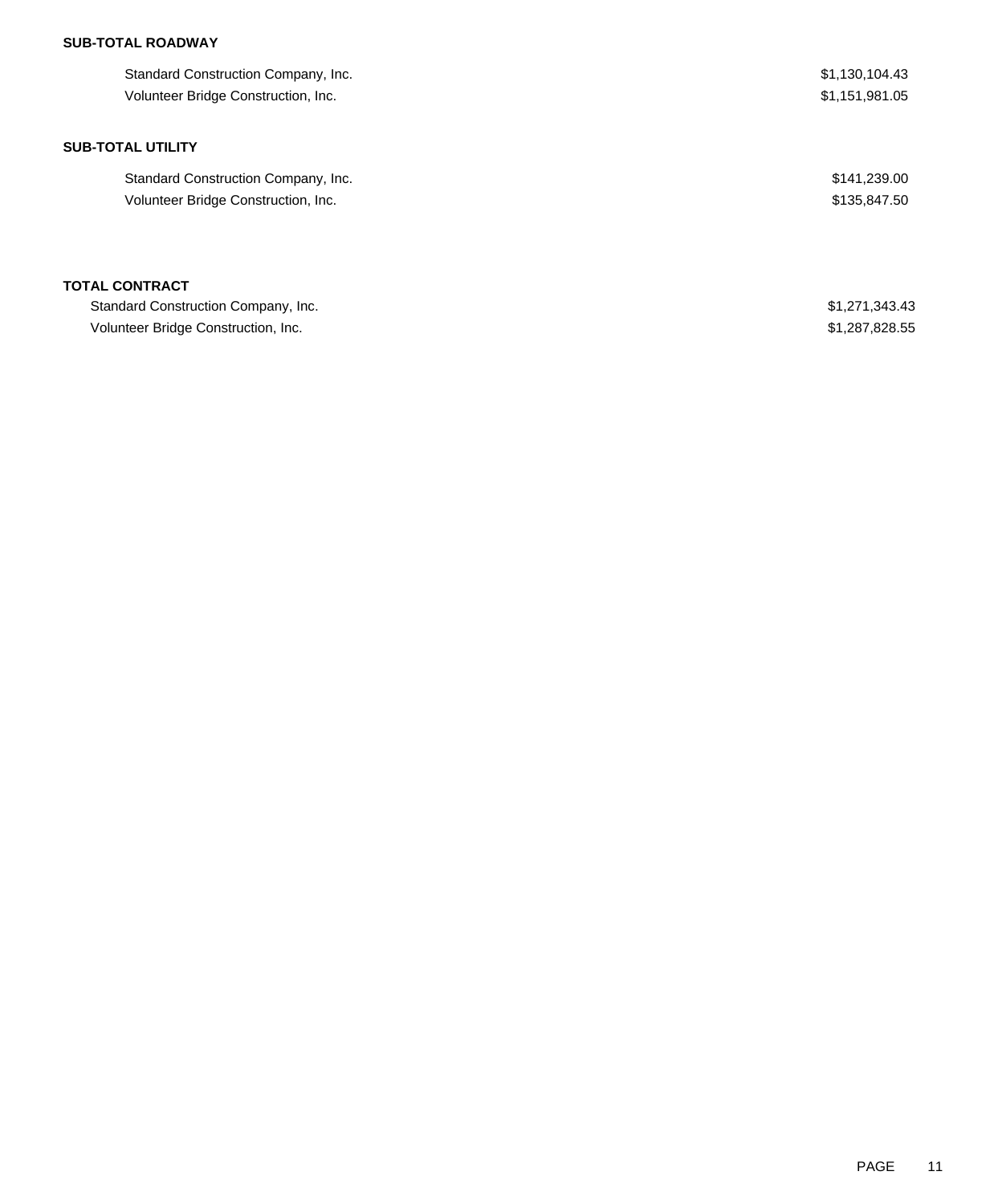**SUB-TOTAL ROADWAY**

| | |
|---|---|
| Standard Construction Company, Inc. | $1,130,104.43 |
| Volunteer Bridge Construction, Inc. | $1,151,981.05 |

**SUB-TOTAL UTILITY**

| | |
|---|---|
| Standard Construction Company, Inc. | $141,239.00 |
| Volunteer Bridge Construction, Inc. | $135,847.50 |

**TOTAL CONTRACT**

| | |
|---|---|
| Standard Construction Company, Inc. | $1,271,343.43 |
| Volunteer Bridge Construction, Inc. | $1,287,828.55 |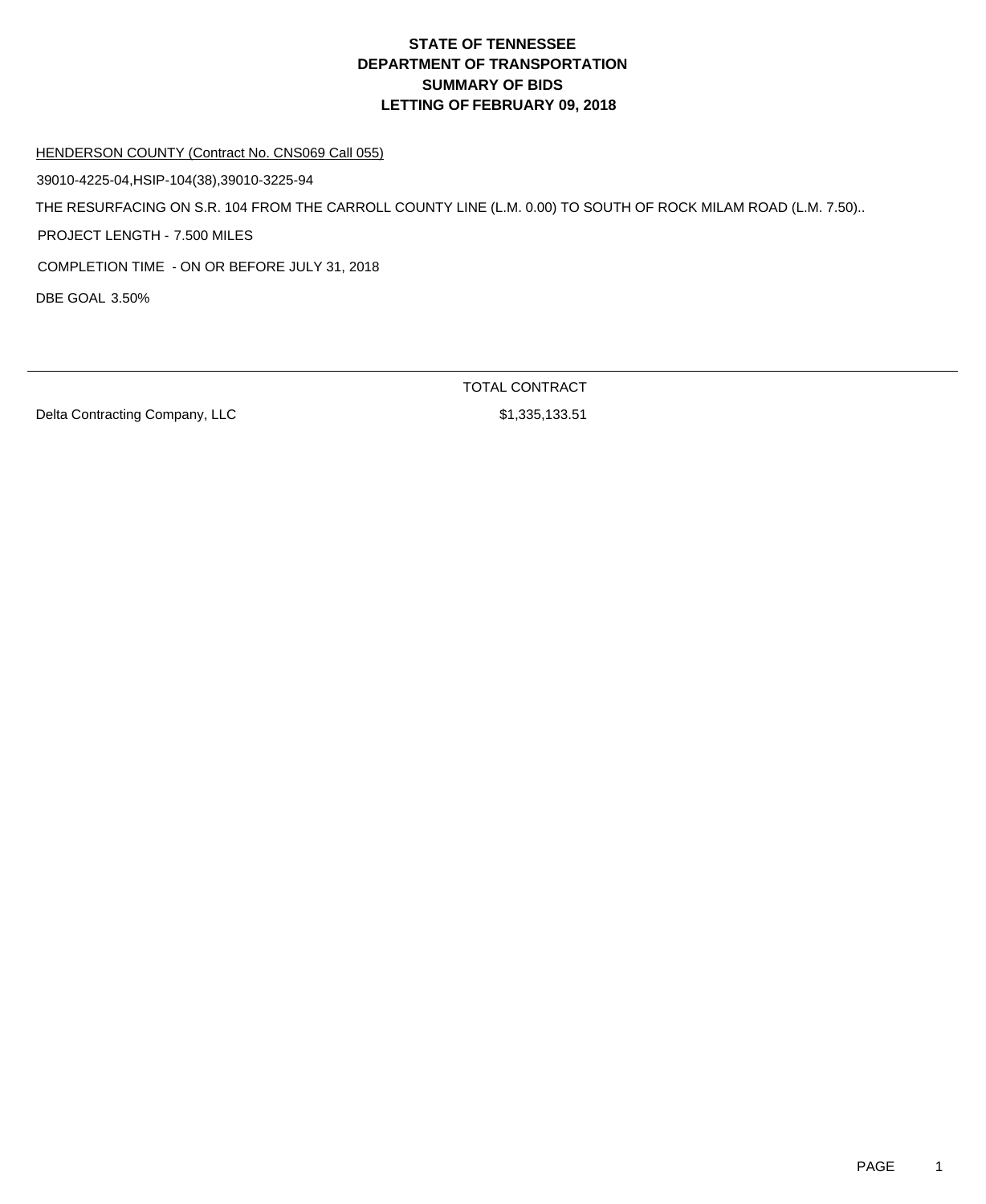# STATE OF TENNESSEE
# DEPARTMENT OF TRANSPORTATION
# SUMMARY OF BIDS
# LETTING OF FEBRUARY 09, 2018

HENDERSON COUNTY (Contract No. CNS069 Call 055)

39010-4225-04,HSIP-104(38),39010-3225-94

THE RESURFACING ON S.R. 104 FROM THE CARROLL COUNTY LINE (L.M. 0.00) TO SOUTH OF ROCK MILAM ROAD (L.M. 7.50)..

PROJECT LENGTH - 7.500 MILES

COMPLETION TIME - ON OR BEFORE JULY 31, 2018

DBE GOAL 3.50%

| | TOTAL CONTRACT |
|---|---|
| Delta Contracting Company, LLC | $1,335,133.51 |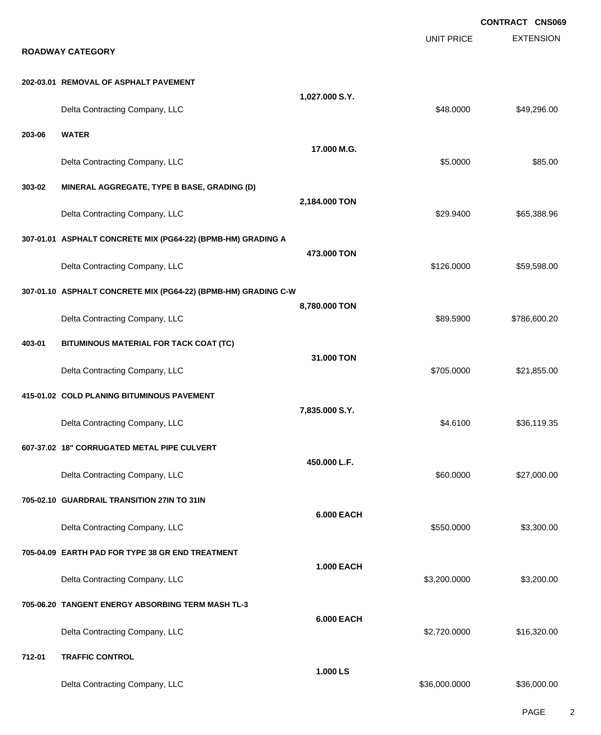**CONTRACT CNS069**

## ROADWAY CATEGORY

| Item | Description | Quantity | Bidder | UNIT PRICE | EXTENSION |
|---|---|---|---|---|---|
| 202-03.01 | REMOVAL OF ASPHALT PAVEMENT | 1,027.000 S.Y. | Delta Contracting Company, LLC | $48.0000 | $49,296.00 |
| 203-06 | WATER | 17.000 M.G. | Delta Contracting Company, LLC | $5.0000 | $85.00 |
| 303-02 | MINERAL AGGREGATE, TYPE B BASE, GRADING (D) | 2,184.000 TON | Delta Contracting Company, LLC | $29.9400 | $65,388.96 |
| 307-01.01 | ASPHALT CONCRETE MIX (PG64-22) (BPMB-HM) GRADING A | 473.000 TON | Delta Contracting Company, LLC | $126.0000 | $59,598.00 |
| 307-01.10 | ASPHALT CONCRETE MIX (PG64-22) (BPMB-HM) GRADING C-W | 8,780.000 TON | Delta Contracting Company, LLC | $89.5900 | $786,600.20 |
| 403-01 | BITUMINOUS MATERIAL FOR TACK COAT (TC) | 31.000 TON | Delta Contracting Company, LLC | $705.0000 | $21,855.00 |
| 415-01.02 | COLD PLANING BITUMINOUS PAVEMENT | 7,835.000 S.Y. | Delta Contracting Company, LLC | $4.6100 | $36,119.35 |
| 607-37.02 | 18" CORRUGATED METAL PIPE CULVERT | 450.000 L.F. | Delta Contracting Company, LLC | $60.0000 | $27,000.00 |
| 705-02.10 | GUARDRAIL TRANSITION 27IN TO 31IN | 6.000 EACH | Delta Contracting Company, LLC | $550.0000 | $3,300.00 |
| 705-04.09 | EARTH PAD FOR TYPE 38 GR END TREATMENT | 1.000 EACH | Delta Contracting Company, LLC | $3,200.0000 | $3,200.00 |
| 705-06.20 | TANGENT ENERGY ABSORBING TERM MASH TL-3 | 6.000 EACH | Delta Contracting Company, LLC | $2,720.0000 | $16,320.00 |
| 712-01 | TRAFFIC CONTROL | 1.000 LS | Delta Contracting Company, LLC | $36,000.0000 | $36,000.00 |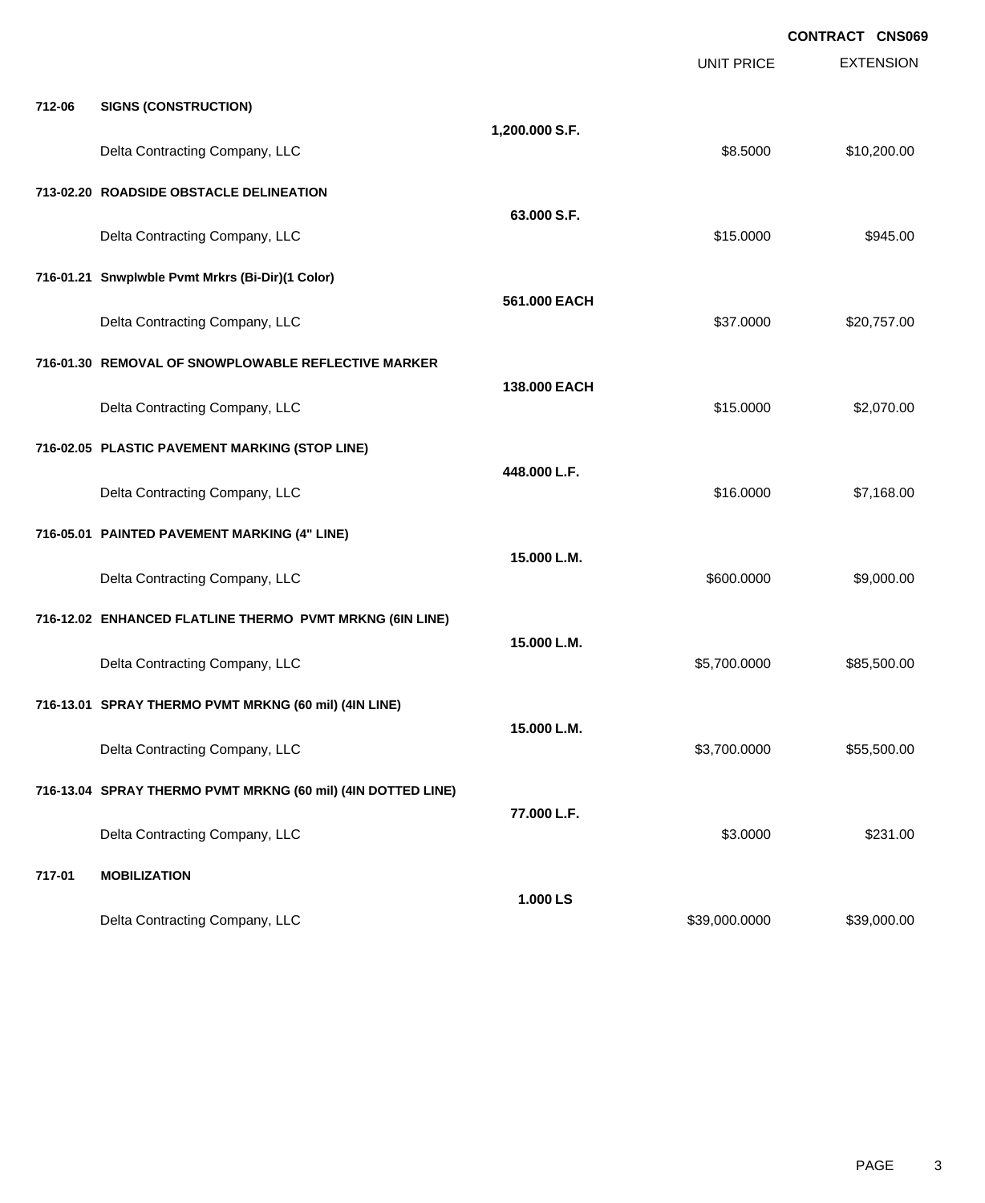**CONTRACT CNS069**

| | | | UNIT PRICE | EXTENSION |
|---|---|---|---|---|
| **712-06** | **SIGNS (CONSTRUCTION)** | | | |
| | | **1,200.000 S.F.** | | |
| | Delta Contracting Company, LLC | | $8.5000 | $10,200.00 |
| **713-02.20** | **ROADSIDE OBSTACLE DELINEATION** | | | |
| | | **63.000 S.F.** | | |
| | Delta Contracting Company, LLC | | $15.0000 | $945.00 |
| **716-01.21** | **Snwplwble Pvmt Mrkrs (Bi-Dir)(1 Color)** | | | |
| | | **561.000 EACH** | | |
| | Delta Contracting Company, LLC | | $37.0000 | $20,757.00 |
| **716-01.30** | **REMOVAL OF SNOWPLOWABLE REFLECTIVE MARKER** | | | |
| | | **138.000 EACH** | | |
| | Delta Contracting Company, LLC | | $15.0000 | $2,070.00 |
| **716-02.05** | **PLASTIC PAVEMENT MARKING (STOP LINE)** | | | |
| | | **448.000 L.F.** | | |
| | Delta Contracting Company, LLC | | $16.0000 | $7,168.00 |
| **716-05.01** | **PAINTED PAVEMENT MARKING (4" LINE)** | | | |
| | | **15.000 L.M.** | | |
| | Delta Contracting Company, LLC | | $600.0000 | $9,000.00 |
| **716-12.02** | **ENHANCED FLATLINE THERMO PVMT MRKNG (6IN LINE)** | | | |
| | | **15.000 L.M.** | | |
| | Delta Contracting Company, LLC | | $5,700.0000 | $85,500.00 |
| **716-13.01** | **SPRAY THERMO PVMT MRKNG (60 mil) (4IN LINE)** | | | |
| | | **15.000 L.M.** | | |
| | Delta Contracting Company, LLC | | $3,700.0000 | $55,500.00 |
| **716-13.04** | **SPRAY THERMO PVMT MRKNG (60 mil) (4IN DOTTED LINE)** | | | |
| | | **77.000 L.F.** | | |
| | Delta Contracting Company, LLC | | $3.0000 | $231.00 |
| **717-01** | **MOBILIZATION** | | | |
| | | **1.000 LS** | | |
| | Delta Contracting Company, LLC | | $39,000.0000 | $39,000.00 |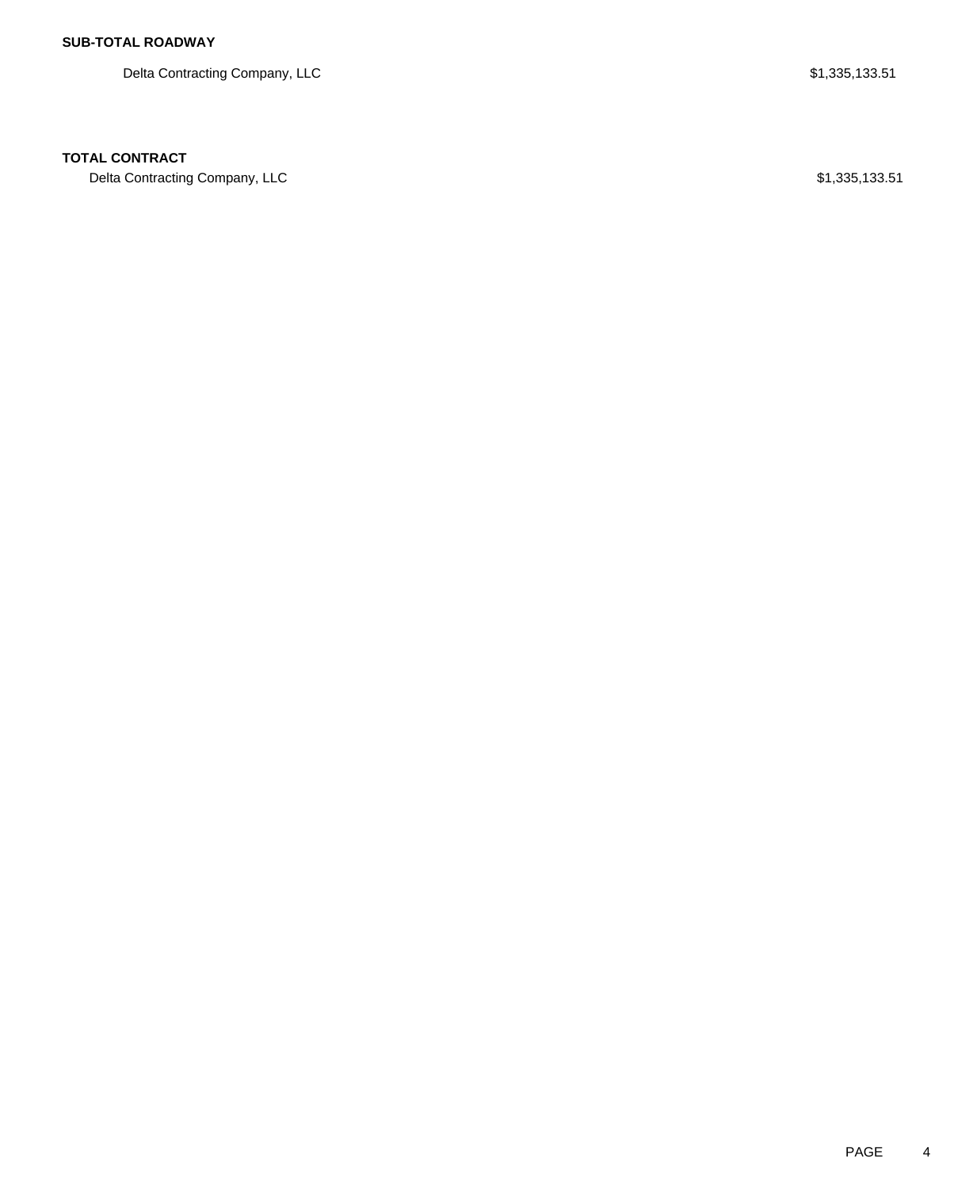**SUB-TOTAL ROADWAY**

| | |
|---|---|
| Delta Contracting Company, LLC | $1,335,133.51 |

**TOTAL CONTRACT**

| | |
|---|---|
| Delta Contracting Company, LLC | $1,335,133.51 |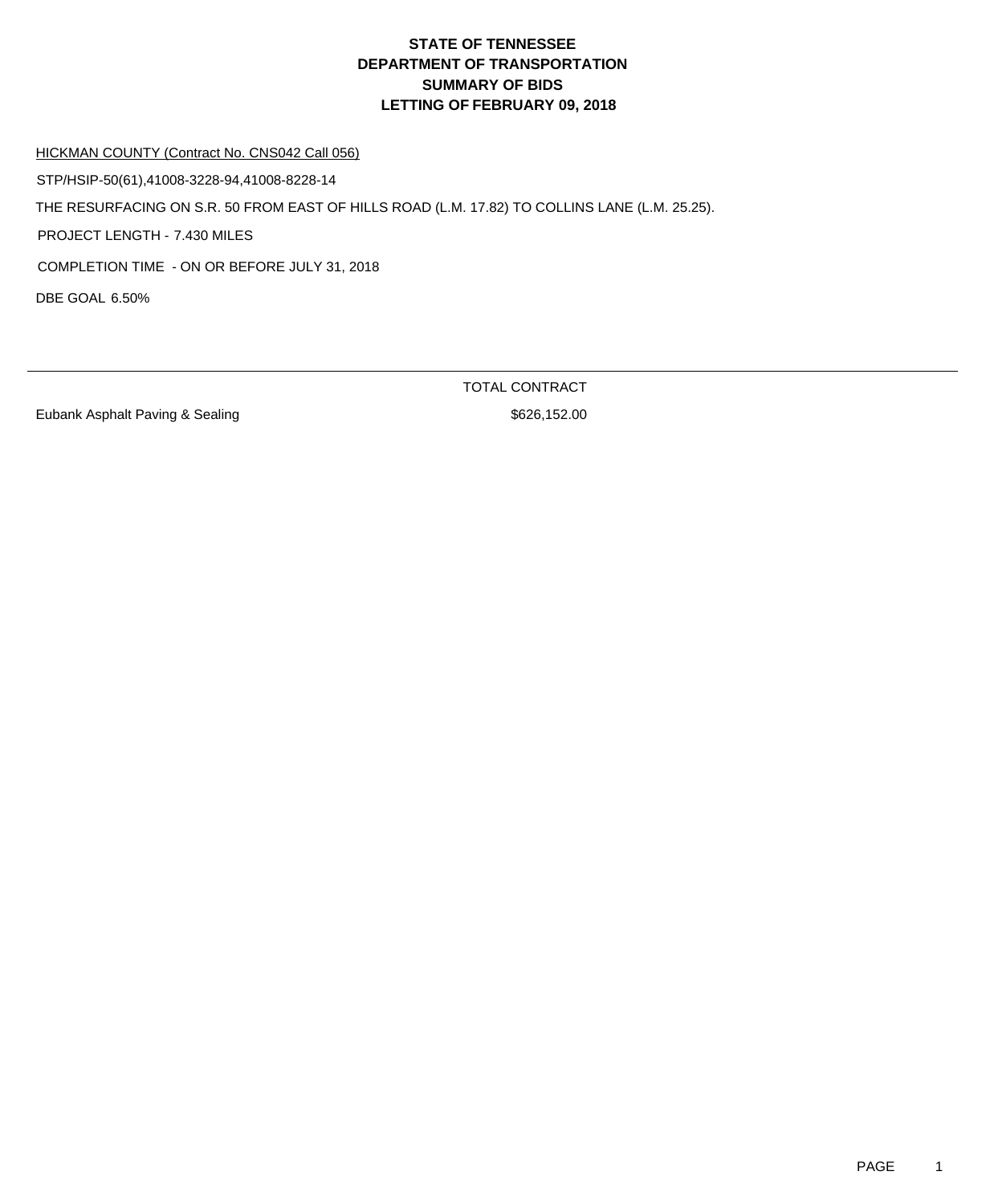# STATE OF TENNESSEE
# DEPARTMENT OF TRANSPORTATION
# SUMMARY OF BIDS
# LETTING OF FEBRUARY 09, 2018

HICKMAN COUNTY (Contract No. CNS042 Call 056)

STP/HSIP-50(61),41008-3228-94,41008-8228-14

THE RESURFACING ON S.R. 50 FROM EAST OF HILLS ROAD (L.M. 17.82) TO COLLINS LANE (L.M. 25.25).

PROJECT LENGTH - 7.430 MILES

COMPLETION TIME - ON OR BEFORE JULY 31, 2018

DBE GOAL 6.50%

| | TOTAL CONTRACT |
|---|---|
| Eubank Asphalt Paving & Sealing | $626,152.00 |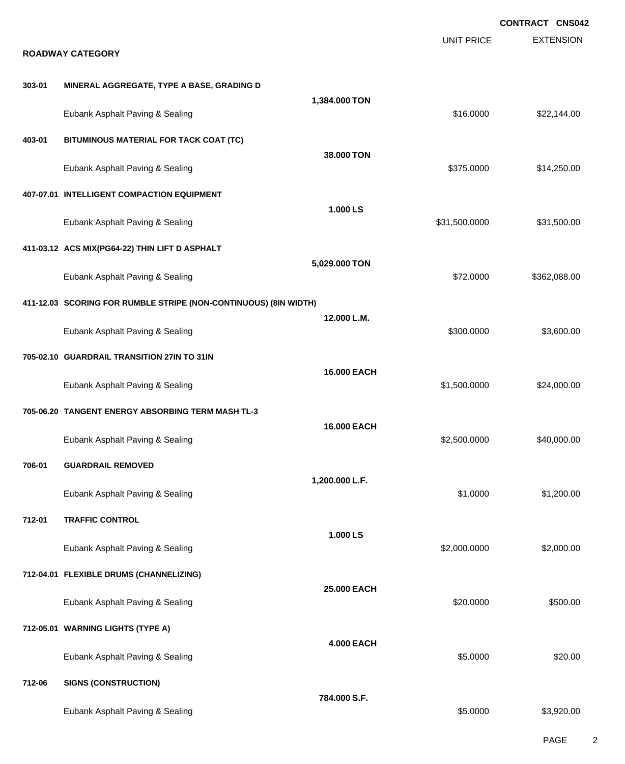**CONTRACT CNS042**

| | | | UNIT PRICE | EXTENSION |
|---|---|---|---|---|
| **ROADWAY CATEGORY** | | | | |
| **303-01** | **MINERAL AGGREGATE, TYPE A BASE, GRADING D** | **1,384.000 TON** | | |
| | Eubank Asphalt Paving & Sealing | | $16.0000 | $22,144.00 |
| **403-01** | **BITUMINOUS MATERIAL FOR TACK COAT (TC)** | **38.000 TON** | | |
| | Eubank Asphalt Paving & Sealing | | $375.0000 | $14,250.00 |
| **407-07.01** | **INTELLIGENT COMPACTION EQUIPMENT** | **1.000 LS** | | |
| | Eubank Asphalt Paving & Sealing | | $31,500.0000 | $31,500.00 |
| **411-03.12** | **ACS MIX(PG64-22) THIN LIFT D ASPHALT** | **5,029.000 TON** | | |
| | Eubank Asphalt Paving & Sealing | | $72.0000 | $362,088.00 |
| **411-12.03** | **SCORING FOR RUMBLE STRIPE (NON-CONTINUOUS) (8IN WIDTH)** | **12.000 L.M.** | | |
| | Eubank Asphalt Paving & Sealing | | $300.0000 | $3,600.00 |
| **705-02.10** | **GUARDRAIL TRANSITION 27IN TO 31IN** | **16.000 EACH** | | |
| | Eubank Asphalt Paving & Sealing | | $1,500.0000 | $24,000.00 |
| **705-06.20** | **TANGENT ENERGY ABSORBING TERM MASH TL-3** | **16.000 EACH** | | |
| | Eubank Asphalt Paving & Sealing | | $2,500.0000 | $40,000.00 |
| **706-01** | **GUARDRAIL REMOVED** | **1,200.000 L.F.** | | |
| | Eubank Asphalt Paving & Sealing | | $1.0000 | $1,200.00 |
| **712-01** | **TRAFFIC CONTROL** | **1.000 LS** | | |
| | Eubank Asphalt Paving & Sealing | | $2,000.0000 | $2,000.00 |
| **712-04.01** | **FLEXIBLE DRUMS (CHANNELIZING)** | **25.000 EACH** | | |
| | Eubank Asphalt Paving & Sealing | | $20.0000 | $500.00 |
| **712-05.01** | **WARNING LIGHTS (TYPE A)** | **4.000 EACH** | | |
| | Eubank Asphalt Paving & Sealing | | $5.0000 | $20.00 |
| **712-06** | **SIGNS (CONSTRUCTION)** | **784.000 S.F.** | | |
| | Eubank Asphalt Paving & Sealing | | $5.0000 | $3,920.00 |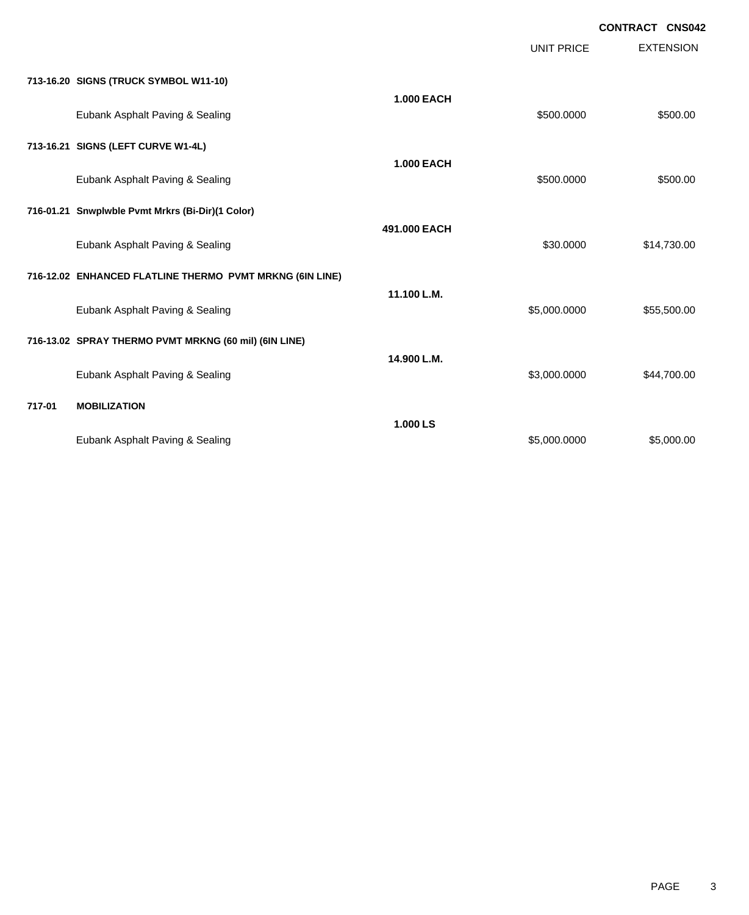**CONTRACT CNS042**

| | | | UNIT PRICE | EXTENSION |
|---|---|---|---|---|
| **713-16.20** | **SIGNS (TRUCK SYMBOL W11-10)** | | | |
| | | **1.000 EACH** | | |
| | Eubank Asphalt Paving & Sealing | | $500.0000 | $500.00 |
| **713-16.21** | **SIGNS (LEFT CURVE W1-4L)** | | | |
| | | **1.000 EACH** | | |
| | Eubank Asphalt Paving & Sealing | | $500.0000 | $500.00 |
| **716-01.21** | **Snwplwble Pvmt Mrkrs (Bi-Dir)(1 Color)** | | | |
| | | **491.000 EACH** | | |
| | Eubank Asphalt Paving & Sealing | | $30.0000 | $14,730.00 |
| **716-12.02** | **ENHANCED FLATLINE THERMO PVMT MRKNG (6IN LINE)** | | | |
| | | **11.100 L.M.** | | |
| | Eubank Asphalt Paving & Sealing | | $5,000.0000 | $55,500.00 |
| **716-13.02** | **SPRAY THERMO PVMT MRKNG (60 mil) (6IN LINE)** | | | |
| | | **14.900 L.M.** | | |
| | Eubank Asphalt Paving & Sealing | | $3,000.0000 | $44,700.00 |
| **717-01** | **MOBILIZATION** | | | |
| | | **1.000 LS** | | |
| | Eubank Asphalt Paving & Sealing | | $5,000.0000 | $5,000.00 |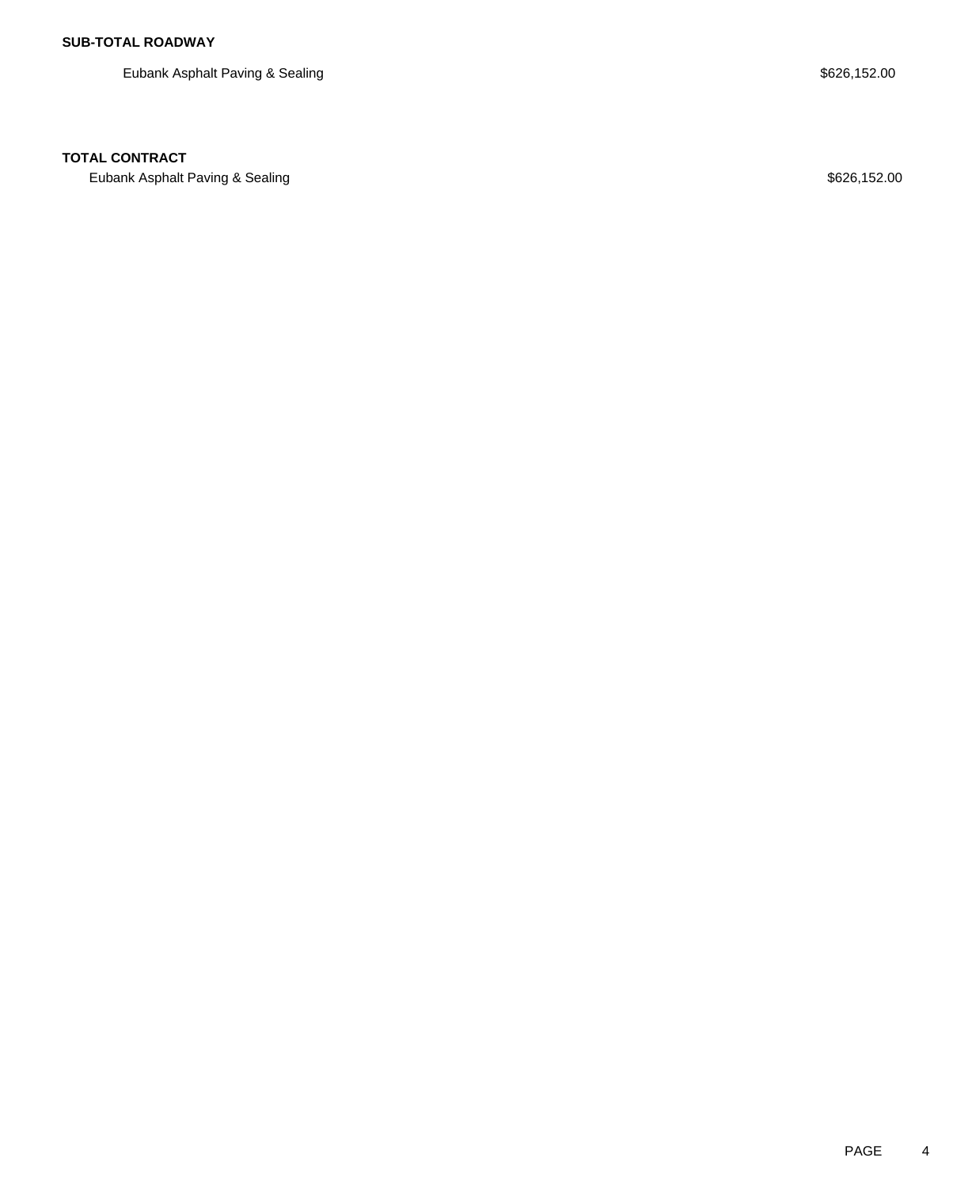**SUB-TOTAL ROADWAY**

| | |
|---|---|
| Eubank Asphalt Paving & Sealing | $626,152.00 |

**TOTAL CONTRACT**

| | |
|---|---|
| Eubank Asphalt Paving & Sealing | $626,152.00 |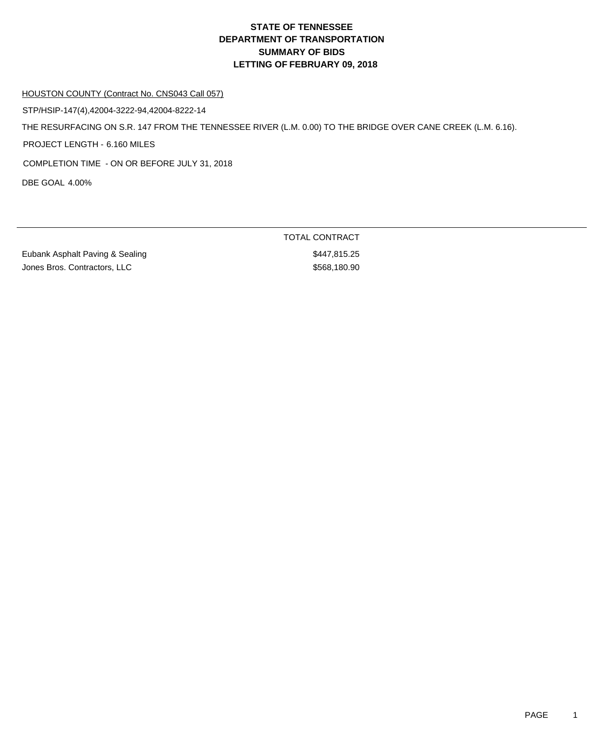# STATE OF TENNESSEE
# DEPARTMENT OF TRANSPORTATION
# SUMMARY OF BIDS
# LETTING OF FEBRUARY 09, 2018

HOUSTON COUNTY (Contract No. CNS043 Call 057)

STP/HSIP-147(4),42004-3222-94,42004-8222-14

THE RESURFACING ON S.R. 147 FROM THE TENNESSEE RIVER (L.M. 0.00) TO THE BRIDGE OVER CANE CREEK (L.M. 6.16).

PROJECT LENGTH - 6.160 MILES

COMPLETION TIME - ON OR BEFORE JULY 31, 2018

DBE GOAL 4.00%

| | TOTAL CONTRACT |
|---|---|
| Eubank Asphalt Paving & Sealing | $447,815.25 |
| Jones Bros. Contractors, LLC | $568,180.90 |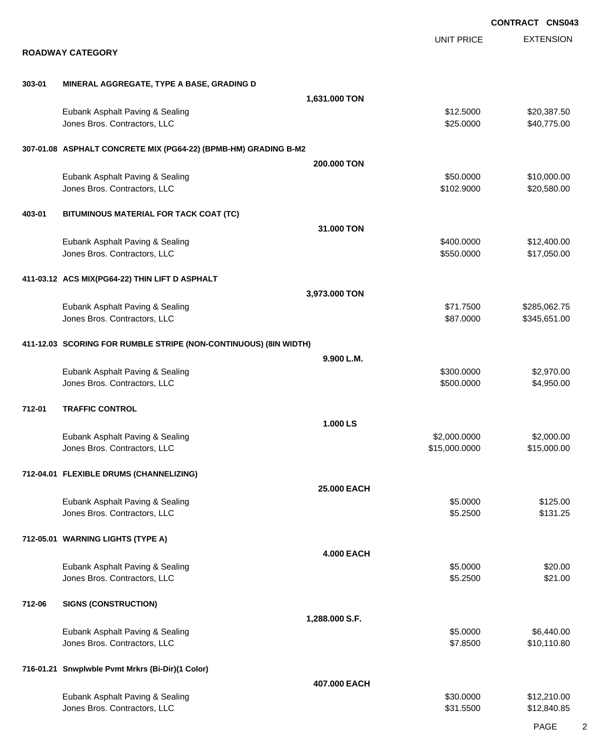**CONTRACT CNS043**

## ROADWAY CATEGORY

| | | | UNIT PRICE | EXTENSION |
|---|---|---|---|---|
| **303-01** | **MINERAL AGGREGATE, TYPE A BASE, GRADING D** | | | |
| | | **1,631.000 TON** | | |
| | Eubank Asphalt Paving & Sealing | | $12.5000 | $20,387.50 |
| | Jones Bros. Contractors, LLC | | $25.0000 | $40,775.00 |
| **307-01.08** | **ASPHALT CONCRETE MIX (PG64-22) (BPMB-HM) GRADING B-M2** | | | |
| | | **200.000 TON** | | |
| | Eubank Asphalt Paving & Sealing | | $50.0000 | $10,000.00 |
| | Jones Bros. Contractors, LLC | | $102.9000 | $20,580.00 |
| **403-01** | **BITUMINOUS MATERIAL FOR TACK COAT (TC)** | | | |
| | | **31.000 TON** | | |
| | Eubank Asphalt Paving & Sealing | | $400.0000 | $12,400.00 |
| | Jones Bros. Contractors, LLC | | $550.0000 | $17,050.00 |
| **411-03.12** | **ACS MIX(PG64-22) THIN LIFT D ASPHALT** | | | |
| | | **3,973.000 TON** | | |
| | Eubank Asphalt Paving & Sealing | | $71.7500 | $285,062.75 |
| | Jones Bros. Contractors, LLC | | $87.0000 | $345,651.00 |
| **411-12.03** | **SCORING FOR RUMBLE STRIPE (NON-CONTINUOUS) (8IN WIDTH)** | | | |
| | | **9.900 L.M.** | | |
| | Eubank Asphalt Paving & Sealing | | $300.0000 | $2,970.00 |
| | Jones Bros. Contractors, LLC | | $500.0000 | $4,950.00 |
| **712-01** | **TRAFFIC CONTROL** | | | |
| | | **1.000 LS** | | |
| | Eubank Asphalt Paving & Sealing | | $2,000.0000 | $2,000.00 |
| | Jones Bros. Contractors, LLC | | $15,000.0000 | $15,000.00 |
| **712-04.01** | **FLEXIBLE DRUMS (CHANNELIZING)** | | | |
| | | **25.000 EACH** | | |
| | Eubank Asphalt Paving & Sealing | | $5.0000 | $125.00 |
| | Jones Bros. Contractors, LLC | | $5.2500 | $131.25 |
| **712-05.01** | **WARNING LIGHTS (TYPE A)** | | | |
| | | **4.000 EACH** | | |
| | Eubank Asphalt Paving & Sealing | | $5.0000 | $20.00 |
| | Jones Bros. Contractors, LLC | | $5.2500 | $21.00 |
| **712-06** | **SIGNS (CONSTRUCTION)** | | | |
| | | **1,288.000 S.F.** | | |
| | Eubank Asphalt Paving & Sealing | | $5.0000 | $6,440.00 |
| | Jones Bros. Contractors, LLC | | $7.8500 | $10,110.80 |
| **716-01.21** | **Snwplwble Pvmt Mrkrs (Bi-Dir)(1 Color)** | | | |
| | | **407.000 EACH** | | |
| | Eubank Asphalt Paving & Sealing | | $30.0000 | $12,210.00 |
| | Jones Bros. Contractors, LLC | | $31.5500 | $12,840.85 |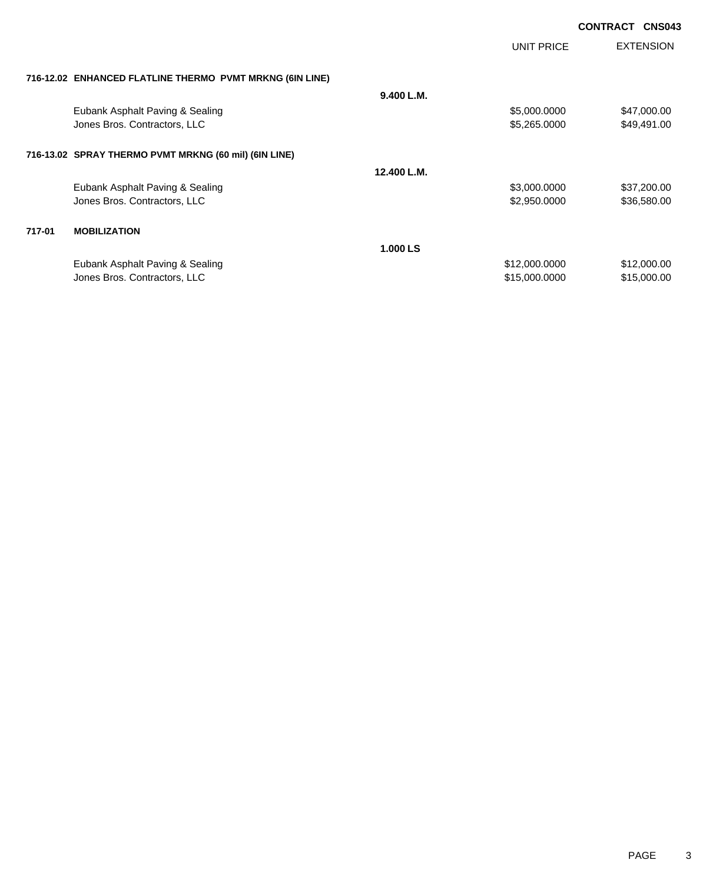**CONTRACT CNS043**

| | | UNIT PRICE | EXTENSION |
|---|---|---|---|
| **716-12.02 ENHANCED FLATLINE THERMO PVMT MRKNG (6IN LINE)** | | | |
| | **9.400 L.M.** | | |
| Eubank Asphalt Paving & Sealing | | $5,000.0000 | $47,000.00 |
| Jones Bros. Contractors, LLC | | $5,265.0000 | $49,491.00 |
| **716-13.02 SPRAY THERMO PVMT MRKNG (60 mil) (6IN LINE)** | | | |
| | **12.400 L.M.** | | |
| Eubank Asphalt Paving & Sealing | | $3,000.0000 | $37,200.00 |
| Jones Bros. Contractors, LLC | | $2,950.0000 | $36,580.00 |
| **717-01 MOBILIZATION** | | | |
| | **1.000 LS** | | |
| Eubank Asphalt Paving & Sealing | | $12,000.0000 | $12,000.00 |
| Jones Bros. Contractors, LLC | | $15,000.0000 | $15,000.00 |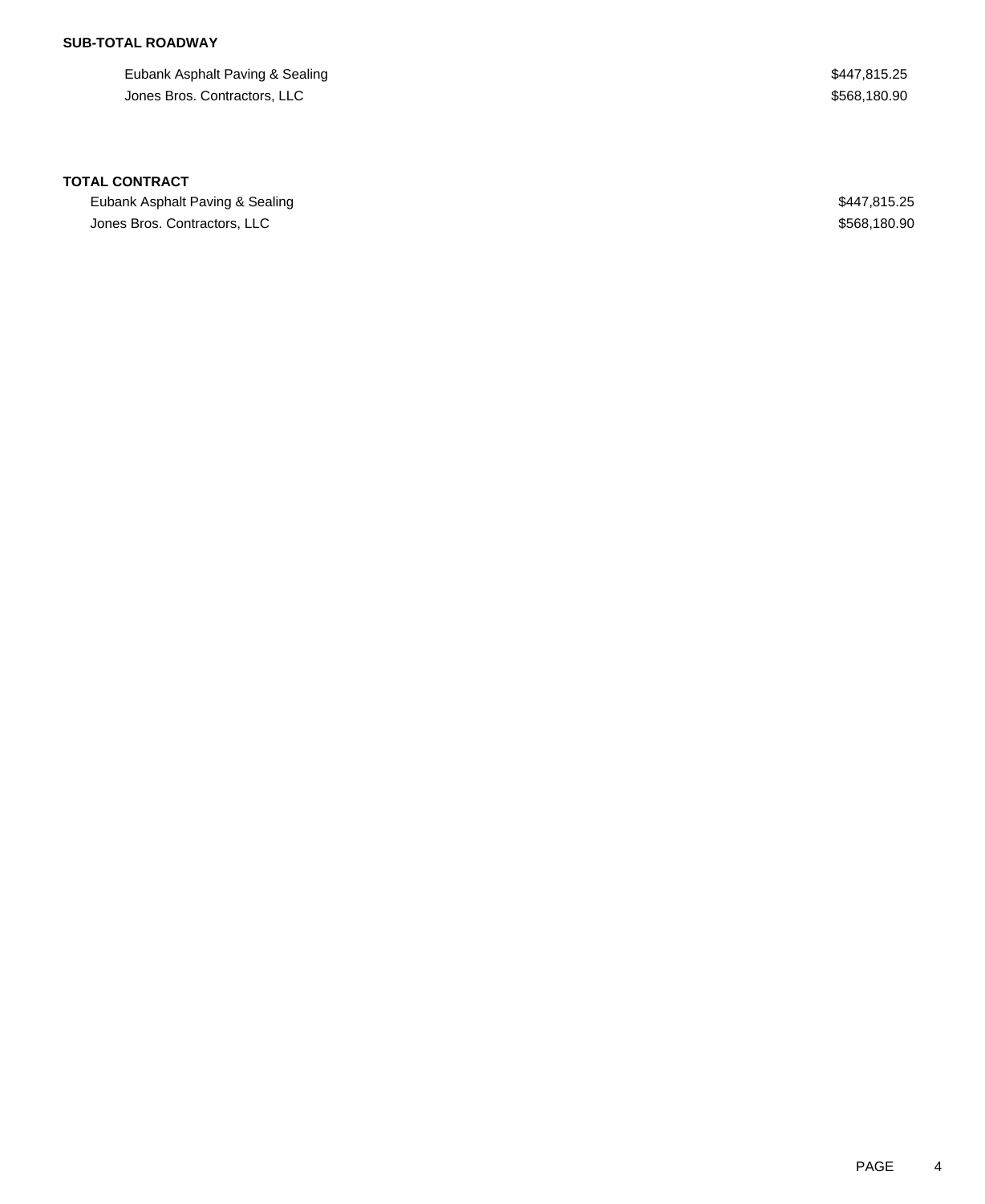**SUB-TOTAL ROADWAY**

| | |
|---|---|
| Eubank Asphalt Paving & Sealing | $447,815.25 |
| Jones Bros. Contractors, LLC | $568,180.90 |

**TOTAL CONTRACT**

| | |
|---|---|
| Eubank Asphalt Paving & Sealing | $447,815.25 |
| Jones Bros. Contractors, LLC | $568,180.90 |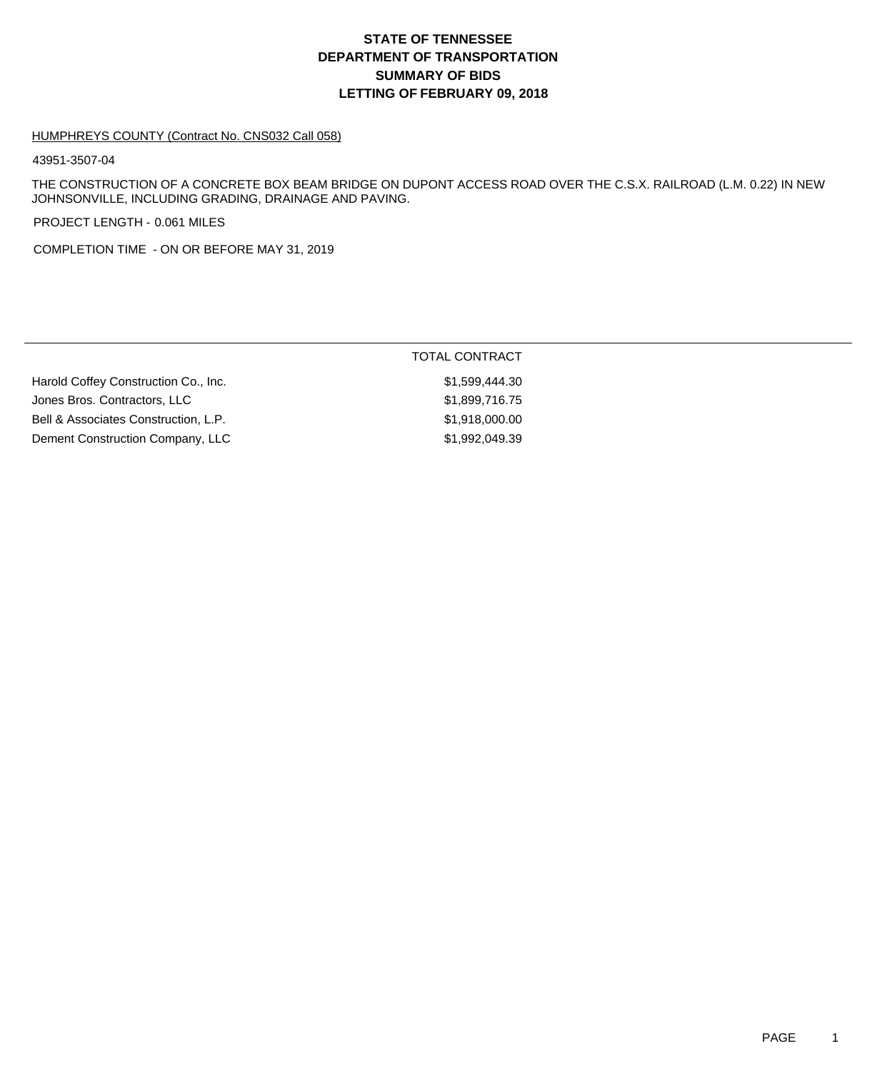# STATE OF TENNESSEE
# DEPARTMENT OF TRANSPORTATION
# SUMMARY OF BIDS
# LETTING OF FEBRUARY 09, 2018

HUMPHREYS COUNTY (Contract No. CNS032 Call 058)

43951-3507-04

THE CONSTRUCTION OF A CONCRETE BOX BEAM BRIDGE ON DUPONT ACCESS ROAD OVER THE C.S.X. RAILROAD (L.M. 0.22) IN NEW JOHNSONVILLE, INCLUDING GRADING, DRAINAGE AND PAVING.

PROJECT LENGTH - 0.061 MILES

COMPLETION TIME - ON OR BEFORE MAY 31, 2019

| | TOTAL CONTRACT |
|---|---|
| Harold Coffey Construction Co., Inc. | $1,599,444.30 |
| Jones Bros. Contractors, LLC | $1,899,716.75 |
| Bell & Associates Construction, L.P. | $1,918,000.00 |
| Dement Construction Company, LLC | $1,992,049.39 |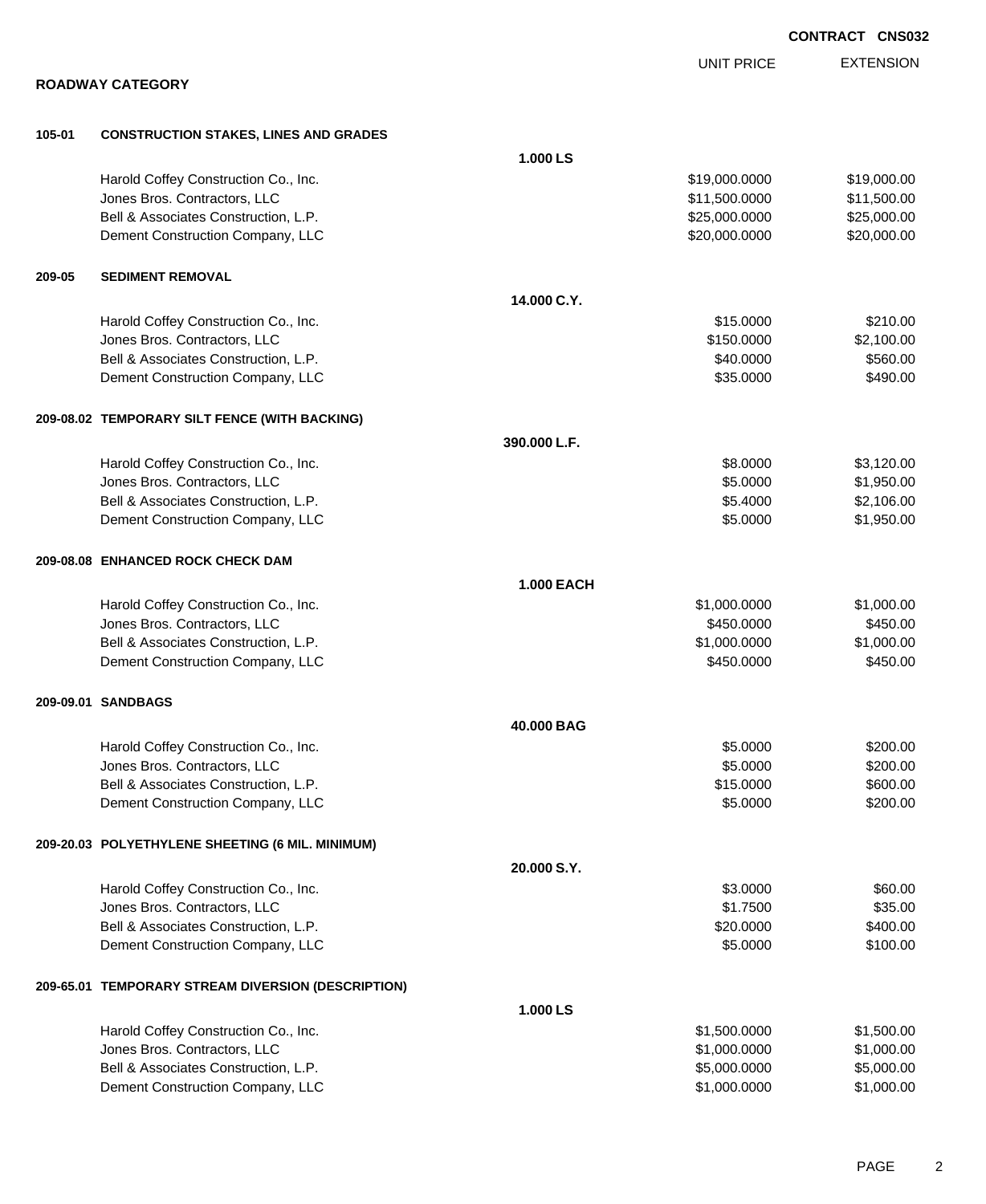CONTRACT CNS032

**ROADWAY CATEGORY**

| | | UNIT PRICE | EXTENSION |
|---|---|---|---|
| **105-01** | **CONSTRUCTION STAKES, LINES AND GRADES** | | |
| | **1.000 LS** | | |
| | Harold Coffey Construction Co., Inc. | $19,000.0000 | $19,000.00 |
| | Jones Bros. Contractors, LLC | $11,500.0000 | $11,500.00 |
| | Bell & Associates Construction, L.P. | $25,000.0000 | $25,000.00 |
| | Dement Construction Company, LLC | $20,000.0000 | $20,000.00 |
| **209-05** | **SEDIMENT REMOVAL** | | |
| | **14.000 C.Y.** | | |
| | Harold Coffey Construction Co., Inc. | $15.0000 | $210.00 |
| | Jones Bros. Contractors, LLC | $150.0000 | $2,100.00 |
| | Bell & Associates Construction, L.P. | $40.0000 | $560.00 |
| | Dement Construction Company, LLC | $35.0000 | $490.00 |
| **209-08.02** | **TEMPORARY SILT FENCE (WITH BACKING)** | | |
| | **390.000 L.F.** | | |
| | Harold Coffey Construction Co., Inc. | $8.0000 | $3,120.00 |
| | Jones Bros. Contractors, LLC | $5.0000 | $1,950.00 |
| | Bell & Associates Construction, L.P. | $5.4000 | $2,106.00 |
| | Dement Construction Company, LLC | $5.0000 | $1,950.00 |
| **209-08.08** | **ENHANCED ROCK CHECK DAM** | | |
| | **1.000 EACH** | | |
| | Harold Coffey Construction Co., Inc. | $1,000.0000 | $1,000.00 |
| | Jones Bros. Contractors, LLC | $450.0000 | $450.00 |
| | Bell & Associates Construction, L.P. | $1,000.0000 | $1,000.00 |
| | Dement Construction Company, LLC | $450.0000 | $450.00 |
| **209-09.01** | **SANDBAGS** | | |
| | **40.000 BAG** | | |
| | Harold Coffey Construction Co., Inc. | $5.0000 | $200.00 |
| | Jones Bros. Contractors, LLC | $5.0000 | $200.00 |
| | Bell & Associates Construction, L.P. | $15.0000 | $600.00 |
| | Dement Construction Company, LLC | $5.0000 | $200.00 |
| **209-20.03** | **POLYETHYLENE SHEETING (6 MIL. MINIMUM)** | | |
| | **20.000 S.Y.** | | |
| | Harold Coffey Construction Co., Inc. | $3.0000 | $60.00 |
| | Jones Bros. Contractors, LLC | $1.7500 | $35.00 |
| | Bell & Associates Construction, L.P. | $20.0000 | $400.00 |
| | Dement Construction Company, LLC | $5.0000 | $100.00 |
| **209-65.01** | **TEMPORARY STREAM DIVERSION (DESCRIPTION)** | | |
| | **1.000 LS** | | |
| | Harold Coffey Construction Co., Inc. | $1,500.0000 | $1,500.00 |
| | Jones Bros. Contractors, LLC | $1,000.0000 | $1,000.00 |
| | Bell & Associates Construction, L.P. | $5,000.0000 | $5,000.00 |
| | Dement Construction Company, LLC | $1,000.0000 | $1,000.00 |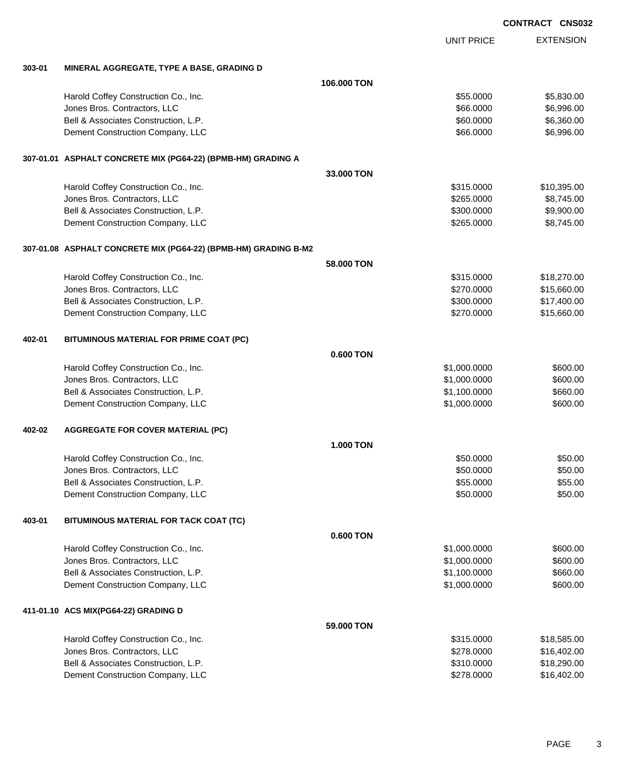CONTRACT CNS032

| | | | UNIT PRICE | EXTENSION |
|---|---|---|---|---|
| **303-01** | **MINERAL AGGREGATE, TYPE A BASE, GRADING D** | | | |
| | | **106.000 TON** | | |
| | Harold Coffey Construction Co., Inc. | | $55.0000 | $5,830.00 |
| | Jones Bros. Contractors, LLC | | $66.0000 | $6,996.00 |
| | Bell & Associates Construction, L.P. | | $60.0000 | $6,360.00 |
| | Dement Construction Company, LLC | | $66.0000 | $6,996.00 |
| **307-01.01** | **ASPHALT CONCRETE MIX (PG64-22) (BPMB-HM) GRADING A** | | | |
| | | **33.000 TON** | | |
| | Harold Coffey Construction Co., Inc. | | $315.0000 | $10,395.00 |
| | Jones Bros. Contractors, LLC | | $265.0000 | $8,745.00 |
| | Bell & Associates Construction, L.P. | | $300.0000 | $9,900.00 |
| | Dement Construction Company, LLC | | $265.0000 | $8,745.00 |
| **307-01.08** | **ASPHALT CONCRETE MIX (PG64-22) (BPMB-HM) GRADING B-M2** | | | |
| | | **58.000 TON** | | |
| | Harold Coffey Construction Co., Inc. | | $315.0000 | $18,270.00 |
| | Jones Bros. Contractors, LLC | | $270.0000 | $15,660.00 |
| | Bell & Associates Construction, L.P. | | $300.0000 | $17,400.00 |
| | Dement Construction Company, LLC | | $270.0000 | $15,660.00 |
| **402-01** | **BITUMINOUS MATERIAL FOR PRIME COAT (PC)** | | | |
| | | **0.600 TON** | | |
| | Harold Coffey Construction Co., Inc. | | $1,000.0000 | $600.00 |
| | Jones Bros. Contractors, LLC | | $1,000.0000 | $600.00 |
| | Bell & Associates Construction, L.P. | | $1,100.0000 | $660.00 |
| | Dement Construction Company, LLC | | $1,000.0000 | $600.00 |
| **402-02** | **AGGREGATE FOR COVER MATERIAL (PC)** | | | |
| | | **1.000 TON** | | |
| | Harold Coffey Construction Co., Inc. | | $50.0000 | $50.00 |
| | Jones Bros. Contractors, LLC | | $50.0000 | $50.00 |
| | Bell & Associates Construction, L.P. | | $55.0000 | $55.00 |
| | Dement Construction Company, LLC | | $50.0000 | $50.00 |
| **403-01** | **BITUMINOUS MATERIAL FOR TACK COAT (TC)** | | | |
| | | **0.600 TON** | | |
| | Harold Coffey Construction Co., Inc. | | $1,000.0000 | $600.00 |
| | Jones Bros. Contractors, LLC | | $1,000.0000 | $600.00 |
| | Bell & Associates Construction, L.P. | | $1,100.0000 | $660.00 |
| | Dement Construction Company, LLC | | $1,000.0000 | $600.00 |
| **411-01.10** | **ACS MIX(PG64-22) GRADING D** | | | |
| | | **59.000 TON** | | |
| | Harold Coffey Construction Co., Inc. | | $315.0000 | $18,585.00 |
| | Jones Bros. Contractors, LLC | | $278.0000 | $16,402.00 |
| | Bell & Associates Construction, L.P. | | $310.0000 | $18,290.00 |
| | Dement Construction Company, LLC | | $278.0000 | $16,402.00 |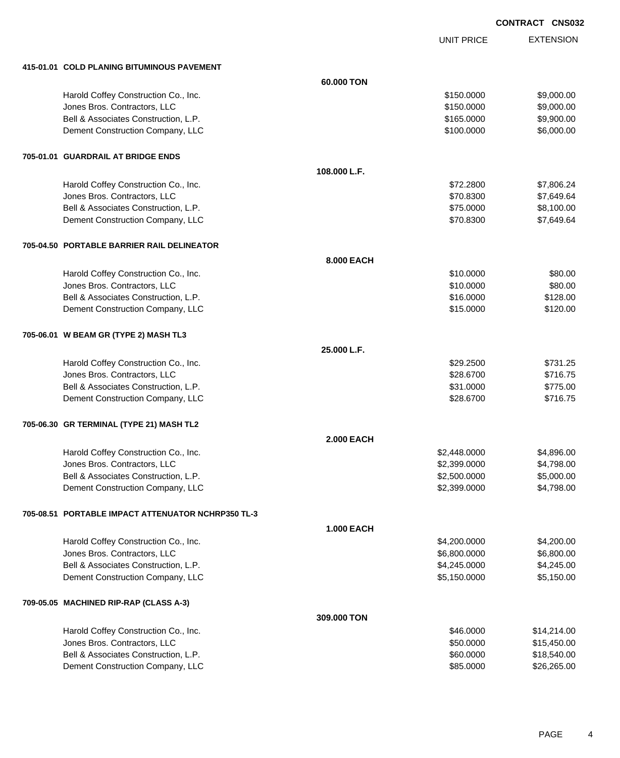CONTRACT CNS032

| | | UNIT PRICE | EXTENSION |
|---|---|---|---|
| **415-01.01 COLD PLANING BITUMINOUS PAVEMENT** | | | |
| | **60.000 TON** | | |
| Harold Coffey Construction Co., Inc. | | $150.0000 | $9,000.00 |
| Jones Bros. Contractors, LLC | | $150.0000 | $9,000.00 |
| Bell & Associates Construction, L.P. | | $165.0000 | $9,900.00 |
| Dement Construction Company, LLC | | $100.0000 | $6,000.00 |
| **705-01.01 GUARDRAIL AT BRIDGE ENDS** | | | |
| | **108.000 L.F.** | | |
| Harold Coffey Construction Co., Inc. | | $72.2800 | $7,806.24 |
| Jones Bros. Contractors, LLC | | $70.8300 | $7,649.64 |
| Bell & Associates Construction, L.P. | | $75.0000 | $8,100.00 |
| Dement Construction Company, LLC | | $70.8300 | $7,649.64 |
| **705-04.50 PORTABLE BARRIER RAIL DELINEATOR** | | | |
| | **8.000 EACH** | | |
| Harold Coffey Construction Co., Inc. | | $10.0000 | $80.00 |
| Jones Bros. Contractors, LLC | | $10.0000 | $80.00 |
| Bell & Associates Construction, L.P. | | $16.0000 | $128.00 |
| Dement Construction Company, LLC | | $15.0000 | $120.00 |
| **705-06.01 W BEAM GR (TYPE 2) MASH TL3** | | | |
| | **25.000 L.F.** | | |
| Harold Coffey Construction Co., Inc. | | $29.2500 | $731.25 |
| Jones Bros. Contractors, LLC | | $28.6700 | $716.75 |
| Bell & Associates Construction, L.P. | | $31.0000 | $775.00 |
| Dement Construction Company, LLC | | $28.6700 | $716.75 |
| **705-06.30 GR TERMINAL (TYPE 21) MASH TL2** | | | |
| | **2.000 EACH** | | |
| Harold Coffey Construction Co., Inc. | | $2,448.0000 | $4,896.00 |
| Jones Bros. Contractors, LLC | | $2,399.0000 | $4,798.00 |
| Bell & Associates Construction, L.P. | | $2,500.0000 | $5,000.00 |
| Dement Construction Company, LLC | | $2,399.0000 | $4,798.00 |
| **705-08.51 PORTABLE IMPACT ATTENUATOR NCHRP350 TL-3** | | | |
| | **1.000 EACH** | | |
| Harold Coffey Construction Co., Inc. | | $4,200.0000 | $4,200.00 |
| Jones Bros. Contractors, LLC | | $6,800.0000 | $6,800.00 |
| Bell & Associates Construction, L.P. | | $4,245.0000 | $4,245.00 |
| Dement Construction Company, LLC | | $5,150.0000 | $5,150.00 |
| **709-05.05 MACHINED RIP-RAP (CLASS A-3)** | | | |
| | **309.000 TON** | | |
| Harold Coffey Construction Co., Inc. | | $46.0000 | $14,214.00 |
| Jones Bros. Contractors, LLC | | $50.0000 | $15,450.00 |
| Bell & Associates Construction, L.P. | | $60.0000 | $18,540.00 |
| Dement Construction Company, LLC | | $85.0000 | $26,265.00 |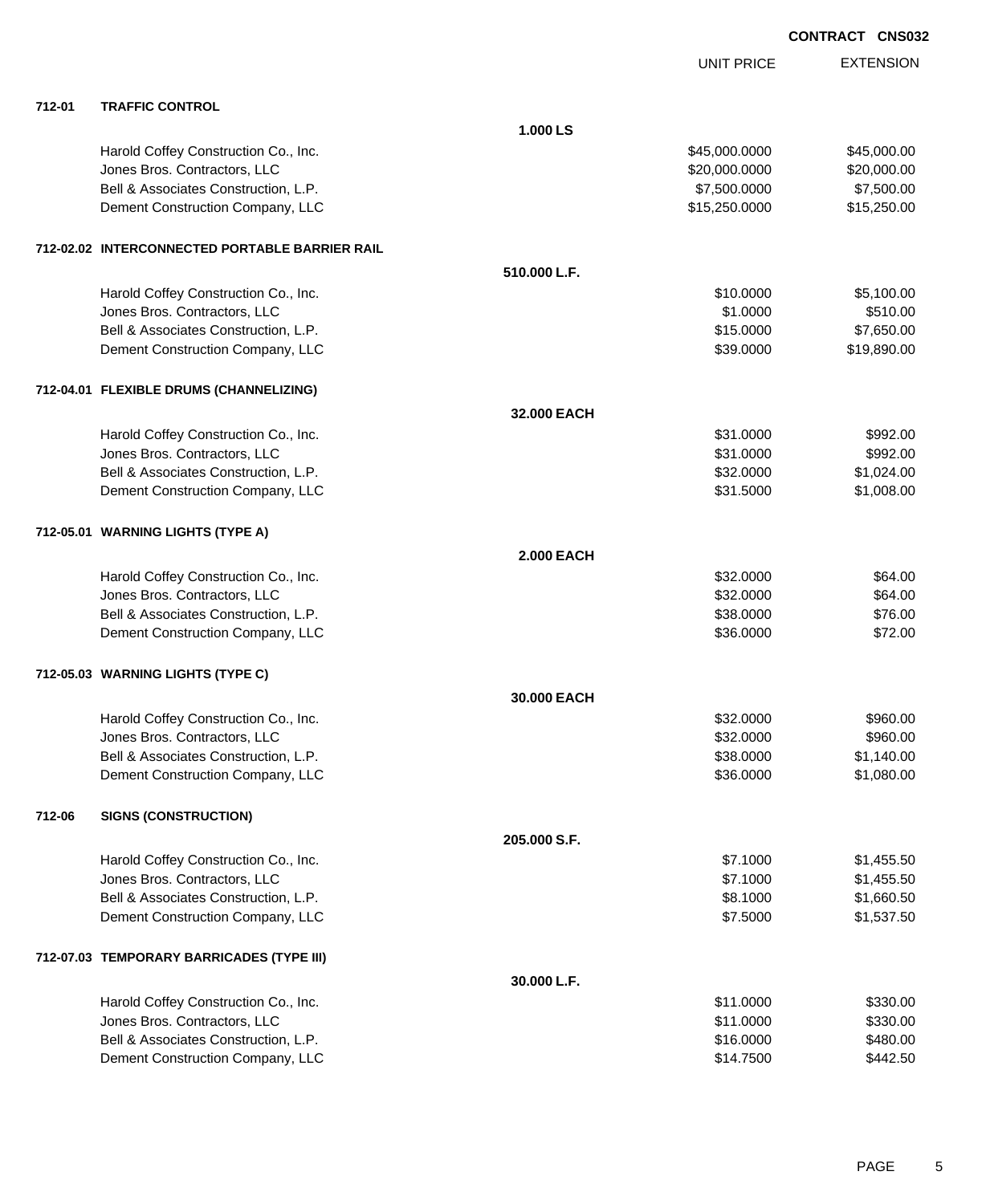**CONTRACT CNS032**

| | | | UNIT PRICE | EXTENSION |
|---|---|---|---|---|
| **712-01** | **TRAFFIC CONTROL** | | | |
| | | **1.000 LS** | | |
| | Harold Coffey Construction Co., Inc. | | \$45,000.0000 | \$45,000.00 |
| | Jones Bros. Contractors, LLC | | \$20,000.0000 | \$20,000.00 |
| | Bell & Associates Construction, L.P. | | \$7,500.0000 | \$7,500.00 |
| | Dement Construction Company, LLC | | \$15,250.0000 | \$15,250.00 |
| **712-02.02** | **INTERCONNECTED PORTABLE BARRIER RAIL** | | | |
| | | **510.000 L.F.** | | |
| | Harold Coffey Construction Co., Inc. | | \$10.0000 | \$5,100.00 |
| | Jones Bros. Contractors, LLC | | \$1.0000 | \$510.00 |
| | Bell & Associates Construction, L.P. | | \$15.0000 | \$7,650.00 |
| | Dement Construction Company, LLC | | \$39.0000 | \$19,890.00 |
| **712-04.01** | **FLEXIBLE DRUMS (CHANNELIZING)** | | | |
| | | **32.000 EACH** | | |
| | Harold Coffey Construction Co., Inc. | | \$31.0000 | \$992.00 |
| | Jones Bros. Contractors, LLC | | \$31.0000 | \$992.00 |
| | Bell & Associates Construction, L.P. | | \$32.0000 | \$1,024.00 |
| | Dement Construction Company, LLC | | \$31.5000 | \$1,008.00 |
| **712-05.01** | **WARNING LIGHTS (TYPE A)** | | | |
| | | **2.000 EACH** | | |
| | Harold Coffey Construction Co., Inc. | | \$32.0000 | \$64.00 |
| | Jones Bros. Contractors, LLC | | \$32.0000 | \$64.00 |
| | Bell & Associates Construction, L.P. | | \$38.0000 | \$76.00 |
| | Dement Construction Company, LLC | | \$36.0000 | \$72.00 |
| **712-05.03** | **WARNING LIGHTS (TYPE C)** | | | |
| | | **30.000 EACH** | | |
| | Harold Coffey Construction Co., Inc. | | \$32.0000 | \$960.00 |
| | Jones Bros. Contractors, LLC | | \$32.0000 | \$960.00 |
| | Bell & Associates Construction, L.P. | | \$38.0000 | \$1,140.00 |
| | Dement Construction Company, LLC | | \$36.0000 | \$1,080.00 |
| **712-06** | **SIGNS (CONSTRUCTION)** | | | |
| | | **205.000 S.F.** | | |
| | Harold Coffey Construction Co., Inc. | | \$7.1000 | \$1,455.50 |
| | Jones Bros. Contractors, LLC | | \$7.1000 | \$1,455.50 |
| | Bell & Associates Construction, L.P. | | \$8.1000 | \$1,660.50 |
| | Dement Construction Company, LLC | | \$7.5000 | \$1,537.50 |
| **712-07.03** | **TEMPORARY BARRICADES (TYPE III)** | | | |
| | | **30.000 L.F.** | | |
| | Harold Coffey Construction Co., Inc. | | \$11.0000 | \$330.00 |
| | Jones Bros. Contractors, LLC | | \$11.0000 | \$330.00 |
| | Bell & Associates Construction, L.P. | | \$16.0000 | \$480.00 |
| | Dement Construction Company, LLC | | \$14.7500 | \$442.50 |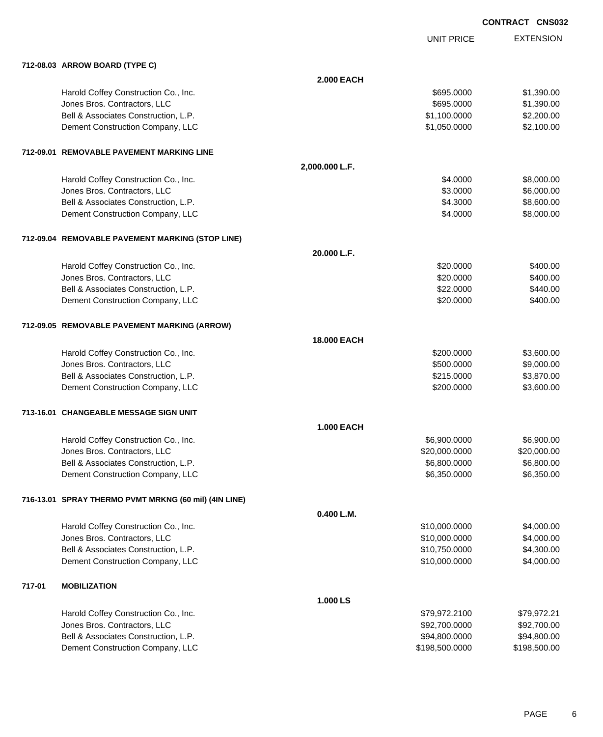**CONTRACT CNS032**

| | | UNIT PRICE | EXTENSION |
|---|---|---|---|
| **712-08.03 ARROW BOARD (TYPE C)** | | | |
| | **2.000 EACH** | | |
| Harold Coffey Construction Co., Inc. | | $695.0000 | $1,390.00 |
| Jones Bros. Contractors, LLC | | $695.0000 | $1,390.00 |
| Bell & Associates Construction, L.P. | | $1,100.0000 | $2,200.00 |
| Dement Construction Company, LLC | | $1,050.0000 | $2,100.00 |
| **712-09.01 REMOVABLE PAVEMENT MARKING LINE** | | | |
| | **2,000.000 L.F.** | | |
| Harold Coffey Construction Co., Inc. | | $4.0000 | $8,000.00 |
| Jones Bros. Contractors, LLC | | $3.0000 | $6,000.00 |
| Bell & Associates Construction, L.P. | | $4.3000 | $8,600.00 |
| Dement Construction Company, LLC | | $4.0000 | $8,000.00 |
| **712-09.04 REMOVABLE PAVEMENT MARKING (STOP LINE)** | | | |
| | **20.000 L.F.** | | |
| Harold Coffey Construction Co., Inc. | | $20.0000 | $400.00 |
| Jones Bros. Contractors, LLC | | $20.0000 | $400.00 |
| Bell & Associates Construction, L.P. | | $22.0000 | $440.00 |
| Dement Construction Company, LLC | | $20.0000 | $400.00 |
| **712-09.05 REMOVABLE PAVEMENT MARKING (ARROW)** | | | |
| | **18.000 EACH** | | |
| Harold Coffey Construction Co., Inc. | | $200.0000 | $3,600.00 |
| Jones Bros. Contractors, LLC | | $500.0000 | $9,000.00 |
| Bell & Associates Construction, L.P. | | $215.0000 | $3,870.00 |
| Dement Construction Company, LLC | | $200.0000 | $3,600.00 |
| **713-16.01 CHANGEABLE MESSAGE SIGN UNIT** | | | |
| | **1.000 EACH** | | |
| Harold Coffey Construction Co., Inc. | | $6,900.0000 | $6,900.00 |
| Jones Bros. Contractors, LLC | | $20,000.0000 | $20,000.00 |
| Bell & Associates Construction, L.P. | | $6,800.0000 | $6,800.00 |
| Dement Construction Company, LLC | | $6,350.0000 | $6,350.00 |
| **716-13.01 SPRAY THERMO PVMT MRKNG (60 mil) (4IN LINE)** | | | |
| | **0.400 L.M.** | | |
| Harold Coffey Construction Co., Inc. | | $10,000.0000 | $4,000.00 |
| Jones Bros. Contractors, LLC | | $10,000.0000 | $4,000.00 |
| Bell & Associates Construction, L.P. | | $10,750.0000 | $4,300.00 |
| Dement Construction Company, LLC | | $10,000.0000 | $4,000.00 |
| **717-01 MOBILIZATION** | | | |
| | **1.000 LS** | | |
| Harold Coffey Construction Co., Inc. | | $79,972.2100 | $79,972.21 |
| Jones Bros. Contractors, LLC | | $92,700.0000 | $92,700.00 |
| Bell & Associates Construction, L.P. | | $94,800.0000 | $94,800.00 |
| Dement Construction Company, LLC | | $198,500.0000 | $198,500.00 |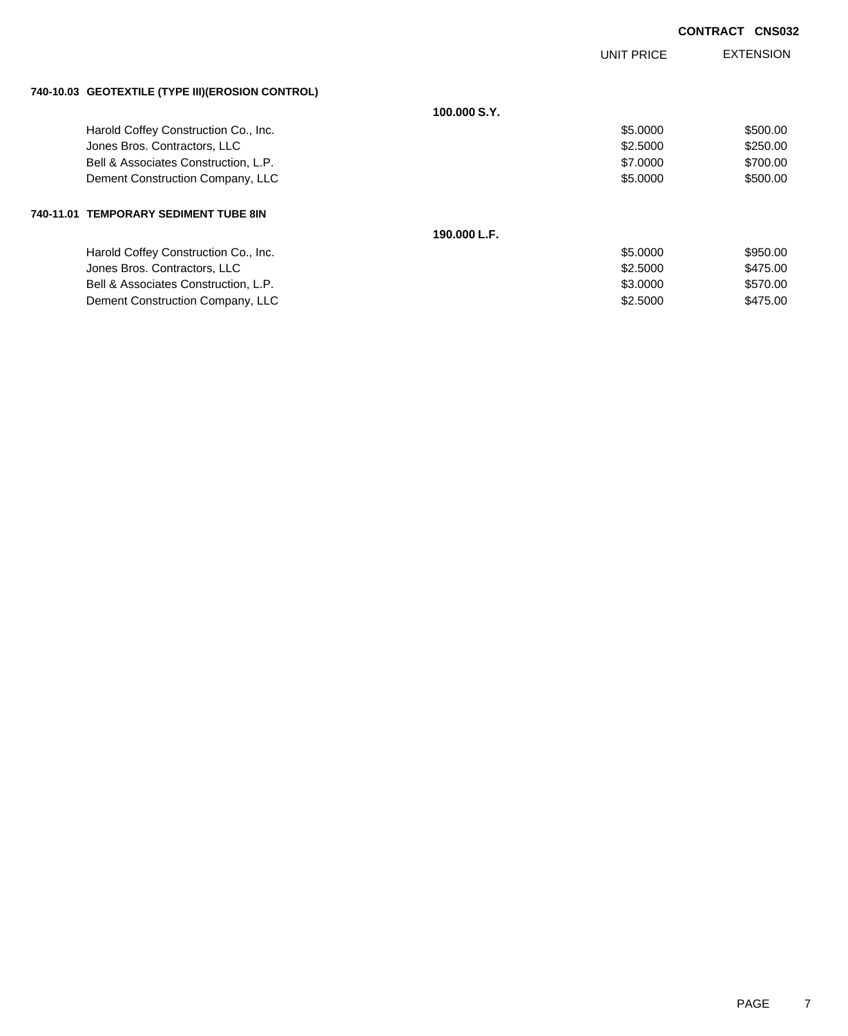**CONTRACT CNS032**

| | | UNIT PRICE | EXTENSION |
|---|---|---|---|
| **740-10.03 GEOTEXTILE (TYPE III)(EROSION CONTROL)** | | | |
| | **100.000 S.Y.** | | |
| Harold Coffey Construction Co., Inc. | | $5.0000 | $500.00 |
| Jones Bros. Contractors, LLC | | $2.5000 | $250.00 |
| Bell & Associates Construction, L.P. | | $7.0000 | $700.00 |
| Dement Construction Company, LLC | | $5.0000 | $500.00 |
| **740-11.01 TEMPORARY SEDIMENT TUBE 8IN** | | | |
| | **190.000 L.F.** | | |
| Harold Coffey Construction Co., Inc. | | $5.0000 | $950.00 |
| Jones Bros. Contractors, LLC | | $2.5000 | $475.00 |
| Bell & Associates Construction, L.P. | | $3.0000 | $570.00 |
| Dement Construction Company, LLC | | $2.5000 | $475.00 |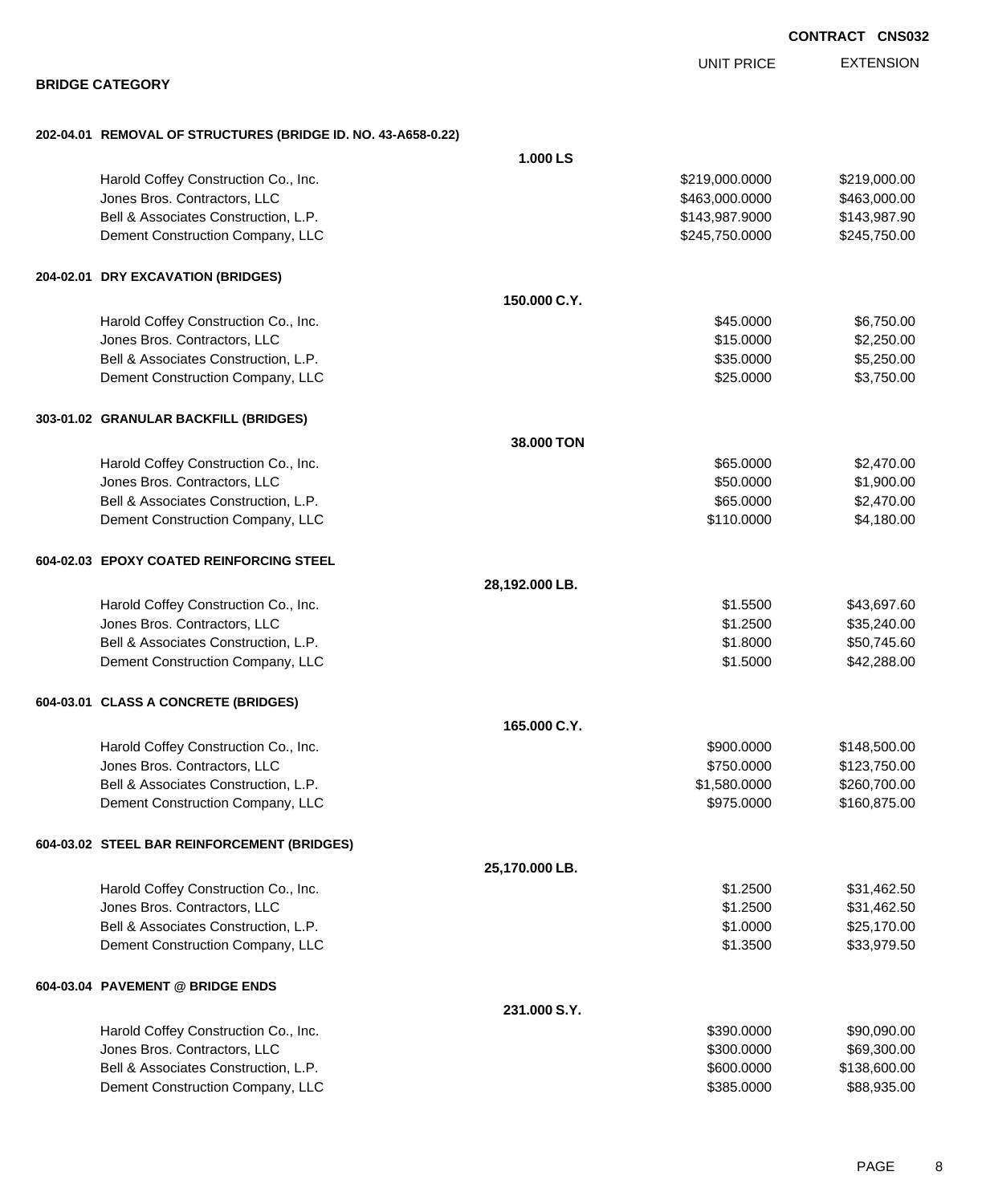**CONTRACT CNS032**

## BRIDGE CATEGORY

| | | UNIT PRICE | EXTENSION |
|---|---|---|---|
| **202-04.01 REMOVAL OF STRUCTURES (BRIDGE ID. NO. 43-A658-0.22)** | | | |
| | **1.000 LS** | | |
| Harold Coffey Construction Co., Inc. | | $219,000.0000 | $219,000.00 |
| Jones Bros. Contractors, LLC | | $463,000.0000 | $463,000.00 |
| Bell & Associates Construction, L.P. | | $143,987.9000 | $143,987.90 |
| Dement Construction Company, LLC | | $245,750.0000 | $245,750.00 |
| **204-02.01 DRY EXCAVATION (BRIDGES)** | | | |
| | **150.000 C.Y.** | | |
| Harold Coffey Construction Co., Inc. | | $45.0000 | $6,750.00 |
| Jones Bros. Contractors, LLC | | $15.0000 | $2,250.00 |
| Bell & Associates Construction, L.P. | | $35.0000 | $5,250.00 |
| Dement Construction Company, LLC | | $25.0000 | $3,750.00 |
| **303-01.02 GRANULAR BACKFILL (BRIDGES)** | | | |
| | **38.000 TON** | | |
| Harold Coffey Construction Co., Inc. | | $65.0000 | $2,470.00 |
| Jones Bros. Contractors, LLC | | $50.0000 | $1,900.00 |
| Bell & Associates Construction, L.P. | | $65.0000 | $2,470.00 |
| Dement Construction Company, LLC | | $110.0000 | $4,180.00 |
| **604-02.03 EPOXY COATED REINFORCING STEEL** | | | |
| | **28,192.000 LB.** | | |
| Harold Coffey Construction Co., Inc. | | $1.5500 | $43,697.60 |
| Jones Bros. Contractors, LLC | | $1.2500 | $35,240.00 |
| Bell & Associates Construction, L.P. | | $1.8000 | $50,745.60 |
| Dement Construction Company, LLC | | $1.5000 | $42,288.00 |
| **604-03.01 CLASS A CONCRETE (BRIDGES)** | | | |
| | **165.000 C.Y.** | | |
| Harold Coffey Construction Co., Inc. | | $900.0000 | $148,500.00 |
| Jones Bros. Contractors, LLC | | $750.0000 | $123,750.00 |
| Bell & Associates Construction, L.P. | | $1,580.0000 | $260,700.00 |
| Dement Construction Company, LLC | | $975.0000 | $160,875.00 |
| **604-03.02 STEEL BAR REINFORCEMENT (BRIDGES)** | | | |
| | **25,170.000 LB.** | | |
| Harold Coffey Construction Co., Inc. | | $1.2500 | $31,462.50 |
| Jones Bros. Contractors, LLC | | $1.2500 | $31,462.50 |
| Bell & Associates Construction, L.P. | | $1.0000 | $25,170.00 |
| Dement Construction Company, LLC | | $1.3500 | $33,979.50 |
| **604-03.04 PAVEMENT @ BRIDGE ENDS** | | | |
| | **231.000 S.Y.** | | |
| Harold Coffey Construction Co., Inc. | | $390.0000 | $90,090.00 |
| Jones Bros. Contractors, LLC | | $300.0000 | $69,300.00 |
| Bell & Associates Construction, L.P. | | $600.0000 | $138,600.00 |
| Dement Construction Company, LLC | | $385.0000 | $88,935.00 |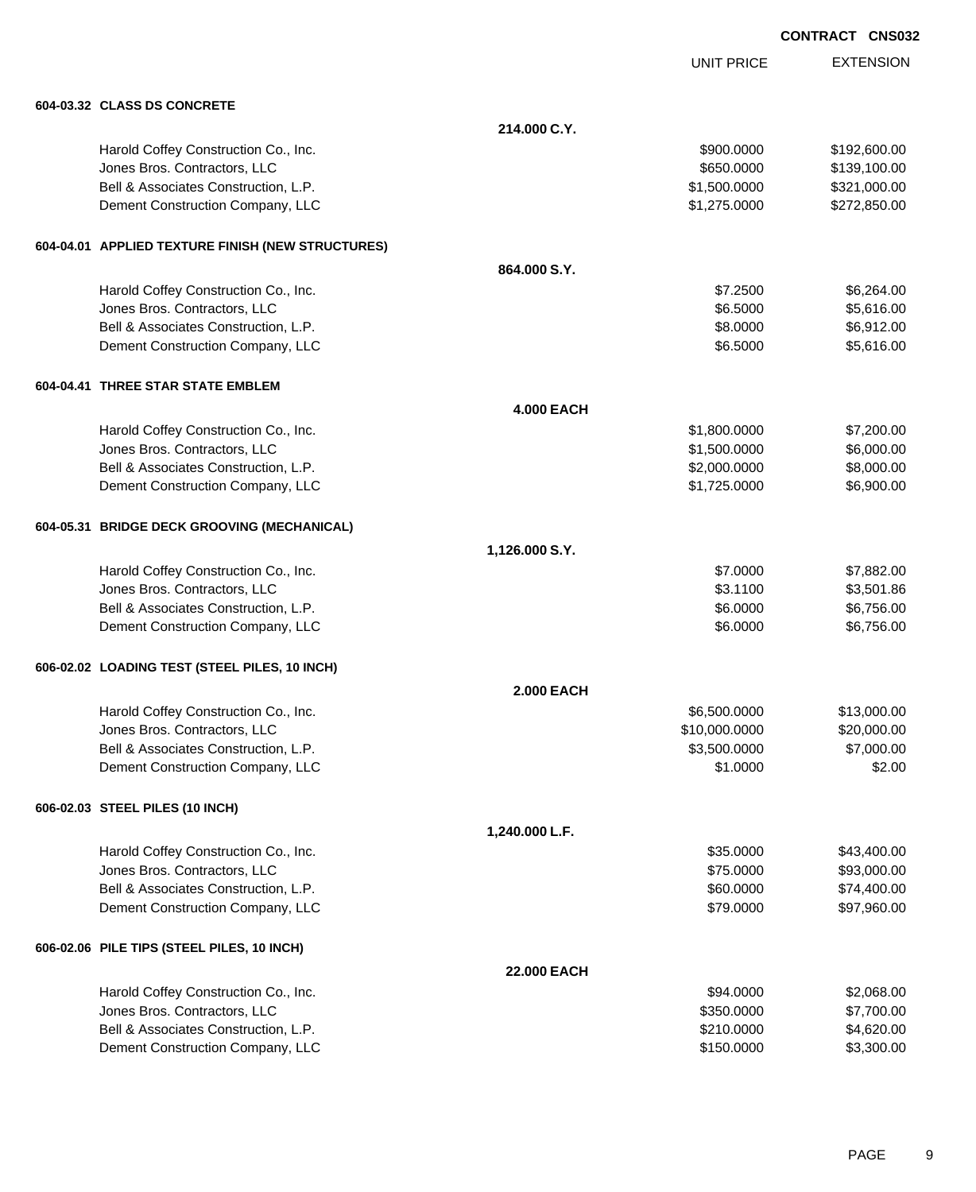CONTRACT CNS032

| | UNIT PRICE | EXTENSION |
|---|---|---|
| **604-03.32 CLASS DS CONCRETE** | | |
| **214.000 C.Y.** | | |
| Harold Coffey Construction Co., Inc. | \$900.0000 | \$192,600.00 |
| Jones Bros. Contractors, LLC | \$650.0000 | \$139,100.00 |
| Bell & Associates Construction, L.P. | \$1,500.0000 | \$321,000.00 |
| Dement Construction Company, LLC | \$1,275.0000 | \$272,850.00 |
| **604-04.01 APPLIED TEXTURE FINISH (NEW STRUCTURES)** | | |
| **864.000 S.Y.** | | |
| Harold Coffey Construction Co., Inc. | \$7.2500 | \$6,264.00 |
| Jones Bros. Contractors, LLC | \$6.5000 | \$5,616.00 |
| Bell & Associates Construction, L.P. | \$8.0000 | \$6,912.00 |
| Dement Construction Company, LLC | \$6.5000 | \$5,616.00 |
| **604-04.41 THREE STAR STATE EMBLEM** | | |
| **4.000 EACH** | | |
| Harold Coffey Construction Co., Inc. | \$1,800.0000 | \$7,200.00 |
| Jones Bros. Contractors, LLC | \$1,500.0000 | \$6,000.00 |
| Bell & Associates Construction, L.P. | \$2,000.0000 | \$8,000.00 |
| Dement Construction Company, LLC | \$1,725.0000 | \$6,900.00 |
| **604-05.31 BRIDGE DECK GROOVING (MECHANICAL)** | | |
| **1,126.000 S.Y.** | | |
| Harold Coffey Construction Co., Inc. | \$7.0000 | \$7,882.00 |
| Jones Bros. Contractors, LLC | \$3.1100 | \$3,501.86 |
| Bell & Associates Construction, L.P. | \$6.0000 | \$6,756.00 |
| Dement Construction Company, LLC | \$6.0000 | \$6,756.00 |
| **606-02.02 LOADING TEST (STEEL PILES, 10 INCH)** | | |
| **2.000 EACH** | | |
| Harold Coffey Construction Co., Inc. | \$6,500.0000 | \$13,000.00 |
| Jones Bros. Contractors, LLC | \$10,000.0000 | \$20,000.00 |
| Bell & Associates Construction, L.P. | \$3,500.0000 | \$7,000.00 |
| Dement Construction Company, LLC | \$1.0000 | \$2.00 |
| **606-02.03 STEEL PILES (10 INCH)** | | |
| **1,240.000 L.F.** | | |
| Harold Coffey Construction Co., Inc. | \$35.0000 | \$43,400.00 |
| Jones Bros. Contractors, LLC | \$75.0000 | \$93,000.00 |
| Bell & Associates Construction, L.P. | \$60.0000 | \$74,400.00 |
| Dement Construction Company, LLC | \$79.0000 | \$97,960.00 |
| **606-02.06 PILE TIPS (STEEL PILES, 10 INCH)** | | |
| **22.000 EACH** | | |
| Harold Coffey Construction Co., Inc. | \$94.0000 | \$2,068.00 |
| Jones Bros. Contractors, LLC | \$350.0000 | \$7,700.00 |
| Bell & Associates Construction, L.P. | \$210.0000 | \$4,620.00 |
| Dement Construction Company, LLC | \$150.0000 | \$3,300.00 |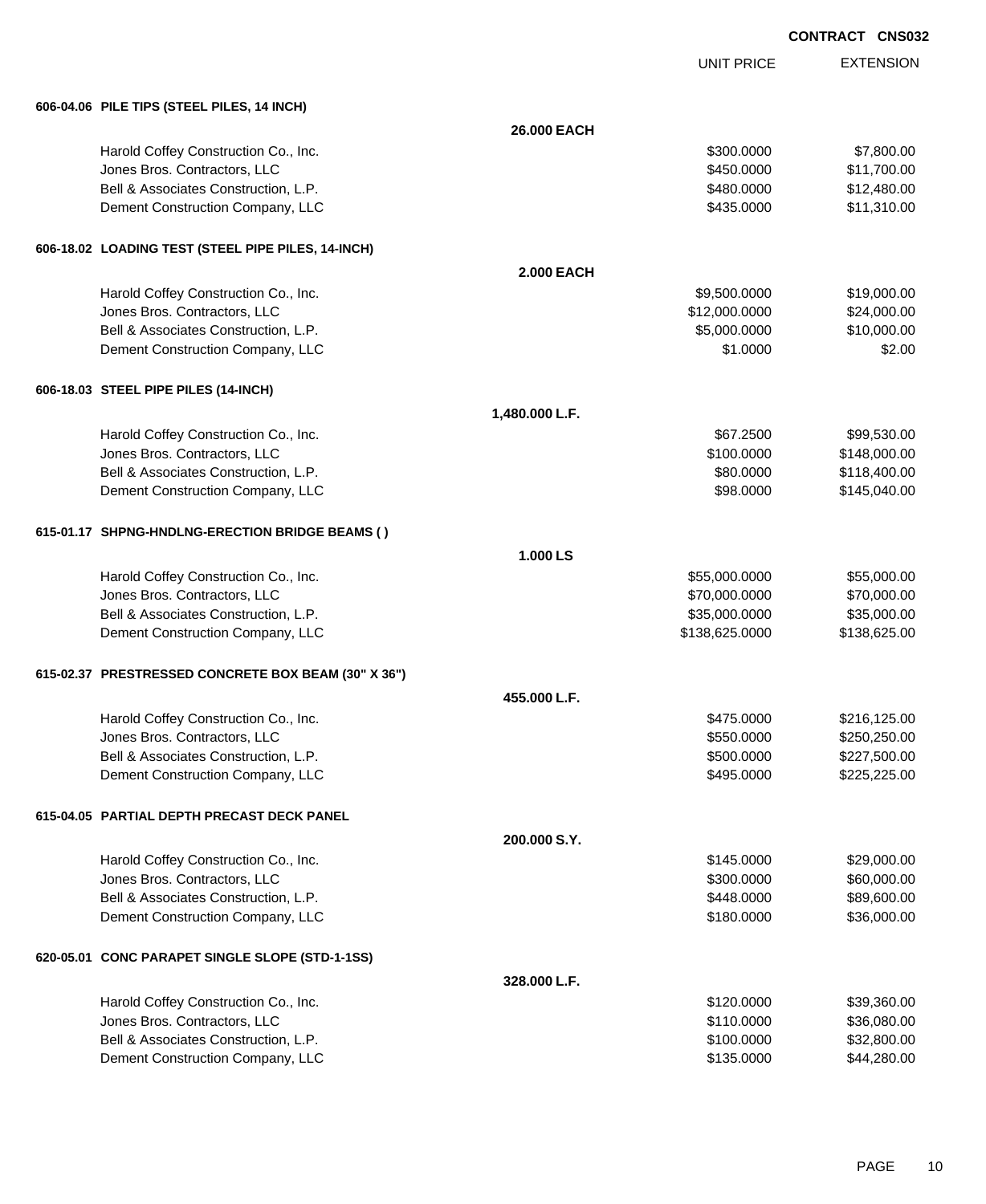CONTRACT CNS032

| | UNIT PRICE | EXTENSION |
|---|---|---|
| **606-04.06 PILE TIPS (STEEL PILES, 14 INCH)** | | |
| **26.000 EACH** | | |
| Harold Coffey Construction Co., Inc. | $300.0000 | $7,800.00 |
| Jones Bros. Contractors, LLC | $450.0000 | $11,700.00 |
| Bell & Associates Construction, L.P. | $480.0000 | $12,480.00 |
| Dement Construction Company, LLC | $435.0000 | $11,310.00 |
| **606-18.02 LOADING TEST (STEEL PIPE PILES, 14-INCH)** | | |
| **2.000 EACH** | | |
| Harold Coffey Construction Co., Inc. | $9,500.0000 | $19,000.00 |
| Jones Bros. Contractors, LLC | $12,000.0000 | $24,000.00 |
| Bell & Associates Construction, L.P. | $5,000.0000 | $10,000.00 |
| Dement Construction Company, LLC | $1.0000 | $2.00 |
| **606-18.03 STEEL PIPE PILES (14-INCH)** | | |
| **1,480.000 L.F.** | | |
| Harold Coffey Construction Co., Inc. | $67.2500 | $99,530.00 |
| Jones Bros. Contractors, LLC | $100.0000 | $148,000.00 |
| Bell & Associates Construction, L.P. | $80.0000 | $118,400.00 |
| Dement Construction Company, LLC | $98.0000 | $145,040.00 |
| **615-01.17 SHPNG-HNDLNG-ERECTION BRIDGE BEAMS ( )** | | |
| **1.000 LS** | | |
| Harold Coffey Construction Co., Inc. | $55,000.0000 | $55,000.00 |
| Jones Bros. Contractors, LLC | $70,000.0000 | $70,000.00 |
| Bell & Associates Construction, L.P. | $35,000.0000 | $35,000.00 |
| Dement Construction Company, LLC | $138,625.0000 | $138,625.00 |
| **615-02.37 PRESTRESSED CONCRETE BOX BEAM (30" X 36")** | | |
| **455.000 L.F.** | | |
| Harold Coffey Construction Co., Inc. | $475.0000 | $216,125.00 |
| Jones Bros. Contractors, LLC | $550.0000 | $250,250.00 |
| Bell & Associates Construction, L.P. | $500.0000 | $227,500.00 |
| Dement Construction Company, LLC | $495.0000 | $225,225.00 |
| **615-04.05 PARTIAL DEPTH PRECAST DECK PANEL** | | |
| **200.000 S.Y.** | | |
| Harold Coffey Construction Co., Inc. | $145.0000 | $29,000.00 |
| Jones Bros. Contractors, LLC | $300.0000 | $60,000.00 |
| Bell & Associates Construction, L.P. | $448.0000 | $89,600.00 |
| Dement Construction Company, LLC | $180.0000 | $36,000.00 |
| **620-05.01 CONC PARAPET SINGLE SLOPE (STD-1-1SS)** | | |
| **328.000 L.F.** | | |
| Harold Coffey Construction Co., Inc. | $120.0000 | $39,360.00 |
| Jones Bros. Contractors, LLC | $110.0000 | $36,080.00 |
| Bell & Associates Construction, L.P. | $100.0000 | $32,800.00 |
| Dement Construction Company, LLC | $135.0000 | $44,280.00 |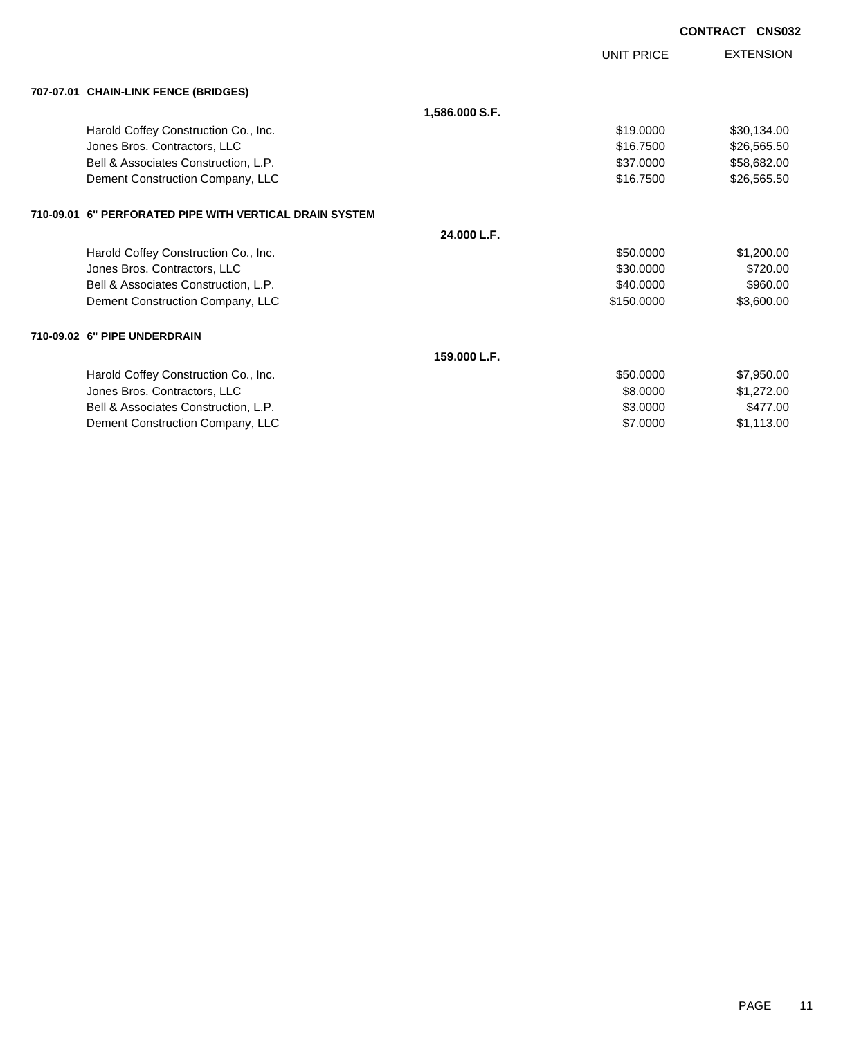**CONTRACT CNS032**

| | | UNIT PRICE | EXTENSION |
|---|---|---|---|
| **707-07.01 CHAIN-LINK FENCE (BRIDGES)** | | | |
| | **1,586.000 S.F.** | | |
| Harold Coffey Construction Co., Inc. | | $19.0000 | $30,134.00 |
| Jones Bros. Contractors, LLC | | $16.7500 | $26,565.50 |
| Bell & Associates Construction, L.P. | | $37.0000 | $58,682.00 |
| Dement Construction Company, LLC | | $16.7500 | $26,565.50 |
| **710-09.01 6" PERFORATED PIPE WITH VERTICAL DRAIN SYSTEM** | | | |
| | **24.000 L.F.** | | |
| Harold Coffey Construction Co., Inc. | | $50.0000 | $1,200.00 |
| Jones Bros. Contractors, LLC | | $30.0000 | $720.00 |
| Bell & Associates Construction, L.P. | | $40.0000 | $960.00 |
| Dement Construction Company, LLC | | $150.0000 | $3,600.00 |
| **710-09.02 6" PIPE UNDERDRAIN** | | | |
| | **159.000 L.F.** | | |
| Harold Coffey Construction Co., Inc. | | $50.0000 | $7,950.00 |
| Jones Bros. Contractors, LLC | | $8.0000 | $1,272.00 |
| Bell & Associates Construction, L.P. | | $3.0000 | $477.00 |
| Dement Construction Company, LLC | | $7.0000 | $1,113.00 |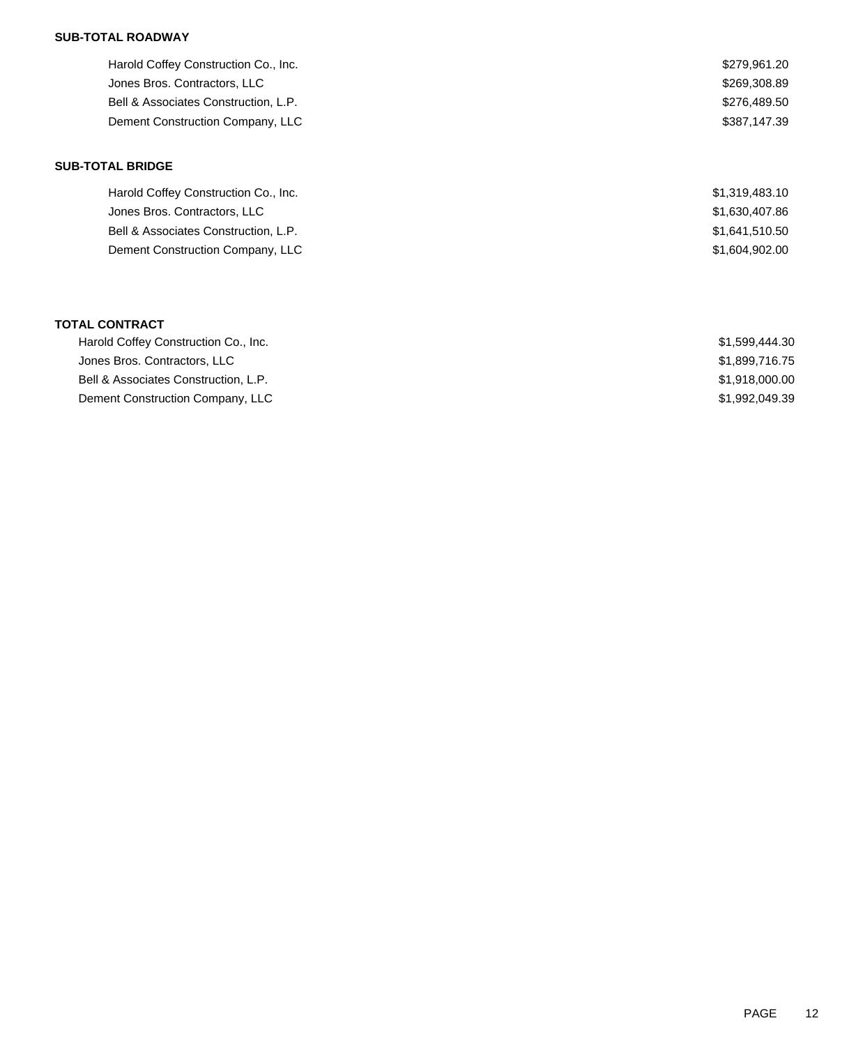**SUB-TOTAL ROADWAY**

| | |
|---|---|
| Harold Coffey Construction Co., Inc. | $279,961.20 |
| Jones Bros. Contractors, LLC | $269,308.89 |
| Bell & Associates Construction, L.P. | $276,489.50 |
| Dement Construction Company, LLC | $387,147.39 |

**SUB-TOTAL BRIDGE**

| | |
|---|---|
| Harold Coffey Construction Co., Inc. | $1,319,483.10 |
| Jones Bros. Contractors, LLC | $1,630,407.86 |
| Bell & Associates Construction, L.P. | $1,641,510.50 |
| Dement Construction Company, LLC | $1,604,902.00 |

**TOTAL CONTRACT**

| | |
|---|---|
| Harold Coffey Construction Co., Inc. | $1,599,444.30 |
| Jones Bros. Contractors, LLC | $1,899,716.75 |
| Bell & Associates Construction, L.P. | $1,918,000.00 |
| Dement Construction Company, LLC | $1,992,049.39 |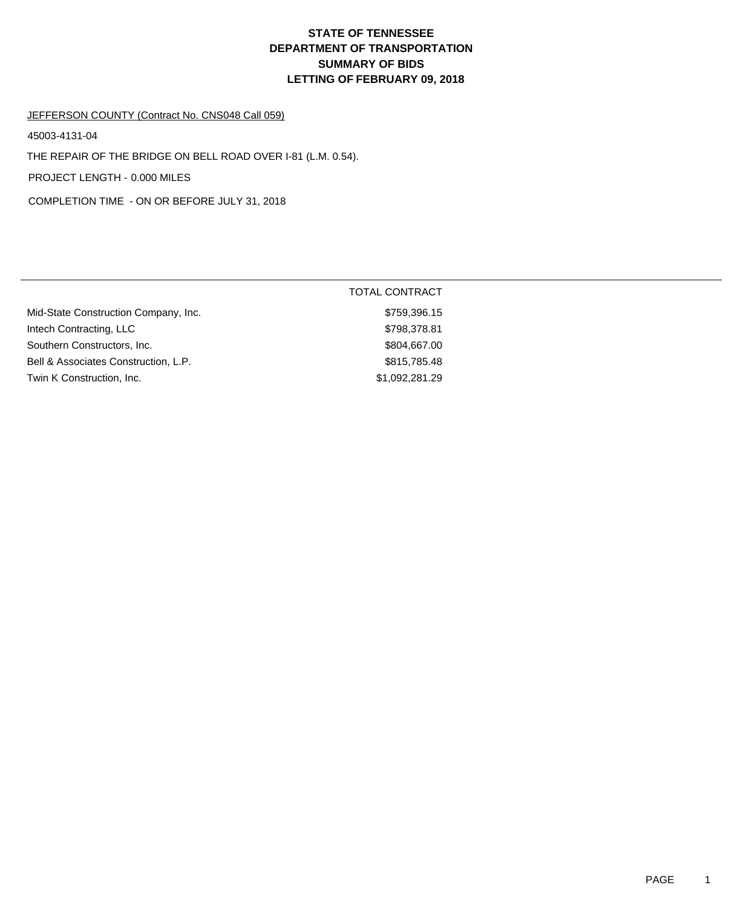# STATE OF TENNESSEE
# DEPARTMENT OF TRANSPORTATION
# SUMMARY OF BIDS
# LETTING OF FEBRUARY 09, 2018

JEFFERSON COUNTY (Contract No. CNS048 Call 059)

45003-4131-04

THE REPAIR OF THE BRIDGE ON BELL ROAD OVER I-81 (L.M. 0.54).

PROJECT LENGTH - 0.000 MILES

COMPLETION TIME - ON OR BEFORE JULY 31, 2018

| | TOTAL CONTRACT |
|---|---|
| Mid-State Construction Company, Inc. | $759,396.15 |
| Intech Contracting, LLC | $798,378.81 |
| Southern Constructors, Inc. | $804,667.00 |
| Bell & Associates Construction, L.P. | $815,785.48 |
| Twin K Construction, Inc. | $1,092,281.29 |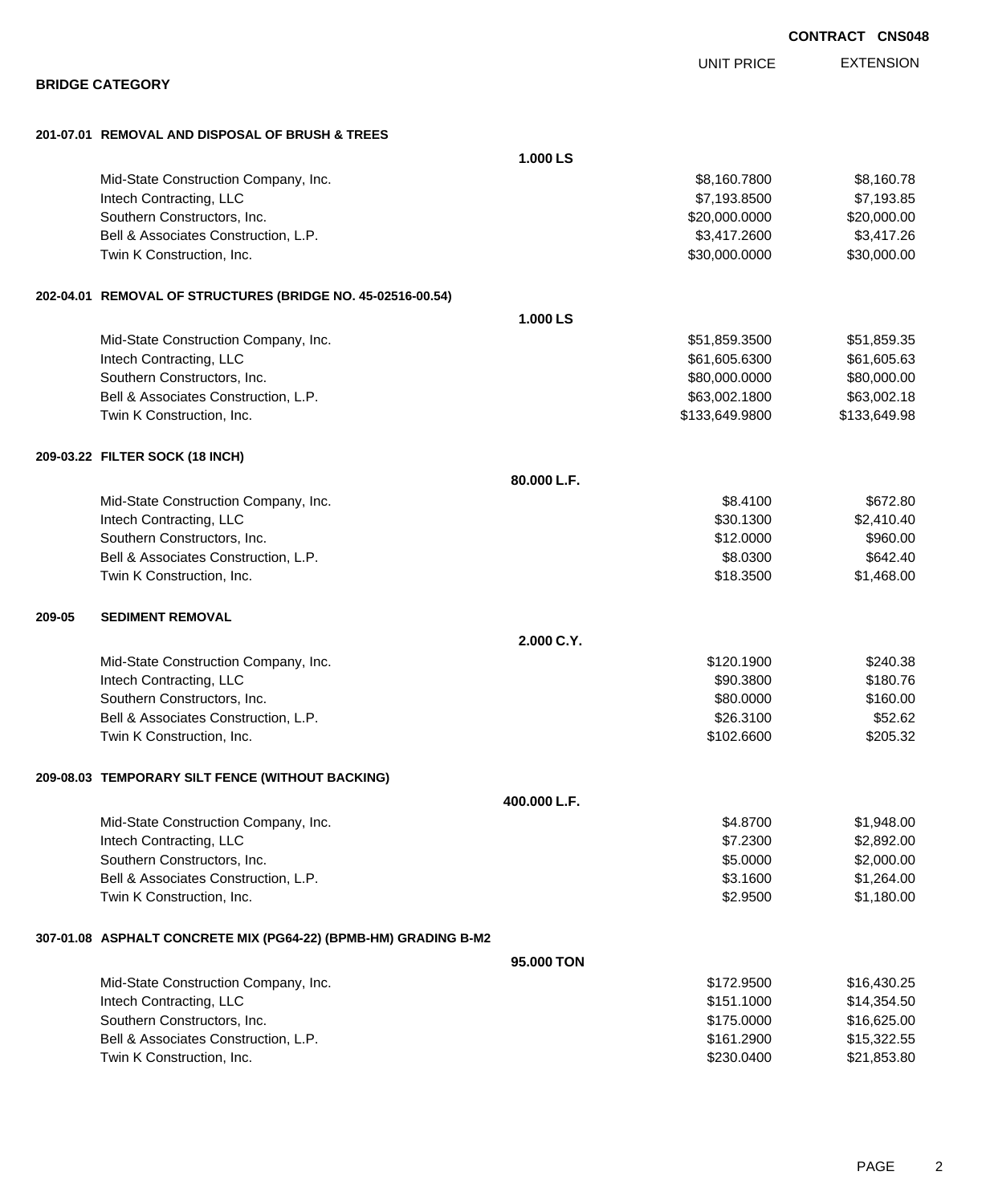**CONTRACT CNS048**

## BRIDGE CATEGORY

| | | UNIT PRICE | EXTENSION |
|---|---|---|---|
| **201-07.01 REMOVAL AND DISPOSAL OF BRUSH & TREES** | | | |
| | **1.000 LS** | | |
| Mid-State Construction Company, Inc. | | $8,160.7800 | $8,160.78 |
| Intech Contracting, LLC | | $7,193.8500 | $7,193.85 |
| Southern Constructors, Inc. | | $20,000.0000 | $20,000.00 |
| Bell & Associates Construction, L.P. | | $3,417.2600 | $3,417.26 |
| Twin K Construction, Inc. | | $30,000.0000 | $30,000.00 |
| **202-04.01 REMOVAL OF STRUCTURES (BRIDGE NO. 45-02516-00.54)** | | | |
| | **1.000 LS** | | |
| Mid-State Construction Company, Inc. | | $51,859.3500 | $51,859.35 |
| Intech Contracting, LLC | | $61,605.6300 | $61,605.63 |
| Southern Constructors, Inc. | | $80,000.0000 | $80,000.00 |
| Bell & Associates Construction, L.P. | | $63,002.1800 | $63,002.18 |
| Twin K Construction, Inc. | | $133,649.9800 | $133,649.98 |
| **209-03.22 FILTER SOCK (18 INCH)** | | | |
| | **80.000 L.F.** | | |
| Mid-State Construction Company, Inc. | | $8.4100 | $672.80 |
| Intech Contracting, LLC | | $30.1300 | $2,410.40 |
| Southern Constructors, Inc. | | $12.0000 | $960.00 |
| Bell & Associates Construction, L.P. | | $8.0300 | $642.40 |
| Twin K Construction, Inc. | | $18.3500 | $1,468.00 |
| **209-05 SEDIMENT REMOVAL** | | | |
| | **2.000 C.Y.** | | |
| Mid-State Construction Company, Inc. | | $120.1900 | $240.38 |
| Intech Contracting, LLC | | $90.3800 | $180.76 |
| Southern Constructors, Inc. | | $80.0000 | $160.00 |
| Bell & Associates Construction, L.P. | | $26.3100 | $52.62 |
| Twin K Construction, Inc. | | $102.6600 | $205.32 |
| **209-08.03 TEMPORARY SILT FENCE (WITHOUT BACKING)** | | | |
| | **400.000 L.F.** | | |
| Mid-State Construction Company, Inc. | | $4.8700 | $1,948.00 |
| Intech Contracting, LLC | | $7.2300 | $2,892.00 |
| Southern Constructors, Inc. | | $5.0000 | $2,000.00 |
| Bell & Associates Construction, L.P. | | $3.1600 | $1,264.00 |
| Twin K Construction, Inc. | | $2.9500 | $1,180.00 |
| **307-01.08 ASPHALT CONCRETE MIX (PG64-22) (BPMB-HM) GRADING B-M2** | | | |
| | **95.000 TON** | | |
| Mid-State Construction Company, Inc. | | $172.9500 | $16,430.25 |
| Intech Contracting, LLC | | $151.1000 | $14,354.50 |
| Southern Constructors, Inc. | | $175.0000 | $16,625.00 |
| Bell & Associates Construction, L.P. | | $161.2900 | $15,322.55 |
| Twin K Construction, Inc. | | $230.0400 | $21,853.80 |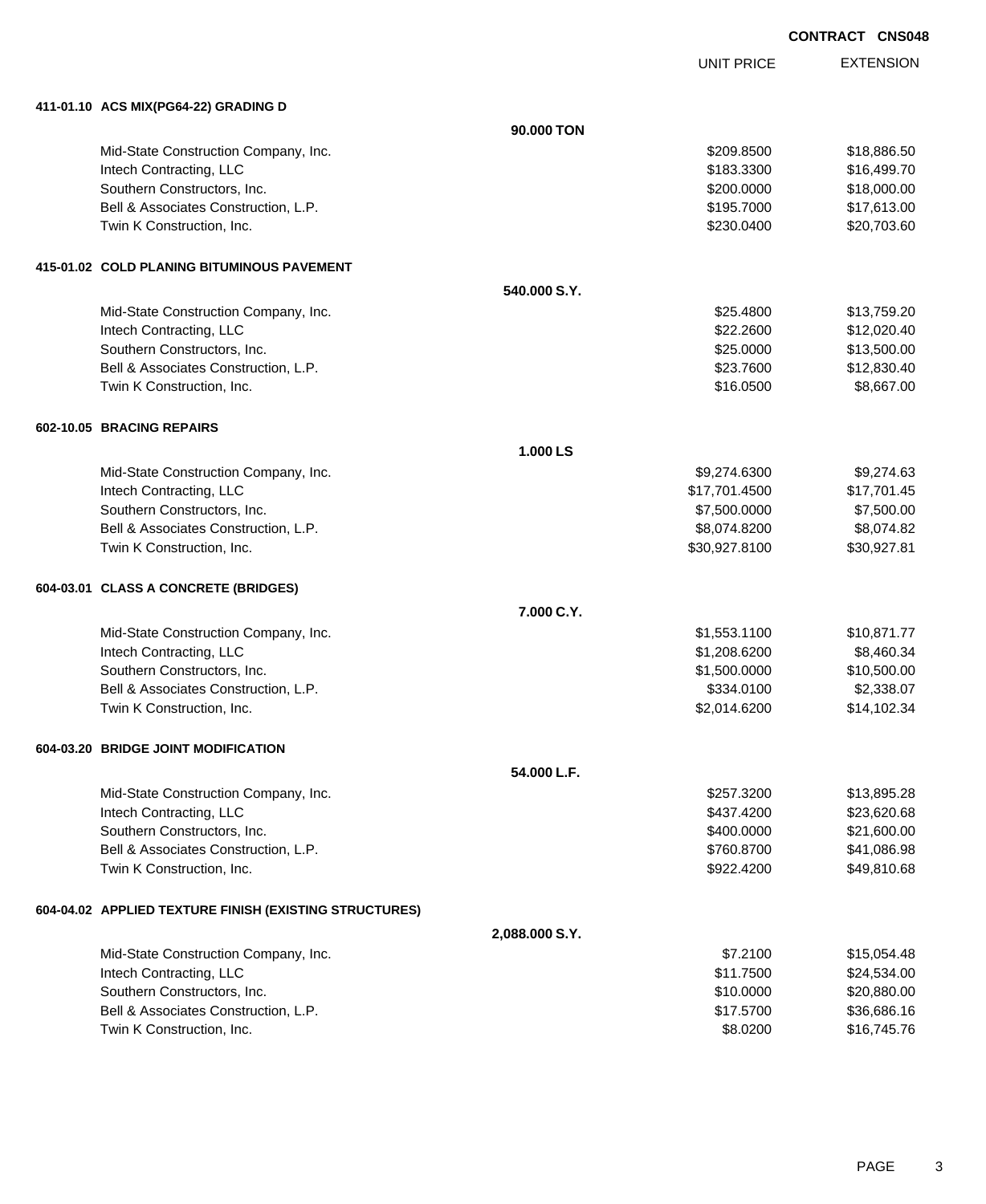**CONTRACT CNS048**

| | UNIT PRICE | EXTENSION |
|---|---|---|
| **411-01.10 ACS MIX(PG64-22) GRADING D** | | |
| **90.000 TON** | | |
| Mid-State Construction Company, Inc. | $209.8500 | $18,886.50 |
| Intech Contracting, LLC | $183.3300 | $16,499.70 |
| Southern Constructors, Inc. | $200.0000 | $18,000.00 |
| Bell & Associates Construction, L.P. | $195.7000 | $17,613.00 |
| Twin K Construction, Inc. | $230.0400 | $20,703.60 |
| **415-01.02 COLD PLANING BITUMINOUS PAVEMENT** | | |
| **540.000 S.Y.** | | |
| Mid-State Construction Company, Inc. | $25.4800 | $13,759.20 |
| Intech Contracting, LLC | $22.2600 | $12,020.40 |
| Southern Constructors, Inc. | $25.0000 | $13,500.00 |
| Bell & Associates Construction, L.P. | $23.7600 | $12,830.40 |
| Twin K Construction, Inc. | $16.0500 | $8,667.00 |
| **602-10.05 BRACING REPAIRS** | | |
| **1.000 LS** | | |
| Mid-State Construction Company, Inc. | $9,274.6300 | $9,274.63 |
| Intech Contracting, LLC | $17,701.4500 | $17,701.45 |
| Southern Constructors, Inc. | $7,500.0000 | $7,500.00 |
| Bell & Associates Construction, L.P. | $8,074.8200 | $8,074.82 |
| Twin K Construction, Inc. | $30,927.8100 | $30,927.81 |
| **604-03.01 CLASS A CONCRETE (BRIDGES)** | | |
| **7.000 C.Y.** | | |
| Mid-State Construction Company, Inc. | $1,553.1100 | $10,871.77 |
| Intech Contracting, LLC | $1,208.6200 | $8,460.34 |
| Southern Constructors, Inc. | $1,500.0000 | $10,500.00 |
| Bell & Associates Construction, L.P. | $334.0100 | $2,338.07 |
| Twin K Construction, Inc. | $2,014.6200 | $14,102.34 |
| **604-03.20 BRIDGE JOINT MODIFICATION** | | |
| **54.000 L.F.** | | |
| Mid-State Construction Company, Inc. | $257.3200 | $13,895.28 |
| Intech Contracting, LLC | $437.4200 | $23,620.68 |
| Southern Constructors, Inc. | $400.0000 | $21,600.00 |
| Bell & Associates Construction, L.P. | $760.8700 | $41,086.98 |
| Twin K Construction, Inc. | $922.4200 | $49,810.68 |
| **604-04.02 APPLIED TEXTURE FINISH (EXISTING STRUCTURES)** | | |
| **2,088.000 S.Y.** | | |
| Mid-State Construction Company, Inc. | $7.2100 | $15,054.48 |
| Intech Contracting, LLC | $11.7500 | $24,534.00 |
| Southern Constructors, Inc. | $10.0000 | $20,880.00 |
| Bell & Associates Construction, L.P. | $17.5700 | $36,686.16 |
| Twin K Construction, Inc. | $8.0200 | $16,745.76 |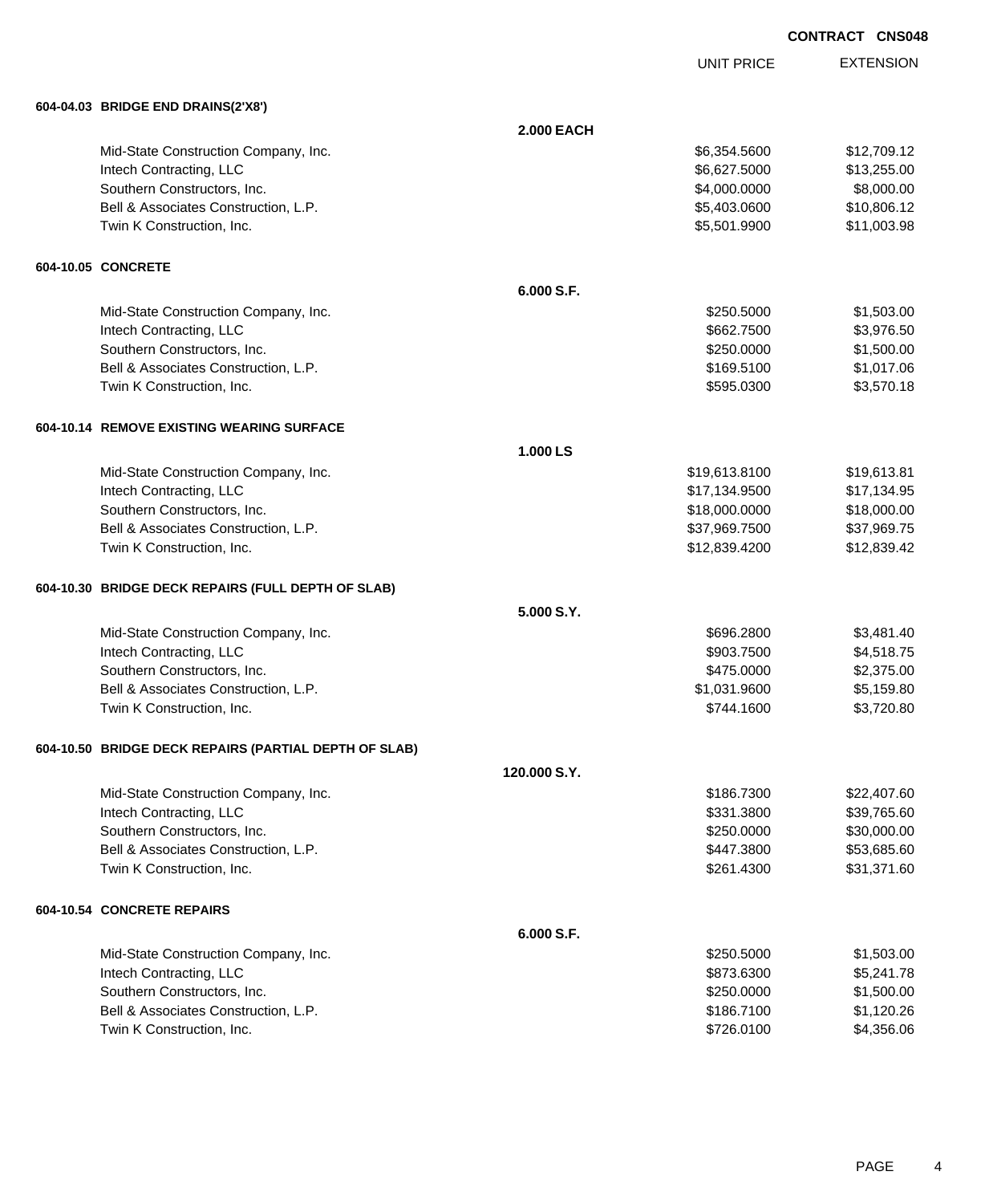**CONTRACT CNS048**

| | | UNIT PRICE | EXTENSION |
|---|---|---|---|
| **604-04.03 BRIDGE END DRAINS(2'X8')** | | | |
| | **2.000 EACH** | | |
| Mid-State Construction Company, Inc. | | $6,354.5600 | $12,709.12 |
| Intech Contracting, LLC | | $6,627.5000 | $13,255.00 |
| Southern Constructors, Inc. | | $4,000.0000 | $8,000.00 |
| Bell & Associates Construction, L.P. | | $5,403.0600 | $10,806.12 |
| Twin K Construction, Inc. | | $5,501.9900 | $11,003.98 |
| **604-10.05 CONCRETE** | | | |
| | **6.000 S.F.** | | |
| Mid-State Construction Company, Inc. | | $250.5000 | $1,503.00 |
| Intech Contracting, LLC | | $662.7500 | $3,976.50 |
| Southern Constructors, Inc. | | $250.0000 | $1,500.00 |
| Bell & Associates Construction, L.P. | | $169.5100 | $1,017.06 |
| Twin K Construction, Inc. | | $595.0300 | $3,570.18 |
| **604-10.14 REMOVE EXISTING WEARING SURFACE** | | | |
| | **1.000 LS** | | |
| Mid-State Construction Company, Inc. | | $19,613.8100 | $19,613.81 |
| Intech Contracting, LLC | | $17,134.9500 | $17,134.95 |
| Southern Constructors, Inc. | | $18,000.0000 | $18,000.00 |
| Bell & Associates Construction, L.P. | | $37,969.7500 | $37,969.75 |
| Twin K Construction, Inc. | | $12,839.4200 | $12,839.42 |
| **604-10.30 BRIDGE DECK REPAIRS (FULL DEPTH OF SLAB)** | | | |
| | **5.000 S.Y.** | | |
| Mid-State Construction Company, Inc. | | $696.2800 | $3,481.40 |
| Intech Contracting, LLC | | $903.7500 | $4,518.75 |
| Southern Constructors, Inc. | | $475.0000 | $2,375.00 |
| Bell & Associates Construction, L.P. | | $1,031.9600 | $5,159.80 |
| Twin K Construction, Inc. | | $744.1600 | $3,720.80 |
| **604-10.50 BRIDGE DECK REPAIRS (PARTIAL DEPTH OF SLAB)** | | | |
| | **120.000 S.Y.** | | |
| Mid-State Construction Company, Inc. | | $186.7300 | $22,407.60 |
| Intech Contracting, LLC | | $331.3800 | $39,765.60 |
| Southern Constructors, Inc. | | $250.0000 | $30,000.00 |
| Bell & Associates Construction, L.P. | | $447.3800 | $53,685.60 |
| Twin K Construction, Inc. | | $261.4300 | $31,371.60 |
| **604-10.54 CONCRETE REPAIRS** | | | |
| | **6.000 S.F.** | | |
| Mid-State Construction Company, Inc. | | $250.5000 | $1,503.00 |
| Intech Contracting, LLC | | $873.6300 | $5,241.78 |
| Southern Constructors, Inc. | | $250.0000 | $1,500.00 |
| Bell & Associates Construction, L.P. | | $186.7100 | $1,120.26 |
| Twin K Construction, Inc. | | $726.0100 | $4,356.06 |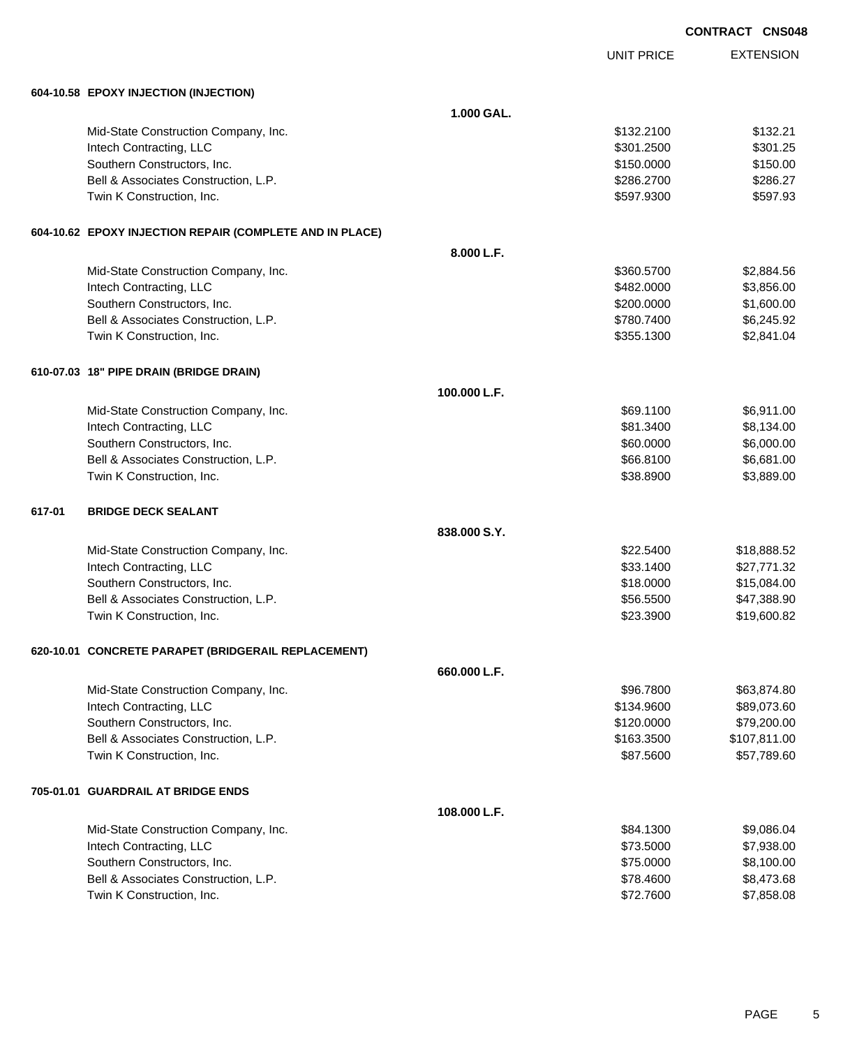**CONTRACT CNS048**

| | | UNIT PRICE | EXTENSION |
|---|---|---|---|
| **604-10.58 EPOXY INJECTION (INJECTION)** | | | |
| | **1.000 GAL.** | | |
| Mid-State Construction Company, Inc. | | $132.2100 | $132.21 |
| Intech Contracting, LLC | | $301.2500 | $301.25 |
| Southern Constructors, Inc. | | $150.0000 | $150.00 |
| Bell & Associates Construction, L.P. | | $286.2700 | $286.27 |
| Twin K Construction, Inc. | | $597.9300 | $597.93 |
| **604-10.62 EPOXY INJECTION REPAIR (COMPLETE AND IN PLACE)** | | | |
| | **8.000 L.F.** | | |
| Mid-State Construction Company, Inc. | | $360.5700 | $2,884.56 |
| Intech Contracting, LLC | | $482.0000 | $3,856.00 |
| Southern Constructors, Inc. | | $200.0000 | $1,600.00 |
| Bell & Associates Construction, L.P. | | $780.7400 | $6,245.92 |
| Twin K Construction, Inc. | | $355.1300 | $2,841.04 |
| **610-07.03 18" PIPE DRAIN (BRIDGE DRAIN)** | | | |
| | **100.000 L.F.** | | |
| Mid-State Construction Company, Inc. | | $69.1100 | $6,911.00 |
| Intech Contracting, LLC | | $81.3400 | $8,134.00 |
| Southern Constructors, Inc. | | $60.0000 | $6,000.00 |
| Bell & Associates Construction, L.P. | | $66.8100 | $6,681.00 |
| Twin K Construction, Inc. | | $38.8900 | $3,889.00 |
| **617-01 BRIDGE DECK SEALANT** | | | |
| | **838.000 S.Y.** | | |
| Mid-State Construction Company, Inc. | | $22.5400 | $18,888.52 |
| Intech Contracting, LLC | | $33.1400 | $27,771.32 |
| Southern Constructors, Inc. | | $18.0000 | $15,084.00 |
| Bell & Associates Construction, L.P. | | $56.5500 | $47,388.90 |
| Twin K Construction, Inc. | | $23.3900 | $19,600.82 |
| **620-10.01 CONCRETE PARAPET (BRIDGERAIL REPLACEMENT)** | | | |
| | **660.000 L.F.** | | |
| Mid-State Construction Company, Inc. | | $96.7800 | $63,874.80 |
| Intech Contracting, LLC | | $134.9600 | $89,073.60 |
| Southern Constructors, Inc. | | $120.0000 | $79,200.00 |
| Bell & Associates Construction, L.P. | | $163.3500 | $107,811.00 |
| Twin K Construction, Inc. | | $87.5600 | $57,789.60 |
| **705-01.01 GUARDRAIL AT BRIDGE ENDS** | | | |
| | **108.000 L.F.** | | |
| Mid-State Construction Company, Inc. | | $84.1300 | $9,086.04 |
| Intech Contracting, LLC | | $73.5000 | $7,938.00 |
| Southern Constructors, Inc. | | $75.0000 | $8,100.00 |
| Bell & Associates Construction, L.P. | | $78.4600 | $8,473.68 |
| Twin K Construction, Inc. | | $72.7600 | $7,858.08 |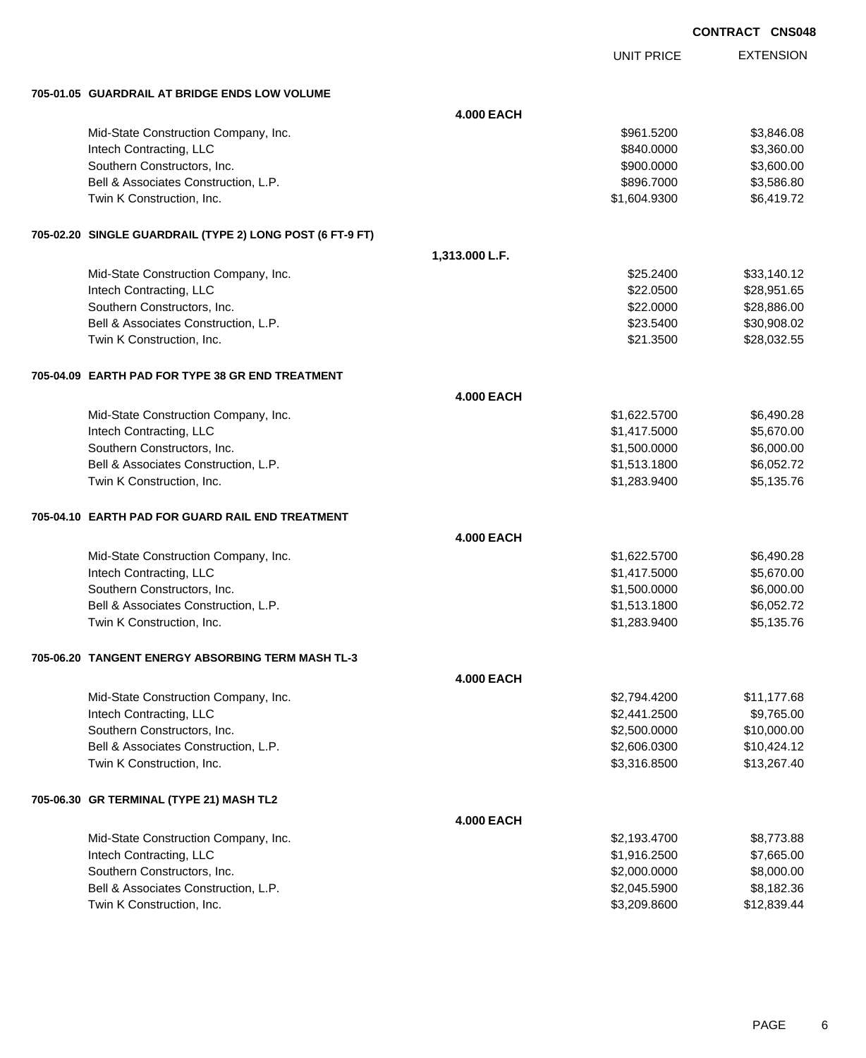**CONTRACT CNS048**

| | | UNIT PRICE | EXTENSION |
|---|---|---|---|
| **705-01.05 GUARDRAIL AT BRIDGE ENDS LOW VOLUME** | | | |
| | **4.000 EACH** | | |
| Mid-State Construction Company, Inc. | | $961.5200 | $3,846.08 |
| Intech Contracting, LLC | | $840.0000 | $3,360.00 |
| Southern Constructors, Inc. | | $900.0000 | $3,600.00 |
| Bell & Associates Construction, L.P. | | $896.7000 | $3,586.80 |
| Twin K Construction, Inc. | | $1,604.9300 | $6,419.72 |
| **705-02.20 SINGLE GUARDRAIL (TYPE 2) LONG POST (6 FT-9 FT)** | | | |
| | **1,313.000 L.F.** | | |
| Mid-State Construction Company, Inc. | | $25.2400 | $33,140.12 |
| Intech Contracting, LLC | | $22.0500 | $28,951.65 |
| Southern Constructors, Inc. | | $22.0000 | $28,886.00 |
| Bell & Associates Construction, L.P. | | $23.5400 | $30,908.02 |
| Twin K Construction, Inc. | | $21.3500 | $28,032.55 |
| **705-04.09 EARTH PAD FOR TYPE 38 GR END TREATMENT** | | | |
| | **4.000 EACH** | | |
| Mid-State Construction Company, Inc. | | $1,622.5700 | $6,490.28 |
| Intech Contracting, LLC | | $1,417.5000 | $5,670.00 |
| Southern Constructors, Inc. | | $1,500.0000 | $6,000.00 |
| Bell & Associates Construction, L.P. | | $1,513.1800 | $6,052.72 |
| Twin K Construction, Inc. | | $1,283.9400 | $5,135.76 |
| **705-04.10 EARTH PAD FOR GUARD RAIL END TREATMENT** | | | |
| | **4.000 EACH** | | |
| Mid-State Construction Company, Inc. | | $1,622.5700 | $6,490.28 |
| Intech Contracting, LLC | | $1,417.5000 | $5,670.00 |
| Southern Constructors, Inc. | | $1,500.0000 | $6,000.00 |
| Bell & Associates Construction, L.P. | | $1,513.1800 | $6,052.72 |
| Twin K Construction, Inc. | | $1,283.9400 | $5,135.76 |
| **705-06.20 TANGENT ENERGY ABSORBING TERM MASH TL-3** | | | |
| | **4.000 EACH** | | |
| Mid-State Construction Company, Inc. | | $2,794.4200 | $11,177.68 |
| Intech Contracting, LLC | | $2,441.2500 | $9,765.00 |
| Southern Constructors, Inc. | | $2,500.0000 | $10,000.00 |
| Bell & Associates Construction, L.P. | | $2,606.0300 | $10,424.12 |
| Twin K Construction, Inc. | | $3,316.8500 | $13,267.40 |
| **705-06.30 GR TERMINAL (TYPE 21) MASH TL2** | | | |
| | **4.000 EACH** | | |
| Mid-State Construction Company, Inc. | | $2,193.4700 | $8,773.88 |
| Intech Contracting, LLC | | $1,916.2500 | $7,665.00 |
| Southern Constructors, Inc. | | $2,000.0000 | $8,000.00 |
| Bell & Associates Construction, L.P. | | $2,045.5900 | $8,182.36 |
| Twin K Construction, Inc. | | $3,209.8600 | $12,839.44 |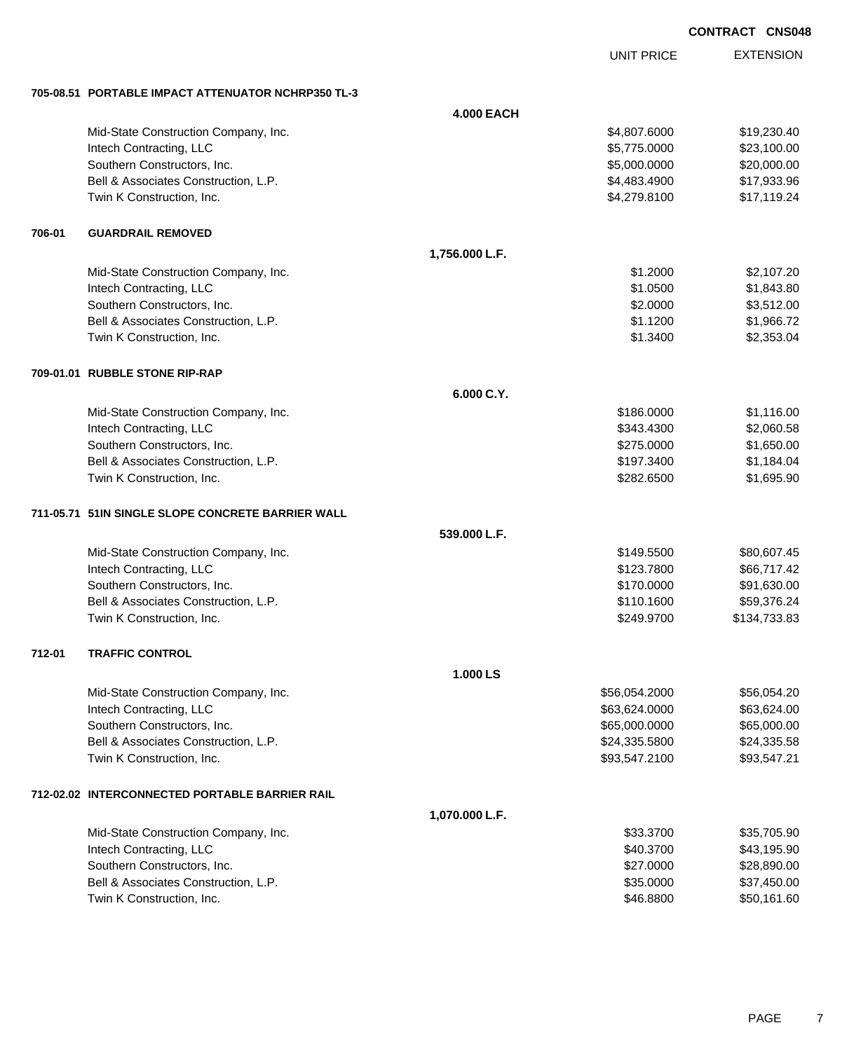**CONTRACT CNS048**

| | | | UNIT PRICE | EXTENSION |
|---|---|---|---|---|
| **705-08.51** | **PORTABLE IMPACT ATTENUATOR NCHRP350 TL-3** | | | |
| | | **4.000 EACH** | | |
| | Mid-State Construction Company, Inc. | | $4,807.6000 | $19,230.40 |
| | Intech Contracting, LLC | | $5,775.0000 | $23,100.00 |
| | Southern Constructors, Inc. | | $5,000.0000 | $20,000.00 |
| | Bell & Associates Construction, L.P. | | $4,483.4900 | $17,933.96 |
| | Twin K Construction, Inc. | | $4,279.8100 | $17,119.24 |
| **706-01** | **GUARDRAIL REMOVED** | | | |
| | | **1,756.000 L.F.** | | |
| | Mid-State Construction Company, Inc. | | $1.2000 | $2,107.20 |
| | Intech Contracting, LLC | | $1.0500 | $1,843.80 |
| | Southern Constructors, Inc. | | $2.0000 | $3,512.00 |
| | Bell & Associates Construction, L.P. | | $1.1200 | $1,966.72 |
| | Twin K Construction, Inc. | | $1.3400 | $2,353.04 |
| **709-01.01** | **RUBBLE STONE RIP-RAP** | | | |
| | | **6.000 C.Y.** | | |
| | Mid-State Construction Company, Inc. | | $186.0000 | $1,116.00 |
| | Intech Contracting, LLC | | $343.4300 | $2,060.58 |
| | Southern Constructors, Inc. | | $275.0000 | $1,650.00 |
| | Bell & Associates Construction, L.P. | | $197.3400 | $1,184.04 |
| | Twin K Construction, Inc. | | $282.6500 | $1,695.90 |
| **711-05.71** | **51IN SINGLE SLOPE CONCRETE BARRIER WALL** | | | |
| | | **539.000 L.F.** | | |
| | Mid-State Construction Company, Inc. | | $149.5500 | $80,607.45 |
| | Intech Contracting, LLC | | $123.7800 | $66,717.42 |
| | Southern Constructors, Inc. | | $170.0000 | $91,630.00 |
| | Bell & Associates Construction, L.P. | | $110.1600 | $59,376.24 |
| | Twin K Construction, Inc. | | $249.9700 | $134,733.83 |
| **712-01** | **TRAFFIC CONTROL** | | | |
| | | **1.000 LS** | | |
| | Mid-State Construction Company, Inc. | | $56,054.2000 | $56,054.20 |
| | Intech Contracting, LLC | | $63,624.0000 | $63,624.00 |
| | Southern Constructors, Inc. | | $65,000.0000 | $65,000.00 |
| | Bell & Associates Construction, L.P. | | $24,335.5800 | $24,335.58 |
| | Twin K Construction, Inc. | | $93,547.2100 | $93,547.21 |
| **712-02.02** | **INTERCONNECTED PORTABLE BARRIER RAIL** | | | |
| | | **1,070.000 L.F.** | | |
| | Mid-State Construction Company, Inc. | | $33.3700 | $35,705.90 |
| | Intech Contracting, LLC | | $40.3700 | $43,195.90 |
| | Southern Constructors, Inc. | | $27.0000 | $28,890.00 |
| | Bell & Associates Construction, L.P. | | $35.0000 | $37,450.00 |
| | Twin K Construction, Inc. | | $46.8800 | $50,161.60 |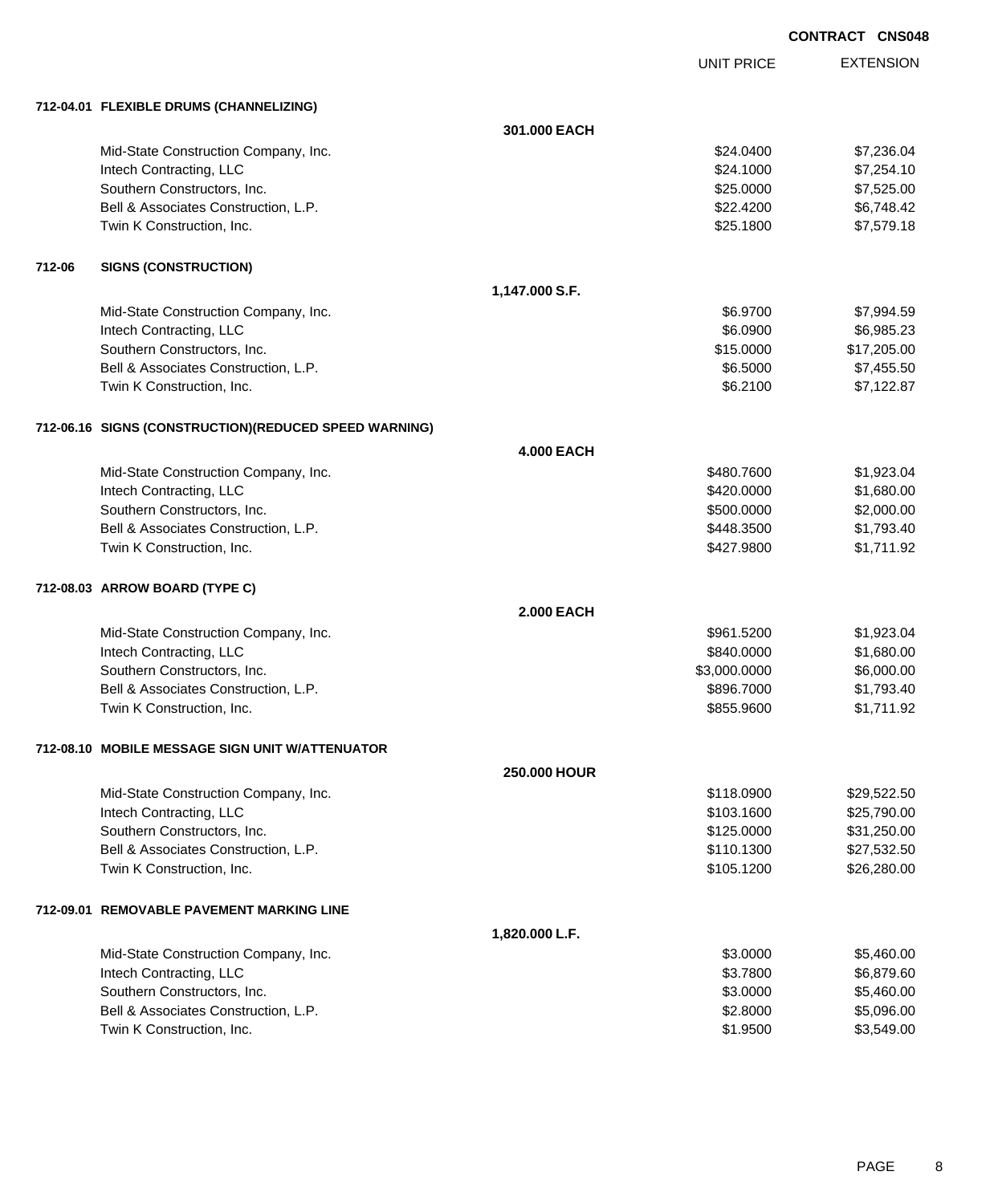**CONTRACT CNS048**

| | UNIT PRICE | EXTENSION |
|---|---|---|
| **712-04.01 FLEXIBLE DRUMS (CHANNELIZING)** | | |
| **301.000 EACH** | | |
| Mid-State Construction Company, Inc. | $24.0400 | $7,236.04 |
| Intech Contracting, LLC | $24.1000 | $7,254.10 |
| Southern Constructors, Inc. | $25.0000 | $7,525.00 |
| Bell & Associates Construction, L.P. | $22.4200 | $6,748.42 |
| Twin K Construction, Inc. | $25.1800 | $7,579.18 |
| **712-06 SIGNS (CONSTRUCTION)** | | |
| **1,147.000 S.F.** | | |
| Mid-State Construction Company, Inc. | $6.9700 | $7,994.59 |
| Intech Contracting, LLC | $6.0900 | $6,985.23 |
| Southern Constructors, Inc. | $15.0000 | $17,205.00 |
| Bell & Associates Construction, L.P. | $6.5000 | $7,455.50 |
| Twin K Construction, Inc. | $6.2100 | $7,122.87 |
| **712-06.16 SIGNS (CONSTRUCTION)(REDUCED SPEED WARNING)** | | |
| **4.000 EACH** | | |
| Mid-State Construction Company, Inc. | $480.7600 | $1,923.04 |
| Intech Contracting, LLC | $420.0000 | $1,680.00 |
| Southern Constructors, Inc. | $500.0000 | $2,000.00 |
| Bell & Associates Construction, L.P. | $448.3500 | $1,793.40 |
| Twin K Construction, Inc. | $427.9800 | $1,711.92 |
| **712-08.03 ARROW BOARD (TYPE C)** | | |
| **2.000 EACH** | | |
| Mid-State Construction Company, Inc. | $961.5200 | $1,923.04 |
| Intech Contracting, LLC | $840.0000 | $1,680.00 |
| Southern Constructors, Inc. | $3,000.0000 | $6,000.00 |
| Bell & Associates Construction, L.P. | $896.7000 | $1,793.40 |
| Twin K Construction, Inc. | $855.9600 | $1,711.92 |
| **712-08.10 MOBILE MESSAGE SIGN UNIT W/ATTENUATOR** | | |
| **250.000 HOUR** | | |
| Mid-State Construction Company, Inc. | $118.0900 | $29,522.50 |
| Intech Contracting, LLC | $103.1600 | $25,790.00 |
| Southern Constructors, Inc. | $125.0000 | $31,250.00 |
| Bell & Associates Construction, L.P. | $110.1300 | $27,532.50 |
| Twin K Construction, Inc. | $105.1200 | $26,280.00 |
| **712-09.01 REMOVABLE PAVEMENT MARKING LINE** | | |
| **1,820.000 L.F.** | | |
| Mid-State Construction Company, Inc. | $3.0000 | $5,460.00 |
| Intech Contracting, LLC | $3.7800 | $6,879.60 |
| Southern Constructors, Inc. | $3.0000 | $5,460.00 |
| Bell & Associates Construction, L.P. | $2.8000 | $5,096.00 |
| Twin K Construction, Inc. | $1.9500 | $3,549.00 |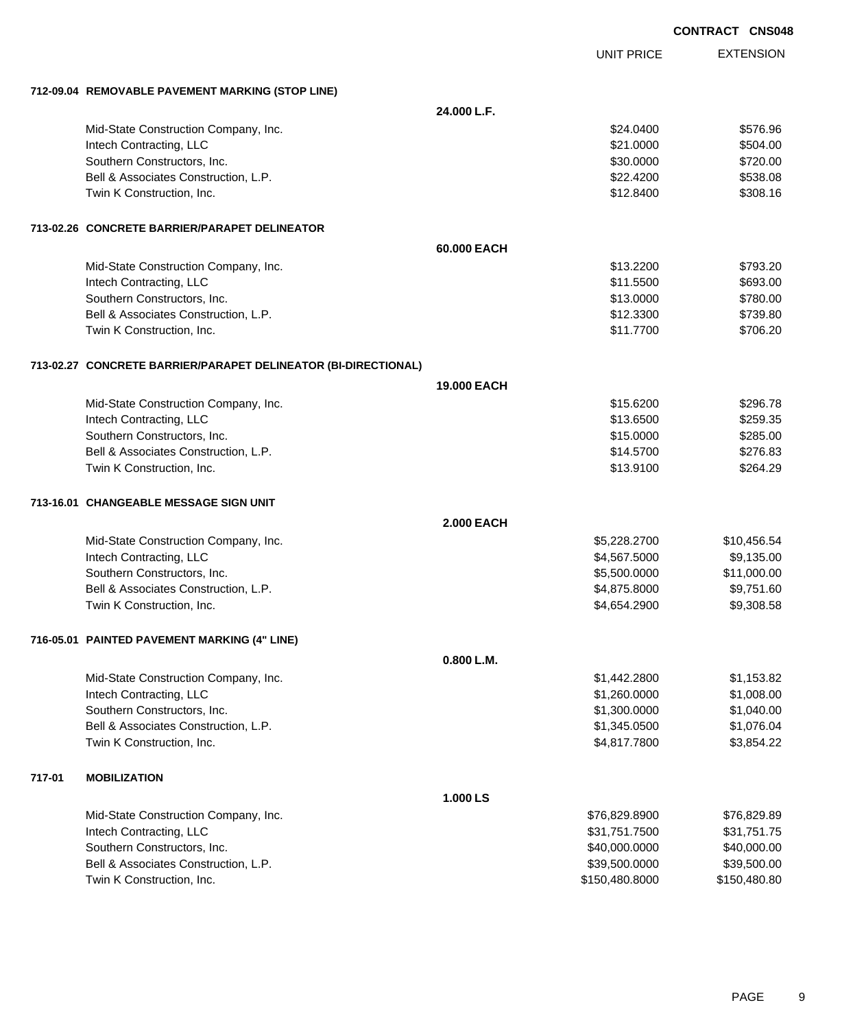**CONTRACT CNS048**

| | | UNIT PRICE | EXTENSION |
|---|---|---|---|
| **712-09.04 REMOVABLE PAVEMENT MARKING (STOP LINE)** | | | |
| | **24.000 L.F.** | | |
| Mid-State Construction Company, Inc. | | $24.0400 | $576.96 |
| Intech Contracting, LLC | | $21.0000 | $504.00 |
| Southern Constructors, Inc. | | $30.0000 | $720.00 |
| Bell & Associates Construction, L.P. | | $22.4200 | $538.08 |
| Twin K Construction, Inc. | | $12.8400 | $308.16 |
| **713-02.26 CONCRETE BARRIER/PARAPET DELINEATOR** | | | |
| | **60.000 EACH** | | |
| Mid-State Construction Company, Inc. | | $13.2200 | $793.20 |
| Intech Contracting, LLC | | $11.5500 | $693.00 |
| Southern Constructors, Inc. | | $13.0000 | $780.00 |
| Bell & Associates Construction, L.P. | | $12.3300 | $739.80 |
| Twin K Construction, Inc. | | $11.7700 | $706.20 |
| **713-02.27 CONCRETE BARRIER/PARAPET DELINEATOR (BI-DIRECTIONAL)** | | | |
| | **19.000 EACH** | | |
| Mid-State Construction Company, Inc. | | $15.6200 | $296.78 |
| Intech Contracting, LLC | | $13.6500 | $259.35 |
| Southern Constructors, Inc. | | $15.0000 | $285.00 |
| Bell & Associates Construction, L.P. | | $14.5700 | $276.83 |
| Twin K Construction, Inc. | | $13.9100 | $264.29 |
| **713-16.01 CHANGEABLE MESSAGE SIGN UNIT** | | | |
| | **2.000 EACH** | | |
| Mid-State Construction Company, Inc. | | $5,228.2700 | $10,456.54 |
| Intech Contracting, LLC | | $4,567.5000 | $9,135.00 |
| Southern Constructors, Inc. | | $5,500.0000 | $11,000.00 |
| Bell & Associates Construction, L.P. | | $4,875.8000 | $9,751.60 |
| Twin K Construction, Inc. | | $4,654.2900 | $9,308.58 |
| **716-05.01 PAINTED PAVEMENT MARKING (4" LINE)** | | | |
| | **0.800 L.M.** | | |
| Mid-State Construction Company, Inc. | | $1,442.2800 | $1,153.82 |
| Intech Contracting, LLC | | $1,260.0000 | $1,008.00 |
| Southern Constructors, Inc. | | $1,300.0000 | $1,040.00 |
| Bell & Associates Construction, L.P. | | $1,345.0500 | $1,076.04 |
| Twin K Construction, Inc. | | $4,817.7800 | $3,854.22 |
| **717-01 MOBILIZATION** | | | |
| | **1.000 LS** | | |
| Mid-State Construction Company, Inc. | | $76,829.8900 | $76,829.89 |
| Intech Contracting, LLC | | $31,751.7500 | $31,751.75 |
| Southern Constructors, Inc. | | $40,000.0000 | $40,000.00 |
| Bell & Associates Construction, L.P. | | $39,500.0000 | $39,500.00 |
| Twin K Construction, Inc. | | $150,480.8000 | $150,480.80 |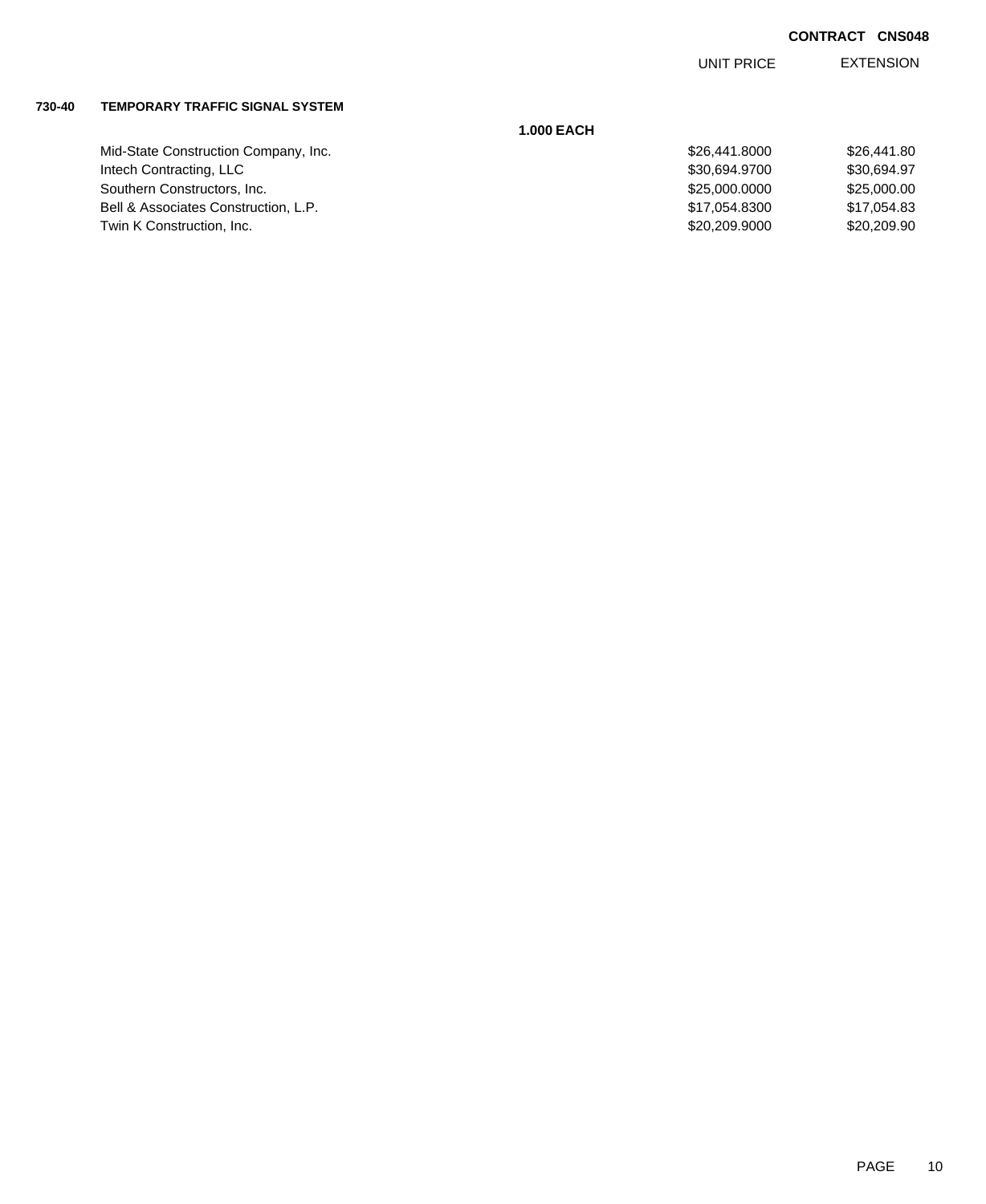**CONTRACT CNS048**

| | | UNIT PRICE | EXTENSION |
|---|---|---|---|
| **730-40** | **TEMPORARY TRAFFIC SIGNAL SYSTEM** | | |
| | **1.000 EACH** | | |
| | Mid-State Construction Company, Inc. | $26,441.8000 | $26,441.80 |
| | Intech Contracting, LLC | $30,694.9700 | $30,694.97 |
| | Southern Constructors, Inc. | $25,000.0000 | $25,000.00 |
| | Bell & Associates Construction, L.P. | $17,054.8300 | $17,054.83 |
| | Twin K Construction, Inc. | $20,209.9000 | $20,209.90 |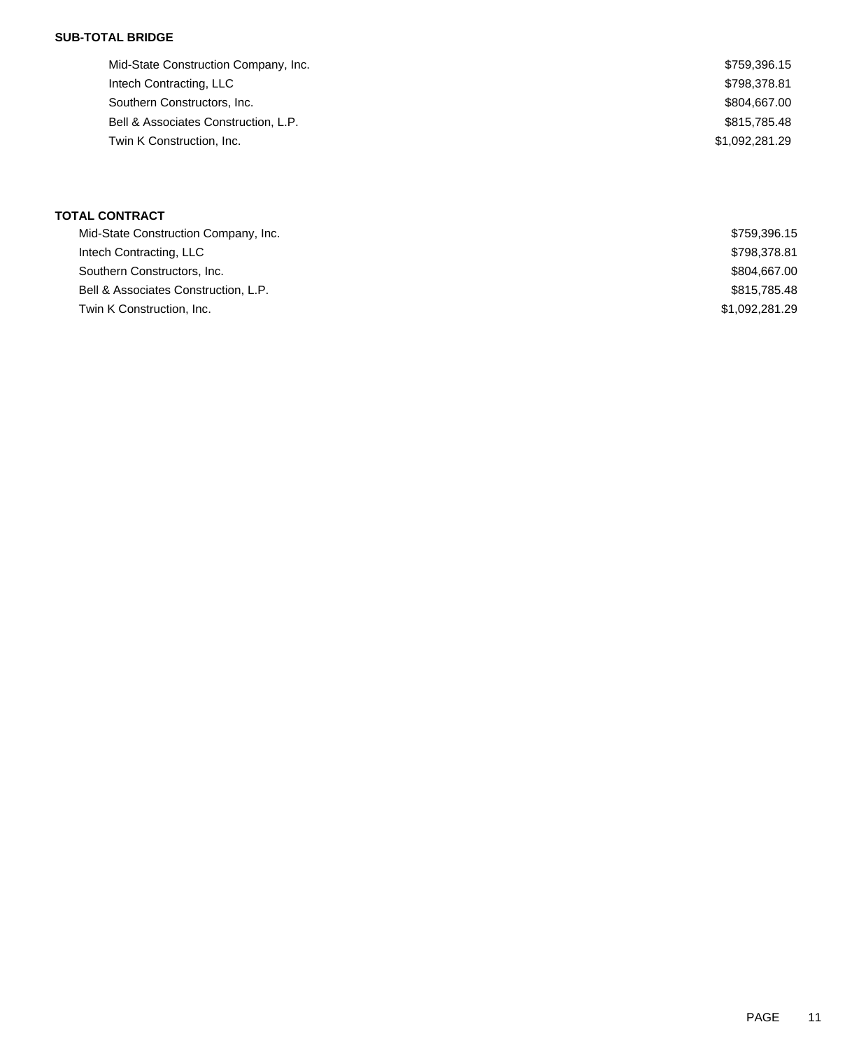**SUB-TOTAL BRIDGE**

| | |
|---|---|
| Mid-State Construction Company, Inc. | $759,396.15 |
| Intech Contracting, LLC | $798,378.81 |
| Southern Constructors, Inc. | $804,667.00 |
| Bell & Associates Construction, L.P. | $815,785.48 |
| Twin K Construction, Inc. | $1,092,281.29 |

**TOTAL CONTRACT**

| | |
|---|---|
| Mid-State Construction Company, Inc. | $759,396.15 |
| Intech Contracting, LLC | $798,378.81 |
| Southern Constructors, Inc. | $804,667.00 |
| Bell & Associates Construction, L.P. | $815,785.48 |
| Twin K Construction, Inc. | $1,092,281.29 |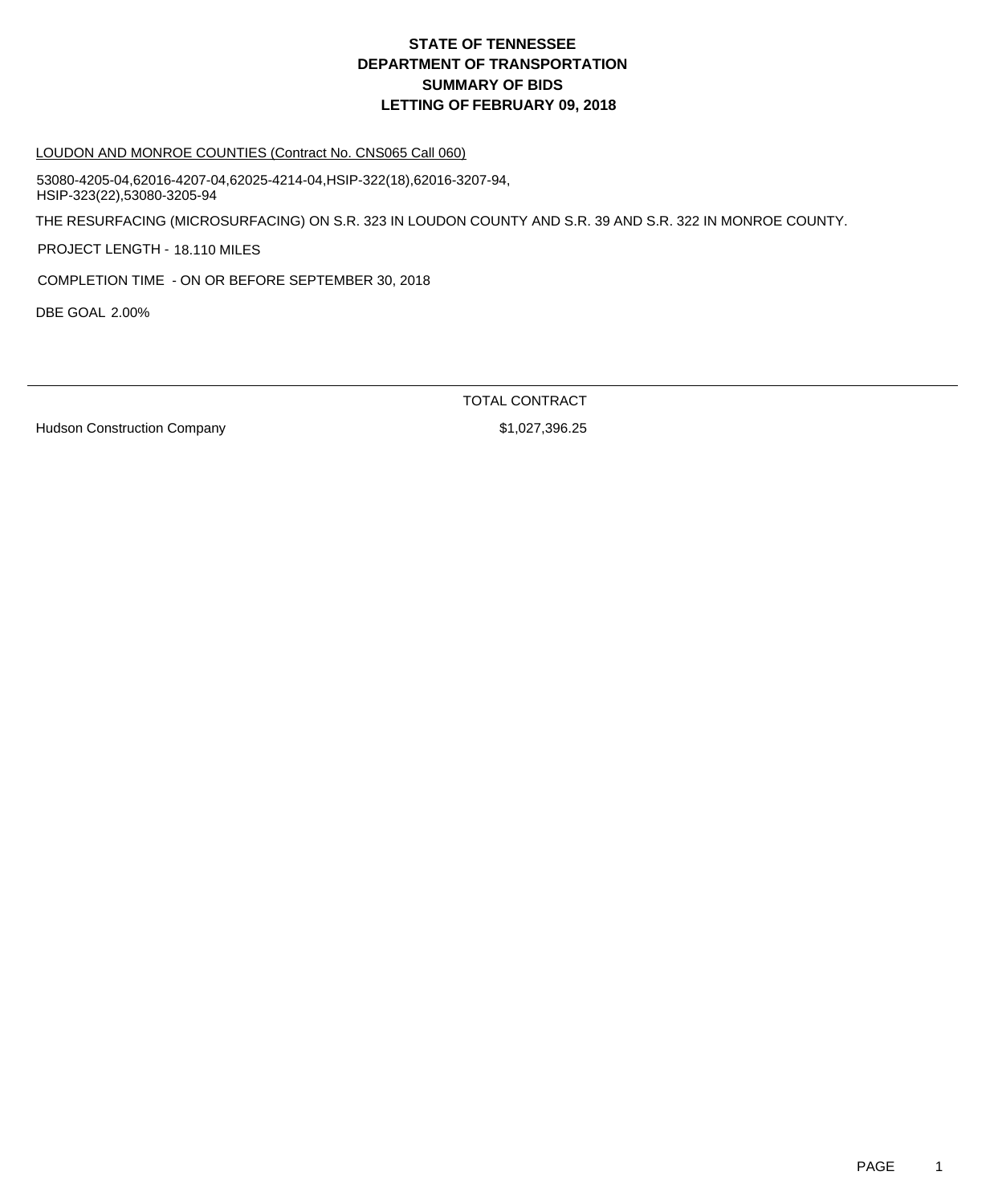# STATE OF TENNESSEE
# DEPARTMENT OF TRANSPORTATION
# SUMMARY OF BIDS
# LETTING OF FEBRUARY 09, 2018

LOUDON AND MONROE COUNTIES (Contract No. CNS065 Call 060)

53080-4205-04,62016-4207-04,62025-4214-04,HSIP-322(18),62016-3207-94,
HSIP-323(22),53080-3205-94

THE RESURFACING (MICROSURFACING) ON S.R. 323 IN LOUDON COUNTY AND S.R. 39 AND S.R. 322 IN MONROE COUNTY.

PROJECT LENGTH - 18.110 MILES

COMPLETION TIME - ON OR BEFORE SEPTEMBER 30, 2018

DBE GOAL 2.00%

| | TOTAL CONTRACT |
|---|---|
| Hudson Construction Company | $1,027,396.25 |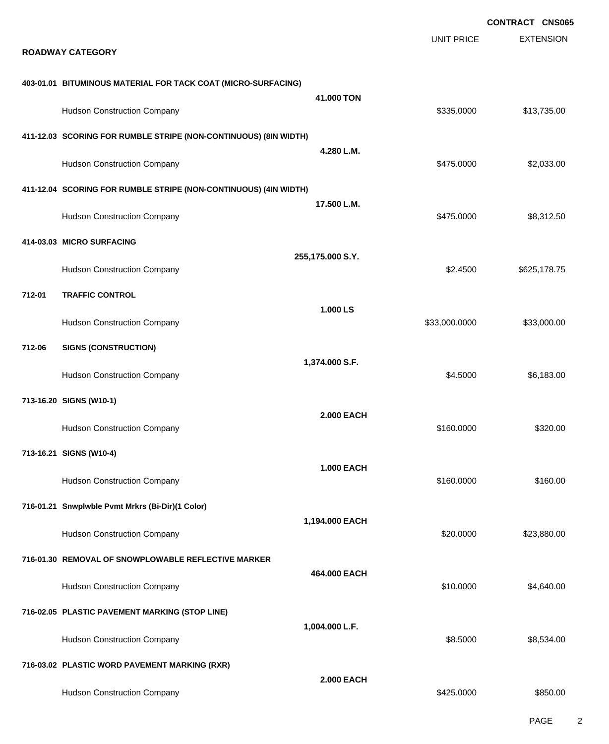**CONTRACT CNS065**

**ROADWAY CATEGORY**

| | | UNIT PRICE | EXTENSION |
|---|---|---|---|
| **403-01.01 BITUMINOUS MATERIAL FOR TACK COAT (MICRO-SURFACING)** | **41.000 TON** | | |
| Hudson Construction Company | | $335.0000 | $13,735.00 |
| **411-12.03 SCORING FOR RUMBLE STRIPE (NON-CONTINUOUS) (8IN WIDTH)** | **4.280 L.M.** | | |
| Hudson Construction Company | | $475.0000 | $2,033.00 |
| **411-12.04 SCORING FOR RUMBLE STRIPE (NON-CONTINUOUS) (4IN WIDTH)** | **17.500 L.M.** | | |
| Hudson Construction Company | | $475.0000 | $8,312.50 |
| **414-03.03 MICRO SURFACING** | **255,175.000 S.Y.** | | |
| Hudson Construction Company | | $2.4500 | $625,178.75 |
| **712-01 TRAFFIC CONTROL** | **1.000 LS** | | |
| Hudson Construction Company | | $33,000.0000 | $33,000.00 |
| **712-06 SIGNS (CONSTRUCTION)** | **1,374.000 S.F.** | | |
| Hudson Construction Company | | $4.5000 | $6,183.00 |
| **713-16.20 SIGNS (W10-1)** | **2.000 EACH** | | |
| Hudson Construction Company | | $160.0000 | $320.00 |
| **713-16.21 SIGNS (W10-4)** | **1.000 EACH** | | |
| Hudson Construction Company | | $160.0000 | $160.00 |
| **716-01.21 Snwplwble Pvmt Mrkrs (Bi-Dir)(1 Color)** | **1,194.000 EACH** | | |
| Hudson Construction Company | | $20.0000 | $23,880.00 |
| **716-01.30 REMOVAL OF SNOWPLOWABLE REFLECTIVE MARKER** | **464.000 EACH** | | |
| Hudson Construction Company | | $10.0000 | $4,640.00 |
| **716-02.05 PLASTIC PAVEMENT MARKING (STOP LINE)** | **1,004.000 L.F.** | | |
| Hudson Construction Company | | $8.5000 | $8,534.00 |
| **716-03.02 PLASTIC WORD PAVEMENT MARKING (RXR)** | **2.000 EACH** | | |
| Hudson Construction Company | | $425.0000 | $850.00 |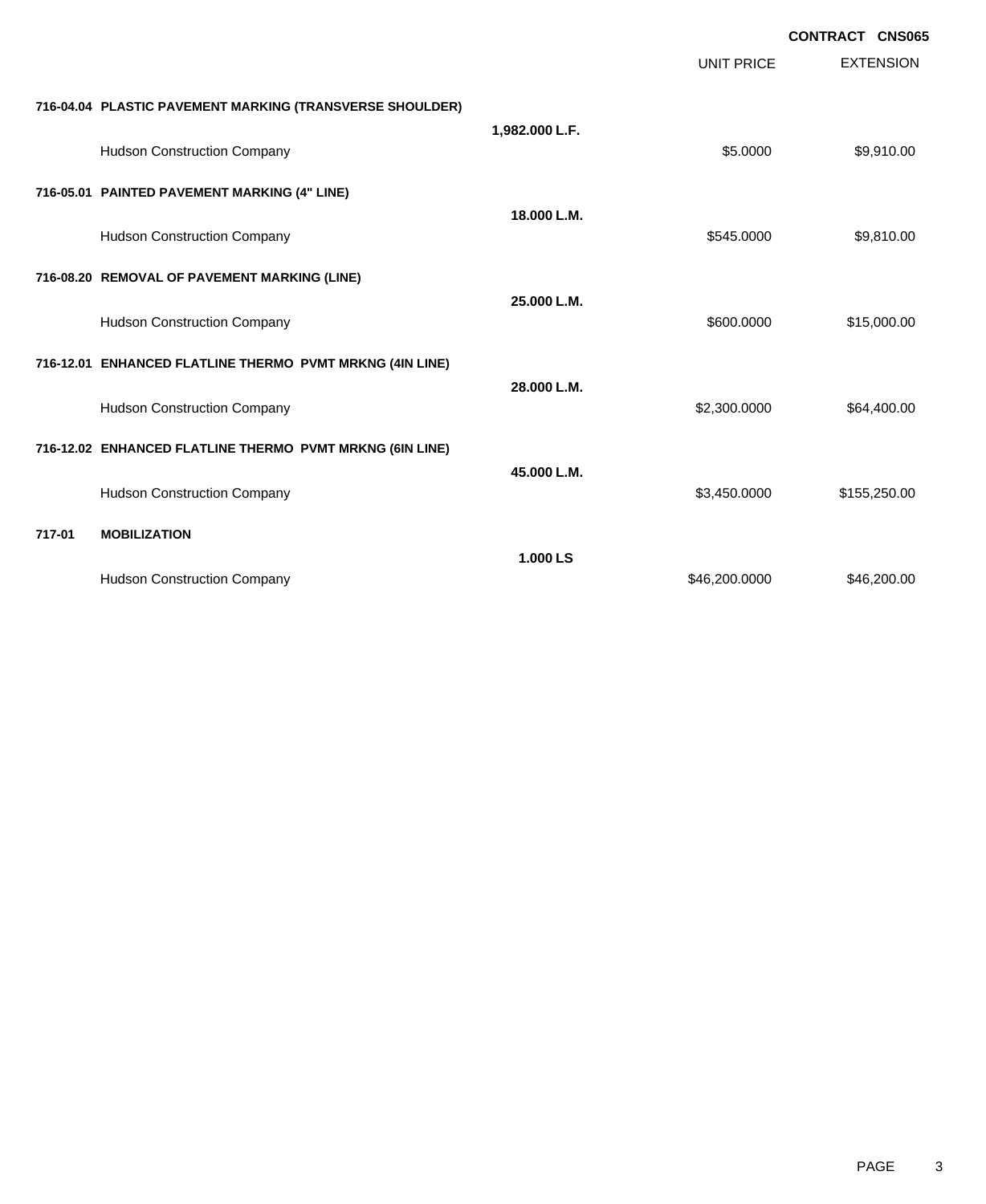**CONTRACT CNS065**

| | | | UNIT PRICE | EXTENSION |
|---|---|---|---|---|
| **716-04.04** | **PLASTIC PAVEMENT MARKING (TRANSVERSE SHOULDER)** | **1,982.000 L.F.** | | |
| | Hudson Construction Company | | $5.0000 | $9,910.00 |
| **716-05.01** | **PAINTED PAVEMENT MARKING (4" LINE)** | **18.000 L.M.** | | |
| | Hudson Construction Company | | $545.0000 | $9,810.00 |
| **716-08.20** | **REMOVAL OF PAVEMENT MARKING (LINE)** | **25.000 L.M.** | | |
| | Hudson Construction Company | | $600.0000 | $15,000.00 |
| **716-12.01** | **ENHANCED FLATLINE THERMO PVMT MRKNG (4IN LINE)** | **28.000 L.M.** | | |
| | Hudson Construction Company | | $2,300.0000 | $64,400.00 |
| **716-12.02** | **ENHANCED FLATLINE THERMO PVMT MRKNG (6IN LINE)** | **45.000 L.M.** | | |
| | Hudson Construction Company | | $3,450.0000 | $155,250.00 |
| **717-01** | **MOBILIZATION** | **1.000 LS** | | |
| | Hudson Construction Company | | $46,200.0000 | $46,200.00 |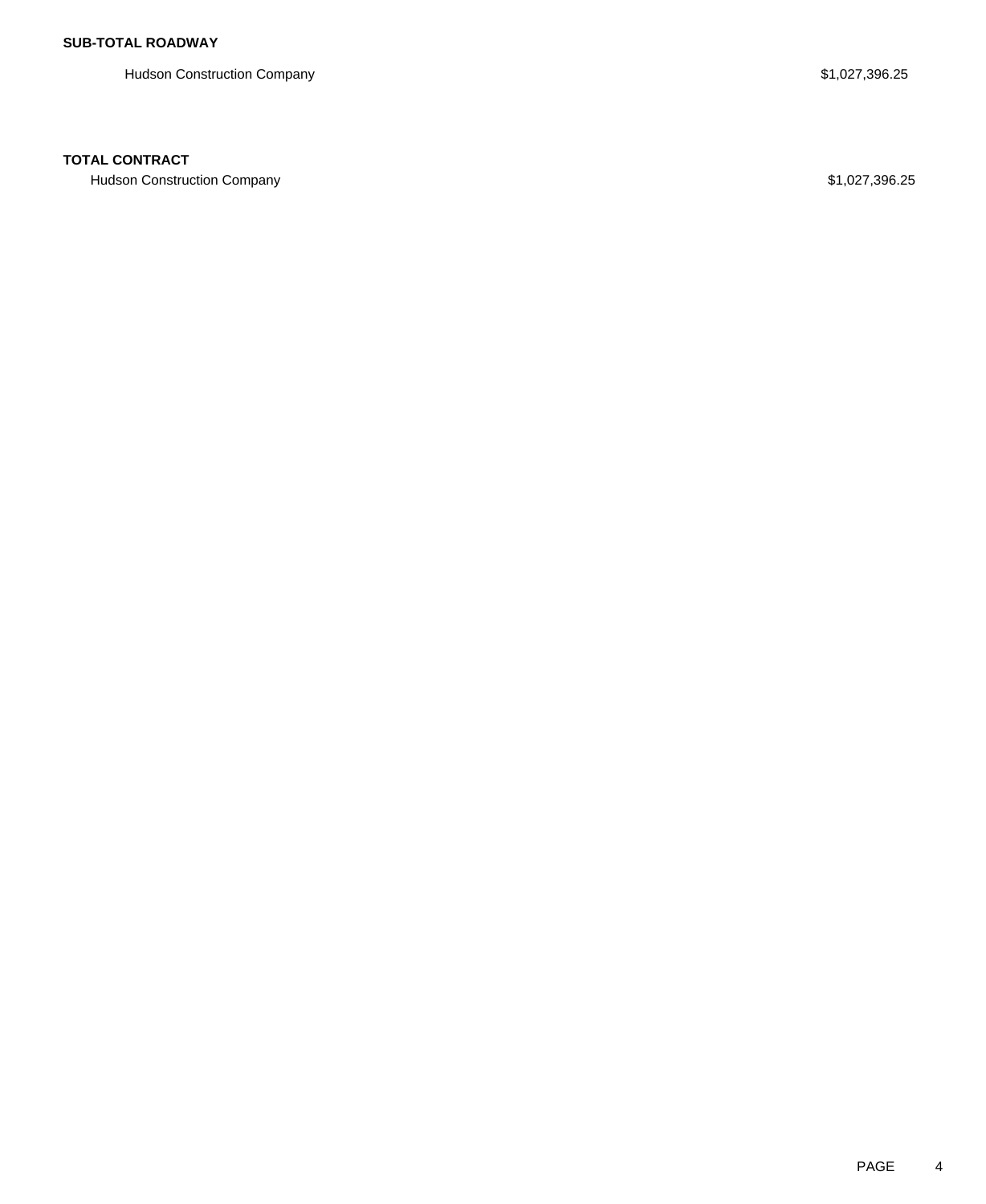**SUB-TOTAL ROADWAY**

| | |
|---|---|
| Hudson Construction Company | $1,027,396.25 |

**TOTAL CONTRACT**

| | |
|---|---|
| Hudson Construction Company | $1,027,396.25 |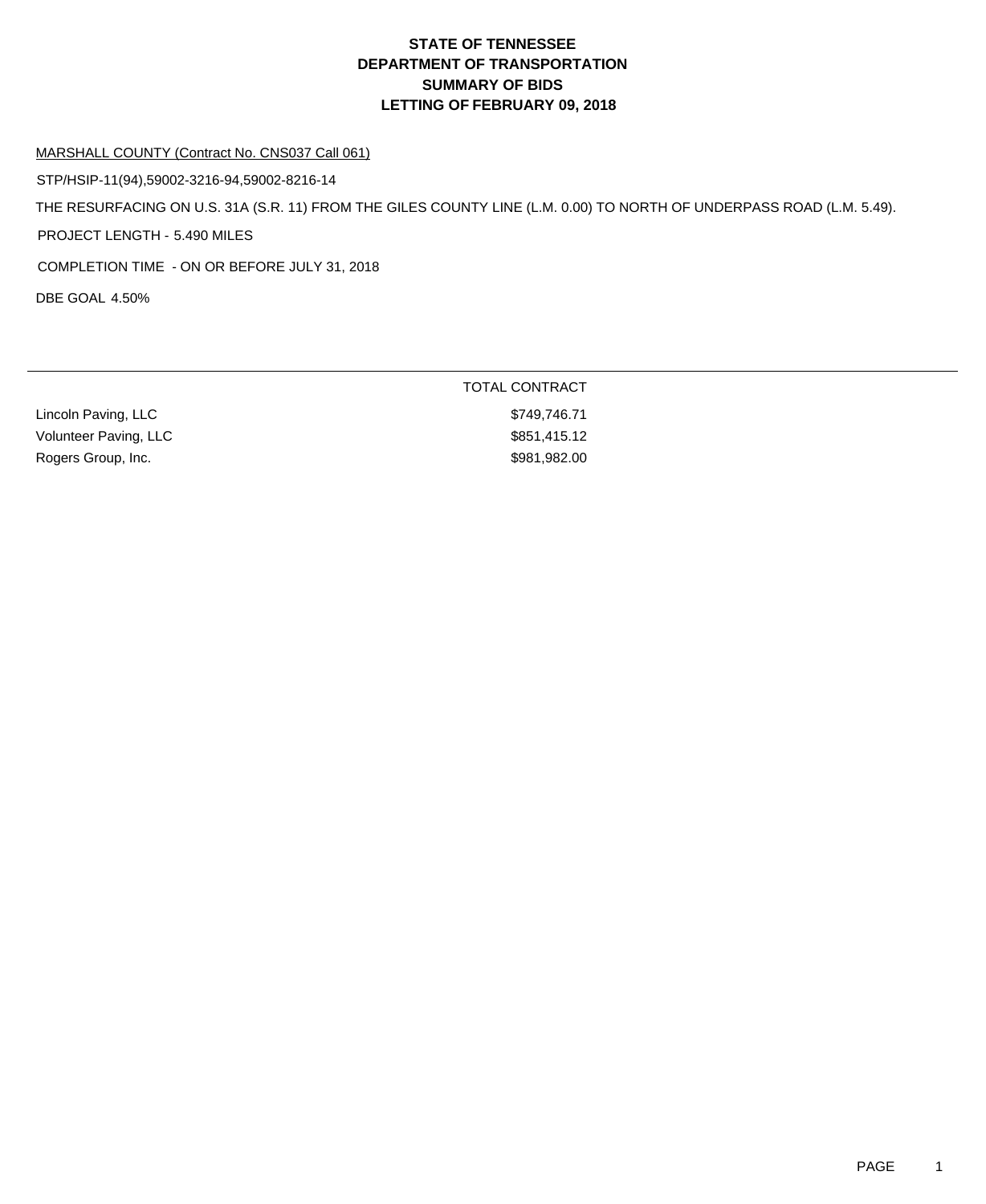# STATE OF TENNESSEE
# DEPARTMENT OF TRANSPORTATION
# SUMMARY OF BIDS
# LETTING OF FEBRUARY 09, 2018

MARSHALL COUNTY (Contract No. CNS037 Call 061)

STP/HSIP-11(94),59002-3216-94,59002-8216-14

THE RESURFACING ON U.S. 31A (S.R. 11) FROM THE GILES COUNTY LINE (L.M. 0.00) TO NORTH OF UNDERPASS ROAD (L.M. 5.49).

PROJECT LENGTH - 5.490 MILES

COMPLETION TIME - ON OR BEFORE JULY 31, 2018

DBE GOAL 4.50%

| | TOTAL CONTRACT |
|---|---|
| Lincoln Paving, LLC | $749,746.71 |
| Volunteer Paving, LLC | $851,415.12 |
| Rogers Group, Inc. | $981,982.00 |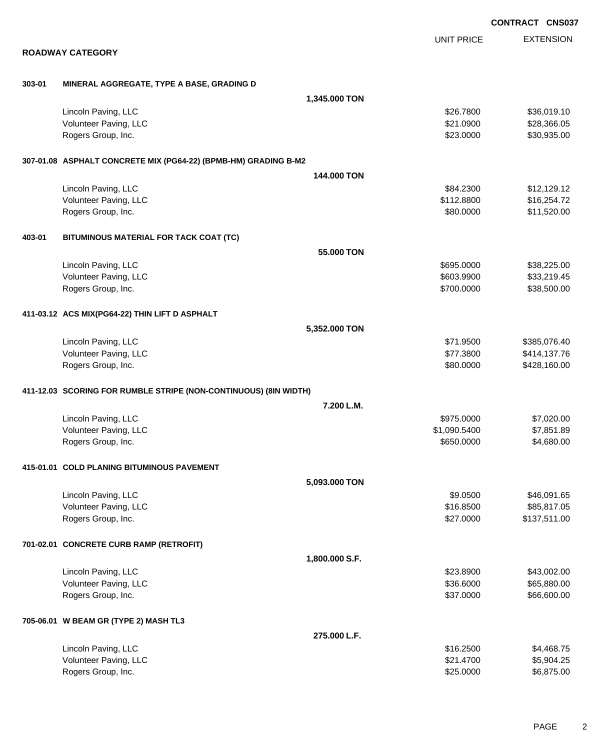**CONTRACT CNS037**

**ROADWAY CATEGORY**

| | | | UNIT PRICE | EXTENSION |
|---|---|---|---|---|
| **303-01** | **MINERAL AGGREGATE, TYPE A BASE, GRADING D** | | | |
| | | **1,345.000 TON** | | |
| | Lincoln Paving, LLC | | $26.7800 | $36,019.10 |
| | Volunteer Paving, LLC | | $21.0900 | $28,366.05 |
| | Rogers Group, Inc. | | $23.0000 | $30,935.00 |
| **307-01.08** | **ASPHALT CONCRETE MIX (PG64-22) (BPMB-HM) GRADING B-M2** | | | |
| | | **144.000 TON** | | |
| | Lincoln Paving, LLC | | $84.2300 | $12,129.12 |
| | Volunteer Paving, LLC | | $112.8800 | $16,254.72 |
| | Rogers Group, Inc. | | $80.0000 | $11,520.00 |
| **403-01** | **BITUMINOUS MATERIAL FOR TACK COAT (TC)** | | | |
| | | **55.000 TON** | | |
| | Lincoln Paving, LLC | | $695.0000 | $38,225.00 |
| | Volunteer Paving, LLC | | $603.9900 | $33,219.45 |
| | Rogers Group, Inc. | | $700.0000 | $38,500.00 |
| **411-03.12** | **ACS MIX(PG64-22) THIN LIFT D ASPHALT** | | | |
| | | **5,352.000 TON** | | |
| | Lincoln Paving, LLC | | $71.9500 | $385,076.40 |
| | Volunteer Paving, LLC | | $77.3800 | $414,137.76 |
| | Rogers Group, Inc. | | $80.0000 | $428,160.00 |
| **411-12.03** | **SCORING FOR RUMBLE STRIPE (NON-CONTINUOUS) (8IN WIDTH)** | | | |
| | | **7.200 L.M.** | | |
| | Lincoln Paving, LLC | | $975.0000 | $7,020.00 |
| | Volunteer Paving, LLC | | $1,090.5400 | $7,851.89 |
| | Rogers Group, Inc. | | $650.0000 | $4,680.00 |
| **415-01.01** | **COLD PLANING BITUMINOUS PAVEMENT** | | | |
| | | **5,093.000 TON** | | |
| | Lincoln Paving, LLC | | $9.0500 | $46,091.65 |
| | Volunteer Paving, LLC | | $16.8500 | $85,817.05 |
| | Rogers Group, Inc. | | $27.0000 | $137,511.00 |
| **701-02.01** | **CONCRETE CURB RAMP (RETROFIT)** | | | |
| | | **1,800.000 S.F.** | | |
| | Lincoln Paving, LLC | | $23.8900 | $43,002.00 |
| | Volunteer Paving, LLC | | $36.6000 | $65,880.00 |
| | Rogers Group, Inc. | | $37.0000 | $66,600.00 |
| **705-06.01** | **W BEAM GR (TYPE 2) MASH TL3** | | | |
| | | **275.000 L.F.** | | |
| | Lincoln Paving, LLC | | $16.2500 | $4,468.75 |
| | Volunteer Paving, LLC | | $21.4700 | $5,904.25 |
| | Rogers Group, Inc. | | $25.0000 | $6,875.00 |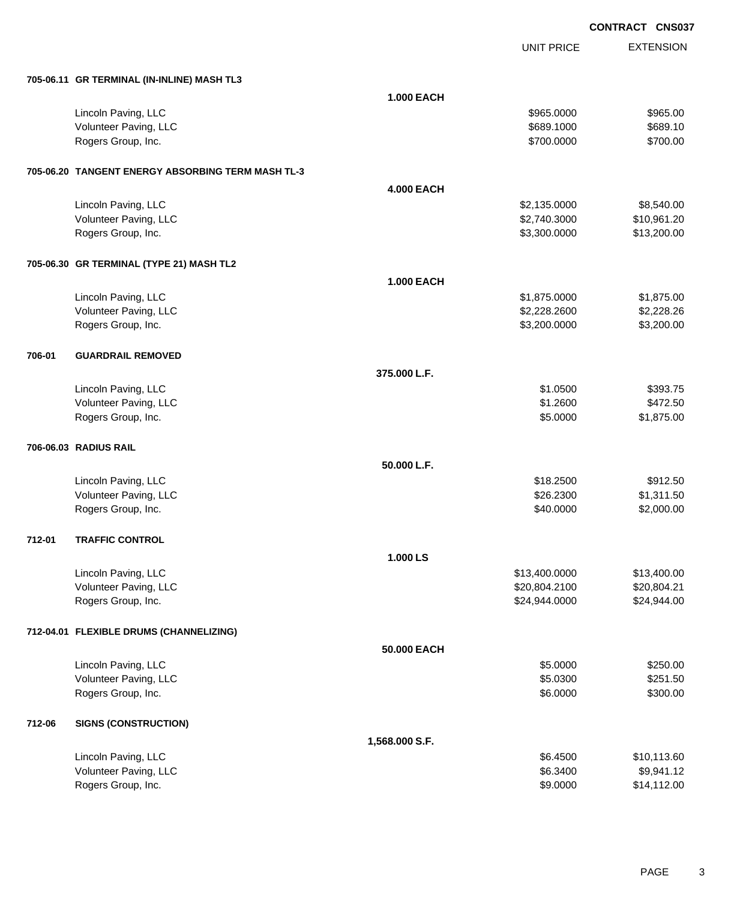**CONTRACT CNS037**

| | | | UNIT PRICE | EXTENSION |
|---|---|---|---|---|
| **705-06.11** | **GR TERMINAL (IN-INLINE) MASH TL3** | | | |
| | | **1.000 EACH** | | |
| | Lincoln Paving, LLC | | $965.0000 | $965.00 |
| | Volunteer Paving, LLC | | $689.1000 | $689.10 |
| | Rogers Group, Inc. | | $700.0000 | $700.00 |
| **705-06.20** | **TANGENT ENERGY ABSORBING TERM MASH TL-3** | | | |
| | | **4.000 EACH** | | |
| | Lincoln Paving, LLC | | $2,135.0000 | $8,540.00 |
| | Volunteer Paving, LLC | | $2,740.3000 | $10,961.20 |
| | Rogers Group, Inc. | | $3,300.0000 | $13,200.00 |
| **705-06.30** | **GR TERMINAL (TYPE 21) MASH TL2** | | | |
| | | **1.000 EACH** | | |
| | Lincoln Paving, LLC | | $1,875.0000 | $1,875.00 |
| | Volunteer Paving, LLC | | $2,228.2600 | $2,228.26 |
| | Rogers Group, Inc. | | $3,200.0000 | $3,200.00 |
| **706-01** | **GUARDRAIL REMOVED** | | | |
| | | **375.000 L.F.** | | |
| | Lincoln Paving, LLC | | $1.0500 | $393.75 |
| | Volunteer Paving, LLC | | $1.2600 | $472.50 |
| | Rogers Group, Inc. | | $5.0000 | $1,875.00 |
| **706-06.03** | **RADIUS RAIL** | | | |
| | | **50.000 L.F.** | | |
| | Lincoln Paving, LLC | | $18.2500 | $912.50 |
| | Volunteer Paving, LLC | | $26.2300 | $1,311.50 |
| | Rogers Group, Inc. | | $40.0000 | $2,000.00 |
| **712-01** | **TRAFFIC CONTROL** | | | |
| | | **1.000 LS** | | |
| | Lincoln Paving, LLC | | $13,400.0000 | $13,400.00 |
| | Volunteer Paving, LLC | | $20,804.2100 | $20,804.21 |
| | Rogers Group, Inc. | | $24,944.0000 | $24,944.00 |
| **712-04.01** | **FLEXIBLE DRUMS (CHANNELIZING)** | | | |
| | | **50.000 EACH** | | |
| | Lincoln Paving, LLC | | $5.0000 | $250.00 |
| | Volunteer Paving, LLC | | $5.0300 | $251.50 |
| | Rogers Group, Inc. | | $6.0000 | $300.00 |
| **712-06** | **SIGNS (CONSTRUCTION)** | | | |
| | | **1,568.000 S.F.** | | |
| | Lincoln Paving, LLC | | $6.4500 | $10,113.60 |
| | Volunteer Paving, LLC | | $6.3400 | $9,941.12 |
| | Rogers Group, Inc. | | $9.0000 | $14,112.00 |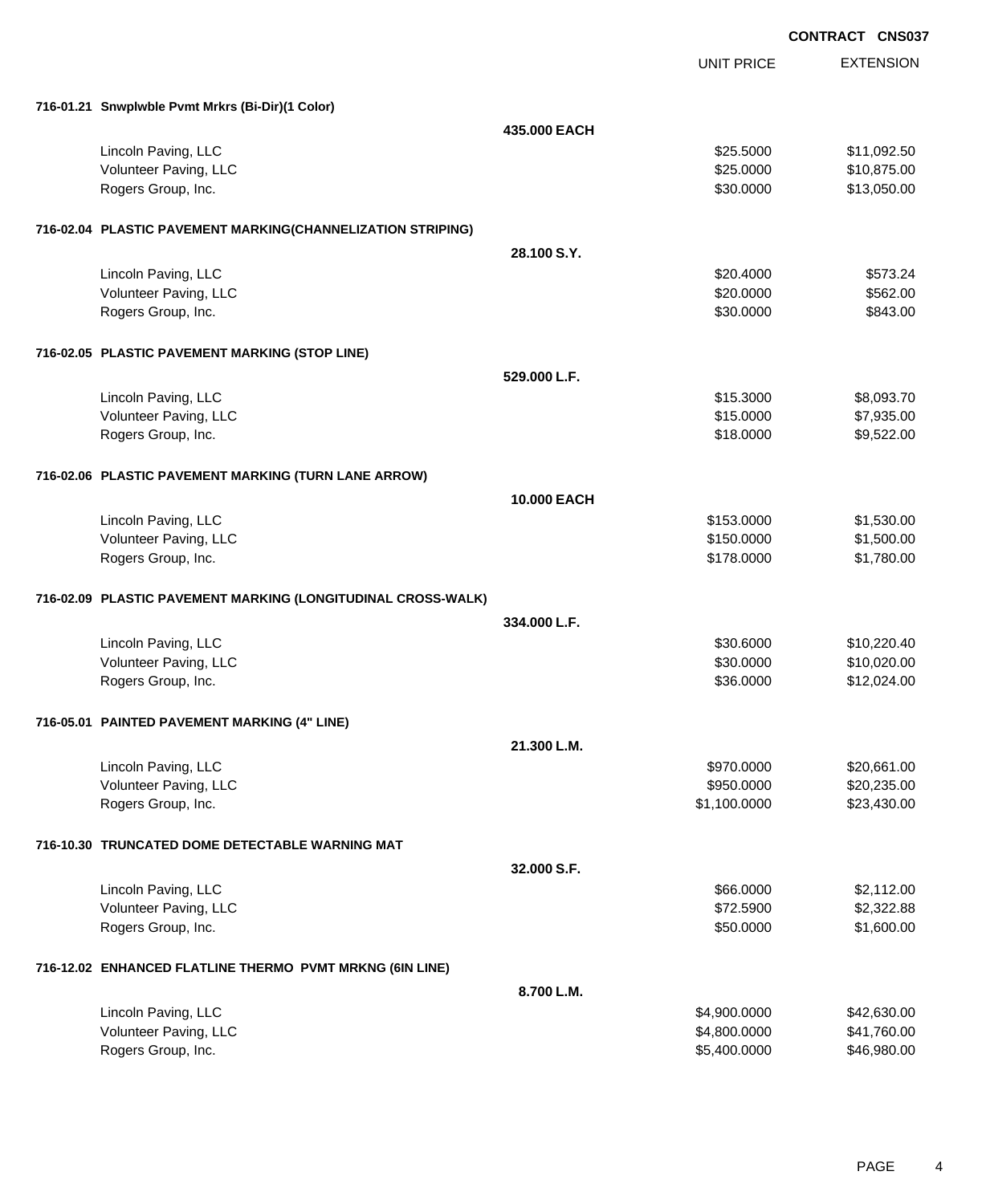**CONTRACT CNS037**

| | | UNIT PRICE | EXTENSION |
|---|---|---|---|
| **716-01.21 Snwplwble Pvmt Mrkrs (Bi-Dir)(1 Color)** | | | |
| | **435.000 EACH** | | |
| Lincoln Paving, LLC | | $25.5000 | $11,092.50 |
| Volunteer Paving, LLC | | $25.0000 | $10,875.00 |
| Rogers Group, Inc. | | $30.0000 | $13,050.00 |
| **716-02.04 PLASTIC PAVEMENT MARKING(CHANNELIZATION STRIPING)** | | | |
| | **28.100 S.Y.** | | |
| Lincoln Paving, LLC | | $20.4000 | $573.24 |
| Volunteer Paving, LLC | | $20.0000 | $562.00 |
| Rogers Group, Inc. | | $30.0000 | $843.00 |
| **716-02.05 PLASTIC PAVEMENT MARKING (STOP LINE)** | | | |
| | **529.000 L.F.** | | |
| Lincoln Paving, LLC | | $15.3000 | $8,093.70 |
| Volunteer Paving, LLC | | $15.0000 | $7,935.00 |
| Rogers Group, Inc. | | $18.0000 | $9,522.00 |
| **716-02.06 PLASTIC PAVEMENT MARKING (TURN LANE ARROW)** | | | |
| | **10.000 EACH** | | |
| Lincoln Paving, LLC | | $153.0000 | $1,530.00 |
| Volunteer Paving, LLC | | $150.0000 | $1,500.00 |
| Rogers Group, Inc. | | $178.0000 | $1,780.00 |
| **716-02.09 PLASTIC PAVEMENT MARKING (LONGITUDINAL CROSS-WALK)** | | | |
| | **334.000 L.F.** | | |
| Lincoln Paving, LLC | | $30.6000 | $10,220.40 |
| Volunteer Paving, LLC | | $30.0000 | $10,020.00 |
| Rogers Group, Inc. | | $36.0000 | $12,024.00 |
| **716-05.01 PAINTED PAVEMENT MARKING (4" LINE)** | | | |
| | **21.300 L.M.** | | |
| Lincoln Paving, LLC | | $970.0000 | $20,661.00 |
| Volunteer Paving, LLC | | $950.0000 | $20,235.00 |
| Rogers Group, Inc. | | $1,100.0000 | $23,430.00 |
| **716-10.30 TRUNCATED DOME DETECTABLE WARNING MAT** | | | |
| | **32.000 S.F.** | | |
| Lincoln Paving, LLC | | $66.0000 | $2,112.00 |
| Volunteer Paving, LLC | | $72.5900 | $2,322.88 |
| Rogers Group, Inc. | | $50.0000 | $1,600.00 |
| **716-12.02 ENHANCED FLATLINE THERMO PVMT MRKNG (6IN LINE)** | | | |
| | **8.700 L.M.** | | |
| Lincoln Paving, LLC | | $4,900.0000 | $42,630.00 |
| Volunteer Paving, LLC | | $4,800.0000 | $41,760.00 |
| Rogers Group, Inc. | | $5,400.0000 | $46,980.00 |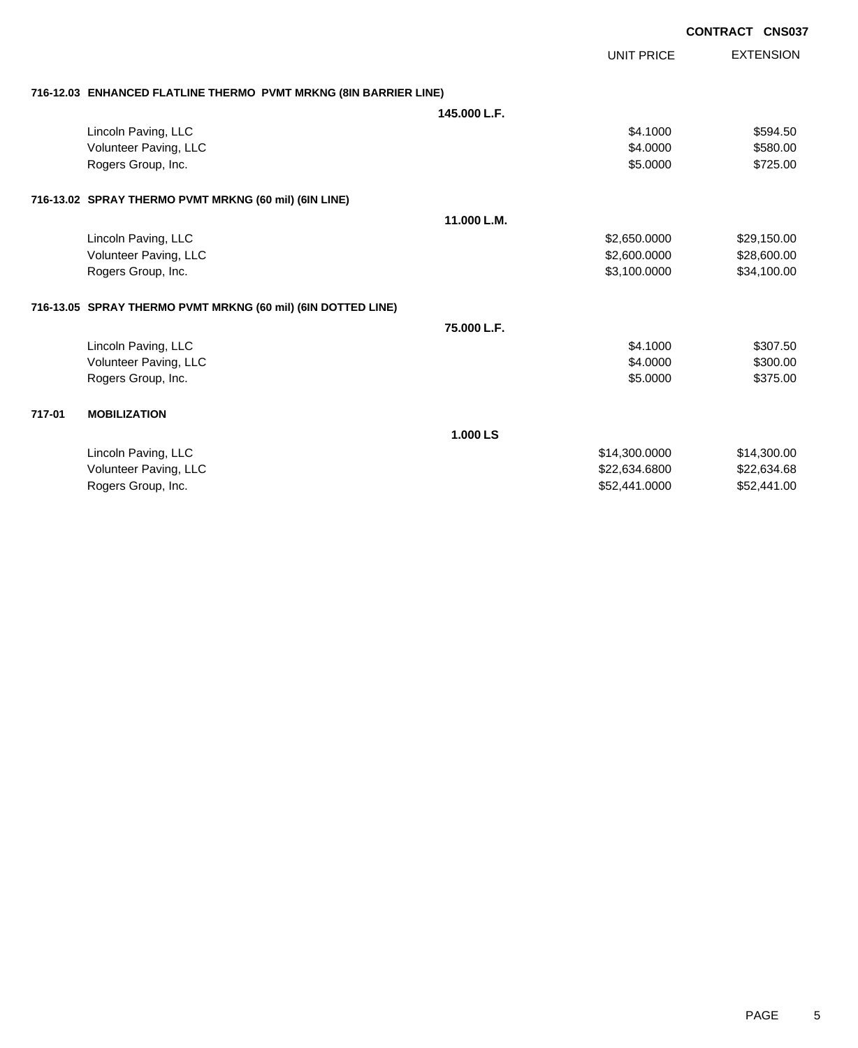**CONTRACT CNS037**

| | UNIT PRICE | EXTENSION |
|---|---|---|
| **716-12.03 ENHANCED FLATLINE THERMO PVMT MRKNG (8IN BARRIER LINE)** | | |
| **145.000 L.F.** | | |
| Lincoln Paving, LLC | $4.1000 | $594.50 |
| Volunteer Paving, LLC | $4.0000 | $580.00 |
| Rogers Group, Inc. | $5.0000 | $725.00 |
| **716-13.02 SPRAY THERMO PVMT MRKNG (60 mil) (6IN LINE)** | | |
| **11.000 L.M.** | | |
| Lincoln Paving, LLC | $2,650.0000 | $29,150.00 |
| Volunteer Paving, LLC | $2,600.0000 | $28,600.00 |
| Rogers Group, Inc. | $3,100.0000 | $34,100.00 |
| **716-13.05 SPRAY THERMO PVMT MRKNG (60 mil) (6IN DOTTED LINE)** | | |
| **75.000 L.F.** | | |
| Lincoln Paving, LLC | $4.1000 | $307.50 |
| Volunteer Paving, LLC | $4.0000 | $300.00 |
| Rogers Group, Inc. | $5.0000 | $375.00 |
| **717-01 MOBILIZATION** | | |
| **1.000 LS** | | |
| Lincoln Paving, LLC | $14,300.0000 | $14,300.00 |
| Volunteer Paving, LLC | $22,634.6800 | $22,634.68 |
| Rogers Group, Inc. | $52,441.0000 | $52,441.00 |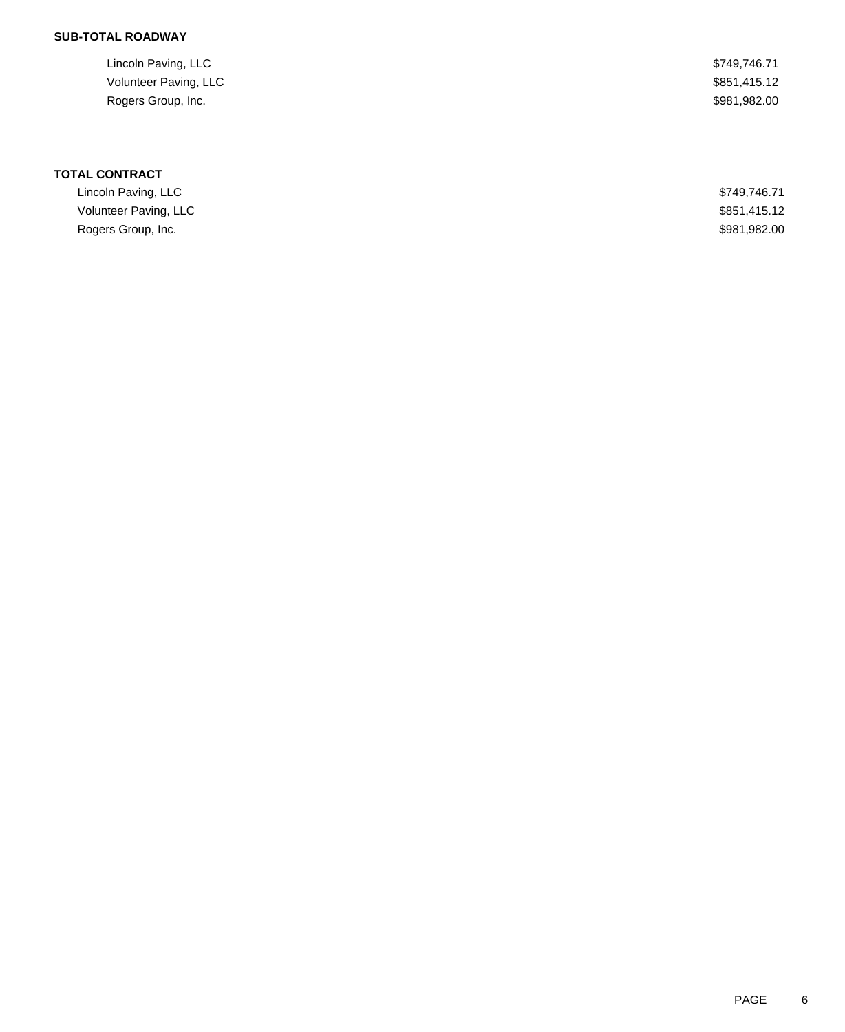**SUB-TOTAL ROADWAY**

| | |
|---|---|
| Lincoln Paving, LLC | $749,746.71 |
| Volunteer Paving, LLC | $851,415.12 |
| Rogers Group, Inc. | $981,982.00 |

**TOTAL CONTRACT**

| | |
|---|---|
| Lincoln Paving, LLC | $749,746.71 |
| Volunteer Paving, LLC | $851,415.12 |
| Rogers Group, Inc. | $981,982.00 |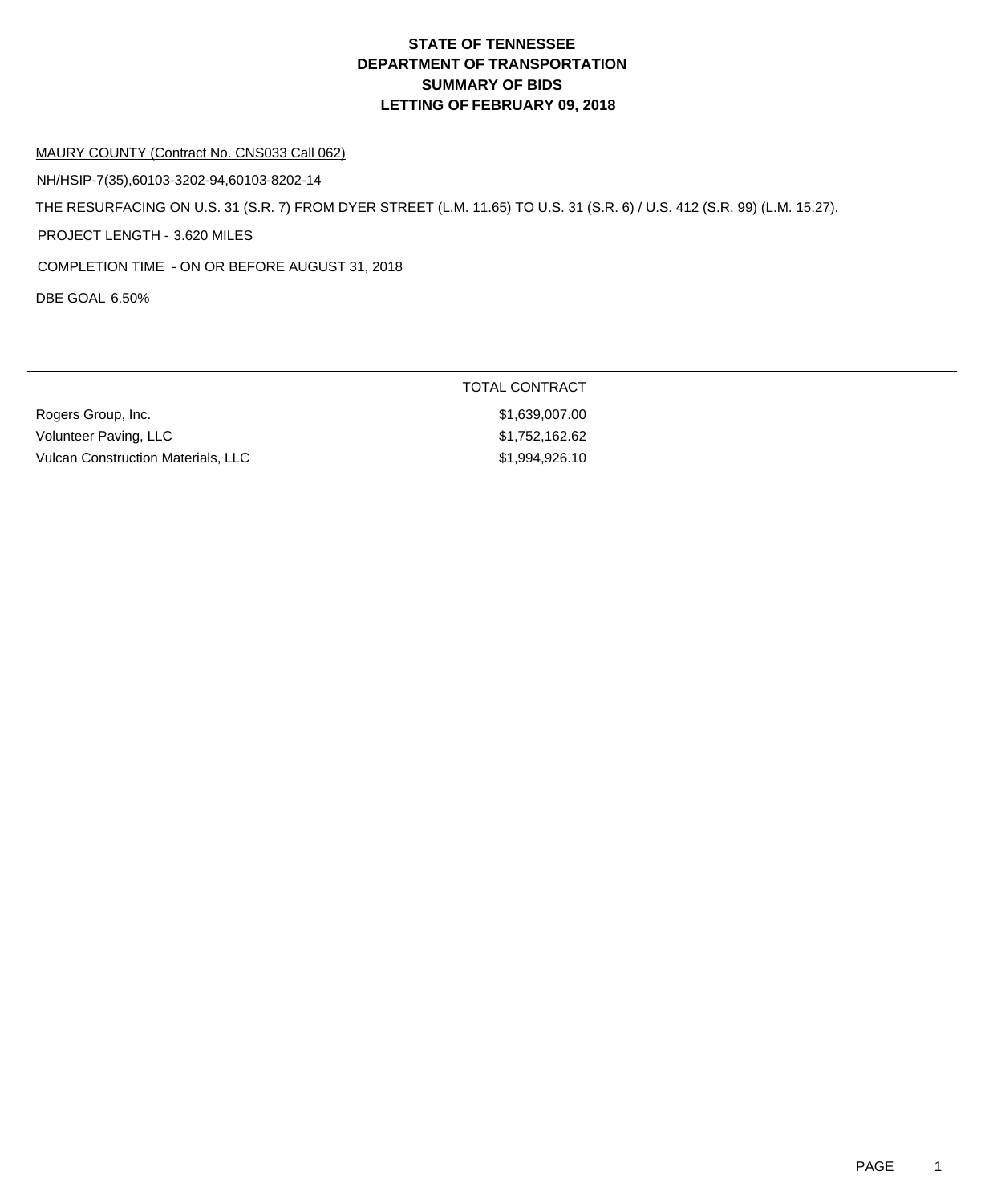# STATE OF TENNESSEE
# DEPARTMENT OF TRANSPORTATION
# SUMMARY OF BIDS
# LETTING OF FEBRUARY 09, 2018

MAURY COUNTY (Contract No. CNS033 Call 062)

NH/HSIP-7(35),60103-3202-94,60103-8202-14

THE RESURFACING ON U.S. 31 (S.R. 7) FROM DYER STREET (L.M. 11.65) TO U.S. 31 (S.R. 6) / U.S. 412 (S.R. 99) (L.M. 15.27).

PROJECT LENGTH - 3.620 MILES

COMPLETION TIME - ON OR BEFORE AUGUST 31, 2018

DBE GOAL 6.50%

| | TOTAL CONTRACT |
|---|---|
| Rogers Group, Inc. | $1,639,007.00 |
| Volunteer Paving, LLC | $1,752,162.62 |
| Vulcan Construction Materials, LLC | $1,994,926.10 |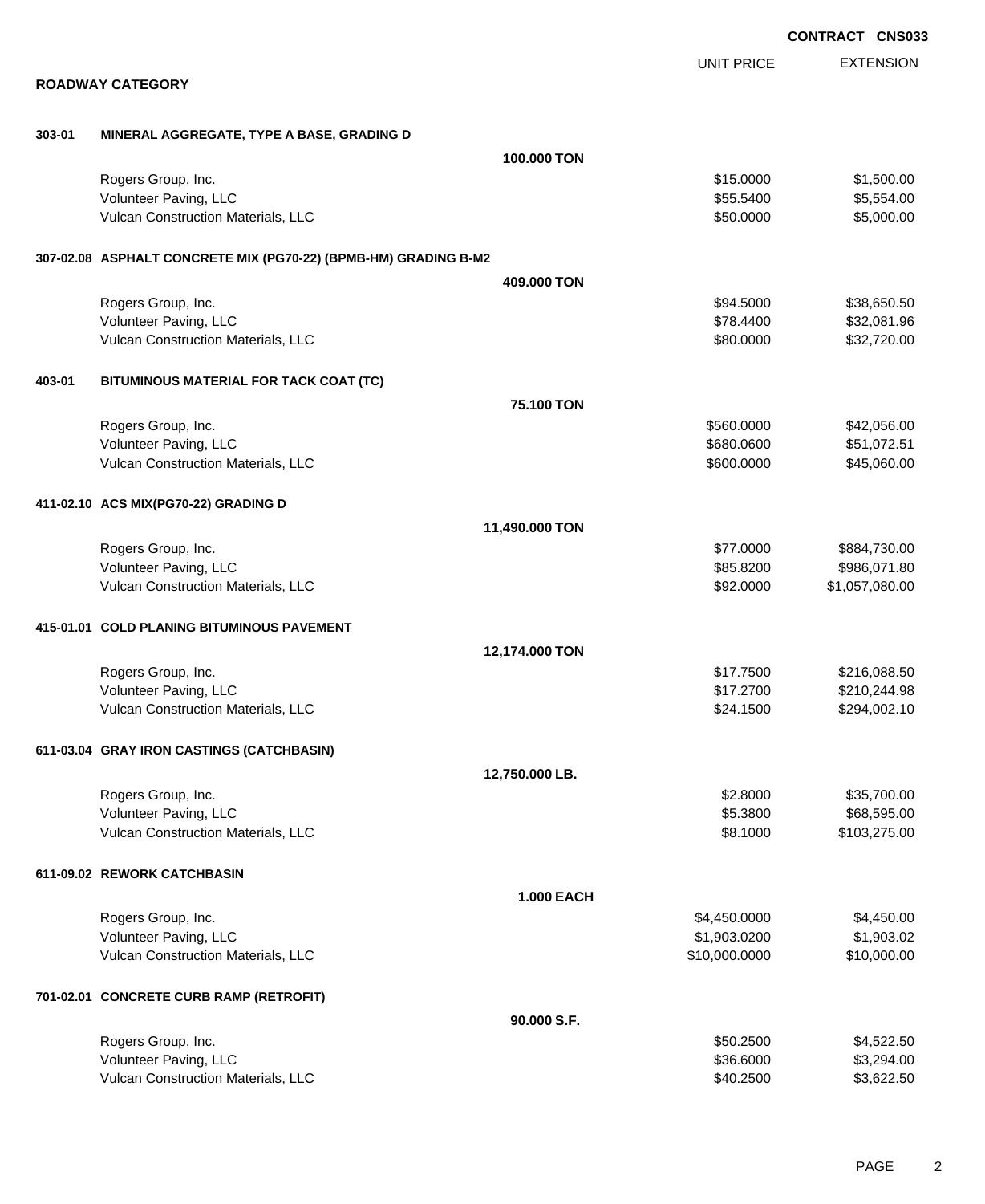**CONTRACT CNS033**

## ROADWAY CATEGORY

| | | | UNIT PRICE | EXTENSION |
|---|---|---|---|---|
| **303-01** | **MINERAL AGGREGATE, TYPE A BASE, GRADING D** | | | |
| | | **100.000 TON** | | |
| | Rogers Group, Inc. | | $15.0000 | $1,500.00 |
| | Volunteer Paving, LLC | | $55.5400 | $5,554.00 |
| | Vulcan Construction Materials, LLC | | $50.0000 | $5,000.00 |
| **307-02.08** | **ASPHALT CONCRETE MIX (PG70-22) (BPMB-HM) GRADING B-M2** | | | |
| | | **409.000 TON** | | |
| | Rogers Group, Inc. | | $94.5000 | $38,650.50 |
| | Volunteer Paving, LLC | | $78.4400 | $32,081.96 |
| | Vulcan Construction Materials, LLC | | $80.0000 | $32,720.00 |
| **403-01** | **BITUMINOUS MATERIAL FOR TACK COAT (TC)** | | | |
| | | **75.100 TON** | | |
| | Rogers Group, Inc. | | $560.0000 | $42,056.00 |
| | Volunteer Paving, LLC | | $680.0600 | $51,072.51 |
| | Vulcan Construction Materials, LLC | | $600.0000 | $45,060.00 |
| **411-02.10** | **ACS MIX(PG70-22) GRADING D** | | | |
| | | **11,490.000 TON** | | |
| | Rogers Group, Inc. | | $77.0000 | $884,730.00 |
| | Volunteer Paving, LLC | | $85.8200 | $986,071.80 |
| | Vulcan Construction Materials, LLC | | $92.0000 | $1,057,080.00 |
| **415-01.01** | **COLD PLANING BITUMINOUS PAVEMENT** | | | |
| | | **12,174.000 TON** | | |
| | Rogers Group, Inc. | | $17.7500 | $216,088.50 |
| | Volunteer Paving, LLC | | $17.2700 | $210,244.98 |
| | Vulcan Construction Materials, LLC | | $24.1500 | $294,002.10 |
| **611-03.04** | **GRAY IRON CASTINGS (CATCHBASIN)** | | | |
| | | **12,750.000 LB.** | | |
| | Rogers Group, Inc. | | $2.8000 | $35,700.00 |
| | Volunteer Paving, LLC | | $5.3800 | $68,595.00 |
| | Vulcan Construction Materials, LLC | | $8.1000 | $103,275.00 |
| **611-09.02** | **REWORK CATCHBASIN** | | | |
| | | **1.000 EACH** | | |
| | Rogers Group, Inc. | | $4,450.0000 | $4,450.00 |
| | Volunteer Paving, LLC | | $1,903.0200 | $1,903.02 |
| | Vulcan Construction Materials, LLC | | $10,000.0000 | $10,000.00 |
| **701-02.01** | **CONCRETE CURB RAMP (RETROFIT)** | | | |
| | | **90.000 S.F.** | | |
| | Rogers Group, Inc. | | $50.2500 | $4,522.50 |
| | Volunteer Paving, LLC | | $36.6000 | $3,294.00 |
| | Vulcan Construction Materials, LLC | | $40.2500 | $3,622.50 |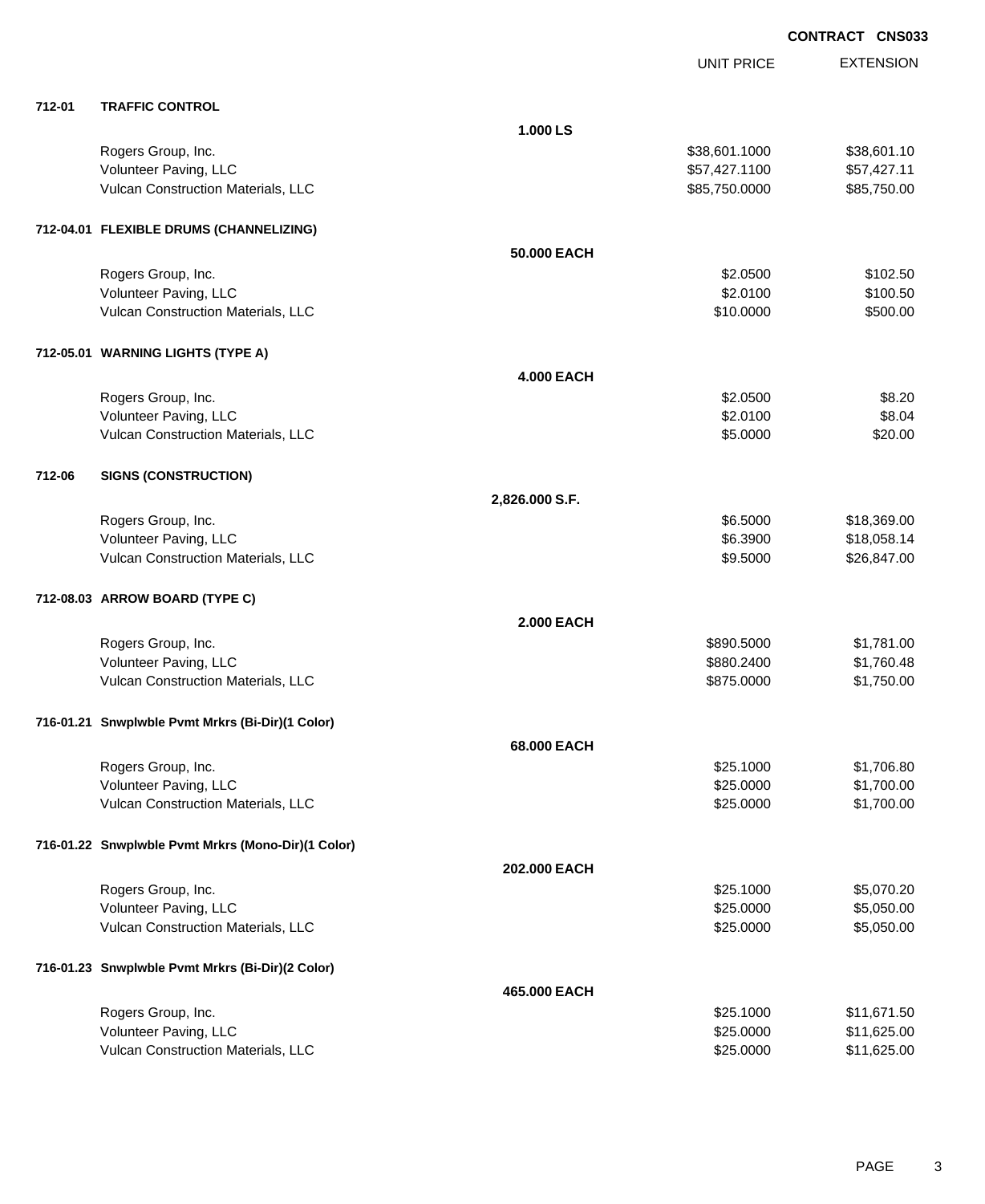**CONTRACT CNS033**

| | | | UNIT PRICE | EXTENSION |
|---|---|---|---|---|
| **712-01** | **TRAFFIC CONTROL** | | | |
| | | **1.000 LS** | | |
| | Rogers Group, Inc. | | $38,601.1000 | $38,601.10 |
| | Volunteer Paving, LLC | | $57,427.1100 | $57,427.11 |
| | Vulcan Construction Materials, LLC | | $85,750.0000 | $85,750.00 |
| **712-04.01** | **FLEXIBLE DRUMS (CHANNELIZING)** | | | |
| | | **50.000 EACH** | | |
| | Rogers Group, Inc. | | $2.0500 | $102.50 |
| | Volunteer Paving, LLC | | $2.0100 | $100.50 |
| | Vulcan Construction Materials, LLC | | $10.0000 | $500.00 |
| **712-05.01** | **WARNING LIGHTS (TYPE A)** | | | |
| | | **4.000 EACH** | | |
| | Rogers Group, Inc. | | $2.0500 | $8.20 |
| | Volunteer Paving, LLC | | $2.0100 | $8.04 |
| | Vulcan Construction Materials, LLC | | $5.0000 | $20.00 |
| **712-06** | **SIGNS (CONSTRUCTION)** | | | |
| | | **2,826.000 S.F.** | | |
| | Rogers Group, Inc. | | $6.5000 | $18,369.00 |
| | Volunteer Paving, LLC | | $6.3900 | $18,058.14 |
| | Vulcan Construction Materials, LLC | | $9.5000 | $26,847.00 |
| **712-08.03** | **ARROW BOARD (TYPE C)** | | | |
| | | **2.000 EACH** | | |
| | Rogers Group, Inc. | | $890.5000 | $1,781.00 |
| | Volunteer Paving, LLC | | $880.2400 | $1,760.48 |
| | Vulcan Construction Materials, LLC | | $875.0000 | $1,750.00 |
| **716-01.21** | **Snwplwble Pvmt Mrkrs (Bi-Dir)(1 Color)** | | | |
| | | **68.000 EACH** | | |
| | Rogers Group, Inc. | | $25.1000 | $1,706.80 |
| | Volunteer Paving, LLC | | $25.0000 | $1,700.00 |
| | Vulcan Construction Materials, LLC | | $25.0000 | $1,700.00 |
| **716-01.22** | **Snwplwble Pvmt Mrkrs (Mono-Dir)(1 Color)** | | | |
| | | **202.000 EACH** | | |
| | Rogers Group, Inc. | | $25.1000 | $5,070.20 |
| | Volunteer Paving, LLC | | $25.0000 | $5,050.00 |
| | Vulcan Construction Materials, LLC | | $25.0000 | $5,050.00 |
| **716-01.23** | **Snwplwble Pvmt Mrkrs (Bi-Dir)(2 Color)** | | | |
| | | **465.000 EACH** | | |
| | Rogers Group, Inc. | | $25.1000 | $11,671.50 |
| | Volunteer Paving, LLC | | $25.0000 | $11,625.00 |
| | Vulcan Construction Materials, LLC | | $25.0000 | $11,625.00 |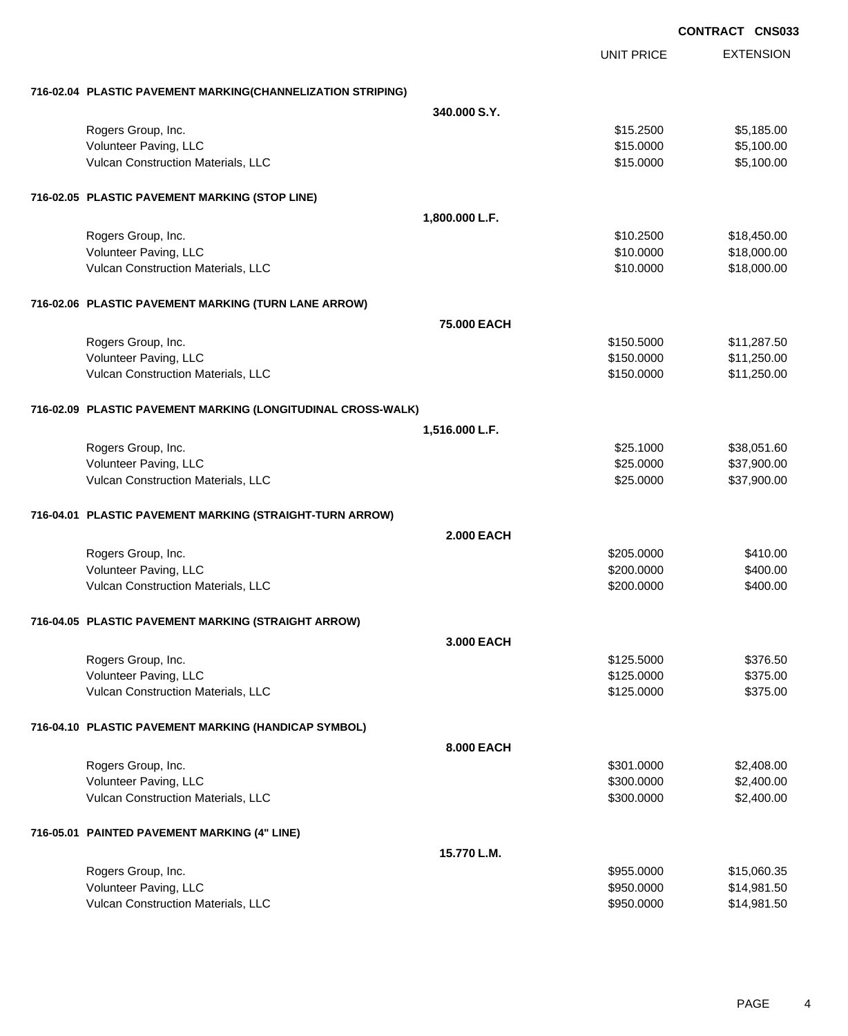**CONTRACT CNS033**

| | | UNIT PRICE | EXTENSION |
|---|---|---|---|
| **716-02.04 PLASTIC PAVEMENT MARKING(CHANNELIZATION STRIPING)** | | | |
| | **340.000 S.Y.** | | |
| Rogers Group, Inc. | | $15.2500 | $5,185.00 |
| Volunteer Paving, LLC | | $15.0000 | $5,100.00 |
| Vulcan Construction Materials, LLC | | $15.0000 | $5,100.00 |
| **716-02.05 PLASTIC PAVEMENT MARKING (STOP LINE)** | | | |
| | **1,800.000 L.F.** | | |
| Rogers Group, Inc. | | $10.2500 | $18,450.00 |
| Volunteer Paving, LLC | | $10.0000 | $18,000.00 |
| Vulcan Construction Materials, LLC | | $10.0000 | $18,000.00 |
| **716-02.06 PLASTIC PAVEMENT MARKING (TURN LANE ARROW)** | | | |
| | **75.000 EACH** | | |
| Rogers Group, Inc. | | $150.5000 | $11,287.50 |
| Volunteer Paving, LLC | | $150.0000 | $11,250.00 |
| Vulcan Construction Materials, LLC | | $150.0000 | $11,250.00 |
| **716-02.09 PLASTIC PAVEMENT MARKING (LONGITUDINAL CROSS-WALK)** | | | |
| | **1,516.000 L.F.** | | |
| Rogers Group, Inc. | | $25.1000 | $38,051.60 |
| Volunteer Paving, LLC | | $25.0000 | $37,900.00 |
| Vulcan Construction Materials, LLC | | $25.0000 | $37,900.00 |
| **716-04.01 PLASTIC PAVEMENT MARKING (STRAIGHT-TURN ARROW)** | | | |
| | **2.000 EACH** | | |
| Rogers Group, Inc. | | $205.0000 | $410.00 |
| Volunteer Paving, LLC | | $200.0000 | $400.00 |
| Vulcan Construction Materials, LLC | | $200.0000 | $400.00 |
| **716-04.05 PLASTIC PAVEMENT MARKING (STRAIGHT ARROW)** | | | |
| | **3.000 EACH** | | |
| Rogers Group, Inc. | | $125.5000 | $376.50 |
| Volunteer Paving, LLC | | $125.0000 | $375.00 |
| Vulcan Construction Materials, LLC | | $125.0000 | $375.00 |
| **716-04.10 PLASTIC PAVEMENT MARKING (HANDICAP SYMBOL)** | | | |
| | **8.000 EACH** | | |
| Rogers Group, Inc. | | $301.0000 | $2,408.00 |
| Volunteer Paving, LLC | | $300.0000 | $2,400.00 |
| Vulcan Construction Materials, LLC | | $300.0000 | $2,400.00 |
| **716-05.01 PAINTED PAVEMENT MARKING (4" LINE)** | | | |
| | **15.770 L.M.** | | |
| Rogers Group, Inc. | | $955.0000 | $15,060.35 |
| Volunteer Paving, LLC | | $950.0000 | $14,981.50 |
| Vulcan Construction Materials, LLC | | $950.0000 | $14,981.50 |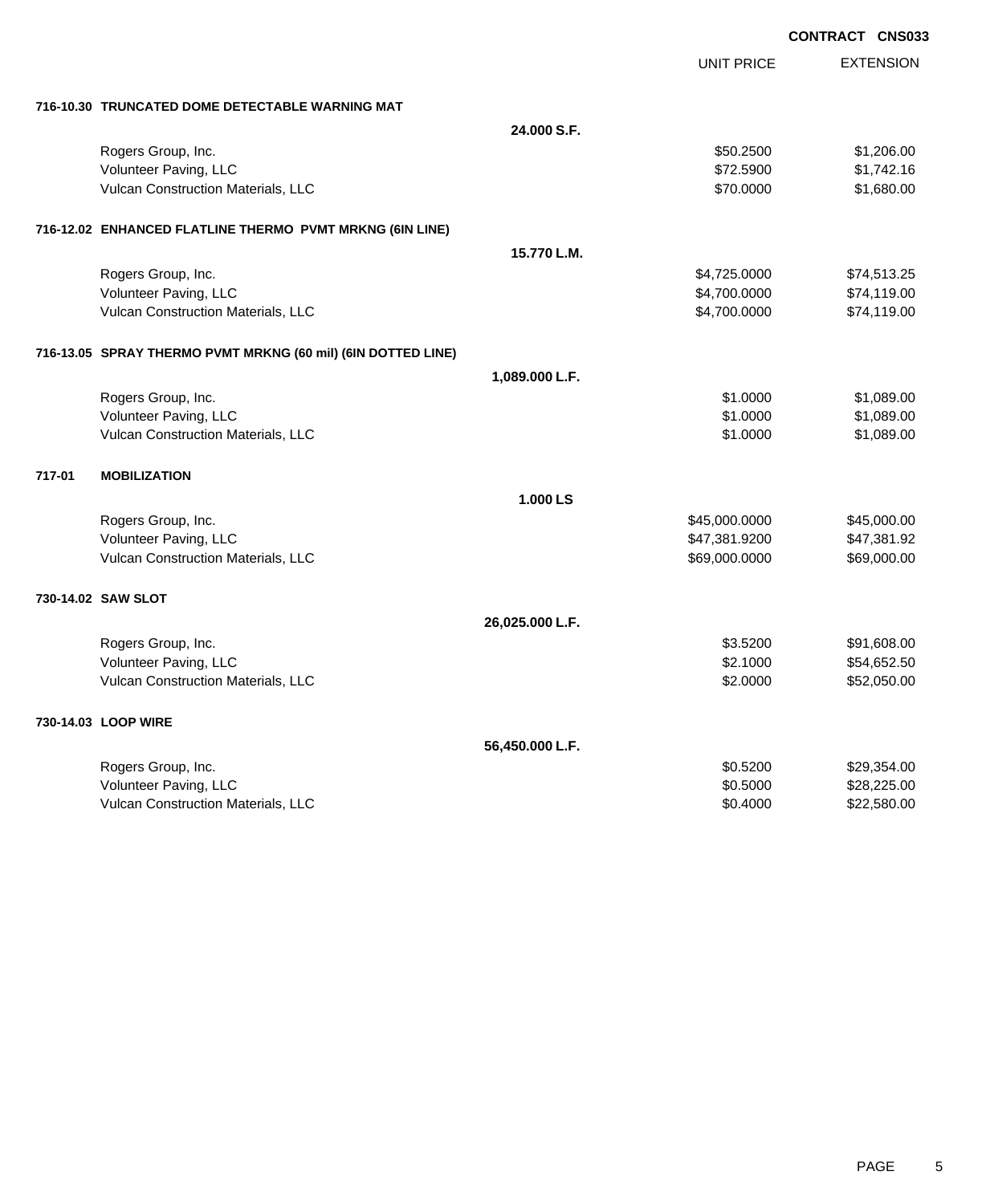**CONTRACT CNS033**

| | | UNIT PRICE | EXTENSION |
|---|---|---|---|
| **716-10.30 TRUNCATED DOME DETECTABLE WARNING MAT** | | | |
| | **24.000 S.F.** | | |
| Rogers Group, Inc. | | $50.2500 | $1,206.00 |
| Volunteer Paving, LLC | | $72.5900 | $1,742.16 |
| Vulcan Construction Materials, LLC | | $70.0000 | $1,680.00 |
| **716-12.02 ENHANCED FLATLINE THERMO PVMT MRKNG (6IN LINE)** | | | |
| | **15.770 L.M.** | | |
| Rogers Group, Inc. | | $4,725.0000 | $74,513.25 |
| Volunteer Paving, LLC | | $4,700.0000 | $74,119.00 |
| Vulcan Construction Materials, LLC | | $4,700.0000 | $74,119.00 |
| **716-13.05 SPRAY THERMO PVMT MRKNG (60 mil) (6IN DOTTED LINE)** | | | |
| | **1,089.000 L.F.** | | |
| Rogers Group, Inc. | | $1.0000 | $1,089.00 |
| Volunteer Paving, LLC | | $1.0000 | $1,089.00 |
| Vulcan Construction Materials, LLC | | $1.0000 | $1,089.00 |
| **717-01 MOBILIZATION** | | | |
| | **1.000 LS** | | |
| Rogers Group, Inc. | | $45,000.0000 | $45,000.00 |
| Volunteer Paving, LLC | | $47,381.9200 | $47,381.92 |
| Vulcan Construction Materials, LLC | | $69,000.0000 | $69,000.00 |
| **730-14.02 SAW SLOT** | | | |
| | **26,025.000 L.F.** | | |
| Rogers Group, Inc. | | $3.5200 | $91,608.00 |
| Volunteer Paving, LLC | | $2.1000 | $54,652.50 |
| Vulcan Construction Materials, LLC | | $2.0000 | $52,050.00 |
| **730-14.03 LOOP WIRE** | | | |
| | **56,450.000 L.F.** | | |
| Rogers Group, Inc. | | $0.5200 | $29,354.00 |
| Volunteer Paving, LLC | | $0.5000 | $28,225.00 |
| Vulcan Construction Materials, LLC | | $0.4000 | $22,580.00 |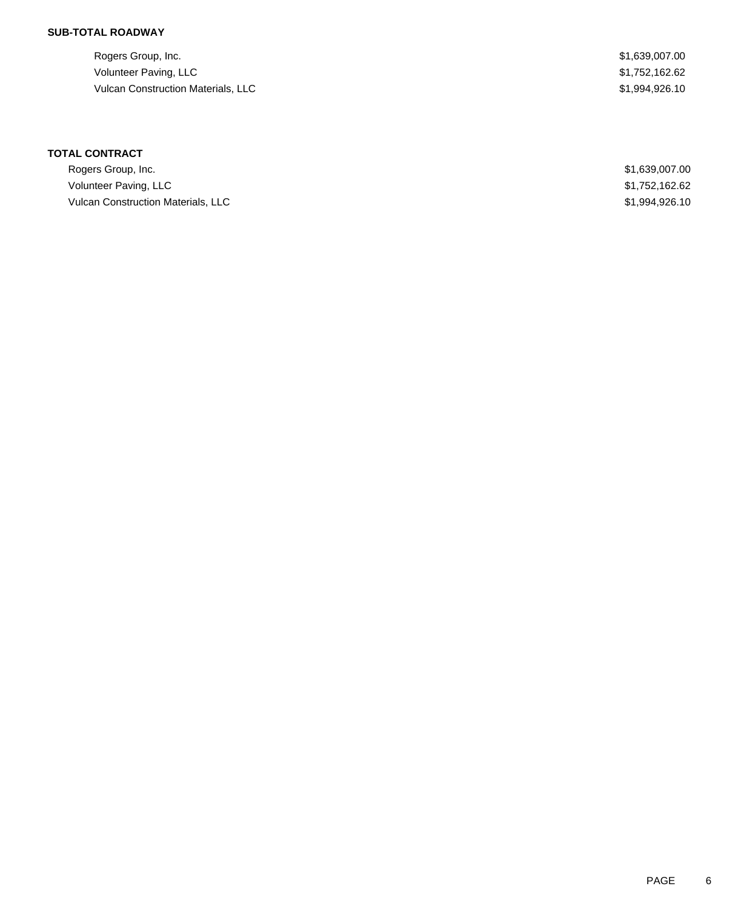**SUB-TOTAL ROADWAY**

| | |
|---|---|
| Rogers Group, Inc. | $1,639,007.00 |
| Volunteer Paving, LLC | $1,752,162.62 |
| Vulcan Construction Materials, LLC | $1,994,926.10 |

**TOTAL CONTRACT**

| | |
|---|---|
| Rogers Group, Inc. | $1,639,007.00 |
| Volunteer Paving, LLC | $1,752,162.62 |
| Vulcan Construction Materials, LLC | $1,994,926.10 |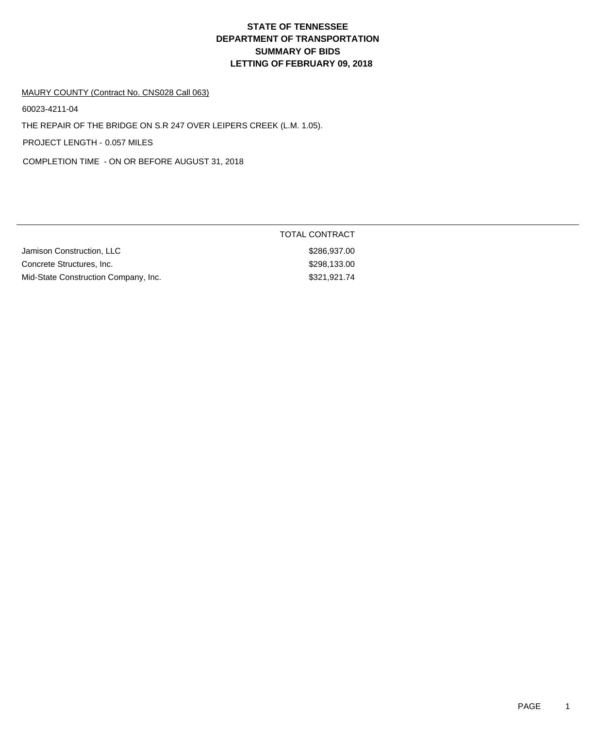# STATE OF TENNESSEE
# DEPARTMENT OF TRANSPORTATION
# SUMMARY OF BIDS
# LETTING OF FEBRUARY 09, 2018

MAURY COUNTY (Contract No. CNS028 Call 063)

60023-4211-04

THE REPAIR OF THE BRIDGE ON S.R 247 OVER LEIPERS CREEK (L.M. 1.05).

PROJECT LENGTH - 0.057 MILES

COMPLETION TIME - ON OR BEFORE AUGUST 31, 2018

| | TOTAL CONTRACT |
|---|---|
| Jamison Construction, LLC | $286,937.00 |
| Concrete Structures, Inc. | $298,133.00 |
| Mid-State Construction Company, Inc. | $321,921.74 |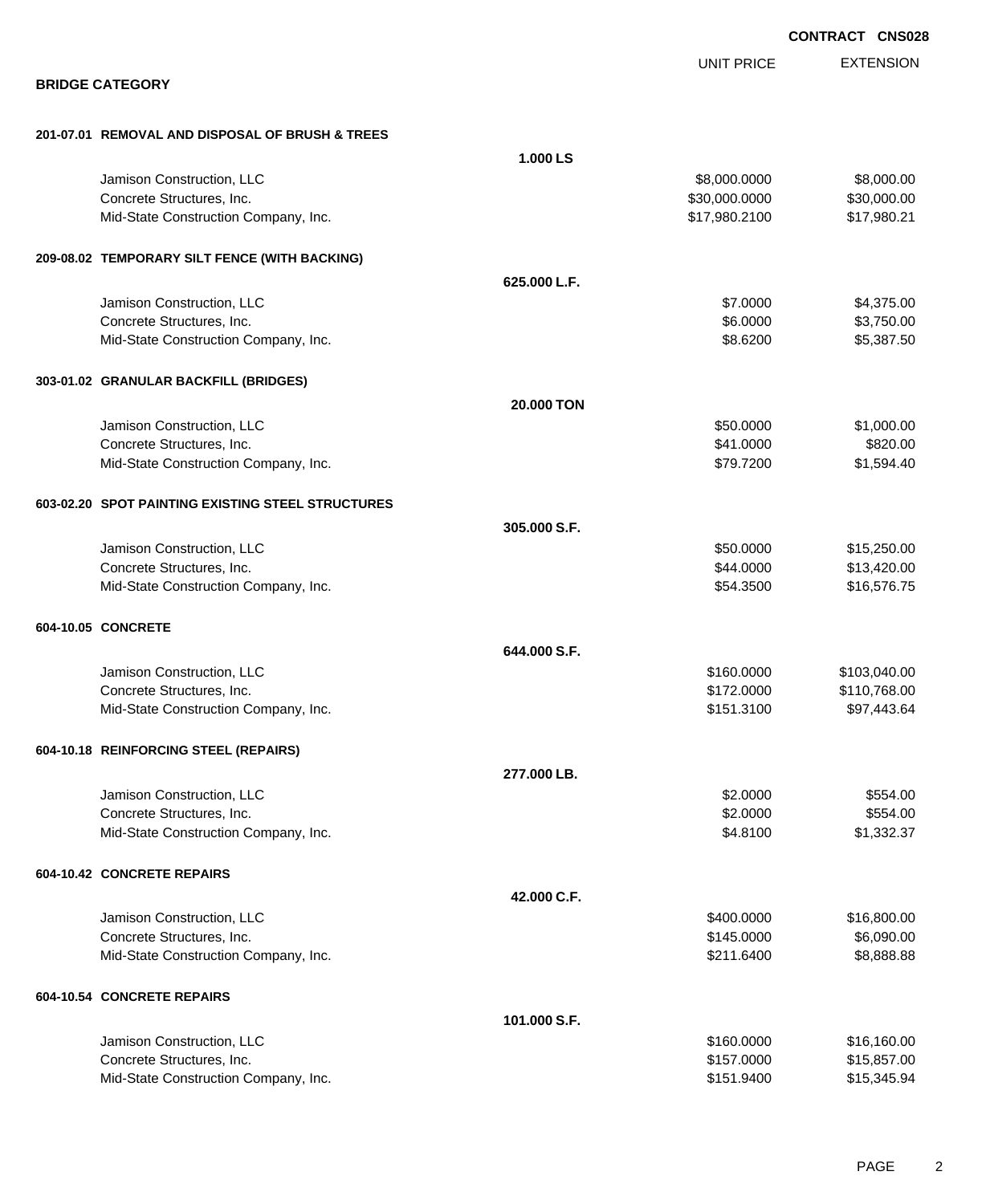**CONTRACT CNS028**

## BRIDGE CATEGORY

| | | UNIT PRICE | EXTENSION |
|---|---|---|---|
| **201-07.01 REMOVAL AND DISPOSAL OF BRUSH & TREES** | | | |
| | **1.000 LS** | | |
| Jamison Construction, LLC | | $8,000.0000 | $8,000.00 |
| Concrete Structures, Inc. | | $30,000.0000 | $30,000.00 |
| Mid-State Construction Company, Inc. | | $17,980.2100 | $17,980.21 |
| **209-08.02 TEMPORARY SILT FENCE (WITH BACKING)** | | | |
| | **625.000 L.F.** | | |
| Jamison Construction, LLC | | $7.0000 | $4,375.00 |
| Concrete Structures, Inc. | | $6.0000 | $3,750.00 |
| Mid-State Construction Company, Inc. | | $8.6200 | $5,387.50 |
| **303-01.02 GRANULAR BACKFILL (BRIDGES)** | | | |
| | **20.000 TON** | | |
| Jamison Construction, LLC | | $50.0000 | $1,000.00 |
| Concrete Structures, Inc. | | $41.0000 | $820.00 |
| Mid-State Construction Company, Inc. | | $79.7200 | $1,594.40 |
| **603-02.20 SPOT PAINTING EXISTING STEEL STRUCTURES** | | | |
| | **305.000 S.F.** | | |
| Jamison Construction, LLC | | $50.0000 | $15,250.00 |
| Concrete Structures, Inc. | | $44.0000 | $13,420.00 |
| Mid-State Construction Company, Inc. | | $54.3500 | $16,576.75 |
| **604-10.05 CONCRETE** | | | |
| | **644.000 S.F.** | | |
| Jamison Construction, LLC | | $160.0000 | $103,040.00 |
| Concrete Structures, Inc. | | $172.0000 | $110,768.00 |
| Mid-State Construction Company, Inc. | | $151.3100 | $97,443.64 |
| **604-10.18 REINFORCING STEEL (REPAIRS)** | | | |
| | **277.000 LB.** | | |
| Jamison Construction, LLC | | $2.0000 | $554.00 |
| Concrete Structures, Inc. | | $2.0000 | $554.00 |
| Mid-State Construction Company, Inc. | | $4.8100 | $1,332.37 |
| **604-10.42 CONCRETE REPAIRS** | | | |
| | **42.000 C.F.** | | |
| Jamison Construction, LLC | | $400.0000 | $16,800.00 |
| Concrete Structures, Inc. | | $145.0000 | $6,090.00 |
| Mid-State Construction Company, Inc. | | $211.6400 | $8,888.88 |
| **604-10.54 CONCRETE REPAIRS** | | | |
| | **101.000 S.F.** | | |
| Jamison Construction, LLC | | $160.0000 | $16,160.00 |
| Concrete Structures, Inc. | | $157.0000 | $15,857.00 |
| Mid-State Construction Company, Inc. | | $151.9400 | $15,345.94 |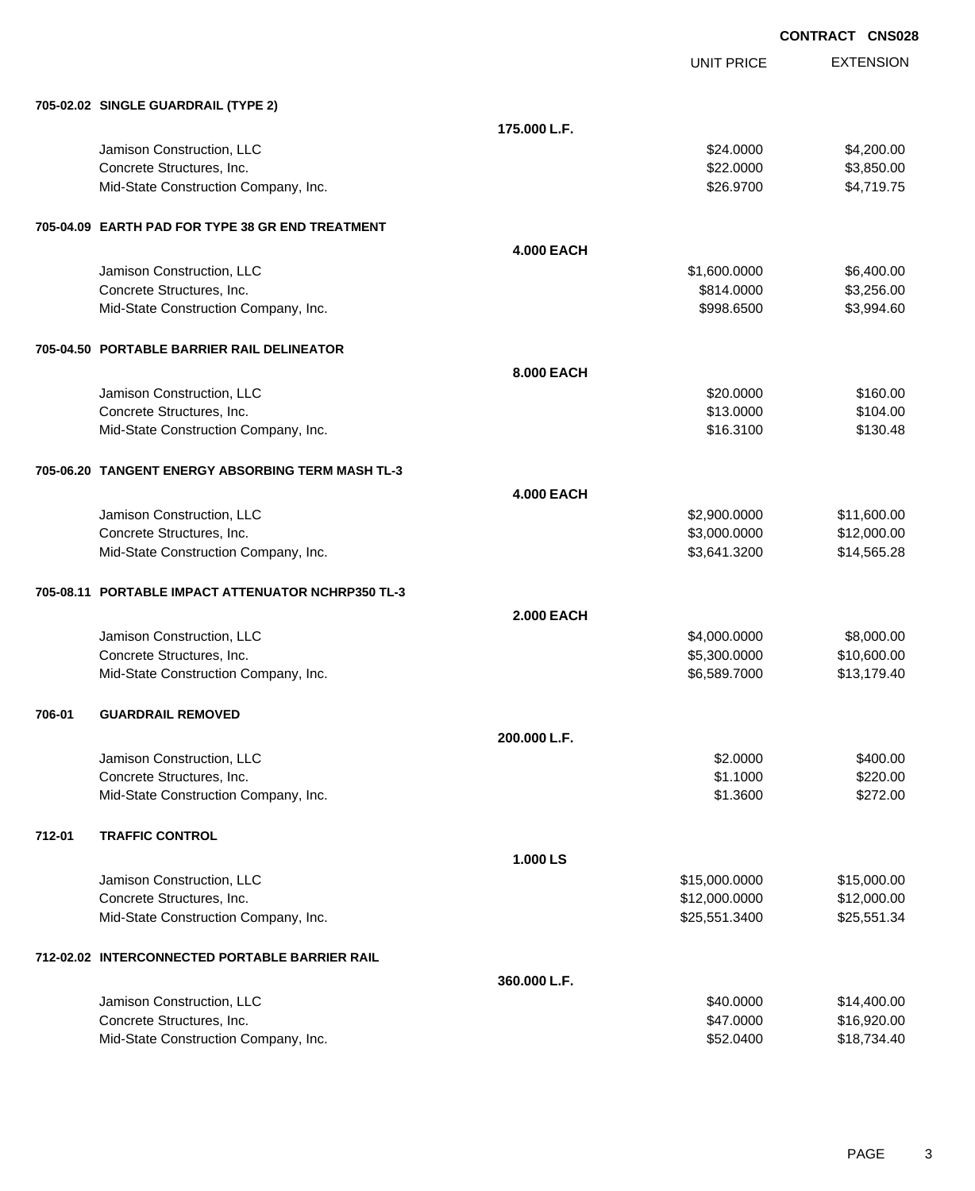**CONTRACT CNS028**

| | | UNIT PRICE | EXTENSION |
|---|---|---|---|
| **705-02.02 SINGLE GUARDRAIL (TYPE 2)** | | | |
| | **175.000 L.F.** | | |
| Jamison Construction, LLC | | $24.0000 | $4,200.00 |
| Concrete Structures, Inc. | | $22.0000 | $3,850.00 |
| Mid-State Construction Company, Inc. | | $26.9700 | $4,719.75 |
| **705-04.09 EARTH PAD FOR TYPE 38 GR END TREATMENT** | | | |
| | **4.000 EACH** | | |
| Jamison Construction, LLC | | $1,600.0000 | $6,400.00 |
| Concrete Structures, Inc. | | $814.0000 | $3,256.00 |
| Mid-State Construction Company, Inc. | | $998.6500 | $3,994.60 |
| **705-04.50 PORTABLE BARRIER RAIL DELINEATOR** | | | |
| | **8.000 EACH** | | |
| Jamison Construction, LLC | | $20.0000 | $160.00 |
| Concrete Structures, Inc. | | $13.0000 | $104.00 |
| Mid-State Construction Company, Inc. | | $16.3100 | $130.48 |
| **705-06.20 TANGENT ENERGY ABSORBING TERM MASH TL-3** | | | |
| | **4.000 EACH** | | |
| Jamison Construction, LLC | | $2,900.0000 | $11,600.00 |
| Concrete Structures, Inc. | | $3,000.0000 | $12,000.00 |
| Mid-State Construction Company, Inc. | | $3,641.3200 | $14,565.28 |
| **705-08.11 PORTABLE IMPACT ATTENUATOR NCHRP350 TL-3** | | | |
| | **2.000 EACH** | | |
| Jamison Construction, LLC | | $4,000.0000 | $8,000.00 |
| Concrete Structures, Inc. | | $5,300.0000 | $10,600.00 |
| Mid-State Construction Company, Inc. | | $6,589.7000 | $13,179.40 |
| **706-01 GUARDRAIL REMOVED** | | | |
| | **200.000 L.F.** | | |
| Jamison Construction, LLC | | $2.0000 | $400.00 |
| Concrete Structures, Inc. | | $1.1000 | $220.00 |
| Mid-State Construction Company, Inc. | | $1.3600 | $272.00 |
| **712-01 TRAFFIC CONTROL** | | | |
| | **1.000 LS** | | |
| Jamison Construction, LLC | | $15,000.0000 | $15,000.00 |
| Concrete Structures, Inc. | | $12,000.0000 | $12,000.00 |
| Mid-State Construction Company, Inc. | | $25,551.3400 | $25,551.34 |
| **712-02.02 INTERCONNECTED PORTABLE BARRIER RAIL** | | | |
| | **360.000 L.F.** | | |
| Jamison Construction, LLC | | $40.0000 | $14,400.00 |
| Concrete Structures, Inc. | | $47.0000 | $16,920.00 |
| Mid-State Construction Company, Inc. | | $52.0400 | $18,734.40 |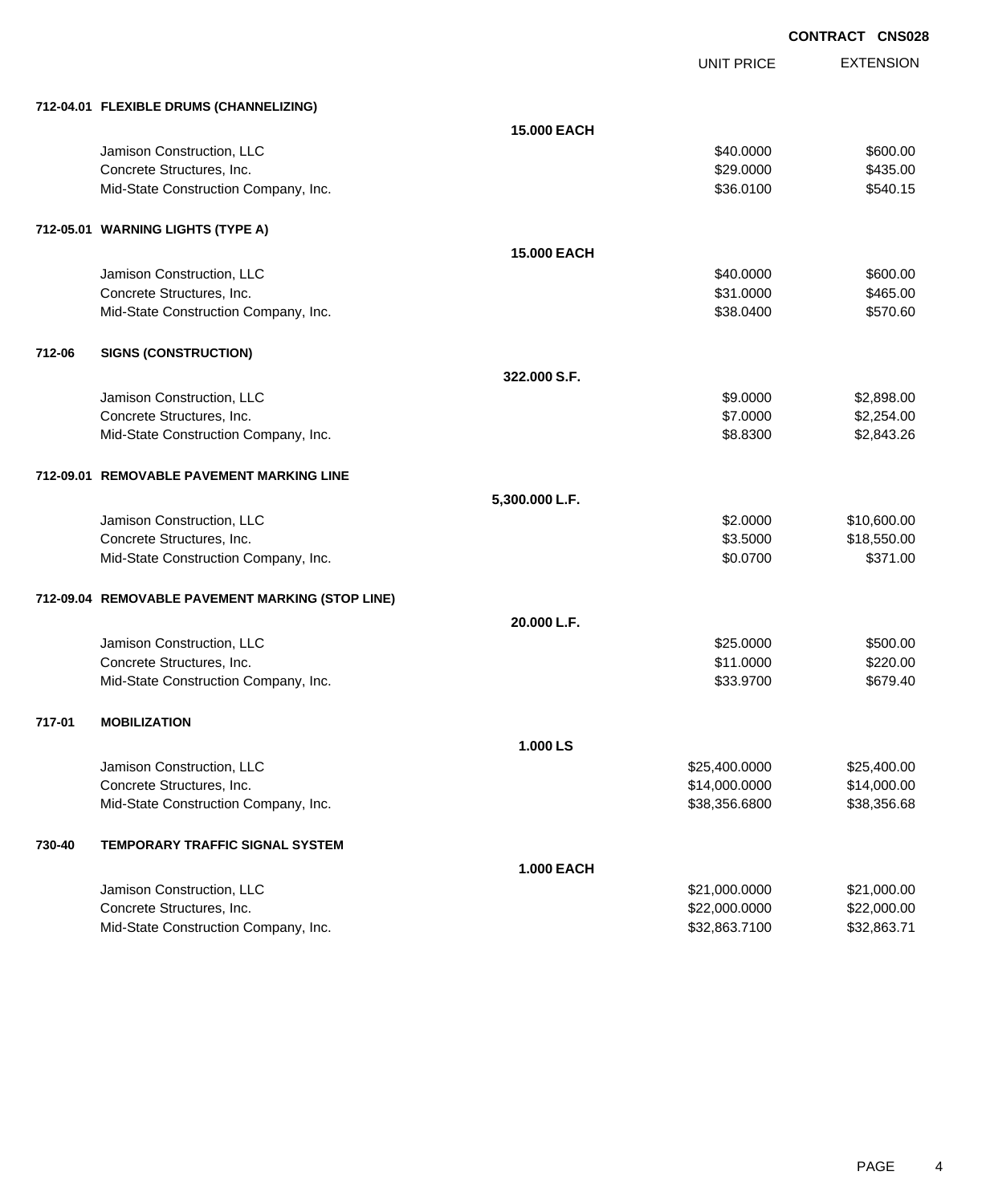**CONTRACT CNS028**

| | | | UNIT PRICE | EXTENSION |
|---|---|---|---|---|
| **712-04.01** | **FLEXIBLE DRUMS (CHANNELIZING)** | | | |
| | | **15.000 EACH** | | |
| | Jamison Construction, LLC | | $40.0000 | $600.00 |
| | Concrete Structures, Inc. | | $29.0000 | $435.00 |
| | Mid-State Construction Company, Inc. | | $36.0100 | $540.15 |
| **712-05.01** | **WARNING LIGHTS (TYPE A)** | | | |
| | | **15.000 EACH** | | |
| | Jamison Construction, LLC | | $40.0000 | $600.00 |
| | Concrete Structures, Inc. | | $31.0000 | $465.00 |
| | Mid-State Construction Company, Inc. | | $38.0400 | $570.60 |
| **712-06** | **SIGNS (CONSTRUCTION)** | | | |
| | | **322.000 S.F.** | | |
| | Jamison Construction, LLC | | $9.0000 | $2,898.00 |
| | Concrete Structures, Inc. | | $7.0000 | $2,254.00 |
| | Mid-State Construction Company, Inc. | | $8.8300 | $2,843.26 |
| **712-09.01** | **REMOVABLE PAVEMENT MARKING LINE** | | | |
| | | **5,300.000 L.F.** | | |
| | Jamison Construction, LLC | | $2.0000 | $10,600.00 |
| | Concrete Structures, Inc. | | $3.5000 | $18,550.00 |
| | Mid-State Construction Company, Inc. | | $0.0700 | $371.00 |
| **712-09.04** | **REMOVABLE PAVEMENT MARKING (STOP LINE)** | | | |
| | | **20.000 L.F.** | | |
| | Jamison Construction, LLC | | $25.0000 | $500.00 |
| | Concrete Structures, Inc. | | $11.0000 | $220.00 |
| | Mid-State Construction Company, Inc. | | $33.9700 | $679.40 |
| **717-01** | **MOBILIZATION** | | | |
| | | **1.000 LS** | | |
| | Jamison Construction, LLC | | $25,400.0000 | $25,400.00 |
| | Concrete Structures, Inc. | | $14,000.0000 | $14,000.00 |
| | Mid-State Construction Company, Inc. | | $38,356.6800 | $38,356.68 |
| **730-40** | **TEMPORARY TRAFFIC SIGNAL SYSTEM** | | | |
| | | **1.000 EACH** | | |
| | Jamison Construction, LLC | | $21,000.0000 | $21,000.00 |
| | Concrete Structures, Inc. | | $22,000.0000 | $22,000.00 |
| | Mid-State Construction Company, Inc. | | $32,863.7100 | $32,863.71 |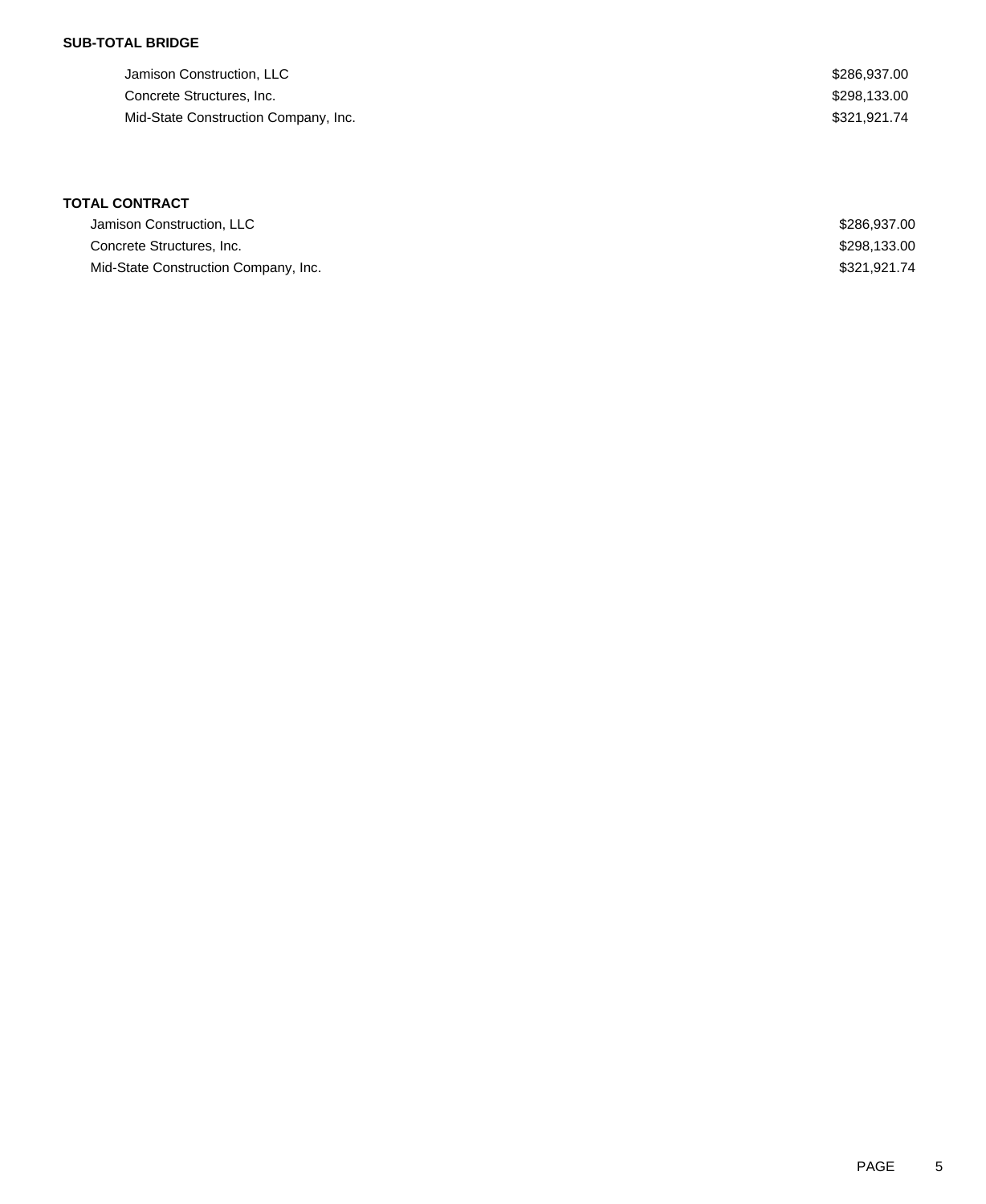**SUB-TOTAL BRIDGE**

| | |
|---|---|
| Jamison Construction, LLC | $286,937.00 |
| Concrete Structures, Inc. | $298,133.00 |
| Mid-State Construction Company, Inc. | $321,921.74 |

**TOTAL CONTRACT**

| | |
|---|---|
| Jamison Construction, LLC | $286,937.00 |
| Concrete Structures, Inc. | $298,133.00 |
| Mid-State Construction Company, Inc. | $321,921.74 |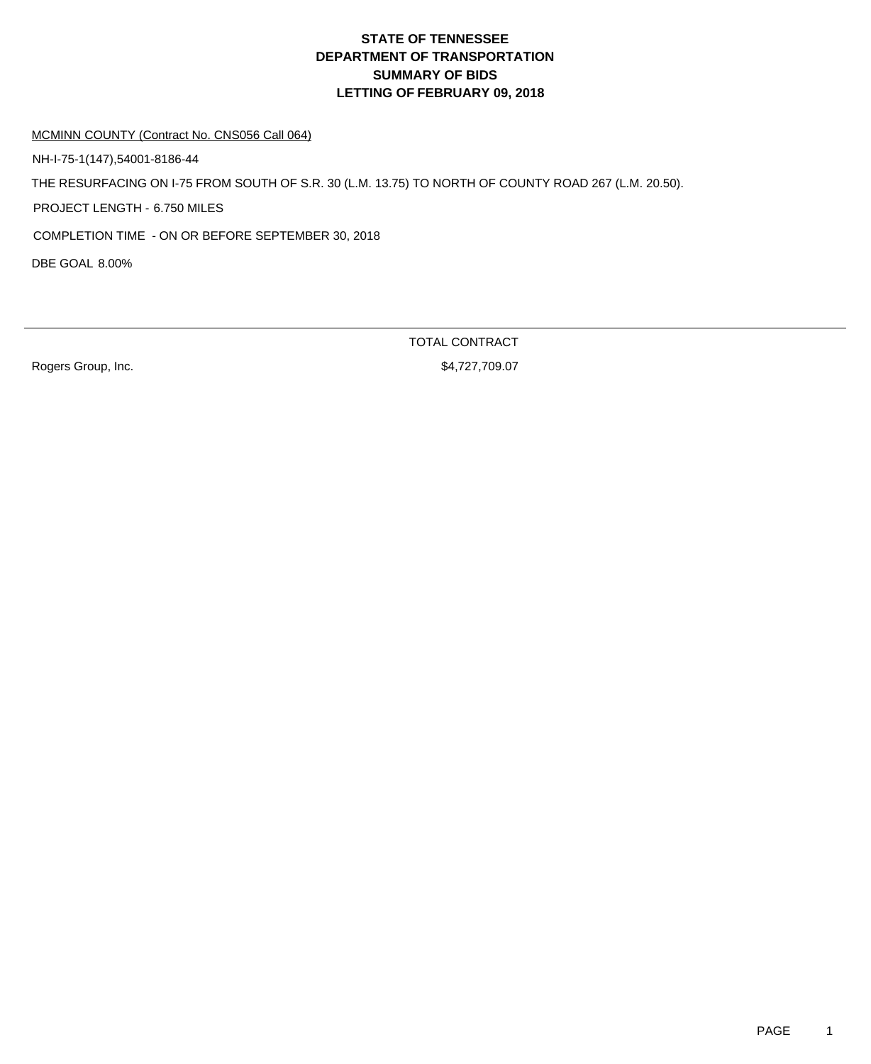# STATE OF TENNESSEE
# DEPARTMENT OF TRANSPORTATION
# SUMMARY OF BIDS
# LETTING OF FEBRUARY 09, 2018

MCMINN COUNTY (Contract No. CNS056 Call 064)

NH-I-75-1(147),54001-8186-44

THE RESURFACING ON I-75 FROM SOUTH OF S.R. 30 (L.M. 13.75) TO NORTH OF COUNTY ROAD 267 (L.M. 20.50).

PROJECT LENGTH - 6.750 MILES

COMPLETION TIME - ON OR BEFORE SEPTEMBER 30, 2018

DBE GOAL 8.00%

| | TOTAL CONTRACT |
|---|---|
| Rogers Group, Inc. | $4,727,709.07 |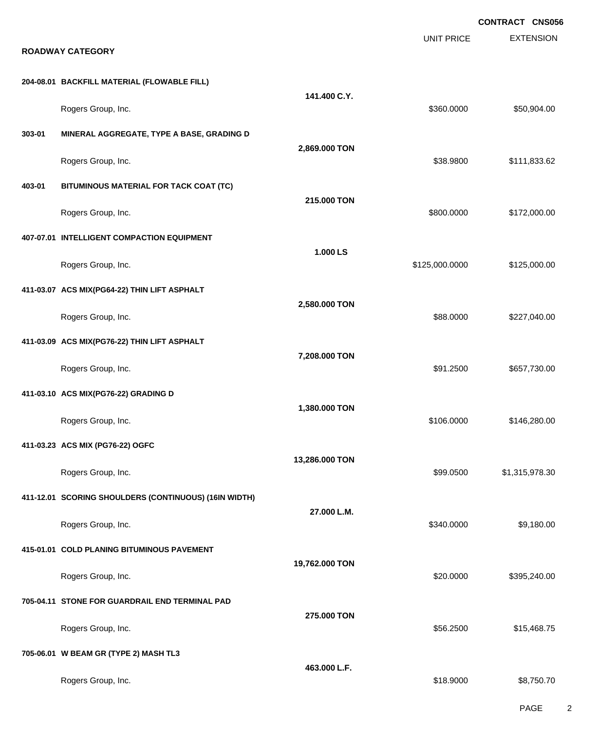**CONTRACT CNS056**

**ROADWAY CATEGORY**

| Item | Description | Quantity | Unit Price | Extension |
|---|---|---|---|---|
| **204-08.01** | **BACKFILL MATERIAL (FLOWABLE FILL)** | **141.400 C.Y.** | | |
| | Rogers Group, Inc. | | $360.0000 | $50,904.00 |
| **303-01** | **MINERAL AGGREGATE, TYPE A BASE, GRADING D** | **2,869.000 TON** | | |
| | Rogers Group, Inc. | | $38.9800 | $111,833.62 |
| **403-01** | **BITUMINOUS MATERIAL FOR TACK COAT (TC)** | **215.000 TON** | | |
| | Rogers Group, Inc. | | $800.0000 | $172,000.00 |
| **407-07.01** | **INTELLIGENT COMPACTION EQUIPMENT** | **1.000 LS** | | |
| | Rogers Group, Inc. | | $125,000.0000 | $125,000.00 |
| **411-03.07** | **ACS MIX(PG64-22) THIN LIFT ASPHALT** | **2,580.000 TON** | | |
| | Rogers Group, Inc. | | $88.0000 | $227,040.00 |
| **411-03.09** | **ACS MIX(PG76-22) THIN LIFT ASPHALT** | **7,208.000 TON** | | |
| | Rogers Group, Inc. | | $91.2500 | $657,730.00 |
| **411-03.10** | **ACS MIX(PG76-22) GRADING D** | **1,380.000 TON** | | |
| | Rogers Group, Inc. | | $106.0000 | $146,280.00 |
| **411-03.23** | **ACS MIX (PG76-22) OGFC** | **13,286.000 TON** | | |
| | Rogers Group, Inc. | | $99.0500 | $1,315,978.30 |
| **411-12.01** | **SCORING SHOULDERS (CONTINUOUS) (16IN WIDTH)** | **27.000 L.M.** | | |
| | Rogers Group, Inc. | | $340.0000 | $9,180.00 |
| **415-01.01** | **COLD PLANING BITUMINOUS PAVEMENT** | **19,762.000 TON** | | |
| | Rogers Group, Inc. | | $20.0000 | $395,240.00 |
| **705-04.11** | **STONE FOR GUARDRAIL END TERMINAL PAD** | **275.000 TON** | | |
| | Rogers Group, Inc. | | $56.2500 | $15,468.75 |
| **705-06.01** | **W BEAM GR (TYPE 2) MASH TL3** | **463.000 L.F.** | | |
| | Rogers Group, Inc. | | $18.9000 | $8,750.70 |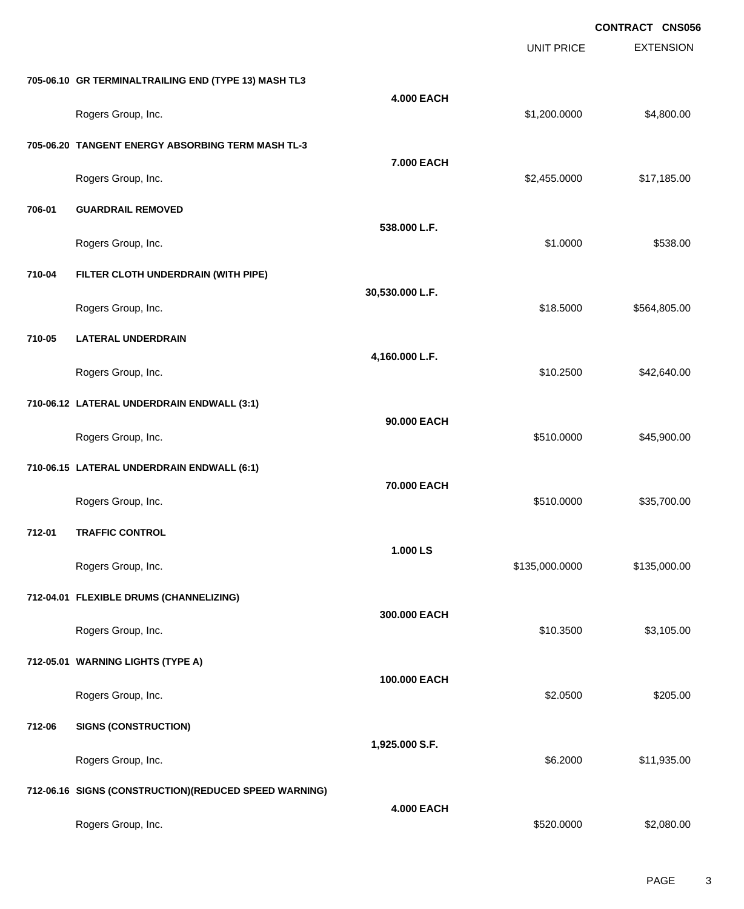**CONTRACT CNS056**

| | | | UNIT PRICE | EXTENSION |
|---|---|---|---|---|
| **705-06.10** | **GR TERMINALTRAILING END (TYPE 13) MASH TL3** | | | |
| | | **4.000 EACH** | | |
| | Rogers Group, Inc. | | $1,200.0000 | $4,800.00 |
| **705-06.20** | **TANGENT ENERGY ABSORBING TERM MASH TL-3** | | | |
| | | **7.000 EACH** | | |
| | Rogers Group, Inc. | | $2,455.0000 | $17,185.00 |
| **706-01** | **GUARDRAIL REMOVED** | | | |
| | | **538.000 L.F.** | | |
| | Rogers Group, Inc. | | $1.0000 | $538.00 |
| **710-04** | **FILTER CLOTH UNDERDRAIN (WITH PIPE)** | | | |
| | | **30,530.000 L.F.** | | |
| | Rogers Group, Inc. | | $18.5000 | $564,805.00 |
| **710-05** | **LATERAL UNDERDRAIN** | | | |
| | | **4,160.000 L.F.** | | |
| | Rogers Group, Inc. | | $10.2500 | $42,640.00 |
| **710-06.12** | **LATERAL UNDERDRAIN ENDWALL (3:1)** | | | |
| | | **90.000 EACH** | | |
| | Rogers Group, Inc. | | $510.0000 | $45,900.00 |
| **710-06.15** | **LATERAL UNDERDRAIN ENDWALL (6:1)** | | | |
| | | **70.000 EACH** | | |
| | Rogers Group, Inc. | | $510.0000 | $35,700.00 |
| **712-01** | **TRAFFIC CONTROL** | | | |
| | | **1.000 LS** | | |
| | Rogers Group, Inc. | | $135,000.0000 | $135,000.00 |
| **712-04.01** | **FLEXIBLE DRUMS (CHANNELIZING)** | | | |
| | | **300.000 EACH** | | |
| | Rogers Group, Inc. | | $10.3500 | $3,105.00 |
| **712-05.01** | **WARNING LIGHTS (TYPE A)** | | | |
| | | **100.000 EACH** | | |
| | Rogers Group, Inc. | | $2.0500 | $205.00 |
| **712-06** | **SIGNS (CONSTRUCTION)** | | | |
| | | **1,925.000 S.F.** | | |
| | Rogers Group, Inc. | | $6.2000 | $11,935.00 |
| **712-06.16** | **SIGNS (CONSTRUCTION)(REDUCED SPEED WARNING)** | | | |
| | | **4.000 EACH** | | |
| | Rogers Group, Inc. | | $520.0000 | $2,080.00 |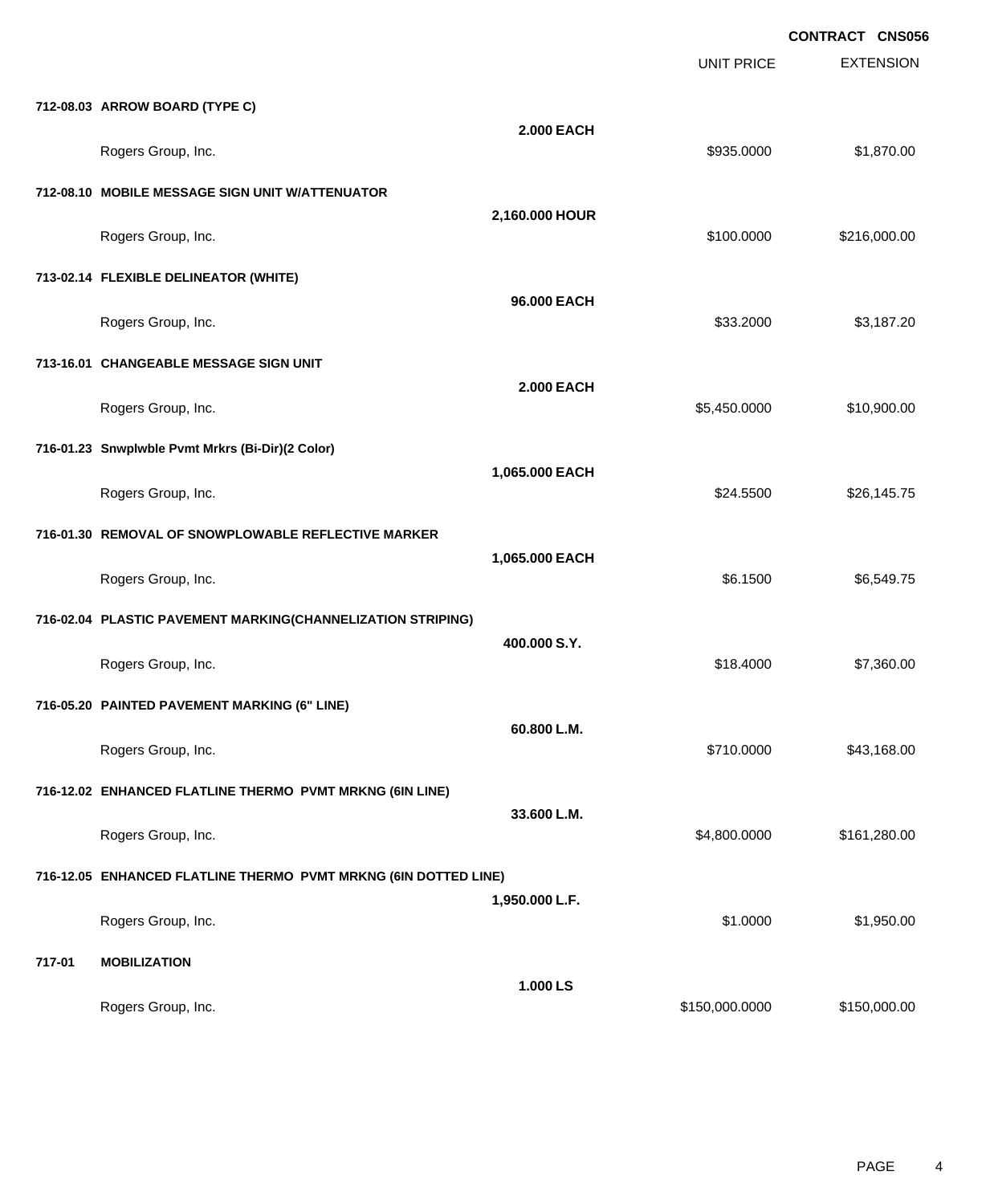**CONTRACT CNS056**

| | | UNIT PRICE | EXTENSION |
|---|---|---|---|
| **712-08.03 ARROW BOARD (TYPE C)** | | | |
| | **2.000 EACH** | | |
| Rogers Group, Inc. | | $935.0000 | $1,870.00 |
| **712-08.10 MOBILE MESSAGE SIGN UNIT W/ATTENUATOR** | | | |
| | **2,160.000 HOUR** | | |
| Rogers Group, Inc. | | $100.0000 | $216,000.00 |
| **713-02.14 FLEXIBLE DELINEATOR (WHITE)** | | | |
| | **96.000 EACH** | | |
| Rogers Group, Inc. | | $33.2000 | $3,187.20 |
| **713-16.01 CHANGEABLE MESSAGE SIGN UNIT** | | | |
| | **2.000 EACH** | | |
| Rogers Group, Inc. | | $5,450.0000 | $10,900.00 |
| **716-01.23 Snwplwble Pvmt Mrkrs (Bi-Dir)(2 Color)** | | | |
| | **1,065.000 EACH** | | |
| Rogers Group, Inc. | | $24.5500 | $26,145.75 |
| **716-01.30 REMOVAL OF SNOWPLOWABLE REFLECTIVE MARKER** | | | |
| | **1,065.000 EACH** | | |
| Rogers Group, Inc. | | $6.1500 | $6,549.75 |
| **716-02.04 PLASTIC PAVEMENT MARKING(CHANNELIZATION STRIPING)** | | | |
| | **400.000 S.Y.** | | |
| Rogers Group, Inc. | | $18.4000 | $7,360.00 |
| **716-05.20 PAINTED PAVEMENT MARKING (6" LINE)** | | | |
| | **60.800 L.M.** | | |
| Rogers Group, Inc. | | $710.0000 | $43,168.00 |
| **716-12.02 ENHANCED FLATLINE THERMO PVMT MRKNG (6IN LINE)** | | | |
| | **33.600 L.M.** | | |
| Rogers Group, Inc. | | $4,800.0000 | $161,280.00 |
| **716-12.05 ENHANCED FLATLINE THERMO PVMT MRKNG (6IN DOTTED LINE)** | | | |
| | **1,950.000 L.F.** | | |
| Rogers Group, Inc. | | $1.0000 | $1,950.00 |
| **717-01 MOBILIZATION** | | | |
| | **1.000 LS** | | |
| Rogers Group, Inc. | | $150,000.0000 | $150,000.00 |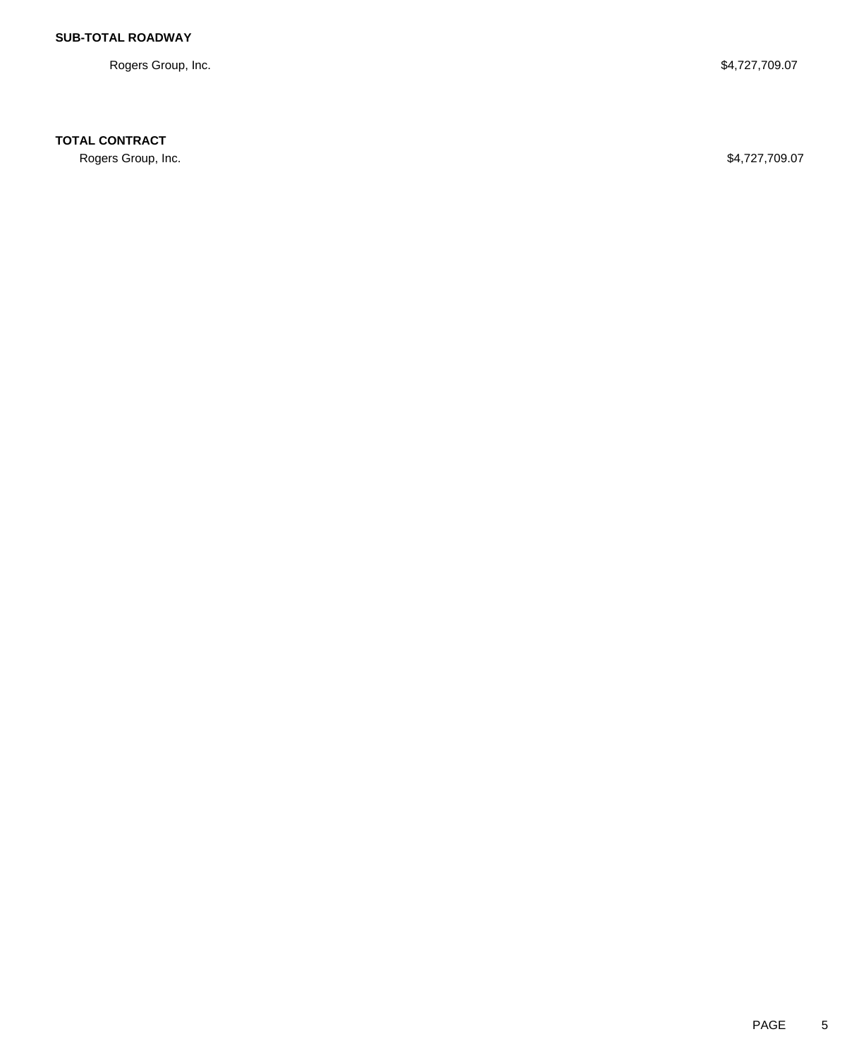**SUB-TOTAL ROADWAY**

| | |
|---|---|
| Rogers Group, Inc. | $4,727,709.07 |

**TOTAL CONTRACT**

| | |
|---|---|
| Rogers Group, Inc. | $4,727,709.07 |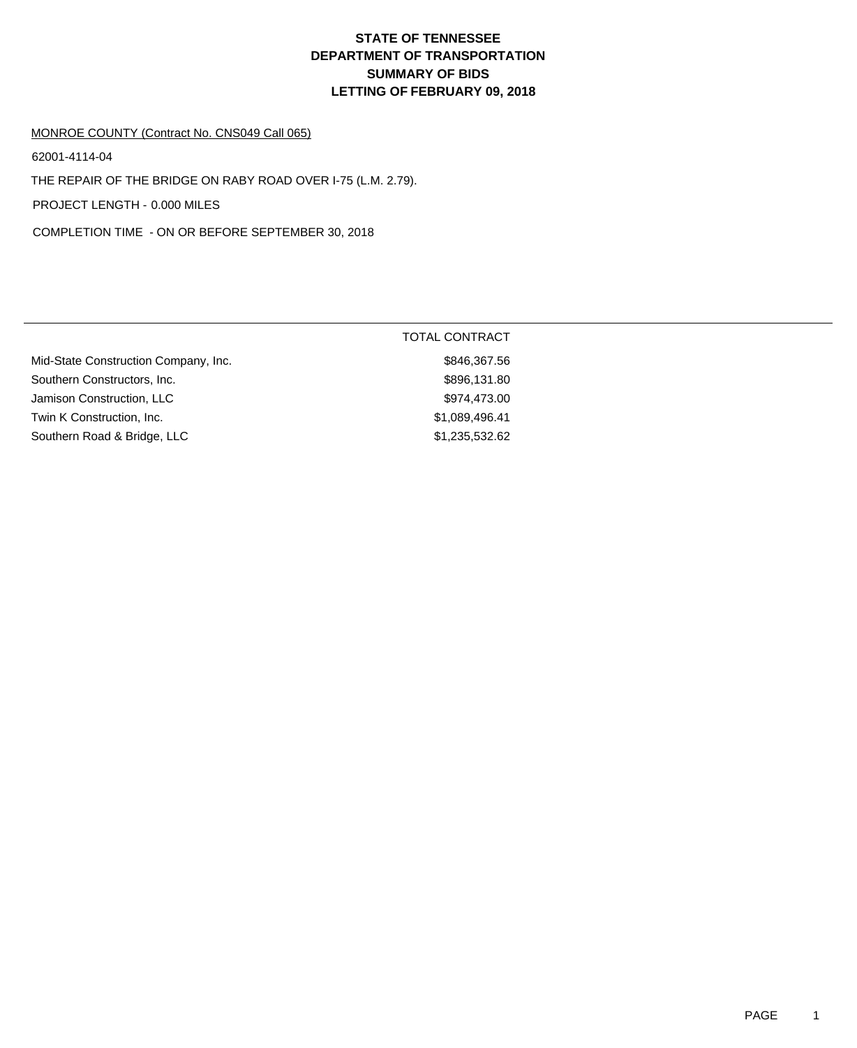# STATE OF TENNESSEE
# DEPARTMENT OF TRANSPORTATION
# SUMMARY OF BIDS
# LETTING OF FEBRUARY 09, 2018

MONROE COUNTY (Contract No. CNS049 Call 065)

62001-4114-04

THE REPAIR OF THE BRIDGE ON RABY ROAD OVER I-75 (L.M. 2.79).

PROJECT LENGTH - 0.000 MILES

COMPLETION TIME - ON OR BEFORE SEPTEMBER 30, 2018

| | TOTAL CONTRACT |
|---|---|
| Mid-State Construction Company, Inc. | $846,367.56 |
| Southern Constructors, Inc. | $896,131.80 |
| Jamison Construction, LLC | $974,473.00 |
| Twin K Construction, Inc. | $1,089,496.41 |
| Southern Road & Bridge, LLC | $1,235,532.62 |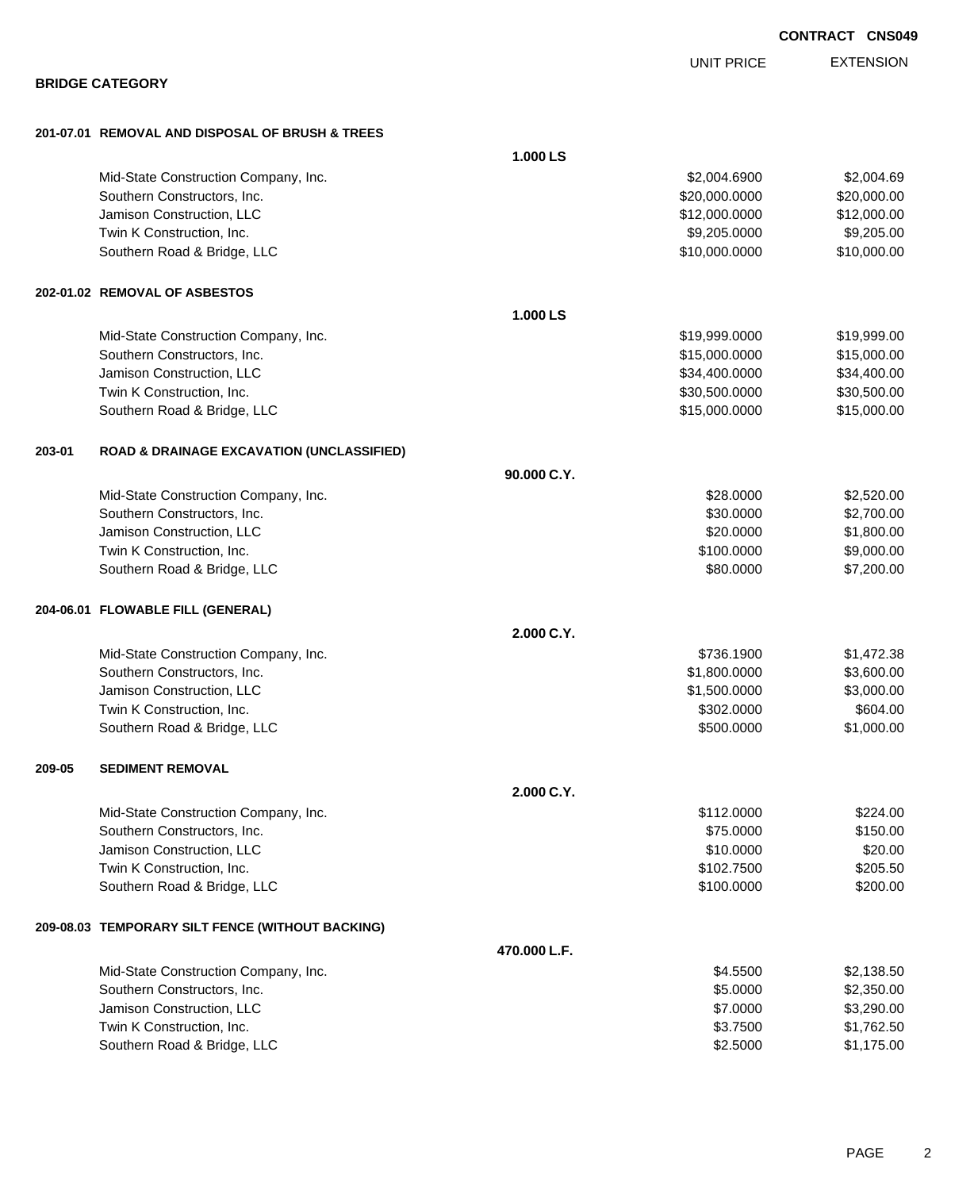**CONTRACT CNS049**

## BRIDGE CATEGORY

| | | UNIT PRICE | EXTENSION |
|---|---|---|---|
| **201-07.01 REMOVAL AND DISPOSAL OF BRUSH & TREES** | | | |
| | **1.000 LS** | | |
| Mid-State Construction Company, Inc. | | $2,004.6900 | $2,004.69 |
| Southern Constructors, Inc. | | $20,000.0000 | $20,000.00 |
| Jamison Construction, LLC | | $12,000.0000 | $12,000.00 |
| Twin K Construction, Inc. | | $9,205.0000 | $9,205.00 |
| Southern Road & Bridge, LLC | | $10,000.0000 | $10,000.00 |
| **202-01.02 REMOVAL OF ASBESTOS** | | | |
| | **1.000 LS** | | |
| Mid-State Construction Company, Inc. | | $19,999.0000 | $19,999.00 |
| Southern Constructors, Inc. | | $15,000.0000 | $15,000.00 |
| Jamison Construction, LLC | | $34,400.0000 | $34,400.00 |
| Twin K Construction, Inc. | | $30,500.0000 | $30,500.00 |
| Southern Road & Bridge, LLC | | $15,000.0000 | $15,000.00 |
| **203-01 ROAD & DRAINAGE EXCAVATION (UNCLASSIFIED)** | | | |
| | **90.000 C.Y.** | | |
| Mid-State Construction Company, Inc. | | $28.0000 | $2,520.00 |
| Southern Constructors, Inc. | | $30.0000 | $2,700.00 |
| Jamison Construction, LLC | | $20.0000 | $1,800.00 |
| Twin K Construction, Inc. | | $100.0000 | $9,000.00 |
| Southern Road & Bridge, LLC | | $80.0000 | $7,200.00 |
| **204-06.01 FLOWABLE FILL (GENERAL)** | | | |
| | **2.000 C.Y.** | | |
| Mid-State Construction Company, Inc. | | $736.1900 | $1,472.38 |
| Southern Constructors, Inc. | | $1,800.0000 | $3,600.00 |
| Jamison Construction, LLC | | $1,500.0000 | $3,000.00 |
| Twin K Construction, Inc. | | $302.0000 | $604.00 |
| Southern Road & Bridge, LLC | | $500.0000 | $1,000.00 |
| **209-05 SEDIMENT REMOVAL** | | | |
| | **2.000 C.Y.** | | |
| Mid-State Construction Company, Inc. | | $112.0000 | $224.00 |
| Southern Constructors, Inc. | | $75.0000 | $150.00 |
| Jamison Construction, LLC | | $10.0000 | $20.00 |
| Twin K Construction, Inc. | | $102.7500 | $205.50 |
| Southern Road & Bridge, LLC | | $100.0000 | $200.00 |
| **209-08.03 TEMPORARY SILT FENCE (WITHOUT BACKING)** | | | |
| | **470.000 L.F.** | | |
| Mid-State Construction Company, Inc. | | $4.5500 | $2,138.50 |
| Southern Constructors, Inc. | | $5.0000 | $2,350.00 |
| Jamison Construction, LLC | | $7.0000 | $3,290.00 |
| Twin K Construction, Inc. | | $3.7500 | $1,762.50 |
| Southern Road & Bridge, LLC | | $2.5000 | $1,175.00 |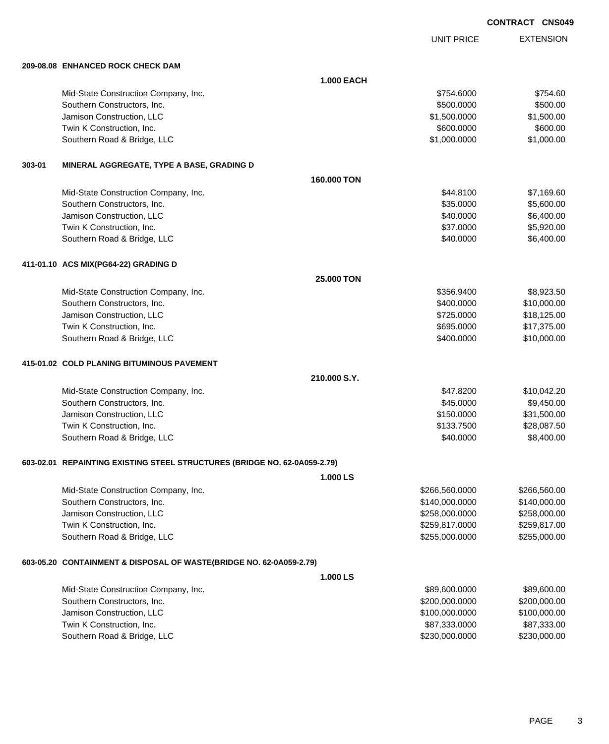**CONTRACT CNS049**

| | UNIT PRICE | EXTENSION |
|---|---|---|
| **209-08.08 ENHANCED ROCK CHECK DAM** | | |
| **1.000 EACH** | | |
| Mid-State Construction Company, Inc. | $754.6000 | $754.60 |
| Southern Constructors, Inc. | $500.0000 | $500.00 |
| Jamison Construction, LLC | $1,500.0000 | $1,500.00 |
| Twin K Construction, Inc. | $600.0000 | $600.00 |
| Southern Road & Bridge, LLC | $1,000.0000 | $1,000.00 |
| **303-01 MINERAL AGGREGATE, TYPE A BASE, GRADING D** | | |
| **160.000 TON** | | |
| Mid-State Construction Company, Inc. | $44.8100 | $7,169.60 |
| Southern Constructors, Inc. | $35.0000 | $5,600.00 |
| Jamison Construction, LLC | $40.0000 | $6,400.00 |
| Twin K Construction, Inc. | $37.0000 | $5,920.00 |
| Southern Road & Bridge, LLC | $40.0000 | $6,400.00 |
| **411-01.10 ACS MIX(PG64-22) GRADING D** | | |
| **25.000 TON** | | |
| Mid-State Construction Company, Inc. | $356.9400 | $8,923.50 |
| Southern Constructors, Inc. | $400.0000 | $10,000.00 |
| Jamison Construction, LLC | $725.0000 | $18,125.00 |
| Twin K Construction, Inc. | $695.0000 | $17,375.00 |
| Southern Road & Bridge, LLC | $400.0000 | $10,000.00 |
| **415-01.02 COLD PLANING BITUMINOUS PAVEMENT** | | |
| **210.000 S.Y.** | | |
| Mid-State Construction Company, Inc. | $47.8200 | $10,042.20 |
| Southern Constructors, Inc. | $45.0000 | $9,450.00 |
| Jamison Construction, LLC | $150.0000 | $31,500.00 |
| Twin K Construction, Inc. | $133.7500 | $28,087.50 |
| Southern Road & Bridge, LLC | $40.0000 | $8,400.00 |
| **603-02.01 REPAINTING EXISTING STEEL STRUCTURES (BRIDGE NO. 62-0A059-2.79)** | | |
| **1.000 LS** | | |
| Mid-State Construction Company, Inc. | $266,560.0000 | $266,560.00 |
| Southern Constructors, Inc. | $140,000.0000 | $140,000.00 |
| Jamison Construction, LLC | $258,000.0000 | $258,000.00 |
| Twin K Construction, Inc. | $259,817.0000 | $259,817.00 |
| Southern Road & Bridge, LLC | $255,000.0000 | $255,000.00 |
| **603-05.20 CONTAINMENT & DISPOSAL OF WASTE(BRIDGE NO. 62-0A059-2.79)** | | |
| **1.000 LS** | | |
| Mid-State Construction Company, Inc. | $89,600.0000 | $89,600.00 |
| Southern Constructors, Inc. | $200,000.0000 | $200,000.00 |
| Jamison Construction, LLC | $100,000.0000 | $100,000.00 |
| Twin K Construction, Inc. | $87,333.0000 | $87,333.00 |
| Southern Road & Bridge, LLC | $230,000.0000 | $230,000.00 |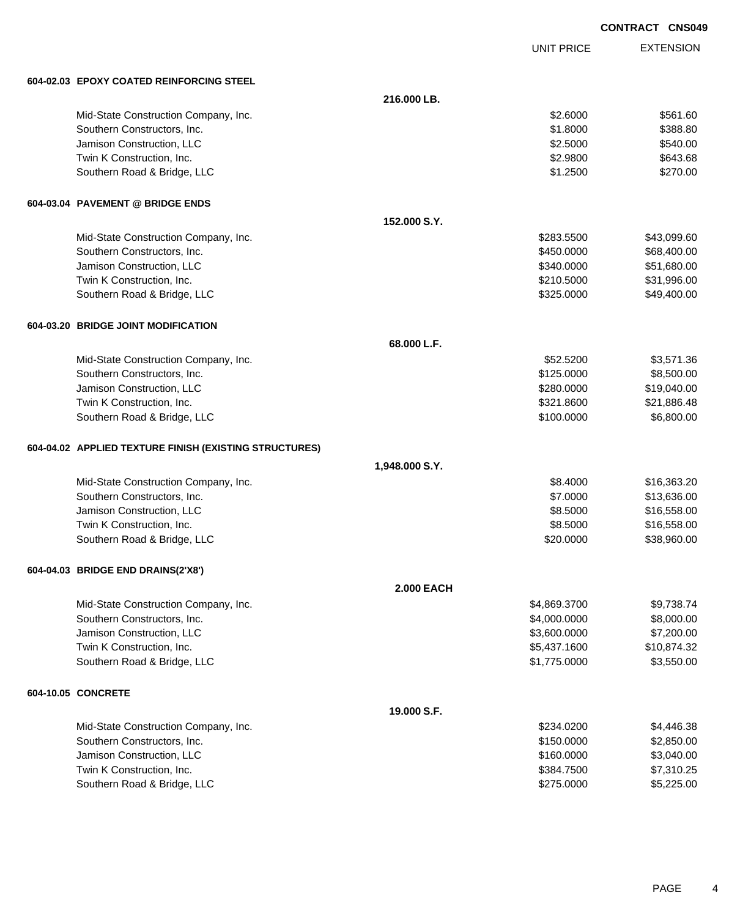**CONTRACT CNS049**

| | | UNIT PRICE | EXTENSION |
|---|---|---|---|
| **604-02.03 EPOXY COATED REINFORCING STEEL** | | | |
| | **216.000 LB.** | | |
| Mid-State Construction Company, Inc. | | $2.6000 | $561.60 |
| Southern Constructors, Inc. | | $1.8000 | $388.80 |
| Jamison Construction, LLC | | $2.5000 | $540.00 |
| Twin K Construction, Inc. | | $2.9800 | $643.68 |
| Southern Road & Bridge, LLC | | $1.2500 | $270.00 |
| **604-03.04 PAVEMENT @ BRIDGE ENDS** | | | |
| | **152.000 S.Y.** | | |
| Mid-State Construction Company, Inc. | | $283.5500 | $43,099.60 |
| Southern Constructors, Inc. | | $450.0000 | $68,400.00 |
| Jamison Construction, LLC | | $340.0000 | $51,680.00 |
| Twin K Construction, Inc. | | $210.5000 | $31,996.00 |
| Southern Road & Bridge, LLC | | $325.0000 | $49,400.00 |
| **604-03.20 BRIDGE JOINT MODIFICATION** | | | |
| | **68.000 L.F.** | | |
| Mid-State Construction Company, Inc. | | $52.5200 | $3,571.36 |
| Southern Constructors, Inc. | | $125.0000 | $8,500.00 |
| Jamison Construction, LLC | | $280.0000 | $19,040.00 |
| Twin K Construction, Inc. | | $321.8600 | $21,886.48 |
| Southern Road & Bridge, LLC | | $100.0000 | $6,800.00 |
| **604-04.02 APPLIED TEXTURE FINISH (EXISTING STRUCTURES)** | | | |
| | **1,948.000 S.Y.** | | |
| Mid-State Construction Company, Inc. | | $8.4000 | $16,363.20 |
| Southern Constructors, Inc. | | $7.0000 | $13,636.00 |
| Jamison Construction, LLC | | $8.5000 | $16,558.00 |
| Twin K Construction, Inc. | | $8.5000 | $16,558.00 |
| Southern Road & Bridge, LLC | | $20.0000 | $38,960.00 |
| **604-04.03 BRIDGE END DRAINS(2'X8')** | | | |
| | **2.000 EACH** | | |
| Mid-State Construction Company, Inc. | | $4,869.3700 | $9,738.74 |
| Southern Constructors, Inc. | | $4,000.0000 | $8,000.00 |
| Jamison Construction, LLC | | $3,600.0000 | $7,200.00 |
| Twin K Construction, Inc. | | $5,437.1600 | $10,874.32 |
| Southern Road & Bridge, LLC | | $1,775.0000 | $3,550.00 |
| **604-10.05 CONCRETE** | | | |
| | **19.000 S.F.** | | |
| Mid-State Construction Company, Inc. | | $234.0200 | $4,446.38 |
| Southern Constructors, Inc. | | $150.0000 | $2,850.00 |
| Jamison Construction, LLC | | $160.0000 | $3,040.00 |
| Twin K Construction, Inc. | | $384.7500 | $7,310.25 |
| Southern Road & Bridge, LLC | | $275.0000 | $5,225.00 |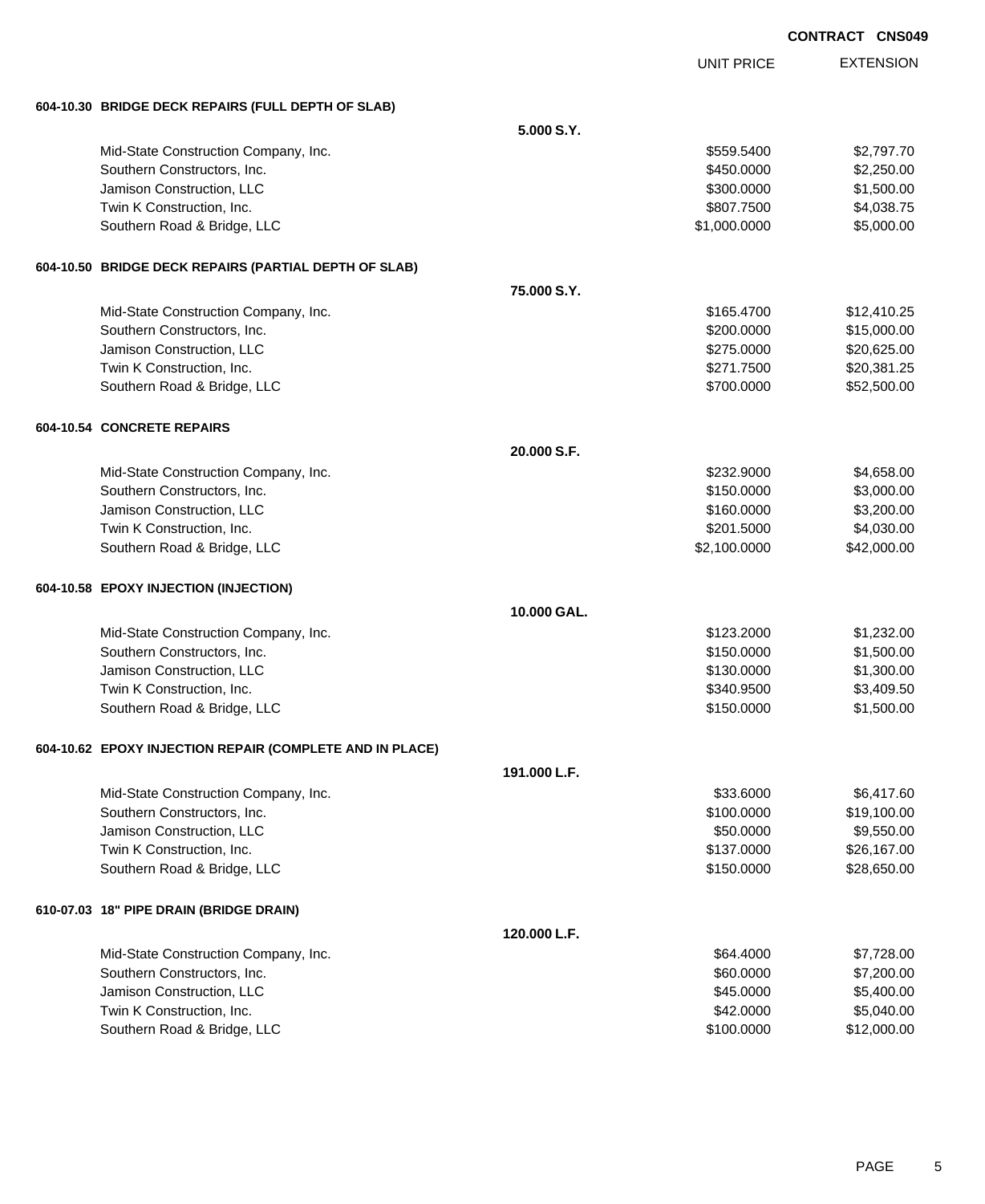**CONTRACT CNS049**

| | | UNIT PRICE | EXTENSION |
|---|---|---|---|
| **604-10.30 BRIDGE DECK REPAIRS (FULL DEPTH OF SLAB)** | | | |
| | **5.000 S.Y.** | | |
| Mid-State Construction Company, Inc. | | $559.5400 | $2,797.70 |
| Southern Constructors, Inc. | | $450.0000 | $2,250.00 |
| Jamison Construction, LLC | | $300.0000 | $1,500.00 |
| Twin K Construction, Inc. | | $807.7500 | $4,038.75 |
| Southern Road & Bridge, LLC | | $1,000.0000 | $5,000.00 |
| **604-10.50 BRIDGE DECK REPAIRS (PARTIAL DEPTH OF SLAB)** | | | |
| | **75.000 S.Y.** | | |
| Mid-State Construction Company, Inc. | | $165.4700 | $12,410.25 |
| Southern Constructors, Inc. | | $200.0000 | $15,000.00 |
| Jamison Construction, LLC | | $275.0000 | $20,625.00 |
| Twin K Construction, Inc. | | $271.7500 | $20,381.25 |
| Southern Road & Bridge, LLC | | $700.0000 | $52,500.00 |
| **604-10.54 CONCRETE REPAIRS** | | | |
| | **20.000 S.F.** | | |
| Mid-State Construction Company, Inc. | | $232.9000 | $4,658.00 |
| Southern Constructors, Inc. | | $150.0000 | $3,000.00 |
| Jamison Construction, LLC | | $160.0000 | $3,200.00 |
| Twin K Construction, Inc. | | $201.5000 | $4,030.00 |
| Southern Road & Bridge, LLC | | $2,100.0000 | $42,000.00 |
| **604-10.58 EPOXY INJECTION (INJECTION)** | | | |
| | **10.000 GAL.** | | |
| Mid-State Construction Company, Inc. | | $123.2000 | $1,232.00 |
| Southern Constructors, Inc. | | $150.0000 | $1,500.00 |
| Jamison Construction, LLC | | $130.0000 | $1,300.00 |
| Twin K Construction, Inc. | | $340.9500 | $3,409.50 |
| Southern Road & Bridge, LLC | | $150.0000 | $1,500.00 |
| **604-10.62 EPOXY INJECTION REPAIR (COMPLETE AND IN PLACE)** | | | |
| | **191.000 L.F.** | | |
| Mid-State Construction Company, Inc. | | $33.6000 | $6,417.60 |
| Southern Constructors, Inc. | | $100.0000 | $19,100.00 |
| Jamison Construction, LLC | | $50.0000 | $9,550.00 |
| Twin K Construction, Inc. | | $137.0000 | $26,167.00 |
| Southern Road & Bridge, LLC | | $150.0000 | $28,650.00 |
| **610-07.03 18" PIPE DRAIN (BRIDGE DRAIN)** | | | |
| | **120.000 L.F.** | | |
| Mid-State Construction Company, Inc. | | $64.4000 | $7,728.00 |
| Southern Constructors, Inc. | | $60.0000 | $7,200.00 |
| Jamison Construction, LLC | | $45.0000 | $5,400.00 |
| Twin K Construction, Inc. | | $42.0000 | $5,040.00 |
| Southern Road & Bridge, LLC | | $100.0000 | $12,000.00 |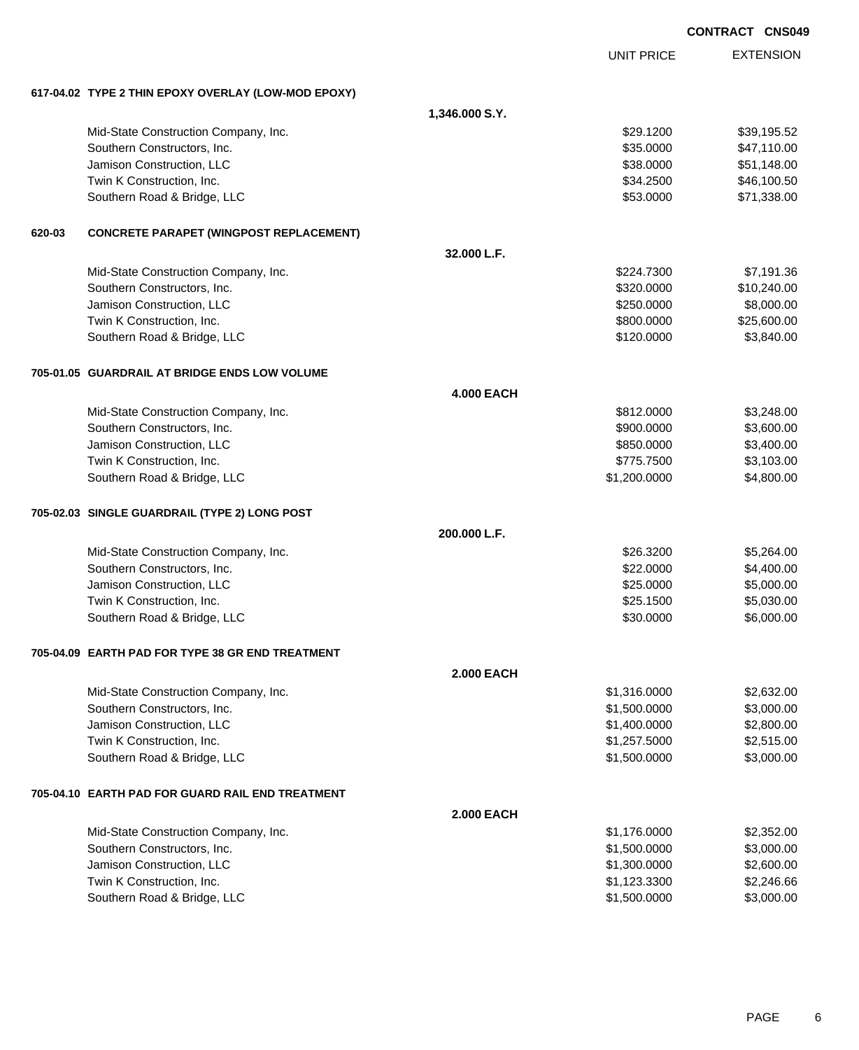CONTRACT CNS049

| | | UNIT PRICE | EXTENSION |
|---|---|---|---|
| **617-04.02 TYPE 2 THIN EPOXY OVERLAY (LOW-MOD EPOXY)** | | | |
| | **1,346.000 S.Y.** | | |
| Mid-State Construction Company, Inc. | | $29.1200 | $39,195.52 |
| Southern Constructors, Inc. | | $35.0000 | $47,110.00 |
| Jamison Construction, LLC | | $38.0000 | $51,148.00 |
| Twin K Construction, Inc. | | $34.2500 | $46,100.50 |
| Southern Road & Bridge, LLC | | $53.0000 | $71,338.00 |
| **620-03 CONCRETE PARAPET (WINGPOST REPLACEMENT)** | | | |
| | **32.000 L.F.** | | |
| Mid-State Construction Company, Inc. | | $224.7300 | $7,191.36 |
| Southern Constructors, Inc. | | $320.0000 | $10,240.00 |
| Jamison Construction, LLC | | $250.0000 | $8,000.00 |
| Twin K Construction, Inc. | | $800.0000 | $25,600.00 |
| Southern Road & Bridge, LLC | | $120.0000 | $3,840.00 |
| **705-01.05 GUARDRAIL AT BRIDGE ENDS LOW VOLUME** | | | |
| | **4.000 EACH** | | |
| Mid-State Construction Company, Inc. | | $812.0000 | $3,248.00 |
| Southern Constructors, Inc. | | $900.0000 | $3,600.00 |
| Jamison Construction, LLC | | $850.0000 | $3,400.00 |
| Twin K Construction, Inc. | | $775.7500 | $3,103.00 |
| Southern Road & Bridge, LLC | | $1,200.0000 | $4,800.00 |
| **705-02.03 SINGLE GUARDRAIL (TYPE 2) LONG POST** | | | |
| | **200.000 L.F.** | | |
| Mid-State Construction Company, Inc. | | $26.3200 | $5,264.00 |
| Southern Constructors, Inc. | | $22.0000 | $4,400.00 |
| Jamison Construction, LLC | | $25.0000 | $5,000.00 |
| Twin K Construction, Inc. | | $25.1500 | $5,030.00 |
| Southern Road & Bridge, LLC | | $30.0000 | $6,000.00 |
| **705-04.09 EARTH PAD FOR TYPE 38 GR END TREATMENT** | | | |
| | **2.000 EACH** | | |
| Mid-State Construction Company, Inc. | | $1,316.0000 | $2,632.00 |
| Southern Constructors, Inc. | | $1,500.0000 | $3,000.00 |
| Jamison Construction, LLC | | $1,400.0000 | $2,800.00 |
| Twin K Construction, Inc. | | $1,257.5000 | $2,515.00 |
| Southern Road & Bridge, LLC | | $1,500.0000 | $3,000.00 |
| **705-04.10 EARTH PAD FOR GUARD RAIL END TREATMENT** | | | |
| | **2.000 EACH** | | |
| Mid-State Construction Company, Inc. | | $1,176.0000 | $2,352.00 |
| Southern Constructors, Inc. | | $1,500.0000 | $3,000.00 |
| Jamison Construction, LLC | | $1,300.0000 | $2,600.00 |
| Twin K Construction, Inc. | | $1,123.3300 | $2,246.66 |
| Southern Road & Bridge, LLC | | $1,500.0000 | $3,000.00 |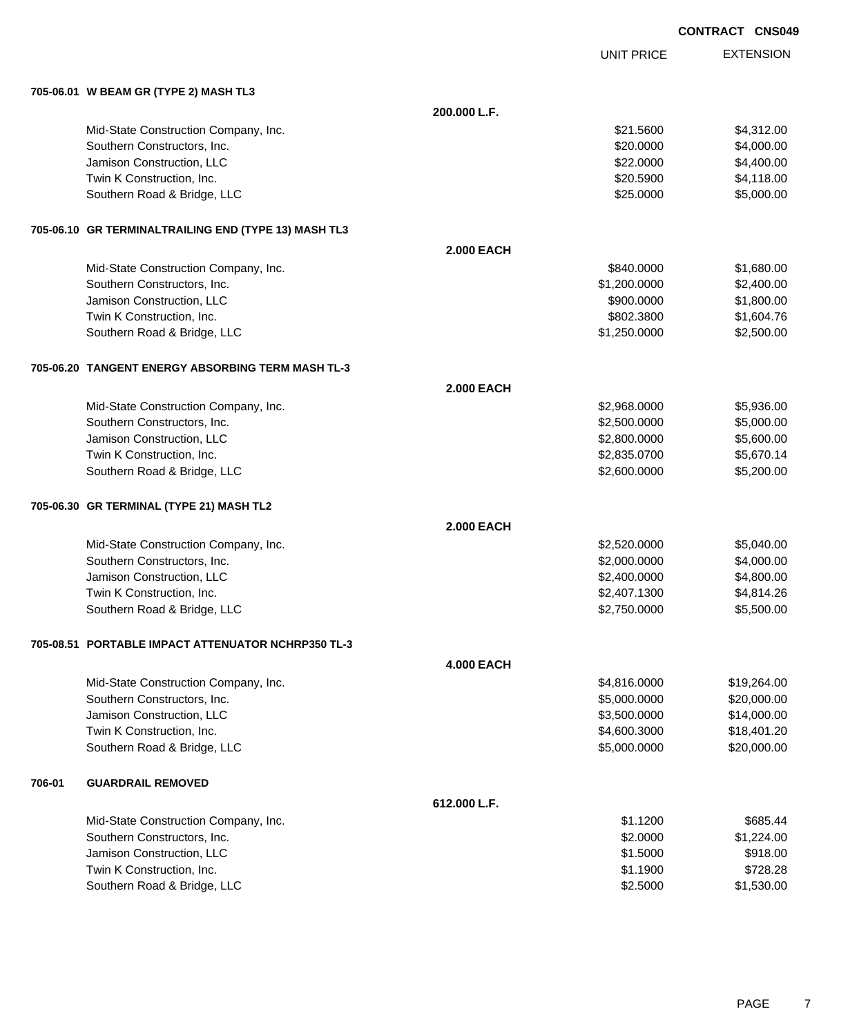**CONTRACT CNS049**

| | | UNIT PRICE | EXTENSION |
|---|---|---|---|
| **705-06.01 W BEAM GR (TYPE 2) MASH TL3** | | | |
| | **200.000 L.F.** | | |
| Mid-State Construction Company, Inc. | | $21.5600 | $4,312.00 |
| Southern Constructors, Inc. | | $20.0000 | $4,000.00 |
| Jamison Construction, LLC | | $22.0000 | $4,400.00 |
| Twin K Construction, Inc. | | $20.5900 | $4,118.00 |
| Southern Road & Bridge, LLC | | $25.0000 | $5,000.00 |
| **705-06.10 GR TERMINALTRAILING END (TYPE 13) MASH TL3** | | | |
| | **2.000 EACH** | | |
| Mid-State Construction Company, Inc. | | $840.0000 | $1,680.00 |
| Southern Constructors, Inc. | | $1,200.0000 | $2,400.00 |
| Jamison Construction, LLC | | $900.0000 | $1,800.00 |
| Twin K Construction, Inc. | | $802.3800 | $1,604.76 |
| Southern Road & Bridge, LLC | | $1,250.0000 | $2,500.00 |
| **705-06.20 TANGENT ENERGY ABSORBING TERM MASH TL-3** | | | |
| | **2.000 EACH** | | |
| Mid-State Construction Company, Inc. | | $2,968.0000 | $5,936.00 |
| Southern Constructors, Inc. | | $2,500.0000 | $5,000.00 |
| Jamison Construction, LLC | | $2,800.0000 | $5,600.00 |
| Twin K Construction, Inc. | | $2,835.0700 | $5,670.14 |
| Southern Road & Bridge, LLC | | $2,600.0000 | $5,200.00 |
| **705-06.30 GR TERMINAL (TYPE 21) MASH TL2** | | | |
| | **2.000 EACH** | | |
| Mid-State Construction Company, Inc. | | $2,520.0000 | $5,040.00 |
| Southern Constructors, Inc. | | $2,000.0000 | $4,000.00 |
| Jamison Construction, LLC | | $2,400.0000 | $4,800.00 |
| Twin K Construction, Inc. | | $2,407.1300 | $4,814.26 |
| Southern Road & Bridge, LLC | | $2,750.0000 | $5,500.00 |
| **705-08.51 PORTABLE IMPACT ATTENUATOR NCHRP350 TL-3** | | | |
| | **4.000 EACH** | | |
| Mid-State Construction Company, Inc. | | $4,816.0000 | $19,264.00 |
| Southern Constructors, Inc. | | $5,000.0000 | $20,000.00 |
| Jamison Construction, LLC | | $3,500.0000 | $14,000.00 |
| Twin K Construction, Inc. | | $4,600.3000 | $18,401.20 |
| Southern Road & Bridge, LLC | | $5,000.0000 | $20,000.00 |
| **706-01 GUARDRAIL REMOVED** | | | |
| | **612.000 L.F.** | | |
| Mid-State Construction Company, Inc. | | $1.1200 | $685.44 |
| Southern Constructors, Inc. | | $2.0000 | $1,224.00 |
| Jamison Construction, LLC | | $1.5000 | $918.00 |
| Twin K Construction, Inc. | | $1.1900 | $728.28 |
| Southern Road & Bridge, LLC | | $2.5000 | $1,530.00 |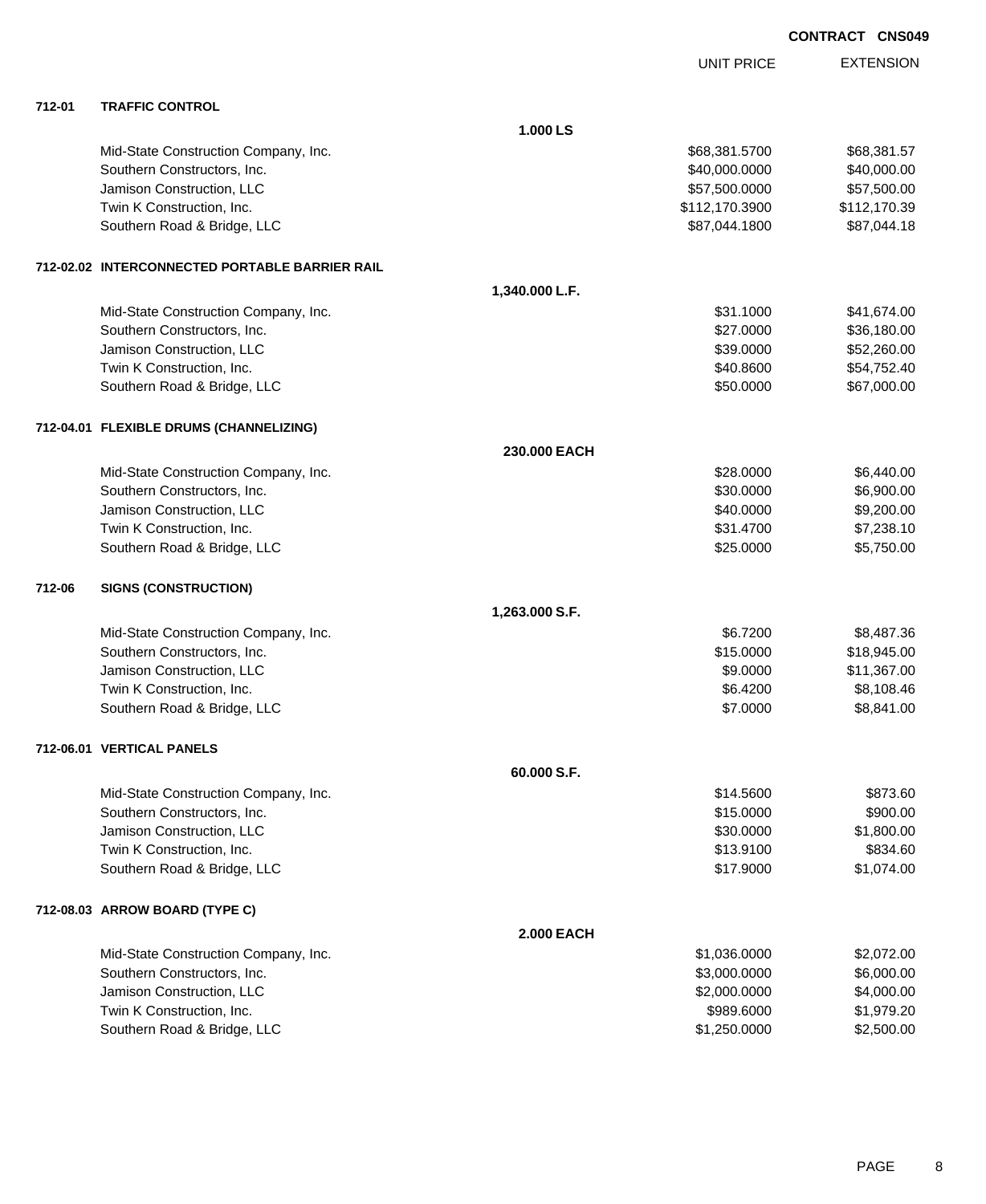**CONTRACT CNS049**

| | | UNIT PRICE | EXTENSION |
|---|---|---|---|
| **712-01** | **TRAFFIC CONTROL** | | |
| | **1.000 LS** | | |
| | Mid-State Construction Company, Inc. | $68,381.5700 | $68,381.57 |
| | Southern Constructors, Inc. | $40,000.0000 | $40,000.00 |
| | Jamison Construction, LLC | $57,500.0000 | $57,500.00 |
| | Twin K Construction, Inc. | $112,170.3900 | $112,170.39 |
| | Southern Road & Bridge, LLC | $87,044.1800 | $87,044.18 |
| **712-02.02** | **INTERCONNECTED PORTABLE BARRIER RAIL** | | |
| | **1,340.000 L.F.** | | |
| | Mid-State Construction Company, Inc. | $31.1000 | $41,674.00 |
| | Southern Constructors, Inc. | $27.0000 | $36,180.00 |
| | Jamison Construction, LLC | $39.0000 | $52,260.00 |
| | Twin K Construction, Inc. | $40.8600 | $54,752.40 |
| | Southern Road & Bridge, LLC | $50.0000 | $67,000.00 |
| **712-04.01** | **FLEXIBLE DRUMS (CHANNELIZING)** | | |
| | **230.000 EACH** | | |
| | Mid-State Construction Company, Inc. | $28.0000 | $6,440.00 |
| | Southern Constructors, Inc. | $30.0000 | $6,900.00 |
| | Jamison Construction, LLC | $40.0000 | $9,200.00 |
| | Twin K Construction, Inc. | $31.4700 | $7,238.10 |
| | Southern Road & Bridge, LLC | $25.0000 | $5,750.00 |
| **712-06** | **SIGNS (CONSTRUCTION)** | | |
| | **1,263.000 S.F.** | | |
| | Mid-State Construction Company, Inc. | $6.7200 | $8,487.36 |
| | Southern Constructors, Inc. | $15.0000 | $18,945.00 |
| | Jamison Construction, LLC | $9.0000 | $11,367.00 |
| | Twin K Construction, Inc. | $6.4200 | $8,108.46 |
| | Southern Road & Bridge, LLC | $7.0000 | $8,841.00 |
| **712-06.01** | **VERTICAL PANELS** | | |
| | **60.000 S.F.** | | |
| | Mid-State Construction Company, Inc. | $14.5600 | $873.60 |
| | Southern Constructors, Inc. | $15.0000 | $900.00 |
| | Jamison Construction, LLC | $30.0000 | $1,800.00 |
| | Twin K Construction, Inc. | $13.9100 | $834.60 |
| | Southern Road & Bridge, LLC | $17.9000 | $1,074.00 |
| **712-08.03** | **ARROW BOARD (TYPE C)** | | |
| | **2.000 EACH** | | |
| | Mid-State Construction Company, Inc. | $1,036.0000 | $2,072.00 |
| | Southern Constructors, Inc. | $3,000.0000 | $6,000.00 |
| | Jamison Construction, LLC | $2,000.0000 | $4,000.00 |
| | Twin K Construction, Inc. | $989.6000 | $1,979.20 |
| | Southern Road & Bridge, LLC | $1,250.0000 | $2,500.00 |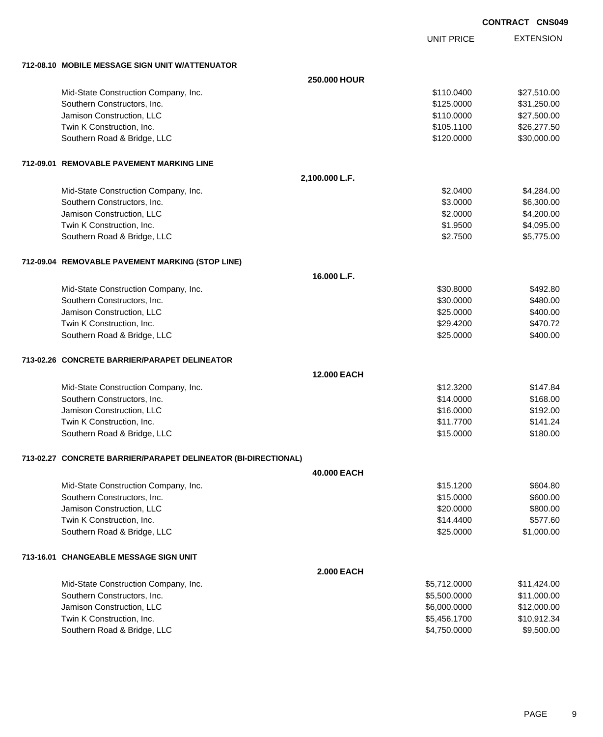**CONTRACT CNS049**

| | | UNIT PRICE | EXTENSION |
|---|---|---|---|
| **712-08.10 MOBILE MESSAGE SIGN UNIT W/ATTENUATOR** | | | |
| | **250.000 HOUR** | | |
| Mid-State Construction Company, Inc. | | $110.0400 | $27,510.00 |
| Southern Constructors, Inc. | | $125.0000 | $31,250.00 |
| Jamison Construction, LLC | | $110.0000 | $27,500.00 |
| Twin K Construction, Inc. | | $105.1100 | $26,277.50 |
| Southern Road & Bridge, LLC | | $120.0000 | $30,000.00 |
| **712-09.01 REMOVABLE PAVEMENT MARKING LINE** | | | |
| | **2,100.000 L.F.** | | |
| Mid-State Construction Company, Inc. | | $2.0400 | $4,284.00 |
| Southern Constructors, Inc. | | $3.0000 | $6,300.00 |
| Jamison Construction, LLC | | $2.0000 | $4,200.00 |
| Twin K Construction, Inc. | | $1.9500 | $4,095.00 |
| Southern Road & Bridge, LLC | | $2.7500 | $5,775.00 |
| **712-09.04 REMOVABLE PAVEMENT MARKING (STOP LINE)** | | | |
| | **16.000 L.F.** | | |
| Mid-State Construction Company, Inc. | | $30.8000 | $492.80 |
| Southern Constructors, Inc. | | $30.0000 | $480.00 |
| Jamison Construction, LLC | | $25.0000 | $400.00 |
| Twin K Construction, Inc. | | $29.4200 | $470.72 |
| Southern Road & Bridge, LLC | | $25.0000 | $400.00 |
| **713-02.26 CONCRETE BARRIER/PARAPET DELINEATOR** | | | |
| | **12.000 EACH** | | |
| Mid-State Construction Company, Inc. | | $12.3200 | $147.84 |
| Southern Constructors, Inc. | | $14.0000 | $168.00 |
| Jamison Construction, LLC | | $16.0000 | $192.00 |
| Twin K Construction, Inc. | | $11.7700 | $141.24 |
| Southern Road & Bridge, LLC | | $15.0000 | $180.00 |
| **713-02.27 CONCRETE BARRIER/PARAPET DELINEATOR (BI-DIRECTIONAL)** | | | |
| | **40.000 EACH** | | |
| Mid-State Construction Company, Inc. | | $15.1200 | $604.80 |
| Southern Constructors, Inc. | | $15.0000 | $600.00 |
| Jamison Construction, LLC | | $20.0000 | $800.00 |
| Twin K Construction, Inc. | | $14.4400 | $577.60 |
| Southern Road & Bridge, LLC | | $25.0000 | $1,000.00 |
| **713-16.01 CHANGEABLE MESSAGE SIGN UNIT** | | | |
| | **2.000 EACH** | | |
| Mid-State Construction Company, Inc. | | $5,712.0000 | $11,424.00 |
| Southern Constructors, Inc. | | $5,500.0000 | $11,000.00 |
| Jamison Construction, LLC | | $6,000.0000 | $12,000.00 |
| Twin K Construction, Inc. | | $5,456.1700 | $10,912.34 |
| Southern Road & Bridge, LLC | | $4,750.0000 | $9,500.00 |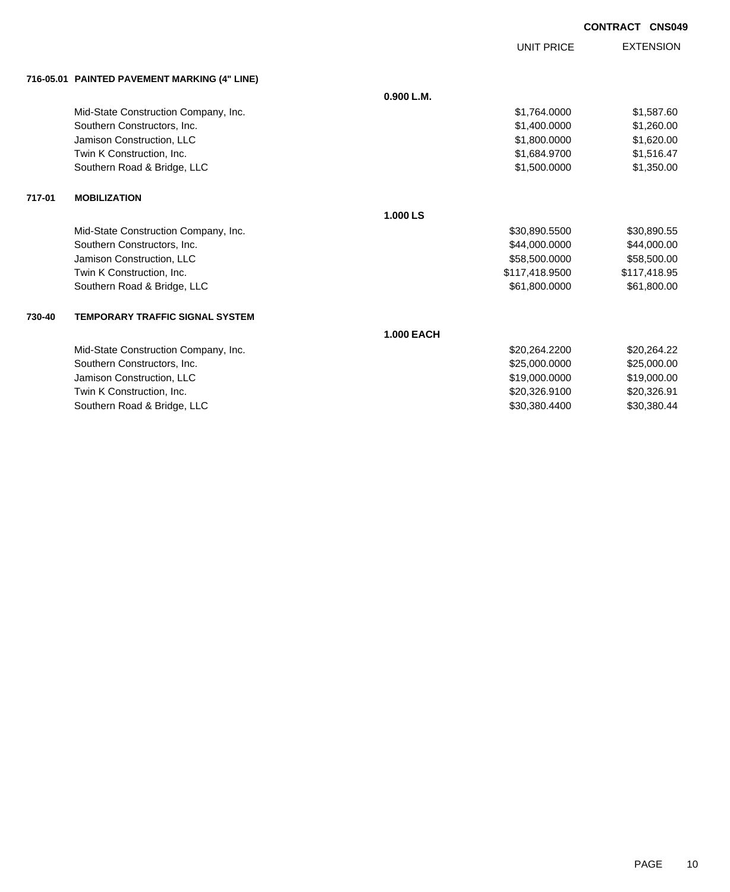**CONTRACT CNS049**

| | | | UNIT PRICE | EXTENSION |
|---|---|---|---|---|
| **716-05.01** | **PAINTED PAVEMENT MARKING (4" LINE)** | | | |
| | | **0.900 L.M.** | | |
| | Mid-State Construction Company, Inc. | | $1,764.0000 | $1,587.60 |
| | Southern Constructors, Inc. | | $1,400.0000 | $1,260.00 |
| | Jamison Construction, LLC | | $1,800.0000 | $1,620.00 |
| | Twin K Construction, Inc. | | $1,684.9700 | $1,516.47 |
| | Southern Road & Bridge, LLC | | $1,500.0000 | $1,350.00 |
| **717-01** | **MOBILIZATION** | | | |
| | | **1.000 LS** | | |
| | Mid-State Construction Company, Inc. | | $30,890.5500 | $30,890.55 |
| | Southern Constructors, Inc. | | $44,000.0000 | $44,000.00 |
| | Jamison Construction, LLC | | $58,500.0000 | $58,500.00 |
| | Twin K Construction, Inc. | | $117,418.9500 | $117,418.95 |
| | Southern Road & Bridge, LLC | | $61,800.0000 | $61,800.00 |
| **730-40** | **TEMPORARY TRAFFIC SIGNAL SYSTEM** | | | |
| | | **1.000 EACH** | | |
| | Mid-State Construction Company, Inc. | | $20,264.2200 | $20,264.22 |
| | Southern Constructors, Inc. | | $25,000.0000 | $25,000.00 |
| | Jamison Construction, LLC | | $19,000.0000 | $19,000.00 |
| | Twin K Construction, Inc. | | $20,326.9100 | $20,326.91 |
| | Southern Road & Bridge, LLC | | $30,380.4400 | $30,380.44 |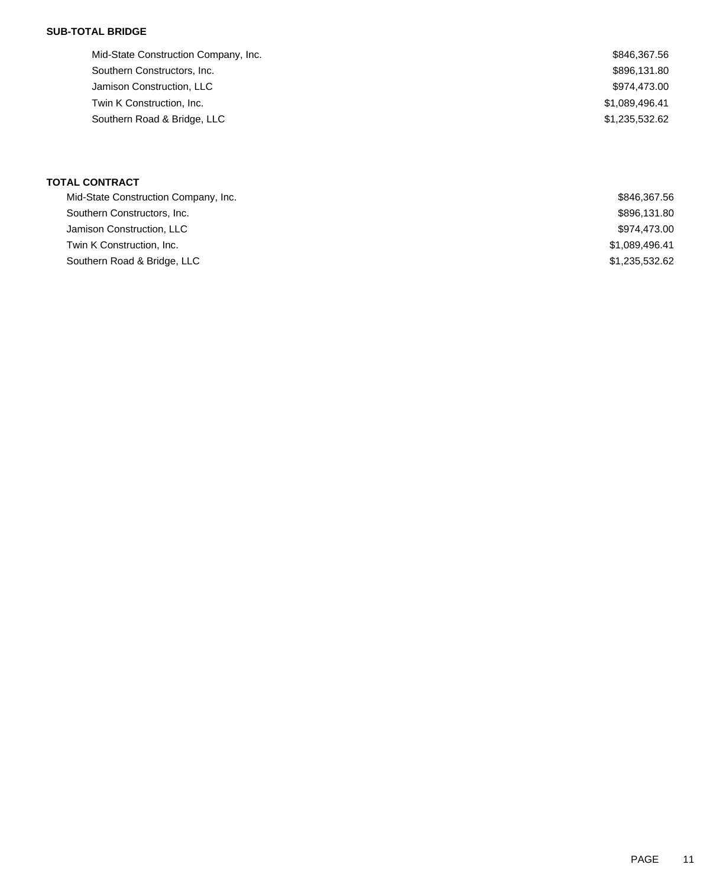**SUB-TOTAL BRIDGE**

| | |
|---|---|
| Mid-State Construction Company, Inc. | $846,367.56 |
| Southern Constructors, Inc. | $896,131.80 |
| Jamison Construction, LLC | $974,473.00 |
| Twin K Construction, Inc. | $1,089,496.41 |
| Southern Road & Bridge, LLC | $1,235,532.62 |

**TOTAL CONTRACT**

| | |
|---|---|
| Mid-State Construction Company, Inc. | $846,367.56 |
| Southern Constructors, Inc. | $896,131.80 |
| Jamison Construction, LLC | $974,473.00 |
| Twin K Construction, Inc. | $1,089,496.41 |
| Southern Road & Bridge, LLC | $1,235,532.62 |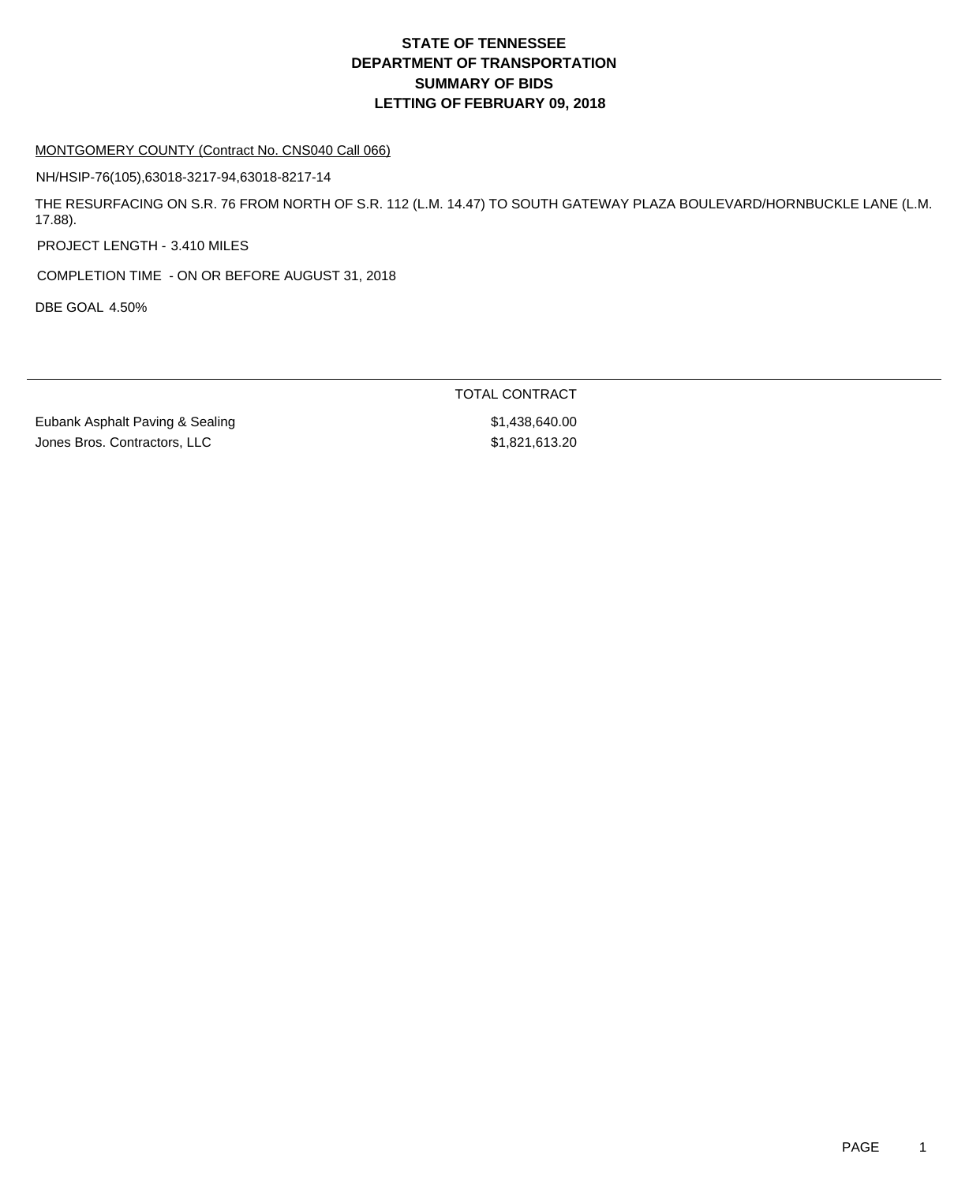# STATE OF TENNESSEE
# DEPARTMENT OF TRANSPORTATION
# SUMMARY OF BIDS
# LETTING OF FEBRUARY 09, 2018

MONTGOMERY COUNTY (Contract No. CNS040 Call 066)

NH/HSIP-76(105),63018-3217-94,63018-8217-14

THE RESURFACING ON S.R. 76 FROM NORTH OF S.R. 112 (L.M. 14.47) TO SOUTH GATEWAY PLAZA BOULEVARD/HORNBUCKLE LANE (L.M. 17.88).

PROJECT LENGTH - 3.410 MILES

COMPLETION TIME - ON OR BEFORE AUGUST 31, 2018

DBE GOAL 4.50%

| | TOTAL CONTRACT |
|---|---|
| Eubank Asphalt Paving & Sealing | $1,438,640.00 |
| Jones Bros. Contractors, LLC | $1,821,613.20 |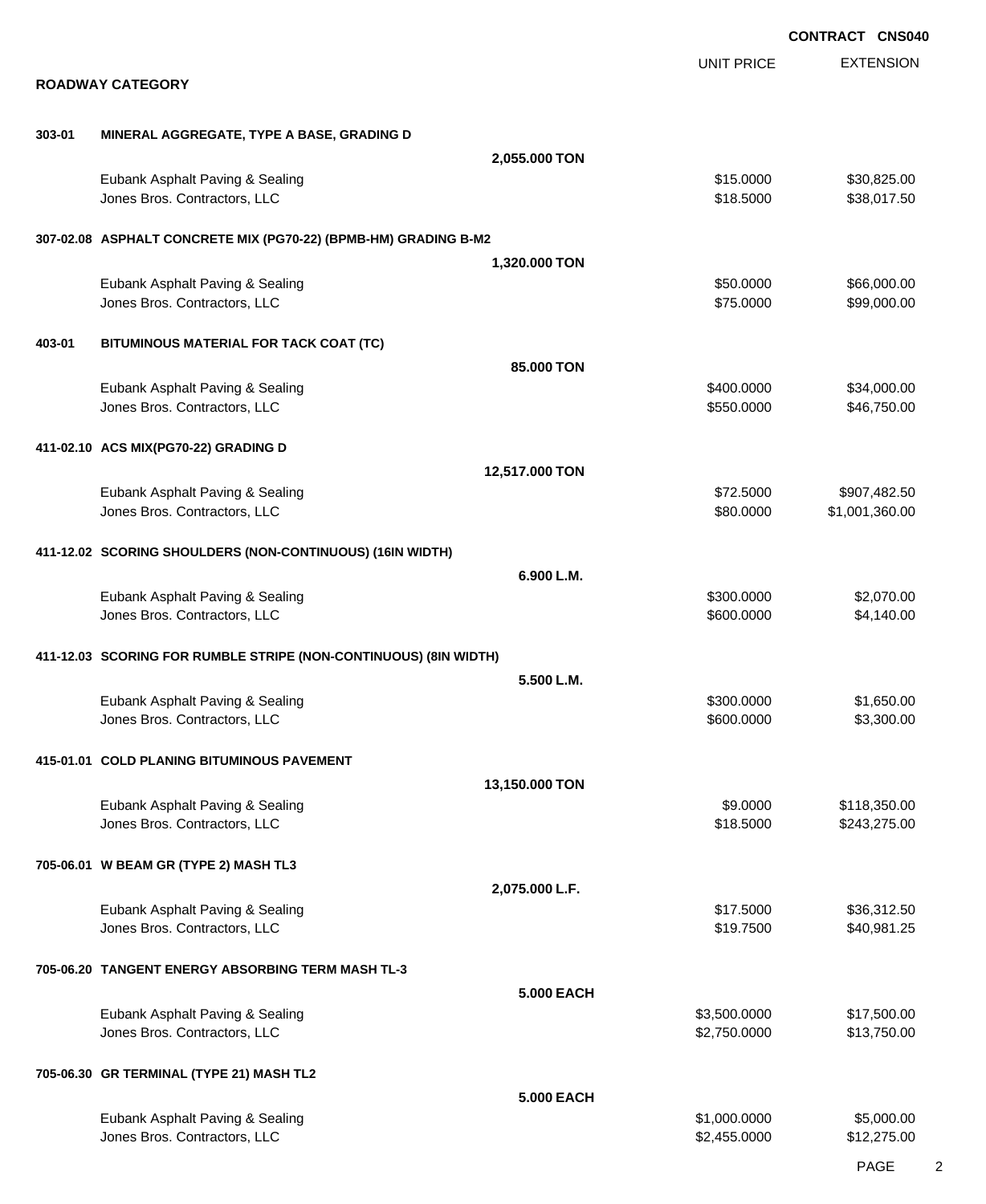**CONTRACT CNS040**

## ROADWAY CATEGORY

| | | | UNIT PRICE | EXTENSION |
|---|---|---|---|---|
| **303-01** | **MINERAL AGGREGATE, TYPE A BASE, GRADING D** | | | |
| | | **2,055.000 TON** | | |
| | Eubank Asphalt Paving & Sealing | | $15.0000 | $30,825.00 |
| | Jones Bros. Contractors, LLC | | $18.5000 | $38,017.50 |
| **307-02.08** | **ASPHALT CONCRETE MIX (PG70-22) (BPMB-HM) GRADING B-M2** | | | |
| | | **1,320.000 TON** | | |
| | Eubank Asphalt Paving & Sealing | | $50.0000 | $66,000.00 |
| | Jones Bros. Contractors, LLC | | $75.0000 | $99,000.00 |
| **403-01** | **BITUMINOUS MATERIAL FOR TACK COAT (TC)** | | | |
| | | **85.000 TON** | | |
| | Eubank Asphalt Paving & Sealing | | $400.0000 | $34,000.00 |
| | Jones Bros. Contractors, LLC | | $550.0000 | $46,750.00 |
| **411-02.10** | **ACS MIX(PG70-22) GRADING D** | | | |
| | | **12,517.000 TON** | | |
| | Eubank Asphalt Paving & Sealing | | $72.5000 | $907,482.50 |
| | Jones Bros. Contractors, LLC | | $80.0000 | $1,001,360.00 |
| **411-12.02** | **SCORING SHOULDERS (NON-CONTINUOUS) (16IN WIDTH)** | | | |
| | | **6.900 L.M.** | | |
| | Eubank Asphalt Paving & Sealing | | $300.0000 | $2,070.00 |
| | Jones Bros. Contractors, LLC | | $600.0000 | $4,140.00 |
| **411-12.03** | **SCORING FOR RUMBLE STRIPE (NON-CONTINUOUS) (8IN WIDTH)** | | | |
| | | **5.500 L.M.** | | |
| | Eubank Asphalt Paving & Sealing | | $300.0000 | $1,650.00 |
| | Jones Bros. Contractors, LLC | | $600.0000 | $3,300.00 |
| **415-01.01** | **COLD PLANING BITUMINOUS PAVEMENT** | | | |
| | | **13,150.000 TON** | | |
| | Eubank Asphalt Paving & Sealing | | $9.0000 | $118,350.00 |
| | Jones Bros. Contractors, LLC | | $18.5000 | $243,275.00 |
| **705-06.01** | **W BEAM GR (TYPE 2) MASH TL3** | | | |
| | | **2,075.000 L.F.** | | |
| | Eubank Asphalt Paving & Sealing | | $17.5000 | $36,312.50 |
| | Jones Bros. Contractors, LLC | | $19.7500 | $40,981.25 |
| **705-06.20** | **TANGENT ENERGY ABSORBING TERM MASH TL-3** | | | |
| | | **5.000 EACH** | | |
| | Eubank Asphalt Paving & Sealing | | $3,500.0000 | $17,500.00 |
| | Jones Bros. Contractors, LLC | | $2,750.0000 | $13,750.00 |
| **705-06.30** | **GR TERMINAL (TYPE 21) MASH TL2** | | | |
| | | **5.000 EACH** | | |
| | Eubank Asphalt Paving & Sealing | | $1,000.0000 | $5,000.00 |
| | Jones Bros. Contractors, LLC | | $2,455.0000 | $12,275.00 |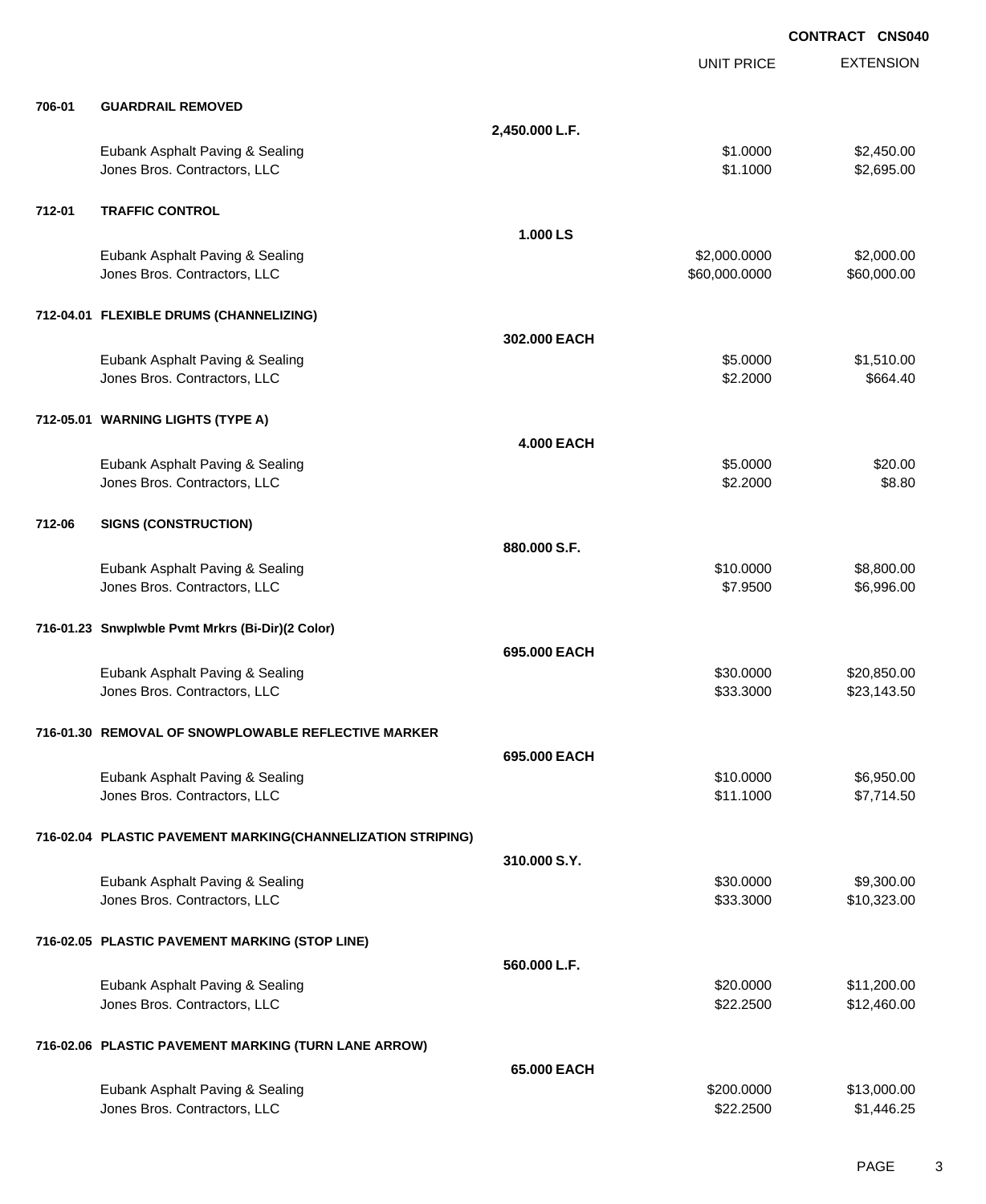**CONTRACT CNS040**

| | | | UNIT PRICE | EXTENSION |
|---|---|---|---|---|
| **706-01** | **GUARDRAIL REMOVED** | | | |
| | | **2,450.000 L.F.** | | |
| | Eubank Asphalt Paving & Sealing | | $1.0000 | $2,450.00 |
| | Jones Bros. Contractors, LLC | | $1.1000 | $2,695.00 |
| **712-01** | **TRAFFIC CONTROL** | | | |
| | | **1.000 LS** | | |
| | Eubank Asphalt Paving & Sealing | | $2,000.0000 | $2,000.00 |
| | Jones Bros. Contractors, LLC | | $60,000.0000 | $60,000.00 |
| **712-04.01** | **FLEXIBLE DRUMS (CHANNELIZING)** | | | |
| | | **302.000 EACH** | | |
| | Eubank Asphalt Paving & Sealing | | $5.0000 | $1,510.00 |
| | Jones Bros. Contractors, LLC | | $2.2000 | $664.40 |
| **712-05.01** | **WARNING LIGHTS (TYPE A)** | | | |
| | | **4.000 EACH** | | |
| | Eubank Asphalt Paving & Sealing | | $5.0000 | $20.00 |
| | Jones Bros. Contractors, LLC | | $2.2000 | $8.80 |
| **712-06** | **SIGNS (CONSTRUCTION)** | | | |
| | | **880.000 S.F.** | | |
| | Eubank Asphalt Paving & Sealing | | $10.0000 | $8,800.00 |
| | Jones Bros. Contractors, LLC | | $7.9500 | $6,996.00 |
| **716-01.23** | **Snwplwble Pvmt Mrkrs (Bi-Dir)(2 Color)** | | | |
| | | **695.000 EACH** | | |
| | Eubank Asphalt Paving & Sealing | | $30.0000 | $20,850.00 |
| | Jones Bros. Contractors, LLC | | $33.3000 | $23,143.50 |
| **716-01.30** | **REMOVAL OF SNOWPLOWABLE REFLECTIVE MARKER** | | | |
| | | **695.000 EACH** | | |
| | Eubank Asphalt Paving & Sealing | | $10.0000 | $6,950.00 |
| | Jones Bros. Contractors, LLC | | $11.1000 | $7,714.50 |
| **716-02.04** | **PLASTIC PAVEMENT MARKING(CHANNELIZATION STRIPING)** | | | |
| | | **310.000 S.Y.** | | |
| | Eubank Asphalt Paving & Sealing | | $30.0000 | $9,300.00 |
| | Jones Bros. Contractors, LLC | | $33.3000 | $10,323.00 |
| **716-02.05** | **PLASTIC PAVEMENT MARKING (STOP LINE)** | | | |
| | | **560.000 L.F.** | | |
| | Eubank Asphalt Paving & Sealing | | $20.0000 | $11,200.00 |
| | Jones Bros. Contractors, LLC | | $22.2500 | $12,460.00 |
| **716-02.06** | **PLASTIC PAVEMENT MARKING (TURN LANE ARROW)** | | | |
| | | **65.000 EACH** | | |
| | Eubank Asphalt Paving & Sealing | | $200.0000 | $13,000.00 |
| | Jones Bros. Contractors, LLC | | $22.2500 | $1,446.25 |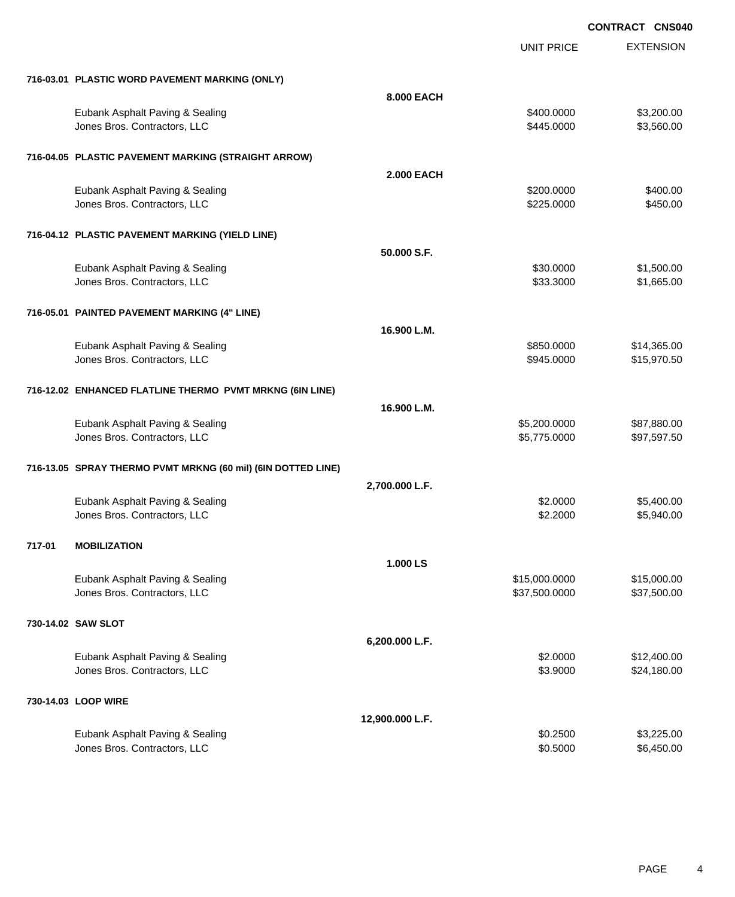**CONTRACT CNS040**

| | | UNIT PRICE | EXTENSION |
|---|---|---|---|
| **716-03.01 PLASTIC WORD PAVEMENT MARKING (ONLY)** | | | |
| | **8.000 EACH** | | |
| Eubank Asphalt Paving & Sealing | | $400.0000 | $3,200.00 |
| Jones Bros. Contractors, LLC | | $445.0000 | $3,560.00 |
| **716-04.05 PLASTIC PAVEMENT MARKING (STRAIGHT ARROW)** | | | |
| | **2.000 EACH** | | |
| Eubank Asphalt Paving & Sealing | | $200.0000 | $400.00 |
| Jones Bros. Contractors, LLC | | $225.0000 | $450.00 |
| **716-04.12 PLASTIC PAVEMENT MARKING (YIELD LINE)** | | | |
| | **50.000 S.F.** | | |
| Eubank Asphalt Paving & Sealing | | $30.0000 | $1,500.00 |
| Jones Bros. Contractors, LLC | | $33.3000 | $1,665.00 |
| **716-05.01 PAINTED PAVEMENT MARKING (4" LINE)** | | | |
| | **16.900 L.M.** | | |
| Eubank Asphalt Paving & Sealing | | $850.0000 | $14,365.00 |
| Jones Bros. Contractors, LLC | | $945.0000 | $15,970.50 |
| **716-12.02 ENHANCED FLATLINE THERMO PVMT MRKNG (6IN LINE)** | | | |
| | **16.900 L.M.** | | |
| Eubank Asphalt Paving & Sealing | | $5,200.0000 | $87,880.00 |
| Jones Bros. Contractors, LLC | | $5,775.0000 | $97,597.50 |
| **716-13.05 SPRAY THERMO PVMT MRKNG (60 mil) (6IN DOTTED LINE)** | | | |
| | **2,700.000 L.F.** | | |
| Eubank Asphalt Paving & Sealing | | $2.0000 | $5,400.00 |
| Jones Bros. Contractors, LLC | | $2.2000 | $5,940.00 |
| **717-01 MOBILIZATION** | | | |
| | **1.000 LS** | | |
| Eubank Asphalt Paving & Sealing | | $15,000.0000 | $15,000.00 |
| Jones Bros. Contractors, LLC | | $37,500.0000 | $37,500.00 |
| **730-14.02 SAW SLOT** | | | |
| | **6,200.000 L.F.** | | |
| Eubank Asphalt Paving & Sealing | | $2.0000 | $12,400.00 |
| Jones Bros. Contractors, LLC | | $3.9000 | $24,180.00 |
| **730-14.03 LOOP WIRE** | | | |
| | **12,900.000 L.F.** | | |
| Eubank Asphalt Paving & Sealing | | $0.2500 | $3,225.00 |
| Jones Bros. Contractors, LLC | | $0.5000 | $6,450.00 |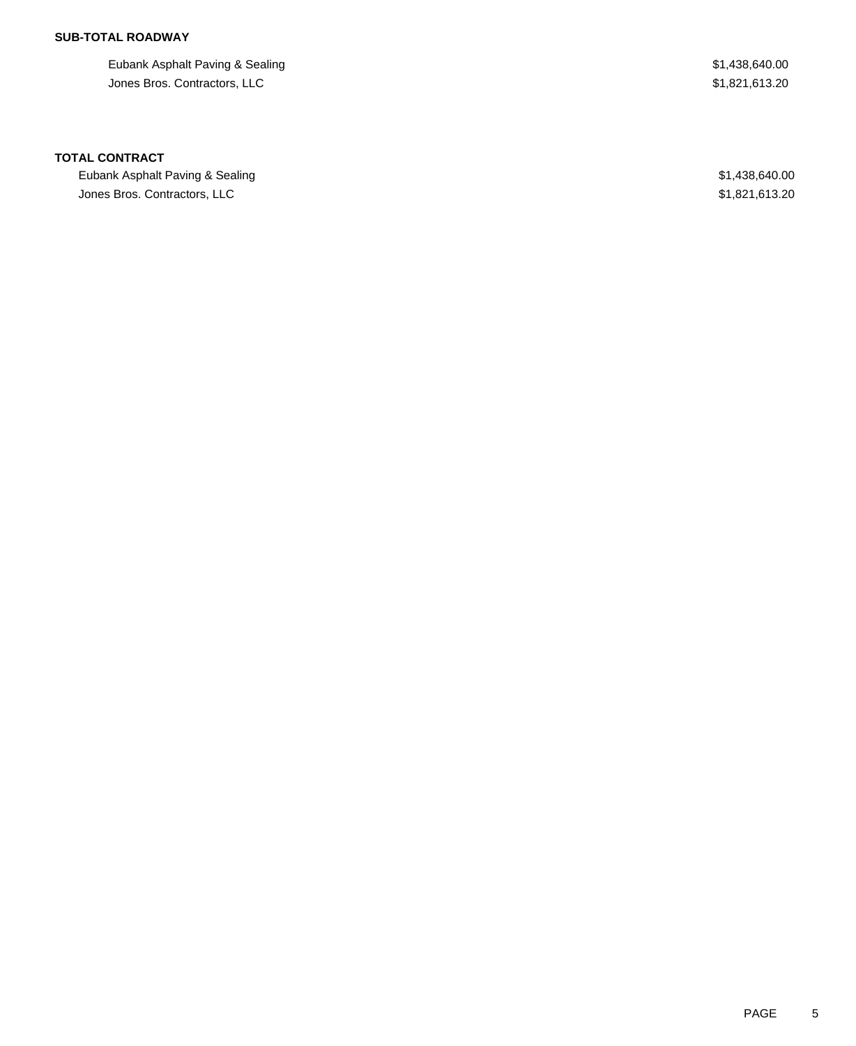**SUB-TOTAL ROADWAY**

| | |
|---|---|
| Eubank Asphalt Paving & Sealing | $1,438,640.00 |
| Jones Bros. Contractors, LLC | $1,821,613.20 |

**TOTAL CONTRACT**

| | |
|---|---|
| Eubank Asphalt Paving & Sealing | $1,438,640.00 |
| Jones Bros. Contractors, LLC | $1,821,613.20 |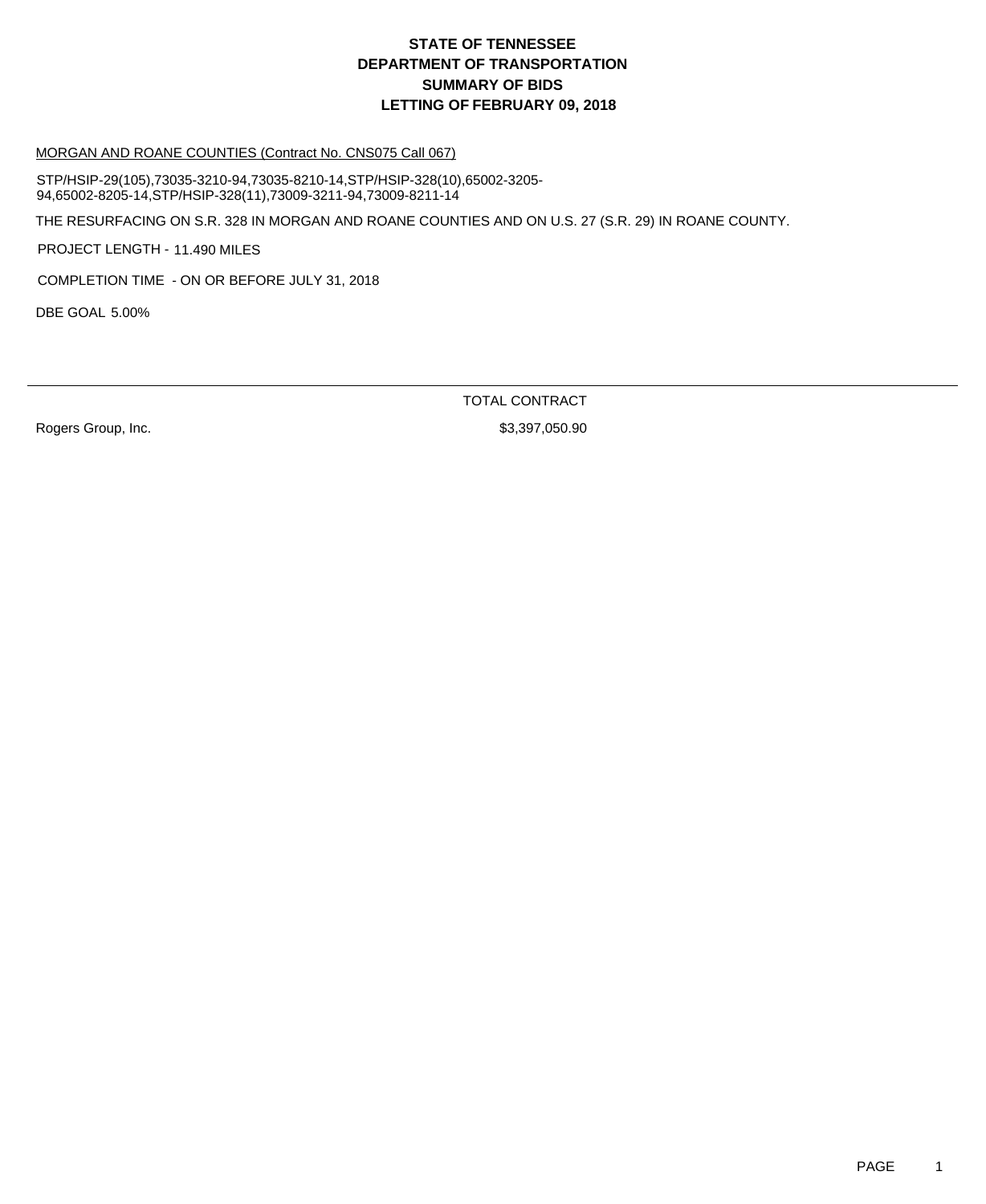# STATE OF TENNESSEE
# DEPARTMENT OF TRANSPORTATION
# SUMMARY OF BIDS
# LETTING OF FEBRUARY 09, 2018

MORGAN AND ROANE COUNTIES (Contract No. CNS075 Call 067)

STP/HSIP-29(105),73035-3210-94,73035-8210-14,STP/HSIP-328(10),65002-3205-94,65002-8205-14,STP/HSIP-328(11),73009-3211-94,73009-8211-14

THE RESURFACING ON S.R. 328 IN MORGAN AND ROANE COUNTIES AND ON U.S. 27 (S.R. 29) IN ROANE COUNTY.

PROJECT LENGTH - 11.490 MILES

COMPLETION TIME - ON OR BEFORE JULY 31, 2018

DBE GOAL 5.00%

| | TOTAL CONTRACT |
|---|---|
| Rogers Group, Inc. | $3,397,050.90 |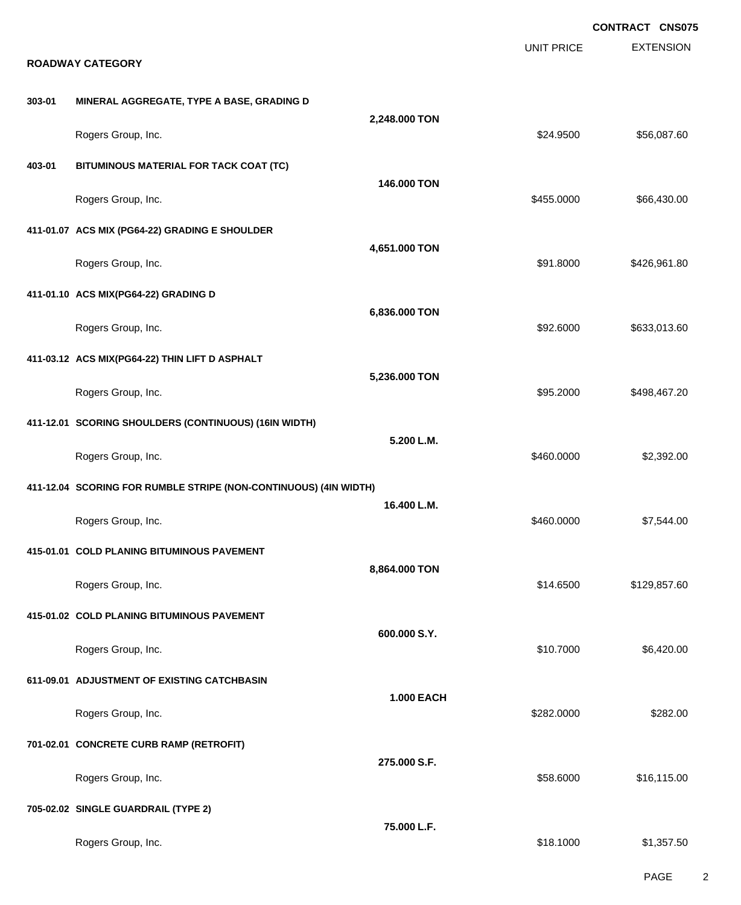**CONTRACT CNS075**

**ROADWAY CATEGORY**

| Item | Description | Quantity | Unit Price | Extension |
|---|---|---|---|---|
| **303-01** | **MINERAL AGGREGATE, TYPE A BASE, GRADING D** | **2,248.000 TON** | | |
| | Rogers Group, Inc. | | $24.9500 | $56,087.60 |
| **403-01** | **BITUMINOUS MATERIAL FOR TACK COAT (TC)** | **146.000 TON** | | |
| | Rogers Group, Inc. | | $455.0000 | $66,430.00 |
| **411-01.07** | **ACS MIX (PG64-22) GRADING E SHOULDER** | **4,651.000 TON** | | |
| | Rogers Group, Inc. | | $91.8000 | $426,961.80 |
| **411-01.10** | **ACS MIX(PG64-22) GRADING D** | **6,836.000 TON** | | |
| | Rogers Group, Inc. | | $92.6000 | $633,013.60 |
| **411-03.12** | **ACS MIX(PG64-22) THIN LIFT D ASPHALT** | **5,236.000 TON** | | |
| | Rogers Group, Inc. | | $95.2000 | $498,467.20 |
| **411-12.01** | **SCORING SHOULDERS (CONTINUOUS) (16IN WIDTH)** | **5.200 L.M.** | | |
| | Rogers Group, Inc. | | $460.0000 | $2,392.00 |
| **411-12.04** | **SCORING FOR RUMBLE STRIPE (NON-CONTINUOUS) (4IN WIDTH)** | **16.400 L.M.** | | |
| | Rogers Group, Inc. | | $460.0000 | $7,544.00 |
| **415-01.01** | **COLD PLANING BITUMINOUS PAVEMENT** | **8,864.000 TON** | | |
| | Rogers Group, Inc. | | $14.6500 | $129,857.60 |
| **415-01.02** | **COLD PLANING BITUMINOUS PAVEMENT** | **600.000 S.Y.** | | |
| | Rogers Group, Inc. | | $10.7000 | $6,420.00 |
| **611-09.01** | **ADJUSTMENT OF EXISTING CATCHBASIN** | **1.000 EACH** | | |
| | Rogers Group, Inc. | | $282.0000 | $282.00 |
| **701-02.01** | **CONCRETE CURB RAMP (RETROFIT)** | **275.000 S.F.** | | |
| | Rogers Group, Inc. | | $58.6000 | $16,115.00 |
| **705-02.02** | **SINGLE GUARDRAIL (TYPE 2)** | **75.000 L.F.** | | |
| | Rogers Group, Inc. | | $18.1000 | $1,357.50 |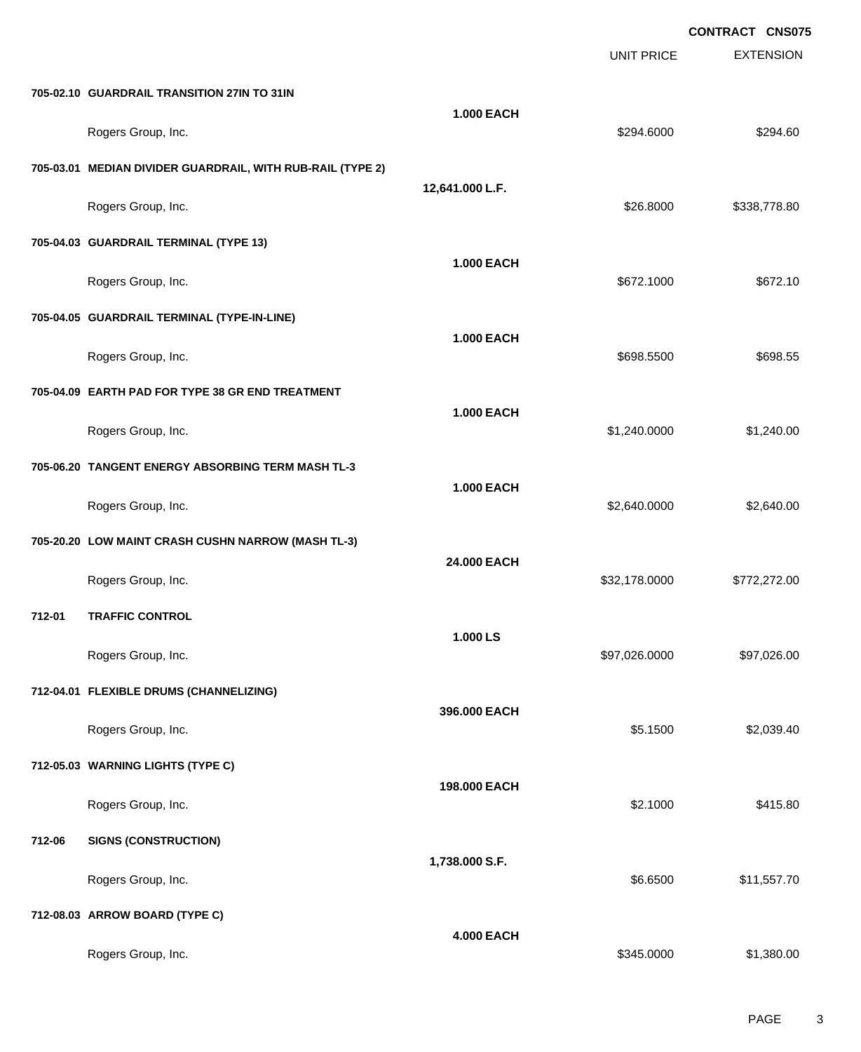**CONTRACT CNS075**

| | | UNIT PRICE | EXTENSION |
|---|---|---|---|
| **705-02.10 GUARDRAIL TRANSITION 27IN TO 31IN** | **1.000 EACH** | | |
| Rogers Group, Inc. | | $294.6000 | $294.60 |
| **705-03.01 MEDIAN DIVIDER GUARDRAIL, WITH RUB-RAIL (TYPE 2)** | **12,641.000 L.F.** | | |
| Rogers Group, Inc. | | $26.8000 | $338,778.80 |
| **705-04.03 GUARDRAIL TERMINAL (TYPE 13)** | **1.000 EACH** | | |
| Rogers Group, Inc. | | $672.1000 | $672.10 |
| **705-04.05 GUARDRAIL TERMINAL (TYPE-IN-LINE)** | **1.000 EACH** | | |
| Rogers Group, Inc. | | $698.5500 | $698.55 |
| **705-04.09 EARTH PAD FOR TYPE 38 GR END TREATMENT** | **1.000 EACH** | | |
| Rogers Group, Inc. | | $1,240.0000 | $1,240.00 |
| **705-06.20 TANGENT ENERGY ABSORBING TERM MASH TL-3** | **1.000 EACH** | | |
| Rogers Group, Inc. | | $2,640.0000 | $2,640.00 |
| **705-20.20 LOW MAINT CRASH CUSHN NARROW (MASH TL-3)** | **24.000 EACH** | | |
| Rogers Group, Inc. | | $32,178.0000 | $772,272.00 |
| **712-01 TRAFFIC CONTROL** | **1.000 LS** | | |
| Rogers Group, Inc. | | $97,026.0000 | $97,026.00 |
| **712-04.01 FLEXIBLE DRUMS (CHANNELIZING)** | **396.000 EACH** | | |
| Rogers Group, Inc. | | $5.1500 | $2,039.40 |
| **712-05.03 WARNING LIGHTS (TYPE C)** | **198.000 EACH** | | |
| Rogers Group, Inc. | | $2.1000 | $415.80 |
| **712-06 SIGNS (CONSTRUCTION)** | **1,738.000 S.F.** | | |
| Rogers Group, Inc. | | $6.6500 | $11,557.70 |
| **712-08.03 ARROW BOARD (TYPE C)** | **4.000 EACH** | | |
| Rogers Group, Inc. | | $345.0000 | $1,380.00 |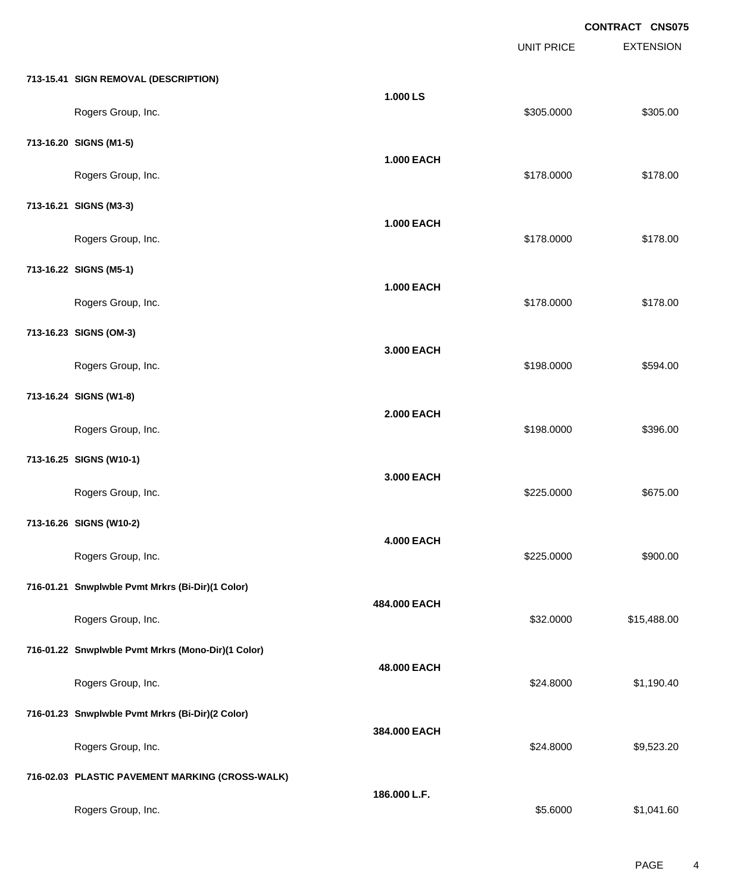**CONTRACT CNS075**

| | | UNIT PRICE | EXTENSION |
|---|---|---|---|
| **713-15.41 SIGN REMOVAL (DESCRIPTION)** | | | |
| | **1.000 LS** | | |
| Rogers Group, Inc. | | $305.0000 | $305.00 |
| **713-16.20 SIGNS (M1-5)** | | | |
| | **1.000 EACH** | | |
| Rogers Group, Inc. | | $178.0000 | $178.00 |
| **713-16.21 SIGNS (M3-3)** | | | |
| | **1.000 EACH** | | |
| Rogers Group, Inc. | | $178.0000 | $178.00 |
| **713-16.22 SIGNS (M5-1)** | | | |
| | **1.000 EACH** | | |
| Rogers Group, Inc. | | $178.0000 | $178.00 |
| **713-16.23 SIGNS (OM-3)** | | | |
| | **3.000 EACH** | | |
| Rogers Group, Inc. | | $198.0000 | $594.00 |
| **713-16.24 SIGNS (W1-8)** | | | |
| | **2.000 EACH** | | |
| Rogers Group, Inc. | | $198.0000 | $396.00 |
| **713-16.25 SIGNS (W10-1)** | | | |
| | **3.000 EACH** | | |
| Rogers Group, Inc. | | $225.0000 | $675.00 |
| **713-16.26 SIGNS (W10-2)** | | | |
| | **4.000 EACH** | | |
| Rogers Group, Inc. | | $225.0000 | $900.00 |
| **716-01.21 Snwplwble Pvmt Mrkrs (Bi-Dir)(1 Color)** | | | |
| | **484.000 EACH** | | |
| Rogers Group, Inc. | | $32.0000 | $15,488.00 |
| **716-01.22 Snwplwble Pvmt Mrkrs (Mono-Dir)(1 Color)** | | | |
| | **48.000 EACH** | | |
| Rogers Group, Inc. | | $24.8000 | $1,190.40 |
| **716-01.23 Snwplwble Pvmt Mrkrs (Bi-Dir)(2 Color)** | | | |
| | **384.000 EACH** | | |
| Rogers Group, Inc. | | $24.8000 | $9,523.20 |
| **716-02.03 PLASTIC PAVEMENT MARKING (CROSS-WALK)** | | | |
| | **186.000 L.F.** | | |
| Rogers Group, Inc. | | $5.6000 | $1,041.60 |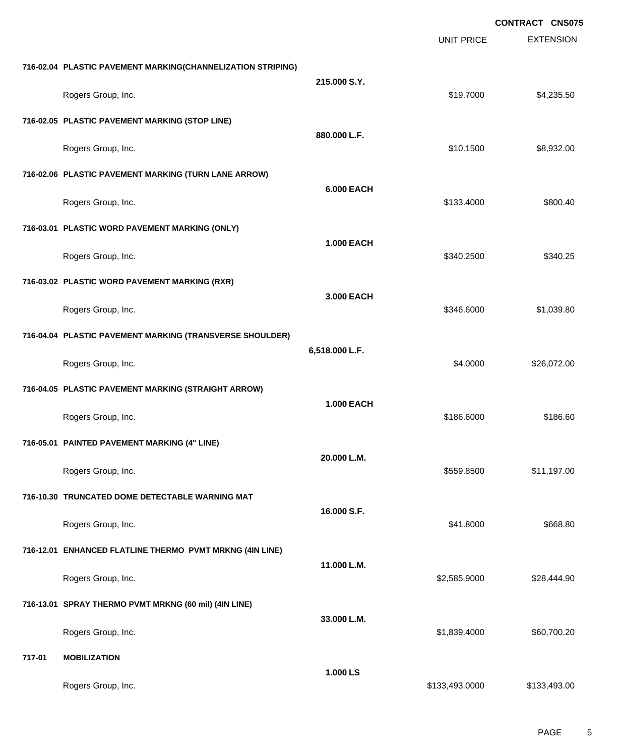**CONTRACT CNS075**

| | | | UNIT PRICE | EXTENSION |
|---|---|---|---|---|
| **716-02.04** | **PLASTIC PAVEMENT MARKING(CHANNELIZATION STRIPING)** | **215.000 S.Y.** | | |
| | Rogers Group, Inc. | | $19.7000 | $4,235.50 |
| **716-02.05** | **PLASTIC PAVEMENT MARKING (STOP LINE)** | **880.000 L.F.** | | |
| | Rogers Group, Inc. | | $10.1500 | $8,932.00 |
| **716-02.06** | **PLASTIC PAVEMENT MARKING (TURN LANE ARROW)** | **6.000 EACH** | | |
| | Rogers Group, Inc. | | $133.4000 | $800.40 |
| **716-03.01** | **PLASTIC WORD PAVEMENT MARKING (ONLY)** | **1.000 EACH** | | |
| | Rogers Group, Inc. | | $340.2500 | $340.25 |
| **716-03.02** | **PLASTIC WORD PAVEMENT MARKING (RXR)** | **3.000 EACH** | | |
| | Rogers Group, Inc. | | $346.6000 | $1,039.80 |
| **716-04.04** | **PLASTIC PAVEMENT MARKING (TRANSVERSE SHOULDER)** | **6,518.000 L.F.** | | |
| | Rogers Group, Inc. | | $4.0000 | $26,072.00 |
| **716-04.05** | **PLASTIC PAVEMENT MARKING (STRAIGHT ARROW)** | **1.000 EACH** | | |
| | Rogers Group, Inc. | | $186.6000 | $186.60 |
| **716-05.01** | **PAINTED PAVEMENT MARKING (4" LINE)** | **20.000 L.M.** | | |
| | Rogers Group, Inc. | | $559.8500 | $11,197.00 |
| **716-10.30** | **TRUNCATED DOME DETECTABLE WARNING MAT** | **16.000 S.F.** | | |
| | Rogers Group, Inc. | | $41.8000 | $668.80 |
| **716-12.01** | **ENHANCED FLATLINE THERMO PVMT MRKNG (4IN LINE)** | **11.000 L.M.** | | |
| | Rogers Group, Inc. | | $2,585.9000 | $28,444.90 |
| **716-13.01** | **SPRAY THERMO PVMT MRKNG (60 mil) (4IN LINE)** | **33.000 L.M.** | | |
| | Rogers Group, Inc. | | $1,839.4000 | $60,700.20 |
| **717-01** | **MOBILIZATION** | **1.000 LS** | | |
| | Rogers Group, Inc. | | $133,493.0000 | $133,493.00 |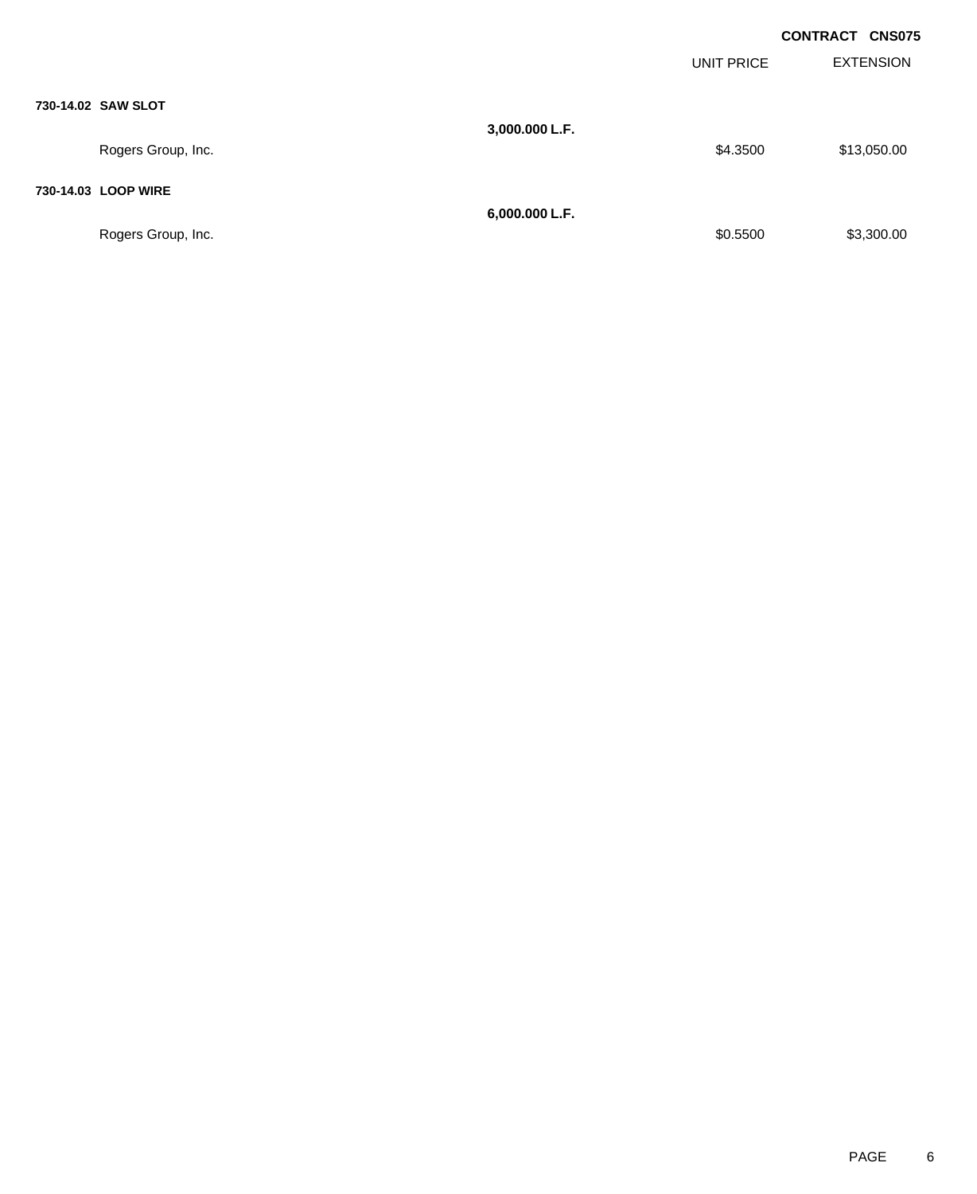**CONTRACT CNS075**

| | | UNIT PRICE | EXTENSION |
|---|---|---|---|
| **730-14.02 SAW SLOT** | | | |
| | **3,000.000 L.F.** | | |
| Rogers Group, Inc. | | $4.3500 | $13,050.00 |
| **730-14.03 LOOP WIRE** | | | |
| | **6,000.000 L.F.** | | |
| Rogers Group, Inc. | | $0.5500 | $3,300.00 |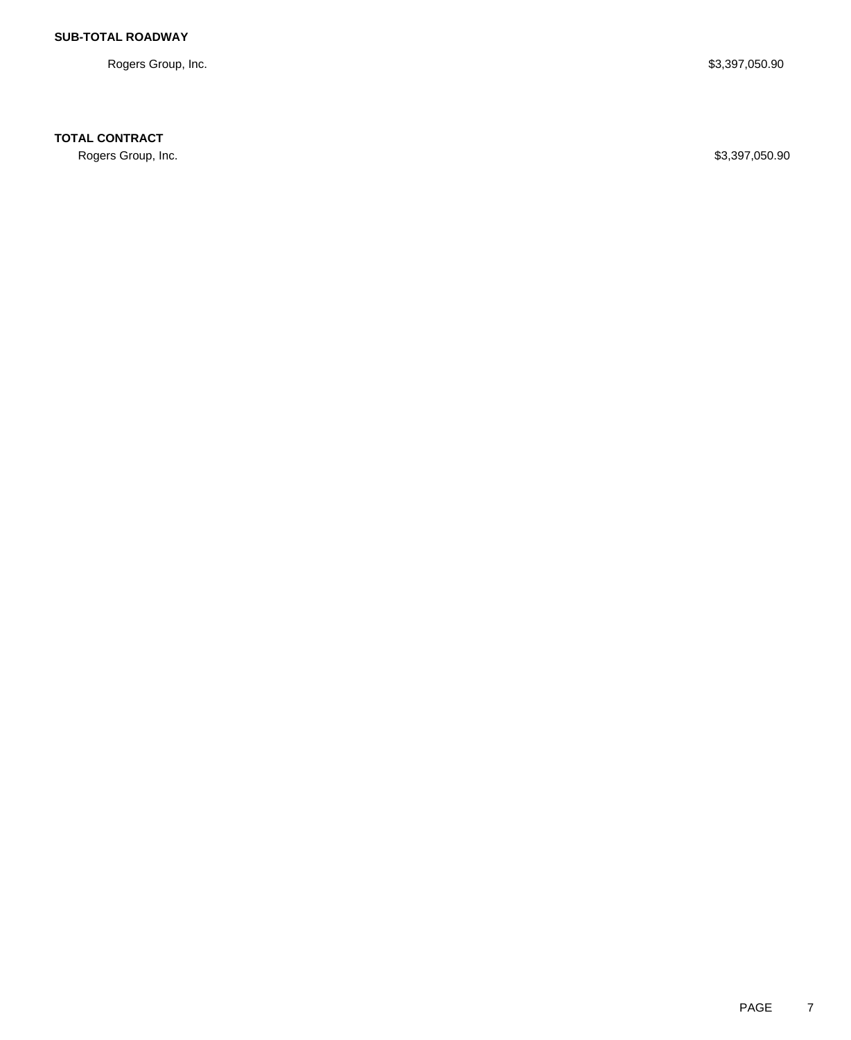**SUB-TOTAL ROADWAY**

| | |
|---|---|
| Rogers Group, Inc. | $3,397,050.90 |

**TOTAL CONTRACT**

| | |
|---|---|
| Rogers Group, Inc. | $3,397,050.90 |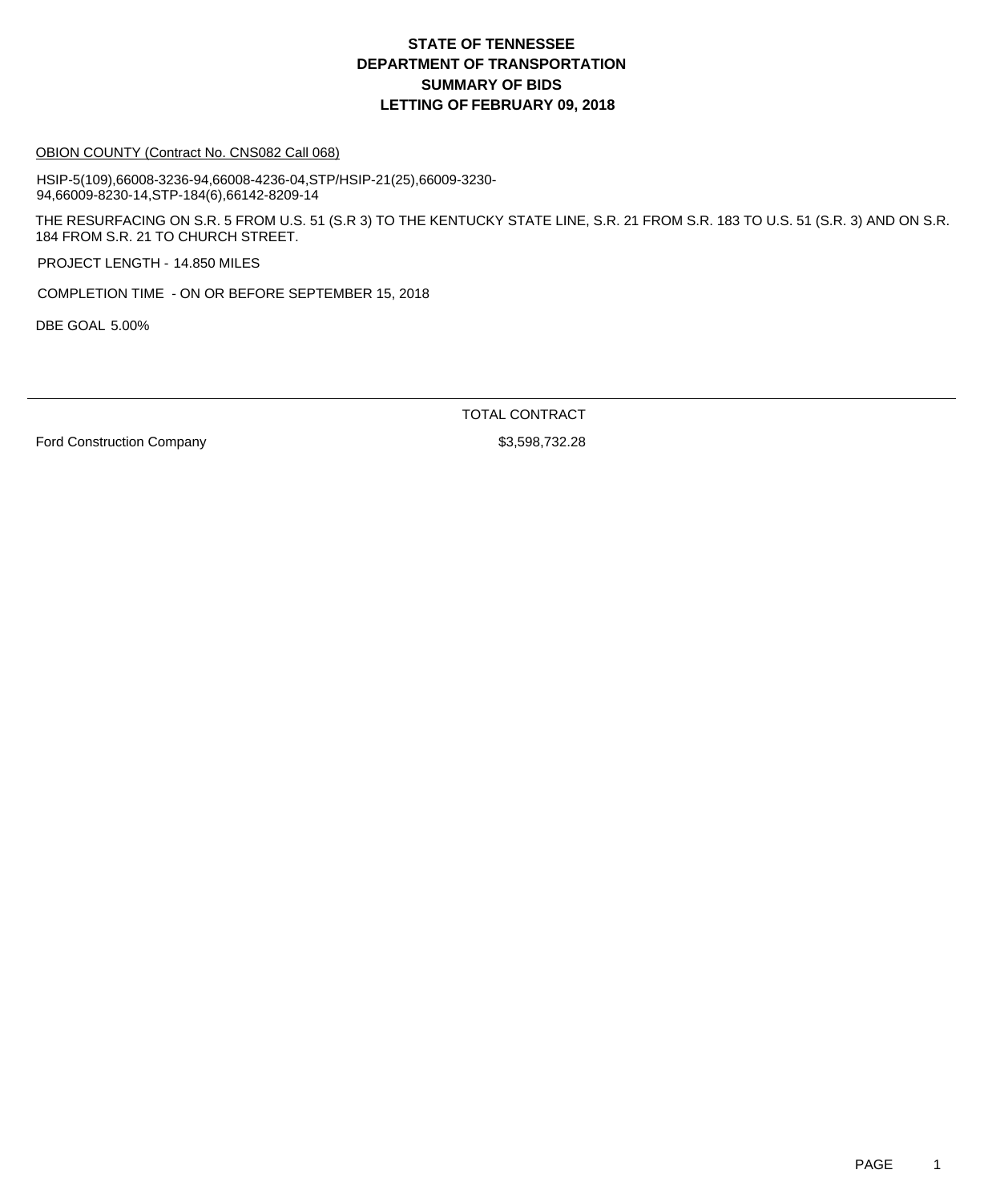# STATE OF TENNESSEE
# DEPARTMENT OF TRANSPORTATION
## SUMMARY OF BIDS
## LETTING OF FEBRUARY 09, 2018

OBION COUNTY (Contract No. CNS082 Call 068)

HSIP-5(109),66008-3236-94,66008-4236-04,STP/HSIP-21(25),66009-3230-94,66009-8230-14,STP-184(6),66142-8209-14

THE RESURFACING ON S.R. 5 FROM U.S. 51 (S.R 3) TO THE KENTUCKY STATE LINE, S.R. 21 FROM S.R. 183 TO U.S. 51 (S.R. 3) AND ON S.R. 184 FROM S.R. 21 TO CHURCH STREET.

PROJECT LENGTH - 14.850 MILES

COMPLETION TIME - ON OR BEFORE SEPTEMBER 15, 2018

DBE GOAL 5.00%

| | TOTAL CONTRACT |
|---|---|
| Ford Construction Company | $3,598,732.28 |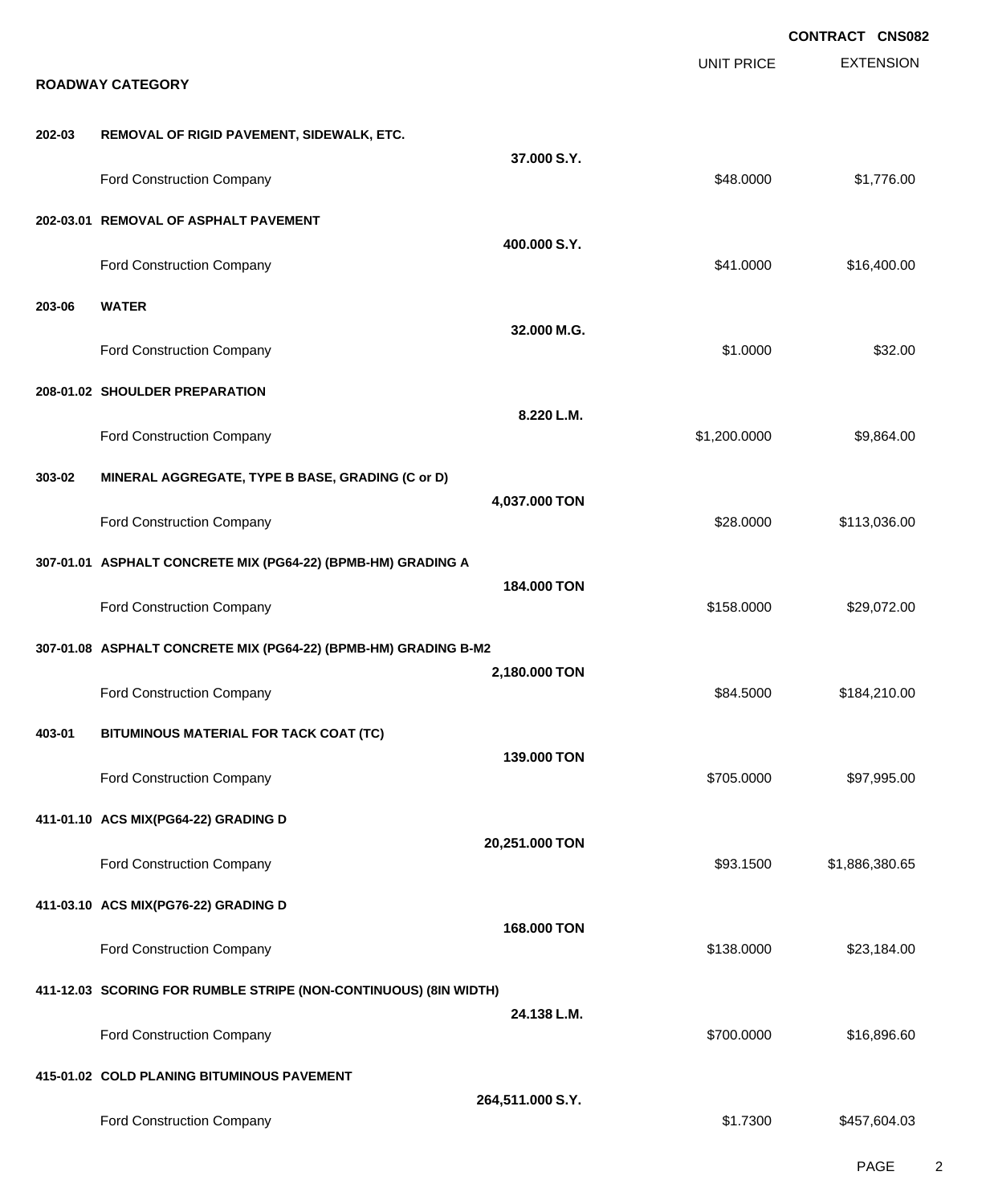**CONTRACT CNS082**

## ROADWAY CATEGORY

| | | | UNIT PRICE | EXTENSION |
|---|---|---|---|---|
| **202-03** | **REMOVAL OF RIGID PAVEMENT, SIDEWALK, ETC.** | **37.000 S.Y.** | | |
| | Ford Construction Company | | $48.0000 | $1,776.00 |
| **202-03.01** | **REMOVAL OF ASPHALT PAVEMENT** | **400.000 S.Y.** | | |
| | Ford Construction Company | | $41.0000 | $16,400.00 |
| **203-06** | **WATER** | **32.000 M.G.** | | |
| | Ford Construction Company | | $1.0000 | $32.00 |
| **208-01.02** | **SHOULDER PREPARATION** | **8.220 L.M.** | | |
| | Ford Construction Company | | $1,200.0000 | $9,864.00 |
| **303-02** | **MINERAL AGGREGATE, TYPE B BASE, GRADING (C or D)** | **4,037.000 TON** | | |
| | Ford Construction Company | | $28.0000 | $113,036.00 |
| **307-01.01** | **ASPHALT CONCRETE MIX (PG64-22) (BPMB-HM) GRADING A** | **184.000 TON** | | |
| | Ford Construction Company | | $158.0000 | $29,072.00 |
| **307-01.08** | **ASPHALT CONCRETE MIX (PG64-22) (BPMB-HM) GRADING B-M2** | **2,180.000 TON** | | |
| | Ford Construction Company | | $84.5000 | $184,210.00 |
| **403-01** | **BITUMINOUS MATERIAL FOR TACK COAT (TC)** | **139.000 TON** | | |
| | Ford Construction Company | | $705.0000 | $97,995.00 |
| **411-01.10** | **ACS MIX(PG64-22) GRADING D** | **20,251.000 TON** | | |
| | Ford Construction Company | | $93.1500 | $1,886,380.65 |
| **411-03.10** | **ACS MIX(PG76-22) GRADING D** | **168.000 TON** | | |
| | Ford Construction Company | | $138.0000 | $23,184.00 |
| **411-12.03** | **SCORING FOR RUMBLE STRIPE (NON-CONTINUOUS) (8IN WIDTH)** | **24.138 L.M.** | | |
| | Ford Construction Company | | $700.0000 | $16,896.60 |
| **415-01.02** | **COLD PLANING BITUMINOUS PAVEMENT** | **264,511.000 S.Y.** | | |
| | Ford Construction Company | | $1.7300 | $457,604.03 |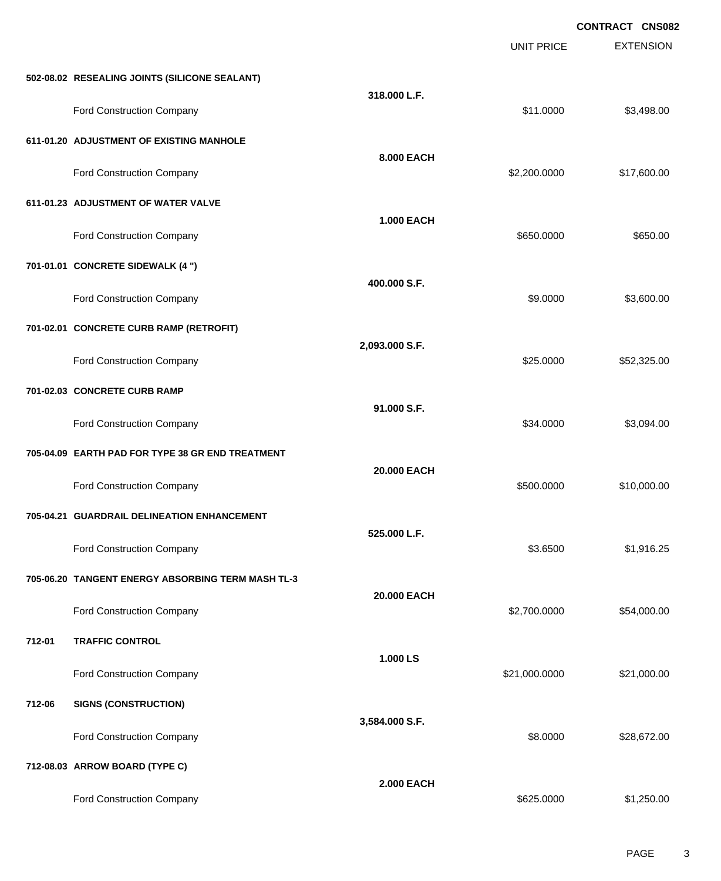**CONTRACT CNS082**

| | | UNIT PRICE | EXTENSION |
|---|---|---|---|
| **502-08.02 RESEALING JOINTS (SILICONE SEALANT)** | | | |
| | **318.000 L.F.** | | |
| Ford Construction Company | | $11.0000 | $3,498.00 |
| **611-01.20 ADJUSTMENT OF EXISTING MANHOLE** | | | |
| | **8.000 EACH** | | |
| Ford Construction Company | | $2,200.0000 | $17,600.00 |
| **611-01.23 ADJUSTMENT OF WATER VALVE** | | | |
| | **1.000 EACH** | | |
| Ford Construction Company | | $650.0000 | $650.00 |
| **701-01.01 CONCRETE SIDEWALK (4 ")** | | | |
| | **400.000 S.F.** | | |
| Ford Construction Company | | $9.0000 | $3,600.00 |
| **701-02.01 CONCRETE CURB RAMP (RETROFIT)** | | | |
| | **2,093.000 S.F.** | | |
| Ford Construction Company | | $25.0000 | $52,325.00 |
| **701-02.03 CONCRETE CURB RAMP** | | | |
| | **91.000 S.F.** | | |
| Ford Construction Company | | $34.0000 | $3,094.00 |
| **705-04.09 EARTH PAD FOR TYPE 38 GR END TREATMENT** | | | |
| | **20.000 EACH** | | |
| Ford Construction Company | | $500.0000 | $10,000.00 |
| **705-04.21 GUARDRAIL DELINEATION ENHANCEMENT** | | | |
| | **525.000 L.F.** | | |
| Ford Construction Company | | $3.6500 | $1,916.25 |
| **705-06.20 TANGENT ENERGY ABSORBING TERM MASH TL-3** | | | |
| | **20.000 EACH** | | |
| Ford Construction Company | | $2,700.0000 | $54,000.00 |
| **712-01 TRAFFIC CONTROL** | | | |
| | **1.000 LS** | | |
| Ford Construction Company | | $21,000.0000 | $21,000.00 |
| **712-06 SIGNS (CONSTRUCTION)** | | | |
| | **3,584.000 S.F.** | | |
| Ford Construction Company | | $8.0000 | $28,672.00 |
| **712-08.03 ARROW BOARD (TYPE C)** | | | |
| | **2.000 EACH** | | |
| Ford Construction Company | | $625.0000 | $1,250.00 |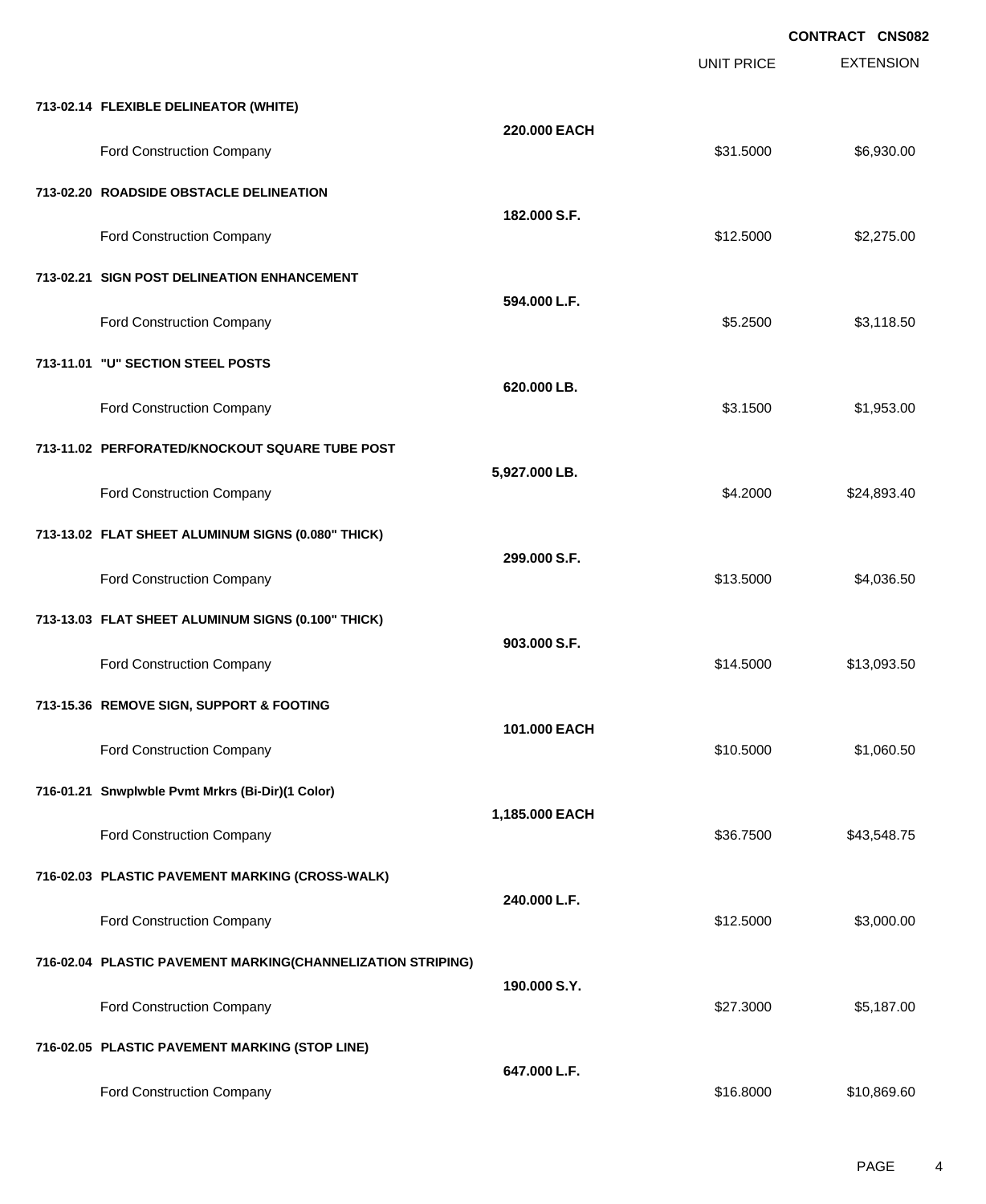CONTRACT CNS082

| | | UNIT PRICE | EXTENSION |
|---|---|---|---|
| **713-02.14 FLEXIBLE DELINEATOR (WHITE)** | | | |
| | **220.000 EACH** | | |
| Ford Construction Company | | $31.5000 | $6,930.00 |
| **713-02.20 ROADSIDE OBSTACLE DELINEATION** | | | |
| | **182.000 S.F.** | | |
| Ford Construction Company | | $12.5000 | $2,275.00 |
| **713-02.21 SIGN POST DELINEATION ENHANCEMENT** | | | |
| | **594.000 L.F.** | | |
| Ford Construction Company | | $5.2500 | $3,118.50 |
| **713-11.01 "U" SECTION STEEL POSTS** | | | |
| | **620.000 LB.** | | |
| Ford Construction Company | | $3.1500 | $1,953.00 |
| **713-11.02 PERFORATED/KNOCKOUT SQUARE TUBE POST** | | | |
| | **5,927.000 LB.** | | |
| Ford Construction Company | | $4.2000 | $24,893.40 |
| **713-13.02 FLAT SHEET ALUMINUM SIGNS (0.080" THICK)** | | | |
| | **299.000 S.F.** | | |
| Ford Construction Company | | $13.5000 | $4,036.50 |
| **713-13.03 FLAT SHEET ALUMINUM SIGNS (0.100" THICK)** | | | |
| | **903.000 S.F.** | | |
| Ford Construction Company | | $14.5000 | $13,093.50 |
| **713-15.36 REMOVE SIGN, SUPPORT & FOOTING** | | | |
| | **101.000 EACH** | | |
| Ford Construction Company | | $10.5000 | $1,060.50 |
| **716-01.21 Snwplwble Pvmt Mrkrs (Bi-Dir)(1 Color)** | | | |
| | **1,185.000 EACH** | | |
| Ford Construction Company | | $36.7500 | $43,548.75 |
| **716-02.03 PLASTIC PAVEMENT MARKING (CROSS-WALK)** | | | |
| | **240.000 L.F.** | | |
| Ford Construction Company | | $12.5000 | $3,000.00 |
| **716-02.04 PLASTIC PAVEMENT MARKING(CHANNELIZATION STRIPING)** | | | |
| | **190.000 S.Y.** | | |
| Ford Construction Company | | $27.3000 | $5,187.00 |
| **716-02.05 PLASTIC PAVEMENT MARKING (STOP LINE)** | | | |
| | **647.000 L.F.** | | |
| Ford Construction Company | | $16.8000 | $10,869.60 |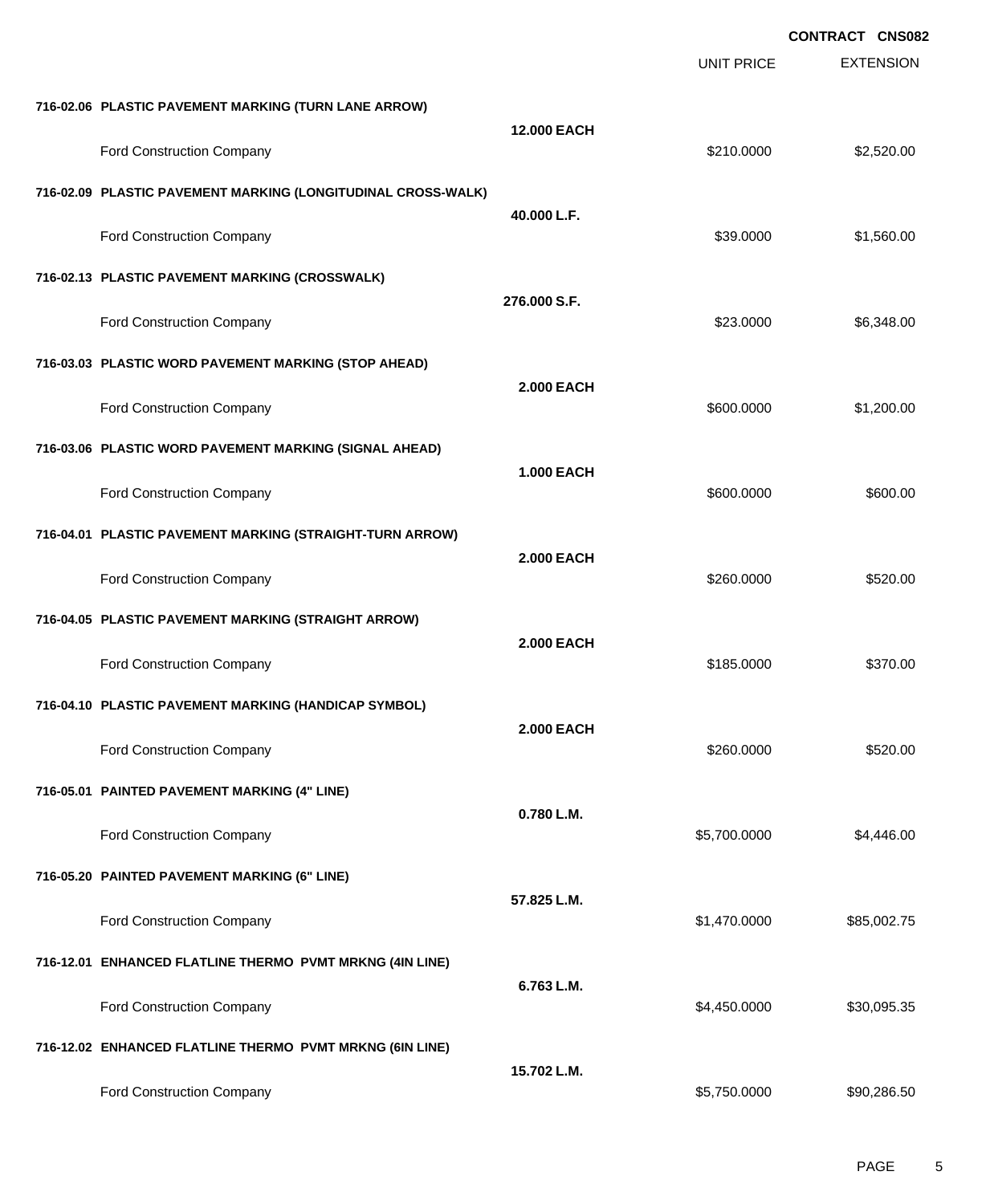**CONTRACT CNS082**

| | | UNIT PRICE | EXTENSION |
|---|---|---|---|
| **716-02.06 PLASTIC PAVEMENT MARKING (TURN LANE ARROW)** | **12.000 EACH** | | |
| Ford Construction Company | | $210.0000 | $2,520.00 |
| **716-02.09 PLASTIC PAVEMENT MARKING (LONGITUDINAL CROSS-WALK)** | **40.000 L.F.** | | |
| Ford Construction Company | | $39.0000 | $1,560.00 |
| **716-02.13 PLASTIC PAVEMENT MARKING (CROSSWALK)** | **276.000 S.F.** | | |
| Ford Construction Company | | $23.0000 | $6,348.00 |
| **716-03.03 PLASTIC WORD PAVEMENT MARKING (STOP AHEAD)** | **2.000 EACH** | | |
| Ford Construction Company | | $600.0000 | $1,200.00 |
| **716-03.06 PLASTIC WORD PAVEMENT MARKING (SIGNAL AHEAD)** | **1.000 EACH** | | |
| Ford Construction Company | | $600.0000 | $600.00 |
| **716-04.01 PLASTIC PAVEMENT MARKING (STRAIGHT-TURN ARROW)** | **2.000 EACH** | | |
| Ford Construction Company | | $260.0000 | $520.00 |
| **716-04.05 PLASTIC PAVEMENT MARKING (STRAIGHT ARROW)** | **2.000 EACH** | | |
| Ford Construction Company | | $185.0000 | $370.00 |
| **716-04.10 PLASTIC PAVEMENT MARKING (HANDICAP SYMBOL)** | **2.000 EACH** | | |
| Ford Construction Company | | $260.0000 | $520.00 |
| **716-05.01 PAINTED PAVEMENT MARKING (4" LINE)** | **0.780 L.M.** | | |
| Ford Construction Company | | $5,700.0000 | $4,446.00 |
| **716-05.20 PAINTED PAVEMENT MARKING (6" LINE)** | **57.825 L.M.** | | |
| Ford Construction Company | | $1,470.0000 | $85,002.75 |
| **716-12.01 ENHANCED FLATLINE THERMO PVMT MRKNG (4IN LINE)** | **6.763 L.M.** | | |
| Ford Construction Company | | $4,450.0000 | $30,095.35 |
| **716-12.02 ENHANCED FLATLINE THERMO PVMT MRKNG (6IN LINE)** | **15.702 L.M.** | | |
| Ford Construction Company | | $5,750.0000 | $90,286.50 |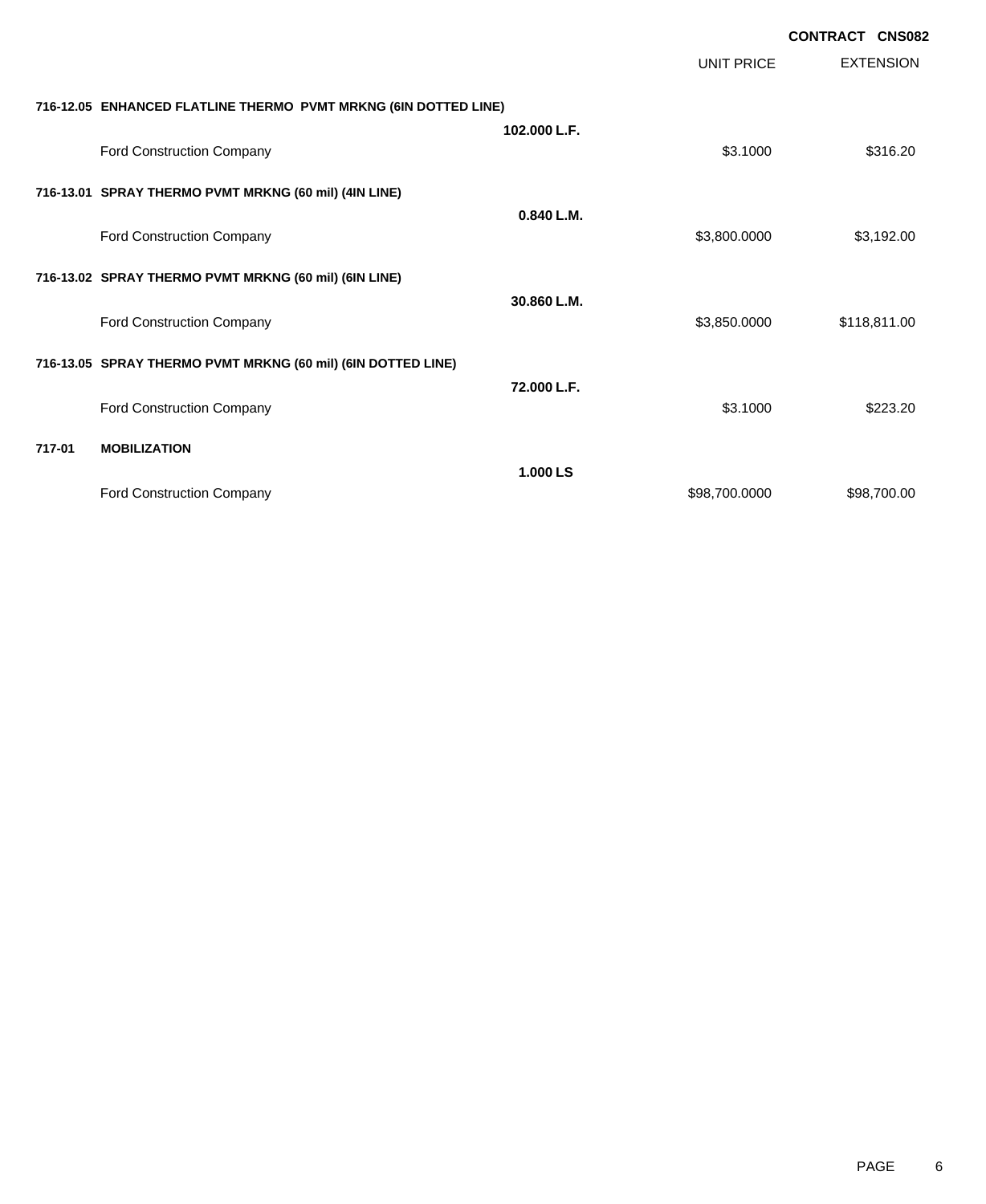**CONTRACT CNS082**

| | | UNIT PRICE | EXTENSION |
|---|---|---|---|
| **716-12.05 ENHANCED FLATLINE THERMO PVMT MRKNG (6IN DOTTED LINE)** | | | |
| | **102.000 L.F.** | | |
| Ford Construction Company | | $3.1000 | $316.20 |
| **716-13.01 SPRAY THERMO PVMT MRKNG (60 mil) (4IN LINE)** | | | |
| | **0.840 L.M.** | | |
| Ford Construction Company | | $3,800.0000 | $3,192.00 |
| **716-13.02 SPRAY THERMO PVMT MRKNG (60 mil) (6IN LINE)** | | | |
| | **30.860 L.M.** | | |
| Ford Construction Company | | $3,850.0000 | $118,811.00 |
| **716-13.05 SPRAY THERMO PVMT MRKNG (60 mil) (6IN DOTTED LINE)** | | | |
| | **72.000 L.F.** | | |
| Ford Construction Company | | $3.1000 | $223.20 |
| **717-01 MOBILIZATION** | | | |
| | **1.000 LS** | | |
| Ford Construction Company | | $98,700.0000 | $98,700.00 |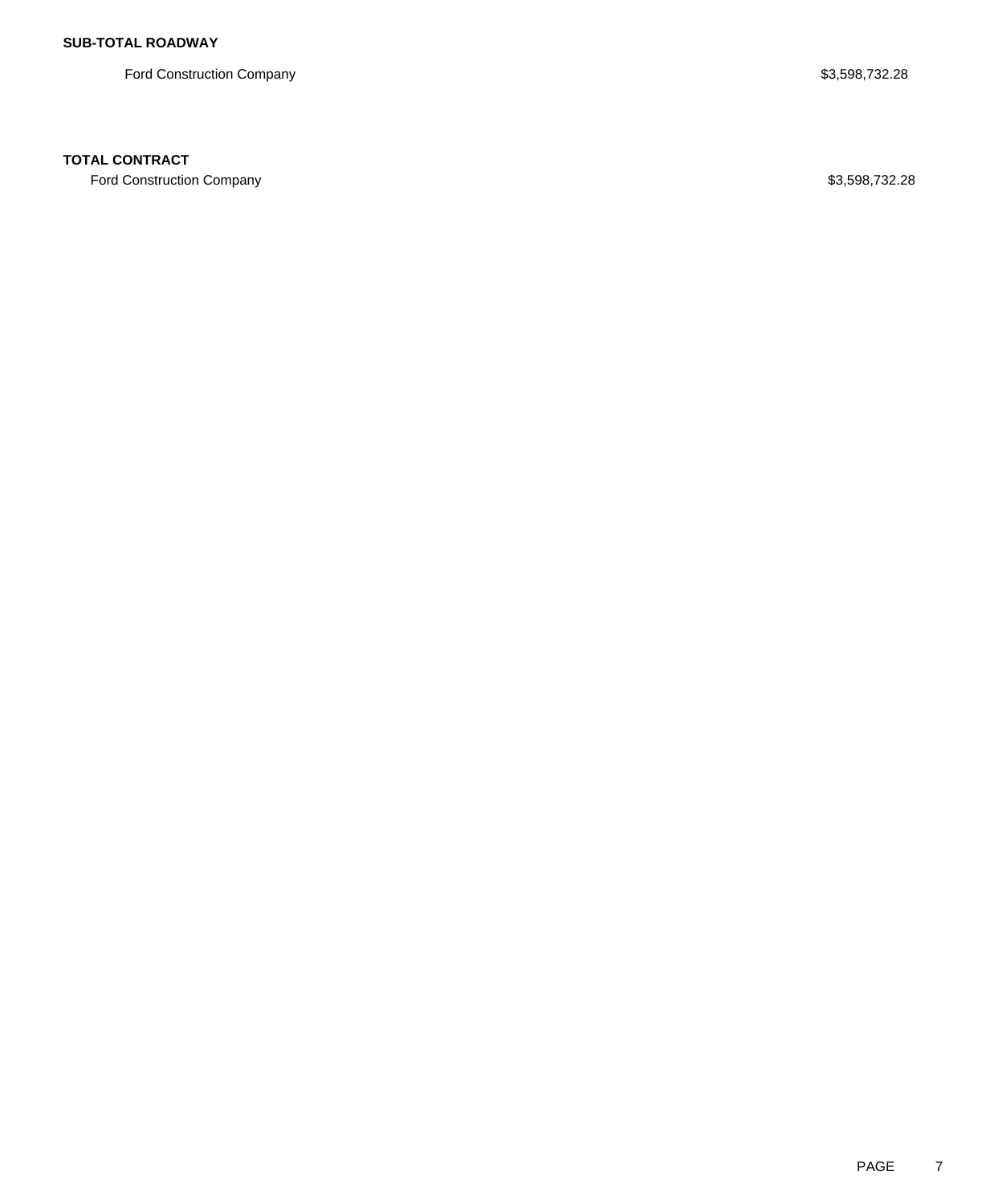**SUB-TOTAL ROADWAY**

| | |
|---|---|
| Ford Construction Company | $3,598,732.28 |

**TOTAL CONTRACT**

| | |
|---|---|
| Ford Construction Company | $3,598,732.28 |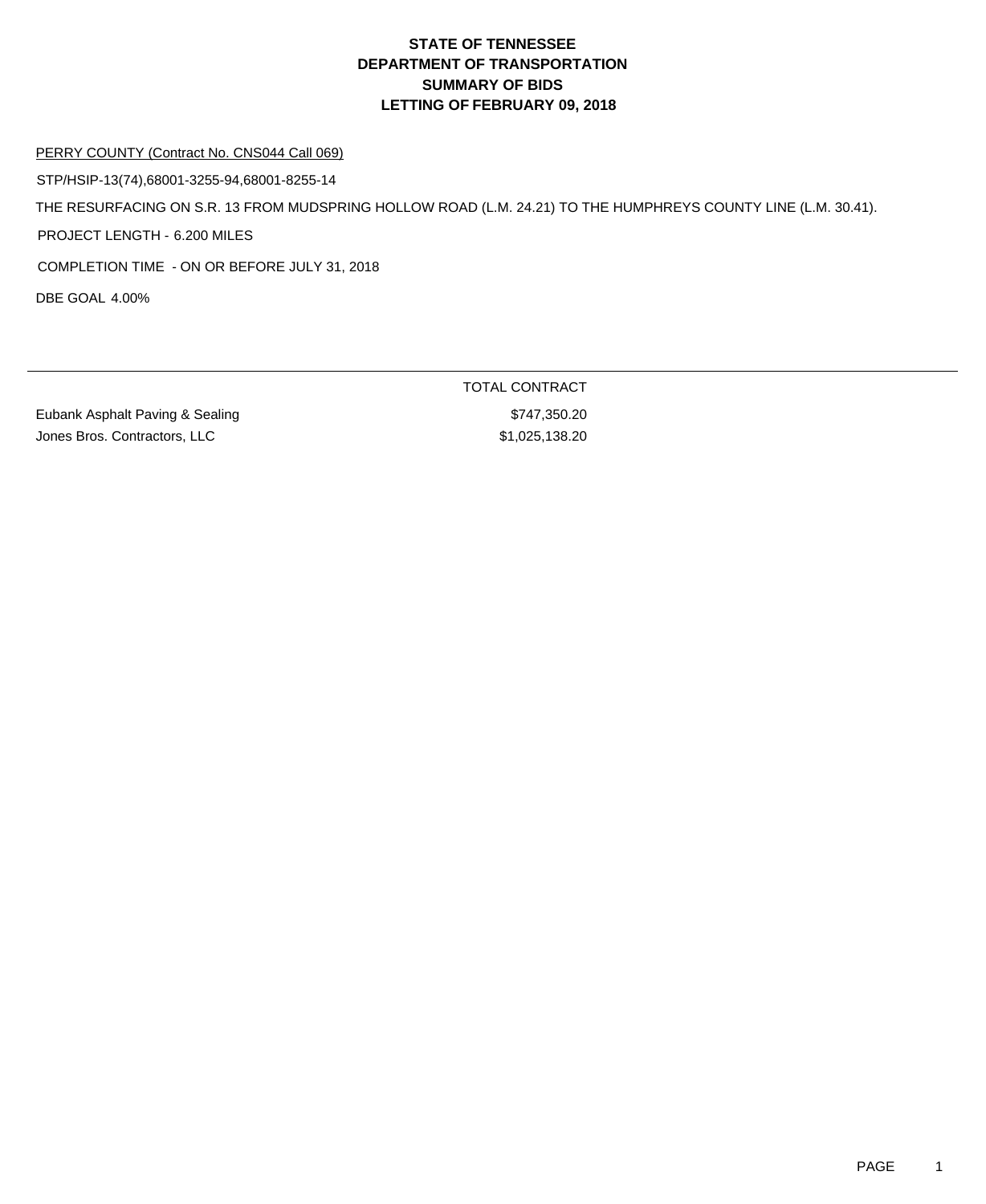# STATE OF TENNESSEE
# DEPARTMENT OF TRANSPORTATION
# SUMMARY OF BIDS
# LETTING OF FEBRUARY 09, 2018

PERRY COUNTY (Contract No. CNS044 Call 069)

STP/HSIP-13(74),68001-3255-94,68001-8255-14

THE RESURFACING ON S.R. 13 FROM MUDSPRING HOLLOW ROAD (L.M. 24.21) TO THE HUMPHREYS COUNTY LINE (L.M. 30.41).

PROJECT LENGTH - 6.200 MILES

COMPLETION TIME - ON OR BEFORE JULY 31, 2018

DBE GOAL 4.00%

| | TOTAL CONTRACT |
|---|---|
| Eubank Asphalt Paving & Sealing | $747,350.20 |
| Jones Bros. Contractors, LLC | $1,025,138.20 |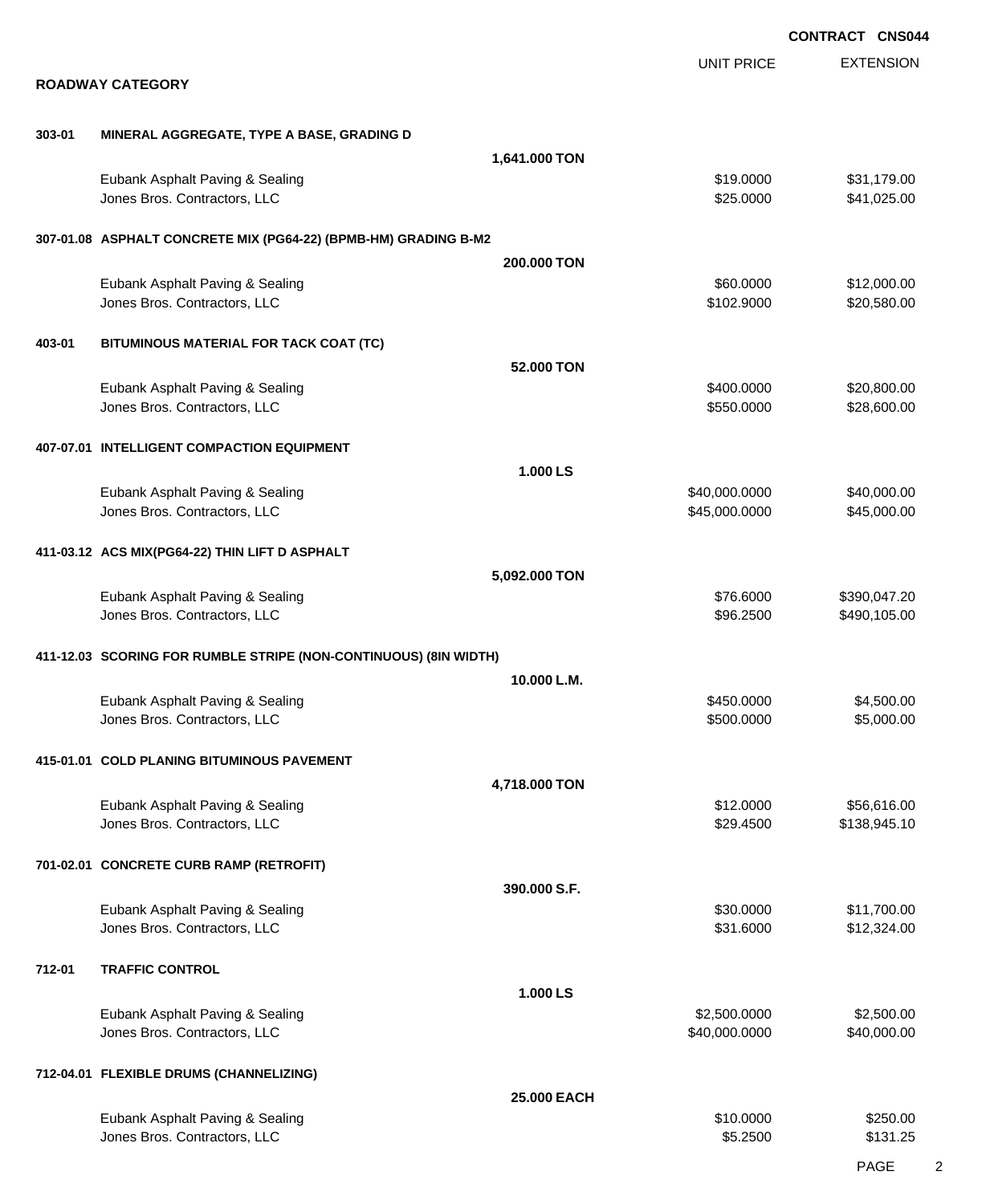**CONTRACT CNS044**

## ROADWAY CATEGORY

| | | | UNIT PRICE | EXTENSION |
|---|---|---|---|---|
| **303-01** | **MINERAL AGGREGATE, TYPE A BASE, GRADING D** | | | |
| | | **1,641.000 TON** | | |
| | Eubank Asphalt Paving & Sealing | | $19.0000 | $31,179.00 |
| | Jones Bros. Contractors, LLC | | $25.0000 | $41,025.00 |
| **307-01.08** | **ASPHALT CONCRETE MIX (PG64-22) (BPMB-HM) GRADING B-M2** | | | |
| | | **200.000 TON** | | |
| | Eubank Asphalt Paving & Sealing | | $60.0000 | $12,000.00 |
| | Jones Bros. Contractors, LLC | | $102.9000 | $20,580.00 |
| **403-01** | **BITUMINOUS MATERIAL FOR TACK COAT (TC)** | | | |
| | | **52.000 TON** | | |
| | Eubank Asphalt Paving & Sealing | | $400.0000 | $20,800.00 |
| | Jones Bros. Contractors, LLC | | $550.0000 | $28,600.00 |
| **407-07.01** | **INTELLIGENT COMPACTION EQUIPMENT** | | | |
| | | **1.000 LS** | | |
| | Eubank Asphalt Paving & Sealing | | $40,000.0000 | $40,000.00 |
| | Jones Bros. Contractors, LLC | | $45,000.0000 | $45,000.00 |
| **411-03.12** | **ACS MIX(PG64-22) THIN LIFT D ASPHALT** | | | |
| | | **5,092.000 TON** | | |
| | Eubank Asphalt Paving & Sealing | | $76.6000 | $390,047.20 |
| | Jones Bros. Contractors, LLC | | $96.2500 | $490,105.00 |
| **411-12.03** | **SCORING FOR RUMBLE STRIPE (NON-CONTINUOUS) (8IN WIDTH)** | | | |
| | | **10.000 L.M.** | | |
| | Eubank Asphalt Paving & Sealing | | $450.0000 | $4,500.00 |
| | Jones Bros. Contractors, LLC | | $500.0000 | $5,000.00 |
| **415-01.01** | **COLD PLANING BITUMINOUS PAVEMENT** | | | |
| | | **4,718.000 TON** | | |
| | Eubank Asphalt Paving & Sealing | | $12.0000 | $56,616.00 |
| | Jones Bros. Contractors, LLC | | $29.4500 | $138,945.10 |
| **701-02.01** | **CONCRETE CURB RAMP (RETROFIT)** | | | |
| | | **390.000 S.F.** | | |
| | Eubank Asphalt Paving & Sealing | | $30.0000 | $11,700.00 |
| | Jones Bros. Contractors, LLC | | $31.6000 | $12,324.00 |
| **712-01** | **TRAFFIC CONTROL** | | | |
| | | **1.000 LS** | | |
| | Eubank Asphalt Paving & Sealing | | $2,500.0000 | $2,500.00 |
| | Jones Bros. Contractors, LLC | | $40,000.0000 | $40,000.00 |
| **712-04.01** | **FLEXIBLE DRUMS (CHANNELIZING)** | | | |
| | | **25.000 EACH** | | |
| | Eubank Asphalt Paving & Sealing | | $10.0000 | $250.00 |
| | Jones Bros. Contractors, LLC | | $5.2500 | $131.25 |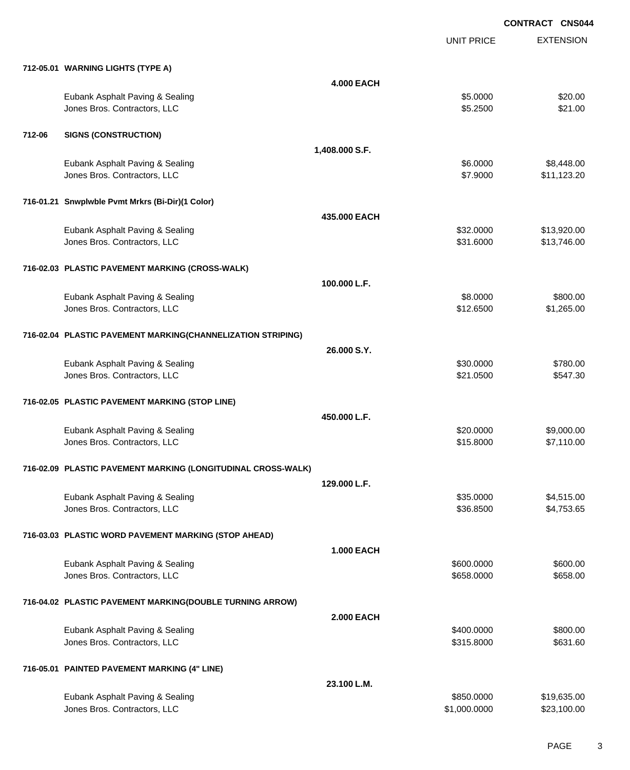**CONTRACT CNS044**

| | | | UNIT PRICE | EXTENSION |
|---|---|---|---|---|
| **712-05.01** | **WARNING LIGHTS (TYPE A)** | | | |
| | | **4.000 EACH** | | |
| | Eubank Asphalt Paving & Sealing | | $5.0000 | $20.00 |
| | Jones Bros. Contractors, LLC | | $5.2500 | $21.00 |
| **712-06** | **SIGNS (CONSTRUCTION)** | | | |
| | | **1,408.000 S.F.** | | |
| | Eubank Asphalt Paving & Sealing | | $6.0000 | $8,448.00 |
| | Jones Bros. Contractors, LLC | | $7.9000 | $11,123.20 |
| **716-01.21** | **Snwplwble Pvmt Mrkrs (Bi-Dir)(1 Color)** | | | |
| | | **435.000 EACH** | | |
| | Eubank Asphalt Paving & Sealing | | $32.0000 | $13,920.00 |
| | Jones Bros. Contractors, LLC | | $31.6000 | $13,746.00 |
| **716-02.03** | **PLASTIC PAVEMENT MARKING (CROSS-WALK)** | | | |
| | | **100.000 L.F.** | | |
| | Eubank Asphalt Paving & Sealing | | $8.0000 | $800.00 |
| | Jones Bros. Contractors, LLC | | $12.6500 | $1,265.00 |
| **716-02.04** | **PLASTIC PAVEMENT MARKING(CHANNELIZATION STRIPING)** | | | |
| | | **26.000 S.Y.** | | |
| | Eubank Asphalt Paving & Sealing | | $30.0000 | $780.00 |
| | Jones Bros. Contractors, LLC | | $21.0500 | $547.30 |
| **716-02.05** | **PLASTIC PAVEMENT MARKING (STOP LINE)** | | | |
| | | **450.000 L.F.** | | |
| | Eubank Asphalt Paving & Sealing | | $20.0000 | $9,000.00 |
| | Jones Bros. Contractors, LLC | | $15.8000 | $7,110.00 |
| **716-02.09** | **PLASTIC PAVEMENT MARKING (LONGITUDINAL CROSS-WALK)** | | | |
| | | **129.000 L.F.** | | |
| | Eubank Asphalt Paving & Sealing | | $35.0000 | $4,515.00 |
| | Jones Bros. Contractors, LLC | | $36.8500 | $4,753.65 |
| **716-03.03** | **PLASTIC WORD PAVEMENT MARKING (STOP AHEAD)** | | | |
| | | **1.000 EACH** | | |
| | Eubank Asphalt Paving & Sealing | | $600.0000 | $600.00 |
| | Jones Bros. Contractors, LLC | | $658.0000 | $658.00 |
| **716-04.02** | **PLASTIC PAVEMENT MARKING(DOUBLE TURNING ARROW)** | | | |
| | | **2.000 EACH** | | |
| | Eubank Asphalt Paving & Sealing | | $400.0000 | $800.00 |
| | Jones Bros. Contractors, LLC | | $315.8000 | $631.60 |
| **716-05.01** | **PAINTED PAVEMENT MARKING (4" LINE)** | | | |
| | | **23.100 L.M.** | | |
| | Eubank Asphalt Paving & Sealing | | $850.0000 | $19,635.00 |
| | Jones Bros. Contractors, LLC | | $1,000.0000 | $23,100.00 |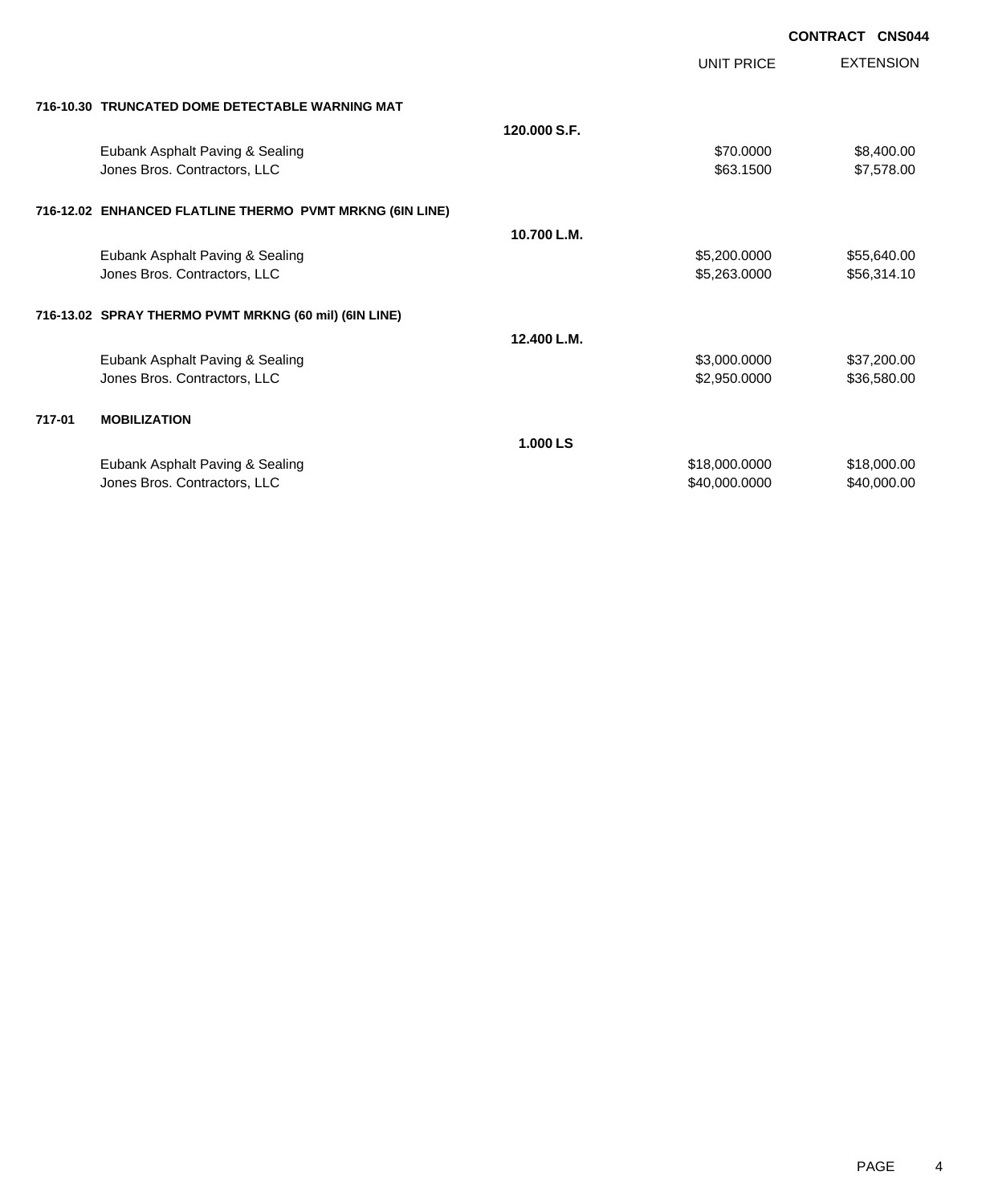**CONTRACT CNS044**

| | | UNIT PRICE | EXTENSION |
|---|---|---|---|
| **716-10.30 TRUNCATED DOME DETECTABLE WARNING MAT** | | | |
| | **120.000 S.F.** | | |
| Eubank Asphalt Paving & Sealing | | $70.0000 | $8,400.00 |
| Jones Bros. Contractors, LLC | | $63.1500 | $7,578.00 |
| **716-12.02 ENHANCED FLATLINE THERMO PVMT MRKNG (6IN LINE)** | | | |
| | **10.700 L.M.** | | |
| Eubank Asphalt Paving & Sealing | | $5,200.0000 | $55,640.00 |
| Jones Bros. Contractors, LLC | | $5,263.0000 | $56,314.10 |
| **716-13.02 SPRAY THERMO PVMT MRKNG (60 mil) (6IN LINE)** | | | |
| | **12.400 L.M.** | | |
| Eubank Asphalt Paving & Sealing | | $3,000.0000 | $37,200.00 |
| Jones Bros. Contractors, LLC | | $2,950.0000 | $36,580.00 |
| **717-01 MOBILIZATION** | | | |
| | **1.000 LS** | | |
| Eubank Asphalt Paving & Sealing | | $18,000.0000 | $18,000.00 |
| Jones Bros. Contractors, LLC | | $40,000.0000 | $40,000.00 |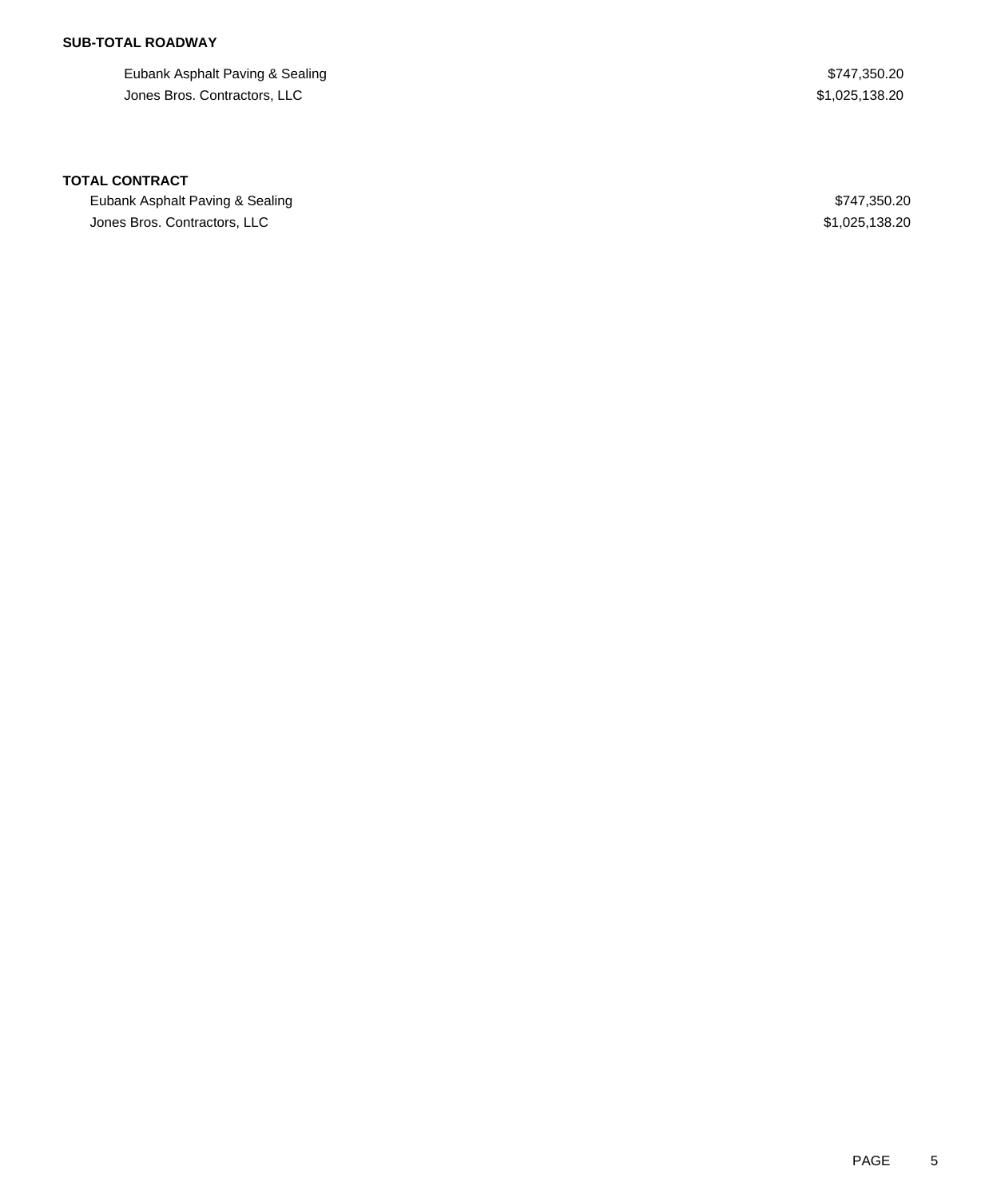**SUB-TOTAL ROADWAY**

| | |
|---|---|
| Eubank Asphalt Paving & Sealing | $747,350.20 |
| Jones Bros. Contractors, LLC | $1,025,138.20 |

**TOTAL CONTRACT**

| | |
|---|---|
| Eubank Asphalt Paving & Sealing | $747,350.20 |
| Jones Bros. Contractors, LLC | $1,025,138.20 |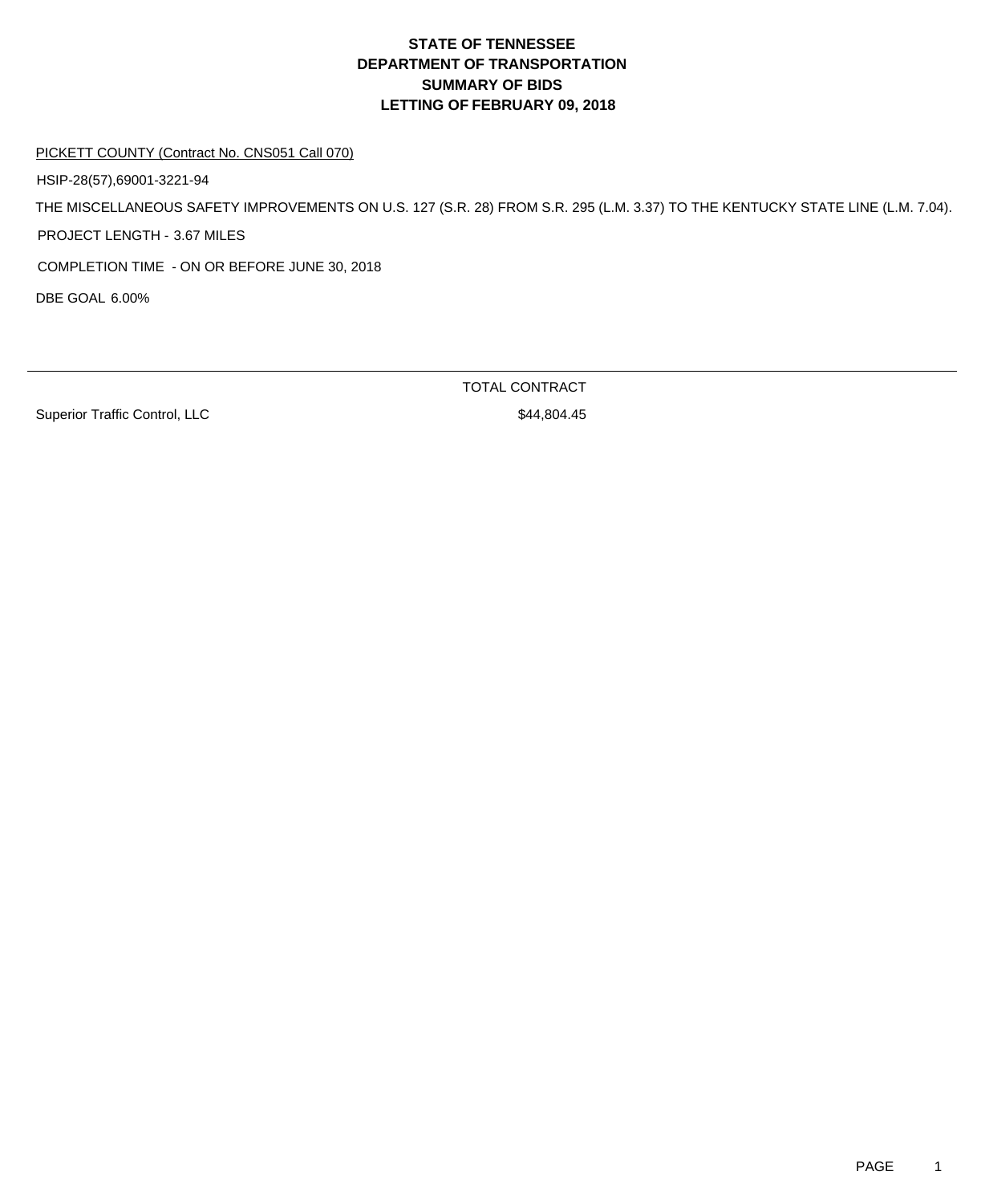# STATE OF TENNESSEE
# DEPARTMENT OF TRANSPORTATION
# SUMMARY OF BIDS
# LETTING OF FEBRUARY 09, 2018

PICKETT COUNTY (Contract No. CNS051 Call 070)

HSIP-28(57),69001-3221-94

THE MISCELLANEOUS SAFETY IMPROVEMENTS ON U.S. 127 (S.R. 28) FROM S.R. 295 (L.M. 3.37) TO THE KENTUCKY STATE LINE (L.M. 7.04).

PROJECT LENGTH - 3.67 MILES

COMPLETION TIME - ON OR BEFORE JUNE 30, 2018

DBE GOAL 6.00%

| | TOTAL CONTRACT |
|---|---|
| Superior Traffic Control, LLC | $44,804.45 |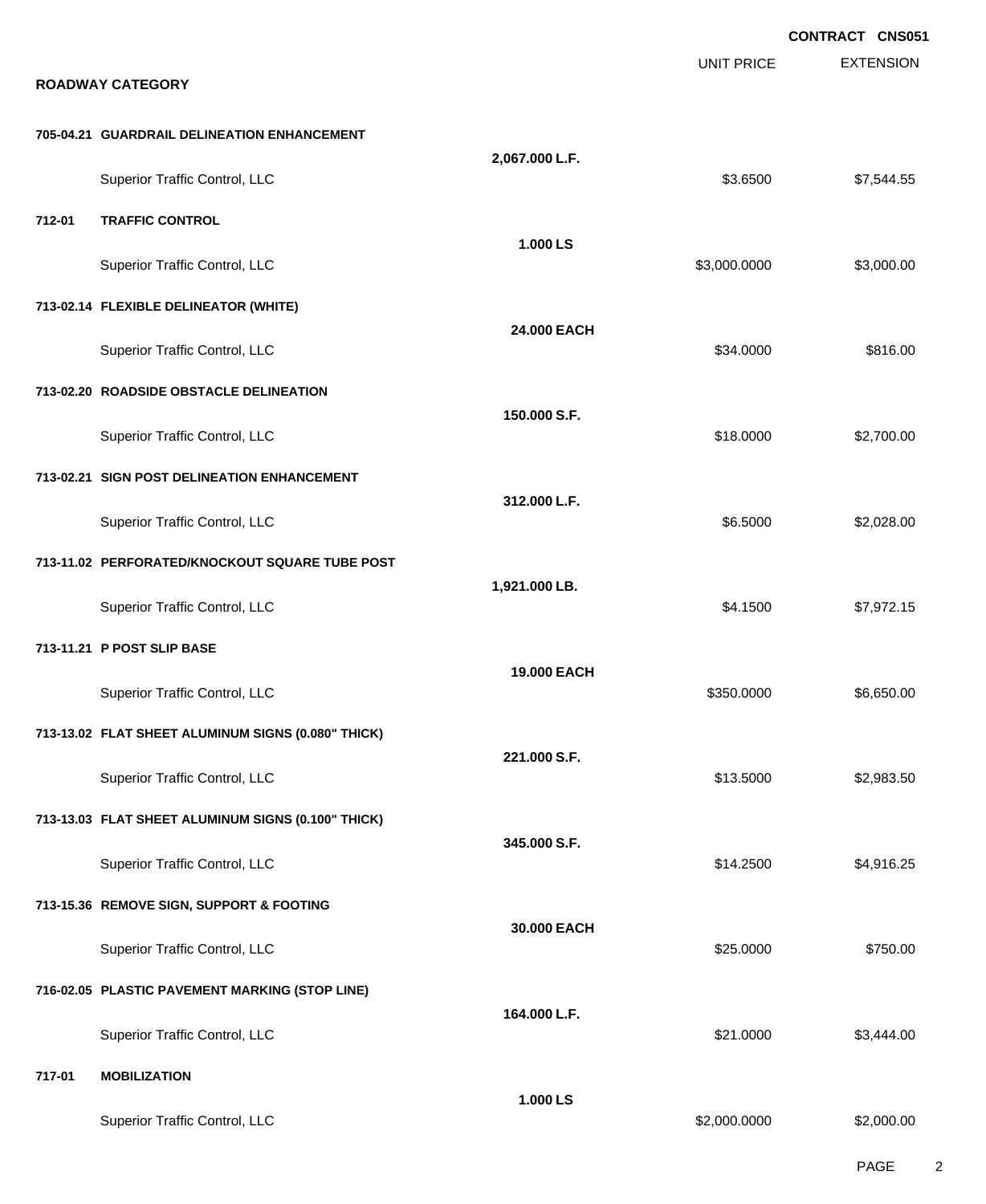**CONTRACT CNS051**

**ROADWAY CATEGORY**

| | | UNIT PRICE | EXTENSION |
|---|---|---|---|
| **705-04.21 GUARDRAIL DELINEATION ENHANCEMENT** | **2,067.000 L.F.** | | |
| Superior Traffic Control, LLC | | $3.6500 | $7,544.55 |
| **712-01 TRAFFIC CONTROL** | **1.000 LS** | | |
| Superior Traffic Control, LLC | | $3,000.0000 | $3,000.00 |
| **713-02.14 FLEXIBLE DELINEATOR (WHITE)** | **24.000 EACH** | | |
| Superior Traffic Control, LLC | | $34.0000 | $816.00 |
| **713-02.20 ROADSIDE OBSTACLE DELINEATION** | **150.000 S.F.** | | |
| Superior Traffic Control, LLC | | $18.0000 | $2,700.00 |
| **713-02.21 SIGN POST DELINEATION ENHANCEMENT** | **312.000 L.F.** | | |
| Superior Traffic Control, LLC | | $6.5000 | $2,028.00 |
| **713-11.02 PERFORATED/KNOCKOUT SQUARE TUBE POST** | **1,921.000 LB.** | | |
| Superior Traffic Control, LLC | | $4.1500 | $7,972.15 |
| **713-11.21 P POST SLIP BASE** | **19.000 EACH** | | |
| Superior Traffic Control, LLC | | $350.0000 | $6,650.00 |
| **713-13.02 FLAT SHEET ALUMINUM SIGNS (0.080" THICK)** | **221.000 S.F.** | | |
| Superior Traffic Control, LLC | | $13.5000 | $2,983.50 |
| **713-13.03 FLAT SHEET ALUMINUM SIGNS (0.100" THICK)** | **345.000 S.F.** | | |
| Superior Traffic Control, LLC | | $14.2500 | $4,916.25 |
| **713-15.36 REMOVE SIGN, SUPPORT & FOOTING** | **30.000 EACH** | | |
| Superior Traffic Control, LLC | | $25.0000 | $750.00 |
| **716-02.05 PLASTIC PAVEMENT MARKING (STOP LINE)** | **164.000 L.F.** | | |
| Superior Traffic Control, LLC | | $21.0000 | $3,444.00 |
| **717-01 MOBILIZATION** | **1.000 LS** | | |
| Superior Traffic Control, LLC | | $2,000.0000 | $2,000.00 |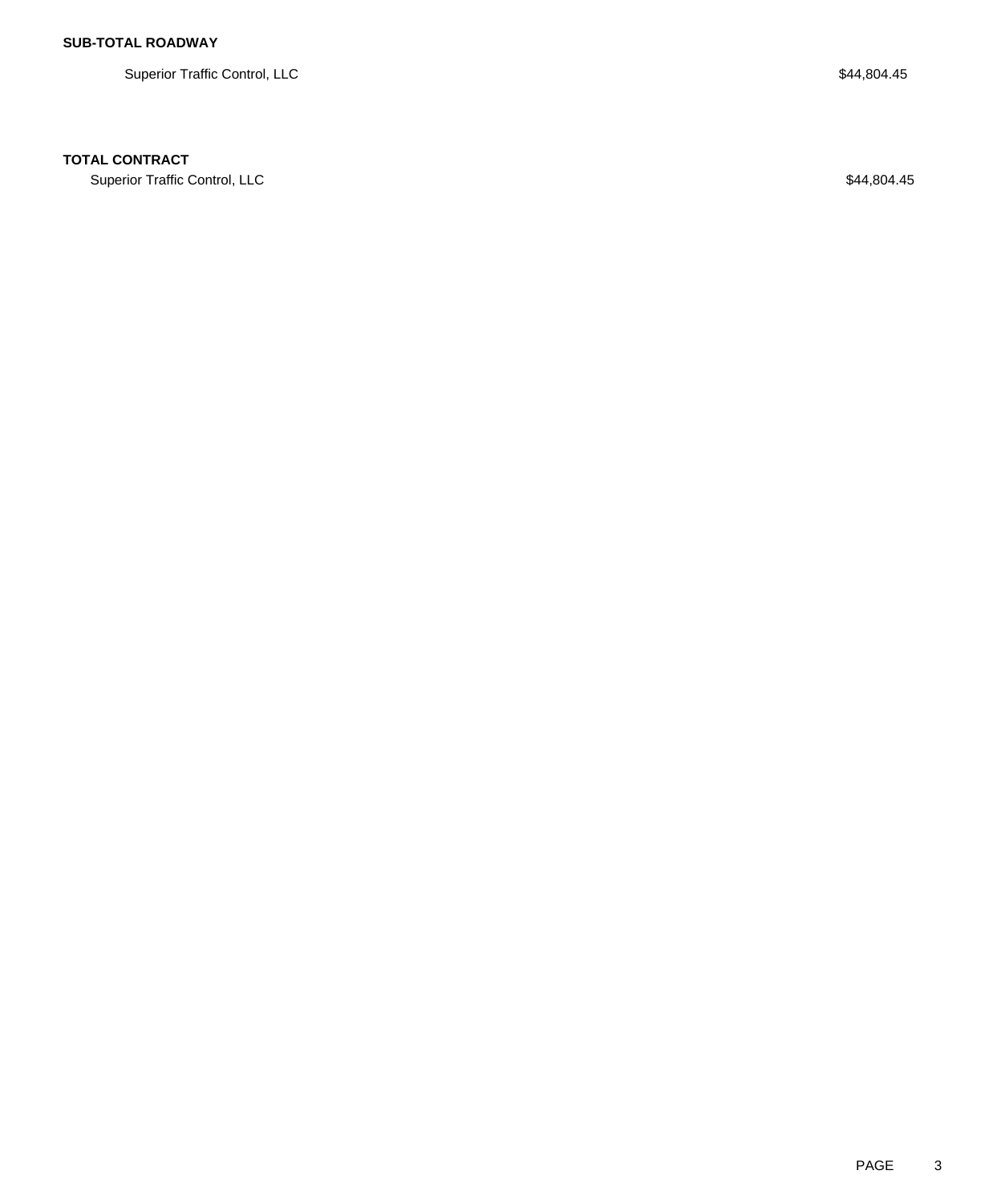**SUB-TOTAL ROADWAY**

| | |
|---|---|
| Superior Traffic Control, LLC | $44,804.45 |

**TOTAL CONTRACT**

| | |
|---|---|
| Superior Traffic Control, LLC | $44,804.45 |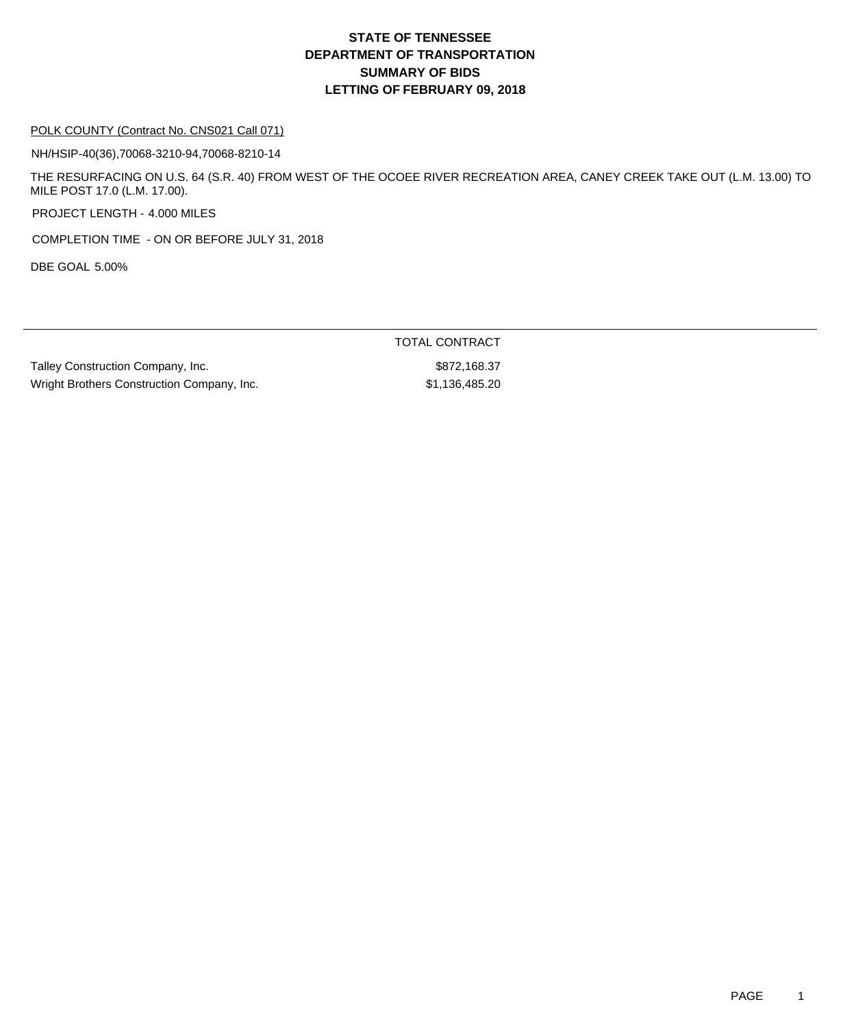# STATE OF TENNESSEE
# DEPARTMENT OF TRANSPORTATION
# SUMMARY OF BIDS
# LETTING OF FEBRUARY 09, 2018

POLK COUNTY (Contract No. CNS021 Call 071)

NH/HSIP-40(36),70068-3210-94,70068-8210-14

THE RESURFACING ON U.S. 64 (S.R. 40) FROM WEST OF THE OCOEE RIVER RECREATION AREA, CANEY CREEK TAKE OUT (L.M. 13.00) TO MILE POST 17.0 (L.M. 17.00).

PROJECT LENGTH - 4.000 MILES

COMPLETION TIME - ON OR BEFORE JULY 31, 2018

DBE GOAL 5.00%

| | TOTAL CONTRACT |
|---|---|
| Talley Construction Company, Inc. | $872,168.37 |
| Wright Brothers Construction Company, Inc. | $1,136,485.20 |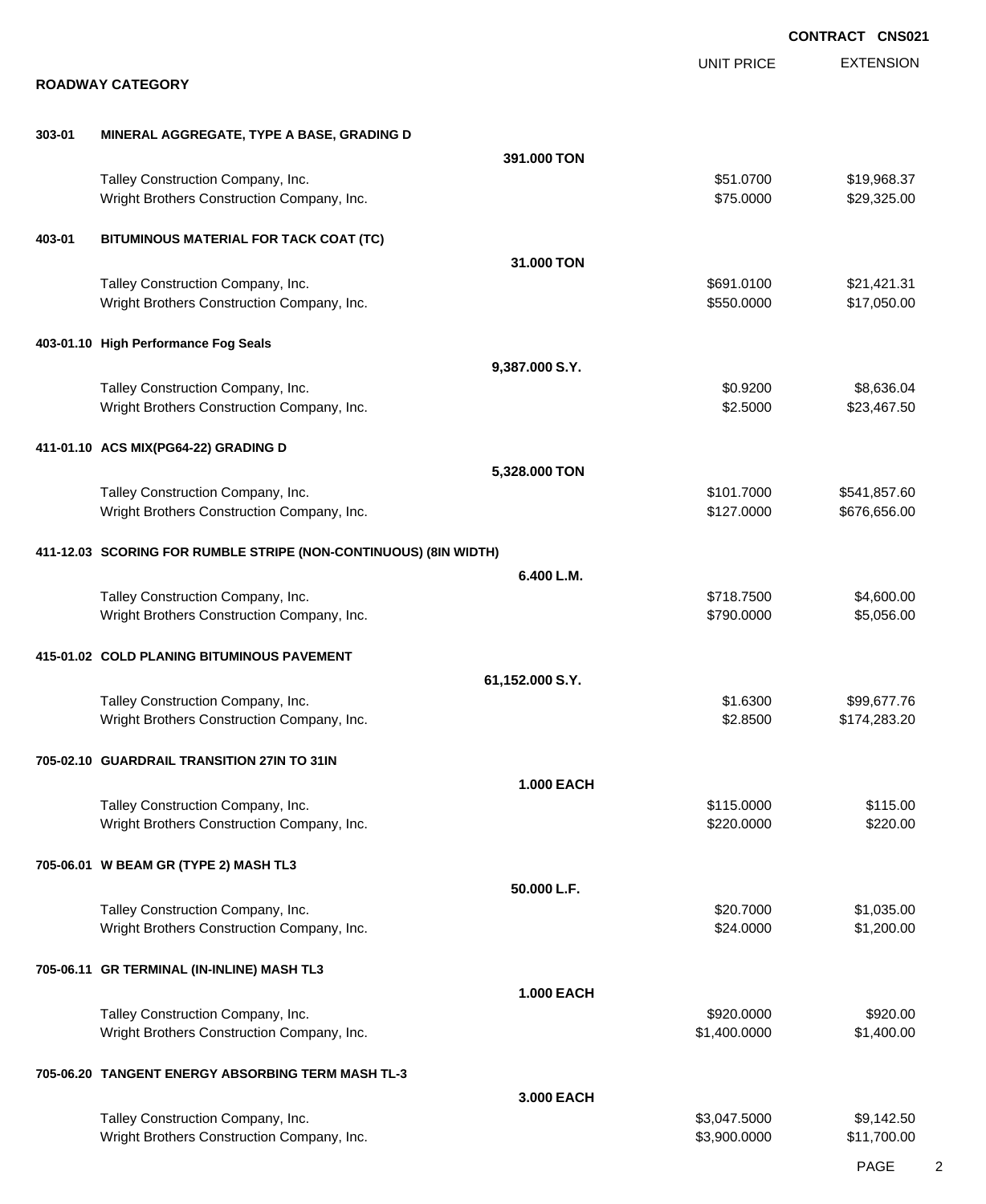**CONTRACT CNS021**

## ROADWAY CATEGORY

| | | | UNIT PRICE | EXTENSION |
|---|---|---|---|---|
| **303-01** | **MINERAL AGGREGATE, TYPE A BASE, GRADING D** | | | |
| | | **391.000 TON** | | |
| | Talley Construction Company, Inc. | | $51.0700 | $19,968.37 |
| | Wright Brothers Construction Company, Inc. | | $75.0000 | $29,325.00 |
| **403-01** | **BITUMINOUS MATERIAL FOR TACK COAT (TC)** | | | |
| | | **31.000 TON** | | |
| | Talley Construction Company, Inc. | | $691.0100 | $21,421.31 |
| | Wright Brothers Construction Company, Inc. | | $550.0000 | $17,050.00 |
| **403-01.10** | **High Performance Fog Seals** | | | |
| | | **9,387.000 S.Y.** | | |
| | Talley Construction Company, Inc. | | $0.9200 | $8,636.04 |
| | Wright Brothers Construction Company, Inc. | | $2.5000 | $23,467.50 |
| **411-01.10** | **ACS MIX(PG64-22) GRADING D** | | | |
| | | **5,328.000 TON** | | |
| | Talley Construction Company, Inc. | | $101.7000 | $541,857.60 |
| | Wright Brothers Construction Company, Inc. | | $127.0000 | $676,656.00 |
| **411-12.03** | **SCORING FOR RUMBLE STRIPE (NON-CONTINUOUS) (8IN WIDTH)** | | | |
| | | **6.400 L.M.** | | |
| | Talley Construction Company, Inc. | | $718.7500 | $4,600.00 |
| | Wright Brothers Construction Company, Inc. | | $790.0000 | $5,056.00 |
| **415-01.02** | **COLD PLANING BITUMINOUS PAVEMENT** | | | |
| | | **61,152.000 S.Y.** | | |
| | Talley Construction Company, Inc. | | $1.6300 | $99,677.76 |
| | Wright Brothers Construction Company, Inc. | | $2.8500 | $174,283.20 |
| **705-02.10** | **GUARDRAIL TRANSITION 27IN TO 31IN** | | | |
| | | **1.000 EACH** | | |
| | Talley Construction Company, Inc. | | $115.0000 | $115.00 |
| | Wright Brothers Construction Company, Inc. | | $220.0000 | $220.00 |
| **705-06.01** | **W BEAM GR (TYPE 2) MASH TL3** | | | |
| | | **50.000 L.F.** | | |
| | Talley Construction Company, Inc. | | $20.7000 | $1,035.00 |
| | Wright Brothers Construction Company, Inc. | | $24.0000 | $1,200.00 |
| **705-06.11** | **GR TERMINAL (IN-INLINE) MASH TL3** | | | |
| | | **1.000 EACH** | | |
| | Talley Construction Company, Inc. | | $920.0000 | $920.00 |
| | Wright Brothers Construction Company, Inc. | | $1,400.0000 | $1,400.00 |
| **705-06.20** | **TANGENT ENERGY ABSORBING TERM MASH TL-3** | | | |
| | | **3.000 EACH** | | |
| | Talley Construction Company, Inc. | | $3,047.5000 | $9,142.50 |
| | Wright Brothers Construction Company, Inc. | | $3,900.0000 | $11,700.00 |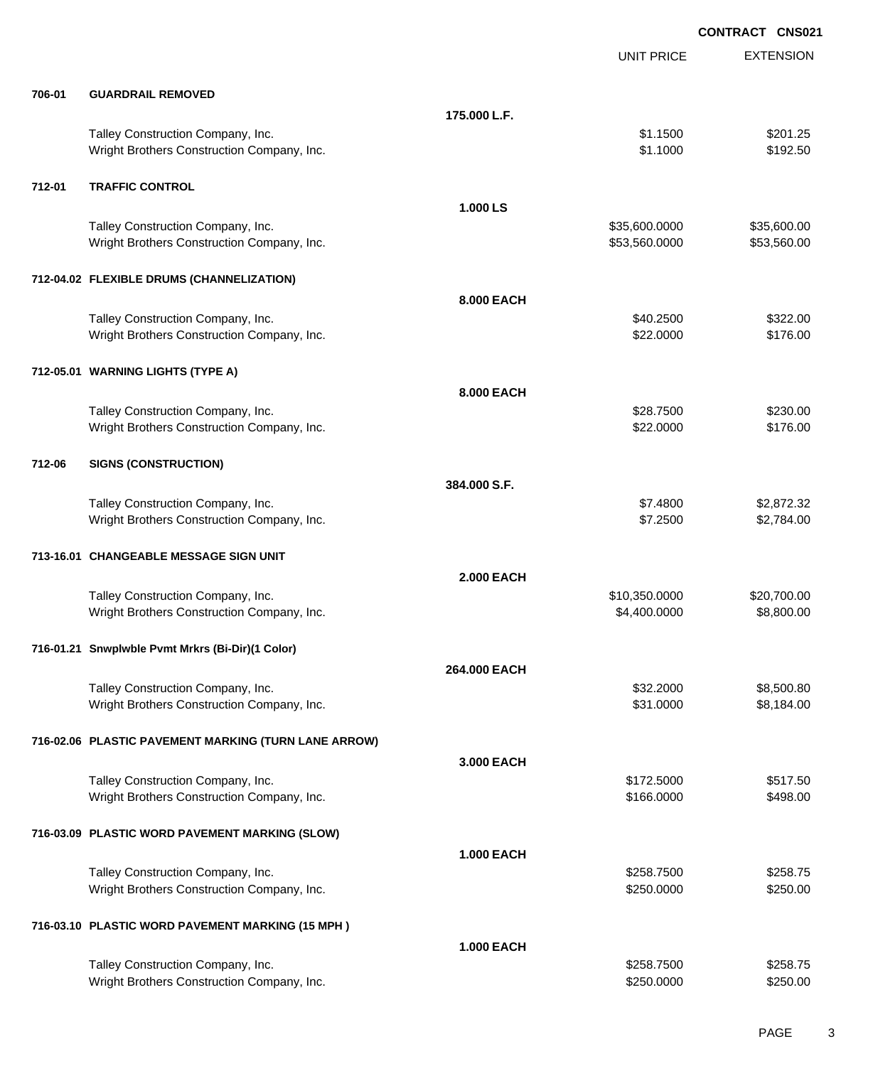**CONTRACT CNS021**

| | | | UNIT PRICE | EXTENSION |
|---|---|---|---|---|
| **706-01** | **GUARDRAIL REMOVED** | | | |
| | | **175.000 L.F.** | | |
| | Talley Construction Company, Inc. | | $1.1500 | $201.25 |
| | Wright Brothers Construction Company, Inc. | | $1.1000 | $192.50 |
| **712-01** | **TRAFFIC CONTROL** | | | |
| | | **1.000 LS** | | |
| | Talley Construction Company, Inc. | | $35,600.0000 | $35,600.00 |
| | Wright Brothers Construction Company, Inc. | | $53,560.0000 | $53,560.00 |
| **712-04.02** | **FLEXIBLE DRUMS (CHANNELIZATION)** | | | |
| | | **8.000 EACH** | | |
| | Talley Construction Company, Inc. | | $40.2500 | $322.00 |
| | Wright Brothers Construction Company, Inc. | | $22.0000 | $176.00 |
| **712-05.01** | **WARNING LIGHTS (TYPE A)** | | | |
| | | **8.000 EACH** | | |
| | Talley Construction Company, Inc. | | $28.7500 | $230.00 |
| | Wright Brothers Construction Company, Inc. | | $22.0000 | $176.00 |
| **712-06** | **SIGNS (CONSTRUCTION)** | | | |
| | | **384.000 S.F.** | | |
| | Talley Construction Company, Inc. | | $7.4800 | $2,872.32 |
| | Wright Brothers Construction Company, Inc. | | $7.2500 | $2,784.00 |
| **713-16.01** | **CHANGEABLE MESSAGE SIGN UNIT** | | | |
| | | **2.000 EACH** | | |
| | Talley Construction Company, Inc. | | $10,350.0000 | $20,700.00 |
| | Wright Brothers Construction Company, Inc. | | $4,400.0000 | $8,800.00 |
| **716-01.21** | **Snwplwble Pvmt Mrkrs (Bi-Dir)(1 Color)** | | | |
| | | **264.000 EACH** | | |
| | Talley Construction Company, Inc. | | $32.2000 | $8,500.80 |
| | Wright Brothers Construction Company, Inc. | | $31.0000 | $8,184.00 |
| **716-02.06** | **PLASTIC PAVEMENT MARKING (TURN LANE ARROW)** | | | |
| | | **3.000 EACH** | | |
| | Talley Construction Company, Inc. | | $172.5000 | $517.50 |
| | Wright Brothers Construction Company, Inc. | | $166.0000 | $498.00 |
| **716-03.09** | **PLASTIC WORD PAVEMENT MARKING (SLOW)** | | | |
| | | **1.000 EACH** | | |
| | Talley Construction Company, Inc. | | $258.7500 | $258.75 |
| | Wright Brothers Construction Company, Inc. | | $250.0000 | $250.00 |
| **716-03.10** | **PLASTIC WORD PAVEMENT MARKING (15 MPH )** | | | |
| | | **1.000 EACH** | | |
| | Talley Construction Company, Inc. | | $258.7500 | $258.75 |
| | Wright Brothers Construction Company, Inc. | | $250.0000 | $250.00 |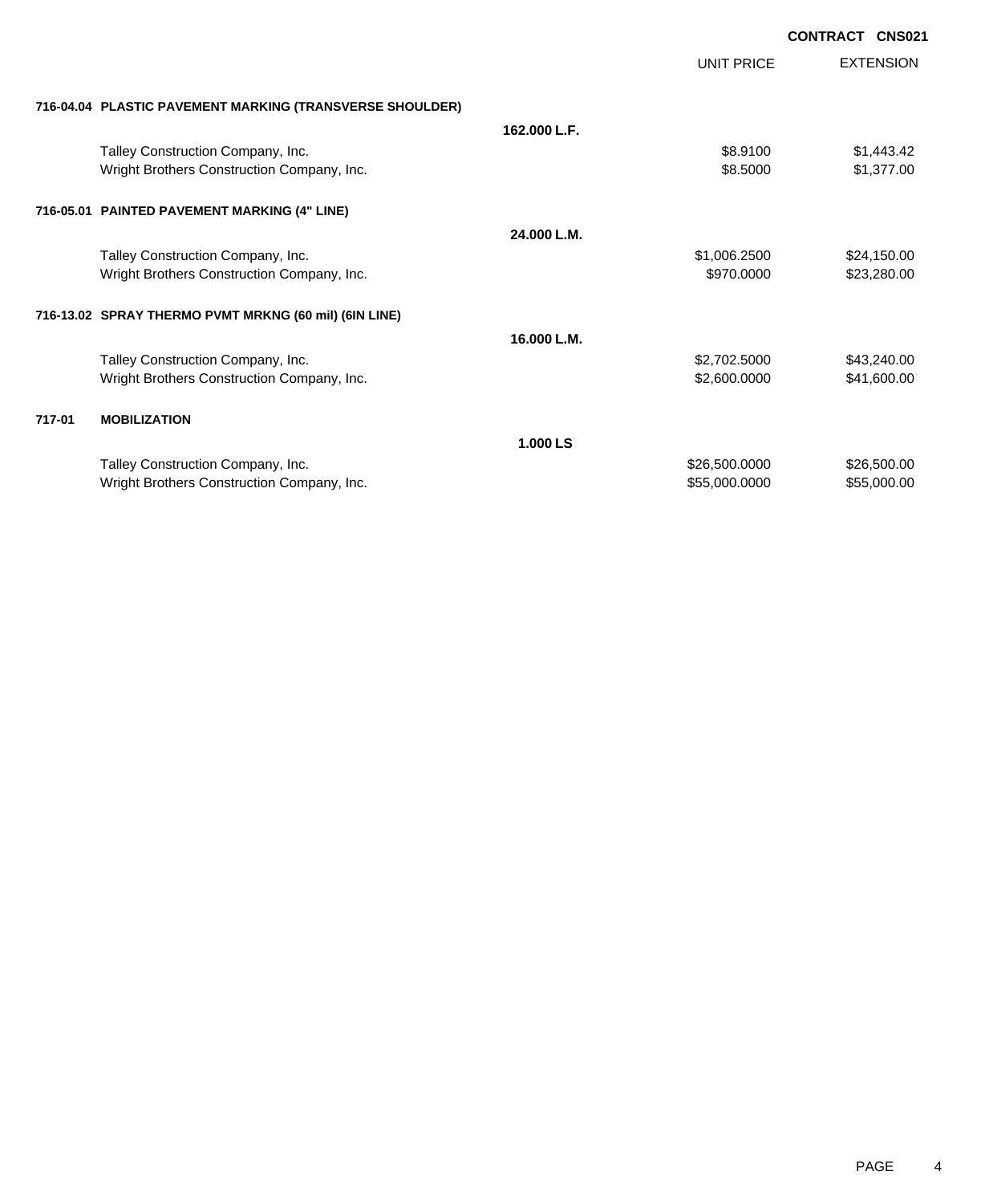**CONTRACT CNS021**

| | | UNIT PRICE | EXTENSION |
|---|---|---|---|
| **716-04.04 PLASTIC PAVEMENT MARKING (TRANSVERSE SHOULDER)** | | | |
| | **162.000 L.F.** | | |
| Talley Construction Company, Inc. | | $8.9100 | $1,443.42 |
| Wright Brothers Construction Company, Inc. | | $8.5000 | $1,377.00 |
| **716-05.01 PAINTED PAVEMENT MARKING (4" LINE)** | | | |
| | **24.000 L.M.** | | |
| Talley Construction Company, Inc. | | $1,006.2500 | $24,150.00 |
| Wright Brothers Construction Company, Inc. | | $970.0000 | $23,280.00 |
| **716-13.02 SPRAY THERMO PVMT MRKNG (60 mil) (6IN LINE)** | | | |
| | **16.000 L.M.** | | |
| Talley Construction Company, Inc. | | $2,702.5000 | $43,240.00 |
| Wright Brothers Construction Company, Inc. | | $2,600.0000 | $41,600.00 |
| **717-01 MOBILIZATION** | | | |
| | **1.000 LS** | | |
| Talley Construction Company, Inc. | | $26,500.0000 | $26,500.00 |
| Wright Brothers Construction Company, Inc. | | $55,000.0000 | $55,000.00 |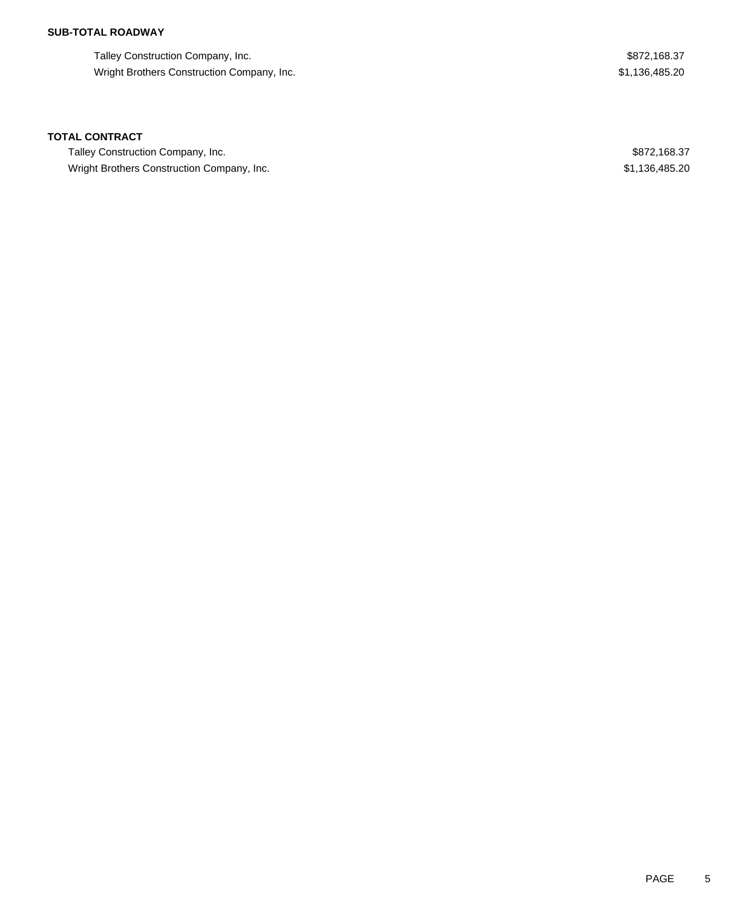**SUB-TOTAL ROADWAY**

| | |
|---|---|
| Talley Construction Company, Inc. | $872,168.37 |
| Wright Brothers Construction Company, Inc. | $1,136,485.20 |

**TOTAL CONTRACT**

| | |
|---|---|
| Talley Construction Company, Inc. | $872,168.37 |
| Wright Brothers Construction Company, Inc. | $1,136,485.20 |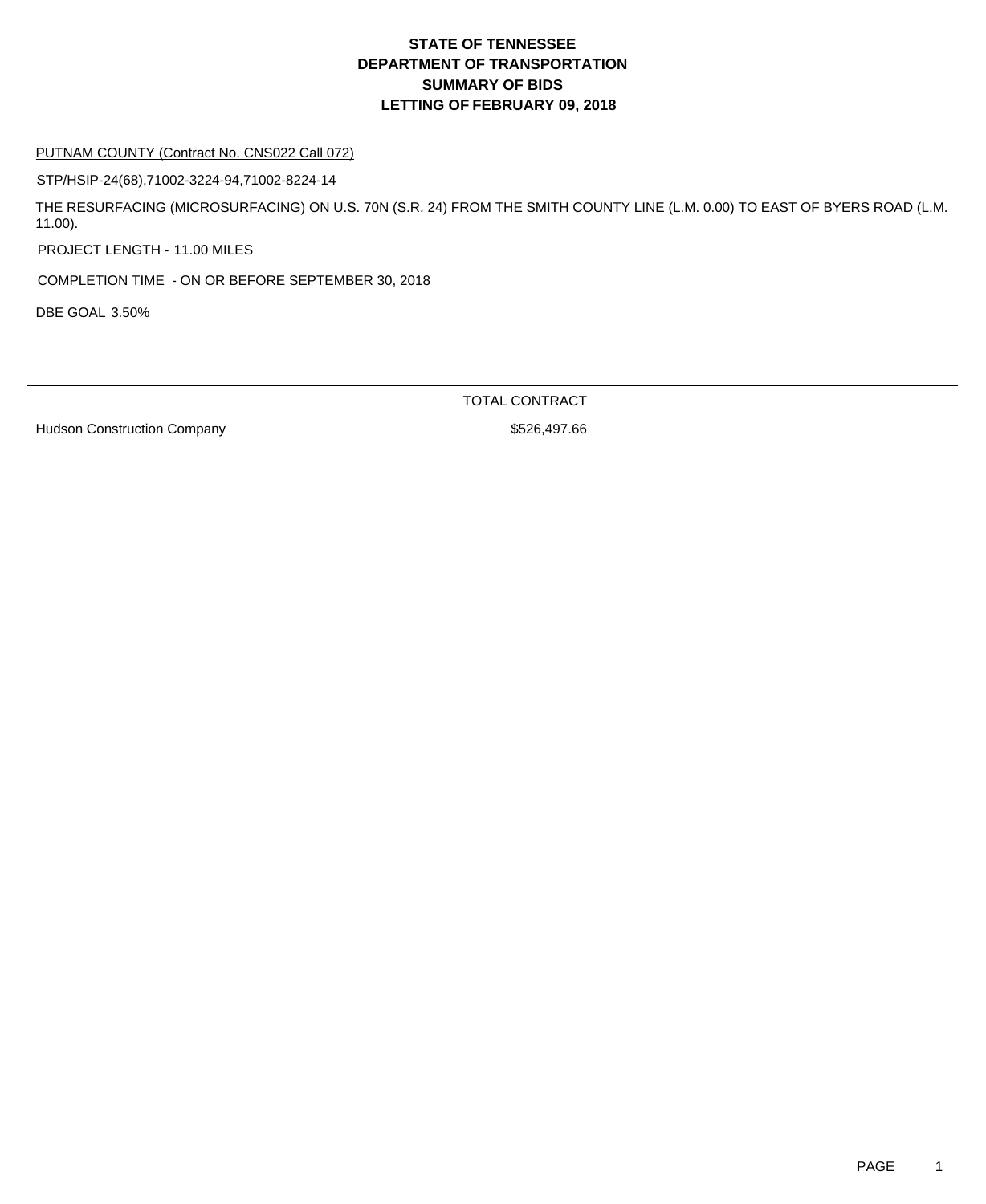# STATE OF TENNESSEE
# DEPARTMENT OF TRANSPORTATION
# SUMMARY OF BIDS
# LETTING OF FEBRUARY 09, 2018

PUTNAM COUNTY (Contract No. CNS022 Call 072)

STP/HSIP-24(68),71002-3224-94,71002-8224-14

THE RESURFACING (MICROSURFACING) ON U.S. 70N (S.R. 24) FROM THE SMITH COUNTY LINE (L.M. 0.00) TO EAST OF BYERS ROAD (L.M. 11.00).

PROJECT LENGTH - 11.00 MILES

COMPLETION TIME - ON OR BEFORE SEPTEMBER 30, 2018

DBE GOAL 3.50%

| | TOTAL CONTRACT |
|---|---|
| Hudson Construction Company | $526,497.66 |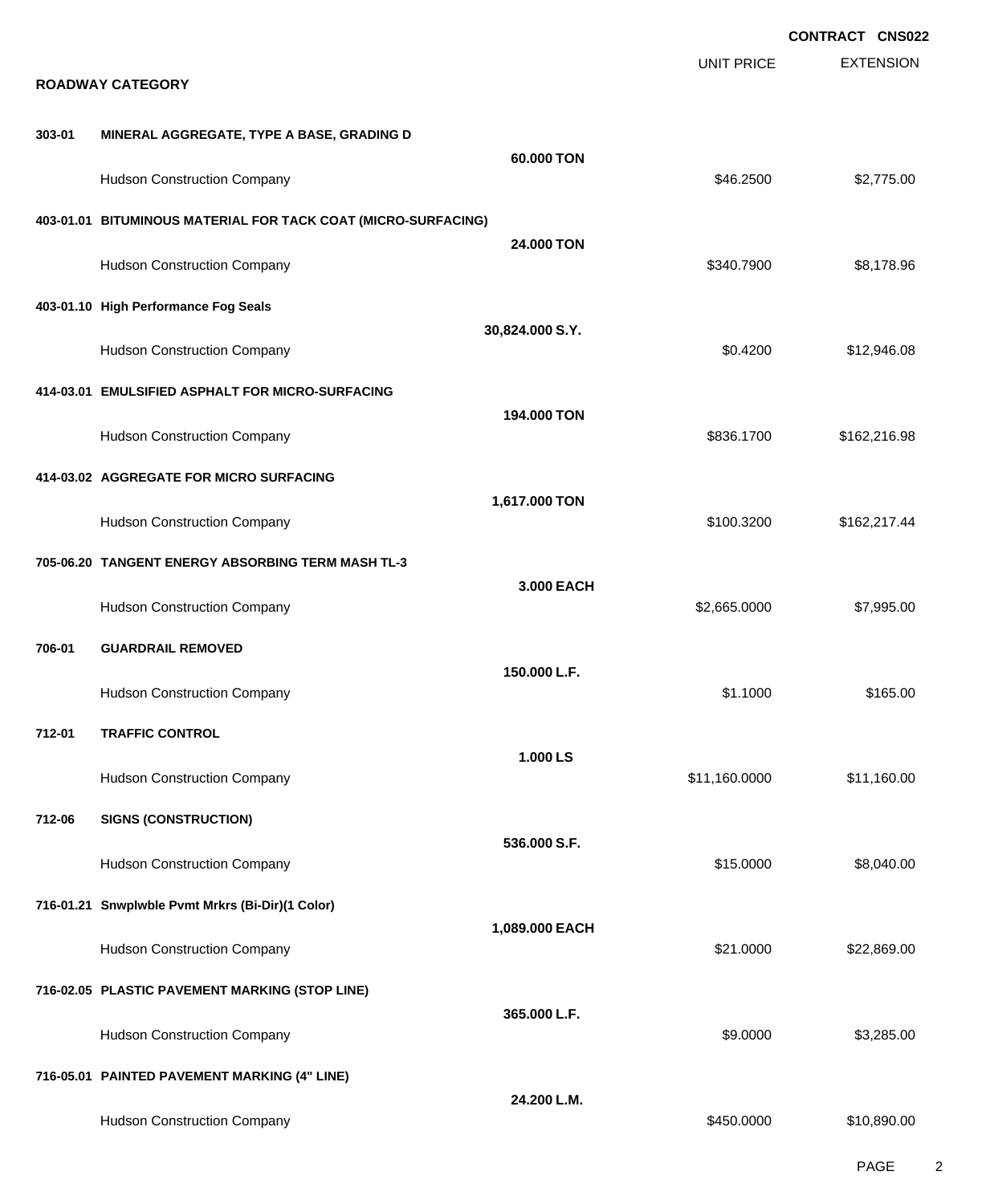**CONTRACT CNS022**

## ROADWAY CATEGORY

| | | | UNIT PRICE | EXTENSION |
|---|---|---|---|---|
| **303-01** | **MINERAL AGGREGATE, TYPE A BASE, GRADING D** | | | |
| | | **60.000 TON** | | |
| | Hudson Construction Company | | $46.2500 | $2,775.00 |
| **403-01.01** | **BITUMINOUS MATERIAL FOR TACK COAT (MICRO-SURFACING)** | | | |
| | | **24.000 TON** | | |
| | Hudson Construction Company | | $340.7900 | $8,178.96 |
| **403-01.10** | **High Performance Fog Seals** | | | |
| | | **30,824.000 S.Y.** | | |
| | Hudson Construction Company | | $0.4200 | $12,946.08 |
| **414-03.01** | **EMULSIFIED ASPHALT FOR MICRO-SURFACING** | | | |
| | | **194.000 TON** | | |
| | Hudson Construction Company | | $836.1700 | $162,216.98 |
| **414-03.02** | **AGGREGATE FOR MICRO SURFACING** | | | |
| | | **1,617.000 TON** | | |
| | Hudson Construction Company | | $100.3200 | $162,217.44 |
| **705-06.20** | **TANGENT ENERGY ABSORBING TERM MASH TL-3** | | | |
| | | **3.000 EACH** | | |
| | Hudson Construction Company | | $2,665.0000 | $7,995.00 |
| **706-01** | **GUARDRAIL REMOVED** | | | |
| | | **150.000 L.F.** | | |
| | Hudson Construction Company | | $1.1000 | $165.00 |
| **712-01** | **TRAFFIC CONTROL** | | | |
| | | **1.000 LS** | | |
| | Hudson Construction Company | | $11,160.0000 | $11,160.00 |
| **712-06** | **SIGNS (CONSTRUCTION)** | | | |
| | | **536.000 S.F.** | | |
| | Hudson Construction Company | | $15.0000 | $8,040.00 |
| **716-01.21** | **Snwplwble Pvmt Mrkrs (Bi-Dir)(1 Color)** | | | |
| | | **1,089.000 EACH** | | |
| | Hudson Construction Company | | $21.0000 | $22,869.00 |
| **716-02.05** | **PLASTIC PAVEMENT MARKING (STOP LINE)** | | | |
| | | **365.000 L.F.** | | |
| | Hudson Construction Company | | $9.0000 | $3,285.00 |
| **716-05.01** | **PAINTED PAVEMENT MARKING (4" LINE)** | | | |
| | | **24.200 L.M.** | | |
| | Hudson Construction Company | | $450.0000 | $10,890.00 |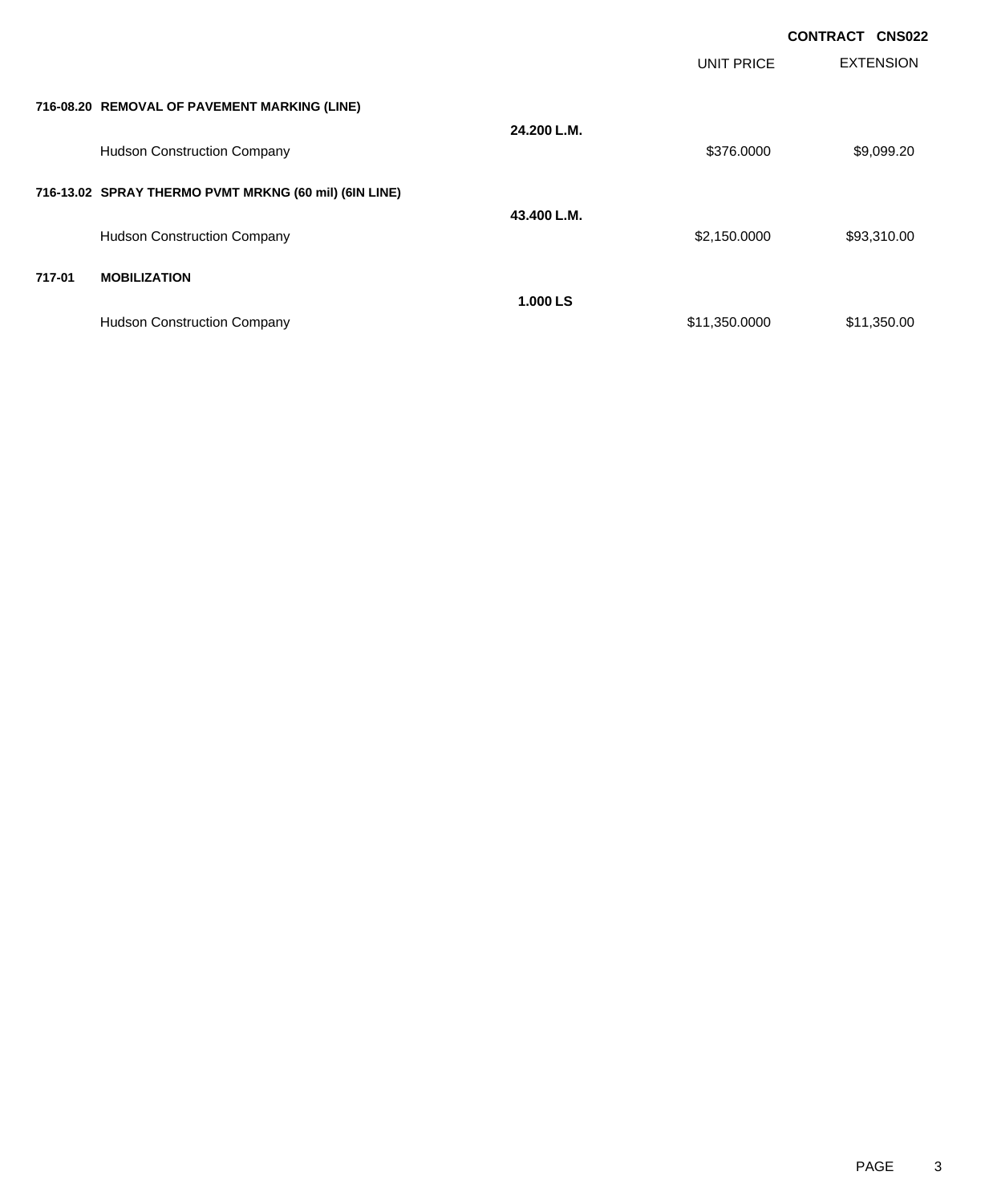**CONTRACT CNS022**

| | | | UNIT PRICE | EXTENSION |
|---|---|---|---|---|
| **716-08.20** | **REMOVAL OF PAVEMENT MARKING (LINE)** | | | |
| | | **24.200 L.M.** | | |
| | Hudson Construction Company | | $376.0000 | $9,099.20 |
| **716-13.02** | **SPRAY THERMO PVMT MRKNG (60 mil) (6IN LINE)** | | | |
| | | **43.400 L.M.** | | |
| | Hudson Construction Company | | $2,150.0000 | $93,310.00 |
| **717-01** | **MOBILIZATION** | | | |
| | | **1.000 LS** | | |
| | Hudson Construction Company | | $11,350.0000 | $11,350.00 |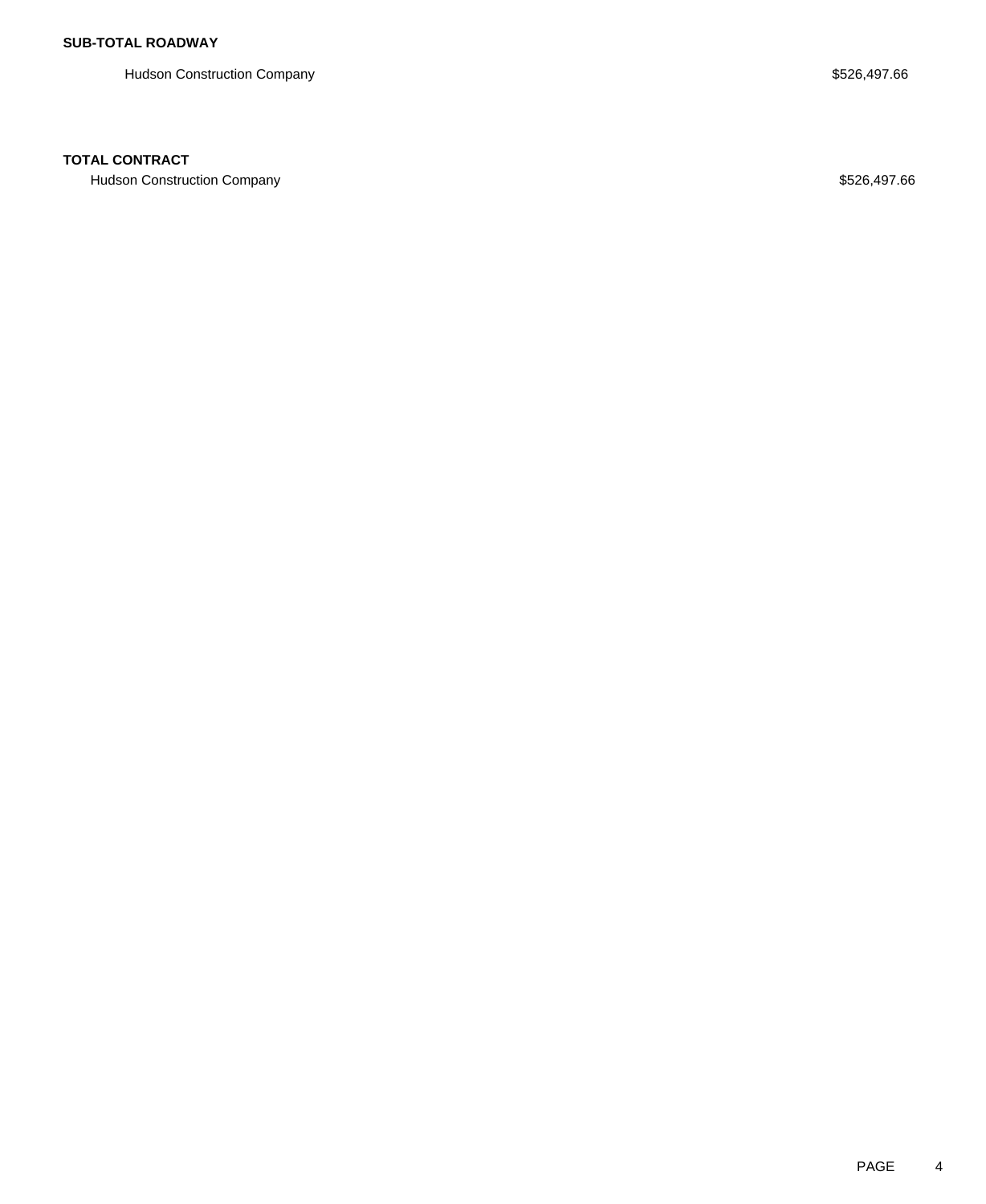**SUB-TOTAL ROADWAY**

| | |
|---|---|
| Hudson Construction Company | $526,497.66 |

**TOTAL CONTRACT**

| | |
|---|---|
| Hudson Construction Company | $526,497.66 |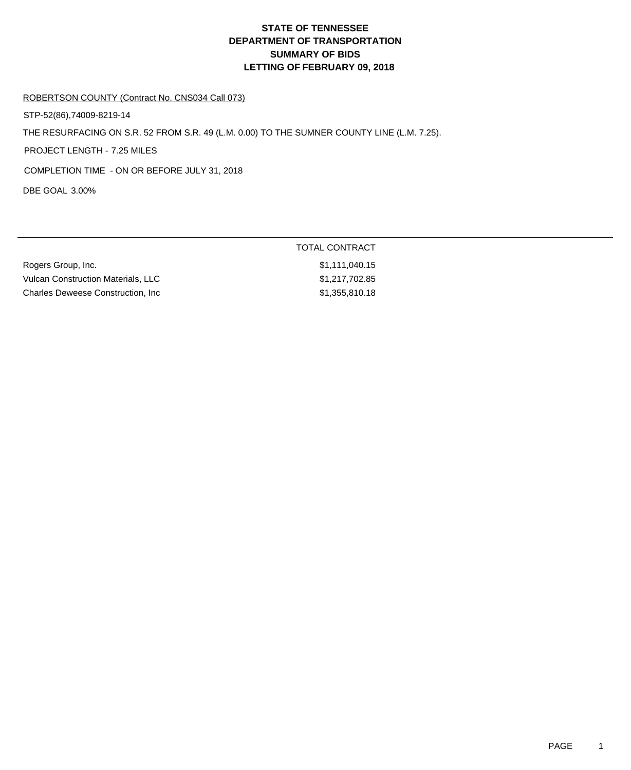# STATE OF TENNESSEE
# DEPARTMENT OF TRANSPORTATION
# SUMMARY OF BIDS
# LETTING OF FEBRUARY 09, 2018

ROBERTSON COUNTY (Contract No. CNS034 Call 073)

STP-52(86),74009-8219-14

THE RESURFACING ON S.R. 52 FROM S.R. 49 (L.M. 0.00) TO THE SUMNER COUNTY LINE (L.M. 7.25).

PROJECT LENGTH - 7.25 MILES

COMPLETION TIME - ON OR BEFORE JULY 31, 2018

DBE GOAL 3.00%

| | TOTAL CONTRACT |
|---|---|
| Rogers Group, Inc. | $1,111,040.15 |
| Vulcan Construction Materials, LLC | $1,217,702.85 |
| Charles Deweese Construction, Inc | $1,355,810.18 |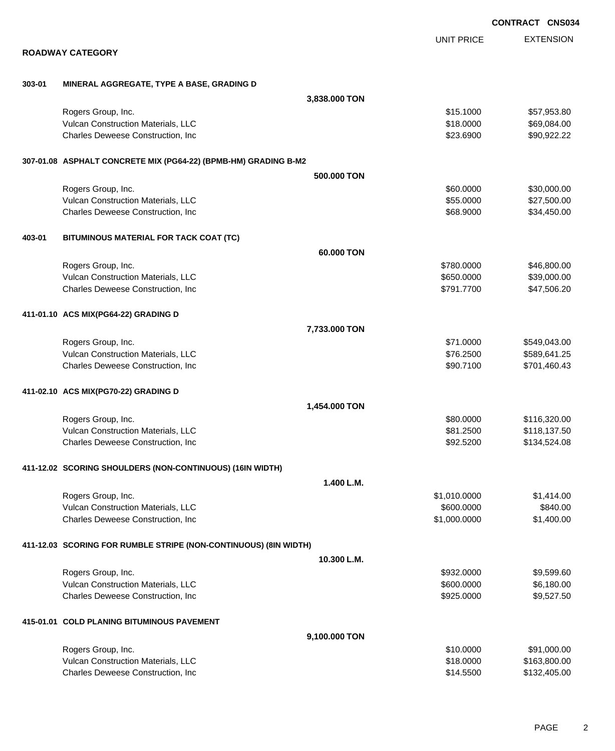**CONTRACT CNS034**

## ROADWAY CATEGORY

| | | UNIT PRICE | EXTENSION |
|---|---|---|---|
| **303-01** | **MINERAL AGGREGATE, TYPE A BASE, GRADING D** | | |
| | **3,838.000 TON** | | |
| | Rogers Group, Inc. | $15.1000 | $57,953.80 |
| | Vulcan Construction Materials, LLC | $18.0000 | $69,084.00 |
| | Charles Deweese Construction, Inc | $23.6900 | $90,922.22 |
| **307-01.08** | **ASPHALT CONCRETE MIX (PG64-22) (BPMB-HM) GRADING B-M2** | | |
| | **500.000 TON** | | |
| | Rogers Group, Inc. | $60.0000 | $30,000.00 |
| | Vulcan Construction Materials, LLC | $55.0000 | $27,500.00 |
| | Charles Deweese Construction, Inc | $68.9000 | $34,450.00 |
| **403-01** | **BITUMINOUS MATERIAL FOR TACK COAT (TC)** | | |
| | **60.000 TON** | | |
| | Rogers Group, Inc. | $780.0000 | $46,800.00 |
| | Vulcan Construction Materials, LLC | $650.0000 | $39,000.00 |
| | Charles Deweese Construction, Inc | $791.7700 | $47,506.20 |
| **411-01.10** | **ACS MIX(PG64-22) GRADING D** | | |
| | **7,733.000 TON** | | |
| | Rogers Group, Inc. | $71.0000 | $549,043.00 |
| | Vulcan Construction Materials, LLC | $76.2500 | $589,641.25 |
| | Charles Deweese Construction, Inc | $90.7100 | $701,460.43 |
| **411-02.10** | **ACS MIX(PG70-22) GRADING D** | | |
| | **1,454.000 TON** | | |
| | Rogers Group, Inc. | $80.0000 | $116,320.00 |
| | Vulcan Construction Materials, LLC | $81.2500 | $118,137.50 |
| | Charles Deweese Construction, Inc | $92.5200 | $134,524.08 |
| **411-12.02** | **SCORING SHOULDERS (NON-CONTINUOUS) (16IN WIDTH)** | | |
| | **1.400 L.M.** | | |
| | Rogers Group, Inc. | $1,010.0000 | $1,414.00 |
| | Vulcan Construction Materials, LLC | $600.0000 | $840.00 |
| | Charles Deweese Construction, Inc | $1,000.0000 | $1,400.00 |
| **411-12.03** | **SCORING FOR RUMBLE STRIPE (NON-CONTINUOUS) (8IN WIDTH)** | | |
| | **10.300 L.M.** | | |
| | Rogers Group, Inc. | $932.0000 | $9,599.60 |
| | Vulcan Construction Materials, LLC | $600.0000 | $6,180.00 |
| | Charles Deweese Construction, Inc | $925.0000 | $9,527.50 |
| **415-01.01** | **COLD PLANING BITUMINOUS PAVEMENT** | | |
| | **9,100.000 TON** | | |
| | Rogers Group, Inc. | $10.0000 | $91,000.00 |
| | Vulcan Construction Materials, LLC | $18.0000 | $163,800.00 |
| | Charles Deweese Construction, Inc | $14.5500 | $132,405.00 |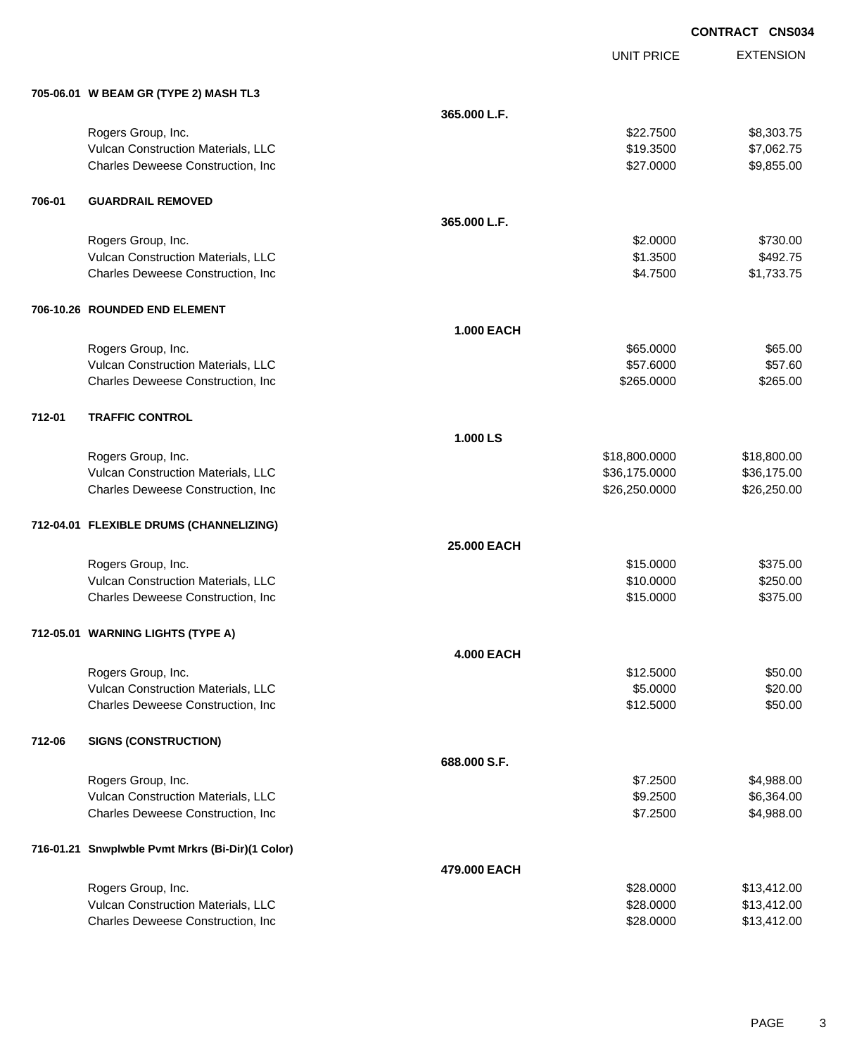**CONTRACT CNS034**

| | | UNIT PRICE | EXTENSION |
|---|---|---|---|
| **705-06.01 W BEAM GR (TYPE 2) MASH TL3** | | | |
| | **365.000 L.F.** | | |
| Rogers Group, Inc. | | $22.7500 | $8,303.75 |
| Vulcan Construction Materials, LLC | | $19.3500 | $7,062.75 |
| Charles Deweese Construction, Inc | | $27.0000 | $9,855.00 |
| **706-01 GUARDRAIL REMOVED** | | | |
| | **365.000 L.F.** | | |
| Rogers Group, Inc. | | $2.0000 | $730.00 |
| Vulcan Construction Materials, LLC | | $1.3500 | $492.75 |
| Charles Deweese Construction, Inc | | $4.7500 | $1,733.75 |
| **706-10.26 ROUNDED END ELEMENT** | | | |
| | **1.000 EACH** | | |
| Rogers Group, Inc. | | $65.0000 | $65.00 |
| Vulcan Construction Materials, LLC | | $57.6000 | $57.60 |
| Charles Deweese Construction, Inc | | $265.0000 | $265.00 |
| **712-01 TRAFFIC CONTROL** | | | |
| | **1.000 LS** | | |
| Rogers Group, Inc. | | $18,800.0000 | $18,800.00 |
| Vulcan Construction Materials, LLC | | $36,175.0000 | $36,175.00 |
| Charles Deweese Construction, Inc | | $26,250.0000 | $26,250.00 |
| **712-04.01 FLEXIBLE DRUMS (CHANNELIZING)** | | | |
| | **25.000 EACH** | | |
| Rogers Group, Inc. | | $15.0000 | $375.00 |
| Vulcan Construction Materials, LLC | | $10.0000 | $250.00 |
| Charles Deweese Construction, Inc | | $15.0000 | $375.00 |
| **712-05.01 WARNING LIGHTS (TYPE A)** | | | |
| | **4.000 EACH** | | |
| Rogers Group, Inc. | | $12.5000 | $50.00 |
| Vulcan Construction Materials, LLC | | $5.0000 | $20.00 |
| Charles Deweese Construction, Inc | | $12.5000 | $50.00 |
| **712-06 SIGNS (CONSTRUCTION)** | | | |
| | **688.000 S.F.** | | |
| Rogers Group, Inc. | | $7.2500 | $4,988.00 |
| Vulcan Construction Materials, LLC | | $9.2500 | $6,364.00 |
| Charles Deweese Construction, Inc | | $7.2500 | $4,988.00 |
| **716-01.21 Snwplwble Pvmt Mrkrs (Bi-Dir)(1 Color)** | | | |
| | **479.000 EACH** | | |
| Rogers Group, Inc. | | $28.0000 | $13,412.00 |
| Vulcan Construction Materials, LLC | | $28.0000 | $13,412.00 |
| Charles Deweese Construction, Inc | | $28.0000 | $13,412.00 |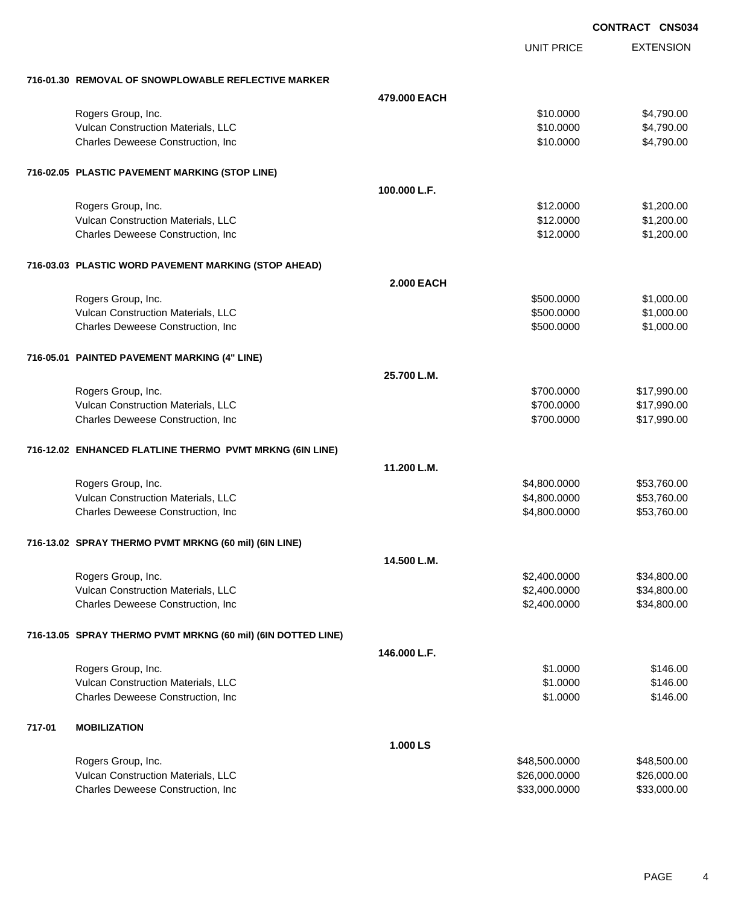**CONTRACT CNS034**

| | | UNIT PRICE | EXTENSION |
|---|---|---|---|
| **716-01.30 REMOVAL OF SNOWPLOWABLE REFLECTIVE MARKER** | | | |
| | **479.000 EACH** | | |
| Rogers Group, Inc. | | $10.0000 | $4,790.00 |
| Vulcan Construction Materials, LLC | | $10.0000 | $4,790.00 |
| Charles Deweese Construction, Inc | | $10.0000 | $4,790.00 |
| **716-02.05 PLASTIC PAVEMENT MARKING (STOP LINE)** | | | |
| | **100.000 L.F.** | | |
| Rogers Group, Inc. | | $12.0000 | $1,200.00 |
| Vulcan Construction Materials, LLC | | $12.0000 | $1,200.00 |
| Charles Deweese Construction, Inc | | $12.0000 | $1,200.00 |
| **716-03.03 PLASTIC WORD PAVEMENT MARKING (STOP AHEAD)** | | | |
| | **2.000 EACH** | | |
| Rogers Group, Inc. | | $500.0000 | $1,000.00 |
| Vulcan Construction Materials, LLC | | $500.0000 | $1,000.00 |
| Charles Deweese Construction, Inc | | $500.0000 | $1,000.00 |
| **716-05.01 PAINTED PAVEMENT MARKING (4" LINE)** | | | |
| | **25.700 L.M.** | | |
| Rogers Group, Inc. | | $700.0000 | $17,990.00 |
| Vulcan Construction Materials, LLC | | $700.0000 | $17,990.00 |
| Charles Deweese Construction, Inc | | $700.0000 | $17,990.00 |
| **716-12.02 ENHANCED FLATLINE THERMO PVMT MRKNG (6IN LINE)** | | | |
| | **11.200 L.M.** | | |
| Rogers Group, Inc. | | $4,800.0000 | $53,760.00 |
| Vulcan Construction Materials, LLC | | $4,800.0000 | $53,760.00 |
| Charles Deweese Construction, Inc | | $4,800.0000 | $53,760.00 |
| **716-13.02 SPRAY THERMO PVMT MRKNG (60 mil) (6IN LINE)** | | | |
| | **14.500 L.M.** | | |
| Rogers Group, Inc. | | $2,400.0000 | $34,800.00 |
| Vulcan Construction Materials, LLC | | $2,400.0000 | $34,800.00 |
| Charles Deweese Construction, Inc | | $2,400.0000 | $34,800.00 |
| **716-13.05 SPRAY THERMO PVMT MRKNG (60 mil) (6IN DOTTED LINE)** | | | |
| | **146.000 L.F.** | | |
| Rogers Group, Inc. | | $1.0000 | $146.00 |
| Vulcan Construction Materials, LLC | | $1.0000 | $146.00 |
| Charles Deweese Construction, Inc | | $1.0000 | $146.00 |
| **717-01 MOBILIZATION** | | | |
| | **1.000 LS** | | |
| Rogers Group, Inc. | | $48,500.0000 | $48,500.00 |
| Vulcan Construction Materials, LLC | | $26,000.0000 | $26,000.00 |
| Charles Deweese Construction, Inc | | $33,000.0000 | $33,000.00 |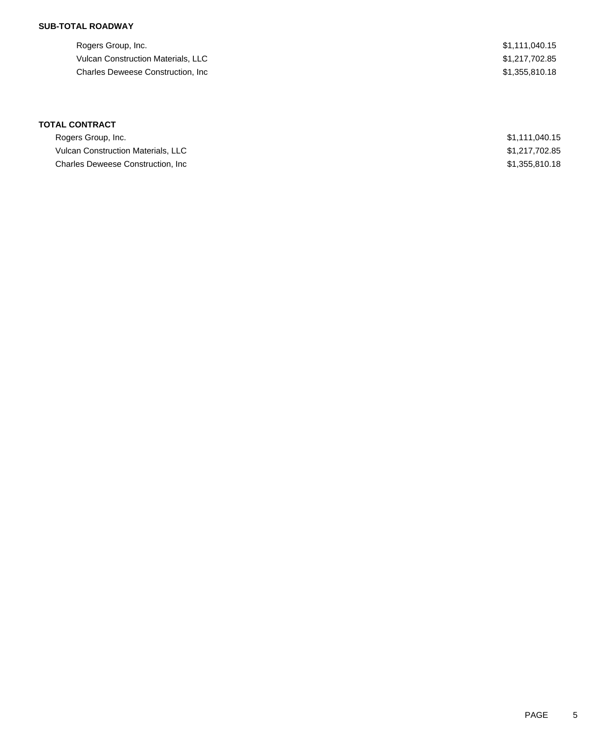**SUB-TOTAL ROADWAY**

| | |
|---|---|
| Rogers Group, Inc. | $1,111,040.15 |
| Vulcan Construction Materials, LLC | $1,217,702.85 |
| Charles Deweese Construction, Inc | $1,355,810.18 |

**TOTAL CONTRACT**

| | |
|---|---|
| Rogers Group, Inc. | $1,111,040.15 |
| Vulcan Construction Materials, LLC | $1,217,702.85 |
| Charles Deweese Construction, Inc | $1,355,810.18 |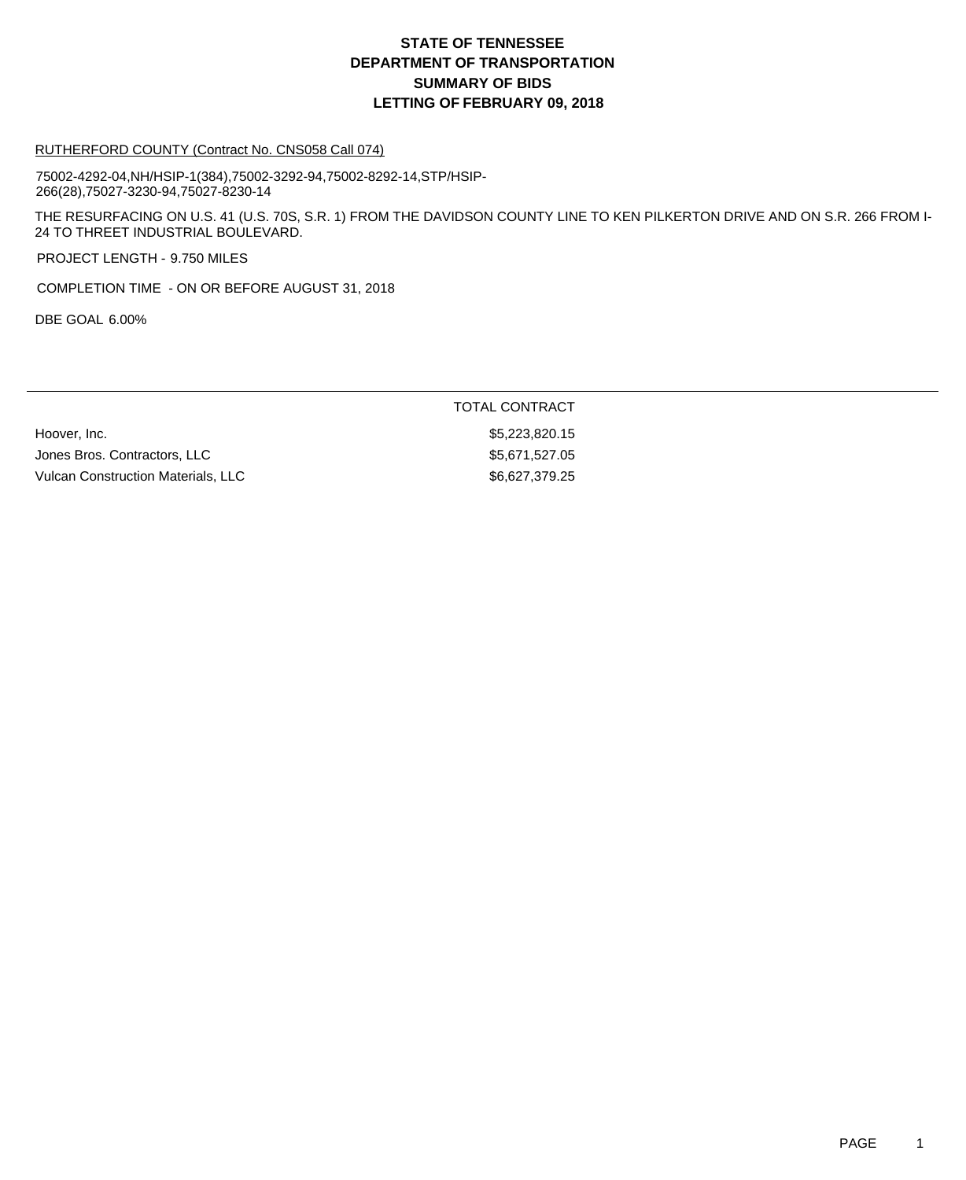# STATE OF TENNESSEE
# DEPARTMENT OF TRANSPORTATION
# SUMMARY OF BIDS
# LETTING OF FEBRUARY 09, 2018

RUTHERFORD COUNTY (Contract No. CNS058 Call 074)

75002-4292-04,NH/HSIP-1(384),75002-3292-94,75002-8292-14,STP/HSIP-266(28),75027-3230-94,75027-8230-14

THE RESURFACING ON U.S. 41 (U.S. 70S, S.R. 1) FROM THE DAVIDSON COUNTY LINE TO KEN PILKERTON DRIVE AND ON S.R. 266 FROM I-24 TO THREET INDUSTRIAL BOULEVARD.

PROJECT LENGTH - 9.750 MILES

COMPLETION TIME - ON OR BEFORE AUGUST 31, 2018

DBE GOAL 6.00%

| | TOTAL CONTRACT |
|---|---|
| Hoover, Inc. | $5,223,820.15 |
| Jones Bros. Contractors, LLC | $5,671,527.05 |
| Vulcan Construction Materials, LLC | $6,627,379.25 |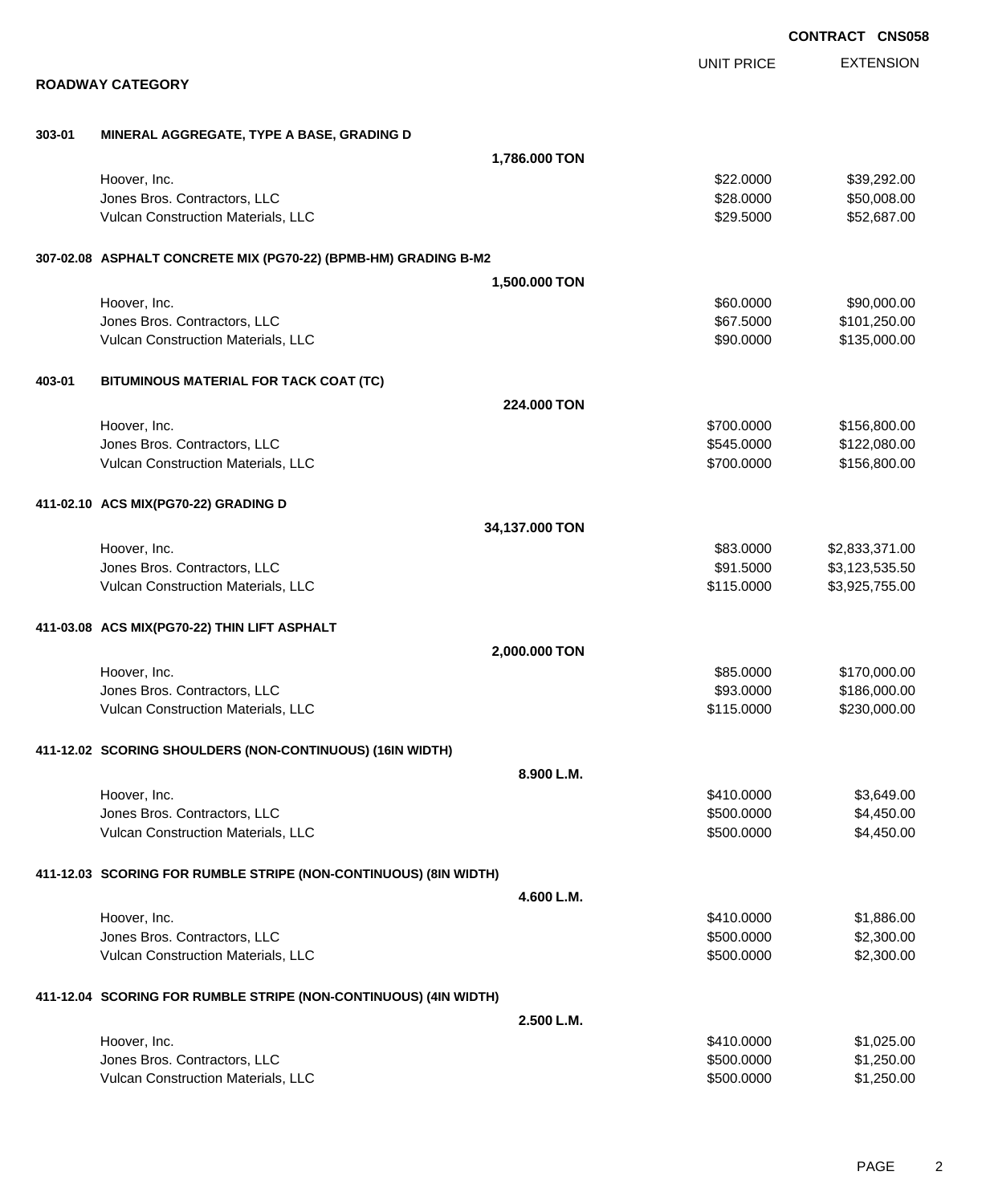**CONTRACT CNS058**

**ROADWAY CATEGORY**

| | | UNIT PRICE | EXTENSION |
|---|---|---|---|
| **303-01** | **MINERAL AGGREGATE, TYPE A BASE, GRADING D** | | |
| | **1,786.000 TON** | | |
| | Hoover, Inc. | $22.0000 | $39,292.00 |
| | Jones Bros. Contractors, LLC | $28.0000 | $50,008.00 |
| | Vulcan Construction Materials, LLC | $29.5000 | $52,687.00 |
| **307-02.08** | **ASPHALT CONCRETE MIX (PG70-22) (BPMB-HM) GRADING B-M2** | | |
| | **1,500.000 TON** | | |
| | Hoover, Inc. | $60.0000 | $90,000.00 |
| | Jones Bros. Contractors, LLC | $67.5000 | $101,250.00 |
| | Vulcan Construction Materials, LLC | $90.0000 | $135,000.00 |
| **403-01** | **BITUMINOUS MATERIAL FOR TACK COAT (TC)** | | |
| | **224.000 TON** | | |
| | Hoover, Inc. | $700.0000 | $156,800.00 |
| | Jones Bros. Contractors, LLC | $545.0000 | $122,080.00 |
| | Vulcan Construction Materials, LLC | $700.0000 | $156,800.00 |
| **411-02.10** | **ACS MIX(PG70-22) GRADING D** | | |
| | **34,137.000 TON** | | |
| | Hoover, Inc. | $83.0000 | $2,833,371.00 |
| | Jones Bros. Contractors, LLC | $91.5000 | $3,123,535.50 |
| | Vulcan Construction Materials, LLC | $115.0000 | $3,925,755.00 |
| **411-03.08** | **ACS MIX(PG70-22) THIN LIFT ASPHALT** | | |
| | **2,000.000 TON** | | |
| | Hoover, Inc. | $85.0000 | $170,000.00 |
| | Jones Bros. Contractors, LLC | $93.0000 | $186,000.00 |
| | Vulcan Construction Materials, LLC | $115.0000 | $230,000.00 |
| **411-12.02** | **SCORING SHOULDERS (NON-CONTINUOUS) (16IN WIDTH)** | | |
| | **8.900 L.M.** | | |
| | Hoover, Inc. | $410.0000 | $3,649.00 |
| | Jones Bros. Contractors, LLC | $500.0000 | $4,450.00 |
| | Vulcan Construction Materials, LLC | $500.0000 | $4,450.00 |
| **411-12.03** | **SCORING FOR RUMBLE STRIPE (NON-CONTINUOUS) (8IN WIDTH)** | | |
| | **4.600 L.M.** | | |
| | Hoover, Inc. | $410.0000 | $1,886.00 |
| | Jones Bros. Contractors, LLC | $500.0000 | $2,300.00 |
| | Vulcan Construction Materials, LLC | $500.0000 | $2,300.00 |
| **411-12.04** | **SCORING FOR RUMBLE STRIPE (NON-CONTINUOUS) (4IN WIDTH)** | | |
| | **2.500 L.M.** | | |
| | Hoover, Inc. | $410.0000 | $1,025.00 |
| | Jones Bros. Contractors, LLC | $500.0000 | $1,250.00 |
| | Vulcan Construction Materials, LLC | $500.0000 | $1,250.00 |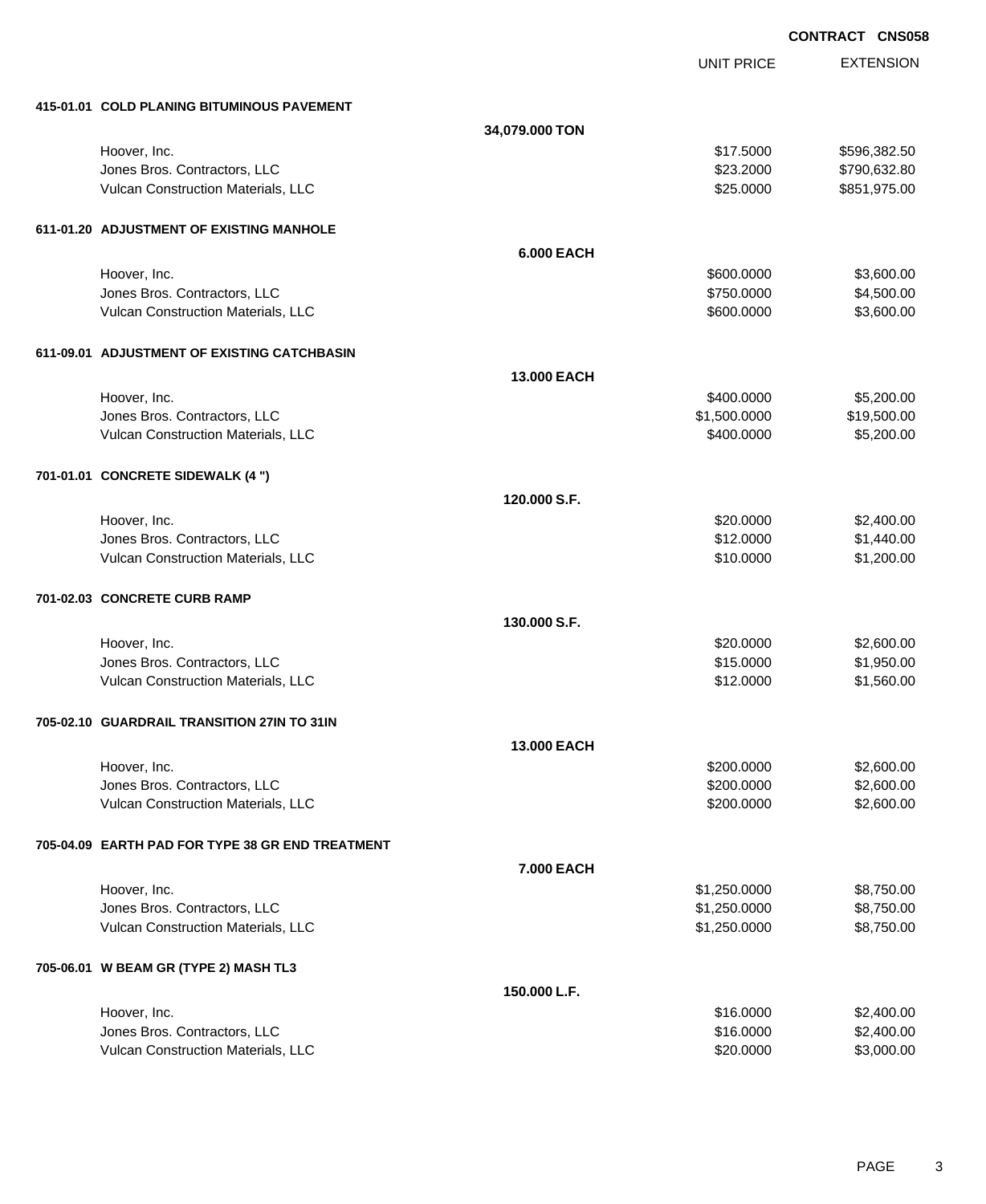**CONTRACT CNS058**

| | | UNIT PRICE | EXTENSION |
|---|---|---|---|
| **415-01.01 COLD PLANING BITUMINOUS PAVEMENT** | | | |
| | **34,079.000 TON** | | |
| Hoover, Inc. | | $17.5000 | $596,382.50 |
| Jones Bros. Contractors, LLC | | $23.2000 | $790,632.80 |
| Vulcan Construction Materials, LLC | | $25.0000 | $851,975.00 |
| **611-01.20 ADJUSTMENT OF EXISTING MANHOLE** | | | |
| | **6.000 EACH** | | |
| Hoover, Inc. | | $600.0000 | $3,600.00 |
| Jones Bros. Contractors, LLC | | $750.0000 | $4,500.00 |
| Vulcan Construction Materials, LLC | | $600.0000 | $3,600.00 |
| **611-09.01 ADJUSTMENT OF EXISTING CATCHBASIN** | | | |
| | **13.000 EACH** | | |
| Hoover, Inc. | | $400.0000 | $5,200.00 |
| Jones Bros. Contractors, LLC | | $1,500.0000 | $19,500.00 |
| Vulcan Construction Materials, LLC | | $400.0000 | $5,200.00 |
| **701-01.01 CONCRETE SIDEWALK (4 ")** | | | |
| | **120.000 S.F.** | | |
| Hoover, Inc. | | $20.0000 | $2,400.00 |
| Jones Bros. Contractors, LLC | | $12.0000 | $1,440.00 |
| Vulcan Construction Materials, LLC | | $10.0000 | $1,200.00 |
| **701-02.03 CONCRETE CURB RAMP** | | | |
| | **130.000 S.F.** | | |
| Hoover, Inc. | | $20.0000 | $2,600.00 |
| Jones Bros. Contractors, LLC | | $15.0000 | $1,950.00 |
| Vulcan Construction Materials, LLC | | $12.0000 | $1,560.00 |
| **705-02.10 GUARDRAIL TRANSITION 27IN TO 31IN** | | | |
| | **13.000 EACH** | | |
| Hoover, Inc. | | $200.0000 | $2,600.00 |
| Jones Bros. Contractors, LLC | | $200.0000 | $2,600.00 |
| Vulcan Construction Materials, LLC | | $200.0000 | $2,600.00 |
| **705-04.09 EARTH PAD FOR TYPE 38 GR END TREATMENT** | | | |
| | **7.000 EACH** | | |
| Hoover, Inc. | | $1,250.0000 | $8,750.00 |
| Jones Bros. Contractors, LLC | | $1,250.0000 | $8,750.00 |
| Vulcan Construction Materials, LLC | | $1,250.0000 | $8,750.00 |
| **705-06.01 W BEAM GR (TYPE 2) MASH TL3** | | | |
| | **150.000 L.F.** | | |
| Hoover, Inc. | | $16.0000 | $2,400.00 |
| Jones Bros. Contractors, LLC | | $16.0000 | $2,400.00 |
| Vulcan Construction Materials, LLC | | $20.0000 | $3,000.00 |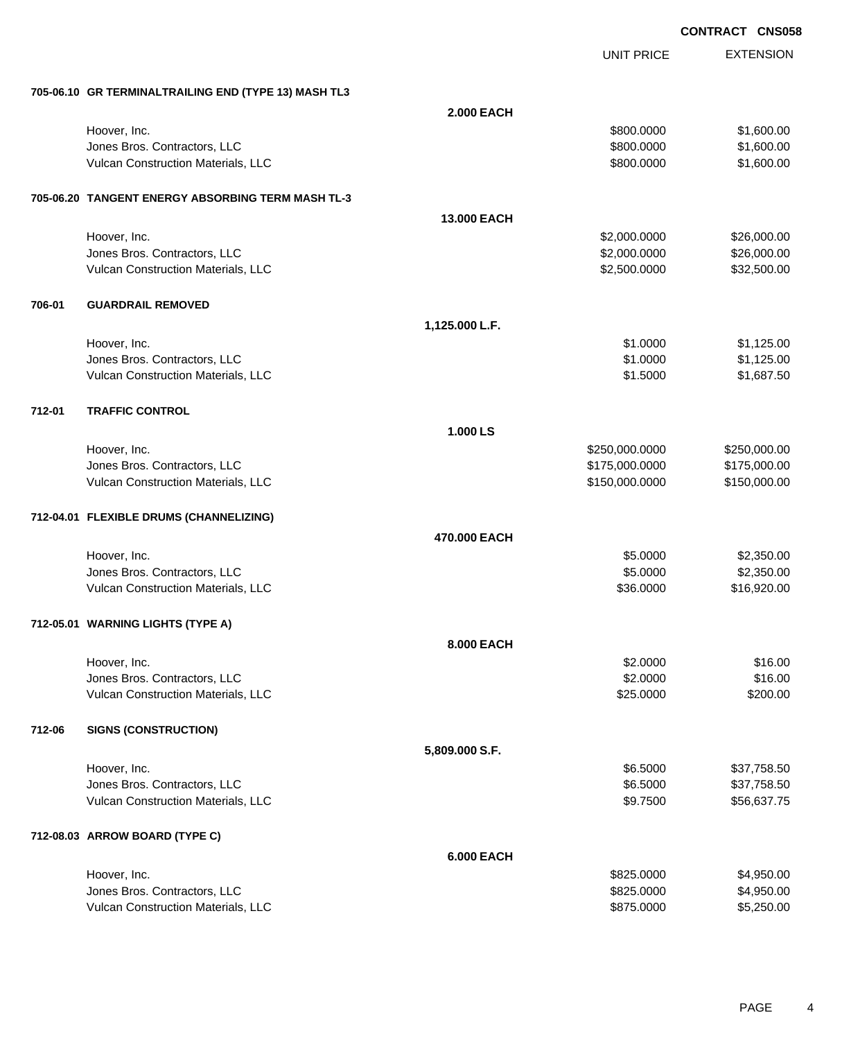**CONTRACT CNS058**

| | | UNIT PRICE | EXTENSION |
|---|---|---|---|
| **705-06.10 GR TERMINALTRAILING END (TYPE 13) MASH TL3** | | | |
| | **2.000 EACH** | | |
| Hoover, Inc. | | $800.0000 | $1,600.00 |
| Jones Bros. Contractors, LLC | | $800.0000 | $1,600.00 |
| Vulcan Construction Materials, LLC | | $800.0000 | $1,600.00 |
| **705-06.20 TANGENT ENERGY ABSORBING TERM MASH TL-3** | | | |
| | **13.000 EACH** | | |
| Hoover, Inc. | | $2,000.0000 | $26,000.00 |
| Jones Bros. Contractors, LLC | | $2,000.0000 | $26,000.00 |
| Vulcan Construction Materials, LLC | | $2,500.0000 | $32,500.00 |
| **706-01 GUARDRAIL REMOVED** | | | |
| | **1,125.000 L.F.** | | |
| Hoover, Inc. | | $1.0000 | $1,125.00 |
| Jones Bros. Contractors, LLC | | $1.0000 | $1,125.00 |
| Vulcan Construction Materials, LLC | | $1.5000 | $1,687.50 |
| **712-01 TRAFFIC CONTROL** | | | |
| | **1.000 LS** | | |
| Hoover, Inc. | | $250,000.0000 | $250,000.00 |
| Jones Bros. Contractors, LLC | | $175,000.0000 | $175,000.00 |
| Vulcan Construction Materials, LLC | | $150,000.0000 | $150,000.00 |
| **712-04.01 FLEXIBLE DRUMS (CHANNELIZING)** | | | |
| | **470.000 EACH** | | |
| Hoover, Inc. | | $5.0000 | $2,350.00 |
| Jones Bros. Contractors, LLC | | $5.0000 | $2,350.00 |
| Vulcan Construction Materials, LLC | | $36.0000 | $16,920.00 |
| **712-05.01 WARNING LIGHTS (TYPE A)** | | | |
| | **8.000 EACH** | | |
| Hoover, Inc. | | $2.0000 | $16.00 |
| Jones Bros. Contractors, LLC | | $2.0000 | $16.00 |
| Vulcan Construction Materials, LLC | | $25.0000 | $200.00 |
| **712-06 SIGNS (CONSTRUCTION)** | | | |
| | **5,809.000 S.F.** | | |
| Hoover, Inc. | | $6.5000 | $37,758.50 |
| Jones Bros. Contractors, LLC | | $6.5000 | $37,758.50 |
| Vulcan Construction Materials, LLC | | $9.7500 | $56,637.75 |
| **712-08.03 ARROW BOARD (TYPE C)** | | | |
| | **6.000 EACH** | | |
| Hoover, Inc. | | $825.0000 | $4,950.00 |
| Jones Bros. Contractors, LLC | | $825.0000 | $4,950.00 |
| Vulcan Construction Materials, LLC | | $875.0000 | $5,250.00 |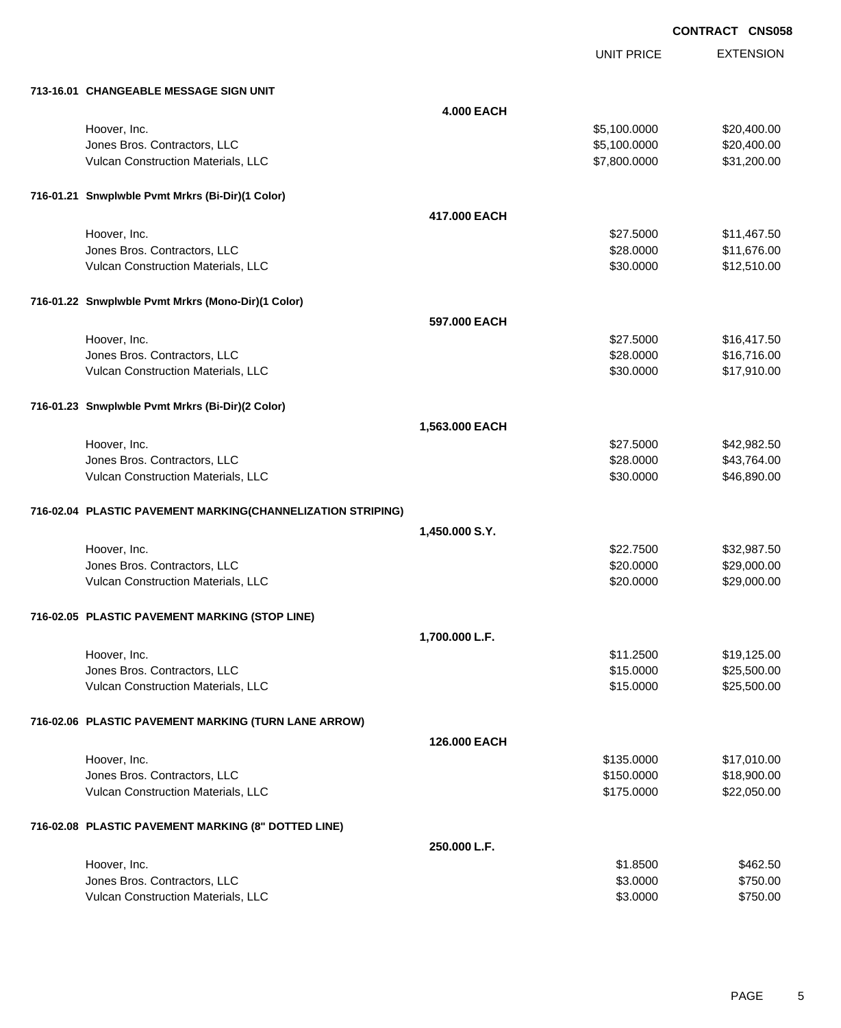**CONTRACT CNS058**

| | | UNIT PRICE | EXTENSION |
|---|---|---|---|
| **713-16.01 CHANGEABLE MESSAGE SIGN UNIT** | | | |
| | **4.000 EACH** | | |
| Hoover, Inc. | | $5,100.0000 | $20,400.00 |
| Jones Bros. Contractors, LLC | | $5,100.0000 | $20,400.00 |
| Vulcan Construction Materials, LLC | | $7,800.0000 | $31,200.00 |
| **716-01.21 Snwplwble Pvmt Mrkrs (Bi-Dir)(1 Color)** | | | |
| | **417.000 EACH** | | |
| Hoover, Inc. | | $27.5000 | $11,467.50 |
| Jones Bros. Contractors, LLC | | $28.0000 | $11,676.00 |
| Vulcan Construction Materials, LLC | | $30.0000 | $12,510.00 |
| **716-01.22 Snwplwble Pvmt Mrkrs (Mono-Dir)(1 Color)** | | | |
| | **597.000 EACH** | | |
| Hoover, Inc. | | $27.5000 | $16,417.50 |
| Jones Bros. Contractors, LLC | | $28.0000 | $16,716.00 |
| Vulcan Construction Materials, LLC | | $30.0000 | $17,910.00 |
| **716-01.23 Snwplwble Pvmt Mrkrs (Bi-Dir)(2 Color)** | | | |
| | **1,563.000 EACH** | | |
| Hoover, Inc. | | $27.5000 | $42,982.50 |
| Jones Bros. Contractors, LLC | | $28.0000 | $43,764.00 |
| Vulcan Construction Materials, LLC | | $30.0000 | $46,890.00 |
| **716-02.04 PLASTIC PAVEMENT MARKING(CHANNELIZATION STRIPING)** | | | |
| | **1,450.000 S.Y.** | | |
| Hoover, Inc. | | $22.7500 | $32,987.50 |
| Jones Bros. Contractors, LLC | | $20.0000 | $29,000.00 |
| Vulcan Construction Materials, LLC | | $20.0000 | $29,000.00 |
| **716-02.05 PLASTIC PAVEMENT MARKING (STOP LINE)** | | | |
| | **1,700.000 L.F.** | | |
| Hoover, Inc. | | $11.2500 | $19,125.00 |
| Jones Bros. Contractors, LLC | | $15.0000 | $25,500.00 |
| Vulcan Construction Materials, LLC | | $15.0000 | $25,500.00 |
| **716-02.06 PLASTIC PAVEMENT MARKING (TURN LANE ARROW)** | | | |
| | **126.000 EACH** | | |
| Hoover, Inc. | | $135.0000 | $17,010.00 |
| Jones Bros. Contractors, LLC | | $150.0000 | $18,900.00 |
| Vulcan Construction Materials, LLC | | $175.0000 | $22,050.00 |
| **716-02.08 PLASTIC PAVEMENT MARKING (8" DOTTED LINE)** | | | |
| | **250.000 L.F.** | | |
| Hoover, Inc. | | $1.8500 | $462.50 |
| Jones Bros. Contractors, LLC | | $3.0000 | $750.00 |
| Vulcan Construction Materials, LLC | | $3.0000 | $750.00 |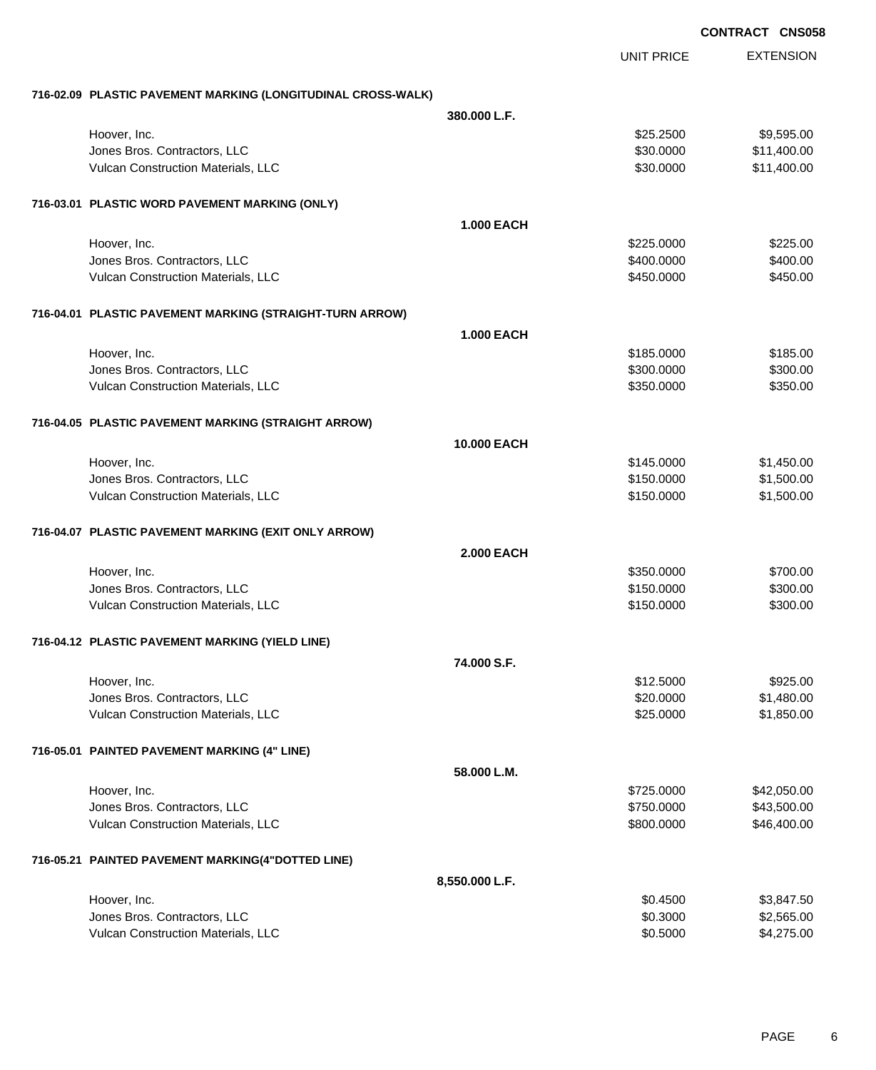**CONTRACT CNS058**

| | | UNIT PRICE | EXTENSION |
|---|---|---|---|
| **716-02.09 PLASTIC PAVEMENT MARKING (LONGITUDINAL CROSS-WALK)** | | | |
| | **380.000 L.F.** | | |
| Hoover, Inc. | | $25.2500 | $9,595.00 |
| Jones Bros. Contractors, LLC | | $30.0000 | $11,400.00 |
| Vulcan Construction Materials, LLC | | $30.0000 | $11,400.00 |
| **716-03.01 PLASTIC WORD PAVEMENT MARKING (ONLY)** | | | |
| | **1.000 EACH** | | |
| Hoover, Inc. | | $225.0000 | $225.00 |
| Jones Bros. Contractors, LLC | | $400.0000 | $400.00 |
| Vulcan Construction Materials, LLC | | $450.0000 | $450.00 |
| **716-04.01 PLASTIC PAVEMENT MARKING (STRAIGHT-TURN ARROW)** | | | |
| | **1.000 EACH** | | |
| Hoover, Inc. | | $185.0000 | $185.00 |
| Jones Bros. Contractors, LLC | | $300.0000 | $300.00 |
| Vulcan Construction Materials, LLC | | $350.0000 | $350.00 |
| **716-04.05 PLASTIC PAVEMENT MARKING (STRAIGHT ARROW)** | | | |
| | **10.000 EACH** | | |
| Hoover, Inc. | | $145.0000 | $1,450.00 |
| Jones Bros. Contractors, LLC | | $150.0000 | $1,500.00 |
| Vulcan Construction Materials, LLC | | $150.0000 | $1,500.00 |
| **716-04.07 PLASTIC PAVEMENT MARKING (EXIT ONLY ARROW)** | | | |
| | **2.000 EACH** | | |
| Hoover, Inc. | | $350.0000 | $700.00 |
| Jones Bros. Contractors, LLC | | $150.0000 | $300.00 |
| Vulcan Construction Materials, LLC | | $150.0000 | $300.00 |
| **716-04.12 PLASTIC PAVEMENT MARKING (YIELD LINE)** | | | |
| | **74.000 S.F.** | | |
| Hoover, Inc. | | $12.5000 | $925.00 |
| Jones Bros. Contractors, LLC | | $20.0000 | $1,480.00 |
| Vulcan Construction Materials, LLC | | $25.0000 | $1,850.00 |
| **716-05.01 PAINTED PAVEMENT MARKING (4" LINE)** | | | |
| | **58.000 L.M.** | | |
| Hoover, Inc. | | $725.0000 | $42,050.00 |
| Jones Bros. Contractors, LLC | | $750.0000 | $43,500.00 |
| Vulcan Construction Materials, LLC | | $800.0000 | $46,400.00 |
| **716-05.21 PAINTED PAVEMENT MARKING(4"DOTTED LINE)** | | | |
| | **8,550.000 L.F.** | | |
| Hoover, Inc. | | $0.4500 | $3,847.50 |
| Jones Bros. Contractors, LLC | | $0.3000 | $2,565.00 |
| Vulcan Construction Materials, LLC | | $0.5000 | $4,275.00 |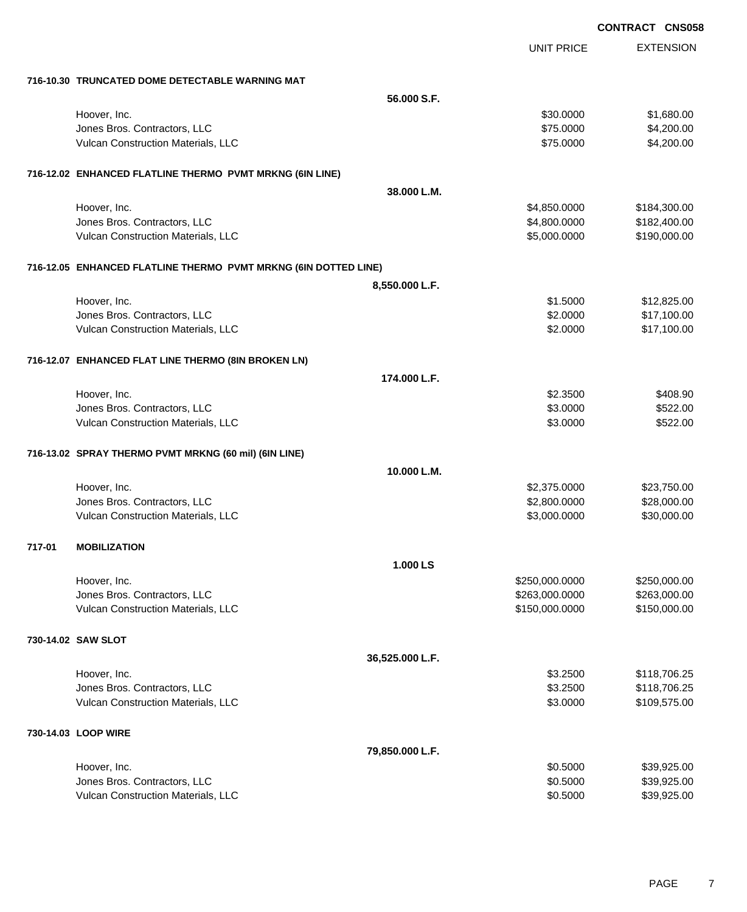**CONTRACT CNS058**

| | | UNIT PRICE | EXTENSION |
|---|---|---|---|
| **716-10.30 TRUNCATED DOME DETECTABLE WARNING MAT** | | | |
| | **56.000 S.F.** | | |
| Hoover, Inc. | | $30.0000 | $1,680.00 |
| Jones Bros. Contractors, LLC | | $75.0000 | $4,200.00 |
| Vulcan Construction Materials, LLC | | $75.0000 | $4,200.00 |
| **716-12.02 ENHANCED FLATLINE THERMO PVMT MRKNG (6IN LINE)** | | | |
| | **38.000 L.M.** | | |
| Hoover, Inc. | | $4,850.0000 | $184,300.00 |
| Jones Bros. Contractors, LLC | | $4,800.0000 | $182,400.00 |
| Vulcan Construction Materials, LLC | | $5,000.0000 | $190,000.00 |
| **716-12.05 ENHANCED FLATLINE THERMO PVMT MRKNG (6IN DOTTED LINE)** | | | |
| | **8,550.000 L.F.** | | |
| Hoover, Inc. | | $1.5000 | $12,825.00 |
| Jones Bros. Contractors, LLC | | $2.0000 | $17,100.00 |
| Vulcan Construction Materials, LLC | | $2.0000 | $17,100.00 |
| **716-12.07 ENHANCED FLAT LINE THERMO (8IN BROKEN LN)** | | | |
| | **174.000 L.F.** | | |
| Hoover, Inc. | | $2.3500 | $408.90 |
| Jones Bros. Contractors, LLC | | $3.0000 | $522.00 |
| Vulcan Construction Materials, LLC | | $3.0000 | $522.00 |
| **716-13.02 SPRAY THERMO PVMT MRKNG (60 mil) (6IN LINE)** | | | |
| | **10.000 L.M.** | | |
| Hoover, Inc. | | $2,375.0000 | $23,750.00 |
| Jones Bros. Contractors, LLC | | $2,800.0000 | $28,000.00 |
| Vulcan Construction Materials, LLC | | $3,000.0000 | $30,000.00 |
| **717-01 MOBILIZATION** | | | |
| | **1.000 LS** | | |
| Hoover, Inc. | | $250,000.0000 | $250,000.00 |
| Jones Bros. Contractors, LLC | | $263,000.0000 | $263,000.00 |
| Vulcan Construction Materials, LLC | | $150,000.0000 | $150,000.00 |
| **730-14.02 SAW SLOT** | | | |
| | **36,525.000 L.F.** | | |
| Hoover, Inc. | | $3.2500 | $118,706.25 |
| Jones Bros. Contractors, LLC | | $3.2500 | $118,706.25 |
| Vulcan Construction Materials, LLC | | $3.0000 | $109,575.00 |
| **730-14.03 LOOP WIRE** | | | |
| | **79,850.000 L.F.** | | |
| Hoover, Inc. | | $0.5000 | $39,925.00 |
| Jones Bros. Contractors, LLC | | $0.5000 | $39,925.00 |
| Vulcan Construction Materials, LLC | | $0.5000 | $39,925.00 |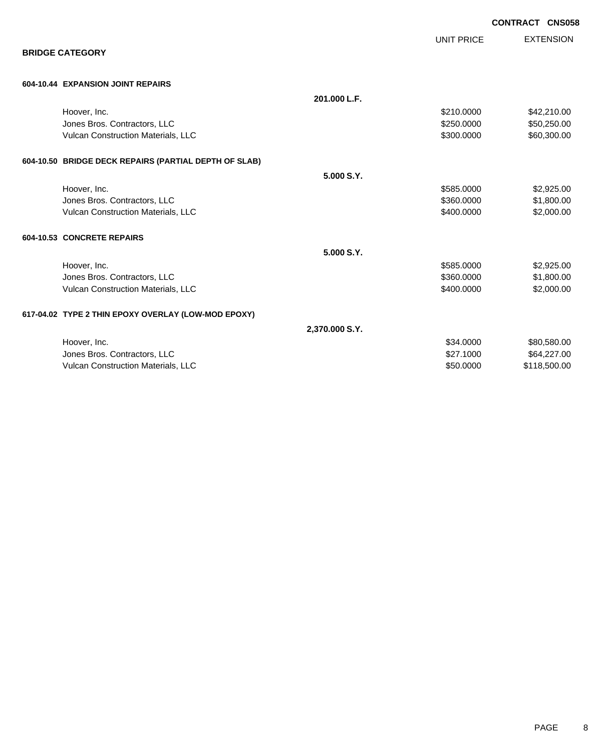**CONTRACT CNS058**

## BRIDGE CATEGORY

| | | UNIT PRICE | EXTENSION |
|---|---|---|---|
| **604-10.44 EXPANSION JOINT REPAIRS** | | | |
| | **201.000 L.F.** | | |
| Hoover, Inc. | | $210.0000 | $42,210.00 |
| Jones Bros. Contractors, LLC | | $250.0000 | $50,250.00 |
| Vulcan Construction Materials, LLC | | $300.0000 | $60,300.00 |
| **604-10.50 BRIDGE DECK REPAIRS (PARTIAL DEPTH OF SLAB)** | | | |
| | **5.000 S.Y.** | | |
| Hoover, Inc. | | $585.0000 | $2,925.00 |
| Jones Bros. Contractors, LLC | | $360.0000 | $1,800.00 |
| Vulcan Construction Materials, LLC | | $400.0000 | $2,000.00 |
| **604-10.53 CONCRETE REPAIRS** | | | |
| | **5.000 S.Y.** | | |
| Hoover, Inc. | | $585.0000 | $2,925.00 |
| Jones Bros. Contractors, LLC | | $360.0000 | $1,800.00 |
| Vulcan Construction Materials, LLC | | $400.0000 | $2,000.00 |
| **617-04.02 TYPE 2 THIN EPOXY OVERLAY (LOW-MOD EPOXY)** | | | |
| | **2,370.000 S.Y.** | | |
| Hoover, Inc. | | $34.0000 | $80,580.00 |
| Jones Bros. Contractors, LLC | | $27.1000 | $64,227.00 |
| Vulcan Construction Materials, LLC | | $50.0000 | $118,500.00 |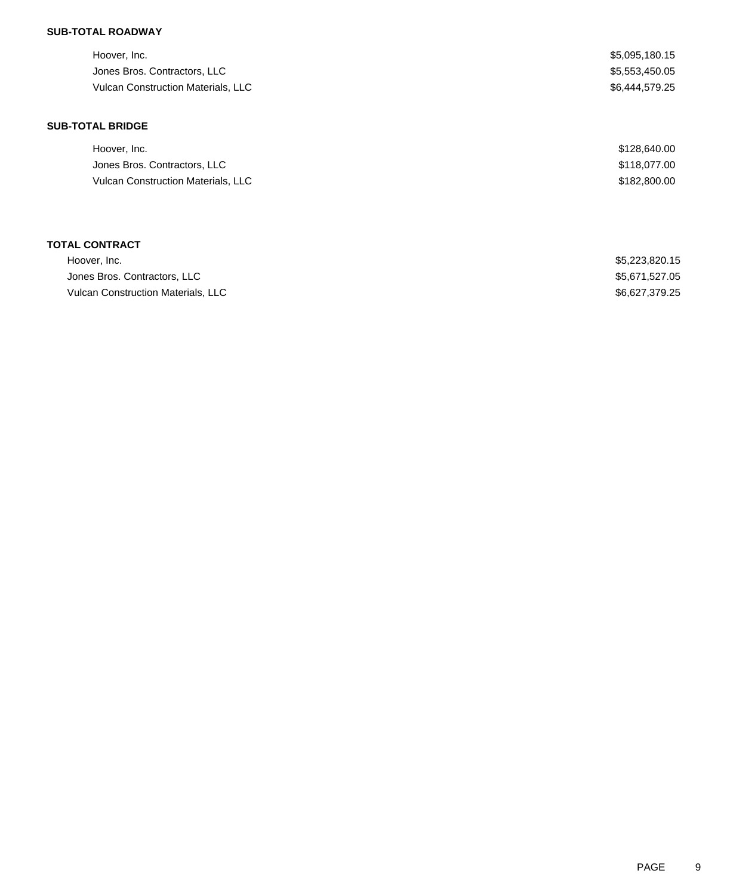**SUB-TOTAL ROADWAY**

| | |
|---|---|
| Hoover, Inc. | $5,095,180.15 |
| Jones Bros. Contractors, LLC | $5,553,450.05 |
| Vulcan Construction Materials, LLC | $6,444,579.25 |

**SUB-TOTAL BRIDGE**

| | |
|---|---|
| Hoover, Inc. | $128,640.00 |
| Jones Bros. Contractors, LLC | $118,077.00 |
| Vulcan Construction Materials, LLC | $182,800.00 |

**TOTAL CONTRACT**

| | |
|---|---|
| Hoover, Inc. | $5,223,820.15 |
| Jones Bros. Contractors, LLC | $5,671,527.05 |
| Vulcan Construction Materials, LLC | $6,627,379.25 |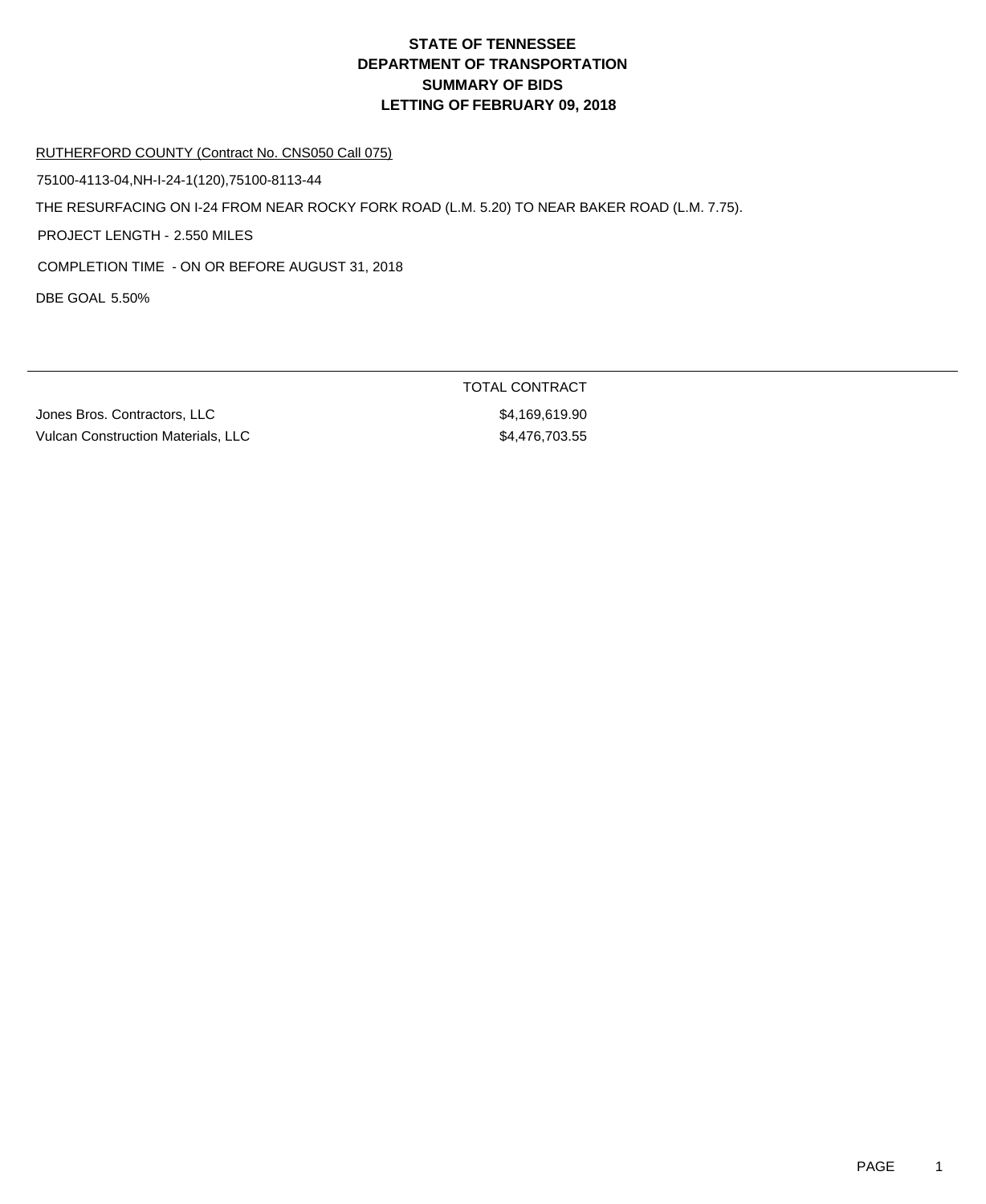# STATE OF TENNESSEE
# DEPARTMENT OF TRANSPORTATION
# SUMMARY OF BIDS
# LETTING OF FEBRUARY 09, 2018

RUTHERFORD COUNTY (Contract No. CNS050 Call 075)

75100-4113-04,NH-I-24-1(120),75100-8113-44

THE RESURFACING ON I-24 FROM NEAR ROCKY FORK ROAD (L.M. 5.20) TO NEAR BAKER ROAD (L.M. 7.75).

PROJECT LENGTH - 2.550 MILES

COMPLETION TIME - ON OR BEFORE AUGUST 31, 2018

DBE GOAL 5.50%

| | TOTAL CONTRACT |
|---|---|
| Jones Bros. Contractors, LLC | $4,169,619.90 |
| Vulcan Construction Materials, LLC | $4,476,703.55 |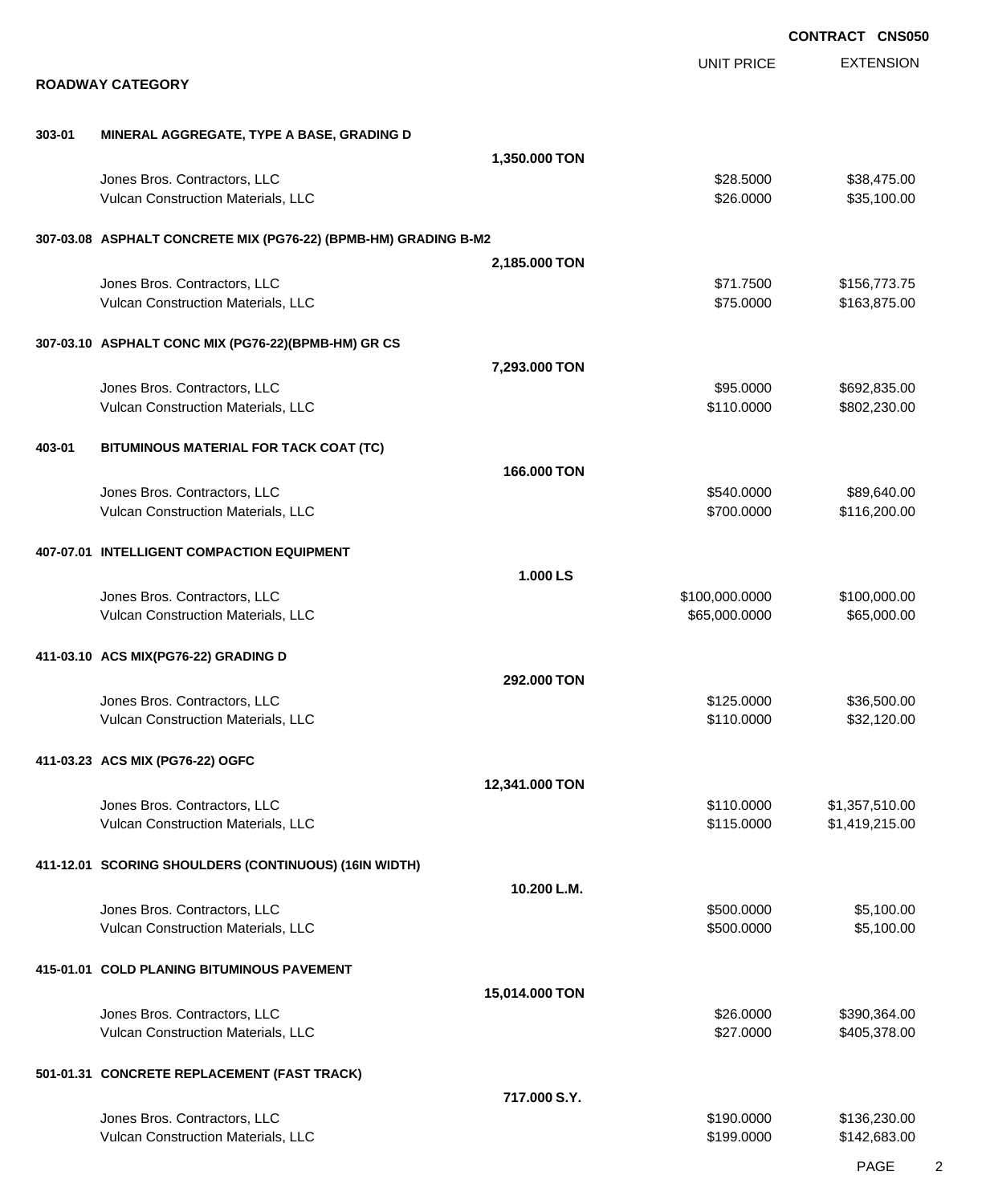**CONTRACT CNS050**

## ROADWAY CATEGORY

| | | | UNIT PRICE | EXTENSION |
|---|---|---|---|---|
| **303-01** | **MINERAL AGGREGATE, TYPE A BASE, GRADING D** | | | |
| | | **1,350.000 TON** | | |
| | Jones Bros. Contractors, LLC | | $28.5000 | $38,475.00 |
| | Vulcan Construction Materials, LLC | | $26.0000 | $35,100.00 |
| **307-03.08** | **ASPHALT CONCRETE MIX (PG76-22) (BPMB-HM) GRADING B-M2** | | | |
| | | **2,185.000 TON** | | |
| | Jones Bros. Contractors, LLC | | $71.7500 | $156,773.75 |
| | Vulcan Construction Materials, LLC | | $75.0000 | $163,875.00 |
| **307-03.10** | **ASPHALT CONC MIX (PG76-22)(BPMB-HM) GR CS** | | | |
| | | **7,293.000 TON** | | |
| | Jones Bros. Contractors, LLC | | $95.0000 | $692,835.00 |
| | Vulcan Construction Materials, LLC | | $110.0000 | $802,230.00 |
| **403-01** | **BITUMINOUS MATERIAL FOR TACK COAT (TC)** | | | |
| | | **166.000 TON** | | |
| | Jones Bros. Contractors, LLC | | $540.0000 | $89,640.00 |
| | Vulcan Construction Materials, LLC | | $700.0000 | $116,200.00 |
| **407-07.01** | **INTELLIGENT COMPACTION EQUIPMENT** | | | |
| | | **1.000 LS** | | |
| | Jones Bros. Contractors, LLC | | $100,000.0000 | $100,000.00 |
| | Vulcan Construction Materials, LLC | | $65,000.0000 | $65,000.00 |
| **411-03.10** | **ACS MIX(PG76-22) GRADING D** | | | |
| | | **292.000 TON** | | |
| | Jones Bros. Contractors, LLC | | $125.0000 | $36,500.00 |
| | Vulcan Construction Materials, LLC | | $110.0000 | $32,120.00 |
| **411-03.23** | **ACS MIX (PG76-22) OGFC** | | | |
| | | **12,341.000 TON** | | |
| | Jones Bros. Contractors, LLC | | $110.0000 | $1,357,510.00 |
| | Vulcan Construction Materials, LLC | | $115.0000 | $1,419,215.00 |
| **411-12.01** | **SCORING SHOULDERS (CONTINUOUS) (16IN WIDTH)** | | | |
| | | **10.200 L.M.** | | |
| | Jones Bros. Contractors, LLC | | $500.0000 | $5,100.00 |
| | Vulcan Construction Materials, LLC | | $500.0000 | $5,100.00 |
| **415-01.01** | **COLD PLANING BITUMINOUS PAVEMENT** | | | |
| | | **15,014.000 TON** | | |
| | Jones Bros. Contractors, LLC | | $26.0000 | $390,364.00 |
| | Vulcan Construction Materials, LLC | | $27.0000 | $405,378.00 |
| **501-01.31** | **CONCRETE REPLACEMENT (FAST TRACK)** | | | |
| | | **717.000 S.Y.** | | |
| | Jones Bros. Contractors, LLC | | $190.0000 | $136,230.00 |
| | Vulcan Construction Materials, LLC | | $199.0000 | $142,683.00 |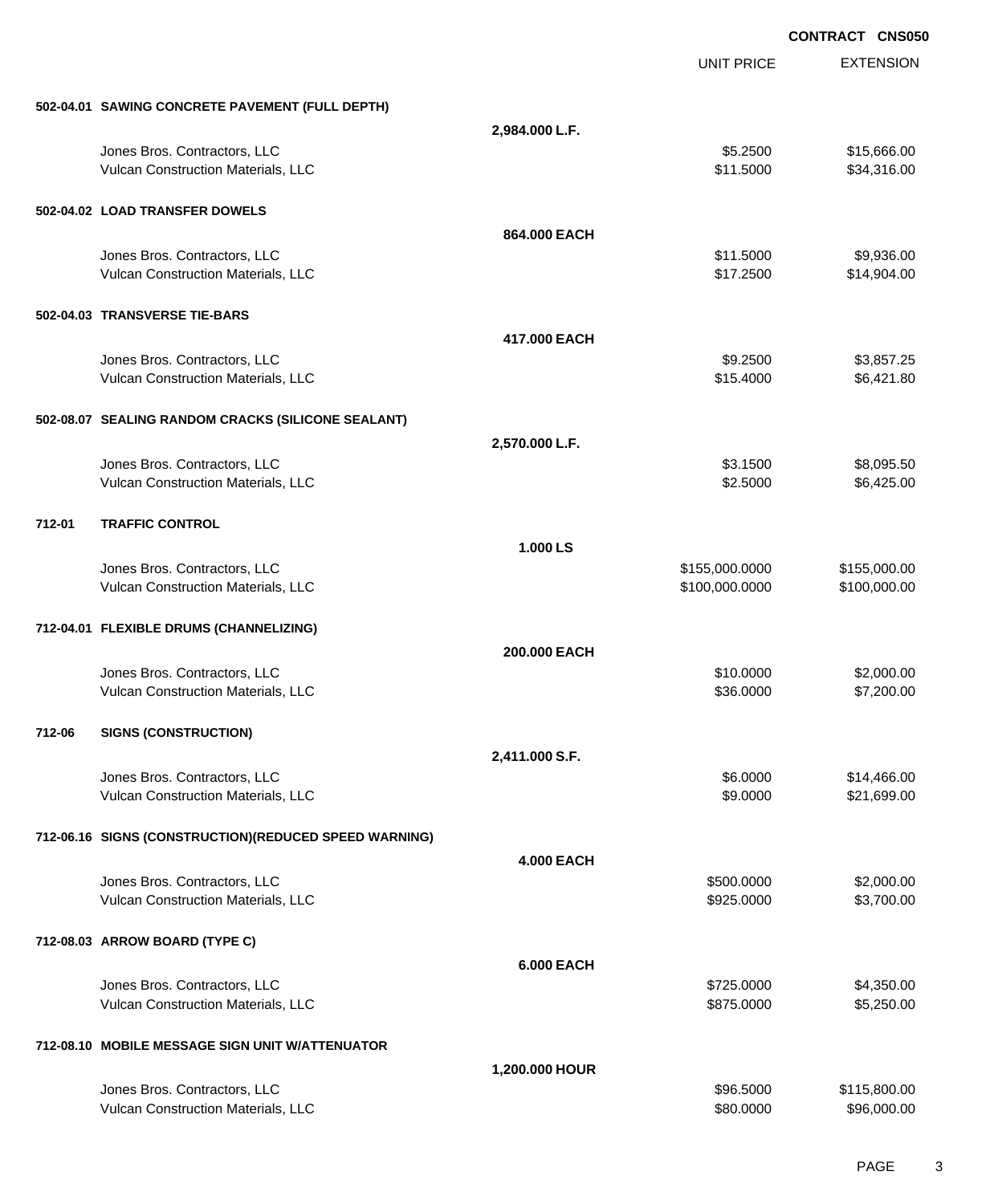**CONTRACT CNS050**

| | | | UNIT PRICE | EXTENSION |
|---|---|---|---|---|
| **502-04.01** | **SAWING CONCRETE PAVEMENT (FULL DEPTH)** | | | |
| | | **2,984.000 L.F.** | | |
| | Jones Bros. Contractors, LLC | | $5.2500 | $15,666.00 |
| | Vulcan Construction Materials, LLC | | $11.5000 | $34,316.00 |
| **502-04.02** | **LOAD TRANSFER DOWELS** | | | |
| | | **864.000 EACH** | | |
| | Jones Bros. Contractors, LLC | | $11.5000 | $9,936.00 |
| | Vulcan Construction Materials, LLC | | $17.2500 | $14,904.00 |
| **502-04.03** | **TRANSVERSE TIE-BARS** | | | |
| | | **417.000 EACH** | | |
| | Jones Bros. Contractors, LLC | | $9.2500 | $3,857.25 |
| | Vulcan Construction Materials, LLC | | $15.4000 | $6,421.80 |
| **502-08.07** | **SEALING RANDOM CRACKS (SILICONE SEALANT)** | | | |
| | | **2,570.000 L.F.** | | |
| | Jones Bros. Contractors, LLC | | $3.1500 | $8,095.50 |
| | Vulcan Construction Materials, LLC | | $2.5000 | $6,425.00 |
| **712-01** | **TRAFFIC CONTROL** | | | |
| | | **1.000 LS** | | |
| | Jones Bros. Contractors, LLC | | $155,000.0000 | $155,000.00 |
| | Vulcan Construction Materials, LLC | | $100,000.0000 | $100,000.00 |
| **712-04.01** | **FLEXIBLE DRUMS (CHANNELIZING)** | | | |
| | | **200.000 EACH** | | |
| | Jones Bros. Contractors, LLC | | $10.0000 | $2,000.00 |
| | Vulcan Construction Materials, LLC | | $36.0000 | $7,200.00 |
| **712-06** | **SIGNS (CONSTRUCTION)** | | | |
| | | **2,411.000 S.F.** | | |
| | Jones Bros. Contractors, LLC | | $6.0000 | $14,466.00 |
| | Vulcan Construction Materials, LLC | | $9.0000 | $21,699.00 |
| **712-06.16** | **SIGNS (CONSTRUCTION)(REDUCED SPEED WARNING)** | | | |
| | | **4.000 EACH** | | |
| | Jones Bros. Contractors, LLC | | $500.0000 | $2,000.00 |
| | Vulcan Construction Materials, LLC | | $925.0000 | $3,700.00 |
| **712-08.03** | **ARROW BOARD (TYPE C)** | | | |
| | | **6.000 EACH** | | |
| | Jones Bros. Contractors, LLC | | $725.0000 | $4,350.00 |
| | Vulcan Construction Materials, LLC | | $875.0000 | $5,250.00 |
| **712-08.10** | **MOBILE MESSAGE SIGN UNIT W/ATTENUATOR** | | | |
| | | **1,200.000 HOUR** | | |
| | Jones Bros. Contractors, LLC | | $96.5000 | $115,800.00 |
| | Vulcan Construction Materials, LLC | | $80.0000 | $96,000.00 |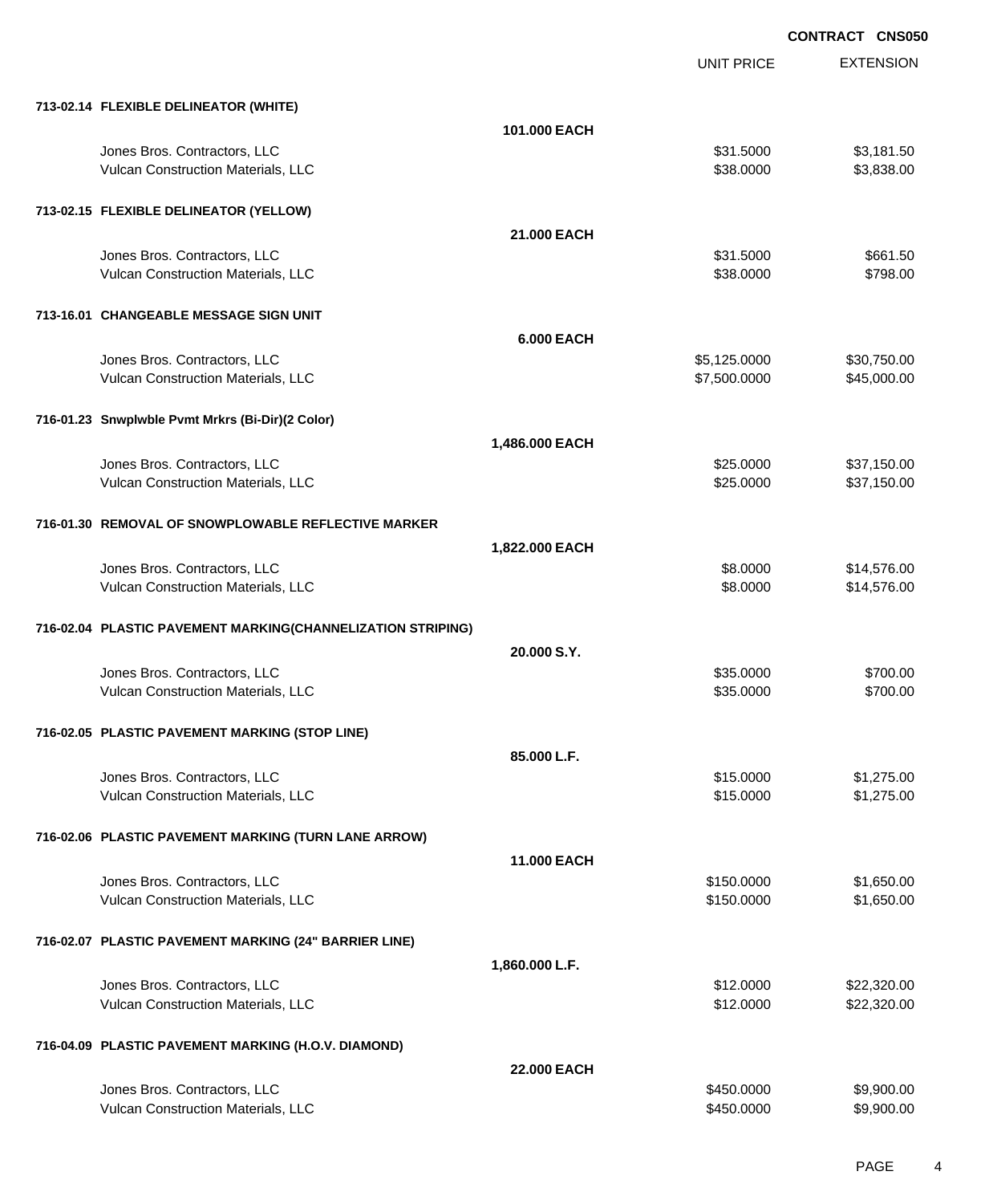**CONTRACT CNS050**

| | | UNIT PRICE | EXTENSION |
|---|---|---|---|
| **713-02.14 FLEXIBLE DELINEATOR (WHITE)** | | | |
| | **101.000 EACH** | | |
| Jones Bros. Contractors, LLC | | $31.5000 | $3,181.50 |
| Vulcan Construction Materials, LLC | | $38.0000 | $3,838.00 |
| **713-02.15 FLEXIBLE DELINEATOR (YELLOW)** | | | |
| | **21.000 EACH** | | |
| Jones Bros. Contractors, LLC | | $31.5000 | $661.50 |
| Vulcan Construction Materials, LLC | | $38.0000 | $798.00 |
| **713-16.01 CHANGEABLE MESSAGE SIGN UNIT** | | | |
| | **6.000 EACH** | | |
| Jones Bros. Contractors, LLC | | $5,125.0000 | $30,750.00 |
| Vulcan Construction Materials, LLC | | $7,500.0000 | $45,000.00 |
| **716-01.23 Snwplwble Pvmt Mrkrs (Bi-Dir)(2 Color)** | | | |
| | **1,486.000 EACH** | | |
| Jones Bros. Contractors, LLC | | $25.0000 | $37,150.00 |
| Vulcan Construction Materials, LLC | | $25.0000 | $37,150.00 |
| **716-01.30 REMOVAL OF SNOWPLOWABLE REFLECTIVE MARKER** | | | |
| | **1,822.000 EACH** | | |
| Jones Bros. Contractors, LLC | | $8.0000 | $14,576.00 |
| Vulcan Construction Materials, LLC | | $8.0000 | $14,576.00 |
| **716-02.04 PLASTIC PAVEMENT MARKING(CHANNELIZATION STRIPING)** | | | |
| | **20.000 S.Y.** | | |
| Jones Bros. Contractors, LLC | | $35.0000 | $700.00 |
| Vulcan Construction Materials, LLC | | $35.0000 | $700.00 |
| **716-02.05 PLASTIC PAVEMENT MARKING (STOP LINE)** | | | |
| | **85.000 L.F.** | | |
| Jones Bros. Contractors, LLC | | $15.0000 | $1,275.00 |
| Vulcan Construction Materials, LLC | | $15.0000 | $1,275.00 |
| **716-02.06 PLASTIC PAVEMENT MARKING (TURN LANE ARROW)** | | | |
| | **11.000 EACH** | | |
| Jones Bros. Contractors, LLC | | $150.0000 | $1,650.00 |
| Vulcan Construction Materials, LLC | | $150.0000 | $1,650.00 |
| **716-02.07 PLASTIC PAVEMENT MARKING (24" BARRIER LINE)** | | | |
| | **1,860.000 L.F.** | | |
| Jones Bros. Contractors, LLC | | $12.0000 | $22,320.00 |
| Vulcan Construction Materials, LLC | | $12.0000 | $22,320.00 |
| **716-04.09 PLASTIC PAVEMENT MARKING (H.O.V. DIAMOND)** | | | |
| | **22.000 EACH** | | |
| Jones Bros. Contractors, LLC | | $450.0000 | $9,900.00 |
| Vulcan Construction Materials, LLC | | $450.0000 | $9,900.00 |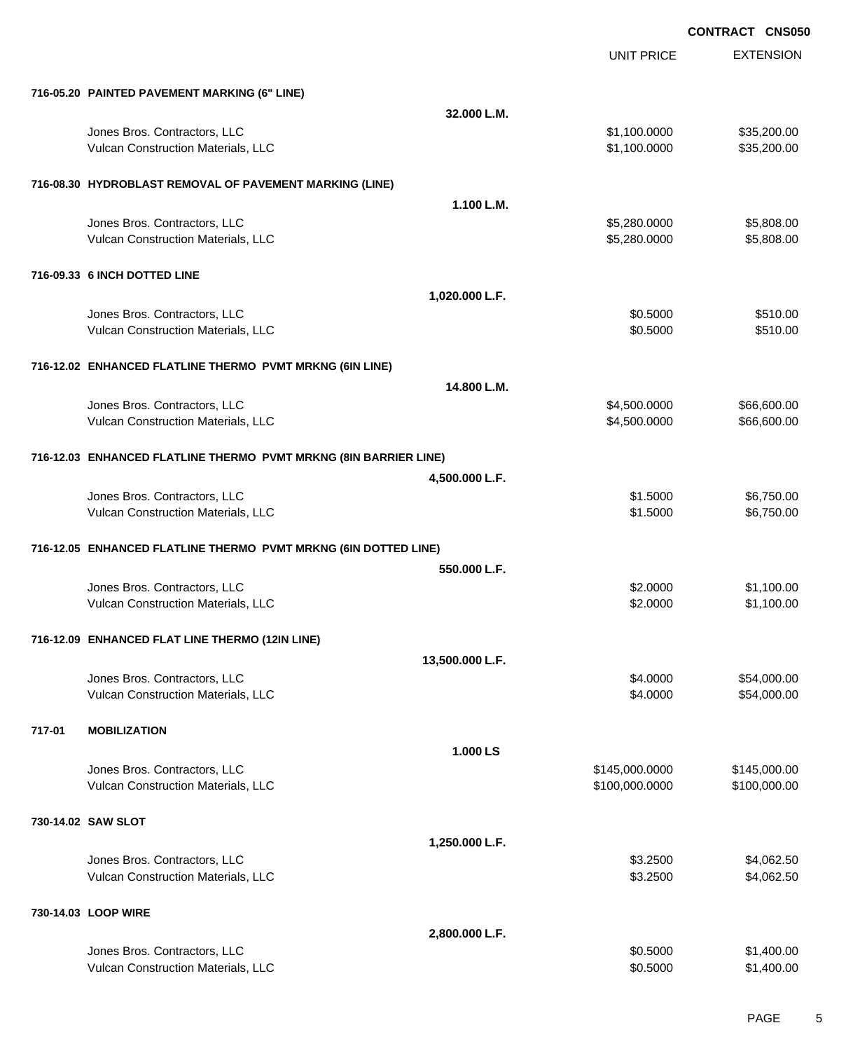**CONTRACT CNS050**

| | | UNIT PRICE | EXTENSION |
|---|---|---|---|
| **716-05.20 PAINTED PAVEMENT MARKING (6" LINE)** | | | |
| | **32.000 L.M.** | | |
| Jones Bros. Contractors, LLC | | $1,100.0000 | $35,200.00 |
| Vulcan Construction Materials, LLC | | $1,100.0000 | $35,200.00 |
| **716-08.30 HYDROBLAST REMOVAL OF PAVEMENT MARKING (LINE)** | | | |
| | **1.100 L.M.** | | |
| Jones Bros. Contractors, LLC | | $5,280.0000 | $5,808.00 |
| Vulcan Construction Materials, LLC | | $5,280.0000 | $5,808.00 |
| **716-09.33 6 INCH DOTTED LINE** | | | |
| | **1,020.000 L.F.** | | |
| Jones Bros. Contractors, LLC | | $0.5000 | $510.00 |
| Vulcan Construction Materials, LLC | | $0.5000 | $510.00 |
| **716-12.02 ENHANCED FLATLINE THERMO PVMT MRKNG (6IN LINE)** | | | |
| | **14.800 L.M.** | | |
| Jones Bros. Contractors, LLC | | $4,500.0000 | $66,600.00 |
| Vulcan Construction Materials, LLC | | $4,500.0000 | $66,600.00 |
| **716-12.03 ENHANCED FLATLINE THERMO PVMT MRKNG (8IN BARRIER LINE)** | | | |
| | **4,500.000 L.F.** | | |
| Jones Bros. Contractors, LLC | | $1.5000 | $6,750.00 |
| Vulcan Construction Materials, LLC | | $1.5000 | $6,750.00 |
| **716-12.05 ENHANCED FLATLINE THERMO PVMT MRKNG (6IN DOTTED LINE)** | | | |
| | **550.000 L.F.** | | |
| Jones Bros. Contractors, LLC | | $2.0000 | $1,100.00 |
| Vulcan Construction Materials, LLC | | $2.0000 | $1,100.00 |
| **716-12.09 ENHANCED FLAT LINE THERMO (12IN LINE)** | | | |
| | **13,500.000 L.F.** | | |
| Jones Bros. Contractors, LLC | | $4.0000 | $54,000.00 |
| Vulcan Construction Materials, LLC | | $4.0000 | $54,000.00 |
| **717-01 MOBILIZATION** | | | |
| | **1.000 LS** | | |
| Jones Bros. Contractors, LLC | | $145,000.0000 | $145,000.00 |
| Vulcan Construction Materials, LLC | | $100,000.0000 | $100,000.00 |
| **730-14.02 SAW SLOT** | | | |
| | **1,250.000 L.F.** | | |
| Jones Bros. Contractors, LLC | | $3.2500 | $4,062.50 |
| Vulcan Construction Materials, LLC | | $3.2500 | $4,062.50 |
| **730-14.03 LOOP WIRE** | | | |
| | **2,800.000 L.F.** | | |
| Jones Bros. Contractors, LLC | | $0.5000 | $1,400.00 |
| Vulcan Construction Materials, LLC | | $0.5000 | $1,400.00 |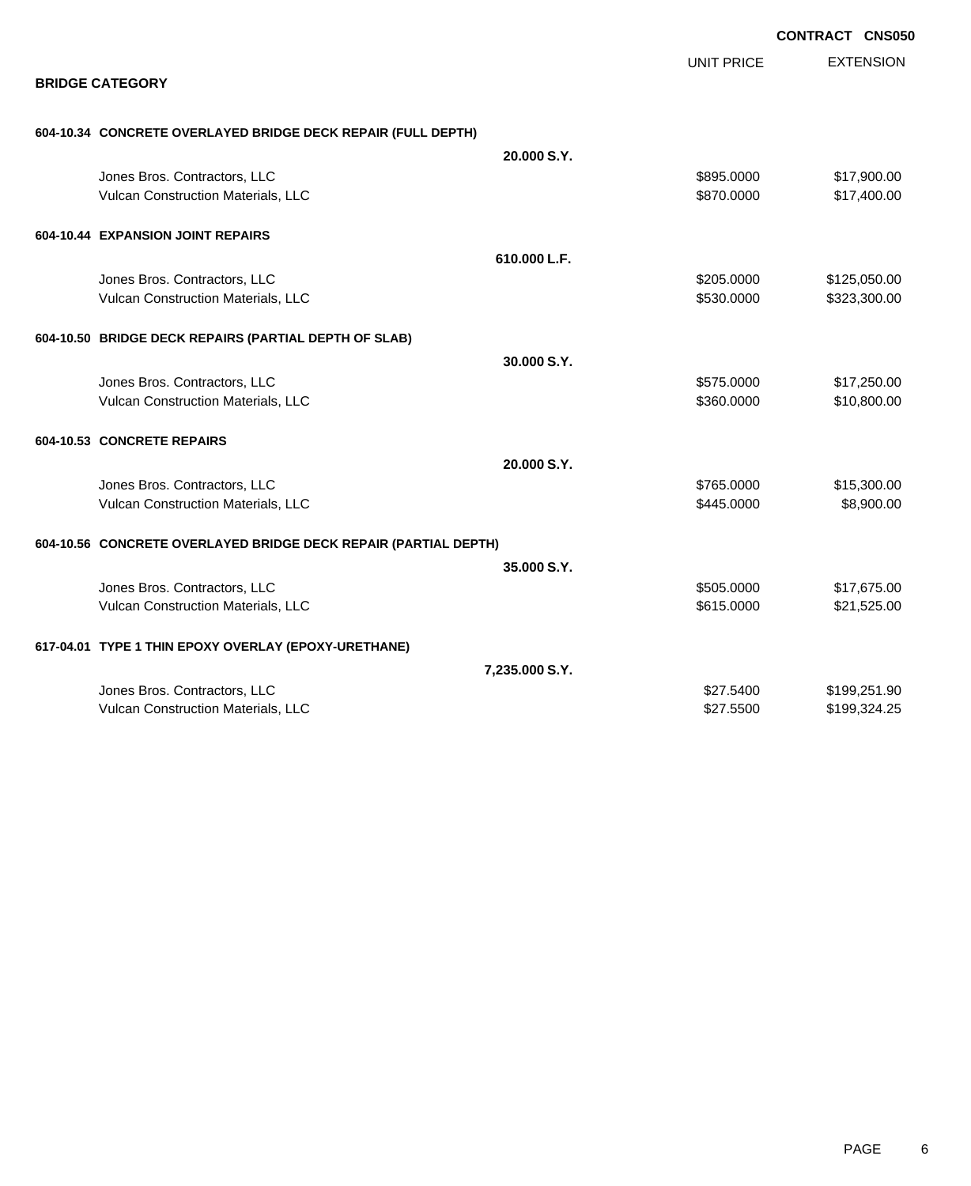**CONTRACT CNS050**

## BRIDGE CATEGORY

| | | UNIT PRICE | EXTENSION |
|---|---|---|---|
| **604-10.34 CONCRETE OVERLAYED BRIDGE DECK REPAIR (FULL DEPTH)** | | | |
| | **20.000 S.Y.** | | |
| Jones Bros. Contractors, LLC | | $895.0000 | $17,900.00 |
| Vulcan Construction Materials, LLC | | $870.0000 | $17,400.00 |
| **604-10.44 EXPANSION JOINT REPAIRS** | | | |
| | **610.000 L.F.** | | |
| Jones Bros. Contractors, LLC | | $205.0000 | $125,050.00 |
| Vulcan Construction Materials, LLC | | $530.0000 | $323,300.00 |
| **604-10.50 BRIDGE DECK REPAIRS (PARTIAL DEPTH OF SLAB)** | | | |
| | **30.000 S.Y.** | | |
| Jones Bros. Contractors, LLC | | $575.0000 | $17,250.00 |
| Vulcan Construction Materials, LLC | | $360.0000 | $10,800.00 |
| **604-10.53 CONCRETE REPAIRS** | | | |
| | **20.000 S.Y.** | | |
| Jones Bros. Contractors, LLC | | $765.0000 | $15,300.00 |
| Vulcan Construction Materials, LLC | | $445.0000 | $8,900.00 |
| **604-10.56 CONCRETE OVERLAYED BRIDGE DECK REPAIR (PARTIAL DEPTH)** | | | |
| | **35.000 S.Y.** | | |
| Jones Bros. Contractors, LLC | | $505.0000 | $17,675.00 |
| Vulcan Construction Materials, LLC | | $615.0000 | $21,525.00 |
| **617-04.01 TYPE 1 THIN EPOXY OVERLAY (EPOXY-URETHANE)** | | | |
| | **7,235.000 S.Y.** | | |
| Jones Bros. Contractors, LLC | | $27.5400 | $199,251.90 |
| Vulcan Construction Materials, LLC | | $27.5500 | $199,324.25 |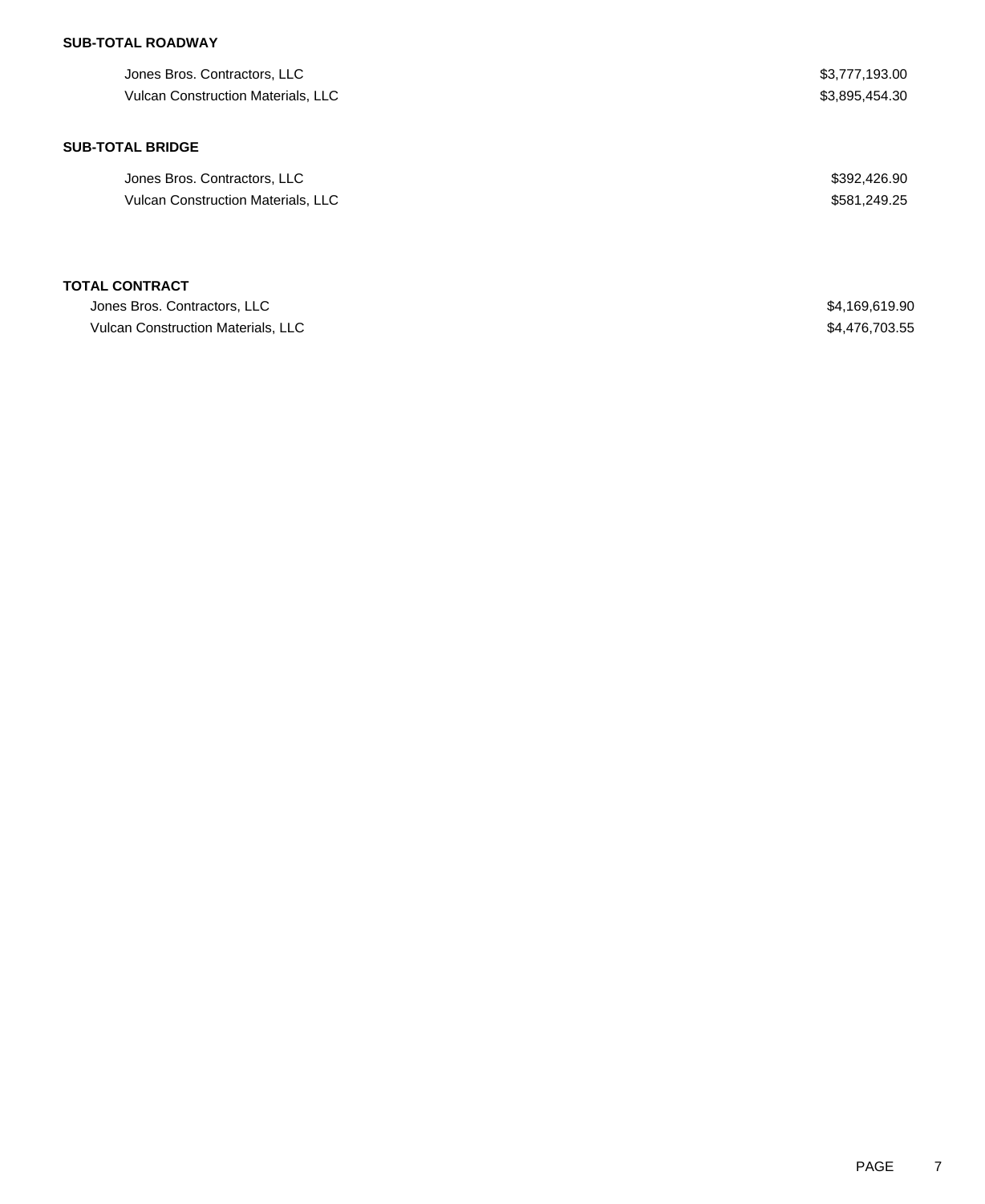**SUB-TOTAL ROADWAY**

| | |
|---|---|
| Jones Bros. Contractors, LLC | $3,777,193.00 |
| Vulcan Construction Materials, LLC | $3,895,454.30 |

**SUB-TOTAL BRIDGE**

| | |
|---|---|
| Jones Bros. Contractors, LLC | $392,426.90 |
| Vulcan Construction Materials, LLC | $581,249.25 |

**TOTAL CONTRACT**

| | |
|---|---|
| Jones Bros. Contractors, LLC | $4,169,619.90 |
| Vulcan Construction Materials, LLC | $4,476,703.55 |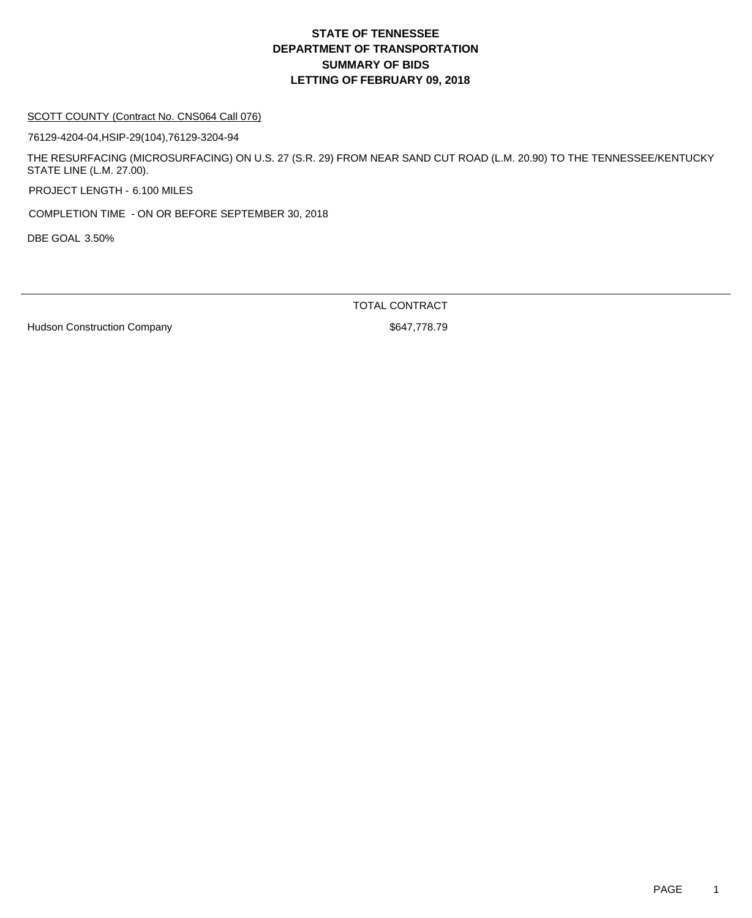# STATE OF TENNESSEE
# DEPARTMENT OF TRANSPORTATION
# SUMMARY OF BIDS
# LETTING OF FEBRUARY 09, 2018

SCOTT COUNTY (Contract No. CNS064 Call 076)

76129-4204-04,HSIP-29(104),76129-3204-94

THE RESURFACING (MICROSURFACING) ON U.S. 27 (S.R. 29) FROM NEAR SAND CUT ROAD (L.M. 20.90) TO THE TENNESSEE/KENTUCKY STATE LINE (L.M. 27.00).

PROJECT LENGTH - 6.100 MILES

COMPLETION TIME - ON OR BEFORE SEPTEMBER 30, 2018

DBE GOAL 3.50%

| | TOTAL CONTRACT |
|---|---|
| Hudson Construction Company | $647,778.79 |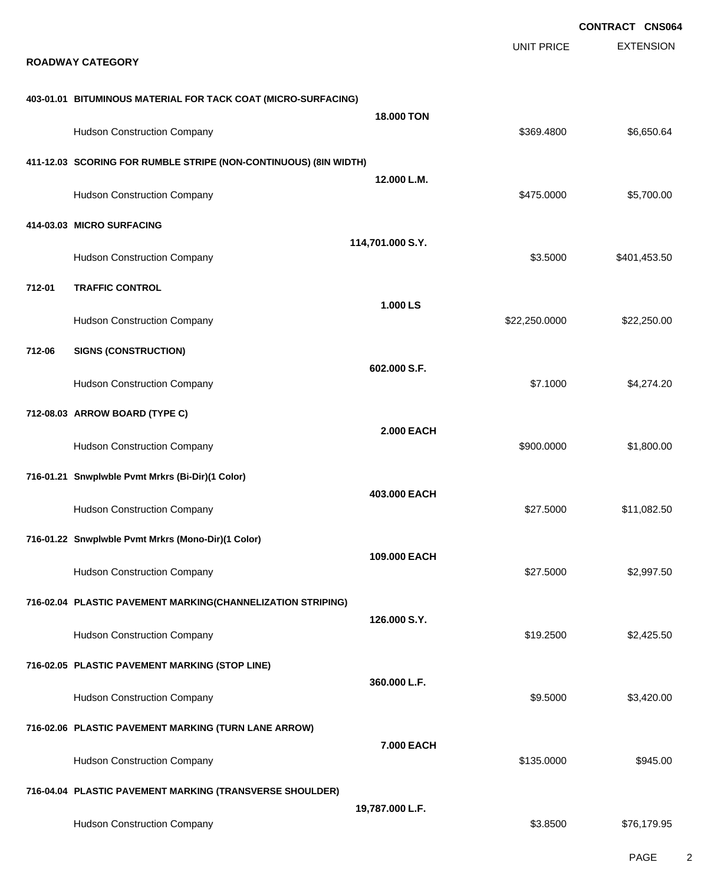**CONTRACT CNS064**

| | | UNIT PRICE | EXTENSION |
|---|---|---|---|
| **ROADWAY CATEGORY** | | | |
| **403-01.01 BITUMINOUS MATERIAL FOR TACK COAT (MICRO-SURFACING)** | | | |
| | **18.000 TON** | | |
| Hudson Construction Company | | $369.4800 | $6,650.64 |
| **411-12.03 SCORING FOR RUMBLE STRIPE (NON-CONTINUOUS) (8IN WIDTH)** | | | |
| | **12.000 L.M.** | | |
| Hudson Construction Company | | $475.0000 | $5,700.00 |
| **414-03.03 MICRO SURFACING** | | | |
| | **114,701.000 S.Y.** | | |
| Hudson Construction Company | | $3.5000 | $401,453.50 |
| **712-01 TRAFFIC CONTROL** | | | |
| | **1.000 LS** | | |
| Hudson Construction Company | | $22,250.0000 | $22,250.00 |
| **712-06 SIGNS (CONSTRUCTION)** | | | |
| | **602.000 S.F.** | | |
| Hudson Construction Company | | $7.1000 | $4,274.20 |
| **712-08.03 ARROW BOARD (TYPE C)** | | | |
| | **2.000 EACH** | | |
| Hudson Construction Company | | $900.0000 | $1,800.00 |
| **716-01.21 Snwplwble Pvmt Mrkrs (Bi-Dir)(1 Color)** | | | |
| | **403.000 EACH** | | |
| Hudson Construction Company | | $27.5000 | $11,082.50 |
| **716-01.22 Snwplwble Pvmt Mrkrs (Mono-Dir)(1 Color)** | | | |
| | **109.000 EACH** | | |
| Hudson Construction Company | | $27.5000 | $2,997.50 |
| **716-02.04 PLASTIC PAVEMENT MARKING(CHANNELIZATION STRIPING)** | | | |
| | **126.000 S.Y.** | | |
| Hudson Construction Company | | $19.2500 | $2,425.50 |
| **716-02.05 PLASTIC PAVEMENT MARKING (STOP LINE)** | | | |
| | **360.000 L.F.** | | |
| Hudson Construction Company | | $9.5000 | $3,420.00 |
| **716-02.06 PLASTIC PAVEMENT MARKING (TURN LANE ARROW)** | | | |
| | **7.000 EACH** | | |
| Hudson Construction Company | | $135.0000 | $945.00 |
| **716-04.04 PLASTIC PAVEMENT MARKING (TRANSVERSE SHOULDER)** | | | |
| | **19,787.000 L.F.** | | |
| Hudson Construction Company | | $3.8500 | $76,179.95 |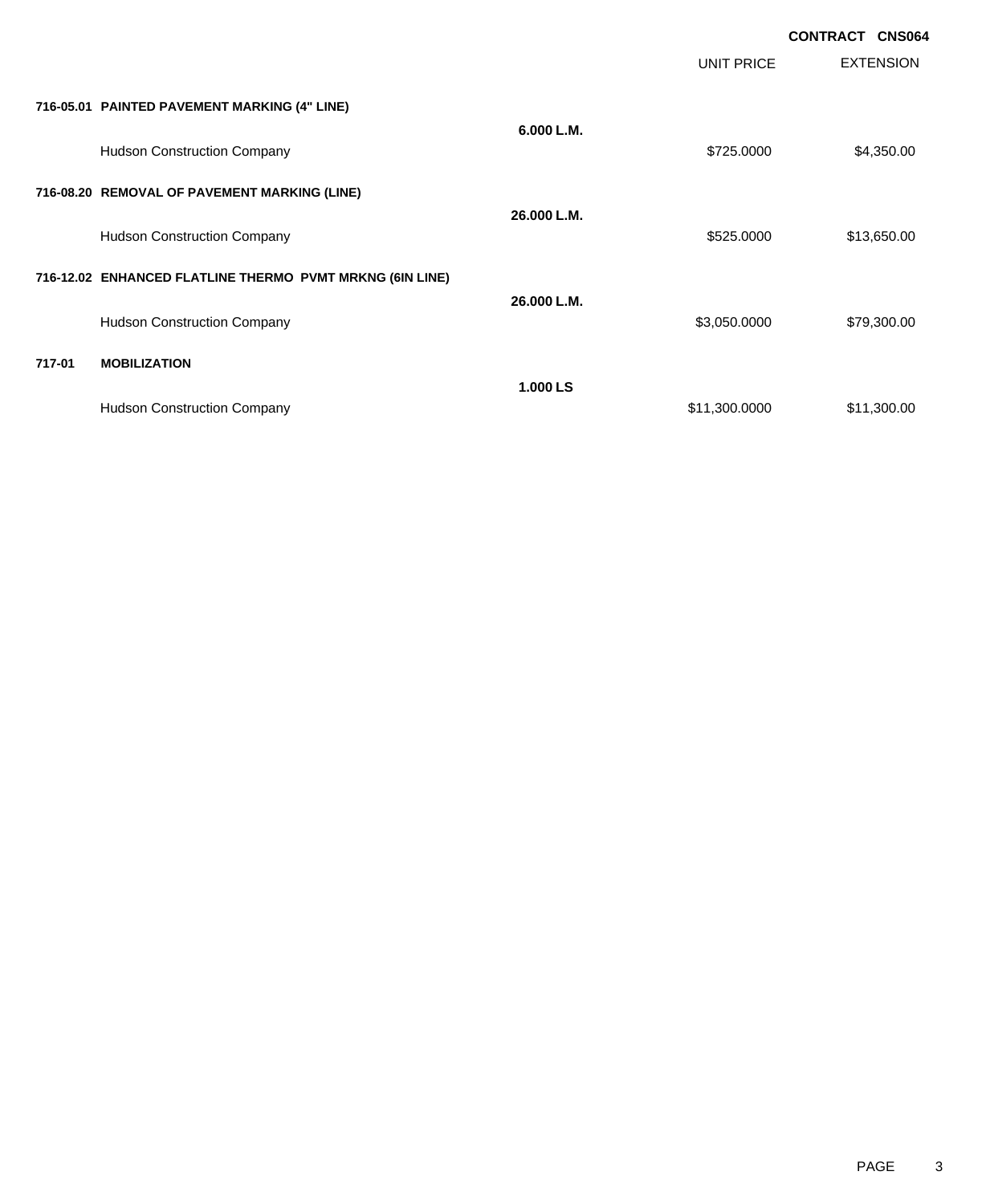**CONTRACT CNS064**

| | | | UNIT PRICE | EXTENSION |
|---|---|---|---|---|
| **716-05.01** | **PAINTED PAVEMENT MARKING (4" LINE)** | **6.000 L.M.** | | |
| | Hudson Construction Company | | $725.0000 | $4,350.00 |
| **716-08.20** | **REMOVAL OF PAVEMENT MARKING (LINE)** | **26.000 L.M.** | | |
| | Hudson Construction Company | | $525.0000 | $13,650.00 |
| **716-12.02** | **ENHANCED FLATLINE THERMO PVMT MRKNG (6IN LINE)** | **26.000 L.M.** | | |
| | Hudson Construction Company | | $3,050.0000 | $79,300.00 |
| **717-01** | **MOBILIZATION** | **1.000 LS** | | |
| | Hudson Construction Company | | $11,300.0000 | $11,300.00 |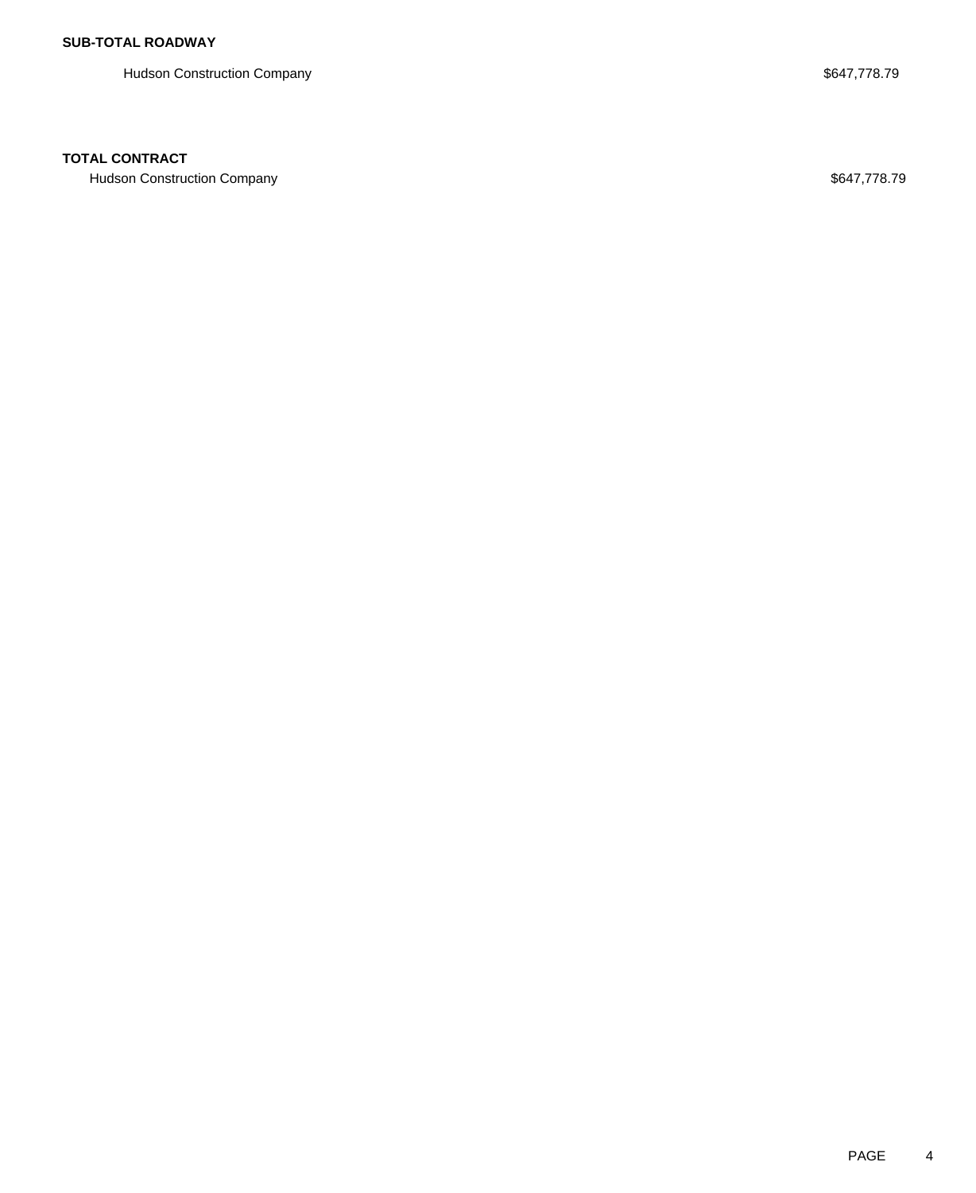**SUB-TOTAL ROADWAY**

| | |
|---|---|
| Hudson Construction Company | $647,778.79 |

**TOTAL CONTRACT**

| | |
|---|---|
| Hudson Construction Company | $647,778.79 |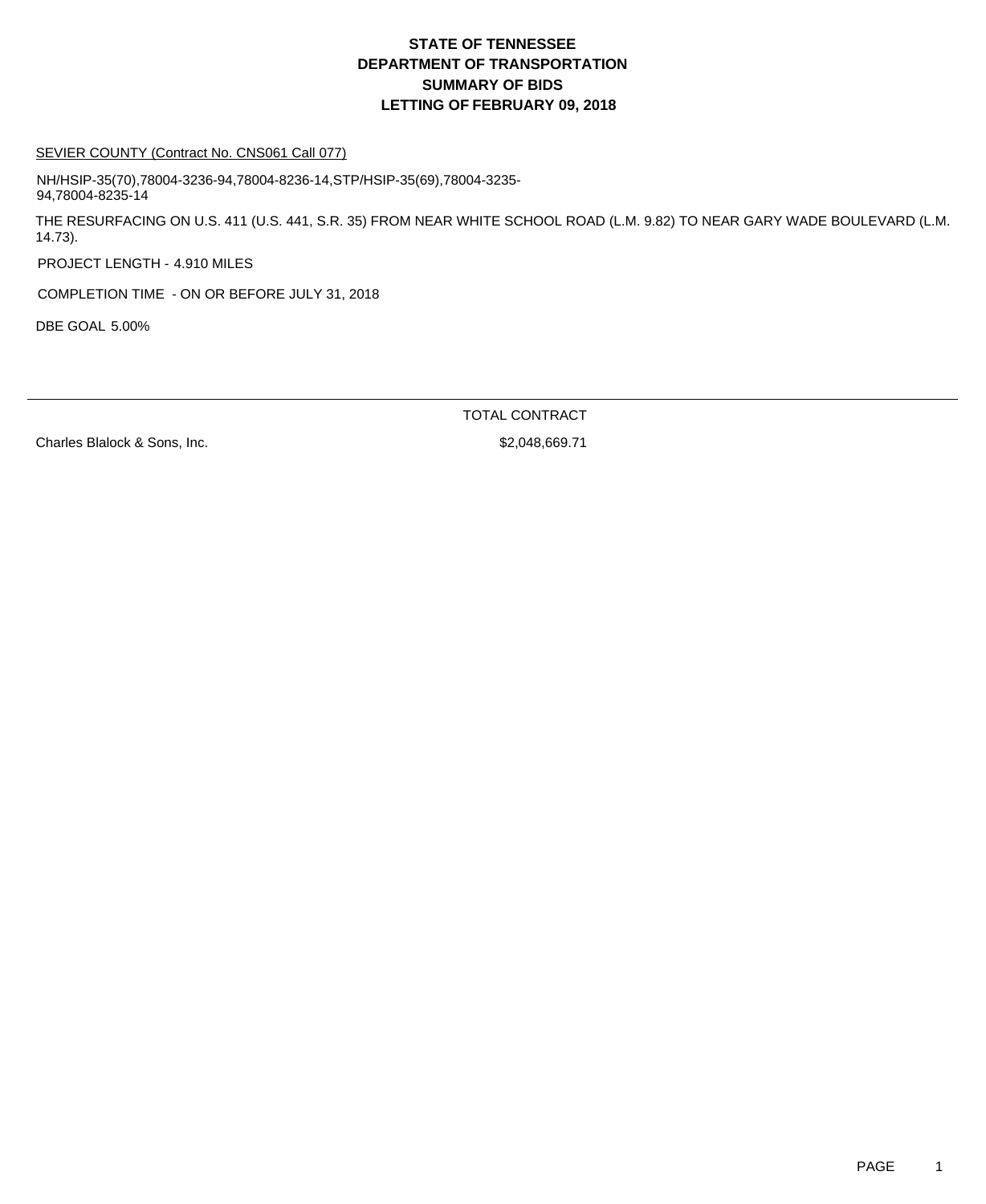# STATE OF TENNESSEE
# DEPARTMENT OF TRANSPORTATION
# SUMMARY OF BIDS
# LETTING OF FEBRUARY 09, 2018

SEVIER COUNTY (Contract No. CNS061 Call 077)

NH/HSIP-35(70),78004-3236-94,78004-8236-14,STP/HSIP-35(69),78004-3235-94,78004-8235-14

THE RESURFACING ON U.S. 411 (U.S. 441, S.R. 35) FROM NEAR WHITE SCHOOL ROAD (L.M. 9.82) TO NEAR GARY WADE BOULEVARD (L.M. 14.73).

PROJECT LENGTH - 4.910 MILES

COMPLETION TIME - ON OR BEFORE JULY 31, 2018

DBE GOAL 5.00%

| | TOTAL CONTRACT |
|---|---|
| Charles Blalock & Sons, Inc. | $2,048,669.71 |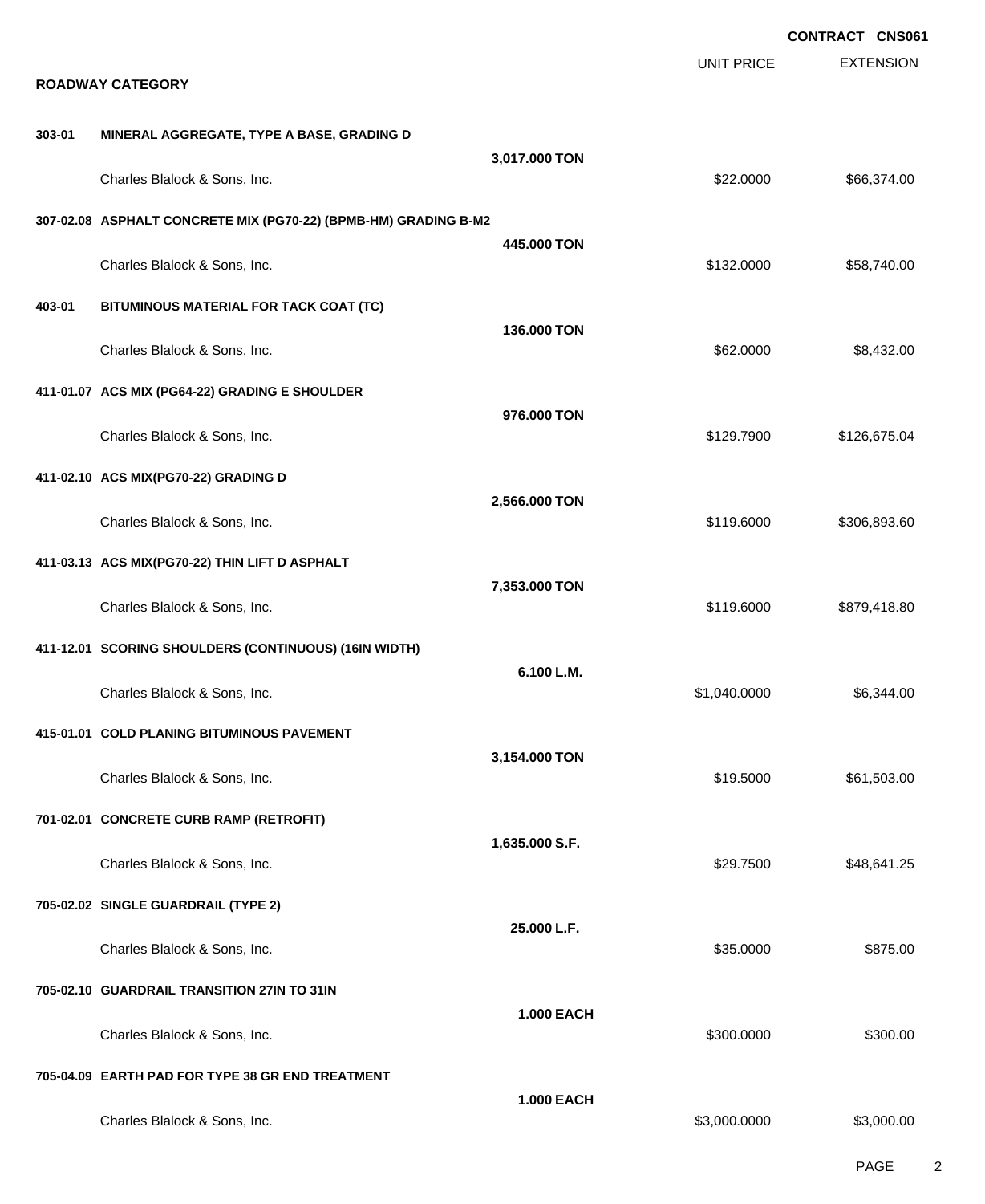**CONTRACT CNS061**

| | | | UNIT PRICE | EXTENSION |
|---|---|---|---|---|

**ROADWAY CATEGORY**

| Item | Description | Quantity | Unit Price | Extension |
|---|---|---|---|---|
| 303-01 | MINERAL AGGREGATE, TYPE A BASE, GRADING D | 3,017.000 TON | | |
| | Charles Blalock & Sons, Inc. | | $22.0000 | $66,374.00 |
| 307-02.08 | ASPHALT CONCRETE MIX (PG70-22) (BPMB-HM) GRADING B-M2 | 445.000 TON | | |
| | Charles Blalock & Sons, Inc. | | $132.0000 | $58,740.00 |
| 403-01 | BITUMINOUS MATERIAL FOR TACK COAT (TC) | 136.000 TON | | |
| | Charles Blalock & Sons, Inc. | | $62.0000 | $8,432.00 |
| 411-01.07 | ACS MIX (PG64-22) GRADING E SHOULDER | 976.000 TON | | |
| | Charles Blalock & Sons, Inc. | | $129.7900 | $126,675.04 |
| 411-02.10 | ACS MIX(PG70-22) GRADING D | 2,566.000 TON | | |
| | Charles Blalock & Sons, Inc. | | $119.6000 | $306,893.60 |
| 411-03.13 | ACS MIX(PG70-22) THIN LIFT D ASPHALT | 7,353.000 TON | | |
| | Charles Blalock & Sons, Inc. | | $119.6000 | $879,418.80 |
| 411-12.01 | SCORING SHOULDERS (CONTINUOUS) (16IN WIDTH) | 6.100 L.M. | | |
| | Charles Blalock & Sons, Inc. | | $1,040.0000 | $6,344.00 |
| 415-01.01 | COLD PLANING BITUMINOUS PAVEMENT | 3,154.000 TON | | |
| | Charles Blalock & Sons, Inc. | | $19.5000 | $61,503.00 |
| 701-02.01 | CONCRETE CURB RAMP (RETROFIT) | 1,635.000 S.F. | | |
| | Charles Blalock & Sons, Inc. | | $29.7500 | $48,641.25 |
| 705-02.02 | SINGLE GUARDRAIL (TYPE 2) | 25.000 L.F. | | |
| | Charles Blalock & Sons, Inc. | | $35.0000 | $875.00 |
| 705-02.10 | GUARDRAIL TRANSITION 27IN TO 31IN | 1.000 EACH | | |
| | Charles Blalock & Sons, Inc. | | $300.0000 | $300.00 |
| 705-04.09 | EARTH PAD FOR TYPE 38 GR END TREATMENT | 1.000 EACH | | |
| | Charles Blalock & Sons, Inc. | | $3,000.0000 | $3,000.00 |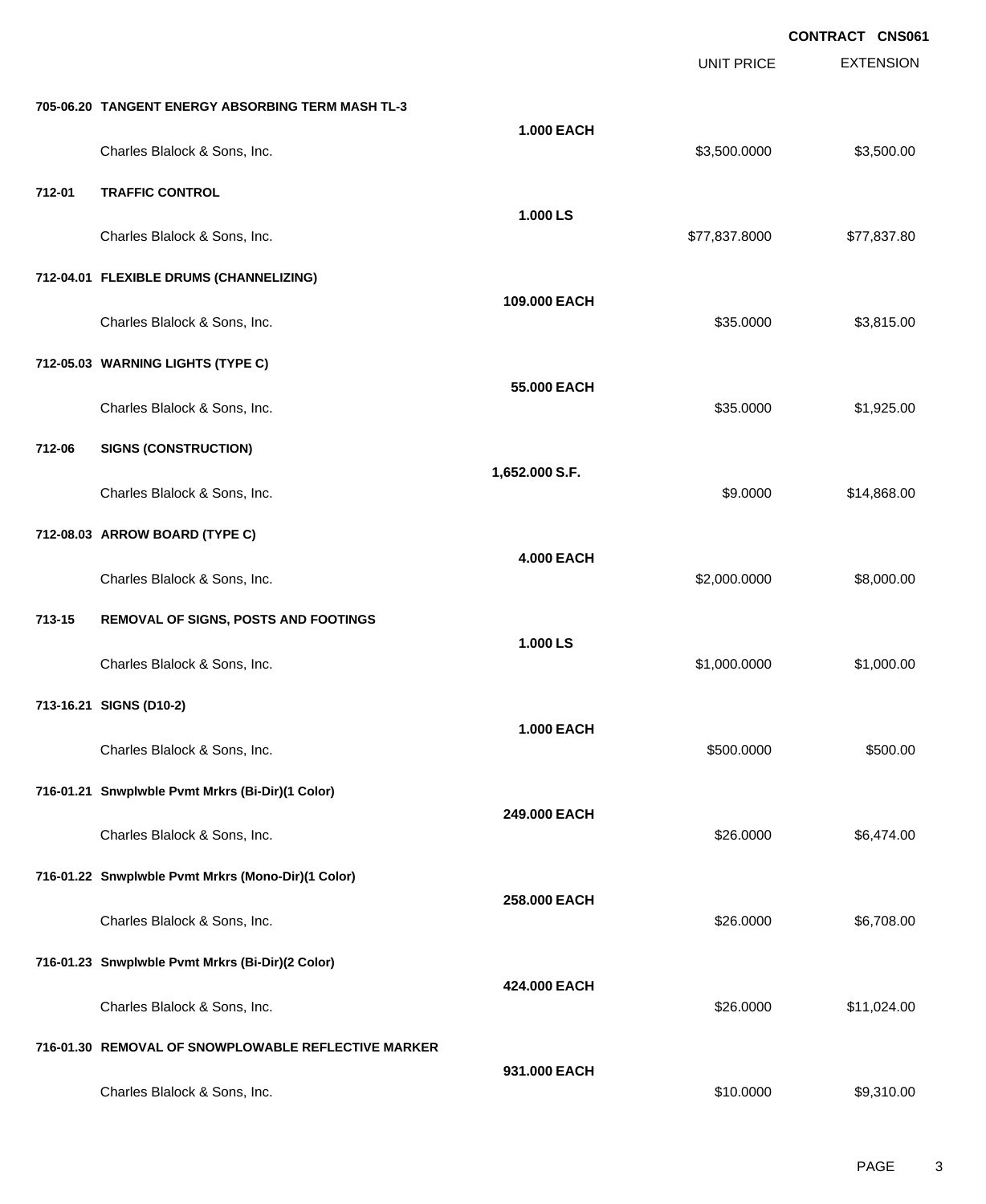**CONTRACT CNS061**

| | | | UNIT PRICE | EXTENSION |
|---|---|---|---|---|
| **705-06.20** | **TANGENT ENERGY ABSORBING TERM MASH TL-3** | **1.000 EACH** | | |
| | Charles Blalock & Sons, Inc. | | $3,500.0000 | $3,500.00 |
| **712-01** | **TRAFFIC CONTROL** | **1.000 LS** | | |
| | Charles Blalock & Sons, Inc. | | $77,837.8000 | $77,837.80 |
| **712-04.01** | **FLEXIBLE DRUMS (CHANNELIZING)** | **109.000 EACH** | | |
| | Charles Blalock & Sons, Inc. | | $35.0000 | $3,815.00 |
| **712-05.03** | **WARNING LIGHTS (TYPE C)** | **55.000 EACH** | | |
| | Charles Blalock & Sons, Inc. | | $35.0000 | $1,925.00 |
| **712-06** | **SIGNS (CONSTRUCTION)** | **1,652.000 S.F.** | | |
| | Charles Blalock & Sons, Inc. | | $9.0000 | $14,868.00 |
| **712-08.03** | **ARROW BOARD (TYPE C)** | **4.000 EACH** | | |
| | Charles Blalock & Sons, Inc. | | $2,000.0000 | $8,000.00 |
| **713-15** | **REMOVAL OF SIGNS, POSTS AND FOOTINGS** | **1.000 LS** | | |
| | Charles Blalock & Sons, Inc. | | $1,000.0000 | $1,000.00 |
| **713-16.21** | **SIGNS (D10-2)** | **1.000 EACH** | | |
| | Charles Blalock & Sons, Inc. | | $500.0000 | $500.00 |
| **716-01.21** | **Snwplwble Pvmt Mrkrs (Bi-Dir)(1 Color)** | **249.000 EACH** | | |
| | Charles Blalock & Sons, Inc. | | $26.0000 | $6,474.00 |
| **716-01.22** | **Snwplwble Pvmt Mrkrs (Mono-Dir)(1 Color)** | **258.000 EACH** | | |
| | Charles Blalock & Sons, Inc. | | $26.0000 | $6,708.00 |
| **716-01.23** | **Snwplwble Pvmt Mrkrs (Bi-Dir)(2 Color)** | **424.000 EACH** | | |
| | Charles Blalock & Sons, Inc. | | $26.0000 | $11,024.00 |
| **716-01.30** | **REMOVAL OF SNOWPLOWABLE REFLECTIVE MARKER** | **931.000 EACH** | | |
| | Charles Blalock & Sons, Inc. | | $10.0000 | $9,310.00 |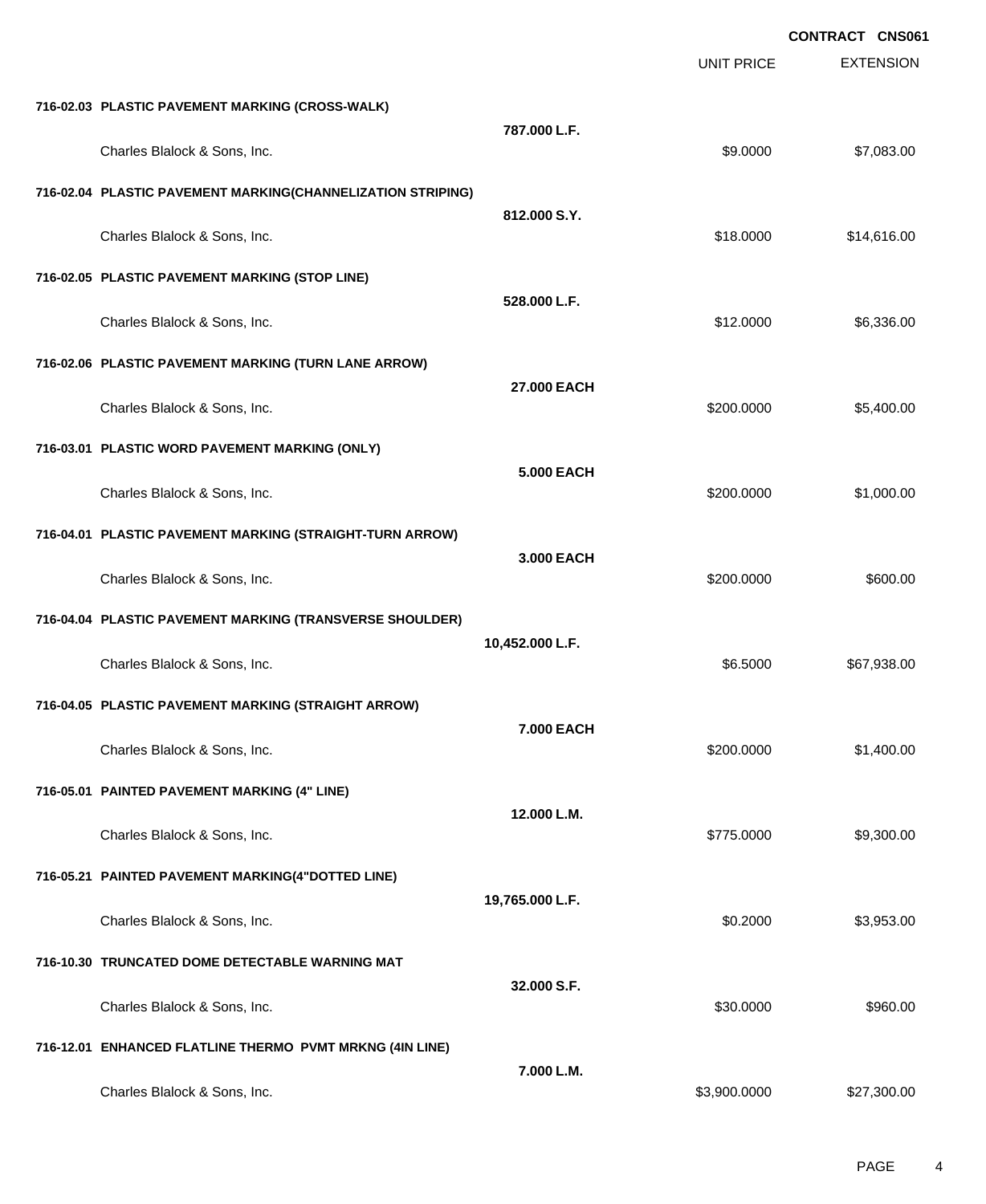CONTRACT CNS061

| | | UNIT PRICE | EXTENSION |
|---|---|---|---|
| **716-02.03 PLASTIC PAVEMENT MARKING (CROSS-WALK)** | **787.000 L.F.** | | |
| Charles Blalock & Sons, Inc. | | $9.0000 | $7,083.00 |
| **716-02.04 PLASTIC PAVEMENT MARKING(CHANNELIZATION STRIPING)** | **812.000 S.Y.** | | |
| Charles Blalock & Sons, Inc. | | $18.0000 | $14,616.00 |
| **716-02.05 PLASTIC PAVEMENT MARKING (STOP LINE)** | **528.000 L.F.** | | |
| Charles Blalock & Sons, Inc. | | $12.0000 | $6,336.00 |
| **716-02.06 PLASTIC PAVEMENT MARKING (TURN LANE ARROW)** | **27.000 EACH** | | |
| Charles Blalock & Sons, Inc. | | $200.0000 | $5,400.00 |
| **716-03.01 PLASTIC WORD PAVEMENT MARKING (ONLY)** | **5.000 EACH** | | |
| Charles Blalock & Sons, Inc. | | $200.0000 | $1,000.00 |
| **716-04.01 PLASTIC PAVEMENT MARKING (STRAIGHT-TURN ARROW)** | **3.000 EACH** | | |
| Charles Blalock & Sons, Inc. | | $200.0000 | $600.00 |
| **716-04.04 PLASTIC PAVEMENT MARKING (TRANSVERSE SHOULDER)** | **10,452.000 L.F.** | | |
| Charles Blalock & Sons, Inc. | | $6.5000 | $67,938.00 |
| **716-04.05 PLASTIC PAVEMENT MARKING (STRAIGHT ARROW)** | **7.000 EACH** | | |
| Charles Blalock & Sons, Inc. | | $200.0000 | $1,400.00 |
| **716-05.01 PAINTED PAVEMENT MARKING (4" LINE)** | **12.000 L.M.** | | |
| Charles Blalock & Sons, Inc. | | $775.0000 | $9,300.00 |
| **716-05.21 PAINTED PAVEMENT MARKING(4"DOTTED LINE)** | **19,765.000 L.F.** | | |
| Charles Blalock & Sons, Inc. | | $0.2000 | $3,953.00 |
| **716-10.30 TRUNCATED DOME DETECTABLE WARNING MAT** | **32.000 S.F.** | | |
| Charles Blalock & Sons, Inc. | | $30.0000 | $960.00 |
| **716-12.01 ENHANCED FLATLINE THERMO PVMT MRKNG (4IN LINE)** | **7.000 L.M.** | | |
| Charles Blalock & Sons, Inc. | | $3,900.0000 | $27,300.00 |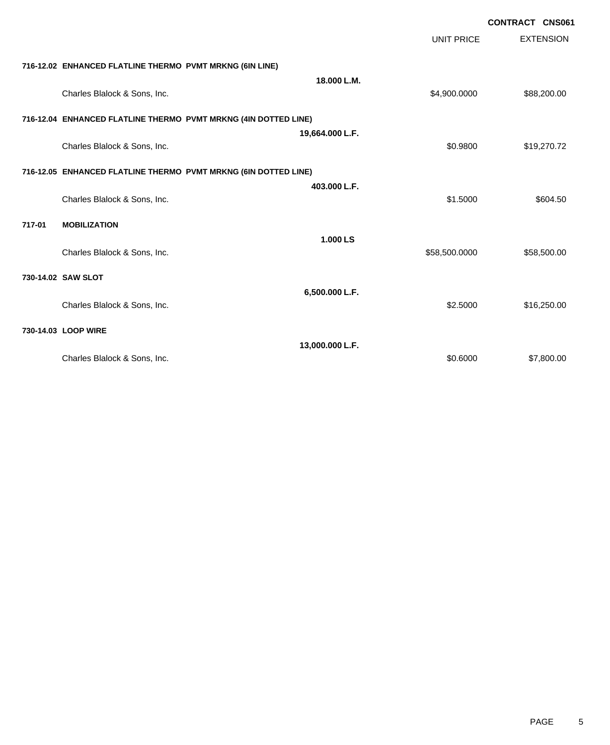**CONTRACT CNS061**

| | | UNIT PRICE | EXTENSION |
|---|---|---|---|
| **716-12.02 ENHANCED FLATLINE THERMO PVMT MRKNG (6IN LINE)** | | | |
| | **18.000 L.M.** | | |
| Charles Blalock & Sons, Inc. | | $4,900.0000 | $88,200.00 |
| **716-12.04 ENHANCED FLATLINE THERMO PVMT MRKNG (4IN DOTTED LINE)** | | | |
| | **19,664.000 L.F.** | | |
| Charles Blalock & Sons, Inc. | | $0.9800 | $19,270.72 |
| **716-12.05 ENHANCED FLATLINE THERMO PVMT MRKNG (6IN DOTTED LINE)** | | | |
| | **403.000 L.F.** | | |
| Charles Blalock & Sons, Inc. | | $1.5000 | $604.50 |
| **717-01 MOBILIZATION** | | | |
| | **1.000 LS** | | |
| Charles Blalock & Sons, Inc. | | $58,500.0000 | $58,500.00 |
| **730-14.02 SAW SLOT** | | | |
| | **6,500.000 L.F.** | | |
| Charles Blalock & Sons, Inc. | | $2.5000 | $16,250.00 |
| **730-14.03 LOOP WIRE** | | | |
| | **13,000.000 L.F.** | | |
| Charles Blalock & Sons, Inc. | | $0.6000 | $7,800.00 |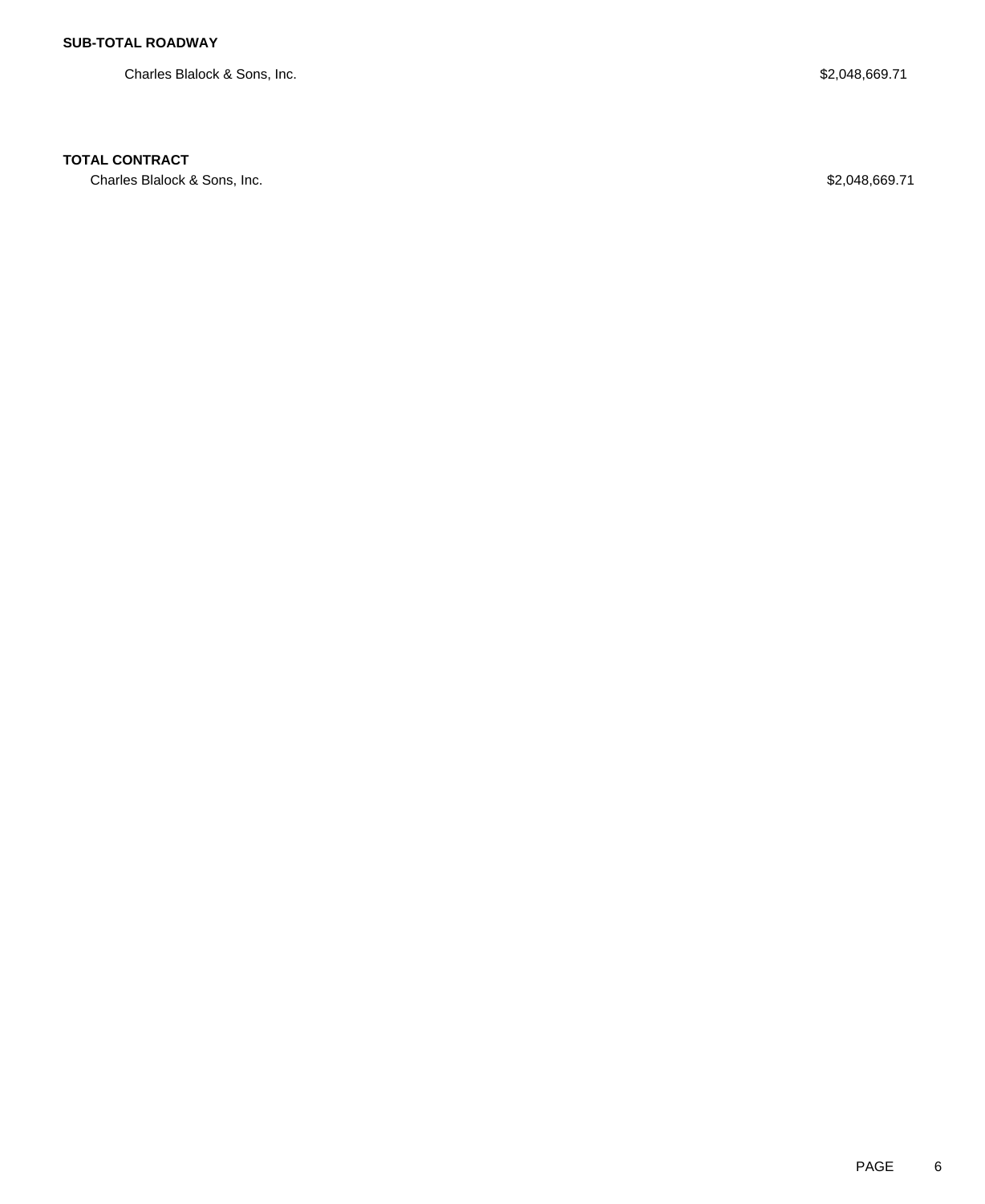**SUB-TOTAL ROADWAY**

| | |
|---|---|
| Charles Blalock & Sons, Inc. | $2,048,669.71 |

**TOTAL CONTRACT**

| | |
|---|---|
| Charles Blalock & Sons, Inc. | $2,048,669.71 |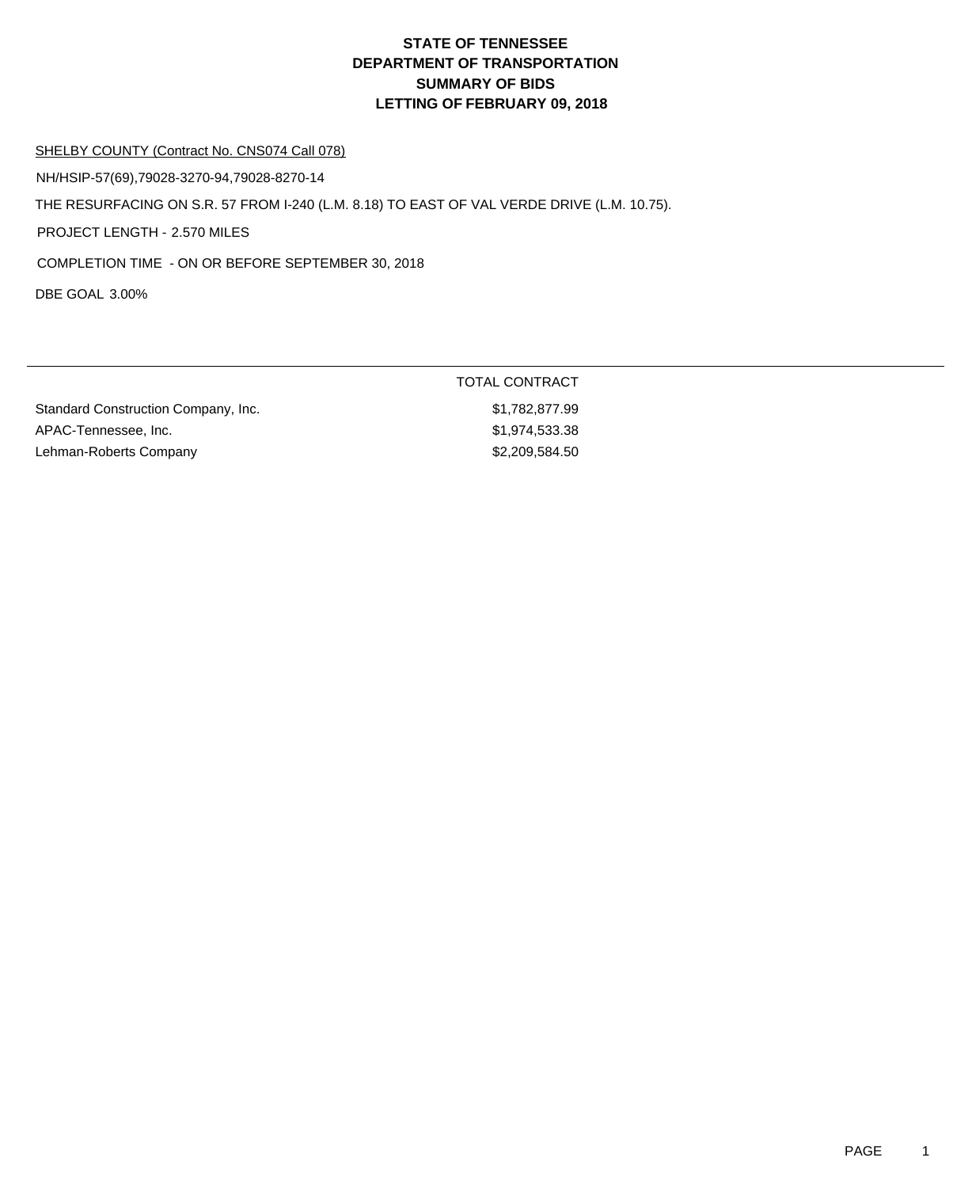# STATE OF TENNESSEE
# DEPARTMENT OF TRANSPORTATION
# SUMMARY OF BIDS
# LETTING OF FEBRUARY 09, 2018

SHELBY COUNTY (Contract No. CNS074 Call 078)

NH/HSIP-57(69),79028-3270-94,79028-8270-14

THE RESURFACING ON S.R. 57 FROM I-240 (L.M. 8.18) TO EAST OF VAL VERDE DRIVE (L.M. 10.75).

PROJECT LENGTH - 2.570 MILES

COMPLETION TIME - ON OR BEFORE SEPTEMBER 30, 2018

DBE GOAL 3.00%

| | TOTAL CONTRACT |
|---|---|
| Standard Construction Company, Inc. | $1,782,877.99 |
| APAC-Tennessee, Inc. | $1,974,533.38 |
| Lehman-Roberts Company | $2,209,584.50 |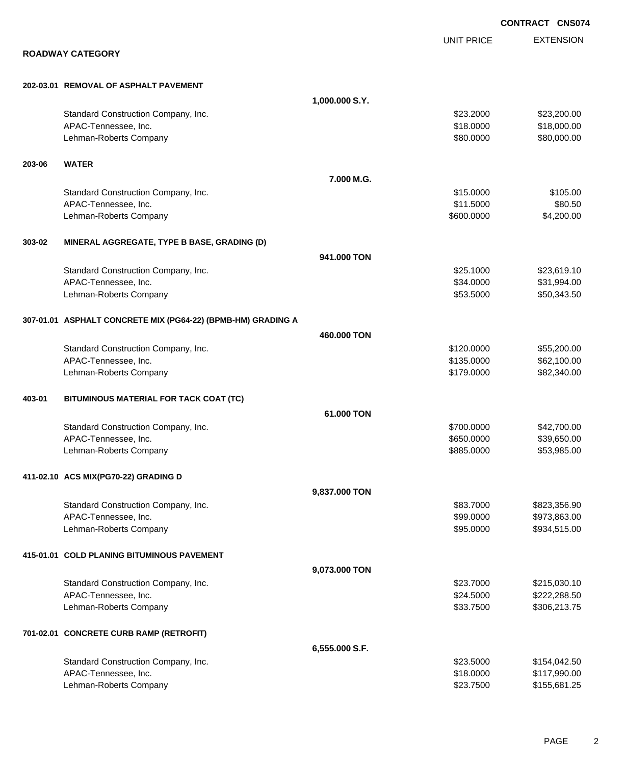**CONTRACT CNS074**

## ROADWAY CATEGORY

| | | UNIT PRICE | EXTENSION |
|---|---|---|---|
| **202-03.01 REMOVAL OF ASPHALT PAVEMENT** | | | |
| | **1,000.000 S.Y.** | | |
| Standard Construction Company, Inc. | | $23.2000 | $23,200.00 |
| APAC-Tennessee, Inc. | | $18.0000 | $18,000.00 |
| Lehman-Roberts Company | | $80.0000 | $80,000.00 |
| **203-06 WATER** | | | |
| | **7.000 M.G.** | | |
| Standard Construction Company, Inc. | | $15.0000 | $105.00 |
| APAC-Tennessee, Inc. | | $11.5000 | $80.50 |
| Lehman-Roberts Company | | $600.0000 | $4,200.00 |
| **303-02 MINERAL AGGREGATE, TYPE B BASE, GRADING (D)** | | | |
| | **941.000 TON** | | |
| Standard Construction Company, Inc. | | $25.1000 | $23,619.10 |
| APAC-Tennessee, Inc. | | $34.0000 | $31,994.00 |
| Lehman-Roberts Company | | $53.5000 | $50,343.50 |
| **307-01.01 ASPHALT CONCRETE MIX (PG64-22) (BPMB-HM) GRADING A** | | | |
| | **460.000 TON** | | |
| Standard Construction Company, Inc. | | $120.0000 | $55,200.00 |
| APAC-Tennessee, Inc. | | $135.0000 | $62,100.00 |
| Lehman-Roberts Company | | $179.0000 | $82,340.00 |
| **403-01 BITUMINOUS MATERIAL FOR TACK COAT (TC)** | | | |
| | **61.000 TON** | | |
| Standard Construction Company, Inc. | | $700.0000 | $42,700.00 |
| APAC-Tennessee, Inc. | | $650.0000 | $39,650.00 |
| Lehman-Roberts Company | | $885.0000 | $53,985.00 |
| **411-02.10 ACS MIX(PG70-22) GRADING D** | | | |
| | **9,837.000 TON** | | |
| Standard Construction Company, Inc. | | $83.7000 | $823,356.90 |
| APAC-Tennessee, Inc. | | $99.0000 | $973,863.00 |
| Lehman-Roberts Company | | $95.0000 | $934,515.00 |
| **415-01.01 COLD PLANING BITUMINOUS PAVEMENT** | | | |
| | **9,073.000 TON** | | |
| Standard Construction Company, Inc. | | $23.7000 | $215,030.10 |
| APAC-Tennessee, Inc. | | $24.5000 | $222,288.50 |
| Lehman-Roberts Company | | $33.7500 | $306,213.75 |
| **701-02.01 CONCRETE CURB RAMP (RETROFIT)** | | | |
| | **6,555.000 S.F.** | | |
| Standard Construction Company, Inc. | | $23.5000 | $154,042.50 |
| APAC-Tennessee, Inc. | | $18.0000 | $117,990.00 |
| Lehman-Roberts Company | | $23.7500 | $155,681.25 |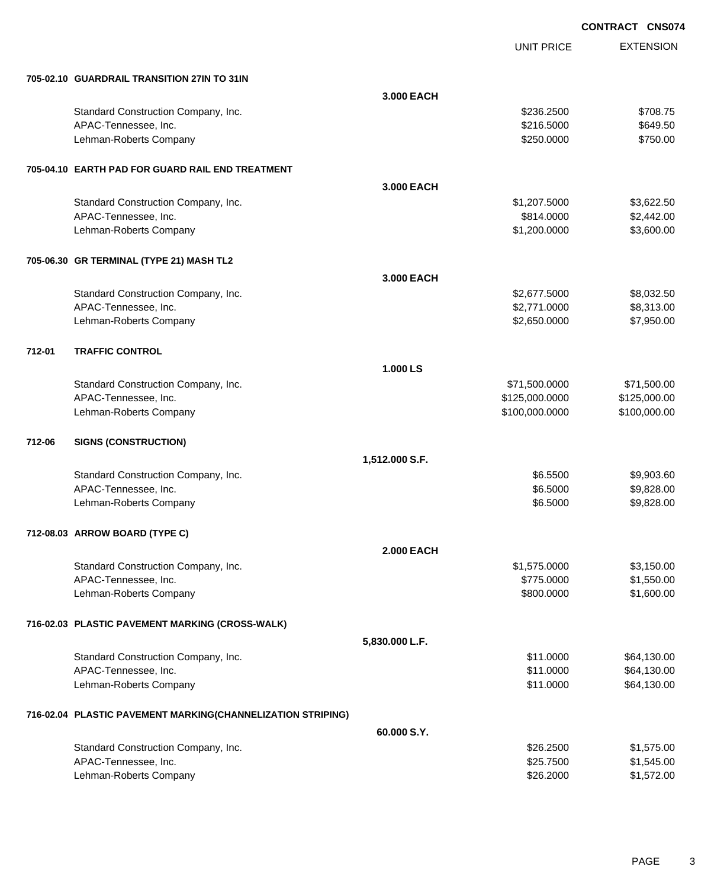**CONTRACT CNS074**

| | | | UNIT PRICE | EXTENSION |
|---|---|---|---|---|
| **705-02.10** | **GUARDRAIL TRANSITION 27IN TO 31IN** | | | |
| | | **3.000 EACH** | | |
| | Standard Construction Company, Inc. | | $236.2500 | $708.75 |
| | APAC-Tennessee, Inc. | | $216.5000 | $649.50 |
| | Lehman-Roberts Company | | $250.0000 | $750.00 |
| **705-04.10** | **EARTH PAD FOR GUARD RAIL END TREATMENT** | | | |
| | | **3.000 EACH** | | |
| | Standard Construction Company, Inc. | | $1,207.5000 | $3,622.50 |
| | APAC-Tennessee, Inc. | | $814.0000 | $2,442.00 |
| | Lehman-Roberts Company | | $1,200.0000 | $3,600.00 |
| **705-06.30** | **GR TERMINAL (TYPE 21) MASH TL2** | | | |
| | | **3.000 EACH** | | |
| | Standard Construction Company, Inc. | | $2,677.5000 | $8,032.50 |
| | APAC-Tennessee, Inc. | | $2,771.0000 | $8,313.00 |
| | Lehman-Roberts Company | | $2,650.0000 | $7,950.00 |
| **712-01** | **TRAFFIC CONTROL** | | | |
| | | **1.000 LS** | | |
| | Standard Construction Company, Inc. | | $71,500.0000 | $71,500.00 |
| | APAC-Tennessee, Inc. | | $125,000.0000 | $125,000.00 |
| | Lehman-Roberts Company | | $100,000.0000 | $100,000.00 |
| **712-06** | **SIGNS (CONSTRUCTION)** | | | |
| | | **1,512.000 S.F.** | | |
| | Standard Construction Company, Inc. | | $6.5500 | $9,903.60 |
| | APAC-Tennessee, Inc. | | $6.5000 | $9,828.00 |
| | Lehman-Roberts Company | | $6.5000 | $9,828.00 |
| **712-08.03** | **ARROW BOARD (TYPE C)** | | | |
| | | **2.000 EACH** | | |
| | Standard Construction Company, Inc. | | $1,575.0000 | $3,150.00 |
| | APAC-Tennessee, Inc. | | $775.0000 | $1,550.00 |
| | Lehman-Roberts Company | | $800.0000 | $1,600.00 |
| **716-02.03** | **PLASTIC PAVEMENT MARKING (CROSS-WALK)** | | | |
| | | **5,830.000 L.F.** | | |
| | Standard Construction Company, Inc. | | $11.0000 | $64,130.00 |
| | APAC-Tennessee, Inc. | | $11.0000 | $64,130.00 |
| | Lehman-Roberts Company | | $11.0000 | $64,130.00 |
| **716-02.04** | **PLASTIC PAVEMENT MARKING(CHANNELIZATION STRIPING)** | | | |
| | | **60.000 S.Y.** | | |
| | Standard Construction Company, Inc. | | $26.2500 | $1,575.00 |
| | APAC-Tennessee, Inc. | | $25.7500 | $1,545.00 |
| | Lehman-Roberts Company | | $26.2000 | $1,572.00 |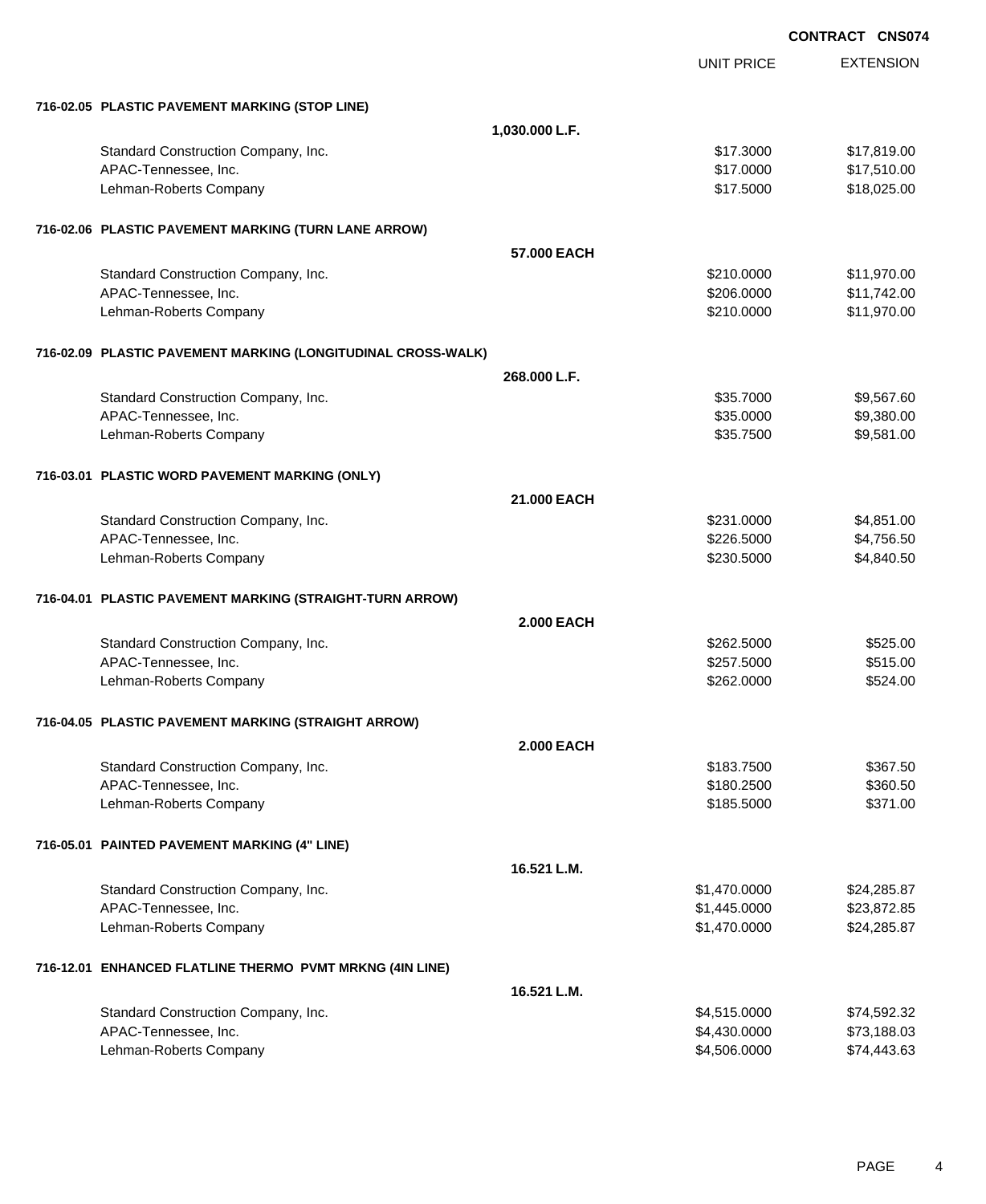**CONTRACT CNS074**

| | | UNIT PRICE | EXTENSION |
|---|---|---|---|
| **716-02.05 PLASTIC PAVEMENT MARKING (STOP LINE)** | | | |
| | **1,030.000 L.F.** | | |
| Standard Construction Company, Inc. | | $17.3000 | $17,819.00 |
| APAC-Tennessee, Inc. | | $17.0000 | $17,510.00 |
| Lehman-Roberts Company | | $17.5000 | $18,025.00 |
| **716-02.06 PLASTIC PAVEMENT MARKING (TURN LANE ARROW)** | | | |
| | **57.000 EACH** | | |
| Standard Construction Company, Inc. | | $210.0000 | $11,970.00 |
| APAC-Tennessee, Inc. | | $206.0000 | $11,742.00 |
| Lehman-Roberts Company | | $210.0000 | $11,970.00 |
| **716-02.09 PLASTIC PAVEMENT MARKING (LONGITUDINAL CROSS-WALK)** | | | |
| | **268.000 L.F.** | | |
| Standard Construction Company, Inc. | | $35.7000 | $9,567.60 |
| APAC-Tennessee, Inc. | | $35.0000 | $9,380.00 |
| Lehman-Roberts Company | | $35.7500 | $9,581.00 |
| **716-03.01 PLASTIC WORD PAVEMENT MARKING (ONLY)** | | | |
| | **21.000 EACH** | | |
| Standard Construction Company, Inc. | | $231.0000 | $4,851.00 |
| APAC-Tennessee, Inc. | | $226.5000 | $4,756.50 |
| Lehman-Roberts Company | | $230.5000 | $4,840.50 |
| **716-04.01 PLASTIC PAVEMENT MARKING (STRAIGHT-TURN ARROW)** | | | |
| | **2.000 EACH** | | |
| Standard Construction Company, Inc. | | $262.5000 | $525.00 |
| APAC-Tennessee, Inc. | | $257.5000 | $515.00 |
| Lehman-Roberts Company | | $262.0000 | $524.00 |
| **716-04.05 PLASTIC PAVEMENT MARKING (STRAIGHT ARROW)** | | | |
| | **2.000 EACH** | | |
| Standard Construction Company, Inc. | | $183.7500 | $367.50 |
| APAC-Tennessee, Inc. | | $180.2500 | $360.50 |
| Lehman-Roberts Company | | $185.5000 | $371.00 |
| **716-05.01 PAINTED PAVEMENT MARKING (4" LINE)** | | | |
| | **16.521 L.M.** | | |
| Standard Construction Company, Inc. | | $1,470.0000 | $24,285.87 |
| APAC-Tennessee, Inc. | | $1,445.0000 | $23,872.85 |
| Lehman-Roberts Company | | $1,470.0000 | $24,285.87 |
| **716-12.01 ENHANCED FLATLINE THERMO PVMT MRKNG (4IN LINE)** | | | |
| | **16.521 L.M.** | | |
| Standard Construction Company, Inc. | | $4,515.0000 | $74,592.32 |
| APAC-Tennessee, Inc. | | $4,430.0000 | $73,188.03 |
| Lehman-Roberts Company | | $4,506.0000 | $74,443.63 |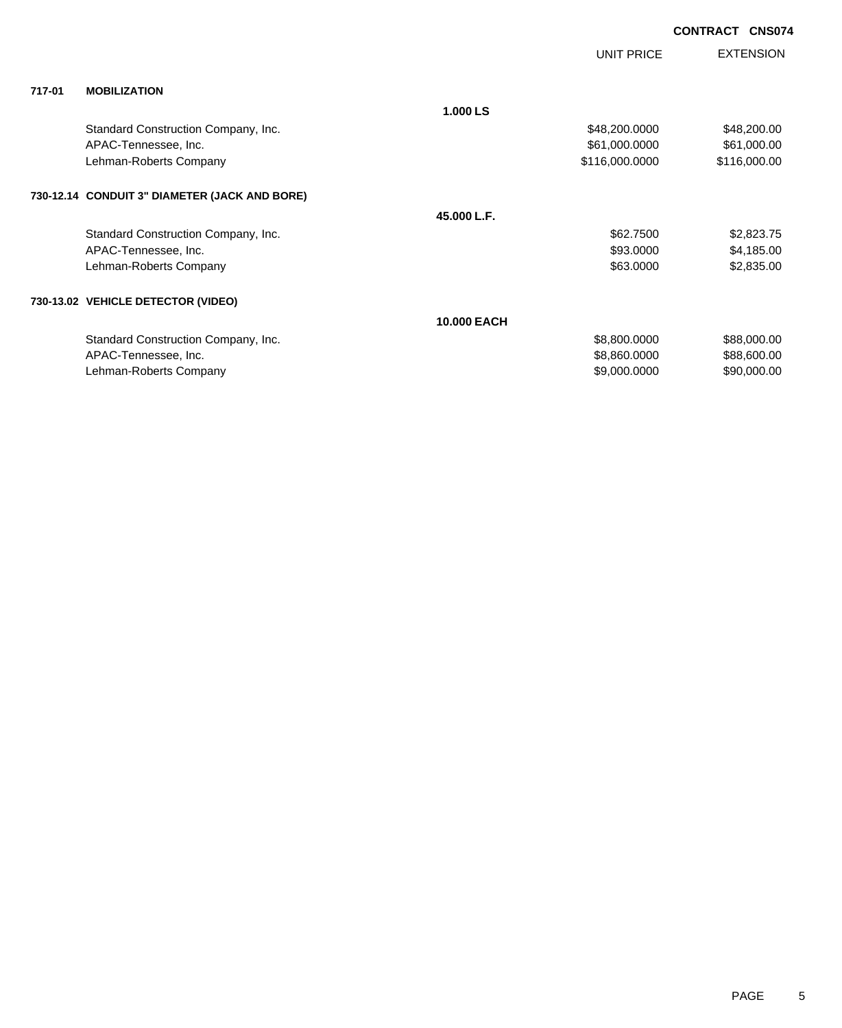**CONTRACT CNS074**

| | | | UNIT PRICE | EXTENSION |
|---|---|---|---|---|
| **717-01** | **MOBILIZATION** | | | |
| | | **1.000 LS** | | |
| | Standard Construction Company, Inc. | | $48,200.0000 | $48,200.00 |
| | APAC-Tennessee, Inc. | | $61,000.0000 | $61,000.00 |
| | Lehman-Roberts Company | | $116,000.0000 | $116,000.00 |
| **730-12.14** | **CONDUIT 3" DIAMETER (JACK AND BORE)** | | | |
| | | **45.000 L.F.** | | |
| | Standard Construction Company, Inc. | | $62.7500 | $2,823.75 |
| | APAC-Tennessee, Inc. | | $93.0000 | $4,185.00 |
| | Lehman-Roberts Company | | $63.0000 | $2,835.00 |
| **730-13.02** | **VEHICLE DETECTOR (VIDEO)** | | | |
| | | **10.000 EACH** | | |
| | Standard Construction Company, Inc. | | $8,800.0000 | $88,000.00 |
| | APAC-Tennessee, Inc. | | $8,860.0000 | $88,600.00 |
| | Lehman-Roberts Company | | $9,000.0000 | $90,000.00 |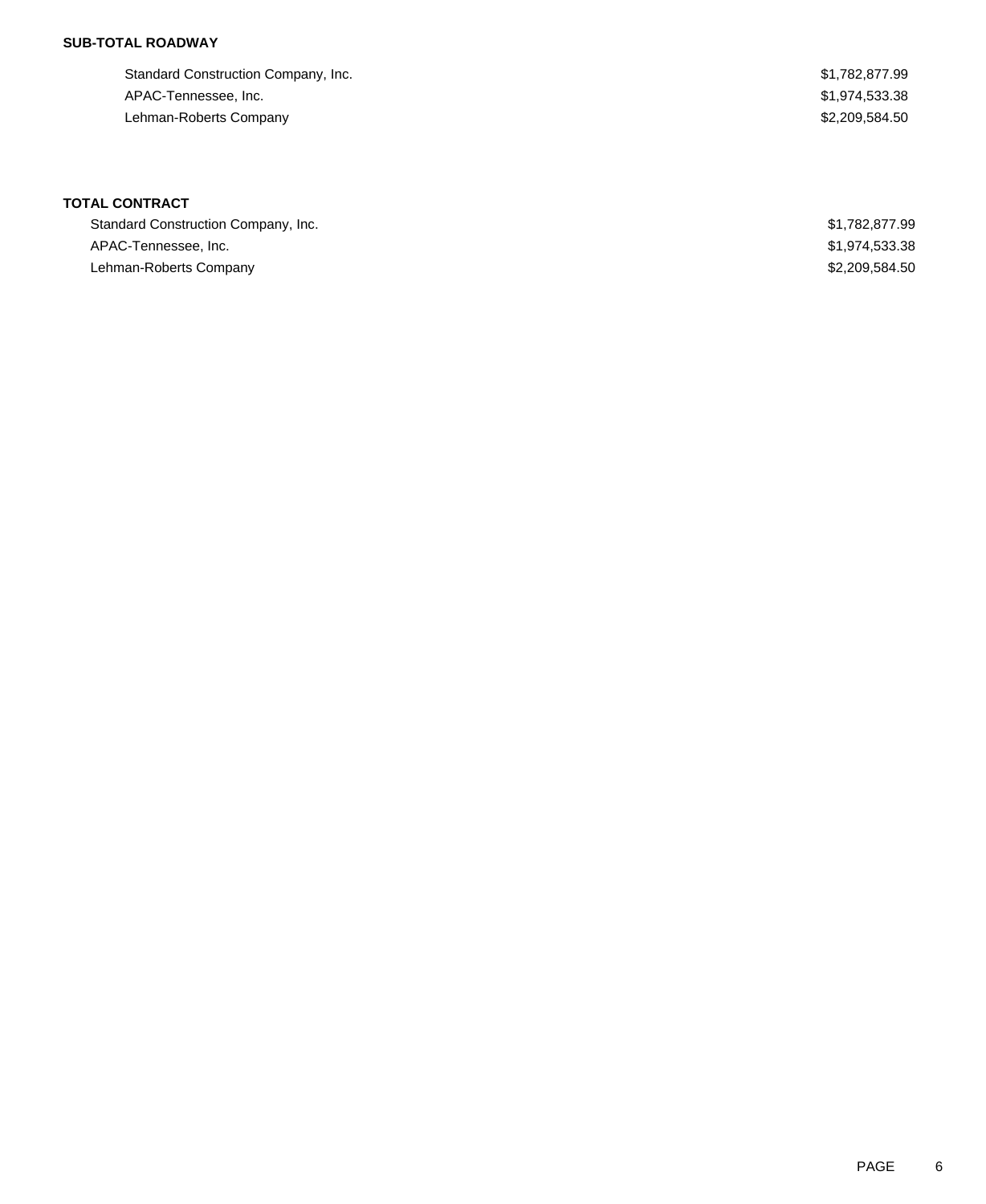**SUB-TOTAL ROADWAY**

| | |
|---|---|
| Standard Construction Company, Inc. | $1,782,877.99 |
| APAC-Tennessee, Inc. | $1,974,533.38 |
| Lehman-Roberts Company | $2,209,584.50 |

**TOTAL CONTRACT**

| | |
|---|---|
| Standard Construction Company, Inc. | $1,782,877.99 |
| APAC-Tennessee, Inc. | $1,974,533.38 |
| Lehman-Roberts Company | $2,209,584.50 |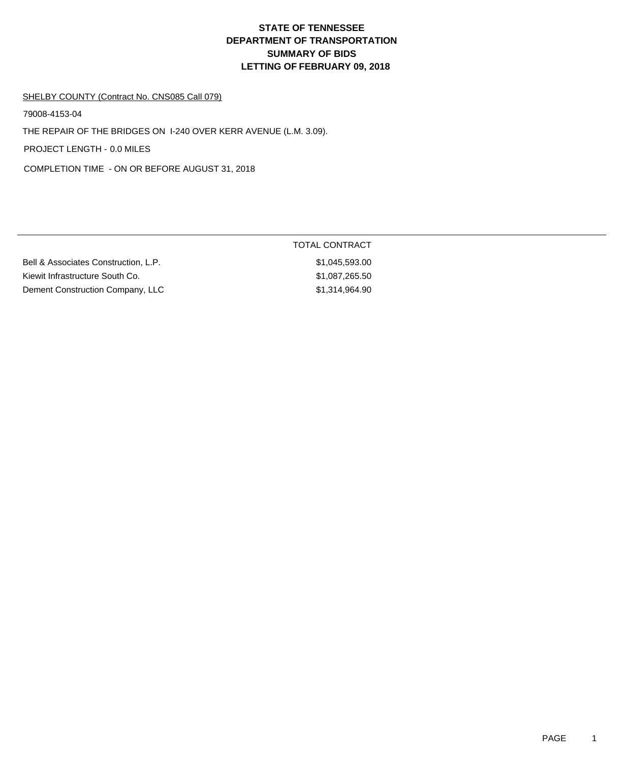# STATE OF TENNESSEE
# DEPARTMENT OF TRANSPORTATION
# SUMMARY OF BIDS
# LETTING OF FEBRUARY 09, 2018

SHELBY COUNTY (Contract No. CNS085 Call 079)

79008-4153-04

THE REPAIR OF THE BRIDGES ON I-240 OVER KERR AVENUE (L.M. 3.09).

PROJECT LENGTH - 0.0 MILES

COMPLETION TIME - ON OR BEFORE AUGUST 31, 2018

| | TOTAL CONTRACT |
|---|---|
| Bell & Associates Construction, L.P. | $1,045,593.00 |
| Kiewit Infrastructure South Co. | $1,087,265.50 |
| Dement Construction Company, LLC | $1,314,964.90 |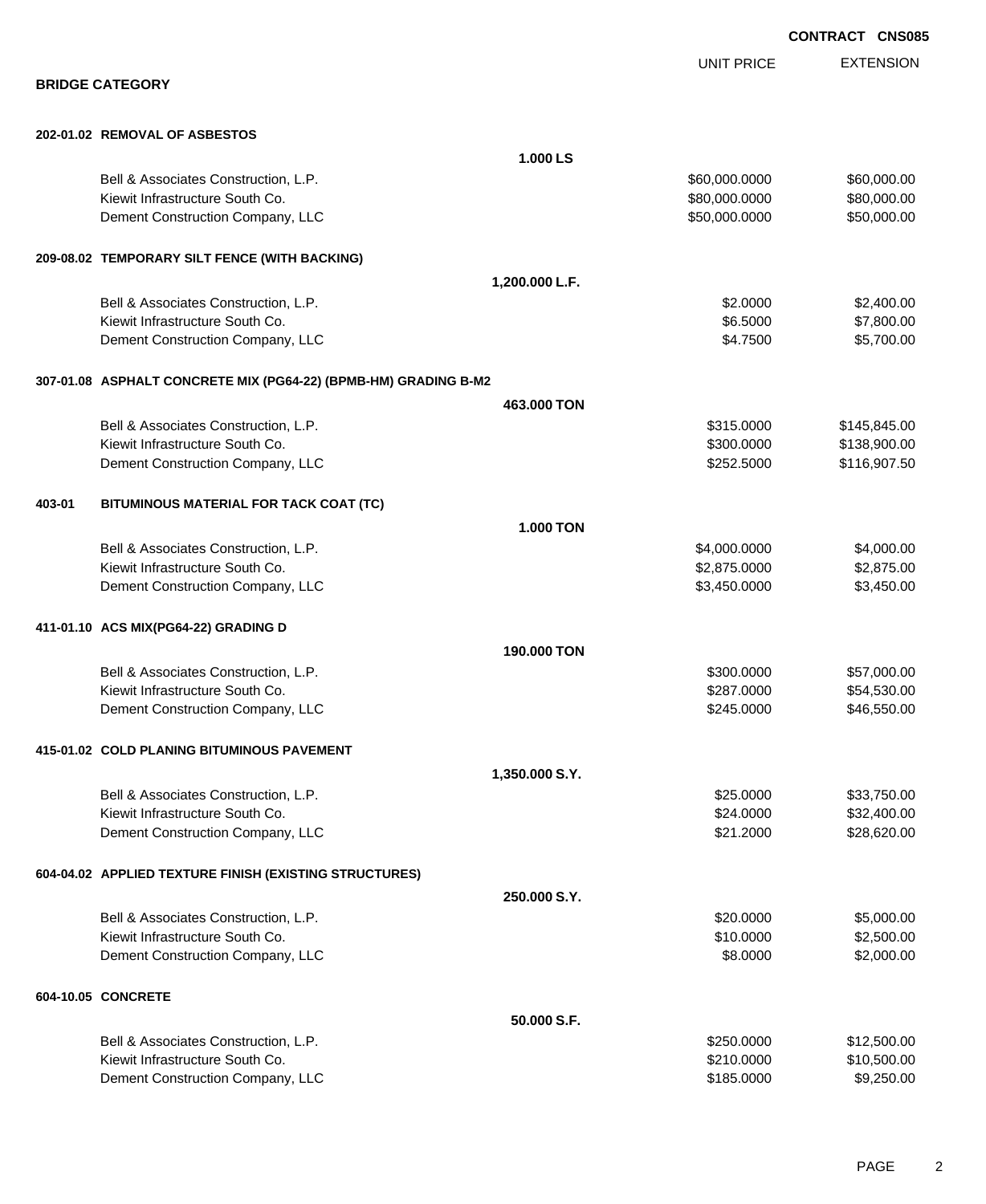**CONTRACT CNS085**

## BRIDGE CATEGORY

| | | UNIT PRICE | EXTENSION |
|---|---|---|---|
| **202-01.02 REMOVAL OF ASBESTOS** | | | |
| | **1.000 LS** | | |
| Bell & Associates Construction, L.P. | | $60,000.0000 | $60,000.00 |
| Kiewit Infrastructure South Co. | | $80,000.0000 | $80,000.00 |
| Dement Construction Company, LLC | | $50,000.0000 | $50,000.00 |
| **209-08.02 TEMPORARY SILT FENCE (WITH BACKING)** | | | |
| | **1,200.000 L.F.** | | |
| Bell & Associates Construction, L.P. | | $2.0000 | $2,400.00 |
| Kiewit Infrastructure South Co. | | $6.5000 | $7,800.00 |
| Dement Construction Company, LLC | | $4.7500 | $5,700.00 |
| **307-01.08 ASPHALT CONCRETE MIX (PG64-22) (BPMB-HM) GRADING B-M2** | | | |
| | **463.000 TON** | | |
| Bell & Associates Construction, L.P. | | $315.0000 | $145,845.00 |
| Kiewit Infrastructure South Co. | | $300.0000 | $138,900.00 |
| Dement Construction Company, LLC | | $252.5000 | $116,907.50 |
| **403-01 BITUMINOUS MATERIAL FOR TACK COAT (TC)** | | | |
| | **1.000 TON** | | |
| Bell & Associates Construction, L.P. | | $4,000.0000 | $4,000.00 |
| Kiewit Infrastructure South Co. | | $2,875.0000 | $2,875.00 |
| Dement Construction Company, LLC | | $3,450.0000 | $3,450.00 |
| **411-01.10 ACS MIX(PG64-22) GRADING D** | | | |
| | **190.000 TON** | | |
| Bell & Associates Construction, L.P. | | $300.0000 | $57,000.00 |
| Kiewit Infrastructure South Co. | | $287.0000 | $54,530.00 |
| Dement Construction Company, LLC | | $245.0000 | $46,550.00 |
| **415-01.02 COLD PLANING BITUMINOUS PAVEMENT** | | | |
| | **1,350.000 S.Y.** | | |
| Bell & Associates Construction, L.P. | | $25.0000 | $33,750.00 |
| Kiewit Infrastructure South Co. | | $24.0000 | $32,400.00 |
| Dement Construction Company, LLC | | $21.2000 | $28,620.00 |
| **604-04.02 APPLIED TEXTURE FINISH (EXISTING STRUCTURES)** | | | |
| | **250.000 S.Y.** | | |
| Bell & Associates Construction, L.P. | | $20.0000 | $5,000.00 |
| Kiewit Infrastructure South Co. | | $10.0000 | $2,500.00 |
| Dement Construction Company, LLC | | $8.0000 | $2,000.00 |
| **604-10.05 CONCRETE** | | | |
| | **50.000 S.F.** | | |
| Bell & Associates Construction, L.P. | | $250.0000 | $12,500.00 |
| Kiewit Infrastructure South Co. | | $210.0000 | $10,500.00 |
| Dement Construction Company, LLC | | $185.0000 | $9,250.00 |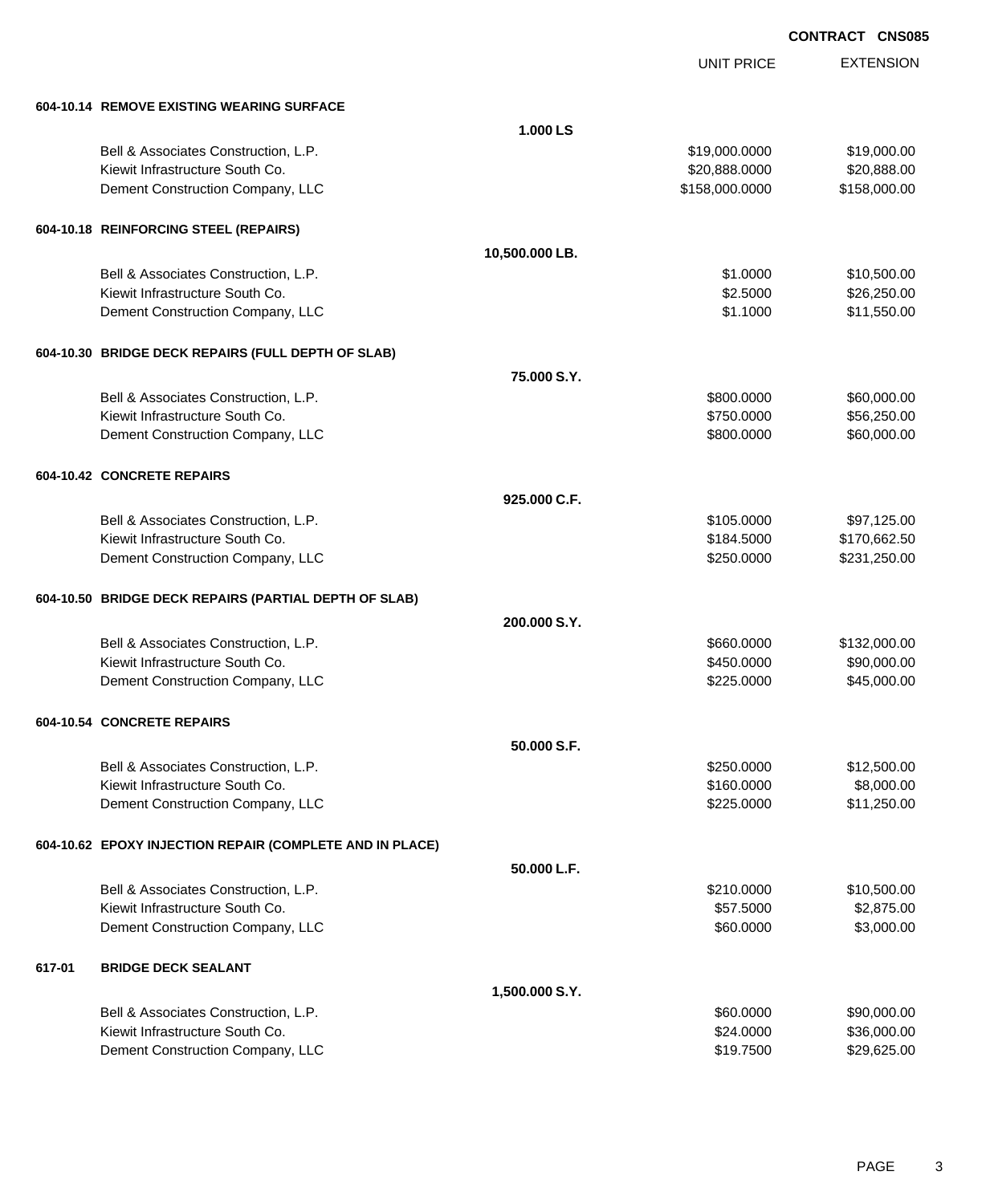**CONTRACT CNS085**

| | | UNIT PRICE | EXTENSION |
|---|---|---|---|
| **604-10.14 REMOVE EXISTING WEARING SURFACE** | | | |
| | **1.000 LS** | | |
| Bell & Associates Construction, L.P. | | $19,000.0000 | $19,000.00 |
| Kiewit Infrastructure South Co. | | $20,888.0000 | $20,888.00 |
| Dement Construction Company, LLC | | $158,000.0000 | $158,000.00 |
| **604-10.18 REINFORCING STEEL (REPAIRS)** | | | |
| | **10,500.000 LB.** | | |
| Bell & Associates Construction, L.P. | | $1.0000 | $10,500.00 |
| Kiewit Infrastructure South Co. | | $2.5000 | $26,250.00 |
| Dement Construction Company, LLC | | $1.1000 | $11,550.00 |
| **604-10.30 BRIDGE DECK REPAIRS (FULL DEPTH OF SLAB)** | | | |
| | **75.000 S.Y.** | | |
| Bell & Associates Construction, L.P. | | $800.0000 | $60,000.00 |
| Kiewit Infrastructure South Co. | | $750.0000 | $56,250.00 |
| Dement Construction Company, LLC | | $800.0000 | $60,000.00 |
| **604-10.42 CONCRETE REPAIRS** | | | |
| | **925.000 C.F.** | | |
| Bell & Associates Construction, L.P. | | $105.0000 | $97,125.00 |
| Kiewit Infrastructure South Co. | | $184.5000 | $170,662.50 |
| Dement Construction Company, LLC | | $250.0000 | $231,250.00 |
| **604-10.50 BRIDGE DECK REPAIRS (PARTIAL DEPTH OF SLAB)** | | | |
| | **200.000 S.Y.** | | |
| Bell & Associates Construction, L.P. | | $660.0000 | $132,000.00 |
| Kiewit Infrastructure South Co. | | $450.0000 | $90,000.00 |
| Dement Construction Company, LLC | | $225.0000 | $45,000.00 |
| **604-10.54 CONCRETE REPAIRS** | | | |
| | **50.000 S.F.** | | |
| Bell & Associates Construction, L.P. | | $250.0000 | $12,500.00 |
| Kiewit Infrastructure South Co. | | $160.0000 | $8,000.00 |
| Dement Construction Company, LLC | | $225.0000 | $11,250.00 |
| **604-10.62 EPOXY INJECTION REPAIR (COMPLETE AND IN PLACE)** | | | |
| | **50.000 L.F.** | | |
| Bell & Associates Construction, L.P. | | $210.0000 | $10,500.00 |
| Kiewit Infrastructure South Co. | | $57.5000 | $2,875.00 |
| Dement Construction Company, LLC | | $60.0000 | $3,000.00 |
| **617-01 BRIDGE DECK SEALANT** | | | |
| | **1,500.000 S.Y.** | | |
| Bell & Associates Construction, L.P. | | $60.0000 | $90,000.00 |
| Kiewit Infrastructure South Co. | | $24.0000 | $36,000.00 |
| Dement Construction Company, LLC | | $19.7500 | $29,625.00 |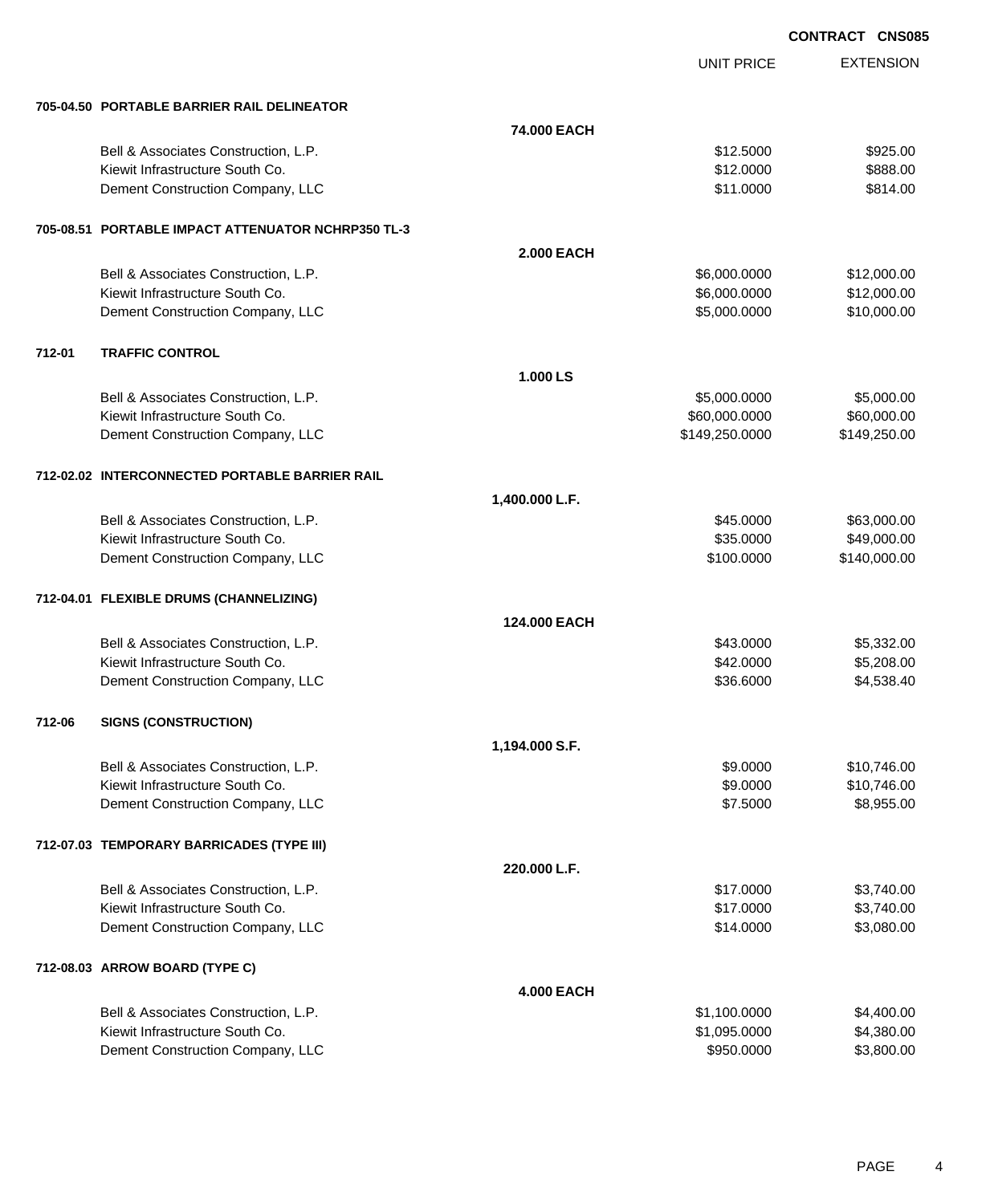**CONTRACT CNS085**

| | | UNIT PRICE | EXTENSION |
|---|---|---|---|
| **705-04.50 PORTABLE BARRIER RAIL DELINEATOR** | | | |
| | **74.000 EACH** | | |
| Bell & Associates Construction, L.P. | | $12.5000 | $925.00 |
| Kiewit Infrastructure South Co. | | $12.0000 | $888.00 |
| Dement Construction Company, LLC | | $11.0000 | $814.00 |
| **705-08.51 PORTABLE IMPACT ATTENUATOR NCHRP350 TL-3** | | | |
| | **2.000 EACH** | | |
| Bell & Associates Construction, L.P. | | $6,000.0000 | $12,000.00 |
| Kiewit Infrastructure South Co. | | $6,000.0000 | $12,000.00 |
| Dement Construction Company, LLC | | $5,000.0000 | $10,000.00 |
| **712-01 TRAFFIC CONTROL** | | | |
| | **1.000 LS** | | |
| Bell & Associates Construction, L.P. | | $5,000.0000 | $5,000.00 |
| Kiewit Infrastructure South Co. | | $60,000.0000 | $60,000.00 |
| Dement Construction Company, LLC | | $149,250.0000 | $149,250.00 |
| **712-02.02 INTERCONNECTED PORTABLE BARRIER RAIL** | | | |
| | **1,400.000 L.F.** | | |
| Bell & Associates Construction, L.P. | | $45.0000 | $63,000.00 |
| Kiewit Infrastructure South Co. | | $35.0000 | $49,000.00 |
| Dement Construction Company, LLC | | $100.0000 | $140,000.00 |
| **712-04.01 FLEXIBLE DRUMS (CHANNELIZING)** | | | |
| | **124.000 EACH** | | |
| Bell & Associates Construction, L.P. | | $43.0000 | $5,332.00 |
| Kiewit Infrastructure South Co. | | $42.0000 | $5,208.00 |
| Dement Construction Company, LLC | | $36.6000 | $4,538.40 |
| **712-06 SIGNS (CONSTRUCTION)** | | | |
| | **1,194.000 S.F.** | | |
| Bell & Associates Construction, L.P. | | $9.0000 | $10,746.00 |
| Kiewit Infrastructure South Co. | | $9.0000 | $10,746.00 |
| Dement Construction Company, LLC | | $7.5000 | $8,955.00 |
| **712-07.03 TEMPORARY BARRICADES (TYPE III)** | | | |
| | **220.000 L.F.** | | |
| Bell & Associates Construction, L.P. | | $17.0000 | $3,740.00 |
| Kiewit Infrastructure South Co. | | $17.0000 | $3,740.00 |
| Dement Construction Company, LLC | | $14.0000 | $3,080.00 |
| **712-08.03 ARROW BOARD (TYPE C)** | | | |
| | **4.000 EACH** | | |
| Bell & Associates Construction, L.P. | | $1,100.0000 | $4,400.00 |
| Kiewit Infrastructure South Co. | | $1,095.0000 | $4,380.00 |
| Dement Construction Company, LLC | | $950.0000 | $3,800.00 |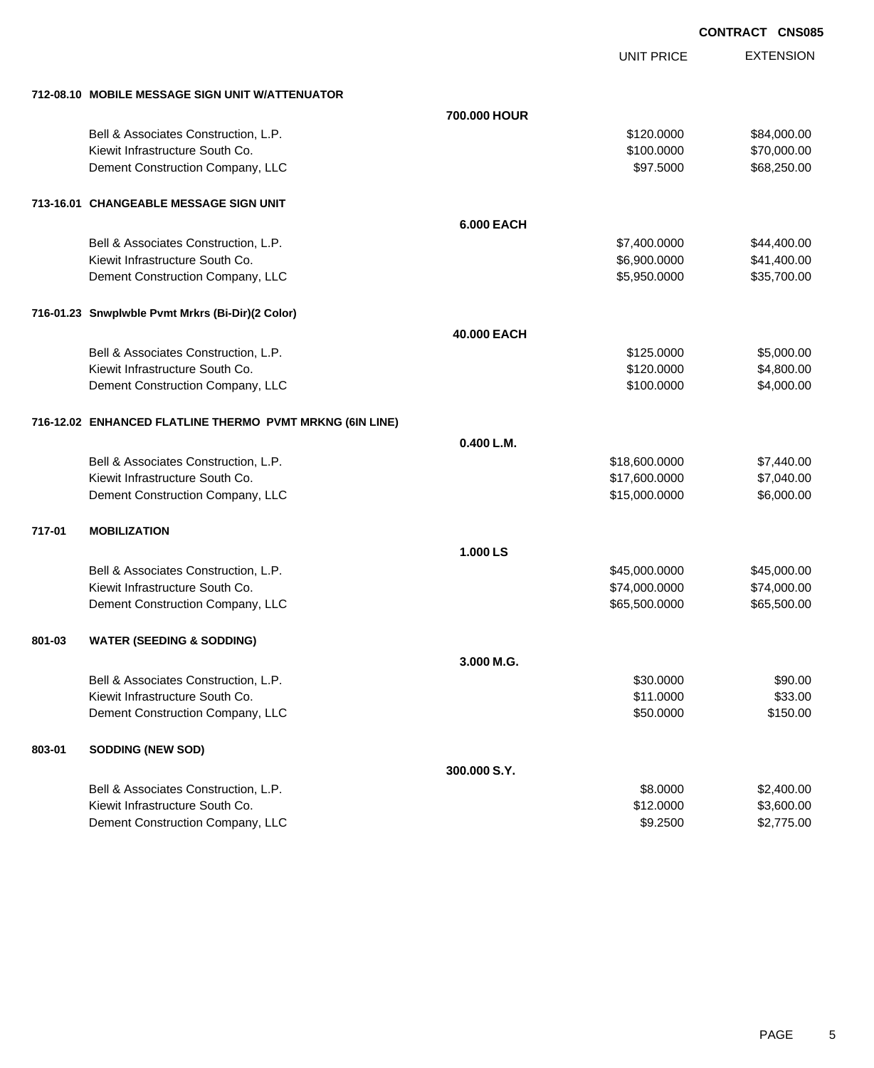**CONTRACT CNS085**

| | | | UNIT PRICE | EXTENSION |
|---|---|---|---|---|
| **712-08.10** | **MOBILE MESSAGE SIGN UNIT W/ATTENUATOR** | | | |
| | | **700.000 HOUR** | | |
| | Bell & Associates Construction, L.P. | | $120.0000 | $84,000.00 |
| | Kiewit Infrastructure South Co. | | $100.0000 | $70,000.00 |
| | Dement Construction Company, LLC | | $97.5000 | $68,250.00 |
| **713-16.01** | **CHANGEABLE MESSAGE SIGN UNIT** | | | |
| | | **6.000 EACH** | | |
| | Bell & Associates Construction, L.P. | | $7,400.0000 | $44,400.00 |
| | Kiewit Infrastructure South Co. | | $6,900.0000 | $41,400.00 |
| | Dement Construction Company, LLC | | $5,950.0000 | $35,700.00 |
| **716-01.23** | **Snwplwble Pvmt Mrkrs (Bi-Dir)(2 Color)** | | | |
| | | **40.000 EACH** | | |
| | Bell & Associates Construction, L.P. | | $125.0000 | $5,000.00 |
| | Kiewit Infrastructure South Co. | | $120.0000 | $4,800.00 |
| | Dement Construction Company, LLC | | $100.0000 | $4,000.00 |
| **716-12.02** | **ENHANCED FLATLINE THERMO PVMT MRKNG (6IN LINE)** | | | |
| | | **0.400 L.M.** | | |
| | Bell & Associates Construction, L.P. | | $18,600.0000 | $7,440.00 |
| | Kiewit Infrastructure South Co. | | $17,600.0000 | $7,040.00 |
| | Dement Construction Company, LLC | | $15,000.0000 | $6,000.00 |
| **717-01** | **MOBILIZATION** | | | |
| | | **1.000 LS** | | |
| | Bell & Associates Construction, L.P. | | $45,000.0000 | $45,000.00 |
| | Kiewit Infrastructure South Co. | | $74,000.0000 | $74,000.00 |
| | Dement Construction Company, LLC | | $65,500.0000 | $65,500.00 |
| **801-03** | **WATER (SEEDING & SODDING)** | | | |
| | | **3.000 M.G.** | | |
| | Bell & Associates Construction, L.P. | | $30.0000 | $90.00 |
| | Kiewit Infrastructure South Co. | | $11.0000 | $33.00 |
| | Dement Construction Company, LLC | | $50.0000 | $150.00 |
| **803-01** | **SODDING (NEW SOD)** | | | |
| | | **300.000 S.Y.** | | |
| | Bell & Associates Construction, L.P. | | $8.0000 | $2,400.00 |
| | Kiewit Infrastructure South Co. | | $12.0000 | $3,600.00 |
| | Dement Construction Company, LLC | | $9.2500 | $2,775.00 |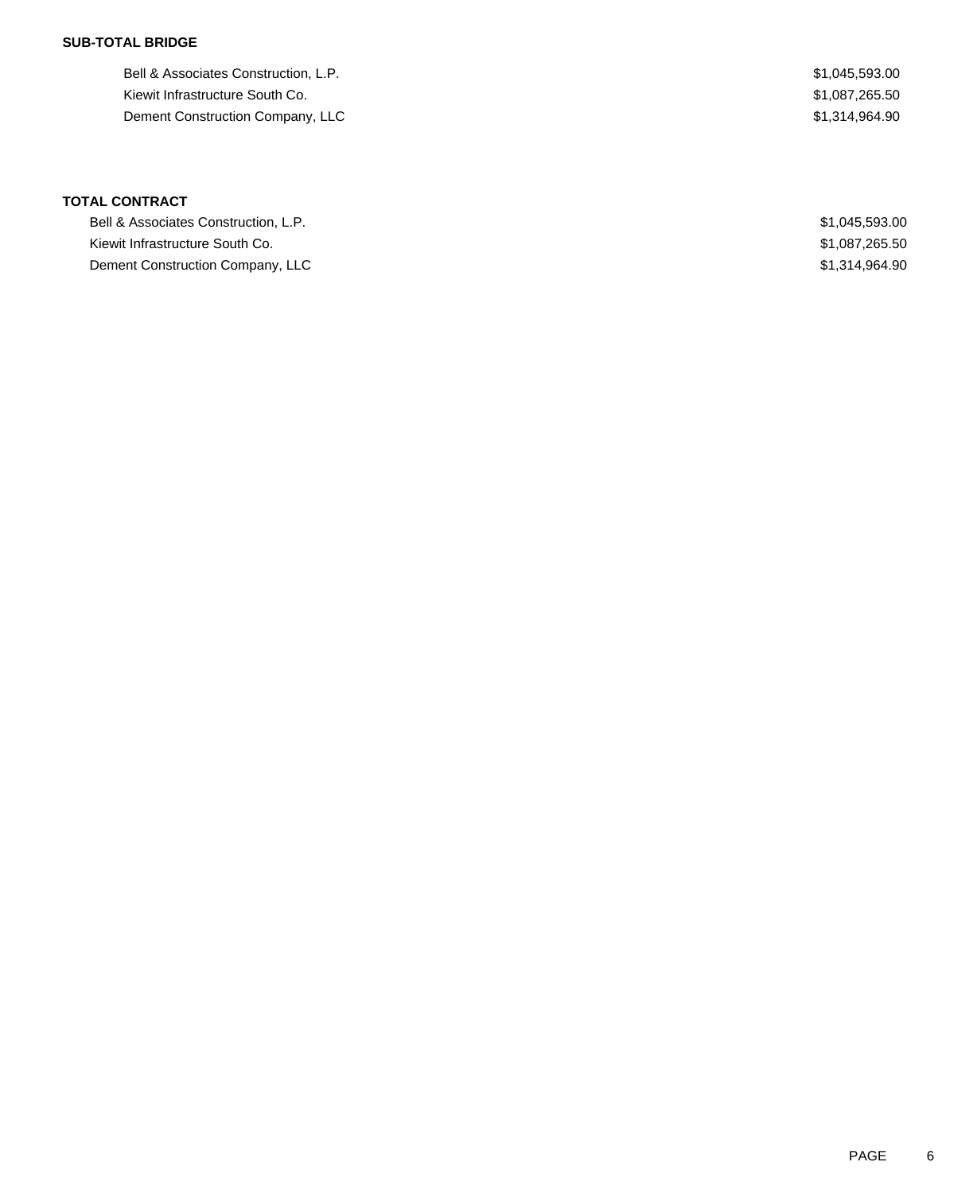**SUB-TOTAL BRIDGE**

| | |
|---|---|
| Bell & Associates Construction, L.P. | $1,045,593.00 |
| Kiewit Infrastructure South Co. | $1,087,265.50 |
| Dement Construction Company, LLC | $1,314,964.90 |

**TOTAL CONTRACT**

| | |
|---|---|
| Bell & Associates Construction, L.P. | $1,045,593.00 |
| Kiewit Infrastructure South Co. | $1,087,265.50 |
| Dement Construction Company, LLC | $1,314,964.90 |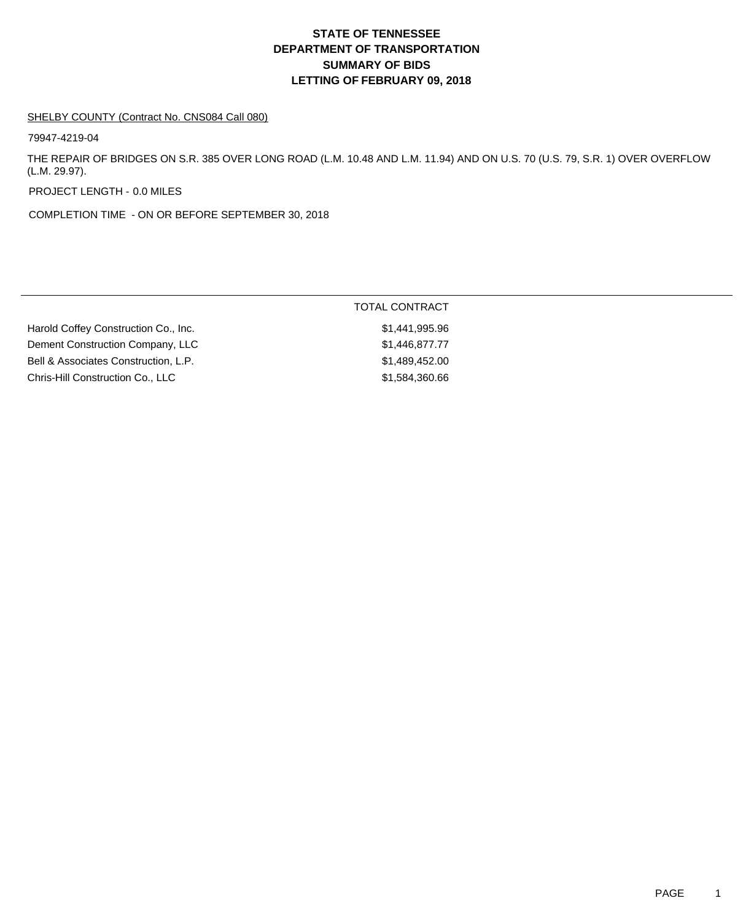# STATE OF TENNESSEE
# DEPARTMENT OF TRANSPORTATION
# SUMMARY OF BIDS
# LETTING OF FEBRUARY 09, 2018

SHELBY COUNTY (Contract No. CNS084 Call 080)

79947-4219-04

THE REPAIR OF BRIDGES ON S.R. 385 OVER LONG ROAD (L.M. 10.48 AND L.M. 11.94) AND ON U.S. 70 (U.S. 79, S.R. 1) OVER OVERFLOW (L.M. 29.97).

PROJECT LENGTH - 0.0 MILES

COMPLETION TIME - ON OR BEFORE SEPTEMBER 30, 2018

| | TOTAL CONTRACT |
|---|---|
| Harold Coffey Construction Co., Inc. | $1,441,995.96 |
| Dement Construction Company, LLC | $1,446,877.77 |
| Bell & Associates Construction, L.P. | $1,489,452.00 |
| Chris-Hill Construction Co., LLC | $1,584,360.66 |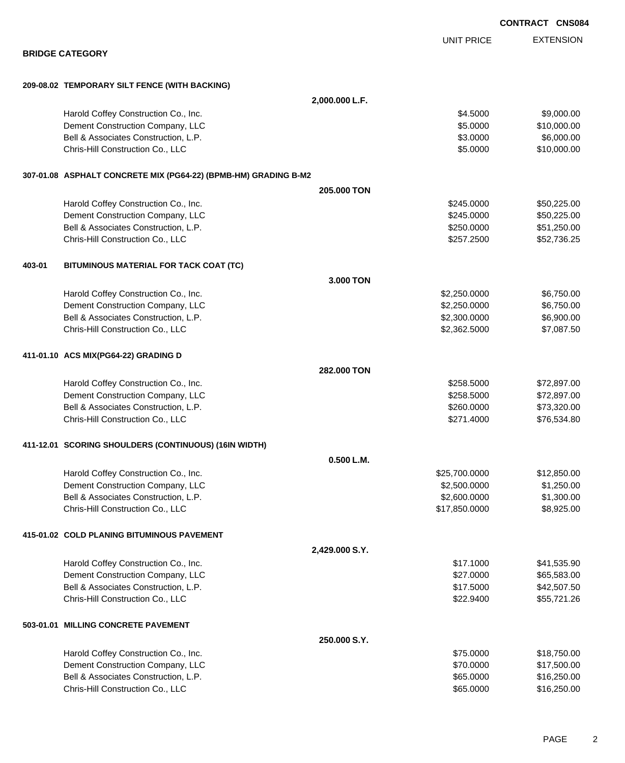**CONTRACT CNS084**

## BRIDGE CATEGORY

| | UNIT PRICE | EXTENSION |
|---|---|---|
| **209-08.02 TEMPORARY SILT FENCE (WITH BACKING)** | | |
| **2,000.000 L.F.** | | |
| Harold Coffey Construction Co., Inc. | $4.5000 | $9,000.00 |
| Dement Construction Company, LLC | $5.0000 | $10,000.00 |
| Bell & Associates Construction, L.P. | $3.0000 | $6,000.00 |
| Chris-Hill Construction Co., LLC | $5.0000 | $10,000.00 |
| **307-01.08 ASPHALT CONCRETE MIX (PG64-22) (BPMB-HM) GRADING B-M2** | | |
| **205.000 TON** | | |
| Harold Coffey Construction Co., Inc. | $245.0000 | $50,225.00 |
| Dement Construction Company, LLC | $245.0000 | $50,225.00 |
| Bell & Associates Construction, L.P. | $250.0000 | $51,250.00 |
| Chris-Hill Construction Co., LLC | $257.2500 | $52,736.25 |
| **403-01 BITUMINOUS MATERIAL FOR TACK COAT (TC)** | | |
| **3.000 TON** | | |
| Harold Coffey Construction Co., Inc. | $2,250.0000 | $6,750.00 |
| Dement Construction Company, LLC | $2,250.0000 | $6,750.00 |
| Bell & Associates Construction, L.P. | $2,300.0000 | $6,900.00 |
| Chris-Hill Construction Co., LLC | $2,362.5000 | $7,087.50 |
| **411-01.10 ACS MIX(PG64-22) GRADING D** | | |
| **282.000 TON** | | |
| Harold Coffey Construction Co., Inc. | $258.5000 | $72,897.00 |
| Dement Construction Company, LLC | $258.5000 | $72,897.00 |
| Bell & Associates Construction, L.P. | $260.0000 | $73,320.00 |
| Chris-Hill Construction Co., LLC | $271.4000 | $76,534.80 |
| **411-12.01 SCORING SHOULDERS (CONTINUOUS) (16IN WIDTH)** | | |
| **0.500 L.M.** | | |
| Harold Coffey Construction Co., Inc. | $25,700.0000 | $12,850.00 |
| Dement Construction Company, LLC | $2,500.0000 | $1,250.00 |
| Bell & Associates Construction, L.P. | $2,600.0000 | $1,300.00 |
| Chris-Hill Construction Co., LLC | $17,850.0000 | $8,925.00 |
| **415-01.02 COLD PLANING BITUMINOUS PAVEMENT** | | |
| **2,429.000 S.Y.** | | |
| Harold Coffey Construction Co., Inc. | $17.1000 | $41,535.90 |
| Dement Construction Company, LLC | $27.0000 | $65,583.00 |
| Bell & Associates Construction, L.P. | $17.5000 | $42,507.50 |
| Chris-Hill Construction Co., LLC | $22.9400 | $55,721.26 |
| **503-01.01 MILLING CONCRETE PAVEMENT** | | |
| **250.000 S.Y.** | | |
| Harold Coffey Construction Co., Inc. | $75.0000 | $18,750.00 |
| Dement Construction Company, LLC | $70.0000 | $17,500.00 |
| Bell & Associates Construction, L.P. | $65.0000 | $16,250.00 |
| Chris-Hill Construction Co., LLC | $65.0000 | $16,250.00 |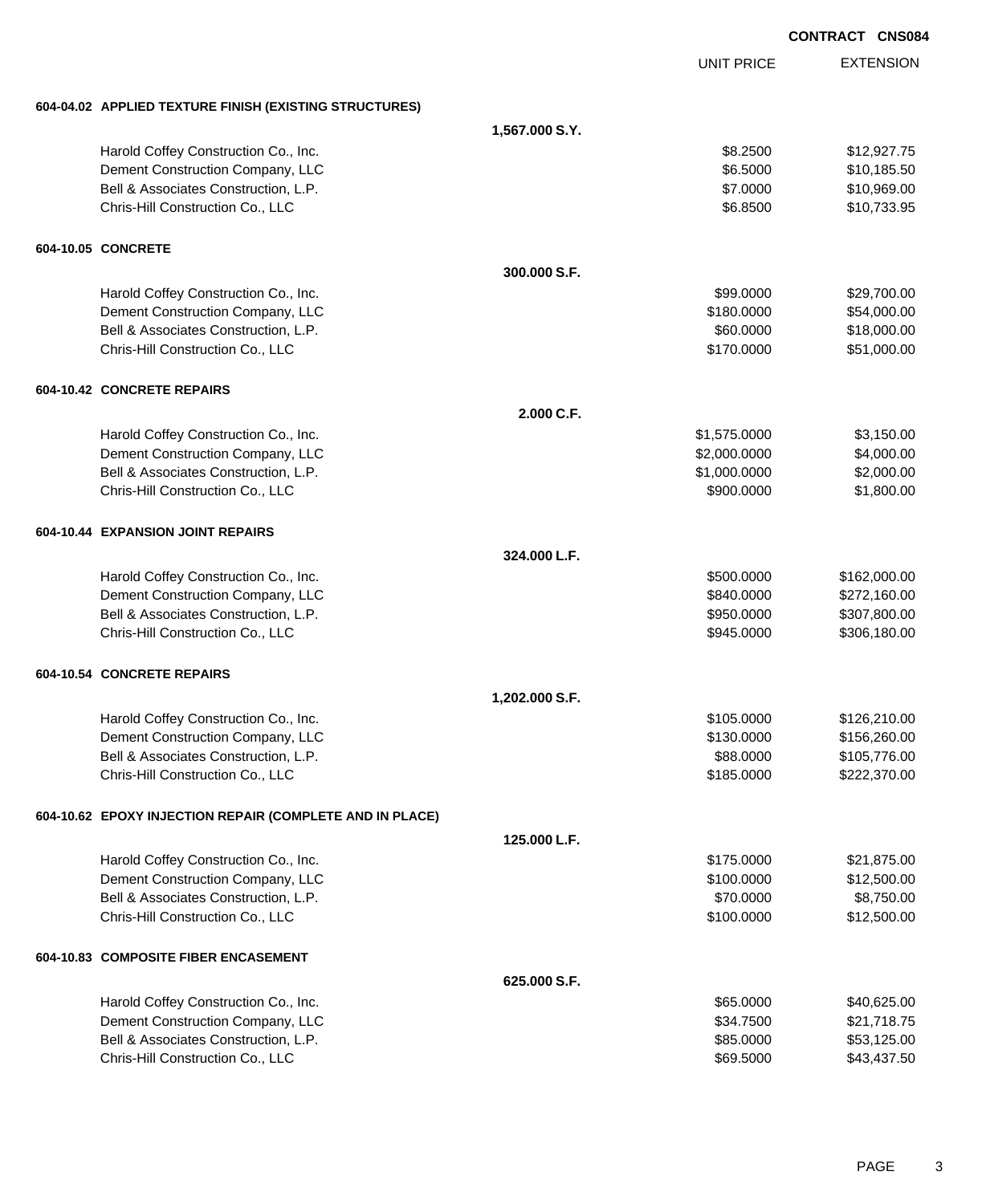**CONTRACT CNS084**

| | | UNIT PRICE | EXTENSION |
|---|---|---|---|
| **604-04.02 APPLIED TEXTURE FINISH (EXISTING STRUCTURES)** | | | |
| | **1,567.000 S.Y.** | | |
| Harold Coffey Construction Co., Inc. | | $8.2500 | $12,927.75 |
| Dement Construction Company, LLC | | $6.5000 | $10,185.50 |
| Bell & Associates Construction, L.P. | | $7.0000 | $10,969.00 |
| Chris-Hill Construction Co., LLC | | $6.8500 | $10,733.95 |
| **604-10.05 CONCRETE** | | | |
| | **300.000 S.F.** | | |
| Harold Coffey Construction Co., Inc. | | $99.0000 | $29,700.00 |
| Dement Construction Company, LLC | | $180.0000 | $54,000.00 |
| Bell & Associates Construction, L.P. | | $60.0000 | $18,000.00 |
| Chris-Hill Construction Co., LLC | | $170.0000 | $51,000.00 |
| **604-10.42 CONCRETE REPAIRS** | | | |
| | **2.000 C.F.** | | |
| Harold Coffey Construction Co., Inc. | | $1,575.0000 | $3,150.00 |
| Dement Construction Company, LLC | | $2,000.0000 | $4,000.00 |
| Bell & Associates Construction, L.P. | | $1,000.0000 | $2,000.00 |
| Chris-Hill Construction Co., LLC | | $900.0000 | $1,800.00 |
| **604-10.44 EXPANSION JOINT REPAIRS** | | | |
| | **324.000 L.F.** | | |
| Harold Coffey Construction Co., Inc. | | $500.0000 | $162,000.00 |
| Dement Construction Company, LLC | | $840.0000 | $272,160.00 |
| Bell & Associates Construction, L.P. | | $950.0000 | $307,800.00 |
| Chris-Hill Construction Co., LLC | | $945.0000 | $306,180.00 |
| **604-10.54 CONCRETE REPAIRS** | | | |
| | **1,202.000 S.F.** | | |
| Harold Coffey Construction Co., Inc. | | $105.0000 | $126,210.00 |
| Dement Construction Company, LLC | | $130.0000 | $156,260.00 |
| Bell & Associates Construction, L.P. | | $88.0000 | $105,776.00 |
| Chris-Hill Construction Co., LLC | | $185.0000 | $222,370.00 |
| **604-10.62 EPOXY INJECTION REPAIR (COMPLETE AND IN PLACE)** | | | |
| | **125.000 L.F.** | | |
| Harold Coffey Construction Co., Inc. | | $175.0000 | $21,875.00 |
| Dement Construction Company, LLC | | $100.0000 | $12,500.00 |
| Bell & Associates Construction, L.P. | | $70.0000 | $8,750.00 |
| Chris-Hill Construction Co., LLC | | $100.0000 | $12,500.00 |
| **604-10.83 COMPOSITE FIBER ENCASEMENT** | | | |
| | **625.000 S.F.** | | |
| Harold Coffey Construction Co., Inc. | | $65.0000 | $40,625.00 |
| Dement Construction Company, LLC | | $34.7500 | $21,718.75 |
| Bell & Associates Construction, L.P. | | $85.0000 | $53,125.00 |
| Chris-Hill Construction Co., LLC | | $69.5000 | $43,437.50 |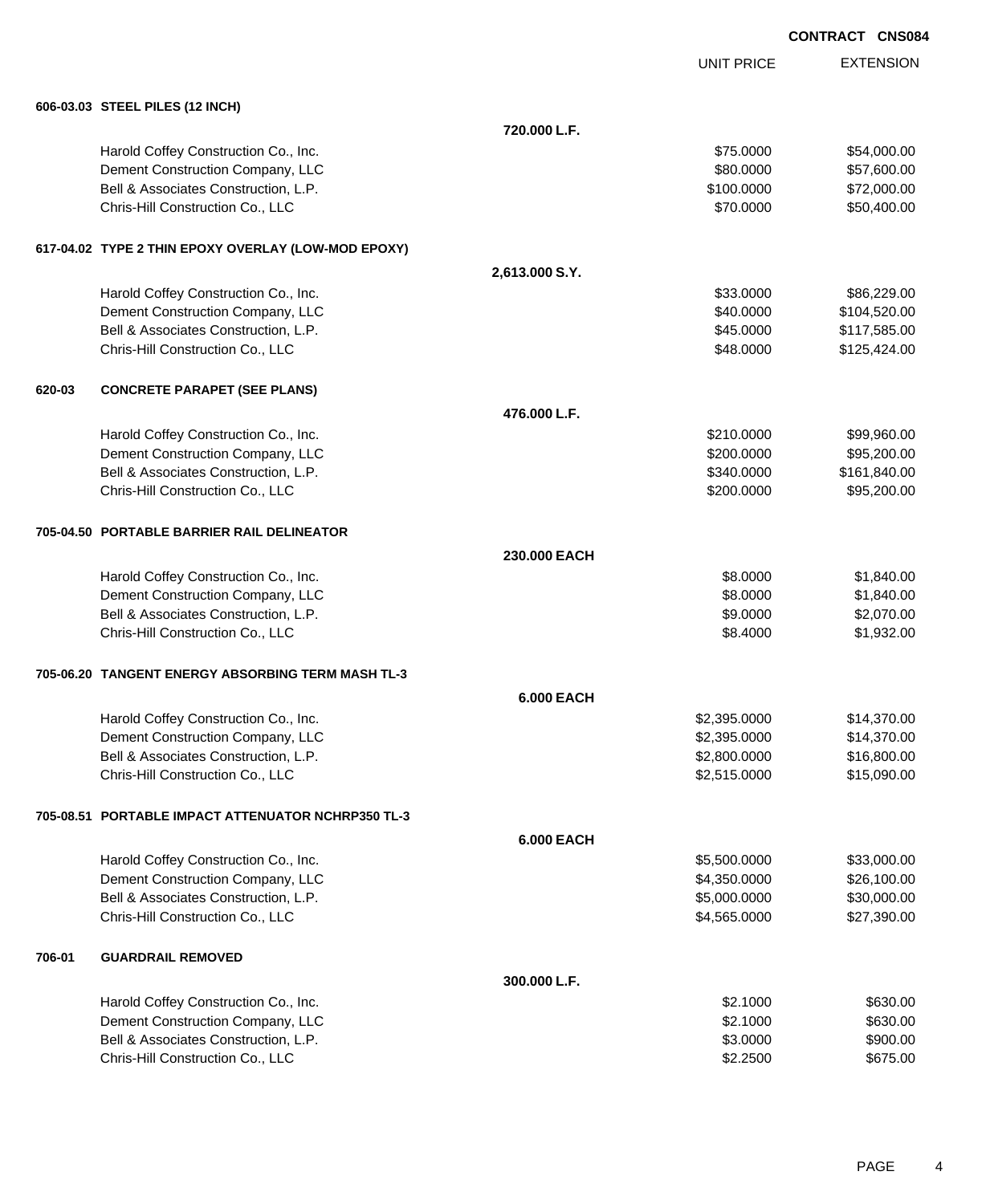CONTRACT CNS084

| | | UNIT PRICE | EXTENSION |
|---|---|---|---|
| **606-03.03 STEEL PILES (12 INCH)** | | | |
| | **720.000 L.F.** | | |
| Harold Coffey Construction Co., Inc. | | $75.0000 | $54,000.00 |
| Dement Construction Company, LLC | | $80.0000 | $57,600.00 |
| Bell & Associates Construction, L.P. | | $100.0000 | $72,000.00 |
| Chris-Hill Construction Co., LLC | | $70.0000 | $50,400.00 |
| **617-04.02 TYPE 2 THIN EPOXY OVERLAY (LOW-MOD EPOXY)** | | | |
| | **2,613.000 S.Y.** | | |
| Harold Coffey Construction Co., Inc. | | $33.0000 | $86,229.00 |
| Dement Construction Company, LLC | | $40.0000 | $104,520.00 |
| Bell & Associates Construction, L.P. | | $45.0000 | $117,585.00 |
| Chris-Hill Construction Co., LLC | | $48.0000 | $125,424.00 |
| **620-03 CONCRETE PARAPET (SEE PLANS)** | | | |
| | **476.000 L.F.** | | |
| Harold Coffey Construction Co., Inc. | | $210.0000 | $99,960.00 |
| Dement Construction Company, LLC | | $200.0000 | $95,200.00 |
| Bell & Associates Construction, L.P. | | $340.0000 | $161,840.00 |
| Chris-Hill Construction Co., LLC | | $200.0000 | $95,200.00 |
| **705-04.50 PORTABLE BARRIER RAIL DELINEATOR** | | | |
| | **230.000 EACH** | | |
| Harold Coffey Construction Co., Inc. | | $8.0000 | $1,840.00 |
| Dement Construction Company, LLC | | $8.0000 | $1,840.00 |
| Bell & Associates Construction, L.P. | | $9.0000 | $2,070.00 |
| Chris-Hill Construction Co., LLC | | $8.4000 | $1,932.00 |
| **705-06.20 TANGENT ENERGY ABSORBING TERM MASH TL-3** | | | |
| | **6.000 EACH** | | |
| Harold Coffey Construction Co., Inc. | | $2,395.0000 | $14,370.00 |
| Dement Construction Company, LLC | | $2,395.0000 | $14,370.00 |
| Bell & Associates Construction, L.P. | | $2,800.0000 | $16,800.00 |
| Chris-Hill Construction Co., LLC | | $2,515.0000 | $15,090.00 |
| **705-08.51 PORTABLE IMPACT ATTENUATOR NCHRP350 TL-3** | | | |
| | **6.000 EACH** | | |
| Harold Coffey Construction Co., Inc. | | $5,500.0000 | $33,000.00 |
| Dement Construction Company, LLC | | $4,350.0000 | $26,100.00 |
| Bell & Associates Construction, L.P. | | $5,000.0000 | $30,000.00 |
| Chris-Hill Construction Co., LLC | | $4,565.0000 | $27,390.00 |
| **706-01 GUARDRAIL REMOVED** | | | |
| | **300.000 L.F.** | | |
| Harold Coffey Construction Co., Inc. | | $2.1000 | $630.00 |
| Dement Construction Company, LLC | | $2.1000 | $630.00 |
| Bell & Associates Construction, L.P. | | $3.0000 | $900.00 |
| Chris-Hill Construction Co., LLC | | $2.2500 | $675.00 |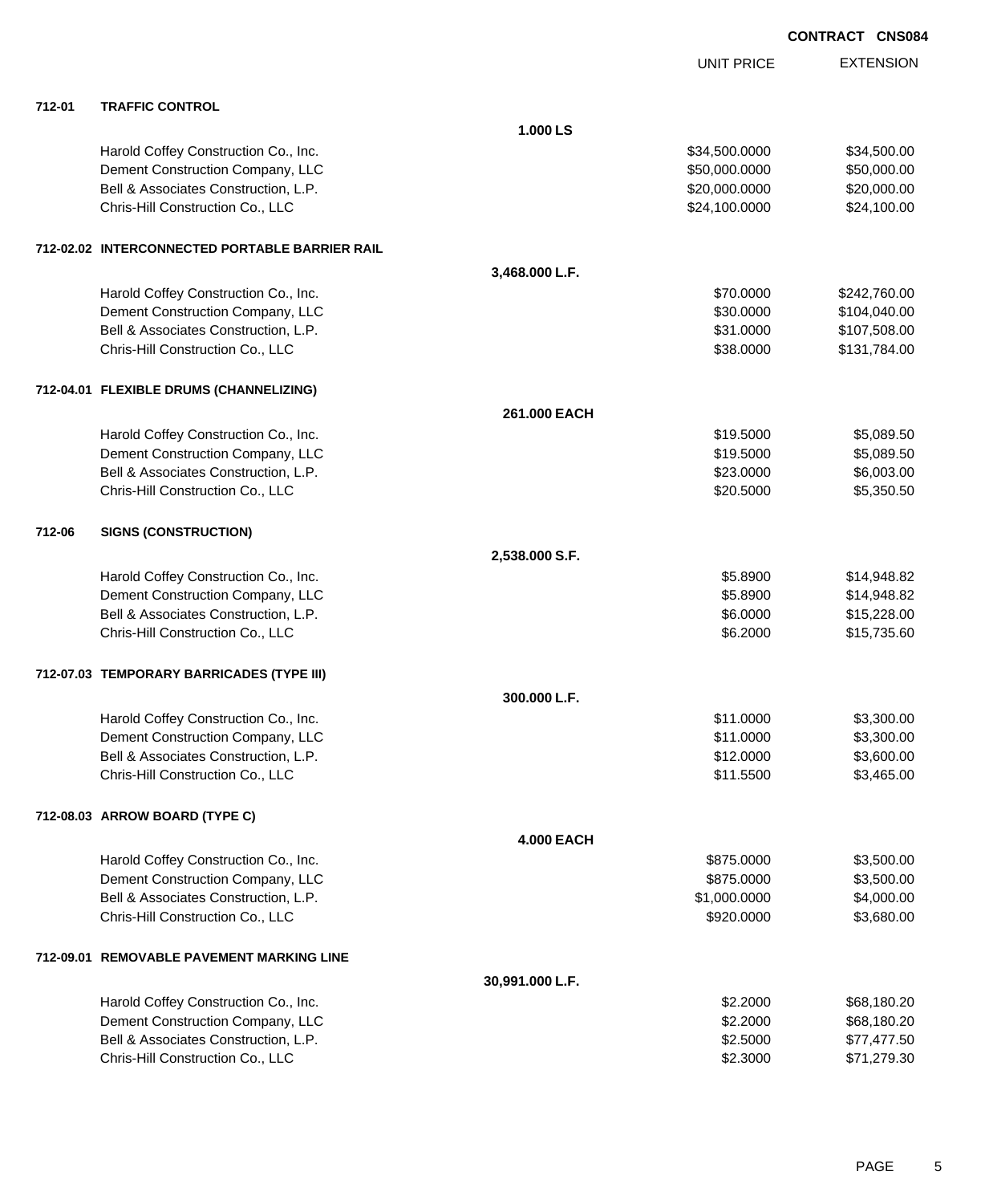**CONTRACT CNS084**

| | | | UNIT PRICE | EXTENSION |
|---|---|---|---|---|
| **712-01** | **TRAFFIC CONTROL** | | | |
| | | **1.000 LS** | | |
| | Harold Coffey Construction Co., Inc. | | $34,500.0000 | $34,500.00 |
| | Dement Construction Company, LLC | | $50,000.0000 | $50,000.00 |
| | Bell & Associates Construction, L.P. | | $20,000.0000 | $20,000.00 |
| | Chris-Hill Construction Co., LLC | | $24,100.0000 | $24,100.00 |
| **712-02.02** | **INTERCONNECTED PORTABLE BARRIER RAIL** | | | |
| | | **3,468.000 L.F.** | | |
| | Harold Coffey Construction Co., Inc. | | $70.0000 | $242,760.00 |
| | Dement Construction Company, LLC | | $30.0000 | $104,040.00 |
| | Bell & Associates Construction, L.P. | | $31.0000 | $107,508.00 |
| | Chris-Hill Construction Co., LLC | | $38.0000 | $131,784.00 |
| **712-04.01** | **FLEXIBLE DRUMS (CHANNELIZING)** | | | |
| | | **261.000 EACH** | | |
| | Harold Coffey Construction Co., Inc. | | $19.5000 | $5,089.50 |
| | Dement Construction Company, LLC | | $19.5000 | $5,089.50 |
| | Bell & Associates Construction, L.P. | | $23.0000 | $6,003.00 |
| | Chris-Hill Construction Co., LLC | | $20.5000 | $5,350.50 |
| **712-06** | **SIGNS (CONSTRUCTION)** | | | |
| | | **2,538.000 S.F.** | | |
| | Harold Coffey Construction Co., Inc. | | $5.8900 | $14,948.82 |
| | Dement Construction Company, LLC | | $5.8900 | $14,948.82 |
| | Bell & Associates Construction, L.P. | | $6.0000 | $15,228.00 |
| | Chris-Hill Construction Co., LLC | | $6.2000 | $15,735.60 |
| **712-07.03** | **TEMPORARY BARRICADES (TYPE III)** | | | |
| | | **300.000 L.F.** | | |
| | Harold Coffey Construction Co., Inc. | | $11.0000 | $3,300.00 |
| | Dement Construction Company, LLC | | $11.0000 | $3,300.00 |
| | Bell & Associates Construction, L.P. | | $12.0000 | $3,600.00 |
| | Chris-Hill Construction Co., LLC | | $11.5500 | $3,465.00 |
| **712-08.03** | **ARROW BOARD (TYPE C)** | | | |
| | | **4.000 EACH** | | |
| | Harold Coffey Construction Co., Inc. | | $875.0000 | $3,500.00 |
| | Dement Construction Company, LLC | | $875.0000 | $3,500.00 |
| | Bell & Associates Construction, L.P. | | $1,000.0000 | $4,000.00 |
| | Chris-Hill Construction Co., LLC | | $920.0000 | $3,680.00 |
| **712-09.01** | **REMOVABLE PAVEMENT MARKING LINE** | | | |
| | | **30,991.000 L.F.** | | |
| | Harold Coffey Construction Co., Inc. | | $2.2000 | $68,180.20 |
| | Dement Construction Company, LLC | | $2.2000 | $68,180.20 |
| | Bell & Associates Construction, L.P. | | $2.5000 | $77,477.50 |
| | Chris-Hill Construction Co., LLC | | $2.3000 | $71,279.30 |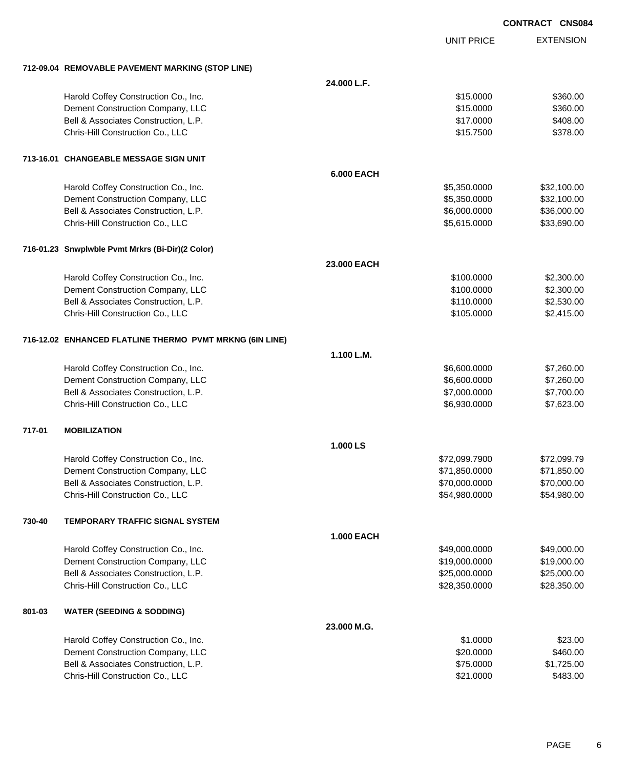**CONTRACT CNS084**

| | | | UNIT PRICE | EXTENSION |
|---|---|---|---|---|
| **712-09.04** | **REMOVABLE PAVEMENT MARKING (STOP LINE)** | | | |
| | | **24.000 L.F.** | | |
| | Harold Coffey Construction Co., Inc. | | $15.0000 | $360.00 |
| | Dement Construction Company, LLC | | $15.0000 | $360.00 |
| | Bell & Associates Construction, L.P. | | $17.0000 | $408.00 |
| | Chris-Hill Construction Co., LLC | | $15.7500 | $378.00 |
| **713-16.01** | **CHANGEABLE MESSAGE SIGN UNIT** | | | |
| | | **6.000 EACH** | | |
| | Harold Coffey Construction Co., Inc. | | $5,350.0000 | $32,100.00 |
| | Dement Construction Company, LLC | | $5,350.0000 | $32,100.00 |
| | Bell & Associates Construction, L.P. | | $6,000.0000 | $36,000.00 |
| | Chris-Hill Construction Co., LLC | | $5,615.0000 | $33,690.00 |
| **716-01.23** | **Snwplwble Pvmt Mrkrs (Bi-Dir)(2 Color)** | | | |
| | | **23.000 EACH** | | |
| | Harold Coffey Construction Co., Inc. | | $100.0000 | $2,300.00 |
| | Dement Construction Company, LLC | | $100.0000 | $2,300.00 |
| | Bell & Associates Construction, L.P. | | $110.0000 | $2,530.00 |
| | Chris-Hill Construction Co., LLC | | $105.0000 | $2,415.00 |
| **716-12.02** | **ENHANCED FLATLINE THERMO PVMT MRKNG (6IN LINE)** | | | |
| | | **1.100 L.M.** | | |
| | Harold Coffey Construction Co., Inc. | | $6,600.0000 | $7,260.00 |
| | Dement Construction Company, LLC | | $6,600.0000 | $7,260.00 |
| | Bell & Associates Construction, L.P. | | $7,000.0000 | $7,700.00 |
| | Chris-Hill Construction Co., LLC | | $6,930.0000 | $7,623.00 |
| **717-01** | **MOBILIZATION** | | | |
| | | **1.000 LS** | | |
| | Harold Coffey Construction Co., Inc. | | $72,099.7900 | $72,099.79 |
| | Dement Construction Company, LLC | | $71,850.0000 | $71,850.00 |
| | Bell & Associates Construction, L.P. | | $70,000.0000 | $70,000.00 |
| | Chris-Hill Construction Co., LLC | | $54,980.0000 | $54,980.00 |
| **730-40** | **TEMPORARY TRAFFIC SIGNAL SYSTEM** | | | |
| | | **1.000 EACH** | | |
| | Harold Coffey Construction Co., Inc. | | $49,000.0000 | $49,000.00 |
| | Dement Construction Company, LLC | | $19,000.0000 | $19,000.00 |
| | Bell & Associates Construction, L.P. | | $25,000.0000 | $25,000.00 |
| | Chris-Hill Construction Co., LLC | | $28,350.0000 | $28,350.00 |
| **801-03** | **WATER (SEEDING & SODDING)** | | | |
| | | **23.000 M.G.** | | |
| | Harold Coffey Construction Co., Inc. | | $1.0000 | $23.00 |
| | Dement Construction Company, LLC | | $20.0000 | $460.00 |
| | Bell & Associates Construction, L.P. | | $75.0000 | $1,725.00 |
| | Chris-Hill Construction Co., LLC | | $21.0000 | $483.00 |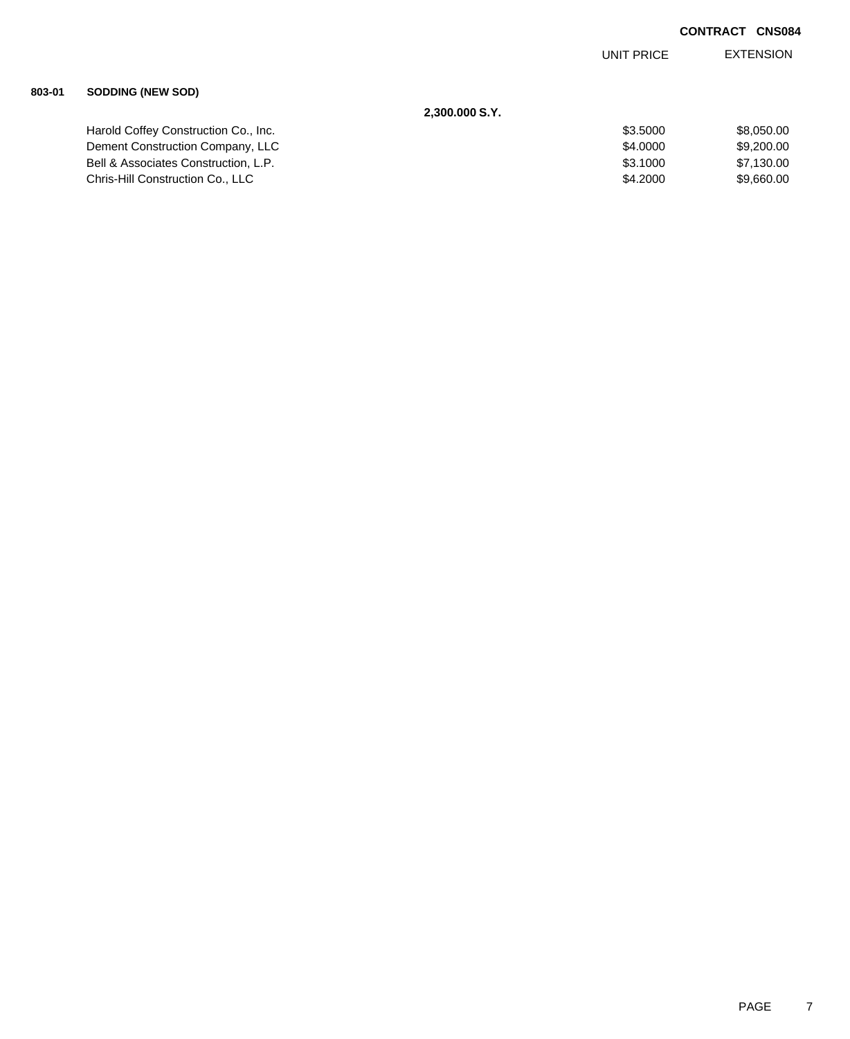**CONTRACT CNS084**

| | | UNIT PRICE | EXTENSION |
|---|---|---|---|
| **803-01** | **SODDING (NEW SOD)** | | |
| | **2,300.000 S.Y.** | | |
| | Harold Coffey Construction Co., Inc. | $3.5000 | $8,050.00 |
| | Dement Construction Company, LLC | $4.0000 | $9,200.00 |
| | Bell & Associates Construction, L.P. | $3.1000 | $7,130.00 |
| | Chris-Hill Construction Co., LLC | $4.2000 | $9,660.00 |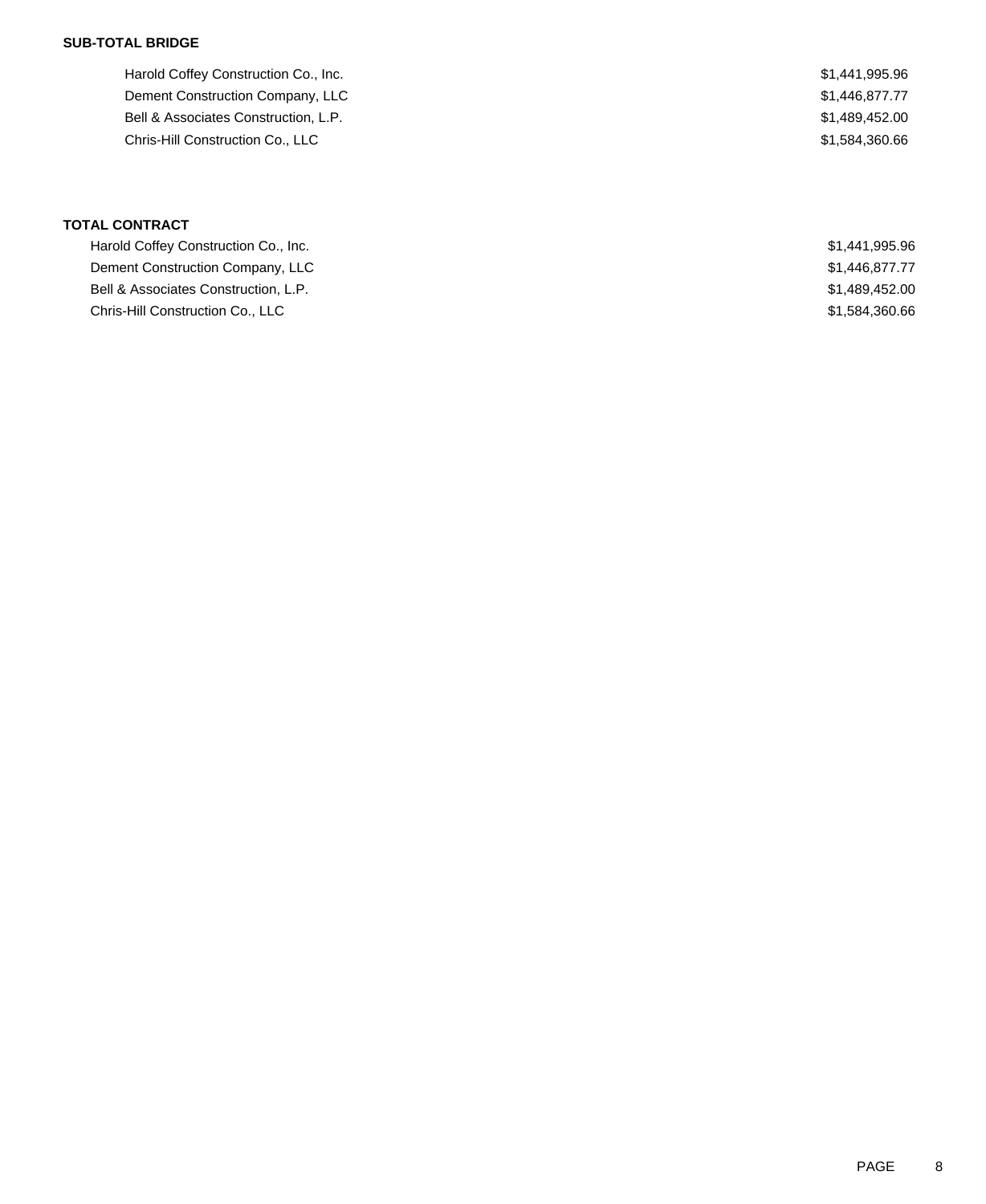**SUB-TOTAL BRIDGE**

| | |
|---|---|
| Harold Coffey Construction Co., Inc. | $1,441,995.96 |
| Dement Construction Company, LLC | $1,446,877.77 |
| Bell & Associates Construction, L.P. | $1,489,452.00 |
| Chris-Hill Construction Co., LLC | $1,584,360.66 |

**TOTAL CONTRACT**

| | |
|---|---|
| Harold Coffey Construction Co., Inc. | $1,441,995.96 |
| Dement Construction Company, LLC | $1,446,877.77 |
| Bell & Associates Construction, L.P. | $1,489,452.00 |
| Chris-Hill Construction Co., LLC | $1,584,360.66 |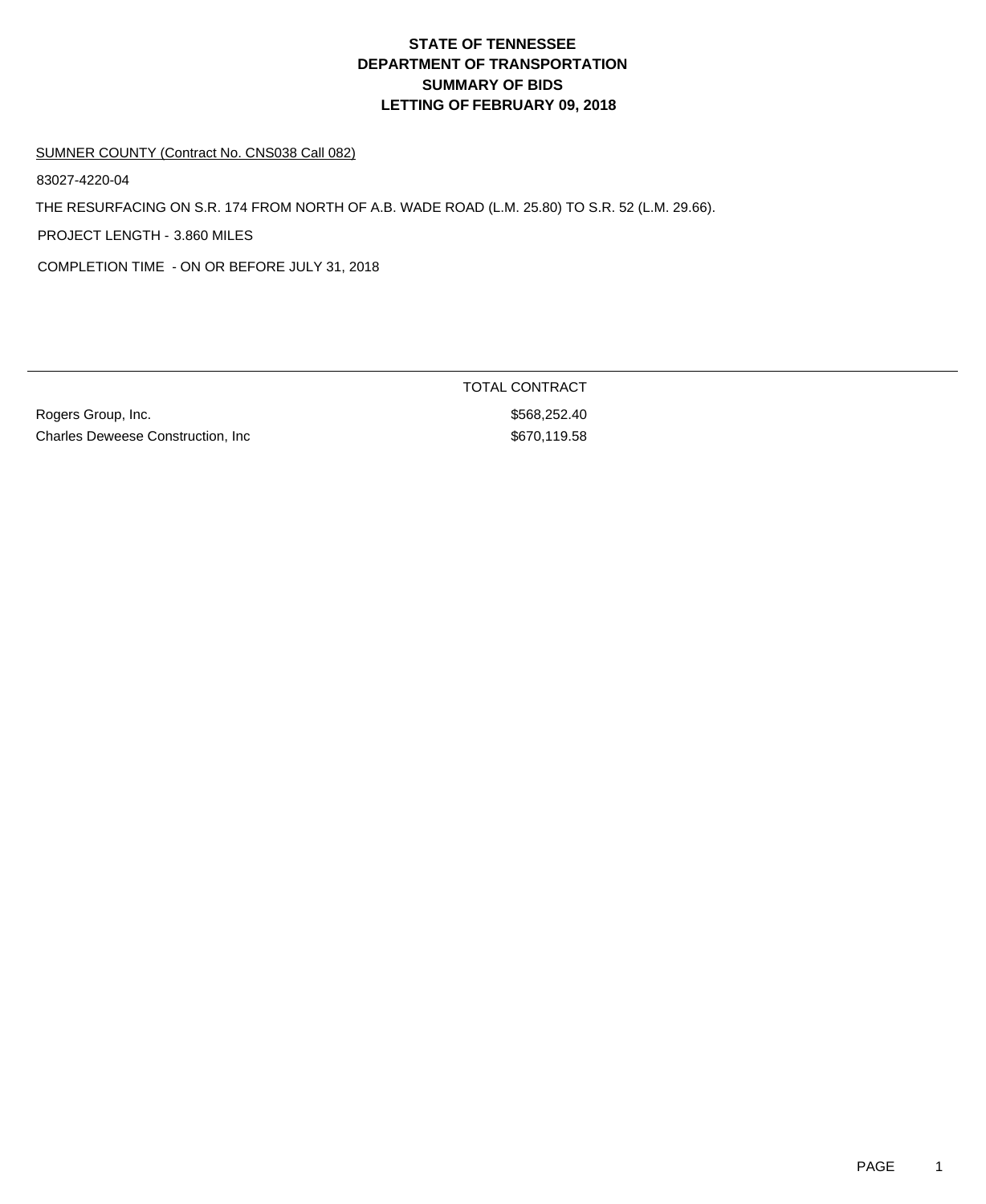# STATE OF TENNESSEE
# DEPARTMENT OF TRANSPORTATION
# SUMMARY OF BIDS
# LETTING OF FEBRUARY 09, 2018

SUMNER COUNTY (Contract No. CNS038 Call 082)

83027-4220-04

THE RESURFACING ON S.R. 174 FROM NORTH OF A.B. WADE ROAD (L.M. 25.80) TO S.R. 52 (L.M. 29.66).

PROJECT LENGTH - 3.860 MILES

COMPLETION TIME - ON OR BEFORE JULY 31, 2018

| | TOTAL CONTRACT |
|---|---|
| Rogers Group, Inc. | $568,252.40 |
| Charles Deweese Construction, Inc | $670,119.58 |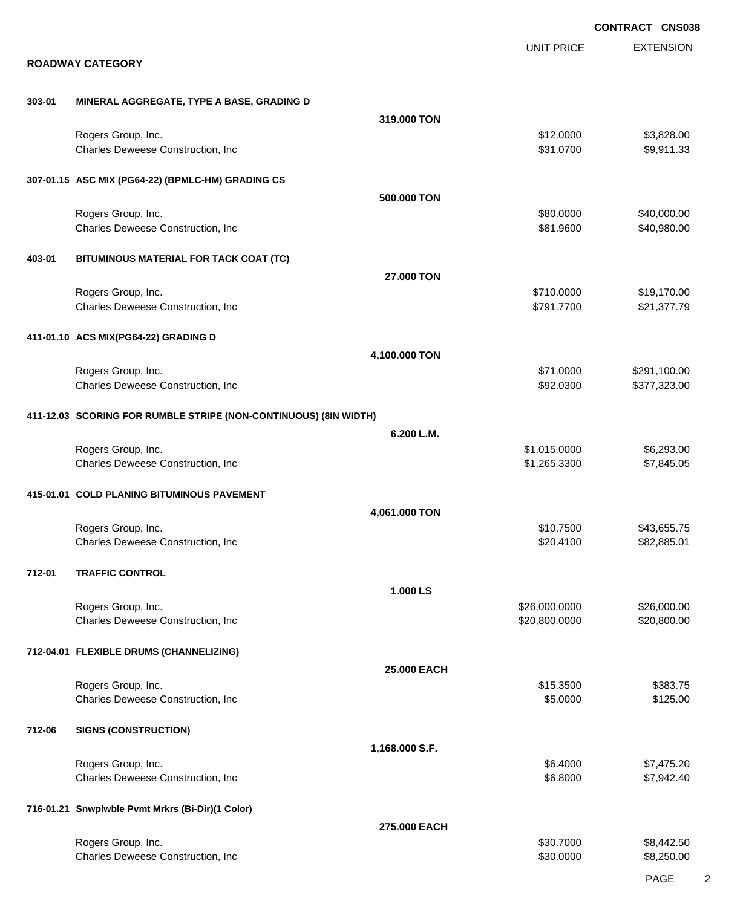**CONTRACT CNS038**

## ROADWAY CATEGORY

| | | | UNIT PRICE | EXTENSION |
|---|---|---|---|---|
| **303-01** | **MINERAL AGGREGATE, TYPE A BASE, GRADING D** | | | |
| | | **319.000 TON** | | |
| | Rogers Group, Inc. | | $12.0000 | $3,828.00 |
| | Charles Deweese Construction, Inc | | $31.0700 | $9,911.33 |
| **307-01.15** | **ASC MIX (PG64-22) (BPMLC-HM) GRADING CS** | | | |
| | | **500.000 TON** | | |
| | Rogers Group, Inc. | | $80.0000 | $40,000.00 |
| | Charles Deweese Construction, Inc | | $81.9600 | $40,980.00 |
| **403-01** | **BITUMINOUS MATERIAL FOR TACK COAT (TC)** | | | |
| | | **27.000 TON** | | |
| | Rogers Group, Inc. | | $710.0000 | $19,170.00 |
| | Charles Deweese Construction, Inc | | $791.7700 | $21,377.79 |
| **411-01.10** | **ACS MIX(PG64-22) GRADING D** | | | |
| | | **4,100.000 TON** | | |
| | Rogers Group, Inc. | | $71.0000 | $291,100.00 |
| | Charles Deweese Construction, Inc | | $92.0300 | $377,323.00 |
| **411-12.03** | **SCORING FOR RUMBLE STRIPE (NON-CONTINUOUS) (8IN WIDTH)** | | | |
| | | **6.200 L.M.** | | |
| | Rogers Group, Inc. | | $1,015.0000 | $6,293.00 |
| | Charles Deweese Construction, Inc | | $1,265.3300 | $7,845.05 |
| **415-01.01** | **COLD PLANING BITUMINOUS PAVEMENT** | | | |
| | | **4,061.000 TON** | | |
| | Rogers Group, Inc. | | $10.7500 | $43,655.75 |
| | Charles Deweese Construction, Inc | | $20.4100 | $82,885.01 |
| **712-01** | **TRAFFIC CONTROL** | | | |
| | | **1.000 LS** | | |
| | Rogers Group, Inc. | | $26,000.0000 | $26,000.00 |
| | Charles Deweese Construction, Inc | | $20,800.0000 | $20,800.00 |
| **712-04.01** | **FLEXIBLE DRUMS (CHANNELIZING)** | | | |
| | | **25.000 EACH** | | |
| | Rogers Group, Inc. | | $15.3500 | $383.75 |
| | Charles Deweese Construction, Inc | | $5.0000 | $125.00 |
| **712-06** | **SIGNS (CONSTRUCTION)** | | | |
| | | **1,168.000 S.F.** | | |
| | Rogers Group, Inc. | | $6.4000 | $7,475.20 |
| | Charles Deweese Construction, Inc | | $6.8000 | $7,942.40 |
| **716-01.21** | **Snwplwble Pvmt Mrkrs (Bi-Dir)(1 Color)** | | | |
| | | **275.000 EACH** | | |
| | Rogers Group, Inc. | | $30.7000 | $8,442.50 |
| | Charles Deweese Construction, Inc | | $30.0000 | $8,250.00 |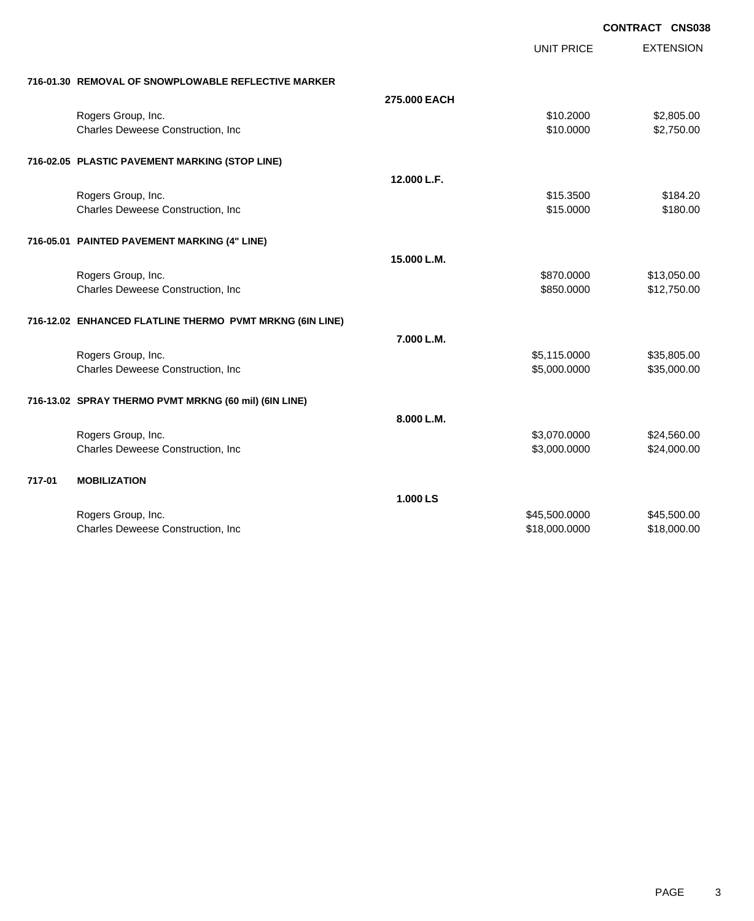**CONTRACT CNS038**

| | | UNIT PRICE | EXTENSION |
|---|---|---|---|
| **716-01.30 REMOVAL OF SNOWPLOWABLE REFLECTIVE MARKER** | | | |
| | **275.000 EACH** | | |
| Rogers Group, Inc. | | $10.2000 | $2,805.00 |
| Charles Deweese Construction, Inc | | $10.0000 | $2,750.00 |
| **716-02.05 PLASTIC PAVEMENT MARKING (STOP LINE)** | | | |
| | **12.000 L.F.** | | |
| Rogers Group, Inc. | | $15.3500 | $184.20 |
| Charles Deweese Construction, Inc | | $15.0000 | $180.00 |
| **716-05.01 PAINTED PAVEMENT MARKING (4" LINE)** | | | |
| | **15.000 L.M.** | | |
| Rogers Group, Inc. | | $870.0000 | $13,050.00 |
| Charles Deweese Construction, Inc | | $850.0000 | $12,750.00 |
| **716-12.02 ENHANCED FLATLINE THERMO PVMT MRKNG (6IN LINE)** | | | |
| | **7.000 L.M.** | | |
| Rogers Group, Inc. | | $5,115.0000 | $35,805.00 |
| Charles Deweese Construction, Inc | | $5,000.0000 | $35,000.00 |
| **716-13.02 SPRAY THERMO PVMT MRKNG (60 mil) (6IN LINE)** | | | |
| | **8.000 L.M.** | | |
| Rogers Group, Inc. | | $3,070.0000 | $24,560.00 |
| Charles Deweese Construction, Inc | | $3,000.0000 | $24,000.00 |
| **717-01 MOBILIZATION** | | | |
| | **1.000 LS** | | |
| Rogers Group, Inc. | | $45,500.0000 | $45,500.00 |
| Charles Deweese Construction, Inc | | $18,000.0000 | $18,000.00 |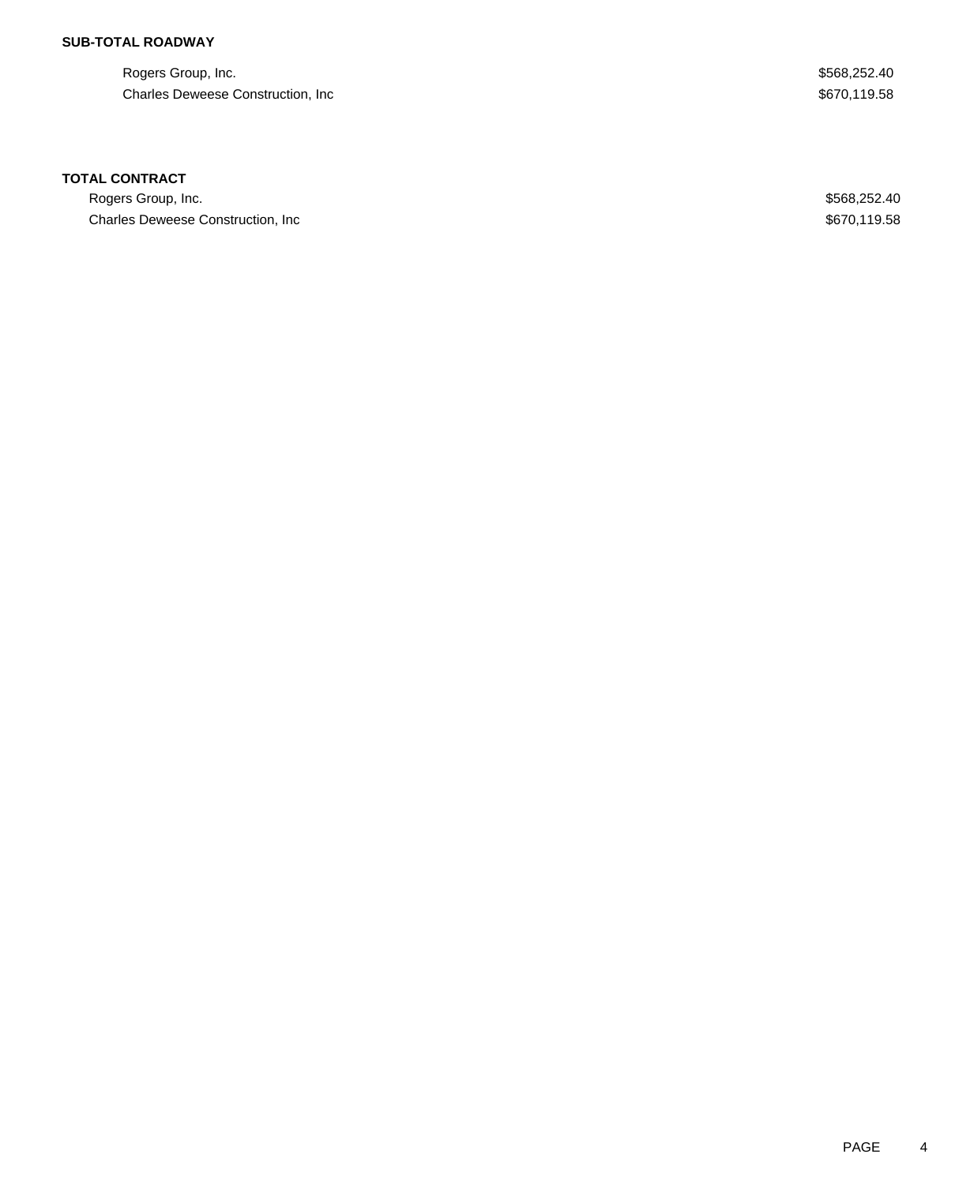**SUB-TOTAL ROADWAY**

| | |
|---|---|
| Rogers Group, Inc. | $568,252.40 |
| Charles Deweese Construction, Inc | $670,119.58 |

**TOTAL CONTRACT**

| | |
|---|---|
| Rogers Group, Inc. | $568,252.40 |
| Charles Deweese Construction, Inc | $670,119.58 |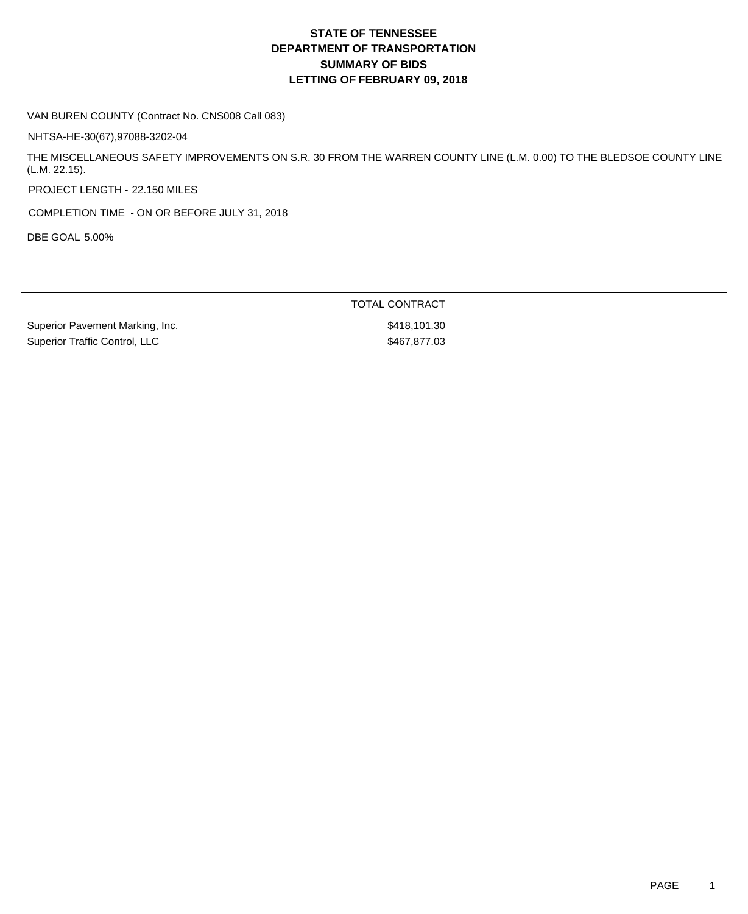# STATE OF TENNESSEE
# DEPARTMENT OF TRANSPORTATION
# SUMMARY OF BIDS
# LETTING OF FEBRUARY 09, 2018

VAN BUREN COUNTY (Contract No. CNS008 Call 083)

NHTSA-HE-30(67),97088-3202-04

THE MISCELLANEOUS SAFETY IMPROVEMENTS ON S.R. 30 FROM THE WARREN COUNTY LINE (L.M. 0.00) TO THE BLEDSOE COUNTY LINE (L.M. 22.15).

PROJECT LENGTH - 22.150 MILES

COMPLETION TIME - ON OR BEFORE JULY 31, 2018

DBE GOAL 5.00%

| | TOTAL CONTRACT |
|---|---|
| Superior Pavement Marking, Inc. | $418,101.30 |
| Superior Traffic Control, LLC | $467,877.03 |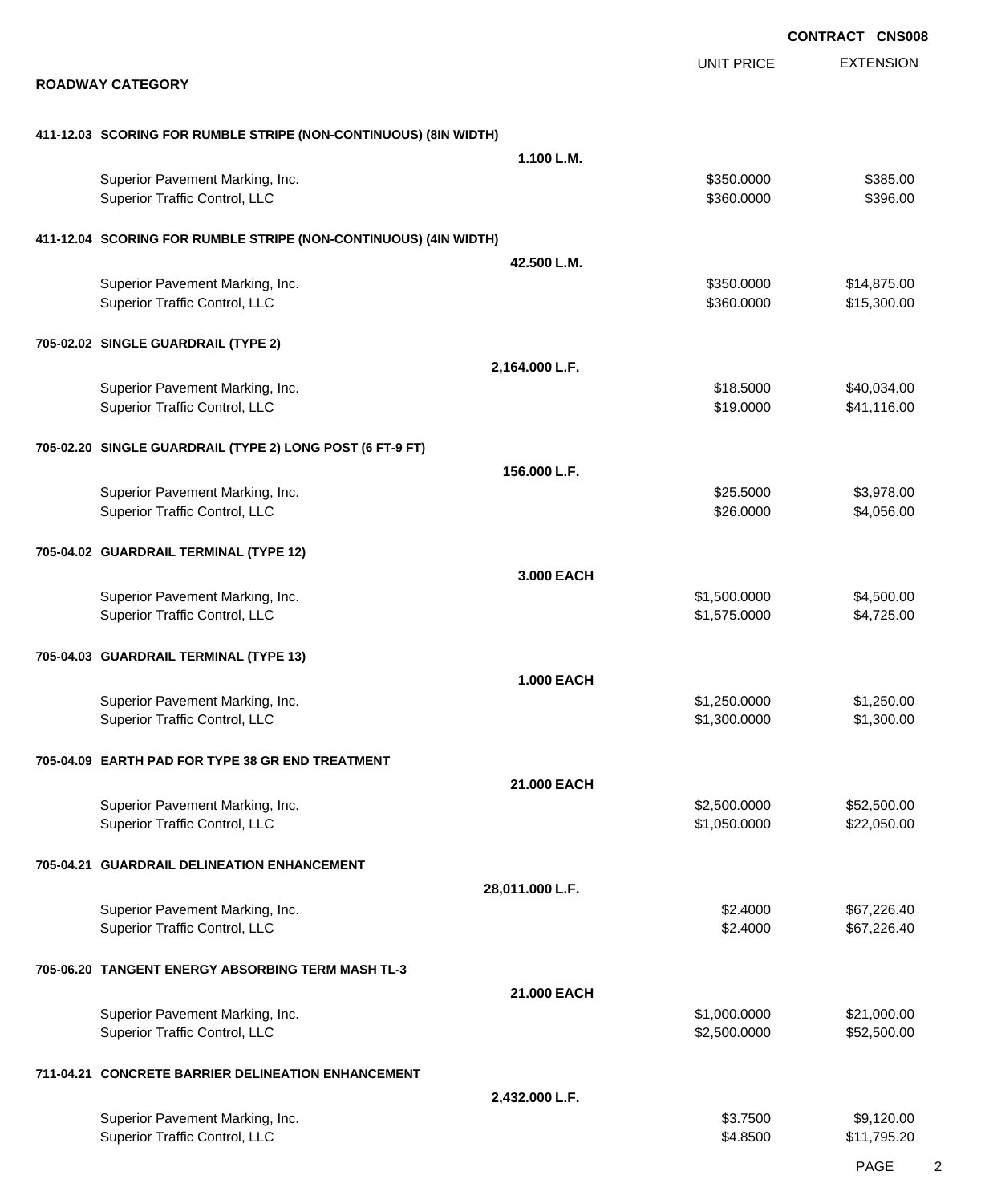**CONTRACT CNS008**

## ROADWAY CATEGORY

| | | UNIT PRICE | EXTENSION |
|---|---|---|---|
| **411-12.03 SCORING FOR RUMBLE STRIPE (NON-CONTINUOUS) (8IN WIDTH)** | | | |
| | **1.100 L.M.** | | |
| Superior Pavement Marking, Inc. | | $350.0000 | $385.00 |
| Superior Traffic Control, LLC | | $360.0000 | $396.00 |
| **411-12.04 SCORING FOR RUMBLE STRIPE (NON-CONTINUOUS) (4IN WIDTH)** | | | |
| | **42.500 L.M.** | | |
| Superior Pavement Marking, Inc. | | $350.0000 | $14,875.00 |
| Superior Traffic Control, LLC | | $360.0000 | $15,300.00 |
| **705-02.02 SINGLE GUARDRAIL (TYPE 2)** | | | |
| | **2,164.000 L.F.** | | |
| Superior Pavement Marking, Inc. | | $18.5000 | $40,034.00 |
| Superior Traffic Control, LLC | | $19.0000 | $41,116.00 |
| **705-02.20 SINGLE GUARDRAIL (TYPE 2) LONG POST (6 FT-9 FT)** | | | |
| | **156.000 L.F.** | | |
| Superior Pavement Marking, Inc. | | $25.5000 | $3,978.00 |
| Superior Traffic Control, LLC | | $26.0000 | $4,056.00 |
| **705-04.02 GUARDRAIL TERMINAL (TYPE 12)** | | | |
| | **3.000 EACH** | | |
| Superior Pavement Marking, Inc. | | $1,500.0000 | $4,500.00 |
| Superior Traffic Control, LLC | | $1,575.0000 | $4,725.00 |
| **705-04.03 GUARDRAIL TERMINAL (TYPE 13)** | | | |
| | **1.000 EACH** | | |
| Superior Pavement Marking, Inc. | | $1,250.0000 | $1,250.00 |
| Superior Traffic Control, LLC | | $1,300.0000 | $1,300.00 |
| **705-04.09 EARTH PAD FOR TYPE 38 GR END TREATMENT** | | | |
| | **21.000 EACH** | | |
| Superior Pavement Marking, Inc. | | $2,500.0000 | $52,500.00 |
| Superior Traffic Control, LLC | | $1,050.0000 | $22,050.00 |
| **705-04.21 GUARDRAIL DELINEATION ENHANCEMENT** | | | |
| | **28,011.000 L.F.** | | |
| Superior Pavement Marking, Inc. | | $2.4000 | $67,226.40 |
| Superior Traffic Control, LLC | | $2.4000 | $67,226.40 |
| **705-06.20 TANGENT ENERGY ABSORBING TERM MASH TL-3** | | | |
| | **21.000 EACH** | | |
| Superior Pavement Marking, Inc. | | $1,000.0000 | $21,000.00 |
| Superior Traffic Control, LLC | | $2,500.0000 | $52,500.00 |
| **711-04.21 CONCRETE BARRIER DELINEATION ENHANCEMENT** | | | |
| | **2,432.000 L.F.** | | |
| Superior Pavement Marking, Inc. | | $3.7500 | $9,120.00 |
| Superior Traffic Control, LLC | | $4.8500 | $11,795.20 |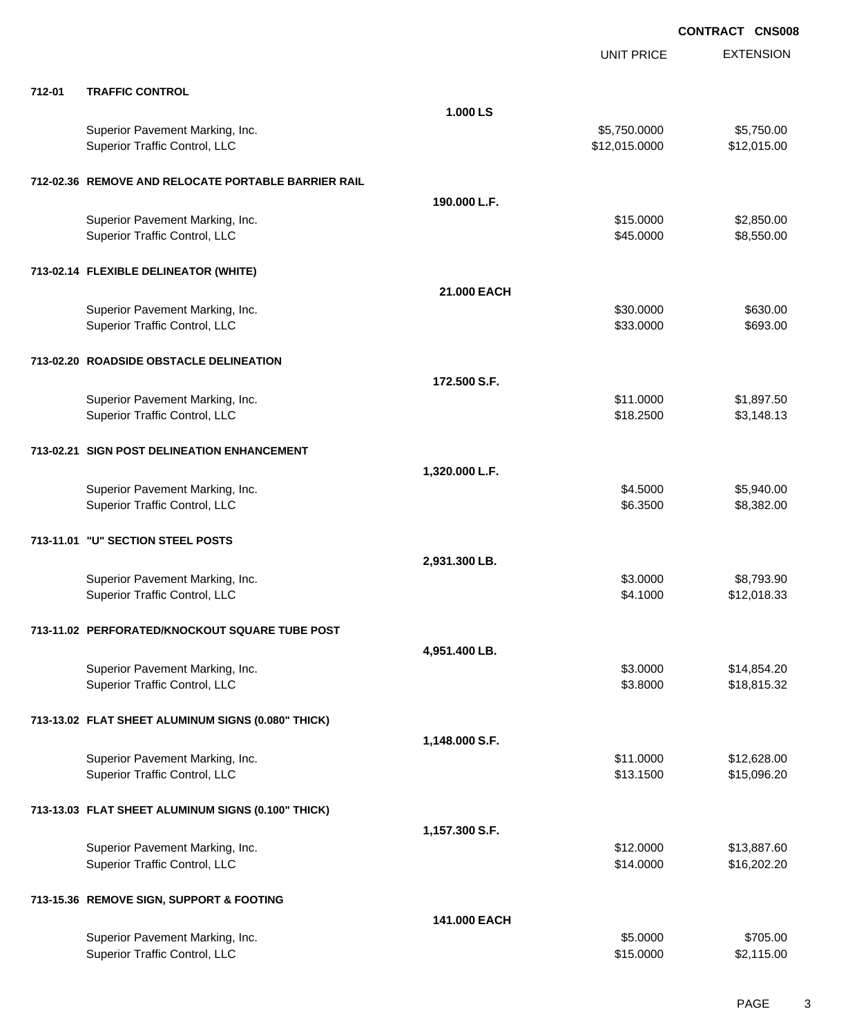**CONTRACT CNS008**

| | | | UNIT PRICE | EXTENSION |
|---|---|---|---|---|
| **712-01** | **TRAFFIC CONTROL** | | | |
| | | **1.000 LS** | | |
| | Superior Pavement Marking, Inc. | | $5,750.0000 | $5,750.00 |
| | Superior Traffic Control, LLC | | $12,015.0000 | $12,015.00 |
| **712-02.36** | **REMOVE AND RELOCATE PORTABLE BARRIER RAIL** | | | |
| | | **190.000 L.F.** | | |
| | Superior Pavement Marking, Inc. | | $15.0000 | $2,850.00 |
| | Superior Traffic Control, LLC | | $45.0000 | $8,550.00 |
| **713-02.14** | **FLEXIBLE DELINEATOR (WHITE)** | | | |
| | | **21.000 EACH** | | |
| | Superior Pavement Marking, Inc. | | $30.0000 | $630.00 |
| | Superior Traffic Control, LLC | | $33.0000 | $693.00 |
| **713-02.20** | **ROADSIDE OBSTACLE DELINEATION** | | | |
| | | **172.500 S.F.** | | |
| | Superior Pavement Marking, Inc. | | $11.0000 | $1,897.50 |
| | Superior Traffic Control, LLC | | $18.2500 | $3,148.13 |
| **713-02.21** | **SIGN POST DELINEATION ENHANCEMENT** | | | |
| | | **1,320.000 L.F.** | | |
| | Superior Pavement Marking, Inc. | | $4.5000 | $5,940.00 |
| | Superior Traffic Control, LLC | | $6.3500 | $8,382.00 |
| **713-11.01** | **"U" SECTION STEEL POSTS** | | | |
| | | **2,931.300 LB.** | | |
| | Superior Pavement Marking, Inc. | | $3.0000 | $8,793.90 |
| | Superior Traffic Control, LLC | | $4.1000 | $12,018.33 |
| **713-11.02** | **PERFORATED/KNOCKOUT SQUARE TUBE POST** | | | |
| | | **4,951.400 LB.** | | |
| | Superior Pavement Marking, Inc. | | $3.0000 | $14,854.20 |
| | Superior Traffic Control, LLC | | $3.8000 | $18,815.32 |
| **713-13.02** | **FLAT SHEET ALUMINUM SIGNS (0.080" THICK)** | | | |
| | | **1,148.000 S.F.** | | |
| | Superior Pavement Marking, Inc. | | $11.0000 | $12,628.00 |
| | Superior Traffic Control, LLC | | $13.1500 | $15,096.20 |
| **713-13.03** | **FLAT SHEET ALUMINUM SIGNS (0.100" THICK)** | | | |
| | | **1,157.300 S.F.** | | |
| | Superior Pavement Marking, Inc. | | $12.0000 | $13,887.60 |
| | Superior Traffic Control, LLC | | $14.0000 | $16,202.20 |
| **713-15.36** | **REMOVE SIGN, SUPPORT & FOOTING** | | | |
| | | **141.000 EACH** | | |
| | Superior Pavement Marking, Inc. | | $5.0000 | $705.00 |
| | Superior Traffic Control, LLC | | $15.0000 | $2,115.00 |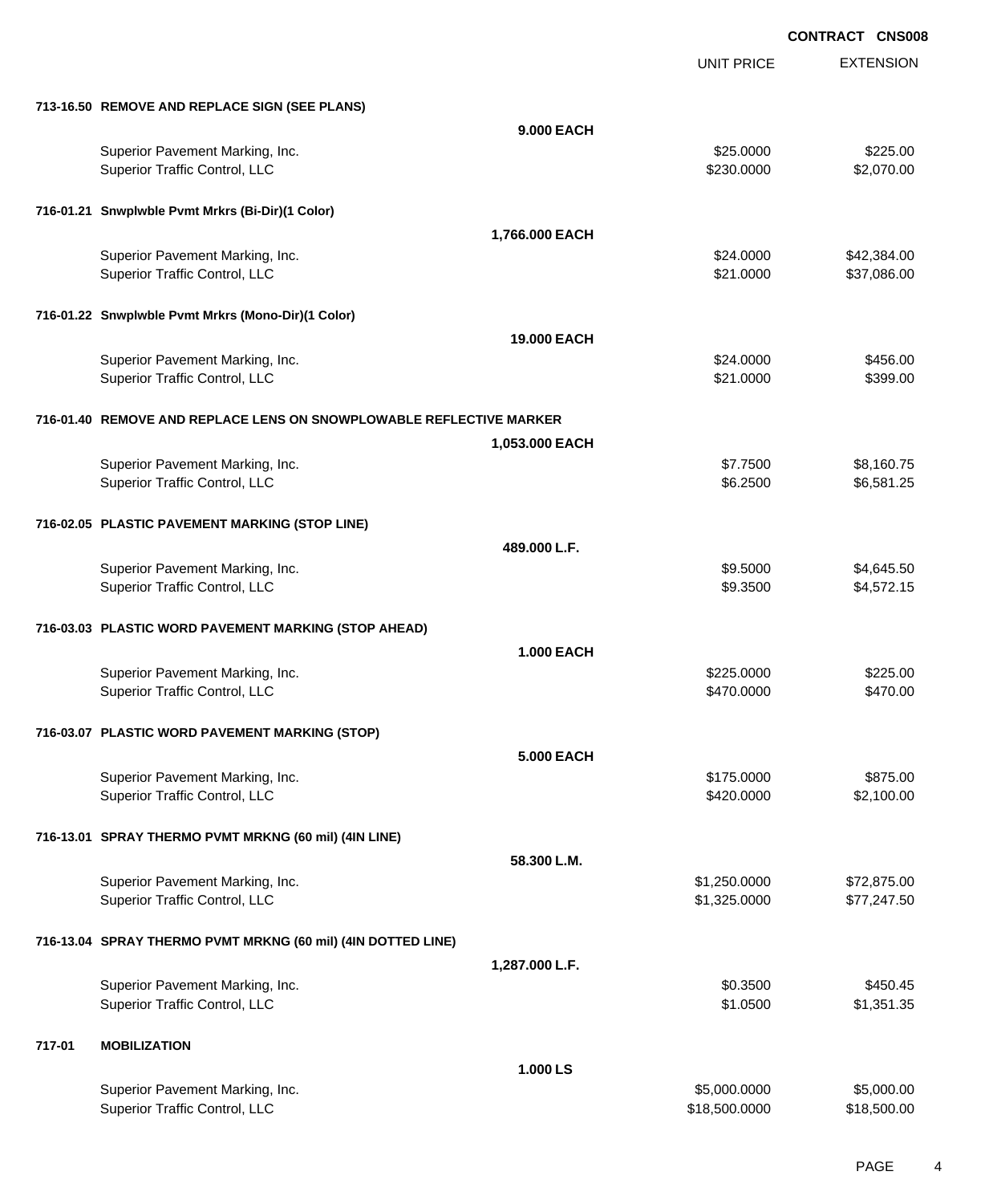**CONTRACT CNS008**

| | | UNIT PRICE | EXTENSION |
|---|---|---|---|
| **713-16.50 REMOVE AND REPLACE SIGN (SEE PLANS)** | | | |
| | **9.000 EACH** | | |
| Superior Pavement Marking, Inc. | | $25.0000 | $225.00 |
| Superior Traffic Control, LLC | | $230.0000 | $2,070.00 |
| **716-01.21 Snwplwble Pvmt Mrkrs (Bi-Dir)(1 Color)** | | | |
| | **1,766.000 EACH** | | |
| Superior Pavement Marking, Inc. | | $24.0000 | $42,384.00 |
| Superior Traffic Control, LLC | | $21.0000 | $37,086.00 |
| **716-01.22 Snwplwble Pvmt Mrkrs (Mono-Dir)(1 Color)** | | | |
| | **19.000 EACH** | | |
| Superior Pavement Marking, Inc. | | $24.0000 | $456.00 |
| Superior Traffic Control, LLC | | $21.0000 | $399.00 |
| **716-01.40 REMOVE AND REPLACE LENS ON SNOWPLOWABLE REFLECTIVE MARKER** | | | |
| | **1,053.000 EACH** | | |
| Superior Pavement Marking, Inc. | | $7.7500 | $8,160.75 |
| Superior Traffic Control, LLC | | $6.2500 | $6,581.25 |
| **716-02.05 PLASTIC PAVEMENT MARKING (STOP LINE)** | | | |
| | **489.000 L.F.** | | |
| Superior Pavement Marking, Inc. | | $9.5000 | $4,645.50 |
| Superior Traffic Control, LLC | | $9.3500 | $4,572.15 |
| **716-03.03 PLASTIC WORD PAVEMENT MARKING (STOP AHEAD)** | | | |
| | **1.000 EACH** | | |
| Superior Pavement Marking, Inc. | | $225.0000 | $225.00 |
| Superior Traffic Control, LLC | | $470.0000 | $470.00 |
| **716-03.07 PLASTIC WORD PAVEMENT MARKING (STOP)** | | | |
| | **5.000 EACH** | | |
| Superior Pavement Marking, Inc. | | $175.0000 | $875.00 |
| Superior Traffic Control, LLC | | $420.0000 | $2,100.00 |
| **716-13.01 SPRAY THERMO PVMT MRKNG (60 mil) (4IN LINE)** | | | |
| | **58.300 L.M.** | | |
| Superior Pavement Marking, Inc. | | $1,250.0000 | $72,875.00 |
| Superior Traffic Control, LLC | | $1,325.0000 | $77,247.50 |
| **716-13.04 SPRAY THERMO PVMT MRKNG (60 mil) (4IN DOTTED LINE)** | | | |
| | **1,287.000 L.F.** | | |
| Superior Pavement Marking, Inc. | | $0.3500 | $450.45 |
| Superior Traffic Control, LLC | | $1.0500 | $1,351.35 |
| **717-01 MOBILIZATION** | | | |
| | **1.000 LS** | | |
| Superior Pavement Marking, Inc. | | $5,000.0000 | $5,000.00 |
| Superior Traffic Control, LLC | | $18,500.0000 | $18,500.00 |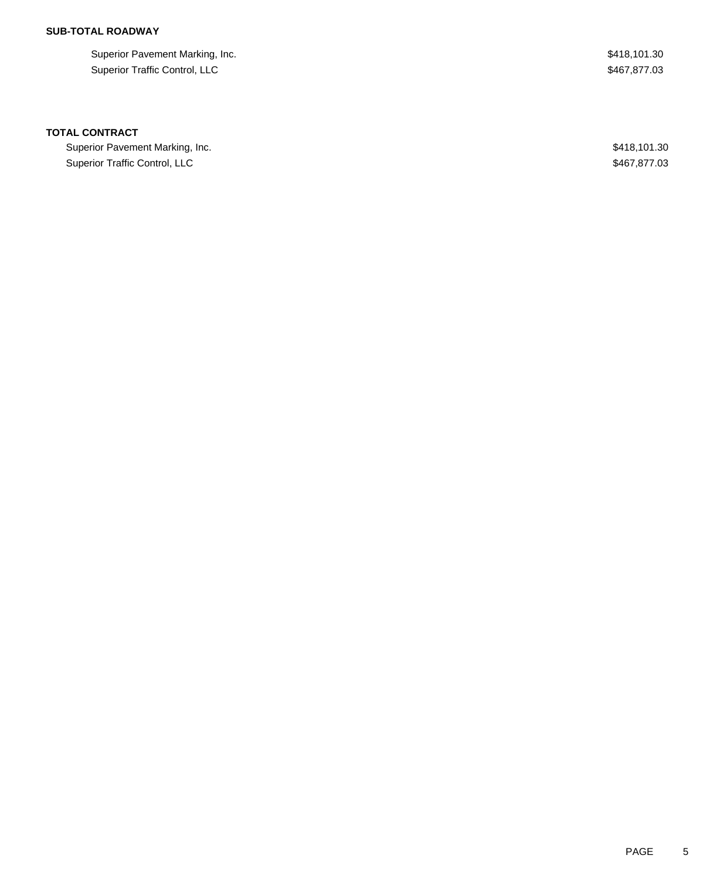**SUB-TOTAL ROADWAY**

| | |
|---|---|
| Superior Pavement Marking, Inc. | $418,101.30 |
| Superior Traffic Control, LLC | $467,877.03 |

**TOTAL CONTRACT**

| | |
|---|---|
| Superior Pavement Marking, Inc. | $418,101.30 |
| Superior Traffic Control, LLC | $467,877.03 |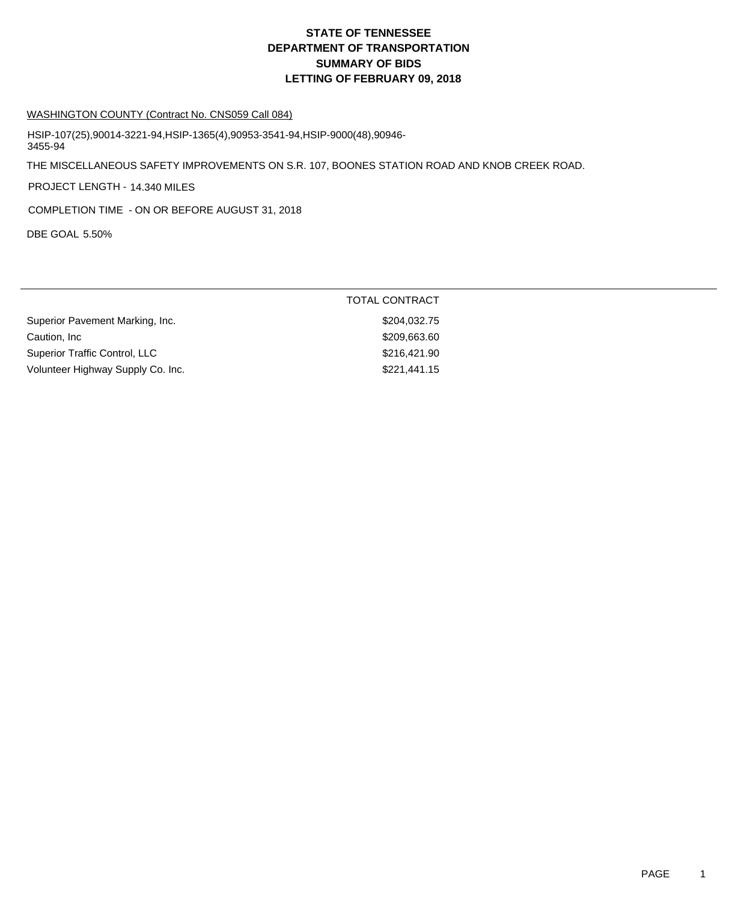# STATE OF TENNESSEE
# DEPARTMENT OF TRANSPORTATION
# SUMMARY OF BIDS
# LETTING OF FEBRUARY 09, 2018

WASHINGTON COUNTY (Contract No. CNS059 Call 084)

HSIP-107(25),90014-3221-94,HSIP-1365(4),90953-3541-94,HSIP-9000(48),90946-3455-94

THE MISCELLANEOUS SAFETY IMPROVEMENTS ON S.R. 107, BOONES STATION ROAD AND KNOB CREEK ROAD.

PROJECT LENGTH - 14.340 MILES

COMPLETION TIME - ON OR BEFORE AUGUST 31, 2018

DBE GOAL 5.50%

| | TOTAL CONTRACT |
|---|---|
| Superior Pavement Marking, Inc. | $204,032.75 |
| Caution, Inc | $209,663.60 |
| Superior Traffic Control, LLC | $216,421.90 |
| Volunteer Highway Supply Co. Inc. | $221,441.15 |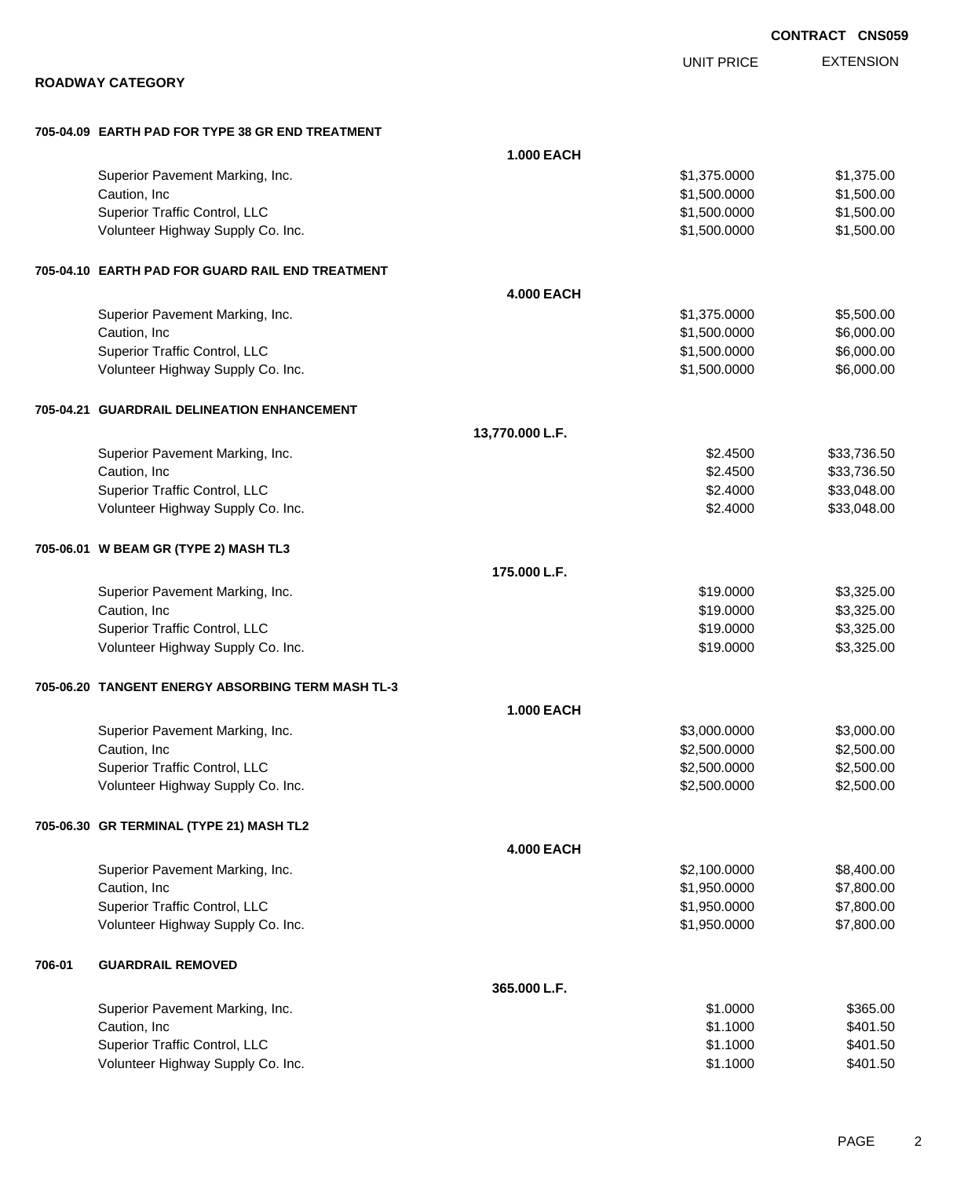**CONTRACT CNS059**

## ROADWAY CATEGORY

| | | UNIT PRICE | EXTENSION |
|---|---|---|---|
| **705-04.09 EARTH PAD FOR TYPE 38 GR END TREATMENT** | | | |
| | **1.000 EACH** | | |
| Superior Pavement Marking, Inc. | | $1,375.0000 | $1,375.00 |
| Caution, Inc | | $1,500.0000 | $1,500.00 |
| Superior Traffic Control, LLC | | $1,500.0000 | $1,500.00 |
| Volunteer Highway Supply Co. Inc. | | $1,500.0000 | $1,500.00 |
| **705-04.10 EARTH PAD FOR GUARD RAIL END TREATMENT** | | | |
| | **4.000 EACH** | | |
| Superior Pavement Marking, Inc. | | $1,375.0000 | $5,500.00 |
| Caution, Inc | | $1,500.0000 | $6,000.00 |
| Superior Traffic Control, LLC | | $1,500.0000 | $6,000.00 |
| Volunteer Highway Supply Co. Inc. | | $1,500.0000 | $6,000.00 |
| **705-04.21 GUARDRAIL DELINEATION ENHANCEMENT** | | | |
| | **13,770.000 L.F.** | | |
| Superior Pavement Marking, Inc. | | $2.4500 | $33,736.50 |
| Caution, Inc | | $2.4500 | $33,736.50 |
| Superior Traffic Control, LLC | | $2.4000 | $33,048.00 |
| Volunteer Highway Supply Co. Inc. | | $2.4000 | $33,048.00 |
| **705-06.01 W BEAM GR (TYPE 2) MASH TL3** | | | |
| | **175.000 L.F.** | | |
| Superior Pavement Marking, Inc. | | $19.0000 | $3,325.00 |
| Caution, Inc | | $19.0000 | $3,325.00 |
| Superior Traffic Control, LLC | | $19.0000 | $3,325.00 |
| Volunteer Highway Supply Co. Inc. | | $19.0000 | $3,325.00 |
| **705-06.20 TANGENT ENERGY ABSORBING TERM MASH TL-3** | | | |
| | **1.000 EACH** | | |
| Superior Pavement Marking, Inc. | | $3,000.0000 | $3,000.00 |
| Caution, Inc | | $2,500.0000 | $2,500.00 |
| Superior Traffic Control, LLC | | $2,500.0000 | $2,500.00 |
| Volunteer Highway Supply Co. Inc. | | $2,500.0000 | $2,500.00 |
| **705-06.30 GR TERMINAL (TYPE 21) MASH TL2** | | | |
| | **4.000 EACH** | | |
| Superior Pavement Marking, Inc. | | $2,100.0000 | $8,400.00 |
| Caution, Inc | | $1,950.0000 | $7,800.00 |
| Superior Traffic Control, LLC | | $1,950.0000 | $7,800.00 |
| Volunteer Highway Supply Co. Inc. | | $1,950.0000 | $7,800.00 |
| **706-01 GUARDRAIL REMOVED** | | | |
| | **365.000 L.F.** | | |
| Superior Pavement Marking, Inc. | | $1.0000 | $365.00 |
| Caution, Inc | | $1.1000 | $401.50 |
| Superior Traffic Control, LLC | | $1.1000 | $401.50 |
| Volunteer Highway Supply Co. Inc. | | $1.1000 | $401.50 |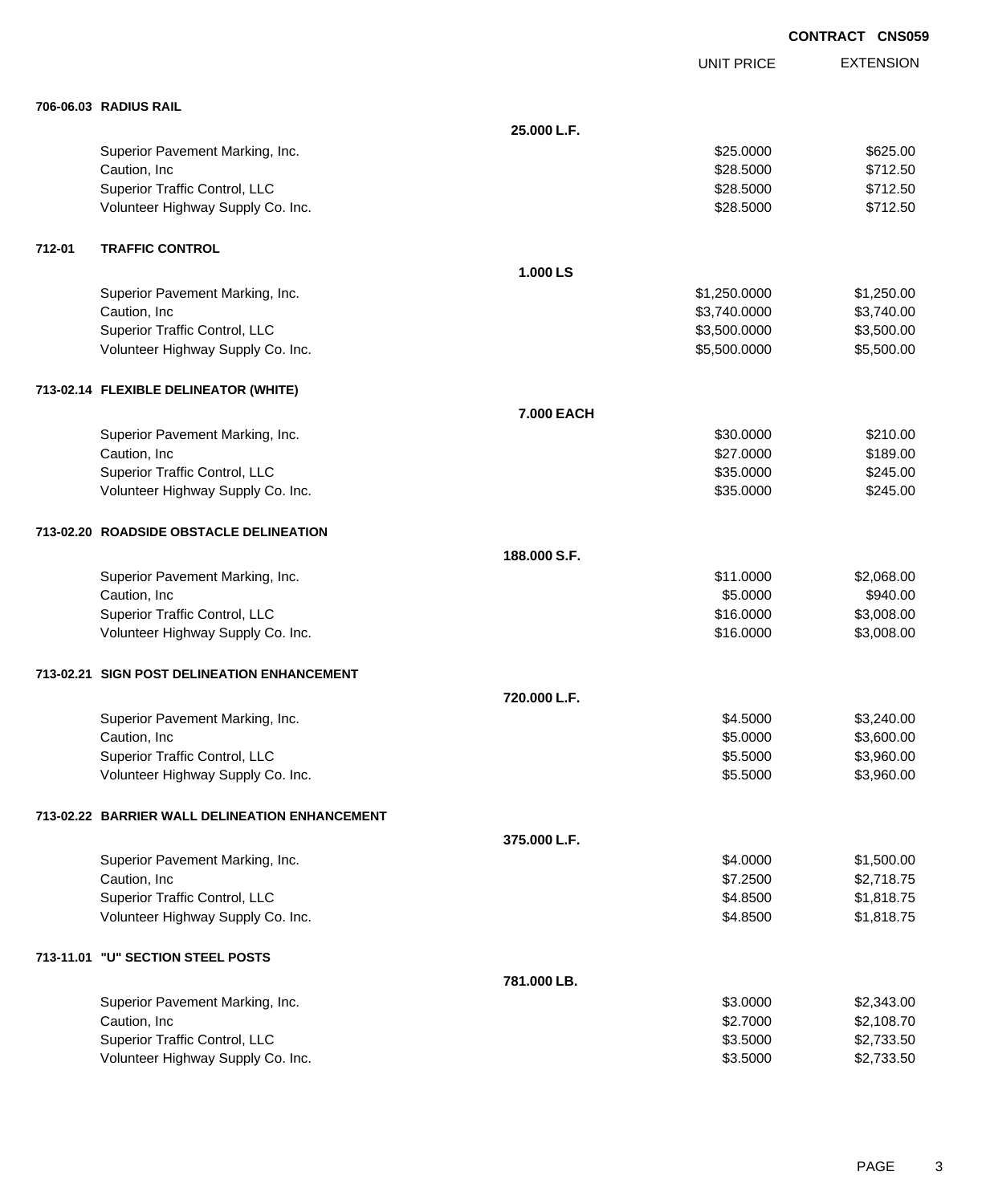**CONTRACT CNS059**

| | | | UNIT PRICE | EXTENSION |
|---|---|---|---|---|
| **706-06.03** | **RADIUS RAIL** | | | |
| | | **25.000 L.F.** | | |
| | Superior Pavement Marking, Inc. | | $25.0000 | $625.00 |
| | Caution, Inc | | $28.5000 | $712.50 |
| | Superior Traffic Control, LLC | | $28.5000 | $712.50 |
| | Volunteer Highway Supply Co. Inc. | | $28.5000 | $712.50 |
| **712-01** | **TRAFFIC CONTROL** | | | |
| | | **1.000 LS** | | |
| | Superior Pavement Marking, Inc. | | $1,250.0000 | $1,250.00 |
| | Caution, Inc | | $3,740.0000 | $3,740.00 |
| | Superior Traffic Control, LLC | | $3,500.0000 | $3,500.00 |
| | Volunteer Highway Supply Co. Inc. | | $5,500.0000 | $5,500.00 |
| **713-02.14** | **FLEXIBLE DELINEATOR (WHITE)** | | | |
| | | **7.000 EACH** | | |
| | Superior Pavement Marking, Inc. | | $30.0000 | $210.00 |
| | Caution, Inc | | $27.0000 | $189.00 |
| | Superior Traffic Control, LLC | | $35.0000 | $245.00 |
| | Volunteer Highway Supply Co. Inc. | | $35.0000 | $245.00 |
| **713-02.20** | **ROADSIDE OBSTACLE DELINEATION** | | | |
| | | **188.000 S.F.** | | |
| | Superior Pavement Marking, Inc. | | $11.0000 | $2,068.00 |
| | Caution, Inc | | $5.0000 | $940.00 |
| | Superior Traffic Control, LLC | | $16.0000 | $3,008.00 |
| | Volunteer Highway Supply Co. Inc. | | $16.0000 | $3,008.00 |
| **713-02.21** | **SIGN POST DELINEATION ENHANCEMENT** | | | |
| | | **720.000 L.F.** | | |
| | Superior Pavement Marking, Inc. | | $4.5000 | $3,240.00 |
| | Caution, Inc | | $5.0000 | $3,600.00 |
| | Superior Traffic Control, LLC | | $5.5000 | $3,960.00 |
| | Volunteer Highway Supply Co. Inc. | | $5.5000 | $3,960.00 |
| **713-02.22** | **BARRIER WALL DELINEATION ENHANCEMENT** | | | |
| | | **375.000 L.F.** | | |
| | Superior Pavement Marking, Inc. | | $4.0000 | $1,500.00 |
| | Caution, Inc | | $7.2500 | $2,718.75 |
| | Superior Traffic Control, LLC | | $4.8500 | $1,818.75 |
| | Volunteer Highway Supply Co. Inc. | | $4.8500 | $1,818.75 |
| **713-11.01** | **"U" SECTION STEEL POSTS** | | | |
| | | **781.000 LB.** | | |
| | Superior Pavement Marking, Inc. | | $3.0000 | $2,343.00 |
| | Caution, Inc | | $2.7000 | $2,108.70 |
| | Superior Traffic Control, LLC | | $3.5000 | $2,733.50 |
| | Volunteer Highway Supply Co. Inc. | | $3.5000 | $2,733.50 |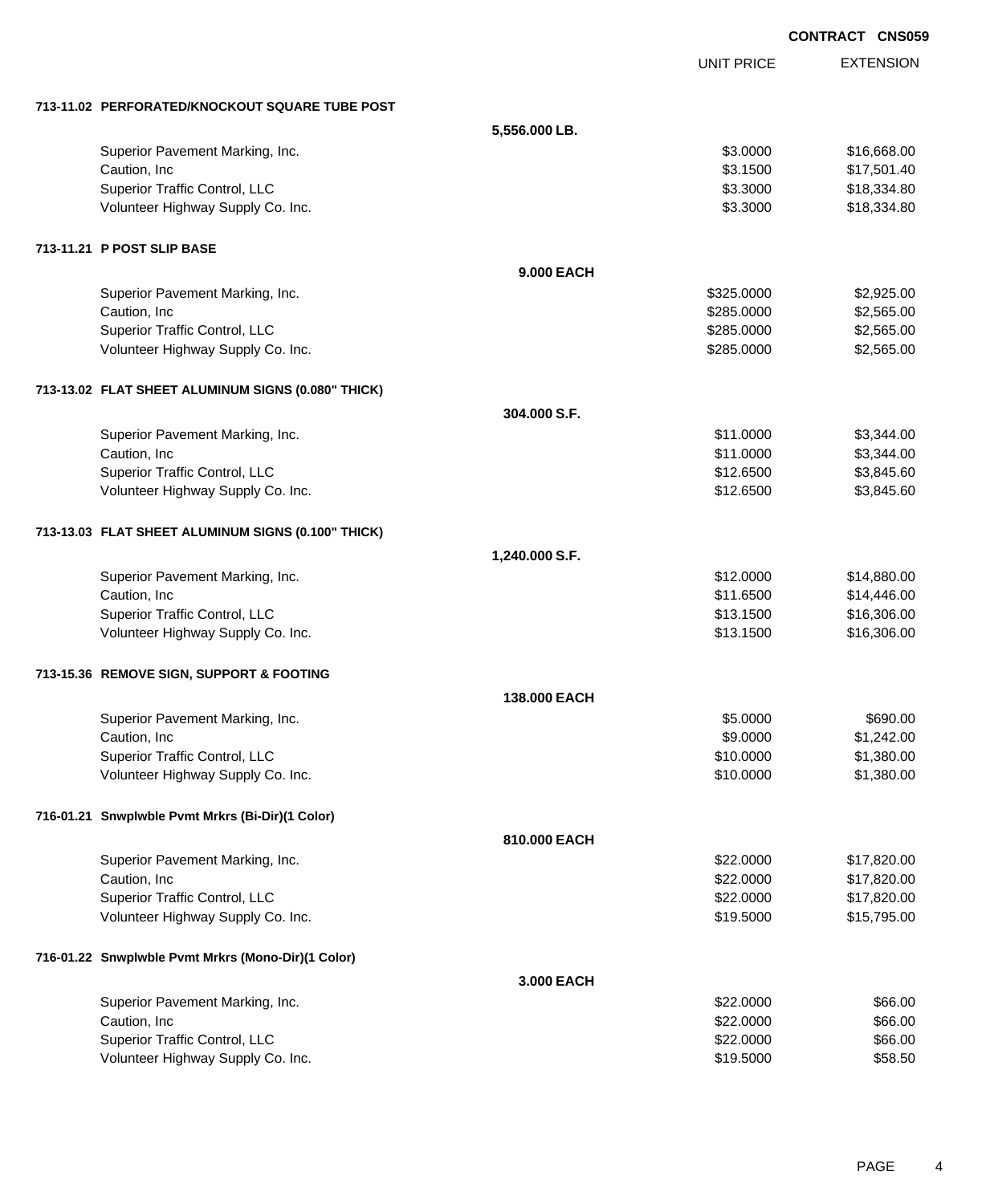**CONTRACT CNS059**

| | | UNIT PRICE | EXTENSION |
|---|---|---|---|
| **713-11.02 PERFORATED/KNOCKOUT SQUARE TUBE POST** | | | |
| | **5,556.000 LB.** | | |
| Superior Pavement Marking, Inc. | | $3.0000 | $16,668.00 |
| Caution, Inc | | $3.1500 | $17,501.40 |
| Superior Traffic Control, LLC | | $3.3000 | $18,334.80 |
| Volunteer Highway Supply Co. Inc. | | $3.3000 | $18,334.80 |
| **713-11.21 P POST SLIP BASE** | | | |
| | **9.000 EACH** | | |
| Superior Pavement Marking, Inc. | | $325.0000 | $2,925.00 |
| Caution, Inc | | $285.0000 | $2,565.00 |
| Superior Traffic Control, LLC | | $285.0000 | $2,565.00 |
| Volunteer Highway Supply Co. Inc. | | $285.0000 | $2,565.00 |
| **713-13.02 FLAT SHEET ALUMINUM SIGNS (0.080" THICK)** | | | |
| | **304.000 S.F.** | | |
| Superior Pavement Marking, Inc. | | $11.0000 | $3,344.00 |
| Caution, Inc | | $11.0000 | $3,344.00 |
| Superior Traffic Control, LLC | | $12.6500 | $3,845.60 |
| Volunteer Highway Supply Co. Inc. | | $12.6500 | $3,845.60 |
| **713-13.03 FLAT SHEET ALUMINUM SIGNS (0.100" THICK)** | | | |
| | **1,240.000 S.F.** | | |
| Superior Pavement Marking, Inc. | | $12.0000 | $14,880.00 |
| Caution, Inc | | $11.6500 | $14,446.00 |
| Superior Traffic Control, LLC | | $13.1500 | $16,306.00 |
| Volunteer Highway Supply Co. Inc. | | $13.1500 | $16,306.00 |
| **713-15.36 REMOVE SIGN, SUPPORT & FOOTING** | | | |
| | **138.000 EACH** | | |
| Superior Pavement Marking, Inc. | | $5.0000 | $690.00 |
| Caution, Inc | | $9.0000 | $1,242.00 |
| Superior Traffic Control, LLC | | $10.0000 | $1,380.00 |
| Volunteer Highway Supply Co. Inc. | | $10.0000 | $1,380.00 |
| **716-01.21 Snwplwble Pvmt Mrkrs (Bi-Dir)(1 Color)** | | | |
| | **810.000 EACH** | | |
| Superior Pavement Marking, Inc. | | $22.0000 | $17,820.00 |
| Caution, Inc | | $22.0000 | $17,820.00 |
| Superior Traffic Control, LLC | | $22.0000 | $17,820.00 |
| Volunteer Highway Supply Co. Inc. | | $19.5000 | $15,795.00 |
| **716-01.22 Snwplwble Pvmt Mrkrs (Mono-Dir)(1 Color)** | | | |
| | **3.000 EACH** | | |
| Superior Pavement Marking, Inc. | | $22.0000 | $66.00 |
| Caution, Inc | | $22.0000 | $66.00 |
| Superior Traffic Control, LLC | | $22.0000 | $66.00 |
| Volunteer Highway Supply Co. Inc. | | $19.5000 | $58.50 |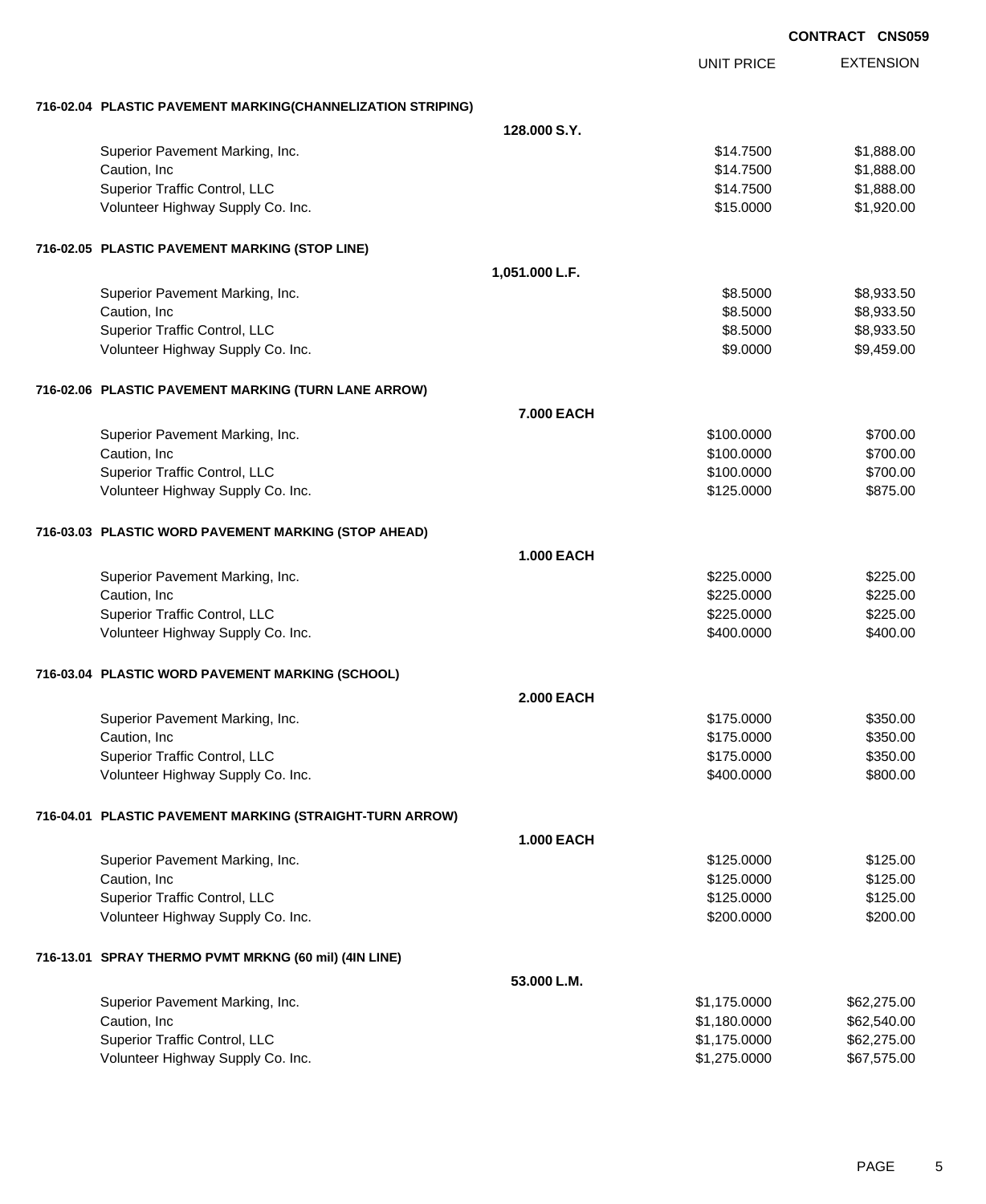CONTRACT CNS059

| | | UNIT PRICE | EXTENSION |
|---|---|---|---|
| **716-02.04 PLASTIC PAVEMENT MARKING(CHANNELIZATION STRIPING)** | | | |
| | **128.000 S.Y.** | | |
| Superior Pavement Marking, Inc. | | $14.7500 | $1,888.00 |
| Caution, Inc | | $14.7500 | $1,888.00 |
| Superior Traffic Control, LLC | | $14.7500 | $1,888.00 |
| Volunteer Highway Supply Co. Inc. | | $15.0000 | $1,920.00 |
| **716-02.05 PLASTIC PAVEMENT MARKING (STOP LINE)** | | | |
| | **1,051.000 L.F.** | | |
| Superior Pavement Marking, Inc. | | $8.5000 | $8,933.50 |
| Caution, Inc | | $8.5000 | $8,933.50 |
| Superior Traffic Control, LLC | | $8.5000 | $8,933.50 |
| Volunteer Highway Supply Co. Inc. | | $9.0000 | $9,459.00 |
| **716-02.06 PLASTIC PAVEMENT MARKING (TURN LANE ARROW)** | | | |
| | **7.000 EACH** | | |
| Superior Pavement Marking, Inc. | | $100.0000 | $700.00 |
| Caution, Inc | | $100.0000 | $700.00 |
| Superior Traffic Control, LLC | | $100.0000 | $700.00 |
| Volunteer Highway Supply Co. Inc. | | $125.0000 | $875.00 |
| **716-03.03 PLASTIC WORD PAVEMENT MARKING (STOP AHEAD)** | | | |
| | **1.000 EACH** | | |
| Superior Pavement Marking, Inc. | | $225.0000 | $225.00 |
| Caution, Inc | | $225.0000 | $225.00 |
| Superior Traffic Control, LLC | | $225.0000 | $225.00 |
| Volunteer Highway Supply Co. Inc. | | $400.0000 | $400.00 |
| **716-03.04 PLASTIC WORD PAVEMENT MARKING (SCHOOL)** | | | |
| | **2.000 EACH** | | |
| Superior Pavement Marking, Inc. | | $175.0000 | $350.00 |
| Caution, Inc | | $175.0000 | $350.00 |
| Superior Traffic Control, LLC | | $175.0000 | $350.00 |
| Volunteer Highway Supply Co. Inc. | | $400.0000 | $800.00 |
| **716-04.01 PLASTIC PAVEMENT MARKING (STRAIGHT-TURN ARROW)** | | | |
| | **1.000 EACH** | | |
| Superior Pavement Marking, Inc. | | $125.0000 | $125.00 |
| Caution, Inc | | $125.0000 | $125.00 |
| Superior Traffic Control, LLC | | $125.0000 | $125.00 |
| Volunteer Highway Supply Co. Inc. | | $200.0000 | $200.00 |
| **716-13.01 SPRAY THERMO PVMT MRKNG (60 mil) (4IN LINE)** | | | |
| | **53.000 L.M.** | | |
| Superior Pavement Marking, Inc. | | $1,175.0000 | $62,275.00 |
| Caution, Inc | | $1,180.0000 | $62,540.00 |
| Superior Traffic Control, LLC | | $1,175.0000 | $62,275.00 |
| Volunteer Highway Supply Co. Inc. | | $1,275.0000 | $67,575.00 |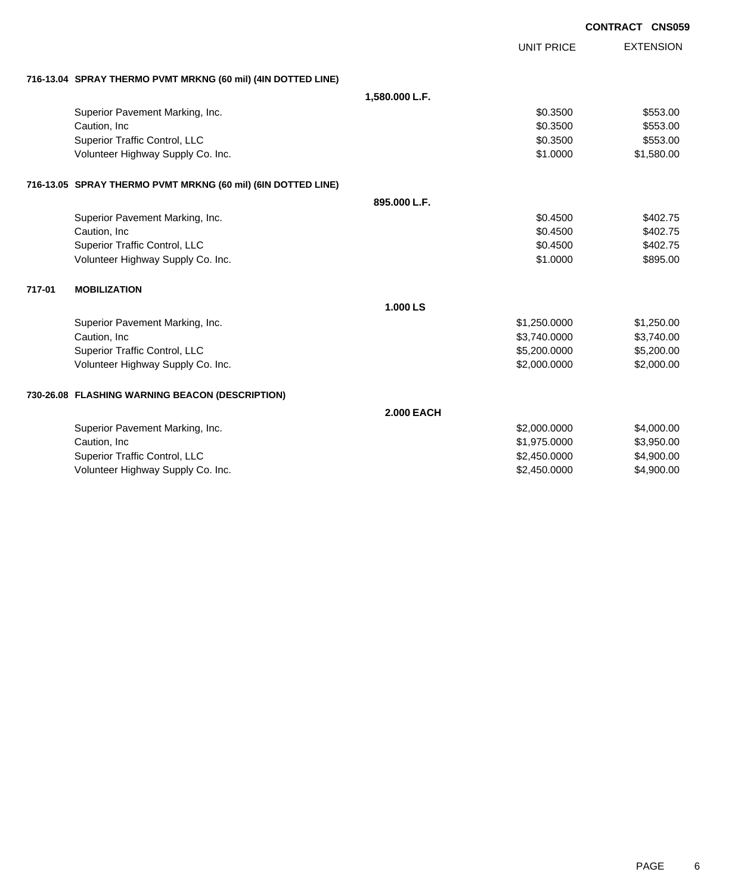**CONTRACT CNS059**

| | | UNIT PRICE | EXTENSION |
|---|---|---|---|
| **716-13.04 SPRAY THERMO PVMT MRKNG (60 mil) (4IN DOTTED LINE)** | | | |
| | **1,580.000 L.F.** | | |
| Superior Pavement Marking, Inc. | | $0.3500 | $553.00 |
| Caution, Inc | | $0.3500 | $553.00 |
| Superior Traffic Control, LLC | | $0.3500 | $553.00 |
| Volunteer Highway Supply Co. Inc. | | $1.0000 | $1,580.00 |
| **716-13.05 SPRAY THERMO PVMT MRKNG (60 mil) (6IN DOTTED LINE)** | | | |
| | **895.000 L.F.** | | |
| Superior Pavement Marking, Inc. | | $0.4500 | $402.75 |
| Caution, Inc | | $0.4500 | $402.75 |
| Superior Traffic Control, LLC | | $0.4500 | $402.75 |
| Volunteer Highway Supply Co. Inc. | | $1.0000 | $895.00 |
| **717-01 MOBILIZATION** | | | |
| | **1.000 LS** | | |
| Superior Pavement Marking, Inc. | | $1,250.0000 | $1,250.00 |
| Caution, Inc | | $3,740.0000 | $3,740.00 |
| Superior Traffic Control, LLC | | $5,200.0000 | $5,200.00 |
| Volunteer Highway Supply Co. Inc. | | $2,000.0000 | $2,000.00 |
| **730-26.08 FLASHING WARNING BEACON (DESCRIPTION)** | | | |
| | **2.000 EACH** | | |
| Superior Pavement Marking, Inc. | | $2,000.0000 | $4,000.00 |
| Caution, Inc | | $1,975.0000 | $3,950.00 |
| Superior Traffic Control, LLC | | $2,450.0000 | $4,900.00 |
| Volunteer Highway Supply Co. Inc. | | $2,450.0000 | $4,900.00 |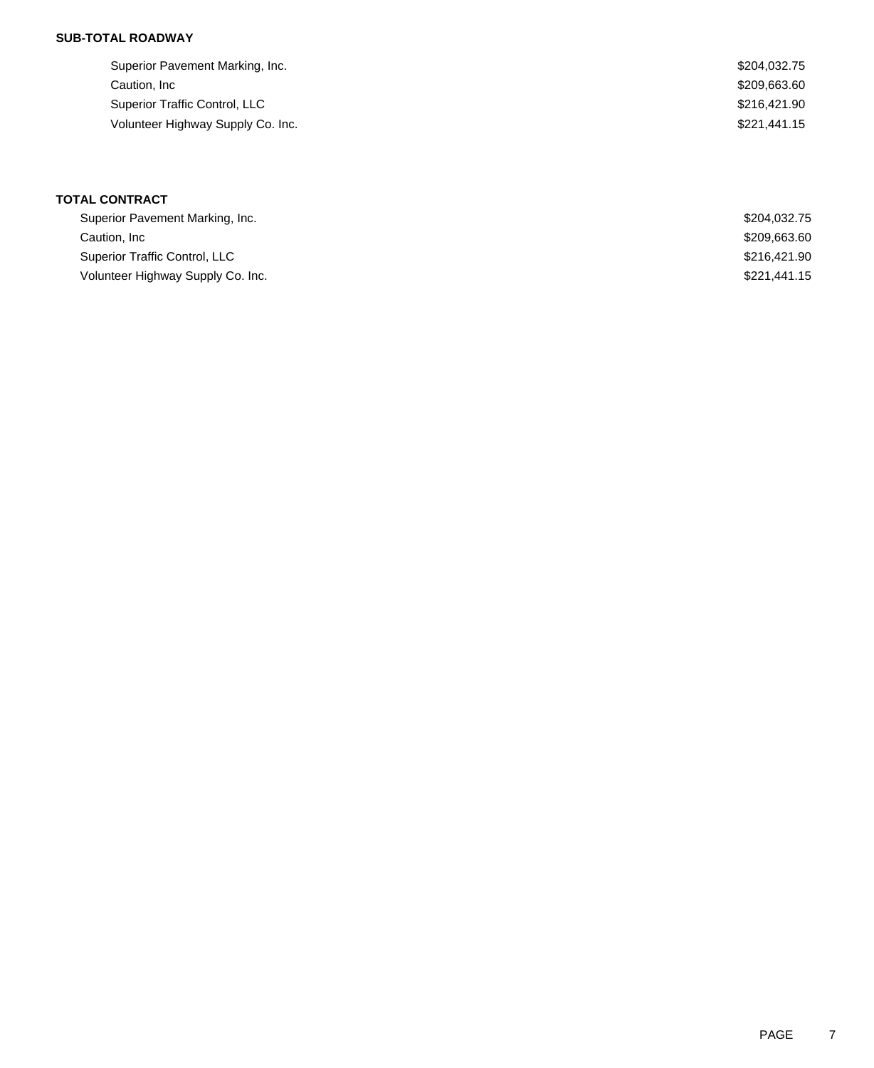**SUB-TOTAL ROADWAY**

| | |
|---|---|
| Superior Pavement Marking, Inc. | $204,032.75 |
| Caution, Inc | $209,663.60 |
| Superior Traffic Control, LLC | $216,421.90 |
| Volunteer Highway Supply Co. Inc. | $221,441.15 |

**TOTAL CONTRACT**

| | |
|---|---|
| Superior Pavement Marking, Inc. | $204,032.75 |
| Caution, Inc | $209,663.60 |
| Superior Traffic Control, LLC | $216,421.90 |
| Volunteer Highway Supply Co. Inc. | $221,441.15 |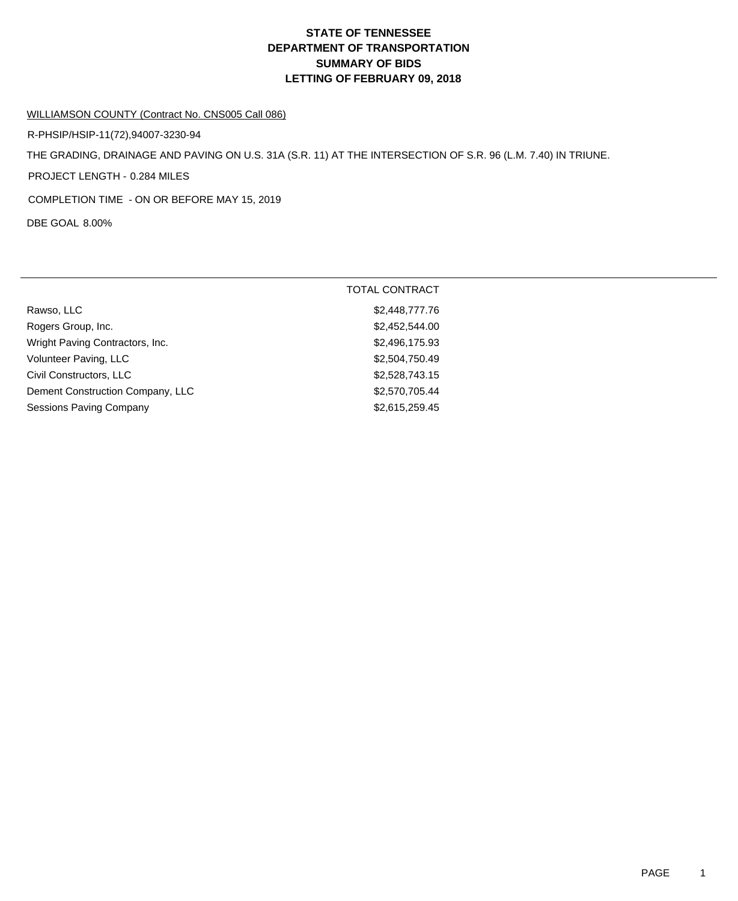# STATE OF TENNESSEE
# DEPARTMENT OF TRANSPORTATION
# SUMMARY OF BIDS
# LETTING OF FEBRUARY 09, 2018

WILLIAMSON COUNTY (Contract No. CNS005 Call 086)

R-PHSIP/HSIP-11(72),94007-3230-94

THE GRADING, DRAINAGE AND PAVING ON U.S. 31A (S.R. 11) AT THE INTERSECTION OF S.R. 96 (L.M. 7.40) IN TRIUNE.

PROJECT LENGTH - 0.284 MILES

COMPLETION TIME - ON OR BEFORE MAY 15, 2019

DBE GOAL 8.00%

| | TOTAL CONTRACT |
|---|---|
| Rawso, LLC | $2,448,777.76 |
| Rogers Group, Inc. | $2,452,544.00 |
| Wright Paving Contractors, Inc. | $2,496,175.93 |
| Volunteer Paving, LLC | $2,504,750.49 |
| Civil Constructors, LLC | $2,528,743.15 |
| Dement Construction Company, LLC | $2,570,705.44 |
| Sessions Paving Company | $2,615,259.45 |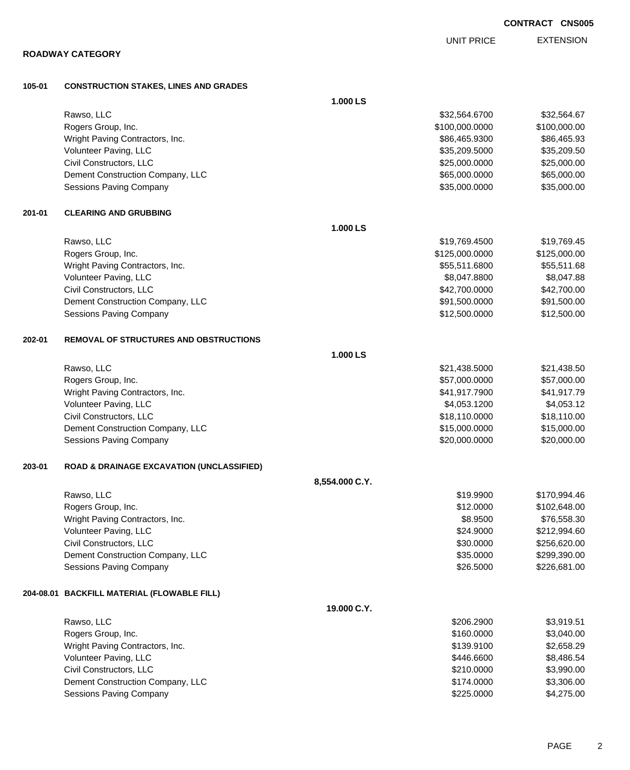**CONTRACT CNS005**

**ROADWAY CATEGORY**

| | | | UNIT PRICE | EXTENSION |
|---|---|---|---|---|
| **105-01** | **CONSTRUCTION STAKES, LINES AND GRADES** | | | |
| | | **1.000 LS** | | |
| | Rawso, LLC | | $32,564.6700 | $32,564.67 |
| | Rogers Group, Inc. | | $100,000.0000 | $100,000.00 |
| | Wright Paving Contractors, Inc. | | $86,465.9300 | $86,465.93 |
| | Volunteer Paving, LLC | | $35,209.5000 | $35,209.50 |
| | Civil Constructors, LLC | | $25,000.0000 | $25,000.00 |
| | Dement Construction Company, LLC | | $65,000.0000 | $65,000.00 |
| | Sessions Paving Company | | $35,000.0000 | $35,000.00 |
| **201-01** | **CLEARING AND GRUBBING** | | | |
| | | **1.000 LS** | | |
| | Rawso, LLC | | $19,769.4500 | $19,769.45 |
| | Rogers Group, Inc. | | $125,000.0000 | $125,000.00 |
| | Wright Paving Contractors, Inc. | | $55,511.6800 | $55,511.68 |
| | Volunteer Paving, LLC | | $8,047.8800 | $8,047.88 |
| | Civil Constructors, LLC | | $42,700.0000 | $42,700.00 |
| | Dement Construction Company, LLC | | $91,500.0000 | $91,500.00 |
| | Sessions Paving Company | | $12,500.0000 | $12,500.00 |
| **202-01** | **REMOVAL OF STRUCTURES AND OBSTRUCTIONS** | | | |
| | | **1.000 LS** | | |
| | Rawso, LLC | | $21,438.5000 | $21,438.50 |
| | Rogers Group, Inc. | | $57,000.0000 | $57,000.00 |
| | Wright Paving Contractors, Inc. | | $41,917.7900 | $41,917.79 |
| | Volunteer Paving, LLC | | $4,053.1200 | $4,053.12 |
| | Civil Constructors, LLC | | $18,110.0000 | $18,110.00 |
| | Dement Construction Company, LLC | | $15,000.0000 | $15,000.00 |
| | Sessions Paving Company | | $20,000.0000 | $20,000.00 |
| **203-01** | **ROAD & DRAINAGE EXCAVATION (UNCLASSIFIED)** | | | |
| | | **8,554.000 C.Y.** | | |
| | Rawso, LLC | | $19.9900 | $170,994.46 |
| | Rogers Group, Inc. | | $12.0000 | $102,648.00 |
| | Wright Paving Contractors, Inc. | | $8.9500 | $76,558.30 |
| | Volunteer Paving, LLC | | $24.9000 | $212,994.60 |
| | Civil Constructors, LLC | | $30.0000 | $256,620.00 |
| | Dement Construction Company, LLC | | $35.0000 | $299,390.00 |
| | Sessions Paving Company | | $26.5000 | $226,681.00 |
| **204-08.01** | **BACKFILL MATERIAL (FLOWABLE FILL)** | | | |
| | | **19.000 C.Y.** | | |
| | Rawso, LLC | | $206.2900 | $3,919.51 |
| | Rogers Group, Inc. | | $160.0000 | $3,040.00 |
| | Wright Paving Contractors, Inc. | | $139.9100 | $2,658.29 |
| | Volunteer Paving, LLC | | $446.6600 | $8,486.54 |
| | Civil Constructors, LLC | | $210.0000 | $3,990.00 |
| | Dement Construction Company, LLC | | $174.0000 | $3,306.00 |
| | Sessions Paving Company | | $225.0000 | $4,275.00 |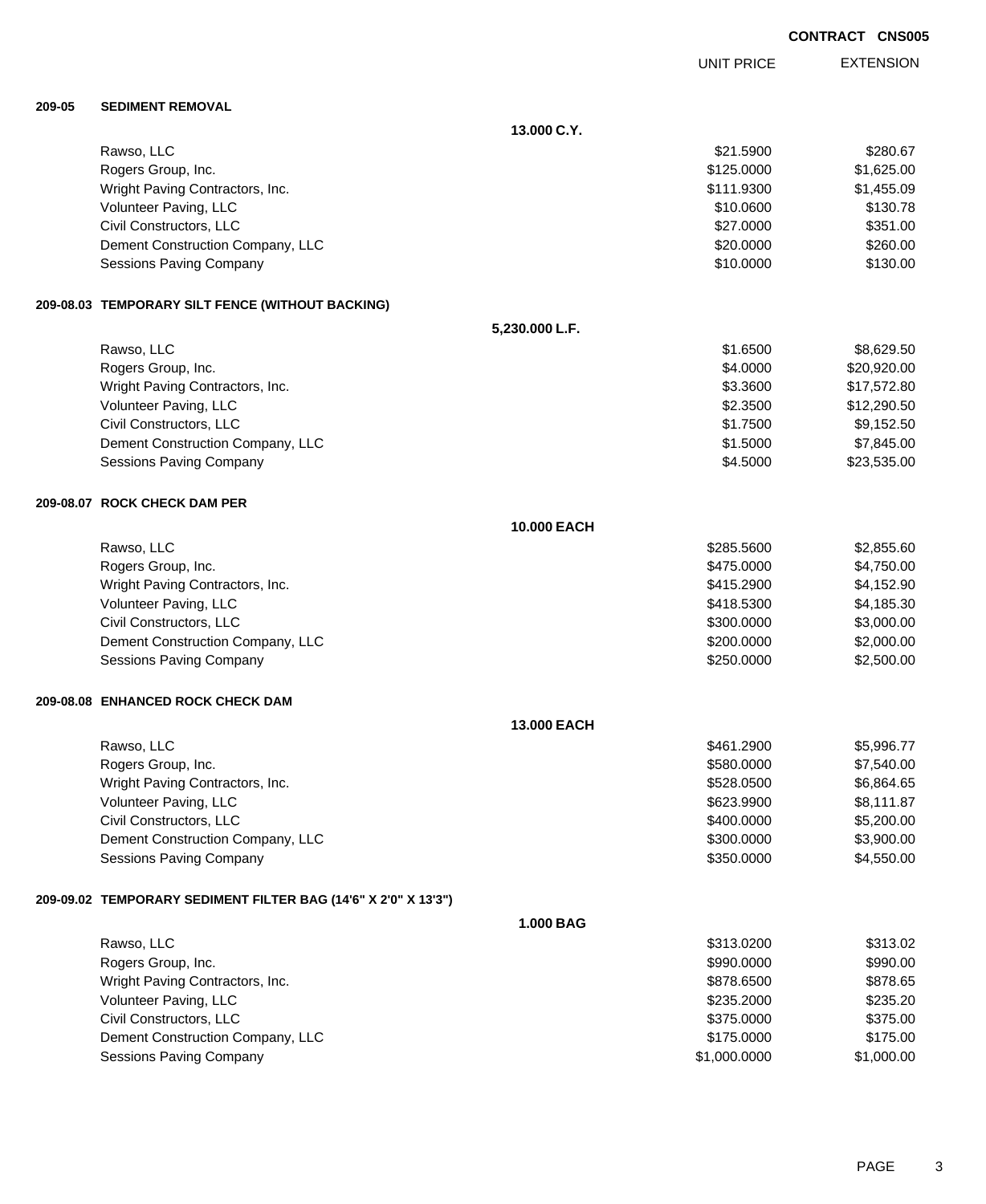**CONTRACT CNS005**

| | | UNIT PRICE | EXTENSION |
|---|---|---|---|
| **209-05** | **SEDIMENT REMOVAL** | | |
| | **13.000 C.Y.** | | |
| | Rawso, LLC | $21.5900 | $280.67 |
| | Rogers Group, Inc. | $125.0000 | $1,625.00 |
| | Wright Paving Contractors, Inc. | $111.9300 | $1,455.09 |
| | Volunteer Paving, LLC | $10.0600 | $130.78 |
| | Civil Constructors, LLC | $27.0000 | $351.00 |
| | Dement Construction Company, LLC | $20.0000 | $260.00 |
| | Sessions Paving Company | $10.0000 | $130.00 |
| **209-08.03** | **TEMPORARY SILT FENCE (WITHOUT BACKING)** | | |
| | **5,230.000 L.F.** | | |
| | Rawso, LLC | $1.6500 | $8,629.50 |
| | Rogers Group, Inc. | $4.0000 | $20,920.00 |
| | Wright Paving Contractors, Inc. | $3.3600 | $17,572.80 |
| | Volunteer Paving, LLC | $2.3500 | $12,290.50 |
| | Civil Constructors, LLC | $1.7500 | $9,152.50 |
| | Dement Construction Company, LLC | $1.5000 | $7,845.00 |
| | Sessions Paving Company | $4.5000 | $23,535.00 |
| **209-08.07** | **ROCK CHECK DAM PER** | | |
| | **10.000 EACH** | | |
| | Rawso, LLC | $285.5600 | $2,855.60 |
| | Rogers Group, Inc. | $475.0000 | $4,750.00 |
| | Wright Paving Contractors, Inc. | $415.2900 | $4,152.90 |
| | Volunteer Paving, LLC | $418.5300 | $4,185.30 |
| | Civil Constructors, LLC | $300.0000 | $3,000.00 |
| | Dement Construction Company, LLC | $200.0000 | $2,000.00 |
| | Sessions Paving Company | $250.0000 | $2,500.00 |
| **209-08.08** | **ENHANCED ROCK CHECK DAM** | | |
| | **13.000 EACH** | | |
| | Rawso, LLC | $461.2900 | $5,996.77 |
| | Rogers Group, Inc. | $580.0000 | $7,540.00 |
| | Wright Paving Contractors, Inc. | $528.0500 | $6,864.65 |
| | Volunteer Paving, LLC | $623.9900 | $8,111.87 |
| | Civil Constructors, LLC | $400.0000 | $5,200.00 |
| | Dement Construction Company, LLC | $300.0000 | $3,900.00 |
| | Sessions Paving Company | $350.0000 | $4,550.00 |
| **209-09.02** | **TEMPORARY SEDIMENT FILTER BAG (14'6" X 2'0" X 13'3")** | | |
| | **1.000 BAG** | | |
| | Rawso, LLC | $313.0200 | $313.02 |
| | Rogers Group, Inc. | $990.0000 | $990.00 |
| | Wright Paving Contractors, Inc. | $878.6500 | $878.65 |
| | Volunteer Paving, LLC | $235.2000 | $235.20 |
| | Civil Constructors, LLC | $375.0000 | $375.00 |
| | Dement Construction Company, LLC | $175.0000 | $175.00 |
| | Sessions Paving Company | $1,000.0000 | $1,000.00 |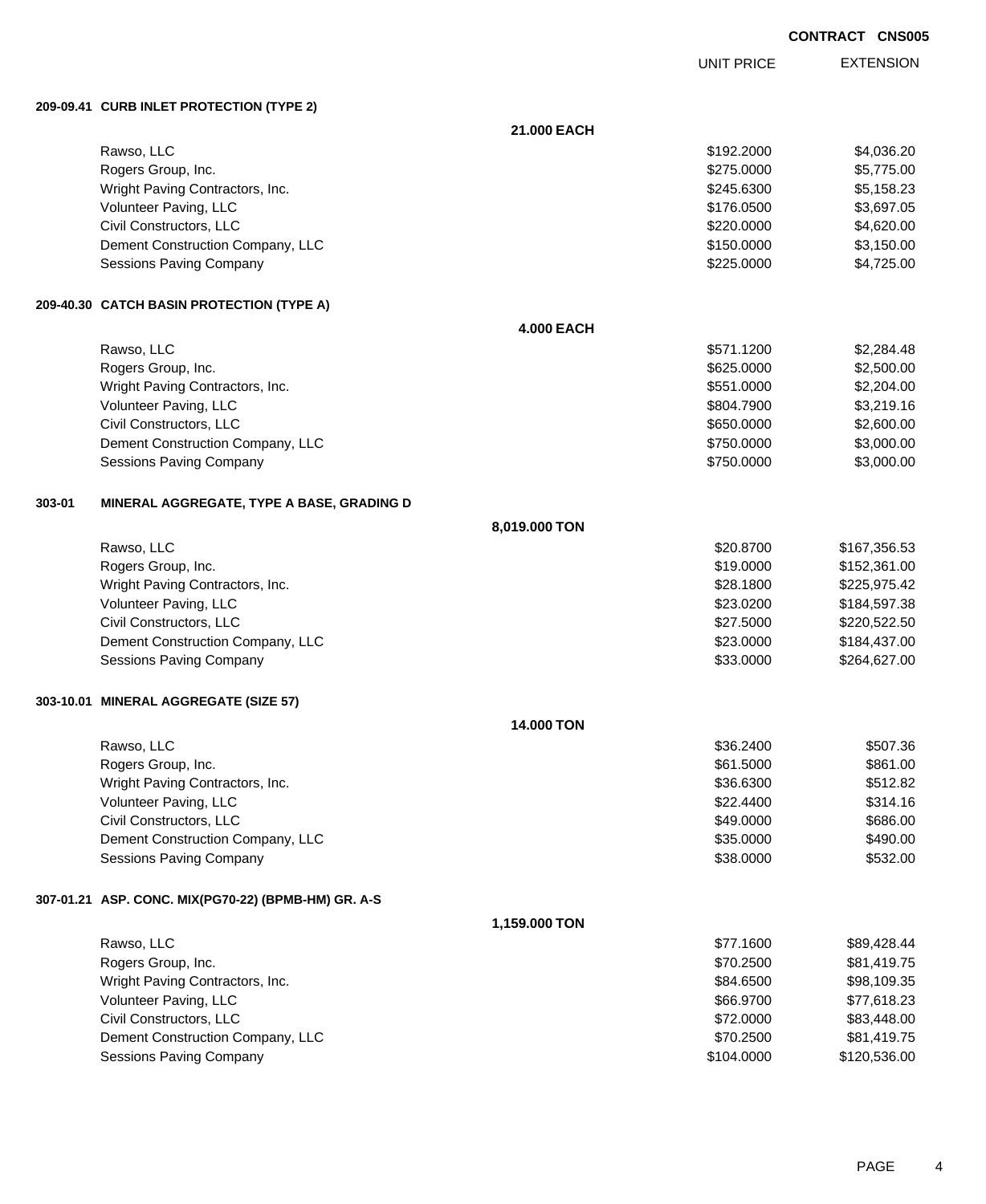**CONTRACT CNS005**

| | UNIT PRICE | EXTENSION |
|---|---|---|
| **209-09.41 CURB INLET PROTECTION (TYPE 2)** | | |
| **21.000 EACH** | | |
| Rawso, LLC | $192.2000 | $4,036.20 |
| Rogers Group, Inc. | $275.0000 | $5,775.00 |
| Wright Paving Contractors, Inc. | $245.6300 | $5,158.23 |
| Volunteer Paving, LLC | $176.0500 | $3,697.05 |
| Civil Constructors, LLC | $220.0000 | $4,620.00 |
| Dement Construction Company, LLC | $150.0000 | $3,150.00 |
| Sessions Paving Company | $225.0000 | $4,725.00 |
| **209-40.30 CATCH BASIN PROTECTION (TYPE A)** | | |
| **4.000 EACH** | | |
| Rawso, LLC | $571.1200 | $2,284.48 |
| Rogers Group, Inc. | $625.0000 | $2,500.00 |
| Wright Paving Contractors, Inc. | $551.0000 | $2,204.00 |
| Volunteer Paving, LLC | $804.7900 | $3,219.16 |
| Civil Constructors, LLC | $650.0000 | $2,600.00 |
| Dement Construction Company, LLC | $750.0000 | $3,000.00 |
| Sessions Paving Company | $750.0000 | $3,000.00 |
| **303-01 MINERAL AGGREGATE, TYPE A BASE, GRADING D** | | |
| **8,019.000 TON** | | |
| Rawso, LLC | $20.8700 | $167,356.53 |
| Rogers Group, Inc. | $19.0000 | $152,361.00 |
| Wright Paving Contractors, Inc. | $28.1800 | $225,975.42 |
| Volunteer Paving, LLC | $23.0200 | $184,597.38 |
| Civil Constructors, LLC | $27.5000 | $220,522.50 |
| Dement Construction Company, LLC | $23.0000 | $184,437.00 |
| Sessions Paving Company | $33.0000 | $264,627.00 |
| **303-10.01 MINERAL AGGREGATE (SIZE 57)** | | |
| **14.000 TON** | | |
| Rawso, LLC | $36.2400 | $507.36 |
| Rogers Group, Inc. | $61.5000 | $861.00 |
| Wright Paving Contractors, Inc. | $36.6300 | $512.82 |
| Volunteer Paving, LLC | $22.4400 | $314.16 |
| Civil Constructors, LLC | $49.0000 | $686.00 |
| Dement Construction Company, LLC | $35.0000 | $490.00 |
| Sessions Paving Company | $38.0000 | $532.00 |
| **307-01.21 ASP. CONC. MIX(PG70-22) (BPMB-HM) GR. A-S** | | |
| **1,159.000 TON** | | |
| Rawso, LLC | $77.1600 | $89,428.44 |
| Rogers Group, Inc. | $70.2500 | $81,419.75 |
| Wright Paving Contractors, Inc. | $84.6500 | $98,109.35 |
| Volunteer Paving, LLC | $66.9700 | $77,618.23 |
| Civil Constructors, LLC | $72.0000 | $83,448.00 |
| Dement Construction Company, LLC | $70.2500 | $81,419.75 |
| Sessions Paving Company | $104.0000 | $120,536.00 |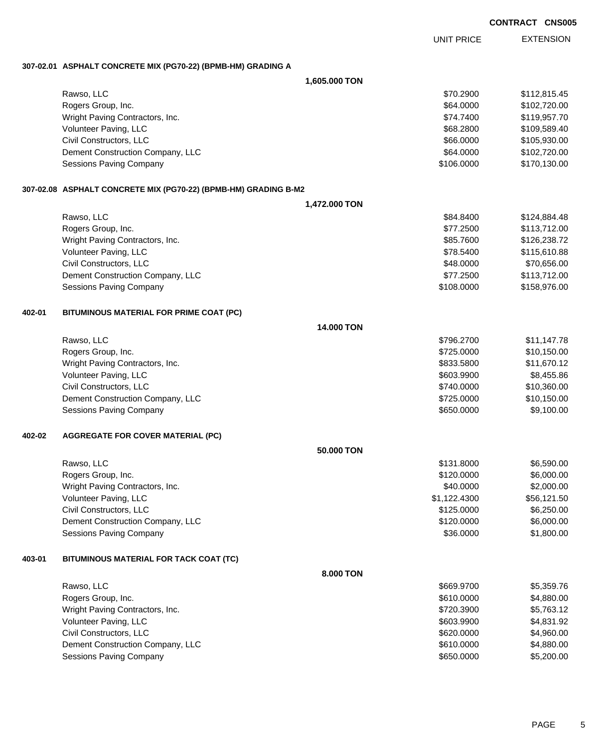**CONTRACT CNS005**

| | | UNIT PRICE | EXTENSION |
|---|---|---|---|
| **307-02.01 ASPHALT CONCRETE MIX (PG70-22) (BPMB-HM) GRADING A** | | | |
| | **1,605.000 TON** | | |
| Rawso, LLC | | $70.2900 | $112,815.45 |
| Rogers Group, Inc. | | $64.0000 | $102,720.00 |
| Wright Paving Contractors, Inc. | | $74.7400 | $119,957.70 |
| Volunteer Paving, LLC | | $68.2800 | $109,589.40 |
| Civil Constructors, LLC | | $66.0000 | $105,930.00 |
| Dement Construction Company, LLC | | $64.0000 | $102,720.00 |
| Sessions Paving Company | | $106.0000 | $170,130.00 |
| **307-02.08 ASPHALT CONCRETE MIX (PG70-22) (BPMB-HM) GRADING B-M2** | | | |
| | **1,472.000 TON** | | |
| Rawso, LLC | | $84.8400 | $124,884.48 |
| Rogers Group, Inc. | | $77.2500 | $113,712.00 |
| Wright Paving Contractors, Inc. | | $85.7600 | $126,238.72 |
| Volunteer Paving, LLC | | $78.5400 | $115,610.88 |
| Civil Constructors, LLC | | $48.0000 | $70,656.00 |
| Dement Construction Company, LLC | | $77.2500 | $113,712.00 |
| Sessions Paving Company | | $108.0000 | $158,976.00 |
| **402-01 BITUMINOUS MATERIAL FOR PRIME COAT (PC)** | | | |
| | **14.000 TON** | | |
| Rawso, LLC | | $796.2700 | $11,147.78 |
| Rogers Group, Inc. | | $725.0000 | $10,150.00 |
| Wright Paving Contractors, Inc. | | $833.5800 | $11,670.12 |
| Volunteer Paving, LLC | | $603.9900 | $8,455.86 |
| Civil Constructors, LLC | | $740.0000 | $10,360.00 |
| Dement Construction Company, LLC | | $725.0000 | $10,150.00 |
| Sessions Paving Company | | $650.0000 | $9,100.00 |
| **402-02 AGGREGATE FOR COVER MATERIAL (PC)** | | | |
| | **50.000 TON** | | |
| Rawso, LLC | | $131.8000 | $6,590.00 |
| Rogers Group, Inc. | | $120.0000 | $6,000.00 |
| Wright Paving Contractors, Inc. | | $40.0000 | $2,000.00 |
| Volunteer Paving, LLC | | $1,122.4300 | $56,121.50 |
| Civil Constructors, LLC | | $125.0000 | $6,250.00 |
| Dement Construction Company, LLC | | $120.0000 | $6,000.00 |
| Sessions Paving Company | | $36.0000 | $1,800.00 |
| **403-01 BITUMINOUS MATERIAL FOR TACK COAT (TC)** | | | |
| | **8.000 TON** | | |
| Rawso, LLC | | $669.9700 | $5,359.76 |
| Rogers Group, Inc. | | $610.0000 | $4,880.00 |
| Wright Paving Contractors, Inc. | | $720.3900 | $5,763.12 |
| Volunteer Paving, LLC | | $603.9900 | $4,831.92 |
| Civil Constructors, LLC | | $620.0000 | $4,960.00 |
| Dement Construction Company, LLC | | $610.0000 | $4,880.00 |
| Sessions Paving Company | | $650.0000 | $5,200.00 |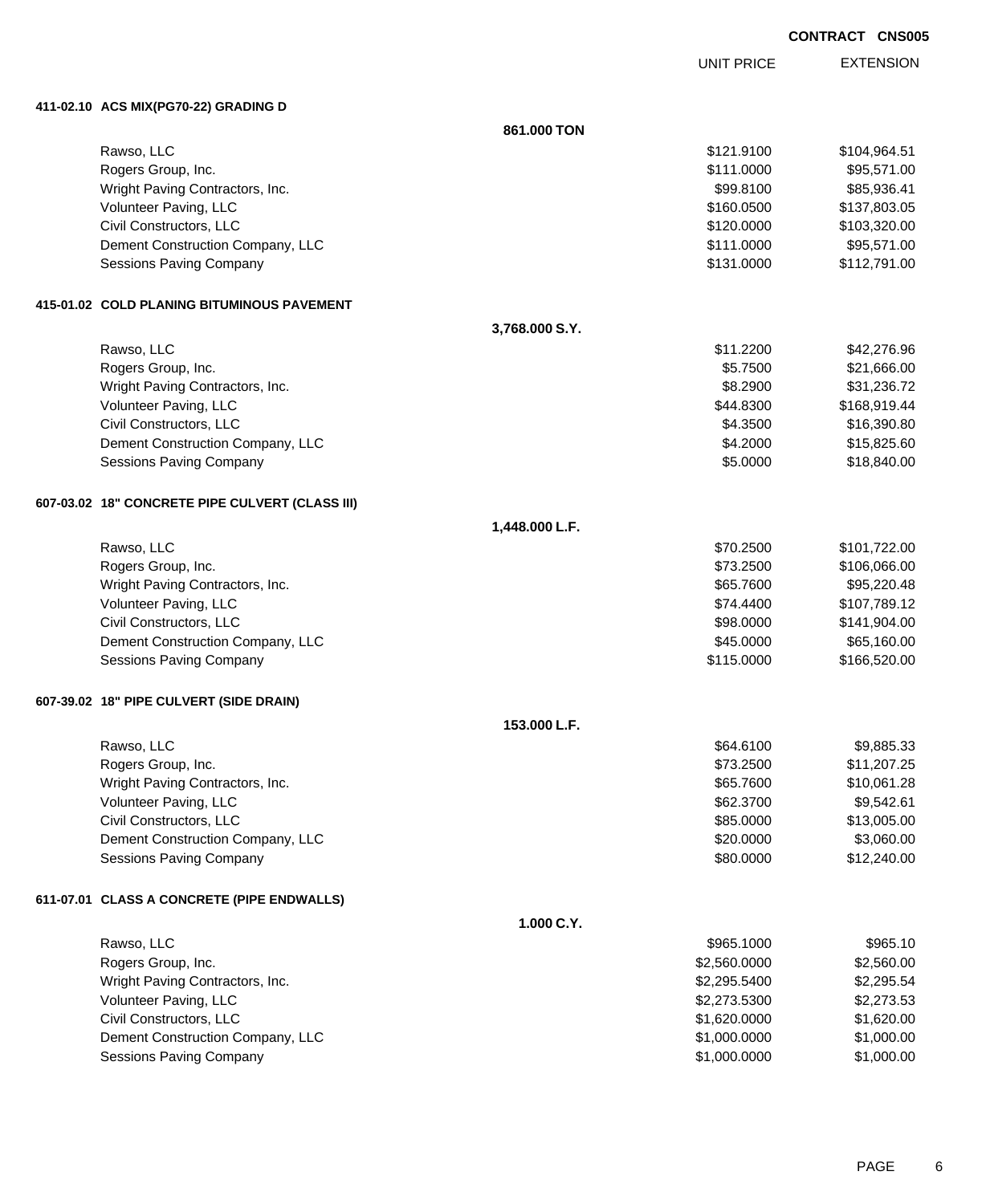**CONTRACT CNS005**

| | | UNIT PRICE | EXTENSION |
|---|---|---|---|
| **411-02.10 ACS MIX(PG70-22) GRADING D** | | | |
| | **861.000 TON** | | |
| Rawso, LLC | | $121.9100 | $104,964.51 |
| Rogers Group, Inc. | | $111.0000 | $95,571.00 |
| Wright Paving Contractors, Inc. | | $99.8100 | $85,936.41 |
| Volunteer Paving, LLC | | $160.0500 | $137,803.05 |
| Civil Constructors, LLC | | $120.0000 | $103,320.00 |
| Dement Construction Company, LLC | | $111.0000 | $95,571.00 |
| Sessions Paving Company | | $131.0000 | $112,791.00 |
| **415-01.02 COLD PLANING BITUMINOUS PAVEMENT** | | | |
| | **3,768.000 S.Y.** | | |
| Rawso, LLC | | $11.2200 | $42,276.96 |
| Rogers Group, Inc. | | $5.7500 | $21,666.00 |
| Wright Paving Contractors, Inc. | | $8.2900 | $31,236.72 |
| Volunteer Paving, LLC | | $44.8300 | $168,919.44 |
| Civil Constructors, LLC | | $4.3500 | $16,390.80 |
| Dement Construction Company, LLC | | $4.2000 | $15,825.60 |
| Sessions Paving Company | | $5.0000 | $18,840.00 |
| **607-03.02 18" CONCRETE PIPE CULVERT (CLASS III)** | | | |
| | **1,448.000 L.F.** | | |
| Rawso, LLC | | $70.2500 | $101,722.00 |
| Rogers Group, Inc. | | $73.2500 | $106,066.00 |
| Wright Paving Contractors, Inc. | | $65.7600 | $95,220.48 |
| Volunteer Paving, LLC | | $74.4400 | $107,789.12 |
| Civil Constructors, LLC | | $98.0000 | $141,904.00 |
| Dement Construction Company, LLC | | $45.0000 | $65,160.00 |
| Sessions Paving Company | | $115.0000 | $166,520.00 |
| **607-39.02 18" PIPE CULVERT (SIDE DRAIN)** | | | |
| | **153.000 L.F.** | | |
| Rawso, LLC | | $64.6100 | $9,885.33 |
| Rogers Group, Inc. | | $73.2500 | $11,207.25 |
| Wright Paving Contractors, Inc. | | $65.7600 | $10,061.28 |
| Volunteer Paving, LLC | | $62.3700 | $9,542.61 |
| Civil Constructors, LLC | | $85.0000 | $13,005.00 |
| Dement Construction Company, LLC | | $20.0000 | $3,060.00 |
| Sessions Paving Company | | $80.0000 | $12,240.00 |
| **611-07.01 CLASS A CONCRETE (PIPE ENDWALLS)** | | | |
| | **1.000 C.Y.** | | |
| Rawso, LLC | | $965.1000 | $965.10 |
| Rogers Group, Inc. | | $2,560.0000 | $2,560.00 |
| Wright Paving Contractors, Inc. | | $2,295.5400 | $2,295.54 |
| Volunteer Paving, LLC | | $2,273.5300 | $2,273.53 |
| Civil Constructors, LLC | | $1,620.0000 | $1,620.00 |
| Dement Construction Company, LLC | | $1,000.0000 | $1,000.00 |
| Sessions Paving Company | | $1,000.0000 | $1,000.00 |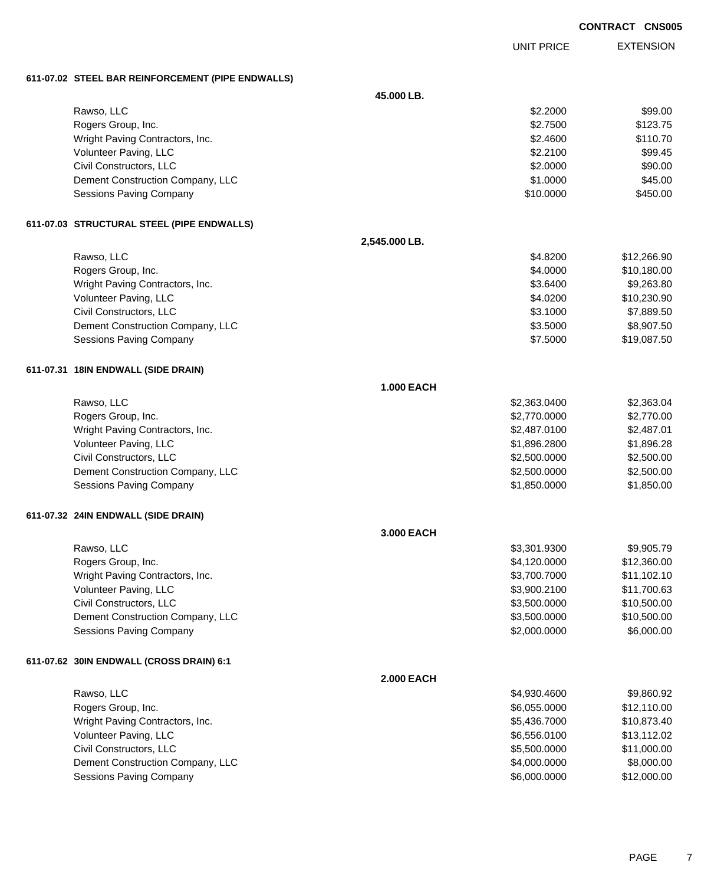**CONTRACT CNS005**

| | UNIT PRICE | EXTENSION |
|---|---|---|
| **611-07.02 STEEL BAR REINFORCEMENT (PIPE ENDWALLS)** | | |
| **45.000 LB.** | | |
| Rawso, LLC | $2.2000 | $99.00 |
| Rogers Group, Inc. | $2.7500 | $123.75 |
| Wright Paving Contractors, Inc. | $2.4600 | $110.70 |
| Volunteer Paving, LLC | $2.2100 | $99.45 |
| Civil Constructors, LLC | $2.0000 | $90.00 |
| Dement Construction Company, LLC | $1.0000 | $45.00 |
| Sessions Paving Company | $10.0000 | $450.00 |
| **611-07.03 STRUCTURAL STEEL (PIPE ENDWALLS)** | | |
| **2,545.000 LB.** | | |
| Rawso, LLC | $4.8200 | $12,266.90 |
| Rogers Group, Inc. | $4.0000 | $10,180.00 |
| Wright Paving Contractors, Inc. | $3.6400 | $9,263.80 |
| Volunteer Paving, LLC | $4.0200 | $10,230.90 |
| Civil Constructors, LLC | $3.1000 | $7,889.50 |
| Dement Construction Company, LLC | $3.5000 | $8,907.50 |
| Sessions Paving Company | $7.5000 | $19,087.50 |
| **611-07.31 18IN ENDWALL (SIDE DRAIN)** | | |
| **1.000 EACH** | | |
| Rawso, LLC | $2,363.0400 | $2,363.04 |
| Rogers Group, Inc. | $2,770.0000 | $2,770.00 |
| Wright Paving Contractors, Inc. | $2,487.0100 | $2,487.01 |
| Volunteer Paving, LLC | $1,896.2800 | $1,896.28 |
| Civil Constructors, LLC | $2,500.0000 | $2,500.00 |
| Dement Construction Company, LLC | $2,500.0000 | $2,500.00 |
| Sessions Paving Company | $1,850.0000 | $1,850.00 |
| **611-07.32 24IN ENDWALL (SIDE DRAIN)** | | |
| **3.000 EACH** | | |
| Rawso, LLC | $3,301.9300 | $9,905.79 |
| Rogers Group, Inc. | $4,120.0000 | $12,360.00 |
| Wright Paving Contractors, Inc. | $3,700.7000 | $11,102.10 |
| Volunteer Paving, LLC | $3,900.2100 | $11,700.63 |
| Civil Constructors, LLC | $3,500.0000 | $10,500.00 |
| Dement Construction Company, LLC | $3,500.0000 | $10,500.00 |
| Sessions Paving Company | $2,000.0000 | $6,000.00 |
| **611-07.62 30IN ENDWALL (CROSS DRAIN) 6:1** | | |
| **2.000 EACH** | | |
| Rawso, LLC | $4,930.4600 | $9,860.92 |
| Rogers Group, Inc. | $6,055.0000 | $12,110.00 |
| Wright Paving Contractors, Inc. | $5,436.7000 | $10,873.40 |
| Volunteer Paving, LLC | $6,556.0100 | $13,112.02 |
| Civil Constructors, LLC | $5,500.0000 | $11,000.00 |
| Dement Construction Company, LLC | $4,000.0000 | $8,000.00 |
| Sessions Paving Company | $6,000.0000 | $12,000.00 |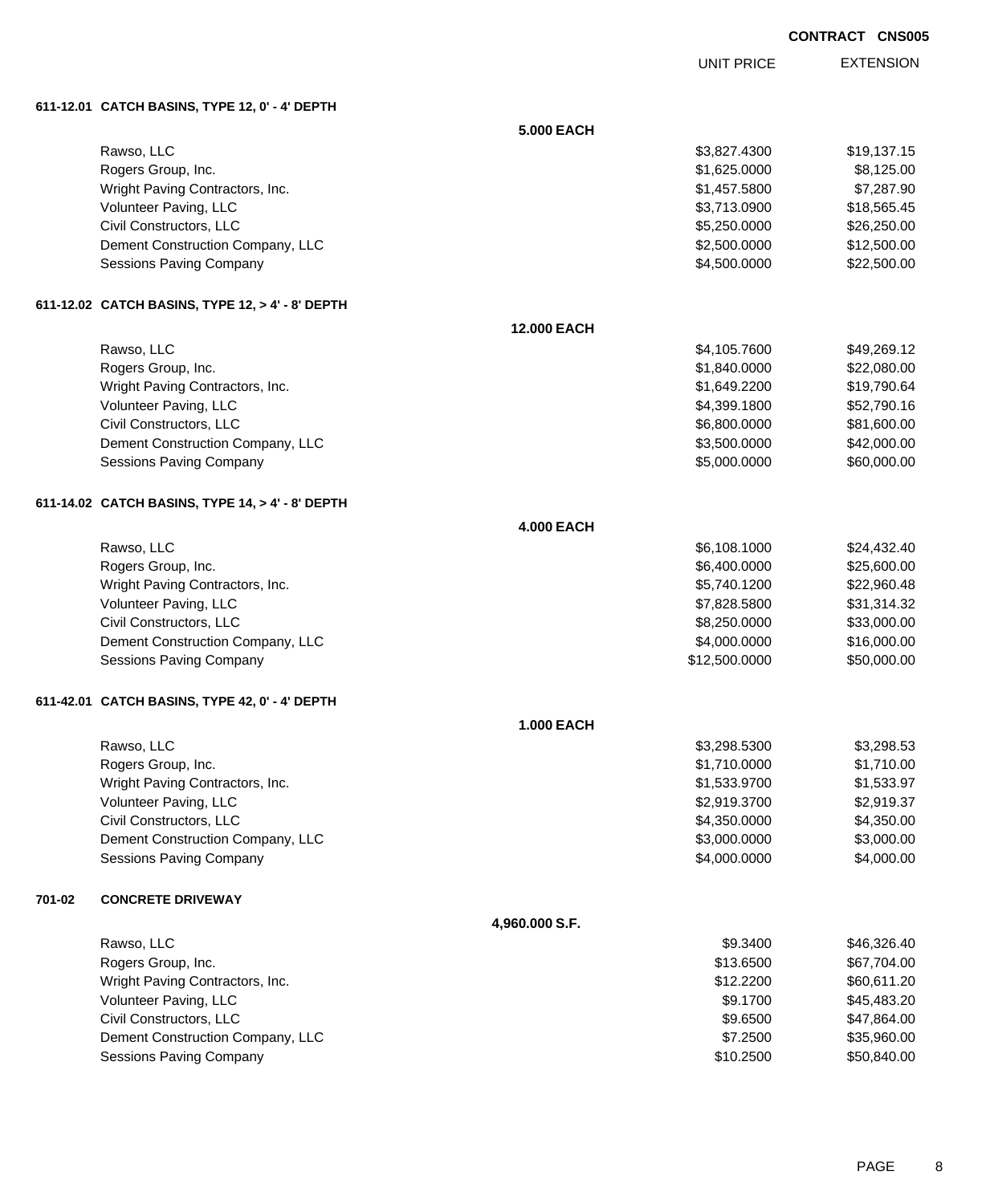CONTRACT CNS005

| | UNIT PRICE | EXTENSION |
|---|---|---|
| **611-12.01 CATCH BASINS, TYPE 12, 0' - 4' DEPTH** | | |
| **5.000 EACH** | | |
| Rawso, LLC | $3,827.4300 | $19,137.15 |
| Rogers Group, Inc. | $1,625.0000 | $8,125.00 |
| Wright Paving Contractors, Inc. | $1,457.5800 | $7,287.90 |
| Volunteer Paving, LLC | $3,713.0900 | $18,565.45 |
| Civil Constructors, LLC | $5,250.0000 | $26,250.00 |
| Dement Construction Company, LLC | $2,500.0000 | $12,500.00 |
| Sessions Paving Company | $4,500.0000 | $22,500.00 |
| **611-12.02 CATCH BASINS, TYPE 12, > 4' - 8' DEPTH** | | |
| **12.000 EACH** | | |
| Rawso, LLC | $4,105.7600 | $49,269.12 |
| Rogers Group, Inc. | $1,840.0000 | $22,080.00 |
| Wright Paving Contractors, Inc. | $1,649.2200 | $19,790.64 |
| Volunteer Paving, LLC | $4,399.1800 | $52,790.16 |
| Civil Constructors, LLC | $6,800.0000 | $81,600.00 |
| Dement Construction Company, LLC | $3,500.0000 | $42,000.00 |
| Sessions Paving Company | $5,000.0000 | $60,000.00 |
| **611-14.02 CATCH BASINS, TYPE 14, > 4' - 8' DEPTH** | | |
| **4.000 EACH** | | |
| Rawso, LLC | $6,108.1000 | $24,432.40 |
| Rogers Group, Inc. | $6,400.0000 | $25,600.00 |
| Wright Paving Contractors, Inc. | $5,740.1200 | $22,960.48 |
| Volunteer Paving, LLC | $7,828.5800 | $31,314.32 |
| Civil Constructors, LLC | $8,250.0000 | $33,000.00 |
| Dement Construction Company, LLC | $4,000.0000 | $16,000.00 |
| Sessions Paving Company | $12,500.0000 | $50,000.00 |
| **611-42.01 CATCH BASINS, TYPE 42, 0' - 4' DEPTH** | | |
| **1.000 EACH** | | |
| Rawso, LLC | $3,298.5300 | $3,298.53 |
| Rogers Group, Inc. | $1,710.0000 | $1,710.00 |
| Wright Paving Contractors, Inc. | $1,533.9700 | $1,533.97 |
| Volunteer Paving, LLC | $2,919.3700 | $2,919.37 |
| Civil Constructors, LLC | $4,350.0000 | $4,350.00 |
| Dement Construction Company, LLC | $3,000.0000 | $3,000.00 |
| Sessions Paving Company | $4,000.0000 | $4,000.00 |
| **701-02 CONCRETE DRIVEWAY** | | |
| **4,960.000 S.F.** | | |
| Rawso, LLC | $9.3400 | $46,326.40 |
| Rogers Group, Inc. | $13.6500 | $67,704.00 |
| Wright Paving Contractors, Inc. | $12.2200 | $60,611.20 |
| Volunteer Paving, LLC | $9.1700 | $45,483.20 |
| Civil Constructors, LLC | $9.6500 | $47,864.00 |
| Dement Construction Company, LLC | $7.2500 | $35,960.00 |
| Sessions Paving Company | $10.2500 | $50,840.00 |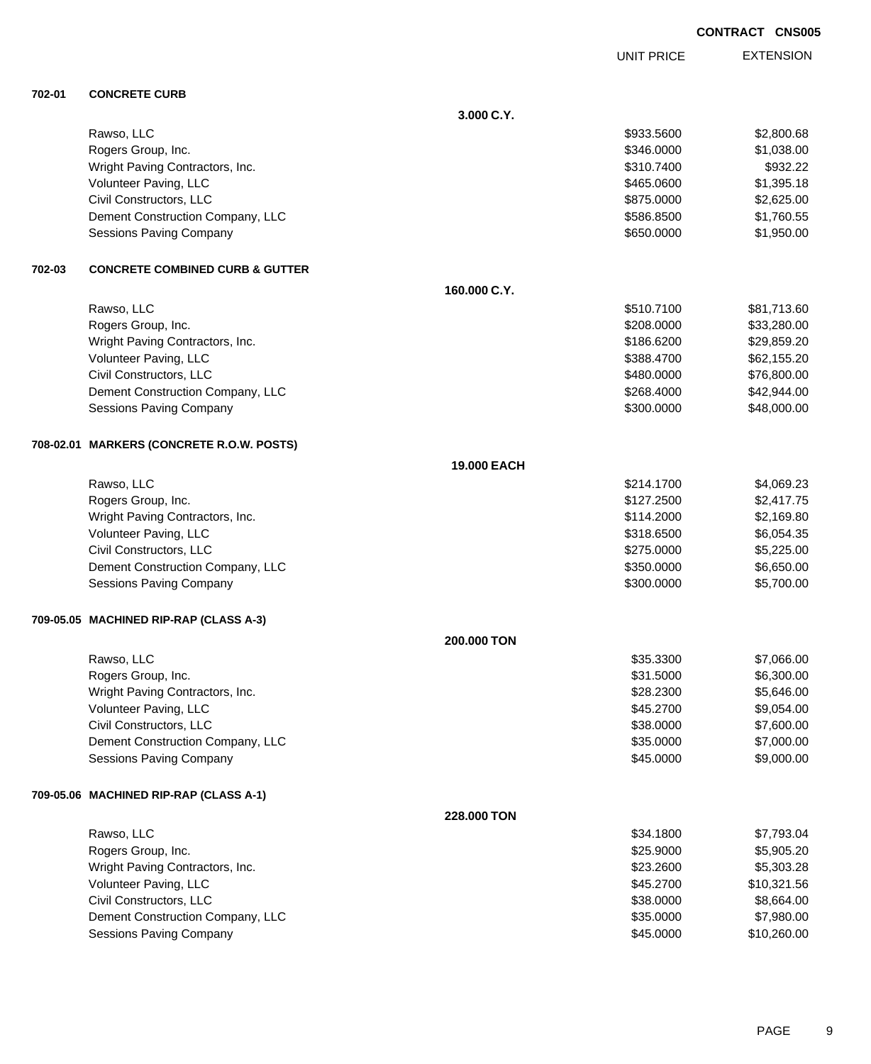**CONTRACT CNS005**

| | | UNIT PRICE | EXTENSION |
|---|---|---|---|
| **702-01** | **CONCRETE CURB** | | |
| | **3.000 C.Y.** | | |
| | Rawso, LLC | $933.5600 | $2,800.68 |
| | Rogers Group, Inc. | $346.0000 | $1,038.00 |
| | Wright Paving Contractors, Inc. | $310.7400 | $932.22 |
| | Volunteer Paving, LLC | $465.0600 | $1,395.18 |
| | Civil Constructors, LLC | $875.0000 | $2,625.00 |
| | Dement Construction Company, LLC | $586.8500 | $1,760.55 |
| | Sessions Paving Company | $650.0000 | $1,950.00 |
| **702-03** | **CONCRETE COMBINED CURB & GUTTER** | | |
| | **160.000 C.Y.** | | |
| | Rawso, LLC | $510.7100 | $81,713.60 |
| | Rogers Group, Inc. | $208.0000 | $33,280.00 |
| | Wright Paving Contractors, Inc. | $186.6200 | $29,859.20 |
| | Volunteer Paving, LLC | $388.4700 | $62,155.20 |
| | Civil Constructors, LLC | $480.0000 | $76,800.00 |
| | Dement Construction Company, LLC | $268.4000 | $42,944.00 |
| | Sessions Paving Company | $300.0000 | $48,000.00 |
| **708-02.01** | **MARKERS (CONCRETE R.O.W. POSTS)** | | |
| | **19.000 EACH** | | |
| | Rawso, LLC | $214.1700 | $4,069.23 |
| | Rogers Group, Inc. | $127.2500 | $2,417.75 |
| | Wright Paving Contractors, Inc. | $114.2000 | $2,169.80 |
| | Volunteer Paving, LLC | $318.6500 | $6,054.35 |
| | Civil Constructors, LLC | $275.0000 | $5,225.00 |
| | Dement Construction Company, LLC | $350.0000 | $6,650.00 |
| | Sessions Paving Company | $300.0000 | $5,700.00 |
| **709-05.05** | **MACHINED RIP-RAP (CLASS A-3)** | | |
| | **200.000 TON** | | |
| | Rawso, LLC | $35.3300 | $7,066.00 |
| | Rogers Group, Inc. | $31.5000 | $6,300.00 |
| | Wright Paving Contractors, Inc. | $28.2300 | $5,646.00 |
| | Volunteer Paving, LLC | $45.2700 | $9,054.00 |
| | Civil Constructors, LLC | $38.0000 | $7,600.00 |
| | Dement Construction Company, LLC | $35.0000 | $7,000.00 |
| | Sessions Paving Company | $45.0000 | $9,000.00 |
| **709-05.06** | **MACHINED RIP-RAP (CLASS A-1)** | | |
| | **228.000 TON** | | |
| | Rawso, LLC | $34.1800 | $7,793.04 |
| | Rogers Group, Inc. | $25.9000 | $5,905.20 |
| | Wright Paving Contractors, Inc. | $23.2600 | $5,303.28 |
| | Volunteer Paving, LLC | $45.2700 | $10,321.56 |
| | Civil Constructors, LLC | $38.0000 | $8,664.00 |
| | Dement Construction Company, LLC | $35.0000 | $7,980.00 |
| | Sessions Paving Company | $45.0000 | $10,260.00 |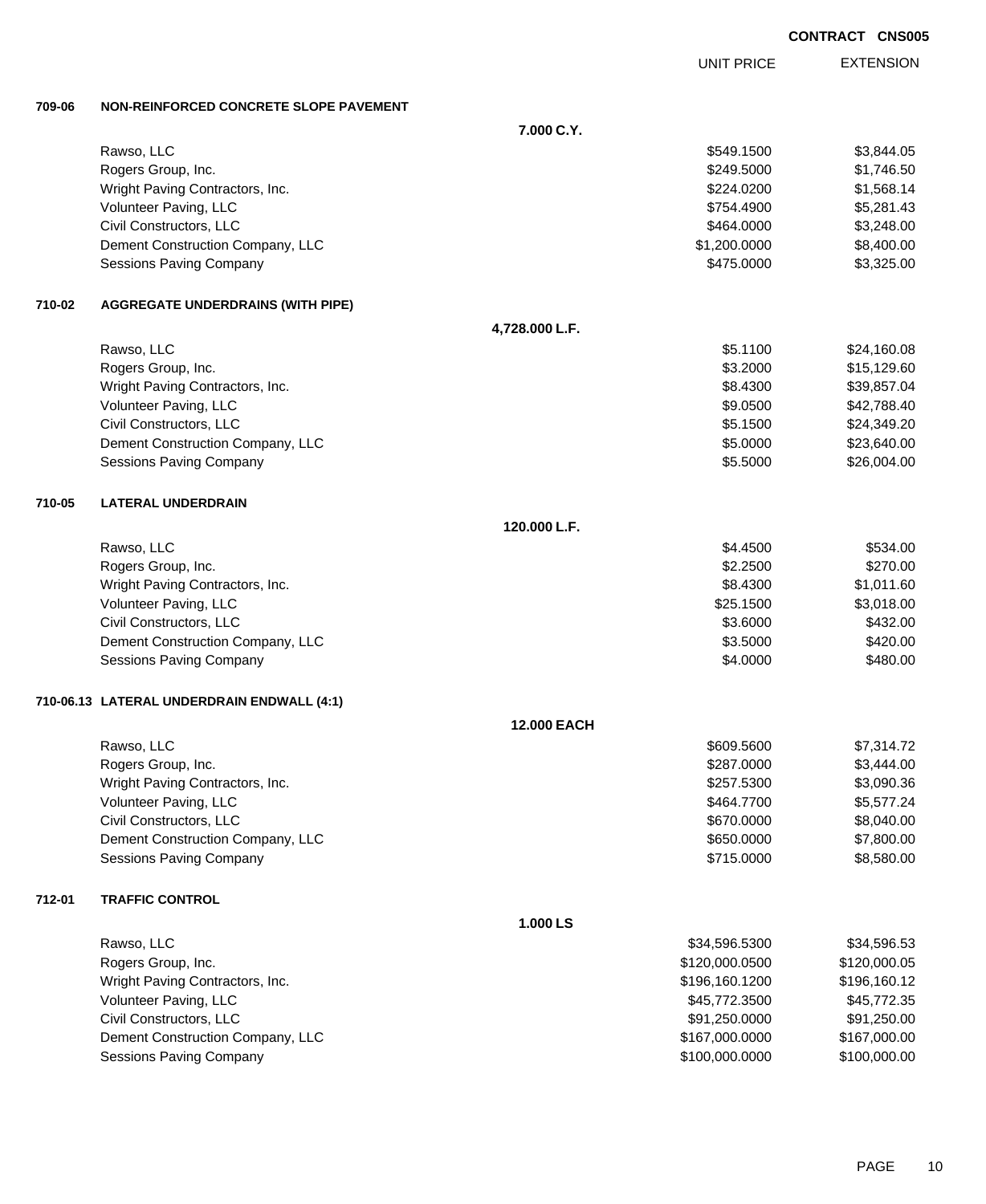CONTRACT CNS005

| | | UNIT PRICE | EXTENSION |
|---|---|---|---|
| **709-06** | **NON-REINFORCED CONCRETE SLOPE PAVEMENT** | | |
| | **7.000 C.Y.** | | |
| | Rawso, LLC | $549.1500 | $3,844.05 |
| | Rogers Group, Inc. | $249.5000 | $1,746.50 |
| | Wright Paving Contractors, Inc. | $224.0200 | $1,568.14 |
| | Volunteer Paving, LLC | $754.4900 | $5,281.43 |
| | Civil Constructors, LLC | $464.0000 | $3,248.00 |
| | Dement Construction Company, LLC | $1,200.0000 | $8,400.00 |
| | Sessions Paving Company | $475.0000 | $3,325.00 |
| **710-02** | **AGGREGATE UNDERDRAINS (WITH PIPE)** | | |
| | **4,728.000 L.F.** | | |
| | Rawso, LLC | $5.1100 | $24,160.08 |
| | Rogers Group, Inc. | $3.2000 | $15,129.60 |
| | Wright Paving Contractors, Inc. | $8.4300 | $39,857.04 |
| | Volunteer Paving, LLC | $9.0500 | $42,788.40 |
| | Civil Constructors, LLC | $5.1500 | $24,349.20 |
| | Dement Construction Company, LLC | $5.0000 | $23,640.00 |
| | Sessions Paving Company | $5.5000 | $26,004.00 |
| **710-05** | **LATERAL UNDERDRAIN** | | |
| | **120.000 L.F.** | | |
| | Rawso, LLC | $4.4500 | $534.00 |
| | Rogers Group, Inc. | $2.2500 | $270.00 |
| | Wright Paving Contractors, Inc. | $8.4300 | $1,011.60 |
| | Volunteer Paving, LLC | $25.1500 | $3,018.00 |
| | Civil Constructors, LLC | $3.6000 | $432.00 |
| | Dement Construction Company, LLC | $3.5000 | $420.00 |
| | Sessions Paving Company | $4.0000 | $480.00 |
| **710-06.13** | **LATERAL UNDERDRAIN ENDWALL (4:1)** | | |
| | **12.000 EACH** | | |
| | Rawso, LLC | $609.5600 | $7,314.72 |
| | Rogers Group, Inc. | $287.0000 | $3,444.00 |
| | Wright Paving Contractors, Inc. | $257.5300 | $3,090.36 |
| | Volunteer Paving, LLC | $464.7700 | $5,577.24 |
| | Civil Constructors, LLC | $670.0000 | $8,040.00 |
| | Dement Construction Company, LLC | $650.0000 | $7,800.00 |
| | Sessions Paving Company | $715.0000 | $8,580.00 |
| **712-01** | **TRAFFIC CONTROL** | | |
| | **1.000 LS** | | |
| | Rawso, LLC | $34,596.5300 | $34,596.53 |
| | Rogers Group, Inc. | $120,000.0500 | $120,000.05 |
| | Wright Paving Contractors, Inc. | $196,160.1200 | $196,160.12 |
| | Volunteer Paving, LLC | $45,772.3500 | $45,772.35 |
| | Civil Constructors, LLC | $91,250.0000 | $91,250.00 |
| | Dement Construction Company, LLC | $167,000.0000 | $167,000.00 |
| | Sessions Paving Company | $100,000.0000 | $100,000.00 |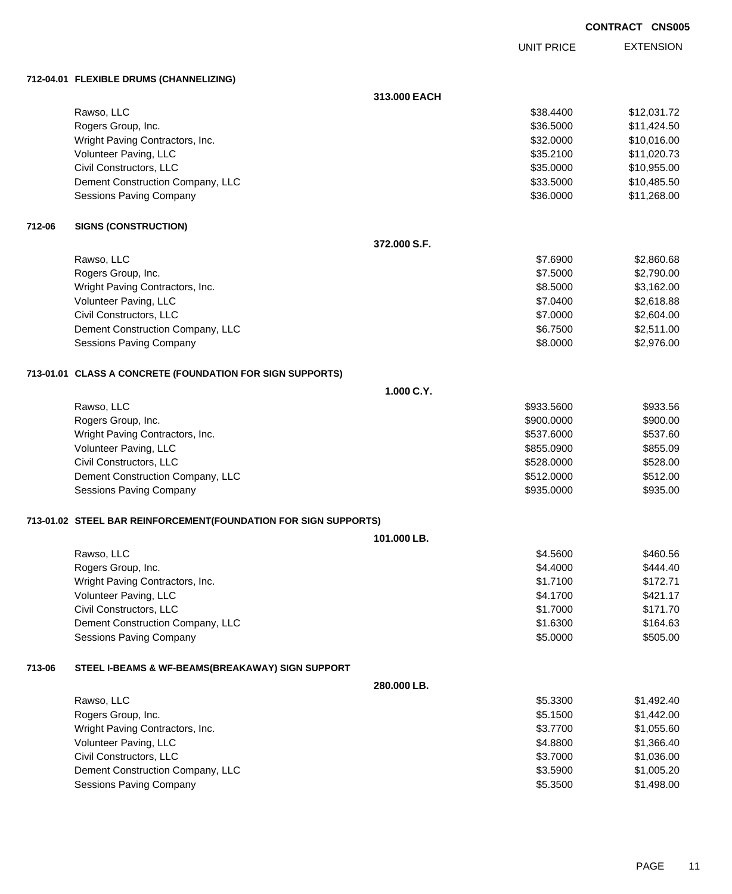**CONTRACT CNS005**

| | | UNIT PRICE | EXTENSION |
|---|---|---|---|
| **712-04.01** | **FLEXIBLE DRUMS (CHANNELIZING)** | | |
| | **313.000 EACH** | | |
| | Rawso, LLC | $38.4400 | $12,031.72 |
| | Rogers Group, Inc. | $36.5000 | $11,424.50 |
| | Wright Paving Contractors, Inc. | $32.0000 | $10,016.00 |
| | Volunteer Paving, LLC | $35.2100 | $11,020.73 |
| | Civil Constructors, LLC | $35.0000 | $10,955.00 |
| | Dement Construction Company, LLC | $33.5000 | $10,485.50 |
| | Sessions Paving Company | $36.0000 | $11,268.00 |
| **712-06** | **SIGNS (CONSTRUCTION)** | | |
| | **372.000 S.F.** | | |
| | Rawso, LLC | $7.6900 | $2,860.68 |
| | Rogers Group, Inc. | $7.5000 | $2,790.00 |
| | Wright Paving Contractors, Inc. | $8.5000 | $3,162.00 |
| | Volunteer Paving, LLC | $7.0400 | $2,618.88 |
| | Civil Constructors, LLC | $7.0000 | $2,604.00 |
| | Dement Construction Company, LLC | $6.7500 | $2,511.00 |
| | Sessions Paving Company | $8.0000 | $2,976.00 |
| **713-01.01** | **CLASS A CONCRETE (FOUNDATION FOR SIGN SUPPORTS)** | | |
| | **1.000 C.Y.** | | |
| | Rawso, LLC | $933.5600 | $933.56 |
| | Rogers Group, Inc. | $900.0000 | $900.00 |
| | Wright Paving Contractors, Inc. | $537.6000 | $537.60 |
| | Volunteer Paving, LLC | $855.0900 | $855.09 |
| | Civil Constructors, LLC | $528.0000 | $528.00 |
| | Dement Construction Company, LLC | $512.0000 | $512.00 |
| | Sessions Paving Company | $935.0000 | $935.00 |
| **713-01.02** | **STEEL BAR REINFORCEMENT(FOUNDATION FOR SIGN SUPPORTS)** | | |
| | **101.000 LB.** | | |
| | Rawso, LLC | $4.5600 | $460.56 |
| | Rogers Group, Inc. | $4.4000 | $444.40 |
| | Wright Paving Contractors, Inc. | $1.7100 | $172.71 |
| | Volunteer Paving, LLC | $4.1700 | $421.17 |
| | Civil Constructors, LLC | $1.7000 | $171.70 |
| | Dement Construction Company, LLC | $1.6300 | $164.63 |
| | Sessions Paving Company | $5.0000 | $505.00 |
| **713-06** | **STEEL I-BEAMS & WF-BEAMS(BREAKAWAY) SIGN SUPPORT** | | |
| | **280.000 LB.** | | |
| | Rawso, LLC | $5.3300 | $1,492.40 |
| | Rogers Group, Inc. | $5.1500 | $1,442.00 |
| | Wright Paving Contractors, Inc. | $3.7700 | $1,055.60 |
| | Volunteer Paving, LLC | $4.8800 | $1,366.40 |
| | Civil Constructors, LLC | $3.7000 | $1,036.00 |
| | Dement Construction Company, LLC | $3.5900 | $1,005.20 |
| | Sessions Paving Company | $5.3500 | $1,498.00 |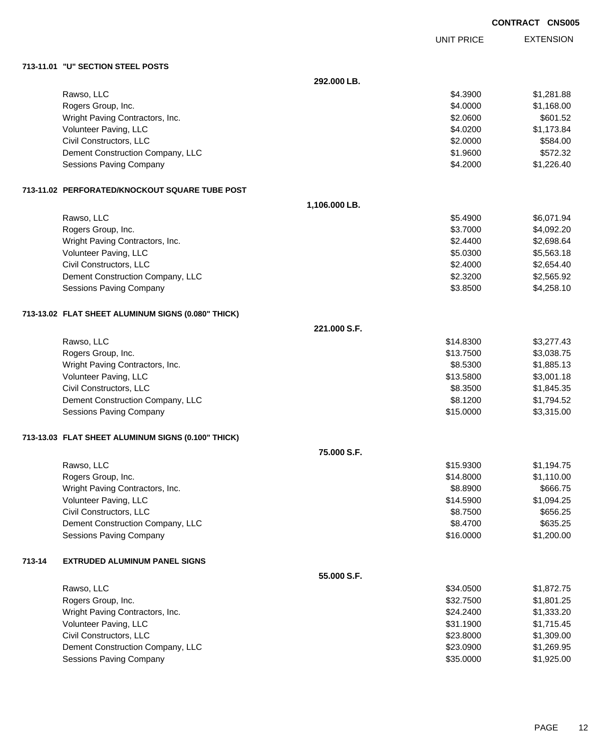**CONTRACT CNS005**

| | UNIT PRICE | EXTENSION |
|---|---|---|
| **713-11.01 "U" SECTION STEEL POSTS** | | |
| **292.000 LB.** | | |
| Rawso, LLC | $4.3900 | $1,281.88 |
| Rogers Group, Inc. | $4.0000 | $1,168.00 |
| Wright Paving Contractors, Inc. | $2.0600 | $601.52 |
| Volunteer Paving, LLC | $4.0200 | $1,173.84 |
| Civil Constructors, LLC | $2.0000 | $584.00 |
| Dement Construction Company, LLC | $1.9600 | $572.32 |
| Sessions Paving Company | $4.2000 | $1,226.40 |
| **713-11.02 PERFORATED/KNOCKOUT SQUARE TUBE POST** | | |
| **1,106.000 LB.** | | |
| Rawso, LLC | $5.4900 | $6,071.94 |
| Rogers Group, Inc. | $3.7000 | $4,092.20 |
| Wright Paving Contractors, Inc. | $2.4400 | $2,698.64 |
| Volunteer Paving, LLC | $5.0300 | $5,563.18 |
| Civil Constructors, LLC | $2.4000 | $2,654.40 |
| Dement Construction Company, LLC | $2.3200 | $2,565.92 |
| Sessions Paving Company | $3.8500 | $4,258.10 |
| **713-13.02 FLAT SHEET ALUMINUM SIGNS (0.080" THICK)** | | |
| **221.000 S.F.** | | |
| Rawso, LLC | $14.8300 | $3,277.43 |
| Rogers Group, Inc. | $13.7500 | $3,038.75 |
| Wright Paving Contractors, Inc. | $8.5300 | $1,885.13 |
| Volunteer Paving, LLC | $13.5800 | $3,001.18 |
| Civil Constructors, LLC | $8.3500 | $1,845.35 |
| Dement Construction Company, LLC | $8.1200 | $1,794.52 |
| Sessions Paving Company | $15.0000 | $3,315.00 |
| **713-13.03 FLAT SHEET ALUMINUM SIGNS (0.100" THICK)** | | |
| **75.000 S.F.** | | |
| Rawso, LLC | $15.9300 | $1,194.75 |
| Rogers Group, Inc. | $14.8000 | $1,110.00 |
| Wright Paving Contractors, Inc. | $8.8900 | $666.75 |
| Volunteer Paving, LLC | $14.5900 | $1,094.25 |
| Civil Constructors, LLC | $8.7500 | $656.25 |
| Dement Construction Company, LLC | $8.4700 | $635.25 |
| Sessions Paving Company | $16.0000 | $1,200.00 |
| **713-14 EXTRUDED ALUMINUM PANEL SIGNS** | | |
| **55.000 S.F.** | | |
| Rawso, LLC | $34.0500 | $1,872.75 |
| Rogers Group, Inc. | $32.7500 | $1,801.25 |
| Wright Paving Contractors, Inc. | $24.2400 | $1,333.20 |
| Volunteer Paving, LLC | $31.1900 | $1,715.45 |
| Civil Constructors, LLC | $23.8000 | $1,309.00 |
| Dement Construction Company, LLC | $23.0900 | $1,269.95 |
| Sessions Paving Company | $35.0000 | $1,925.00 |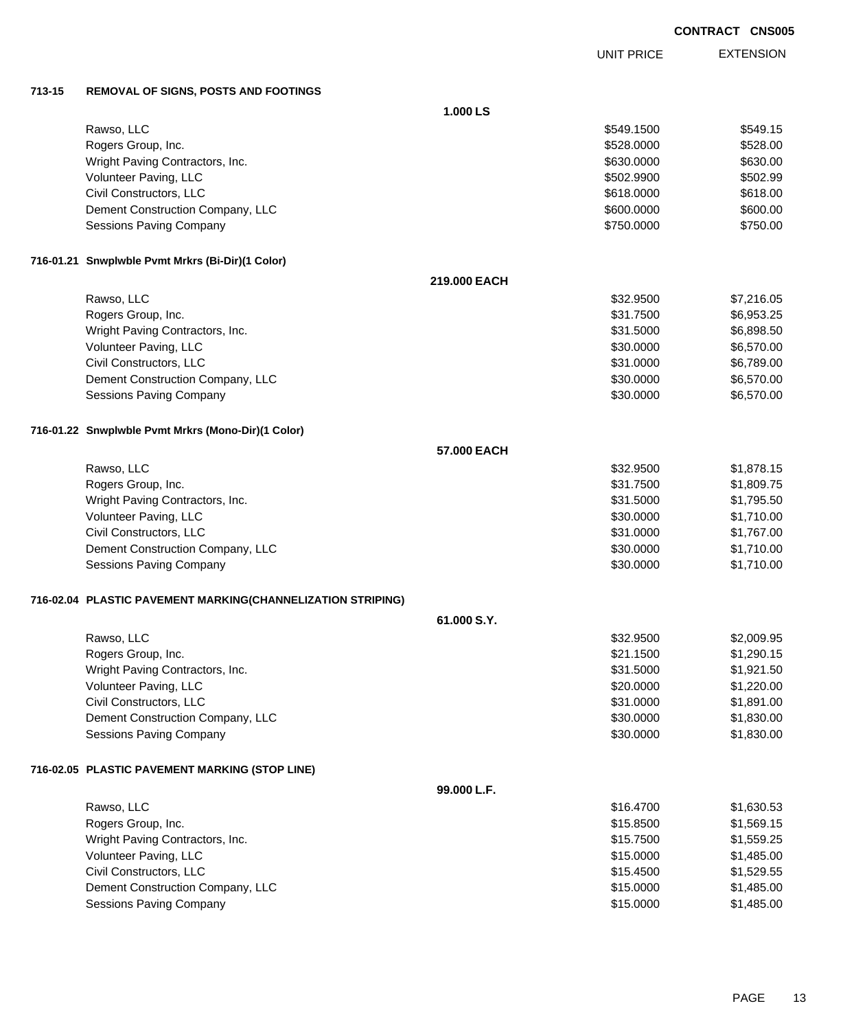CONTRACT CNS005

| | | | UNIT PRICE | EXTENSION |
|---|---|---|---|---|
| **713-15** | **REMOVAL OF SIGNS, POSTS AND FOOTINGS** | | | |
| | | **1.000 LS** | | |
| | Rawso, LLC | | $549.1500 | $549.15 |
| | Rogers Group, Inc. | | $528.0000 | $528.00 |
| | Wright Paving Contractors, Inc. | | $630.0000 | $630.00 |
| | Volunteer Paving, LLC | | $502.9900 | $502.99 |
| | Civil Constructors, LLC | | $618.0000 | $618.00 |
| | Dement Construction Company, LLC | | $600.0000 | $600.00 |
| | Sessions Paving Company | | $750.0000 | $750.00 |
| **716-01.21** | **Snwplwble Pvmt Mrkrs (Bi-Dir)(1 Color)** | | | |
| | | **219.000 EACH** | | |
| | Rawso, LLC | | $32.9500 | $7,216.05 |
| | Rogers Group, Inc. | | $31.7500 | $6,953.25 |
| | Wright Paving Contractors, Inc. | | $31.5000 | $6,898.50 |
| | Volunteer Paving, LLC | | $30.0000 | $6,570.00 |
| | Civil Constructors, LLC | | $31.0000 | $6,789.00 |
| | Dement Construction Company, LLC | | $30.0000 | $6,570.00 |
| | Sessions Paving Company | | $30.0000 | $6,570.00 |
| **716-01.22** | **Snwplwble Pvmt Mrkrs (Mono-Dir)(1 Color)** | | | |
| | | **57.000 EACH** | | |
| | Rawso, LLC | | $32.9500 | $1,878.15 |
| | Rogers Group, Inc. | | $31.7500 | $1,809.75 |
| | Wright Paving Contractors, Inc. | | $31.5000 | $1,795.50 |
| | Volunteer Paving, LLC | | $30.0000 | $1,710.00 |
| | Civil Constructors, LLC | | $31.0000 | $1,767.00 |
| | Dement Construction Company, LLC | | $30.0000 | $1,710.00 |
| | Sessions Paving Company | | $30.0000 | $1,710.00 |
| **716-02.04** | **PLASTIC PAVEMENT MARKING(CHANNELIZATION STRIPING)** | | | |
| | | **61.000 S.Y.** | | |
| | Rawso, LLC | | $32.9500 | $2,009.95 |
| | Rogers Group, Inc. | | $21.1500 | $1,290.15 |
| | Wright Paving Contractors, Inc. | | $31.5000 | $1,921.50 |
| | Volunteer Paving, LLC | | $20.0000 | $1,220.00 |
| | Civil Constructors, LLC | | $31.0000 | $1,891.00 |
| | Dement Construction Company, LLC | | $30.0000 | $1,830.00 |
| | Sessions Paving Company | | $30.0000 | $1,830.00 |
| **716-02.05** | **PLASTIC PAVEMENT MARKING (STOP LINE)** | | | |
| | | **99.000 L.F.** | | |
| | Rawso, LLC | | $16.4700 | $1,630.53 |
| | Rogers Group, Inc. | | $15.8500 | $1,569.15 |
| | Wright Paving Contractors, Inc. | | $15.7500 | $1,559.25 |
| | Volunteer Paving, LLC | | $15.0000 | $1,485.00 |
| | Civil Constructors, LLC | | $15.4500 | $1,529.55 |
| | Dement Construction Company, LLC | | $15.0000 | $1,485.00 |
| | Sessions Paving Company | | $15.0000 | $1,485.00 |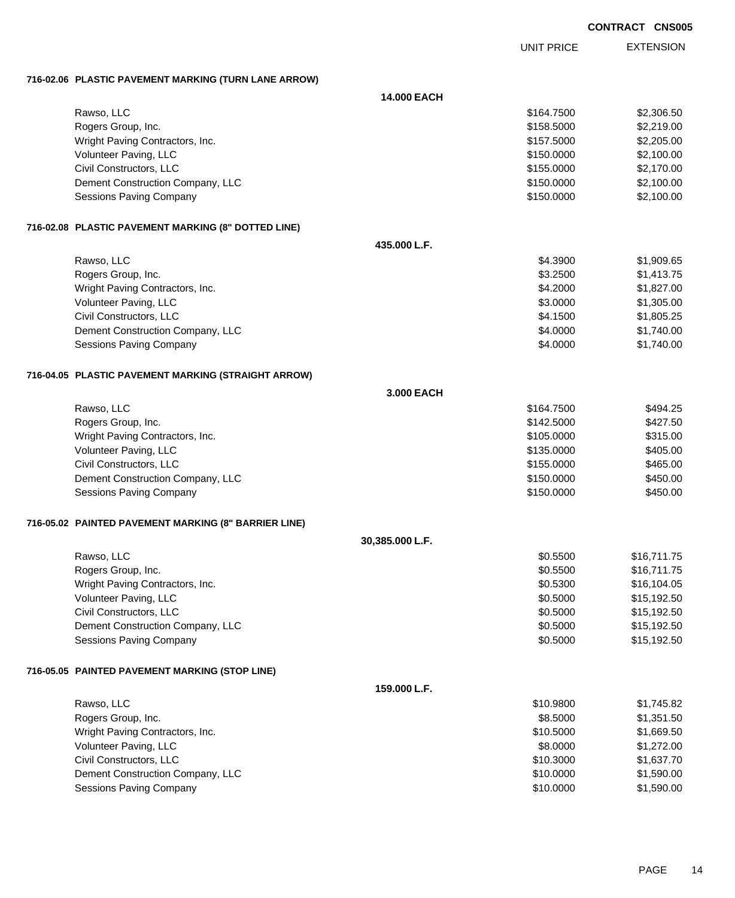**CONTRACT CNS005**

| | | UNIT PRICE | EXTENSION |
|---|---|---|---|
| **716-02.06 PLASTIC PAVEMENT MARKING (TURN LANE ARROW)** | | | |
| | **14.000 EACH** | | |
| Rawso, LLC | | $164.7500 | $2,306.50 |
| Rogers Group, Inc. | | $158.5000 | $2,219.00 |
| Wright Paving Contractors, Inc. | | $157.5000 | $2,205.00 |
| Volunteer Paving, LLC | | $150.0000 | $2,100.00 |
| Civil Constructors, LLC | | $155.0000 | $2,170.00 |
| Dement Construction Company, LLC | | $150.0000 | $2,100.00 |
| Sessions Paving Company | | $150.0000 | $2,100.00 |
| **716-02.08 PLASTIC PAVEMENT MARKING (8" DOTTED LINE)** | | | |
| | **435.000 L.F.** | | |
| Rawso, LLC | | $4.3900 | $1,909.65 |
| Rogers Group, Inc. | | $3.2500 | $1,413.75 |
| Wright Paving Contractors, Inc. | | $4.2000 | $1,827.00 |
| Volunteer Paving, LLC | | $3.0000 | $1,305.00 |
| Civil Constructors, LLC | | $4.1500 | $1,805.25 |
| Dement Construction Company, LLC | | $4.0000 | $1,740.00 |
| Sessions Paving Company | | $4.0000 | $1,740.00 |
| **716-04.05 PLASTIC PAVEMENT MARKING (STRAIGHT ARROW)** | | | |
| | **3.000 EACH** | | |
| Rawso, LLC | | $164.7500 | $494.25 |
| Rogers Group, Inc. | | $142.5000 | $427.50 |
| Wright Paving Contractors, Inc. | | $105.0000 | $315.00 |
| Volunteer Paving, LLC | | $135.0000 | $405.00 |
| Civil Constructors, LLC | | $155.0000 | $465.00 |
| Dement Construction Company, LLC | | $150.0000 | $450.00 |
| Sessions Paving Company | | $150.0000 | $450.00 |
| **716-05.02 PAINTED PAVEMENT MARKING (8" BARRIER LINE)** | | | |
| | **30,385.000 L.F.** | | |
| Rawso, LLC | | $0.5500 | $16,711.75 |
| Rogers Group, Inc. | | $0.5500 | $16,711.75 |
| Wright Paving Contractors, Inc. | | $0.5300 | $16,104.05 |
| Volunteer Paving, LLC | | $0.5000 | $15,192.50 |
| Civil Constructors, LLC | | $0.5000 | $15,192.50 |
| Dement Construction Company, LLC | | $0.5000 | $15,192.50 |
| Sessions Paving Company | | $0.5000 | $15,192.50 |
| **716-05.05 PAINTED PAVEMENT MARKING (STOP LINE)** | | | |
| | **159.000 L.F.** | | |
| Rawso, LLC | | $10.9800 | $1,745.82 |
| Rogers Group, Inc. | | $8.5000 | $1,351.50 |
| Wright Paving Contractors, Inc. | | $10.5000 | $1,669.50 |
| Volunteer Paving, LLC | | $8.0000 | $1,272.00 |
| Civil Constructors, LLC | | $10.3000 | $1,637.70 |
| Dement Construction Company, LLC | | $10.0000 | $1,590.00 |
| Sessions Paving Company | | $10.0000 | $1,590.00 |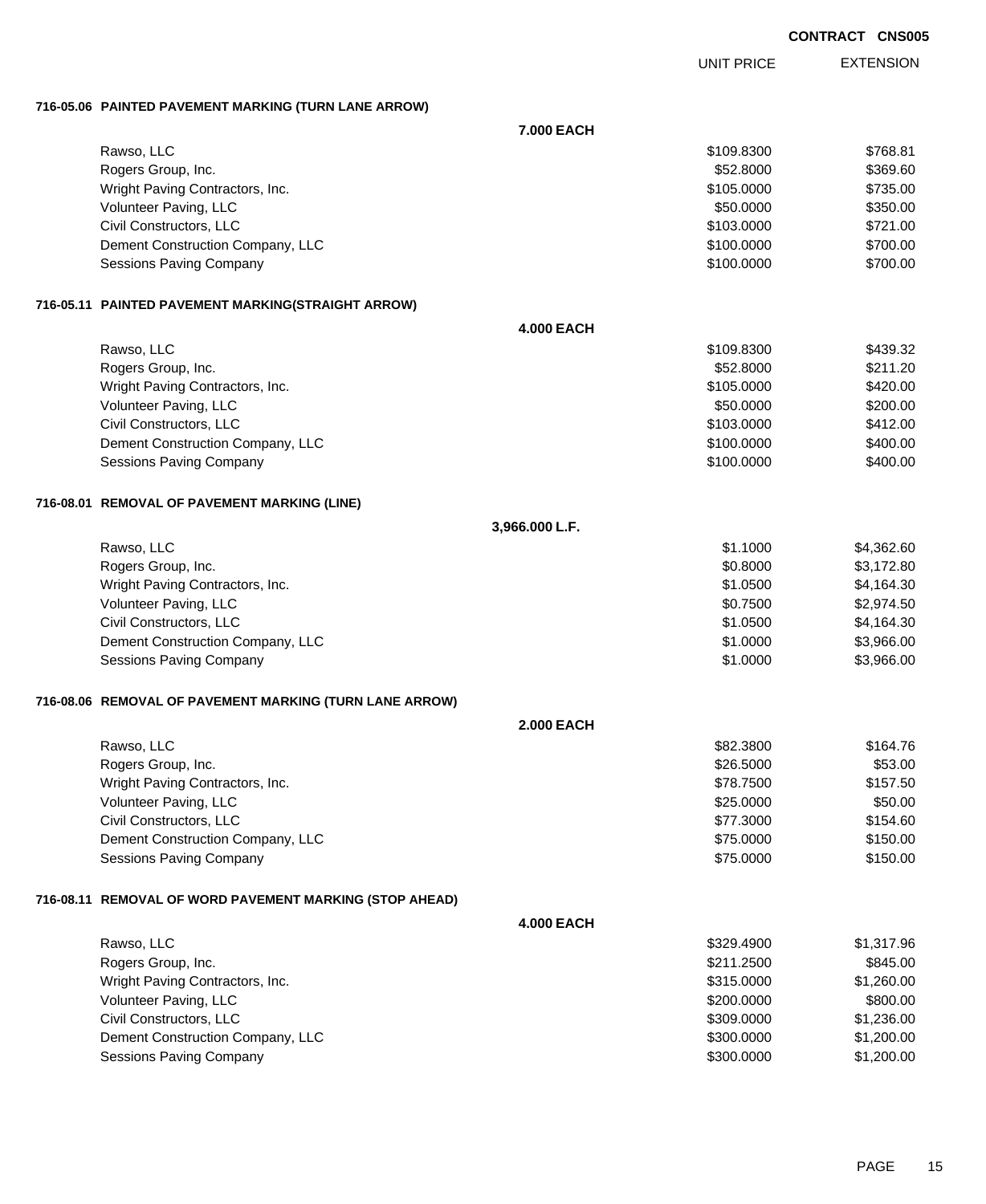**CONTRACT CNS005**

| | | UNIT PRICE | EXTENSION |
|---|---|---|---|
| **716-05.06 PAINTED PAVEMENT MARKING (TURN LANE ARROW)** | | | |
| | **7.000 EACH** | | |
| Rawso, LLC | | $109.8300 | $768.81 |
| Rogers Group, Inc. | | $52.8000 | $369.60 |
| Wright Paving Contractors, Inc. | | $105.0000 | $735.00 |
| Volunteer Paving, LLC | | $50.0000 | $350.00 |
| Civil Constructors, LLC | | $103.0000 | $721.00 |
| Dement Construction Company, LLC | | $100.0000 | $700.00 |
| Sessions Paving Company | | $100.0000 | $700.00 |
| **716-05.11 PAINTED PAVEMENT MARKING(STRAIGHT ARROW)** | | | |
| | **4.000 EACH** | | |
| Rawso, LLC | | $109.8300 | $439.32 |
| Rogers Group, Inc. | | $52.8000 | $211.20 |
| Wright Paving Contractors, Inc. | | $105.0000 | $420.00 |
| Volunteer Paving, LLC | | $50.0000 | $200.00 |
| Civil Constructors, LLC | | $103.0000 | $412.00 |
| Dement Construction Company, LLC | | $100.0000 | $400.00 |
| Sessions Paving Company | | $100.0000 | $400.00 |
| **716-08.01 REMOVAL OF PAVEMENT MARKING (LINE)** | | | |
| | **3,966.000 L.F.** | | |
| Rawso, LLC | | $1.1000 | $4,362.60 |
| Rogers Group, Inc. | | $0.8000 | $3,172.80 |
| Wright Paving Contractors, Inc. | | $1.0500 | $4,164.30 |
| Volunteer Paving, LLC | | $0.7500 | $2,974.50 |
| Civil Constructors, LLC | | $1.0500 | $4,164.30 |
| Dement Construction Company, LLC | | $1.0000 | $3,966.00 |
| Sessions Paving Company | | $1.0000 | $3,966.00 |
| **716-08.06 REMOVAL OF PAVEMENT MARKING (TURN LANE ARROW)** | | | |
| | **2.000 EACH** | | |
| Rawso, LLC | | $82.3800 | $164.76 |
| Rogers Group, Inc. | | $26.5000 | $53.00 |
| Wright Paving Contractors, Inc. | | $78.7500 | $157.50 |
| Volunteer Paving, LLC | | $25.0000 | $50.00 |
| Civil Constructors, LLC | | $77.3000 | $154.60 |
| Dement Construction Company, LLC | | $75.0000 | $150.00 |
| Sessions Paving Company | | $75.0000 | $150.00 |
| **716-08.11 REMOVAL OF WORD PAVEMENT MARKING (STOP AHEAD)** | | | |
| | **4.000 EACH** | | |
| Rawso, LLC | | $329.4900 | $1,317.96 |
| Rogers Group, Inc. | | $211.2500 | $845.00 |
| Wright Paving Contractors, Inc. | | $315.0000 | $1,260.00 |
| Volunteer Paving, LLC | | $200.0000 | $800.00 |
| Civil Constructors, LLC | | $309.0000 | $1,236.00 |
| Dement Construction Company, LLC | | $300.0000 | $1,200.00 |
| Sessions Paving Company | | $300.0000 | $1,200.00 |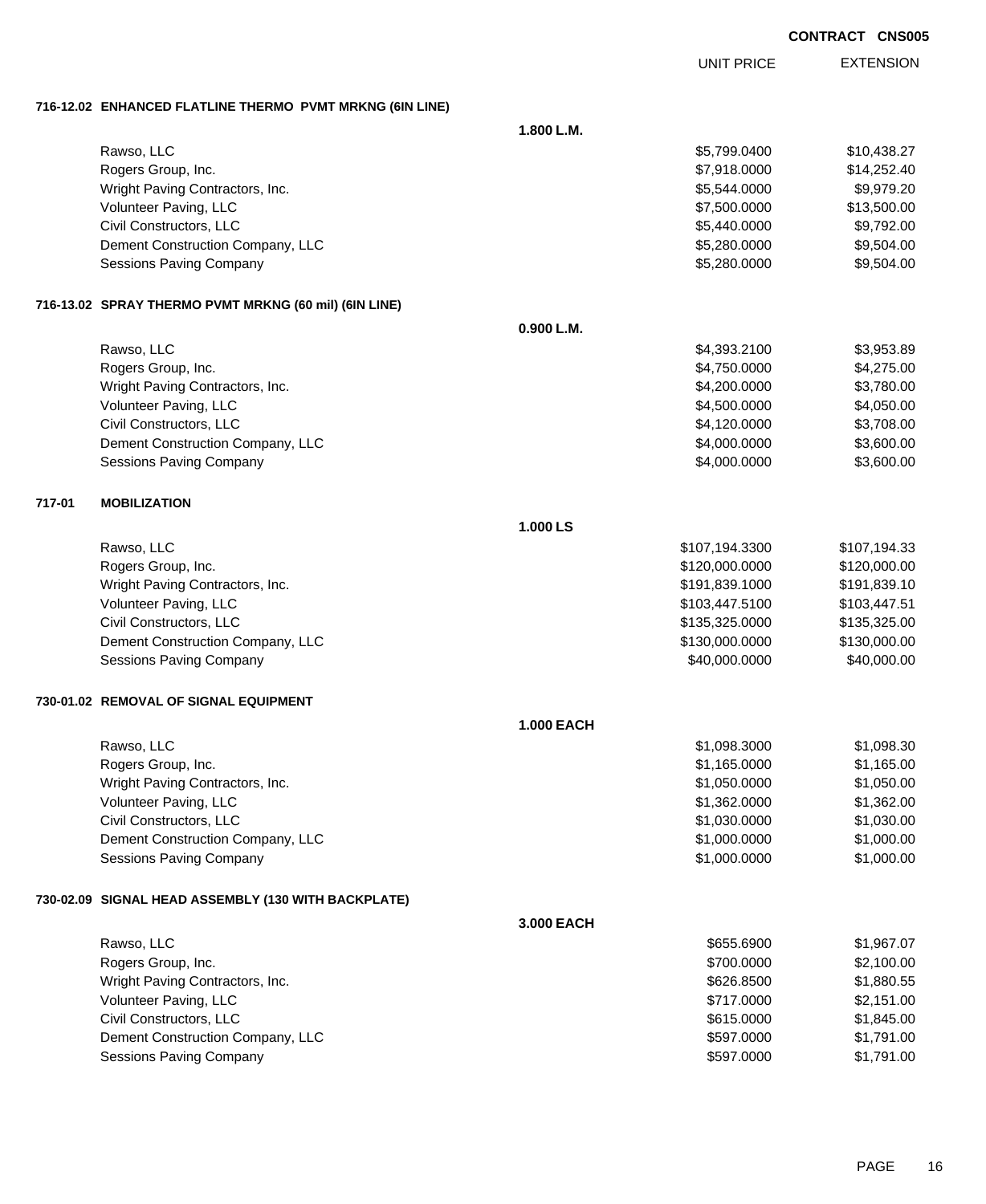**CONTRACT CNS005**

| | | UNIT PRICE | EXTENSION |
|---|---|---|---|
| **716-12.02 ENHANCED FLATLINE THERMO PVMT MRKNG (6IN LINE)** | | | |
| | **1.800 L.M.** | | |
| Rawso, LLC | | $5,799.0400 | $10,438.27 |
| Rogers Group, Inc. | | $7,918.0000 | $14,252.40 |
| Wright Paving Contractors, Inc. | | $5,544.0000 | $9,979.20 |
| Volunteer Paving, LLC | | $7,500.0000 | $13,500.00 |
| Civil Constructors, LLC | | $5,440.0000 | $9,792.00 |
| Dement Construction Company, LLC | | $5,280.0000 | $9,504.00 |
| Sessions Paving Company | | $5,280.0000 | $9,504.00 |
| **716-13.02 SPRAY THERMO PVMT MRKNG (60 mil) (6IN LINE)** | | | |
| | **0.900 L.M.** | | |
| Rawso, LLC | | $4,393.2100 | $3,953.89 |
| Rogers Group, Inc. | | $4,750.0000 | $4,275.00 |
| Wright Paving Contractors, Inc. | | $4,200.0000 | $3,780.00 |
| Volunteer Paving, LLC | | $4,500.0000 | $4,050.00 |
| Civil Constructors, LLC | | $4,120.0000 | $3,708.00 |
| Dement Construction Company, LLC | | $4,000.0000 | $3,600.00 |
| Sessions Paving Company | | $4,000.0000 | $3,600.00 |
| **717-01 MOBILIZATION** | | | |
| | **1.000 LS** | | |
| Rawso, LLC | | $107,194.3300 | $107,194.33 |
| Rogers Group, Inc. | | $120,000.0000 | $120,000.00 |
| Wright Paving Contractors, Inc. | | $191,839.1000 | $191,839.10 |
| Volunteer Paving, LLC | | $103,447.5100 | $103,447.51 |
| Civil Constructors, LLC | | $135,325.0000 | $135,325.00 |
| Dement Construction Company, LLC | | $130,000.0000 | $130,000.00 |
| Sessions Paving Company | | $40,000.0000 | $40,000.00 |
| **730-01.02 REMOVAL OF SIGNAL EQUIPMENT** | | | |
| | **1.000 EACH** | | |
| Rawso, LLC | | $1,098.3000 | $1,098.30 |
| Rogers Group, Inc. | | $1,165.0000 | $1,165.00 |
| Wright Paving Contractors, Inc. | | $1,050.0000 | $1,050.00 |
| Volunteer Paving, LLC | | $1,362.0000 | $1,362.00 |
| Civil Constructors, LLC | | $1,030.0000 | $1,030.00 |
| Dement Construction Company, LLC | | $1,000.0000 | $1,000.00 |
| Sessions Paving Company | | $1,000.0000 | $1,000.00 |
| **730-02.09 SIGNAL HEAD ASSEMBLY (130 WITH BACKPLATE)** | | | |
| | **3.000 EACH** | | |
| Rawso, LLC | | $655.6900 | $1,967.07 |
| Rogers Group, Inc. | | $700.0000 | $2,100.00 |
| Wright Paving Contractors, Inc. | | $626.8500 | $1,880.55 |
| Volunteer Paving, LLC | | $717.0000 | $2,151.00 |
| Civil Constructors, LLC | | $615.0000 | $1,845.00 |
| Dement Construction Company, LLC | | $597.0000 | $1,791.00 |
| Sessions Paving Company | | $597.0000 | $1,791.00 |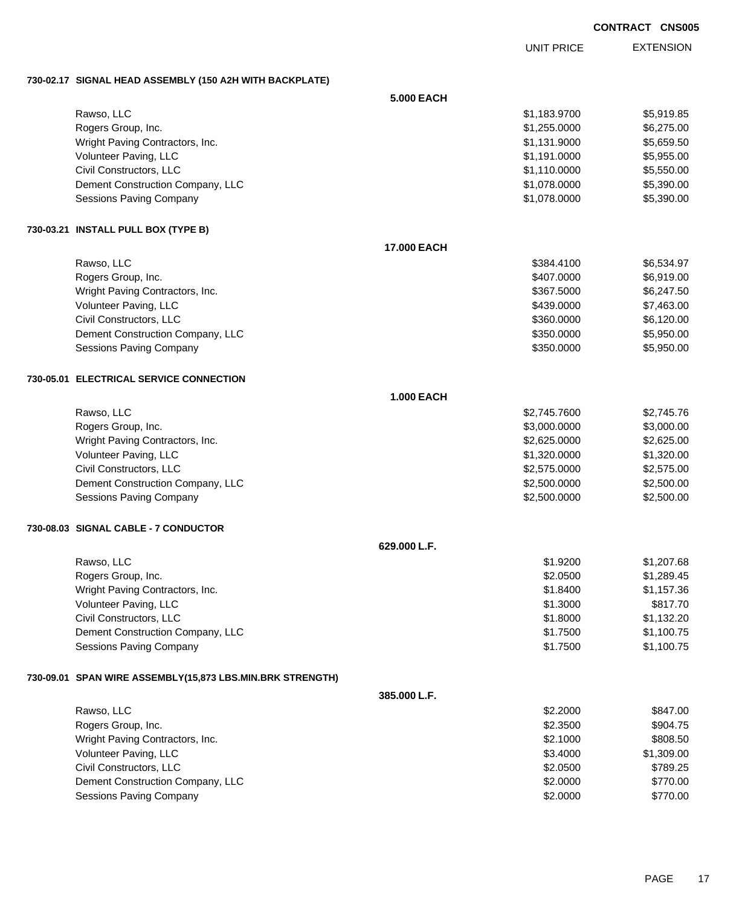**CONTRACT CNS005**

| | | UNIT PRICE | EXTENSION |
|---|---|---|---|
| **730-02.17 SIGNAL HEAD ASSEMBLY (150 A2H WITH BACKPLATE)** | | | |
| | **5.000 EACH** | | |
| Rawso, LLC | | $1,183.9700 | $5,919.85 |
| Rogers Group, Inc. | | $1,255.0000 | $6,275.00 |
| Wright Paving Contractors, Inc. | | $1,131.9000 | $5,659.50 |
| Volunteer Paving, LLC | | $1,191.0000 | $5,955.00 |
| Civil Constructors, LLC | | $1,110.0000 | $5,550.00 |
| Dement Construction Company, LLC | | $1,078.0000 | $5,390.00 |
| Sessions Paving Company | | $1,078.0000 | $5,390.00 |
| **730-03.21 INSTALL PULL BOX (TYPE B)** | | | |
| | **17.000 EACH** | | |
| Rawso, LLC | | $384.4100 | $6,534.97 |
| Rogers Group, Inc. | | $407.0000 | $6,919.00 |
| Wright Paving Contractors, Inc. | | $367.5000 | $6,247.50 |
| Volunteer Paving, LLC | | $439.0000 | $7,463.00 |
| Civil Constructors, LLC | | $360.0000 | $6,120.00 |
| Dement Construction Company, LLC | | $350.0000 | $5,950.00 |
| Sessions Paving Company | | $350.0000 | $5,950.00 |
| **730-05.01 ELECTRICAL SERVICE CONNECTION** | | | |
| | **1.000 EACH** | | |
| Rawso, LLC | | $2,745.7600 | $2,745.76 |
| Rogers Group, Inc. | | $3,000.0000 | $3,000.00 |
| Wright Paving Contractors, Inc. | | $2,625.0000 | $2,625.00 |
| Volunteer Paving, LLC | | $1,320.0000 | $1,320.00 |
| Civil Constructors, LLC | | $2,575.0000 | $2,575.00 |
| Dement Construction Company, LLC | | $2,500.0000 | $2,500.00 |
| Sessions Paving Company | | $2,500.0000 | $2,500.00 |
| **730-08.03 SIGNAL CABLE - 7 CONDUCTOR** | | | |
| | **629.000 L.F.** | | |
| Rawso, LLC | | $1.9200 | $1,207.68 |
| Rogers Group, Inc. | | $2.0500 | $1,289.45 |
| Wright Paving Contractors, Inc. | | $1.8400 | $1,157.36 |
| Volunteer Paving, LLC | | $1.3000 | $817.70 |
| Civil Constructors, LLC | | $1.8000 | $1,132.20 |
| Dement Construction Company, LLC | | $1.7500 | $1,100.75 |
| Sessions Paving Company | | $1.7500 | $1,100.75 |
| **730-09.01 SPAN WIRE ASSEMBLY(15,873 LBS.MIN.BRK STRENGTH)** | | | |
| | **385.000 L.F.** | | |
| Rawso, LLC | | $2.2000 | $847.00 |
| Rogers Group, Inc. | | $2.3500 | $904.75 |
| Wright Paving Contractors, Inc. | | $2.1000 | $808.50 |
| Volunteer Paving, LLC | | $3.4000 | $1,309.00 |
| Civil Constructors, LLC | | $2.0500 | $789.25 |
| Dement Construction Company, LLC | | $2.0000 | $770.00 |
| Sessions Paving Company | | $2.0000 | $770.00 |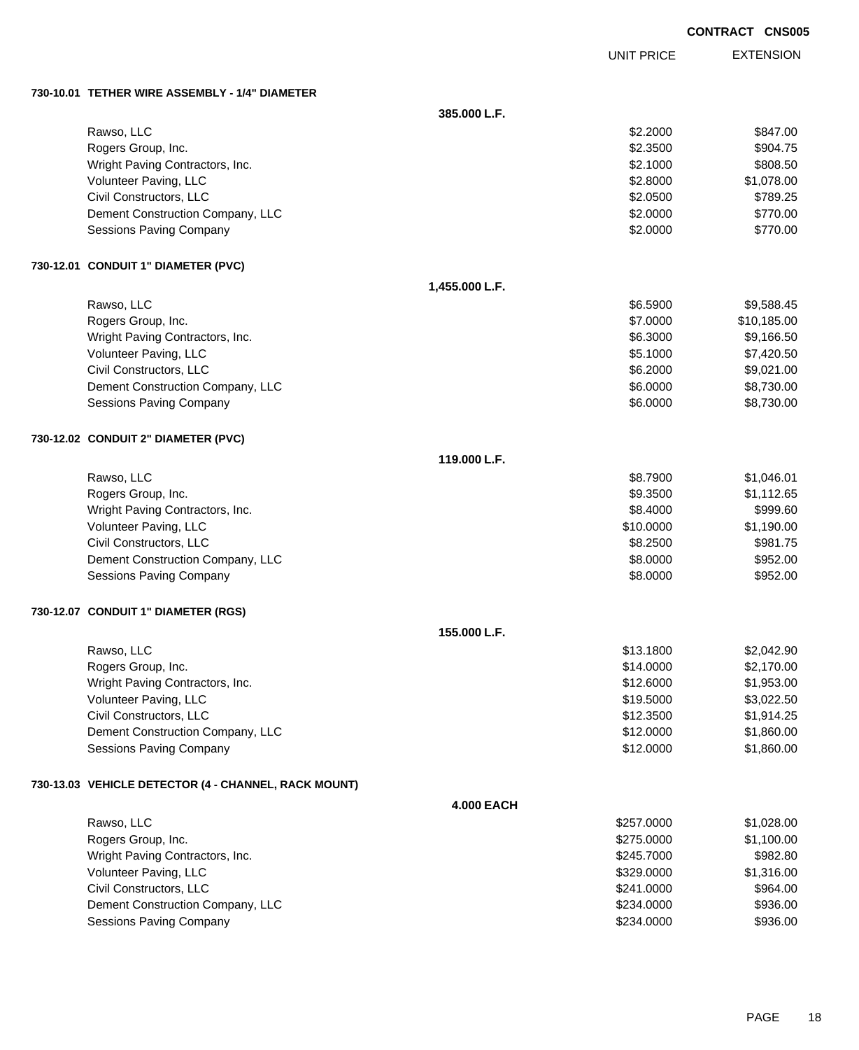**CONTRACT CNS005**

| | | UNIT PRICE | EXTENSION |
|---|---|---|---|
| **730-10.01 TETHER WIRE ASSEMBLY - 1/4" DIAMETER** | | | |
| | **385.000 L.F.** | | |
| Rawso, LLC | | $2.2000 | $847.00 |
| Rogers Group, Inc. | | $2.3500 | $904.75 |
| Wright Paving Contractors, Inc. | | $2.1000 | $808.50 |
| Volunteer Paving, LLC | | $2.8000 | $1,078.00 |
| Civil Constructors, LLC | | $2.0500 | $789.25 |
| Dement Construction Company, LLC | | $2.0000 | $770.00 |
| Sessions Paving Company | | $2.0000 | $770.00 |
| **730-12.01 CONDUIT 1" DIAMETER (PVC)** | | | |
| | **1,455.000 L.F.** | | |
| Rawso, LLC | | $6.5900 | $9,588.45 |
| Rogers Group, Inc. | | $7.0000 | $10,185.00 |
| Wright Paving Contractors, Inc. | | $6.3000 | $9,166.50 |
| Volunteer Paving, LLC | | $5.1000 | $7,420.50 |
| Civil Constructors, LLC | | $6.2000 | $9,021.00 |
| Dement Construction Company, LLC | | $6.0000 | $8,730.00 |
| Sessions Paving Company | | $6.0000 | $8,730.00 |
| **730-12.02 CONDUIT 2" DIAMETER (PVC)** | | | |
| | **119.000 L.F.** | | |
| Rawso, LLC | | $8.7900 | $1,046.01 |
| Rogers Group, Inc. | | $9.3500 | $1,112.65 |
| Wright Paving Contractors, Inc. | | $8.4000 | $999.60 |
| Volunteer Paving, LLC | | $10.0000 | $1,190.00 |
| Civil Constructors, LLC | | $8.2500 | $981.75 |
| Dement Construction Company, LLC | | $8.0000 | $952.00 |
| Sessions Paving Company | | $8.0000 | $952.00 |
| **730-12.07 CONDUIT 1" DIAMETER (RGS)** | | | |
| | **155.000 L.F.** | | |
| Rawso, LLC | | $13.1800 | $2,042.90 |
| Rogers Group, Inc. | | $14.0000 | $2,170.00 |
| Wright Paving Contractors, Inc. | | $12.6000 | $1,953.00 |
| Volunteer Paving, LLC | | $19.5000 | $3,022.50 |
| Civil Constructors, LLC | | $12.3500 | $1,914.25 |
| Dement Construction Company, LLC | | $12.0000 | $1,860.00 |
| Sessions Paving Company | | $12.0000 | $1,860.00 |
| **730-13.03 VEHICLE DETECTOR (4 - CHANNEL, RACK MOUNT)** | | | |
| | **4.000 EACH** | | |
| Rawso, LLC | | $257.0000 | $1,028.00 |
| Rogers Group, Inc. | | $275.0000 | $1,100.00 |
| Wright Paving Contractors, Inc. | | $245.7000 | $982.80 |
| Volunteer Paving, LLC | | $329.0000 | $1,316.00 |
| Civil Constructors, LLC | | $241.0000 | $964.00 |
| Dement Construction Company, LLC | | $234.0000 | $936.00 |
| Sessions Paving Company | | $234.0000 | $936.00 |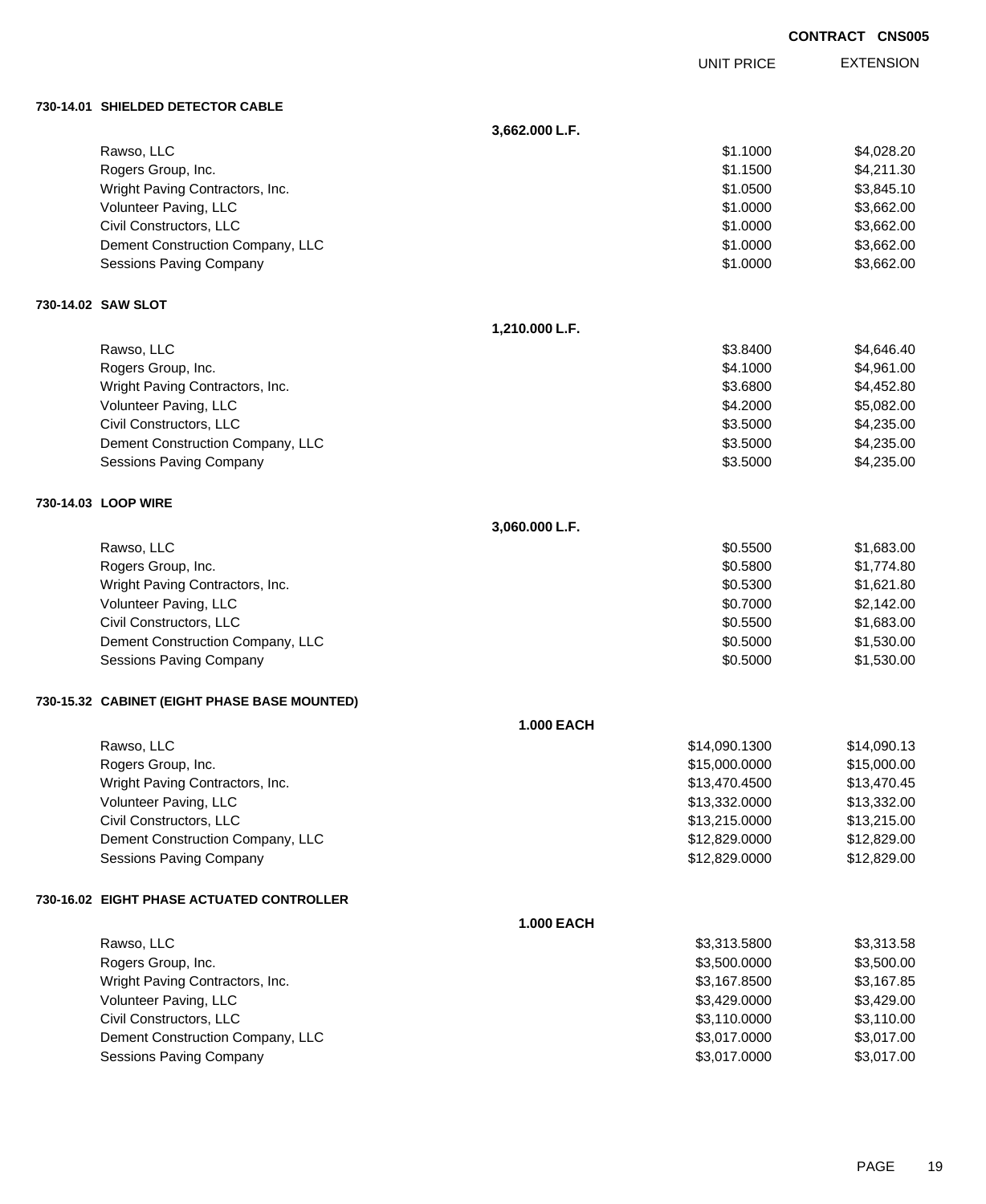**CONTRACT CNS005**

| | | UNIT PRICE | EXTENSION |
|---|---|---|---|
| **730-14.01 SHIELDED DETECTOR CABLE** | | | |
| | **3,662.000 L.F.** | | |
| Rawso, LLC | | $1.1000 | $4,028.20 |
| Rogers Group, Inc. | | $1.1500 | $4,211.30 |
| Wright Paving Contractors, Inc. | | $1.0500 | $3,845.10 |
| Volunteer Paving, LLC | | $1.0000 | $3,662.00 |
| Civil Constructors, LLC | | $1.0000 | $3,662.00 |
| Dement Construction Company, LLC | | $1.0000 | $3,662.00 |
| Sessions Paving Company | | $1.0000 | $3,662.00 |
| **730-14.02 SAW SLOT** | | | |
| | **1,210.000 L.F.** | | |
| Rawso, LLC | | $3.8400 | $4,646.40 |
| Rogers Group, Inc. | | $4.1000 | $4,961.00 |
| Wright Paving Contractors, Inc. | | $3.6800 | $4,452.80 |
| Volunteer Paving, LLC | | $4.2000 | $5,082.00 |
| Civil Constructors, LLC | | $3.5000 | $4,235.00 |
| Dement Construction Company, LLC | | $3.5000 | $4,235.00 |
| Sessions Paving Company | | $3.5000 | $4,235.00 |
| **730-14.03 LOOP WIRE** | | | |
| | **3,060.000 L.F.** | | |
| Rawso, LLC | | $0.5500 | $1,683.00 |
| Rogers Group, Inc. | | $0.5800 | $1,774.80 |
| Wright Paving Contractors, Inc. | | $0.5300 | $1,621.80 |
| Volunteer Paving, LLC | | $0.7000 | $2,142.00 |
| Civil Constructors, LLC | | $0.5500 | $1,683.00 |
| Dement Construction Company, LLC | | $0.5000 | $1,530.00 |
| Sessions Paving Company | | $0.5000 | $1,530.00 |
| **730-15.32 CABINET (EIGHT PHASE BASE MOUNTED)** | | | |
| | **1.000 EACH** | | |
| Rawso, LLC | | $14,090.1300 | $14,090.13 |
| Rogers Group, Inc. | | $15,000.0000 | $15,000.00 |
| Wright Paving Contractors, Inc. | | $13,470.4500 | $13,470.45 |
| Volunteer Paving, LLC | | $13,332.0000 | $13,332.00 |
| Civil Constructors, LLC | | $13,215.0000 | $13,215.00 |
| Dement Construction Company, LLC | | $12,829.0000 | $12,829.00 |
| Sessions Paving Company | | $12,829.0000 | $12,829.00 |
| **730-16.02 EIGHT PHASE ACTUATED CONTROLLER** | | | |
| | **1.000 EACH** | | |
| Rawso, LLC | | $3,313.5800 | $3,313.58 |
| Rogers Group, Inc. | | $3,500.0000 | $3,500.00 |
| Wright Paving Contractors, Inc. | | $3,167.8500 | $3,167.85 |
| Volunteer Paving, LLC | | $3,429.0000 | $3,429.00 |
| Civil Constructors, LLC | | $3,110.0000 | $3,110.00 |
| Dement Construction Company, LLC | | $3,017.0000 | $3,017.00 |
| Sessions Paving Company | | $3,017.0000 | $3,017.00 |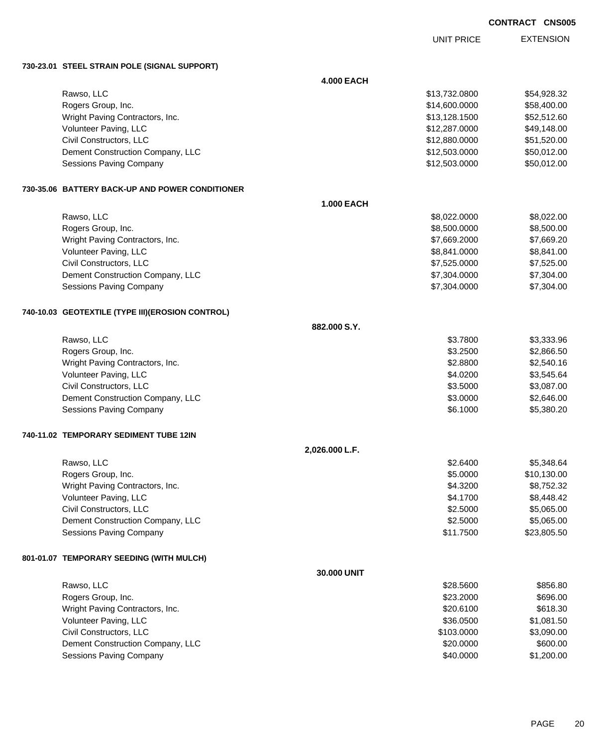**CONTRACT CNS005**

| | UNIT PRICE | EXTENSION |
|---|---|---|
| **730-23.01 STEEL STRAIN POLE (SIGNAL SUPPORT)** | | |
| **4.000 EACH** | | |
| Rawso, LLC | $13,732.0800 | $54,928.32 |
| Rogers Group, Inc. | $14,600.0000 | $58,400.00 |
| Wright Paving Contractors, Inc. | $13,128.1500 | $52,512.60 |
| Volunteer Paving, LLC | $12,287.0000 | $49,148.00 |
| Civil Constructors, LLC | $12,880.0000 | $51,520.00 |
| Dement Construction Company, LLC | $12,503.0000 | $50,012.00 |
| Sessions Paving Company | $12,503.0000 | $50,012.00 |
| **730-35.06 BATTERY BACK-UP AND POWER CONDITIONER** | | |
| **1.000 EACH** | | |
| Rawso, LLC | $8,022.0000 | $8,022.00 |
| Rogers Group, Inc. | $8,500.0000 | $8,500.00 |
| Wright Paving Contractors, Inc. | $7,669.2000 | $7,669.20 |
| Volunteer Paving, LLC | $8,841.0000 | $8,841.00 |
| Civil Constructors, LLC | $7,525.0000 | $7,525.00 |
| Dement Construction Company, LLC | $7,304.0000 | $7,304.00 |
| Sessions Paving Company | $7,304.0000 | $7,304.00 |
| **740-10.03 GEOTEXTILE (TYPE III)(EROSION CONTROL)** | | |
| **882.000 S.Y.** | | |
| Rawso, LLC | $3.7800 | $3,333.96 |
| Rogers Group, Inc. | $3.2500 | $2,866.50 |
| Wright Paving Contractors, Inc. | $2.8800 | $2,540.16 |
| Volunteer Paving, LLC | $4.0200 | $3,545.64 |
| Civil Constructors, LLC | $3.5000 | $3,087.00 |
| Dement Construction Company, LLC | $3.0000 | $2,646.00 |
| Sessions Paving Company | $6.1000 | $5,380.20 |
| **740-11.02 TEMPORARY SEDIMENT TUBE 12IN** | | |
| **2,026.000 L.F.** | | |
| Rawso, LLC | $2.6400 | $5,348.64 |
| Rogers Group, Inc. | $5.0000 | $10,130.00 |
| Wright Paving Contractors, Inc. | $4.3200 | $8,752.32 |
| Volunteer Paving, LLC | $4.1700 | $8,448.42 |
| Civil Constructors, LLC | $2.5000 | $5,065.00 |
| Dement Construction Company, LLC | $2.5000 | $5,065.00 |
| Sessions Paving Company | $11.7500 | $23,805.50 |
| **801-01.07 TEMPORARY SEEDING (WITH MULCH)** | | |
| **30.000 UNIT** | | |
| Rawso, LLC | $28.5600 | $856.80 |
| Rogers Group, Inc. | $23.2000 | $696.00 |
| Wright Paving Contractors, Inc. | $20.6100 | $618.30 |
| Volunteer Paving, LLC | $36.0500 | $1,081.50 |
| Civil Constructors, LLC | $103.0000 | $3,090.00 |
| Dement Construction Company, LLC | $20.0000 | $600.00 |
| Sessions Paving Company | $40.0000 | $1,200.00 |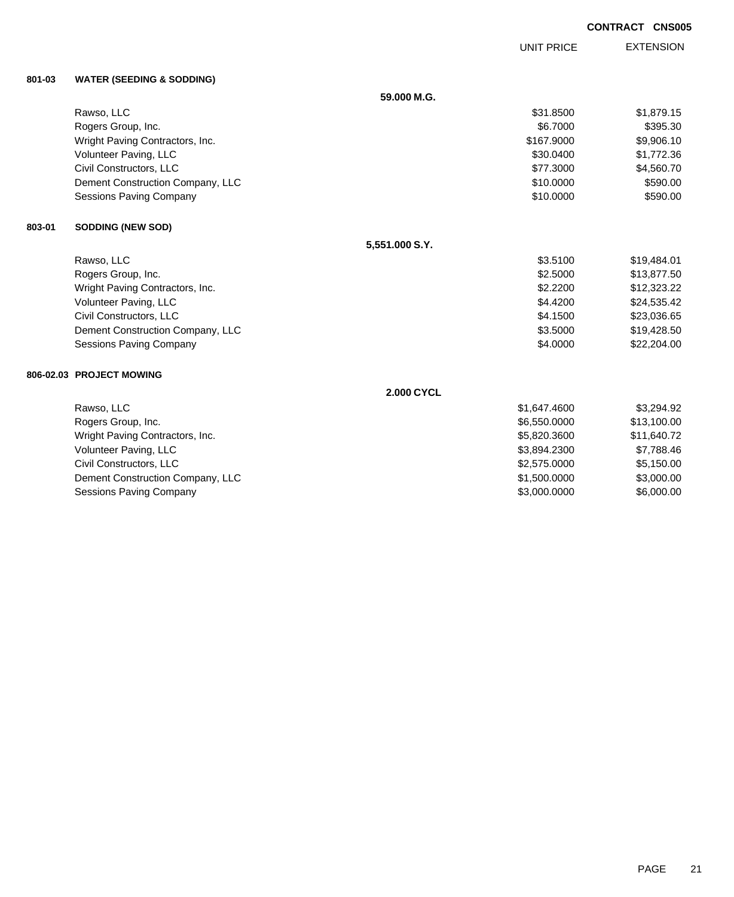**CONTRACT CNS005**

| | | | UNIT PRICE | EXTENSION |
|---|---|---|---|---|
| **801-03** | **WATER (SEEDING & SODDING)** | | | |
| | | **59.000 M.G.** | | |
| | Rawso, LLC | | $31.8500 | $1,879.15 |
| | Rogers Group, Inc. | | $6.7000 | $395.30 |
| | Wright Paving Contractors, Inc. | | $167.9000 | $9,906.10 |
| | Volunteer Paving, LLC | | $30.0400 | $1,772.36 |
| | Civil Constructors, LLC | | $77.3000 | $4,560.70 |
| | Dement Construction Company, LLC | | $10.0000 | $590.00 |
| | Sessions Paving Company | | $10.0000 | $590.00 |
| **803-01** | **SODDING (NEW SOD)** | | | |
| | | **5,551.000 S.Y.** | | |
| | Rawso, LLC | | $3.5100 | $19,484.01 |
| | Rogers Group, Inc. | | $2.5000 | $13,877.50 |
| | Wright Paving Contractors, Inc. | | $2.2200 | $12,323.22 |
| | Volunteer Paving, LLC | | $4.4200 | $24,535.42 |
| | Civil Constructors, LLC | | $4.1500 | $23,036.65 |
| | Dement Construction Company, LLC | | $3.5000 | $19,428.50 |
| | Sessions Paving Company | | $4.0000 | $22,204.00 |
| **806-02.03** | **PROJECT MOWING** | | | |
| | | **2.000 CYCL** | | |
| | Rawso, LLC | | $1,647.4600 | $3,294.92 |
| | Rogers Group, Inc. | | $6,550.0000 | $13,100.00 |
| | Wright Paving Contractors, Inc. | | $5,820.3600 | $11,640.72 |
| | Volunteer Paving, LLC | | $3,894.2300 | $7,788.46 |
| | Civil Constructors, LLC | | $2,575.0000 | $5,150.00 |
| | Dement Construction Company, LLC | | $1,500.0000 | $3,000.00 |
| | Sessions Paving Company | | $3,000.0000 | $6,000.00 |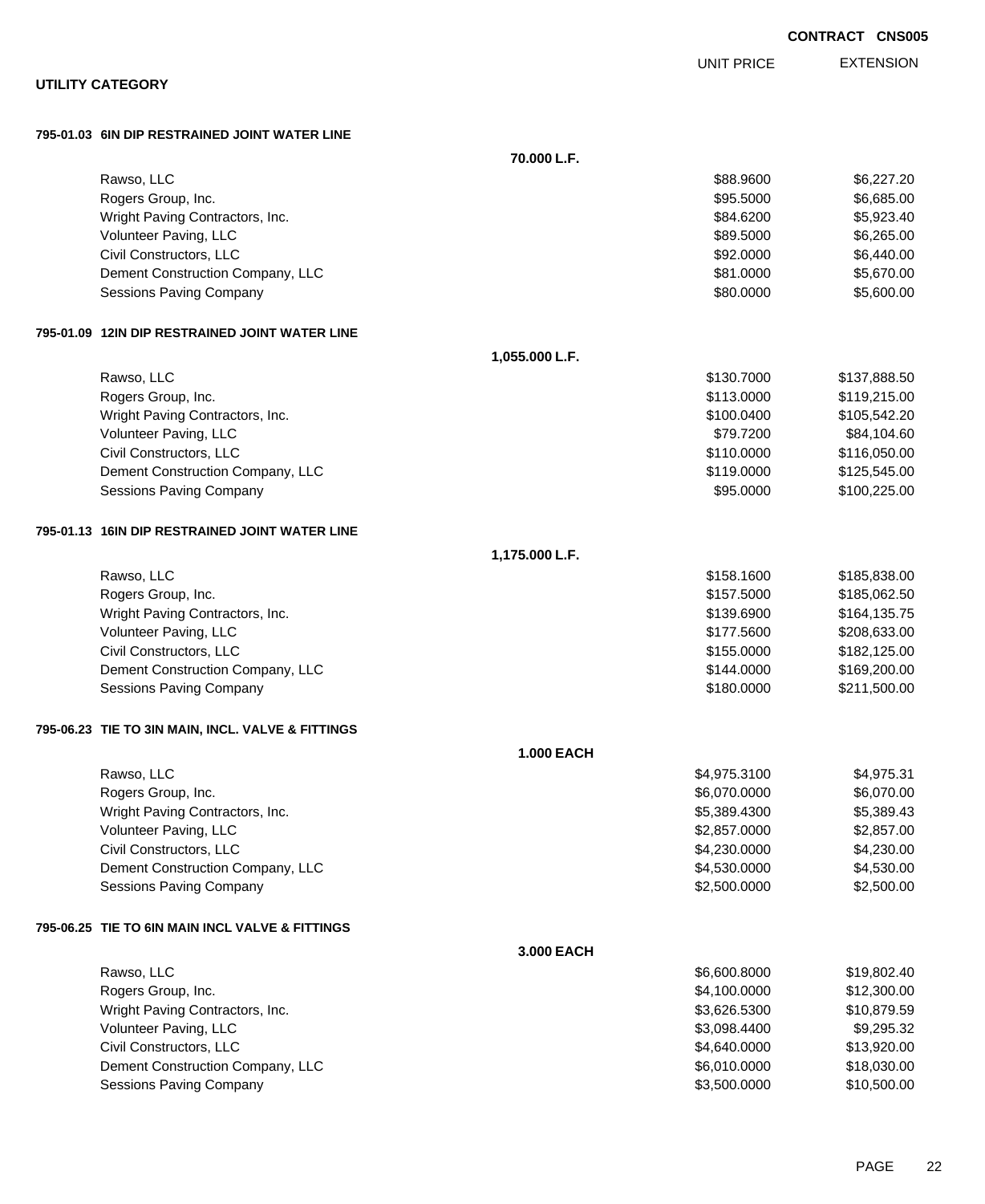**CONTRACT CNS005**

## UTILITY CATEGORY

| | | UNIT PRICE | EXTENSION |
|---|---|---|---|
| **795-01.03 6IN DIP RESTRAINED JOINT WATER LINE** | | | |
| | **70.000 L.F.** | | |
| Rawso, LLC | | $88.9600 | $6,227.20 |
| Rogers Group, Inc. | | $95.5000 | $6,685.00 |
| Wright Paving Contractors, Inc. | | $84.6200 | $5,923.40 |
| Volunteer Paving, LLC | | $89.5000 | $6,265.00 |
| Civil Constructors, LLC | | $92.0000 | $6,440.00 |
| Dement Construction Company, LLC | | $81.0000 | $5,670.00 |
| Sessions Paving Company | | $80.0000 | $5,600.00 |
| **795-01.09 12IN DIP RESTRAINED JOINT WATER LINE** | | | |
| | **1,055.000 L.F.** | | |
| Rawso, LLC | | $130.7000 | $137,888.50 |
| Rogers Group, Inc. | | $113.0000 | $119,215.00 |
| Wright Paving Contractors, Inc. | | $100.0400 | $105,542.20 |
| Volunteer Paving, LLC | | $79.7200 | $84,104.60 |
| Civil Constructors, LLC | | $110.0000 | $116,050.00 |
| Dement Construction Company, LLC | | $119.0000 | $125,545.00 |
| Sessions Paving Company | | $95.0000 | $100,225.00 |
| **795-01.13 16IN DIP RESTRAINED JOINT WATER LINE** | | | |
| | **1,175.000 L.F.** | | |
| Rawso, LLC | | $158.1600 | $185,838.00 |
| Rogers Group, Inc. | | $157.5000 | $185,062.50 |
| Wright Paving Contractors, Inc. | | $139.6900 | $164,135.75 |
| Volunteer Paving, LLC | | $177.5600 | $208,633.00 |
| Civil Constructors, LLC | | $155.0000 | $182,125.00 |
| Dement Construction Company, LLC | | $144.0000 | $169,200.00 |
| Sessions Paving Company | | $180.0000 | $211,500.00 |
| **795-06.23 TIE TO 3IN MAIN, INCL. VALVE & FITTINGS** | | | |
| | **1.000 EACH** | | |
| Rawso, LLC | | $4,975.3100 | $4,975.31 |
| Rogers Group, Inc. | | $6,070.0000 | $6,070.00 |
| Wright Paving Contractors, Inc. | | $5,389.4300 | $5,389.43 |
| Volunteer Paving, LLC | | $2,857.0000 | $2,857.00 |
| Civil Constructors, LLC | | $4,230.0000 | $4,230.00 |
| Dement Construction Company, LLC | | $4,530.0000 | $4,530.00 |
| Sessions Paving Company | | $2,500.0000 | $2,500.00 |
| **795-06.25 TIE TO 6IN MAIN INCL VALVE & FITTINGS** | | | |
| | **3.000 EACH** | | |
| Rawso, LLC | | $6,600.8000 | $19,802.40 |
| Rogers Group, Inc. | | $4,100.0000 | $12,300.00 |
| Wright Paving Contractors, Inc. | | $3,626.5300 | $10,879.59 |
| Volunteer Paving, LLC | | $3,098.4400 | $9,295.32 |
| Civil Constructors, LLC | | $4,640.0000 | $13,920.00 |
| Dement Construction Company, LLC | | $6,010.0000 | $18,030.00 |
| Sessions Paving Company | | $3,500.0000 | $10,500.00 |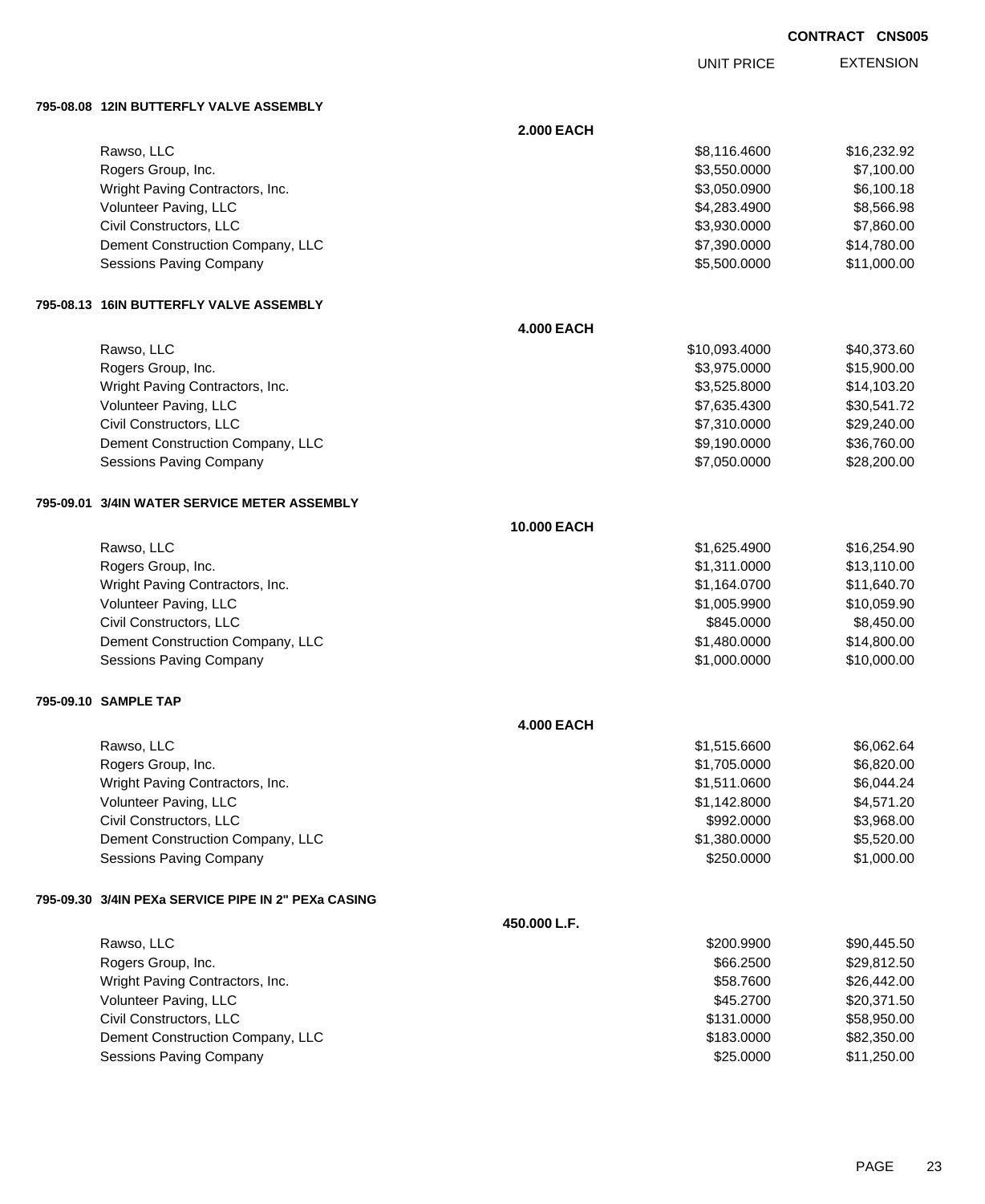CONTRACT CNS005

| | UNIT PRICE | EXTENSION |
|---|---|---|
| **795-08.08 12IN BUTTERFLY VALVE ASSEMBLY** | | |
| **2.000 EACH** | | |
| Rawso, LLC | $8,116.4600 | $16,232.92 |
| Rogers Group, Inc. | $3,550.0000 | $7,100.00 |
| Wright Paving Contractors, Inc. | $3,050.0900 | $6,100.18 |
| Volunteer Paving, LLC | $4,283.4900 | $8,566.98 |
| Civil Constructors, LLC | $3,930.0000 | $7,860.00 |
| Dement Construction Company, LLC | $7,390.0000 | $14,780.00 |
| Sessions Paving Company | $5,500.0000 | $11,000.00 |
| **795-08.13 16IN BUTTERFLY VALVE ASSEMBLY** | | |
| **4.000 EACH** | | |
| Rawso, LLC | $10,093.4000 | $40,373.60 |
| Rogers Group, Inc. | $3,975.0000 | $15,900.00 |
| Wright Paving Contractors, Inc. | $3,525.8000 | $14,103.20 |
| Volunteer Paving, LLC | $7,635.4300 | $30,541.72 |
| Civil Constructors, LLC | $7,310.0000 | $29,240.00 |
| Dement Construction Company, LLC | $9,190.0000 | $36,760.00 |
| Sessions Paving Company | $7,050.0000 | $28,200.00 |
| **795-09.01 3/4IN WATER SERVICE METER ASSEMBLY** | | |
| **10.000 EACH** | | |
| Rawso, LLC | $1,625.4900 | $16,254.90 |
| Rogers Group, Inc. | $1,311.0000 | $13,110.00 |
| Wright Paving Contractors, Inc. | $1,164.0700 | $11,640.70 |
| Volunteer Paving, LLC | $1,005.9900 | $10,059.90 |
| Civil Constructors, LLC | $845.0000 | $8,450.00 |
| Dement Construction Company, LLC | $1,480.0000 | $14,800.00 |
| Sessions Paving Company | $1,000.0000 | $10,000.00 |
| **795-09.10 SAMPLE TAP** | | |
| **4.000 EACH** | | |
| Rawso, LLC | $1,515.6600 | $6,062.64 |
| Rogers Group, Inc. | $1,705.0000 | $6,820.00 |
| Wright Paving Contractors, Inc. | $1,511.0600 | $6,044.24 |
| Volunteer Paving, LLC | $1,142.8000 | $4,571.20 |
| Civil Constructors, LLC | $992.0000 | $3,968.00 |
| Dement Construction Company, LLC | $1,380.0000 | $5,520.00 |
| Sessions Paving Company | $250.0000 | $1,000.00 |
| **795-09.30 3/4IN PEXa SERVICE PIPE IN 2" PEXa CASING** | | |
| **450.000 L.F.** | | |
| Rawso, LLC | $200.9900 | $90,445.50 |
| Rogers Group, Inc. | $66.2500 | $29,812.50 |
| Wright Paving Contractors, Inc. | $58.7600 | $26,442.00 |
| Volunteer Paving, LLC | $45.2700 | $20,371.50 |
| Civil Constructors, LLC | $131.0000 | $58,950.00 |
| Dement Construction Company, LLC | $183.0000 | $82,350.00 |
| Sessions Paving Company | $25.0000 | $11,250.00 |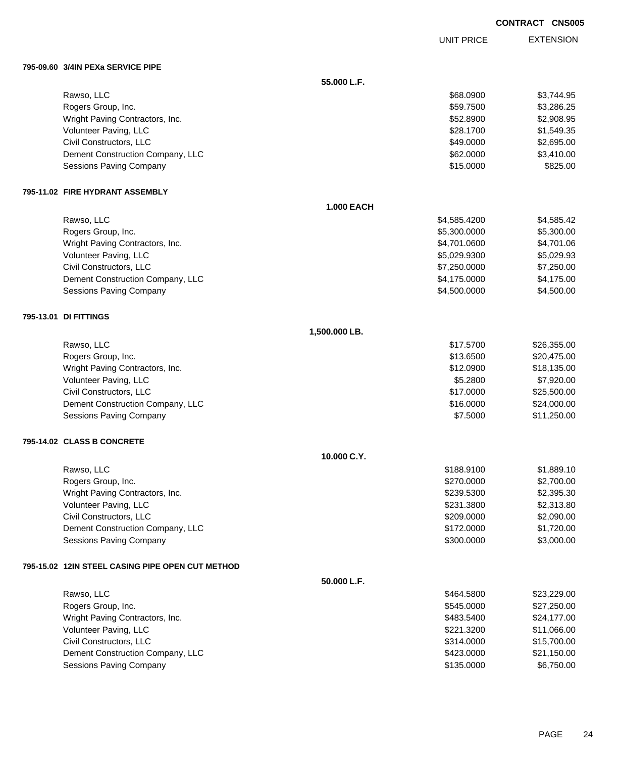**CONTRACT CNS005**

| | UNIT PRICE | EXTENSION |
|---|---|---|
| **795-09.60 3/4IN PEXa SERVICE PIPE** | | |
| **55.000 L.F.** | | |
| Rawso, LLC | $68.0900 | $3,744.95 |
| Rogers Group, Inc. | $59.7500 | $3,286.25 |
| Wright Paving Contractors, Inc. | $52.8900 | $2,908.95 |
| Volunteer Paving, LLC | $28.1700 | $1,549.35 |
| Civil Constructors, LLC | $49.0000 | $2,695.00 |
| Dement Construction Company, LLC | $62.0000 | $3,410.00 |
| Sessions Paving Company | $15.0000 | $825.00 |
| **795-11.02 FIRE HYDRANT ASSEMBLY** | | |
| **1.000 EACH** | | |
| Rawso, LLC | $4,585.4200 | $4,585.42 |
| Rogers Group, Inc. | $5,300.0000 | $5,300.00 |
| Wright Paving Contractors, Inc. | $4,701.0600 | $4,701.06 |
| Volunteer Paving, LLC | $5,029.9300 | $5,029.93 |
| Civil Constructors, LLC | $7,250.0000 | $7,250.00 |
| Dement Construction Company, LLC | $4,175.0000 | $4,175.00 |
| Sessions Paving Company | $4,500.0000 | $4,500.00 |
| **795-13.01 DI FITTINGS** | | |
| **1,500.000 LB.** | | |
| Rawso, LLC | $17.5700 | $26,355.00 |
| Rogers Group, Inc. | $13.6500 | $20,475.00 |
| Wright Paving Contractors, Inc. | $12.0900 | $18,135.00 |
| Volunteer Paving, LLC | $5.2800 | $7,920.00 |
| Civil Constructors, LLC | $17.0000 | $25,500.00 |
| Dement Construction Company, LLC | $16.0000 | $24,000.00 |
| Sessions Paving Company | $7.5000 | $11,250.00 |
| **795-14.02 CLASS B CONCRETE** | | |
| **10.000 C.Y.** | | |
| Rawso, LLC | $188.9100 | $1,889.10 |
| Rogers Group, Inc. | $270.0000 | $2,700.00 |
| Wright Paving Contractors, Inc. | $239.5300 | $2,395.30 |
| Volunteer Paving, LLC | $231.3800 | $2,313.80 |
| Civil Constructors, LLC | $209.0000 | $2,090.00 |
| Dement Construction Company, LLC | $172.0000 | $1,720.00 |
| Sessions Paving Company | $300.0000 | $3,000.00 |
| **795-15.02 12IN STEEL CASING PIPE OPEN CUT METHOD** | | |
| **50.000 L.F.** | | |
| Rawso, LLC | $464.5800 | $23,229.00 |
| Rogers Group, Inc. | $545.0000 | $27,250.00 |
| Wright Paving Contractors, Inc. | $483.5400 | $24,177.00 |
| Volunteer Paving, LLC | $221.3200 | $11,066.00 |
| Civil Constructors, LLC | $314.0000 | $15,700.00 |
| Dement Construction Company, LLC | $423.0000 | $21,150.00 |
| Sessions Paving Company | $135.0000 | $6,750.00 |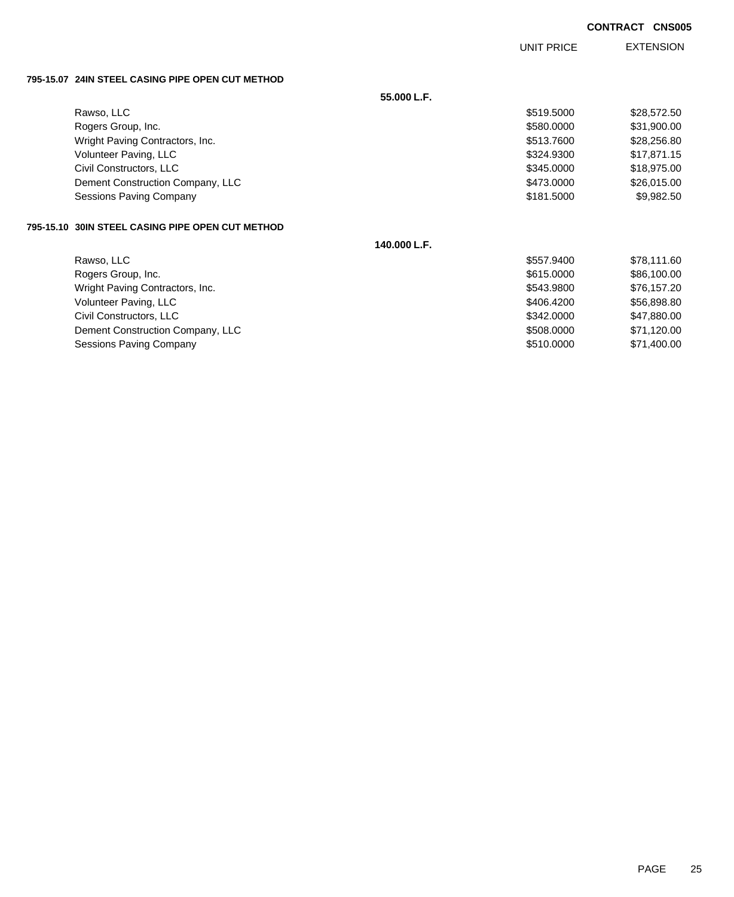CONTRACT CNS005

| | UNIT PRICE | EXTENSION |
|---|---|---|
| **795-15.07 24IN STEEL CASING PIPE OPEN CUT METHOD** | | |
| **55.000 L.F.** | | |
| Rawso, LLC | $519.5000 | $28,572.50 |
| Rogers Group, Inc. | $580.0000 | $31,900.00 |
| Wright Paving Contractors, Inc. | $513.7600 | $28,256.80 |
| Volunteer Paving, LLC | $324.9300 | $17,871.15 |
| Civil Constructors, LLC | $345.0000 | $18,975.00 |
| Dement Construction Company, LLC | $473.0000 | $26,015.00 |
| Sessions Paving Company | $181.5000 | $9,982.50 |
| **795-15.10 30IN STEEL CASING PIPE OPEN CUT METHOD** | | |
| **140.000 L.F.** | | |
| Rawso, LLC | $557.9400 | $78,111.60 |
| Rogers Group, Inc. | $615.0000 | $86,100.00 |
| Wright Paving Contractors, Inc. | $543.9800 | $76,157.20 |
| Volunteer Paving, LLC | $406.4200 | $56,898.80 |
| Civil Constructors, LLC | $342.0000 | $47,880.00 |
| Dement Construction Company, LLC | $508.0000 | $71,120.00 |
| Sessions Paving Company | $510.0000 | $71,400.00 |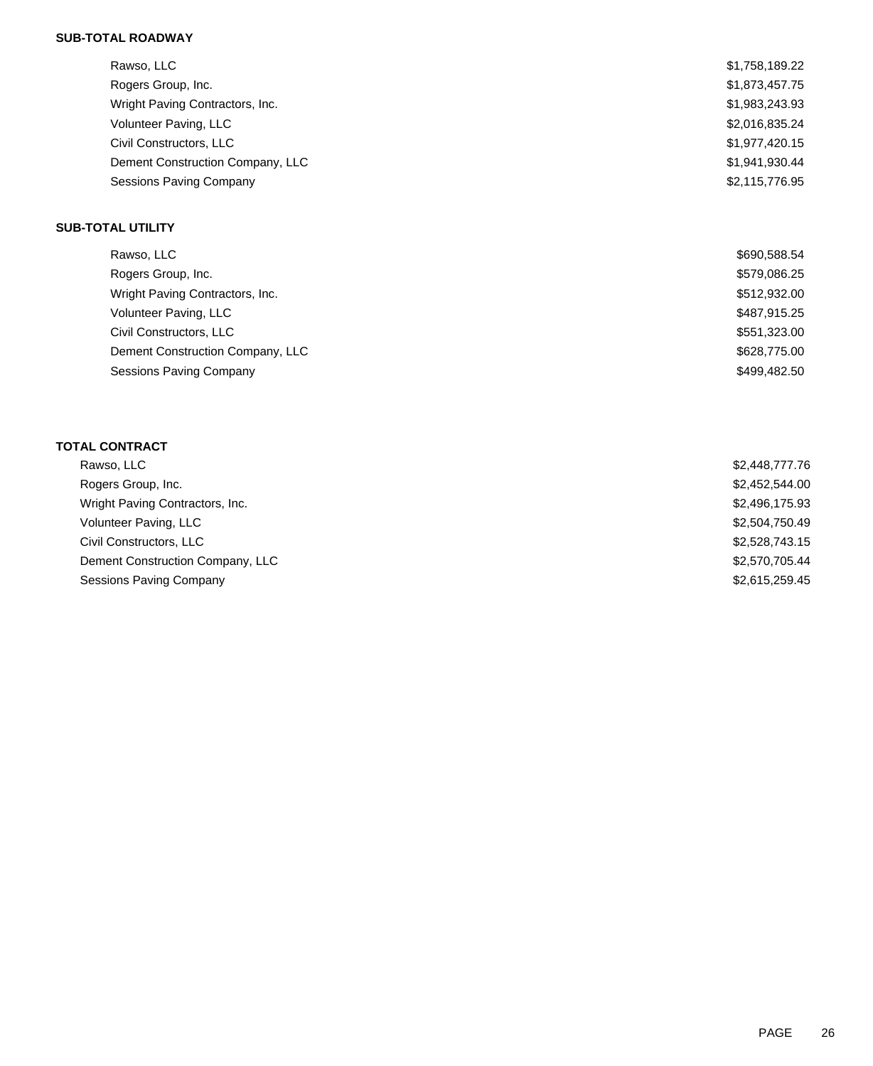**SUB-TOTAL ROADWAY**

| | |
|---|---|
| Rawso, LLC | $1,758,189.22 |
| Rogers Group, Inc. | $1,873,457.75 |
| Wright Paving Contractors, Inc. | $1,983,243.93 |
| Volunteer Paving, LLC | $2,016,835.24 |
| Civil Constructors, LLC | $1,977,420.15 |
| Dement Construction Company, LLC | $1,941,930.44 |
| Sessions Paving Company | $2,115,776.95 |

**SUB-TOTAL UTILITY**

| | |
|---|---|
| Rawso, LLC | $690,588.54 |
| Rogers Group, Inc. | $579,086.25 |
| Wright Paving Contractors, Inc. | $512,932.00 |
| Volunteer Paving, LLC | $487,915.25 |
| Civil Constructors, LLC | $551,323.00 |
| Dement Construction Company, LLC | $628,775.00 |
| Sessions Paving Company | $499,482.50 |

**TOTAL CONTRACT**

| | |
|---|---|
| Rawso, LLC | $2,448,777.76 |
| Rogers Group, Inc. | $2,452,544.00 |
| Wright Paving Contractors, Inc. | $2,496,175.93 |
| Volunteer Paving, LLC | $2,504,750.49 |
| Civil Constructors, LLC | $2,528,743.15 |
| Dement Construction Company, LLC | $2,570,705.44 |
| Sessions Paving Company | $2,615,259.45 |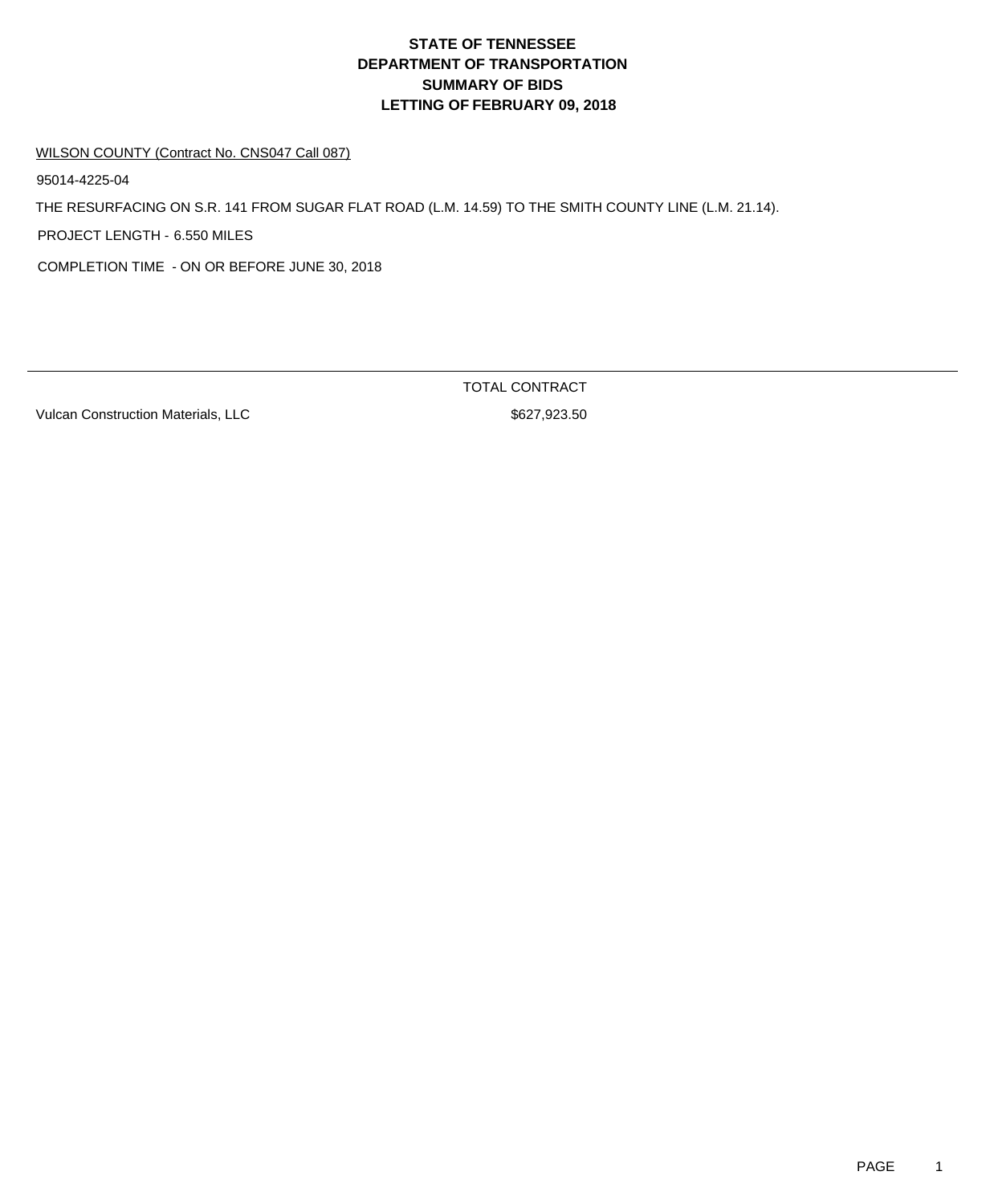# STATE OF TENNESSEE
# DEPARTMENT OF TRANSPORTATION
# SUMMARY OF BIDS
# LETTING OF FEBRUARY 09, 2018

WILSON COUNTY (Contract No. CNS047 Call 087)

95014-4225-04

THE RESURFACING ON S.R. 141 FROM SUGAR FLAT ROAD (L.M. 14.59) TO THE SMITH COUNTY LINE (L.M. 21.14).

PROJECT LENGTH - 6.550 MILES

COMPLETION TIME - ON OR BEFORE JUNE 30, 2018

| | TOTAL CONTRACT |
|---|---|
| Vulcan Construction Materials, LLC | $627,923.50 |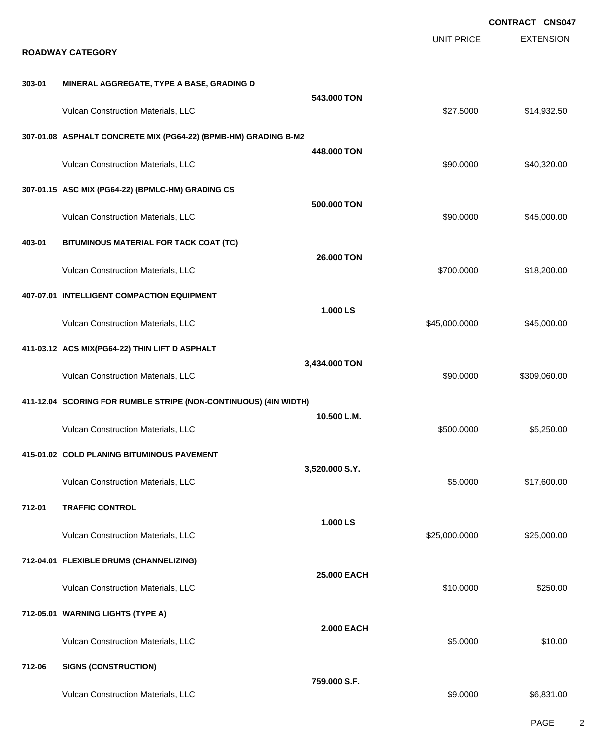**CONTRACT CNS047**

## ROADWAY CATEGORY

| Item | Description / Quantity / Bidder | Unit Price | Extension |
|---|---|---|---|
| **303-01** | **MINERAL AGGREGATE, TYPE A BASE, GRADING D** | | |
| | **543.000 TON** | | |
| | Vulcan Construction Materials, LLC | $27.5000 | $14,932.50 |
| **307-01.08** | **ASPHALT CONCRETE MIX (PG64-22) (BPMB-HM) GRADING B-M2** | | |
| | **448.000 TON** | | |
| | Vulcan Construction Materials, LLC | $90.0000 | $40,320.00 |
| **307-01.15** | **ASC MIX (PG64-22) (BPMLC-HM) GRADING CS** | | |
| | **500.000 TON** | | |
| | Vulcan Construction Materials, LLC | $90.0000 | $45,000.00 |
| **403-01** | **BITUMINOUS MATERIAL FOR TACK COAT (TC)** | | |
| | **26.000 TON** | | |
| | Vulcan Construction Materials, LLC | $700.0000 | $18,200.00 |
| **407-07.01** | **INTELLIGENT COMPACTION EQUIPMENT** | | |
| | **1.000 LS** | | |
| | Vulcan Construction Materials, LLC | $45,000.0000 | $45,000.00 |
| **411-03.12** | **ACS MIX(PG64-22) THIN LIFT D ASPHALT** | | |
| | **3,434.000 TON** | | |
| | Vulcan Construction Materials, LLC | $90.0000 | $309,060.00 |
| **411-12.04** | **SCORING FOR RUMBLE STRIPE (NON-CONTINUOUS) (4IN WIDTH)** | | |
| | **10.500 L.M.** | | |
| | Vulcan Construction Materials, LLC | $500.0000 | $5,250.00 |
| **415-01.02** | **COLD PLANING BITUMINOUS PAVEMENT** | | |
| | **3,520.000 S.Y.** | | |
| | Vulcan Construction Materials, LLC | $5.0000 | $17,600.00 |
| **712-01** | **TRAFFIC CONTROL** | | |
| | **1.000 LS** | | |
| | Vulcan Construction Materials, LLC | $25,000.0000 | $25,000.00 |
| **712-04.01** | **FLEXIBLE DRUMS (CHANNELIZING)** | | |
| | **25.000 EACH** | | |
| | Vulcan Construction Materials, LLC | $10.0000 | $250.00 |
| **712-05.01** | **WARNING LIGHTS (TYPE A)** | | |
| | **2.000 EACH** | | |
| | Vulcan Construction Materials, LLC | $5.0000 | $10.00 |
| **712-06** | **SIGNS (CONSTRUCTION)** | | |
| | **759.000 S.F.** | | |
| | Vulcan Construction Materials, LLC | $9.0000 | $6,831.00 |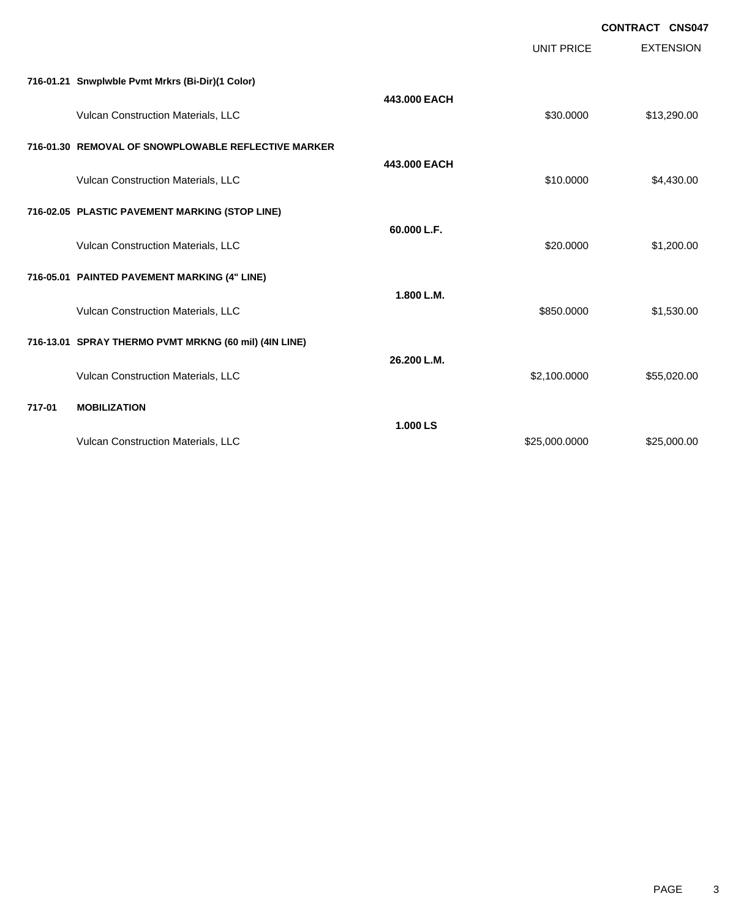**CONTRACT CNS047**

| | | | UNIT PRICE | EXTENSION |
|---|---|---|---|---|
| **716-01.21** | **Snwplwble Pvmt Mrkrs (Bi-Dir)(1 Color)** | | | |
| | | **443.000 EACH** | | |
| | Vulcan Construction Materials, LLC | | $30.0000 | $13,290.00 |
| **716-01.30** | **REMOVAL OF SNOWPLOWABLE REFLECTIVE MARKER** | | | |
| | | **443.000 EACH** | | |
| | Vulcan Construction Materials, LLC | | $10.0000 | $4,430.00 |
| **716-02.05** | **PLASTIC PAVEMENT MARKING (STOP LINE)** | | | |
| | | **60.000 L.F.** | | |
| | Vulcan Construction Materials, LLC | | $20.0000 | $1,200.00 |
| **716-05.01** | **PAINTED PAVEMENT MARKING (4" LINE)** | | | |
| | | **1.800 L.M.** | | |
| | Vulcan Construction Materials, LLC | | $850.0000 | $1,530.00 |
| **716-13.01** | **SPRAY THERMO PVMT MRKNG (60 mil) (4IN LINE)** | | | |
| | | **26.200 L.M.** | | |
| | Vulcan Construction Materials, LLC | | $2,100.0000 | $55,020.00 |
| **717-01** | **MOBILIZATION** | | | |
| | | **1.000 LS** | | |
| | Vulcan Construction Materials, LLC | | $25,000.0000 | $25,000.00 |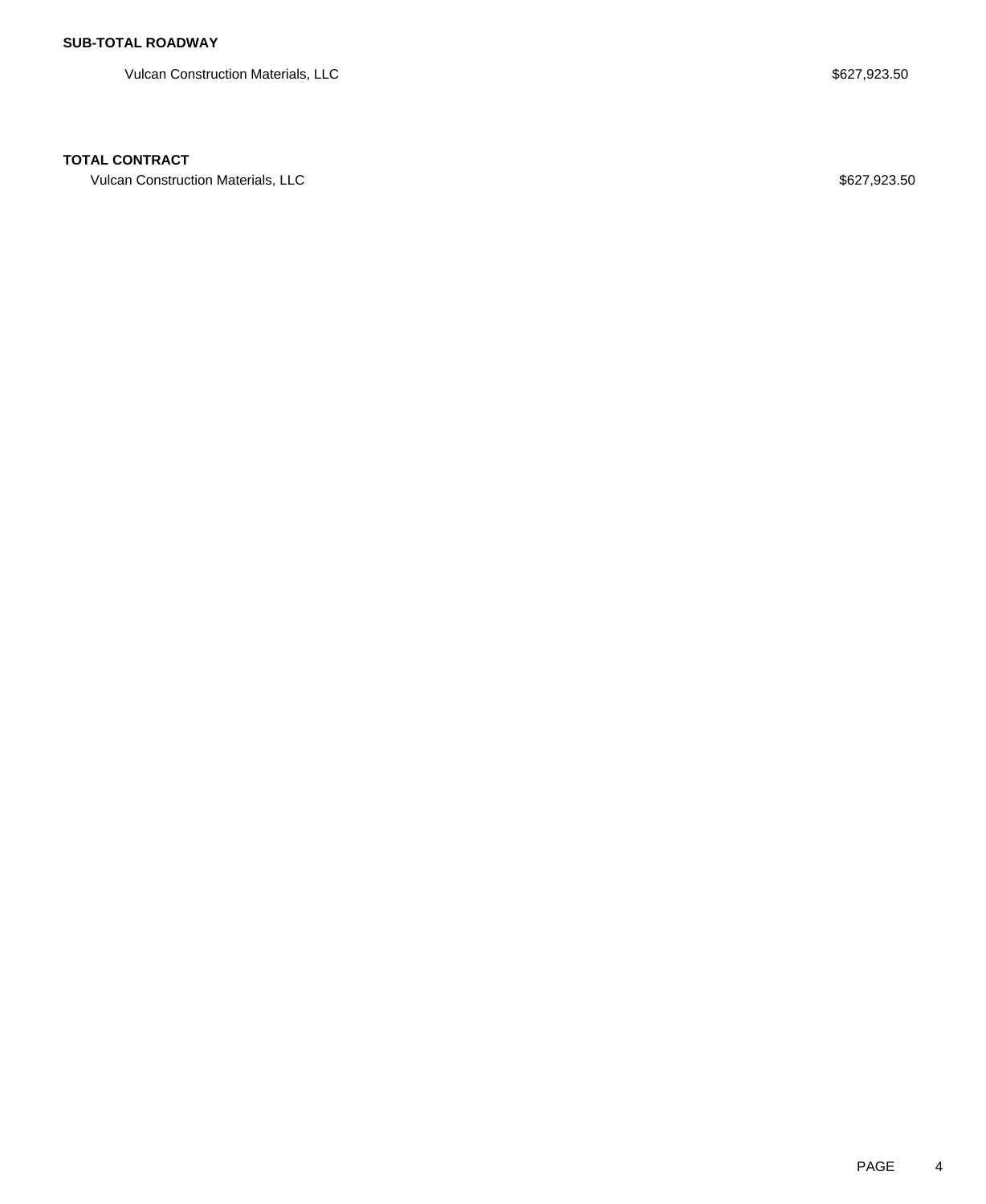**SUB-TOTAL ROADWAY**

| | |
|---|---|
| Vulcan Construction Materials, LLC | $627,923.50 |

**TOTAL CONTRACT**

| | |
|---|---|
| Vulcan Construction Materials, LLC | $627,923.50 |